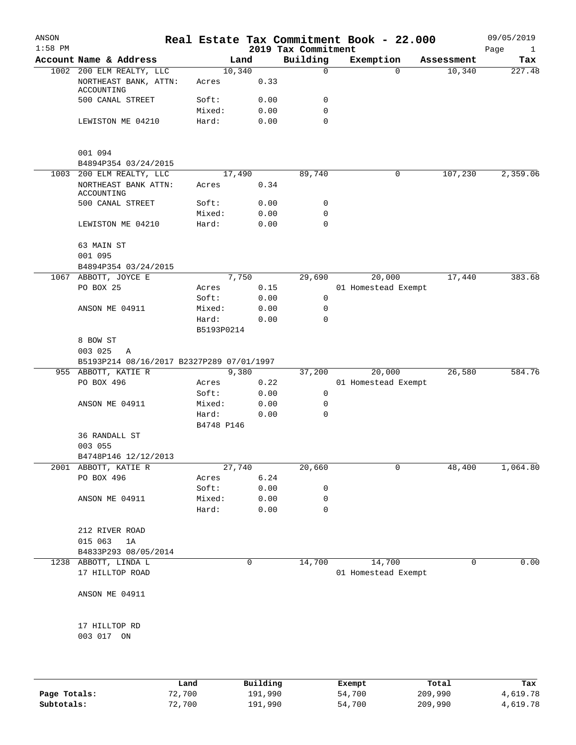# Real Estate Tax Commitment Book - 22.000

ANSON 1:58 PM — 2019 Tax Commitment — 09/05/2019

| Account Name & Address | Land | | Building | Exemption | Assessment | Tax |
|---|---|---|---|---|---|---|
| 1002 200 ELM REALTY, LLC | 10,340 | | 0 | 0 | 10,340 | 227.48 |
| NORTHEAST BANK, ATTN: ACCOUNTING | Acres | 0.33 | | | | |
| 500 CANAL STREET | Soft: | 0.00 | 0 | | | |
| | Mixed: | 0.00 | 0 | | | |
| LEWISTON ME 04210 | Hard: | 0.00 | 0 | | | |
| 001 094 | | | | | | |
| B4894P354 03/24/2015 | | | | | | |
| 1003 200 ELM REALTY, LLC | 17,490 | | 89,740 | 0 | 107,230 | 2,359.06 |
| NORTHEAST BANK ATTN: ACCOUNTING | Acres | 0.34 | | | | |
| 500 CANAL STREET | Soft: | 0.00 | 0 | | | |
| | Mixed: | 0.00 | 0 | | | |
| LEWISTON ME 04210 | Hard: | 0.00 | 0 | | | |
| 63 MAIN ST | | | | | | |
| 001 095 | | | | | | |
| B4894P354 03/24/2015 | | | | | | |
| 1067 ABBOTT, JOYCE E | 7,750 | | 29,690 | 20,000 | 17,440 | 383.68 |
| PO BOX 25 | Acres | 0.15 | | 01 Homestead Exempt | | |
| | Soft: | 0.00 | 0 | | | |
| ANSON ME 04911 | Mixed: | 0.00 | 0 | | | |
| | Hard: | 0.00 | 0 | | | |
| | B5193P0214 | | | | | |
| 8 BOW ST | | | | | | |
| 003 025 A | | | | | | |
| B5193P214 08/16/2017 B2327P289 07/01/1997 | | | | | | |
| 955 ABBOTT, KATIE R | 9,380 | | 37,200 | 20,000 | 26,580 | 584.76 |
| PO BOX 496 | Acres | 0.22 | | 01 Homestead Exempt | | |
| | Soft: | 0.00 | 0 | | | |
| ANSON ME 04911 | Mixed: | 0.00 | 0 | | | |
| | Hard: | 0.00 | 0 | | | |
| | B4748 P146 | | | | | |
| 36 RANDALL ST | | | | | | |
| 003 055 | | | | | | |
| B4748P146 12/12/2013 | | | | | | |
| 2001 ABBOTT, KATIE R | 27,740 | | 20,660 | 0 | 48,400 | 1,064.80 |
| PO BOX 496 | Acres | 6.24 | | | | |
| | Soft: | 0.00 | 0 | | | |
| ANSON ME 04911 | Mixed: | 0.00 | 0 | | | |
| | Hard: | 0.00 | 0 | | | |
| 212 RIVER ROAD | | | | | | |
| 015 063 1A | | | | | | |
| B4833P293 08/05/2014 | | | | | | |
| 1238 ABBOTT, LINDA L | 0 | | 14,700 | 14,700 | 0 | 0.00 |
| 17 HILLTOP ROAD | | | | 01 Homestead Exempt | | |
| ANSON ME 04911 | | | | | | |
| 17 HILLTOP RD | | | | | | |
| 003 017 ON | | | | | | |

| | Land | Building | Exempt | Total | Tax |
|---|---|---|---|---|---|
| Page Totals: | 72,700 | 191,990 | 54,700 | 209,990 | 4,619.78 |
| Subtotals: | 72,700 | 191,990 | 54,700 | 209,990 | 4,619.78 |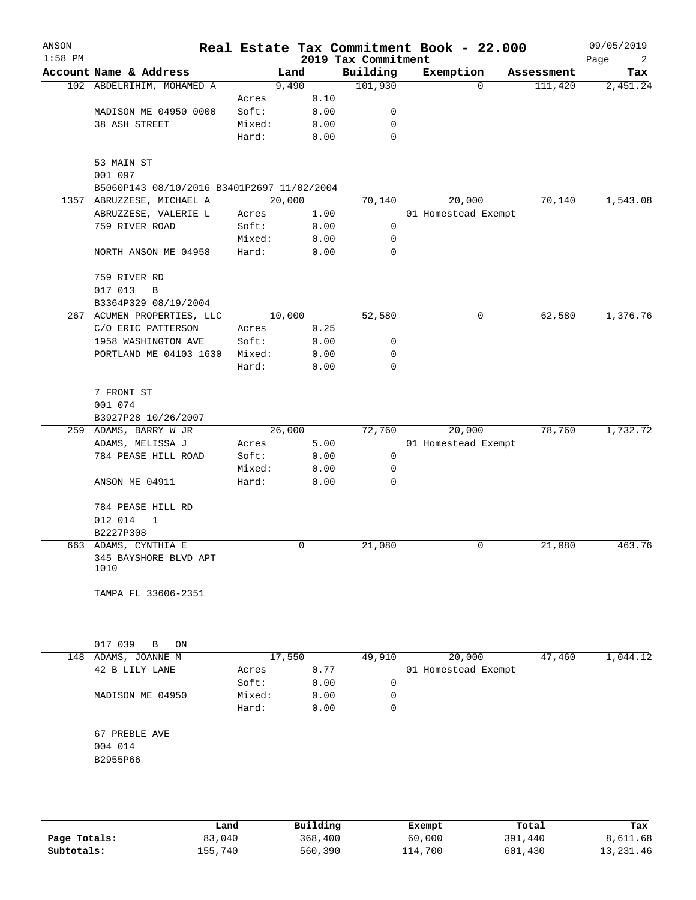# Real Estate Tax Commitment Book - 22.000

## 2019 Tax Commitment

ANSON 1:58 PM — 09/05/2019

| Account Name & Address | | Land | Building | Exemption | Assessment | Tax |
|---|---|---|---|---|---|---|
| 102 ABDELRIHIM, MOHAMED A | | 9,490 | 101,930 | 0 | 111,420 | 2,451.24 |
| | Acres | 0.10 | | | | |
| MADISON ME 04950 0000 | Soft: | 0.00 | 0 | | | |
| 38 ASH STREET | Mixed: | 0.00 | 0 | | | |
| | Hard: | 0.00 | 0 | | | |
| 53 MAIN ST | | | | | | |
| 001 097 | | | | | | |
| B5060P143 08/10/2016 B3401P2697 11/02/2004 | | | | | | |
| 1357 ABRUZZESE, MICHAEL A | | 20,000 | 70,140 | 20,000 | 70,140 | 1,543.08 |
| ABRUZZESE, VALERIE L | Acres | 1.00 | | 01 Homestead Exempt | | |
| 759 RIVER ROAD | Soft: | 0.00 | 0 | | | |
| | Mixed: | 0.00 | 0 | | | |
| NORTH ANSON ME 04958 | Hard: | 0.00 | 0 | | | |
| 759 RIVER RD | | | | | | |
| 017 013 B | | | | | | |
| B3364P329 08/19/2004 | | | | | | |
| 267 ACUMEN PROPERTIES, LLC | | 10,000 | 52,580 | 0 | 62,580 | 1,376.76 |
| C/O ERIC PATTERSON | Acres | 0.25 | | | | |
| 1958 WASHINGTON AVE | Soft: | 0.00 | 0 | | | |
| PORTLAND ME 04103 1630 | Mixed: | 0.00 | 0 | | | |
| | Hard: | 0.00 | 0 | | | |
| 7 FRONT ST | | | | | | |
| 001 074 | | | | | | |
| B3927P28 10/26/2007 | | | | | | |
| 259 ADAMS, BARRY W JR | | 26,000 | 72,760 | 20,000 | 78,760 | 1,732.72 |
| ADAMS, MELISSA J | Acres | 5.00 | | 01 Homestead Exempt | | |
| 784 PEASE HILL ROAD | Soft: | 0.00 | 0 | | | |
| | Mixed: | 0.00 | 0 | | | |
| ANSON ME 04911 | Hard: | 0.00 | 0 | | | |
| 784 PEASE HILL RD | | | | | | |
| 012 014 1 | | | | | | |
| B2227P308 | | | | | | |
| 663 ADAMS, CYNTHIA E | | 0 | 21,080 | 0 | 21,080 | 463.76 |
| 345 BAYSHORE BLVD APT 1010 | | | | | | |
| TAMPA FL 33606-2351 | | | | | | |
| 017 039 B ON | | | | | | |
| 148 ADAMS, JOANNE M | | 17,550 | 49,910 | 20,000 | 47,460 | 1,044.12 |
| 42 B LILY LANE | Acres | 0.77 | | 01 Homestead Exempt | | |
| | Soft: | 0.00 | 0 | | | |
| MADISON ME 04950 | Mixed: | 0.00 | 0 | | | |
| | Hard: | 0.00 | 0 | | | |
| 67 PREBLE AVE | | | | | | |
| 004 014 | | | | | | |
| B2955P66 | | | | | | |

| | Land | Building | Exempt | Total | Tax |
|---|---|---|---|---|---|
| Page Totals: | 83,040 | 368,400 | 60,000 | 391,440 | 8,611.68 |
| Subtotals: | 155,740 | 560,390 | 114,700 | 601,430 | 13,231.46 |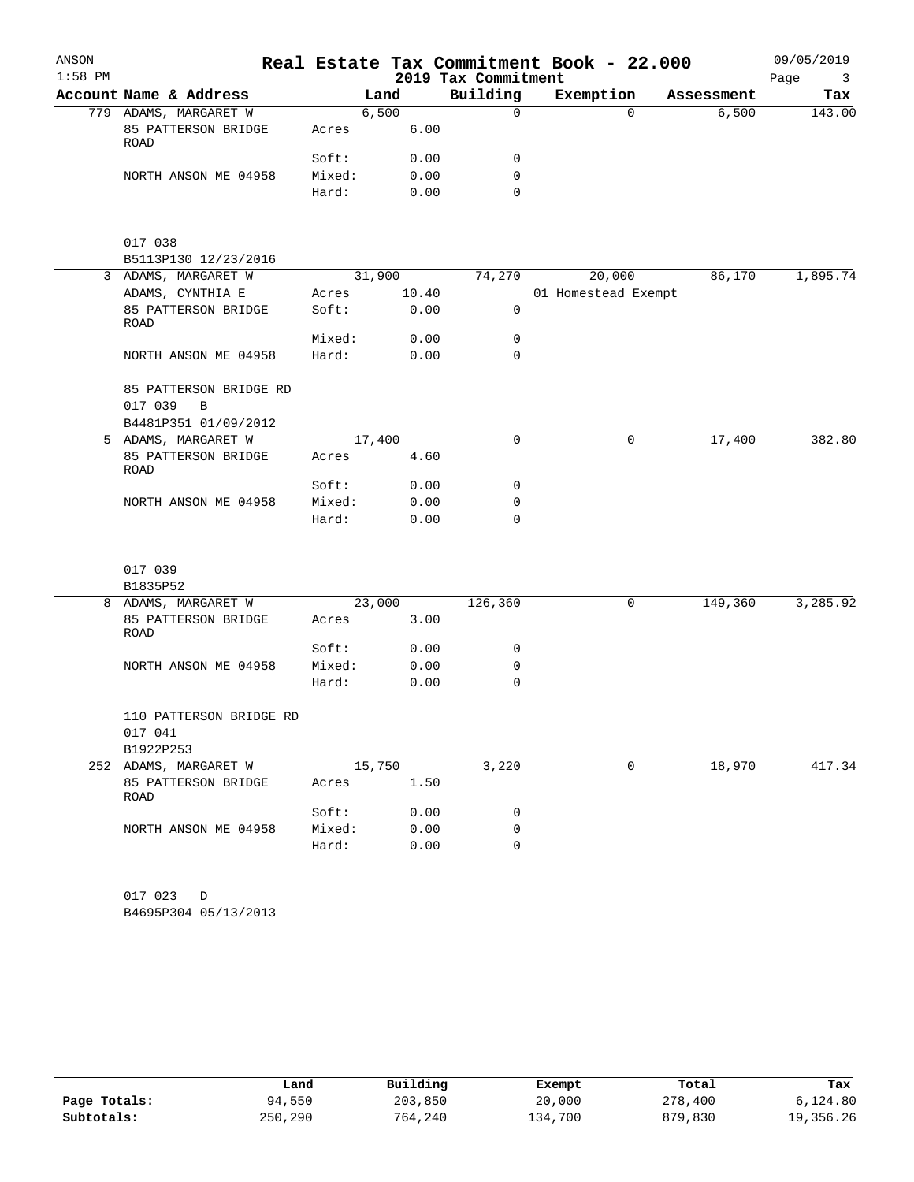# Real Estate Tax Commitment Book - 22.000

ANSON 1:58 PM — 2019 Tax Commitment — 09/05/2019

| Account Name & Address | Land | | Building | Exemption | Assessment | Tax |
|---|---|---|---|---|---|---|
| 779 ADAMS, MARGARET W | 6,500 | | 0 | 0 | 6,500 | 143.00 |
| 85 PATTERSON BRIDGE ROAD | Acres | 6.00 | | | | |
| | Soft: | 0.00 | 0 | | | |
| NORTH ANSON ME 04958 | Mixed: | 0.00 | 0 | | | |
| | Hard: | 0.00 | 0 | | | |
| 017 038 | | | | | | |
| B5113P130 12/23/2016 | | | | | | |
| 3 ADAMS, MARGARET W | 31,900 | | 74,270 | 20,000 | 86,170 | 1,895.74 |
| ADAMS, CYNTHIA E | Acres | 10.40 | | 01 Homestead Exempt | | |
| 85 PATTERSON BRIDGE ROAD | Soft: | 0.00 | 0 | | | |
| | Mixed: | 0.00 | 0 | | | |
| NORTH ANSON ME 04958 | Hard: | 0.00 | 0 | | | |
| 85 PATTERSON BRIDGE RD | | | | | | |
| 017 039 B | | | | | | |
| B4481P351 01/09/2012 | | | | | | |
| 5 ADAMS, MARGARET W | 17,400 | | 0 | 0 | 17,400 | 382.80 |
| 85 PATTERSON BRIDGE ROAD | Acres | 4.60 | | | | |
| | Soft: | 0.00 | 0 | | | |
| NORTH ANSON ME 04958 | Mixed: | 0.00 | 0 | | | |
| | Hard: | 0.00 | 0 | | | |
| 017 039 | | | | | | |
| B1835P52 | | | | | | |
| 8 ADAMS, MARGARET W | 23,000 | | 126,360 | 0 | 149,360 | 3,285.92 |
| 85 PATTERSON BRIDGE ROAD | Acres | 3.00 | | | | |
| | Soft: | 0.00 | 0 | | | |
| NORTH ANSON ME 04958 | Mixed: | 0.00 | 0 | | | |
| | Hard: | 0.00 | 0 | | | |
| 110 PATTERSON BRIDGE RD | | | | | | |
| 017 041 | | | | | | |
| B1922P253 | | | | | | |
| 252 ADAMS, MARGARET W | 15,750 | | 3,220 | 0 | 18,970 | 417.34 |
| 85 PATTERSON BRIDGE ROAD | Acres | 1.50 | | | | |
| | Soft: | 0.00 | 0 | | | |
| NORTH ANSON ME 04958 | Mixed: | 0.00 | 0 | | | |
| | Hard: | 0.00 | 0 | | | |
| 017 023 D | | | | | | |
| B4695P304 05/13/2013 | | | | | | |

| | Land | Building | Exempt | Total | Tax |
|---|---|---|---|---|---|
| Page Totals: | 94,550 | 203,850 | 20,000 | 278,400 | 6,124.80 |
| Subtotals: | 250,290 | 764,240 | 134,700 | 879,830 | 19,356.26 |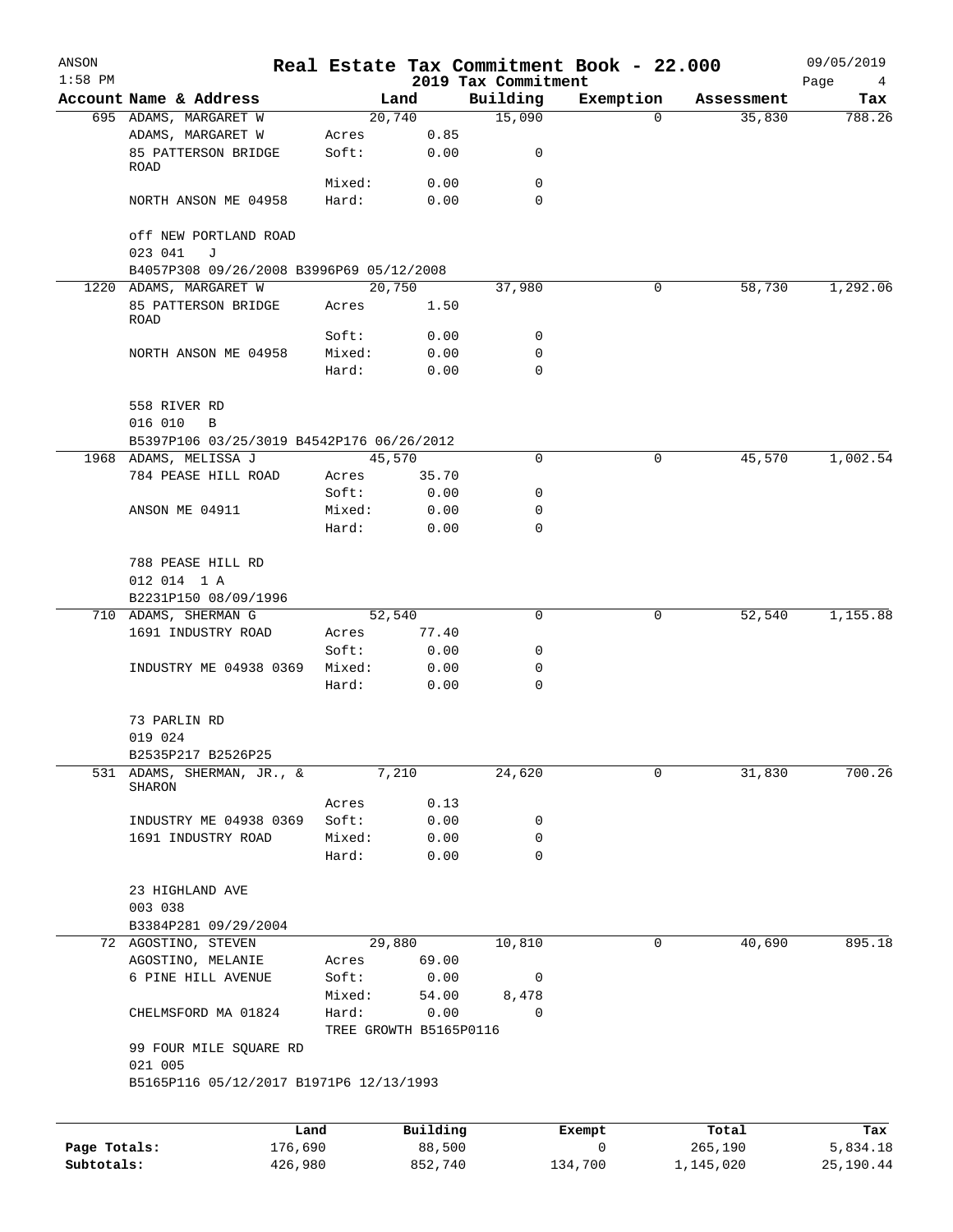ANSON
$1:58$ PM

# Real Estate Tax Commitment Book - 22.000

## 2019 Tax Commitment

09/05/2019

| Account Name & Address | | Land | Building | Exemption | Assessment | Tax |
|---|---|---|---|---|---|---|
| 695 ADAMS, MARGARET W | | 20,740 | 15,090 | 0 | 35,830 | 788.26 |
| ADAMS, MARGARET W | Acres | 0.85 | | | | |
| 85 PATTERSON BRIDGE ROAD | Soft: | 0.00 | 0 | | | |
| | Mixed: | 0.00 | 0 | | | |
| NORTH ANSON ME 04958 | Hard: | 0.00 | 0 | | | |
| off NEW PORTLAND ROAD | | | | | | |
| 023 041 J | | | | | | |
| B4057P308 09/26/2008 B3996P69 05/12/2008 | | | | | | |
| 1220 ADAMS, MARGARET W | | 20,750 | 37,980 | 0 | 58,730 | 1,292.06 |
| 85 PATTERSON BRIDGE ROAD | Acres | 1.50 | | | | |
| | Soft: | 0.00 | 0 | | | |
| NORTH ANSON ME 04958 | Mixed: | 0.00 | 0 | | | |
| | Hard: | 0.00 | 0 | | | |
| 558 RIVER RD | | | | | | |
| 016 010 B | | | | | | |
| B5397P106 03/25/3019 B4542P176 06/26/2012 | | | | | | |
| 1968 ADAMS, MELISSA J | | 45,570 | 0 | 0 | 45,570 | 1,002.54 |
| 784 PEASE HILL ROAD | Acres | 35.70 | | | | |
| | Soft: | 0.00 | 0 | | | |
| ANSON ME 04911 | Mixed: | 0.00 | 0 | | | |
| | Hard: | 0.00 | 0 | | | |
| 788 PEASE HILL RD | | | | | | |
| 012 014 1 A | | | | | | |
| B2231P150 08/09/1996 | | | | | | |
| 710 ADAMS, SHERMAN G | | 52,540 | 0 | 0 | 52,540 | 1,155.88 |
| 1691 INDUSTRY ROAD | Acres | 77.40 | | | | |
| | Soft: | 0.00 | 0 | | | |
| INDUSTRY ME 04938 0369 | Mixed: | 0.00 | 0 | | | |
| | Hard: | 0.00 | 0 | | | |
| 73 PARLIN RD | | | | | | |
| 019 024 | | | | | | |
| B2535P217 B2526P25 | | | | | | |
| 531 ADAMS, SHERMAN, JR., & SHARON | | 7,210 | 24,620 | 0 | 31,830 | 700.26 |
| | Acres | 0.13 | | | | |
| INDUSTRY ME 04938 0369 | Soft: | 0.00 | 0 | | | |
| 1691 INDUSTRY ROAD | Mixed: | 0.00 | 0 | | | |
| | Hard: | 0.00 | 0 | | | |
| 23 HIGHLAND AVE | | | | | | |
| 003 038 | | | | | | |
| B3384P281 09/29/2004 | | | | | | |
| 72 AGOSTINO, STEVEN | | 29,880 | 10,810 | 0 | 40,690 | 895.18 |
| AGOSTINO, MELANIE | Acres | 69.00 | | | | |
| 6 PINE HILL AVENUE | Soft: | 0.00 | 0 | | | |
| | Mixed: | 54.00 | 8,478 | | | |
| CHELMSFORD MA 01824 | Hard: | 0.00 | 0 | | | |
| | TREE GROWTH B5165P0116 | | | | | |
| 99 FOUR MILE SQUARE RD | | | | | | |
| 021 005 | | | | | | |
| B5165P116 05/12/2017 B1971P6 12/13/1993 | | | | | | |

| | Land | Building | Exempt | Total | Tax |
|---|---|---|---|---|---|
| Page Totals: | 176,690 | 88,500 | 0 | 265,190 | 5,834.18 |
| Subtotals: | 426,980 | 852,740 | 134,700 | 1,145,020 | 25,190.44 |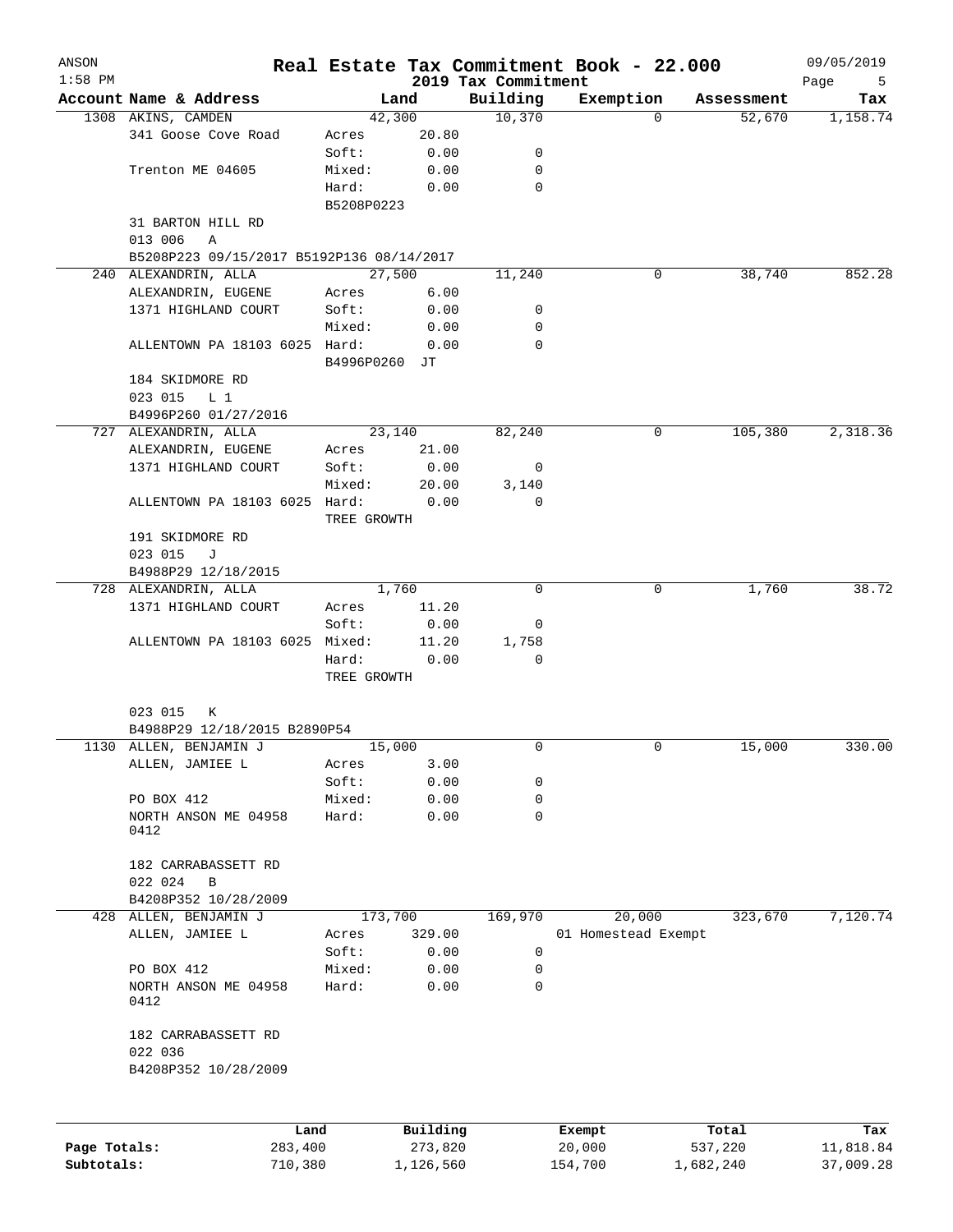# Real Estate Tax Commitment Book - 22.000

ANSON 1:58 PM — 2019 Tax Commitment — 09/05/2019

| Account Name & Address | Land | | Building | Exemption | Assessment | Tax |
|---|---|---|---|---|---|---|
| 1308 AKINS, CAMDEN | 42,300 | | 10,370 | 0 | 52,670 | 1,158.74 |
| 341 Goose Cove Road | Acres | 20.80 | | | | |
| | Soft: | 0.00 | 0 | | | |
| Trenton ME 04605 | Mixed: | 0.00 | 0 | | | |
| | Hard: | 0.00 | 0 | | | |
| | B5208P0223 | | | | | |
| 31 BARTON HILL RD | | | | | | |
| 013 006 A | | | | | | |
| B5208P223 09/15/2017 B5192P136 08/14/2017 | | | | | | |
| 240 ALEXANDRIN, ALLA | 27,500 | | 11,240 | 0 | 38,740 | 852.28 |
| ALEXANDRIN, EUGENE | Acres | 6.00 | | | | |
| 1371 HIGHLAND COURT | Soft: | 0.00 | 0 | | | |
| | Mixed: | 0.00 | 0 | | | |
| ALLENTOWN PA 18103 6025 | Hard: | 0.00 | 0 | | | |
| | B4996P0260 JT | | | | | |
| 184 SKIDMORE RD | | | | | | |
| 023 015 L 1 | | | | | | |
| B4996P260 01/27/2016 | | | | | | |
| 727 ALEXANDRIN, ALLA | 23,140 | | 82,240 | 0 | 105,380 | 2,318.36 |
| ALEXANDRIN, EUGENE | Acres | 21.00 | | | | |
| 1371 HIGHLAND COURT | Soft: | 0.00 | 0 | | | |
| | Mixed: | 20.00 | 3,140 | | | |
| ALLENTOWN PA 18103 6025 | Hard: | 0.00 | 0 | | | |
| | TREE GROWTH | | | | | |
| 191 SKIDMORE RD | | | | | | |
| 023 015 J | | | | | | |
| B4988P29 12/18/2015 | | | | | | |
| 728 ALEXANDRIN, ALLA | 1,760 | | 0 | 0 | 1,760 | 38.72 |
| 1371 HIGHLAND COURT | Acres | 11.20 | | | | |
| | Soft: | 0.00 | 0 | | | |
| ALLENTOWN PA 18103 6025 | Mixed: | 11.20 | 1,758 | | | |
| | Hard: | 0.00 | 0 | | | |
| | TREE GROWTH | | | | | |
| 023 015 K | | | | | | |
| B4988P29 12/18/2015 B2890P54 | | | | | | |
| 1130 ALLEN, BENJAMIN J | 15,000 | | 0 | 0 | 15,000 | 330.00 |
| ALLEN, JAMIEE L | Acres | 3.00 | | | | |
| | Soft: | 0.00 | 0 | | | |
| PO BOX 412 | Mixed: | 0.00 | 0 | | | |
| NORTH ANSON ME 04958 0412 | Hard: | 0.00 | 0 | | | |
| 182 CARRABASSETT RD | | | | | | |
| 022 024 B | | | | | | |
| B4208P352 10/28/2009 | | | | | | |
| 428 ALLEN, BENJAMIN J | 173,700 | | 169,970 | 20,000 | 323,670 | 7,120.74 |
| ALLEN, JAMIEE L | Acres | 329.00 | | 01 Homestead Exempt | | |
| | Soft: | 0.00 | 0 | | | |
| PO BOX 412 | Mixed: | 0.00 | 0 | | | |
| NORTH ANSON ME 04958 0412 | Hard: | 0.00 | 0 | | | |
| 182 CARRABASSETT RD | | | | | | |
| 022 036 | | | | | | |
| B4208P352 10/28/2009 | | | | | | |

| | Land | Building | Exempt | Total | Tax |
|---|---|---|---|---|---|
| Page Totals: | 283,400 | 273,820 | 20,000 | 537,220 | 11,818.84 |
| Subtotals: | 710,380 | 1,126,560 | 154,700 | 1,682,240 | 37,009.28 |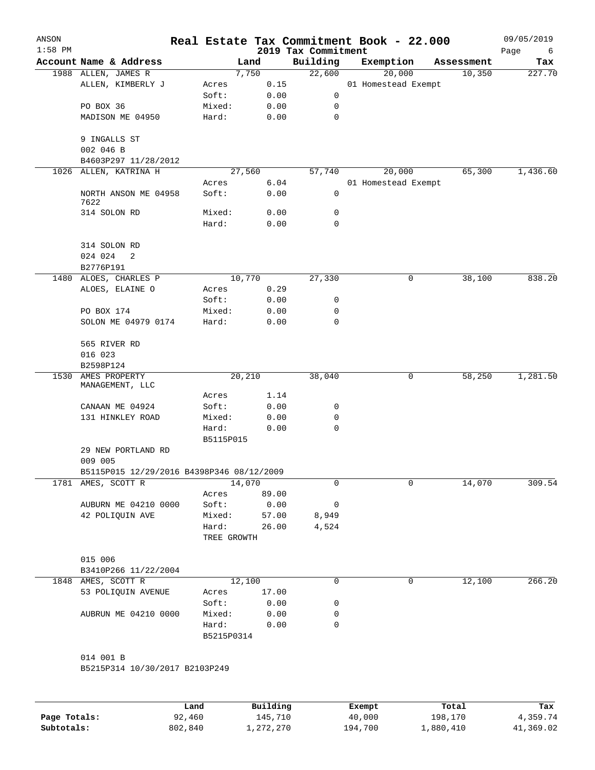ANSON | 1:58 PM

# Real Estate Tax Commitment Book - 22.000

## 2019 Tax Commitment

09/05/2019

| Account Name & Address | | Land | Building | Exemption | Assessment | Tax |
|---|---|---|---|---|---|---|
| 1988 ALLEN, JAMES R | | 7,750 | 22,600 | 20,000 | 10,350 | 227.70 |
| ALLEN, KIMBERLY J | Acres | 0.15 | | 01 Homestead Exempt | | |
| | Soft: | 0.00 | 0 | | | |
| PO BOX 36 | Mixed: | 0.00 | 0 | | | |
| MADISON ME 04950 | Hard: | 0.00 | 0 | | | |
| 9 INGALLS ST | | | | | | |
| 002 046 B | | | | | | |
| B4603P297 11/28/2012 | | | | | | |
| 1026 ALLEN, KATRINA H | | 27,560 | 57,740 | 20,000 | 65,300 | 1,436.60 |
| | Acres | 6.04 | | 01 Homestead Exempt | | |
| NORTH ANSON ME 04958 7622 | Soft: | 0.00 | 0 | | | |
| 314 SOLON RD | Mixed: | 0.00 | 0 | | | |
| | Hard: | 0.00 | 0 | | | |
| 314 SOLON RD | | | | | | |
| 024 024 2 | | | | | | |
| B2776P191 | | | | | | |
| 1480 ALOES, CHARLES P | | 10,770 | 27,330 | 0 | 38,100 | 838.20 |
| ALOES, ELAINE O | Acres | 0.29 | | | | |
| | Soft: | 0.00 | 0 | | | |
| PO BOX 174 | Mixed: | 0.00 | 0 | | | |
| SOLON ME 04979 0174 | Hard: | 0.00 | 0 | | | |
| 565 RIVER RD | | | | | | |
| 016 023 | | | | | | |
| B2598P124 | | | | | | |
| 1530 AMES PROPERTY MANAGEMENT, LLC | | 20,210 | 38,040 | 0 | 58,250 | 1,281.50 |
| | Acres | 1.14 | | | | |
| CANAAN ME 04924 | Soft: | 0.00 | 0 | | | |
| 131 HINKLEY ROAD | Mixed: | 0.00 | 0 | | | |
| | Hard: | 0.00 | 0 | | | |
| | B5115P015 | | | | | |
| 29 NEW PORTLAND RD | | | | | | |
| 009 005 | | | | | | |
| B5115P015 12/29/2016 B4398P346 08/12/2009 | | | | | | |
| 1781 AMES, SCOTT R | | 14,070 | 0 | 0 | 14,070 | 309.54 |
| | Acres | 89.00 | | | | |
| AUBURN ME 04210 0000 | Soft: | 0.00 | 0 | | | |
| 42 POLIQUIN AVE | Mixed: | 57.00 | 8,949 | | | |
| | Hard: | 26.00 | 4,524 | | | |
| | TREE GROWTH | | | | | |
| 015 006 | | | | | | |
| B3410P266 11/22/2004 | | | | | | |
| 1848 AMES, SCOTT R | | 12,100 | 0 | 0 | 12,100 | 266.20 |
| 53 POLIQUIN AVENUE | Acres | 17.00 | | | | |
| | Soft: | 0.00 | 0 | | | |
| AUBRUN ME 04210 0000 | Mixed: | 0.00 | 0 | | | |
| | Hard: | 0.00 | 0 | | | |
| | B5215P0314 | | | | | |
| 014 001 B | | | | | | |
| B5215P314 10/30/2017 B2103P249 | | | | | | |

| | Land | Building | Exempt | Total | Tax |
|---|---|---|---|---|---|
| Page Totals: | 92,460 | 145,710 | 40,000 | 198,170 | 4,359.74 |
| Subtotals: | 802,840 | 1,272,270 | 194,700 | 1,880,410 | 41,369.02 |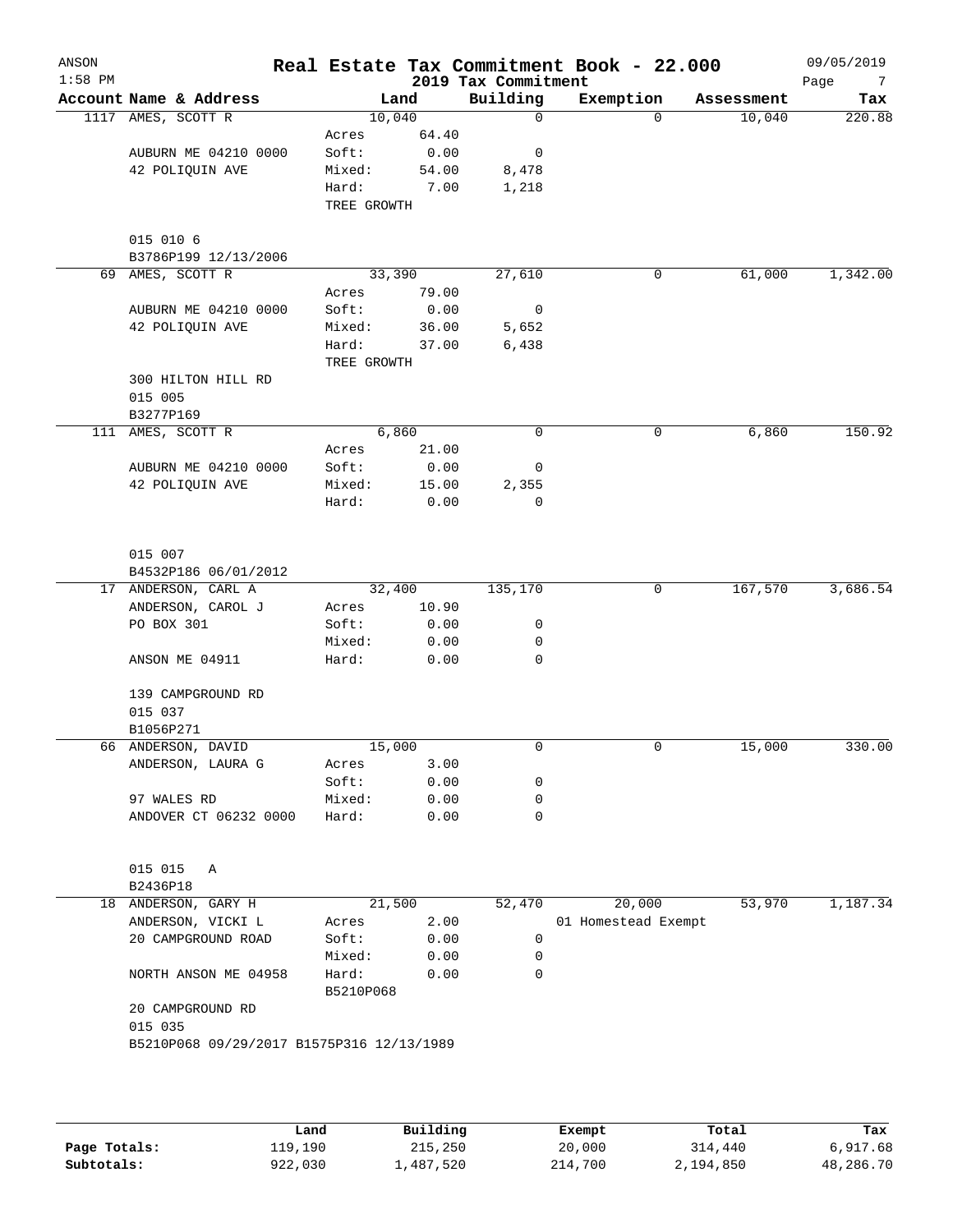ANSON
1:58 PM

# Real Estate Tax Commitment Book - 22.000

2019 Tax Commitment

09/05/2019

| Account Name & Address | Land | | Building | Exemption | Assessment | Tax |
|---|---|---|---|---|---|---|
| 1117 AMES, SCOTT R | 10,040 | | 0 | 0 | 10,040 | 220.88 |
| | Acres | 64.40 | | | | |
| AUBURN ME 04210 0000 | Soft: | 0.00 | 0 | | | |
| 42 POLIQUIN AVE | Mixed: | 54.00 | 8,478 | | | |
| | Hard: | 7.00 | 1,218 | | | |
| | TREE GROWTH | | | | | |
| 015 010 6 | | | | | | |
| B3786P199 12/13/2006 | | | | | | |
| 69 AMES, SCOTT R | 33,390 | | 27,610 | 0 | 61,000 | 1,342.00 |
| | Acres | 79.00 | | | | |
| AUBURN ME 04210 0000 | Soft: | 0.00 | 0 | | | |
| 42 POLIQUIN AVE | Mixed: | 36.00 | 5,652 | | | |
| | Hard: | 37.00 | 6,438 | | | |
| | TREE GROWTH | | | | | |
| 300 HILTON HILL RD | | | | | | |
| 015 005 | | | | | | |
| B3277P169 | | | | | | |
| 111 AMES, SCOTT R | 6,860 | | 0 | 0 | 6,860 | 150.92 |
| | Acres | 21.00 | | | | |
| AUBURN ME 04210 0000 | Soft: | 0.00 | 0 | | | |
| 42 POLIQUIN AVE | Mixed: | 15.00 | 2,355 | | | |
| | Hard: | 0.00 | 0 | | | |
| 015 007 | | | | | | |
| B4532P186 06/01/2012 | | | | | | |
| 17 ANDERSON, CARL A | 32,400 | | 135,170 | 0 | 167,570 | 3,686.54 |
| ANDERSON, CAROL J | Acres | 10.90 | | | | |
| PO BOX 301 | Soft: | 0.00 | 0 | | | |
| | Mixed: | 0.00 | 0 | | | |
| ANSON ME 04911 | Hard: | 0.00 | 0 | | | |
| 139 CAMPGROUND RD | | | | | | |
| 015 037 | | | | | | |
| B1056P271 | | | | | | |
| 66 ANDERSON, DAVID | 15,000 | | 0 | 0 | 15,000 | 330.00 |
| ANDERSON, LAURA G | Acres | 3.00 | | | | |
| | Soft: | 0.00 | 0 | | | |
| 97 WALES RD | Mixed: | 0.00 | 0 | | | |
| ANDOVER CT 06232 0000 | Hard: | 0.00 | 0 | | | |
| 015 015 A | | | | | | |
| B2436P18 | | | | | | |
| 18 ANDERSON, GARY H | 21,500 | | 52,470 | 20,000 | 53,970 | 1,187.34 |
| ANDERSON, VICKI L | Acres | 2.00 | | 01 Homestead Exempt | | |
| 20 CAMPGROUND ROAD | Soft: | 0.00 | 0 | | | |
| | Mixed: | 0.00 | 0 | | | |
| NORTH ANSON ME 04958 | Hard: | 0.00 | 0 | | | |
| | B5210P068 | | | | | |
| 20 CAMPGROUND RD | | | | | | |
| 015 035 | | | | | | |
| B5210P068 09/29/2017 B1575P316 12/13/1989 | | | | | | |

| | Land | Building | Exempt | Total | Tax |
|---|---|---|---|---|---|
| Page Totals: | 119,190 | 215,250 | 20,000 | 314,440 | 6,917.68 |
| Subtotals: | 922,030 | 1,487,520 | 214,700 | 2,194,850 | 48,286.70 |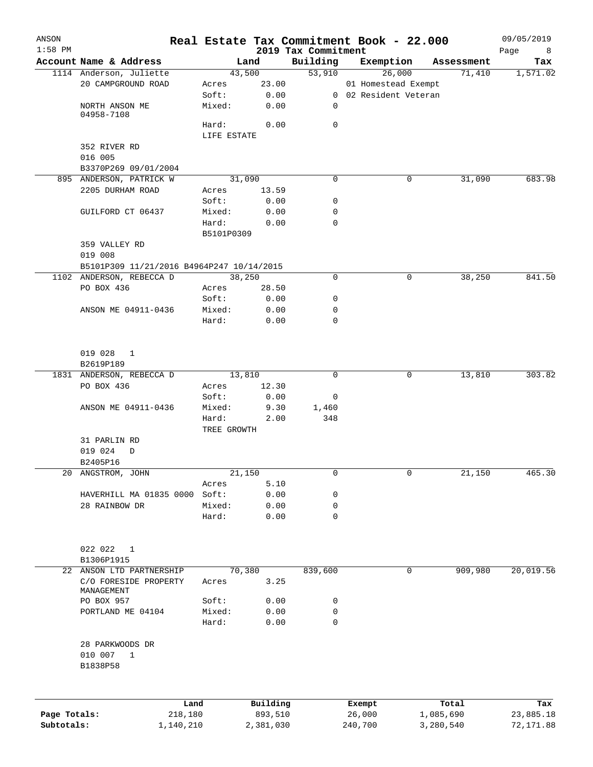# Real Estate Tax Commitment Book - 22.000

ANSON
1:58 PM

2019 Tax Commitment

09/05/2019

| Account Name & Address | Land | | Building | Exemption | Assessment | Tax |
|---|---|---|---|---|---|---|
| 1114 Anderson, Juliette | 43,500 | | 53,910 | 26,000 | 71,410 | 1,571.02 |
| 20 CAMPGROUND ROAD | Acres | 23.00 | | 01 Homestead Exempt | | |
| | Soft: | 0.00 | 0 | 02 Resident Veteran | | |
| NORTH ANSON ME 04958-7108 | Mixed: | 0.00 | 0 | | | |
| | Hard: | 0.00 | 0 | | | |
| | LIFE ESTATE | | | | | |
| 352 RIVER RD | | | | | | |
| 016 005 | | | | | | |
| B3370P269 09/01/2004 | | | | | | |
| 895 ANDERSON, PATRICK W | 31,090 | | 0 | 0 | 31,090 | 683.98 |
| 2205 DURHAM ROAD | Acres | 13.59 | | | | |
| | Soft: | 0.00 | 0 | | | |
| GUILFORD CT 06437 | Mixed: | 0.00 | 0 | | | |
| | Hard: | 0.00 | 0 | | | |
| | B5101P0309 | | | | | |
| 359 VALLEY RD | | | | | | |
| 019 008 | | | | | | |
| B5101P309 11/21/2016 B4964P247 10/14/2015 | | | | | | |
| 1102 ANDERSON, REBECCA D | 38,250 | | 0 | 0 | 38,250 | 841.50 |
| PO BOX 436 | Acres | 28.50 | | | | |
| | Soft: | 0.00 | 0 | | | |
| ANSON ME 04911-0436 | Mixed: | 0.00 | 0 | | | |
| | Hard: | 0.00 | 0 | | | |
| 019 028 1 | | | | | | |
| B2619P189 | | | | | | |
| 1831 ANDERSON, REBECCA D | 13,810 | | 0 | 0 | 13,810 | 303.82 |
| PO BOX 436 | Acres | 12.30 | | | | |
| | Soft: | 0.00 | 0 | | | |
| ANSON ME 04911-0436 | Mixed: | 9.30 | 1,460 | | | |
| | Hard: | 2.00 | 348 | | | |
| | TREE GROWTH | | | | | |
| 31 PARLIN RD | | | | | | |
| 019 024 D | | | | | | |
| B2405P16 | | | | | | |
| 20 ANGSTROM, JOHN | 21,150 | | 0 | 0 | 21,150 | 465.30 |
| | Acres | 5.10 | | | | |
| HAVERHILL MA 01835 0000 | Soft: | 0.00 | 0 | | | |
| 28 RAINBOW DR | Mixed: | 0.00 | 0 | | | |
| | Hard: | 0.00 | 0 | | | |
| 022 022 1 | | | | | | |
| B1306P1915 | | | | | | |
| 22 ANSON LTD PARTNERSHIP | 70,380 | | 839,600 | 0 | 909,980 | 20,019.56 |
| C/O FORESIDE PROPERTY MANAGEMENT | Acres | 3.25 | | | | |
| PO BOX 957 | Soft: | 0.00 | 0 | | | |
| PORTLAND ME 04104 | Mixed: | 0.00 | 0 | | | |
| | Hard: | 0.00 | 0 | | | |
| 28 PARKWOODS DR | | | | | | |
| 010 007 1 | | | | | | |
| B1838P58 | | | | | | |

| | Land | Building | Exempt | Total | Tax |
|---|---|---|---|---|---|
| Page Totals: | 218,180 | 893,510 | 26,000 | 1,085,690 | 23,885.18 |
| Subtotals: | 1,140,210 | 2,381,030 | 240,700 | 3,280,540 | 72,171.88 |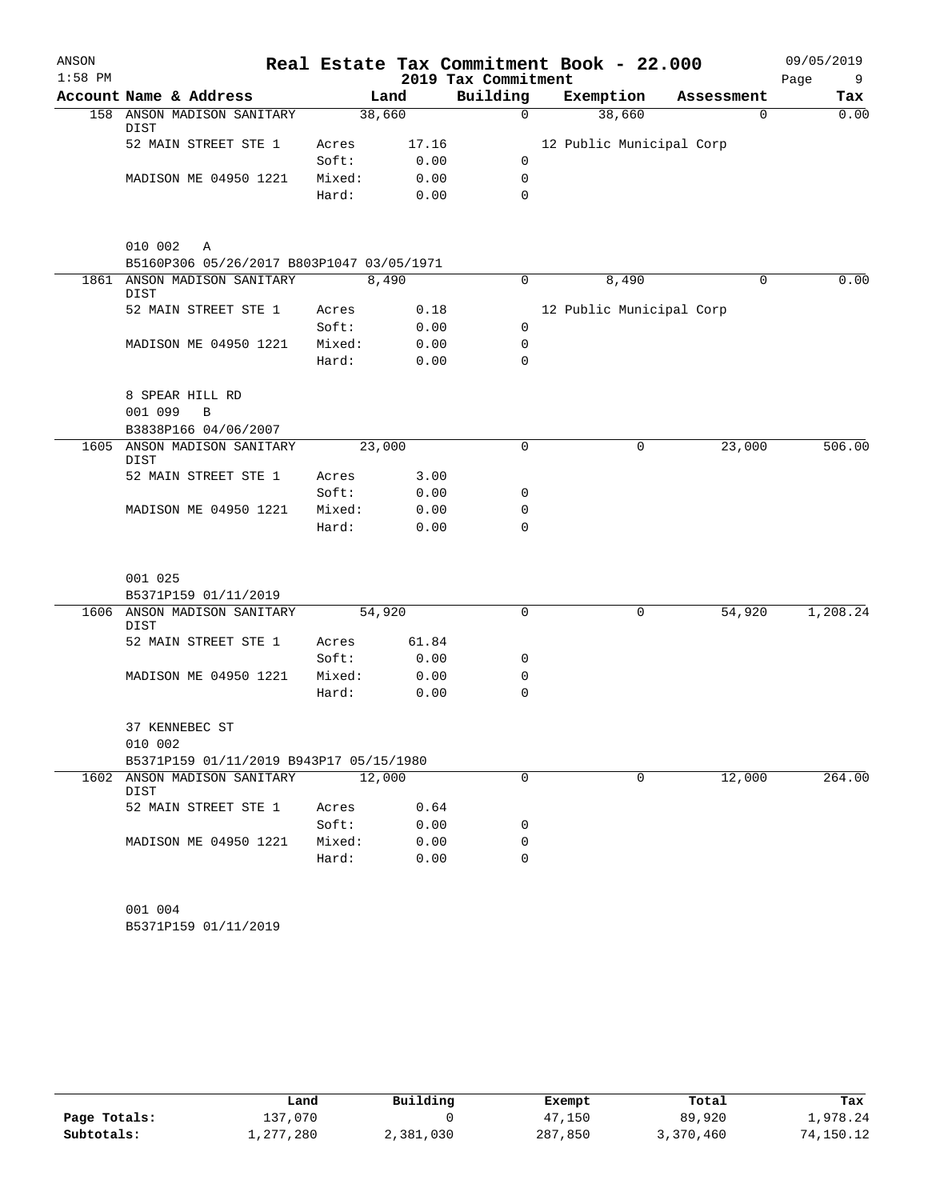ANSON
1:58 PM

# Real Estate Tax Commitment Book - 22.000

2019 Tax Commitment

09/05/2019

| Account | Name & Address | | Land | Building | Exemption | Assessment | Tax |
|---|---|---|---|---|---|---|---|
| 158 | ANSON MADISON SANITARY DIST | | 38,660 | 0 | 38,660 | 0 | 0.00 |
| | 52 MAIN STREET STE 1 | Acres | 17.16 | | 12 Public Municipal Corp | | |
| | | Soft: | 0.00 | 0 | | | |
| | MADISON ME 04950 1221 | Mixed: | 0.00 | 0 | | | |
| | | Hard: | 0.00 | 0 | | | |
| | 010 002 A | | | | | | |
| | B5160P306 05/26/2017 B803P1047 03/05/1971 | | | | | | |
| 1861 | ANSON MADISON SANITARY DIST | | 8,490 | 0 | 8,490 | 0 | 0.00 |
| | 52 MAIN STREET STE 1 | Acres | 0.18 | | 12 Public Municipal Corp | | |
| | | Soft: | 0.00 | 0 | | | |
| | MADISON ME 04950 1221 | Mixed: | 0.00 | 0 | | | |
| | | Hard: | 0.00 | 0 | | | |
| | 8 SPEAR HILL RD | | | | | | |
| | 001 099 B | | | | | | |
| | B3838P166 04/06/2007 | | | | | | |
| 1605 | ANSON MADISON SANITARY DIST | | 23,000 | 0 | 0 | 23,000 | 506.00 |
| | 52 MAIN STREET STE 1 | Acres | 3.00 | | | | |
| | | Soft: | 0.00 | 0 | | | |
| | MADISON ME 04950 1221 | Mixed: | 0.00 | 0 | | | |
| | | Hard: | 0.00 | 0 | | | |
| | 001 025 | | | | | | |
| | B5371P159 01/11/2019 | | | | | | |
| 1606 | ANSON MADISON SANITARY DIST | | 54,920 | 0 | 0 | 54,920 | 1,208.24 |
| | 52 MAIN STREET STE 1 | Acres | 61.84 | | | | |
| | | Soft: | 0.00 | 0 | | | |
| | MADISON ME 04950 1221 | Mixed: | 0.00 | 0 | | | |
| | | Hard: | 0.00 | 0 | | | |
| | 37 KENNEBEC ST | | | | | | |
| | 010 002 | | | | | | |
| | B5371P159 01/11/2019 B943P17 05/15/1980 | | | | | | |
| 1602 | ANSON MADISON SANITARY DIST | | 12,000 | 0 | 0 | 12,000 | 264.00 |
| | 52 MAIN STREET STE 1 | Acres | 0.64 | | | | |
| | | Soft: | 0.00 | 0 | | | |
| | MADISON ME 04950 1221 | Mixed: | 0.00 | 0 | | | |
| | | Hard: | 0.00 | 0 | | | |
| | 001 004 | | | | | | |
| | B5371P159 01/11/2019 | | | | | | |

| | Land | Building | Exempt | Total | Tax |
|---|---|---|---|---|---|
| Page Totals: | 137,070 | 0 | 47,150 | 89,920 | 1,978.24 |
| Subtotals: | 1,277,280 | 2,381,030 | 287,850 | 3,370,460 | 74,150.12 |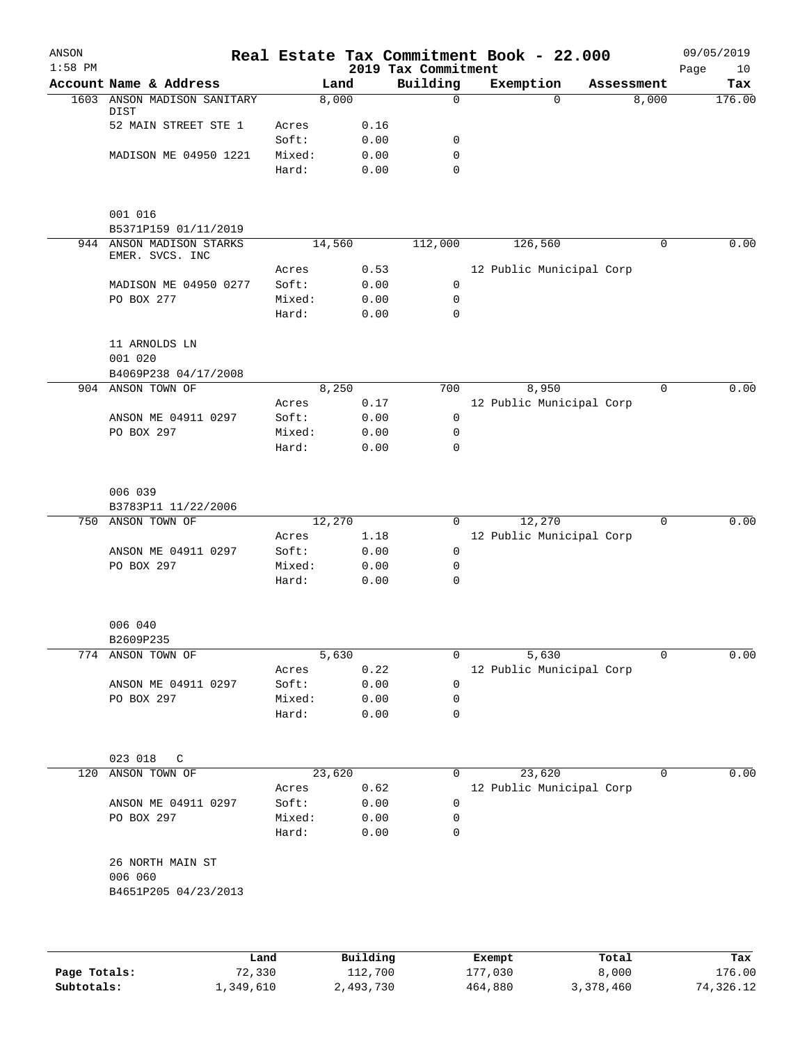ANSON
1:58 PM

# Real Estate Tax Commitment Book - 22.000
## 2019 Tax Commitment

09/05/2019

| Account | Name & Address | | Land | Building | Exemption | Assessment | Tax |
|---|---|---|---|---|---|---|---|
| 1603 | ANSON MADISON SANITARY DIST | | 8,000 | 0 | 0 | 8,000 | 176.00 |
| | 52 MAIN STREET STE 1 | Acres | 0.16 | | | | |
| | | Soft: | 0.00 | 0 | | | |
| | MADISON ME 04950 1221 | Mixed: | 0.00 | 0 | | | |
| | | Hard: | 0.00 | 0 | | | |
| | 001 016 | | | | | | |
| | B5371P159 01/11/2019 | | | | | | |
| 944 | ANSON MADISON STARKS EMER. SVCS. INC | | 14,560 | 112,000 | 126,560 | 0 | 0.00 |
| | | Acres | 0.53 | | 12 Public Municipal Corp | | |
| | MADISON ME 04950 0277 | Soft: | 0.00 | 0 | | | |
| | PO BOX 277 | Mixed: | 0.00 | 0 | | | |
| | | Hard: | 0.00 | 0 | | | |
| | 11 ARNOLDS LN | | | | | | |
| | 001 020 | | | | | | |
| | B4069P238 04/17/2008 | | | | | | |
| 904 | ANSON TOWN OF | | 8,250 | 700 | 8,950 | 0 | 0.00 |
| | | Acres | 0.17 | | 12 Public Municipal Corp | | |
| | ANSON ME 04911 0297 | Soft: | 0.00 | 0 | | | |
| | PO BOX 297 | Mixed: | 0.00 | 0 | | | |
| | | Hard: | 0.00 | 0 | | | |
| | 006 039 | | | | | | |
| | B3783P11 11/22/2006 | | | | | | |
| 750 | ANSON TOWN OF | | 12,270 | 0 | 12,270 | 0 | 0.00 |
| | | Acres | 1.18 | | 12 Public Municipal Corp | | |
| | ANSON ME 04911 0297 | Soft: | 0.00 | 0 | | | |
| | PO BOX 297 | Mixed: | 0.00 | 0 | | | |
| | | Hard: | 0.00 | 0 | | | |
| | 006 040 | | | | | | |
| | B2609P235 | | | | | | |
| 774 | ANSON TOWN OF | | 5,630 | 0 | 5,630 | 0 | 0.00 |
| | | Acres | 0.22 | | 12 Public Municipal Corp | | |
| | ANSON ME 04911 0297 | Soft: | 0.00 | 0 | | | |
| | PO BOX 297 | Mixed: | 0.00 | 0 | | | |
| | | Hard: | 0.00 | 0 | | | |
| | 023 018 C | | | | | | |
| 120 | ANSON TOWN OF | | 23,620 | 0 | 23,620 | 0 | 0.00 |
| | | Acres | 0.62 | | 12 Public Municipal Corp | | |
| | ANSON ME 04911 0297 | Soft: | 0.00 | 0 | | | |
| | PO BOX 297 | Mixed: | 0.00 | 0 | | | |
| | | Hard: | 0.00 | 0 | | | |
| | 26 NORTH MAIN ST | | | | | | |
| | 006 060 | | | | | | |
| | B4651P205 04/23/2013 | | | | | | |

| | Land | Building | Exempt | Total | Tax |
|---|---|---|---|---|---|
| Page Totals: | 72,330 | 112,700 | 177,030 | 8,000 | 176.00 |
| Subtotals: | 1,349,610 | 2,493,730 | 464,880 | 3,378,460 | 74,326.12 |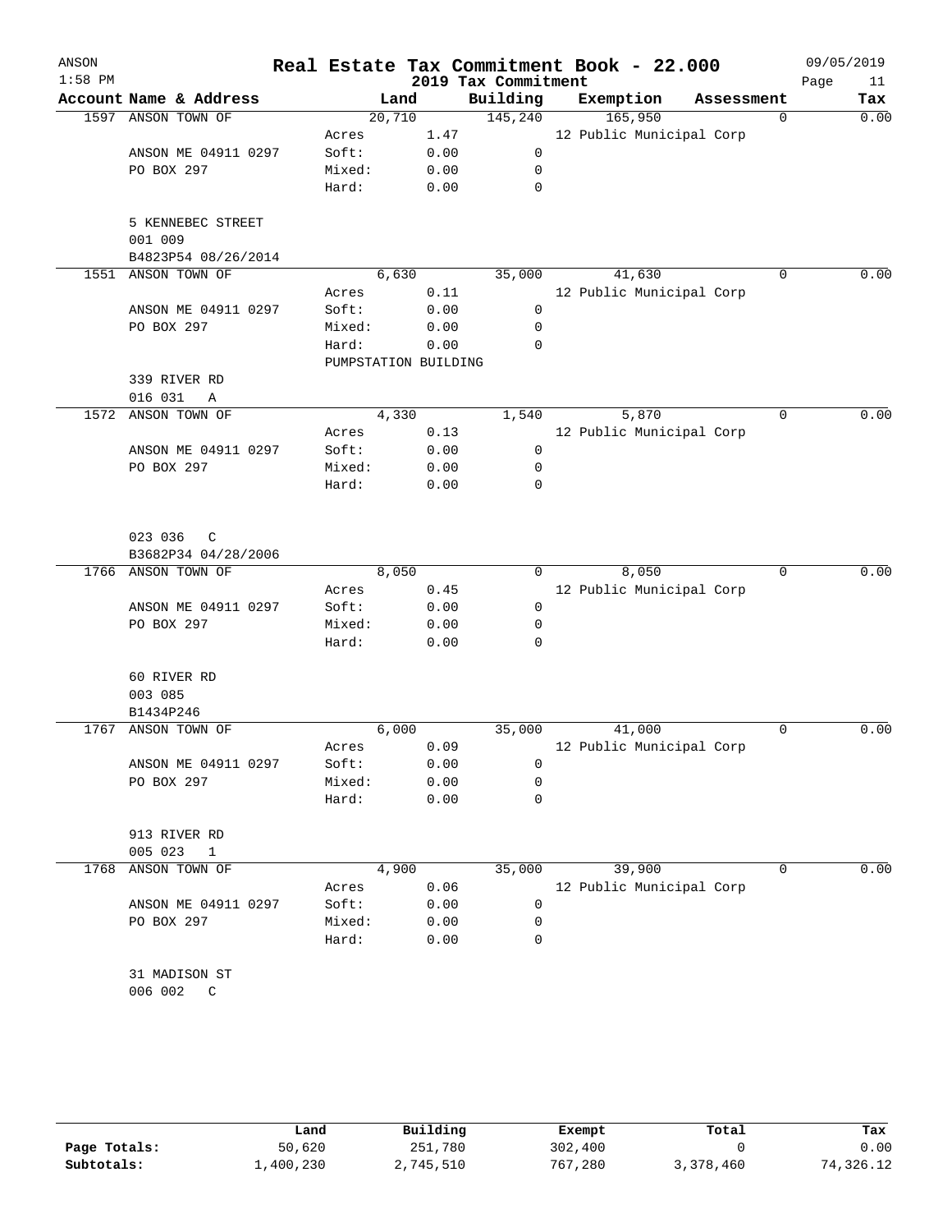# Real Estate Tax Commitment Book - 22.000

ANSON
1:58 PM

2019 Tax Commitment

09/05/2019

| Account | Name & Address | Land | | Building | Exemption | Assessment | Tax |
|---|---|---|---|---|---|---|---|
| 1597 | ANSON TOWN OF | 20,710 | | 145,240 | 165,950 | 0 | 0.00 |
| | | Acres | 1.47 | | 12 Public Municipal Corp | | |
| | ANSON ME 04911 0297 | Soft: | 0.00 | 0 | | | |
| | PO BOX 297 | Mixed: | 0.00 | 0 | | | |
| | | Hard: | 0.00 | 0 | | | |
| | 5 KENNEBEC STREET | | | | | | |
| | 001 009 | | | | | | |
| | B4823P54 08/26/2014 | | | | | | |
| 1551 | ANSON TOWN OF | 6,630 | | 35,000 | 41,630 | 0 | 0.00 |
| | | Acres | 0.11 | | 12 Public Municipal Corp | | |
| | ANSON ME 04911 0297 | Soft: | 0.00 | 0 | | | |
| | PO BOX 297 | Mixed: | 0.00 | 0 | | | |
| | | Hard: | 0.00 | 0 | | | |
| | | PUMPSTATION BUILDING | | | | | |
| | 339 RIVER RD | | | | | | |
| | 016 031 A | | | | | | |
| 1572 | ANSON TOWN OF | 4,330 | | 1,540 | 5,870 | 0 | 0.00 |
| | | Acres | 0.13 | | 12 Public Municipal Corp | | |
| | ANSON ME 04911 0297 | Soft: | 0.00 | 0 | | | |
| | PO BOX 297 | Mixed: | 0.00 | 0 | | | |
| | | Hard: | 0.00 | 0 | | | |
| | 023 036 C | | | | | | |
| | B3682P34 04/28/2006 | | | | | | |
| 1766 | ANSON TOWN OF | 8,050 | | 0 | 8,050 | 0 | 0.00 |
| | | Acres | 0.45 | | 12 Public Municipal Corp | | |
| | ANSON ME 04911 0297 | Soft: | 0.00 | 0 | | | |
| | PO BOX 297 | Mixed: | 0.00 | 0 | | | |
| | | Hard: | 0.00 | 0 | | | |
| | 60 RIVER RD | | | | | | |
| | 003 085 | | | | | | |
| | B1434P246 | | | | | | |
| 1767 | ANSON TOWN OF | 6,000 | | 35,000 | 41,000 | 0 | 0.00 |
| | | Acres | 0.09 | | 12 Public Municipal Corp | | |
| | ANSON ME 04911 0297 | Soft: | 0.00 | 0 | | | |
| | PO BOX 297 | Mixed: | 0.00 | 0 | | | |
| | | Hard: | 0.00 | 0 | | | |
| | 913 RIVER RD | | | | | | |
| | 005 023 1 | | | | | | |
| 1768 | ANSON TOWN OF | 4,900 | | 35,000 | 39,900 | 0 | 0.00 |
| | | Acres | 0.06 | | 12 Public Municipal Corp | | |
| | ANSON ME 04911 0297 | Soft: | 0.00 | 0 | | | |
| | PO BOX 297 | Mixed: | 0.00 | 0 | | | |
| | | Hard: | 0.00 | 0 | | | |
| | 31 MADISON ST | | | | | | |
| | 006 002 C | | | | | | |

| | Land | Building | Exempt | Total | Tax |
|---|---|---|---|---|---|
| Page Totals: | 50,620 | 251,780 | 302,400 | 0 | 0.00 |
| Subtotals: | 1,400,230 | 2,745,510 | 767,280 | 3,378,460 | 74,326.12 |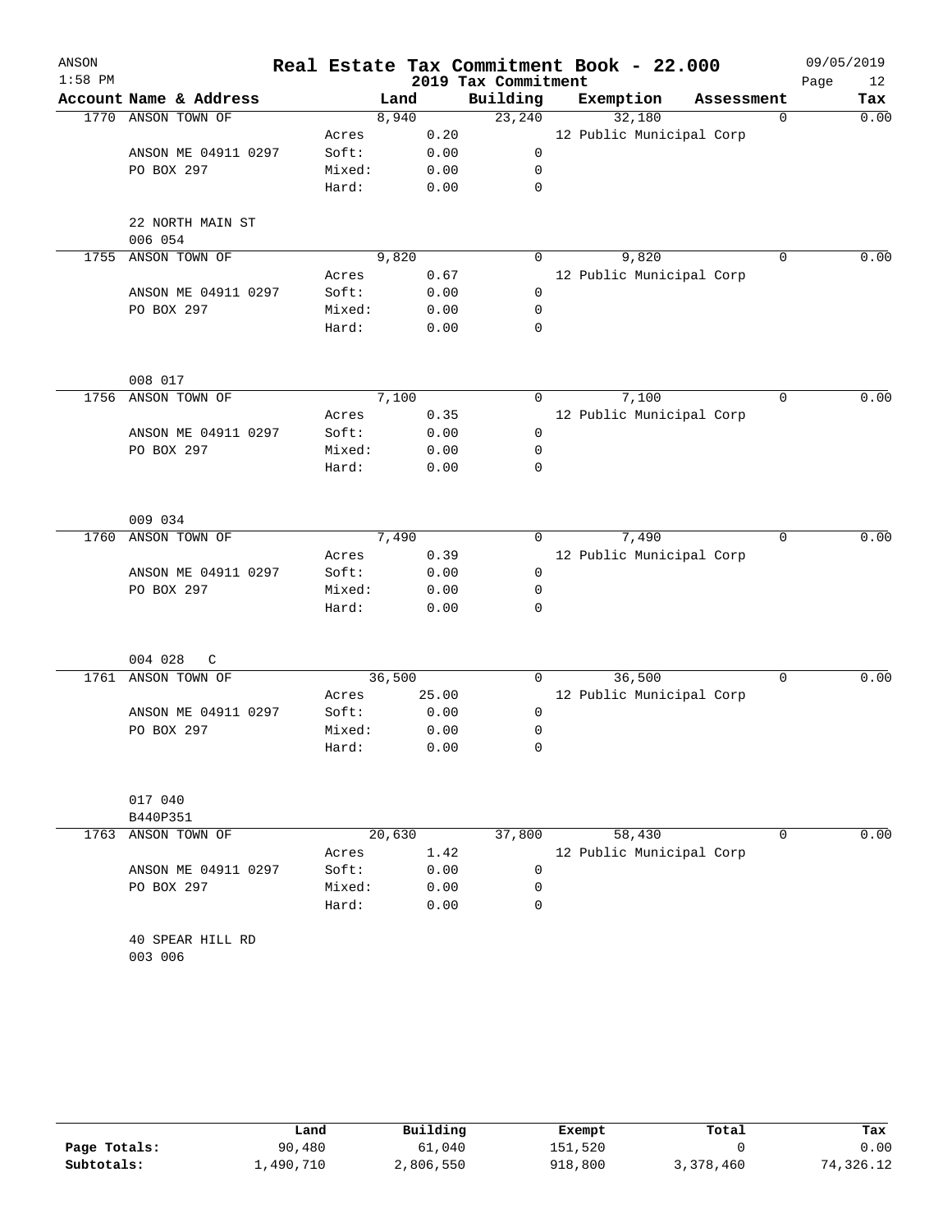# Real Estate Tax Commitment Book - 22.000

ANSON
1:58 PM

2019 Tax Commitment

09/05/2019

| Account | Name & Address | | Land | Building | Exemption | Assessment | Tax |
|---|---|---|---|---|---|---|---|
| 1770 | ANSON TOWN OF | | 8,940 | 23,240 | 32,180 | 0 | 0.00 |
| | | Acres | 0.20 | | 12 Public Municipal Corp | | |
| | ANSON ME 04911 0297 | Soft: | 0.00 | 0 | | | |
| | PO BOX 297 | Mixed: | 0.00 | 0 | | | |
| | | Hard: | 0.00 | 0 | | | |
| | 22 NORTH MAIN ST | | | | | | |
| | 006 054 | | | | | | |
| 1755 | ANSON TOWN OF | | 9,820 | 0 | 9,820 | 0 | 0.00 |
| | | Acres | 0.67 | | 12 Public Municipal Corp | | |
| | ANSON ME 04911 0297 | Soft: | 0.00 | 0 | | | |
| | PO BOX 297 | Mixed: | 0.00 | 0 | | | |
| | | Hard: | 0.00 | 0 | | | |
| | 008 017 | | | | | | |
| 1756 | ANSON TOWN OF | | 7,100 | 0 | 7,100 | 0 | 0.00 |
| | | Acres | 0.35 | | 12 Public Municipal Corp | | |
| | ANSON ME 04911 0297 | Soft: | 0.00 | 0 | | | |
| | PO BOX 297 | Mixed: | 0.00 | 0 | | | |
| | | Hard: | 0.00 | 0 | | | |
| | 009 034 | | | | | | |
| 1760 | ANSON TOWN OF | | 7,490 | 0 | 7,490 | 0 | 0.00 |
| | | Acres | 0.39 | | 12 Public Municipal Corp | | |
| | ANSON ME 04911 0297 | Soft: | 0.00 | 0 | | | |
| | PO BOX 297 | Mixed: | 0.00 | 0 | | | |
| | | Hard: | 0.00 | 0 | | | |
| | 004 028 C | | | | | | |
| 1761 | ANSON TOWN OF | | 36,500 | 0 | 36,500 | 0 | 0.00 |
| | | Acres | 25.00 | | 12 Public Municipal Corp | | |
| | ANSON ME 04911 0297 | Soft: | 0.00 | 0 | | | |
| | PO BOX 297 | Mixed: | 0.00 | 0 | | | |
| | | Hard: | 0.00 | 0 | | | |
| | 017 040 | | | | | | |
| | B440P351 | | | | | | |
| 1763 | ANSON TOWN OF | | 20,630 | 37,800 | 58,430 | 0 | 0.00 |
| | | Acres | 1.42 | | 12 Public Municipal Corp | | |
| | ANSON ME 04911 0297 | Soft: | 0.00 | 0 | | | |
| | PO BOX 297 | Mixed: | 0.00 | 0 | | | |
| | | Hard: | 0.00 | 0 | | | |
| | 40 SPEAR HILL RD | | | | | | |
| | 003 006 | | | | | | |

| | Land | Building | Exempt | Total | Tax |
|---|---|---|---|---|---|
| Page Totals: | 90,480 | 61,040 | 151,520 | 0 | 0.00 |
| Subtotals: | 1,490,710 | 2,806,550 | 918,800 | 3,378,460 | 74,326.12 |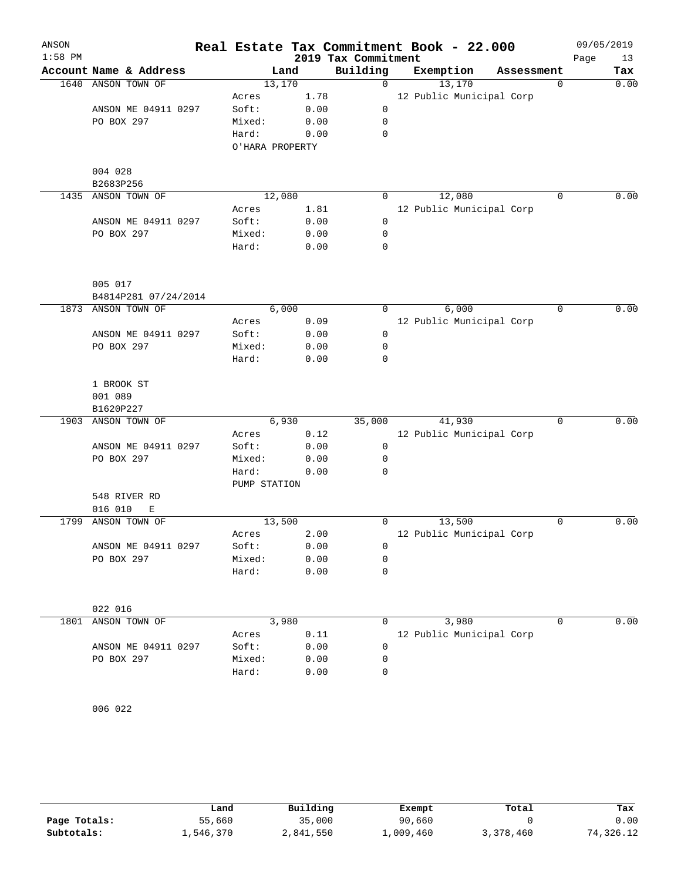ANSON
1:58 PM

# Real Estate Tax Commitment Book - 22.000

2019 Tax Commitment

09/05/2019

| Account | Name & Address | Land | | Building | Exemption | Assessment | Tax |
|---|---|---|---|---|---|---|---|
| 1640 | ANSON TOWN OF | 13,170 | | 0 | 13,170 | 0 | 0.00 |
| | | Acres | 1.78 | | 12 Public Municipal Corp | | |
| | ANSON ME 04911 0297 | Soft: | 0.00 | 0 | | | |
| | PO BOX 297 | Mixed: | 0.00 | 0 | | | |
| | | Hard: | 0.00 | 0 | | | |
| | | O'HARA PROPERTY | | | | | |
| | 004 028 | | | | | | |
| | B2683P256 | | | | | | |
| 1435 | ANSON TOWN OF | 12,080 | | 0 | 12,080 | 0 | 0.00 |
| | | Acres | 1.81 | | 12 Public Municipal Corp | | |
| | ANSON ME 04911 0297 | Soft: | 0.00 | 0 | | | |
| | PO BOX 297 | Mixed: | 0.00 | 0 | | | |
| | | Hard: | 0.00 | 0 | | | |
| | 005 017 | | | | | | |
| | B4814P281 07/24/2014 | | | | | | |
| 1873 | ANSON TOWN OF | 6,000 | | 0 | 6,000 | 0 | 0.00 |
| | | Acres | 0.09 | | 12 Public Municipal Corp | | |
| | ANSON ME 04911 0297 | Soft: | 0.00 | 0 | | | |
| | PO BOX 297 | Mixed: | 0.00 | 0 | | | |
| | | Hard: | 0.00 | 0 | | | |
| | 1 BROOK ST | | | | | | |
| | 001 089 | | | | | | |
| | B1620P227 | | | | | | |
| 1903 | ANSON TOWN OF | 6,930 | | 35,000 | 41,930 | 0 | 0.00 |
| | | Acres | 0.12 | | 12 Public Municipal Corp | | |
| | ANSON ME 04911 0297 | Soft: | 0.00 | 0 | | | |
| | PO BOX 297 | Mixed: | 0.00 | 0 | | | |
| | | Hard: | 0.00 | 0 | | | |
| | | PUMP STATION | | | | | |
| | 548 RIVER RD | | | | | | |
| | 016 010 E | | | | | | |
| 1799 | ANSON TOWN OF | 13,500 | | 0 | 13,500 | 0 | 0.00 |
| | | Acres | 2.00 | | 12 Public Municipal Corp | | |
| | ANSON ME 04911 0297 | Soft: | 0.00 | 0 | | | |
| | PO BOX 297 | Mixed: | 0.00 | 0 | | | |
| | | Hard: | 0.00 | 0 | | | |
| | 022 016 | | | | | | |
| 1801 | ANSON TOWN OF | 3,980 | | 0 | 3,980 | 0 | 0.00 |
| | | Acres | 0.11 | | 12 Public Municipal Corp | | |
| | ANSON ME 04911 0297 | Soft: | 0.00 | 0 | | | |
| | PO BOX 297 | Mixed: | 0.00 | 0 | | | |
| | | Hard: | 0.00 | 0 | | | |
| | 006 022 | | | | | | |

| | Land | Building | Exempt | Total | Tax |
|---|---|---|---|---|---|
| Page Totals: | 55,660 | 35,000 | 90,660 | 0 | 0.00 |
| Subtotals: | 1,546,370 | 2,841,550 | 1,009,460 | 3,378,460 | 74,326.12 |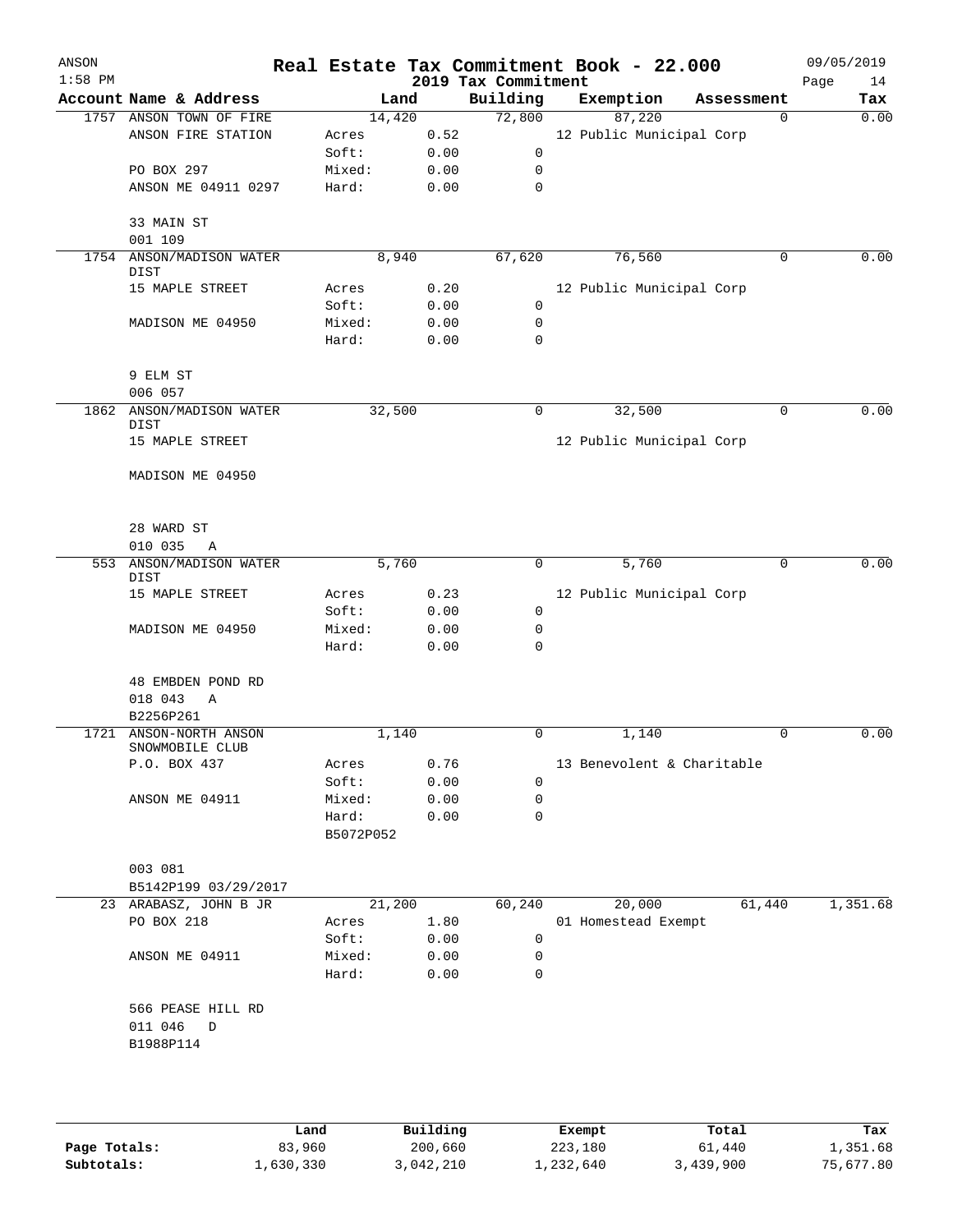ANSON
1:58 PM

# Real Estate Tax Commitment Book - 22.000

2019 Tax Commitment

09/05/2019

| Account | Name & Address | Land | | Building | Exemption | Assessment | Tax |
|---|---|---|---|---|---|---|---|
| 1757 | ANSON TOWN OF FIRE | 14,420 | | 72,800 | 87,220 | 0 | 0.00 |
| | ANSON FIRE STATION | Acres | 0.52 | | 12 Public Municipal Corp | | |
| | | Soft: | 0.00 | 0 | | | |
| | PO BOX 297 | Mixed: | 0.00 | 0 | | | |
| | ANSON ME 04911 0297 | Hard: | 0.00 | 0 | | | |
| | 33 MAIN ST | | | | | | |
| | 001 109 | | | | | | |
| 1754 | ANSON/MADISON WATER DIST | 8,940 | | 67,620 | 76,560 | 0 | 0.00 |
| | 15 MAPLE STREET | Acres | 0.20 | | 12 Public Municipal Corp | | |
| | | Soft: | 0.00 | 0 | | | |
| | MADISON ME 04950 | Mixed: | 0.00 | 0 | | | |
| | | Hard: | 0.00 | 0 | | | |
| | 9 ELM ST | | | | | | |
| | 006 057 | | | | | | |
| 1862 | ANSON/MADISON WATER DIST | 32,500 | | 0 | 32,500 | 0 | 0.00 |
| | 15 MAPLE STREET | | | | 12 Public Municipal Corp | | |
| | MADISON ME 04950 | | | | | | |
| | 28 WARD ST | | | | | | |
| | 010 035 A | | | | | | |
| 553 | ANSON/MADISON WATER DIST | 5,760 | | 0 | 5,760 | 0 | 0.00 |
| | 15 MAPLE STREET | Acres | 0.23 | | 12 Public Municipal Corp | | |
| | | Soft: | 0.00 | 0 | | | |
| | MADISON ME 04950 | Mixed: | 0.00 | 0 | | | |
| | | Hard: | 0.00 | 0 | | | |
| | 48 EMBDEN POND RD | | | | | | |
| | 018 043 A | | | | | | |
| | B2256P261 | | | | | | |
| 1721 | ANSON-NORTH ANSON SNOWMOBILE CLUB | 1,140 | | 0 | 1,140 | 0 | 0.00 |
| | P.O. BOX 437 | Acres | 0.76 | | 13 Benevolent & Charitable | | |
| | | Soft: | 0.00 | 0 | | | |
| | ANSON ME 04911 | Mixed: | 0.00 | 0 | | | |
| | | Hard: | 0.00 | 0 | | | |
| | | B5072P052 | | | | | |
| | 003 081 | | | | | | |
| | B5142P199 03/29/2017 | | | | | | |
| 23 | ARABASZ, JOHN B JR | 21,200 | | 60,240 | 20,000 | 61,440 | 1,351.68 |
| | PO BOX 218 | Acres | 1.80 | | 01 Homestead Exempt | | |
| | | Soft: | 0.00 | 0 | | | |
| | ANSON ME 04911 | Mixed: | 0.00 | 0 | | | |
| | | Hard: | 0.00 | 0 | | | |
| | 566 PEASE HILL RD | | | | | | |
| | 011 046 D | | | | | | |
| | B1988P114 | | | | | | |

| | Land | Building | Exempt | Total | Tax |
|---|---|---|---|---|---|
| Page Totals: | 83,960 | 200,660 | 223,180 | 61,440 | 1,351.68 |
| Subtotals: | 1,630,330 | 3,042,210 | 1,232,640 | 3,439,900 | 75,677.80 |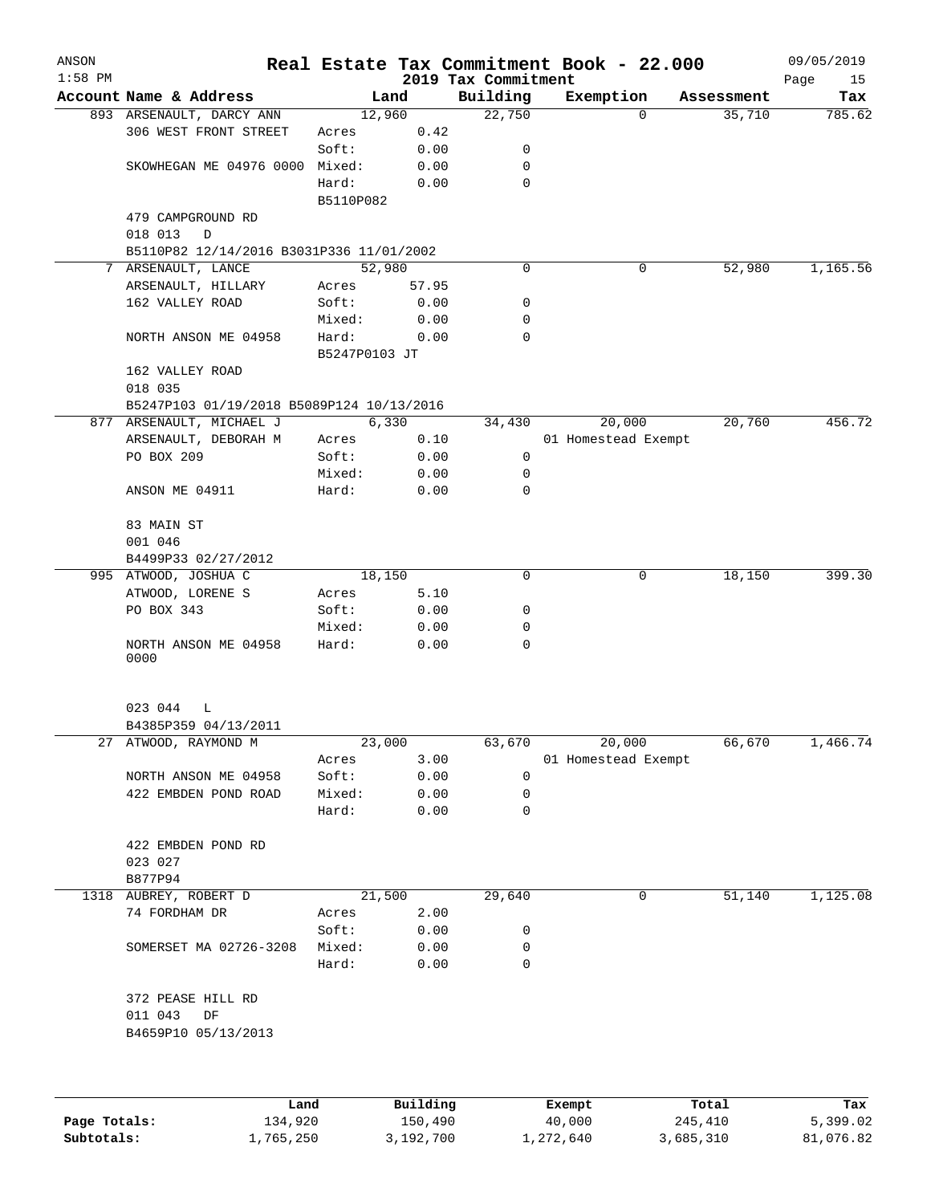# Real Estate Tax Commitment Book - 22.000

ANSON
1:58 PM

2019 Tax Commitment

09/05/2019

| Account Name & Address | Land | | Building | Exemption | Assessment | Tax |
|---|---|---|---|---|---|---|
| 893 ARSENAULT, DARCY ANN | 12,960 | | 22,750 | 0 | 35,710 | 785.62 |
| 306 WEST FRONT STREET | Acres | 0.42 | | | | |
| | Soft: | 0.00 | 0 | | | |
| SKOWHEGAN ME 04976 0000 | Mixed: | 0.00 | 0 | | | |
| | Hard: | 0.00 | 0 | | | |
| | B5110P082 | | | | | |
| 479 CAMPGROUND RD | | | | | | |
| 018 013 D | | | | | | |
| B5110P82 12/14/2016 B3031P336 11/01/2002 | | | | | | |
| 7 ARSENAULT, LANCE | 52,980 | | 0 | 0 | 52,980 | 1,165.56 |
| ARSENAULT, HILLARY | Acres | 57.95 | | | | |
| 162 VALLEY ROAD | Soft: | 0.00 | 0 | | | |
| | Mixed: | 0.00 | 0 | | | |
| NORTH ANSON ME 04958 | Hard: | 0.00 | 0 | | | |
| | B5247P0103 JT | | | | | |
| 162 VALLEY ROAD | | | | | | |
| 018 035 | | | | | | |
| B5247P103 01/19/2018 B5089P124 10/13/2016 | | | | | | |
| 877 ARSENAULT, MICHAEL J | 6,330 | | 34,430 | 20,000 | 20,760 | 456.72 |
| ARSENAULT, DEBORAH M | Acres | 0.10 | | 01 Homestead Exempt | | |
| PO BOX 209 | Soft: | 0.00 | 0 | | | |
| | Mixed: | 0.00 | 0 | | | |
| ANSON ME 04911 | Hard: | 0.00 | 0 | | | |
| 83 MAIN ST | | | | | | |
| 001 046 | | | | | | |
| B4499P33 02/27/2012 | | | | | | |
| 995 ATWOOD, JOSHUA C | 18,150 | | 0 | 0 | 18,150 | 399.30 |
| ATWOOD, LORENE S | Acres | 5.10 | | | | |
| PO BOX 343 | Soft: | 0.00 | 0 | | | |
| | Mixed: | 0.00 | 0 | | | |
| NORTH ANSON ME 04958 0000 | Hard: | 0.00 | 0 | | | |
| 023 044 L | | | | | | |
| B4385P359 04/13/2011 | | | | | | |
| 27 ATWOOD, RAYMOND M | 23,000 | | 63,670 | 20,000 | 66,670 | 1,466.74 |
| | Acres | 3.00 | | 01 Homestead Exempt | | |
| NORTH ANSON ME 04958 | Soft: | 0.00 | 0 | | | |
| 422 EMBDEN POND ROAD | Mixed: | 0.00 | 0 | | | |
| | Hard: | 0.00 | 0 | | | |
| 422 EMBDEN POND RD | | | | | | |
| 023 027 | | | | | | |
| B877P94 | | | | | | |
| 1318 AUBREY, ROBERT D | 21,500 | | 29,640 | 0 | 51,140 | 1,125.08 |
| 74 FORDHAM DR | Acres | 2.00 | | | | |
| | Soft: | 0.00 | 0 | | | |
| SOMERSET MA 02726-3208 | Mixed: | 0.00 | 0 | | | |
| | Hard: | 0.00 | 0 | | | |
| 372 PEASE HILL RD | | | | | | |
| 011 043 DF | | | | | | |
| B4659P10 05/13/2013 | | | | | | |

| | Land | Building | Exempt | Total | Tax |
|---|---|---|---|---|---|
| Page Totals: | 134,920 | 150,490 | 40,000 | 245,410 | 5,399.02 |
| Subtotals: | 1,765,250 | 3,192,700 | 1,272,640 | 3,685,310 | 81,076.82 |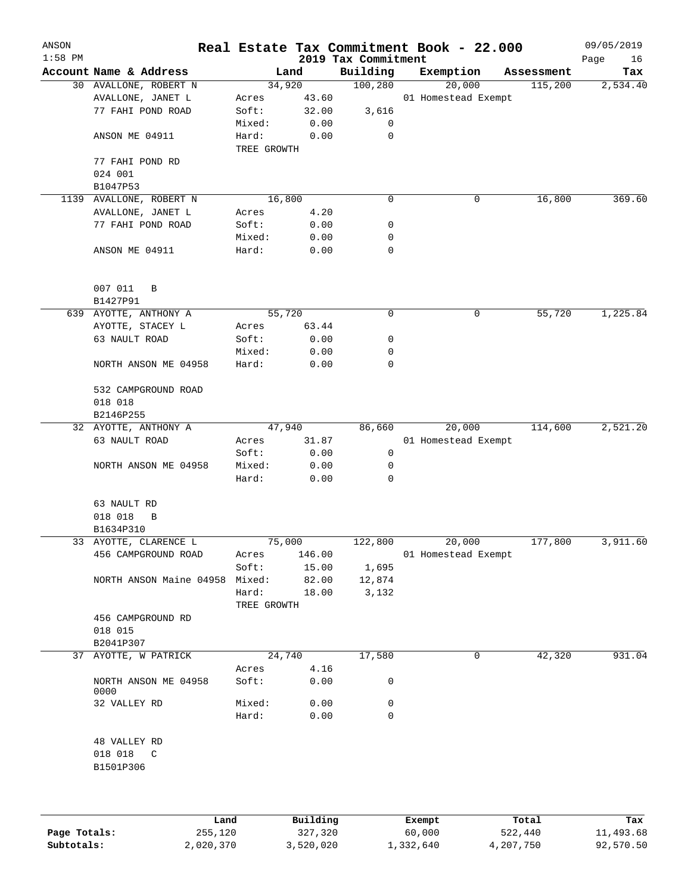# Real Estate Tax Commitment Book - 22.000

## 2019 Tax Commitment

| Account | Name & Address | Land | | Building | Exemption | Assessment | Tax |
|---|---|---|---|---|---|---|---|
| 30 | AVALLONE, ROBERT N | 34,920 | | 100,280 | 20,000 | 115,200 | 2,534.40 |
| | AVALLONE, JANET L | Acres | 43.60 | | 01 Homestead Exempt | | |
| | 77 FAHI POND ROAD | Soft: | 32.00 | 3,616 | | | |
| | | Mixed: | 0.00 | 0 | | | |
| | ANSON ME 04911 | Hard: | 0.00 | 0 | | | |
| | | TREE GROWTH | | | | | |
| | 77 FAHI POND RD | | | | | | |
| | 024 001 | | | | | | |
| | B1047P53 | | | | | | |
| 1139 | AVALLONE, ROBERT N | 16,800 | | 0 | 0 | 16,800 | 369.60 |
| | AVALLONE, JANET L | Acres | 4.20 | | | | |
| | 77 FAHI POND ROAD | Soft: | 0.00 | 0 | | | |
| | | Mixed: | 0.00 | 0 | | | |
| | ANSON ME 04911 | Hard: | 0.00 | 0 | | | |
| | 007 011 B | | | | | | |
| | B1427P91 | | | | | | |
| 639 | AYOTTE, ANTHONY A | 55,720 | | 0 | 0 | 55,720 | 1,225.84 |
| | AYOTTE, STACEY L | Acres | 63.44 | | | | |
| | 63 NAULT ROAD | Soft: | 0.00 | 0 | | | |
| | | Mixed: | 0.00 | 0 | | | |
| | NORTH ANSON ME 04958 | Hard: | 0.00 | 0 | | | |
| | 532 CAMPGROUND ROAD | | | | | | |
| | 018 018 | | | | | | |
| | B2146P255 | | | | | | |
| 32 | AYOTTE, ANTHONY A | 47,940 | | 86,660 | 20,000 | 114,600 | 2,521.20 |
| | 63 NAULT ROAD | Acres | 31.87 | | 01 Homestead Exempt | | |
| | | Soft: | 0.00 | 0 | | | |
| | NORTH ANSON ME 04958 | Mixed: | 0.00 | 0 | | | |
| | | Hard: | 0.00 | 0 | | | |
| | 63 NAULT RD | | | | | | |
| | 018 018 B | | | | | | |
| | B1634P310 | | | | | | |
| 33 | AYOTTE, CLARENCE L | 75,000 | | 122,800 | 20,000 | 177,800 | 3,911.60 |
| | 456 CAMPGROUND ROAD | Acres | 146.00 | | 01 Homestead Exempt | | |
| | | Soft: | 15.00 | 1,695 | | | |
| | NORTH ANSON Maine 04958 | Mixed: | 82.00 | 12,874 | | | |
| | | Hard: | 18.00 | 3,132 | | | |
| | | TREE GROWTH | | | | | |
| | 456 CAMPGROUND RD | | | | | | |
| | 018 015 | | | | | | |
| | B2041P307 | | | | | | |
| 37 | AYOTTE, W PATRICK | 24,740 | | 17,580 | 0 | 42,320 | 931.04 |
| | | Acres | 4.16 | | | | |
| | NORTH ANSON ME 04958 0000 | Soft: | 0.00 | 0 | | | |
| | 32 VALLEY RD | Mixed: | 0.00 | 0 | | | |
| | | Hard: | 0.00 | 0 | | | |
| | 48 VALLEY RD | | | | | | |
| | 018 018 C | | | | | | |
| | B1501P306 | | | | | | |

| | Land | Building | Exempt | Total | Tax |
|---|---|---|---|---|---|
| Page Totals: | 255,120 | 327,320 | 60,000 | 522,440 | 11,493.68 |
| Subtotals: | 2,020,370 | 3,520,020 | 1,332,640 | 4,207,750 | 92,570.50 |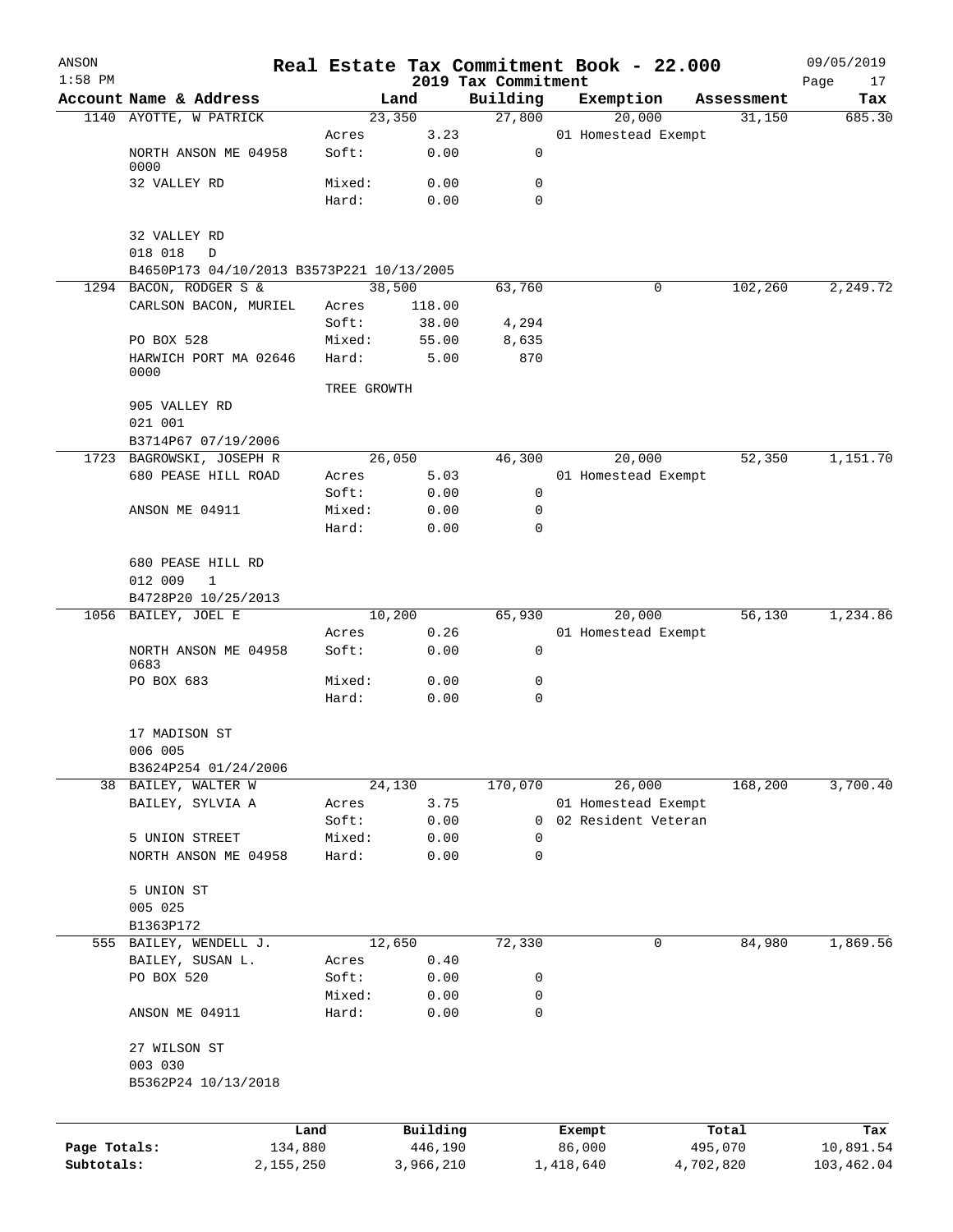ANSON · 1:58 PM

# Real Estate Tax Commitment Book - 22.000

## 2019 Tax Commitment

09/05/2019

| Account | Name & Address | | Land | Building | Exemption | Assessment | Tax |
|---|---|---|---|---|---|---|---|
| 1140 | AYOTTE, W PATRICK | | 23,350 | 27,800 | 20,000 | 31,150 | 685.30 |
| | | Acres | 3.23 | | 01 Homestead Exempt | | |
| | NORTH ANSON ME 04958 0000 | Soft: | 0.00 | 0 | | | |
| | 32 VALLEY RD | Mixed: | 0.00 | 0 | | | |
| | | Hard: | 0.00 | 0 | | | |
| | 32 VALLEY RD | | | | | | |
| | 018 018 D | | | | | | |
| | B4650P173 04/10/2013 B3573P221 10/13/2005 | | | | | | |
| 1294 | BACON, RODGER S & | | 38,500 | 63,760 | 0 | 102,260 | 2,249.72 |
| | CARLSON BACON, MURIEL | Acres | 118.00 | | | | |
| | | Soft: | 38.00 | 4,294 | | | |
| | PO BOX 528 | Mixed: | 55.00 | 8,635 | | | |
| | HARWICH PORT MA 02646 0000 | Hard: | 5.00 | 870 | | | |
| | | TREE GROWTH | | | | | |
| | 905 VALLEY RD | | | | | | |
| | 021 001 | | | | | | |
| | B3714P67 07/19/2006 | | | | | | |
| 1723 | BAGROWSKI, JOSEPH R | | 26,050 | 46,300 | 20,000 | 52,350 | 1,151.70 |
| | 680 PEASE HILL ROAD | Acres | 5.03 | | 01 Homestead Exempt | | |
| | | Soft: | 0.00 | 0 | | | |
| | ANSON ME 04911 | Mixed: | 0.00 | 0 | | | |
| | | Hard: | 0.00 | 0 | | | |
| | 680 PEASE HILL RD | | | | | | |
| | 012 009 1 | | | | | | |
| | B4728P20 10/25/2013 | | | | | | |
| 1056 | BAILEY, JOEL E | | 10,200 | 65,930 | 20,000 | 56,130 | 1,234.86 |
| | | Acres | 0.26 | | 01 Homestead Exempt | | |
| | NORTH ANSON ME 04958 0683 | Soft: | 0.00 | 0 | | | |
| | PO BOX 683 | Mixed: | 0.00 | 0 | | | |
| | | Hard: | 0.00 | 0 | | | |
| | 17 MADISON ST | | | | | | |
| | 006 005 | | | | | | |
| | B3624P254 01/24/2006 | | | | | | |
| 38 | BAILEY, WALTER W | | 24,130 | 170,070 | 26,000 | 168,200 | 3,700.40 |
| | BAILEY, SYLVIA A | Acres | 3.75 | | 01 Homestead Exempt | | |
| | | Soft: | 0.00 | 0 | 02 Resident Veteran | | |
| | 5 UNION STREET | Mixed: | 0.00 | 0 | | | |
| | NORTH ANSON ME 04958 | Hard: | 0.00 | 0 | | | |
| | 5 UNION ST | | | | | | |
| | 005 025 | | | | | | |
| | B1363P172 | | | | | | |
| 555 | BAILEY, WENDELL J. | | 12,650 | 72,330 | 0 | 84,980 | 1,869.56 |
| | BAILEY, SUSAN L. | Acres | 0.40 | | | | |
| | PO BOX 520 | Soft: | 0.00 | 0 | | | |
| | | Mixed: | 0.00 | 0 | | | |
| | ANSON ME 04911 | Hard: | 0.00 | 0 | | | |
| | 27 WILSON ST | | | | | | |
| | 003 030 | | | | | | |
| | B5362P24 10/13/2018 | | | | | | |

| | Land | Building | Exempt | Total | Tax |
|---|---|---|---|---|---|
| Page Totals: | 134,880 | 446,190 | 86,000 | 495,070 | 10,891.54 |
| Subtotals: | 2,155,250 | 3,966,210 | 1,418,640 | 4,702,820 | 103,462.04 |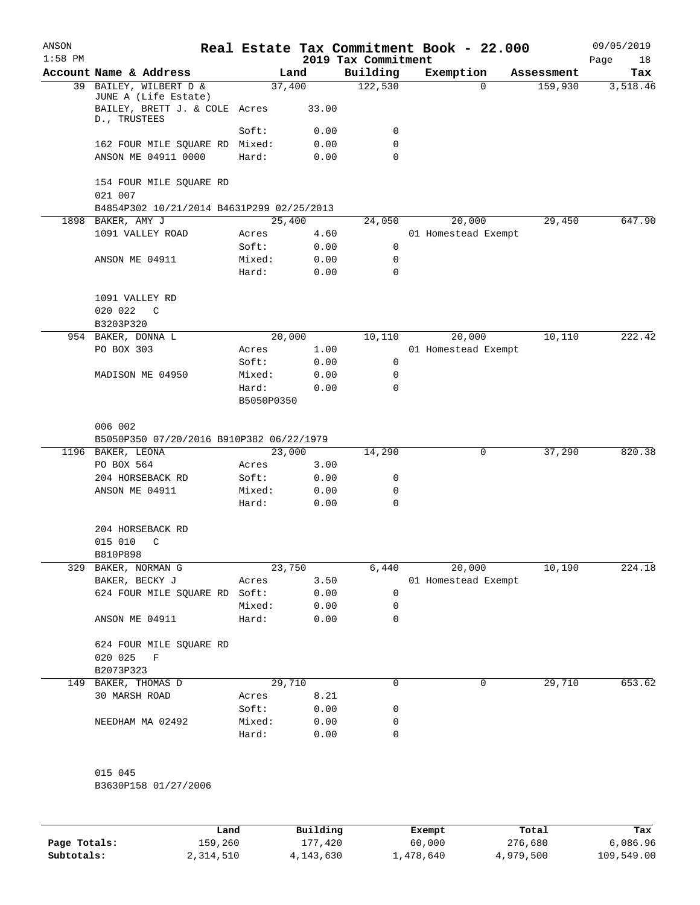ANSON
1:58 PM

# Real Estate Tax Commitment Book - 22.000

2019 Tax Commitment

09/05/2019

| Account Name & Address | Land | | Building | Exemption | Assessment | Tax |
|---|---|---|---|---|---|---|
| 39 BAILEY, WILBERT D & JUNE A (Life Estate) | 37,400 | | 122,530 | 0 | 159,930 | 3,518.46 |
| BAILEY, BRETT J. & COLE D., TRUSTEES | Acres | 33.00 | | | | |
| | Soft: | 0.00 | 0 | | | |
| 162 FOUR MILE SQUARE RD | Mixed: | 0.00 | 0 | | | |
| ANSON ME 04911 0000 | Hard: | 0.00 | 0 | | | |
| 154 FOUR MILE SQUARE RD | | | | | | |
| 021 007 | | | | | | |
| B4854P302 10/21/2014 B4631P299 02/25/2013 | | | | | | |
| 1898 BAKER, AMY J | 25,400 | | 24,050 | 20,000 | 29,450 | 647.90 |
| 1091 VALLEY ROAD | Acres | 4.60 | | 01 Homestead Exempt | | |
| | Soft: | 0.00 | 0 | | | |
| ANSON ME 04911 | Mixed: | 0.00 | 0 | | | |
| | Hard: | 0.00 | 0 | | | |
| 1091 VALLEY RD | | | | | | |
| 020 022 C | | | | | | |
| B3203P320 | | | | | | |
| 954 BAKER, DONNA L | 20,000 | | 10,110 | 20,000 | 10,110 | 222.42 |
| PO BOX 303 | Acres | 1.00 | | 01 Homestead Exempt | | |
| | Soft: | 0.00 | 0 | | | |
| MADISON ME 04950 | Mixed: | 0.00 | 0 | | | |
| | Hard: | 0.00 | 0 | | | |
| | B5050P0350 | | | | | |
| 006 002 | | | | | | |
| B5050P350 07/20/2016 B910P382 06/22/1979 | | | | | | |
| 1196 BAKER, LEONA | 23,000 | | 14,290 | 0 | 37,290 | 820.38 |
| PO BOX 564 | Acres | 3.00 | | | | |
| 204 HORSEBACK RD | Soft: | 0.00 | 0 | | | |
| ANSON ME 04911 | Mixed: | 0.00 | 0 | | | |
| | Hard: | 0.00 | 0 | | | |
| 204 HORSEBACK RD | | | | | | |
| 015 010 C | | | | | | |
| B810P898 | | | | | | |
| 329 BAKER, NORMAN G | 23,750 | | 6,440 | 20,000 | 10,190 | 224.18 |
| BAKER, BECKY J | Acres | 3.50 | | 01 Homestead Exempt | | |
| 624 FOUR MILE SQUARE RD | Soft: | 0.00 | 0 | | | |
| | Mixed: | 0.00 | 0 | | | |
| ANSON ME 04911 | Hard: | 0.00 | 0 | | | |
| 624 FOUR MILE SQUARE RD | | | | | | |
| 020 025 F | | | | | | |
| B2073P323 | | | | | | |
| 149 BAKER, THOMAS D | 29,710 | | 0 | 0 | 29,710 | 653.62 |
| 30 MARSH ROAD | Acres | 8.21 | | | | |
| | Soft: | 0.00 | 0 | | | |
| NEEDHAM MA 02492 | Mixed: | 0.00 | 0 | | | |
| | Hard: | 0.00 | 0 | | | |
| 015 045 | | | | | | |
| B3630P158 01/27/2006 | | | | | | |

| | Land | Building | Exempt | Total | Tax |
|---|---|---|---|---|---|
| Page Totals: | 159,260 | 177,420 | 60,000 | 276,680 | 6,086.96 |
| Subtotals: | 2,314,510 | 4,143,630 | 1,478,640 | 4,979,500 | 109,549.00 |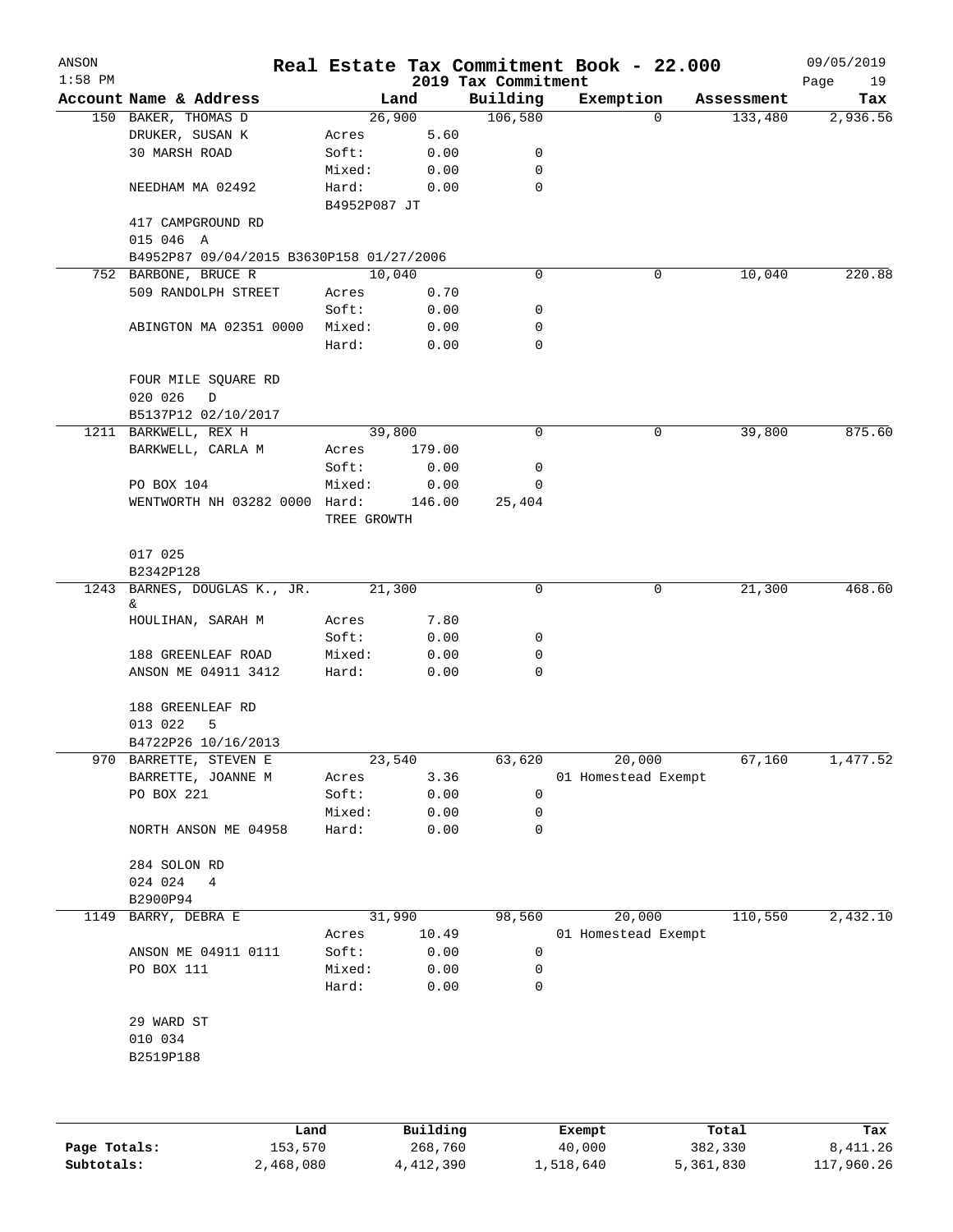# Real Estate Tax Commitment Book - 22.000

ANSON
2019 Tax Commitment

| Account Name & Address | Land | | Building | Exemption | Assessment | Tax |
|---|---|---|---|---|---|---|
| 150 BAKER, THOMAS D | 26,900 | | 106,580 | 0 | 133,480 | 2,936.56 |
| DRUKER, SUSAN K | Acres | 5.60 | | | | |
| 30 MARSH ROAD | Soft: | 0.00 | 0 | | | |
| | Mixed: | 0.00 | 0 | | | |
| NEEDHAM MA 02492 | Hard: | 0.00 | 0 | | | |
| | B4952P087 JT | | | | | |
| 417 CAMPGROUND RD | | | | | | |
| 015 046 A | | | | | | |
| B4952P87 09/04/2015 B3630P158 01/27/2006 | | | | | | |
| 752 BARBONE, BRUCE R | 10,040 | | 0 | 0 | 10,040 | 220.88 |
| 509 RANDOLPH STREET | Acres | 0.70 | | | | |
| | Soft: | 0.00 | 0 | | | |
| ABINGTON MA 02351 0000 | Mixed: | 0.00 | 0 | | | |
| | Hard: | 0.00 | 0 | | | |
| FOUR MILE SQUARE RD | | | | | | |
| 020 026 D | | | | | | |
| B5137P12 02/10/2017 | | | | | | |
| 1211 BARKWELL, REX H | 39,800 | | 0 | 0 | 39,800 | 875.60 |
| BARKWELL, CARLA M | Acres | 179.00 | | | | |
| | Soft: | 0.00 | 0 | | | |
| PO BOX 104 | Mixed: | 0.00 | 0 | | | |
| WENTWORTH NH 03282 0000 | Hard: | 146.00 | 25,404 | | | |
| | TREE GROWTH | | | | | |
| 017 025 | | | | | | |
| B2342P128 | | | | | | |
| 1243 BARNES, DOUGLAS K., JR. & | 21,300 | | 0 | 0 | 21,300 | 468.60 |
| HOULIHAN, SARAH M | Acres | 7.80 | | | | |
| | Soft: | 0.00 | 0 | | | |
| 188 GREENLEAF ROAD | Mixed: | 0.00 | 0 | | | |
| ANSON ME 04911 3412 | Hard: | 0.00 | 0 | | | |
| 188 GREENLEAF RD | | | | | | |
| 013 022 5 | | | | | | |
| B4722P26 10/16/2013 | | | | | | |
| 970 BARRETTE, STEVEN E | 23,540 | | 63,620 | 20,000 | 67,160 | 1,477.52 |
| BARRETTE, JOANNE M | Acres | 3.36 | | 01 Homestead Exempt | | |
| PO BOX 221 | Soft: | 0.00 | 0 | | | |
| | Mixed: | 0.00 | 0 | | | |
| NORTH ANSON ME 04958 | Hard: | 0.00 | 0 | | | |
| 284 SOLON RD | | | | | | |
| 024 024 4 | | | | | | |
| B2900P94 | | | | | | |
| 1149 BARRY, DEBRA E | 31,990 | | 98,560 | 20,000 | 110,550 | 2,432.10 |
| | Acres | 10.49 | | 01 Homestead Exempt | | |
| ANSON ME 04911 0111 | Soft: | 0.00 | 0 | | | |
| PO BOX 111 | Mixed: | 0.00 | 0 | | | |
| | Hard: | 0.00 | 0 | | | |
| 29 WARD ST | | | | | | |
| 010 034 | | | | | | |
| B2519P188 | | | | | | |

| | Land | Building | Exempt | Total | Tax |
|---|---|---|---|---|---|
| Page Totals: | 153,570 | 268,760 | 40,000 | 382,330 | 8,411.26 |
| Subtotals: | 2,468,080 | 4,412,390 | 1,518,640 | 5,361,830 | 117,960.26 |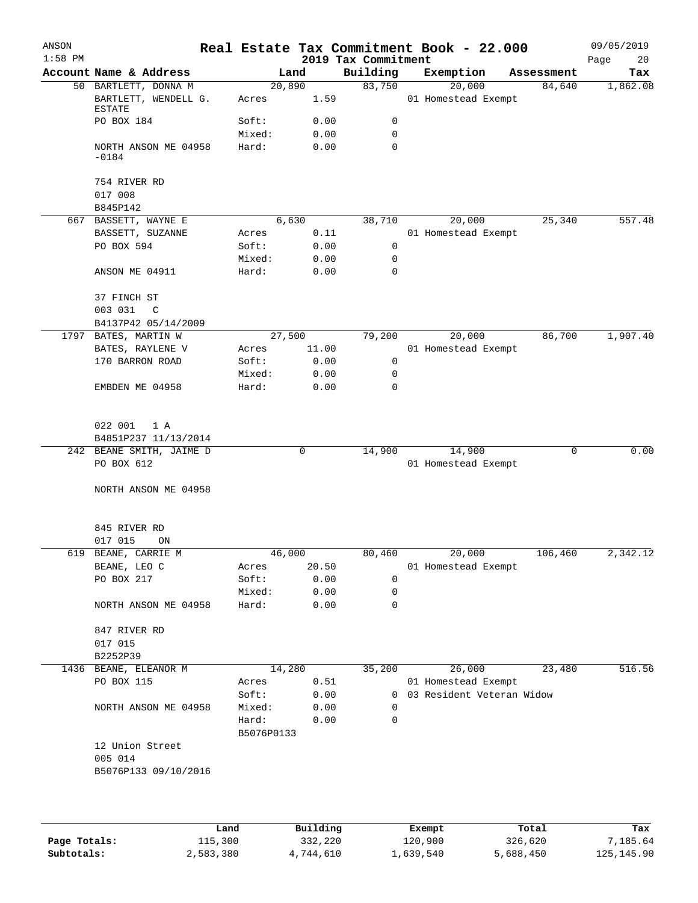# Real Estate Tax Commitment Book - 22.000

ANSON 09/05/2019
1:58 PM

## 2019 Tax Commitment

| Account Name & Address | Land | | Building | Exemption | Assessment | Tax |
|---|---|---|---|---|---|---|
| 50 BARTLETT, DONNA M | 20,890 | | 83,750 | 20,000 | 84,640 | 1,862.08 |
| BARTLETT, WENDELL G. ESTATE | Acres | 1.59 | | 01 Homestead Exempt | | |
| PO BOX 184 | Soft: | 0.00 | 0 | | | |
| | Mixed: | 0.00 | 0 | | | |
| NORTH ANSON ME 04958 -0184 | Hard: | 0.00 | 0 | | | |
| 754 RIVER RD | | | | | | |
| 017 008 | | | | | | |
| B845P142 | | | | | | |
| 667 BASSETT, WAYNE E | 6,630 | | 38,710 | 20,000 | 25,340 | 557.48 |
| BASSETT, SUZANNE | Acres | 0.11 | | 01 Homestead Exempt | | |
| PO BOX 594 | Soft: | 0.00 | 0 | | | |
| | Mixed: | 0.00 | 0 | | | |
| ANSON ME 04911 | Hard: | 0.00 | 0 | | | |
| 37 FINCH ST | | | | | | |
| 003 031 C | | | | | | |
| B4137P42 05/14/2009 | | | | | | |
| 1797 BATES, MARTIN W | 27,500 | | 79,200 | 20,000 | 86,700 | 1,907.40 |
| BATES, RAYLENE V | Acres | 11.00 | | 01 Homestead Exempt | | |
| 170 BARRON ROAD | Soft: | 0.00 | 0 | | | |
| | Mixed: | 0.00 | 0 | | | |
| EMBDEN ME 04958 | Hard: | 0.00 | 0 | | | |
| 022 001 1 A | | | | | | |
| B4851P237 11/13/2014 | | | | | | |
| 242 BEANE SMITH, JAIME D | 0 | | 14,900 | 14,900 | 0 | 0.00 |
| PO BOX 612 | | | | 01 Homestead Exempt | | |
| NORTH ANSON ME 04958 | | | | | | |
| 845 RIVER RD | | | | | | |
| 017 015 ON | | | | | | |
| 619 BEANE, CARRIE M | 46,000 | | 80,460 | 20,000 | 106,460 | 2,342.12 |
| BEANE, LEO C | Acres | 20.50 | | 01 Homestead Exempt | | |
| PO BOX 217 | Soft: | 0.00 | 0 | | | |
| | Mixed: | 0.00 | 0 | | | |
| NORTH ANSON ME 04958 | Hard: | 0.00 | 0 | | | |
| 847 RIVER RD | | | | | | |
| 017 015 | | | | | | |
| B2252P39 | | | | | | |
| 1436 BEANE, ELEANOR M | 14,280 | | 35,200 | 26,000 | 23,480 | 516.56 |
| PO BOX 115 | Acres | 0.51 | | 01 Homestead Exempt | | |
| | Soft: | 0.00 | 0 | 03 Resident Veteran Widow | | |
| NORTH ANSON ME 04958 | Mixed: | 0.00 | 0 | | | |
| | Hard: | 0.00 | 0 | | | |
| | B5076P0133 | | | | | |
| 12 Union Street | | | | | | |
| 005 014 | | | | | | |
| B5076P133 09/10/2016 | | | | | | |

| | Land | Building | Exempt | Total | Tax |
|---|---|---|---|---|---|
| Page Totals: | 115,300 | 332,220 | 120,900 | 326,620 | 7,185.64 |
| Subtotals: | 2,583,380 | 4,744,610 | 1,639,540 | 5,688,450 | 125,145.90 |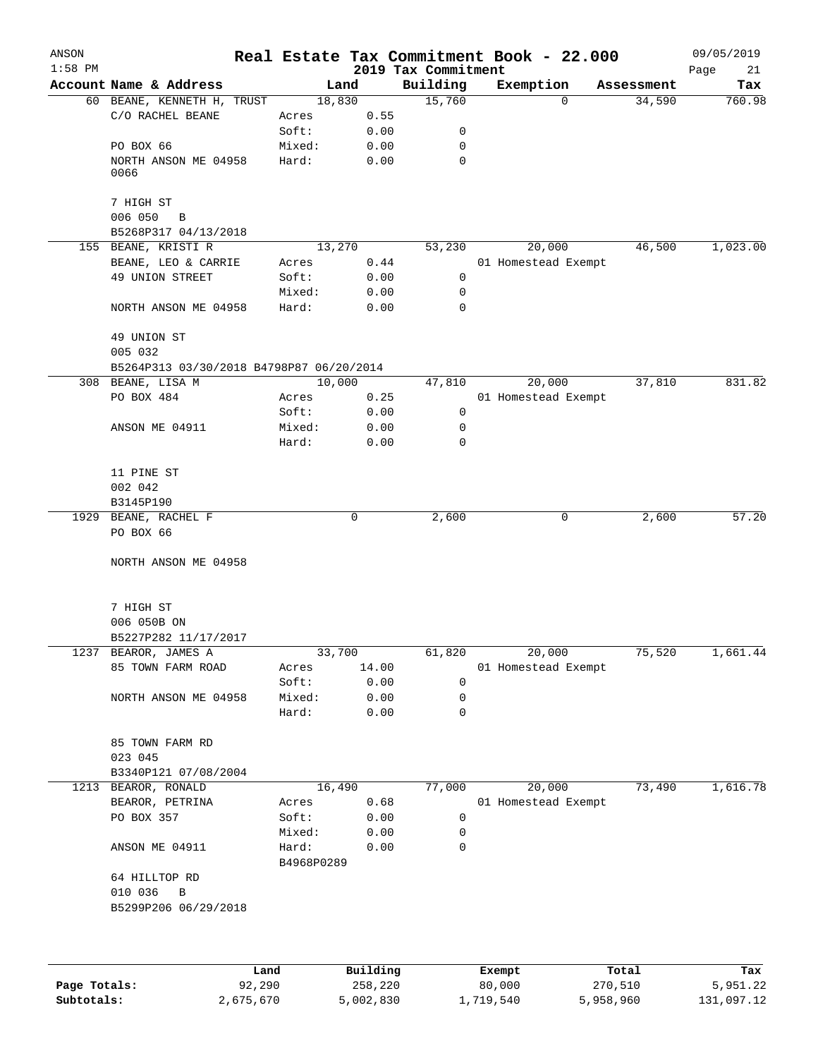# Real Estate Tax Commitment Book - 22.000

ANSON
1:58 PM

2019 Tax Commitment

09/05/2019

| Account Name & Address | Land | | Building | Exemption | Assessment | Tax |
|---|---|---|---|---|---|---|
| 60 BEANE, KENNETH H, TRUST | 18,830 | | 15,760 | 0 | 34,590 | 760.98 |
| C/O RACHEL BEANE | Acres | 0.55 | | | | |
| | Soft: | 0.00 | 0 | | | |
| PO BOX 66 | Mixed: | 0.00 | 0 | | | |
| NORTH ANSON ME 04958 0066 | Hard: | 0.00 | 0 | | | |
| 7 HIGH ST | | | | | | |
| 006 050 B | | | | | | |
| B5268P317 04/13/2018 | | | | | | |
| 155 BEANE, KRISTI R | 13,270 | | 53,230 | 20,000 | 46,500 | 1,023.00 |
| BEANE, LEO & CARRIE | Acres | 0.44 | | 01 Homestead Exempt | | |
| 49 UNION STREET | Soft: | 0.00 | 0 | | | |
| | Mixed: | 0.00 | 0 | | | |
| NORTH ANSON ME 04958 | Hard: | 0.00 | 0 | | | |
| 49 UNION ST | | | | | | |
| 005 032 | | | | | | |
| B5264P313 03/30/2018 B4798P87 06/20/2014 | | | | | | |
| 308 BEANE, LISA M | 10,000 | | 47,810 | 20,000 | 37,810 | 831.82 |
| PO BOX 484 | Acres | 0.25 | | 01 Homestead Exempt | | |
| | Soft: | 0.00 | 0 | | | |
| ANSON ME 04911 | Mixed: | 0.00 | 0 | | | |
| | Hard: | 0.00 | 0 | | | |
| 11 PINE ST | | | | | | |
| 002 042 | | | | | | |
| B3145P190 | | | | | | |
| 1929 BEANE, RACHEL F | 0 | | 2,600 | 0 | 2,600 | 57.20 |
| PO BOX 66 | | | | | | |
| NORTH ANSON ME 04958 | | | | | | |
| 7 HIGH ST | | | | | | |
| 006 050B ON | | | | | | |
| B5227P282 11/17/2017 | | | | | | |
| 1237 BEAROR, JAMES A | 33,700 | | 61,820 | 20,000 | 75,520 | 1,661.44 |
| 85 TOWN FARM ROAD | Acres | 14.00 | | 01 Homestead Exempt | | |
| | Soft: | 0.00 | 0 | | | |
| NORTH ANSON ME 04958 | Mixed: | 0.00 | 0 | | | |
| | Hard: | 0.00 | 0 | | | |
| 85 TOWN FARM RD | | | | | | |
| 023 045 | | | | | | |
| B3340P121 07/08/2004 | | | | | | |
| 1213 BEAROR, RONALD | 16,490 | | 77,000 | 20,000 | 73,490 | 1,616.78 |
| BEAROR, PETRINA | Acres | 0.68 | | 01 Homestead Exempt | | |
| PO BOX 357 | Soft: | 0.00 | 0 | | | |
| | Mixed: | 0.00 | 0 | | | |
| ANSON ME 04911 | Hard: | 0.00 | 0 | | | |
| | B4968P0289 | | | | | |
| 64 HILLTOP RD | | | | | | |
| 010 036 B | | | | | | |
| B5299P206 06/29/2018 | | | | | | |

| | Land | Building | Exempt | Total | Tax |
|---|---|---|---|---|---|
| Page Totals: | 92,290 | 258,220 | 80,000 | 270,510 | 5,951.22 |
| Subtotals: | 2,675,670 | 5,002,830 | 1,719,540 | 5,958,960 | 131,097.12 |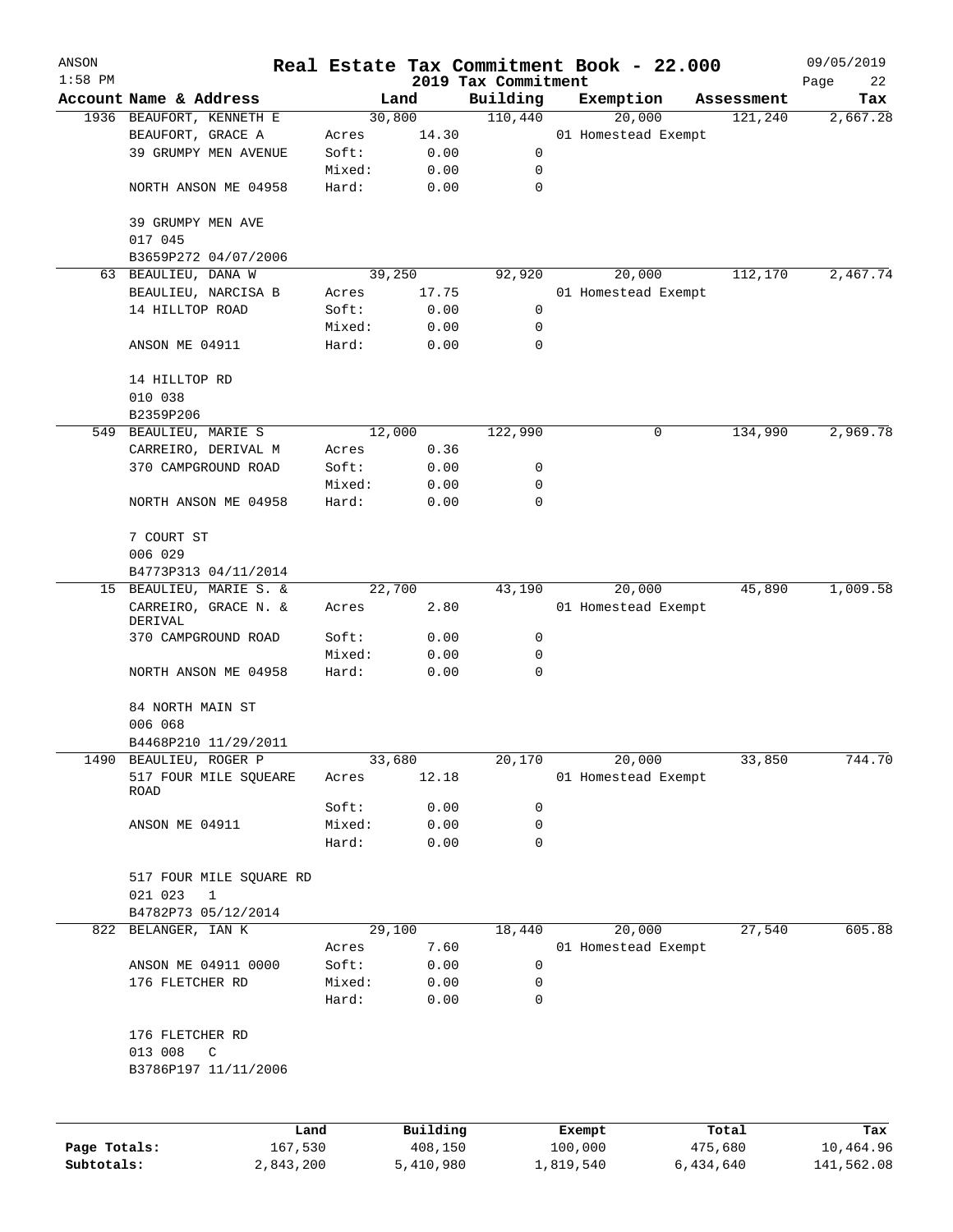# Real Estate Tax Commitment Book - 22.000

ANSON 1:58 PM — 2019 Tax Commitment — 09/05/2019

| Account Name & Address | | Land | Building | Exemption | Assessment | Tax |
|---|---|---|---|---|---|---|
| 1936 BEAUFORT, KENNETH E | | 30,800 | 110,440 | 20,000 | 121,240 | 2,667.28 |
| BEAUFORT, GRACE A | Acres | 14.30 | | 01 Homestead Exempt | | |
| 39 GRUMPY MEN AVENUE | Soft: | 0.00 | 0 | | | |
| | Mixed: | 0.00 | 0 | | | |
| NORTH ANSON ME 04958 | Hard: | 0.00 | 0 | | | |
| 39 GRUMPY MEN AVE | | | | | | |
| 017 045 | | | | | | |
| B3659P272 04/07/2006 | | | | | | |
| 63 BEAULIEU, DANA W | | 39,250 | 92,920 | 20,000 | 112,170 | 2,467.74 |
| BEAULIEU, NARCISA B | Acres | 17.75 | | 01 Homestead Exempt | | |
| 14 HILLTOP ROAD | Soft: | 0.00 | 0 | | | |
| | Mixed: | 0.00 | 0 | | | |
| ANSON ME 04911 | Hard: | 0.00 | 0 | | | |
| 14 HILLTOP RD | | | | | | |
| 010 038 | | | | | | |
| B2359P206 | | | | | | |
| 549 BEAULIEU, MARIE S | | 12,000 | 122,990 | 0 | 134,990 | 2,969.78 |
| CARREIRO, DERIVAL M | Acres | 0.36 | | | | |
| 370 CAMPGROUND ROAD | Soft: | 0.00 | 0 | | | |
| | Mixed: | 0.00 | 0 | | | |
| NORTH ANSON ME 04958 | Hard: | 0.00 | 0 | | | |
| 7 COURT ST | | | | | | |
| 006 029 | | | | | | |
| B4773P313 04/11/2014 | | | | | | |
| 15 BEAULIEU, MARIE S. & | | 22,700 | 43,190 | 20,000 | 45,890 | 1,009.58 |
| CARREIRO, GRACE N. & DERIVAL | Acres | 2.80 | | 01 Homestead Exempt | | |
| 370 CAMPGROUND ROAD | Soft: | 0.00 | 0 | | | |
| | Mixed: | 0.00 | 0 | | | |
| NORTH ANSON ME 04958 | Hard: | 0.00 | 0 | | | |
| 84 NORTH MAIN ST | | | | | | |
| 006 068 | | | | | | |
| B4468P210 11/29/2011 | | | | | | |
| 1490 BEAULIEU, ROGER P | | 33,680 | 20,170 | 20,000 | 33,850 | 744.70 |
| 517 FOUR MILE SQUEARE ROAD | Acres | 12.18 | | 01 Homestead Exempt | | |
| | Soft: | 0.00 | 0 | | | |
| ANSON ME 04911 | Mixed: | 0.00 | 0 | | | |
| | Hard: | 0.00 | 0 | | | |
| 517 FOUR MILE SQUARE RD | | | | | | |
| 021 023 1 | | | | | | |
| B4782P73 05/12/2014 | | | | | | |
| 822 BELANGER, IAN K | | 29,100 | 18,440 | 20,000 | 27,540 | 605.88 |
| | Acres | 7.60 | | 01 Homestead Exempt | | |
| ANSON ME 04911 0000 | Soft: | 0.00 | 0 | | | |
| 176 FLETCHER RD | Mixed: | 0.00 | 0 | | | |
| | Hard: | 0.00 | 0 | | | |
| 176 FLETCHER RD | | | | | | |
| 013 008 C | | | | | | |
| B3786P197 11/11/2006 | | | | | | |

| | Land | Building | Exempt | Total | Tax |
|---|---|---|---|---|---|
| Page Totals: | 167,530 | 408,150 | 100,000 | 475,680 | 10,464.96 |
| Subtotals: | 2,843,200 | 5,410,980 | 1,819,540 | 6,434,640 | 141,562.08 |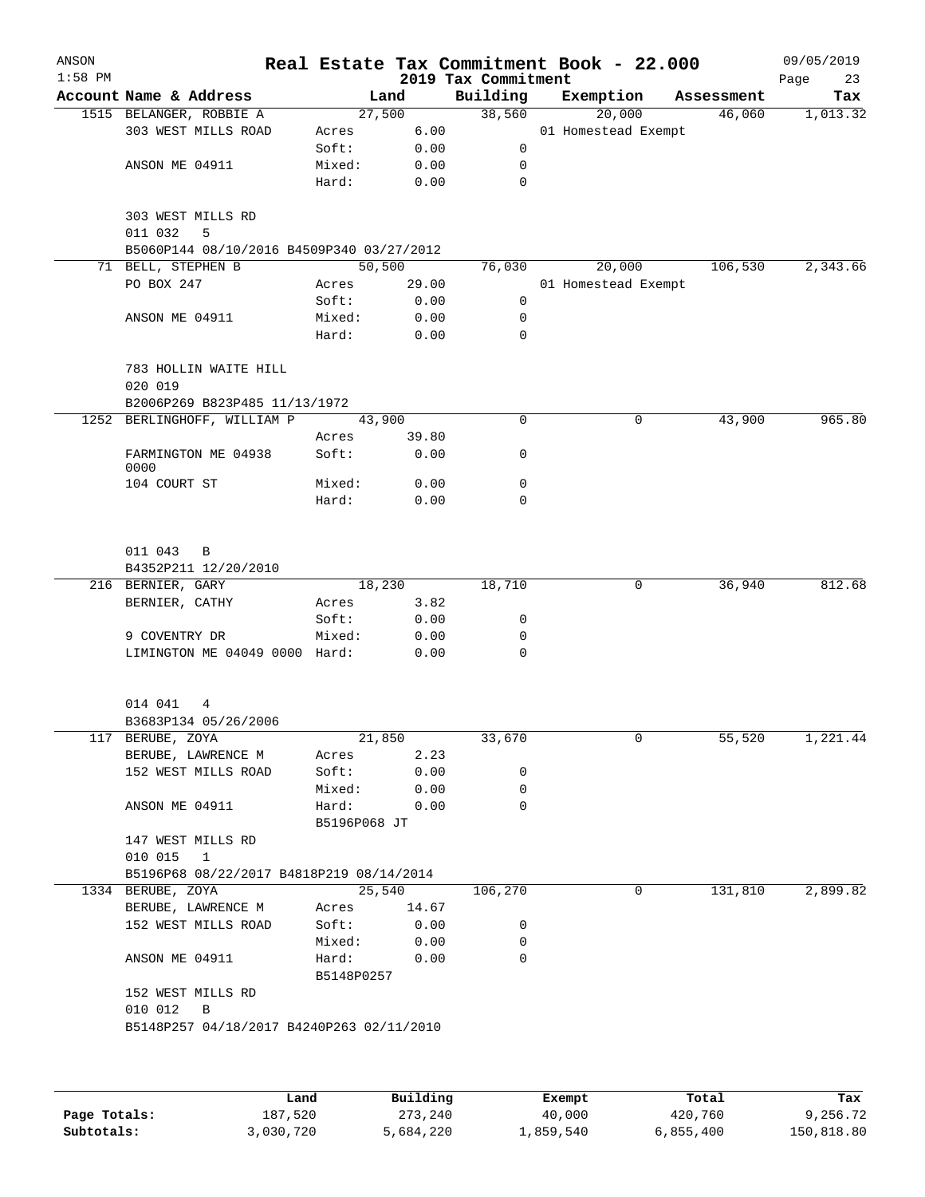# Real Estate Tax Commitment Book - 22.000

ANSON 1:58 PM — 2019 Tax Commitment — 09/05/2019

| Account Name & Address | | Land | Building | Exemption | Assessment | Tax |
|---|---|---|---|---|---|---|
| 1515 BELANGER, ROBBIE A | | 27,500 | 38,560 | 20,000 | 46,060 | 1,013.32 |
| 303 WEST MILLS ROAD | Acres | 6.00 | | 01 Homestead Exempt | | |
| | Soft: | 0.00 | 0 | | | |
| ANSON ME 04911 | Mixed: | 0.00 | 0 | | | |
| | Hard: | 0.00 | 0 | | | |
| 303 WEST MILLS RD | | | | | | |
| 011 032 5 | | | | | | |
| B5060P144 08/10/2016 B4509P340 03/27/2012 | | | | | | |
| 71 BELL, STEPHEN B | | 50,500 | 76,030 | 20,000 | 106,530 | 2,343.66 |
| PO BOX 247 | Acres | 29.00 | | 01 Homestead Exempt | | |
| | Soft: | 0.00 | 0 | | | |
| ANSON ME 04911 | Mixed: | 0.00 | 0 | | | |
| | Hard: | 0.00 | 0 | | | |
| 783 HOLLIN WAITE HILL | | | | | | |
| 020 019 | | | | | | |
| B2006P269 B823P485 11/13/1972 | | | | | | |
| 1252 BERLINGHOFF, WILLIAM P | | 43,900 | 0 | 0 | 43,900 | 965.80 |
| | Acres | 39.80 | | | | |
| FARMINGTON ME 04938 0000 | Soft: | 0.00 | 0 | | | |
| 104 COURT ST | Mixed: | 0.00 | 0 | | | |
| | Hard: | 0.00 | 0 | | | |
| 011 043 B | | | | | | |
| B4352P211 12/20/2010 | | | | | | |
| 216 BERNIER, GARY | | 18,230 | 18,710 | 0 | 36,940 | 812.68 |
| BERNIER, CATHY | Acres | 3.82 | | | | |
| | Soft: | 0.00 | 0 | | | |
| 9 COVENTRY DR | Mixed: | 0.00 | 0 | | | |
| LIMINGTON ME 04049 0000 | Hard: | 0.00 | 0 | | | |
| 014 041 4 | | | | | | |
| B3683P134 05/26/2006 | | | | | | |
| 117 BERUBE, ZOYA | | 21,850 | 33,670 | 0 | 55,520 | 1,221.44 |
| BERUBE, LAWRENCE M | Acres | 2.23 | | | | |
| 152 WEST MILLS ROAD | Soft: | 0.00 | 0 | | | |
| | Mixed: | 0.00 | 0 | | | |
| ANSON ME 04911 | Hard: | 0.00 | 0 | | | |
| | B5196P068 JT | | | | | |
| 147 WEST MILLS RD | | | | | | |
| 010 015 1 | | | | | | |
| B5196P68 08/22/2017 B4818P219 08/14/2014 | | | | | | |
| 1334 BERUBE, ZOYA | | 25,540 | 106,270 | 0 | 131,810 | 2,899.82 |
| BERUBE, LAWRENCE M | Acres | 14.67 | | | | |
| 152 WEST MILLS ROAD | Soft: | 0.00 | 0 | | | |
| | Mixed: | 0.00 | 0 | | | |
| ANSON ME 04911 | Hard: | 0.00 | 0 | | | |
| | B5148P0257 | | | | | |
| 152 WEST MILLS RD | | | | | | |
| 010 012 B | | | | | | |
| B5148P257 04/18/2017 B4240P263 02/11/2010 | | | | | | |

| | Land | Building | Exempt | Total | Tax |
|---|---|---|---|---|---|
| Page Totals: | 187,520 | 273,240 | 40,000 | 420,760 | 9,256.72 |
| Subtotals: | 3,030,720 | 5,684,220 | 1,859,540 | 6,855,400 | 150,818.80 |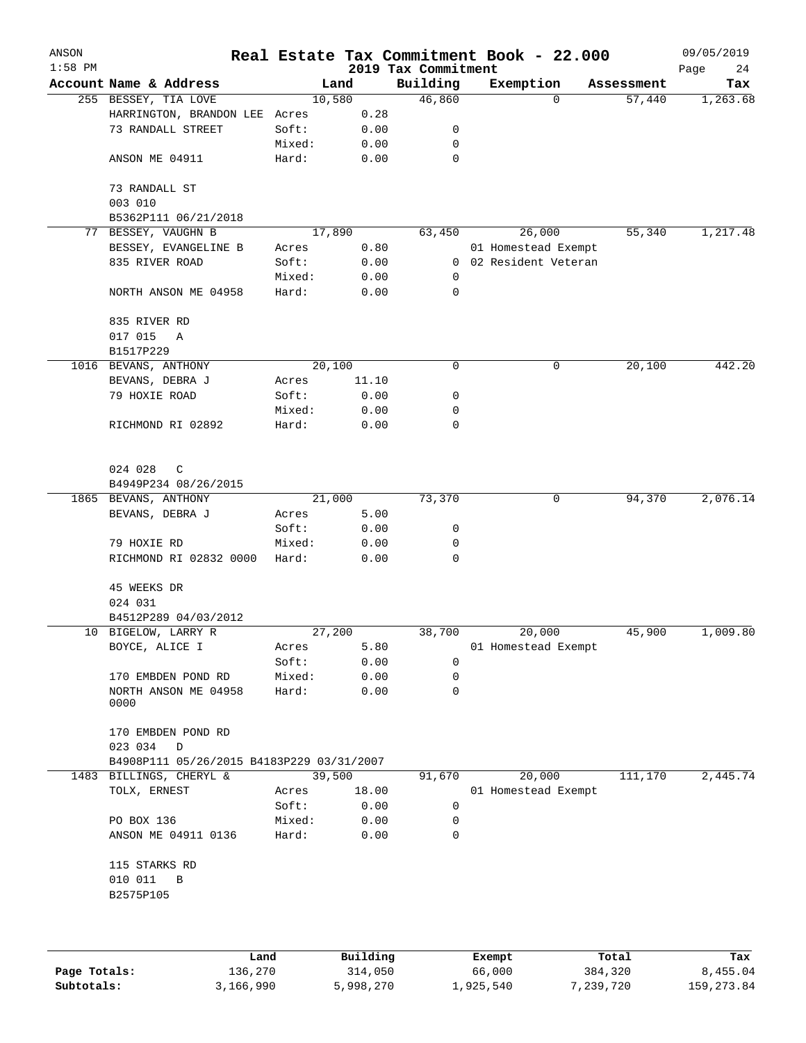# Real Estate Tax Commitment Book - 22.000

ANSON
1:58 PM

2019 Tax Commitment

09/05/2019

| Account | Name & Address | Land | | Building | Exemption | Assessment | Tax |
|---|---|---|---|---|---|---|---|
| 255 | BESSEY, TIA LOVE | 10,580 | | 46,860 | 0 | 57,440 | 1,263.68 |
| | HARRINGTON, BRANDON LEE | Acres | 0.28 | | | | |
| | 73 RANDALL STREET | Soft: | 0.00 | 0 | | | |
| | | Mixed: | 0.00 | 0 | | | |
| | ANSON ME 04911 | Hard: | 0.00 | 0 | | | |
| | 73 RANDALL ST | | | | | | |
| | 003 010 | | | | | | |
| | B5362P111 06/21/2018 | | | | | | |
| 77 | BESSEY, VAUGHN B | 17,890 | | 63,450 | 26,000 | 55,340 | 1,217.48 |
| | BESSEY, EVANGELINE B | Acres | 0.80 | | 01 Homestead Exempt | | |
| | 835 RIVER ROAD | Soft: | 0.00 | 0 | 02 Resident Veteran | | |
| | | Mixed: | 0.00 | 0 | | | |
| | NORTH ANSON ME 04958 | Hard: | 0.00 | 0 | | | |
| | 835 RIVER RD | | | | | | |
| | 017 015 A | | | | | | |
| | B1517P229 | | | | | | |
| 1016 | BEVANS, ANTHONY | 20,100 | | 0 | 0 | 20,100 | 442.20 |
| | BEVANS, DEBRA J | Acres | 11.10 | | | | |
| | 79 HOXIE ROAD | Soft: | 0.00 | 0 | | | |
| | | Mixed: | 0.00 | 0 | | | |
| | RICHMOND RI 02892 | Hard: | 0.00 | 0 | | | |
| | 024 028 C | | | | | | |
| | B4949P234 08/26/2015 | | | | | | |
| 1865 | BEVANS, ANTHONY | 21,000 | | 73,370 | 0 | 94,370 | 2,076.14 |
| | BEVANS, DEBRA J | Acres | 5.00 | | | | |
| | | Soft: | 0.00 | 0 | | | |
| | 79 HOXIE RD | Mixed: | 0.00 | 0 | | | |
| | RICHMOND RI 02832 0000 | Hard: | 0.00 | 0 | | | |
| | 45 WEEKS DR | | | | | | |
| | 024 031 | | | | | | |
| | B4512P289 04/03/2012 | | | | | | |
| 10 | BIGELOW, LARRY R | 27,200 | | 38,700 | 20,000 | 45,900 | 1,009.80 |
| | BOYCE, ALICE I | Acres | 5.80 | | 01 Homestead Exempt | | |
| | | Soft: | 0.00 | 0 | | | |
| | 170 EMBDEN POND RD | Mixed: | 0.00 | 0 | | | |
| | NORTH ANSON ME 04958 0000 | Hard: | 0.00 | 0 | | | |
| | 170 EMBDEN POND RD | | | | | | |
| | 023 034 D | | | | | | |
| | B4908P111 05/26/2015 B4183P229 03/31/2007 | | | | | | |
| 1483 | BILLINGS, CHERYL & | 39,500 | | 91,670 | 20,000 | 111,170 | 2,445.74 |
| | TOLX, ERNEST | Acres | 18.00 | | 01 Homestead Exempt | | |
| | | Soft: | 0.00 | 0 | | | |
| | PO BOX 136 | Mixed: | 0.00 | 0 | | | |
| | ANSON ME 04911 0136 | Hard: | 0.00 | 0 | | | |
| | 115 STARKS RD | | | | | | |
| | 010 011 B | | | | | | |
| | B2575P105 | | | | | | |

| | Land | Building | Exempt | Total | Tax |
|---|---|---|---|---|---|
| Page Totals: | 136,270 | 314,050 | 66,000 | 384,320 | 8,455.04 |
| Subtotals: | 3,166,990 | 5,998,270 | 1,925,540 | 7,239,720 | 159,273.84 |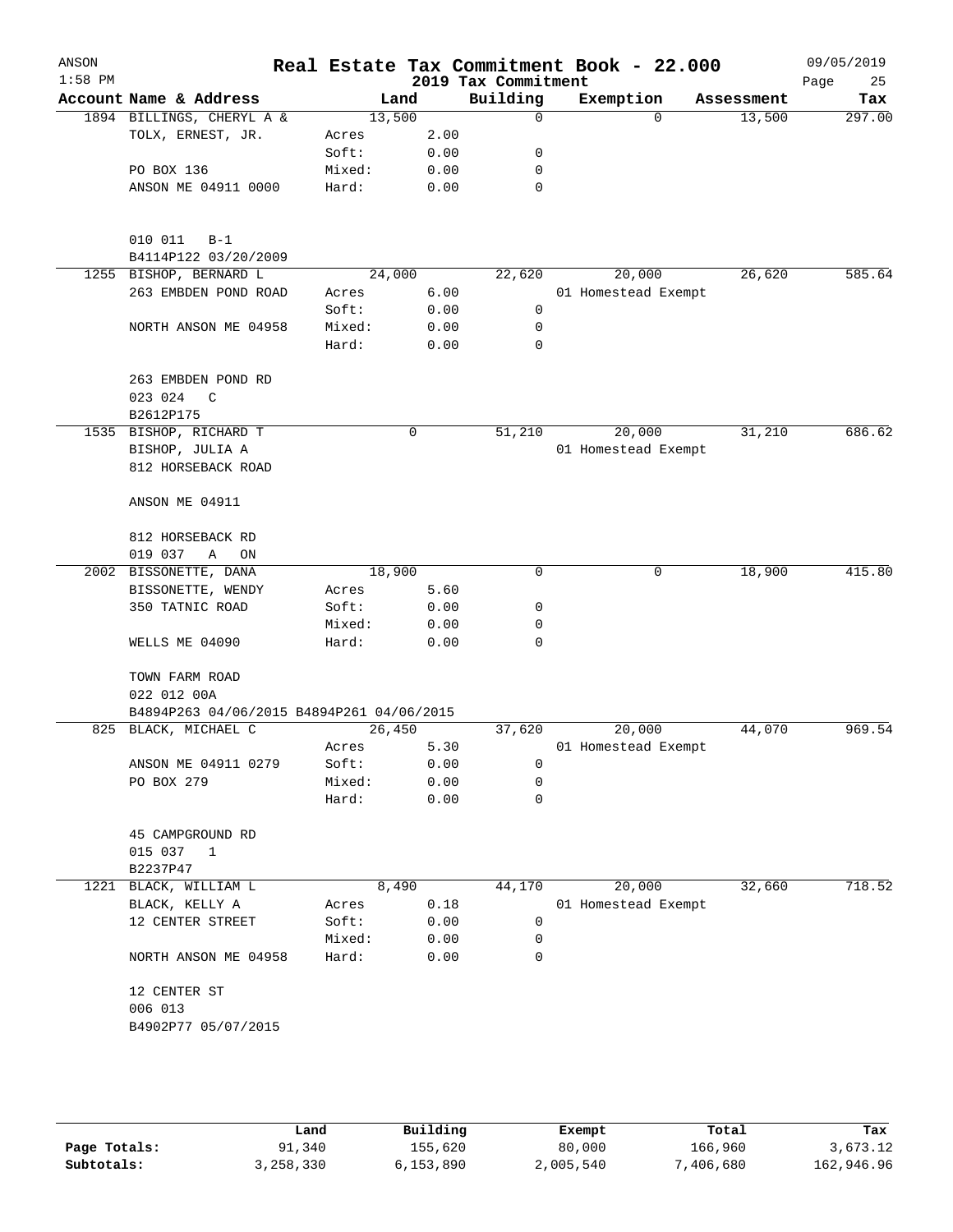# Real Estate Tax Commitment Book - 22.000

ANSON
1:58 PM

2019 Tax Commitment

09/05/2019

| Account Name & Address | Land | | Building | Exemption | Assessment | Tax |
|---|---|---|---|---|---|---|
| 1894 BILLINGS, CHERYL A & | 13,500 | | 0 | 0 | 13,500 | 297.00 |
| TOLX, ERNEST, JR. | Acres | 2.00 | | | | |
| | Soft: | 0.00 | 0 | | | |
| PO BOX 136 | Mixed: | 0.00 | 0 | | | |
| ANSON ME 04911 0000 | Hard: | 0.00 | 0 | | | |
| 010 011 B-1 | | | | | | |
| B4114P122 03/20/2009 | | | | | | |
| 1255 BISHOP, BERNARD L | 24,000 | | 22,620 | 20,000 | 26,620 | 585.64 |
| 263 EMBDEN POND ROAD | Acres | 6.00 | | 01 Homestead Exempt | | |
| | Soft: | 0.00 | 0 | | | |
| NORTH ANSON ME 04958 | Mixed: | 0.00 | 0 | | | |
| | Hard: | 0.00 | 0 | | | |
| 263 EMBDEN POND RD | | | | | | |
| 023 024 C | | | | | | |
| B2612P175 | | | | | | |
| 1535 BISHOP, RICHARD T | 0 | | 51,210 | 20,000 | 31,210 | 686.62 |
| BISHOP, JULIA A | | | | 01 Homestead Exempt | | |
| 812 HORSEBACK ROAD | | | | | | |
| ANSON ME 04911 | | | | | | |
| 812 HORSEBACK RD | | | | | | |
| 019 037 A ON | | | | | | |
| 2002 BISSONETTE, DANA | 18,900 | | 0 | 0 | 18,900 | 415.80 |
| BISSONETTE, WENDY | Acres | 5.60 | | | | |
| 350 TATNIC ROAD | Soft: | 0.00 | 0 | | | |
| | Mixed: | 0.00 | 0 | | | |
| WELLS ME 04090 | Hard: | 0.00 | 0 | | | |
| TOWN FARM ROAD | | | | | | |
| 022 012 00A | | | | | | |
| B4894P263 04/06/2015 B4894P261 04/06/2015 | | | | | | |
| 825 BLACK, MICHAEL C | 26,450 | | 37,620 | 20,000 | 44,070 | 969.54 |
| | Acres | 5.30 | | 01 Homestead Exempt | | |
| ANSON ME 04911 0279 | Soft: | 0.00 | 0 | | | |
| PO BOX 279 | Mixed: | 0.00 | 0 | | | |
| | Hard: | 0.00 | 0 | | | |
| 45 CAMPGROUND RD | | | | | | |
| 015 037 1 | | | | | | |
| B2237P47 | | | | | | |
| 1221 BLACK, WILLIAM L | 8,490 | | 44,170 | 20,000 | 32,660 | 718.52 |
| BLACK, KELLY A | Acres | 0.18 | | 01 Homestead Exempt | | |
| 12 CENTER STREET | Soft: | 0.00 | 0 | | | |
| | Mixed: | 0.00 | 0 | | | |
| NORTH ANSON ME 04958 | Hard: | 0.00 | 0 | | | |
| 12 CENTER ST | | | | | | |
| 006 013 | | | | | | |
| B4902P77 05/07/2015 | | | | | | |

| | Land | Building | Exempt | Total | Tax |
|---|---|---|---|---|---|
| Page Totals: | 91,340 | 155,620 | 80,000 | 166,960 | 3,673.12 |
| Subtotals: | 3,258,330 | 6,153,890 | 2,005,540 | 7,406,680 | 162,946.96 |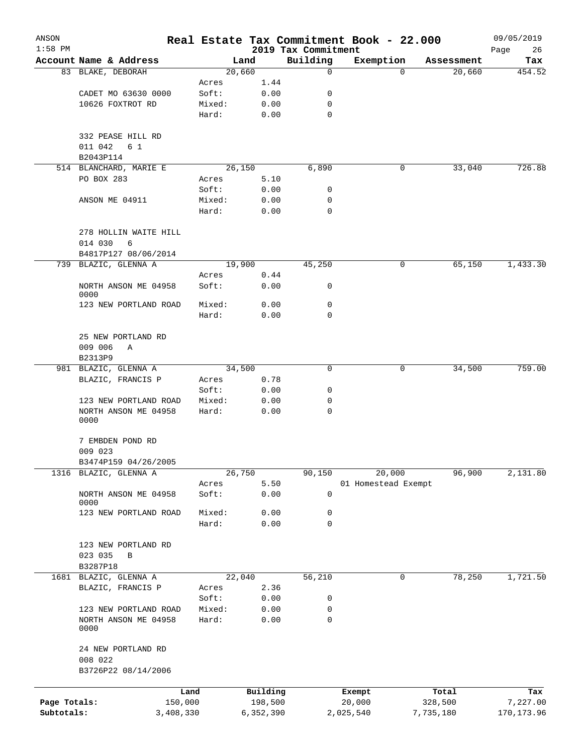# Real Estate Tax Commitment Book - 22.000

ANSON 1:58 PM — 2019 Tax Commitment — 09/05/2019

| Account Name & Address | Land | | Building | Exemption | Assessment | Tax |
|---|---|---|---|---|---|---|
| 83 BLAKE, DEBORAH | 20,660 | | 0 | 0 | 20,660 | 454.52 |
| | Acres | 1.44 | | | | |
| CADET MO 63630 0000 | Soft: | 0.00 | 0 | | | |
| 10626 FOXTROT RD | Mixed: | 0.00 | 0 | | | |
| | Hard: | 0.00 | 0 | | | |
| 332 PEASE HILL RD | | | | | | |
| 011 042 6 1 | | | | | | |
| B2043P114 | | | | | | |
| 514 BLANCHARD, MARIE E | 26,150 | | 6,890 | 0 | 33,040 | 726.88 |
| PO BOX 283 | Acres | 5.10 | | | | |
| | Soft: | 0.00 | 0 | | | |
| ANSON ME 04911 | Mixed: | 0.00 | 0 | | | |
| | Hard: | 0.00 | 0 | | | |
| 278 HOLLIN WAITE HILL | | | | | | |
| 014 030 6 | | | | | | |
| B4817P127 08/06/2014 | | | | | | |
| 739 BLAZIC, GLENNA A | 19,900 | | 45,250 | 0 | 65,150 | 1,433.30 |
| | Acres | 0.44 | | | | |
| NORTH ANSON ME 04958 0000 | Soft: | 0.00 | 0 | | | |
| 123 NEW PORTLAND ROAD | Mixed: | 0.00 | 0 | | | |
| | Hard: | 0.00 | 0 | | | |
| 25 NEW PORTLAND RD | | | | | | |
| 009 006 A | | | | | | |
| B2313P9 | | | | | | |
| 981 BLAZIC, GLENNA A | 34,500 | | 0 | 0 | 34,500 | 759.00 |
| BLAZIC, FRANCIS P | Acres | 0.78 | | | | |
| | Soft: | 0.00 | 0 | | | |
| 123 NEW PORTLAND ROAD | Mixed: | 0.00 | 0 | | | |
| NORTH ANSON ME 04958 0000 | Hard: | 0.00 | 0 | | | |
| 7 EMBDEN POND RD | | | | | | |
| 009 023 | | | | | | |
| B3474P159 04/26/2005 | | | | | | |
| 1316 BLAZIC, GLENNA A | 26,750 | | 90,150 | 20,000 | 96,900 | 2,131.80 |
| | Acres | 5.50 | | 01 Homestead Exempt | | |
| NORTH ANSON ME 04958 0000 | Soft: | 0.00 | 0 | | | |
| 123 NEW PORTLAND ROAD | Mixed: | 0.00 | 0 | | | |
| | Hard: | 0.00 | 0 | | | |
| 123 NEW PORTLAND RD | | | | | | |
| 023 035 B | | | | | | |
| B3287P18 | | | | | | |
| 1681 BLAZIC, GLENNA A | 22,040 | | 56,210 | 0 | 78,250 | 1,721.50 |
| BLAZIC, FRANCIS P | Acres | 2.36 | | | | |
| | Soft: | 0.00 | 0 | | | |
| 123 NEW PORTLAND ROAD | Mixed: | 0.00 | 0 | | | |
| NORTH ANSON ME 04958 0000 | Hard: | 0.00 | 0 | | | |
| 24 NEW PORTLAND RD | | | | | | |
| 008 022 | | | | | | |
| B3726P22 08/14/2006 | | | | | | |

| | Land | Building | Exempt | Total | Tax |
|---|---|---|---|---|---|
| Page Totals: | 150,000 | 198,500 | 20,000 | 328,500 | 7,227.00 |
| Subtotals: | 3,408,330 | 6,352,390 | 2,025,540 | 7,735,180 | 170,173.96 |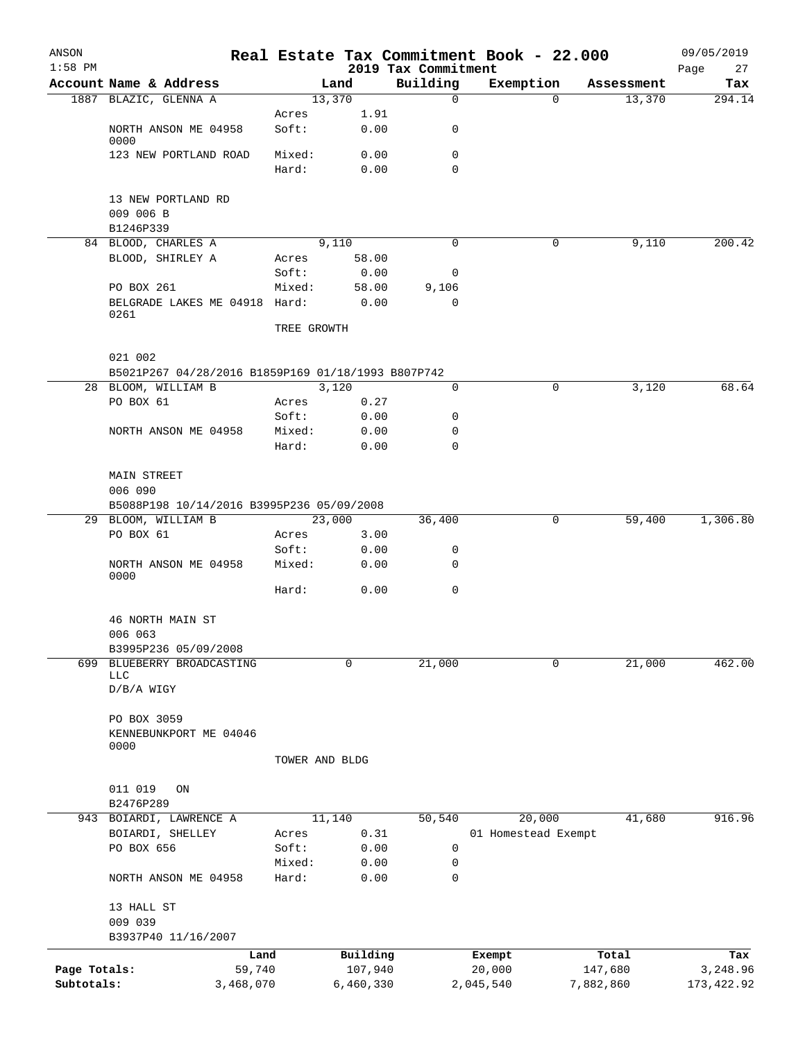ANSON
1:58 PM

# Real Estate Tax Commitment Book - 22.000

2019 Tax Commitment

09/05/2019

| Account Name & Address | | Land | Building | Exemption | Assessment | Tax |
|---|---|---|---|---|---|---|
| 1887 BLAZIC, GLENNA A | | 13,370 | 0 | 0 | 13,370 | 294.14 |
| | Acres | 1.91 | | | | |
| NORTH ANSON ME 04958 0000 | Soft: | 0.00 | 0 | | | |
| 123 NEW PORTLAND ROAD | Mixed: | 0.00 | 0 | | | |
| | Hard: | 0.00 | 0 | | | |
| 13 NEW PORTLAND RD | | | | | | |
| 009 006 B | | | | | | |
| B1246P339 | | | | | | |
| 84 BLOOD, CHARLES A | | 9,110 | 0 | 0 | 9,110 | 200.42 |
| BLOOD, SHIRLEY A | Acres | 58.00 | | | | |
| | Soft: | 0.00 | 0 | | | |
| PO BOX 261 | Mixed: | 58.00 | 9,106 | | | |
| BELGRADE LAKES ME 04918 0261 | Hard: | 0.00 | 0 | | | |
| | TREE GROWTH | | | | | |
| 021 002 | | | | | | |
| B5021P267 04/28/2016 B1859P169 01/18/1993 B807P742 | | | | | | |
| 28 BLOOM, WILLIAM B | | 3,120 | 0 | 0 | 3,120 | 68.64 |
| PO BOX 61 | Acres | 0.27 | | | | |
| | Soft: | 0.00 | 0 | | | |
| NORTH ANSON ME 04958 | Mixed: | 0.00 | 0 | | | |
| | Hard: | 0.00 | 0 | | | |
| MAIN STREET | | | | | | |
| 006 090 | | | | | | |
| B5088P198 10/14/2016 B3995P236 05/09/2008 | | | | | | |
| 29 BLOOM, WILLIAM B | | 23,000 | 36,400 | 0 | 59,400 | 1,306.80 |
| PO BOX 61 | Acres | 3.00 | | | | |
| | Soft: | 0.00 | 0 | | | |
| NORTH ANSON ME 04958 0000 | Mixed: | 0.00 | 0 | | | |
| | Hard: | 0.00 | 0 | | | |
| 46 NORTH MAIN ST | | | | | | |
| 006 063 | | | | | | |
| B3995P236 05/09/2008 | | | | | | |
| 699 BLUEBERRY BROADCASTING LLC | | 0 | 21,000 | 0 | 21,000 | 462.00 |
| D/B/A WIGY | | | | | | |
| PO BOX 3059 | | | | | | |
| KENNEBUNKPORT ME 04046 0000 | | | | | | |
| | TOWER AND BLDG | | | | | |
| 011 019 ON | | | | | | |
| B2476P289 | | | | | | |
| 943 BOIARDI, LAWRENCE A | | 11,140 | 50,540 | 20,000 | 41,680 | 916.96 |
| BOIARDI, SHELLEY | Acres | 0.31 | | 01 Homestead Exempt | | |
| PO BOX 656 | Soft: | 0.00 | 0 | | | |
| | Mixed: | 0.00 | 0 | | | |
| NORTH ANSON ME 04958 | Hard: | 0.00 | 0 | | | |
| 13 HALL ST | | | | | | |
| 009 039 | | | | | | |
| B3937P40 11/16/2007 | | | | | | |

| | Land | Building | Exempt | Total | Tax |
|---|---|---|---|---|---|
| Page Totals: | 59,740 | 107,940 | 20,000 | 147,680 | 3,248.96 |
| Subtotals: | 3,468,070 | 6,460,330 | 2,045,540 | 7,882,860 | 173,422.92 |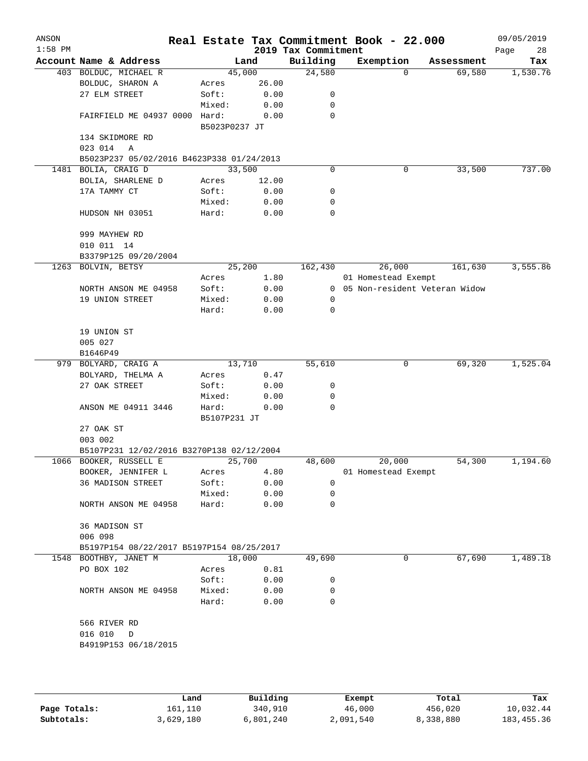# Real Estate Tax Commitment Book - 22.000

ANSON 1:58 PM — 2019 Tax Commitment — 09/05/2019

| Account | Name & Address | | Land | Building | Exemption | Assessment | Tax |
|---|---|---|---|---|---|---|---|
| 403 | BOLDUC, MICHAEL R | | 45,000 | 24,580 | 0 | 69,580 | 1,530.76 |
| | BOLDUC, SHARON A | Acres | 26.00 | | | | |
| | 27 ELM STREET | Soft: | 0.00 | 0 | | | |
| | | Mixed: | 0.00 | 0 | | | |
| | FAIRFIELD ME 04937 0000 | Hard: | 0.00 | 0 | | | |
| | | B5023P0237 JT | | | | | |
| | 134 SKIDMORE RD | | | | | | |
| | 023 014 A | | | | | | |
| | B5023P237 05/02/2016 B4623P338 01/24/2013 | | | | | | |
| 1481 | BOLIA, CRAIG D | | 33,500 | 0 | 0 | 33,500 | 737.00 |
| | BOLIA, SHARLENE D | Acres | 12.00 | | | | |
| | 17A TAMMY CT | Soft: | 0.00 | 0 | | | |
| | | Mixed: | 0.00 | 0 | | | |
| | HUDSON NH 03051 | Hard: | 0.00 | 0 | | | |
| | 999 MAYHEW RD | | | | | | |
| | 010 011 14 | | | | | | |
| | B3379P125 09/20/2004 | | | | | | |
| 1263 | BOLVIN, BETSY | | 25,200 | 162,430 | 26,000 | 161,630 | 3,555.86 |
| | | Acres | 1.80 | | 01 Homestead Exempt | | |
| | NORTH ANSON ME 04958 | Soft: | 0.00 | 0 | 05 Non-resident Veteran Widow | | |
| | 19 UNION STREET | Mixed: | 0.00 | 0 | | | |
| | | Hard: | 0.00 | 0 | | | |
| | 19 UNION ST | | | | | | |
| | 005 027 | | | | | | |
| | B1646P49 | | | | | | |
| 979 | BOLYARD, CRAIG A | | 13,710 | 55,610 | 0 | 69,320 | 1,525.04 |
| | BOLYARD, THELMA A | Acres | 0.47 | | | | |
| | 27 OAK STREET | Soft: | 0.00 | 0 | | | |
| | | Mixed: | 0.00 | 0 | | | |
| | ANSON ME 04911 3446 | Hard: | 0.00 | 0 | | | |
| | | B5107P231 JT | | | | | |
| | 27 OAK ST | | | | | | |
| | 003 002 | | | | | | |
| | B5107P231 12/02/2016 B3270P138 02/12/2004 | | | | | | |
| 1066 | BOOKER, RUSSELL E | | 25,700 | 48,600 | 20,000 | 54,300 | 1,194.60 |
| | BOOKER, JENNIFER L | Acres | 4.80 | | 01 Homestead Exempt | | |
| | 36 MADISON STREET | Soft: | 0.00 | 0 | | | |
| | | Mixed: | 0.00 | 0 | | | |
| | NORTH ANSON ME 04958 | Hard: | 0.00 | 0 | | | |
| | 36 MADISON ST | | | | | | |
| | 006 098 | | | | | | |
| | B5197P154 08/22/2017 B5197P154 08/25/2017 | | | | | | |
| 1548 | BOOTHBY, JANET M | | 18,000 | 49,690 | 0 | 67,690 | 1,489.18 |
| | PO BOX 102 | Acres | 0.81 | | | | |
| | | Soft: | 0.00 | 0 | | | |
| | NORTH ANSON ME 04958 | Mixed: | 0.00 | 0 | | | |
| | | Hard: | 0.00 | 0 | | | |
| | 566 RIVER RD | | | | | | |
| | 016 010 D | | | | | | |
| | B4919P153 06/18/2015 | | | | | | |

| | Land | Building | Exempt | Total | Tax |
|---|---|---|---|---|---|
| Page Totals: | 161,110 | 340,910 | 46,000 | 456,020 | 10,032.44 |
| Subtotals: | 3,629,180 | 6,801,240 | 2,091,540 | 8,338,880 | 183,455.36 |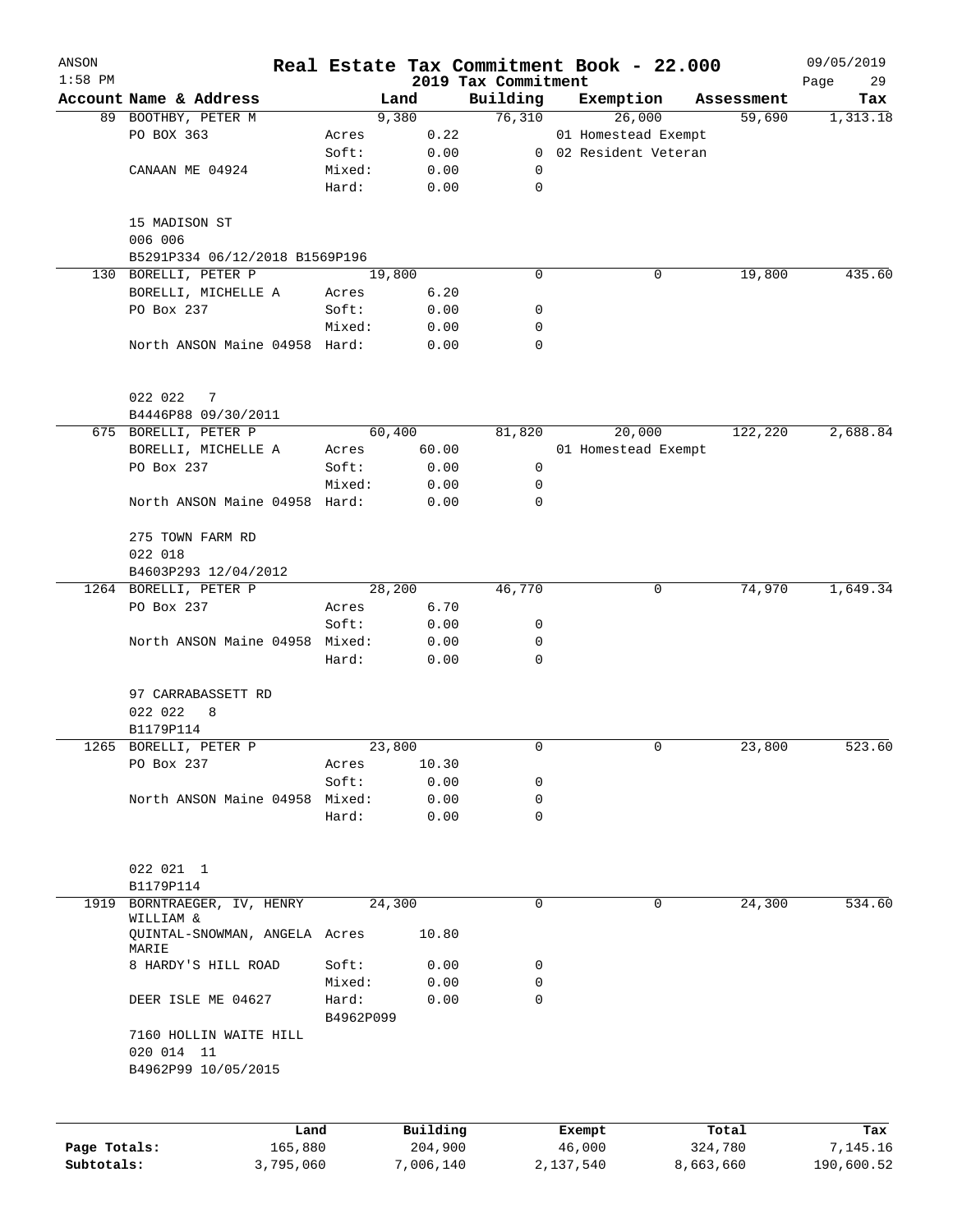# Real Estate Tax Commitment Book - 22.000

ANSON 1:58 PM — 2019 Tax Commitment — 09/05/2019

| Account Name & Address | Land | | Building | Exemption | Assessment | Tax |
|---|---|---|---|---|---|---|
| 89 BOOTHBY, PETER M | 9,380 | | 76,310 | 26,000 | 59,690 | 1,313.18 |
| PO BOX 363 | Acres | 0.22 | | 01 Homestead Exempt | | |
| | Soft: | 0.00 | 0 | 02 Resident Veteran | | |
| CANAAN ME 04924 | Mixed: | 0.00 | 0 | | | |
| | Hard: | 0.00 | 0 | | | |
| 15 MADISON ST | | | | | | |
| 006 006 | | | | | | |
| B5291P334 06/12/2018 B1569P196 | | | | | | |
| 130 BORELLI, PETER P | 19,800 | | 0 | 0 | 19,800 | 435.60 |
| BORELLI, MICHELLE A | Acres | 6.20 | | | | |
| PO Box 237 | Soft: | 0.00 | 0 | | | |
| | Mixed: | 0.00 | 0 | | | |
| North ANSON Maine 04958 | Hard: | 0.00 | 0 | | | |
| 022 022 7 | | | | | | |
| B4446P88 09/30/2011 | | | | | | |
| 675 BORELLI, PETER P | 60,400 | | 81,820 | 20,000 | 122,220 | 2,688.84 |
| BORELLI, MICHELLE A | Acres | 60.00 | | 01 Homestead Exempt | | |
| PO Box 237 | Soft: | 0.00 | 0 | | | |
| | Mixed: | 0.00 | 0 | | | |
| North ANSON Maine 04958 | Hard: | 0.00 | 0 | | | |
| 275 TOWN FARM RD | | | | | | |
| 022 018 | | | | | | |
| B4603P293 12/04/2012 | | | | | | |
| 1264 BORELLI, PETER P | 28,200 | | 46,770 | 0 | 74,970 | 1,649.34 |
| PO Box 237 | Acres | 6.70 | | | | |
| | Soft: | 0.00 | 0 | | | |
| North ANSON Maine 04958 | Mixed: | 0.00 | 0 | | | |
| | Hard: | 0.00 | 0 | | | |
| 97 CARRABASSETT RD | | | | | | |
| 022 022 8 | | | | | | |
| B1179P114 | | | | | | |
| 1265 BORELLI, PETER P | 23,800 | | 0 | 0 | 23,800 | 523.60 |
| PO Box 237 | Acres | 10.30 | | | | |
| | Soft: | 0.00 | 0 | | | |
| North ANSON Maine 04958 | Mixed: | 0.00 | 0 | | | |
| | Hard: | 0.00 | 0 | | | |
| 022 021 1 | | | | | | |
| B1179P114 | | | | | | |
| 1919 BORNTRAEGER, IV, HENRY WILLIAM & | 24,300 | | 0 | 0 | 24,300 | 534.60 |
| QUINTAL-SNOWMAN, ANGELA MARIE | Acres | 10.80 | | | | |
| 8 HARDY'S HILL ROAD | Soft: | 0.00 | 0 | | | |
| | Mixed: | 0.00 | 0 | | | |
| DEER ISLE ME 04627 | Hard: | 0.00 | 0 | | | |
| | B4962P099 | | | | | |
| 7160 HOLLIN WAITE HILL | | | | | | |
| 020 014 11 | | | | | | |
| B4962P99 10/05/2015 | | | | | | |

| | Land | Building | Exempt | Total | Tax |
|---|---|---|---|---|---|
| Page Totals: | 165,880 | 204,900 | 46,000 | 324,780 | 7,145.16 |
| Subtotals: | 3,795,060 | 7,006,140 | 2,137,540 | 8,663,660 | 190,600.52 |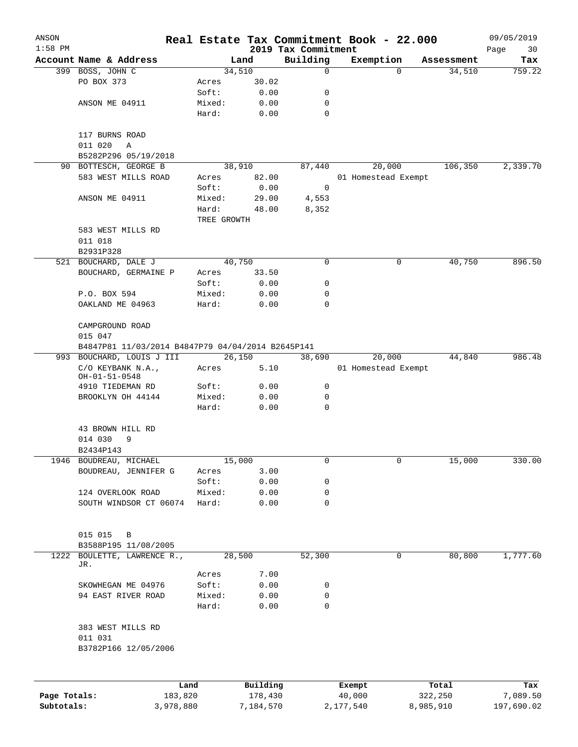ANSON

# Real Estate Tax Commitment Book - 22.000

09/05/2019

1:58 PM

2019 Tax Commitment

| Account Name & Address | | Land | Building | Exemption | Assessment | Tax |
|---|---|---|---|---|---|---|
| 399 BOSS, JOHN C | | 34,510 | 0 | 0 | 34,510 | 759.22 |
| PO BOX 373 | Acres | 30.02 | | | | |
| | Soft: | 0.00 | 0 | | | |
| ANSON ME 04911 | Mixed: | 0.00 | 0 | | | |
| | Hard: | 0.00 | 0 | | | |
| 117 BURNS ROAD | | | | | | |
| 011 020 A | | | | | | |
| B5282P296 05/19/2018 | | | | | | |
| 90 BOTTESCH, GEORGE B | | 38,910 | 87,440 | 20,000 | 106,350 | 2,339.70 |
| 583 WEST MILLS ROAD | Acres | 82.00 | | 01 Homestead Exempt | | |
| | Soft: | 0.00 | 0 | | | |
| ANSON ME 04911 | Mixed: | 29.00 | 4,553 | | | |
| | Hard: | 48.00 | 8,352 | | | |
| | TREE GROWTH | | | | | |
| 583 WEST MILLS RD | | | | | | |
| 011 018 | | | | | | |
| B2931P328 | | | | | | |
| 521 BOUCHARD, DALE J | | 40,750 | 0 | 0 | 40,750 | 896.50 |
| BOUCHARD, GERMAINE P | Acres | 33.50 | | | | |
| | Soft: | 0.00 | 0 | | | |
| P.O. BOX 594 | Mixed: | 0.00 | 0 | | | |
| OAKLAND ME 04963 | Hard: | 0.00 | 0 | | | |
| CAMPGROUND ROAD | | | | | | |
| 015 047 | | | | | | |
| B4847P81 11/03/2014 B4847P79 04/04/2014 B2645P141 | | | | | | |
| 993 BOUCHARD, LOUIS J III | | 26,150 | 38,690 | 20,000 | 44,840 | 986.48 |
| C/O KEYBANK N.A., OH-01-51-0548 | Acres | 5.10 | | 01 Homestead Exempt | | |
| 4910 TIEDEMAN RD | Soft: | 0.00 | 0 | | | |
| BROOKLYN OH 44144 | Mixed: | 0.00 | 0 | | | |
| | Hard: | 0.00 | 0 | | | |
| 43 BROWN HILL RD | | | | | | |
| 014 030 9 | | | | | | |
| B2434P143 | | | | | | |
| 1946 BOUDREAU, MICHAEL | | 15,000 | 0 | 0 | 15,000 | 330.00 |
| BOUDREAU, JENNIFER G | Acres | 3.00 | | | | |
| | Soft: | 0.00 | 0 | | | |
| 124 OVERLOOK ROAD | Mixed: | 0.00 | 0 | | | |
| SOUTH WINDSOR CT 06074 | Hard: | 0.00 | 0 | | | |
| 015 015 B | | | | | | |
| B3588P195 11/08/2005 | | | | | | |
| 1222 BOULETTE, LAWRENCE R., JR. | | 28,500 | 52,300 | 0 | 80,800 | 1,777.60 |
| | Acres | 7.00 | | | | |
| SKOWHEGAN ME 04976 | Soft: | 0.00 | 0 | | | |
| 94 EAST RIVER ROAD | Mixed: | 0.00 | 0 | | | |
| | Hard: | 0.00 | 0 | | | |
| 383 WEST MILLS RD | | | | | | |
| 011 031 | | | | | | |
| B3782P166 12/05/2006 | | | | | | |

| | Land | Building | Exempt | Total | Tax |
|---|---|---|---|---|---|
| Page Totals: | 183,820 | 178,430 | 40,000 | 322,250 | 7,089.50 |
| Subtotals: | 3,978,880 | 7,184,570 | 2,177,540 | 8,985,910 | 197,690.02 |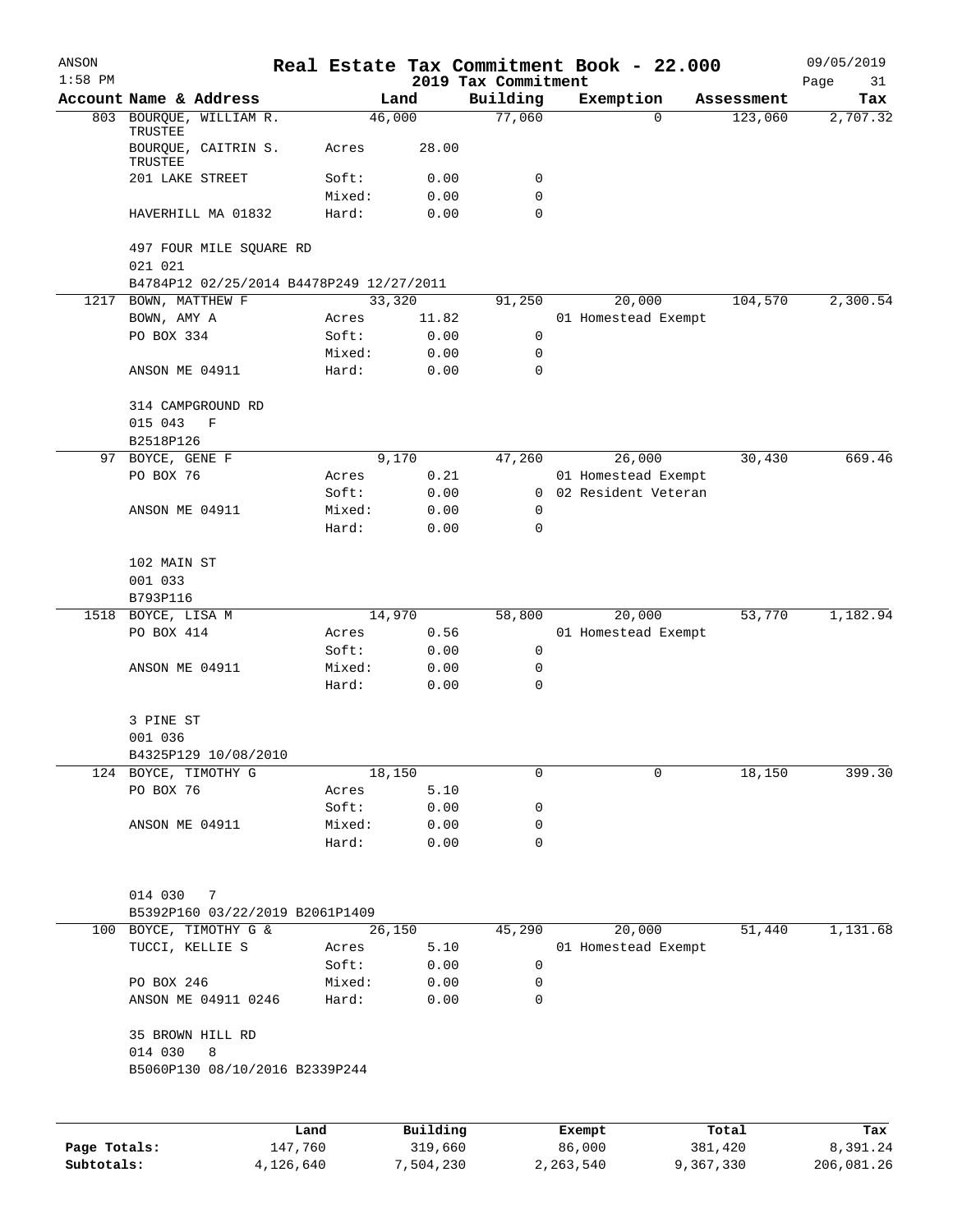# Real Estate Tax Commitment Book - 22.000

ANSON
1:58 PM

2019 Tax Commitment

09/05/2019

| Account Name & Address | | Land | Building | Exemption | Assessment | Tax |
|---|---|---|---|---|---|---|
| 803 BOURQUE, WILLIAM R. TRUSTEE | | 46,000 | 77,060 | 0 | 123,060 | 2,707.32 |
| BOURQUE, CAITRIN S. TRUSTEE | Acres | 28.00 | | | | |
| 201 LAKE STREET | Soft: | 0.00 | 0 | | | |
| | Mixed: | 0.00 | 0 | | | |
| HAVERHILL MA 01832 | Hard: | 0.00 | 0 | | | |
| 497 FOUR MILE SQUARE RD | | | | | | |
| 021 021 | | | | | | |
| B4784P12 02/25/2014 B4478P249 12/27/2011 | | | | | | |
| 1217 BOWN, MATTHEW F | | 33,320 | 91,250 | 20,000 | 104,570 | 2,300.54 |
| BOWN, AMY A | Acres | 11.82 | | 01 Homestead Exempt | | |
| PO BOX 334 | Soft: | 0.00 | 0 | | | |
| | Mixed: | 0.00 | 0 | | | |
| ANSON ME 04911 | Hard: | 0.00 | 0 | | | |
| 314 CAMPGROUND RD | | | | | | |
| 015 043 F | | | | | | |
| B2518P126 | | | | | | |
| 97 BOYCE, GENE F | | 9,170 | 47,260 | 26,000 | 30,430 | 669.46 |
| PO BOX 76 | Acres | 0.21 | | 01 Homestead Exempt | | |
| | Soft: | 0.00 | 0 | 02 Resident Veteran | | |
| ANSON ME 04911 | Mixed: | 0.00 | 0 | | | |
| | Hard: | 0.00 | 0 | | | |
| 102 MAIN ST | | | | | | |
| 001 033 | | | | | | |
| B793P116 | | | | | | |
| 1518 BOYCE, LISA M | | 14,970 | 58,800 | 20,000 | 53,770 | 1,182.94 |
| PO BOX 414 | Acres | 0.56 | | 01 Homestead Exempt | | |
| | Soft: | 0.00 | 0 | | | |
| ANSON ME 04911 | Mixed: | 0.00 | 0 | | | |
| | Hard: | 0.00 | 0 | | | |
| 3 PINE ST | | | | | | |
| 001 036 | | | | | | |
| B4325P129 10/08/2010 | | | | | | |
| 124 BOYCE, TIMOTHY G | | 18,150 | 0 | 0 | 18,150 | 399.30 |
| PO BOX 76 | Acres | 5.10 | | | | |
| | Soft: | 0.00 | 0 | | | |
| ANSON ME 04911 | Mixed: | 0.00 | 0 | | | |
| | Hard: | 0.00 | 0 | | | |
| 014 030 7 | | | | | | |
| B5392P160 03/22/2019 B2061P1409 | | | | | | |
| 100 BOYCE, TIMOTHY G & | | 26,150 | 45,290 | 20,000 | 51,440 | 1,131.68 |
| TUCCI, KELLIE S | Acres | 5.10 | | 01 Homestead Exempt | | |
| | Soft: | 0.00 | 0 | | | |
| PO BOX 246 | Mixed: | 0.00 | 0 | | | |
| ANSON ME 04911 0246 | Hard: | 0.00 | 0 | | | |
| 35 BROWN HILL RD | | | | | | |
| 014 030 8 | | | | | | |
| B5060P130 08/10/2016 B2339P244 | | | | | | |

| | Land | Building | Exempt | Total | Tax |
|---|---|---|---|---|---|
| Page Totals: | 147,760 | 319,660 | 86,000 | 381,420 | 8,391.24 |
| Subtotals: | 4,126,640 | 7,504,230 | 2,263,540 | 9,367,330 | 206,081.26 |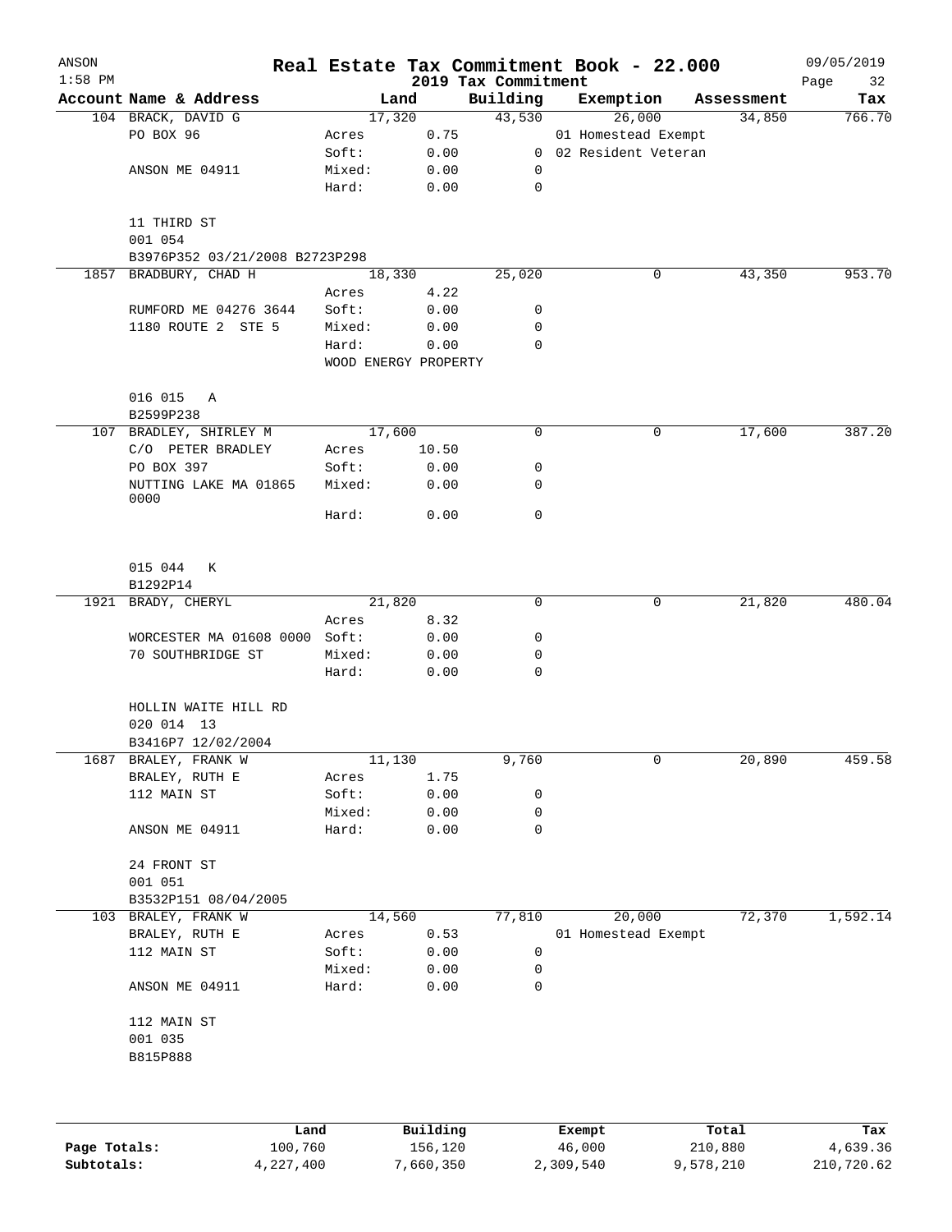# Real Estate Tax Commitment Book - 22.000

ANSON
1:58 PM

2019 Tax Commitment

09/05/2019
Page 32

| Account Name & Address | Land | | Building | Exemption | Assessment | Tax |
|---|---|---|---|---|---|---|
| 104 BRACK, DAVID G | 17,320 | | 43,530 | 26,000 | 34,850 | 766.70 |
| PO BOX 96 | Acres | 0.75 | | 01 Homestead Exempt | | |
| | Soft: | 0.00 | 0 | 02 Resident Veteran | | |
| ANSON ME 04911 | Mixed: | 0.00 | 0 | | | |
| | Hard: | 0.00 | 0 | | | |
| 11 THIRD ST | | | | | | |
| 001 054 | | | | | | |
| B3976P352 03/21/2008 B2723P298 | | | | | | |
| 1857 BRADBURY, CHAD H | 18,330 | | 25,020 | 0 | 43,350 | 953.70 |
| | Acres | 4.22 | | | | |
| RUMFORD ME 04276 3644 | Soft: | 0.00 | 0 | | | |
| 1180 ROUTE 2 STE 5 | Mixed: | 0.00 | 0 | | | |
| | Hard: | 0.00 | 0 | | | |
| | WOOD ENERGY PROPERTY | | | | | |
| 016 015 A | | | | | | |
| B2599P238 | | | | | | |
| 107 BRADLEY, SHIRLEY M | 17,600 | | 0 | 0 | 17,600 | 387.20 |
| C/O PETER BRADLEY | Acres | 10.50 | | | | |
| PO BOX 397 | Soft: | 0.00 | 0 | | | |
| NUTTING LAKE MA 01865 0000 | Mixed: | 0.00 | 0 | | | |
| | Hard: | 0.00 | 0 | | | |
| 015 044 K | | | | | | |
| B1292P14 | | | | | | |
| 1921 BRADY, CHERYL | 21,820 | | 0 | 0 | 21,820 | 480.04 |
| | Acres | 8.32 | | | | |
| WORCESTER MA 01608 0000 | Soft: | 0.00 | 0 | | | |
| 70 SOUTHBRIDGE ST | Mixed: | 0.00 | 0 | | | |
| | Hard: | 0.00 | 0 | | | |
| HOLLIN WAITE HILL RD | | | | | | |
| 020 014 13 | | | | | | |
| B3416P7 12/02/2004 | | | | | | |
| 1687 BRALEY, FRANK W | 11,130 | | 9,760 | 0 | 20,890 | 459.58 |
| BRALEY, RUTH E | Acres | 1.75 | | | | |
| 112 MAIN ST | Soft: | 0.00 | 0 | | | |
| | Mixed: | 0.00 | 0 | | | |
| ANSON ME 04911 | Hard: | 0.00 | 0 | | | |
| 24 FRONT ST | | | | | | |
| 001 051 | | | | | | |
| B3532P151 08/04/2005 | | | | | | |
| 103 BRALEY, FRANK W | 14,560 | | 77,810 | 20,000 | 72,370 | 1,592.14 |
| BRALEY, RUTH E | Acres | 0.53 | | 01 Homestead Exempt | | |
| 112 MAIN ST | Soft: | 0.00 | 0 | | | |
| | Mixed: | 0.00 | 0 | | | |
| ANSON ME 04911 | Hard: | 0.00 | 0 | | | |
| 112 MAIN ST | | | | | | |
| 001 035 | | | | | | |
| B815P888 | | | | | | |

| | Land | Building | Exempt | Total | Tax |
|---|---|---|---|---|---|
| Page Totals: | 100,760 | 156,120 | 46,000 | 210,880 | 4,639.36 |
| Subtotals: | 4,227,400 | 7,660,350 | 2,309,540 | 9,578,210 | 210,720.62 |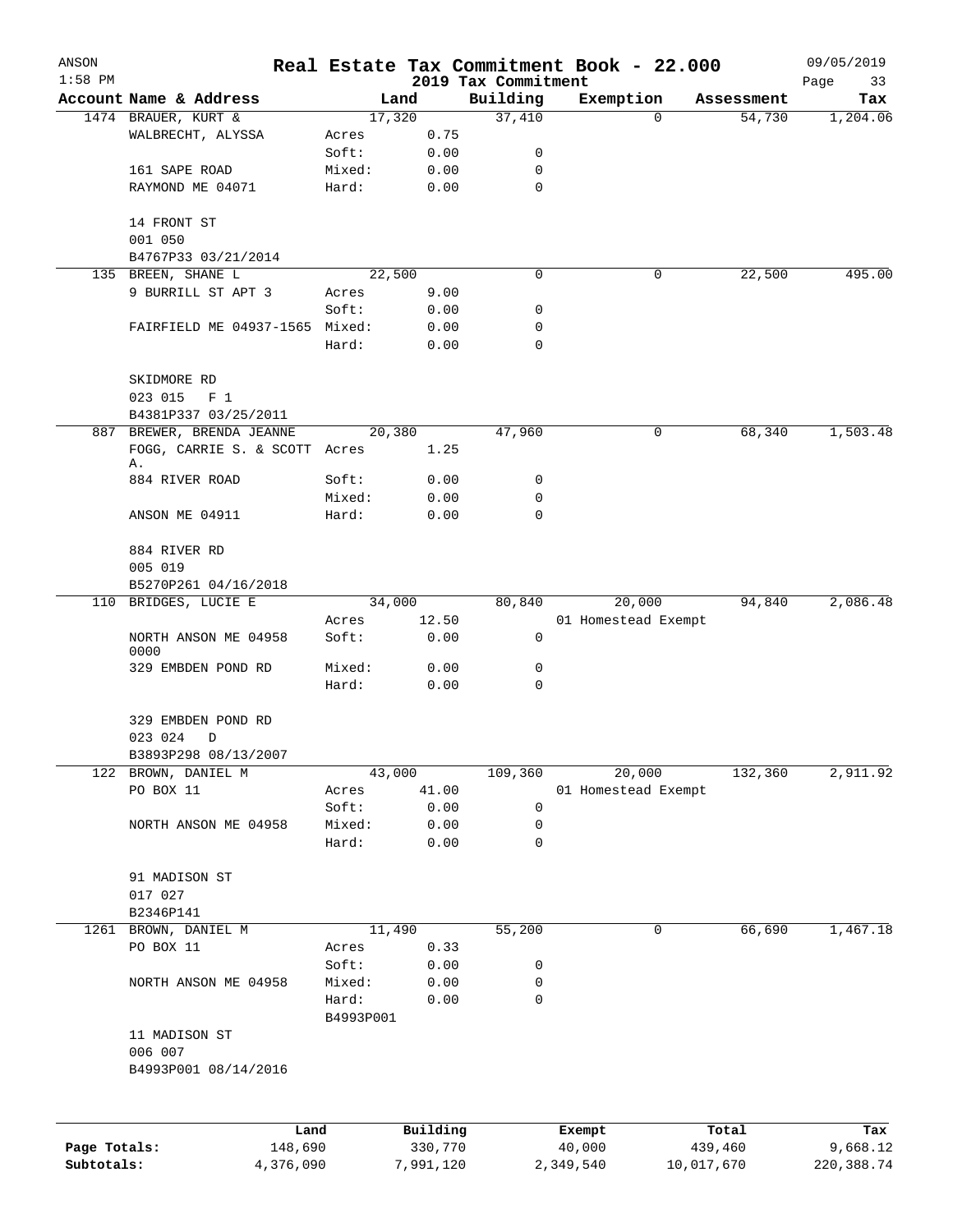# Real Estate Tax Commitment Book - 22.000

## 2019 Tax Commitment

ANSON
1:58 PM
09/05/2019

| Account Name & Address | | Land | Building | Exemption | Assessment | Tax |
|---|---|---|---|---|---|---|
| 1474 BRAUER, KURT & | | 17,320 | 37,410 | 0 | 54,730 | 1,204.06 |
| WALBRECHT, ALYSSA | Acres | 0.75 | | | | |
| | Soft: | 0.00 | 0 | | | |
| 161 SAPE ROAD | Mixed: | 0.00 | 0 | | | |
| RAYMOND ME 04071 | Hard: | 0.00 | 0 | | | |
| 14 FRONT ST | | | | | | |
| 001 050 | | | | | | |
| B4767P33 03/21/2014 | | | | | | |
| 135 BREEN, SHANE L | | 22,500 | 0 | 0 | 22,500 | 495.00 |
| 9 BURRILL ST APT 3 | Acres | 9.00 | | | | |
| | Soft: | 0.00 | 0 | | | |
| FAIRFIELD ME 04937-1565 | Mixed: | 0.00 | 0 | | | |
| | Hard: | 0.00 | 0 | | | |
| SKIDMORE RD | | | | | | |
| 023 015 F 1 | | | | | | |
| B4381P337 03/25/2011 | | | | | | |
| 887 BREWER, BRENDA JEANNE | | 20,380 | 47,960 | 0 | 68,340 | 1,503.48 |
| FOGG, CARRIE S. & SCOTT A. | Acres | 1.25 | | | | |
| 884 RIVER ROAD | Soft: | 0.00 | 0 | | | |
| | Mixed: | 0.00 | 0 | | | |
| ANSON ME 04911 | Hard: | 0.00 | 0 | | | |
| 884 RIVER RD | | | | | | |
| 005 019 | | | | | | |
| B5270P261 04/16/2018 | | | | | | |
| 110 BRIDGES, LUCIE E | | 34,000 | 80,840 | 20,000 | 94,840 | 2,086.48 |
| | Acres | 12.50 | | 01 Homestead Exempt | | |
| NORTH ANSON ME 04958 0000 | Soft: | 0.00 | 0 | | | |
| 329 EMBDEN POND RD | Mixed: | 0.00 | 0 | | | |
| | Hard: | 0.00 | 0 | | | |
| 329 EMBDEN POND RD | | | | | | |
| 023 024 D | | | | | | |
| B3893P298 08/13/2007 | | | | | | |
| 122 BROWN, DANIEL M | | 43,000 | 109,360 | 20,000 | 132,360 | 2,911.92 |
| PO BOX 11 | Acres | 41.00 | | 01 Homestead Exempt | | |
| | Soft: | 0.00 | 0 | | | |
| NORTH ANSON ME 04958 | Mixed: | 0.00 | 0 | | | |
| | Hard: | 0.00 | 0 | | | |
| 91 MADISON ST | | | | | | |
| 017 027 | | | | | | |
| B2346P141 | | | | | | |
| 1261 BROWN, DANIEL M | | 11,490 | 55,200 | 0 | 66,690 | 1,467.18 |
| PO BOX 11 | Acres | 0.33 | | | | |
| | Soft: | 0.00 | 0 | | | |
| NORTH ANSON ME 04958 | Mixed: | 0.00 | 0 | | | |
| | Hard: | 0.00 | 0 | | | |
| | B4993P001 | | | | | |
| 11 MADISON ST | | | | | | |
| 006 007 | | | | | | |
| B4993P001 08/14/2016 | | | | | | |

| | Land | Building | Exempt | Total | Tax |
|---|---|---|---|---|---|
| Page Totals: | 148,690 | 330,770 | 40,000 | 439,460 | 9,668.12 |
| Subtotals: | 4,376,090 | 7,991,120 | 2,349,540 | 10,017,670 | 220,388.74 |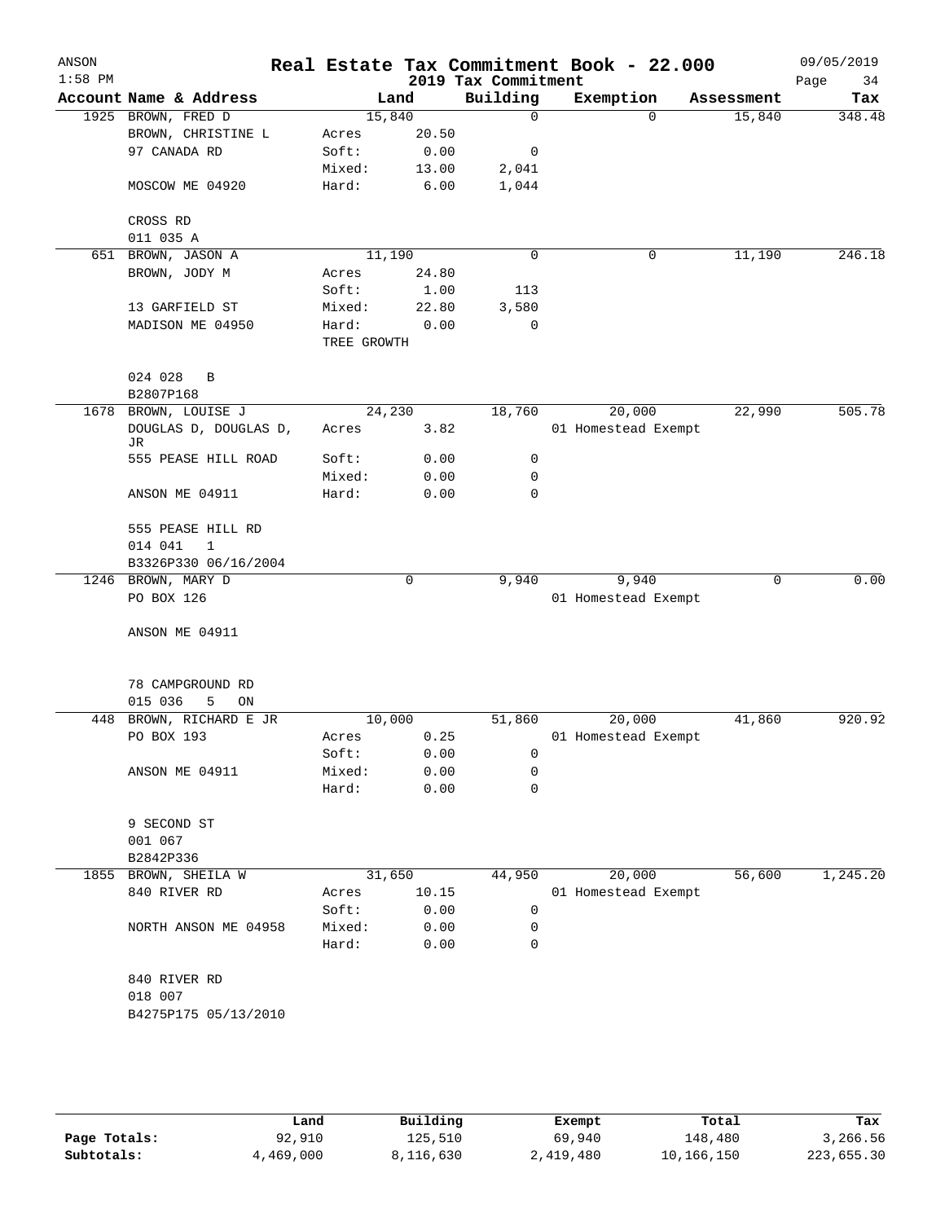# Real Estate Tax Commitment Book - 22.000

ANSON
1:58 PM

2019 Tax Commitment

09/05/2019

| Account Name & Address | Land | | Building | Exemption | Assessment | Tax |
|---|---|---|---|---|---|---|
| 1925 BROWN, FRED D | 15,840 | | 0 | 0 | 15,840 | 348.48 |
| BROWN, CHRISTINE L | Acres | 20.50 | | | | |
| 97 CANADA RD | Soft: | 0.00 | 0 | | | |
| | Mixed: | 13.00 | 2,041 | | | |
| MOSCOW ME 04920 | Hard: | 6.00 | 1,044 | | | |
| CROSS RD | | | | | | |
| 011 035 A | | | | | | |
| 651 BROWN, JASON A | 11,190 | | 0 | 0 | 11,190 | 246.18 |
| BROWN, JODY M | Acres | 24.80 | | | | |
| | Soft: | 1.00 | 113 | | | |
| 13 GARFIELD ST | Mixed: | 22.80 | 3,580 | | | |
| MADISON ME 04950 | Hard: | 0.00 | 0 | | | |
| | TREE GROWTH | | | | | |
| 024 028 B | | | | | | |
| B2807P168 | | | | | | |
| 1678 BROWN, LOUISE J | 24,230 | | 18,760 | 20,000 | 22,990 | 505.78 |
| DOUGLAS D, DOUGLAS D, JR | Acres | 3.82 | | 01 Homestead Exempt | | |
| 555 PEASE HILL ROAD | Soft: | 0.00 | 0 | | | |
| | Mixed: | 0.00 | 0 | | | |
| ANSON ME 04911 | Hard: | 0.00 | 0 | | | |
| 555 PEASE HILL RD | | | | | | |
| 014 041 1 | | | | | | |
| B3326P330 06/16/2004 | | | | | | |
| 1246 BROWN, MARY D | 0 | | 9,940 | 9,940 | 0 | 0.00 |
| PO BOX 126 | | | | 01 Homestead Exempt | | |
| ANSON ME 04911 | | | | | | |
| 78 CAMPGROUND RD | | | | | | |
| 015 036 5 ON | | | | | | |
| 448 BROWN, RICHARD E JR | 10,000 | | 51,860 | 20,000 | 41,860 | 920.92 |
| PO BOX 193 | Acres | 0.25 | | 01 Homestead Exempt | | |
| | Soft: | 0.00 | 0 | | | |
| ANSON ME 04911 | Mixed: | 0.00 | 0 | | | |
| | Hard: | 0.00 | 0 | | | |
| 9 SECOND ST | | | | | | |
| 001 067 | | | | | | |
| B2842P336 | | | | | | |
| 1855 BROWN, SHEILA W | 31,650 | | 44,950 | 20,000 | 56,600 | 1,245.20 |
| 840 RIVER RD | Acres | 10.15 | | 01 Homestead Exempt | | |
| | Soft: | 0.00 | 0 | | | |
| NORTH ANSON ME 04958 | Mixed: | 0.00 | 0 | | | |
| | Hard: | 0.00 | 0 | | | |
| 840 RIVER RD | | | | | | |
| 018 007 | | | | | | |
| B4275P175 05/13/2010 | | | | | | |

| | Land | Building | Exempt | Total | Tax |
|---|---|---|---|---|---|
| Page Totals: | 92,910 | 125,510 | 69,940 | 148,480 | 3,266.56 |
| Subtotals: | 4,469,000 | 8,116,630 | 2,419,480 | 10,166,150 | 223,655.30 |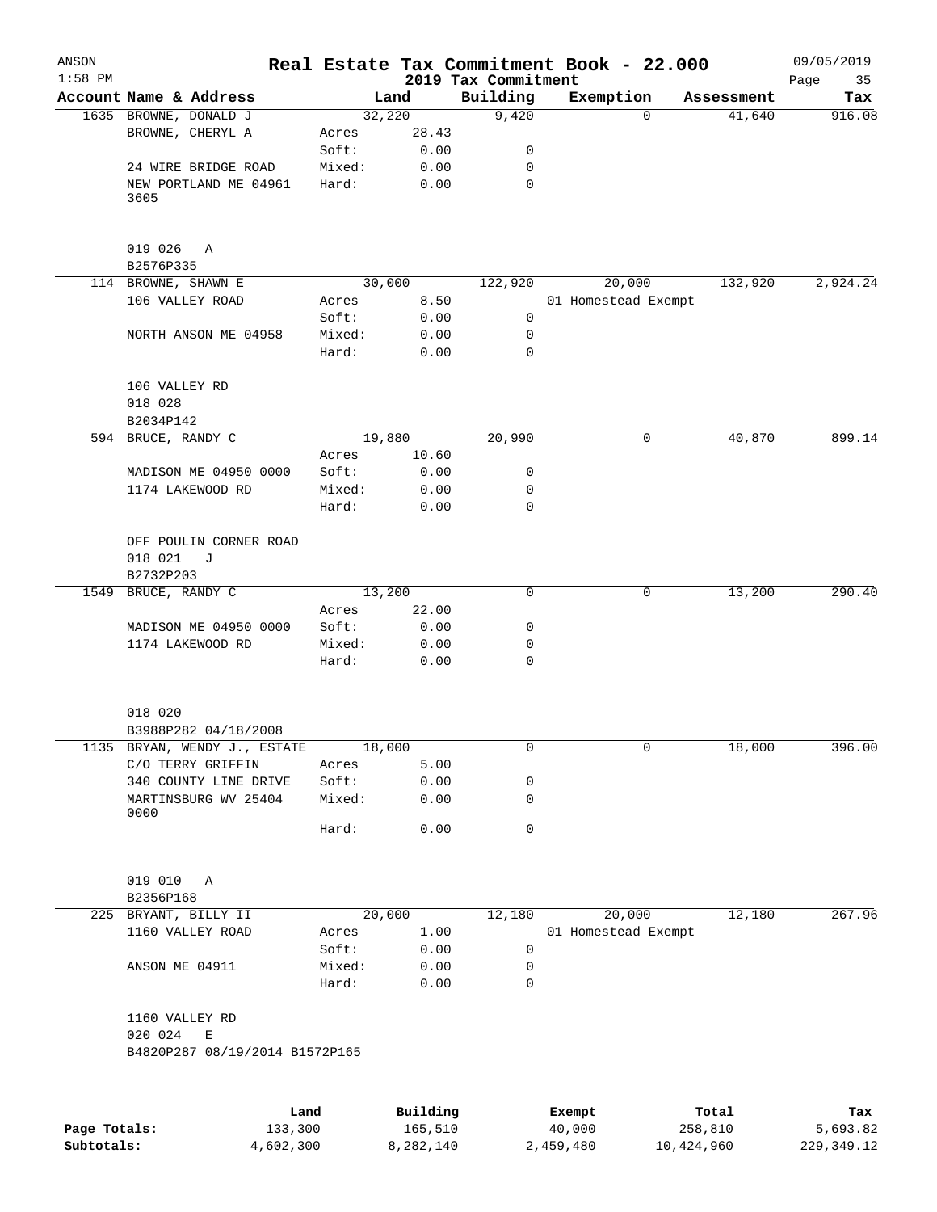# Real Estate Tax Commitment Book - 22.000

ANSON 1:58 PM — 2019 Tax Commitment — 09/05/2019 Page 35

| Account Name & Address | | Land | Building | Exemption | Assessment | Tax |
|---|---|---|---|---|---|---|
| 1635 BROWNE, DONALD J | | 32,220 | 9,420 | 0 | 41,640 | 916.08 |
| BROWNE, CHERYL A | Acres | 28.43 | | | | |
| | Soft: | 0.00 | 0 | | | |
| 24 WIRE BRIDGE ROAD | Mixed: | 0.00 | 0 | | | |
| NEW PORTLAND ME 04961 3605 | Hard: | 0.00 | 0 | | | |
| 019 026 A | | | | | | |
| B2576P335 | | | | | | |
| 114 BROWNE, SHAWN E | | 30,000 | 122,920 | 20,000 | 132,920 | 2,924.24 |
| 106 VALLEY ROAD | Acres | 8.50 | | 01 Homestead Exempt | | |
| | Soft: | 0.00 | 0 | | | |
| NORTH ANSON ME 04958 | Mixed: | 0.00 | 0 | | | |
| | Hard: | 0.00 | 0 | | | |
| 106 VALLEY RD | | | | | | |
| 018 028 | | | | | | |
| B2034P142 | | | | | | |
| 594 BRUCE, RANDY C | | 19,880 | 20,990 | 0 | 40,870 | 899.14 |
| | Acres | 10.60 | | | | |
| MADISON ME 04950 0000 | Soft: | 0.00 | 0 | | | |
| 1174 LAKEWOOD RD | Mixed: | 0.00 | 0 | | | |
| | Hard: | 0.00 | 0 | | | |
| OFF POULIN CORNER ROAD | | | | | | |
| 018 021 J | | | | | | |
| B2732P203 | | | | | | |
| 1549 BRUCE, RANDY C | | 13,200 | 0 | 0 | 13,200 | 290.40 |
| | Acres | 22.00 | | | | |
| MADISON ME 04950 0000 | Soft: | 0.00 | 0 | | | |
| 1174 LAKEWOOD RD | Mixed: | 0.00 | 0 | | | |
| | Hard: | 0.00 | 0 | | | |
| 018 020 | | | | | | |
| B3988P282 04/18/2008 | | | | | | |
| 1135 BRYAN, WENDY J., ESTATE | | 18,000 | 0 | 0 | 18,000 | 396.00 |
| C/O TERRY GRIFFIN | Acres | 5.00 | | | | |
| 340 COUNTY LINE DRIVE | Soft: | 0.00 | 0 | | | |
| MARTINSBURG WV 25404 0000 | Mixed: | 0.00 | 0 | | | |
| | Hard: | 0.00 | 0 | | | |
| 019 010 A | | | | | | |
| B2356P168 | | | | | | |
| 225 BRYANT, BILLY II | | 20,000 | 12,180 | 20,000 | 12,180 | 267.96 |
| 1160 VALLEY ROAD | Acres | 1.00 | | 01 Homestead Exempt | | |
| | Soft: | 0.00 | 0 | | | |
| ANSON ME 04911 | Mixed: | 0.00 | 0 | | | |
| | Hard: | 0.00 | 0 | | | |
| 1160 VALLEY RD | | | | | | |
| 020 024 E | | | | | | |
| B4820P287 08/19/2014 B1572P165 | | | | | | |

| | Land | Building | Exempt | Total | Tax |
|---|---|---|---|---|---|
| Page Totals: | 133,300 | 165,510 | 40,000 | 258,810 | 5,693.82 |
| Subtotals: | 4,602,300 | 8,282,140 | 2,459,480 | 10,424,960 | 229,349.12 |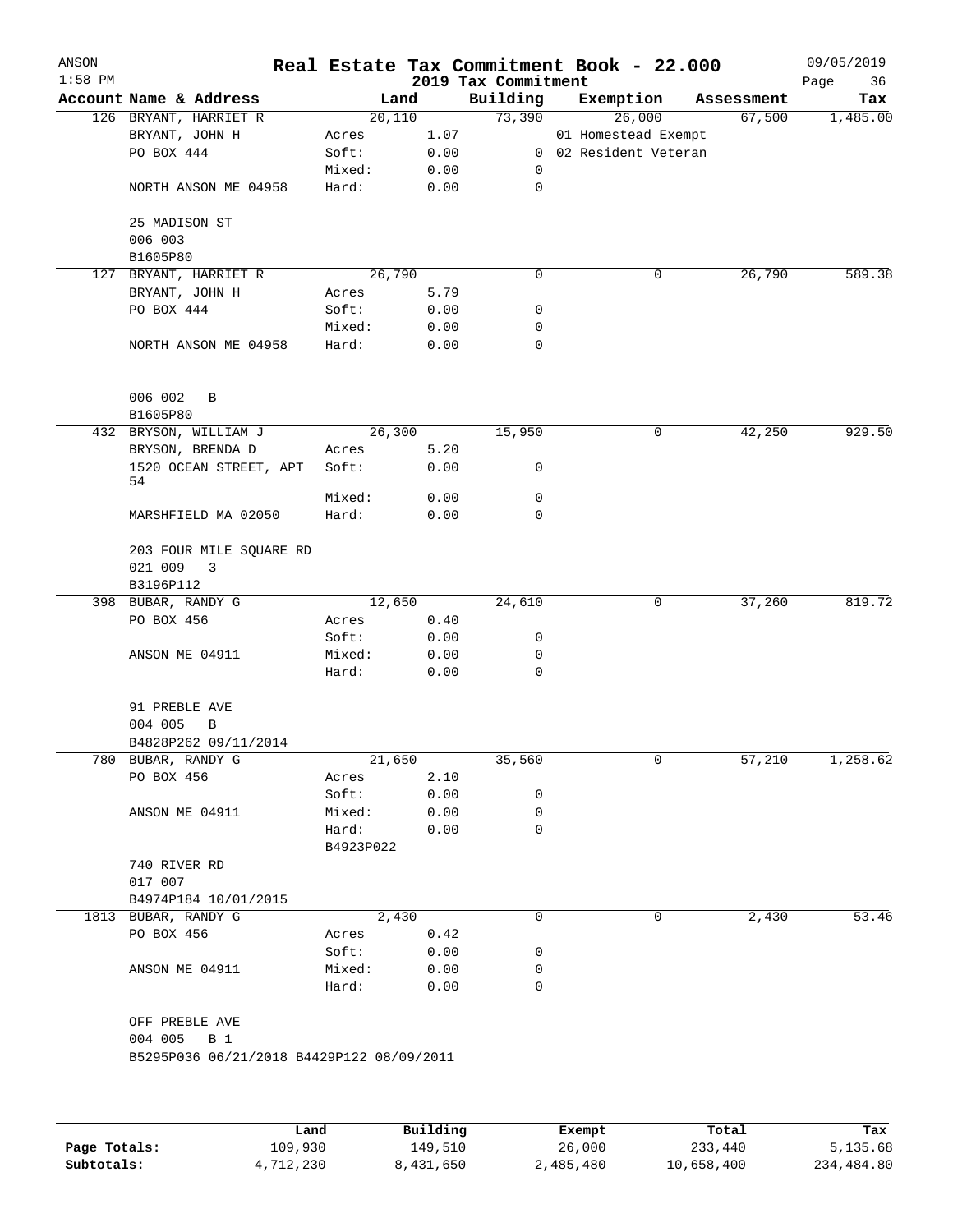ANSON
1:58 PM

# Real Estate Tax Commitment Book - 22.000

2019 Tax Commitment

09/05/2019

| Account Name & Address | Land | | Building | Exemption | Assessment | Tax |
|---|---|---|---|---|---|---|
| 126 BRYANT, HARRIET R | 20,110 | | 73,390 | 26,000 | 67,500 | 1,485.00 |
| BRYANT, JOHN H | Acres | 1.07 | | 01 Homestead Exempt | | |
| PO BOX 444 | Soft: | 0.00 | 0 | 02 Resident Veteran | | |
| | Mixed: | 0.00 | 0 | | | |
| NORTH ANSON ME 04958 | Hard: | 0.00 | 0 | | | |
| 25 MADISON ST | | | | | | |
| 006 003 | | | | | | |
| B1605P80 | | | | | | |
| 127 BRYANT, HARRIET R | 26,790 | | 0 | 0 | 26,790 | 589.38 |
| BRYANT, JOHN H | Acres | 5.79 | | | | |
| PO BOX 444 | Soft: | 0.00 | 0 | | | |
| | Mixed: | 0.00 | 0 | | | |
| NORTH ANSON ME 04958 | Hard: | 0.00 | 0 | | | |
| 006 002 B | | | | | | |
| B1605P80 | | | | | | |
| 432 BRYSON, WILLIAM J | 26,300 | | 15,950 | 0 | 42,250 | 929.50 |
| BRYSON, BRENDA D | Acres | 5.20 | | | | |
| 1520 OCEAN STREET, APT 54 | Soft: | 0.00 | 0 | | | |
| | Mixed: | 0.00 | 0 | | | |
| MARSHFIELD MA 02050 | Hard: | 0.00 | 0 | | | |
| 203 FOUR MILE SQUARE RD | | | | | | |
| 021 009 3 | | | | | | |
| B3196P112 | | | | | | |
| 398 BUBAR, RANDY G | 12,650 | | 24,610 | 0 | 37,260 | 819.72 |
| PO BOX 456 | Acres | 0.40 | | | | |
| | Soft: | 0.00 | 0 | | | |
| ANSON ME 04911 | Mixed: | 0.00 | 0 | | | |
| | Hard: | 0.00 | 0 | | | |
| 91 PREBLE AVE | | | | | | |
| 004 005 B | | | | | | |
| B4828P262 09/11/2014 | | | | | | |
| 780 BUBAR, RANDY G | 21,650 | | 35,560 | 0 | 57,210 | 1,258.62 |
| PO BOX 456 | Acres | 2.10 | | | | |
| | Soft: | 0.00 | 0 | | | |
| ANSON ME 04911 | Mixed: | 0.00 | 0 | | | |
| | Hard: | 0.00 | 0 | | | |
| | B4923P022 | | | | | |
| 740 RIVER RD | | | | | | |
| 017 007 | | | | | | |
| B4974P184 10/01/2015 | | | | | | |
| 1813 BUBAR, RANDY G | 2,430 | | 0 | 0 | 2,430 | 53.46 |
| PO BOX 456 | Acres | 0.42 | | | | |
| | Soft: | 0.00 | 0 | | | |
| ANSON ME 04911 | Mixed: | 0.00 | 0 | | | |
| | Hard: | 0.00 | 0 | | | |
| OFF PREBLE AVE | | | | | | |
| 004 005 B 1 | | | | | | |
| B5295P036 06/21/2018 B4429P122 08/09/2011 | | | | | | |

| | Land | Building | Exempt | Total | Tax |
|---|---|---|---|---|---|
| Page Totals: | 109,930 | 149,510 | 26,000 | 233,440 | 5,135.68 |
| Subtotals: | 4,712,230 | 8,431,650 | 2,485,480 | 10,658,400 | 234,484.80 |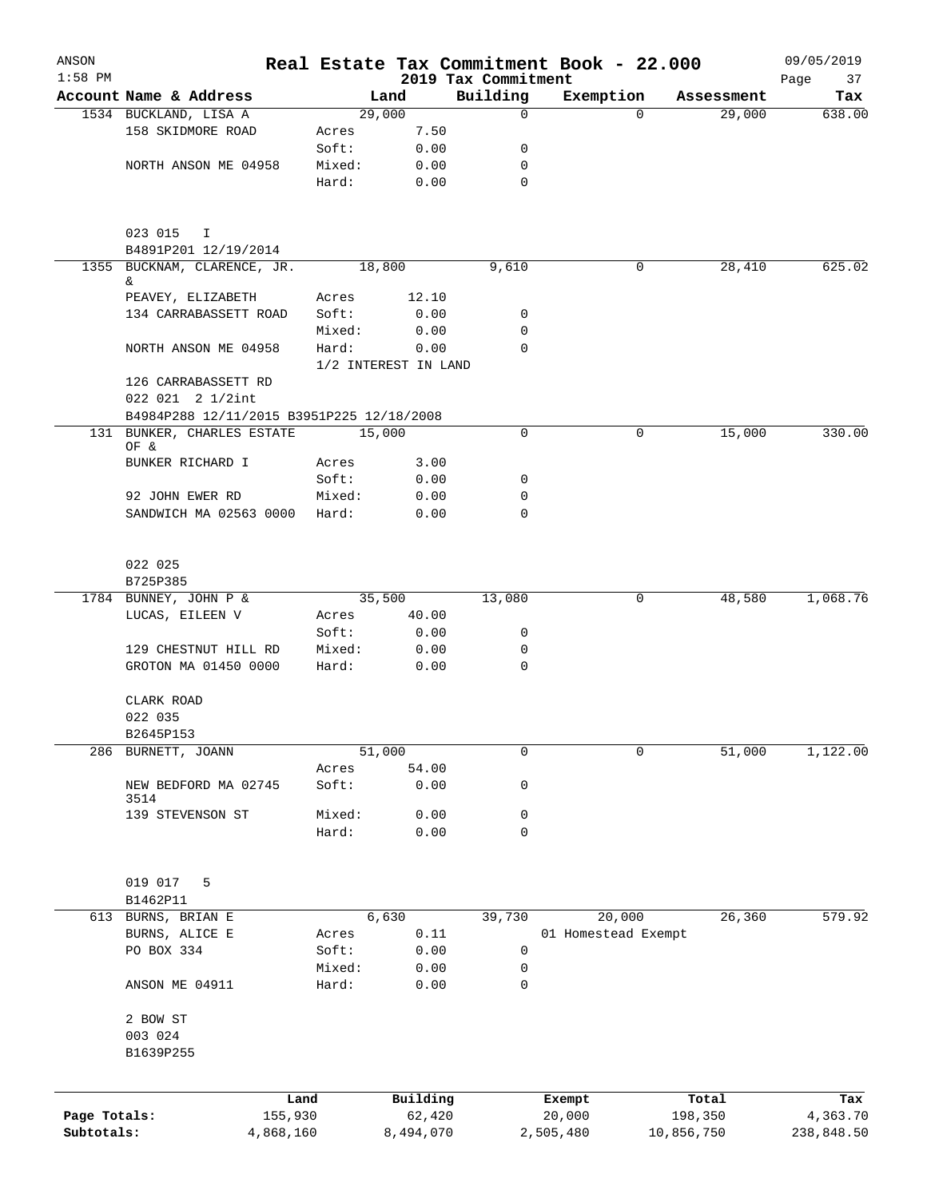# Real Estate Tax Commitment Book - 22.000

ANSON 09/05/2019
1:58 PM 2019 Tax Commitment

| Account | Name & Address | | Land | Building | Exemption | Assessment | Tax |
|---|---|---|---|---|---|---|---|
| 1534 | BUCKLAND, LISA A | | 29,000 | 0 | 0 | 29,000 | 638.00 |
| | 158 SKIDMORE ROAD | Acres | 7.50 | | | | |
| | | Soft: | 0.00 | 0 | | | |
| | NORTH ANSON ME 04958 | Mixed: | 0.00 | 0 | | | |
| | | Hard: | 0.00 | 0 | | | |
| | 023 015 I | | | | | | |
| | B4891P201 12/19/2014 | | | | | | |
| 1355 | BUCKNAM, CLARENCE, JR. & | | 18,800 | 9,610 | 0 | 28,410 | 625.02 |
| | PEAVEY, ELIZABETH | Acres | 12.10 | | | | |
| | 134 CARRABASSETT ROAD | Soft: | 0.00 | 0 | | | |
| | | Mixed: | 0.00 | 0 | | | |
| | NORTH ANSON ME 04958 | Hard: | 0.00 | 0 | | | |
| | | 1/2 INTEREST IN LAND | | | | | |
| | 126 CARRABASSETT RD | | | | | | |
| | 022 021 2 1/2int | | | | | | |
| | B4984P288 12/11/2015 B3951P225 12/18/2008 | | | | | | |
| 131 | BUNKER, CHARLES ESTATE OF & | | 15,000 | 0 | 0 | 15,000 | 330.00 |
| | BUNKER RICHARD I | Acres | 3.00 | | | | |
| | | Soft: | 0.00 | 0 | | | |
| | 92 JOHN EWER RD | Mixed: | 0.00 | 0 | | | |
| | SANDWICH MA 02563 0000 | Hard: | 0.00 | 0 | | | |
| | 022 025 | | | | | | |
| | B725P385 | | | | | | |
| 1784 | BUNNEY, JOHN P & | | 35,500 | 13,080 | 0 | 48,580 | 1,068.76 |
| | LUCAS, EILEEN V | Acres | 40.00 | | | | |
| | | Soft: | 0.00 | 0 | | | |
| | 129 CHESTNUT HILL RD | Mixed: | 0.00 | 0 | | | |
| | GROTON MA 01450 0000 | Hard: | 0.00 | 0 | | | |
| | CLARK ROAD | | | | | | |
| | 022 035 | | | | | | |
| | B2645P153 | | | | | | |
| 286 | BURNETT, JOANN | | 51,000 | 0 | 0 | 51,000 | 1,122.00 |
| | | Acres | 54.00 | | | | |
| | NEW BEDFORD MA 02745 3514 | Soft: | 0.00 | 0 | | | |
| | 139 STEVENSON ST | Mixed: | 0.00 | 0 | | | |
| | | Hard: | 0.00 | 0 | | | |
| | 019 017 5 | | | | | | |
| | B1462P11 | | | | | | |
| 613 | BURNS, BRIAN E | | 6,630 | 39,730 | 20,000 | 26,360 | 579.92 |
| | BURNS, ALICE E | Acres | 0.11 | | 01 Homestead Exempt | | |
| | PO BOX 334 | Soft: | 0.00 | 0 | | | |
| | | Mixed: | 0.00 | 0 | | | |
| | ANSON ME 04911 | Hard: | 0.00 | 0 | | | |
| | 2 BOW ST | | | | | | |
| | 003 024 | | | | | | |
| | B1639P255 | | | | | | |

| | Land | Building | Exempt | Total | Tax |
|---|---|---|---|---|---|
| Page Totals: | 155,930 | 62,420 | 20,000 | 198,350 | 4,363.70 |
| Subtotals: | 4,868,160 | 8,494,070 | 2,505,480 | 10,856,750 | 238,848.50 |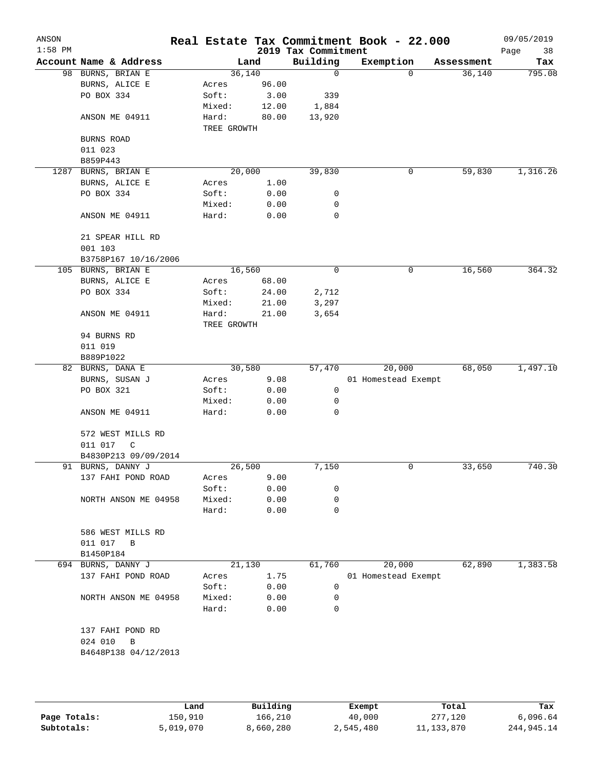ANSON 1:58 PM

# Real Estate Tax Commitment Book - 22.000

2019 Tax Commitment

09/05/2019

| Account Name & Address | Land | | Building | Exemption | Assessment | Tax |
|---|---|---|---|---|---|---|
| 98 BURNS, BRIAN E | 36,140 | | 0 | 0 | 36,140 | 795.08 |
| BURNS, ALICE E | Acres | 96.00 | | | | |
| PO BOX 334 | Soft: | 3.00 | 339 | | | |
| | Mixed: | 12.00 | 1,884 | | | |
| ANSON ME 04911 | Hard: | 80.00 | 13,920 | | | |
| | TREE GROWTH | | | | | |
| BURNS ROAD | | | | | | |
| 011 023 | | | | | | |
| B859P443 | | | | | | |
| 1287 BURNS, BRIAN E | 20,000 | | 39,830 | 0 | 59,830 | 1,316.26 |
| BURNS, ALICE E | Acres | 1.00 | | | | |
| PO BOX 334 | Soft: | 0.00 | 0 | | | |
| | Mixed: | 0.00 | 0 | | | |
| ANSON ME 04911 | Hard: | 0.00 | 0 | | | |
| 21 SPEAR HILL RD | | | | | | |
| 001 103 | | | | | | |
| B3758P167 10/16/2006 | | | | | | |
| 105 BURNS, BRIAN E | 16,560 | | 0 | 0 | 16,560 | 364.32 |
| BURNS, ALICE E | Acres | 68.00 | | | | |
| PO BOX 334 | Soft: | 24.00 | 2,712 | | | |
| | Mixed: | 21.00 | 3,297 | | | |
| ANSON ME 04911 | Hard: | 21.00 | 3,654 | | | |
| | TREE GROWTH | | | | | |
| 94 BURNS RD | | | | | | |
| 011 019 | | | | | | |
| B889P1022 | | | | | | |
| 82 BURNS, DANA E | 30,580 | | 57,470 | 20,000 | 68,050 | 1,497.10 |
| BURNS, SUSAN J | Acres | 9.08 | | 01 Homestead Exempt | | |
| PO BOX 321 | Soft: | 0.00 | 0 | | | |
| | Mixed: | 0.00 | 0 | | | |
| ANSON ME 04911 | Hard: | 0.00 | 0 | | | |
| 572 WEST MILLS RD | | | | | | |
| 011 017 C | | | | | | |
| B4830P213 09/09/2014 | | | | | | |
| 91 BURNS, DANNY J | 26,500 | | 7,150 | 0 | 33,650 | 740.30 |
| 137 FAHI POND ROAD | Acres | 9.00 | | | | |
| | Soft: | 0.00 | 0 | | | |
| NORTH ANSON ME 04958 | Mixed: | 0.00 | 0 | | | |
| | Hard: | 0.00 | 0 | | | |
| 586 WEST MILLS RD | | | | | | |
| 011 017 B | | | | | | |
| B1450P184 | | | | | | |
| 694 BURNS, DANNY J | 21,130 | | 61,760 | 20,000 | 62,890 | 1,383.58 |
| 137 FAHI POND ROAD | Acres | 1.75 | | 01 Homestead Exempt | | |
| | Soft: | 0.00 | 0 | | | |
| NORTH ANSON ME 04958 | Mixed: | 0.00 | 0 | | | |
| | Hard: | 0.00 | 0 | | | |
| 137 FAHI POND RD | | | | | | |
| 024 010 B | | | | | | |
| B4648P138 04/12/2013 | | | | | | |

| | Land | Building | Exempt | Total | Tax |
|---|---|---|---|---|---|
| Page Totals: | 150,910 | 166,210 | 40,000 | 277,120 | 6,096.64 |
| Subtotals: | 5,019,070 | 8,660,280 | 2,545,480 | 11,133,870 | 244,945.14 |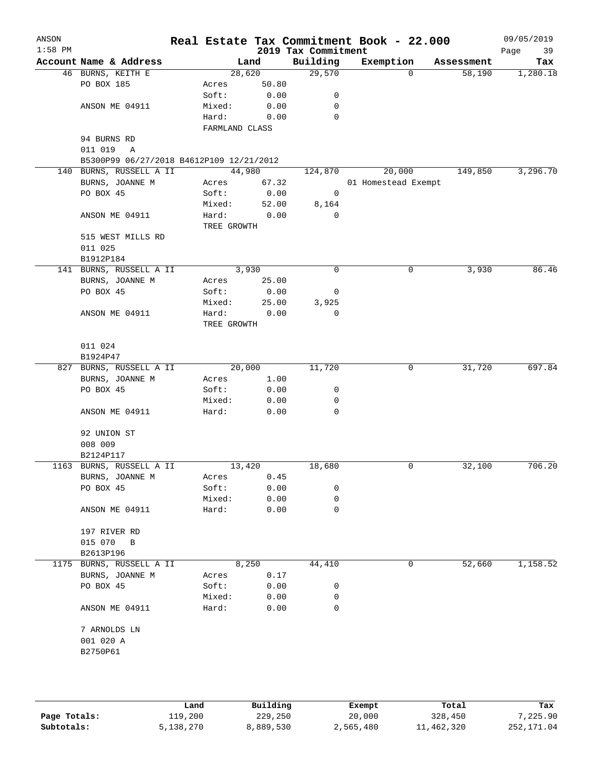ANSON
1:58 PM

# Real Estate Tax Commitment Book - 22.000

2019 Tax Commitment

09/05/2019
Page 39

| Account | Name & Address | Land | | Building | Exemption | Assessment | Tax |
|---|---|---|---|---|---|---|---|
| 46 | BURNS, KEITH E | 28,620 | | 29,570 | 0 | 58,190 | 1,280.18 |
| | PO BOX 185 | Acres | 50.80 | | | | |
| | | Soft: | 0.00 | 0 | | | |
| | ANSON ME 04911 | Mixed: | 0.00 | 0 | | | |
| | | Hard: | 0.00 | 0 | | | |
| | | FARMLAND CLASS | | | | | |
| | 94 BURNS RD | | | | | | |
| | 011 019 A | | | | | | |
| | B5300P99 06/27/2018 B4612P109 12/21/2012 | | | | | | |
| 140 | BURNS, RUSSELL A II | 44,980 | | 124,870 | 20,000 | 149,850 | 3,296.70 |
| | BURNS, JOANNE M | Acres | 67.32 | | 01 Homestead Exempt | | |
| | PO BOX 45 | Soft: | 0.00 | 0 | | | |
| | | Mixed: | 52.00 | 8,164 | | | |
| | ANSON ME 04911 | Hard: | 0.00 | 0 | | | |
| | | TREE GROWTH | | | | | |
| | 515 WEST MILLS RD | | | | | | |
| | 011 025 | | | | | | |
| | B1912P184 | | | | | | |
| 141 | BURNS, RUSSELL A II | 3,930 | | 0 | 0 | 3,930 | 86.46 |
| | BURNS, JOANNE M | Acres | 25.00 | | | | |
| | PO BOX 45 | Soft: | 0.00 | 0 | | | |
| | | Mixed: | 25.00 | 3,925 | | | |
| | ANSON ME 04911 | Hard: | 0.00 | 0 | | | |
| | | TREE GROWTH | | | | | |
| | 011 024 | | | | | | |
| | B1924P47 | | | | | | |
| 827 | BURNS, RUSSELL A II | 20,000 | | 11,720 | 0 | 31,720 | 697.84 |
| | BURNS, JOANNE M | Acres | 1.00 | | | | |
| | PO BOX 45 | Soft: | 0.00 | 0 | | | |
| | | Mixed: | 0.00 | 0 | | | |
| | ANSON ME 04911 | Hard: | 0.00 | 0 | | | |
| | 92 UNION ST | | | | | | |
| | 008 009 | | | | | | |
| | B2124P117 | | | | | | |
| 1163 | BURNS, RUSSELL A II | 13,420 | | 18,680 | 0 | 32,100 | 706.20 |
| | BURNS, JOANNE M | Acres | 0.45 | | | | |
| | PO BOX 45 | Soft: | 0.00 | 0 | | | |
| | | Mixed: | 0.00 | 0 | | | |
| | ANSON ME 04911 | Hard: | 0.00 | 0 | | | |
| | 197 RIVER RD | | | | | | |
| | 015 070 B | | | | | | |
| | B2613P196 | | | | | | |
| 1175 | BURNS, RUSSELL A II | 8,250 | | 44,410 | 0 | 52,660 | 1,158.52 |
| | BURNS, JOANNE M | Acres | 0.17 | | | | |
| | PO BOX 45 | Soft: | 0.00 | 0 | | | |
| | | Mixed: | 0.00 | 0 | | | |
| | ANSON ME 04911 | Hard: | 0.00 | 0 | | | |
| | 7 ARNOLDS LN | | | | | | |
| | 001 020 A | | | | | | |
| | B2750P61 | | | | | | |

| | Land | Building | Exempt | Total | Tax |
|---|---|---|---|---|---|
| Page Totals: | 119,200 | 229,250 | 20,000 | 328,450 | 7,225.90 |
| Subtotals: | 5,138,270 | 8,889,530 | 2,565,480 | 11,462,320 | 252,171.04 |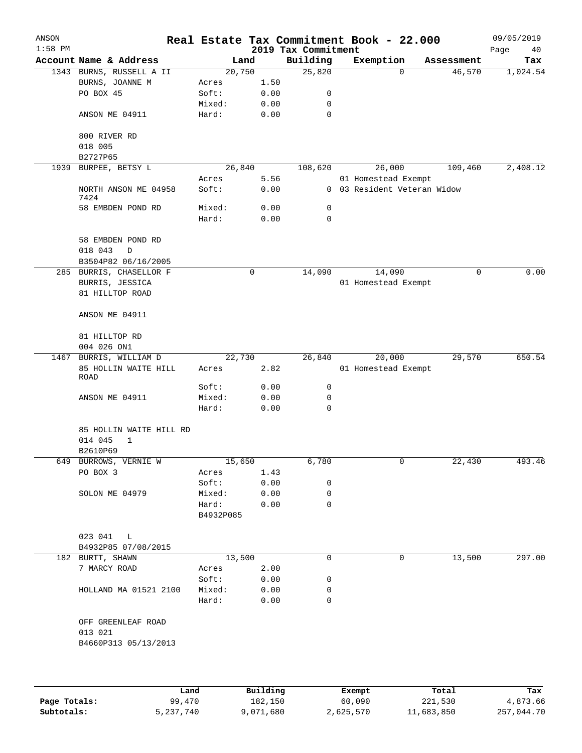# Real Estate Tax Commitment Book - 22.000

ANSON
1:58 PM

2019 Tax Commitment

09/05/2019

| Account Name & Address | Land | | Building | Exemption | Assessment | Tax |
|---|---|---|---|---|---|---|
| 1343 BURNS, RUSSELL A II | 20,750 | | 25,820 | 0 | 46,570 | 1,024.54 |
| BURNS, JOANNE M | Acres | 1.50 | | | | |
| PO BOX 45 | Soft: | 0.00 | 0 | | | |
| | Mixed: | 0.00 | 0 | | | |
| ANSON ME 04911 | Hard: | 0.00 | 0 | | | |
| 800 RIVER RD | | | | | | |
| 018 005 | | | | | | |
| B2727P65 | | | | | | |
| 1939 BURPEE, BETSY L | 26,840 | | 108,620 | 26,000 | 109,460 | 2,408.12 |
| | Acres | 5.56 | | 01 Homestead Exempt | | |
| NORTH ANSON ME 04958 7424 | Soft: | 0.00 | 0 | 03 Resident Veteran Widow | | |
| 58 EMBDEN POND RD | Mixed: | 0.00 | 0 | | | |
| | Hard: | 0.00 | 0 | | | |
| 58 EMBDEN POND RD | | | | | | |
| 018 043 D | | | | | | |
| B3504P82 06/16/2005 | | | | | | |
| 285 BURRIS, CHASELLOR F | 0 | | 14,090 | 14,090 | 0 | 0.00 |
| BURRIS, JESSICA | | | | 01 Homestead Exempt | | |
| 81 HILLTOP ROAD | | | | | | |
| ANSON ME 04911 | | | | | | |
| 81 HILLTOP RD | | | | | | |
| 004 026 ON1 | | | | | | |
| 1467 BURRIS, WILLIAM D | 22,730 | | 26,840 | 20,000 | 29,570 | 650.54 |
| 85 HOLLIN WAITE HILL ROAD | Acres | 2.82 | | 01 Homestead Exempt | | |
| | Soft: | 0.00 | 0 | | | |
| ANSON ME 04911 | Mixed: | 0.00 | 0 | | | |
| | Hard: | 0.00 | 0 | | | |
| 85 HOLLIN WAITE HILL RD | | | | | | |
| 014 045 1 | | | | | | |
| B2610P69 | | | | | | |
| 649 BURROWS, VERNIE W | 15,650 | | 6,780 | 0 | 22,430 | 493.46 |
| PO BOX 3 | Acres | 1.43 | | | | |
| | Soft: | 0.00 | 0 | | | |
| SOLON ME 04979 | Mixed: | 0.00 | 0 | | | |
| | Hard: | 0.00 | 0 | | | |
| | B4932P085 | | | | | |
| 023 041 L | | | | | | |
| B4932P85 07/08/2015 | | | | | | |
| 182 BURTT, SHAWN | 13,500 | | 0 | 0 | 13,500 | 297.00 |
| 7 MARCY ROAD | Acres | 2.00 | | | | |
| | Soft: | 0.00 | 0 | | | |
| HOLLAND MA 01521 2100 | Mixed: | 0.00 | 0 | | | |
| | Hard: | 0.00 | 0 | | | |
| OFF GREENLEAF ROAD | | | | | | |
| 013 021 | | | | | | |
| B4660P313 05/13/2013 | | | | | | |

| | Land | Building | Exempt | Total | Tax |
|---|---|---|---|---|---|
| Page Totals: | 99,470 | 182,150 | 60,090 | 221,530 | 4,873.66 |
| Subtotals: | 5,237,740 | 9,071,680 | 2,625,570 | 11,683,850 | 257,044.70 |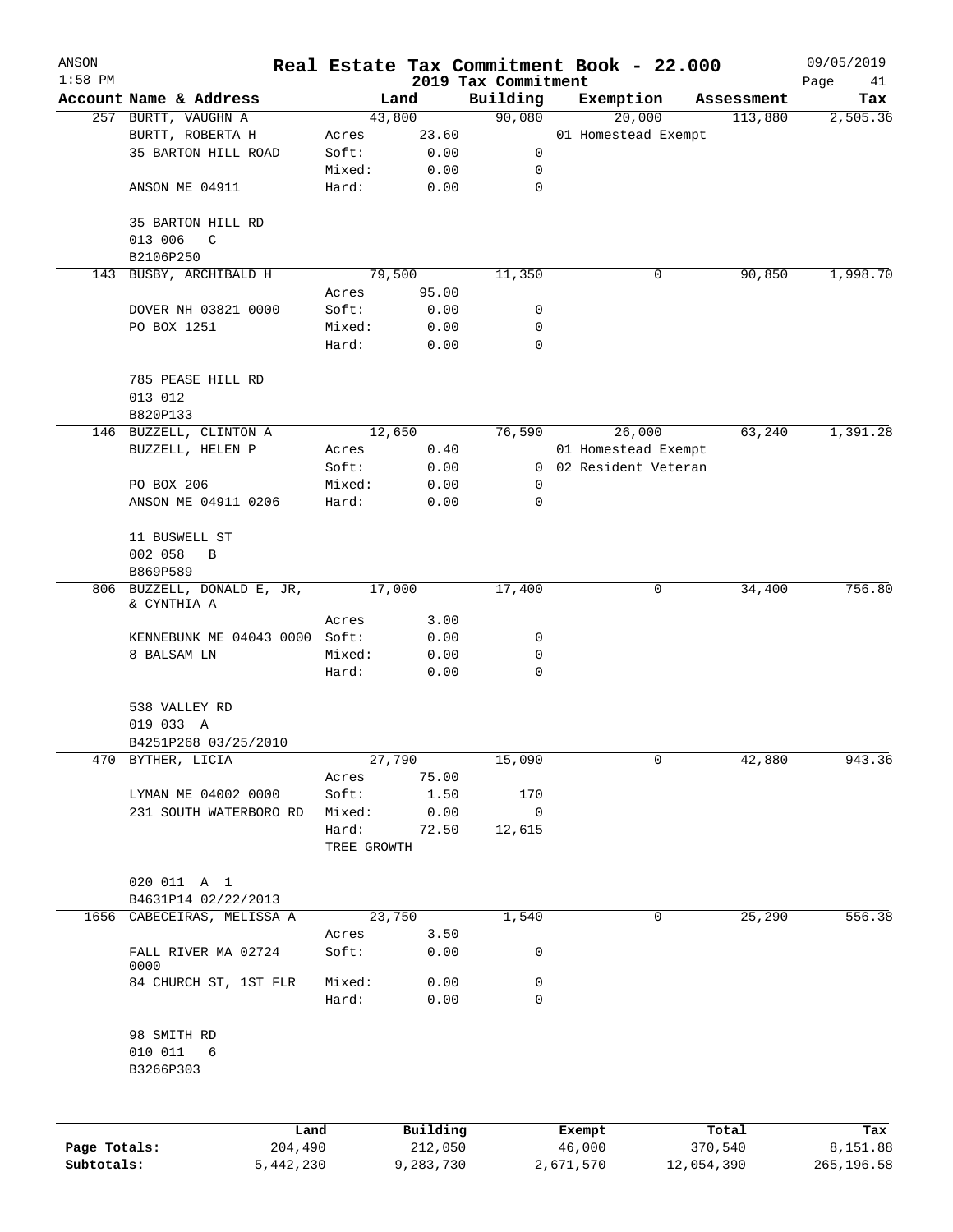# Real Estate Tax Commitment Book - 22.000

ANSON 1:58 PM — 2019 Tax Commitment — 09/05/2019

| Account Name & Address | Land | | Building | Exemption | Assessment | Tax |
|---|---|---|---|---|---|---|
| 257 BURTT, VAUGHN A | 43,800 | | 90,080 | 20,000 | 113,880 | 2,505.36 |
| BURTT, ROBERTA H | Acres | 23.60 | | 01 Homestead Exempt | | |
| 35 BARTON HILL ROAD | Soft: | 0.00 | 0 | | | |
| | Mixed: | 0.00 | 0 | | | |
| ANSON ME 04911 | Hard: | 0.00 | 0 | | | |
| 35 BARTON HILL RD | | | | | | |
| 013 006 C | | | | | | |
| B2106P250 | | | | | | |
| 143 BUSBY, ARCHIBALD H | 79,500 | | 11,350 | 0 | 90,850 | 1,998.70 |
| | Acres | 95.00 | | | | |
| DOVER NH 03821 0000 | Soft: | 0.00 | 0 | | | |
| PO BOX 1251 | Mixed: | 0.00 | 0 | | | |
| | Hard: | 0.00 | 0 | | | |
| 785 PEASE HILL RD | | | | | | |
| 013 012 | | | | | | |
| B820P133 | | | | | | |
| 146 BUZZELL, CLINTON A | 12,650 | | 76,590 | 26,000 | 63,240 | 1,391.28 |
| BUZZELL, HELEN P | Acres | 0.40 | | 01 Homestead Exempt | | |
| | Soft: | 0.00 | 0 | 02 Resident Veteran | | |
| PO BOX 206 | Mixed: | 0.00 | 0 | | | |
| ANSON ME 04911 0206 | Hard: | 0.00 | 0 | | | |
| 11 BUSWELL ST | | | | | | |
| 002 058 B | | | | | | |
| B869P589 | | | | | | |
| 806 BUZZELL, DONALD E, JR, & CYNTHIA A | 17,000 | | 17,400 | 0 | 34,400 | 756.80 |
| | Acres | 3.00 | | | | |
| KENNEBUNK ME 04043 0000 | Soft: | 0.00 | 0 | | | |
| 8 BALSAM LN | Mixed: | 0.00 | 0 | | | |
| | Hard: | 0.00 | 0 | | | |
| 538 VALLEY RD | | | | | | |
| 019 033 A | | | | | | |
| B4251P268 03/25/2010 | | | | | | |
| 470 BYTHER, LICIA | 27,790 | | 15,090 | 0 | 42,880 | 943.36 |
| | Acres | 75.00 | | | | |
| LYMAN ME 04002 0000 | Soft: | 1.50 | 170 | | | |
| 231 SOUTH WATERBORO RD | Mixed: | 0.00 | 0 | | | |
| | Hard: | 72.50 | 12,615 | | | |
| | TREE GROWTH | | | | | |
| 020 011 A 1 | | | | | | |
| B4631P14 02/22/2013 | | | | | | |
| 1656 CABECEIRAS, MELISSA A | 23,750 | | 1,540 | 0 | 25,290 | 556.38 |
| | Acres | 3.50 | | | | |
| FALL RIVER MA 02724 0000 | Soft: | 0.00 | 0 | | | |
| 84 CHURCH ST, 1ST FLR | Mixed: | 0.00 | 0 | | | |
| | Hard: | 0.00 | 0 | | | |
| 98 SMITH RD | | | | | | |
| 010 011 6 | | | | | | |
| B3266P303 | | | | | | |

| | Land | Building | Exempt | Total | Tax |
|---|---|---|---|---|---|
| Page Totals: | 204,490 | 212,050 | 46,000 | 370,540 | 8,151.88 |
| Subtotals: | 5,442,230 | 9,283,730 | 2,671,570 | 12,054,390 | 265,196.58 |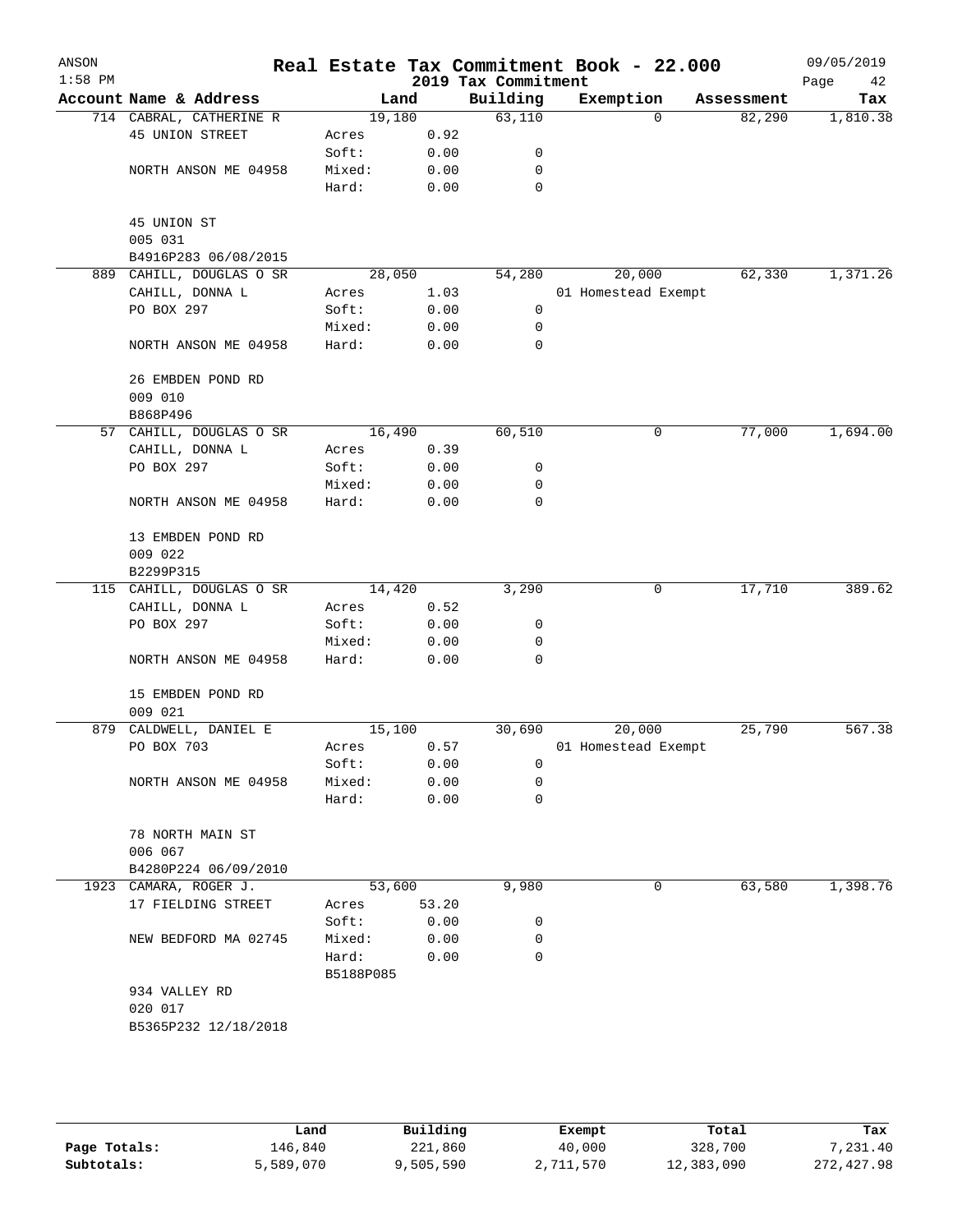# Real Estate Tax Commitment Book - 22.000

## 2019 Tax Commitment

ANSON 1:58 PM — 09/05/2019

| Account Name & Address | Land | | Building | Exemption | Assessment | Tax |
|---|---|---|---|---|---|---|
| 714 CABRAL, CATHERINE R | 19,180 | | 63,110 | 0 | 82,290 | 1,810.38 |
| 45 UNION STREET | Acres | 0.92 | | | | |
| | Soft: | 0.00 | 0 | | | |
| NORTH ANSON ME 04958 | Mixed: | 0.00 | 0 | | | |
| | Hard: | 0.00 | 0 | | | |
| 45 UNION ST | | | | | | |
| 005 031 | | | | | | |
| B4916P283 06/08/2015 | | | | | | |
| 889 CAHILL, DOUGLAS O SR | 28,050 | | 54,280 | 20,000 | 62,330 | 1,371.26 |
| CAHILL, DONNA L | Acres | 1.03 | | 01 Homestead Exempt | | |
| PO BOX 297 | Soft: | 0.00 | 0 | | | |
| | Mixed: | 0.00 | 0 | | | |
| NORTH ANSON ME 04958 | Hard: | 0.00 | 0 | | | |
| 26 EMBDEN POND RD | | | | | | |
| 009 010 | | | | | | |
| B868P496 | | | | | | |
| 57 CAHILL, DOUGLAS O SR | 16,490 | | 60,510 | 0 | 77,000 | 1,694.00 |
| CAHILL, DONNA L | Acres | 0.39 | | | | |
| PO BOX 297 | Soft: | 0.00 | 0 | | | |
| | Mixed: | 0.00 | 0 | | | |
| NORTH ANSON ME 04958 | Hard: | 0.00 | 0 | | | |
| 13 EMBDEN POND RD | | | | | | |
| 009 022 | | | | | | |
| B2299P315 | | | | | | |
| 115 CAHILL, DOUGLAS O SR | 14,420 | | 3,290 | 0 | 17,710 | 389.62 |
| CAHILL, DONNA L | Acres | 0.52 | | | | |
| PO BOX 297 | Soft: | 0.00 | 0 | | | |
| | Mixed: | 0.00 | 0 | | | |
| NORTH ANSON ME 04958 | Hard: | 0.00 | 0 | | | |
| 15 EMBDEN POND RD | | | | | | |
| 009 021 | | | | | | |
| 879 CALDWELL, DANIEL E | 15,100 | | 30,690 | 20,000 | 25,790 | 567.38 |
| PO BOX 703 | Acres | 0.57 | | 01 Homestead Exempt | | |
| | Soft: | 0.00 | 0 | | | |
| NORTH ANSON ME 04958 | Mixed: | 0.00 | 0 | | | |
| | Hard: | 0.00 | 0 | | | |
| 78 NORTH MAIN ST | | | | | | |
| 006 067 | | | | | | |
| B4280P224 06/09/2010 | | | | | | |
| 1923 CAMARA, ROGER J. | 53,600 | | 9,980 | 0 | 63,580 | 1,398.76 |
| 17 FIELDING STREET | Acres | 53.20 | | | | |
| | Soft: | 0.00 | 0 | | | |
| NEW BEDFORD MA 02745 | Mixed: | 0.00 | 0 | | | |
| | Hard: | 0.00 | 0 | | | |
| | B5188P085 | | | | | |
| 934 VALLEY RD | | | | | | |
| 020 017 | | | | | | |
| B5365P232 12/18/2018 | | | | | | |

| | Land | Building | Exempt | Total | Tax |
|---|---|---|---|---|---|
| Page Totals: | 146,840 | 221,860 | 40,000 | 328,700 | 7,231.40 |
| Subtotals: | 5,589,070 | 9,505,590 | 2,711,570 | 12,383,090 | 272,427.98 |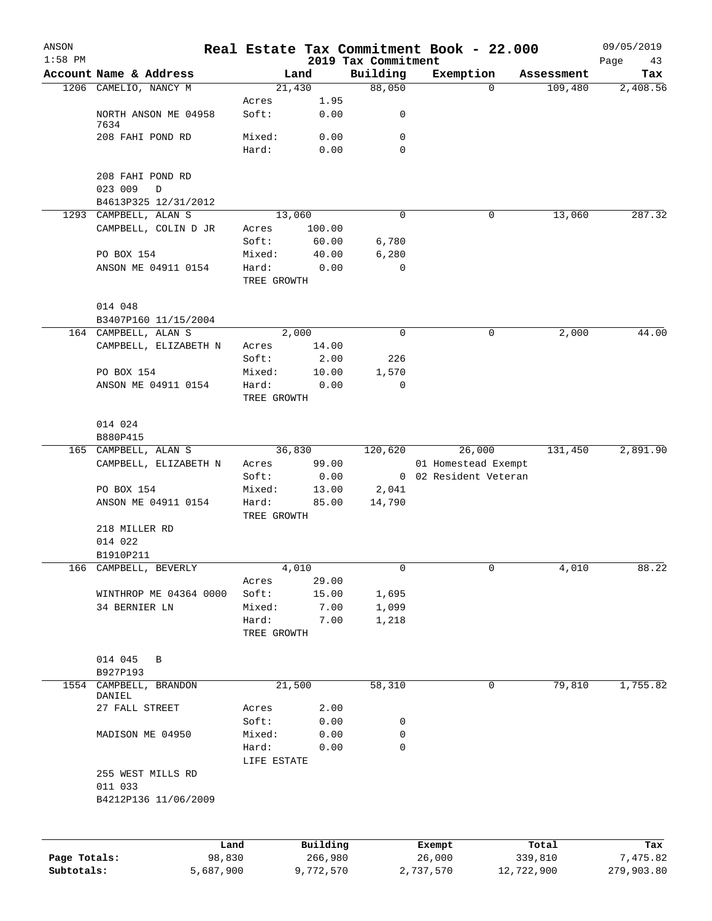# Real Estate Tax Commitment Book - 22.000

ANSON 1:58 PM — 2019 Tax Commitment — 09/05/2019

| Account Name & Address | Land | | Building | Exemption | Assessment | Tax |
|---|---|---|---|---|---|---|
| 1206 CAMELIO, NANCY M | 21,430 | | 88,050 | 0 | 109,480 | 2,408.56 |
| | Acres | 1.95 | | | | |
| NORTH ANSON ME 04958 7634 | Soft: | 0.00 | 0 | | | |
| 208 FAHI POND RD | Mixed: | 0.00 | 0 | | | |
| | Hard: | 0.00 | 0 | | | |
| 208 FAHI POND RD | | | | | | |
| 023 009 D | | | | | | |
| B4613P325 12/31/2012 | | | | | | |
| 1293 CAMPBELL, ALAN S | 13,060 | | 0 | 0 | 13,060 | 287.32 |
| CAMPBELL, COLIN D JR | Acres | 100.00 | | | | |
| | Soft: | 60.00 | 6,780 | | | |
| PO BOX 154 | Mixed: | 40.00 | 6,280 | | | |
| ANSON ME 04911 0154 | Hard: | 0.00 | 0 | | | |
| | TREE GROWTH | | | | | |
| 014 048 | | | | | | |
| B3407P160 11/15/2004 | | | | | | |
| 164 CAMPBELL, ALAN S | 2,000 | | 0 | 0 | 2,000 | 44.00 |
| CAMPBELL, ELIZABETH N | Acres | 14.00 | | | | |
| | Soft: | 2.00 | 226 | | | |
| PO BOX 154 | Mixed: | 10.00 | 1,570 | | | |
| ANSON ME 04911 0154 | Hard: | 0.00 | 0 | | | |
| | TREE GROWTH | | | | | |
| 014 024 | | | | | | |
| B880P415 | | | | | | |
| 165 CAMPBELL, ALAN S | 36,830 | | 120,620 | 26,000 | 131,450 | 2,891.90 |
| CAMPBELL, ELIZABETH N | Acres | 99.00 | | 01 Homestead Exempt | | |
| | Soft: | 0.00 | 0 | 02 Resident Veteran | | |
| PO BOX 154 | Mixed: | 13.00 | 2,041 | | | |
| ANSON ME 04911 0154 | Hard: | 85.00 | 14,790 | | | |
| | TREE GROWTH | | | | | |
| 218 MILLER RD | | | | | | |
| 014 022 | | | | | | |
| B1910P211 | | | | | | |
| 166 CAMPBELL, BEVERLY | 4,010 | | 0 | 0 | 4,010 | 88.22 |
| | Acres | 29.00 | | | | |
| WINTHROP ME 04364 0000 | Soft: | 15.00 | 1,695 | | | |
| 34 BERNIER LN | Mixed: | 7.00 | 1,099 | | | |
| | Hard: | 7.00 | 1,218 | | | |
| | TREE GROWTH | | | | | |
| 014 045 B | | | | | | |
| B927P193 | | | | | | |
| 1554 CAMPBELL, BRANDON DANIEL | 21,500 | | 58,310 | 0 | 79,810 | 1,755.82 |
| 27 FALL STREET | Acres | 2.00 | | | | |
| | Soft: | 0.00 | 0 | | | |
| MADISON ME 04950 | Mixed: | 0.00 | 0 | | | |
| | Hard: | 0.00 | 0 | | | |
| | LIFE ESTATE | | | | | |
| 255 WEST MILLS RD | | | | | | |
| 011 033 | | | | | | |
| B4212P136 11/06/2009 | | | | | | |

| | Land | Building | Exempt | Total | Tax |
|---|---|---|---|---|---|
| Page Totals: | 98,830 | 266,980 | 26,000 | 339,810 | 7,475.82 |
| Subtotals: | 5,687,900 | 9,772,570 | 2,737,570 | 12,722,900 | 279,903.80 |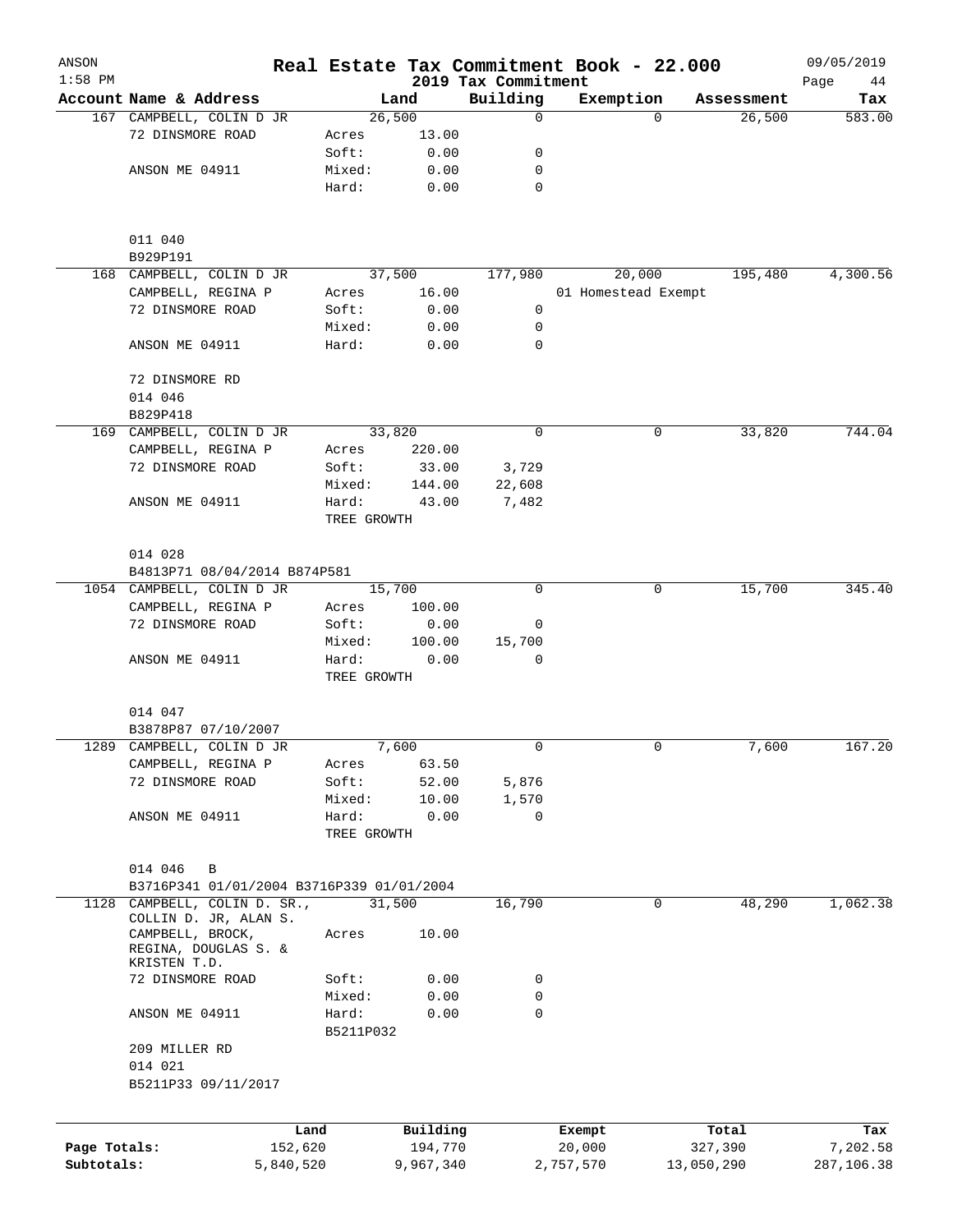ANSON 1:58 PM

# Real Estate Tax Commitment Book - 22.000

## 2019 Tax Commitment

09/05/2019

| Account Name & Address | | Land | Building | Exemption | Assessment | Tax |
|---|---|---|---|---|---|---|
| 167 CAMPBELL, COLIN D JR | | 26,500 | 0 | 0 | 26,500 | 583.00 |
| 72 DINSMORE ROAD | Acres | 13.00 | | | | |
| | Soft: | 0.00 | 0 | | | |
| ANSON ME 04911 | Mixed: | 0.00 | 0 | | | |
| | Hard: | 0.00 | 0 | | | |
| 011 040 | | | | | | |
| B929P191 | | | | | | |
| 168 CAMPBELL, COLIN D JR | | 37,500 | 177,980 | 20,000 | 195,480 | 4,300.56 |
| CAMPBELL, REGINA P | Acres | 16.00 | | 01 Homestead Exempt | | |
| 72 DINSMORE ROAD | Soft: | 0.00 | 0 | | | |
| | Mixed: | 0.00 | 0 | | | |
| ANSON ME 04911 | Hard: | 0.00 | 0 | | | |
| 72 DINSMORE RD | | | | | | |
| 014 046 | | | | | | |
| B829P418 | | | | | | |
| 169 CAMPBELL, COLIN D JR | | 33,820 | 0 | 0 | 33,820 | 744.04 |
| CAMPBELL, REGINA P | Acres | 220.00 | | | | |
| 72 DINSMORE ROAD | Soft: | 33.00 | 3,729 | | | |
| | Mixed: | 144.00 | 22,608 | | | |
| ANSON ME 04911 | Hard: | 43.00 | 7,482 | | | |
| | TREE GROWTH | | | | | |
| 014 028 | | | | | | |
| B4813P71 08/04/2014 B874P581 | | | | | | |
| 1054 CAMPBELL, COLIN D JR | | 15,700 | 0 | 0 | 15,700 | 345.40 |
| CAMPBELL, REGINA P | Acres | 100.00 | | | | |
| 72 DINSMORE ROAD | Soft: | 0.00 | 0 | | | |
| | Mixed: | 100.00 | 15,700 | | | |
| ANSON ME 04911 | Hard: | 0.00 | 0 | | | |
| | TREE GROWTH | | | | | |
| 014 047 | | | | | | |
| B3878P87 07/10/2007 | | | | | | |
| 1289 CAMPBELL, COLIN D JR | | 7,600 | 0 | 0 | 7,600 | 167.20 |
| CAMPBELL, REGINA P | Acres | 63.50 | | | | |
| 72 DINSMORE ROAD | Soft: | 52.00 | 5,876 | | | |
| | Mixed: | 10.00 | 1,570 | | | |
| ANSON ME 04911 | Hard: | 0.00 | 0 | | | |
| | TREE GROWTH | | | | | |
| 014 046 B | | | | | | |
| B3716P341 01/01/2004 B3716P339 01/01/2004 | | | | | | |
| 1128 CAMPBELL, COLIN D. SR., COLLIN D. JR, ALAN S. | | 31,500 | 16,790 | 0 | 48,290 | 1,062.38 |
| CAMPBELL, BROCK, REGINA, DOUGLAS S. & KRISTEN T.D. | Acres | 10.00 | | | | |
| 72 DINSMORE ROAD | Soft: | 0.00 | 0 | | | |
| | Mixed: | 0.00 | 0 | | | |
| ANSON ME 04911 | Hard: | 0.00 | 0 | | | |
| | B5211P032 | | | | | |
| 209 MILLER RD | | | | | | |
| 014 021 | | | | | | |
| B5211P33 09/11/2017 | | | | | | |

| | Land | Building | Exempt | Total | Tax |
|---|---|---|---|---|---|
| Page Totals: | 152,620 | 194,770 | 20,000 | 327,390 | 7,202.58 |
| Subtotals: | 5,840,520 | 9,967,340 | 2,757,570 | 13,050,290 | 287,106.38 |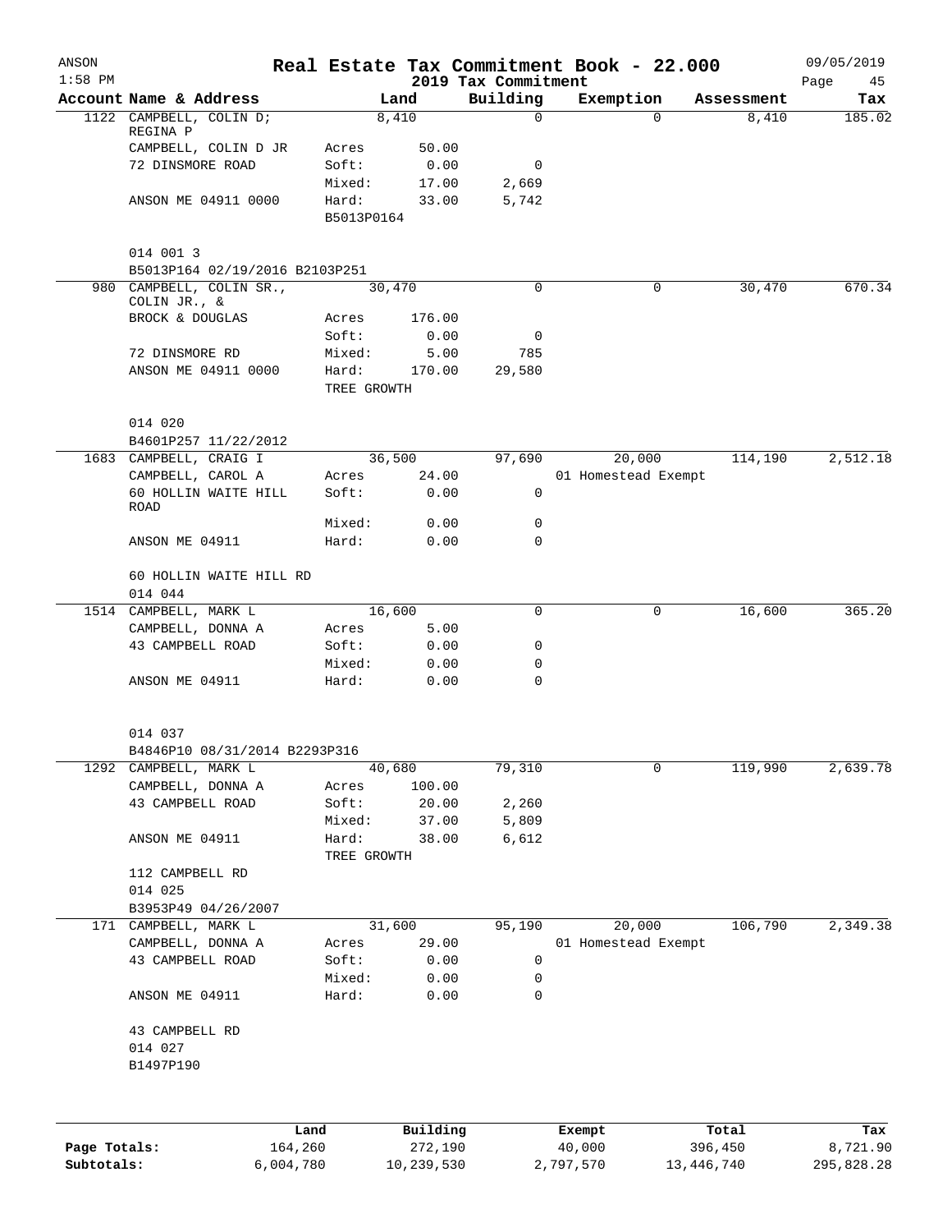# Real Estate Tax Commitment Book - 22.000

ANSON 1:58 PM — 2019 Tax Commitment — 09/05/2019

| Account Name & Address | Land | | Building | Exemption | Assessment | Tax |
|---|---|---|---|---|---|---|
| 1122 CAMPBELL, COLIN D; REGINA P | 8,410 | | 0 | 0 | 8,410 | 185.02 |
| CAMPBELL, COLIN D JR | Acres | 50.00 | | | | |
| 72 DINSMORE ROAD | Soft: | 0.00 | 0 | | | |
| | Mixed: | 17.00 | 2,669 | | | |
| ANSON ME 04911 0000 | Hard: | 33.00 | 5,742 | | | |
| | B5013P0164 | | | | | |
| 014 001 3 | | | | | | |
| B5013P164 02/19/2016 B2103P251 | | | | | | |
| 980 CAMPBELL, COLIN SR., COLIN JR., & | 30,470 | | 0 | 0 | 30,470 | 670.34 |
| BROCK & DOUGLAS | Acres | 176.00 | | | | |
| | Soft: | 0.00 | 0 | | | |
| 72 DINSMORE RD | Mixed: | 5.00 | 785 | | | |
| ANSON ME 04911 0000 | Hard: | 170.00 | 29,580 | | | |
| | TREE GROWTH | | | | | |
| 014 020 | | | | | | |
| B4601P257 11/22/2012 | | | | | | |
| 1683 CAMPBELL, CRAIG I | 36,500 | | 97,690 | 20,000 | 114,190 | 2,512.18 |
| CAMPBELL, CAROL A | Acres | 24.00 | | 01 Homestead Exempt | | |
| 60 HOLLIN WAITE HILL ROAD | Soft: | 0.00 | 0 | | | |
| | Mixed: | 0.00 | 0 | | | |
| ANSON ME 04911 | Hard: | 0.00 | 0 | | | |
| 60 HOLLIN WAITE HILL RD | | | | | | |
| 014 044 | | | | | | |
| 1514 CAMPBELL, MARK L | 16,600 | | 0 | 0 | 16,600 | 365.20 |
| CAMPBELL, DONNA A | Acres | 5.00 | | | | |
| 43 CAMPBELL ROAD | Soft: | 0.00 | 0 | | | |
| | Mixed: | 0.00 | 0 | | | |
| ANSON ME 04911 | Hard: | 0.00 | 0 | | | |
| 014 037 | | | | | | |
| B4846P10 08/31/2014 B2293P316 | | | | | | |
| 1292 CAMPBELL, MARK L | 40,680 | | 79,310 | 0 | 119,990 | 2,639.78 |
| CAMPBELL, DONNA A | Acres | 100.00 | | | | |
| 43 CAMPBELL ROAD | Soft: | 20.00 | 2,260 | | | |
| | Mixed: | 37.00 | 5,809 | | | |
| ANSON ME 04911 | Hard: | 38.00 | 6,612 | | | |
| | TREE GROWTH | | | | | |
| 112 CAMPBELL RD | | | | | | |
| 014 025 | | | | | | |
| B3953P49 04/26/2007 | | | | | | |
| 171 CAMPBELL, MARK L | 31,600 | | 95,190 | 20,000 | 106,790 | 2,349.38 |
| CAMPBELL, DONNA A | Acres | 29.00 | | 01 Homestead Exempt | | |
| 43 CAMPBELL ROAD | Soft: | 0.00 | 0 | | | |
| | Mixed: | 0.00 | 0 | | | |
| ANSON ME 04911 | Hard: | 0.00 | 0 | | | |
| 43 CAMPBELL RD | | | | | | |
| 014 027 | | | | | | |
| B1497P190 | | | | | | |

| | Land | Building | Exempt | Total | Tax |
|---|---|---|---|---|---|
| Page Totals: | 164,260 | 272,190 | 40,000 | 396,450 | 8,721.90 |
| Subtotals: | 6,004,780 | 10,239,530 | 2,797,570 | 13,446,740 | 295,828.28 |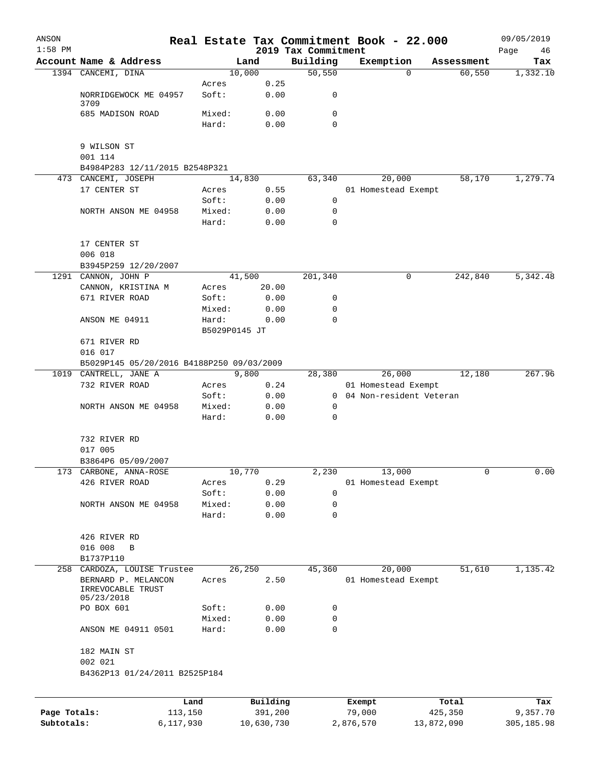# Real Estate Tax Commitment Book - 22.000

ANSON
1:58 PM

2019 Tax Commitment

09/05/2019

| Account Name & Address | Land | | Building | Exemption | Assessment | Tax |
|---|---|---|---|---|---|---|
| 1394 CANCEMI, DINA | 10,000 | | 50,550 | 0 | 60,550 | 1,332.10 |
| | Acres | 0.25 | | | | |
| NORRIDGEWOCK ME 04957 3709 | Soft: | 0.00 | 0 | | | |
| 685 MADISON ROAD | Mixed: | 0.00 | 0 | | | |
| | Hard: | 0.00 | 0 | | | |
| 9 WILSON ST | | | | | | |
| 001 114 | | | | | | |
| B4984P283 12/11/2015 B2548P321 | | | | | | |
| 473 CANCEMI, JOSEPH | 14,830 | | 63,340 | 20,000 | 58,170 | 1,279.74 |
| 17 CENTER ST | Acres | 0.55 | | 01 Homestead Exempt | | |
| | Soft: | 0.00 | 0 | | | |
| NORTH ANSON ME 04958 | Mixed: | 0.00 | 0 | | | |
| | Hard: | 0.00 | 0 | | | |
| 17 CENTER ST | | | | | | |
| 006 018 | | | | | | |
| B3945P259 12/20/2007 | | | | | | |
| 1291 CANNON, JOHN P | 41,500 | | 201,340 | 0 | 242,840 | 5,342.48 |
| CANNON, KRISTINA M | Acres | 20.00 | | | | |
| 671 RIVER ROAD | Soft: | 0.00 | 0 | | | |
| | Mixed: | 0.00 | 0 | | | |
| ANSON ME 04911 | Hard: | 0.00 | 0 | | | |
| | B5029P0145 JT | | | | | |
| 671 RIVER RD | | | | | | |
| 016 017 | | | | | | |
| B5029P145 05/20/2016 B4188P250 09/03/2009 | | | | | | |
| 1019 CANTRELL, JANE A | 9,800 | | 28,380 | 26,000 | 12,180 | 267.96 |
| 732 RIVER ROAD | Acres | 0.24 | | 01 Homestead Exempt | | |
| | Soft: | 0.00 | 0 | 04 Non-resident Veteran | | |
| NORTH ANSON ME 04958 | Mixed: | 0.00 | 0 | | | |
| | Hard: | 0.00 | 0 | | | |
| 732 RIVER RD | | | | | | |
| 017 005 | | | | | | |
| B3864P6 05/09/2007 | | | | | | |
| 173 CARBONE, ANNA-ROSE | 10,770 | | 2,230 | 13,000 | 0 | 0.00 |
| 426 RIVER ROAD | Acres | 0.29 | | 01 Homestead Exempt | | |
| | Soft: | 0.00 | 0 | | | |
| NORTH ANSON ME 04958 | Mixed: | 0.00 | 0 | | | |
| | Hard: | 0.00 | 0 | | | |
| 426 RIVER RD | | | | | | |
| 016 008 B | | | | | | |
| B1737P110 | | | | | | |
| 258 CARDOZA, LOUISE Trustee | 26,250 | | 45,360 | 20,000 | 51,610 | 1,135.42 |
| BERNARD P. MELANCON IRREVOCABLE TRUST 05/23/2018 | Acres | 2.50 | | 01 Homestead Exempt | | |
| PO BOX 601 | Soft: | 0.00 | 0 | | | |
| | Mixed: | 0.00 | 0 | | | |
| ANSON ME 04911 0501 | Hard: | 0.00 | 0 | | | |
| 182 MAIN ST | | | | | | |
| 002 021 | | | | | | |
| B4362P13 01/24/2011 B2525P184 | | | | | | |

| | Land | Building | Exempt | Total | Tax |
|---|---|---|---|---|---|
| Page Totals: | 113,150 | 391,200 | 79,000 | 425,350 | 9,357.70 |
| Subtotals: | 6,117,930 | 10,630,730 | 2,876,570 | 13,872,090 | 305,185.98 |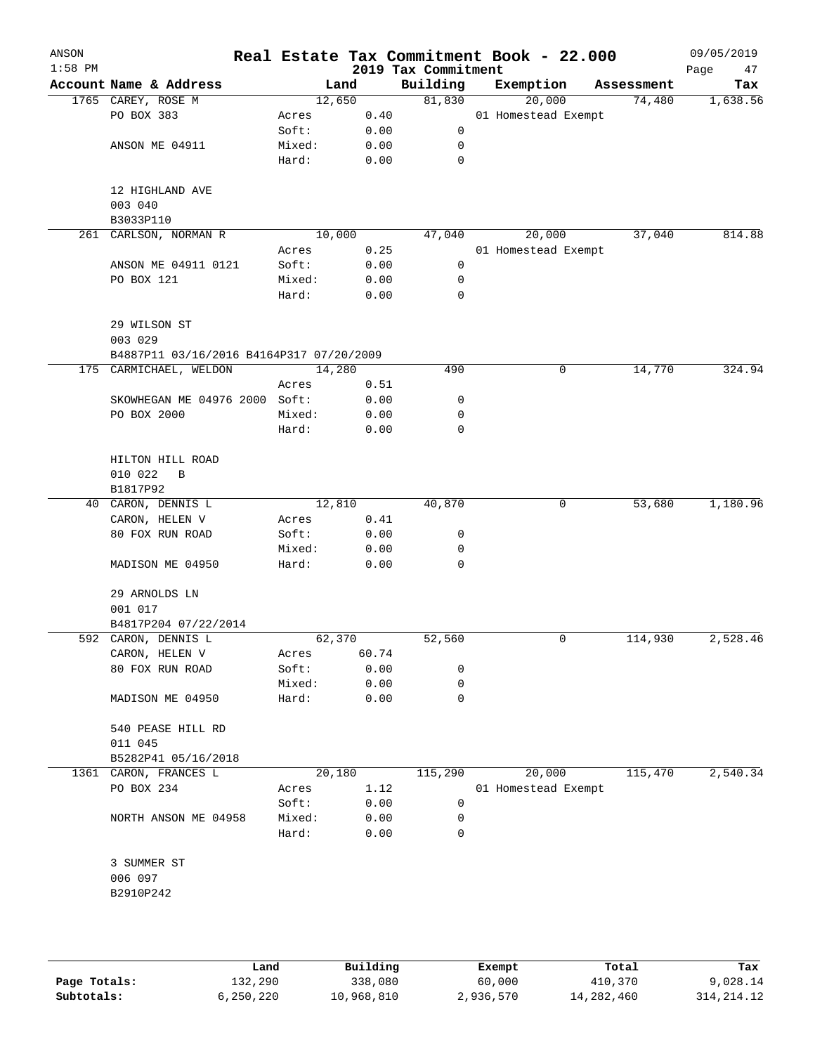# Real Estate Tax Commitment Book - 22.000

ANSON
1:58 PM

2019 Tax Commitment

09/05/2019

| Account Name & Address | | Land | Building | Exemption | Assessment | Tax |
|---|---|---|---|---|---|---|
| 1765 CAREY, ROSE M | | 12,650 | 81,830 | 20,000 | 74,480 | 1,638.56 |
| PO BOX 383 | Acres | 0.40 | | 01 Homestead Exempt | | |
| | Soft: | 0.00 | 0 | | | |
| ANSON ME 04911 | Mixed: | 0.00 | 0 | | | |
| | Hard: | 0.00 | 0 | | | |
| 12 HIGHLAND AVE | | | | | | |
| 003 040 | | | | | | |
| B3033P110 | | | | | | |
| 261 CARLSON, NORMAN R | | 10,000 | 47,040 | 20,000 | 37,040 | 814.88 |
| | Acres | 0.25 | | 01 Homestead Exempt | | |
| ANSON ME 04911 0121 | Soft: | 0.00 | 0 | | | |
| PO BOX 121 | Mixed: | 0.00 | 0 | | | |
| | Hard: | 0.00 | 0 | | | |
| 29 WILSON ST | | | | | | |
| 003 029 | | | | | | |
| B4887P11 03/16/2016 B4164P317 07/20/2009 | | | | | | |
| 175 CARMICHAEL, WELDON | | 14,280 | 490 | 0 | 14,770 | 324.94 |
| | Acres | 0.51 | | | | |
| SKOWHEGAN ME 04976 2000 | Soft: | 0.00 | 0 | | | |
| PO BOX 2000 | Mixed: | 0.00 | 0 | | | |
| | Hard: | 0.00 | 0 | | | |
| HILTON HILL ROAD | | | | | | |
| 010 022 B | | | | | | |
| B1817P92 | | | | | | |
| 40 CARON, DENNIS L | | 12,810 | 40,870 | 0 | 53,680 | 1,180.96 |
| CARON, HELEN V | Acres | 0.41 | | | | |
| 80 FOX RUN ROAD | Soft: | 0.00 | 0 | | | |
| | Mixed: | 0.00 | 0 | | | |
| MADISON ME 04950 | Hard: | 0.00 | 0 | | | |
| 29 ARNOLDS LN | | | | | | |
| 001 017 | | | | | | |
| B4817P204 07/22/2014 | | | | | | |
| 592 CARON, DENNIS L | | 62,370 | 52,560 | 0 | 114,930 | 2,528.46 |
| CARON, HELEN V | Acres | 60.74 | | | | |
| 80 FOX RUN ROAD | Soft: | 0.00 | 0 | | | |
| | Mixed: | 0.00 | 0 | | | |
| MADISON ME 04950 | Hard: | 0.00 | 0 | | | |
| 540 PEASE HILL RD | | | | | | |
| 011 045 | | | | | | |
| B5282P41 05/16/2018 | | | | | | |
| 1361 CARON, FRANCES L | | 20,180 | 115,290 | 20,000 | 115,470 | 2,540.34 |
| PO BOX 234 | Acres | 1.12 | | 01 Homestead Exempt | | |
| | Soft: | 0.00 | 0 | | | |
| NORTH ANSON ME 04958 | Mixed: | 0.00 | 0 | | | |
| | Hard: | 0.00 | 0 | | | |
| 3 SUMMER ST | | | | | | |
| 006 097 | | | | | | |
| B2910P242 | | | | | | |

| | Land | Building | Exempt | Total | Tax |
|---|---|---|---|---|---|
| Page Totals: | 132,290 | 338,080 | 60,000 | 410,370 | 9,028.14 |
| Subtotals: | 6,250,220 | 10,968,810 | 2,936,570 | 14,282,460 | 314,214.12 |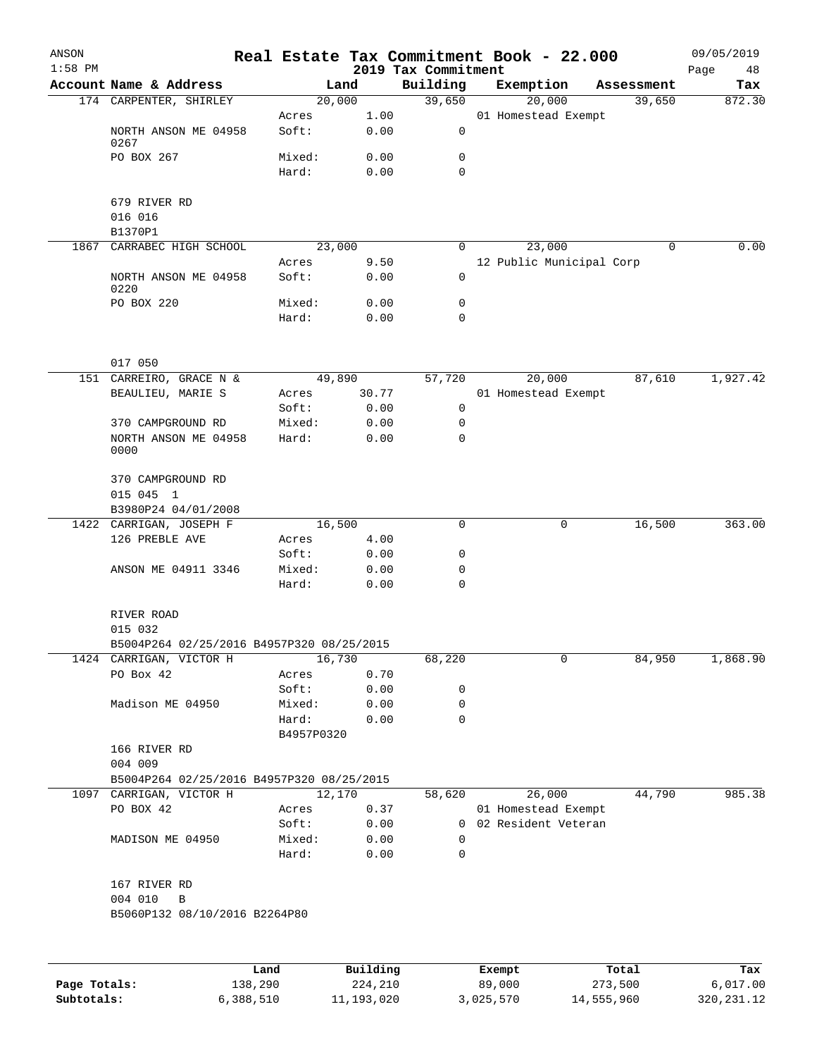# Real Estate Tax Commitment Book - 22.000

ANSON 1:58 PM — 2019 Tax Commitment — 09/05/2019

| Account | Name & Address | | Land | | Building | Exemption | Assessment | Tax |
|---|---|---|---|---|---|---|---|---|
| 174 | CARPENTER, SHIRLEY | | 20,000 | | 39,650 | 20,000 | 39,650 | 872.30 |
| | | Acres | | 1.00 | | 01 Homestead Exempt | | |
| | NORTH ANSON ME 04958 0267 | Soft: | | 0.00 | 0 | | | |
| | PO BOX 267 | Mixed: | | 0.00 | 0 | | | |
| | | Hard: | | 0.00 | 0 | | | |
| | 679 RIVER RD | | | | | | | |
| | 016 016 | | | | | | | |
| | B1370P1 | | | | | | | |
| 1867 | CARRABEC HIGH SCHOOL | | 23,000 | | 0 | 23,000 | 0 | 0.00 |
| | | Acres | | 9.50 | | 12 Public Municipal Corp | | |
| | NORTH ANSON ME 04958 0220 | Soft: | | 0.00 | 0 | | | |
| | PO BOX 220 | Mixed: | | 0.00 | 0 | | | |
| | | Hard: | | 0.00 | 0 | | | |
| | 017 050 | | | | | | | |
| 151 | CARREIRO, GRACE N & | | 49,890 | | 57,720 | 20,000 | 87,610 | 1,927.42 |
| | BEAULIEU, MARIE S | Acres | | 30.77 | | 01 Homestead Exempt | | |
| | | Soft: | | 0.00 | 0 | | | |
| | 370 CAMPGROUND RD | Mixed: | | 0.00 | 0 | | | |
| | NORTH ANSON ME 04958 0000 | Hard: | | 0.00 | 0 | | | |
| | 370 CAMPGROUND RD | | | | | | | |
| | 015 045 1 | | | | | | | |
| | B3980P24 04/01/2008 | | | | | | | |
| 1422 | CARRIGAN, JOSEPH F | | 16,500 | | 0 | 0 | 16,500 | 363.00 |
| | 126 PREBLE AVE | Acres | | 4.00 | | | | |
| | | Soft: | | 0.00 | 0 | | | |
| | ANSON ME 04911 3346 | Mixed: | | 0.00 | 0 | | | |
| | | Hard: | | 0.00 | 0 | | | |
| | RIVER ROAD | | | | | | | |
| | 015 032 | | | | | | | |
| | B5004P264 02/25/2016 B4957P320 08/25/2015 | | | | | | | |
| 1424 | CARRIGAN, VICTOR H | | 16,730 | | 68,220 | 0 | 84,950 | 1,868.90 |
| | PO Box 42 | Acres | | 0.70 | | | | |
| | | Soft: | | 0.00 | 0 | | | |
| | Madison ME 04950 | Mixed: | | 0.00 | 0 | | | |
| | | Hard: | | 0.00 | 0 | | | |
| | | B4957P0320 | | | | | | |
| | 166 RIVER RD | | | | | | | |
| | 004 009 | | | | | | | |
| | B5004P264 02/25/2016 B4957P320 08/25/2015 | | | | | | | |
| 1097 | CARRIGAN, VICTOR H | | 12,170 | | 58,620 | 26,000 | 44,790 | 985.38 |
| | PO BOX 42 | Acres | | 0.37 | | 01 Homestead Exempt | | |
| | | Soft: | | 0.00 | 0 | 02 Resident Veteran | | |
| | MADISON ME 04950 | Mixed: | | 0.00 | 0 | | | |
| | | Hard: | | 0.00 | 0 | | | |
| | 167 RIVER RD | | | | | | | |
| | 004 010 B | | | | | | | |
| | B5060P132 08/10/2016 B2264P80 | | | | | | | |

| | Land | Building | Exempt | Total | Tax |
|---|---|---|---|---|---|
| Page Totals: | 138,290 | 224,210 | 89,000 | 273,500 | 6,017.00 |
| Subtotals: | 6,388,510 | 11,193,020 | 3,025,570 | 14,555,960 | 320,231.12 |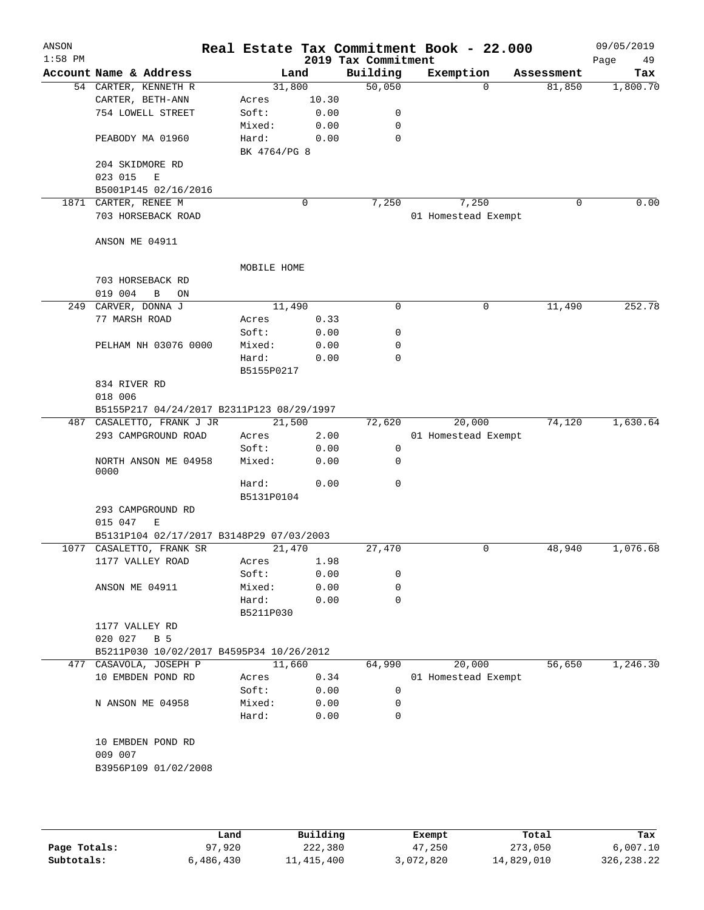# Real Estate Tax Commitment Book - 22.000

ANSON
1:58 PM

2019 Tax Commitment

09/05/2019

| Account Name & Address | Land | | Building | Exemption | Assessment | Tax |
|---|---|---|---|---|---|---|
| 54 CARTER, KENNETH R | 31,800 | | 50,050 | 0 | 81,850 | 1,800.70 |
| CARTER, BETH-ANN | Acres | 10.30 | | | | |
| 754 LOWELL STREET | Soft: | 0.00 | 0 | | | |
| | Mixed: | 0.00 | 0 | | | |
| PEABODY MA 01960 | Hard: | 0.00 | 0 | | | |
| | BK 4764/PG 8 | | | | | |
| 204 SKIDMORE RD | | | | | | |
| 023 015 E | | | | | | |
| B5001P145 02/16/2016 | | | | | | |
| 1871 CARTER, RENEE M | 0 | | 7,250 | 7,250 | 0 | 0.00 |
| 703 HORSEBACK ROAD | | | | 01 Homestead Exempt | | |
| ANSON ME 04911 | | | | | | |
| | MOBILE HOME | | | | | |
| 703 HORSEBACK RD | | | | | | |
| 019 004 B ON | | | | | | |
| 249 CARVER, DONNA J | 11,490 | | 0 | 0 | 11,490 | 252.78 |
| 77 MARSH ROAD | Acres | 0.33 | | | | |
| | Soft: | 0.00 | 0 | | | |
| PELHAM NH 03076 0000 | Mixed: | 0.00 | 0 | | | |
| | Hard: | 0.00 | 0 | | | |
| | B5155P0217 | | | | | |
| 834 RIVER RD | | | | | | |
| 018 006 | | | | | | |
| B5155P217 04/24/2017 B2311P123 08/29/1997 | | | | | | |
| 487 CASALETTO, FRANK J JR | 21,500 | | 72,620 | 20,000 | 74,120 | 1,630.64 |
| 293 CAMPGROUND ROAD | Acres | 2.00 | | 01 Homestead Exempt | | |
| | Soft: | 0.00 | 0 | | | |
| NORTH ANSON ME 04958 0000 | Mixed: | 0.00 | 0 | | | |
| | Hard: | 0.00 | 0 | | | |
| | B5131P0104 | | | | | |
| 293 CAMPGROUND RD | | | | | | |
| 015 047 E | | | | | | |
| B5131P104 02/17/2017 B3148P29 07/03/2003 | | | | | | |
| 1077 CASALETTO, FRANK SR | 21,470 | | 27,470 | 0 | 48,940 | 1,076.68 |
| 1177 VALLEY ROAD | Acres | 1.98 | | | | |
| | Soft: | 0.00 | 0 | | | |
| ANSON ME 04911 | Mixed: | 0.00 | 0 | | | |
| | Hard: | 0.00 | 0 | | | |
| | B5211P030 | | | | | |
| 1177 VALLEY RD | | | | | | |
| 020 027 B 5 | | | | | | |
| B5211P030 10/02/2017 B4595P34 10/26/2012 | | | | | | |
| 477 CASAVOLA, JOSEPH P | 11,660 | | 64,990 | 20,000 | 56,650 | 1,246.30 |
| 10 EMBDEN POND RD | Acres | 0.34 | | 01 Homestead Exempt | | |
| | Soft: | 0.00 | 0 | | | |
| N ANSON ME 04958 | Mixed: | 0.00 | 0 | | | |
| | Hard: | 0.00 | 0 | | | |
| 10 EMBDEN POND RD | | | | | | |
| 009 007 | | | | | | |
| B3956P109 01/02/2008 | | | | | | |

| | Land | Building | Exempt | Total | Tax |
|---|---|---|---|---|---|
| Page Totals: | 97,920 | 222,380 | 47,250 | 273,050 | 6,007.10 |
| Subtotals: | 6,486,430 | 11,415,400 | 3,072,820 | 14,829,010 | 326,238.22 |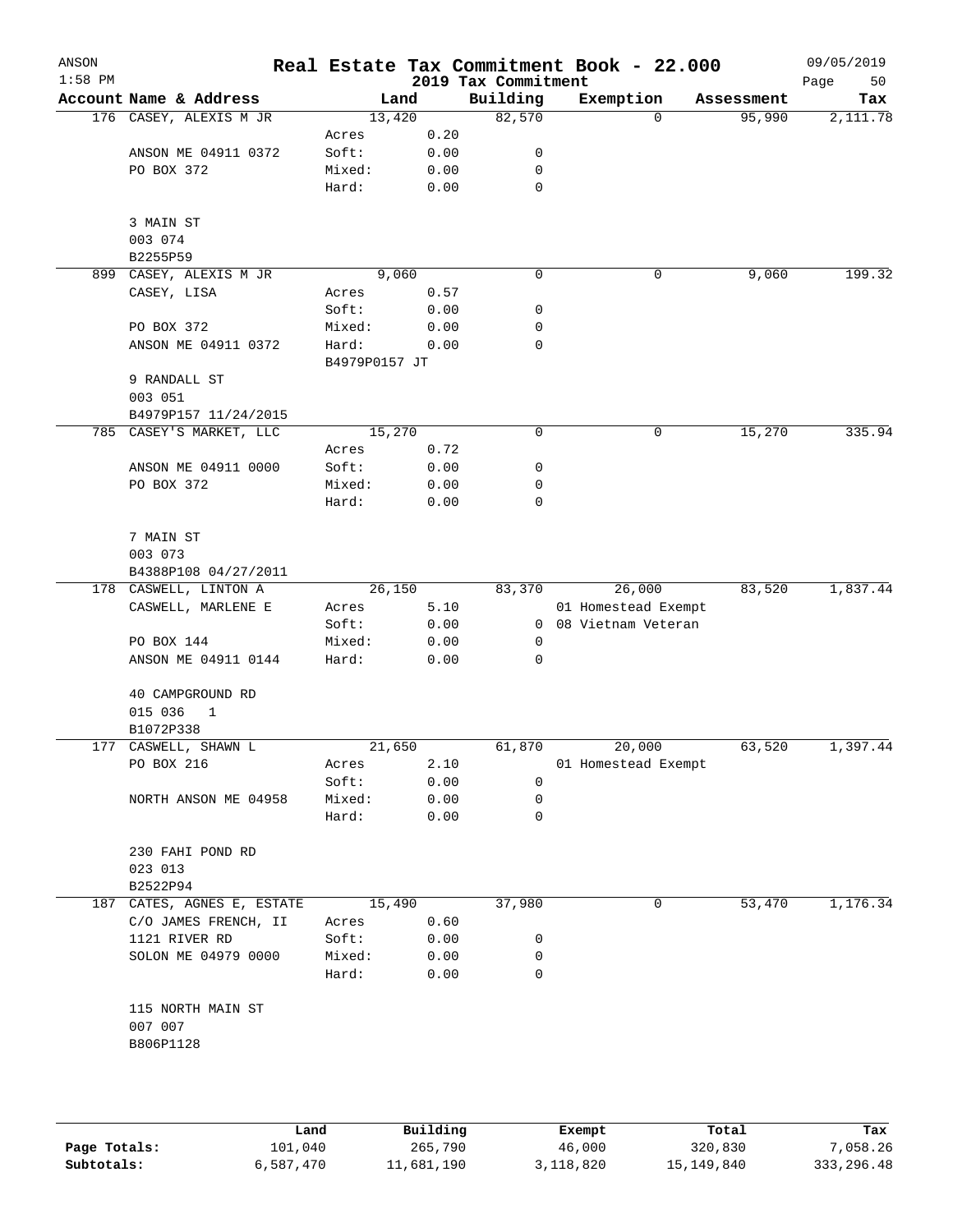ANSON 1:58 PM

# Real Estate Tax Commitment Book - 22.000

2019 Tax Commitment

09/05/2019

| Account Name & Address | Land | | Building | Exemption | Assessment | Tax |
|---|---|---|---|---|---|---|
| 176 CASEY, ALEXIS M JR | 13,420 | | 82,570 | 0 | 95,990 | 2,111.78 |
| | Acres | 0.20 | | | | |
| ANSON ME 04911 0372 | Soft: | 0.00 | 0 | | | |
| PO BOX 372 | Mixed: | 0.00 | 0 | | | |
| | Hard: | 0.00 | 0 | | | |
| 3 MAIN ST | | | | | | |
| 003 074 | | | | | | |
| B2255P59 | | | | | | |
| 899 CASEY, ALEXIS M JR | 9,060 | | 0 | 0 | 9,060 | 199.32 |
| CASEY, LISA | Acres | 0.57 | | | | |
| | Soft: | 0.00 | 0 | | | |
| PO BOX 372 | Mixed: | 0.00 | 0 | | | |
| ANSON ME 04911 0372 | Hard: | 0.00 | 0 | | | |
| | B4979P0157 JT | | | | | |
| 9 RANDALL ST | | | | | | |
| 003 051 | | | | | | |
| B4979P157 11/24/2015 | | | | | | |
| 785 CASEY'S MARKET, LLC | 15,270 | | 0 | 0 | 15,270 | 335.94 |
| | Acres | 0.72 | | | | |
| ANSON ME 04911 0000 | Soft: | 0.00 | 0 | | | |
| PO BOX 372 | Mixed: | 0.00 | 0 | | | |
| | Hard: | 0.00 | 0 | | | |
| 7 MAIN ST | | | | | | |
| 003 073 | | | | | | |
| B4388P108 04/27/2011 | | | | | | |
| 178 CASWELL, LINTON A | 26,150 | | 83,370 | 26,000 | 83,520 | 1,837.44 |
| CASWELL, MARLENE E | Acres | 5.10 | | 01 Homestead Exempt | | |
| | Soft: | 0.00 | 0 | 08 Vietnam Veteran | | |
| PO BOX 144 | Mixed: | 0.00 | 0 | | | |
| ANSON ME 04911 0144 | Hard: | 0.00 | 0 | | | |
| 40 CAMPGROUND RD | | | | | | |
| 015 036 1 | | | | | | |
| B1072P338 | | | | | | |
| 177 CASWELL, SHAWN L | 21,650 | | 61,870 | 20,000 | 63,520 | 1,397.44 |
| PO BOX 216 | Acres | 2.10 | | 01 Homestead Exempt | | |
| | Soft: | 0.00 | 0 | | | |
| NORTH ANSON ME 04958 | Mixed: | 0.00 | 0 | | | |
| | Hard: | 0.00 | 0 | | | |
| 230 FAHI POND RD | | | | | | |
| 023 013 | | | | | | |
| B2522P94 | | | | | | |
| 187 CATES, AGNES E, ESTATE | 15,490 | | 37,980 | 0 | 53,470 | 1,176.34 |
| C/O JAMES FRENCH, II | Acres | 0.60 | | | | |
| 1121 RIVER RD | Soft: | 0.00 | 0 | | | |
| SOLON ME 04979 0000 | Mixed: | 0.00 | 0 | | | |
| | Hard: | 0.00 | 0 | | | |
| 115 NORTH MAIN ST | | | | | | |
| 007 007 | | | | | | |
| B806P1128 | | | | | | |

| | Land | Building | Exempt | Total | Tax |
|---|---|---|---|---|---|
| Page Totals: | 101,040 | 265,790 | 46,000 | 320,830 | 7,058.26 |
| Subtotals: | 6,587,470 | 11,681,190 | 3,118,820 | 15,149,840 | 333,296.48 |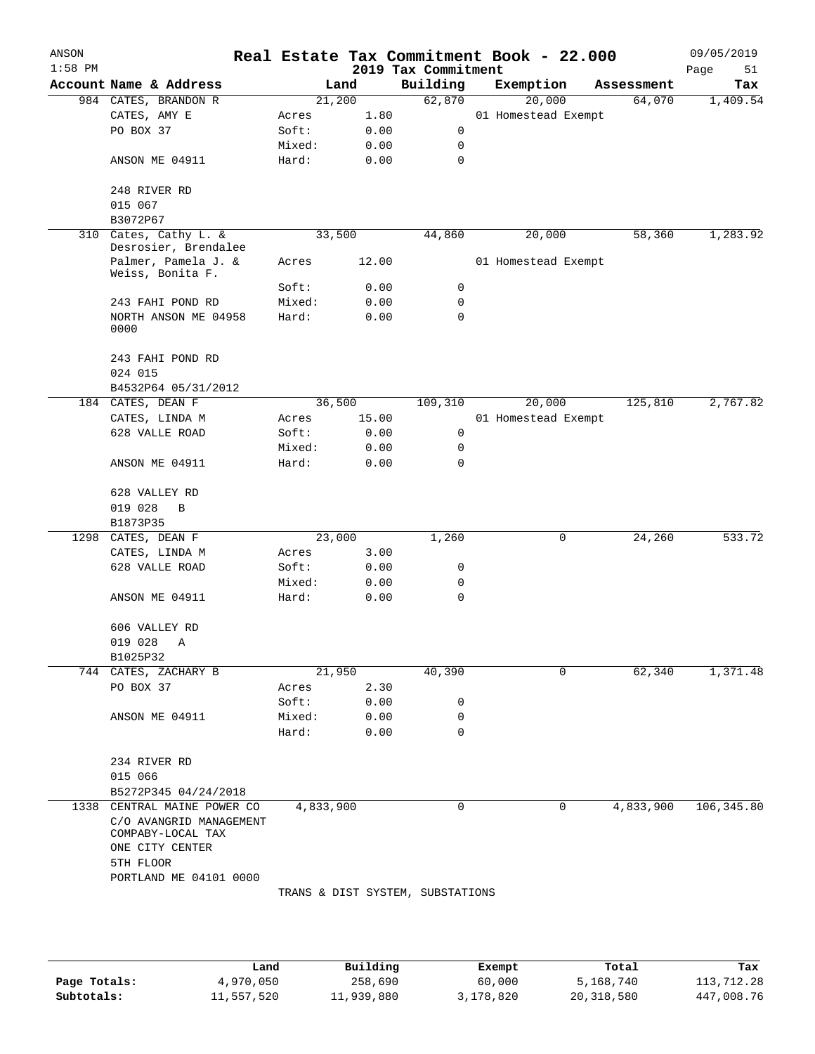ANSON  1:58 PM

# Real Estate Tax Commitment Book - 22.000

## 2019 Tax Commitment

09/05/2019

| Account Name & Address | | Land | Building | Exemption | Assessment | Tax |
|---|---|---|---|---|---|---|
| 984 CATES, BRANDON R | | 21,200 | 62,870 | 20,000 | 64,070 | 1,409.54 |
| CATES, AMY E | Acres | 1.80 | | 01 Homestead Exempt | | |
| PO BOX 37 | Soft: | 0.00 | 0 | | | |
| | Mixed: | 0.00 | 0 | | | |
| ANSON ME 04911 | Hard: | 0.00 | 0 | | | |
| 248 RIVER RD | | | | | | |
| 015 067 | | | | | | |
| B3072P67 | | | | | | |
| 310 Cates, Cathy L. & Desrosier, Brendalee | | 33,500 | 44,860 | 20,000 | 58,360 | 1,283.92 |
| Palmer, Pamela J. & Weiss, Bonita F. | Acres | 12.00 | | 01 Homestead Exempt | | |
| | Soft: | 0.00 | 0 | | | |
| 243 FAHI POND RD | Mixed: | 0.00 | 0 | | | |
| NORTH ANSON ME 04958 0000 | Hard: | 0.00 | 0 | | | |
| 243 FAHI POND RD | | | | | | |
| 024 015 | | | | | | |
| B4532P64 05/31/2012 | | | | | | |
| 184 CATES, DEAN F | | 36,500 | 109,310 | 20,000 | 125,810 | 2,767.82 |
| CATES, LINDA M | Acres | 15.00 | | 01 Homestead Exempt | | |
| 628 VALLE ROAD | Soft: | 0.00 | 0 | | | |
| | Mixed: | 0.00 | 0 | | | |
| ANSON ME 04911 | Hard: | 0.00 | 0 | | | |
| 628 VALLEY RD | | | | | | |
| 019 028 B | | | | | | |
| B1873P35 | | | | | | |
| 1298 CATES, DEAN F | | 23,000 | 1,260 | 0 | 24,260 | 533.72 |
| CATES, LINDA M | Acres | 3.00 | | | | |
| 628 VALLE ROAD | Soft: | 0.00 | 0 | | | |
| | Mixed: | 0.00 | 0 | | | |
| ANSON ME 04911 | Hard: | 0.00 | 0 | | | |
| 606 VALLEY RD | | | | | | |
| 019 028 A | | | | | | |
| B1025P32 | | | | | | |
| 744 CATES, ZACHARY B | | 21,950 | 40,390 | 0 | 62,340 | 1,371.48 |
| PO BOX 37 | Acres | 2.30 | | | | |
| | Soft: | 0.00 | 0 | | | |
| ANSON ME 04911 | Mixed: | 0.00 | 0 | | | |
| | Hard: | 0.00 | 0 | | | |
| 234 RIVER RD | | | | | | |
| 015 066 | | | | | | |
| B5272P345 04/24/2018 | | | | | | |
| 1338 CENTRAL MAINE POWER CO | | 4,833,900 | 0 | 0 | 4,833,900 | 106,345.80 |
| C/O AVANGRID MANAGEMENT COMPABY-LOCAL TAX | | | | | | |
| ONE CITY CENTER | | | | | | |
| 5TH FLOOR | | | | | | |
| PORTLAND ME 04101 0000 | | | | | | |
| | TRANS & DIST SYSTEM, SUBSTATIONS | | | | | |

| | Land | Building | Exempt | Total | Tax |
|---|---|---|---|---|---|
| Page Totals: | 4,970,050 | 258,690 | 60,000 | 5,168,740 | 113,712.28 |
| Subtotals: | 11,557,520 | 11,939,880 | 3,178,820 | 20,318,580 | 447,008.76 |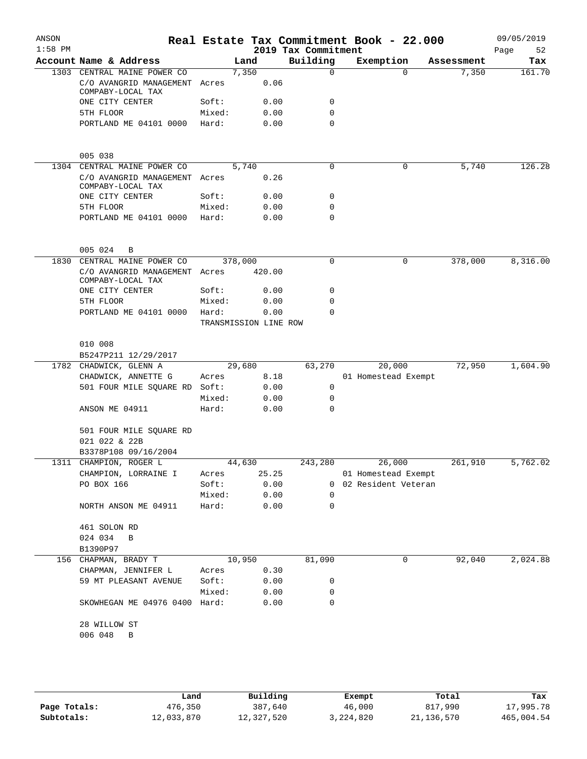# Real Estate Tax Commitment Book - 22.000

ANSON
1:58 PM

2019 Tax Commitment

09/05/2019

| Account | Name & Address | | Land | Building | Exemption | Assessment | Tax |
|---|---|---|---|---|---|---|---|
| 1303 | CENTRAL MAINE POWER CO | | 7,350 | 0 | 0 | 7,350 | 161.70 |
| | C/O AVANGRID MANAGEMENT COMPABY-LOCAL TAX | Acres | 0.06 | | | | |
| | ONE CITY CENTER | Soft: | 0.00 | 0 | | | |
| | 5TH FLOOR | Mixed: | 0.00 | 0 | | | |
| | PORTLAND ME 04101 0000 | Hard: | 0.00 | 0 | | | |
| | 005 038 | | | | | | |
| 1304 | CENTRAL MAINE POWER CO | | 5,740 | 0 | 0 | 5,740 | 126.28 |
| | C/O AVANGRID MANAGEMENT COMPABY-LOCAL TAX | Acres | 0.26 | | | | |
| | ONE CITY CENTER | Soft: | 0.00 | 0 | | | |
| | 5TH FLOOR | Mixed: | 0.00 | 0 | | | |
| | PORTLAND ME 04101 0000 | Hard: | 0.00 | 0 | | | |
| | 005 024 B | | | | | | |
| 1830 | CENTRAL MAINE POWER CO | | 378,000 | 0 | 0 | 378,000 | 8,316.00 |
| | C/O AVANGRID MANAGEMENT COMPABY-LOCAL TAX | Acres | 420.00 | | | | |
| | ONE CITY CENTER | Soft: | 0.00 | 0 | | | |
| | 5TH FLOOR | Mixed: | 0.00 | 0 | | | |
| | PORTLAND ME 04101 0000 | Hard: | 0.00 | 0 | | | |
| | | TRANSMISSION LINE ROW | | | | | |
| | 010 008 | | | | | | |
| | B5247P211 12/29/2017 | | | | | | |
| 1782 | CHADWICK, GLENN A | | 29,680 | 63,270 | 20,000 | 72,950 | 1,604.90 |
| | CHADWICK, ANNETTE G | Acres | 8.18 | | 01 Homestead Exempt | | |
| | 501 FOUR MILE SQUARE RD | Soft: | 0.00 | 0 | | | |
| | | Mixed: | 0.00 | 0 | | | |
| | ANSON ME 04911 | Hard: | 0.00 | 0 | | | |
| | 501 FOUR MILE SQUARE RD | | | | | | |
| | 021 022 & 22B | | | | | | |
| | B3378P108 09/16/2004 | | | | | | |
| 1311 | CHAMPION, ROGER L | | 44,630 | 243,280 | 26,000 | 261,910 | 5,762.02 |
| | CHAMPION, LORRAINE I | Acres | 25.25 | | 01 Homestead Exempt | | |
| | PO BOX 166 | Soft: | 0.00 | 0 | 02 Resident Veteran | | |
| | | Mixed: | 0.00 | 0 | | | |
| | NORTH ANSON ME 04911 | Hard: | 0.00 | 0 | | | |
| | 461 SOLON RD | | | | | | |
| | 024 034 B | | | | | | |
| | B1390P97 | | | | | | |
| 156 | CHAPMAN, BRADY T | | 10,950 | 81,090 | 0 | 92,040 | 2,024.88 |
| | CHAPMAN, JENNIFER L | Acres | 0.30 | | | | |
| | 59 MT PLEASANT AVENUE | Soft: | 0.00 | 0 | | | |
| | | Mixed: | 0.00 | 0 | | | |
| | SKOWHEGAN ME 04976 0400 | Hard: | 0.00 | 0 | | | |
| | 28 WILLOW ST | | | | | | |
| | 006 048 B | | | | | | |

| | Land | Building | Exempt | Total | Tax |
|---|---|---|---|---|---|
| Page Totals: | 476,350 | 387,640 | 46,000 | 817,990 | 17,995.78 |
| Subtotals: | 12,033,870 | 12,327,520 | 3,224,820 | 21,136,570 | 465,004.54 |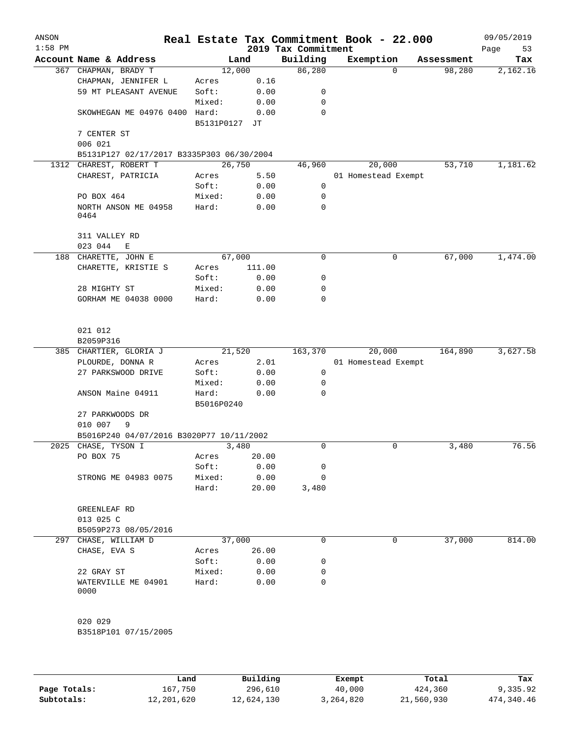# Real Estate Tax Commitment Book - 22.000

ANSON 1:58 PM — 2019 Tax Commitment — 09/05/2019

| Account Name & Address | Land | | Building | Exemption | Assessment | Tax |
|---|---|---|---|---|---|---|
| 367 CHAPMAN, BRADY T | 12,000 | | 86,280 | 0 | 98,280 | 2,162.16 |
| CHAPMAN, JENNIFER L | Acres | 0.16 | | | | |
| 59 MT PLEASANT AVENUE | Soft: | 0.00 | 0 | | | |
| | Mixed: | 0.00 | 0 | | | |
| SKOWHEGAN ME 04976 0400 | Hard: | 0.00 | 0 | | | |
| | B5131P0127 JT | | | | | |
| 7 CENTER ST | | | | | | |
| 006 021 | | | | | | |
| B5131P127 02/17/2017 B3335P303 06/30/2004 | | | | | | |
| 1312 CHAREST, ROBERT T | 26,750 | | 46,960 | 20,000 | 53,710 | 1,181.62 |
| CHAREST, PATRICIA | Acres | 5.50 | | 01 Homestead Exempt | | |
| | Soft: | 0.00 | 0 | | | |
| PO BOX 464 | Mixed: | 0.00 | 0 | | | |
| NORTH ANSON ME 04958 0464 | Hard: | 0.00 | 0 | | | |
| 311 VALLEY RD | | | | | | |
| 023 044 E | | | | | | |
| 188 CHARETTE, JOHN E | 67,000 | | 0 | 0 | 67,000 | 1,474.00 |
| CHARETTE, KRISTIE S | Acres | 111.00 | | | | |
| | Soft: | 0.00 | 0 | | | |
| 28 MIGHTY ST | Mixed: | 0.00 | 0 | | | |
| GORHAM ME 04038 0000 | Hard: | 0.00 | 0 | | | |
| 021 012 | | | | | | |
| B2059P316 | | | | | | |
| 385 CHARTIER, GLORIA J | 21,520 | | 163,370 | 20,000 | 164,890 | 3,627.58 |
| PLOURDE, DONNA R | Acres | 2.01 | | 01 Homestead Exempt | | |
| 27 PARKSWOOD DRIVE | Soft: | 0.00 | 0 | | | |
| | Mixed: | 0.00 | 0 | | | |
| ANSON Maine 04911 | Hard: | 0.00 | 0 | | | |
| | B5016P0240 | | | | | |
| 27 PARKWOODS DR | | | | | | |
| 010 007 9 | | | | | | |
| B5016P240 04/07/2016 B3020P77 10/11/2002 | | | | | | |
| 2025 CHASE, TYSON I | 3,480 | | 0 | 0 | 3,480 | 76.56 |
| PO BOX 75 | Acres | 20.00 | | | | |
| | Soft: | 0.00 | 0 | | | |
| STRONG ME 04983 0075 | Mixed: | 0.00 | 0 | | | |
| | Hard: | 20.00 | 3,480 | | | |
| GREENLEAF RD | | | | | | |
| 013 025 C | | | | | | |
| B5059P273 08/05/2016 | | | | | | |
| 297 CHASE, WILLIAM D | 37,000 | | 0 | 0 | 37,000 | 814.00 |
| CHASE, EVA S | Acres | 26.00 | | | | |
| | Soft: | 0.00 | 0 | | | |
| 22 GRAY ST | Mixed: | 0.00 | 0 | | | |
| WATERVILLE ME 04901 0000 | Hard: | 0.00 | 0 | | | |
| 020 029 | | | | | | |
| B3518P101 07/15/2005 | | | | | | |

| | Land | Building | Exempt | Total | Tax |
|---|---|---|---|---|---|
| Page Totals: | 167,750 | 296,610 | 40,000 | 424,360 | 9,335.92 |
| Subtotals: | 12,201,620 | 12,624,130 | 3,264,820 | 21,560,930 | 474,340.46 |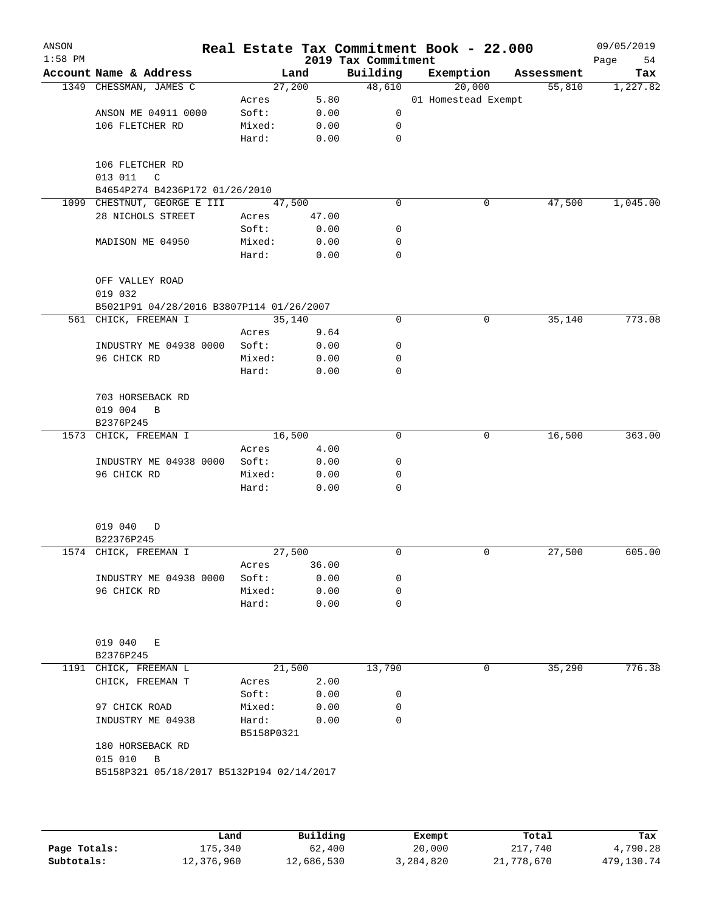# Real Estate Tax Commitment Book - 22.000

ANSON 1:58 PM — 2019 Tax Commitment — 09/05/2019

| Account | Name & Address | | Land | Building | Exemption | Assessment | Tax |
|---|---|---|---|---|---|---|---|
| 1349 | CHESSMAN, JAMES C | | 27,200 | 48,610 | 20,000 | 55,810 | 1,227.82 |
| | | Acres | 5.80 | | 01 Homestead Exempt | | |
| | ANSON ME 04911 0000 | Soft: | 0.00 | 0 | | | |
| | 106 FLETCHER RD | Mixed: | 0.00 | 0 | | | |
| | | Hard: | 0.00 | 0 | | | |
| | 106 FLETCHER RD | | | | | | |
| | 013 011 C | | | | | | |
| | B4654P274 B4236P172 01/26/2010 | | | | | | |
| 1099 | CHESTNUT, GEORGE E III | | 47,500 | 0 | 0 | 47,500 | 1,045.00 |
| | 28 NICHOLS STREET | Acres | 47.00 | | | | |
| | | Soft: | 0.00 | 0 | | | |
| | MADISON ME 04950 | Mixed: | 0.00 | 0 | | | |
| | | Hard: | 0.00 | 0 | | | |
| | OFF VALLEY ROAD | | | | | | |
| | 019 032 | | | | | | |
| | B5021P91 04/28/2016 B3807P114 01/26/2007 | | | | | | |
| 561 | CHICK, FREEMAN I | | 35,140 | 0 | 0 | 35,140 | 773.08 |
| | | Acres | 9.64 | | | | |
| | INDUSTRY ME 04938 0000 | Soft: | 0.00 | 0 | | | |
| | 96 CHICK RD | Mixed: | 0.00 | 0 | | | |
| | | Hard: | 0.00 | 0 | | | |
| | 703 HORSEBACK RD | | | | | | |
| | 019 004 B | | | | | | |
| | B2376P245 | | | | | | |
| 1573 | CHICK, FREEMAN I | | 16,500 | 0 | 0 | 16,500 | 363.00 |
| | | Acres | 4.00 | | | | |
| | INDUSTRY ME 04938 0000 | Soft: | 0.00 | 0 | | | |
| | 96 CHICK RD | Mixed: | 0.00 | 0 | | | |
| | | Hard: | 0.00 | 0 | | | |
| | 019 040 D | | | | | | |
| | B22376P245 | | | | | | |
| 1574 | CHICK, FREEMAN I | | 27,500 | 0 | 0 | 27,500 | 605.00 |
| | | Acres | 36.00 | | | | |
| | INDUSTRY ME 04938 0000 | Soft: | 0.00 | 0 | | | |
| | 96 CHICK RD | Mixed: | 0.00 | 0 | | | |
| | | Hard: | 0.00 | 0 | | | |
| | 019 040 E | | | | | | |
| | B2376P245 | | | | | | |
| 1191 | CHICK, FREEMAN L | | 21,500 | 13,790 | 0 | 35,290 | 776.38 |
| | CHICK, FREEMAN T | Acres | 2.00 | | | | |
| | | Soft: | 0.00 | 0 | | | |
| | 97 CHICK ROAD | Mixed: | 0.00 | 0 | | | |
| | INDUSTRY ME 04938 | Hard: | 0.00 | 0 | | | |
| | | B5158P0321 | | | | | |
| | 180 HORSEBACK RD | | | | | | |
| | 015 010 B | | | | | | |
| | B5158P321 05/18/2017 B5132P194 02/14/2017 | | | | | | |

| | Land | Building | Exempt | Total | Tax |
|---|---|---|---|---|---|
| Page Totals: | 175,340 | 62,400 | 20,000 | 217,740 | 4,790.28 |
| Subtotals: | 12,376,960 | 12,686,530 | 3,284,820 | 21,778,670 | 479,130.74 |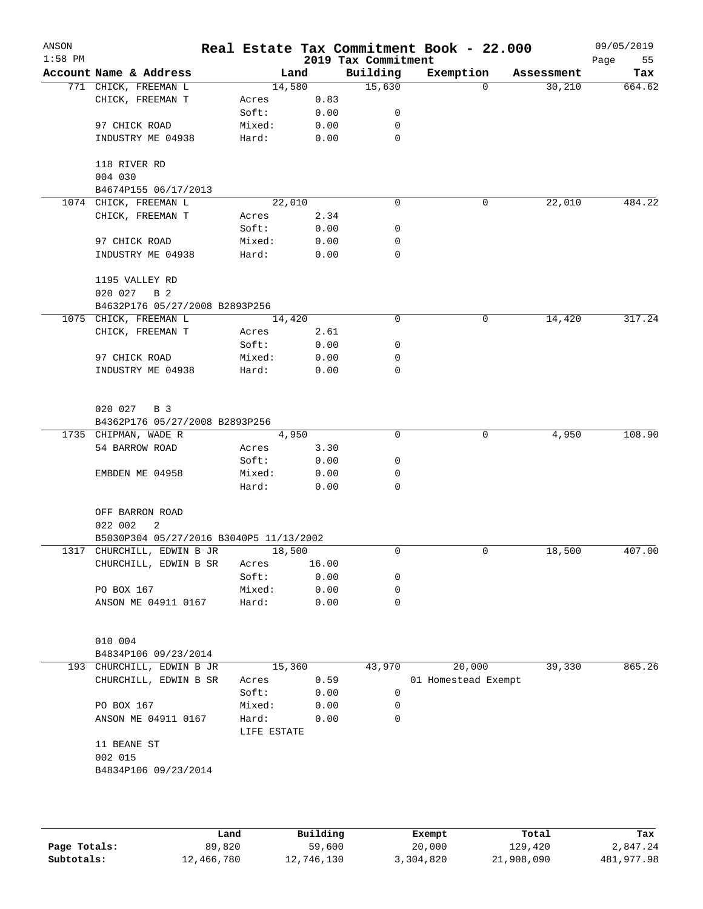ANSON 1:58 PM

# Real Estate Tax Commitment Book - 22.000

2019 Tax Commitment

09/05/2019

| Account Name & Address | | Land | Building | Exemption | Assessment | Tax |
|---|---|---|---|---|---|---|
| 771 CHICK, FREEMAN L | | 14,580 | 15,630 | 0 | 30,210 | 664.62 |
| CHICK, FREEMAN T | Acres | 0.83 | | | | |
| | Soft: | 0.00 | 0 | | | |
| 97 CHICK ROAD | Mixed: | 0.00 | 0 | | | |
| INDUSTRY ME 04938 | Hard: | 0.00 | 0 | | | |
| 118 RIVER RD | | | | | | |
| 004 030 | | | | | | |
| B4674P155 06/17/2013 | | | | | | |
| 1074 CHICK, FREEMAN L | | 22,010 | 0 | 0 | 22,010 | 484.22 |
| CHICK, FREEMAN T | Acres | 2.34 | | | | |
| | Soft: | 0.00 | 0 | | | |
| 97 CHICK ROAD | Mixed: | 0.00 | 0 | | | |
| INDUSTRY ME 04938 | Hard: | 0.00 | 0 | | | |
| 1195 VALLEY RD | | | | | | |
| 020 027 B 2 | | | | | | |
| B4632P176 05/27/2008 B2893P256 | | | | | | |
| 1075 CHICK, FREEMAN L | | 14,420 | 0 | 0 | 14,420 | 317.24 |
| CHICK, FREEMAN T | Acres | 2.61 | | | | |
| | Soft: | 0.00 | 0 | | | |
| 97 CHICK ROAD | Mixed: | 0.00 | 0 | | | |
| INDUSTRY ME 04938 | Hard: | 0.00 | 0 | | | |
| 020 027 B 3 | | | | | | |
| B4362P176 05/27/2008 B2893P256 | | | | | | |
| 1735 CHIPMAN, WADE R | | 4,950 | 0 | 0 | 4,950 | 108.90 |
| 54 BARROW ROAD | Acres | 3.30 | | | | |
| | Soft: | 0.00 | 0 | | | |
| EMBDEN ME 04958 | Mixed: | 0.00 | 0 | | | |
| | Hard: | 0.00 | 0 | | | |
| OFF BARRON ROAD | | | | | | |
| 022 002 2 | | | | | | |
| B5030P304 05/27/2016 B3040P5 11/13/2002 | | | | | | |
| 1317 CHURCHILL, EDWIN B JR | | 18,500 | 0 | 0 | 18,500 | 407.00 |
| CHURCHILL, EDWIN B SR | Acres | 16.00 | | | | |
| | Soft: | 0.00 | 0 | | | |
| PO BOX 167 | Mixed: | 0.00 | 0 | | | |
| ANSON ME 04911 0167 | Hard: | 0.00 | 0 | | | |
| 010 004 | | | | | | |
| B4834P106 09/23/2014 | | | | | | |
| 193 CHURCHILL, EDWIN B JR | | 15,360 | 43,970 | 20,000 | 39,330 | 865.26 |
| CHURCHILL, EDWIN B SR | Acres | 0.59 | | 01 Homestead Exempt | | |
| | Soft: | 0.00 | 0 | | | |
| PO BOX 167 | Mixed: | 0.00 | 0 | | | |
| ANSON ME 04911 0167 | Hard: | 0.00 | 0 | | | |
| | LIFE ESTATE | | | | | |
| 11 BEANE ST | | | | | | |
| 002 015 | | | | | | |
| B4834P106 09/23/2014 | | | | | | |

| | Land | Building | Exempt | Total | Tax |
|---|---|---|---|---|---|
| Page Totals: | 89,820 | 59,600 | 20,000 | 129,420 | 2,847.24 |
| Subtotals: | 12,466,780 | 12,746,130 | 3,304,820 | 21,908,090 | 481,977.98 |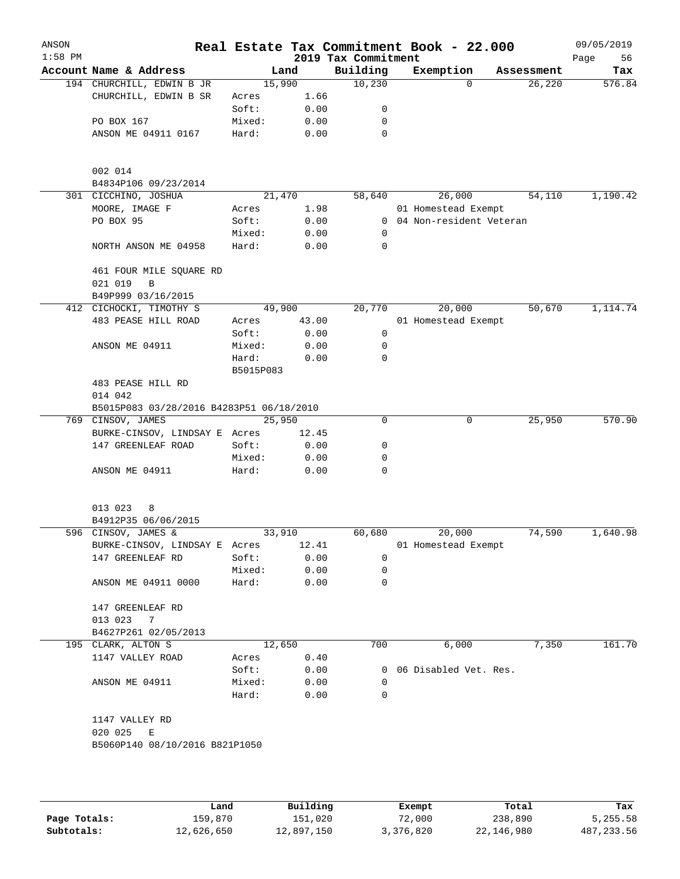# Real Estate Tax Commitment Book - 22.000

ANSON
1:58 PM

2019 Tax Commitment

09/05/2019

| Account Name & Address | Land | | Building | Exemption | Assessment | Tax |
|---|---|---|---|---|---|---|
| 194 CHURCHILL, EDWIN B JR | 15,990 | | 10,230 | 0 | 26,220 | 576.84 |
| CHURCHILL, EDWIN B SR | Acres | 1.66 | | | | |
| | Soft: | 0.00 | 0 | | | |
| PO BOX 167 | Mixed: | 0.00 | 0 | | | |
| ANSON ME 04911 0167 | Hard: | 0.00 | 0 | | | |
| 002 014 | | | | | | |
| B4834P106 09/23/2014 | | | | | | |
| 301 CICCHINO, JOSHUA | 21,470 | | 58,640 | 26,000 | 54,110 | 1,190.42 |
| MOORE, IMAGE F | Acres | 1.98 | | 01 Homestead Exempt | | |
| PO BOX 95 | Soft: | 0.00 | 0 | 04 Non-resident Veteran | | |
| | Mixed: | 0.00 | 0 | | | |
| NORTH ANSON ME 04958 | Hard: | 0.00 | 0 | | | |
| 461 FOUR MILE SQUARE RD | | | | | | |
| 021 019 B | | | | | | |
| B49P999 03/16/2015 | | | | | | |
| 412 CICHOCKI, TIMOTHY S | 49,900 | | 20,770 | 20,000 | 50,670 | 1,114.74 |
| 483 PEASE HILL ROAD | Acres | 43.00 | | 01 Homestead Exempt | | |
| | Soft: | 0.00 | 0 | | | |
| ANSON ME 04911 | Mixed: | 0.00 | 0 | | | |
| | Hard: | 0.00 | 0 | | | |
| | B5015P083 | | | | | |
| 483 PEASE HILL RD | | | | | | |
| 014 042 | | | | | | |
| B5015P083 03/28/2016 B4283P51 06/18/2010 | | | | | | |
| 769 CINSOV, JAMES | 25,950 | | 0 | 0 | 25,950 | 570.90 |
| BURKE-CINSOV, LINDSAY E | Acres | 12.45 | | | | |
| 147 GREENLEAF ROAD | Soft: | 0.00 | 0 | | | |
| | Mixed: | 0.00 | 0 | | | |
| ANSON ME 04911 | Hard: | 0.00 | 0 | | | |
| 013 023 8 | | | | | | |
| B4912P35 06/06/2015 | | | | | | |
| 596 CINSOV, JAMES & | 33,910 | | 60,680 | 20,000 | 74,590 | 1,640.98 |
| BURKE-CINSOV, LINDSAY E | Acres | 12.41 | | 01 Homestead Exempt | | |
| 147 GREENLEAF RD | Soft: | 0.00 | 0 | | | |
| | Mixed: | 0.00 | 0 | | | |
| ANSON ME 04911 0000 | Hard: | 0.00 | 0 | | | |
| 147 GREENLEAF RD | | | | | | |
| 013 023 7 | | | | | | |
| B4627P261 02/05/2013 | | | | | | |
| 195 CLARK, ALTON S | 12,650 | | 700 | 6,000 | 7,350 | 161.70 |
| 1147 VALLEY ROAD | Acres | 0.40 | | | | |
| | Soft: | 0.00 | 0 | 06 Disabled Vet. Res. | | |
| ANSON ME 04911 | Mixed: | 0.00 | 0 | | | |
| | Hard: | 0.00 | 0 | | | |
| 1147 VALLEY RD | | | | | | |
| 020 025 E | | | | | | |
| B5060P140 08/10/2016 B821P1050 | | | | | | |

| | Land | Building | Exempt | Total | Tax |
|---|---|---|---|---|---|
| Page Totals: | 159,870 | 151,020 | 72,000 | 238,890 | 5,255.58 |
| Subtotals: | 12,626,650 | 12,897,150 | 3,376,820 | 22,146,980 | 487,233.56 |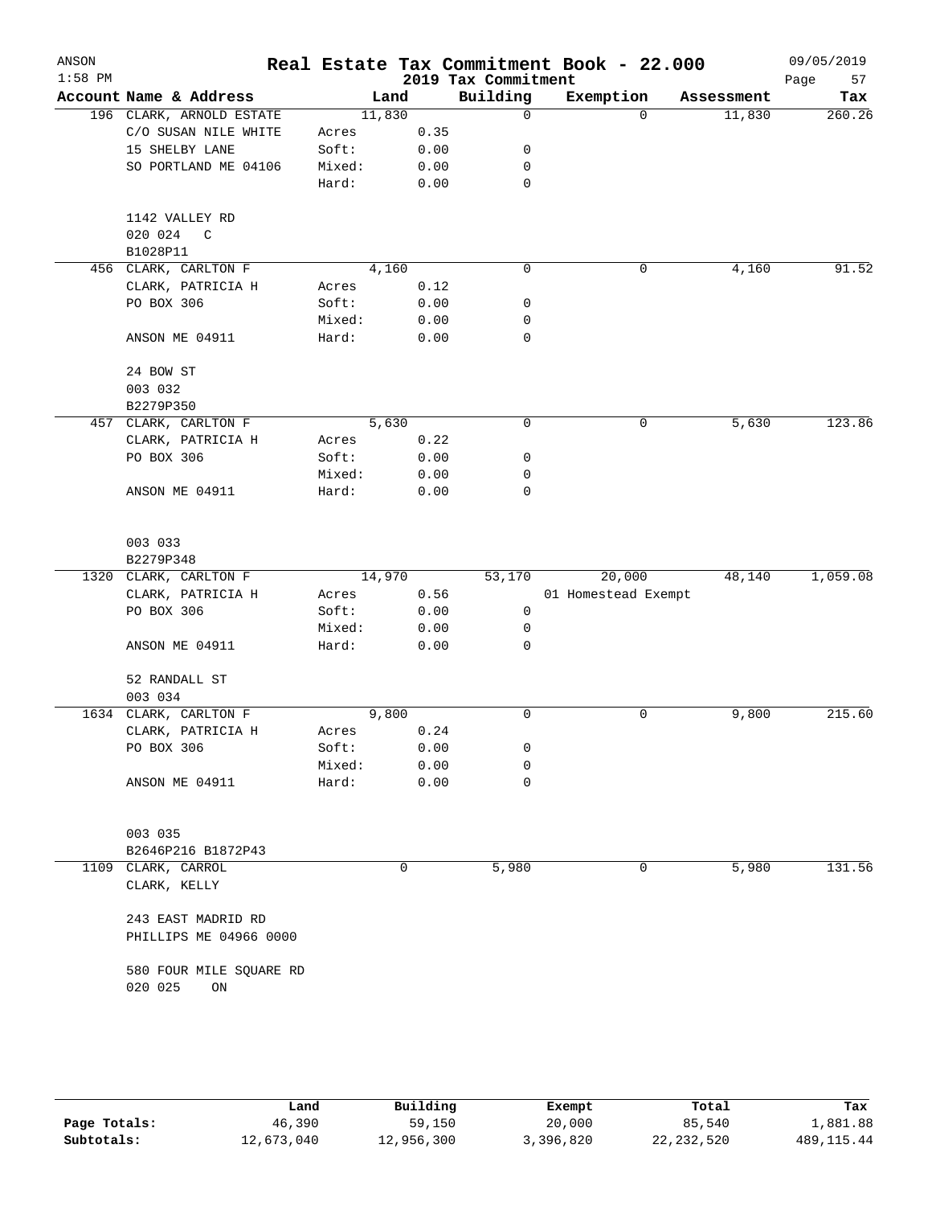# Real Estate Tax Commitment Book - 22.000

ANSON
1:58 PM

2019 Tax Commitment

09/05/2019

| Account Name & Address | Land | | Building | Exemption | Assessment | Tax |
|---|---|---|---|---|---|---|
| 196 CLARK, ARNOLD ESTATE | 11,830 | | 0 | 0 | 11,830 | 260.26 |
| C/O SUSAN NILE WHITE | Acres | 0.35 | | | | |
| 15 SHELBY LANE | Soft: | 0.00 | 0 | | | |
| SO PORTLAND ME 04106 | Mixed: | 0.00 | 0 | | | |
| | Hard: | 0.00 | 0 | | | |
| 1142 VALLEY RD | | | | | | |
| 020 024 C | | | | | | |
| B1028P11 | | | | | | |
| 456 CLARK, CARLTON F | 4,160 | | 0 | 0 | 4,160 | 91.52 |
| CLARK, PATRICIA H | Acres | 0.12 | | | | |
| PO BOX 306 | Soft: | 0.00 | 0 | | | |
| | Mixed: | 0.00 | 0 | | | |
| ANSON ME 04911 | Hard: | 0.00 | 0 | | | |
| 24 BOW ST | | | | | | |
| 003 032 | | | | | | |
| B2279P350 | | | | | | |
| 457 CLARK, CARLTON F | 5,630 | | 0 | 0 | 5,630 | 123.86 |
| CLARK, PATRICIA H | Acres | 0.22 | | | | |
| PO BOX 306 | Soft: | 0.00 | 0 | | | |
| | Mixed: | 0.00 | 0 | | | |
| ANSON ME 04911 | Hard: | 0.00 | 0 | | | |
| 003 033 | | | | | | |
| B2279P348 | | | | | | |
| 1320 CLARK, CARLTON F | 14,970 | | 53,170 | 20,000 | 48,140 | 1,059.08 |
| CLARK, PATRICIA H | Acres | 0.56 | | 01 Homestead Exempt | | |
| PO BOX 306 | Soft: | 0.00 | 0 | | | |
| | Mixed: | 0.00 | 0 | | | |
| ANSON ME 04911 | Hard: | 0.00 | 0 | | | |
| 52 RANDALL ST | | | | | | |
| 003 034 | | | | | | |
| 1634 CLARK, CARLTON F | 9,800 | | 0 | 0 | 9,800 | 215.60 |
| CLARK, PATRICIA H | Acres | 0.24 | | | | |
| PO BOX 306 | Soft: | 0.00 | 0 | | | |
| | Mixed: | 0.00 | 0 | | | |
| ANSON ME 04911 | Hard: | 0.00 | 0 | | | |
| 003 035 | | | | | | |
| B2646P216 B1872P43 | | | | | | |
| 1109 CLARK, CARROL | 0 | | 5,980 | 0 | 5,980 | 131.56 |
| CLARK, KELLY | | | | | | |
| 243 EAST MADRID RD | | | | | | |
| PHILLIPS ME 04966 0000 | | | | | | |
| 580 FOUR MILE SQUARE RD | | | | | | |
| 020 025 ON | | | | | | |

| | Land | Building | Exempt | Total | Tax |
|---|---|---|---|---|---|
| Page Totals: | 46,390 | 59,150 | 20,000 | 85,540 | 1,881.88 |
| Subtotals: | 12,673,040 | 12,956,300 | 3,396,820 | 22,232,520 | 489,115.44 |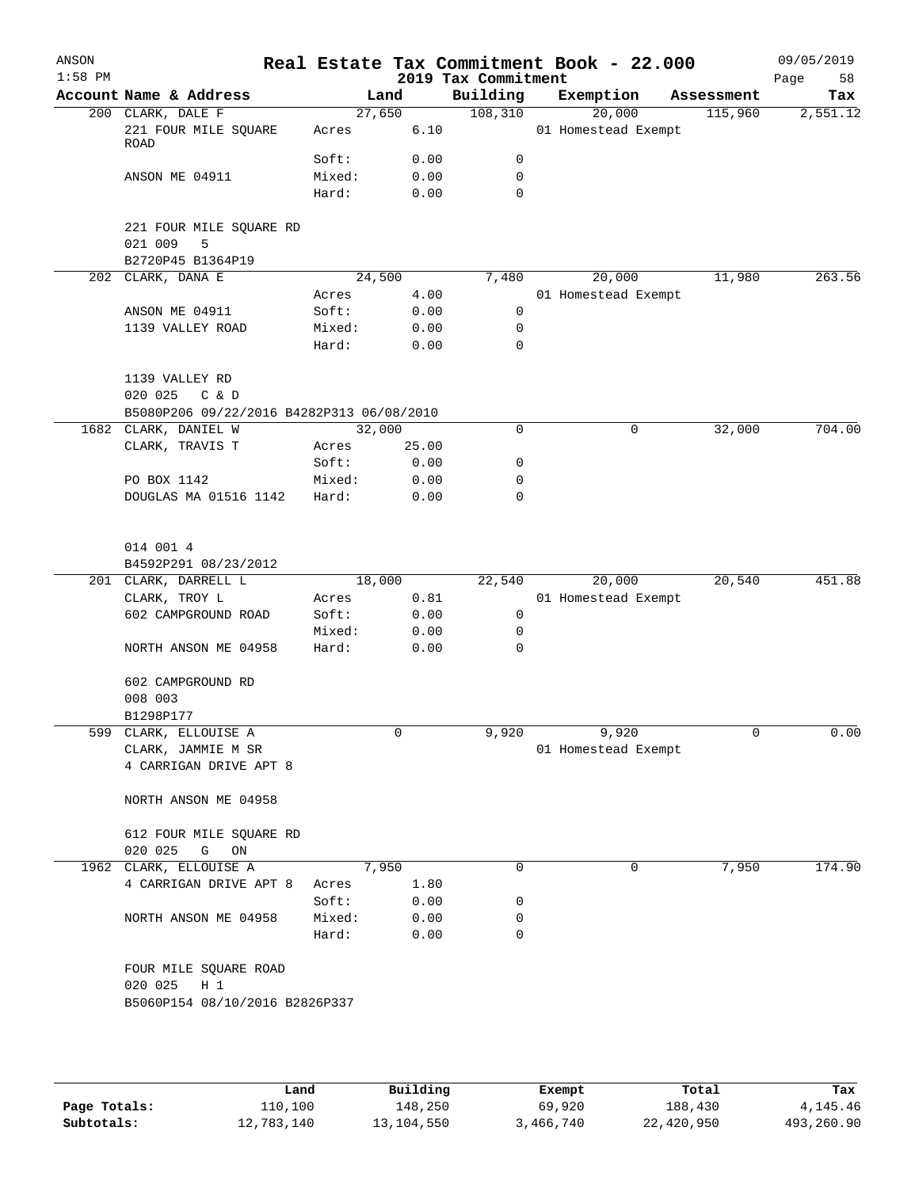ANSON

1:58 PM

# Real Estate Tax Commitment Book - 22.000

2019 Tax Commitment

09/05/2019

| Account Name & Address | Land | | Building | Exemption | Assessment | Tax |
|---|---|---|---|---|---|---|
| 200 CLARK, DALE F | | 27,650 | 108,310 | 20,000 | 115,960 | 2,551.12 |
| 221 FOUR MILE SQUARE ROAD | Acres | 6.10 | | 01 Homestead Exempt | | |
| | Soft: | 0.00 | 0 | | | |
| ANSON ME 04911 | Mixed: | 0.00 | 0 | | | |
| | Hard: | 0.00 | 0 | | | |
| 221 FOUR MILE SQUARE RD | | | | | | |
| 021 009 5 | | | | | | |
| B2720P45 B1364P19 | | | | | | |
| 202 CLARK, DANA E | | 24,500 | 7,480 | 20,000 | 11,980 | 263.56 |
| | Acres | 4.00 | | 01 Homestead Exempt | | |
| ANSON ME 04911 | Soft: | 0.00 | 0 | | | |
| 1139 VALLEY ROAD | Mixed: | 0.00 | 0 | | | |
| | Hard: | 0.00 | 0 | | | |
| 1139 VALLEY RD | | | | | | |
| 020 025 C & D | | | | | | |
| B5080P206 09/22/2016 B4282P313 06/08/2010 | | | | | | |
| 1682 CLARK, DANIEL W | | 32,000 | 0 | 0 | 32,000 | 704.00 |
| CLARK, TRAVIS T | Acres | 25.00 | | | | |
| | Soft: | 0.00 | 0 | | | |
| PO BOX 1142 | Mixed: | 0.00 | 0 | | | |
| DOUGLAS MA 01516 1142 | Hard: | 0.00 | 0 | | | |
| 014 001 4 | | | | | | |
| B4592P291 08/23/2012 | | | | | | |
| 201 CLARK, DARRELL L | | 18,000 | 22,540 | 20,000 | 20,540 | 451.88 |
| CLARK, TROY L | Acres | 0.81 | | 01 Homestead Exempt | | |
| 602 CAMPGROUND ROAD | Soft: | 0.00 | 0 | | | |
| | Mixed: | 0.00 | 0 | | | |
| NORTH ANSON ME 04958 | Hard: | 0.00 | 0 | | | |
| 602 CAMPGROUND RD | | | | | | |
| 008 003 | | | | | | |
| B1298P177 | | | | | | |
| 599 CLARK, ELLOUISE A | | 0 | 9,920 | 9,920 | 0 | 0.00 |
| CLARK, JAMMIE M SR | | | | 01 Homestead Exempt | | |
| 4 CARRIGAN DRIVE APT 8 | | | | | | |
| NORTH ANSON ME 04958 | | | | | | |
| 612 FOUR MILE SQUARE RD | | | | | | |
| 020 025 G ON | | | | | | |
| 1962 CLARK, ELLOUISE A | | 7,950 | 0 | 0 | 7,950 | 174.90 |
| 4 CARRIGAN DRIVE APT 8 | Acres | 1.80 | | | | |
| | Soft: | 0.00 | 0 | | | |
| NORTH ANSON ME 04958 | Mixed: | 0.00 | 0 | | | |
| | Hard: | 0.00 | 0 | | | |
| FOUR MILE SQUARE ROAD | | | | | | |
| 020 025 H 1 | | | | | | |
| B5060P154 08/10/2016 B2826P337 | | | | | | |

| | Land | Building | Exempt | Total | Tax |
|---|---|---|---|---|---|
| Page Totals: | 110,100 | 148,250 | 69,920 | 188,430 | 4,145.46 |
| Subtotals: | 12,783,140 | 13,104,550 | 3,466,740 | 22,420,950 | 493,260.90 |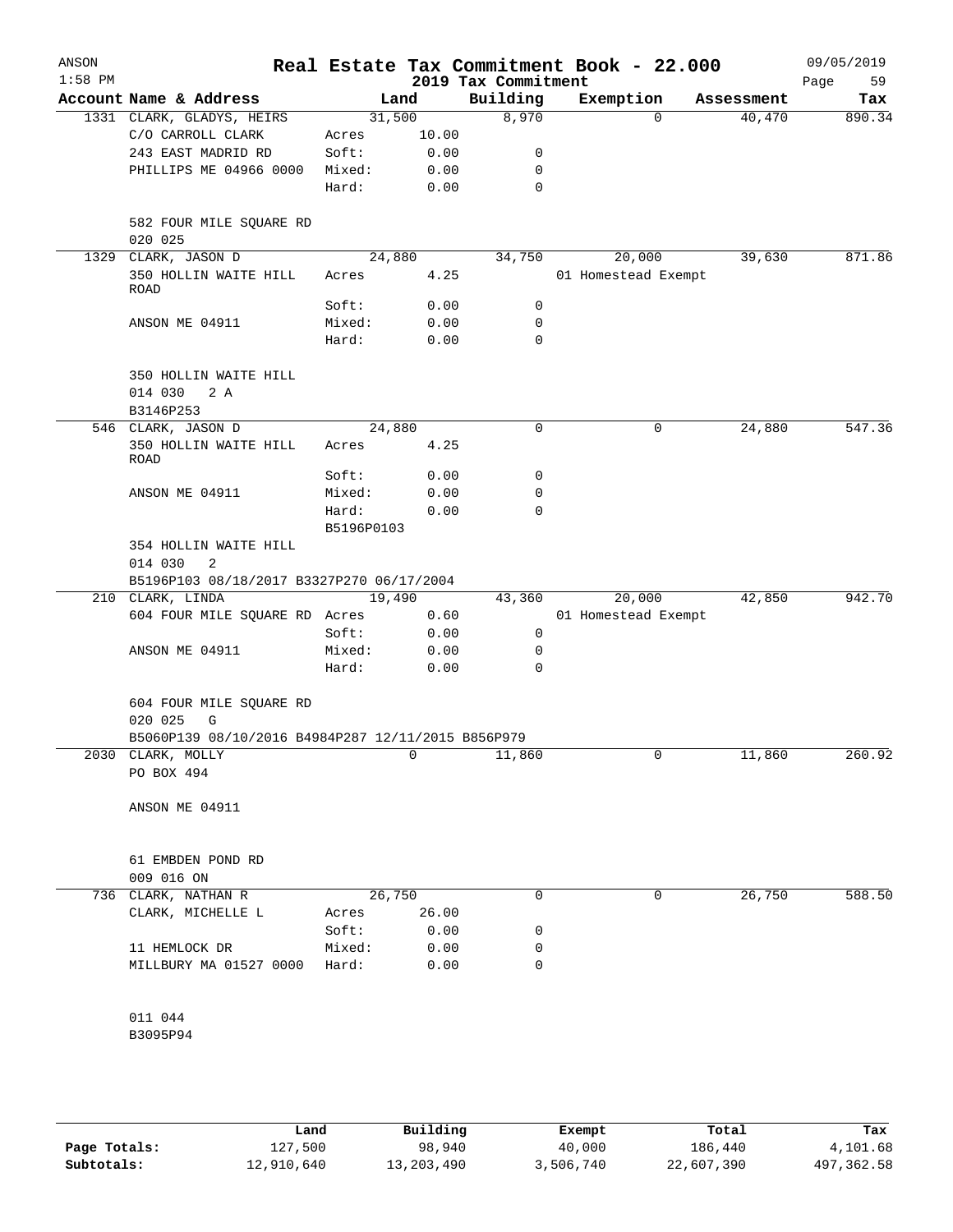# Real Estate Tax Commitment Book - 22.000

ANSON
1:58 PM

2019 Tax Commitment

09/05/2019

| Account Name & Address | | Land | Building | Exemption | Assessment | Tax |
|---|---|---|---|---|---|---|
| 1331 CLARK, GLADYS, HEIRS | | 31,500 | 8,970 | 0 | 40,470 | 890.34 |
| C/O CARROLL CLARK | Acres | 10.00 | | | | |
| 243 EAST MADRID RD | Soft: | 0.00 | 0 | | | |
| PHILLIPS ME 04966 0000 | Mixed: | 0.00 | 0 | | | |
| | Hard: | 0.00 | 0 | | | |
| 582 FOUR MILE SQUARE RD | | | | | | |
| 020 025 | | | | | | |
| 1329 CLARK, JASON D | | 24,880 | 34,750 | 20,000 | 39,630 | 871.86 |
| 350 HOLLIN WAITE HILL ROAD | Acres | 4.25 | | 01 Homestead Exempt | | |
| | Soft: | 0.00 | 0 | | | |
| ANSON ME 04911 | Mixed: | 0.00 | 0 | | | |
| | Hard: | 0.00 | 0 | | | |
| 350 HOLLIN WAITE HILL | | | | | | |
| 014 030 2 A | | | | | | |
| B3146P253 | | | | | | |
| 546 CLARK, JASON D | | 24,880 | 0 | 0 | 24,880 | 547.36 |
| 350 HOLLIN WAITE HILL ROAD | Acres | 4.25 | | | | |
| | Soft: | 0.00 | 0 | | | |
| ANSON ME 04911 | Mixed: | 0.00 | 0 | | | |
| | Hard: | 0.00 | 0 | | | |
| | B5196P0103 | | | | | |
| 354 HOLLIN WAITE HILL | | | | | | |
| 014 030 2 | | | | | | |
| B5196P103 08/18/2017 B3327P270 06/17/2004 | | | | | | |
| 210 CLARK, LINDA | | 19,490 | 43,360 | 20,000 | 42,850 | 942.70 |
| 604 FOUR MILE SQUARE RD | Acres | 0.60 | | 01 Homestead Exempt | | |
| | Soft: | 0.00 | 0 | | | |
| ANSON ME 04911 | Mixed: | 0.00 | 0 | | | |
| | Hard: | 0.00 | 0 | | | |
| 604 FOUR MILE SQUARE RD | | | | | | |
| 020 025 G | | | | | | |
| B5060P139 08/10/2016 B4984P287 12/11/2015 B856P979 | | | | | | |
| 2030 CLARK, MOLLY | | 0 | 11,860 | 0 | 11,860 | 260.92 |
| PO BOX 494 | | | | | | |
| ANSON ME 04911 | | | | | | |
| 61 EMBDEN POND RD | | | | | | |
| 009 016 ON | | | | | | |
| 736 CLARK, NATHAN R | | 26,750 | 0 | 0 | 26,750 | 588.50 |
| CLARK, MICHELLE L | Acres | 26.00 | | | | |
| | Soft: | 0.00 | 0 | | | |
| 11 HEMLOCK DR | Mixed: | 0.00 | 0 | | | |
| MILLBURY MA 01527 0000 | Hard: | 0.00 | 0 | | | |
| 011 044 | | | | | | |
| B3095P94 | | | | | | |

| | Land | Building | Exempt | Total | Tax |
|---|---|---|---|---|---|
| Page Totals: | 127,500 | 98,940 | 40,000 | 186,440 | 4,101.68 |
| Subtotals: | 12,910,640 | 13,203,490 | 3,506,740 | 22,607,390 | 497,362.58 |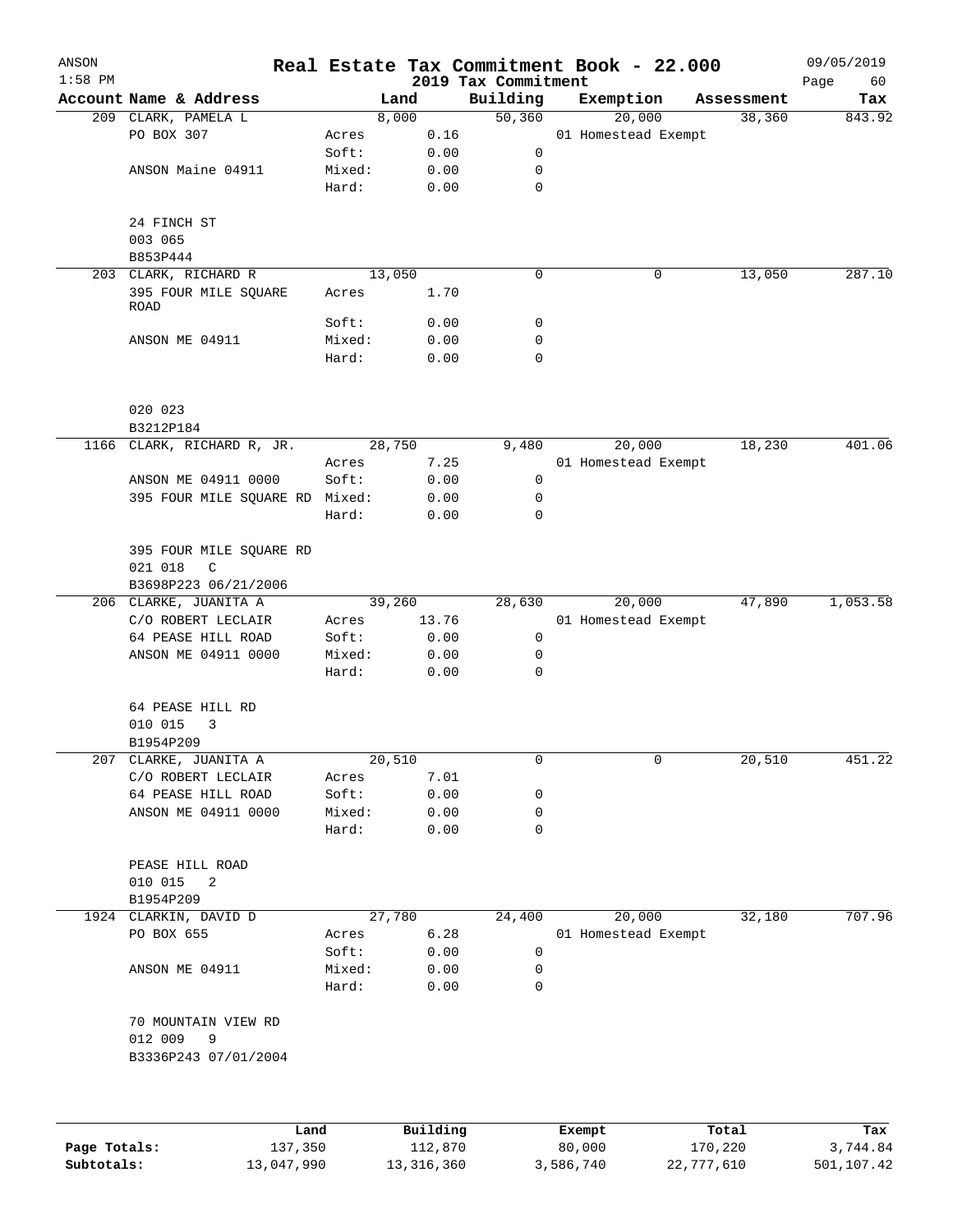# Real Estate Tax Commitment Book - 22.000

ANSON 1:58 PM — 2019 Tax Commitment — 09/05/2019

| Account Name & Address | | Land | Building | Exemption | Assessment | Tax |
|---|---|---|---|---|---|---|
| 209 CLARK, PAMELA L | | 8,000 | 50,360 | 20,000 | 38,360 | 843.92 |
| PO BOX 307 | Acres | 0.16 | | 01 Homestead Exempt | | |
| | Soft: | 0.00 | 0 | | | |
| ANSON Maine 04911 | Mixed: | 0.00 | 0 | | | |
| | Hard: | 0.00 | 0 | | | |
| 24 FINCH ST | | | | | | |
| 003 065 | | | | | | |
| B853P444 | | | | | | |
| 203 CLARK, RICHARD R | | 13,050 | 0 | 0 | 13,050 | 287.10 |
| 395 FOUR MILE SQUARE ROAD | Acres | 1.70 | | | | |
| | Soft: | 0.00 | 0 | | | |
| ANSON ME 04911 | Mixed: | 0.00 | 0 | | | |
| | Hard: | 0.00 | 0 | | | |
| 020 023 | | | | | | |
| B3212P184 | | | | | | |
| 1166 CLARK, RICHARD R, JR. | | 28,750 | 9,480 | 20,000 | 18,230 | 401.06 |
| | Acres | 7.25 | | 01 Homestead Exempt | | |
| ANSON ME 04911 0000 | Soft: | 0.00 | 0 | | | |
| 395 FOUR MILE SQUARE RD | Mixed: | 0.00 | 0 | | | |
| | Hard: | 0.00 | 0 | | | |
| 395 FOUR MILE SQUARE RD | | | | | | |
| 021 018 C | | | | | | |
| B3698P223 06/21/2006 | | | | | | |
| 206 CLARKE, JUANITA A | | 39,260 | 28,630 | 20,000 | 47,890 | 1,053.58 |
| C/O ROBERT LECLAIR | Acres | 13.76 | | 01 Homestead Exempt | | |
| 64 PEASE HILL ROAD | Soft: | 0.00 | 0 | | | |
| ANSON ME 04911 0000 | Mixed: | 0.00 | 0 | | | |
| | Hard: | 0.00 | 0 | | | |
| 64 PEASE HILL RD | | | | | | |
| 010 015 3 | | | | | | |
| B1954P209 | | | | | | |
| 207 CLARKE, JUANITA A | | 20,510 | 0 | 0 | 20,510 | 451.22 |
| C/O ROBERT LECLAIR | Acres | 7.01 | | | | |
| 64 PEASE HILL ROAD | Soft: | 0.00 | 0 | | | |
| ANSON ME 04911 0000 | Mixed: | 0.00 | 0 | | | |
| | Hard: | 0.00 | 0 | | | |
| PEASE HILL ROAD | | | | | | |
| 010 015 2 | | | | | | |
| B1954P209 | | | | | | |
| 1924 CLARKIN, DAVID D | | 27,780 | 24,400 | 20,000 | 32,180 | 707.96 |
| PO BOX 655 | Acres | 6.28 | | 01 Homestead Exempt | | |
| | Soft: | 0.00 | 0 | | | |
| ANSON ME 04911 | Mixed: | 0.00 | 0 | | | |
| | Hard: | 0.00 | 0 | | | |
| 70 MOUNTAIN VIEW RD | | | | | | |
| 012 009 9 | | | | | | |
| B3336P243 07/01/2004 | | | | | | |

| | Land | Building | Exempt | Total | Tax |
|---|---|---|---|---|---|
| Page Totals: | 137,350 | 112,870 | 80,000 | 170,220 | 3,744.84 |
| Subtotals: | 13,047,990 | 13,316,360 | 3,586,740 | 22,777,610 | 501,107.42 |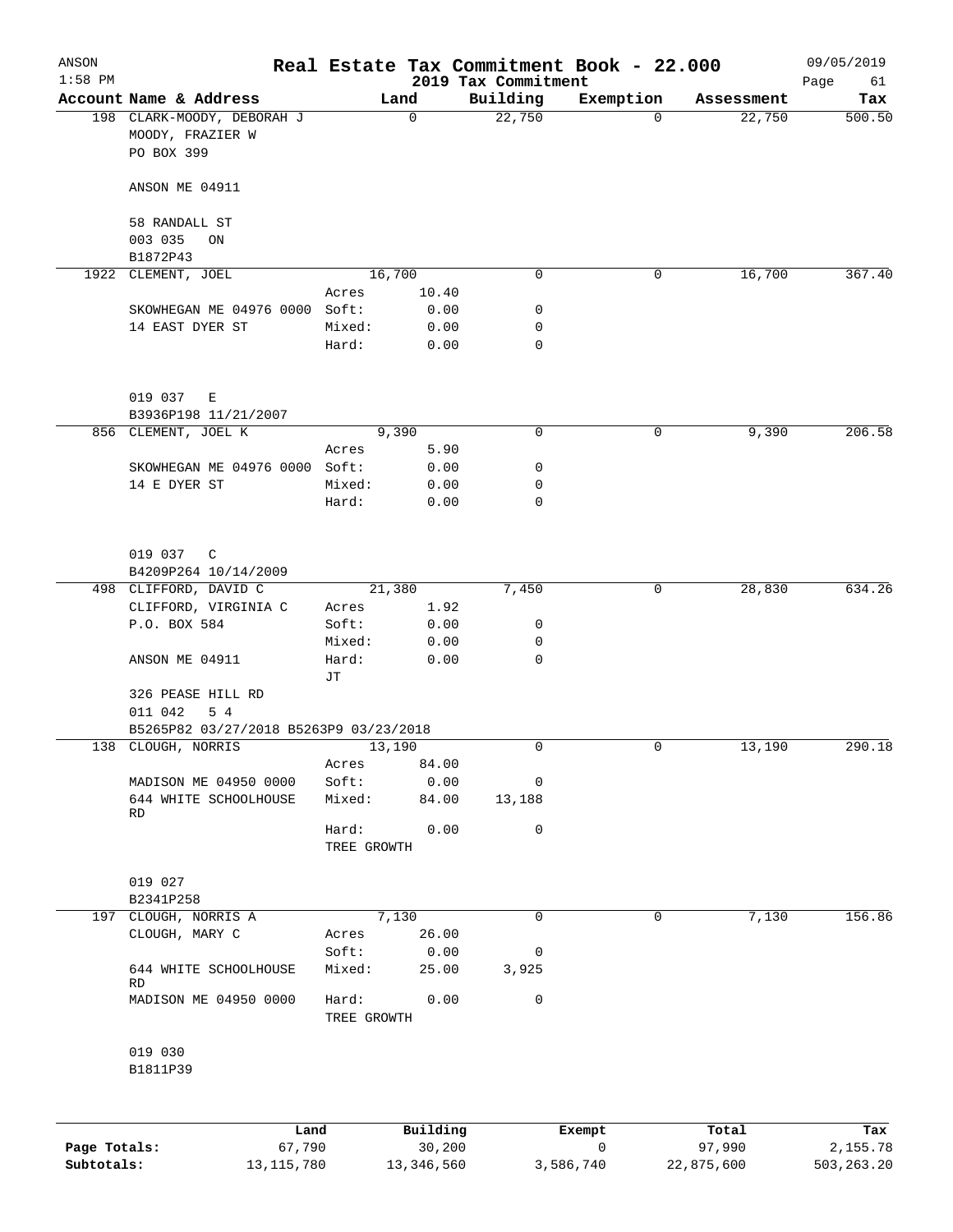ANSON

Real Estate Tax Commitment Book - 22.000

2019 Tax Commitment

09/05/2019

1:58 PM

| Account Name & Address | Land | | Building | Exemption | Assessment | Tax |
|---|---|---|---|---|---|---|
| 198 CLARK-MOODY, DEBORAH J | 0 | | 22,750 | 0 | 22,750 | 500.50 |
| MOODY, FRAZIER W | | | | | | |
| PO BOX 399 | | | | | | |
| ANSON ME 04911 | | | | | | |
| 58 RANDALL ST | | | | | | |
| 003 035 ON | | | | | | |
| B1872P43 | | | | | | |
| 1922 CLEMENT, JOEL | 16,700 | | 0 | 0 | 16,700 | 367.40 |
| | Acres | 10.40 | | | | |
| SKOWHEGAN ME 04976 0000 | Soft: | 0.00 | 0 | | | |
| 14 EAST DYER ST | Mixed: | 0.00 | 0 | | | |
| | Hard: | 0.00 | 0 | | | |
| 019 037 E | | | | | | |
| B3936P198 11/21/2007 | | | | | | |
| 856 CLEMENT, JOEL K | 9,390 | | 0 | 0 | 9,390 | 206.58 |
| | Acres | 5.90 | | | | |
| SKOWHEGAN ME 04976 0000 | Soft: | 0.00 | 0 | | | |
| 14 E DYER ST | Mixed: | 0.00 | 0 | | | |
| | Hard: | 0.00 | 0 | | | |
| 019 037 C | | | | | | |
| B4209P264 10/14/2009 | | | | | | |
| 498 CLIFFORD, DAVID C | 21,380 | | 7,450 | 0 | 28,830 | 634.26 |
| CLIFFORD, VIRGINIA C | Acres | 1.92 | | | | |
| P.O. BOX 584 | Soft: | 0.00 | 0 | | | |
| | Mixed: | 0.00 | 0 | | | |
| ANSON ME 04911 | Hard: | 0.00 | 0 | | | |
| | JT | | | | | |
| 326 PEASE HILL RD | | | | | | |
| 011 042 5 4 | | | | | | |
| B5265P82 03/27/2018 B5263P9 03/23/2018 | | | | | | |
| 138 CLOUGH, NORRIS | 13,190 | | 0 | 0 | 13,190 | 290.18 |
| | Acres | 84.00 | | | | |
| MADISON ME 04950 0000 | Soft: | 0.00 | 0 | | | |
| 644 WHITE SCHOOLHOUSE RD | Mixed: | 84.00 | 13,188 | | | |
| | Hard: | 0.00 | 0 | | | |
| | TREE GROWTH | | | | | |
| 019 027 | | | | | | |
| B2341P258 | | | | | | |
| 197 CLOUGH, NORRIS A | 7,130 | | 0 | 0 | 7,130 | 156.86 |
| CLOUGH, MARY C | Acres | 26.00 | | | | |
| | Soft: | 0.00 | 0 | | | |
| 644 WHITE SCHOOLHOUSE RD | Mixed: | 25.00 | 3,925 | | | |
| MADISON ME 04950 0000 | Hard: | 0.00 | 0 | | | |
| | TREE GROWTH | | | | | |
| 019 030 | | | | | | |
| B1811P39 | | | | | | |

| | Land | Building | Exempt | Total | Tax |
|---|---|---|---|---|---|
| Page Totals: | 67,790 | 30,200 | 0 | 97,990 | 2,155.78 |
| Subtotals: | 13,115,780 | 13,346,560 | 3,586,740 | 22,875,600 | 503,263.20 |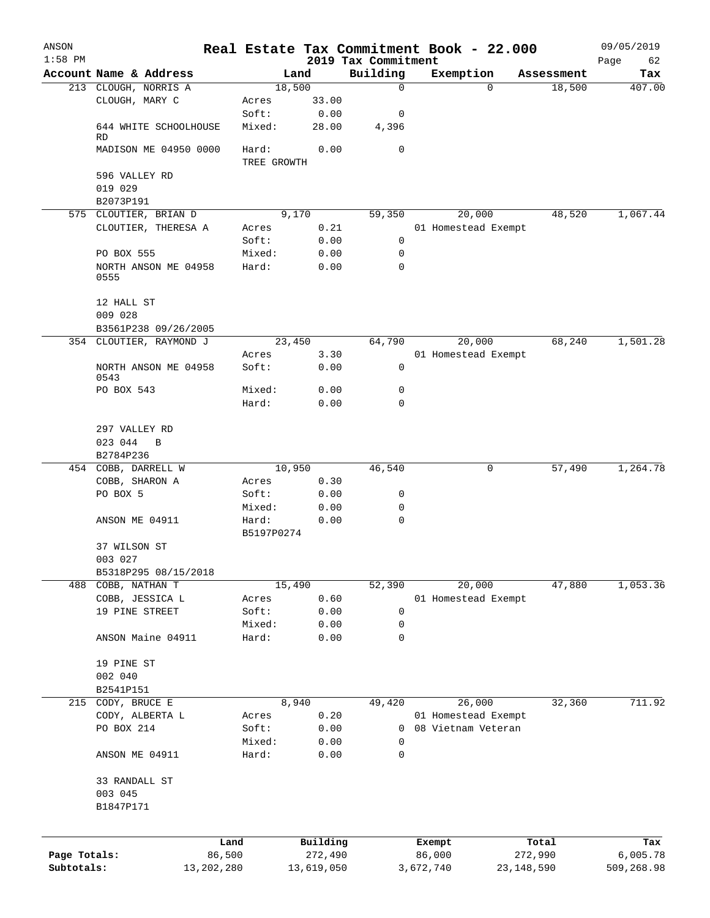ANSON 1:58 PM

# Real Estate Tax Commitment Book - 22.000

2019 Tax Commitment

09/05/2019

| Account Name & Address | Land | | Building | Exemption | Assessment | Tax |
|---|---|---|---|---|---|---|
| 213 CLOUGH, NORRIS A | 18,500 | | 0 | 0 | 18,500 | 407.00 |
| CLOUGH, MARY C | Acres | 33.00 | | | | |
| | Soft: | 0.00 | 0 | | | |
| 644 WHITE SCHOOLHOUSE RD | Mixed: | 28.00 | 4,396 | | | |
| MADISON ME 04950 0000 | Hard: | 0.00 | 0 | | | |
| | TREE GROWTH | | | | | |
| 596 VALLEY RD | | | | | | |
| 019 029 | | | | | | |
| B2073P191 | | | | | | |
| 575 CLOUTIER, BRIAN D | 9,170 | | 59,350 | 20,000 | 48,520 | 1,067.44 |
| CLOUTIER, THERESA A | Acres | 0.21 | | 01 Homestead Exempt | | |
| | Soft: | 0.00 | 0 | | | |
| PO BOX 555 | Mixed: | 0.00 | 0 | | | |
| NORTH ANSON ME 04958 0555 | Hard: | 0.00 | 0 | | | |
| 12 HALL ST | | | | | | |
| 009 028 | | | | | | |
| B3561P238 09/26/2005 | | | | | | |
| 354 CLOUTIER, RAYMOND J | 23,450 | | 64,790 | 20,000 | 68,240 | 1,501.28 |
| | Acres | 3.30 | | 01 Homestead Exempt | | |
| NORTH ANSON ME 04958 0543 | Soft: | 0.00 | 0 | | | |
| PO BOX 543 | Mixed: | 0.00 | 0 | | | |
| | Hard: | 0.00 | 0 | | | |
| 297 VALLEY RD | | | | | | |
| 023 044 B | | | | | | |
| B2784P236 | | | | | | |
| 454 COBB, DARRELL W | 10,950 | | 46,540 | 0 | 57,490 | 1,264.78 |
| COBB, SHARON A | Acres | 0.30 | | | | |
| PO BOX 5 | Soft: | 0.00 | 0 | | | |
| | Mixed: | 0.00 | 0 | | | |
| ANSON ME 04911 | Hard: | 0.00 | 0 | | | |
| | B5197P0274 | | | | | |
| 37 WILSON ST | | | | | | |
| 003 027 | | | | | | |
| B5318P295 08/15/2018 | | | | | | |
| 488 COBB, NATHAN T | 15,490 | | 52,390 | 20,000 | 47,880 | 1,053.36 |
| COBB, JESSICA L | Acres | 0.60 | | 01 Homestead Exempt | | |
| 19 PINE STREET | Soft: | 0.00 | 0 | | | |
| | Mixed: | 0.00 | 0 | | | |
| ANSON Maine 04911 | Hard: | 0.00 | 0 | | | |
| 19 PINE ST | | | | | | |
| 002 040 | | | | | | |
| B2541P151 | | | | | | |
| 215 CODY, BRUCE E | 8,940 | | 49,420 | 26,000 | 32,360 | 711.92 |
| CODY, ALBERTA L | Acres | 0.20 | | 01 Homestead Exempt | | |
| PO BOX 214 | Soft: | 0.00 | 0 | 08 Vietnam Veteran | | |
| | Mixed: | 0.00 | 0 | | | |
| ANSON ME 04911 | Hard: | 0.00 | 0 | | | |
| 33 RANDALL ST | | | | | | |
| 003 045 | | | | | | |
| B1847P171 | | | | | | |

| | Land | Building | Exempt | Total | Tax |
|---|---|---|---|---|---|
| Page Totals: | 86,500 | 272,490 | 86,000 | 272,990 | 6,005.78 |
| Subtotals: | 13,202,280 | 13,619,050 | 3,672,740 | 23,148,590 | 509,268.98 |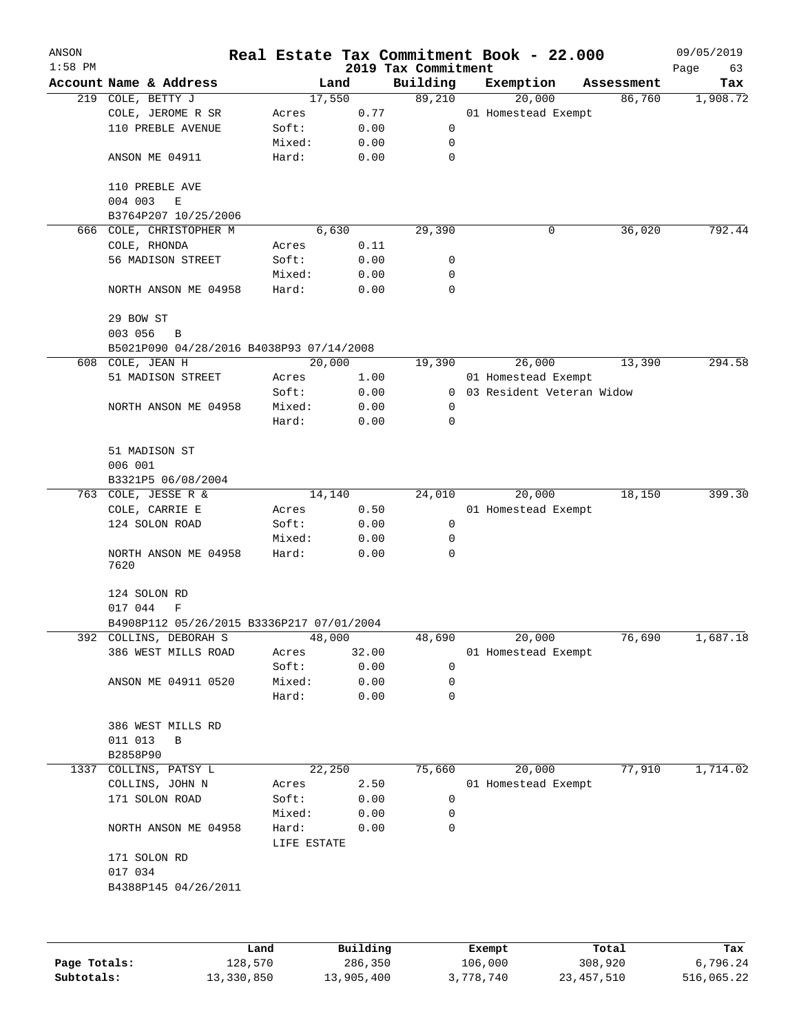# Real Estate Tax Commitment Book - 22.000

ANSON
1:58 PM

2019 Tax Commitment

09/05/2019

| Account | Name & Address | Land | | Building | Exemption | Assessment | Tax |
|---|---|---|---|---|---|---|---|
| 219 | COLE, BETTY J | 17,550 | | 89,210 | 20,000 | 86,760 | 1,908.72 |
| | COLE, JEROME R SR | Acres | 0.77 | | 01 Homestead Exempt | | |
| | 110 PREBLE AVENUE | Soft: | 0.00 | 0 | | | |
| | | Mixed: | 0.00 | 0 | | | |
| | ANSON ME 04911 | Hard: | 0.00 | 0 | | | |
| | 110 PREBLE AVE | | | | | | |
| | 004 003 E | | | | | | |
| | B3764P207 10/25/2006 | | | | | | |
| 666 | COLE, CHRISTOPHER M | 6,630 | | 29,390 | 0 | 36,020 | 792.44 |
| | COLE, RHONDA | Acres | 0.11 | | | | |
| | 56 MADISON STREET | Soft: | 0.00 | 0 | | | |
| | | Mixed: | 0.00 | 0 | | | |
| | NORTH ANSON ME 04958 | Hard: | 0.00 | 0 | | | |
| | 29 BOW ST | | | | | | |
| | 003 056 B | | | | | | |
| | B5021P090 04/28/2016 B4038P93 07/14/2008 | | | | | | |
| 608 | COLE, JEAN H | 20,000 | | 19,390 | 26,000 | 13,390 | 294.58 |
| | 51 MADISON STREET | Acres | 1.00 | | 01 Homestead Exempt | | |
| | | Soft: | 0.00 | 0 | 03 Resident Veteran Widow | | |
| | NORTH ANSON ME 04958 | Mixed: | 0.00 | 0 | | | |
| | | Hard: | 0.00 | 0 | | | |
| | 51 MADISON ST | | | | | | |
| | 006 001 | | | | | | |
| | B3321P5 06/08/2004 | | | | | | |
| 763 | COLE, JESSE R & | 14,140 | | 24,010 | 20,000 | 18,150 | 399.30 |
| | COLE, CARRIE E | Acres | 0.50 | | 01 Homestead Exempt | | |
| | 124 SOLON ROAD | Soft: | 0.00 | 0 | | | |
| | | Mixed: | 0.00 | 0 | | | |
| | NORTH ANSON ME 04958 7620 | Hard: | 0.00 | 0 | | | |
| | 124 SOLON RD | | | | | | |
| | 017 044 F | | | | | | |
| | B4908P112 05/26/2015 B3336P217 07/01/2004 | | | | | | |
| 392 | COLLINS, DEBORAH S | 48,000 | | 48,690 | 20,000 | 76,690 | 1,687.18 |
| | 386 WEST MILLS ROAD | Acres | 32.00 | | 01 Homestead Exempt | | |
| | | Soft: | 0.00 | 0 | | | |
| | ANSON ME 04911 0520 | Mixed: | 0.00 | 0 | | | |
| | | Hard: | 0.00 | 0 | | | |
| | 386 WEST MILLS RD | | | | | | |
| | 011 013 B | | | | | | |
| | B2858P90 | | | | | | |
| 1337 | COLLINS, PATSY L | 22,250 | | 75,660 | 20,000 | 77,910 | 1,714.02 |
| | COLLINS, JOHN N | Acres | 2.50 | | 01 Homestead Exempt | | |
| | 171 SOLON ROAD | Soft: | 0.00 | 0 | | | |
| | | Mixed: | 0.00 | 0 | | | |
| | NORTH ANSON ME 04958 | Hard: | 0.00 | 0 | | | |
| | | LIFE ESTATE | | | | | |
| | 171 SOLON RD | | | | | | |
| | 017 034 | | | | | | |
| | B4388P145 04/26/2011 | | | | | | |

| | Land | Building | Exempt | Total | Tax |
|---|---|---|---|---|---|
| Page Totals: | 128,570 | 286,350 | 106,000 | 308,920 | 6,796.24 |
| Subtotals: | 13,330,850 | 13,905,400 | 3,778,740 | 23,457,510 | 516,065.22 |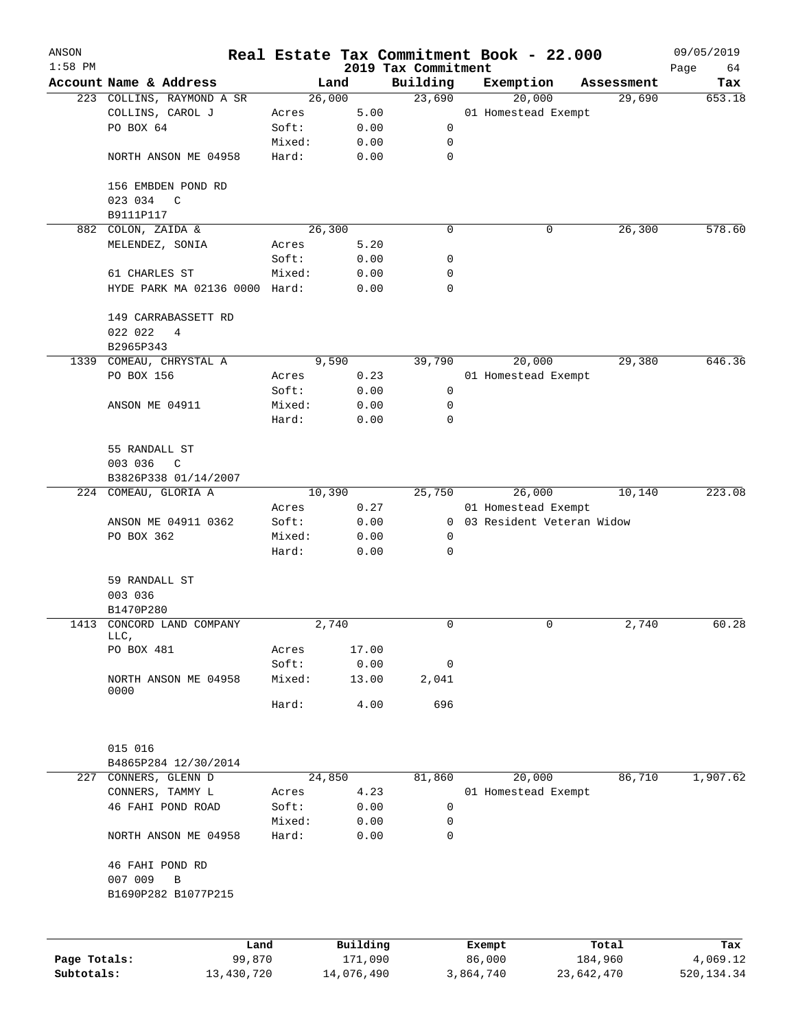# Real Estate Tax Commitment Book - 22.000

ANSON
1:58 PM

2019 Tax Commitment

09/05/2019

| Account Name & Address | Land | | Building | Exemption | Assessment | Tax |
|---|---|---|---|---|---|---|
| 223 COLLINS, RAYMOND A SR | 26,000 | | 23,690 | 20,000 | 29,690 | 653.18 |
| COLLINS, CAROL J | Acres | 5.00 | | 01 Homestead Exempt | | |
| PO BOX 64 | Soft: | 0.00 | 0 | | | |
| | Mixed: | 0.00 | 0 | | | |
| NORTH ANSON ME 04958 | Hard: | 0.00 | 0 | | | |
| 156 EMBDEN POND RD | | | | | | |
| 023 034 C | | | | | | |
| B9111P117 | | | | | | |
| 882 COLON, ZAIDA & | 26,300 | | 0 | 0 | 26,300 | 578.60 |
| MELENDEZ, SONIA | Acres | 5.20 | | | | |
| | Soft: | 0.00 | 0 | | | |
| 61 CHARLES ST | Mixed: | 0.00 | 0 | | | |
| HYDE PARK MA 02136 0000 | Hard: | 0.00 | 0 | | | |
| 149 CARRABASSETT RD | | | | | | |
| 022 022 4 | | | | | | |
| B2965P343 | | | | | | |
| 1339 COMEAU, CHRYSTAL A | 9,590 | | 39,790 | 20,000 | 29,380 | 646.36 |
| PO BOX 156 | Acres | 0.23 | | 01 Homestead Exempt | | |
| | Soft: | 0.00 | 0 | | | |
| ANSON ME 04911 | Mixed: | 0.00 | 0 | | | |
| | Hard: | 0.00 | 0 | | | |
| 55 RANDALL ST | | | | | | |
| 003 036 C | | | | | | |
| B3826P338 01/14/2007 | | | | | | |
| 224 COMEAU, GLORIA A | 10,390 | | 25,750 | 26,000 | 10,140 | 223.08 |
| | Acres | 0.27 | | 01 Homestead Exempt | | |
| ANSON ME 04911 0362 | Soft: | 0.00 | 0 | 03 Resident Veteran Widow | | |
| PO BOX 362 | Mixed: | 0.00 | 0 | | | |
| | Hard: | 0.00 | 0 | | | |
| 59 RANDALL ST | | | | | | |
| 003 036 | | | | | | |
| B1470P280 | | | | | | |
| 1413 CONCORD LAND COMPANY LLC, | 2,740 | | 0 | 0 | 2,740 | 60.28 |
| PO BOX 481 | Acres | 17.00 | | | | |
| | Soft: | 0.00 | 0 | | | |
| NORTH ANSON ME 04958 0000 | Mixed: | 13.00 | 2,041 | | | |
| | Hard: | 4.00 | 696 | | | |
| 015 016 | | | | | | |
| B4865P284 12/30/2014 | | | | | | |
| 227 CONNERS, GLENN D | 24,850 | | 81,860 | 20,000 | 86,710 | 1,907.62 |
| CONNERS, TAMMY L | Acres | 4.23 | | 01 Homestead Exempt | | |
| 46 FAHI POND ROAD | Soft: | 0.00 | 0 | | | |
| | Mixed: | 0.00 | 0 | | | |
| NORTH ANSON ME 04958 | Hard: | 0.00 | 0 | | | |
| 46 FAHI POND RD | | | | | | |
| 007 009 B | | | | | | |
| B1690P282 B1077P215 | | | | | | |

| | Land | Building | Exempt | Total | Tax |
|---|---|---|---|---|---|
| Page Totals: | 99,870 | 171,090 | 86,000 | 184,960 | 4,069.12 |
| Subtotals: | 13,430,720 | 14,076,490 | 3,864,740 | 23,642,470 | 520,134.34 |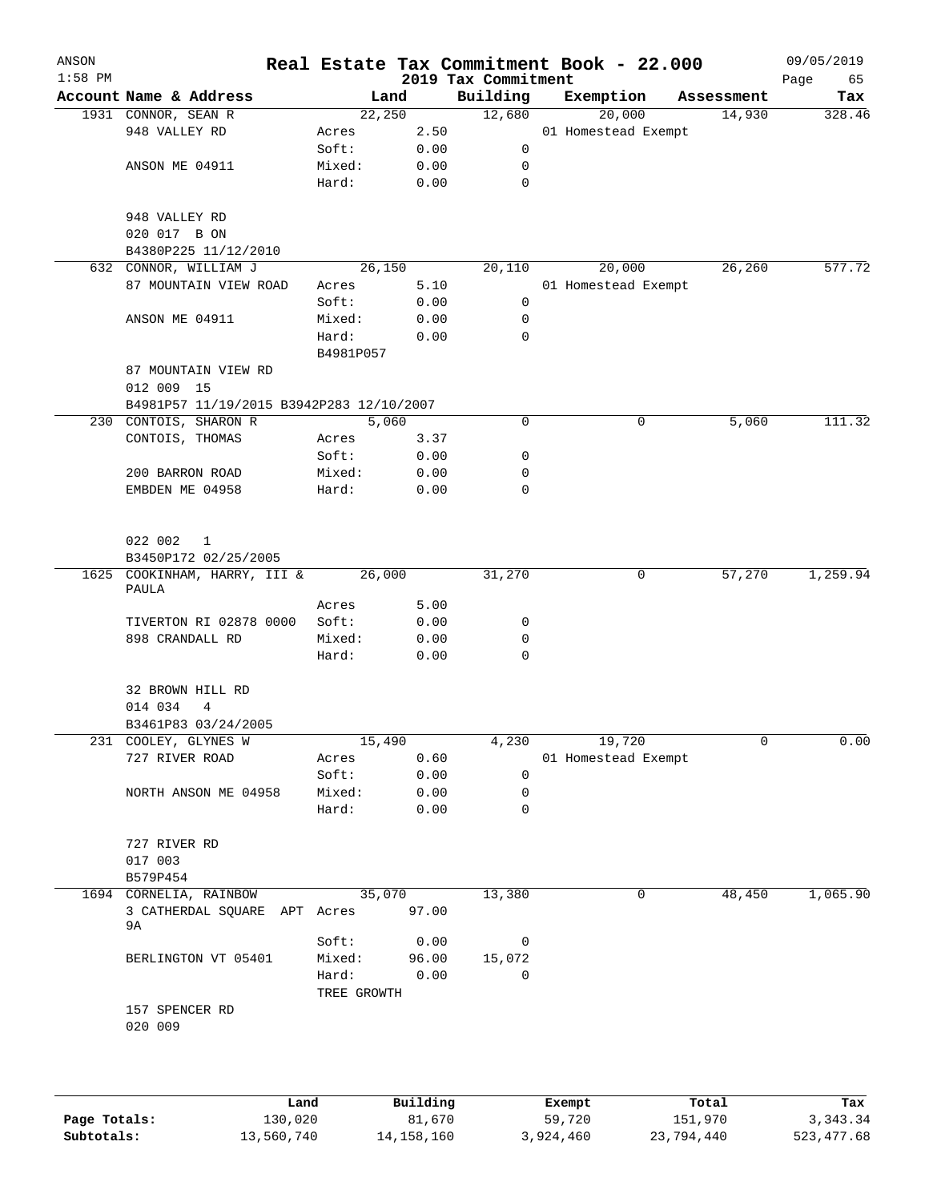# Real Estate Tax Commitment Book - 22.000

ANSON 1:58 PM — 2019 Tax Commitment — 09/05/2019

| Account Name & Address | Land | | Building | Exemption | Assessment | Tax |
|---|---|---|---|---|---|---|
| 1931 CONNOR, SEAN R | 22,250 | | 12,680 | 20,000 | 14,930 | 328.46 |
| 948 VALLEY RD | Acres | 2.50 | | 01 Homestead Exempt | | |
| | Soft: | 0.00 | 0 | | | |
| ANSON ME 04911 | Mixed: | 0.00 | 0 | | | |
| | Hard: | 0.00 | 0 | | | |
| 948 VALLEY RD | | | | | | |
| 020 017 B ON | | | | | | |
| B4380P225 11/12/2010 | | | | | | |
| 632 CONNOR, WILLIAM J | 26,150 | | 20,110 | 20,000 | 26,260 | 577.72 |
| 87 MOUNTAIN VIEW ROAD | Acres | 5.10 | | 01 Homestead Exempt | | |
| | Soft: | 0.00 | 0 | | | |
| ANSON ME 04911 | Mixed: | 0.00 | 0 | | | |
| | Hard: | 0.00 | 0 | | | |
| | B4981P057 | | | | | |
| 87 MOUNTAIN VIEW RD | | | | | | |
| 012 009 15 | | | | | | |
| B4981P57 11/19/2015 B3942P283 12/10/2007 | | | | | | |
| 230 CONTOIS, SHARON R | 5,060 | | 0 | 0 | 5,060 | 111.32 |
| CONTOIS, THOMAS | Acres | 3.37 | | | | |
| | Soft: | 0.00 | 0 | | | |
| 200 BARRON ROAD | Mixed: | 0.00 | 0 | | | |
| EMBDEN ME 04958 | Hard: | 0.00 | 0 | | | |
| 022 002 1 | | | | | | |
| B3450P172 02/25/2005 | | | | | | |
| 1625 COOKINHAM, HARRY, III & PAULA | 26,000 | | 31,270 | 0 | 57,270 | 1,259.94 |
| | Acres | 5.00 | | | | |
| TIVERTON RI 02878 0000 | Soft: | 0.00 | 0 | | | |
| 898 CRANDALL RD | Mixed: | 0.00 | 0 | | | |
| | Hard: | 0.00 | 0 | | | |
| 32 BROWN HILL RD | | | | | | |
| 014 034 4 | | | | | | |
| B3461P83 03/24/2005 | | | | | | |
| 231 COOLEY, GLYNES W | 15,490 | | 4,230 | 19,720 | 0 | 0.00 |
| 727 RIVER ROAD | Acres | 0.60 | | 01 Homestead Exempt | | |
| | Soft: | 0.00 | 0 | | | |
| NORTH ANSON ME 04958 | Mixed: | 0.00 | 0 | | | |
| | Hard: | 0.00 | 0 | | | |
| 727 RIVER RD | | | | | | |
| 017 003 | | | | | | |
| B579P454 | | | | | | |
| 1694 CORNELIA, RAINBOW | 35,070 | | 13,380 | 0 | 48,450 | 1,065.90 |
| 3 CATHERDAL SQUARE APT 9A | Acres | 97.00 | | | | |
| | Soft: | 0.00 | 0 | | | |
| BERLINGTON VT 05401 | Mixed: | 96.00 | 15,072 | | | |
| | Hard: | 0.00 | 0 | | | |
| | TREE GROWTH | | | | | |
| 157 SPENCER RD | | | | | | |
| 020 009 | | | | | | |

| | Land | Building | Exempt | Total | Tax |
|---|---|---|---|---|---|
| Page Totals: | 130,020 | 81,670 | 59,720 | 151,970 | 3,343.34 |
| Subtotals: | 13,560,740 | 14,158,160 | 3,924,460 | 23,794,440 | 523,477.68 |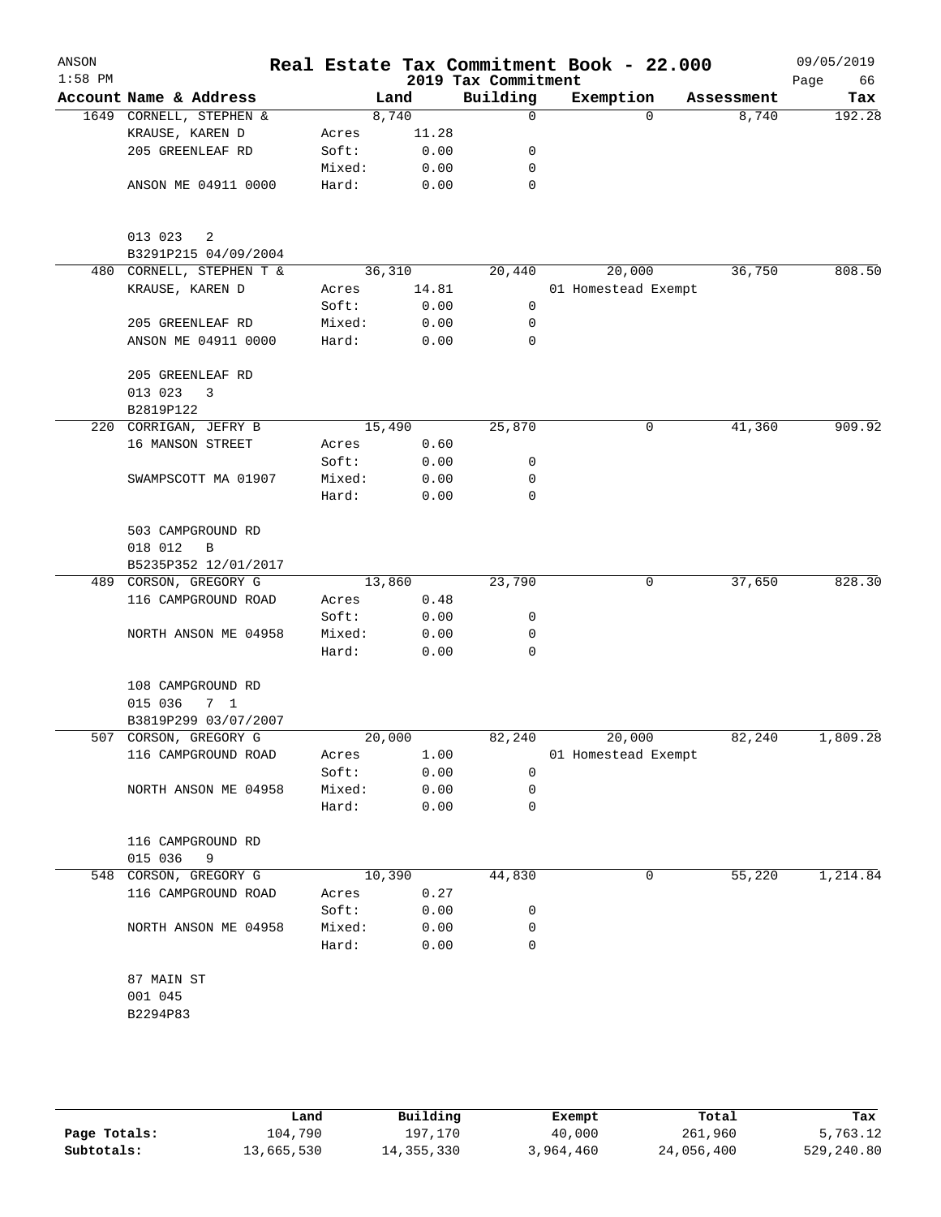# Real Estate Tax Commitment Book - 22.000

ANSON 09/05/2019
1:58 PM

2019 Tax Commitment

| Account | Name & Address | | Land | Building | Exemption | Assessment | Tax |
|---|---|---|---|---|---|---|---|
| 1649 | CORNELL, STEPHEN & | | 8,740 | 0 | 0 | 8,740 | 192.28 |
| | KRAUSE, KAREN D | Acres | 11.28 | | | | |
| | 205 GREENLEAF RD | Soft: | 0.00 | 0 | | | |
| | | Mixed: | 0.00 | 0 | | | |
| | ANSON ME 04911 0000 | Hard: | 0.00 | 0 | | | |
| | 013 023 2 | | | | | | |
| | B3291P215 04/09/2004 | | | | | | |
| 480 | CORNELL, STEPHEN T & | | 36,310 | 20,440 | 20,000 | 36,750 | 808.50 |
| | KRAUSE, KAREN D | Acres | 14.81 | | 01 Homestead Exempt | | |
| | | Soft: | 0.00 | 0 | | | |
| | 205 GREENLEAF RD | Mixed: | 0.00 | 0 | | | |
| | ANSON ME 04911 0000 | Hard: | 0.00 | 0 | | | |
| | 205 GREENLEAF RD | | | | | | |
| | 013 023 3 | | | | | | |
| | B2819P122 | | | | | | |
| 220 | CORRIGAN, JEFRY B | | 15,490 | 25,870 | 0 | 41,360 | 909.92 |
| | 16 MANSON STREET | Acres | 0.60 | | | | |
| | | Soft: | 0.00 | 0 | | | |
| | SWAMPSCOTT MA 01907 | Mixed: | 0.00 | 0 | | | |
| | | Hard: | 0.00 | 0 | | | |
| | 503 CAMPGROUND RD | | | | | | |
| | 018 012 B | | | | | | |
| | B5235P352 12/01/2017 | | | | | | |
| 489 | CORSON, GREGORY G | | 13,860 | 23,790 | 0 | 37,650 | 828.30 |
| | 116 CAMPGROUND ROAD | Acres | 0.48 | | | | |
| | | Soft: | 0.00 | 0 | | | |
| | NORTH ANSON ME 04958 | Mixed: | 0.00 | 0 | | | |
| | | Hard: | 0.00 | 0 | | | |
| | 108 CAMPGROUND RD | | | | | | |
| | 015 036 7 1 | | | | | | |
| | B3819P299 03/07/2007 | | | | | | |
| 507 | CORSON, GREGORY G | | 20,000 | 82,240 | 20,000 | 82,240 | 1,809.28 |
| | 116 CAMPGROUND ROAD | Acres | 1.00 | | 01 Homestead Exempt | | |
| | | Soft: | 0.00 | 0 | | | |
| | NORTH ANSON ME 04958 | Mixed: | 0.00 | 0 | | | |
| | | Hard: | 0.00 | 0 | | | |
| | 116 CAMPGROUND RD | | | | | | |
| | 015 036 9 | | | | | | |
| 548 | CORSON, GREGORY G | | 10,390 | 44,830 | 0 | 55,220 | 1,214.84 |
| | 116 CAMPGROUND ROAD | Acres | 0.27 | | | | |
| | | Soft: | 0.00 | 0 | | | |
| | NORTH ANSON ME 04958 | Mixed: | 0.00 | 0 | | | |
| | | Hard: | 0.00 | 0 | | | |
| | 87 MAIN ST | | | | | | |
| | 001 045 | | | | | | |
| | B2294P83 | | | | | | |

| | Land | Building | Exempt | Total | Tax |
|---|---|---|---|---|---|
| Page Totals: | 104,790 | 197,170 | 40,000 | 261,960 | 5,763.12 |
| Subtotals: | 13,665,530 | 14,355,330 | 3,964,460 | 24,056,400 | 529,240.80 |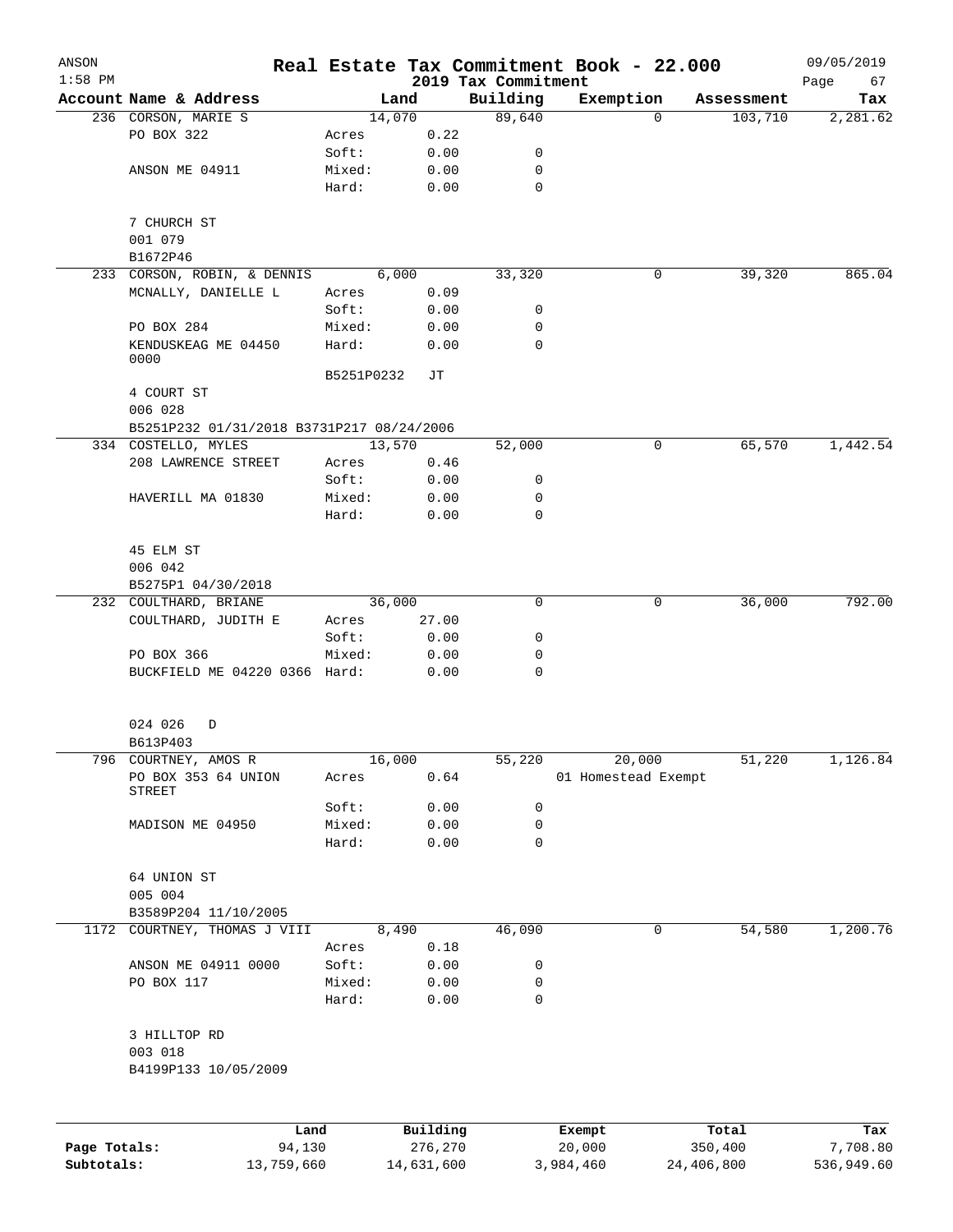ANSON 1:58 PM

# Real Estate Tax Commitment Book - 22.000

## 2019 Tax Commitment

09/05/2019

| Account Name & Address | | Land | Building | Exemption | Assessment | Tax |
|---|---|---|---|---|---|---|
| 236 CORSON, MARIE S | | 14,070 | 89,640 | 0 | 103,710 | 2,281.62 |
| PO BOX 322 | Acres | 0.22 | | | | |
| | Soft: | 0.00 | 0 | | | |
| ANSON ME 04911 | Mixed: | 0.00 | 0 | | | |
| | Hard: | 0.00 | 0 | | | |
| 7 CHURCH ST | | | | | | |
| 001 079 | | | | | | |
| B1672P46 | | | | | | |
| 233 CORSON, ROBIN, & DENNIS | | 6,000 | 33,320 | 0 | 39,320 | 865.04 |
| MCNALLY, DANIELLE L | Acres | 0.09 | | | | |
| | Soft: | 0.00 | 0 | | | |
| PO BOX 284 | Mixed: | 0.00 | 0 | | | |
| KENDUSKEAG ME 04450 0000 | Hard: | 0.00 | 0 | | | |
| | B5251P0232 | JT | | | | |
| 4 COURT ST | | | | | | |
| 006 028 | | | | | | |
| B5251P232 01/31/2018 B3731P217 08/24/2006 | | | | | | |
| 334 COSTELLO, MYLES | | 13,570 | 52,000 | 0 | 65,570 | 1,442.54 |
| 208 LAWRENCE STREET | Acres | 0.46 | | | | |
| | Soft: | 0.00 | 0 | | | |
| HAVERILL MA 01830 | Mixed: | 0.00 | 0 | | | |
| | Hard: | 0.00 | 0 | | | |
| 45 ELM ST | | | | | | |
| 006 042 | | | | | | |
| B5275P1 04/30/2018 | | | | | | |
| 232 COULTHARD, BRIANE | | 36,000 | 0 | 0 | 36,000 | 792.00 |
| COULTHARD, JUDITH E | Acres | 27.00 | | | | |
| | Soft: | 0.00 | 0 | | | |
| PO BOX 366 | Mixed: | 0.00 | 0 | | | |
| BUCKFIELD ME 04220 0366 | Hard: | 0.00 | 0 | | | |
| 024 026 D | | | | | | |
| B613P403 | | | | | | |
| 796 COURTNEY, AMOS R | | 16,000 | 55,220 | 20,000 | 51,220 | 1,126.84 |
| PO BOX 353 64 UNION STREET | Acres | 0.64 | | 01 Homestead Exempt | | |
| | Soft: | 0.00 | 0 | | | |
| MADISON ME 04950 | Mixed: | 0.00 | 0 | | | |
| | Hard: | 0.00 | 0 | | | |
| 64 UNION ST | | | | | | |
| 005 004 | | | | | | |
| B3589P204 11/10/2005 | | | | | | |
| 1172 COURTNEY, THOMAS J VIII | | 8,490 | 46,090 | 0 | 54,580 | 1,200.76 |
| | Acres | 0.18 | | | | |
| ANSON ME 04911 0000 | Soft: | 0.00 | 0 | | | |
| PO BOX 117 | Mixed: | 0.00 | 0 | | | |
| | Hard: | 0.00 | 0 | | | |
| 3 HILLTOP RD | | | | | | |
| 003 018 | | | | | | |
| B4199P133 10/05/2009 | | | | | | |

| | Land | Building | Exempt | Total | Tax |
|---|---|---|---|---|---|
| Page Totals: | 94,130 | 276,270 | 20,000 | 350,400 | 7,708.80 |
| Subtotals: | 13,759,660 | 14,631,600 | 3,984,460 | 24,406,800 | 536,949.60 |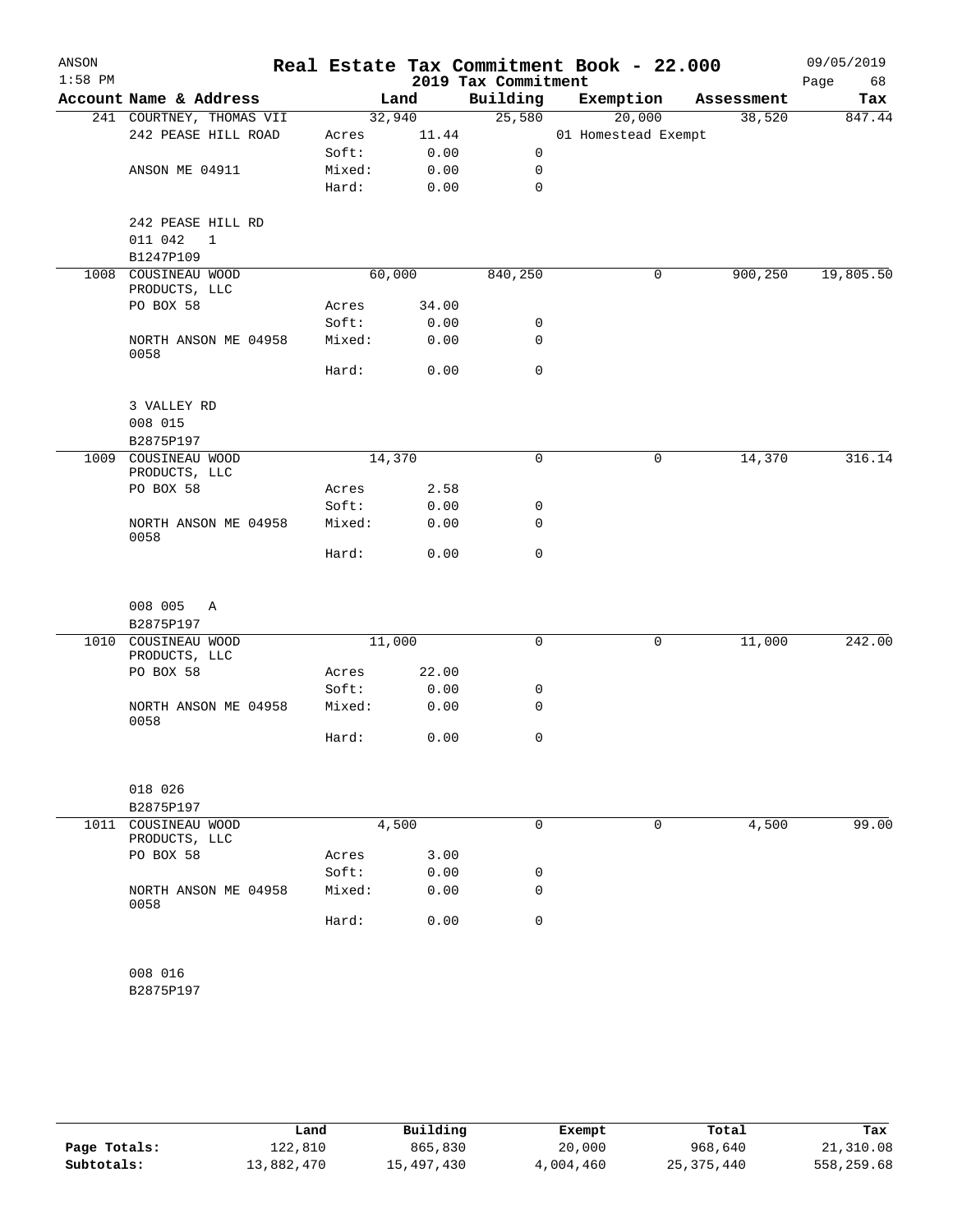# Real Estate Tax Commitment Book - 22.000

ANSON
1:58 PM

2019 Tax Commitment

09/05/2019

| Account Name & Address | Land | | Building | Exemption | Assessment | Tax |
|---|---|---|---|---|---|---|
| 241 COURTNEY, THOMAS VII | 32,940 | | 25,580 | 20,000 | 38,520 | 847.44 |
| 242 PEASE HILL ROAD | Acres | 11.44 | | 01 Homestead Exempt | | |
| | Soft: | 0.00 | 0 | | | |
| ANSON ME 04911 | Mixed: | 0.00 | 0 | | | |
| | Hard: | 0.00 | 0 | | | |
| 242 PEASE HILL RD | | | | | | |
| 011 042 1 | | | | | | |
| B1247P109 | | | | | | |
| 1008 COUSINEAU WOOD PRODUCTS, LLC | 60,000 | | 840,250 | 0 | 900,250 | 19,805.50 |
| PO BOX 58 | Acres | 34.00 | | | | |
| | Soft: | 0.00 | 0 | | | |
| NORTH ANSON ME 04958 0058 | Mixed: | 0.00 | 0 | | | |
| | Hard: | 0.00 | 0 | | | |
| 3 VALLEY RD | | | | | | |
| 008 015 | | | | | | |
| B2875P197 | | | | | | |
| 1009 COUSINEAU WOOD PRODUCTS, LLC | 14,370 | | 0 | 0 | 14,370 | 316.14 |
| PO BOX 58 | Acres | 2.58 | | | | |
| | Soft: | 0.00 | 0 | | | |
| NORTH ANSON ME 04958 0058 | Mixed: | 0.00 | 0 | | | |
| | Hard: | 0.00 | 0 | | | |
| 008 005 A | | | | | | |
| B2875P197 | | | | | | |
| 1010 COUSINEAU WOOD PRODUCTS, LLC | 11,000 | | 0 | 0 | 11,000 | 242.00 |
| PO BOX 58 | Acres | 22.00 | | | | |
| | Soft: | 0.00 | 0 | | | |
| NORTH ANSON ME 04958 0058 | Mixed: | 0.00 | 0 | | | |
| | Hard: | 0.00 | 0 | | | |
| 018 026 | | | | | | |
| B2875P197 | | | | | | |
| 1011 COUSINEAU WOOD PRODUCTS, LLC | 4,500 | | 0 | 0 | 4,500 | 99.00 |
| PO BOX 58 | Acres | 3.00 | | | | |
| | Soft: | 0.00 | 0 | | | |
| NORTH ANSON ME 04958 0058 | Mixed: | 0.00 | 0 | | | |
| | Hard: | 0.00 | 0 | | | |
| 008 016 | | | | | | |
| B2875P197 | | | | | | |

| | Land | Building | Exempt | Total | Tax |
|---|---|---|---|---|---|
| Page Totals: | 122,810 | 865,830 | 20,000 | 968,640 | 21,310.08 |
| Subtotals: | 13,882,470 | 15,497,430 | 4,004,460 | 25,375,440 | 558,259.68 |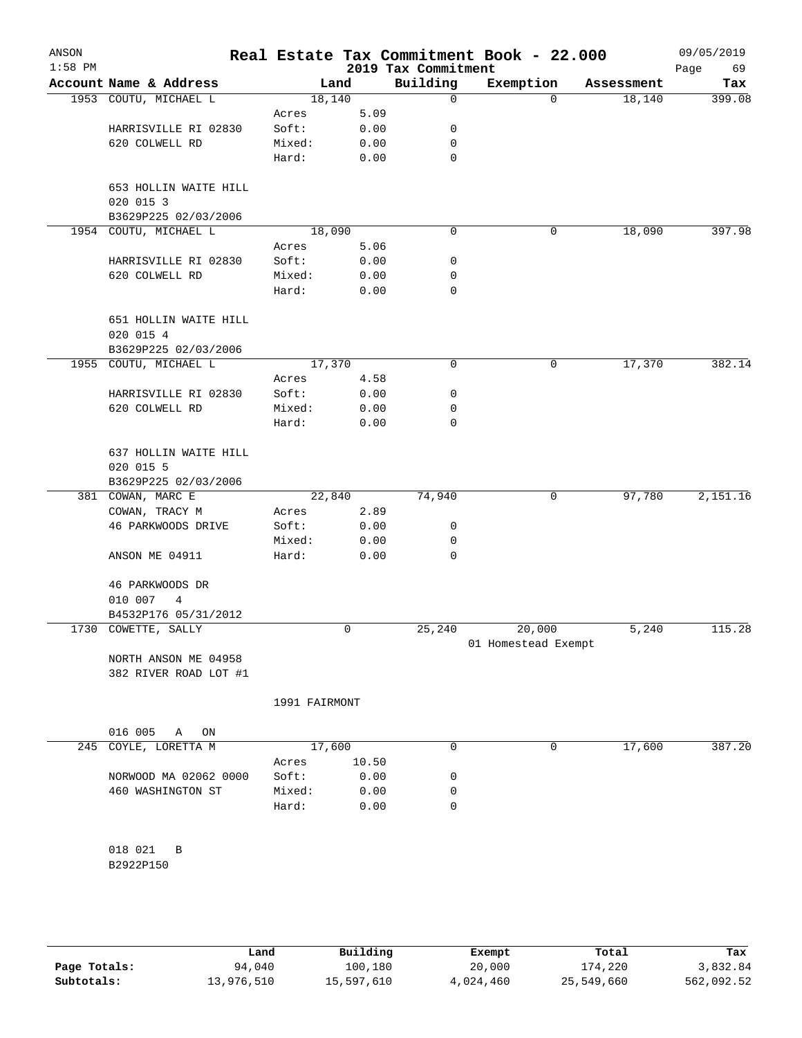# Real Estate Tax Commitment Book - 22.000

ANSON 1:58 PM — 2019 Tax Commitment — 09/05/2019

| Account Name & Address | Land | | Building | Exemption | Assessment | Tax |
|---|---|---|---|---|---|---|
| 1953 COUTU, MICHAEL L | 18,140 | | 0 | 0 | 18,140 | 399.08 |
| | Acres | 5.09 | | | | |
| HARRISVILLE RI 02830 | Soft: | 0.00 | 0 | | | |
| 620 COLWELL RD | Mixed: | 0.00 | 0 | | | |
| | Hard: | 0.00 | 0 | | | |
| 653 HOLLIN WAITE HILL | | | | | | |
| 020 015 3 | | | | | | |
| B3629P225 02/03/2006 | | | | | | |
| 1954 COUTU, MICHAEL L | 18,090 | | 0 | 0 | 18,090 | 397.98 |
| | Acres | 5.06 | | | | |
| HARRISVILLE RI 02830 | Soft: | 0.00 | 0 | | | |
| 620 COLWELL RD | Mixed: | 0.00 | 0 | | | |
| | Hard: | 0.00 | 0 | | | |
| 651 HOLLIN WAITE HILL | | | | | | |
| 020 015 4 | | | | | | |
| B3629P225 02/03/2006 | | | | | | |
| 1955 COUTU, MICHAEL L | 17,370 | | 0 | 0 | 17,370 | 382.14 |
| | Acres | 4.58 | | | | |
| HARRISVILLE RI 02830 | Soft: | 0.00 | 0 | | | |
| 620 COLWELL RD | Mixed: | 0.00 | 0 | | | |
| | Hard: | 0.00 | 0 | | | |
| 637 HOLLIN WAITE HILL | | | | | | |
| 020 015 5 | | | | | | |
| B3629P225 02/03/2006 | | | | | | |
| 381 COWAN, MARC E | 22,840 | | 74,940 | 0 | 97,780 | 2,151.16 |
| COWAN, TRACY M | Acres | 2.89 | | | | |
| 46 PARKWOODS DRIVE | Soft: | 0.00 | 0 | | | |
| | Mixed: | 0.00 | 0 | | | |
| ANSON ME 04911 | Hard: | 0.00 | 0 | | | |
| 46 PARKWOODS DR | | | | | | |
| 010 007 4 | | | | | | |
| B4532P176 05/31/2012 | | | | | | |
| 1730 COWETTE, SALLY | 0 | | 25,240 | 20,000 | 5,240 | 115.28 |
| | | | | 01 Homestead Exempt | | |
| NORTH ANSON ME 04958 | | | | | | |
| 382 RIVER ROAD LOT #1 | | | | | | |
| | 1991 FAIRMONT | | | | | |
| 016 005 A ON | | | | | | |
| 245 COYLE, LORETTA M | 17,600 | | 0 | 0 | 17,600 | 387.20 |
| | Acres | 10.50 | | | | |
| NORWOOD MA 02062 0000 | Soft: | 0.00 | 0 | | | |
| 460 WASHINGTON ST | Mixed: | 0.00 | 0 | | | |
| | Hard: | 0.00 | 0 | | | |
| 018 021 B | | | | | | |
| B2922P150 | | | | | | |

| | Land | Building | Exempt | Total | Tax |
|---|---|---|---|---|---|
| Page Totals: | 94,040 | 100,180 | 20,000 | 174,220 | 3,832.84 |
| Subtotals: | 13,976,510 | 15,597,610 | 4,024,460 | 25,549,660 | 562,092.52 |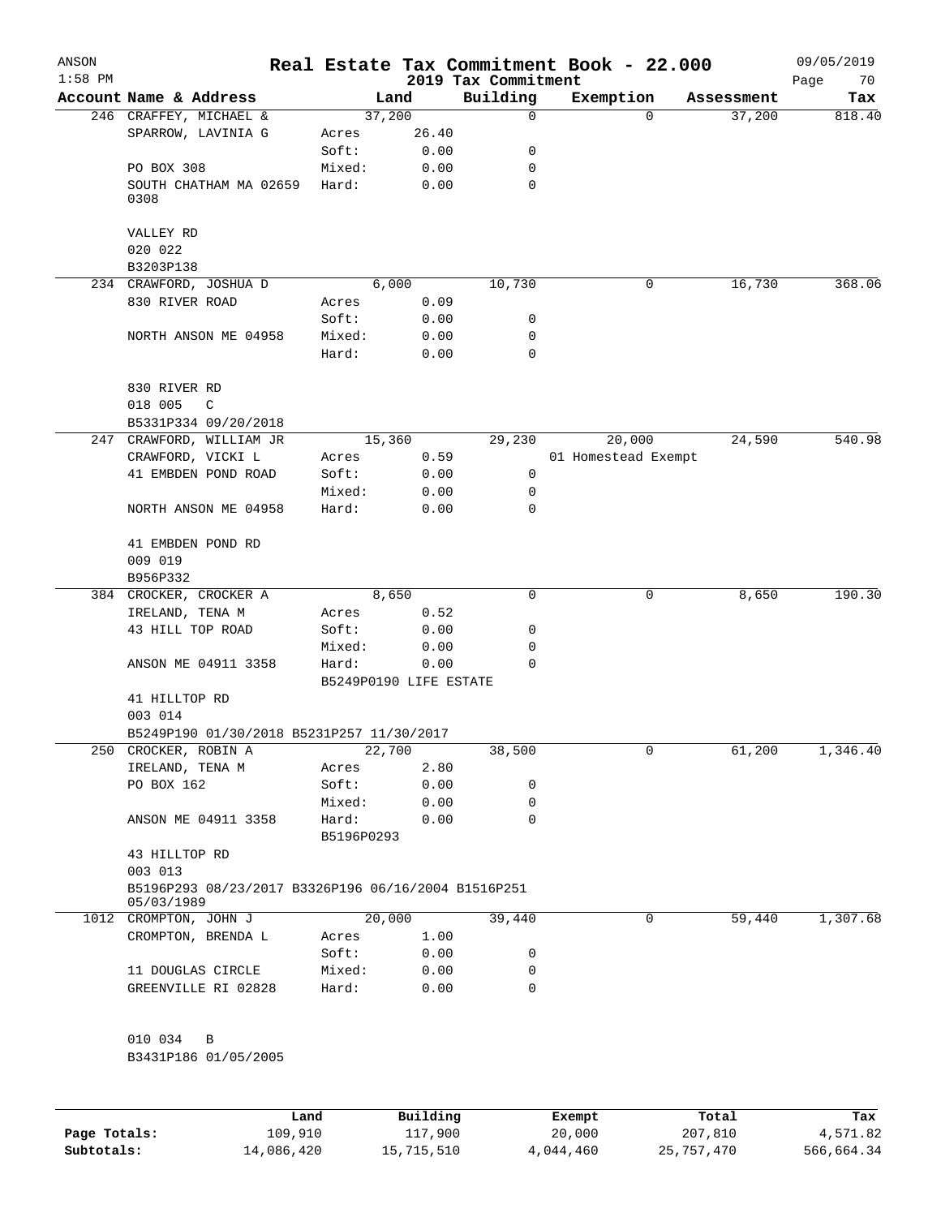# Real Estate Tax Commitment Book - 22.000

ANSON 1:58 PM — 2019 Tax Commitment — 09/05/2019

| Account Name & Address | Land | | Building | Exemption | Assessment | Tax |
|---|---|---|---|---|---|---|
| 246 CRAFFEY, MICHAEL & | 37,200 | | 0 | 0 | 37,200 | 818.40 |
| SPARROW, LAVINIA G | Acres | 26.40 | | | | |
| | Soft: | 0.00 | 0 | | | |
| PO BOX 308 | Mixed: | 0.00 | 0 | | | |
| SOUTH CHATHAM MA 02659 0308 | Hard: | 0.00 | 0 | | | |
| VALLEY RD | | | | | | |
| 020 022 | | | | | | |
| B3203P138 | | | | | | |
| 234 CRAWFORD, JOSHUA D | 6,000 | | 10,730 | 0 | 16,730 | 368.06 |
| 830 RIVER ROAD | Acres | 0.09 | | | | |
| | Soft: | 0.00 | 0 | | | |
| NORTH ANSON ME 04958 | Mixed: | 0.00 | 0 | | | |
| | Hard: | 0.00 | 0 | | | |
| 830 RIVER RD | | | | | | |
| 018 005 C | | | | | | |
| B5331P334 09/20/2018 | | | | | | |
| 247 CRAWFORD, WILLIAM JR | 15,360 | | 29,230 | 20,000 | 24,590 | 540.98 |
| CRAWFORD, VICKI L | Acres | 0.59 | | 01 Homestead Exempt | | |
| 41 EMBDEN POND ROAD | Soft: | 0.00 | 0 | | | |
| | Mixed: | 0.00 | 0 | | | |
| NORTH ANSON ME 04958 | Hard: | 0.00 | 0 | | | |
| 41 EMBDEN POND RD | | | | | | |
| 009 019 | | | | | | |
| B956P332 | | | | | | |
| 384 CROCKER, CROCKER A | 8,650 | | 0 | 0 | 8,650 | 190.30 |
| IRELAND, TENA M | Acres | 0.52 | | | | |
| 43 HILL TOP ROAD | Soft: | 0.00 | 0 | | | |
| | Mixed: | 0.00 | 0 | | | |
| ANSON ME 04911 3358 | Hard: | 0.00 | 0 | | | |
| | B5249P0190 LIFE ESTATE | | | | | |
| 41 HILLTOP RD | | | | | | |
| 003 014 | | | | | | |
| B5249P190 01/30/2018 B5231P257 11/30/2017 | | | | | | |
| 250 CROCKER, ROBIN A | 22,700 | | 38,500 | 0 | 61,200 | 1,346.40 |
| IRELAND, TENA M | Acres | 2.80 | | | | |
| PO BOX 162 | Soft: | 0.00 | 0 | | | |
| | Mixed: | 0.00 | 0 | | | |
| ANSON ME 04911 3358 | Hard: | 0.00 | 0 | | | |
| | B5196P0293 | | | | | |
| 43 HILLTOP RD | | | | | | |
| 003 013 | | | | | | |
| B5196P293 08/23/2017 B3326P196 06/16/2004 B1516P251 05/03/1989 | | | | | | |
| 1012 CROMPTON, JOHN J | 20,000 | | 39,440 | 0 | 59,440 | 1,307.68 |
| CROMPTON, BRENDA L | Acres | 1.00 | | | | |
| | Soft: | 0.00 | 0 | | | |
| 11 DOUGLAS CIRCLE | Mixed: | 0.00 | 0 | | | |
| GREENVILLE RI 02828 | Hard: | 0.00 | 0 | | | |
| 010 034 B | | | | | | |
| B3431P186 01/05/2005 | | | | | | |

| | Land | Building | Exempt | Total | Tax |
|---|---|---|---|---|---|
| Page Totals: | 109,910 | 117,900 | 20,000 | 207,810 | 4,571.82 |
| Subtotals: | 14,086,420 | 15,715,510 | 4,044,460 | 25,757,470 | 566,664.34 |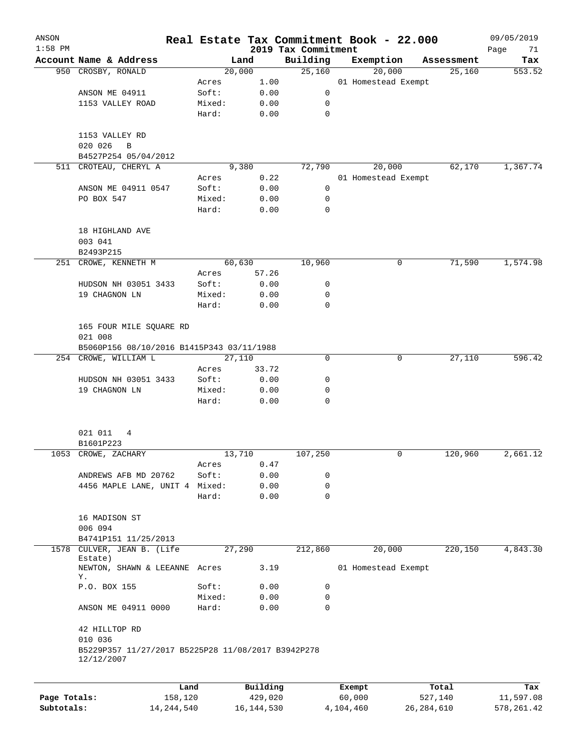ANSON — Real Estate Tax Commitment Book - 22.000 — 09/05/2019
1:58 PM — 2019 Tax Commitment

| Account Name & Address | | Land | Building | Exemption | Assessment | Tax |
|---|---|---|---|---|---|---|
| 950 CROSBY, RONALD | | 20,000 | 25,160 | 20,000 | 25,160 | 553.52 |
| | Acres | 1.00 | | 01 Homestead Exempt | | |
| ANSON ME 04911 | Soft: | 0.00 | 0 | | | |
| 1153 VALLEY ROAD | Mixed: | 0.00 | 0 | | | |
| | Hard: | 0.00 | 0 | | | |
| 1153 VALLEY RD | | | | | | |
| 020 026 B | | | | | | |
| B4527P254 05/04/2012 | | | | | | |
| 511 CROTEAU, CHERYL A | | 9,380 | 72,790 | 20,000 | 62,170 | 1,367.74 |
| | Acres | 0.22 | | 01 Homestead Exempt | | |
| ANSON ME 04911 0547 | Soft: | 0.00 | 0 | | | |
| PO BOX 547 | Mixed: | 0.00 | 0 | | | |
| | Hard: | 0.00 | 0 | | | |
| 18 HIGHLAND AVE | | | | | | |
| 003 041 | | | | | | |
| B2493P215 | | | | | | |
| 251 CROWE, KENNETH M | | 60,630 | 10,960 | 0 | 71,590 | 1,574.98 |
| | Acres | 57.26 | | | | |
| HUDSON NH 03051 3433 | Soft: | 0.00 | 0 | | | |
| 19 CHAGNON LN | Mixed: | 0.00 | 0 | | | |
| | Hard: | 0.00 | 0 | | | |
| 165 FOUR MILE SQUARE RD | | | | | | |
| 021 008 | | | | | | |
| B5060P156 08/10/2016 B1415P343 03/11/1988 | | | | | | |
| 254 CROWE, WILLIAM L | | 27,110 | 0 | 0 | 27,110 | 596.42 |
| | Acres | 33.72 | | | | |
| HUDSON NH 03051 3433 | Soft: | 0.00 | 0 | | | |
| 19 CHAGNON LN | Mixed: | 0.00 | 0 | | | |
| | Hard: | 0.00 | 0 | | | |
| 021 011 4 | | | | | | |
| B1601P223 | | | | | | |
| 1053 CROWE, ZACHARY | | 13,710 | 107,250 | 0 | 120,960 | 2,661.12 |
| | Acres | 0.47 | | | | |
| ANDREWS AFB MD 20762 | Soft: | 0.00 | 0 | | | |
| 4456 MAPLE LANE, UNIT 4 | Mixed: | 0.00 | 0 | | | |
| | Hard: | 0.00 | 0 | | | |
| 16 MADISON ST | | | | | | |
| 006 094 | | | | | | |
| B4741P151 11/25/2013 | | | | | | |
| 1578 CULVER, JEAN B. (Life Estate) | | 27,290 | 212,860 | 20,000 | 220,150 | 4,843.30 |
| NEWTON, SHAWN & LEEANNE Y. | Acres | 3.19 | | 01 Homestead Exempt | | |
| P.O. BOX 155 | Soft: | 0.00 | 0 | | | |
| | Mixed: | 0.00 | 0 | | | |
| ANSON ME 04911 0000 | Hard: | 0.00 | 0 | | | |
| 42 HILLTOP RD | | | | | | |
| 010 036 | | | | | | |
| B5229P357 11/27/2017 B5225P28 11/08/2017 B3942P278 12/12/2007 | | | | | | |

| | Land | Building | Exempt | Total | Tax |
|---|---|---|---|---|---|
| Page Totals: | 158,120 | 429,020 | 60,000 | 527,140 | 11,597.08 |
| Subtotals: | 14,244,540 | 16,144,530 | 4,104,460 | 26,284,610 | 578,261.42 |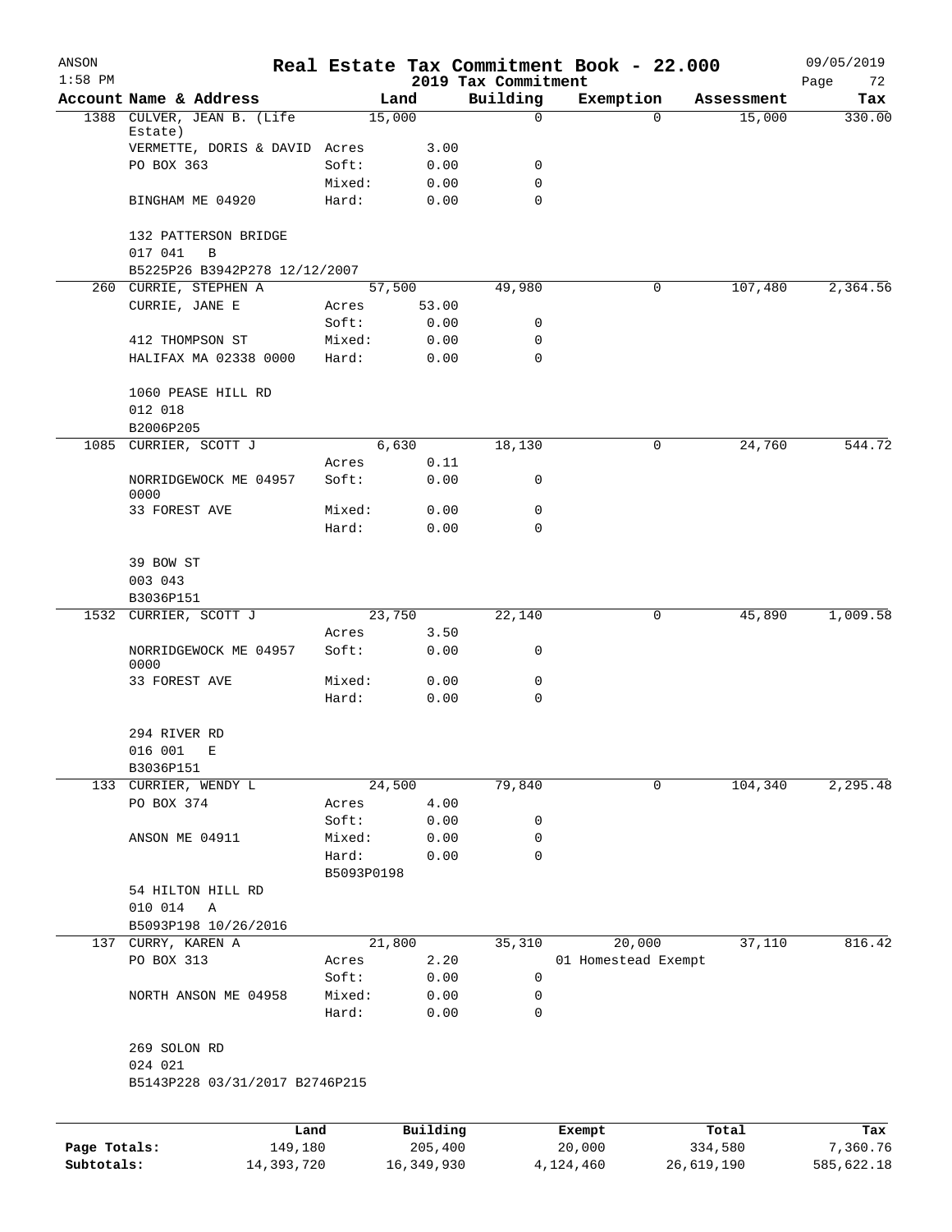# Real Estate Tax Commitment Book - 22.000

ANSON 09/05/2019
1:58 PM 2019 Tax Commitment

| Account Name & Address | | Land | Building | Exemption | Assessment | Tax |
|---|---|---|---|---|---|---|
| 1388 CULVER, JEAN B. (Life Estate) | | 15,000 | 0 | 0 | 15,000 | 330.00 |
| VERMETTE, DORIS & DAVID | Acres | 3.00 | | | | |
| PO BOX 363 | Soft: | 0.00 | 0 | | | |
| | Mixed: | 0.00 | 0 | | | |
| BINGHAM ME 04920 | Hard: | 0.00 | 0 | | | |
| 132 PATTERSON BRIDGE | | | | | | |
| 017 041 B | | | | | | |
| B5225P26 B3942P278 12/12/2007 | | | | | | |
| 260 CURRIE, STEPHEN A | | 57,500 | 49,980 | 0 | 107,480 | 2,364.56 |
| CURRIE, JANE E | Acres | 53.00 | | | | |
| | Soft: | 0.00 | 0 | | | |
| 412 THOMPSON ST | Mixed: | 0.00 | 0 | | | |
| HALIFAX MA 02338 0000 | Hard: | 0.00 | 0 | | | |
| 1060 PEASE HILL RD | | | | | | |
| 012 018 | | | | | | |
| B2006P205 | | | | | | |
| 1085 CURRIER, SCOTT J | | 6,630 | 18,130 | 0 | 24,760 | 544.72 |
| | Acres | 0.11 | | | | |
| NORRIDGEWOCK ME 04957 0000 | Soft: | 0.00 | 0 | | | |
| 33 FOREST AVE | Mixed: | 0.00 | 0 | | | |
| | Hard: | 0.00 | 0 | | | |
| 39 BOW ST | | | | | | |
| 003 043 | | | | | | |
| B3036P151 | | | | | | |
| 1532 CURRIER, SCOTT J | | 23,750 | 22,140 | 0 | 45,890 | 1,009.58 |
| | Acres | 3.50 | | | | |
| NORRIDGEWOCK ME 04957 0000 | Soft: | 0.00 | 0 | | | |
| 33 FOREST AVE | Mixed: | 0.00 | 0 | | | |
| | Hard: | 0.00 | 0 | | | |
| 294 RIVER RD | | | | | | |
| 016 001 E | | | | | | |
| B3036P151 | | | | | | |
| 133 CURRIER, WENDY L | | 24,500 | 79,840 | 0 | 104,340 | 2,295.48 |
| PO BOX 374 | Acres | 4.00 | | | | |
| | Soft: | 0.00 | 0 | | | |
| ANSON ME 04911 | Mixed: | 0.00 | 0 | | | |
| | Hard: | 0.00 | 0 | | | |
| | B5093P0198 | | | | | |
| 54 HILTON HILL RD | | | | | | |
| 010 014 A | | | | | | |
| B5093P198 10/26/2016 | | | | | | |
| 137 CURRY, KAREN A | | 21,800 | 35,310 | 20,000 | 37,110 | 816.42 |
| PO BOX 313 | Acres | 2.20 | | 01 Homestead Exempt | | |
| | Soft: | 0.00 | 0 | | | |
| NORTH ANSON ME 04958 | Mixed: | 0.00 | 0 | | | |
| | Hard: | 0.00 | 0 | | | |
| 269 SOLON RD | | | | | | |
| 024 021 | | | | | | |
| B5143P228 03/31/2017 B2746P215 | | | | | | |

| | Land | Building | Exempt | Total | Tax |
|---|---|---|---|---|---|
| Page Totals: | 149,180 | 205,400 | 20,000 | 334,580 | 7,360.76 |
| Subtotals: | 14,393,720 | 16,349,930 | 4,124,460 | 26,619,190 | 585,622.18 |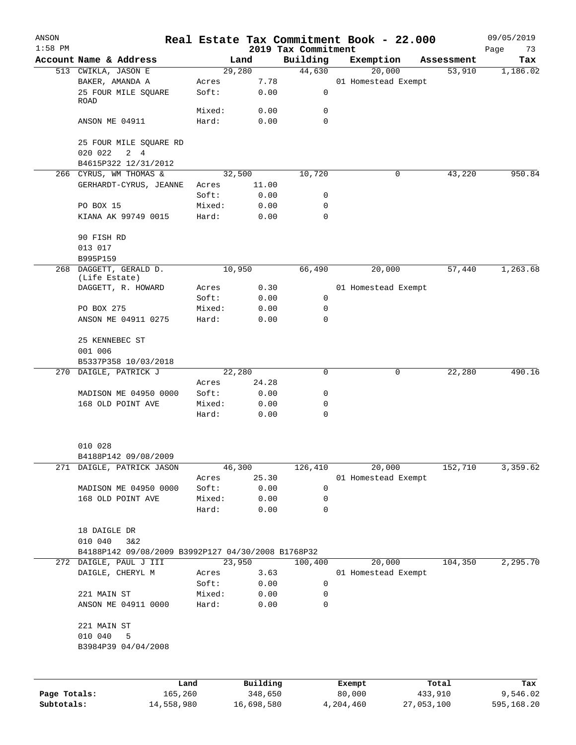ANSON 1:58 PM

# Real Estate Tax Commitment Book - 22.000

2019 Tax Commitment

09/05/2019

| Account Name & Address | | Land | Building | Exemption | Assessment | Tax |
|---|---|---|---|---|---|---|
| 513 CWIKLA, JASON E | | 29,280 | 44,630 | 20,000 | 53,910 | 1,186.02 |
| BAKER, AMANDA A | Acres | 7.78 | | 01 Homestead Exempt | | |
| 25 FOUR MILE SQUARE ROAD | Soft: | 0.00 | 0 | | | |
| | Mixed: | 0.00 | 0 | | | |
| ANSON ME 04911 | Hard: | 0.00 | 0 | | | |
| 25 FOUR MILE SQUARE RD | | | | | | |
| 020 022 2 4 | | | | | | |
| B4615P322 12/31/2012 | | | | | | |
| 266 CYRUS, WM THOMAS & | | 32,500 | 10,720 | 0 | 43,220 | 950.84 |
| GERHARDT-CYRUS, JEANNE | Acres | 11.00 | | | | |
| | Soft: | 0.00 | 0 | | | |
| PO BOX 15 | Mixed: | 0.00 | 0 | | | |
| KIANA AK 99749 0015 | Hard: | 0.00 | 0 | | | |
| 90 FISH RD | | | | | | |
| 013 017 | | | | | | |
| B995P159 | | | | | | |
| 268 DAGGETT, GERALD D. (Life Estate) | | 10,950 | 66,490 | 20,000 | 57,440 | 1,263.68 |
| DAGGETT, R. HOWARD | Acres | 0.30 | | 01 Homestead Exempt | | |
| | Soft: | 0.00 | 0 | | | |
| PO BOX 275 | Mixed: | 0.00 | 0 | | | |
| ANSON ME 04911 0275 | Hard: | 0.00 | 0 | | | |
| 25 KENNEBEC ST | | | | | | |
| 001 006 | | | | | | |
| B5337P358 10/03/2018 | | | | | | |
| 270 DAIGLE, PATRICK J | | 22,280 | 0 | 0 | 22,280 | 490.16 |
| | Acres | 24.28 | | | | |
| MADISON ME 04950 0000 | Soft: | 0.00 | 0 | | | |
| 168 OLD POINT AVE | Mixed: | 0.00 | 0 | | | |
| | Hard: | 0.00 | 0 | | | |
| 010 028 | | | | | | |
| B4188P142 09/08/2009 | | | | | | |
| 271 DAIGLE, PATRICK JASON | | 46,300 | 126,410 | 20,000 | 152,710 | 3,359.62 |
| | Acres | 25.30 | | 01 Homestead Exempt | | |
| MADISON ME 04950 0000 | Soft: | 0.00 | 0 | | | |
| 168 OLD POINT AVE | Mixed: | 0.00 | 0 | | | |
| | Hard: | 0.00 | 0 | | | |
| 18 DAIGLE DR | | | | | | |
| 010 040 3&2 | | | | | | |
| B4188P142 09/08/2009 B3992P127 04/30/2008 B1768P32 | | | | | | |
| 272 DAIGLE, PAUL J III | | 23,950 | 100,400 | 20,000 | 104,350 | 2,295.70 |
| DAIGLE, CHERYL M | Acres | 3.63 | | 01 Homestead Exempt | | |
| | Soft: | 0.00 | 0 | | | |
| 221 MAIN ST | Mixed: | 0.00 | 0 | | | |
| ANSON ME 04911 0000 | Hard: | 0.00 | 0 | | | |
| 221 MAIN ST | | | | | | |
| 010 040 5 | | | | | | |
| B3984P39 04/04/2008 | | | | | | |

| | Land | Building | Exempt | Total | Tax |
|---|---|---|---|---|---|
| Page Totals: | 165,260 | 348,650 | 80,000 | 433,910 | 9,546.02 |
| Subtotals: | 14,558,980 | 16,698,580 | 4,204,460 | 27,053,100 | 595,168.20 |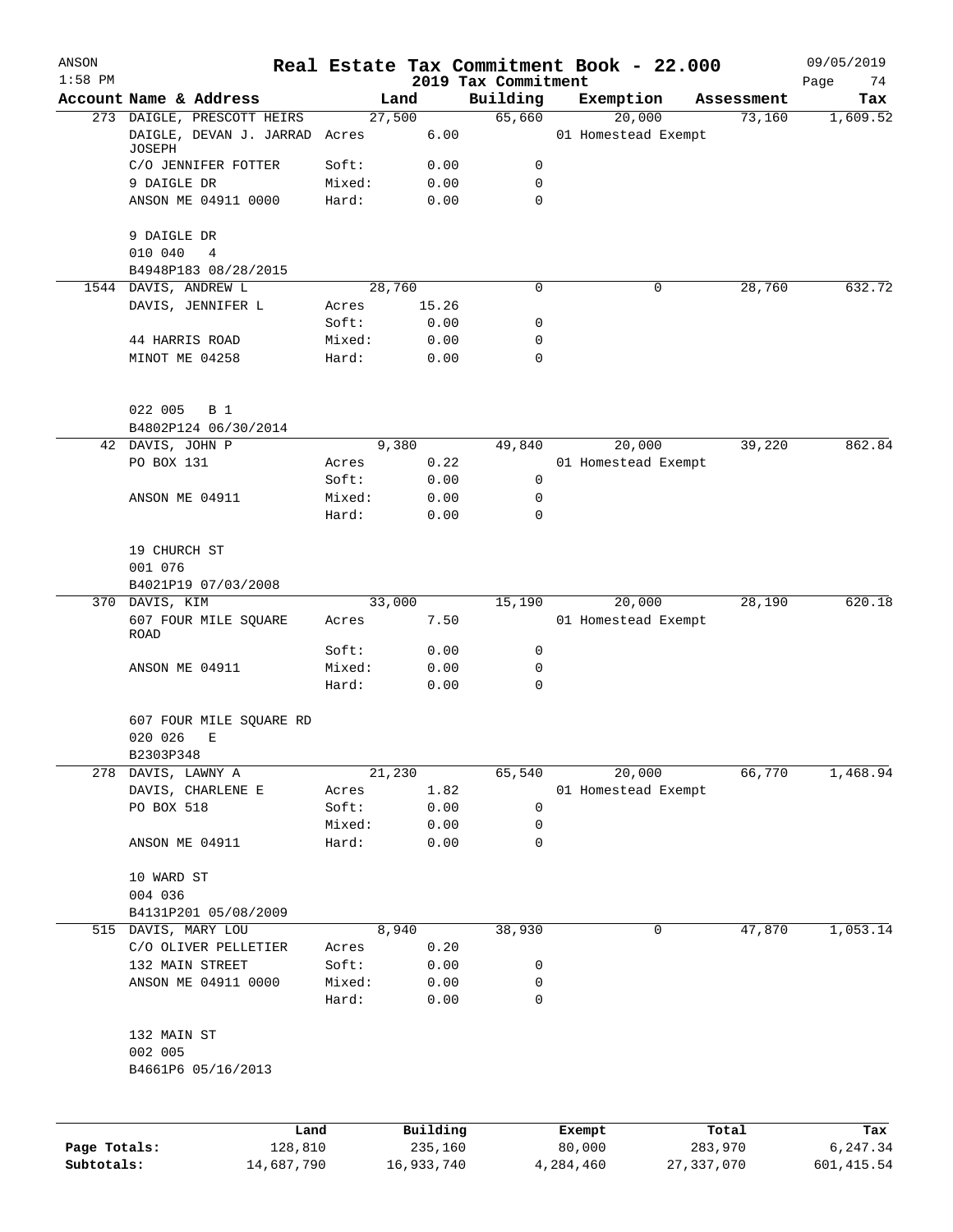# Real Estate Tax Commitment Book - 22.000

ANSON
1:58 PM

2019 Tax Commitment

09/05/2019

| Account Name & Address | Land | | Building | Exemption | Assessment | Tax |
|---|---|---|---|---|---|---|
| 273 DAIGLE, PRESCOTT HEIRS | 27,500 | | 65,660 | 20,000 | 73,160 | 1,609.52 |
| DAIGLE, DEVAN J. JARRAD JOSEPH | Acres | 6.00 | | 01 Homestead Exempt | | |
| C/O JENNIFER FOTTER | Soft: | 0.00 | 0 | | | |
| 9 DAIGLE DR | Mixed: | 0.00 | 0 | | | |
| ANSON ME 04911 0000 | Hard: | 0.00 | 0 | | | |
| 9 DAIGLE DR | | | | | | |
| 010 040 4 | | | | | | |
| B4948P183 08/28/2015 | | | | | | |
| 1544 DAVIS, ANDREW L | 28,760 | | 0 | 0 | 28,760 | 632.72 |
| DAVIS, JENNIFER L | Acres | 15.26 | | | | |
| | Soft: | 0.00 | 0 | | | |
| 44 HARRIS ROAD | Mixed: | 0.00 | 0 | | | |
| MINOT ME 04258 | Hard: | 0.00 | 0 | | | |
| 022 005 B 1 | | | | | | |
| B4802P124 06/30/2014 | | | | | | |
| 42 DAVIS, JOHN P | 9,380 | | 49,840 | 20,000 | 39,220 | 862.84 |
| PO BOX 131 | Acres | 0.22 | | 01 Homestead Exempt | | |
| | Soft: | 0.00 | 0 | | | |
| ANSON ME 04911 | Mixed: | 0.00 | 0 | | | |
| | Hard: | 0.00 | 0 | | | |
| 19 CHURCH ST | | | | | | |
| 001 076 | | | | | | |
| B4021P19 07/03/2008 | | | | | | |
| 370 DAVIS, KIM | 33,000 | | 15,190 | 20,000 | 28,190 | 620.18 |
| 607 FOUR MILE SQUARE ROAD | Acres | 7.50 | | 01 Homestead Exempt | | |
| | Soft: | 0.00 | 0 | | | |
| ANSON ME 04911 | Mixed: | 0.00 | 0 | | | |
| | Hard: | 0.00 | 0 | | | |
| 607 FOUR MILE SQUARE RD | | | | | | |
| 020 026 E | | | | | | |
| B2303P348 | | | | | | |
| 278 DAVIS, LAWNY A | 21,230 | | 65,540 | 20,000 | 66,770 | 1,468.94 |
| DAVIS, CHARLENE E | Acres | 1.82 | | 01 Homestead Exempt | | |
| PO BOX 518 | Soft: | 0.00 | 0 | | | |
| | Mixed: | 0.00 | 0 | | | |
| ANSON ME 04911 | Hard: | 0.00 | 0 | | | |
| 10 WARD ST | | | | | | |
| 004 036 | | | | | | |
| B4131P201 05/08/2009 | | | | | | |
| 515 DAVIS, MARY LOU | 8,940 | | 38,930 | 0 | 47,870 | 1,053.14 |
| C/O OLIVER PELLETIER | Acres | 0.20 | | | | |
| 132 MAIN STREET | Soft: | 0.00 | 0 | | | |
| ANSON ME 04911 0000 | Mixed: | 0.00 | 0 | | | |
| | Hard: | 0.00 | 0 | | | |
| 132 MAIN ST | | | | | | |
| 002 005 | | | | | | |
| B4661P6 05/16/2013 | | | | | | |

| | Land | Building | Exempt | Total | Tax |
|---|---|---|---|---|---|
| Page Totals: | 128,810 | 235,160 | 80,000 | 283,970 | 6,247.34 |
| Subtotals: | 14,687,790 | 16,933,740 | 4,284,460 | 27,337,070 | 601,415.54 |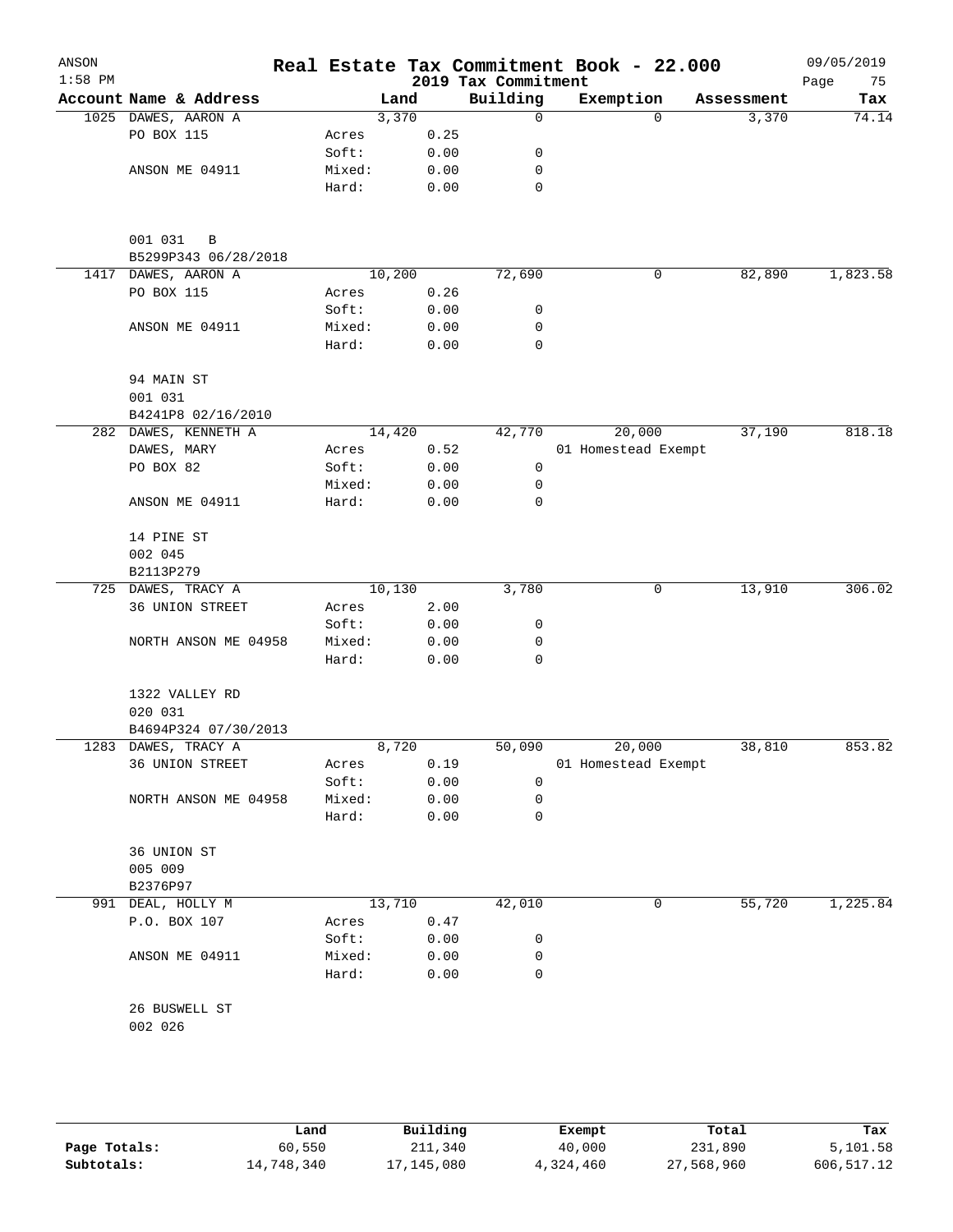# Real Estate Tax Commitment Book - 22.000

ANSON
1:58 PM

2019 Tax Commitment

09/05/2019

| Account Name & Address | Land | | Building | Exemption | Assessment | Tax |
|---|---|---|---|---|---|---|
| 1025 DAWES, AARON A | 3,370 | | 0 | 0 | 3,370 | 74.14 |
| PO BOX 115 | Acres | 0.25 | | | | |
| | Soft: | 0.00 | 0 | | | |
| ANSON ME 04911 | Mixed: | 0.00 | 0 | | | |
| | Hard: | 0.00 | 0 | | | |
| 001 031 B | | | | | | |
| B5299P343 06/28/2018 | | | | | | |
| 1417 DAWES, AARON A | 10,200 | | 72,690 | 0 | 82,890 | 1,823.58 |
| PO BOX 115 | Acres | 0.26 | | | | |
| | Soft: | 0.00 | 0 | | | |
| ANSON ME 04911 | Mixed: | 0.00 | 0 | | | |
| | Hard: | 0.00 | 0 | | | |
| 94 MAIN ST | | | | | | |
| 001 031 | | | | | | |
| B4241P8 02/16/2010 | | | | | | |
| 282 DAWES, KENNETH A | 14,420 | | 42,770 | 20,000 | 37,190 | 818.18 |
| DAWES, MARY | Acres | 0.52 | | 01 Homestead Exempt | | |
| PO BOX 82 | Soft: | 0.00 | 0 | | | |
| | Mixed: | 0.00 | 0 | | | |
| ANSON ME 04911 | Hard: | 0.00 | 0 | | | |
| 14 PINE ST | | | | | | |
| 002 045 | | | | | | |
| B2113P279 | | | | | | |
| 725 DAWES, TRACY A | 10,130 | | 3,780 | 0 | 13,910 | 306.02 |
| 36 UNION STREET | Acres | 2.00 | | | | |
| | Soft: | 0.00 | 0 | | | |
| NORTH ANSON ME 04958 | Mixed: | 0.00 | 0 | | | |
| | Hard: | 0.00 | 0 | | | |
| 1322 VALLEY RD | | | | | | |
| 020 031 | | | | | | |
| B4694P324 07/30/2013 | | | | | | |
| 1283 DAWES, TRACY A | 8,720 | | 50,090 | 20,000 | 38,810 | 853.82 |
| 36 UNION STREET | Acres | 0.19 | | 01 Homestead Exempt | | |
| | Soft: | 0.00 | 0 | | | |
| NORTH ANSON ME 04958 | Mixed: | 0.00 | 0 | | | |
| | Hard: | 0.00 | 0 | | | |
| 36 UNION ST | | | | | | |
| 005 009 | | | | | | |
| B2376P97 | | | | | | |
| 991 DEAL, HOLLY M | 13,710 | | 42,010 | 0 | 55,720 | 1,225.84 |
| P.O. BOX 107 | Acres | 0.47 | | | | |
| | Soft: | 0.00 | 0 | | | |
| ANSON ME 04911 | Mixed: | 0.00 | 0 | | | |
| | Hard: | 0.00 | 0 | | | |
| 26 BUSWELL ST | | | | | | |
| 002 026 | | | | | | |

| | Land | Building | Exempt | Total | Tax |
|---|---|---|---|---|---|
| Page Totals: | 60,550 | 211,340 | 40,000 | 231,890 | 5,101.58 |
| Subtotals: | 14,748,340 | 17,145,080 | 4,324,460 | 27,568,960 | 606,517.12 |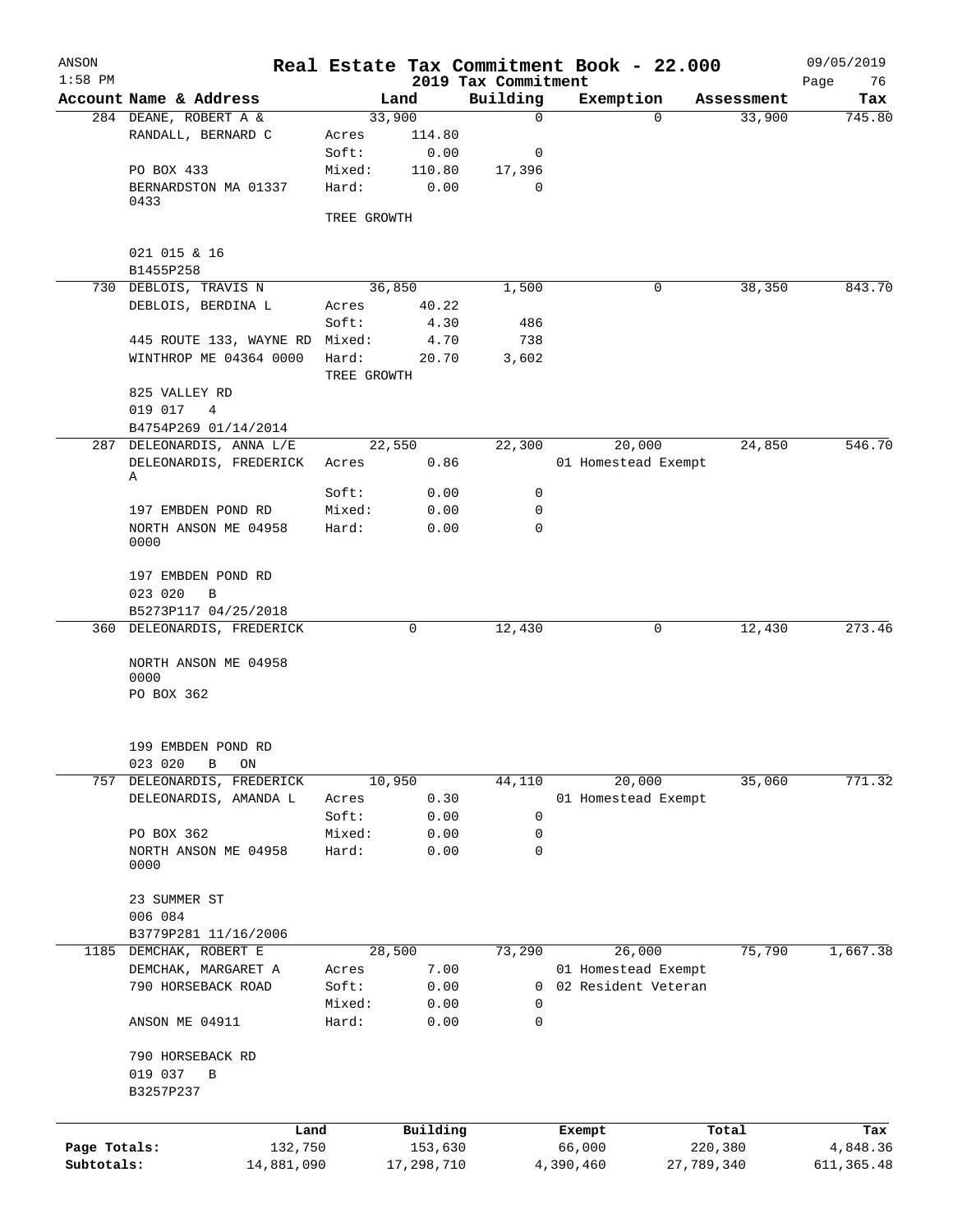# Real Estate Tax Commitment Book - 22.000

ANSON 1:58 PM — 2019 Tax Commitment — 09/05/2019

| Account Name & Address | Land | | Building | Exemption | Assessment | Tax |
|---|---|---|---|---|---|---|
| 284 DEANE, ROBERT A & | 33,900 | | 0 | 0 | 33,900 | 745.80 |
| RANDALL, BERNARD C | Acres | 114.80 | | | | |
| | Soft: | 0.00 | 0 | | | |
| PO BOX 433 | Mixed: | 110.80 | 17,396 | | | |
| BERNARDSTON MA 01337 0433 | Hard: | 0.00 | 0 | | | |
| | TREE GROWTH | | | | | |
| 021 015 & 16 | | | | | | |
| B1455P258 | | | | | | |
| 730 DEBLOIS, TRAVIS N | 36,850 | | 1,500 | 0 | 38,350 | 843.70 |
| DEBLOIS, BERDINA L | Acres | 40.22 | | | | |
| | Soft: | 4.30 | 486 | | | |
| 445 ROUTE 133, WAYNE RD | Mixed: | 4.70 | 738 | | | |
| WINTHROP ME 04364 0000 | Hard: | 20.70 | 3,602 | | | |
| | TREE GROWTH | | | | | |
| 825 VALLEY RD | | | | | | |
| 019 017 4 | | | | | | |
| B4754P269 01/14/2014 | | | | | | |
| 287 DELEONARDIS, ANNA L/E | 22,550 | | 22,300 | 20,000 | 24,850 | 546.70 |
| DELEONARDIS, FREDERICK A | Acres | 0.86 | | 01 Homestead Exempt | | |
| | Soft: | 0.00 | 0 | | | |
| 197 EMBDEN POND RD | Mixed: | 0.00 | 0 | | | |
| NORTH ANSON ME 04958 0000 | Hard: | 0.00 | 0 | | | |
| 197 EMBDEN POND RD | | | | | | |
| 023 020 B | | | | | | |
| B5273P117 04/25/2018 | | | | | | |
| 360 DELEONARDIS, FREDERICK | 0 | | 12,430 | 0 | 12,430 | 273.46 |
| NORTH ANSON ME 04958 0000 | | | | | | |
| PO BOX 362 | | | | | | |
| 199 EMBDEN POND RD | | | | | | |
| 023 020 B ON | | | | | | |
| 757 DELEONARDIS, FREDERICK | 10,950 | | 44,110 | 20,000 | 35,060 | 771.32 |
| DELEONARDIS, AMANDA L | Acres | 0.30 | | 01 Homestead Exempt | | |
| | Soft: | 0.00 | 0 | | | |
| PO BOX 362 | Mixed: | 0.00 | 0 | | | |
| NORTH ANSON ME 04958 0000 | Hard: | 0.00 | 0 | | | |
| 23 SUMMER ST | | | | | | |
| 006 084 | | | | | | |
| B3779P281 11/16/2006 | | | | | | |
| 1185 DEMCHAK, ROBERT E | 28,500 | | 73,290 | 26,000 | 75,790 | 1,667.38 |
| DEMCHAK, MARGARET A | Acres | 7.00 | | 01 Homestead Exempt | | |
| 790 HORSEBACK ROAD | Soft: | 0.00 | 0 | 02 Resident Veteran | | |
| | Mixed: | 0.00 | 0 | | | |
| ANSON ME 04911 | Hard: | 0.00 | 0 | | | |
| 790 HORSEBACK RD | | | | | | |
| 019 037 B | | | | | | |
| B3257P237 | | | | | | |

| | Land | Building | Exempt | Total | Tax |
|---|---|---|---|---|---|
| Page Totals: | 132,750 | 153,630 | 66,000 | 220,380 | 4,848.36 |
| Subtotals: | 14,881,090 | 17,298,710 | 4,390,460 | 27,789,340 | 611,365.48 |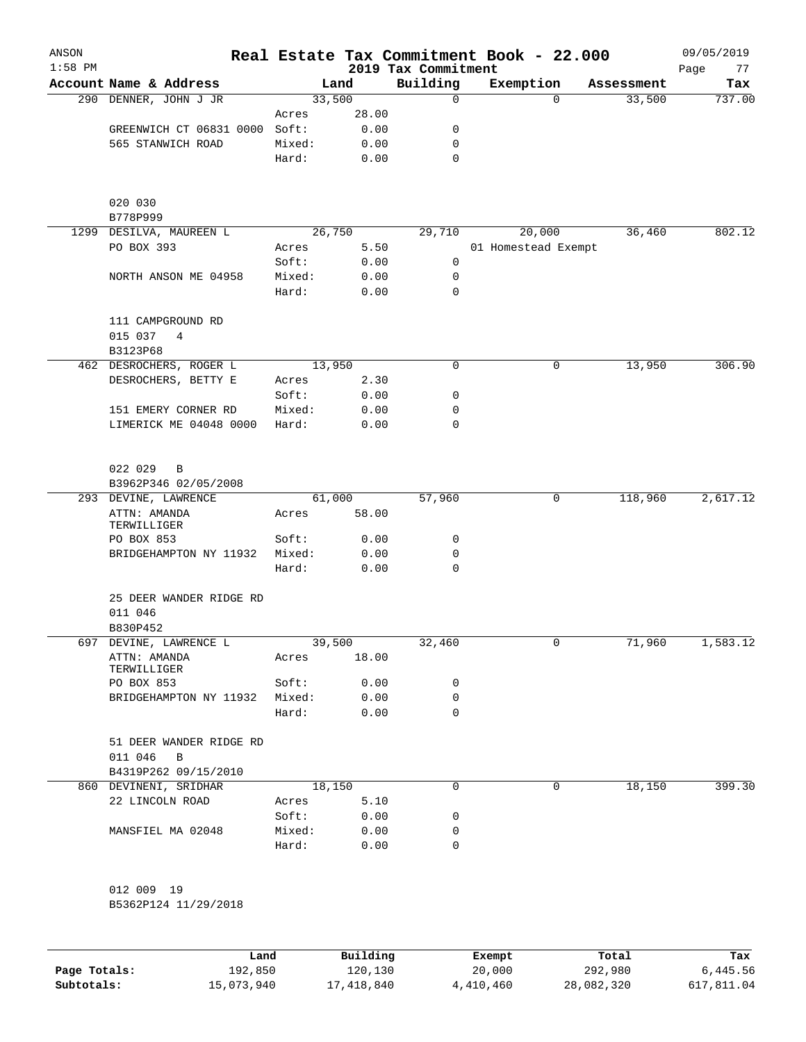# Real Estate Tax Commitment Book - 22.000

ANSON
1:58 PM

2019 Tax Commitment

09/05/2019

| Account Name & Address | | Land | Building | Exemption | Assessment | Tax |
|---|---|---|---|---|---|---|
| 290 DENNER, JOHN J JR | | 33,500 | 0 | 0 | 33,500 | 737.00 |
| | Acres | 28.00 | | | | |
| GREENWICH CT 06831 0000 | Soft: | 0.00 | 0 | | | |
| 565 STANWICH ROAD | Mixed: | 0.00 | 0 | | | |
| | Hard: | 0.00 | 0 | | | |
| 020 030 | | | | | | |
| B778P999 | | | | | | |
| 1299 DESILVA, MAUREEN L | | 26,750 | 29,710 | 20,000 | 36,460 | 802.12 |
| PO BOX 393 | Acres | 5.50 | | 01 Homestead Exempt | | |
| | Soft: | 0.00 | 0 | | | |
| NORTH ANSON ME 04958 | Mixed: | 0.00 | 0 | | | |
| | Hard: | 0.00 | 0 | | | |
| 111 CAMPGROUND RD | | | | | | |
| 015 037 4 | | | | | | |
| B3123P68 | | | | | | |
| 462 DESROCHERS, ROGER L | | 13,950 | 0 | 0 | 13,950 | 306.90 |
| DESROCHERS, BETTY E | Acres | 2.30 | | | | |
| | Soft: | 0.00 | 0 | | | |
| 151 EMERY CORNER RD | Mixed: | 0.00 | 0 | | | |
| LIMERICK ME 04048 0000 | Hard: | 0.00 | 0 | | | |
| 022 029 B | | | | | | |
| B3962P346 02/05/2008 | | | | | | |
| 293 DEVINE, LAWRENCE | | 61,000 | 57,960 | 0 | 118,960 | 2,617.12 |
| ATTN: AMANDA TERWILLIGER | Acres | 58.00 | | | | |
| PO BOX 853 | Soft: | 0.00 | 0 | | | |
| BRIDGEHAMPTON NY 11932 | Mixed: | 0.00 | 0 | | | |
| | Hard: | 0.00 | 0 | | | |
| 25 DEER WANDER RIDGE RD | | | | | | |
| 011 046 | | | | | | |
| B830P452 | | | | | | |
| 697 DEVINE, LAWRENCE L | | 39,500 | 32,460 | 0 | 71,960 | 1,583.12 |
| ATTN: AMANDA TERWILLIGER | Acres | 18.00 | | | | |
| PO BOX 853 | Soft: | 0.00 | 0 | | | |
| BRIDGEHAMPTON NY 11932 | Mixed: | 0.00 | 0 | | | |
| | Hard: | 0.00 | 0 | | | |
| 51 DEER WANDER RIDGE RD | | | | | | |
| 011 046 B | | | | | | |
| B4319P262 09/15/2010 | | | | | | |
| 860 DEVINENI, SRIDHAR | | 18,150 | 0 | 0 | 18,150 | 399.30 |
| 22 LINCOLN ROAD | Acres | 5.10 | | | | |
| | Soft: | 0.00 | 0 | | | |
| MANSFIEL MA 02048 | Mixed: | 0.00 | 0 | | | |
| | Hard: | 0.00 | 0 | | | |
| 012 009 19 | | | | | | |
| B5362P124 11/29/2018 | | | | | | |

| | Land | Building | Exempt | Total | Tax |
|---|---|---|---|---|---|
| Page Totals: | 192,850 | 120,130 | 20,000 | 292,980 | 6,445.56 |
| Subtotals: | 15,073,940 | 17,418,840 | 4,410,460 | 28,082,320 | 617,811.04 |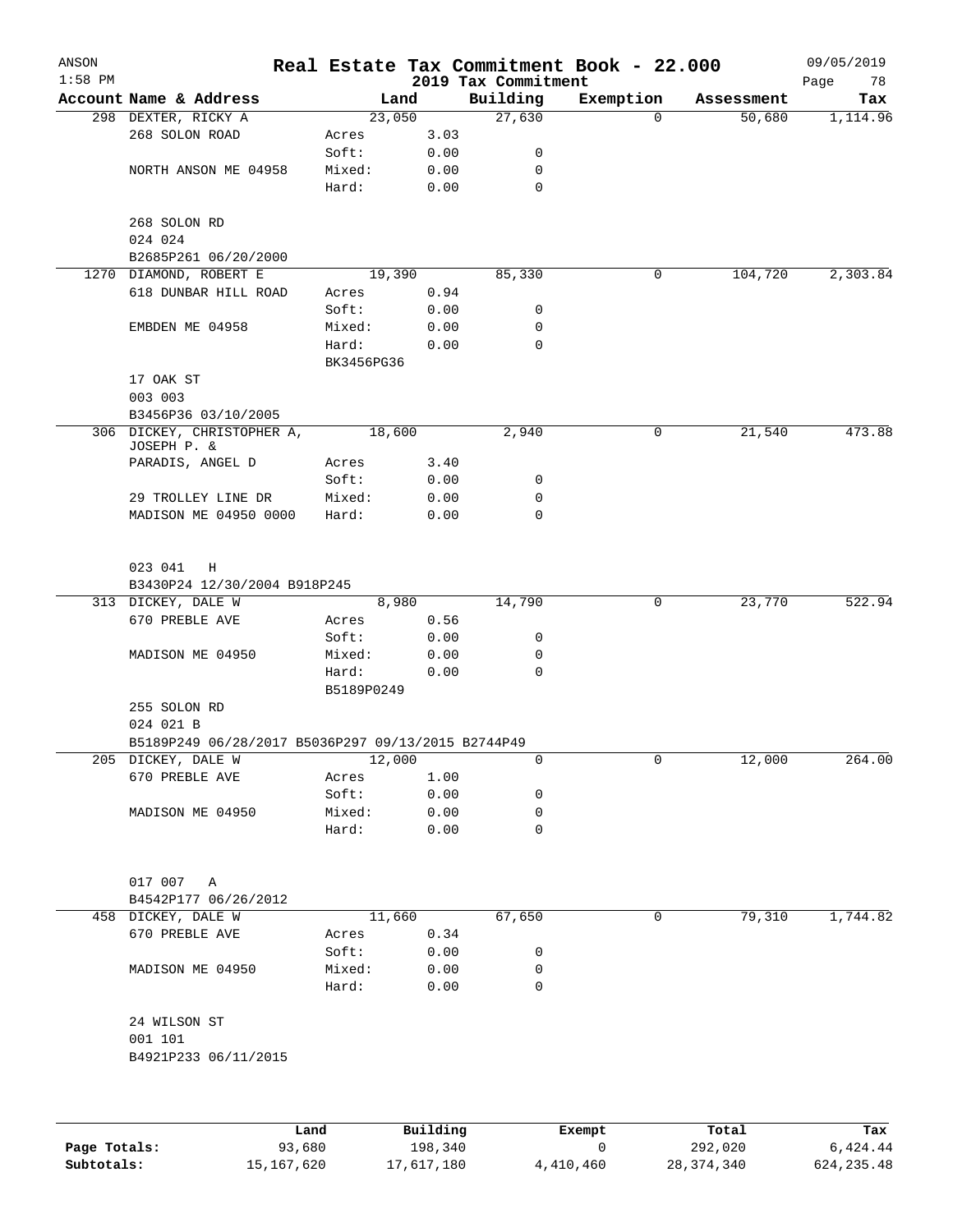ANSON 1:58 PM

# Real Estate Tax Commitment Book - 22.000

2019 Tax Commitment

09/05/2019

| Account Name & Address | | Land | Building | Exemption | Assessment | Tax |
|---|---|---|---|---|---|---|
| 298 DEXTER, RICKY A | | 23,050 | 27,630 | 0 | 50,680 | 1,114.96 |
| 268 SOLON ROAD | Acres | 3.03 | | | | |
| | Soft: | 0.00 | 0 | | | |
| NORTH ANSON ME 04958 | Mixed: | 0.00 | 0 | | | |
| | Hard: | 0.00 | 0 | | | |
| 268 SOLON RD | | | | | | |
| 024 024 | | | | | | |
| B2685P261 06/20/2000 | | | | | | |
| 1270 DIAMOND, ROBERT E | | 19,390 | 85,330 | 0 | 104,720 | 2,303.84 |
| 618 DUNBAR HILL ROAD | Acres | 0.94 | | | | |
| | Soft: | 0.00 | 0 | | | |
| EMBDEN ME 04958 | Mixed: | 0.00 | 0 | | | |
| | Hard: | 0.00 | 0 | | | |
| | BK3456PG36 | | | | | |
| 17 OAK ST | | | | | | |
| 003 003 | | | | | | |
| B3456P36 03/10/2005 | | | | | | |
| 306 DICKEY, CHRISTOPHER A, JOSEPH P. & | | 18,600 | 2,940 | 0 | 21,540 | 473.88 |
| PARADIS, ANGEL D | Acres | 3.40 | | | | |
| | Soft: | 0.00 | 0 | | | |
| 29 TROLLEY LINE DR | Mixed: | 0.00 | 0 | | | |
| MADISON ME 04950 0000 | Hard: | 0.00 | 0 | | | |
| 023 041 H | | | | | | |
| B3430P24 12/30/2004 B918P245 | | | | | | |
| 313 DICKEY, DALE W | | 8,980 | 14,790 | 0 | 23,770 | 522.94 |
| 670 PREBLE AVE | Acres | 0.56 | | | | |
| | Soft: | 0.00 | 0 | | | |
| MADISON ME 04950 | Mixed: | 0.00 | 0 | | | |
| | Hard: | 0.00 | 0 | | | |
| | B5189P0249 | | | | | |
| 255 SOLON RD | | | | | | |
| 024 021 B | | | | | | |
| B5189P249 06/28/2017 B5036P297 09/13/2015 B2744P49 | | | | | | |
| 205 DICKEY, DALE W | | 12,000 | 0 | 0 | 12,000 | 264.00 |
| 670 PREBLE AVE | Acres | 1.00 | | | | |
| | Soft: | 0.00 | 0 | | | |
| MADISON ME 04950 | Mixed: | 0.00 | 0 | | | |
| | Hard: | 0.00 | 0 | | | |
| 017 007 A | | | | | | |
| B4542P177 06/26/2012 | | | | | | |
| 458 DICKEY, DALE W | | 11,660 | 67,650 | 0 | 79,310 | 1,744.82 |
| 670 PREBLE AVE | Acres | 0.34 | | | | |
| | Soft: | 0.00 | 0 | | | |
| MADISON ME 04950 | Mixed: | 0.00 | 0 | | | |
| | Hard: | 0.00 | 0 | | | |
| 24 WILSON ST | | | | | | |
| 001 101 | | | | | | |
| B4921P233 06/11/2015 | | | | | | |

| | Land | Building | Exempt | Total | Tax |
|---|---|---|---|---|---|
| Page Totals: | 93,680 | 198,340 | 0 | 292,020 | 6,424.44 |
| Subtotals: | 15,167,620 | 17,617,180 | 4,410,460 | 28,374,340 | 624,235.48 |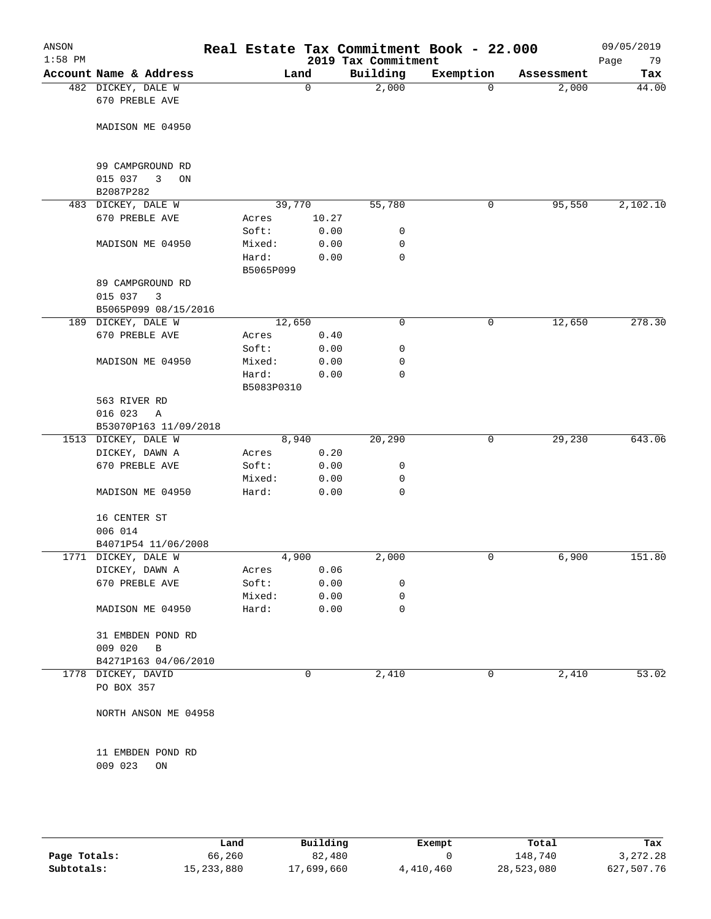ANSON
1:58 PM

# Real Estate Tax Commitment Book - 22.000
## 2019 Tax Commitment

09/05/2019

| Account Name & Address | Land | | Building | Exemption | Assessment | Tax |
|---|---|---|---|---|---|---|
| 482 DICKEY, DALE W | | 0 | 2,000 | 0 | 2,000 | 44.00 |
| 670 PREBLE AVE | | | | | | |
| MADISON ME 04950 | | | | | | |
| 99 CAMPGROUND RD | | | | | | |
| 015 037 3 ON | | | | | | |
| B2087P282 | | | | | | |
| 483 DICKEY, DALE W | | 39,770 | 55,780 | 0 | 95,550 | 2,102.10 |
| 670 PREBLE AVE | Acres | 10.27 | | | | |
| | Soft: | 0.00 | 0 | | | |
| MADISON ME 04950 | Mixed: | 0.00 | 0 | | | |
| | Hard: | 0.00 | 0 | | | |
| | B5065P099 | | | | | |
| 89 CAMPGROUND RD | | | | | | |
| 015 037 3 | | | | | | |
| B5065P099 08/15/2016 | | | | | | |
| 189 DICKEY, DALE W | | 12,650 | 0 | 0 | 12,650 | 278.30 |
| 670 PREBLE AVE | Acres | 0.40 | | | | |
| | Soft: | 0.00 | 0 | | | |
| MADISON ME 04950 | Mixed: | 0.00 | 0 | | | |
| | Hard: | 0.00 | 0 | | | |
| | B5083P0310 | | | | | |
| 563 RIVER RD | | | | | | |
| 016 023 A | | | | | | |
| B53070P163 11/09/2018 | | | | | | |
| 1513 DICKEY, DALE W | | 8,940 | 20,290 | 0 | 29,230 | 643.06 |
| DICKEY, DAWN A | Acres | 0.20 | | | | |
| 670 PREBLE AVE | Soft: | 0.00 | 0 | | | |
| | Mixed: | 0.00 | 0 | | | |
| MADISON ME 04950 | Hard: | 0.00 | 0 | | | |
| 16 CENTER ST | | | | | | |
| 006 014 | | | | | | |
| B4071P54 11/06/2008 | | | | | | |
| 1771 DICKEY, DALE W | | 4,900 | 2,000 | 0 | 6,900 | 151.80 |
| DICKEY, DAWN A | Acres | 0.06 | | | | |
| 670 PREBLE AVE | Soft: | 0.00 | 0 | | | |
| | Mixed: | 0.00 | 0 | | | |
| MADISON ME 04950 | Hard: | 0.00 | 0 | | | |
| 31 EMBDEN POND RD | | | | | | |
| 009 020 B | | | | | | |
| B4271P163 04/06/2010 | | | | | | |
| 1778 DICKEY, DAVID | | 0 | 2,410 | 0 | 2,410 | 53.02 |
| PO BOX 357 | | | | | | |
| NORTH ANSON ME 04958 | | | | | | |
| 11 EMBDEN POND RD | | | | | | |
| 009 023 ON | | | | | | |

| | Land | Building | Exempt | Total | Tax |
|---|---|---|---|---|---|
| Page Totals: | 66,260 | 82,480 | 0 | 148,740 | 3,272.28 |
| Subtotals: | 15,233,880 | 17,699,660 | 4,410,460 | 28,523,080 | 627,507.76 |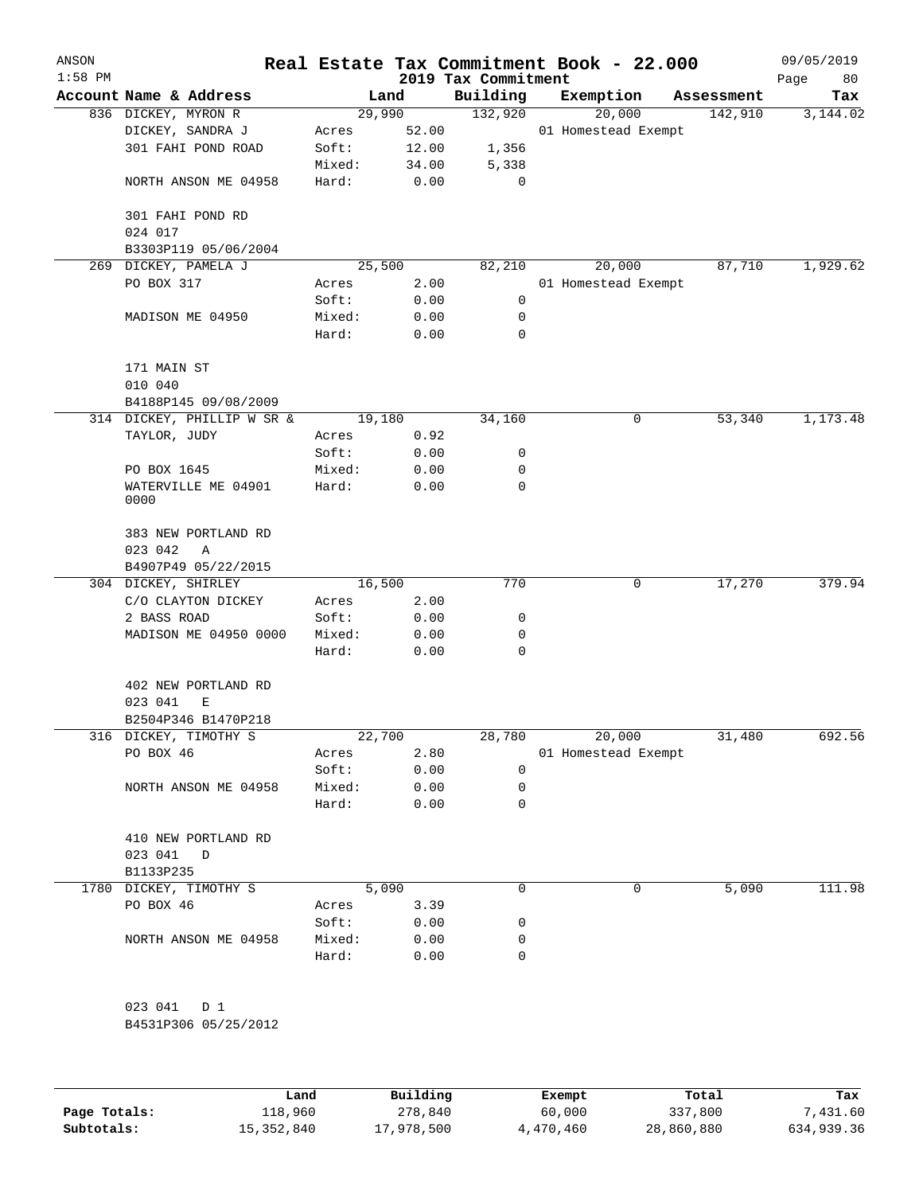# Real Estate Tax Commitment Book - 22.000

ANSON 1:58 PM — 2019 Tax Commitment — 09/05/2019

| Account Name & Address | Land | | Building | Exemption | Assessment | Tax |
|---|---|---|---|---|---|---|
| 836 DICKEY, MYRON R | | 29,990 | 132,920 | 20,000 | 142,910 | 3,144.02 |
| DICKEY, SANDRA J | Acres | 52.00 | | 01 Homestead Exempt | | |
| 301 FAHI POND ROAD | Soft: | 12.00 | 1,356 | | | |
| | Mixed: | 34.00 | 5,338 | | | |
| NORTH ANSON ME 04958 | Hard: | 0.00 | 0 | | | |
| 301 FAHI POND RD | | | | | | |
| 024 017 | | | | | | |
| B3303P119 05/06/2004 | | | | | | |
| 269 DICKEY, PAMELA J | | 25,500 | 82,210 | 20,000 | 87,710 | 1,929.62 |
| PO BOX 317 | Acres | 2.00 | | 01 Homestead Exempt | | |
| | Soft: | 0.00 | 0 | | | |
| MADISON ME 04950 | Mixed: | 0.00 | 0 | | | |
| | Hard: | 0.00 | 0 | | | |
| 171 MAIN ST | | | | | | |
| 010 040 | | | | | | |
| B4188P145 09/08/2009 | | | | | | |
| 314 DICKEY, PHILLIP W SR & | | 19,180 | 34,160 | 0 | 53,340 | 1,173.48 |
| TAYLOR, JUDY | Acres | 0.92 | | | | |
| | Soft: | 0.00 | 0 | | | |
| PO BOX 1645 | Mixed: | 0.00 | 0 | | | |
| WATERVILLE ME 04901 0000 | Hard: | 0.00 | 0 | | | |
| 383 NEW PORTLAND RD | | | | | | |
| 023 042 A | | | | | | |
| B4907P49 05/22/2015 | | | | | | |
| 304 DICKEY, SHIRLEY | | 16,500 | 770 | 0 | 17,270 | 379.94 |
| C/O CLAYTON DICKEY | Acres | 2.00 | | | | |
| 2 BASS ROAD | Soft: | 0.00 | 0 | | | |
| MADISON ME 04950 0000 | Mixed: | 0.00 | 0 | | | |
| | Hard: | 0.00 | 0 | | | |
| 402 NEW PORTLAND RD | | | | | | |
| 023 041 E | | | | | | |
| B2504P346 B1470P218 | | | | | | |
| 316 DICKEY, TIMOTHY S | | 22,700 | 28,780 | 20,000 | 31,480 | 692.56 |
| PO BOX 46 | Acres | 2.80 | | 01 Homestead Exempt | | |
| | Soft: | 0.00 | 0 | | | |
| NORTH ANSON ME 04958 | Mixed: | 0.00 | 0 | | | |
| | Hard: | 0.00 | 0 | | | |
| 410 NEW PORTLAND RD | | | | | | |
| 023 041 D | | | | | | |
| B1133P235 | | | | | | |
| 1780 DICKEY, TIMOTHY S | | 5,090 | 0 | 0 | 5,090 | 111.98 |
| PO BOX 46 | Acres | 3.39 | | | | |
| | Soft: | 0.00 | 0 | | | |
| NORTH ANSON ME 04958 | Mixed: | 0.00 | 0 | | | |
| | Hard: | 0.00 | 0 | | | |
| 023 041 D 1 | | | | | | |
| B4531P306 05/25/2012 | | | | | | |

| | Land | Building | Exempt | Total | Tax |
|---|---|---|---|---|---|
| Page Totals: | 118,960 | 278,840 | 60,000 | 337,800 | 7,431.60 |
| Subtotals: | 15,352,840 | 17,978,500 | 4,470,460 | 28,860,880 | 634,939.36 |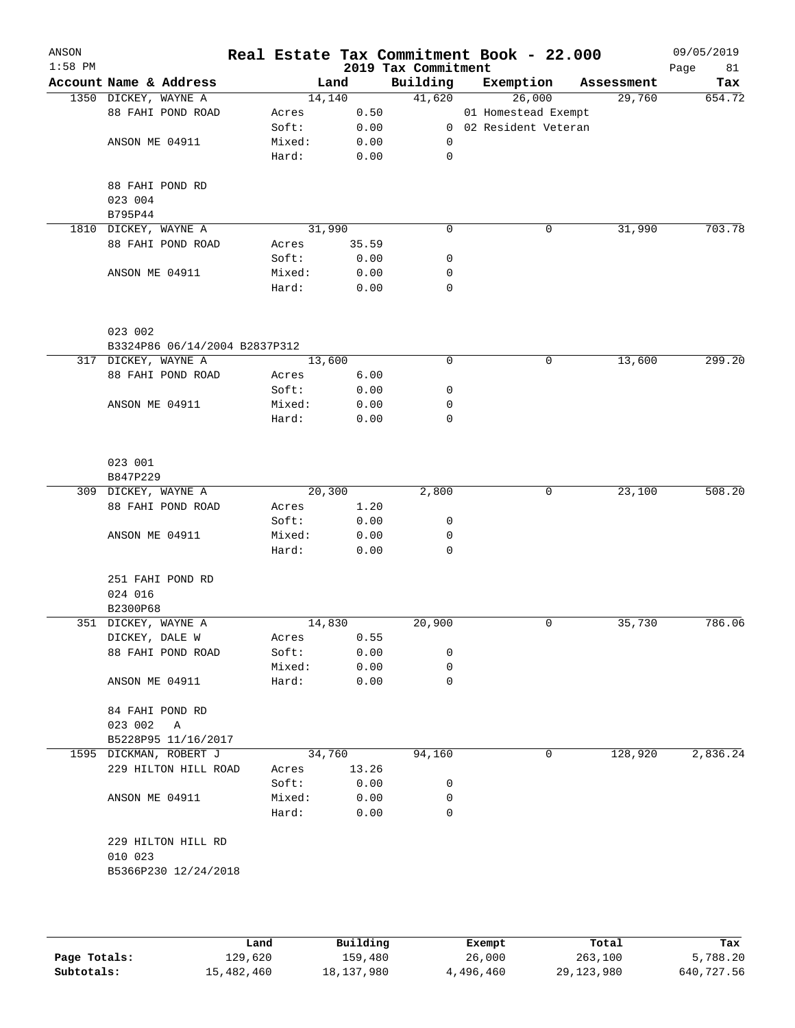ANSON

**Real Estate Tax Commitment Book - 22.000**

09/05/2019

1:58 PM

**2019 Tax Commitment**

| Account Name & Address | | Land | Building | Exemption | Assessment | Tax |
|---|---|---|---|---|---|---|
| 1350 DICKEY, WAYNE A | | 14,140 | 41,620 | 26,000 | 29,760 | 654.72 |
| 88 FAHI POND ROAD | Acres | 0.50 | | 01 Homestead Exempt | | |
| | Soft: | 0.00 | 0 | 02 Resident Veteran | | |
| ANSON ME 04911 | Mixed: | 0.00 | 0 | | | |
| | Hard: | 0.00 | 0 | | | |
| 88 FAHI POND RD | | | | | | |
| 023 004 | | | | | | |
| B795P44 | | | | | | |
| 1810 DICKEY, WAYNE A | | 31,990 | 0 | 0 | 31,990 | 703.78 |
| 88 FAHI POND ROAD | Acres | 35.59 | | | | |
| | Soft: | 0.00 | 0 | | | |
| ANSON ME 04911 | Mixed: | 0.00 | 0 | | | |
| | Hard: | 0.00 | 0 | | | |
| 023 002 | | | | | | |
| B3324P86 06/14/2004 B2837P312 | | | | | | |
| 317 DICKEY, WAYNE A | | 13,600 | 0 | 0 | 13,600 | 299.20 |
| 88 FAHI POND ROAD | Acres | 6.00 | | | | |
| | Soft: | 0.00 | 0 | | | |
| ANSON ME 04911 | Mixed: | 0.00 | 0 | | | |
| | Hard: | 0.00 | 0 | | | |
| 023 001 | | | | | | |
| B847P229 | | | | | | |
| 309 DICKEY, WAYNE A | | 20,300 | 2,800 | 0 | 23,100 | 508.20 |
| 88 FAHI POND ROAD | Acres | 1.20 | | | | |
| | Soft: | 0.00 | 0 | | | |
| ANSON ME 04911 | Mixed: | 0.00 | 0 | | | |
| | Hard: | 0.00 | 0 | | | |
| 251 FAHI POND RD | | | | | | |
| 024 016 | | | | | | |
| B2300P68 | | | | | | |
| 351 DICKEY, WAYNE A | | 14,830 | 20,900 | 0 | 35,730 | 786.06 |
| DICKEY, DALE W | Acres | 0.55 | | | | |
| 88 FAHI POND ROAD | Soft: | 0.00 | 0 | | | |
| | Mixed: | 0.00 | 0 | | | |
| ANSON ME 04911 | Hard: | 0.00 | 0 | | | |
| 84 FAHI POND RD | | | | | | |
| 023 002 A | | | | | | |
| B5228P95 11/16/2017 | | | | | | |
| 1595 DICKMAN, ROBERT J | | 34,760 | 94,160 | 0 | 128,920 | 2,836.24 |
| 229 HILTON HILL ROAD | Acres | 13.26 | | | | |
| | Soft: | 0.00 | 0 | | | |
| ANSON ME 04911 | Mixed: | 0.00 | 0 | | | |
| | Hard: | 0.00 | 0 | | | |
| 229 HILTON HILL RD | | | | | | |
| 010 023 | | | | | | |
| B5366P230 12/24/2018 | | | | | | |

| | Land | Building | Exempt | Total | Tax |
|---|---|---|---|---|---|
| **Page Totals:** | 129,620 | 159,480 | 26,000 | 263,100 | 5,788.20 |
| **Subtotals:** | 15,482,460 | 18,137,980 | 4,496,460 | 29,123,980 | 640,727.56 |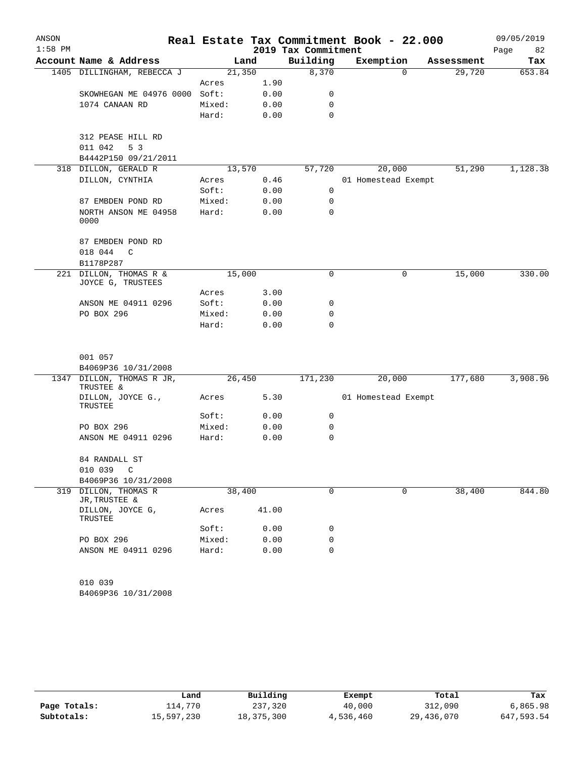# Real Estate Tax Commitment Book - 22.000

ANSON
1:58 PM

2019 Tax Commitment

09/05/2019

| Account Name & Address | Land | | Building | Exemption | Assessment | Tax |
|---|---|---|---|---|---|---|
| 1405 DILLINGHAM, REBECCA J | 21,350 | | 8,370 | 0 | 29,720 | 653.84 |
| | Acres | 1.90 | | | | |
| SKOWHEGAN ME 04976 0000 | Soft: | 0.00 | 0 | | | |
| 1074 CANAAN RD | Mixed: | 0.00 | 0 | | | |
| | Hard: | 0.00 | 0 | | | |
| 312 PEASE HILL RD | | | | | | |
| 011 042 5 3 | | | | | | |
| B4442P150 09/21/2011 | | | | | | |
| 318 DILLON, GERALD R | 13,570 | | 57,720 | 20,000 | 51,290 | 1,128.38 |
| DILLON, CYNTHIA | Acres | 0.46 | | 01 Homestead Exempt | | |
| | Soft: | 0.00 | 0 | | | |
| 87 EMBDEN POND RD | Mixed: | 0.00 | 0 | | | |
| NORTH ANSON ME 04958 0000 | Hard: | 0.00 | 0 | | | |
| 87 EMBDEN POND RD | | | | | | |
| 018 044 C | | | | | | |
| B1178P287 | | | | | | |
| 221 DILLON, THOMAS R & JOYCE G, TRUSTEES | 15,000 | | 0 | 0 | 15,000 | 330.00 |
| | Acres | 3.00 | | | | |
| ANSON ME 04911 0296 | Soft: | 0.00 | 0 | | | |
| PO BOX 296 | Mixed: | 0.00 | 0 | | | |
| | Hard: | 0.00 | 0 | | | |
| 001 057 | | | | | | |
| B4069P36 10/31/2008 | | | | | | |
| 1347 DILLON, THOMAS R JR, TRUSTEE & | 26,450 | | 171,230 | 20,000 | 177,680 | 3,908.96 |
| DILLON, JOYCE G., TRUSTEE | Acres | 5.30 | | 01 Homestead Exempt | | |
| | Soft: | 0.00 | 0 | | | |
| PO BOX 296 | Mixed: | 0.00 | 0 | | | |
| ANSON ME 04911 0296 | Hard: | 0.00 | 0 | | | |
| 84 RANDALL ST | | | | | | |
| 010 039 C | | | | | | |
| B4069P36 10/31/2008 | | | | | | |
| 319 DILLON, THOMAS R JR,TRUSTEE & | 38,400 | | 0 | 0 | 38,400 | 844.80 |
| DILLON, JOYCE G, TRUSTEE | Acres | 41.00 | | | | |
| | Soft: | 0.00 | 0 | | | |
| PO BOX 296 | Mixed: | 0.00 | 0 | | | |
| ANSON ME 04911 0296 | Hard: | 0.00 | 0 | | | |
| 010 039 | | | | | | |
| B4069P36 10/31/2008 | | | | | | |

| | Land | Building | Exempt | Total | Tax |
|---|---|---|---|---|---|
| Page Totals: | 114,770 | 237,320 | 40,000 | 312,090 | 6,865.98 |
| Subtotals: | 15,597,230 | 18,375,300 | 4,536,460 | 29,436,070 | 647,593.54 |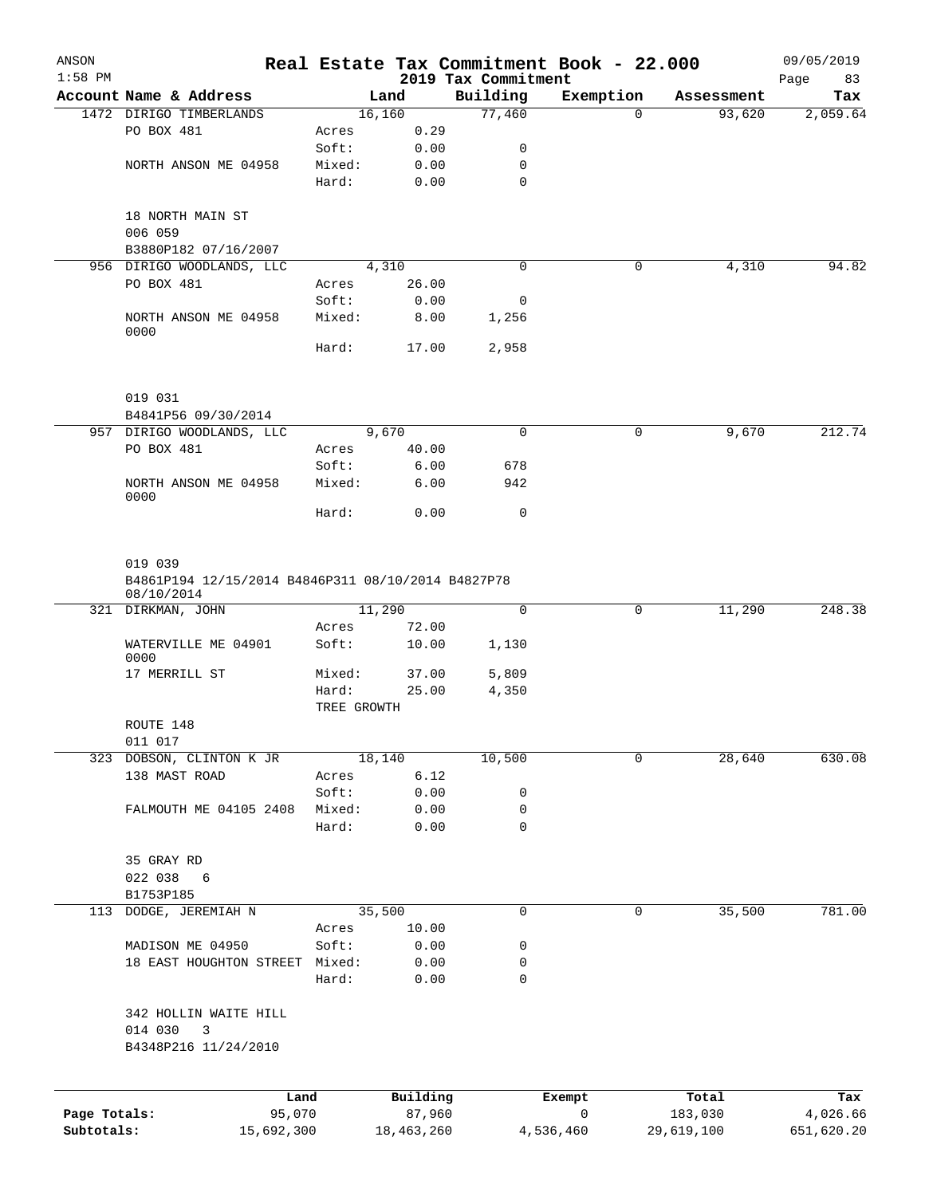ANSON
1:58 PM

# Real Estate Tax Commitment Book - 22.000

2019 Tax Commitment

09/05/2019

| Account Name & Address | | Land | Building | Exemption | Assessment | Tax |
|---|---|---|---|---|---|---|
| 1472 DIRIGO TIMBERLANDS | | 16,160 | 77,460 | 0 | 93,620 | 2,059.64 |
| PO BOX 481 | Acres | 0.29 | | | | |
| | Soft: | 0.00 | 0 | | | |
| NORTH ANSON ME 04958 | Mixed: | 0.00 | 0 | | | |
| | Hard: | 0.00 | 0 | | | |
| 18 NORTH MAIN ST | | | | | | |
| 006 059 | | | | | | |
| B3880P182 07/16/2007 | | | | | | |
| 956 DIRIGO WOODLANDS, LLC | | 4,310 | 0 | 0 | 4,310 | 94.82 |
| PO BOX 481 | Acres | 26.00 | | | | |
| | Soft: | 0.00 | 0 | | | |
| NORTH ANSON ME 04958 0000 | Mixed: | 8.00 | 1,256 | | | |
| | Hard: | 17.00 | 2,958 | | | |
| 019 031 | | | | | | |
| B4841P56 09/30/2014 | | | | | | |
| 957 DIRIGO WOODLANDS, LLC | | 9,670 | 0 | 0 | 9,670 | 212.74 |
| PO BOX 481 | Acres | 40.00 | | | | |
| | Soft: | 6.00 | 678 | | | |
| NORTH ANSON ME 04958 0000 | Mixed: | 6.00 | 942 | | | |
| | Hard: | 0.00 | 0 | | | |
| 019 039 | | | | | | |
| B4861P194 12/15/2014 B4846P311 08/10/2014 B4827P78 08/10/2014 | | | | | | |
| 321 DIRKMAN, JOHN | | 11,290 | 0 | 0 | 11,290 | 248.38 |
| | Acres | 72.00 | | | | |
| WATERVILLE ME 04901 0000 | Soft: | 10.00 | 1,130 | | | |
| 17 MERRILL ST | Mixed: | 37.00 | 5,809 | | | |
| | Hard: | 25.00 | 4,350 | | | |
| | TREE GROWTH | | | | | |
| ROUTE 148 | | | | | | |
| 011 017 | | | | | | |
| 323 DOBSON, CLINTON K JR | | 18,140 | 10,500 | 0 | 28,640 | 630.08 |
| 138 MAST ROAD | Acres | 6.12 | | | | |
| | Soft: | 0.00 | 0 | | | |
| FALMOUTH ME 04105 2408 | Mixed: | 0.00 | 0 | | | |
| | Hard: | 0.00 | 0 | | | |
| 35 GRAY RD | | | | | | |
| 022 038 6 | | | | | | |
| B1753P185 | | | | | | |
| 113 DODGE, JEREMIAH N | | 35,500 | 0 | 0 | 35,500 | 781.00 |
| | Acres | 10.00 | | | | |
| MADISON ME 04950 | Soft: | 0.00 | 0 | | | |
| 18 EAST HOUGHTON STREET | Mixed: | 0.00 | 0 | | | |
| | Hard: | 0.00 | 0 | | | |
| 342 HOLLIN WAITE HILL | | | | | | |
| 014 030 3 | | | | | | |
| B4348P216 11/24/2010 | | | | | | |

| | Land | Building | Exempt | Total | Tax |
|---|---|---|---|---|---|
| Page Totals: | 95,070 | 87,960 | 0 | 183,030 | 4,026.66 |
| Subtotals: | 15,692,300 | 18,463,260 | 4,536,460 | 29,619,100 | 651,620.20 |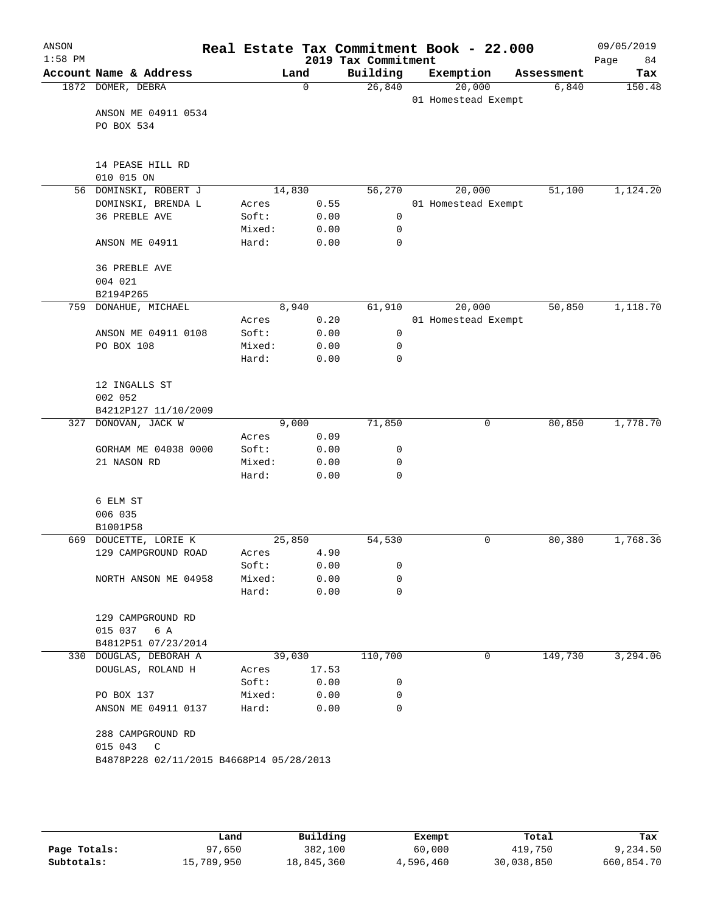# Real Estate Tax Commitment Book - 22.000

ANSON
1:58 PM

2019 Tax Commitment

09/05/2019

| Account Name & Address | Land | | Building | Exemption | Assessment | Tax |
|---|---|---|---|---|---|---|
| 1872 DOMER, DEBRA | | 0 | 26,840 | 20,000 | 6,840 | 150.48 |
| | | | | 01 Homestead Exempt | | |
| ANSON ME 04911 0534 | | | | | | |
| PO BOX 534 | | | | | | |
| 14 PEASE HILL RD | | | | | | |
| 010 015 ON | | | | | | |
| 56 DOMINSKI, ROBERT J | | 14,830 | 56,270 | 20,000 | 51,100 | 1,124.20 |
| DOMINSKI, BRENDA L | Acres | 0.55 | | 01 Homestead Exempt | | |
| 36 PREBLE AVE | Soft: | 0.00 | 0 | | | |
| | Mixed: | 0.00 | 0 | | | |
| ANSON ME 04911 | Hard: | 0.00 | 0 | | | |
| 36 PREBLE AVE | | | | | | |
| 004 021 | | | | | | |
| B2194P265 | | | | | | |
| 759 DONAHUE, MICHAEL | | 8,940 | 61,910 | 20,000 | 50,850 | 1,118.70 |
| | Acres | 0.20 | | 01 Homestead Exempt | | |
| ANSON ME 04911 0108 | Soft: | 0.00 | 0 | | | |
| PO BOX 108 | Mixed: | 0.00 | 0 | | | |
| | Hard: | 0.00 | 0 | | | |
| 12 INGALLS ST | | | | | | |
| 002 052 | | | | | | |
| B4212P127 11/10/2009 | | | | | | |
| 327 DONOVAN, JACK W | | 9,000 | 71,850 | 0 | 80,850 | 1,778.70 |
| | Acres | 0.09 | | | | |
| GORHAM ME 04038 0000 | Soft: | 0.00 | 0 | | | |
| 21 NASON RD | Mixed: | 0.00 | 0 | | | |
| | Hard: | 0.00 | 0 | | | |
| 6 ELM ST | | | | | | |
| 006 035 | | | | | | |
| B1001P58 | | | | | | |
| 669 DOUCETTE, LORIE K | | 25,850 | 54,530 | 0 | 80,380 | 1,768.36 |
| 129 CAMPGROUND ROAD | Acres | 4.90 | | | | |
| | Soft: | 0.00 | 0 | | | |
| NORTH ANSON ME 04958 | Mixed: | 0.00 | 0 | | | |
| | Hard: | 0.00 | 0 | | | |
| 129 CAMPGROUND RD | | | | | | |
| 015 037 6 A | | | | | | |
| B4812P51 07/23/2014 | | | | | | |
| 330 DOUGLAS, DEBORAH A | | 39,030 | 110,700 | 0 | 149,730 | 3,294.06 |
| DOUGLAS, ROLAND H | Acres | 17.53 | | | | |
| | Soft: | 0.00 | 0 | | | |
| PO BOX 137 | Mixed: | 0.00 | 0 | | | |
| ANSON ME 04911 0137 | Hard: | 0.00 | 0 | | | |
| 288 CAMPGROUND RD | | | | | | |
| 015 043 C | | | | | | |
| B4878P228 02/11/2015 B4668P14 05/28/2013 | | | | | | |

| | Land | Building | Exempt | Total | Tax |
|---|---|---|---|---|---|
| Page Totals: | 97,650 | 382,100 | 60,000 | 419,750 | 9,234.50 |
| Subtotals: | 15,789,950 | 18,845,360 | 4,596,460 | 30,038,850 | 660,854.70 |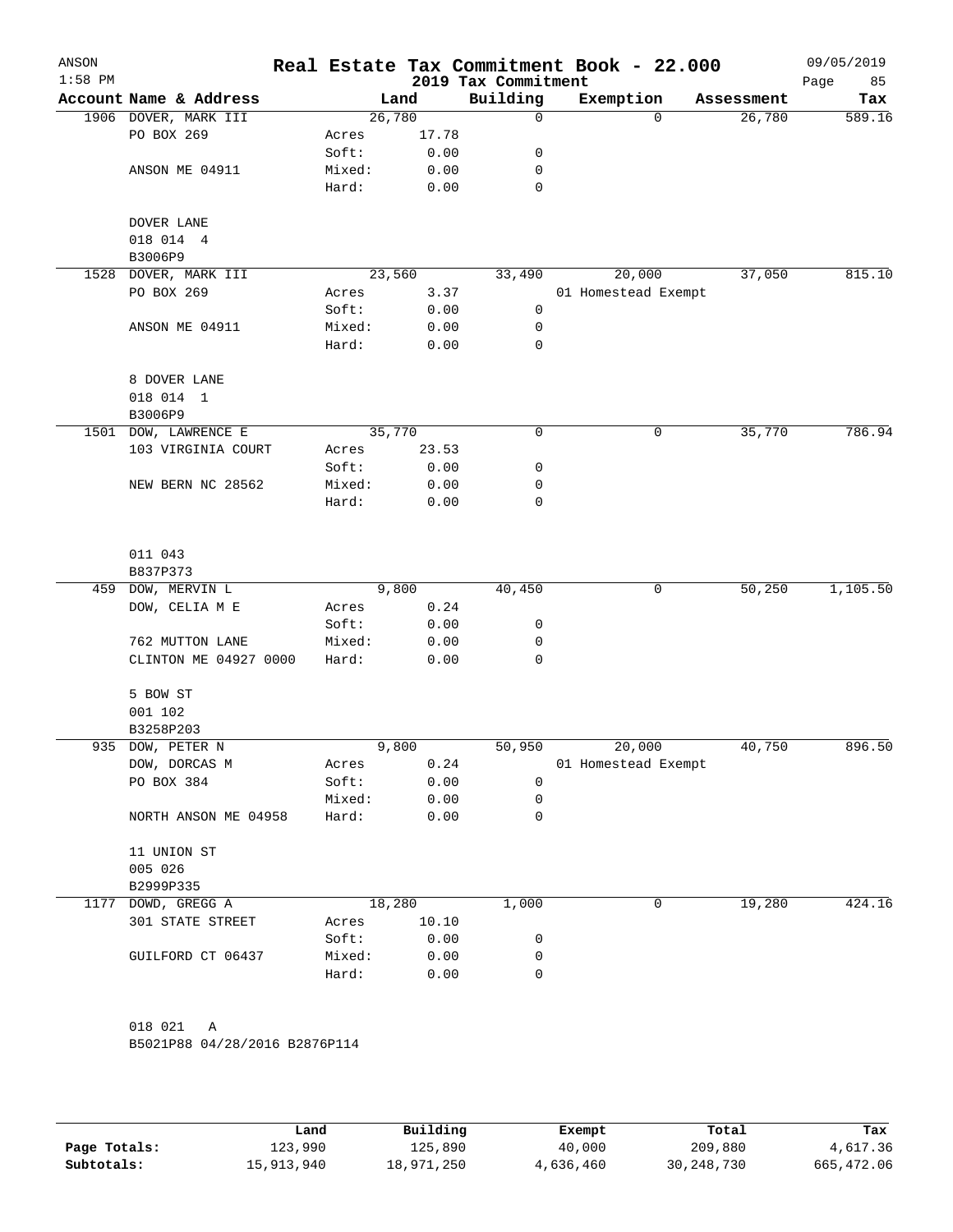# Real Estate Tax Commitment Book - 22.000

ANSON 1:58 PM — 2019 Tax Commitment — 09/05/2019

| Account Name & Address | | Land | Building | Exemption | Assessment | Tax |
|---|---|---|---|---|---|---|
| 1906 DOVER, MARK III | | 26,780 | 0 | 0 | 26,780 | 589.16 |
| PO BOX 269 | Acres | 17.78 | | | | |
| | Soft: | 0.00 | 0 | | | |
| ANSON ME 04911 | Mixed: | 0.00 | 0 | | | |
| | Hard: | 0.00 | 0 | | | |
| DOVER LANE | | | | | | |
| 018 014 4 | | | | | | |
| B3006P9 | | | | | | |
| 1528 DOVER, MARK III | | 23,560 | 33,490 | 20,000 | 37,050 | 815.10 |
| PO BOX 269 | Acres | 3.37 | | 01 Homestead Exempt | | |
| | Soft: | 0.00 | 0 | | | |
| ANSON ME 04911 | Mixed: | 0.00 | 0 | | | |
| | Hard: | 0.00 | 0 | | | |
| 8 DOVER LANE | | | | | | |
| 018 014 1 | | | | | | |
| B3006P9 | | | | | | |
| 1501 DOW, LAWRENCE E | | 35,770 | 0 | 0 | 35,770 | 786.94 |
| 103 VIRGINIA COURT | Acres | 23.53 | | | | |
| | Soft: | 0.00 | 0 | | | |
| NEW BERN NC 28562 | Mixed: | 0.00 | 0 | | | |
| | Hard: | 0.00 | 0 | | | |
| 011 043 | | | | | | |
| B837P373 | | | | | | |
| 459 DOW, MERVIN L | | 9,800 | 40,450 | 0 | 50,250 | 1,105.50 |
| DOW, CELIA M E | Acres | 0.24 | | | | |
| | Soft: | 0.00 | 0 | | | |
| 762 MUTTON LANE | Mixed: | 0.00 | 0 | | | |
| CLINTON ME 04927 0000 | Hard: | 0.00 | 0 | | | |
| 5 BOW ST | | | | | | |
| 001 102 | | | | | | |
| B3258P203 | | | | | | |
| 935 DOW, PETER N | | 9,800 | 50,950 | 20,000 | 40,750 | 896.50 |
| DOW, DORCAS M | Acres | 0.24 | | 01 Homestead Exempt | | |
| PO BOX 384 | Soft: | 0.00 | 0 | | | |
| | Mixed: | 0.00 | 0 | | | |
| NORTH ANSON ME 04958 | Hard: | 0.00 | 0 | | | |
| 11 UNION ST | | | | | | |
| 005 026 | | | | | | |
| B2999P335 | | | | | | |
| 1177 DOWD, GREGG A | | 18,280 | 1,000 | 0 | 19,280 | 424.16 |
| 301 STATE STREET | Acres | 10.10 | | | | |
| | Soft: | 0.00 | 0 | | | |
| GUILFORD CT 06437 | Mixed: | 0.00 | 0 | | | |
| | Hard: | 0.00 | 0 | | | |
| 018 021 A | | | | | | |
| B5021P88 04/28/2016 B2876P114 | | | | | | |

| | Land | Building | Exempt | Total | Tax |
|---|---|---|---|---|---|
| Page Totals: | 123,990 | 125,890 | 40,000 | 209,880 | 4,617.36 |
| Subtotals: | 15,913,940 | 18,971,250 | 4,636,460 | 30,248,730 | 665,472.06 |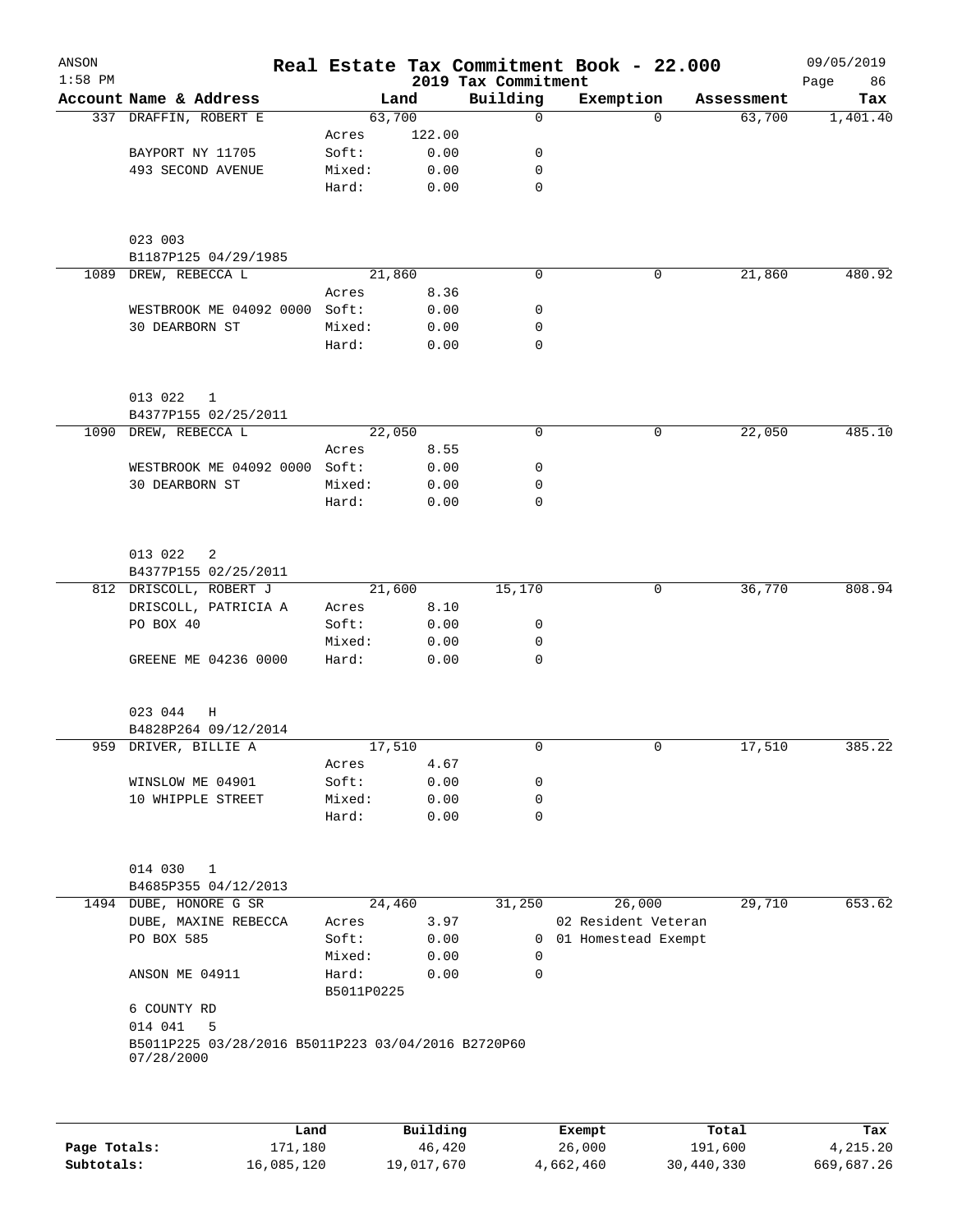ANSON
1:58 PM

# Real Estate Tax Commitment Book - 22.000

2019 Tax Commitment

09/05/2019

| Account Name & Address | Land | | Building | Exemption | Assessment | Tax |
|---|---|---|---|---|---|---|
| 337 DRAFFIN, ROBERT E | | 63,700 | 0 | 0 | 63,700 | 1,401.40 |
| | Acres | 122.00 | | | | |
| BAYPORT NY 11705 | Soft: | 0.00 | 0 | | | |
| 493 SECOND AVENUE | Mixed: | 0.00 | 0 | | | |
| | Hard: | 0.00 | 0 | | | |
| 023 003 | | | | | | |
| B1187P125 04/29/1985 | | | | | | |
| 1089 DREW, REBECCA L | | 21,860 | 0 | 0 | 21,860 | 480.92 |
| | Acres | 8.36 | | | | |
| WESTBROOK ME 04092 0000 | Soft: | 0.00 | 0 | | | |
| 30 DEARBORN ST | Mixed: | 0.00 | 0 | | | |
| | Hard: | 0.00 | 0 | | | |
| 013 022 1 | | | | | | |
| B4377P155 02/25/2011 | | | | | | |
| 1090 DREW, REBECCA L | | 22,050 | 0 | 0 | 22,050 | 485.10 |
| | Acres | 8.55 | | | | |
| WESTBROOK ME 04092 0000 | Soft: | 0.00 | 0 | | | |
| 30 DEARBORN ST | Mixed: | 0.00 | 0 | | | |
| | Hard: | 0.00 | 0 | | | |
| 013 022 2 | | | | | | |
| B4377P155 02/25/2011 | | | | | | |
| 812 DRISCOLL, ROBERT J | | 21,600 | 15,170 | 0 | 36,770 | 808.94 |
| DRISCOLL, PATRICIA A | Acres | 8.10 | | | | |
| PO BOX 40 | Soft: | 0.00 | 0 | | | |
| | Mixed: | 0.00 | 0 | | | |
| GREENE ME 04236 0000 | Hard: | 0.00 | 0 | | | |
| 023 044 H | | | | | | |
| B4828P264 09/12/2014 | | | | | | |
| 959 DRIVER, BILLIE A | | 17,510 | 0 | 0 | 17,510 | 385.22 |
| | Acres | 4.67 | | | | |
| WINSLOW ME 04901 | Soft: | 0.00 | 0 | | | |
| 10 WHIPPLE STREET | Mixed: | 0.00 | 0 | | | |
| | Hard: | 0.00 | 0 | | | |
| 014 030 1 | | | | | | |
| B4685P355 04/12/2013 | | | | | | |
| 1494 DUBE, HONORE G SR | | 24,460 | 31,250 | 26,000 | 29,710 | 653.62 |
| DUBE, MAXINE REBECCA | Acres | 3.97 | | 02 Resident Veteran | | |
| PO BOX 585 | Soft: | 0.00 | 0 | 01 Homestead Exempt | | |
| | Mixed: | 0.00 | 0 | | | |
| ANSON ME 04911 | Hard: | 0.00 | 0 | | | |
| | B5011P0225 | | | | | |
| 6 COUNTY RD | | | | | | |
| 014 041 5 | | | | | | |
| B5011P225 03/28/2016 B5011P223 03/04/2016 B2720P60 07/28/2000 | | | | | | |

| | Land | Building | Exempt | Total | Tax |
|---|---|---|---|---|---|
| Page Totals: | 171,180 | 46,420 | 26,000 | 191,600 | 4,215.20 |
| Subtotals: | 16,085,120 | 19,017,670 | 4,662,460 | 30,440,330 | 669,687.26 |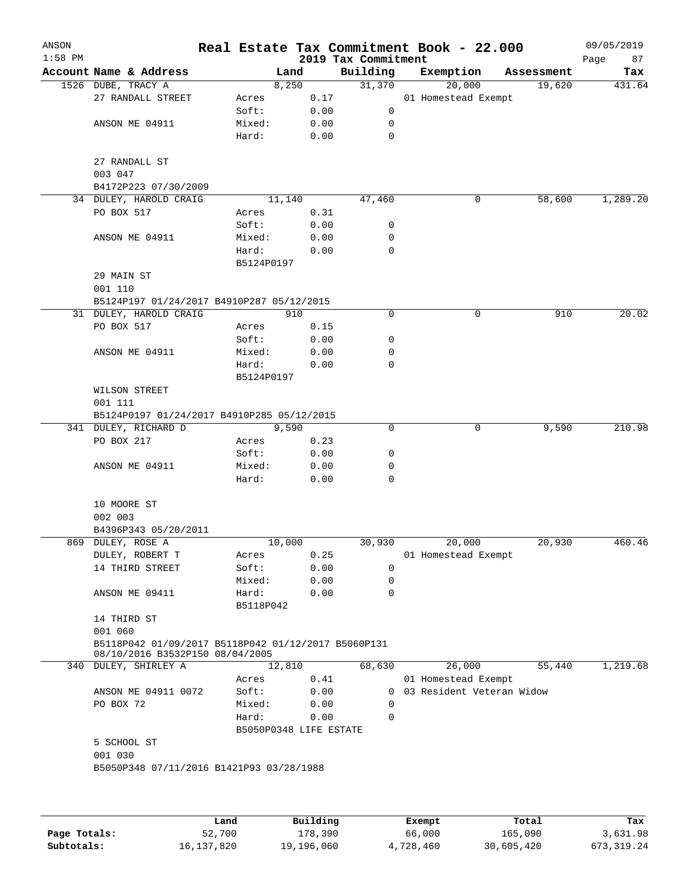ANSON · Real Estate Tax Commitment Book - 22.000 · 09/05/2019
1:58 PM · 2019 Tax Commitment · Page 87

| Account Name & Address | Land | | Building | Exemption | Assessment | Tax |
|---|---|---|---|---|---|---|
| 1526 DUBE, TRACY A | 8,250 | | 31,370 | 20,000 | 19,620 | 431.64 |
| 27 RANDALL STREET | Acres | 0.17 | | 01 Homestead Exempt | | |
| | Soft: | 0.00 | 0 | | | |
| ANSON ME 04911 | Mixed: | 0.00 | 0 | | | |
| | Hard: | 0.00 | 0 | | | |
| 27 RANDALL ST | | | | | | |
| 003 047 | | | | | | |
| B4172P223 07/30/2009 | | | | | | |
| 34 DULEY, HAROLD CRAIG | 11,140 | | 47,460 | 0 | 58,600 | 1,289.20 |
| PO BOX 517 | Acres | 0.31 | | | | |
| | Soft: | 0.00 | 0 | | | |
| ANSON ME 04911 | Mixed: | 0.00 | 0 | | | |
| | Hard: | 0.00 | 0 | | | |
| | B5124P0197 | | | | | |
| 29 MAIN ST | | | | | | |
| 001 110 | | | | | | |
| B5124P197 01/24/2017 B4910P287 05/12/2015 | | | | | | |
| 31 DULEY, HAROLD CRAIG | 910 | | 0 | 0 | 910 | 20.02 |
| PO BOX 517 | Acres | 0.15 | | | | |
| | Soft: | 0.00 | 0 | | | |
| ANSON ME 04911 | Mixed: | 0.00 | 0 | | | |
| | Hard: | 0.00 | 0 | | | |
| | B5124P0197 | | | | | |
| WILSON STREET | | | | | | |
| 001 111 | | | | | | |
| B5124P0197 01/24/2017 B4910P285 05/12/2015 | | | | | | |
| 341 DULEY, RICHARD D | 9,590 | | 0 | 0 | 9,590 | 210.98 |
| PO BOX 217 | Acres | 0.23 | | | | |
| | Soft: | 0.00 | 0 | | | |
| ANSON ME 04911 | Mixed: | 0.00 | 0 | | | |
| | Hard: | 0.00 | 0 | | | |
| 10 MOORE ST | | | | | | |
| 002 003 | | | | | | |
| B4396P343 05/20/2011 | | | | | | |
| 869 DULEY, ROSE A | 10,000 | | 30,930 | 20,000 | 20,930 | 460.46 |
| DULEY, ROBERT T | Acres | 0.25 | | 01 Homestead Exempt | | |
| 14 THIRD STREET | Soft: | 0.00 | 0 | | | |
| | Mixed: | 0.00 | 0 | | | |
| ANSON ME 09411 | Hard: | 0.00 | 0 | | | |
| | B5118P042 | | | | | |
| 14 THIRD ST | | | | | | |
| 001 060 | | | | | | |
| B5118P042 01/09/2017 B5118P042 01/12/2017 B5060P131 08/10/2016 B3532P150 08/04/2005 | | | | | | |
| 340 DULEY, SHIRLEY A | 12,810 | | 68,630 | 26,000 | 55,440 | 1,219.68 |
| | Acres | 0.41 | | 01 Homestead Exempt | | |
| ANSON ME 04911 0072 | Soft: | 0.00 | 0 | 03 Resident Veteran Widow | | |
| PO BOX 72 | Mixed: | 0.00 | 0 | | | |
| | Hard: | 0.00 | 0 | | | |
| | B5050P0348 LIFE ESTATE | | | | | |
| 5 SCHOOL ST | | | | | | |
| 001 030 | | | | | | |
| B5050P348 07/11/2016 B1421P93 03/28/1988 | | | | | | |

| | Land | Building | Exempt | Total | Tax |
|---|---|---|---|---|---|
| Page Totals: | 52,700 | 178,390 | 66,000 | 165,090 | 3,631.98 |
| Subtotals: | 16,137,820 | 19,196,060 | 4,728,460 | 30,605,420 | 673,319.24 |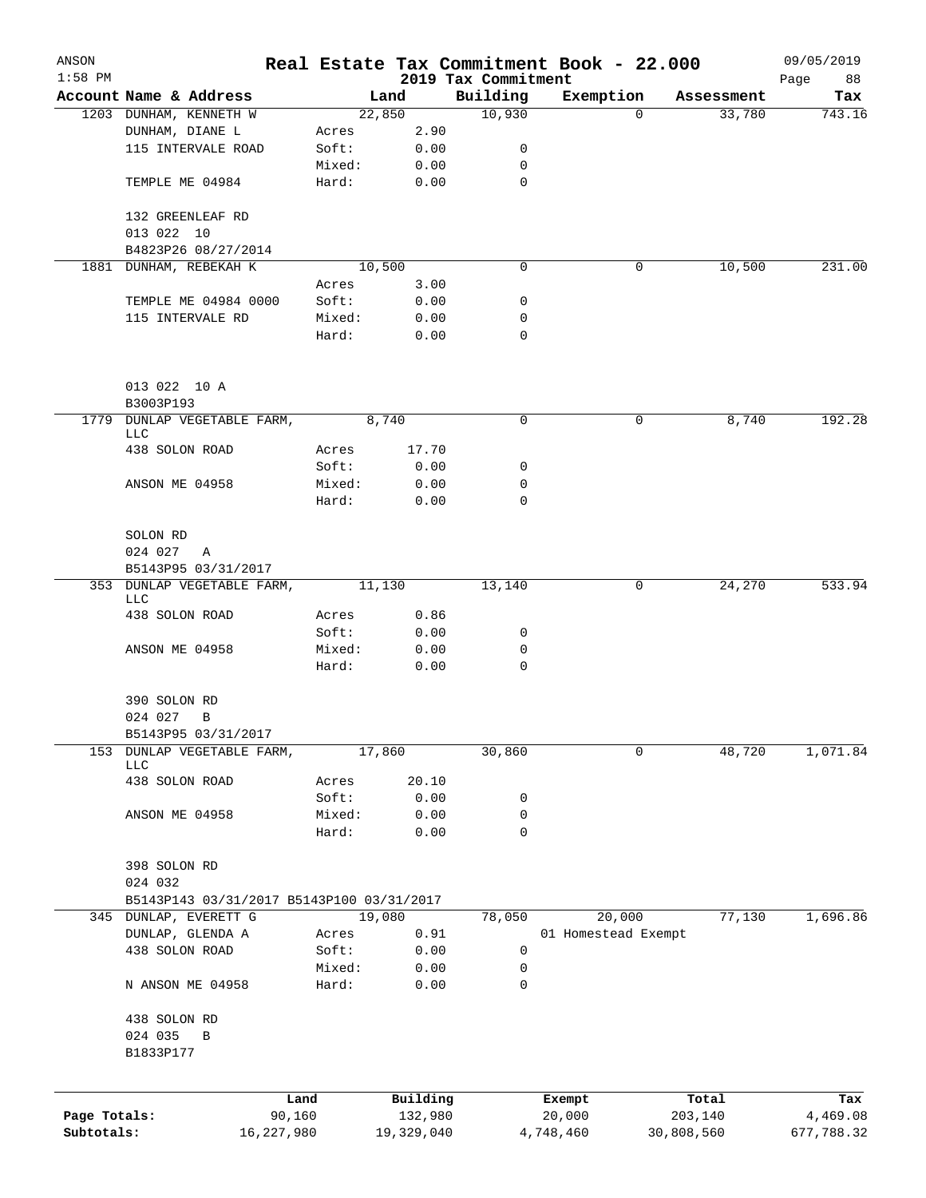# Real Estate Tax Commitment Book - 22.000

ANSON 09/05/2019
1:58 PM
2019 Tax Commitment

| Account | Name & Address | | Land | Building | Exemption | Assessment | Tax |
|---|---|---|---|---|---|---|---|
| 1203 | DUNHAM, KENNETH W | | 22,850 | 10,930 | 0 | 33,780 | 743.16 |
| | DUNHAM, DIANE L | Acres | 2.90 | | | | |
| | 115 INTERVALE ROAD | Soft: | 0.00 | 0 | | | |
| | | Mixed: | 0.00 | 0 | | | |
| | TEMPLE ME 04984 | Hard: | 0.00 | 0 | | | |
| | 132 GREENLEAF RD | | | | | | |
| | 013 022 10 | | | | | | |
| | B4823P26 08/27/2014 | | | | | | |
| 1881 | DUNHAM, REBEKAH K | | 10,500 | 0 | 0 | 10,500 | 231.00 |
| | | Acres | 3.00 | | | | |
| | TEMPLE ME 04984 0000 | Soft: | 0.00 | 0 | | | |
| | 115 INTERVALE RD | Mixed: | 0.00 | 0 | | | |
| | | Hard: | 0.00 | 0 | | | |
| | 013 022 10 A | | | | | | |
| | B3003P193 | | | | | | |
| 1779 | DUNLAP VEGETABLE FARM, LLC | | 8,740 | 0 | 0 | 8,740 | 192.28 |
| | 438 SOLON ROAD | Acres | 17.70 | | | | |
| | | Soft: | 0.00 | 0 | | | |
| | ANSON ME 04958 | Mixed: | 0.00 | 0 | | | |
| | | Hard: | 0.00 | 0 | | | |
| | SOLON RD | | | | | | |
| | 024 027 A | | | | | | |
| | B5143P95 03/31/2017 | | | | | | |
| 353 | DUNLAP VEGETABLE FARM, LLC | | 11,130 | 13,140 | 0 | 24,270 | 533.94 |
| | 438 SOLON ROAD | Acres | 0.86 | | | | |
| | | Soft: | 0.00 | 0 | | | |
| | ANSON ME 04958 | Mixed: | 0.00 | 0 | | | |
| | | Hard: | 0.00 | 0 | | | |
| | 390 SOLON RD | | | | | | |
| | 024 027 B | | | | | | |
| | B5143P95 03/31/2017 | | | | | | |
| 153 | DUNLAP VEGETABLE FARM, LLC | | 17,860 | 30,860 | 0 | 48,720 | 1,071.84 |
| | 438 SOLON ROAD | Acres | 20.10 | | | | |
| | | Soft: | 0.00 | 0 | | | |
| | ANSON ME 04958 | Mixed: | 0.00 | 0 | | | |
| | | Hard: | 0.00 | 0 | | | |
| | 398 SOLON RD | | | | | | |
| | 024 032 | | | | | | |
| | B5143P143 03/31/2017 B5143P100 03/31/2017 | | | | | | |
| 345 | DUNLAP, EVERETT G | | 19,080 | 78,050 | 20,000 | 77,130 | 1,696.86 |
| | DUNLAP, GLENDA A | Acres | 0.91 | | 01 Homestead Exempt | | |
| | 438 SOLON ROAD | Soft: | 0.00 | 0 | | | |
| | | Mixed: | 0.00 | 0 | | | |
| | N ANSON ME 04958 | Hard: | 0.00 | 0 | | | |
| | 438 SOLON RD | | | | | | |
| | 024 035 B | | | | | | |
| | B1833P177 | | | | | | |

| | Land | Building | Exempt | Total | Tax |
|---|---|---|---|---|---|
| Page Totals: | 90,160 | 132,980 | 20,000 | 203,140 | 4,469.08 |
| Subtotals: | 16,227,980 | 19,329,040 | 4,748,460 | 30,808,560 | 677,788.32 |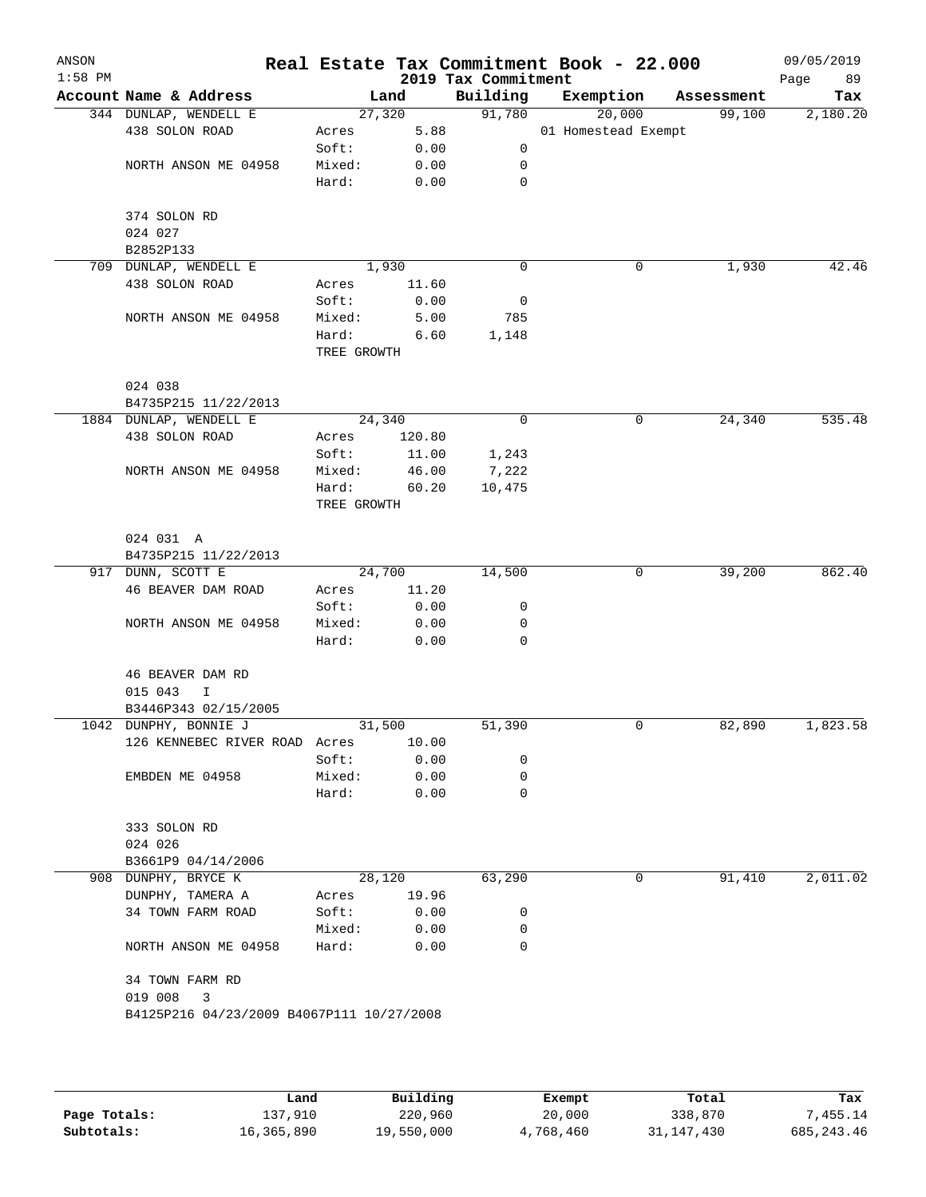ANSON
1:58 PM

# Real Estate Tax Commitment Book - 22.000

2019 Tax Commitment

09/05/2019

| Account Name & Address | Land | | Building | Exemption | Assessment | Tax |
|---|---|---|---|---|---|---|
| 344 DUNLAP, WENDELL E | 27,320 | | 91,780 | 20,000 | 99,100 | 2,180.20 |
| 438 SOLON ROAD | Acres | 5.88 | | 01 Homestead Exempt | | |
| | Soft: | 0.00 | 0 | | | |
| NORTH ANSON ME 04958 | Mixed: | 0.00 | 0 | | | |
| | Hard: | 0.00 | 0 | | | |
| 374 SOLON RD | | | | | | |
| 024 027 | | | | | | |
| B2852P133 | | | | | | |
| 709 DUNLAP, WENDELL E | 1,930 | | 0 | 0 | 1,930 | 42.46 |
| 438 SOLON ROAD | Acres | 11.60 | | | | |
| | Soft: | 0.00 | 0 | | | |
| NORTH ANSON ME 04958 | Mixed: | 5.00 | 785 | | | |
| | Hard: | 6.60 | 1,148 | | | |
| | TREE GROWTH | | | | | |
| 024 038 | | | | | | |
| B4735P215 11/22/2013 | | | | | | |
| 1884 DUNLAP, WENDELL E | 24,340 | | 0 | 0 | 24,340 | 535.48 |
| 438 SOLON ROAD | Acres | 120.80 | | | | |
| | Soft: | 11.00 | 1,243 | | | |
| NORTH ANSON ME 04958 | Mixed: | 46.00 | 7,222 | | | |
| | Hard: | 60.20 | 10,475 | | | |
| | TREE GROWTH | | | | | |
| 024 031 A | | | | | | |
| B4735P215 11/22/2013 | | | | | | |
| 917 DUNN, SCOTT E | 24,700 | | 14,500 | 0 | 39,200 | 862.40 |
| 46 BEAVER DAM ROAD | Acres | 11.20 | | | | |
| | Soft: | 0.00 | 0 | | | |
| NORTH ANSON ME 04958 | Mixed: | 0.00 | 0 | | | |
| | Hard: | 0.00 | 0 | | | |
| 46 BEAVER DAM RD | | | | | | |
| 015 043 I | | | | | | |
| B3446P343 02/15/2005 | | | | | | |
| 1042 DUNPHY, BONNIE J | 31,500 | | 51,390 | 0 | 82,890 | 1,823.58 |
| 126 KENNEBEC RIVER ROAD | Acres | 10.00 | | | | |
| | Soft: | 0.00 | 0 | | | |
| EMBDEN ME 04958 | Mixed: | 0.00 | 0 | | | |
| | Hard: | 0.00 | 0 | | | |
| 333 SOLON RD | | | | | | |
| 024 026 | | | | | | |
| B3661P9 04/14/2006 | | | | | | |
| 908 DUNPHY, BRYCE K | 28,120 | | 63,290 | 0 | 91,410 | 2,011.02 |
| DUNPHY, TAMERA A | Acres | 19.96 | | | | |
| 34 TOWN FARM ROAD | Soft: | 0.00 | 0 | | | |
| | Mixed: | 0.00 | 0 | | | |
| NORTH ANSON ME 04958 | Hard: | 0.00 | 0 | | | |
| 34 TOWN FARM RD | | | | | | |
| 019 008 3 | | | | | | |
| B4125P216 04/23/2009 B4067P111 10/27/2008 | | | | | | |

| | Land | Building | Exempt | Total | Tax |
|---|---|---|---|---|---|
| Page Totals: | 137,910 | 220,960 | 20,000 | 338,870 | 7,455.14 |
| Subtotals: | 16,365,890 | 19,550,000 | 4,768,460 | 31,147,430 | 685,243.46 |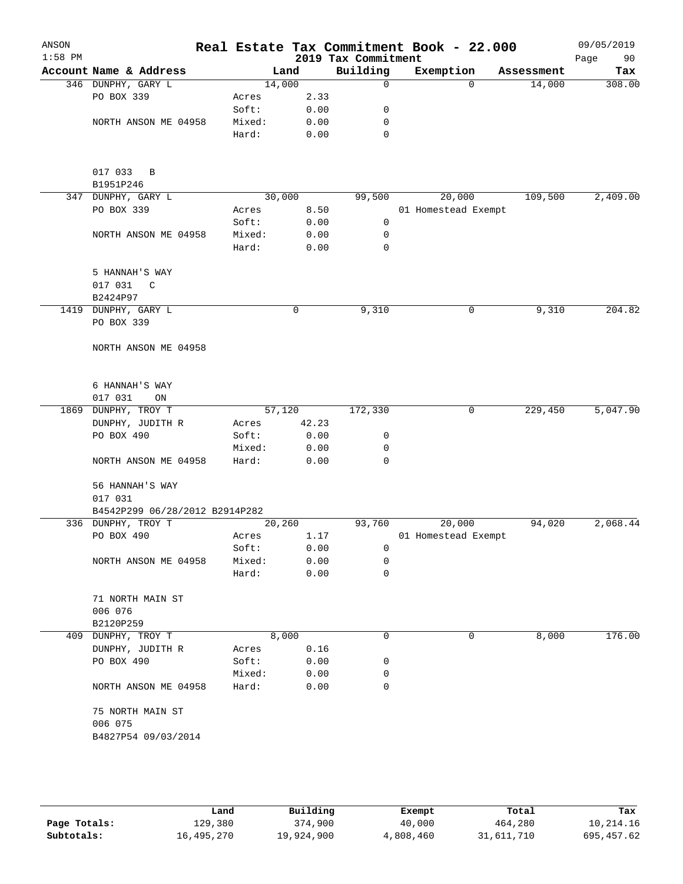# Real Estate Tax Commitment Book - 22.000

ANSON 1:58 PM — 2019 Tax Commitment — 09/05/2019

| Account Name & Address | Land | | Building | Exemption | Assessment | Tax |
|---|---|---|---|---|---|---|
| 346 DUNPHY, GARY L | 14,000 | | 0 | 0 | 14,000 | 308.00 |
| PO BOX 339 | Acres | 2.33 | | | | |
| | Soft: | 0.00 | 0 | | | |
| NORTH ANSON ME 04958 | Mixed: | 0.00 | 0 | | | |
| | Hard: | 0.00 | 0 | | | |
| 017 033 B | | | | | | |
| B1951P246 | | | | | | |
| 347 DUNPHY, GARY L | 30,000 | | 99,500 | 20,000 | 109,500 | 2,409.00 |
| PO BOX 339 | Acres | 8.50 | | 01 Homestead Exempt | | |
| | Soft: | 0.00 | 0 | | | |
| NORTH ANSON ME 04958 | Mixed: | 0.00 | 0 | | | |
| | Hard: | 0.00 | 0 | | | |
| 5 HANNAH'S WAY | | | | | | |
| 017 031 C | | | | | | |
| B2424P97 | | | | | | |
| 1419 DUNPHY, GARY L | 0 | | 9,310 | 0 | 9,310 | 204.82 |
| PO BOX 339 | | | | | | |
| NORTH ANSON ME 04958 | | | | | | |
| 6 HANNAH'S WAY | | | | | | |
| 017 031 ON | | | | | | |
| 1869 DUNPHY, TROY T | 57,120 | | 172,330 | 0 | 229,450 | 5,047.90 |
| DUNPHY, JUDITH R | Acres | 42.23 | | | | |
| PO BOX 490 | Soft: | 0.00 | 0 | | | |
| | Mixed: | 0.00 | 0 | | | |
| NORTH ANSON ME 04958 | Hard: | 0.00 | 0 | | | |
| 56 HANNAH'S WAY | | | | | | |
| 017 031 | | | | | | |
| B4542P299 06/28/2012 B2914P282 | | | | | | |
| 336 DUNPHY, TROY T | 20,260 | | 93,760 | 20,000 | 94,020 | 2,068.44 |
| PO BOX 490 | Acres | 1.17 | | 01 Homestead Exempt | | |
| | Soft: | 0.00 | 0 | | | |
| NORTH ANSON ME 04958 | Mixed: | 0.00 | 0 | | | |
| | Hard: | 0.00 | 0 | | | |
| 71 NORTH MAIN ST | | | | | | |
| 006 076 | | | | | | |
| B2120P259 | | | | | | |
| 409 DUNPHY, TROY T | 8,000 | | 0 | 0 | 8,000 | 176.00 |
| DUNPHY, JUDITH R | Acres | 0.16 | | | | |
| PO BOX 490 | Soft: | 0.00 | 0 | | | |
| | Mixed: | 0.00 | 0 | | | |
| NORTH ANSON ME 04958 | Hard: | 0.00 | 0 | | | |
| 75 NORTH MAIN ST | | | | | | |
| 006 075 | | | | | | |
| B4827P54 09/03/2014 | | | | | | |

| | Land | Building | Exempt | Total | Tax |
|---|---|---|---|---|---|
| Page Totals: | 129,380 | 374,900 | 40,000 | 464,280 | 10,214.16 |
| Subtotals: | 16,495,270 | 19,924,900 | 4,808,460 | 31,611,710 | 695,457.62 |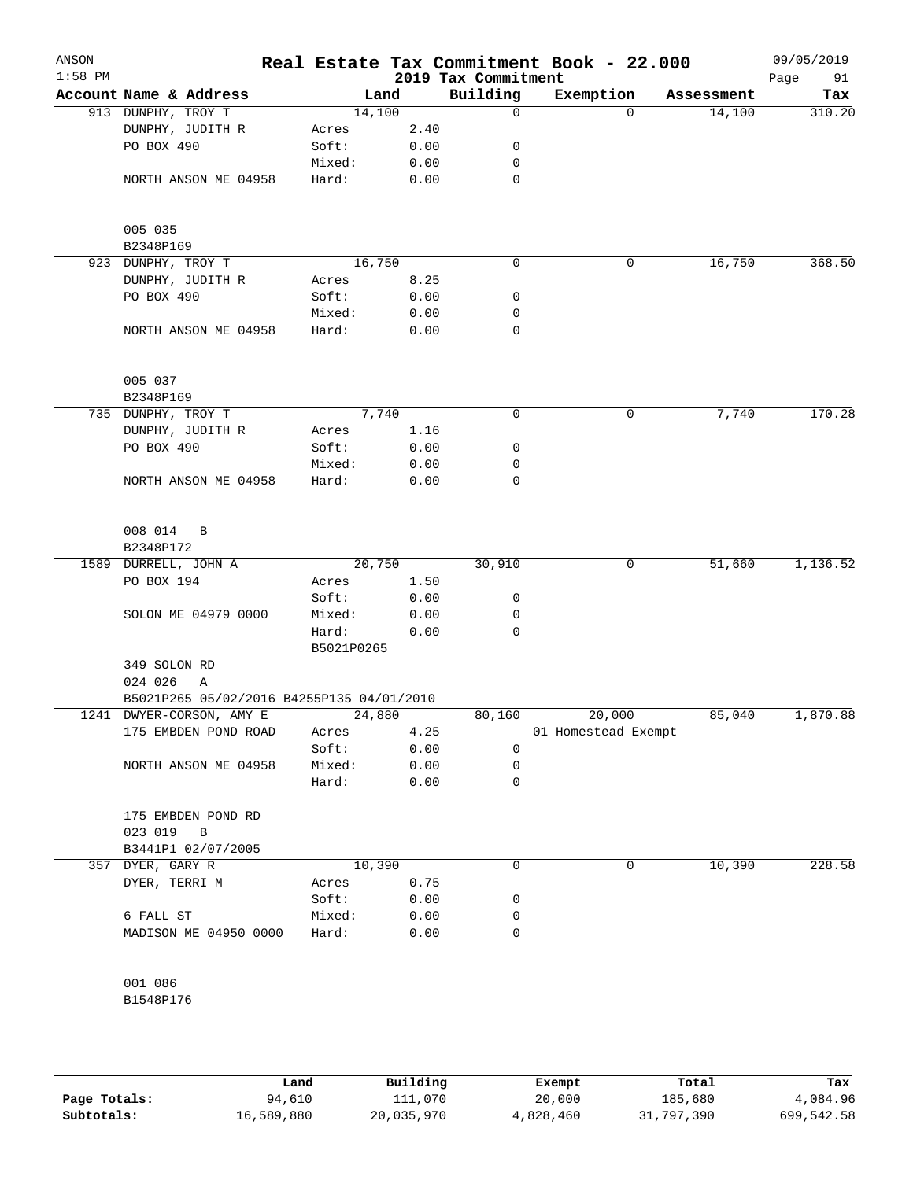# Real Estate Tax Commitment Book - 22.000

ANSON 1:58 PM — 2019 Tax Commitment — 09/05/2019

| Account | Name & Address | | Land | | Building | Exemption | Assessment | Tax |
|---|---|---|---|---|---|---|---|---|
| 913 | DUNPHY, TROY T | | 14,100 | | 0 | 0 | 14,100 | 310.20 |
| | DUNPHY, JUDITH R | Acres | 2.40 | | | | | |
| | PO BOX 490 | Soft: | 0.00 | | 0 | | | |
| | | Mixed: | 0.00 | | 0 | | | |
| | NORTH ANSON ME 04958 | Hard: | 0.00 | | 0 | | | |
| | 005 035 | | | | | | | |
| | B2348P169 | | | | | | | |
| 923 | DUNPHY, TROY T | | 16,750 | | 0 | 0 | 16,750 | 368.50 |
| | DUNPHY, JUDITH R | Acres | 8.25 | | | | | |
| | PO BOX 490 | Soft: | 0.00 | | 0 | | | |
| | | Mixed: | 0.00 | | 0 | | | |
| | NORTH ANSON ME 04958 | Hard: | 0.00 | | 0 | | | |
| | 005 037 | | | | | | | |
| | B2348P169 | | | | | | | |
| 735 | DUNPHY, TROY T | | 7,740 | | 0 | 0 | 7,740 | 170.28 |
| | DUNPHY, JUDITH R | Acres | 1.16 | | | | | |
| | PO BOX 490 | Soft: | 0.00 | | 0 | | | |
| | | Mixed: | 0.00 | | 0 | | | |
| | NORTH ANSON ME 04958 | Hard: | 0.00 | | 0 | | | |
| | 008 014 B | | | | | | | |
| | B2348P172 | | | | | | | |
| 1589 | DURRELL, JOHN A | | 20,750 | | 30,910 | 0 | 51,660 | 1,136.52 |
| | PO BOX 194 | Acres | 1.50 | | | | | |
| | | Soft: | 0.00 | | 0 | | | |
| | SOLON ME 04979 0000 | Mixed: | 0.00 | | 0 | | | |
| | | Hard: | 0.00 | | 0 | | | |
| | | B5021P0265 | | | | | | |
| | 349 SOLON RD | | | | | | | |
| | 024 026 A | | | | | | | |
| | B5021P265 05/02/2016 B4255P135 04/01/2010 | | | | | | | |
| 1241 | DWYER-CORSON, AMY E | | 24,880 | | 80,160 | 20,000 | 85,040 | 1,870.88 |
| | 175 EMBDEN POND ROAD | Acres | 4.25 | | | 01 Homestead Exempt | | |
| | | Soft: | 0.00 | | 0 | | | |
| | NORTH ANSON ME 04958 | Mixed: | 0.00 | | 0 | | | |
| | | Hard: | 0.00 | | 0 | | | |
| | 175 EMBDEN POND RD | | | | | | | |
| | 023 019 B | | | | | | | |
| | B3441P1 02/07/2005 | | | | | | | |
| 357 | DYER, GARY R | | 10,390 | | 0 | 0 | 10,390 | 228.58 |
| | DYER, TERRI M | Acres | 0.75 | | | | | |
| | | Soft: | 0.00 | | 0 | | | |
| | 6 FALL ST | Mixed: | 0.00 | | 0 | | | |
| | MADISON ME 04950 0000 | Hard: | 0.00 | | 0 | | | |
| | 001 086 | | | | | | | |
| | B1548P176 | | | | | | | |

| | Land | Building | Exempt | Total | Tax |
|---|---|---|---|---|---|
| Page Totals: | 94,610 | 111,070 | 20,000 | 185,680 | 4,084.96 |
| Subtotals: | 16,589,880 | 20,035,970 | 4,828,460 | 31,797,390 | 699,542.58 |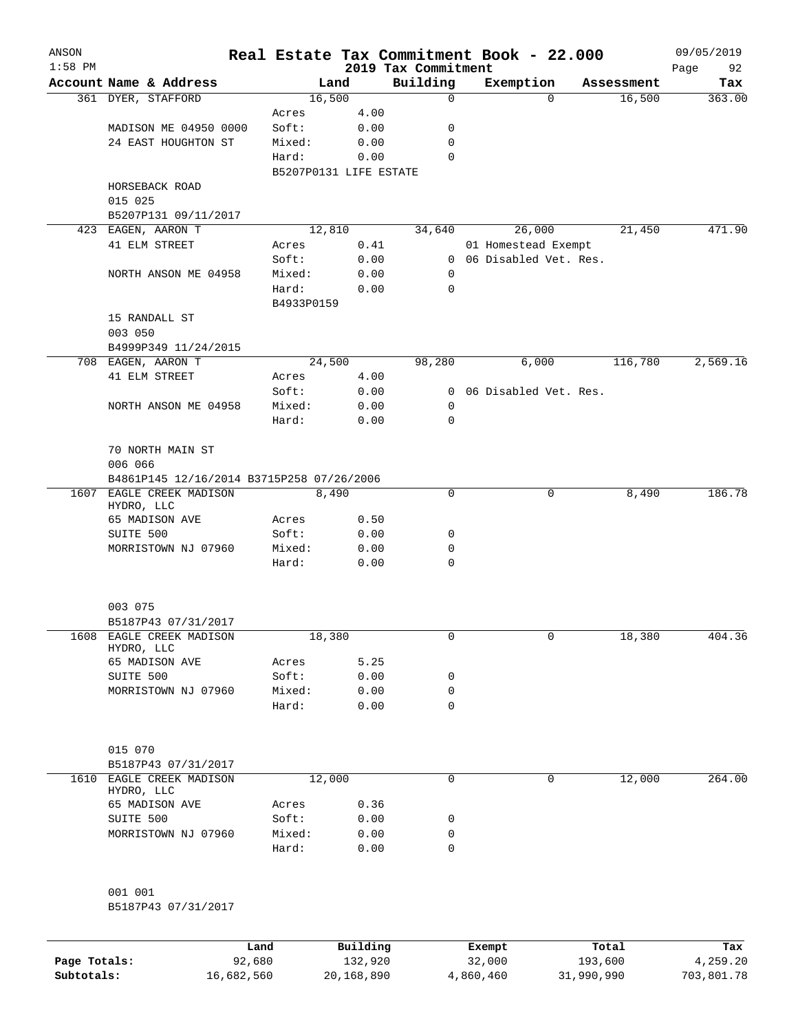ANSON

# Real Estate Tax Commitment Book - 22.000

## 2019 Tax Commitment

1:58 PM — 09/05/2019

| Account | Name & Address | Land | | Building | Exemption | Assessment | Tax |
|---|---|---|---|---|---|---|---|
| 361 | DYER, STAFFORD | 16,500 | | 0 | 0 | 16,500 | 363.00 |
| | | Acres | 4.00 | | | | |
| | MADISON ME 04950 0000 | Soft: | 0.00 | 0 | | | |
| | 24 EAST HOUGHTON ST | Mixed: | 0.00 | 0 | | | |
| | | Hard: | 0.00 | 0 | | | |
| | | B5207P0131 LIFE ESTATE | | | | | |
| | HORSEBACK ROAD | | | | | | |
| | 015 025 | | | | | | |
| | B5207P131 09/11/2017 | | | | | | |
| 423 | EAGEN, AARON T | 12,810 | | 34,640 | 26,000 | 21,450 | 471.90 |
| | 41 ELM STREET | Acres | 0.41 | | 01 Homestead Exempt | | |
| | | Soft: | 0.00 | 0 | 06 Disabled Vet. Res. | | |
| | NORTH ANSON ME 04958 | Mixed: | 0.00 | 0 | | | |
| | | Hard: | 0.00 | 0 | | | |
| | | B4933P0159 | | | | | |
| | 15 RANDALL ST | | | | | | |
| | 003 050 | | | | | | |
| | B4999P349 11/24/2015 | | | | | | |
| 708 | EAGEN, AARON T | 24,500 | | 98,280 | 6,000 | 116,780 | 2,569.16 |
| | 41 ELM STREET | Acres | 4.00 | | | | |
| | | Soft: | 0.00 | 0 | 06 Disabled Vet. Res. | | |
| | NORTH ANSON ME 04958 | Mixed: | 0.00 | 0 | | | |
| | | Hard: | 0.00 | 0 | | | |
| | 70 NORTH MAIN ST | | | | | | |
| | 006 066 | | | | | | |
| | B4861P145 12/16/2014 B3715P258 07/26/2006 | | | | | | |
| 1607 | EAGLE CREEK MADISON HYDRO, LLC | 8,490 | | 0 | 0 | 8,490 | 186.78 |
| | 65 MADISON AVE | Acres | 0.50 | | | | |
| | SUITE 500 | Soft: | 0.00 | 0 | | | |
| | MORRISTOWN NJ 07960 | Mixed: | 0.00 | 0 | | | |
| | | Hard: | 0.00 | 0 | | | |
| | 003 075 | | | | | | |
| | B5187P43 07/31/2017 | | | | | | |
| 1608 | EAGLE CREEK MADISON HYDRO, LLC | 18,380 | | 0 | 0 | 18,380 | 404.36 |
| | 65 MADISON AVE | Acres | 5.25 | | | | |
| | SUITE 500 | Soft: | 0.00 | 0 | | | |
| | MORRISTOWN NJ 07960 | Mixed: | 0.00 | 0 | | | |
| | | Hard: | 0.00 | 0 | | | |
| | 015 070 | | | | | | |
| | B5187P43 07/31/2017 | | | | | | |
| 1610 | EAGLE CREEK MADISON HYDRO, LLC | 12,000 | | 0 | 0 | 12,000 | 264.00 |
| | 65 MADISON AVE | Acres | 0.36 | | | | |
| | SUITE 500 | Soft: | 0.00 | 0 | | | |
| | MORRISTOWN NJ 07960 | Mixed: | 0.00 | 0 | | | |
| | | Hard: | 0.00 | 0 | | | |
| | 001 001 | | | | | | |
| | B5187P43 07/31/2017 | | | | | | |

| | Land | Building | Exempt | Total | Tax |
|---|---|---|---|---|---|
| Page Totals: | 92,680 | 132,920 | 32,000 | 193,600 | 4,259.20 |
| Subtotals: | 16,682,560 | 20,168,890 | 4,860,460 | 31,990,990 | 703,801.78 |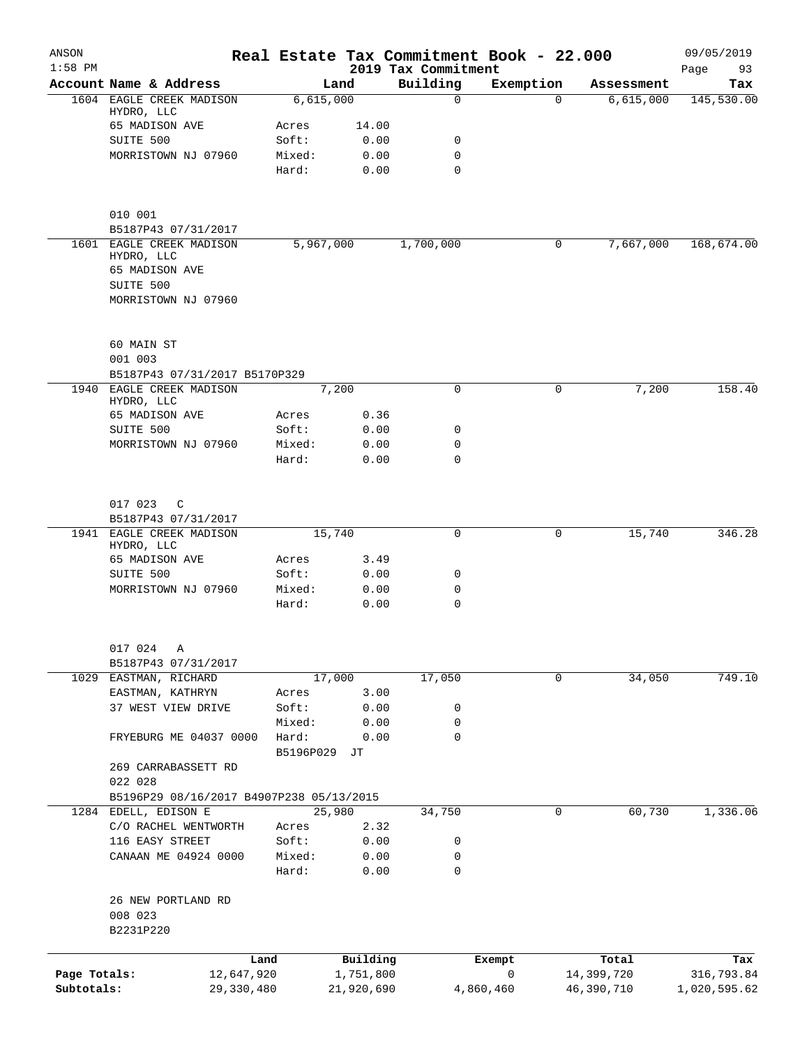ANSON

**Real Estate Tax Commitment Book - 22.000**

1:58 PM — 2019 Tax Commitment — 09/05/2019

| Account | Name & Address | Land | | Building | Exemption | Assessment | Tax |
|---|---|---|---|---|---|---|---|
| 1604 | EAGLE CREEK MADISON HYDRO, LLC | 6,615,000 | | 0 | 0 | 6,615,000 | 145,530.00 |
| | 65 MADISON AVE | Acres | 14.00 | | | | |
| | SUITE 500 | Soft: | 0.00 | 0 | | | |
| | MORRISTOWN NJ 07960 | Mixed: | 0.00 | 0 | | | |
| | | Hard: | 0.00 | 0 | | | |
| | 010 001 | | | | | | |
| | B5187P43 07/31/2017 | | | | | | |
| 1601 | EAGLE CREEK MADISON HYDRO, LLC | 5,967,000 | | 1,700,000 | 0 | 7,667,000 | 168,674.00 |
| | 65 MADISON AVE | | | | | | |
| | SUITE 500 | | | | | | |
| | MORRISTOWN NJ 07960 | | | | | | |
| | 60 MAIN ST | | | | | | |
| | 001 003 | | | | | | |
| | B5187P43 07/31/2017 B5170P329 | | | | | | |
| 1940 | EAGLE CREEK MADISON HYDRO, LLC | 7,200 | | 0 | 0 | 7,200 | 158.40 |
| | 65 MADISON AVE | Acres | 0.36 | | | | |
| | SUITE 500 | Soft: | 0.00 | 0 | | | |
| | MORRISTOWN NJ 07960 | Mixed: | 0.00 | 0 | | | |
| | | Hard: | 0.00 | 0 | | | |
| | 017 023 C | | | | | | |
| | B5187P43 07/31/2017 | | | | | | |
| 1941 | EAGLE CREEK MADISON HYDRO, LLC | 15,740 | | 0 | 0 | 15,740 | 346.28 |
| | 65 MADISON AVE | Acres | 3.49 | | | | |
| | SUITE 500 | Soft: | 0.00 | 0 | | | |
| | MORRISTOWN NJ 07960 | Mixed: | 0.00 | 0 | | | |
| | | Hard: | 0.00 | 0 | | | |
| | 017 024 A | | | | | | |
| | B5187P43 07/31/2017 | | | | | | |
| 1029 | EASTMAN, RICHARD | 17,000 | | 17,050 | 0 | 34,050 | 749.10 |
| | EASTMAN, KATHRYN | Acres | 3.00 | | | | |
| | 37 WEST VIEW DRIVE | Soft: | 0.00 | 0 | | | |
| | | Mixed: | 0.00 | 0 | | | |
| | FRYEBURG ME 04037 0000 | Hard: | 0.00 | 0 | | | |
| | | B5196P029 JT | | | | | |
| | 269 CARRABASSETT RD | | | | | | |
| | 022 028 | | | | | | |
| | B5196P29 08/16/2017 B4907P238 05/13/2015 | | | | | | |
| 1284 | EDELL, EDISON E | 25,980 | | 34,750 | 0 | 60,730 | 1,336.06 |
| | C/O RACHEL WENTWORTH | Acres | 2.32 | | | | |
| | 116 EASY STREET | Soft: | 0.00 | 0 | | | |
| | CANAAN ME 04924 0000 | Mixed: | 0.00 | 0 | | | |
| | | Hard: | 0.00 | 0 | | | |
| | 26 NEW PORTLAND RD | | | | | | |
| | 008 023 | | | | | | |
| | B2231P220 | | | | | | |

| | Land | Building | Exempt | Total | Tax |
|---|---|---|---|---|---|
| Page Totals: | 12,647,920 | 1,751,800 | 0 | 14,399,720 | 316,793.84 |
| Subtotals: | 29,330,480 | 21,920,690 | 4,860,460 | 46,390,710 | 1,020,595.62 |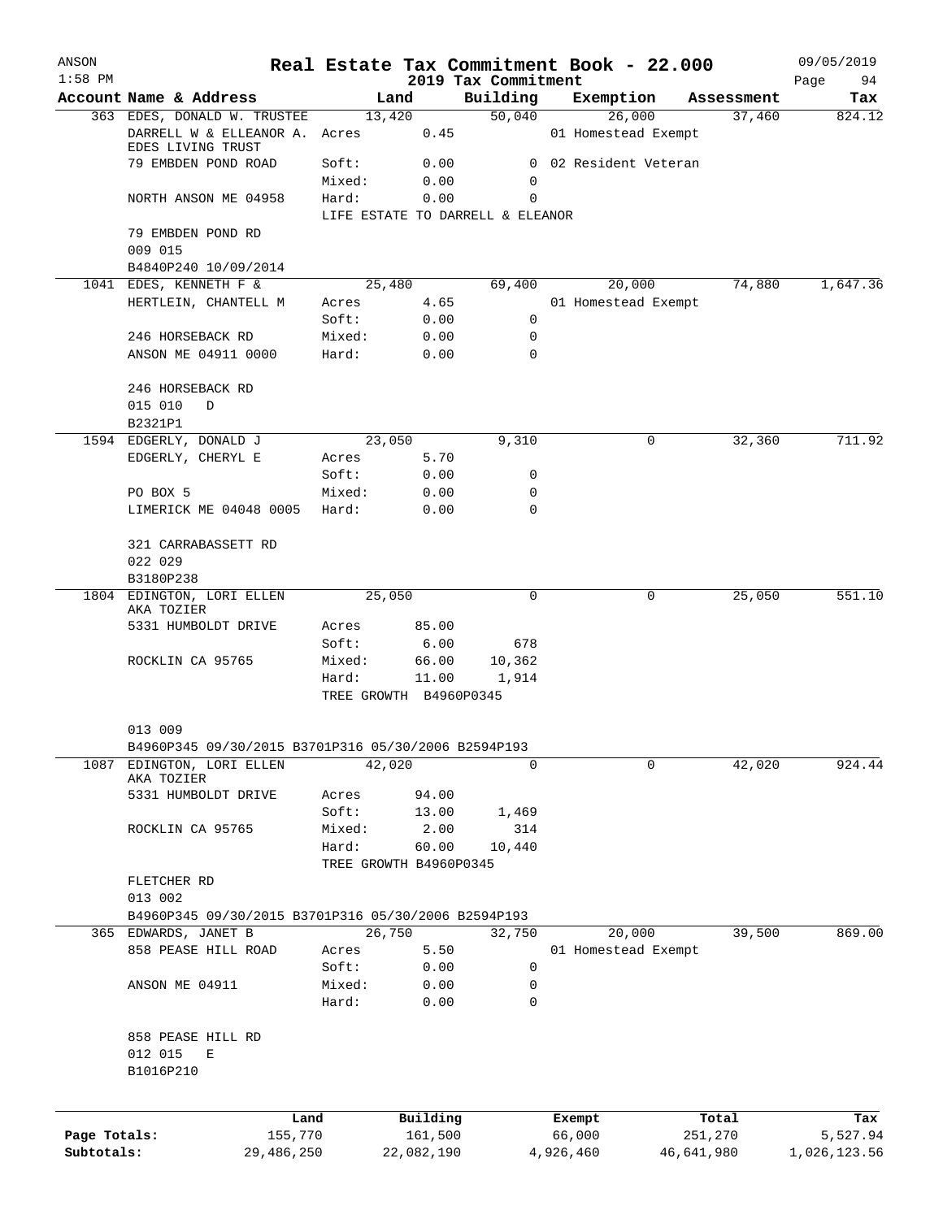# Real Estate Tax Commitment Book - 22.000

ANSON
1:58 PM

2019 Tax Commitment

09/05/2019
Page 94

| Account Name & Address | Land | | Building | Exemption | Assessment | Tax |
|---|---|---|---|---|---|---|
| 363 EDES, DONALD W. TRUSTEE | 13,420 | | 50,040 | 26,000 | 37,460 | 824.12 |
| DARRELL W & ELLEANOR A. EDES LIVING TRUST | Acres | 0.45 | | 01 Homestead Exempt | | |
| 79 EMBDEN POND ROAD | Soft: | 0.00 | 0 | 02 Resident Veteran | | |
| | Mixed: | 0.00 | 0 | | | |
| NORTH ANSON ME 04958 | Hard: | 0.00 | 0 | | | |
| | LIFE ESTATE TO DARRELL & ELEANOR | | | | | |
| 79 EMBDEN POND RD | | | | | | |
| 009 015 | | | | | | |
| B4840P240 10/09/2014 | | | | | | |
| 1041 EDES, KENNETH F & | 25,480 | | 69,400 | 20,000 | 74,880 | 1,647.36 |
| HERTLEIN, CHANTELL M | Acres | 4.65 | | 01 Homestead Exempt | | |
| | Soft: | 0.00 | 0 | | | |
| 246 HORSEBACK RD | Mixed: | 0.00 | 0 | | | |
| ANSON ME 04911 0000 | Hard: | 0.00 | 0 | | | |
| 246 HORSEBACK RD | | | | | | |
| 015 010 D | | | | | | |
| B2321P1 | | | | | | |
| 1594 EDGERLY, DONALD J | 23,050 | | 9,310 | 0 | 32,360 | 711.92 |
| EDGERLY, CHERYL E | Acres | 5.70 | | | | |
| | Soft: | 0.00 | 0 | | | |
| PO BOX 5 | Mixed: | 0.00 | 0 | | | |
| LIMERICK ME 04048 0005 | Hard: | 0.00 | 0 | | | |
| 321 CARRABASSETT RD | | | | | | |
| 022 029 | | | | | | |
| B3180P238 | | | | | | |
| 1804 EDINGTON, LORI ELLEN AKA TOZIER | 25,050 | | 0 | 0 | 25,050 | 551.10 |
| 5331 HUMBOLDT DRIVE | Acres | 85.00 | | | | |
| | Soft: | 6.00 | 678 | | | |
| ROCKLIN CA 95765 | Mixed: | 66.00 | 10,362 | | | |
| | Hard: | 11.00 | 1,914 | | | |
| | TREE GROWTH B4960P0345 | | | | | |
| 013 009 | | | | | | |
| B4960P345 09/30/2015 B3701P316 05/30/2006 B2594P193 | | | | | | |
| 1087 EDINGTON, LORI ELLEN AKA TOZIER | 42,020 | | 0 | 0 | 42,020 | 924.44 |
| 5331 HUMBOLDT DRIVE | Acres | 94.00 | | | | |
| | Soft: | 13.00 | 1,469 | | | |
| ROCKLIN CA 95765 | Mixed: | 2.00 | 314 | | | |
| | Hard: | 60.00 | 10,440 | | | |
| | TREE GROWTH B4960P0345 | | | | | |
| FLETCHER RD | | | | | | |
| 013 002 | | | | | | |
| B4960P345 09/30/2015 B3701P316 05/30/2006 B2594P193 | | | | | | |
| 365 EDWARDS, JANET B | 26,750 | | 32,750 | 20,000 | 39,500 | 869.00 |
| 858 PEASE HILL ROAD | Acres | 5.50 | | 01 Homestead Exempt | | |
| | Soft: | 0.00 | 0 | | | |
| ANSON ME 04911 | Mixed: | 0.00 | 0 | | | |
| | Hard: | 0.00 | 0 | | | |
| 858 PEASE HILL RD | | | | | | |
| 012 015 E | | | | | | |
| B1016P210 | | | | | | |

| | Land | Building | Exempt | Total | Tax |
|---|---|---|---|---|---|
| Page Totals: | 155,770 | 161,500 | 66,000 | 251,270 | 5,527.94 |
| Subtotals: | 29,486,250 | 22,082,190 | 4,926,460 | 46,641,980 | 1,026,123.56 |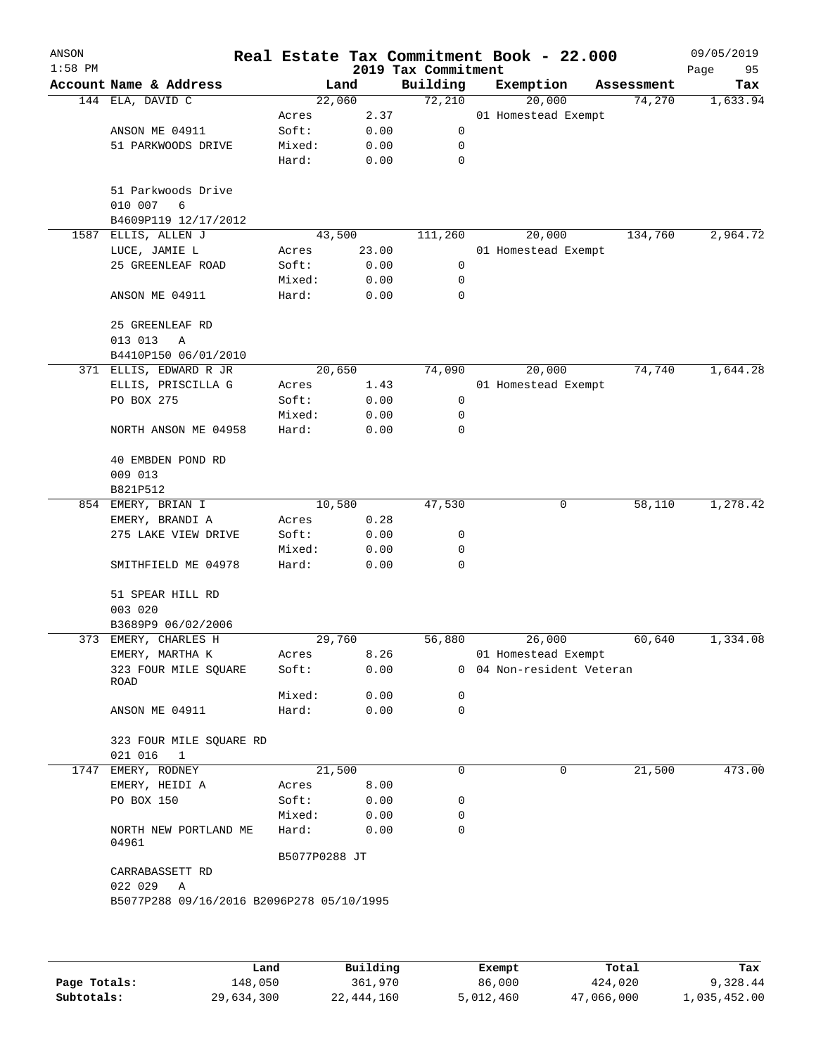# Real Estate Tax Commitment Book - 22.000

## 2019 Tax Commitment

ANSON 1:58 PM — 09/05/2019

| Account Name & Address | | Land | Building | Exemption | Assessment | Tax |
|---|---|---|---|---|---|---|
| 144 ELA, DAVID C | | 22,060 | 72,210 | 20,000 | 74,270 | 1,633.94 |
| | Acres | 2.37 | | 01 Homestead Exempt | | |
| ANSON ME 04911 | Soft: | 0.00 | 0 | | | |
| 51 PARKWOODS DRIVE | Mixed: | 0.00 | 0 | | | |
| | Hard: | 0.00 | 0 | | | |
| 51 Parkwoods Drive | | | | | | |
| 010 007 6 | | | | | | |
| B4609P119 12/17/2012 | | | | | | |
| 1587 ELLIS, ALLEN J | | 43,500 | 111,260 | 20,000 | 134,760 | 2,964.72 |
| LUCE, JAMIE L | Acres | 23.00 | | 01 Homestead Exempt | | |
| 25 GREENLEAF ROAD | Soft: | 0.00 | 0 | | | |
| | Mixed: | 0.00 | 0 | | | |
| ANSON ME 04911 | Hard: | 0.00 | 0 | | | |
| 25 GREENLEAF RD | | | | | | |
| 013 013 A | | | | | | |
| B4410P150 06/01/2010 | | | | | | |
| 371 ELLIS, EDWARD R JR | | 20,650 | 74,090 | 20,000 | 74,740 | 1,644.28 |
| ELLIS, PRISCILLA G | Acres | 1.43 | | 01 Homestead Exempt | | |
| PO BOX 275 | Soft: | 0.00 | 0 | | | |
| | Mixed: | 0.00 | 0 | | | |
| NORTH ANSON ME 04958 | Hard: | 0.00 | 0 | | | |
| 40 EMBDEN POND RD | | | | | | |
| 009 013 | | | | | | |
| B821P512 | | | | | | |
| 854 EMERY, BRIAN I | | 10,580 | 47,530 | 0 | 58,110 | 1,278.42 |
| EMERY, BRANDI A | Acres | 0.28 | | | | |
| 275 LAKE VIEW DRIVE | Soft: | 0.00 | 0 | | | |
| | Mixed: | 0.00 | 0 | | | |
| SMITHFIELD ME 04978 | Hard: | 0.00 | 0 | | | |
| 51 SPEAR HILL RD | | | | | | |
| 003 020 | | | | | | |
| B3689P9 06/02/2006 | | | | | | |
| 373 EMERY, CHARLES H | | 29,760 | 56,880 | 26,000 | 60,640 | 1,334.08 |
| EMERY, MARTHA K | Acres | 8.26 | | 01 Homestead Exempt | | |
| 323 FOUR MILE SQUARE ROAD | Soft: | 0.00 | 0 | 04 Non-resident Veteran | | |
| | Mixed: | 0.00 | 0 | | | |
| ANSON ME 04911 | Hard: | 0.00 | 0 | | | |
| 323 FOUR MILE SQUARE RD | | | | | | |
| 021 016 1 | | | | | | |
| 1747 EMERY, RODNEY | | 21,500 | 0 | 0 | 21,500 | 473.00 |
| EMERY, HEIDI A | Acres | 8.00 | | | | |
| PO BOX 150 | Soft: | 0.00 | 0 | | | |
| | Mixed: | 0.00 | 0 | | | |
| NORTH NEW PORTLAND ME 04961 | Hard: | 0.00 | 0 | | | |
| | B5077P0288 JT | | | | | |
| CARRABASSETT RD | | | | | | |
| 022 029 A | | | | | | |
| B5077P288 09/16/2016 B2096P278 05/10/1995 | | | | | | |

| | Land | Building | Exempt | Total | Tax |
|---|---|---|---|---|---|
| Page Totals: | 148,050 | 361,970 | 86,000 | 424,020 | 9,328.44 |
| Subtotals: | 29,634,300 | 22,444,160 | 5,012,460 | 47,066,000 | 1,035,452.00 |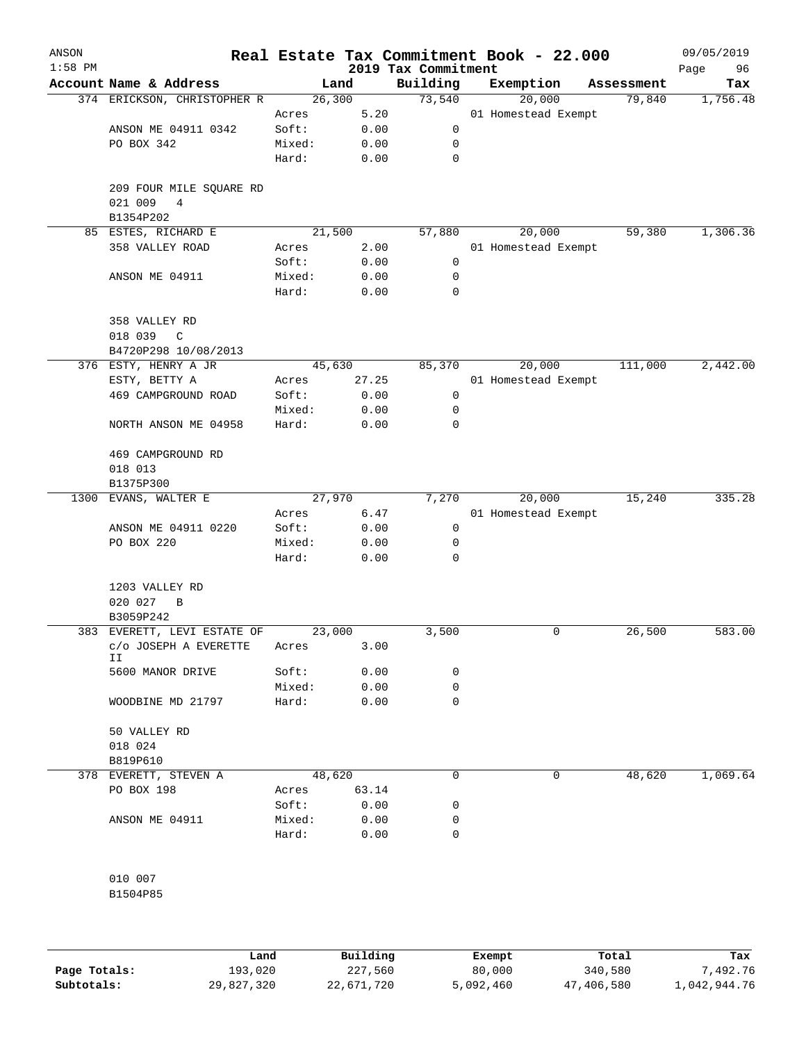ANSON
1:58 PM

# Real Estate Tax Commitment Book - 22.000

2019 Tax Commitment

09/05/2019

| Account Name & Address | | Land | Building | Exemption | Assessment | Tax |
|---|---|---|---|---|---|---|
| 374 ERICKSON, CHRISTOPHER R | | 26,300 | 73,540 | 20,000 | 79,840 | 1,756.48 |
| | Acres | 5.20 | | 01 Homestead Exempt | | |
| ANSON ME 04911 0342 | Soft: | 0.00 | 0 | | | |
| PO BOX 342 | Mixed: | 0.00 | 0 | | | |
| | Hard: | 0.00 | 0 | | | |
| 209 FOUR MILE SQUARE RD | | | | | | |
| 021 009 4 | | | | | | |
| B1354P202 | | | | | | |
| 85 ESTES, RICHARD E | | 21,500 | 57,880 | 20,000 | 59,380 | 1,306.36 |
| 358 VALLEY ROAD | Acres | 2.00 | | 01 Homestead Exempt | | |
| | Soft: | 0.00 | 0 | | | |
| ANSON ME 04911 | Mixed: | 0.00 | 0 | | | |
| | Hard: | 0.00 | 0 | | | |
| 358 VALLEY RD | | | | | | |
| 018 039 C | | | | | | |
| B4720P298 10/08/2013 | | | | | | |
| 376 ESTY, HENRY A JR | | 45,630 | 85,370 | 20,000 | 111,000 | 2,442.00 |
| ESTY, BETTY A | Acres | 27.25 | | 01 Homestead Exempt | | |
| 469 CAMPGROUND ROAD | Soft: | 0.00 | 0 | | | |
| | Mixed: | 0.00 | 0 | | | |
| NORTH ANSON ME 04958 | Hard: | 0.00 | 0 | | | |
| 469 CAMPGROUND RD | | | | | | |
| 018 013 | | | | | | |
| B1375P300 | | | | | | |
| 1300 EVANS, WALTER E | | 27,970 | 7,270 | 20,000 | 15,240 | 335.28 |
| | Acres | 6.47 | | 01 Homestead Exempt | | |
| ANSON ME 04911 0220 | Soft: | 0.00 | 0 | | | |
| PO BOX 220 | Mixed: | 0.00 | 0 | | | |
| | Hard: | 0.00 | 0 | | | |
| 1203 VALLEY RD | | | | | | |
| 020 027 B | | | | | | |
| B3059P242 | | | | | | |
| 383 EVERETT, LEVI ESTATE OF | | 23,000 | 3,500 | 0 | 26,500 | 583.00 |
| c/o JOSEPH A EVERETTE II | Acres | 3.00 | | | | |
| 5600 MANOR DRIVE | Soft: | 0.00 | 0 | | | |
| | Mixed: | 0.00 | 0 | | | |
| WOODBINE MD 21797 | Hard: | 0.00 | 0 | | | |
| 50 VALLEY RD | | | | | | |
| 018 024 | | | | | | |
| B819P610 | | | | | | |
| 378 EVERETT, STEVEN A | | 48,620 | 0 | 0 | 48,620 | 1,069.64 |
| PO BOX 198 | Acres | 63.14 | | | | |
| | Soft: | 0.00 | 0 | | | |
| ANSON ME 04911 | Mixed: | 0.00 | 0 | | | |
| | Hard: | 0.00 | 0 | | | |
| 010 007 | | | | | | |
| B1504P85 | | | | | | |

| | Land | Building | Exempt | Total | Tax |
|---|---|---|---|---|---|
| Page Totals: | 193,020 | 227,560 | 80,000 | 340,580 | 7,492.76 |
| Subtotals: | 29,827,320 | 22,671,720 | 5,092,460 | 47,406,580 | 1,042,944.76 |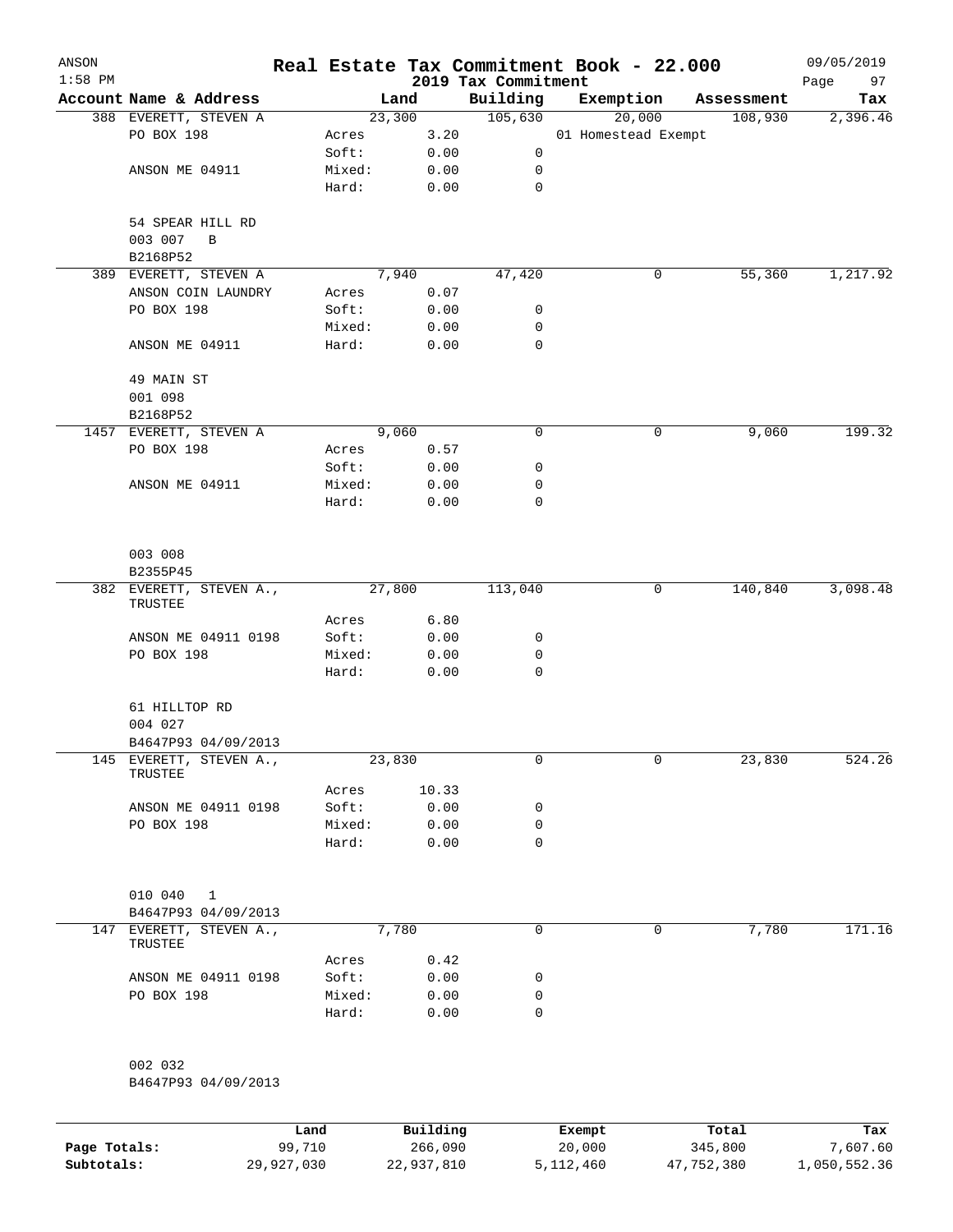ANSON — Real Estate Tax Commitment Book - 22.000 — 09/05/2019

1:58 PM — 2019 Tax Commitment — Page 97

| Account Name & Address | | Land | Building | Exemption | Assessment | Tax |
|---|---|---|---|---|---|---|
| 388 EVERETT, STEVEN A | | 23,300 | 105,630 | 20,000 | 108,930 | 2,396.46 |
| PO BOX 198 | Acres | 3.20 | | 01 Homestead Exempt | | |
| | Soft: | 0.00 | 0 | | | |
| ANSON ME 04911 | Mixed: | 0.00 | 0 | | | |
| | Hard: | 0.00 | 0 | | | |
| 54 SPEAR HILL RD | | | | | | |
| 003 007 B | | | | | | |
| B2168P52 | | | | | | |
| 389 EVERETT, STEVEN A | | 7,940 | 47,420 | 0 | 55,360 | 1,217.92 |
| ANSON COIN LAUNDRY | Acres | 0.07 | | | | |
| PO BOX 198 | Soft: | 0.00 | 0 | | | |
| | Mixed: | 0.00 | 0 | | | |
| ANSON ME 04911 | Hard: | 0.00 | 0 | | | |
| 49 MAIN ST | | | | | | |
| 001 098 | | | | | | |
| B2168P52 | | | | | | |
| 1457 EVERETT, STEVEN A | | 9,060 | 0 | 0 | 9,060 | 199.32 |
| PO BOX 198 | Acres | 0.57 | | | | |
| | Soft: | 0.00 | 0 | | | |
| ANSON ME 04911 | Mixed: | 0.00 | 0 | | | |
| | Hard: | 0.00 | 0 | | | |
| 003 008 | | | | | | |
| B2355P45 | | | | | | |
| 382 EVERETT, STEVEN A., TRUSTEE | | 27,800 | 113,040 | 0 | 140,840 | 3,098.48 |
| | Acres | 6.80 | | | | |
| ANSON ME 04911 0198 | Soft: | 0.00 | 0 | | | |
| PO BOX 198 | Mixed: | 0.00 | 0 | | | |
| | Hard: | 0.00 | 0 | | | |
| 61 HILLTOP RD | | | | | | |
| 004 027 | | | | | | |
| B4647P93 04/09/2013 | | | | | | |
| 145 EVERETT, STEVEN A., TRUSTEE | | 23,830 | 0 | 0 | 23,830 | 524.26 |
| | Acres | 10.33 | | | | |
| ANSON ME 04911 0198 | Soft: | 0.00 | 0 | | | |
| PO BOX 198 | Mixed: | 0.00 | 0 | | | |
| | Hard: | 0.00 | 0 | | | |
| 010 040 1 | | | | | | |
| B4647P93 04/09/2013 | | | | | | |
| 147 EVERETT, STEVEN A., TRUSTEE | | 7,780 | 0 | 0 | 7,780 | 171.16 |
| | Acres | 0.42 | | | | |
| ANSON ME 04911 0198 | Soft: | 0.00 | 0 | | | |
| PO BOX 198 | Mixed: | 0.00 | 0 | | | |
| | Hard: | 0.00 | 0 | | | |
| 002 032 | | | | | | |
| B4647P93 04/09/2013 | | | | | | |

| | Land | Building | Exempt | Total | Tax |
|---|---|---|---|---|---|
| Page Totals: | 99,710 | 266,090 | 20,000 | 345,800 | 7,607.60 |
| Subtotals: | 29,927,030 | 22,937,810 | 5,112,460 | 47,752,380 | 1,050,552.36 |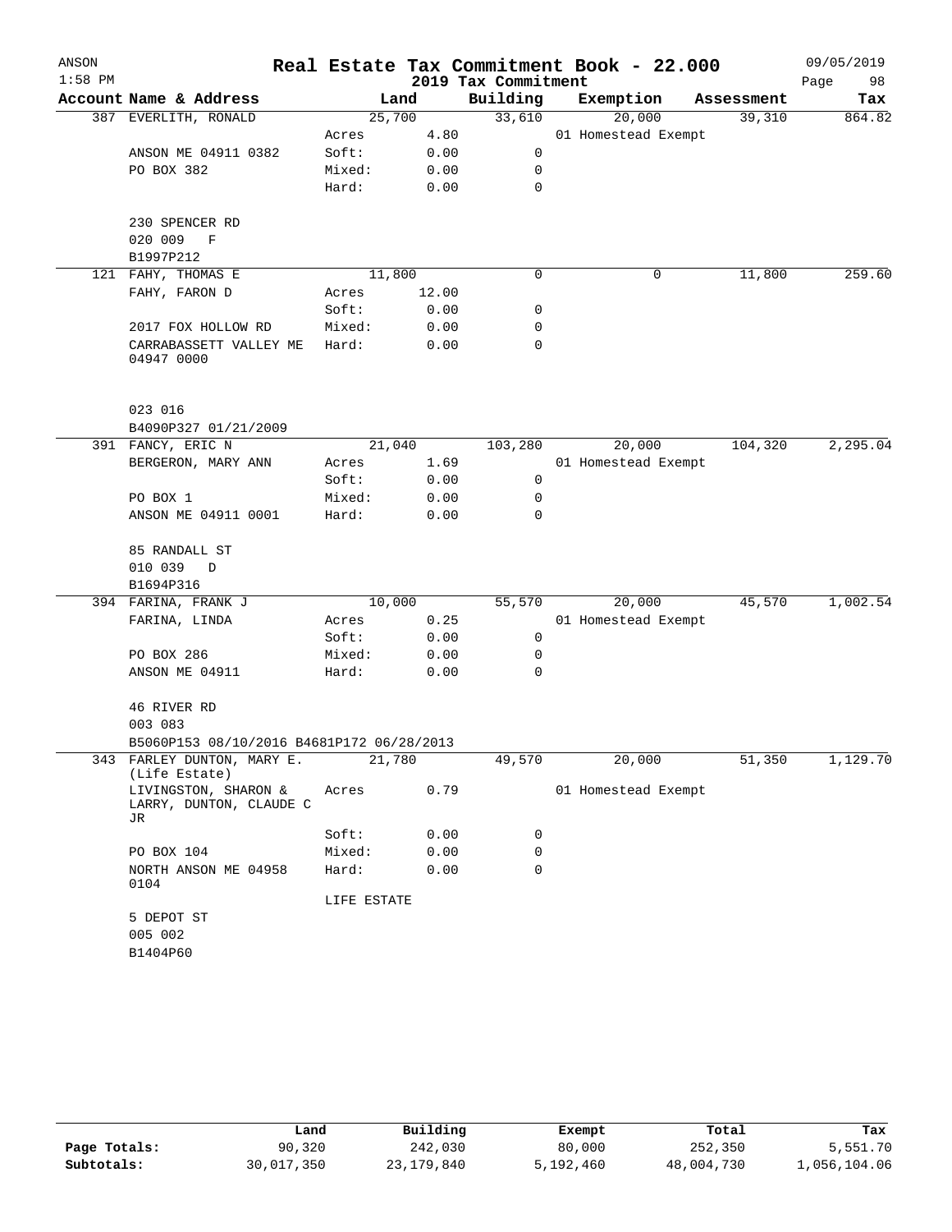# Real Estate Tax Commitment Book - 22.000

ANSON
1:58 PM

2019 Tax Commitment

09/05/2019

| Account Name & Address | Land | | Building | Exemption | Assessment | Tax |
|---|---|---|---|---|---|---|
| 387 EVERLITH, RONALD | 25,700 | | 33,610 | 20,000 | 39,310 | 864.82 |
| | Acres | 4.80 | | 01 Homestead Exempt | | |
| ANSON ME 04911 0382 | Soft: | 0.00 | 0 | | | |
| PO BOX 382 | Mixed: | 0.00 | 0 | | | |
| | Hard: | 0.00 | 0 | | | |
| 230 SPENCER RD | | | | | | |
| 020 009 F | | | | | | |
| B1997P212 | | | | | | |
| 121 FAHY, THOMAS E | 11,800 | | 0 | 0 | 11,800 | 259.60 |
| FAHY, FARON D | Acres | 12.00 | | | | |
| | Soft: | 0.00 | 0 | | | |
| 2017 FOX HOLLOW RD | Mixed: | 0.00 | 0 | | | |
| CARRABASSETT VALLEY ME 04947 0000 | Hard: | 0.00 | 0 | | | |
| 023 016 | | | | | | |
| B4090P327 01/21/2009 | | | | | | |
| 391 FANCY, ERIC N | 21,040 | | 103,280 | 20,000 | 104,320 | 2,295.04 |
| BERGERON, MARY ANN | Acres | 1.69 | | 01 Homestead Exempt | | |
| | Soft: | 0.00 | 0 | | | |
| PO BOX 1 | Mixed: | 0.00 | 0 | | | |
| ANSON ME 04911 0001 | Hard: | 0.00 | 0 | | | |
| 85 RANDALL ST | | | | | | |
| 010 039 D | | | | | | |
| B1694P316 | | | | | | |
| 394 FARINA, FRANK J | 10,000 | | 55,570 | 20,000 | 45,570 | 1,002.54 |
| FARINA, LINDA | Acres | 0.25 | | 01 Homestead Exempt | | |
| | Soft: | 0.00 | 0 | | | |
| PO BOX 286 | Mixed: | 0.00 | 0 | | | |
| ANSON ME 04911 | Hard: | 0.00 | 0 | | | |
| 46 RIVER RD | | | | | | |
| 003 083 | | | | | | |
| B5060P153 08/10/2016 B4681P172 06/28/2013 | | | | | | |
| 343 FARLEY DUNTON, MARY E. (Life Estate) | 21,780 | | 49,570 | 20,000 | 51,350 | 1,129.70 |
| LIVINGSTON, SHARON & LARRY, DUNTON, CLAUDE C JR | Acres | 0.79 | | 01 Homestead Exempt | | |
| | Soft: | 0.00 | 0 | | | |
| PO BOX 104 | Mixed: | 0.00 | 0 | | | |
| NORTH ANSON ME 04958 0104 | Hard: | 0.00 | 0 | | | |
| | LIFE ESTATE | | | | | |
| 5 DEPOT ST | | | | | | |
| 005 002 | | | | | | |
| B1404P60 | | | | | | |

| | Land | Building | Exempt | Total | Tax |
|---|---|---|---|---|---|
| Page Totals: | 90,320 | 242,030 | 80,000 | 252,350 | 5,551.70 |
| Subtotals: | 30,017,350 | 23,179,840 | 5,192,460 | 48,004,730 | 1,056,104.06 |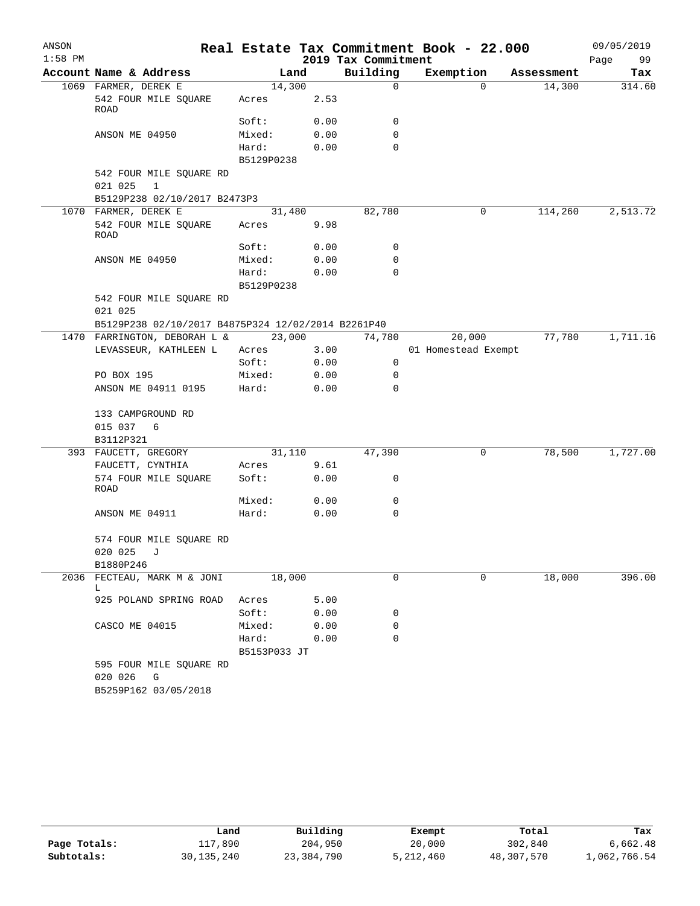# Real Estate Tax Commitment Book - 22.000

ANSON 1:58 PM — 2019 Tax Commitment — 09/05/2019

| Account Name & Address | Land | | Building | Exemption | Assessment | Tax |
|---|---|---|---|---|---|---|
| 1069 FARMER, DEREK E | 14,300 | | 0 | 0 | 14,300 | 314.60 |
| 542 FOUR MILE SQUARE ROAD | Acres | 2.53 | | | | |
| | Soft: | 0.00 | 0 | | | |
| ANSON ME 04950 | Mixed: | 0.00 | 0 | | | |
| | Hard: | 0.00 | 0 | | | |
| | B5129P0238 | | | | | |
| 542 FOUR MILE SQUARE RD | | | | | | |
| 021 025 1 | | | | | | |
| B5129P238 02/10/2017 B2473P3 | | | | | | |
| 1070 FARMER, DEREK E | 31,480 | | 82,780 | 0 | 114,260 | 2,513.72 |
| 542 FOUR MILE SQUARE ROAD | Acres | 9.98 | | | | |
| | Soft: | 0.00 | 0 | | | |
| ANSON ME 04950 | Mixed: | 0.00 | 0 | | | |
| | Hard: | 0.00 | 0 | | | |
| | B5129P0238 | | | | | |
| 542 FOUR MILE SQUARE RD | | | | | | |
| 021 025 | | | | | | |
| B5129P238 02/10/2017 B4875P324 12/02/2014 B2261P40 | | | | | | |
| 1470 FARRINGTON, DEBORAH L & | 23,000 | | 74,780 | 20,000 | 77,780 | 1,711.16 |
| LEVASSEUR, KATHLEEN L | Acres | 3.00 | | 01 Homestead Exempt | | |
| | Soft: | 0.00 | 0 | | | |
| PO BOX 195 | Mixed: | 0.00 | 0 | | | |
| ANSON ME 04911 0195 | Hard: | 0.00 | 0 | | | |
| 133 CAMPGROUND RD | | | | | | |
| 015 037 6 | | | | | | |
| B3112P321 | | | | | | |
| 393 FAUCETT, GREGORY | 31,110 | | 47,390 | 0 | 78,500 | 1,727.00 |
| FAUCETT, CYNTHIA | Acres | 9.61 | | | | |
| 574 FOUR MILE SQUARE ROAD | Soft: | 0.00 | 0 | | | |
| | Mixed: | 0.00 | 0 | | | |
| ANSON ME 04911 | Hard: | 0.00 | 0 | | | |
| 574 FOUR MILE SQUARE RD | | | | | | |
| 020 025 J | | | | | | |
| B1880P246 | | | | | | |
| 2036 FECTEAU, MARK M & JONI L | 18,000 | | 0 | 0 | 18,000 | 396.00 |
| 925 POLAND SPRING ROAD | Acres | 5.00 | | | | |
| | Soft: | 0.00 | 0 | | | |
| CASCO ME 04015 | Mixed: | 0.00 | 0 | | | |
| | Hard: | 0.00 | 0 | | | |
| | B5153P033 JT | | | | | |
| 595 FOUR MILE SQUARE RD | | | | | | |
| 020 026 G | | | | | | |
| B5259P162 03/05/2018 | | | | | | |

| | Land | Building | Exempt | Total | Tax |
|---|---|---|---|---|---|
| Page Totals: | 117,890 | 204,950 | 20,000 | 302,840 | 6,662.48 |
| Subtotals: | 30,135,240 | 23,384,790 | 5,212,460 | 48,307,570 | 1,062,766.54 |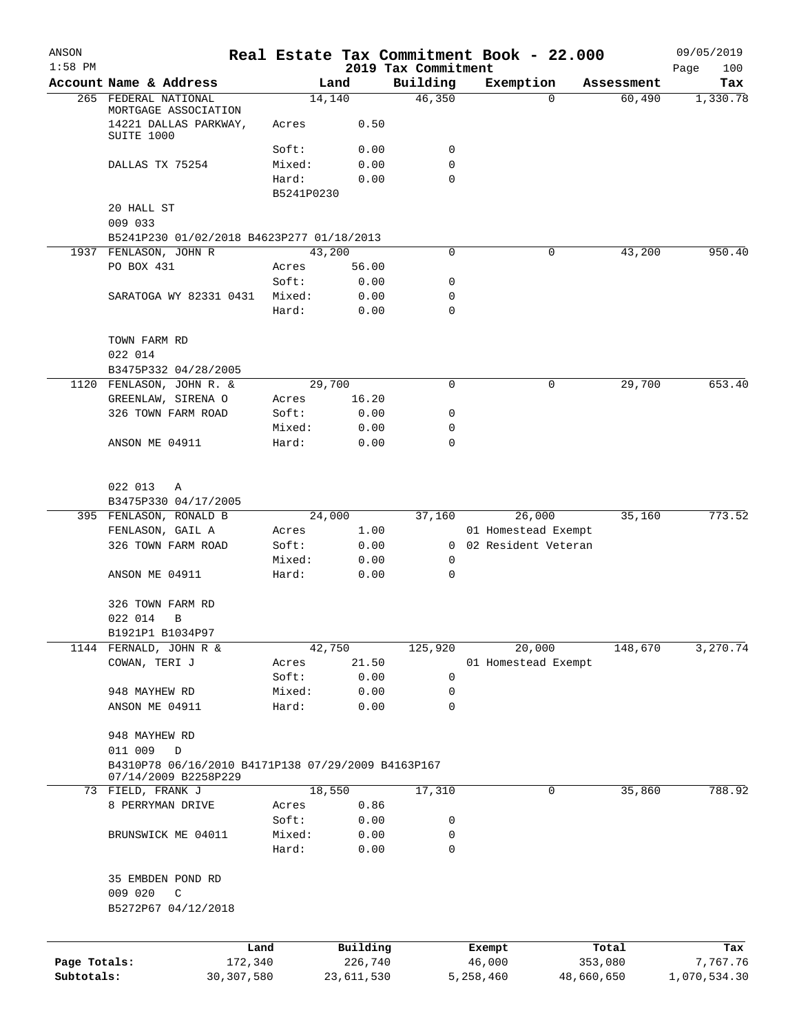ANSON
1:58 PM

# Real Estate Tax Commitment Book - 22.000

2019 Tax Commitment

09/05/2019

| Account Name & Address | Land | | Building | Exemption | Assessment | Tax |
|---|---|---|---|---|---|---|
| 265 FEDERAL NATIONAL MORTGAGE ASSOCIATION | 14,140 | | 46,350 | 0 | 60,490 | 1,330.78 |
| 14221 DALLAS PARKWAY, SUITE 1000 | Acres | 0.50 | | | | |
| | Soft: | 0.00 | 0 | | | |
| DALLAS TX 75254 | Mixed: | 0.00 | 0 | | | |
| | Hard: | 0.00 | 0 | | | |
| | B5241P0230 | | | | | |
| 20 HALL ST | | | | | | |
| 009 033 | | | | | | |
| B5241P230 01/02/2018 B4623P277 01/18/2013 | | | | | | |
| 1937 FENLASON, JOHN R | 43,200 | | 0 | 0 | 43,200 | 950.40 |
| PO BOX 431 | Acres | 56.00 | | | | |
| | Soft: | 0.00 | 0 | | | |
| SARATOGA WY 82331 0431 | Mixed: | 0.00 | 0 | | | |
| | Hard: | 0.00 | 0 | | | |
| TOWN FARM RD | | | | | | |
| 022 014 | | | | | | |
| B3475P332 04/28/2005 | | | | | | |
| 1120 FENLASON, JOHN R. & | 29,700 | | 0 | 0 | 29,700 | 653.40 |
| GREENLAW, SIRENA O | Acres | 16.20 | | | | |
| 326 TOWN FARM ROAD | Soft: | 0.00 | 0 | | | |
| | Mixed: | 0.00 | 0 | | | |
| ANSON ME 04911 | Hard: | 0.00 | 0 | | | |
| 022 013 A | | | | | | |
| B3475P330 04/17/2005 | | | | | | |
| 395 FENLASON, RONALD B | 24,000 | | 37,160 | 26,000 | 35,160 | 773.52 |
| FENLASON, GAIL A | Acres | 1.00 | | 01 Homestead Exempt | | |
| 326 TOWN FARM ROAD | Soft: | 0.00 | 0 | 02 Resident Veteran | | |
| | Mixed: | 0.00 | 0 | | | |
| ANSON ME 04911 | Hard: | 0.00 | 0 | | | |
| 326 TOWN FARM RD | | | | | | |
| 022 014 B | | | | | | |
| B1921P1 B1034P97 | | | | | | |
| 1144 FERNALD, JOHN R & | 42,750 | | 125,920 | 20,000 | 148,670 | 3,270.74 |
| COWAN, TERI J | Acres | 21.50 | | 01 Homestead Exempt | | |
| | Soft: | 0.00 | 0 | | | |
| 948 MAYHEW RD | Mixed: | 0.00 | 0 | | | |
| ANSON ME 04911 | Hard: | 0.00 | 0 | | | |
| 948 MAYHEW RD | | | | | | |
| 011 009 D | | | | | | |
| B4310P78 06/16/2010 B4171P138 07/29/2009 B4163P167 07/14/2009 B2258P229 | | | | | | |
| 73 FIELD, FRANK J | 18,550 | | 17,310 | 0 | 35,860 | 788.92 |
| 8 PERRYMAN DRIVE | Acres | 0.86 | | | | |
| | Soft: | 0.00 | 0 | | | |
| BRUNSWICK ME 04011 | Mixed: | 0.00 | 0 | | | |
| | Hard: | 0.00 | 0 | | | |
| 35 EMBDEN POND RD | | | | | | |
| 009 020 C | | | | | | |
| B5272P67 04/12/2018 | | | | | | |

| | Land | Building | Exempt | Total | Tax |
|---|---|---|---|---|---|
| Page Totals: | 172,340 | 226,740 | 46,000 | 353,080 | 7,767.76 |
| Subtotals: | 30,307,580 | 23,611,530 | 5,258,460 | 48,660,650 | 1,070,534.30 |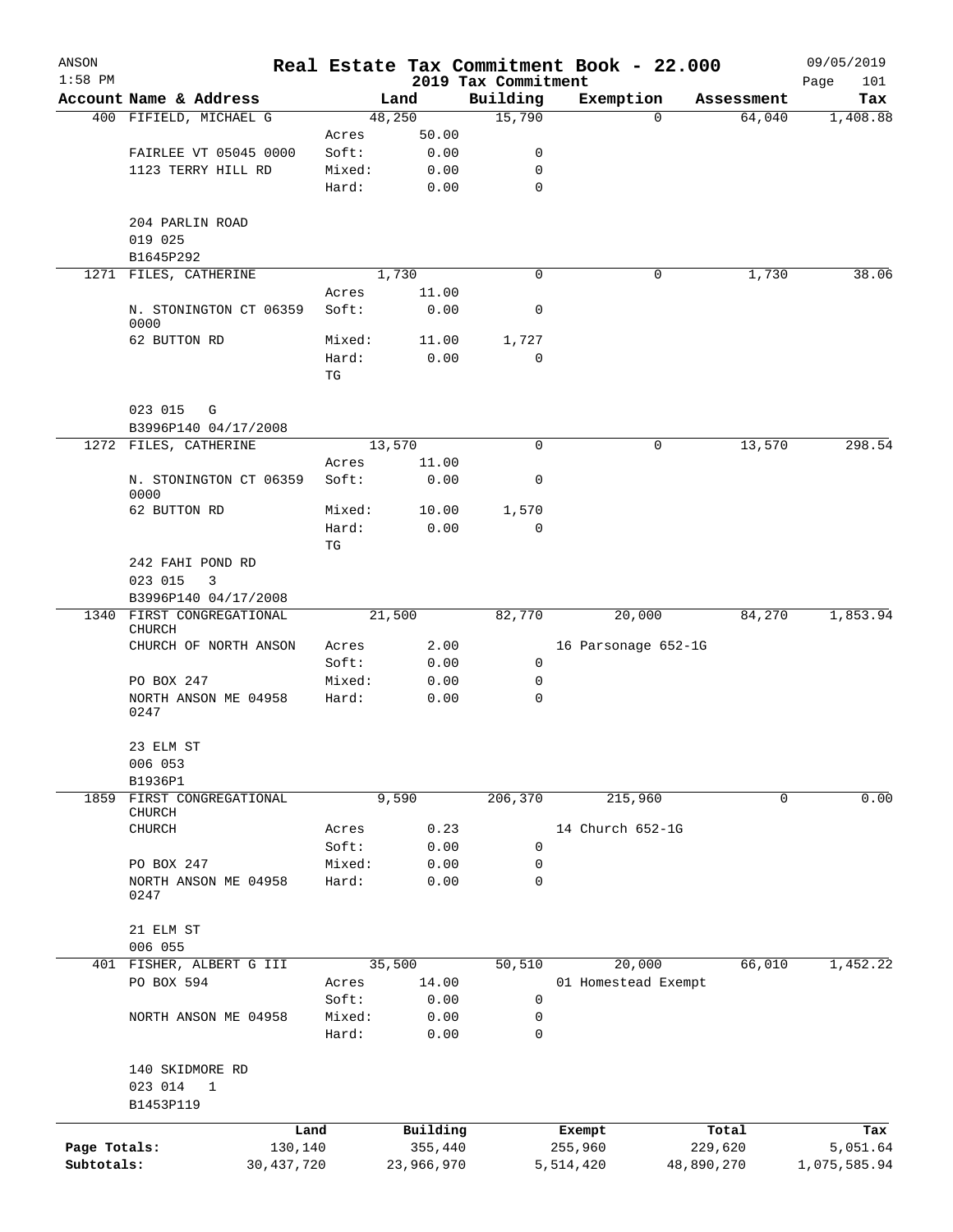# Real Estate Tax Commitment Book - 22.000

ANSON 1:58 PM — 2019 Tax Commitment — 09/05/2019 Page 101

| Account Name & Address | | Land | Building | Exemption | Assessment | Tax |
|---|---|---|---|---|---|---|
| 400 FIFIELD, MICHAEL G | | 48,250 | 15,790 | 0 | 64,040 | 1,408.88 |
| | Acres | 50.00 | | | | |
| FAIRLEE VT 05045 0000 | Soft: | 0.00 | 0 | | | |
| 1123 TERRY HILL RD | Mixed: | 0.00 | 0 | | | |
| | Hard: | 0.00 | 0 | | | |
| 204 PARLIN ROAD | | | | | | |
| 019 025 | | | | | | |
| B1645P292 | | | | | | |
| 1271 FILES, CATHERINE | | 1,730 | 0 | 0 | 1,730 | 38.06 |
| | Acres | 11.00 | | | | |
| N. STONINGTON CT 06359 0000 | Soft: | 0.00 | 0 | | | |
| 62 BUTTON RD | Mixed: | 11.00 | 1,727 | | | |
| | Hard: | 0.00 | 0 | | | |
| | TG | | | | | |
| 023 015 G | | | | | | |
| B3996P140 04/17/2008 | | | | | | |
| 1272 FILES, CATHERINE | | 13,570 | 0 | 0 | 13,570 | 298.54 |
| | Acres | 11.00 | | | | |
| N. STONINGTON CT 06359 0000 | Soft: | 0.00 | 0 | | | |
| 62 BUTTON RD | Mixed: | 10.00 | 1,570 | | | |
| | Hard: | 0.00 | 0 | | | |
| | TG | | | | | |
| 242 FAHI POND RD | | | | | | |
| 023 015 3 | | | | | | |
| B3996P140 04/17/2008 | | | | | | |
| 1340 FIRST CONGREGATIONAL CHURCH | | 21,500 | 82,770 | 20,000 | 84,270 | 1,853.94 |
| CHURCH OF NORTH ANSON | Acres | 2.00 | | 16 Parsonage 652-1G | | |
| | Soft: | 0.00 | 0 | | | |
| PO BOX 247 | Mixed: | 0.00 | 0 | | | |
| NORTH ANSON ME 04958 0247 | Hard: | 0.00 | 0 | | | |
| 23 ELM ST | | | | | | |
| 006 053 | | | | | | |
| B1936P1 | | | | | | |
| 1859 FIRST CONGREGATIONAL CHURCH | | 9,590 | 206,370 | 215,960 | 0 | 0.00 |
| CHURCH | Acres | 0.23 | | 14 Church 652-1G | | |
| | Soft: | 0.00 | 0 | | | |
| PO BOX 247 | Mixed: | 0.00 | 0 | | | |
| NORTH ANSON ME 04958 0247 | Hard: | 0.00 | 0 | | | |
| 21 ELM ST | | | | | | |
| 006 055 | | | | | | |
| 401 FISHER, ALBERT G III | | 35,500 | 50,510 | 20,000 | 66,010 | 1,452.22 |
| PO BOX 594 | Acres | 14.00 | | 01 Homestead Exempt | | |
| | Soft: | 0.00 | 0 | | | |
| NORTH ANSON ME 04958 | Mixed: | 0.00 | 0 | | | |
| | Hard: | 0.00 | 0 | | | |
| 140 SKIDMORE RD | | | | | | |
| 023 014 1 | | | | | | |
| B1453P119 | | | | | | |

| | Land | Building | Exempt | Total | Tax |
|---|---|---|---|---|---|
| Page Totals: | 130,140 | 355,440 | 255,960 | 229,620 | 5,051.64 |
| Subtotals: | 30,437,720 | 23,966,970 | 5,514,420 | 48,890,270 | 1,075,585.94 |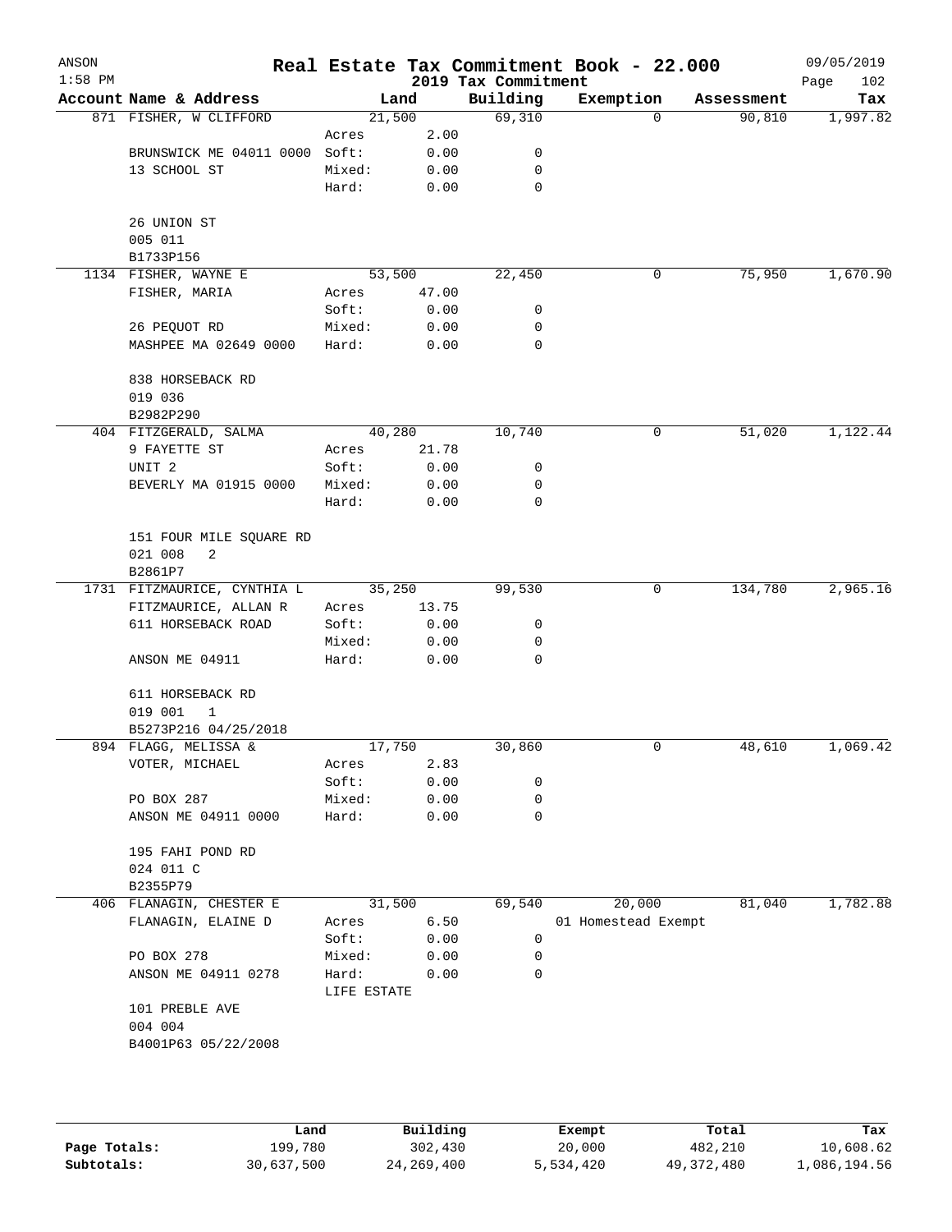# Real Estate Tax Commitment Book - 22.000

ANSON
1:58 PM

2019 Tax Commitment

09/05/2019

| Account Name & Address | Land | | Building | Exemption | Assessment | Tax |
|---|---|---|---|---|---|---|
| 871 FISHER, W CLIFFORD | 21,500 | | 69,310 | 0 | 90,810 | 1,997.82 |
| | Acres | 2.00 | | | | |
| BRUNSWICK ME 04011 0000 | Soft: | 0.00 | 0 | | | |
| 13 SCHOOL ST | Mixed: | 0.00 | 0 | | | |
| | Hard: | 0.00 | 0 | | | |
| 26 UNION ST | | | | | | |
| 005 011 | | | | | | |
| B1733P156 | | | | | | |
| 1134 FISHER, WAYNE E | 53,500 | | 22,450 | 0 | 75,950 | 1,670.90 |
| FISHER, MARIA | Acres | 47.00 | | | | |
| | Soft: | 0.00 | 0 | | | |
| 26 PEQUOT RD | Mixed: | 0.00 | 0 | | | |
| MASHPEE MA 02649 0000 | Hard: | 0.00 | 0 | | | |
| 838 HORSEBACK RD | | | | | | |
| 019 036 | | | | | | |
| B2982P290 | | | | | | |
| 404 FITZGERALD, SALMA | 40,280 | | 10,740 | 0 | 51,020 | 1,122.44 |
| 9 FAYETTE ST | Acres | 21.78 | | | | |
| UNIT 2 | Soft: | 0.00 | 0 | | | |
| BEVERLY MA 01915 0000 | Mixed: | 0.00 | 0 | | | |
| | Hard: | 0.00 | 0 | | | |
| 151 FOUR MILE SQUARE RD | | | | | | |
| 021 008 2 | | | | | | |
| B2861P7 | | | | | | |
| 1731 FITZMAURICE, CYNTHIA L | 35,250 | | 99,530 | 0 | 134,780 | 2,965.16 |
| FITZMAURICE, ALLAN R | Acres | 13.75 | | | | |
| 611 HORSEBACK ROAD | Soft: | 0.00 | 0 | | | |
| | Mixed: | 0.00 | 0 | | | |
| ANSON ME 04911 | Hard: | 0.00 | 0 | | | |
| 611 HORSEBACK RD | | | | | | |
| 019 001 1 | | | | | | |
| B5273P216 04/25/2018 | | | | | | |
| 894 FLAGG, MELISSA & | 17,750 | | 30,860 | 0 | 48,610 | 1,069.42 |
| VOTER, MICHAEL | Acres | 2.83 | | | | |
| | Soft: | 0.00 | 0 | | | |
| PO BOX 287 | Mixed: | 0.00 | 0 | | | |
| ANSON ME 04911 0000 | Hard: | 0.00 | 0 | | | |
| 195 FAHI POND RD | | | | | | |
| 024 011 C | | | | | | |
| B2355P79 | | | | | | |
| 406 FLANAGIN, CHESTER E | 31,500 | | 69,540 | 20,000 | 81,040 | 1,782.88 |
| FLANAGIN, ELAINE D | Acres | 6.50 | | 01 Homestead Exempt | | |
| | Soft: | 0.00 | 0 | | | |
| PO BOX 278 | Mixed: | 0.00 | 0 | | | |
| ANSON ME 04911 0278 | Hard: | 0.00 | 0 | | | |
| | LIFE ESTATE | | | | | |
| 101 PREBLE AVE | | | | | | |
| 004 004 | | | | | | |
| B4001P63 05/22/2008 | | | | | | |

| | Land | Building | Exempt | Total | Tax |
|---|---|---|---|---|---|
| Page Totals: | 199,780 | 302,430 | 20,000 | 482,210 | 10,608.62 |
| Subtotals: | 30,637,500 | 24,269,400 | 5,534,420 | 49,372,480 | 1,086,194.56 |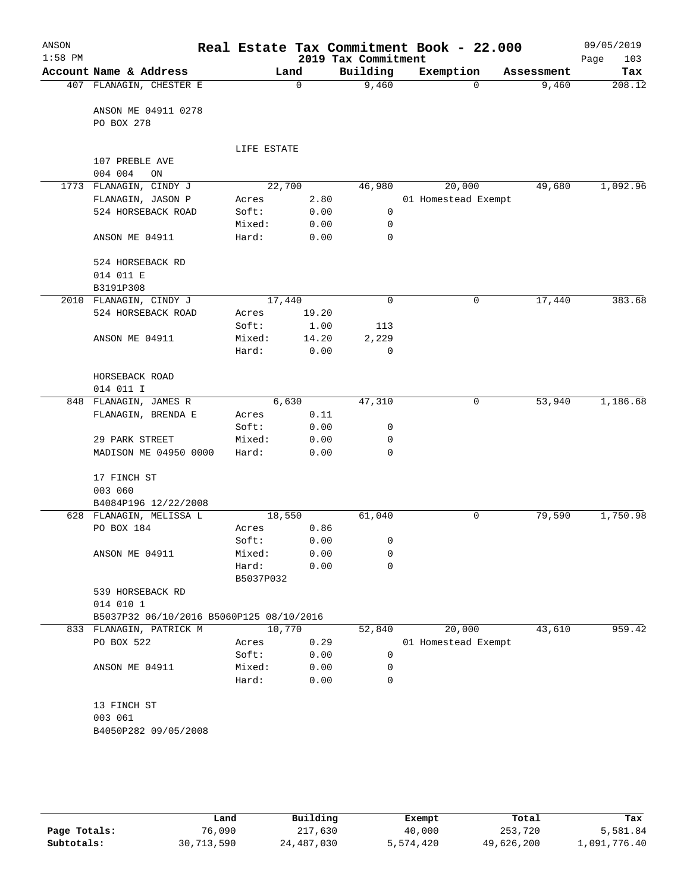# Real Estate Tax Commitment Book - 22.000

ANSON
1:58 PM

2019 Tax Commitment

09/05/2019

| Account Name & Address | Land | | Building | Exemption | Assessment | Tax |
|---|---|---|---|---|---|---|
| 407 FLANAGIN, CHESTER E | 0 | | 9,460 | 0 | 9,460 | 208.12 |
| ANSON ME 04911 0278 | | | | | | |
| PO BOX 278 | | | | | | |
| | LIFE ESTATE | | | | | |
| 107 PREBLE AVE | | | | | | |
| 004 004 ON | | | | | | |
| 1773 FLANAGIN, CINDY J | 22,700 | | 46,980 | 20,000 | 49,680 | 1,092.96 |
| FLANAGIN, JASON P | Acres | 2.80 | | 01 Homestead Exempt | | |
| 524 HORSEBACK ROAD | Soft: | 0.00 | 0 | | | |
| | Mixed: | 0.00 | 0 | | | |
| ANSON ME 04911 | Hard: | 0.00 | 0 | | | |
| 524 HORSEBACK RD | | | | | | |
| 014 011 E | | | | | | |
| B3191P308 | | | | | | |
| 2010 FLANAGIN, CINDY J | 17,440 | | 0 | 0 | 17,440 | 383.68 |
| 524 HORSEBACK ROAD | Acres | 19.20 | | | | |
| | Soft: | 1.00 | 113 | | | |
| ANSON ME 04911 | Mixed: | 14.20 | 2,229 | | | |
| | Hard: | 0.00 | 0 | | | |
| HORSEBACK ROAD | | | | | | |
| 014 011 I | | | | | | |
| 848 FLANAGIN, JAMES R | 6,630 | | 47,310 | 0 | 53,940 | 1,186.68 |
| FLANAGIN, BRENDA E | Acres | 0.11 | | | | |
| | Soft: | 0.00 | 0 | | | |
| 29 PARK STREET | Mixed: | 0.00 | 0 | | | |
| MADISON ME 04950 0000 | Hard: | 0.00 | 0 | | | |
| 17 FINCH ST | | | | | | |
| 003 060 | | | | | | |
| B4084P196 12/22/2008 | | | | | | |
| 628 FLANAGIN, MELISSA L | 18,550 | | 61,040 | 0 | 79,590 | 1,750.98 |
| PO BOX 184 | Acres | 0.86 | | | | |
| | Soft: | 0.00 | 0 | | | |
| ANSON ME 04911 | Mixed: | 0.00 | 0 | | | |
| | Hard: | 0.00 | 0 | | | |
| | B5037P032 | | | | | |
| 539 HORSEBACK RD | | | | | | |
| 014 010 1 | | | | | | |
| B5037P32 06/10/2016 B5060P125 08/10/2016 | | | | | | |
| 833 FLANAGIN, PATRICK M | 10,770 | | 52,840 | 20,000 | 43,610 | 959.42 |
| PO BOX 522 | Acres | 0.29 | | 01 Homestead Exempt | | |
| | Soft: | 0.00 | 0 | | | |
| ANSON ME 04911 | Mixed: | 0.00 | 0 | | | |
| | Hard: | 0.00 | 0 | | | |
| 13 FINCH ST | | | | | | |
| 003 061 | | | | | | |
| B4050P282 09/05/2008 | | | | | | |

| | Land | Building | Exempt | Total | Tax |
|---|---|---|---|---|---|
| Page Totals: | 76,090 | 217,630 | 40,000 | 253,720 | 5,581.84 |
| Subtotals: | 30,713,590 | 24,487,030 | 5,574,420 | 49,626,200 | 1,091,776.40 |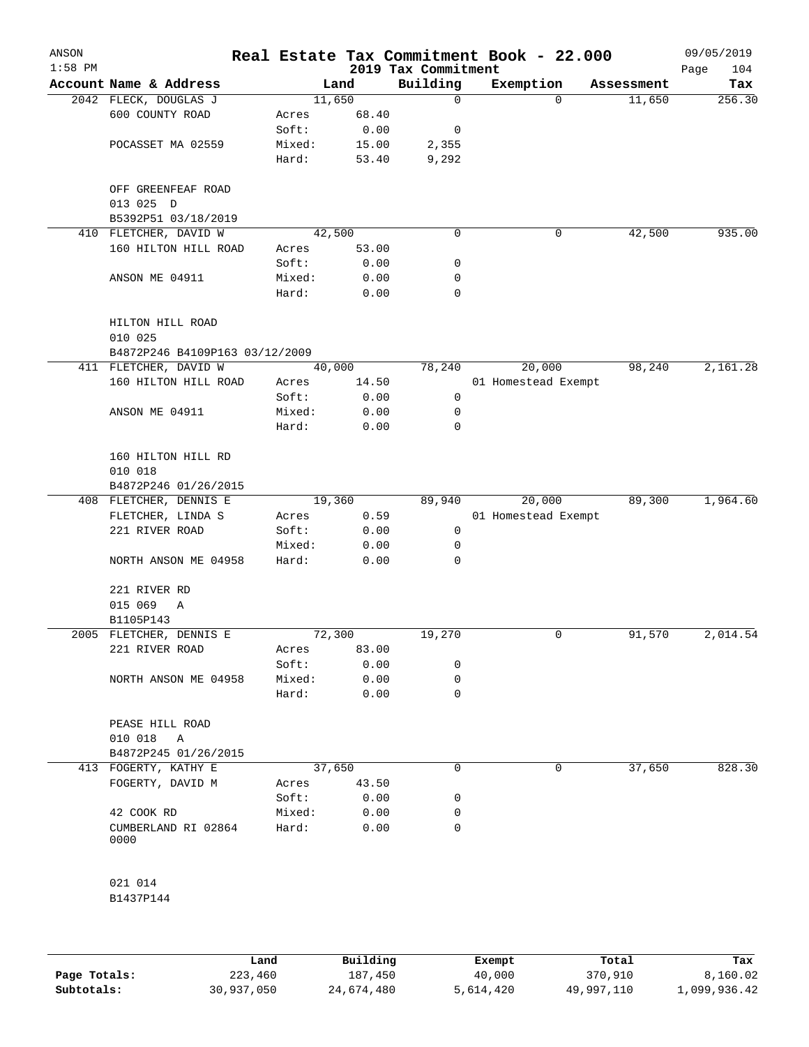# Real Estate Tax Commitment Book - 22.000

ANSON 1:58 PM — 2019 Tax Commitment — 09/05/2019 Page 104

| Account Name & Address | | Land | Building | Exemption | Assessment | Tax |
|---|---|---|---|---|---|---|
| 2042 FLECK, DOUGLAS J | | 11,650 | 0 | 0 | 11,650 | 256.30 |
| 600 COUNTY ROAD | Acres | 68.40 | | | | |
| | Soft: | 0.00 | 0 | | | |
| POCASSET MA 02559 | Mixed: | 15.00 | 2,355 | | | |
| | Hard: | 53.40 | 9,292 | | | |
| OFF GREENFEAF ROAD | | | | | | |
| 013 025 D | | | | | | |
| B5392P51 03/18/2019 | | | | | | |
| 410 FLETCHER, DAVID W | | 42,500 | 0 | 0 | 42,500 | 935.00 |
| 160 HILTON HILL ROAD | Acres | 53.00 | | | | |
| | Soft: | 0.00 | 0 | | | |
| ANSON ME 04911 | Mixed: | 0.00 | 0 | | | |
| | Hard: | 0.00 | 0 | | | |
| HILTON HILL ROAD | | | | | | |
| 010 025 | | | | | | |
| B4872P246 B4109P163 03/12/2009 | | | | | | |
| 411 FLETCHER, DAVID W | | 40,000 | 78,240 | 20,000 | 98,240 | 2,161.28 |
| 160 HILTON HILL ROAD | Acres | 14.50 | | 01 Homestead Exempt | | |
| | Soft: | 0.00 | 0 | | | |
| ANSON ME 04911 | Mixed: | 0.00 | 0 | | | |
| | Hard: | 0.00 | 0 | | | |
| 160 HILTON HILL RD | | | | | | |
| 010 018 | | | | | | |
| B4872P246 01/26/2015 | | | | | | |
| 408 FLETCHER, DENNIS E | | 19,360 | 89,940 | 20,000 | 89,300 | 1,964.60 |
| FLETCHER, LINDA S | Acres | 0.59 | | 01 Homestead Exempt | | |
| 221 RIVER ROAD | Soft: | 0.00 | 0 | | | |
| | Mixed: | 0.00 | 0 | | | |
| NORTH ANSON ME 04958 | Hard: | 0.00 | 0 | | | |
| 221 RIVER RD | | | | | | |
| 015 069 A | | | | | | |
| B1105P143 | | | | | | |
| 2005 FLETCHER, DENNIS E | | 72,300 | 19,270 | 0 | 91,570 | 2,014.54 |
| 221 RIVER ROAD | Acres | 83.00 | | | | |
| | Soft: | 0.00 | 0 | | | |
| NORTH ANSON ME 04958 | Mixed: | 0.00 | 0 | | | |
| | Hard: | 0.00 | 0 | | | |
| PEASE HILL ROAD | | | | | | |
| 010 018 A | | | | | | |
| B4872P245 01/26/2015 | | | | | | |
| 413 FOGERTY, KATHY E | | 37,650 | 0 | 0 | 37,650 | 828.30 |
| FOGERTY, DAVID M | Acres | 43.50 | | | | |
| | Soft: | 0.00 | 0 | | | |
| 42 COOK RD | Mixed: | 0.00 | 0 | | | |
| CUMBERLAND RI 02864 0000 | Hard: | 0.00 | 0 | | | |
| 021 014 | | | | | | |
| B1437P144 | | | | | | |

| | Land | Building | Exempt | Total | Tax |
|---|---|---|---|---|---|
| Page Totals: | 223,460 | 187,450 | 40,000 | 370,910 | 8,160.02 |
| Subtotals: | 30,937,050 | 24,674,480 | 5,614,420 | 49,997,110 | 1,099,936.42 |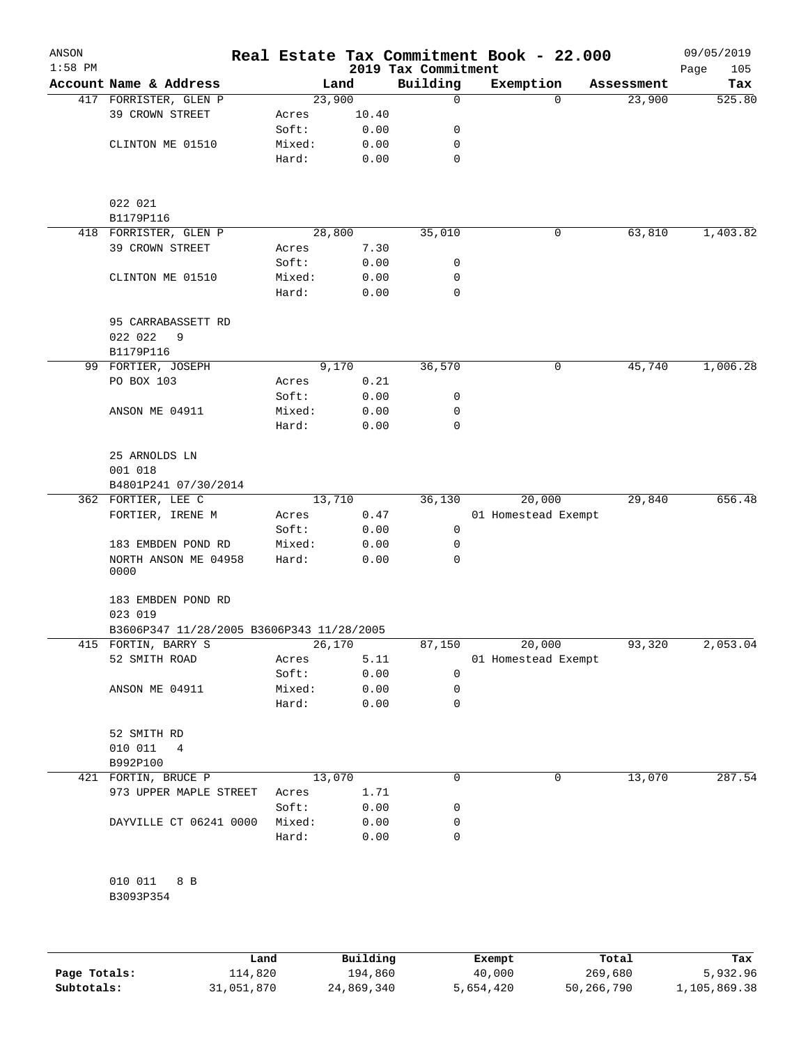# Real Estate Tax Commitment Book - 22.000

ANSON
1:58 PM

2019 Tax Commitment

09/05/2019

| Account Name & Address | Land | | Building | Exemption | Assessment | Tax |
|---|---|---|---|---|---|---|
| 417 FORRISTER, GLEN P | 23,900 | | 0 | 0 | 23,900 | 525.80 |
| 39 CROWN STREET | Acres | 10.40 | | | | |
| | Soft: | 0.00 | 0 | | | |
| CLINTON ME 01510 | Mixed: | 0.00 | 0 | | | |
| | Hard: | 0.00 | 0 | | | |
| 022 021 | | | | | | |
| B1179P116 | | | | | | |
| 418 FORRISTER, GLEN P | 28,800 | | 35,010 | 0 | 63,810 | 1,403.82 |
| 39 CROWN STREET | Acres | 7.30 | | | | |
| | Soft: | 0.00 | 0 | | | |
| CLINTON ME 01510 | Mixed: | 0.00 | 0 | | | |
| | Hard: | 0.00 | 0 | | | |
| 95 CARRABASSETT RD | | | | | | |
| 022 022 9 | | | | | | |
| B1179P116 | | | | | | |
| 99 FORTIER, JOSEPH | 9,170 | | 36,570 | 0 | 45,740 | 1,006.28 |
| PO BOX 103 | Acres | 0.21 | | | | |
| | Soft: | 0.00 | 0 | | | |
| ANSON ME 04911 | Mixed: | 0.00 | 0 | | | |
| | Hard: | 0.00 | 0 | | | |
| 25 ARNOLDS LN | | | | | | |
| 001 018 | | | | | | |
| B4801P241 07/30/2014 | | | | | | |
| 362 FORTIER, LEE C | 13,710 | | 36,130 | 20,000 | 29,840 | 656.48 |
| FORTIER, IRENE M | Acres | 0.47 | | 01 Homestead Exempt | | |
| | Soft: | 0.00 | 0 | | | |
| 183 EMBDEN POND RD | Mixed: | 0.00 | 0 | | | |
| NORTH ANSON ME 04958 0000 | Hard: | 0.00 | 0 | | | |
| 183 EMBDEN POND RD | | | | | | |
| 023 019 | | | | | | |
| B3606P347 11/28/2005 B3606P343 11/28/2005 | | | | | | |
| 415 FORTIN, BARRY S | 26,170 | | 87,150 | 20,000 | 93,320 | 2,053.04 |
| 52 SMITH ROAD | Acres | 5.11 | | 01 Homestead Exempt | | |
| | Soft: | 0.00 | 0 | | | |
| ANSON ME 04911 | Mixed: | 0.00 | 0 | | | |
| | Hard: | 0.00 | 0 | | | |
| 52 SMITH RD | | | | | | |
| 010 011 4 | | | | | | |
| B992P100 | | | | | | |
| 421 FORTIN, BRUCE P | 13,070 | | 0 | 0 | 13,070 | 287.54 |
| 973 UPPER MAPLE STREET | Acres | 1.71 | | | | |
| | Soft: | 0.00 | 0 | | | |
| DAYVILLE CT 06241 0000 | Mixed: | 0.00 | 0 | | | |
| | Hard: | 0.00 | 0 | | | |
| 010 011 8 B | | | | | | |
| B3093P354 | | | | | | |

| | Land | Building | Exempt | Total | Tax |
|---|---|---|---|---|---|
| Page Totals: | 114,820 | 194,860 | 40,000 | 269,680 | 5,932.96 |
| Subtotals: | 31,051,870 | 24,869,340 | 5,654,420 | 50,266,790 | 1,105,869.38 |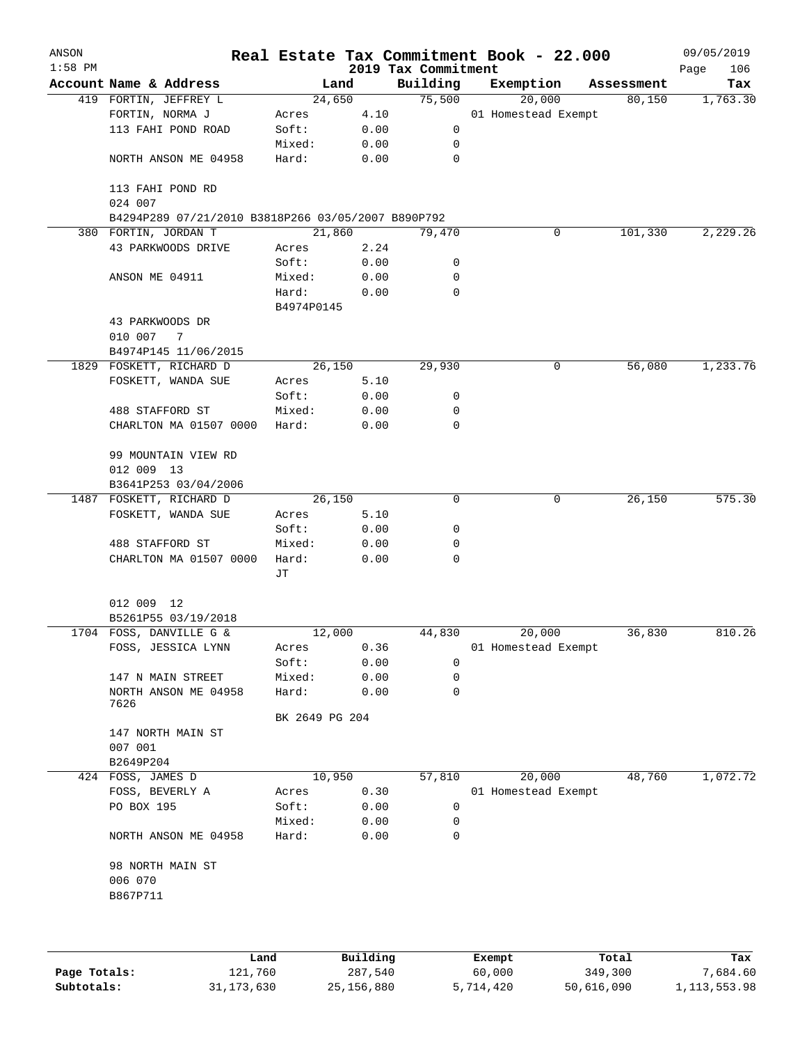# Real Estate Tax Commitment Book - 22.000

ANSON
1:58 PM

2019 Tax Commitment

09/05/2019
Page 106

| Account Name & Address | Land | | Building | Exemption | Assessment | Tax |
|---|---|---|---|---|---|---|
| 419 FORTIN, JEFFREY L | 24,650 | | 75,500 | 20,000 | 80,150 | 1,763.30 |
| FORTIN, NORMA J | Acres | 4.10 | | 01 Homestead Exempt | | |
| 113 FAHI POND ROAD | Soft: | 0.00 | 0 | | | |
| | Mixed: | 0.00 | 0 | | | |
| NORTH ANSON ME 04958 | Hard: | 0.00 | 0 | | | |
| 113 FAHI POND RD | | | | | | |
| 024 007 | | | | | | |
| B4294P289 07/21/2010 B3818P266 03/05/2007 B890P792 | | | | | | |
| 380 FORTIN, JORDAN T | 21,860 | | 79,470 | 0 | 101,330 | 2,229.26 |
| 43 PARKWOODS DRIVE | Acres | 2.24 | | | | |
| | Soft: | 0.00 | 0 | | | |
| ANSON ME 04911 | Mixed: | 0.00 | 0 | | | |
| | Hard: | 0.00 | 0 | | | |
| | B4974P0145 | | | | | |
| 43 PARKWOODS DR | | | | | | |
| 010 007 7 | | | | | | |
| B4974P145 11/06/2015 | | | | | | |
| 1829 FOSKETT, RICHARD D | 26,150 | | 29,930 | 0 | 56,080 | 1,233.76 |
| FOSKETT, WANDA SUE | Acres | 5.10 | | | | |
| | Soft: | 0.00 | 0 | | | |
| 488 STAFFORD ST | Mixed: | 0.00 | 0 | | | |
| CHARLTON MA 01507 0000 | Hard: | 0.00 | 0 | | | |
| 99 MOUNTAIN VIEW RD | | | | | | |
| 012 009 13 | | | | | | |
| B3641P253 03/04/2006 | | | | | | |
| 1487 FOSKETT, RICHARD D | 26,150 | | 0 | 0 | 26,150 | 575.30 |
| FOSKETT, WANDA SUE | Acres | 5.10 | | | | |
| | Soft: | 0.00 | 0 | | | |
| 488 STAFFORD ST | Mixed: | 0.00 | 0 | | | |
| CHARLTON MA 01507 0000 | Hard: | 0.00 | 0 | | | |
| | JT | | | | | |
| 012 009 12 | | | | | | |
| B5261P55 03/19/2018 | | | | | | |
| 1704 FOSS, DANVILLE G & | 12,000 | | 44,830 | 20,000 | 36,830 | 810.26 |
| FOSS, JESSICA LYNN | Acres | 0.36 | | 01 Homestead Exempt | | |
| | Soft: | 0.00 | 0 | | | |
| 147 N MAIN STREET | Mixed: | 0.00 | 0 | | | |
| NORTH ANSON ME 04958 7626 | Hard: | 0.00 | 0 | | | |
| | BK 2649 PG 204 | | | | | |
| 147 NORTH MAIN ST | | | | | | |
| 007 001 | | | | | | |
| B2649P204 | | | | | | |
| 424 FOSS, JAMES D | 10,950 | | 57,810 | 20,000 | 48,760 | 1,072.72 |
| FOSS, BEVERLY A | Acres | 0.30 | | 01 Homestead Exempt | | |
| PO BOX 195 | Soft: | 0.00 | 0 | | | |
| | Mixed: | 0.00 | 0 | | | |
| NORTH ANSON ME 04958 | Hard: | 0.00 | 0 | | | |
| 98 NORTH MAIN ST | | | | | | |
| 006 070 | | | | | | |
| B867P711 | | | | | | |

| | Land | Building | Exempt | Total | Tax |
|---|---|---|---|---|---|
| Page Totals: | 121,760 | 287,540 | 60,000 | 349,300 | 7,684.60 |
| Subtotals: | 31,173,630 | 25,156,880 | 5,714,420 | 50,616,090 | 1,113,553.98 |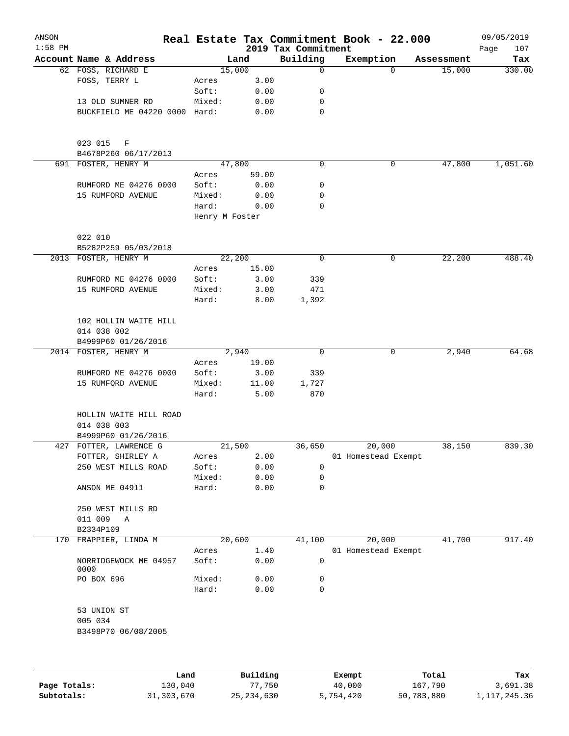# Real Estate Tax Commitment Book - 22.000

## 2019 Tax Commitment

ANSON 1:58 PM — 09/05/2019

| Account Name & Address | Land | | Building | Exemption | Assessment | Tax |
|---|---|---|---|---|---|---|
| 62 FOSS, RICHARD E | 15,000 | | 0 | 0 | 15,000 | 330.00 |
| FOSS, TERRY L | Acres | 3.00 | | | | |
| | Soft: | 0.00 | 0 | | | |
| 13 OLD SUMNER RD | Mixed: | 0.00 | 0 | | | |
| BUCKFIELD ME 04220 0000 | Hard: | 0.00 | 0 | | | |
| 023 015 F | | | | | | |
| B4678P260 06/17/2013 | | | | | | |
| 691 FOSTER, HENRY M | 47,800 | | 0 | 0 | 47,800 | 1,051.60 |
| | Acres | 59.00 | | | | |
| RUMFORD ME 04276 0000 | Soft: | 0.00 | 0 | | | |
| 15 RUMFORD AVENUE | Mixed: | 0.00 | 0 | | | |
| | Hard: | 0.00 | 0 | | | |
| | Henry M Foster | | | | | |
| 022 010 | | | | | | |
| B5282P259 05/03/2018 | | | | | | |
| 2013 FOSTER, HENRY M | 22,200 | | 0 | 0 | 22,200 | 488.40 |
| | Acres | 15.00 | | | | |
| RUMFORD ME 04276 0000 | Soft: | 3.00 | 339 | | | |
| 15 RUMFORD AVENUE | Mixed: | 3.00 | 471 | | | |
| | Hard: | 8.00 | 1,392 | | | |
| 102 HOLLIN WAITE HILL | | | | | | |
| 014 038 002 | | | | | | |
| B4999P60 01/26/2016 | | | | | | |
| 2014 FOSTER, HENRY M | 2,940 | | 0 | 0 | 2,940 | 64.68 |
| | Acres | 19.00 | | | | |
| RUMFORD ME 04276 0000 | Soft: | 3.00 | 339 | | | |
| 15 RUMFORD AVENUE | Mixed: | 11.00 | 1,727 | | | |
| | Hard: | 5.00 | 870 | | | |
| HOLLIN WAITE HILL ROAD | | | | | | |
| 014 038 003 | | | | | | |
| B4999P60 01/26/2016 | | | | | | |
| 427 FOTTER, LAWRENCE G | 21,500 | | 36,650 | 20,000 | 38,150 | 839.30 |
| FOTTER, SHIRLEY A | Acres | 2.00 | | 01 Homestead Exempt | | |
| 250 WEST MILLS ROAD | Soft: | 0.00 | 0 | | | |
| | Mixed: | 0.00 | 0 | | | |
| ANSON ME 04911 | Hard: | 0.00 | 0 | | | |
| 250 WEST MILLS RD | | | | | | |
| 011 009 A | | | | | | |
| B2334P109 | | | | | | |
| 170 FRAPPIER, LINDA M | 20,600 | | 41,100 | 20,000 | 41,700 | 917.40 |
| | Acres | 1.40 | | 01 Homestead Exempt | | |
| NORRIDGEWOCK ME 04957 0000 | Soft: | 0.00 | 0 | | | |
| PO BOX 696 | Mixed: | 0.00 | 0 | | | |
| | Hard: | 0.00 | 0 | | | |
| 53 UNION ST | | | | | | |
| 005 034 | | | | | | |
| B3498P70 06/08/2005 | | | | | | |

| | Land | Building | Exempt | Total | Tax |
|---|---|---|---|---|---|
| Page Totals: | 130,040 | 77,750 | 40,000 | 167,790 | 3,691.38 |
| Subtotals: | 31,303,670 | 25,234,630 | 5,754,420 | 50,783,880 | 1,117,245.36 |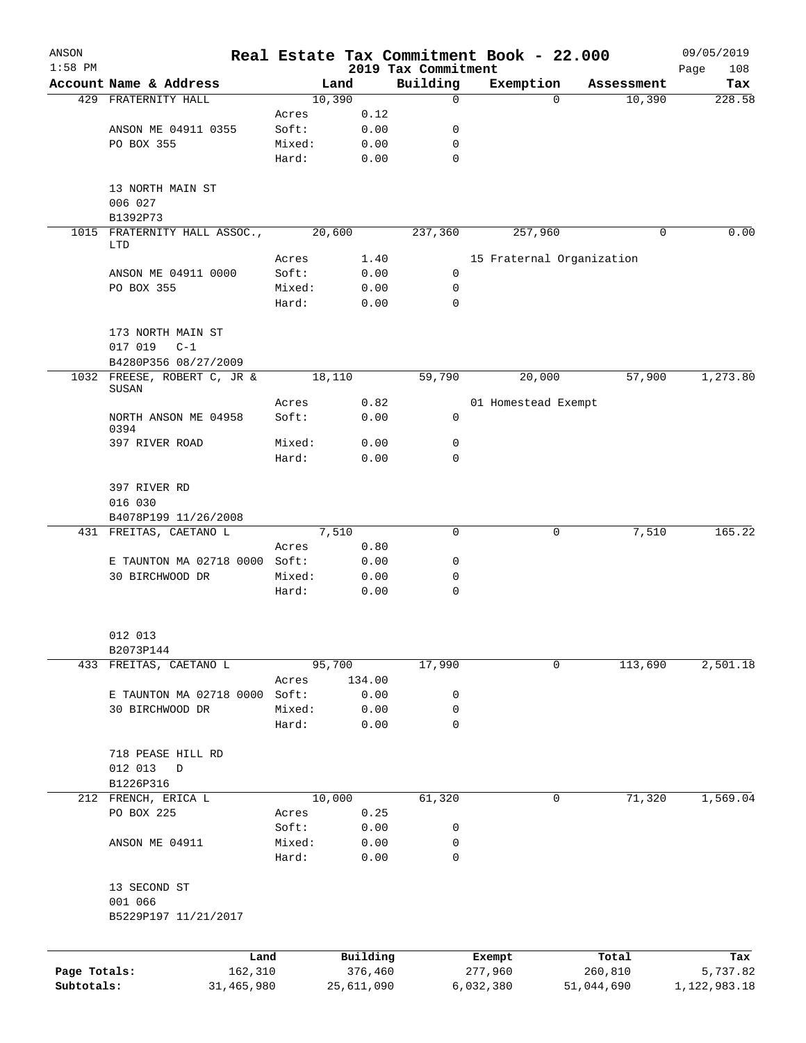# Real Estate Tax Commitment Book - 22.000

ANSON
1:58 PM

2019 Tax Commitment

09/05/2019

| Account Name & Address | Land | | Building | Exemption | Assessment | Tax |
|---|---|---|---|---|---|---|
| 429 FRATERNITY HALL | 10,390 | | 0 | 0 | 10,390 | 228.58 |
| | Acres | 0.12 | | | | |
| ANSON ME 04911 0355 | Soft: | 0.00 | 0 | | | |
| PO BOX 355 | Mixed: | 0.00 | 0 | | | |
| | Hard: | 0.00 | 0 | | | |
| 13 NORTH MAIN ST | | | | | | |
| 006 027 | | | | | | |
| B1392P73 | | | | | | |
| 1015 FRATERNITY HALL ASSOC., LTD | 20,600 | | 237,360 | 257,960 | 0 | 0.00 |
| | Acres | 1.40 | | 15 Fraternal Organization | | |
| ANSON ME 04911 0000 | Soft: | 0.00 | 0 | | | |
| PO BOX 355 | Mixed: | 0.00 | 0 | | | |
| | Hard: | 0.00 | 0 | | | |
| 173 NORTH MAIN ST | | | | | | |
| 017 019 C-1 | | | | | | |
| B4280P356 08/27/2009 | | | | | | |
| 1032 FREESE, ROBERT C, JR & SUSAN | 18,110 | | 59,790 | 20,000 | 57,900 | 1,273.80 |
| | Acres | 0.82 | | 01 Homestead Exempt | | |
| NORTH ANSON ME 04958 0394 | Soft: | 0.00 | 0 | | | |
| 397 RIVER ROAD | Mixed: | 0.00 | 0 | | | |
| | Hard: | 0.00 | 0 | | | |
| 397 RIVER RD | | | | | | |
| 016 030 | | | | | | |
| B4078P199 11/26/2008 | | | | | | |
| 431 FREITAS, CAETANO L | 7,510 | | 0 | 0 | 7,510 | 165.22 |
| | Acres | 0.80 | | | | |
| E TAUNTON MA 02718 0000 | Soft: | 0.00 | 0 | | | |
| 30 BIRCHWOOD DR | Mixed: | 0.00 | 0 | | | |
| | Hard: | 0.00 | 0 | | | |
| 012 013 | | | | | | |
| B2073P144 | | | | | | |
| 433 FREITAS, CAETANO L | 95,700 | | 17,990 | 0 | 113,690 | 2,501.18 |
| | Acres | 134.00 | | | | |
| E TAUNTON MA 02718 0000 | Soft: | 0.00 | 0 | | | |
| 30 BIRCHWOOD DR | Mixed: | 0.00 | 0 | | | |
| | Hard: | 0.00 | 0 | | | |
| 718 PEASE HILL RD | | | | | | |
| 012 013 D | | | | | | |
| B1226P316 | | | | | | |
| 212 FRENCH, ERICA L | 10,000 | | 61,320 | 0 | 71,320 | 1,569.04 |
| PO BOX 225 | Acres | 0.25 | | | | |
| | Soft: | 0.00 | 0 | | | |
| ANSON ME 04911 | Mixed: | 0.00 | 0 | | | |
| | Hard: | 0.00 | 0 | | | |
| 13 SECOND ST | | | | | | |
| 001 066 | | | | | | |
| B5229P197 11/21/2017 | | | | | | |

| | Land | Building | Exempt | Total | Tax |
|---|---|---|---|---|---|
| Page Totals: | 162,310 | 376,460 | 277,960 | 260,810 | 5,737.82 |
| Subtotals: | 31,465,980 | 25,611,090 | 6,032,380 | 51,044,690 | 1,122,983.18 |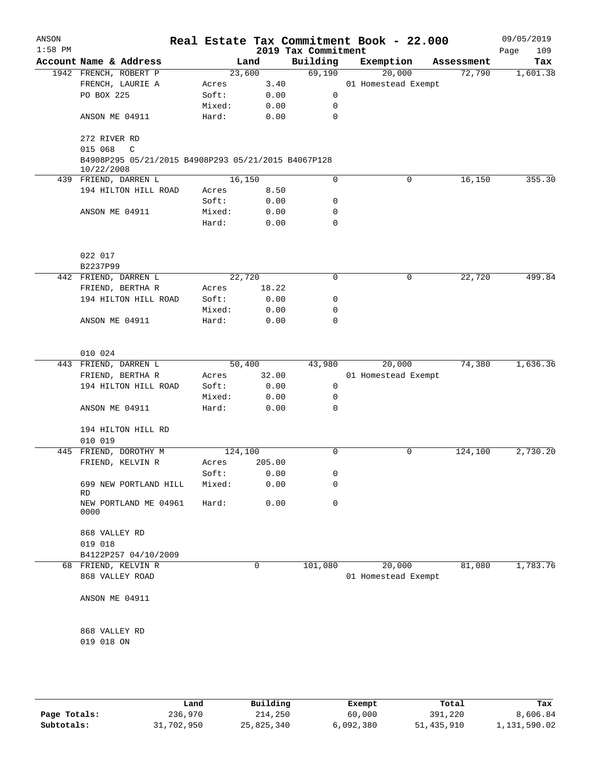ANSON

1:58 PM

# Real Estate Tax Commitment Book - 22.000

## 2019 Tax Commitment

09/05/2019

| Account | Name & Address | | Land | Building | Exemption | Assessment | Tax |
|---|---|---|---|---|---|---|---|
| 1942 | FRENCH, ROBERT P | | 23,600 | 69,190 | 20,000 | 72,790 | 1,601.38 |
| | FRENCH, LAURIE A | Acres | 3.40 | | 01 Homestead Exempt | | |
| | PO BOX 225 | Soft: | 0.00 | 0 | | | |
| | | Mixed: | 0.00 | 0 | | | |
| | ANSON ME 04911 | Hard: | 0.00 | 0 | | | |
| | 272 RIVER RD | | | | | | |
| | 015 068 C | | | | | | |
| | B4908P295 05/21/2015 B4908P293 05/21/2015 B4067P128 10/22/2008 | | | | | | |
| 439 | FRIEND, DARREN L | | 16,150 | 0 | 0 | 16,150 | 355.30 |
| | 194 HILTON HILL ROAD | Acres | 8.50 | | | | |
| | | Soft: | 0.00 | 0 | | | |
| | ANSON ME 04911 | Mixed: | 0.00 | 0 | | | |
| | | Hard: | 0.00 | 0 | | | |
| | 022 017 | | | | | | |
| | B2237P99 | | | | | | |
| 442 | FRIEND, DARREN L | | 22,720 | 0 | 0 | 22,720 | 499.84 |
| | FRIEND, BERTHA R | Acres | 18.22 | | | | |
| | 194 HILTON HILL ROAD | Soft: | 0.00 | 0 | | | |
| | | Mixed: | 0.00 | 0 | | | |
| | ANSON ME 04911 | Hard: | 0.00 | 0 | | | |
| | 010 024 | | | | | | |
| 443 | FRIEND, DARREN L | | 50,400 | 43,980 | 20,000 | 74,380 | 1,636.36 |
| | FRIEND, BERTHA R | Acres | 32.00 | | 01 Homestead Exempt | | |
| | 194 HILTON HILL ROAD | Soft: | 0.00 | 0 | | | |
| | | Mixed: | 0.00 | 0 | | | |
| | ANSON ME 04911 | Hard: | 0.00 | 0 | | | |
| | 194 HILTON HILL RD | | | | | | |
| | 010 019 | | | | | | |
| 445 | FRIEND, DOROTHY M | | 124,100 | 0 | 0 | 124,100 | 2,730.20 |
| | FRIEND, KELVIN R | Acres | 205.00 | | | | |
| | | Soft: | 0.00 | 0 | | | |
| | 699 NEW PORTLAND HILL RD | Mixed: | 0.00 | 0 | | | |
| | NEW PORTLAND ME 04961 0000 | Hard: | 0.00 | 0 | | | |
| | 868 VALLEY RD | | | | | | |
| | 019 018 | | | | | | |
| | B4122P257 04/10/2009 | | | | | | |
| 68 | FRIEND, KELVIN R | | 0 | 101,080 | 20,000 | 81,080 | 1,783.76 |
| | 868 VALLEY ROAD | | | | 01 Homestead Exempt | | |
| | ANSON ME 04911 | | | | | | |
| | 868 VALLEY RD | | | | | | |
| | 019 018 ON | | | | | | |

| | Land | Building | Exempt | Total | Tax |
|---|---|---|---|---|---|
| Page Totals: | 236,970 | 214,250 | 60,000 | 391,220 | 8,606.84 |
| Subtotals: | 31,702,950 | 25,825,340 | 6,092,380 | 51,435,910 | 1,131,590.02 |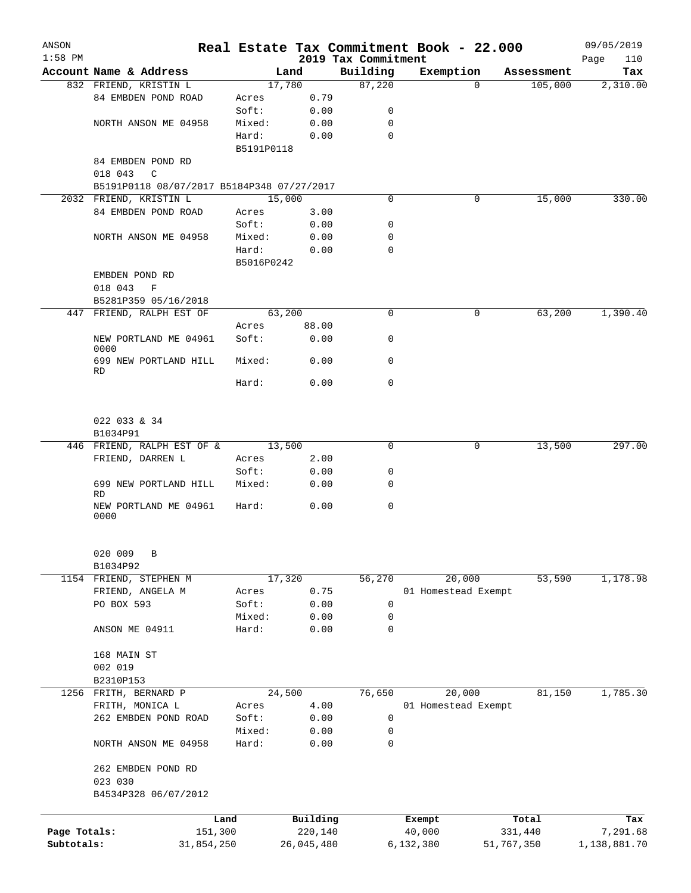ANSON
1:58 PM

# Real Estate Tax Commitment Book - 22.000

2019 Tax Commitment

09/05/2019

| Account Name & Address | | Land | Building | Exemption | Assessment | Tax |
|---|---|---|---|---|---|---|
| 832 FRIEND, KRISTIN L | | 17,780 | 87,220 | 0 | 105,000 | 2,310.00 |
| 84 EMBDEN POND ROAD | Acres | 0.79 | | | | |
| | Soft: | 0.00 | 0 | | | |
| NORTH ANSON ME 04958 | Mixed: | 0.00 | 0 | | | |
| | Hard: | 0.00 | 0 | | | |
| | B5191P0118 | | | | | |
| 84 EMBDEN POND RD | | | | | | |
| 018 043 C | | | | | | |
| B5191P0118 08/07/2017 B5184P348 07/27/2017 | | | | | | |
| 2032 FRIEND, KRISTIN L | | 15,000 | 0 | 0 | 15,000 | 330.00 |
| 84 EMBDEN POND ROAD | Acres | 3.00 | | | | |
| | Soft: | 0.00 | 0 | | | |
| NORTH ANSON ME 04958 | Mixed: | 0.00 | 0 | | | |
| | Hard: | 0.00 | 0 | | | |
| | B5016P0242 | | | | | |
| EMBDEN POND RD | | | | | | |
| 018 043 F | | | | | | |
| B5281P359 05/16/2018 | | | | | | |
| 447 FRIEND, RALPH EST OF | | 63,200 | 0 | 0 | 63,200 | 1,390.40 |
| | Acres | 88.00 | | | | |
| NEW PORTLAND ME 04961 0000 | Soft: | 0.00 | 0 | | | |
| 699 NEW PORTLAND HILL RD | Mixed: | 0.00 | 0 | | | |
| | Hard: | 0.00 | 0 | | | |
| 022 033 & 34 | | | | | | |
| B1034P91 | | | | | | |
| 446 FRIEND, RALPH EST OF & | | 13,500 | 0 | 0 | 13,500 | 297.00 |
| FRIEND, DARREN L | Acres | 2.00 | | | | |
| | Soft: | 0.00 | 0 | | | |
| 699 NEW PORTLAND HILL RD | Mixed: | 0.00 | 0 | | | |
| NEW PORTLAND ME 04961 0000 | Hard: | 0.00 | 0 | | | |
| 020 009 B | | | | | | |
| B1034P92 | | | | | | |
| 1154 FRIEND, STEPHEN M | | 17,320 | 56,270 | 20,000 | 53,590 | 1,178.98 |
| FRIEND, ANGELA M | Acres | 0.75 | | 01 Homestead Exempt | | |
| PO BOX 593 | Soft: | 0.00 | 0 | | | |
| | Mixed: | 0.00 | 0 | | | |
| ANSON ME 04911 | Hard: | 0.00 | 0 | | | |
| 168 MAIN ST | | | | | | |
| 002 019 | | | | | | |
| B2310P153 | | | | | | |
| 1256 FRITH, BERNARD P | | 24,500 | 76,650 | 20,000 | 81,150 | 1,785.30 |
| FRITH, MONICA L | Acres | 4.00 | | 01 Homestead Exempt | | |
| 262 EMBDEN POND ROAD | Soft: | 0.00 | 0 | | | |
| | Mixed: | 0.00 | 0 | | | |
| NORTH ANSON ME 04958 | Hard: | 0.00 | 0 | | | |
| 262 EMBDEN POND RD | | | | | | |
| 023 030 | | | | | | |
| B4534P328 06/07/2012 | | | | | | |

| | Land | Building | Exempt | Total | Tax |
|---|---|---|---|---|---|
| Page Totals: | 151,300 | 220,140 | 40,000 | 331,440 | 7,291.68 |
| Subtotals: | 31,854,250 | 26,045,480 | 6,132,380 | 51,767,350 | 1,138,881.70 |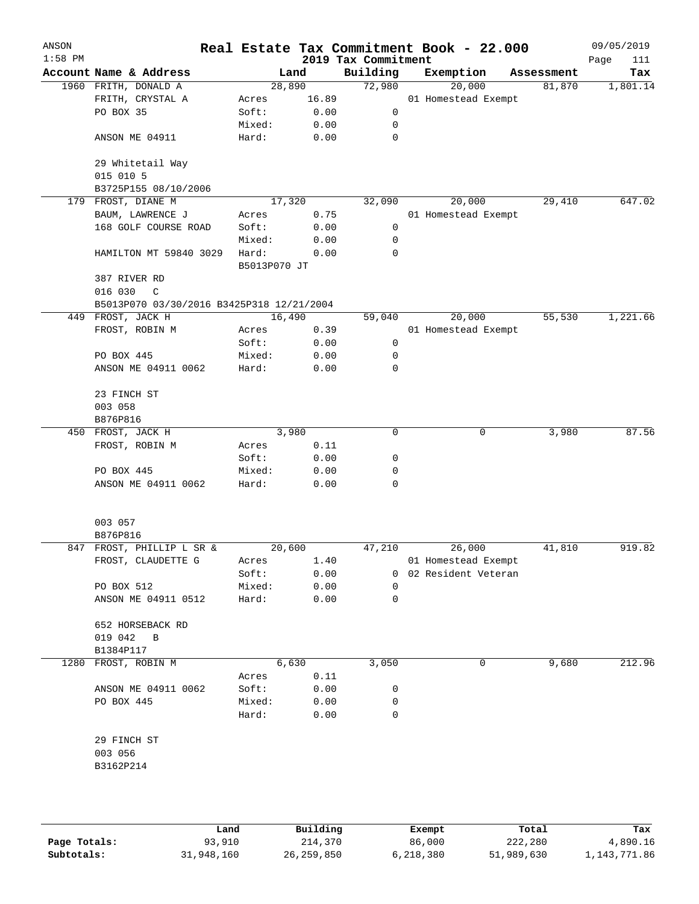# Real Estate Tax Commitment Book - 22.000

ANSON 1:58 PM — 2019 Tax Commitment — 09/05/2019

| Account Name & Address | Land | | Building | Exemption | Assessment | Tax |
|---|---|---|---|---|---|---|
| 1960 FRITH, DONALD A | | 28,890 | 72,980 | 20,000 | 81,870 | 1,801.14 |
| FRITH, CRYSTAL A | Acres | 16.89 | | 01 Homestead Exempt | | |
| PO BOX 35 | Soft: | 0.00 | 0 | | | |
| | Mixed: | 0.00 | 0 | | | |
| ANSON ME 04911 | Hard: | 0.00 | 0 | | | |
| 29 Whitetail Way | | | | | | |
| 015 010 5 | | | | | | |
| B3725P155 08/10/2006 | | | | | | |
| 179 FROST, DIANE M | | 17,320 | 32,090 | 20,000 | 29,410 | 647.02 |
| BAUM, LAWRENCE J | Acres | 0.75 | | 01 Homestead Exempt | | |
| 168 GOLF COURSE ROAD | Soft: | 0.00 | 0 | | | |
| | Mixed: | 0.00 | 0 | | | |
| HAMILTON MT 59840 3029 | Hard: | 0.00 | 0 | | | |
| | B5013P070 JT | | | | | |
| 387 RIVER RD | | | | | | |
| 016 030 C | | | | | | |
| B5013P070 03/30/2016 B3425P318 12/21/2004 | | | | | | |
| 449 FROST, JACK H | | 16,490 | 59,040 | 20,000 | 55,530 | 1,221.66 |
| FROST, ROBIN M | Acres | 0.39 | | 01 Homestead Exempt | | |
| | Soft: | 0.00 | 0 | | | |
| PO BOX 445 | Mixed: | 0.00 | 0 | | | |
| ANSON ME 04911 0062 | Hard: | 0.00 | 0 | | | |
| 23 FINCH ST | | | | | | |
| 003 058 | | | | | | |
| B876P816 | | | | | | |
| 450 FROST, JACK H | | 3,980 | 0 | 0 | 3,980 | 87.56 |
| FROST, ROBIN M | Acres | 0.11 | | | | |
| | Soft: | 0.00 | 0 | | | |
| PO BOX 445 | Mixed: | 0.00 | 0 | | | |
| ANSON ME 04911 0062 | Hard: | 0.00 | 0 | | | |
| 003 057 | | | | | | |
| B876P816 | | | | | | |
| 847 FROST, PHILLIP L SR & | | 20,600 | 47,210 | 26,000 | 41,810 | 919.82 |
| FROST, CLAUDETTE G | Acres | 1.40 | | 01 Homestead Exempt | | |
| | Soft: | 0.00 | 0 | 02 Resident Veteran | | |
| PO BOX 512 | Mixed: | 0.00 | 0 | | | |
| ANSON ME 04911 0512 | Hard: | 0.00 | 0 | | | |
| 652 HORSEBACK RD | | | | | | |
| 019 042 B | | | | | | |
| B1384P117 | | | | | | |
| 1280 FROST, ROBIN M | | 6,630 | 3,050 | 0 | 9,680 | 212.96 |
| | Acres | 0.11 | | | | |
| ANSON ME 04911 0062 | Soft: | 0.00 | 0 | | | |
| PO BOX 445 | Mixed: | 0.00 | 0 | | | |
| | Hard: | 0.00 | 0 | | | |
| 29 FINCH ST | | | | | | |
| 003 056 | | | | | | |
| B3162P214 | | | | | | |

| | Land | Building | Exempt | Total | Tax |
|---|---|---|---|---|---|
| Page Totals: | 93,910 | 214,370 | 86,000 | 222,280 | 4,890.16 |
| Subtotals: | 31,948,160 | 26,259,850 | 6,218,380 | 51,989,630 | 1,143,771.86 |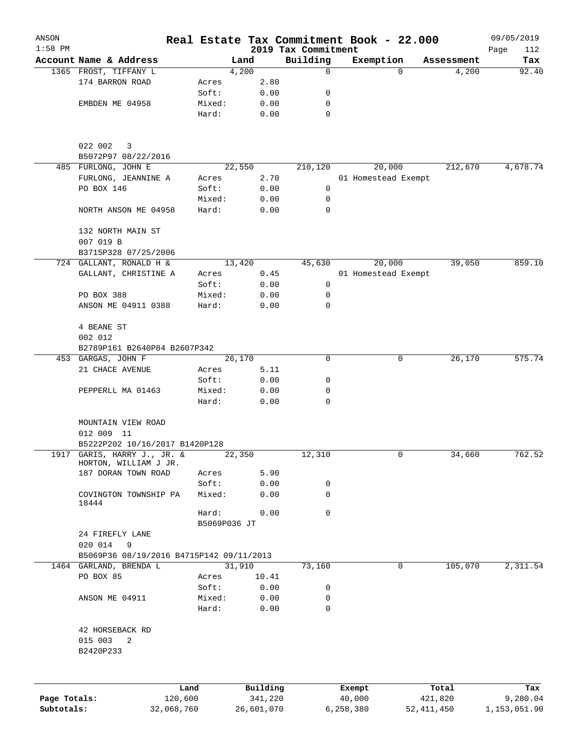# Real Estate Tax Commitment Book - 22.000

ANSON
1:58 PM
2019 Tax Commitment
09/05/2019

| Account Name & Address | | Land | Building | Exemption | Assessment | Tax |
|---|---|---|---|---|---|---|
| 1365 FROST, TIFFANY L | | 4,200 | 0 | 0 | 4,200 | 92.40 |
| 174 BARRON ROAD | Acres | 2.80 | | | | |
| | Soft: | 0.00 | 0 | | | |
| EMBDEN ME 04958 | Mixed: | 0.00 | 0 | | | |
| | Hard: | 0.00 | 0 | | | |
| 022 002 3 | | | | | | |
| B5072P97 08/22/2016 | | | | | | |
| 485 FURLONG, JOHN E | | 22,550 | 210,120 | 20,000 | 212,670 | 4,678.74 |
| FURLONG, JEANNINE A | Acres | 2.70 | | 01 Homestead Exempt | | |
| PO BOX 146 | Soft: | 0.00 | 0 | | | |
| | Mixed: | 0.00 | 0 | | | |
| NORTH ANSON ME 04958 | Hard: | 0.00 | 0 | | | |
| 132 NORTH MAIN ST | | | | | | |
| 007 019 B | | | | | | |
| B3715P328 07/25/2006 | | | | | | |
| 724 GALLANT, RONALD H & | | 13,420 | 45,630 | 20,000 | 39,050 | 859.10 |
| GALLANT, CHRISTINE A | Acres | 0.45 | | 01 Homestead Exempt | | |
| | Soft: | 0.00 | 0 | | | |
| PO BOX 388 | Mixed: | 0.00 | 0 | | | |
| ANSON ME 04911 0388 | Hard: | 0.00 | 0 | | | |
| 4 BEANE ST | | | | | | |
| 002 012 | | | | | | |
| B2789P161 B2640P84 B2607P342 | | | | | | |
| 453 GARGAS, JOHN F | | 26,170 | 0 | 0 | 26,170 | 575.74 |
| 21 CHACE AVENUE | Acres | 5.11 | | | | |
| | Soft: | 0.00 | 0 | | | |
| PEPPERLL MA 01463 | Mixed: | 0.00 | 0 | | | |
| | Hard: | 0.00 | 0 | | | |
| MOUNTAIN VIEW ROAD | | | | | | |
| 012 009 11 | | | | | | |
| B5222P202 10/16/2017 B1420P128 | | | | | | |
| 1917 GARIS, HARRY J., JR. & HORTON, WILLIAM J JR. | | 22,350 | 12,310 | 0 | 34,660 | 762.52 |
| 187 DORAN TOWN ROAD | Acres | 5.90 | | | | |
| | Soft: | 0.00 | 0 | | | |
| COVINGTON TOWNSHIP PA 18444 | Mixed: | 0.00 | 0 | | | |
| | Hard: | 0.00 | 0 | | | |
| | B5069P036 JT | | | | | |
| 24 FIREFLY LANE | | | | | | |
| 020 014 9 | | | | | | |
| B5069P36 08/19/2016 B4715P142 09/11/2013 | | | | | | |
| 1464 GARLAND, BRENDA L | | 31,910 | 73,160 | 0 | 105,070 | 2,311.54 |
| PO BOX 85 | Acres | 10.41 | | | | |
| | Soft: | 0.00 | 0 | | | |
| ANSON ME 04911 | Mixed: | 0.00 | 0 | | | |
| | Hard: | 0.00 | 0 | | | |
| 42 HORSEBACK RD | | | | | | |
| 015 003 2 | | | | | | |
| B2420P233 | | | | | | |

| | Land | Building | Exempt | Total | Tax |
|---|---|---|---|---|---|
| Page Totals: | 120,600 | 341,220 | 40,000 | 421,820 | 9,280.04 |
| Subtotals: | 32,068,760 | 26,601,070 | 6,258,380 | 52,411,450 | 1,153,051.90 |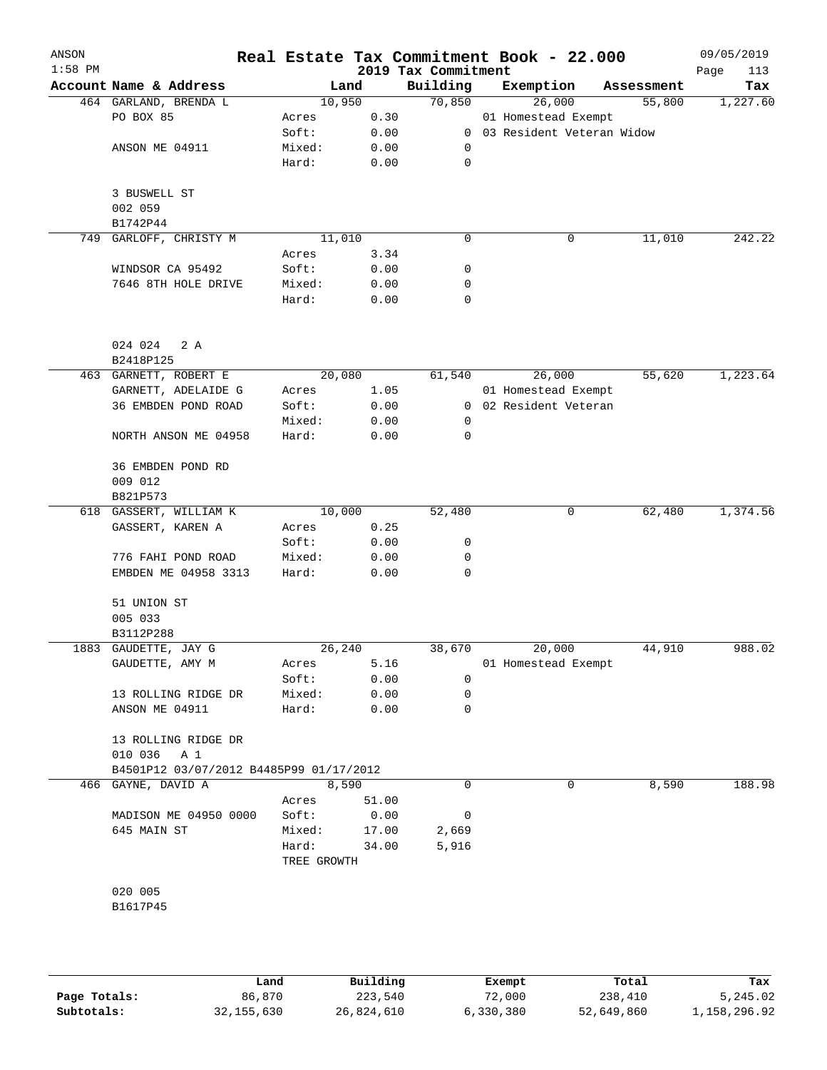# Real Estate Tax Commitment Book - 22.000

ANSON  
1:58 PM  
2019 Tax Commitment  
09/05/2019

| Account Name & Address | | Land | Building | Exemption | Assessment | Tax |
|---|---|---|---|---|---|---|
| 464 GARLAND, BRENDA L | | 10,950 | 70,850 | 26,000 | 55,800 | 1,227.60 |
| PO BOX 85 | Acres | 0.30 | | 01 Homestead Exempt | | |
| | Soft: | 0.00 | 0 | 03 Resident Veteran Widow | | |
| ANSON ME 04911 | Mixed: | 0.00 | 0 | | | |
| | Hard: | 0.00 | 0 | | | |
| 3 BUSWELL ST | | | | | | |
| 002 059 | | | | | | |
| B1742P44 | | | | | | |
| 749 GARLOFF, CHRISTY M | | 11,010 | 0 | 0 | 11,010 | 242.22 |
| | Acres | 3.34 | | | | |
| WINDSOR CA 95492 | Soft: | 0.00 | 0 | | | |
| 7646 8TH HOLE DRIVE | Mixed: | 0.00 | 0 | | | |
| | Hard: | 0.00 | 0 | | | |
| 024 024 2 A | | | | | | |
| B2418P125 | | | | | | |
| 463 GARNETT, ROBERT E | | 20,080 | 61,540 | 26,000 | 55,620 | 1,223.64 |
| GARNETT, ADELAIDE G | Acres | 1.05 | | 01 Homestead Exempt | | |
| 36 EMBDEN POND ROAD | Soft: | 0.00 | 0 | 02 Resident Veteran | | |
| | Mixed: | 0.00 | 0 | | | |
| NORTH ANSON ME 04958 | Hard: | 0.00 | 0 | | | |
| 36 EMBDEN POND RD | | | | | | |
| 009 012 | | | | | | |
| B821P573 | | | | | | |
| 618 GASSERT, WILLIAM K | | 10,000 | 52,480 | 0 | 62,480 | 1,374.56 |
| GASSERT, KAREN A | Acres | 0.25 | | | | |
| | Soft: | 0.00 | 0 | | | |
| 776 FAHI POND ROAD | Mixed: | 0.00 | 0 | | | |
| EMBDEN ME 04958 3313 | Hard: | 0.00 | 0 | | | |
| 51 UNION ST | | | | | | |
| 005 033 | | | | | | |
| B3112P288 | | | | | | |
| 1883 GAUDETTE, JAY G | | 26,240 | 38,670 | 20,000 | 44,910 | 988.02 |
| GAUDETTE, AMY M | Acres | 5.16 | | 01 Homestead Exempt | | |
| | Soft: | 0.00 | 0 | | | |
| 13 ROLLING RIDGE DR | Mixed: | 0.00 | 0 | | | |
| ANSON ME 04911 | Hard: | 0.00 | 0 | | | |
| 13 ROLLING RIDGE DR | | | | | | |
| 010 036 A 1 | | | | | | |
| B4501P12 03/07/2012 B4485P99 01/17/2012 | | | | | | |
| 466 GAYNE, DAVID A | | 8,590 | 0 | 0 | 8,590 | 188.98 |
| | Acres | 51.00 | | | | |
| MADISON ME 04950 0000 | Soft: | 0.00 | 0 | | | |
| 645 MAIN ST | Mixed: | 17.00 | 2,669 | | | |
| | Hard: | 34.00 | 5,916 | | | |
| | TREE GROWTH | | | | | |
| 020 005 | | | | | | |
| B1617P45 | | | | | | |

| | Land | Building | Exempt | Total | Tax |
|---|---|---|---|---|---|
| Page Totals: | 86,870 | 223,540 | 72,000 | 238,410 | 5,245.02 |
| Subtotals: | 32,155,630 | 26,824,610 | 6,330,380 | 52,649,860 | 1,158,296.92 |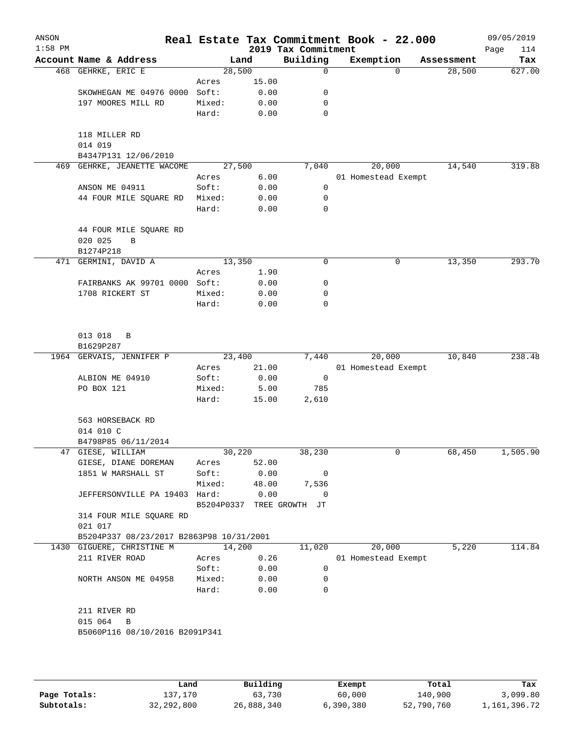# Real Estate Tax Commitment Book - 22.000

ANSON
1:58 PM

2019 Tax Commitment

09/05/2019
Page 114

| Account Name & Address | | Land | Building | Exemption | Assessment | Tax |
|---|---|---|---|---|---|---|
| 468 GEHRKE, ERIC E | | 28,500 | 0 | 0 | 28,500 | 627.00 |
| | Acres | 15.00 | | | | |
| SKOWHEGAN ME 04976 0000 | Soft: | 0.00 | 0 | | | |
| 197 MOORES MILL RD | Mixed: | 0.00 | 0 | | | |
| | Hard: | 0.00 | 0 | | | |
| 118 MILLER RD | | | | | | |
| 014 019 | | | | | | |
| B4347P131 12/06/2010 | | | | | | |
| 469 GEHRKE, JEANETTE WACOME | | 27,500 | 7,040 | 20,000 | 14,540 | 319.88 |
| | Acres | 6.00 | | 01 Homestead Exempt | | |
| ANSON ME 04911 | Soft: | 0.00 | 0 | | | |
| 44 FOUR MILE SQUARE RD | Mixed: | 0.00 | 0 | | | |
| | Hard: | 0.00 | 0 | | | |
| 44 FOUR MILE SQUARE RD | | | | | | |
| 020 025 B | | | | | | |
| B1274P218 | | | | | | |
| 471 GERMINI, DAVID A | | 13,350 | 0 | 0 | 13,350 | 293.70 |
| | Acres | 1.90 | | | | |
| FAIRBANKS AK 99701 0000 | Soft: | 0.00 | 0 | | | |
| 1708 RICKERT ST | Mixed: | 0.00 | 0 | | | |
| | Hard: | 0.00 | 0 | | | |
| 013 018 B | | | | | | |
| B1629P287 | | | | | | |
| 1964 GERVAIS, JENNIFER P | | 23,400 | 7,440 | 20,000 | 10,840 | 238.48 |
| | Acres | 21.00 | | 01 Homestead Exempt | | |
| ALBION ME 04910 | Soft: | 0.00 | 0 | | | |
| PO BOX 121 | Mixed: | 5.00 | 785 | | | |
| | Hard: | 15.00 | 2,610 | | | |
| 563 HORSEBACK RD | | | | | | |
| 014 010 C | | | | | | |
| B4798P85 06/11/2014 | | | | | | |
| 47 GIESE, WILLIAM | | 30,220 | 38,230 | 0 | 68,450 | 1,505.90 |
| GIESE, DIANE DOREMAN | Acres | 52.00 | | | | |
| 1851 W MARSHALL ST | Soft: | 0.00 | 0 | | | |
| | Mixed: | 48.00 | 7,536 | | | |
| JEFFERSONVILLE PA 19403 | Hard: | 0.00 | 0 | | | |
| | B5204P0337 | TREE GROWTH | JT | | | |
| 314 FOUR MILE SQUARE RD | | | | | | |
| 021 017 | | | | | | |
| B5204P337 08/23/2017 B2863P98 10/31/2001 | | | | | | |
| 1430 GIGUERE, CHRISTINE M | | 14,200 | 11,020 | 20,000 | 5,220 | 114.84 |
| 211 RIVER ROAD | Acres | 0.26 | | 01 Homestead Exempt | | |
| | Soft: | 0.00 | 0 | | | |
| NORTH ANSON ME 04958 | Mixed: | 0.00 | 0 | | | |
| | Hard: | 0.00 | 0 | | | |
| 211 RIVER RD | | | | | | |
| 015 064 B | | | | | | |
| B5060P116 08/10/2016 B2091P341 | | | | | | |

| | Land | Building | Exempt | Total | Tax |
|---|---|---|---|---|---|
| Page Totals: | 137,170 | 63,730 | 60,000 | 140,900 | 3,099.80 |
| Subtotals: | 32,292,800 | 26,888,340 | 6,390,380 | 52,790,760 | 1,161,396.72 |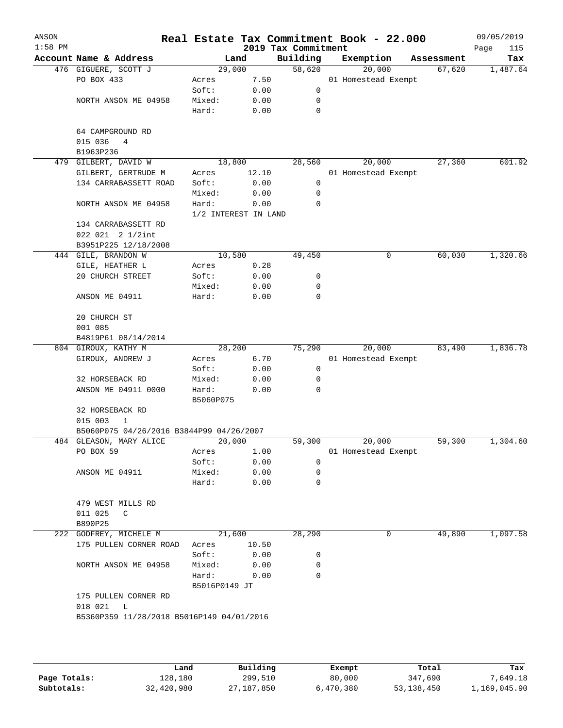ANSON

1:58 PM

# Real Estate Tax Commitment Book - 22.000

## 2019 Tax Commitment

09/05/2019

| Account Name & Address | Land | | Building | Exemption | Assessment | Tax |
|---|---|---|---|---|---|---|
| 476 GIGUERE, SCOTT J | 29,000 | | 58,620 | 20,000 | 67,620 | 1,487.64 |
| PO BOX 433 | Acres | 7.50 | | 01 Homestead Exempt | | |
| | Soft: | 0.00 | 0 | | | |
| NORTH ANSON ME 04958 | Mixed: | 0.00 | 0 | | | |
| | Hard: | 0.00 | 0 | | | |
| 64 CAMPGROUND RD | | | | | | |
| 015 036 4 | | | | | | |
| B1963P236 | | | | | | |
| 479 GILBERT, DAVID W | 18,800 | | 28,560 | 20,000 | 27,360 | 601.92 |
| GILBERT, GERTRUDE M | Acres | 12.10 | | 01 Homestead Exempt | | |
| 134 CARRABASSETT ROAD | Soft: | 0.00 | 0 | | | |
| | Mixed: | 0.00 | 0 | | | |
| NORTH ANSON ME 04958 | Hard: | 0.00 | 0 | | | |
| | 1/2 INTEREST IN LAND | | | | | |
| 134 CARRABASSETT RD | | | | | | |
| 022 021 2 1/2int | | | | | | |
| B3951P225 12/18/2008 | | | | | | |
| 444 GILE, BRANDON W | 10,580 | | 49,450 | 0 | 60,030 | 1,320.66 |
| GILE, HEATHER L | Acres | 0.28 | | | | |
| 20 CHURCH STREET | Soft: | 0.00 | 0 | | | |
| | Mixed: | 0.00 | 0 | | | |
| ANSON ME 04911 | Hard: | 0.00 | 0 | | | |
| 20 CHURCH ST | | | | | | |
| 001 085 | | | | | | |
| B4819P61 08/14/2014 | | | | | | |
| 804 GIROUX, KATHY M | 28,200 | | 75,290 | 20,000 | 83,490 | 1,836.78 |
| GIROUX, ANDREW J | Acres | 6.70 | | 01 Homestead Exempt | | |
| | Soft: | 0.00 | 0 | | | |
| 32 HORSEBACK RD | Mixed: | 0.00 | 0 | | | |
| ANSON ME 04911 0000 | Hard: | 0.00 | 0 | | | |
| | B5060P075 | | | | | |
| 32 HORSEBACK RD | | | | | | |
| 015 003 1 | | | | | | |
| B5060P075 04/26/2016 B3844P99 04/26/2007 | | | | | | |
| 484 GLEASON, MARY ALICE | 20,000 | | 59,300 | 20,000 | 59,300 | 1,304.60 |
| PO BOX 59 | Acres | 1.00 | | 01 Homestead Exempt | | |
| | Soft: | 0.00 | 0 | | | |
| ANSON ME 04911 | Mixed: | 0.00 | 0 | | | |
| | Hard: | 0.00 | 0 | | | |
| 479 WEST MILLS RD | | | | | | |
| 011 025 C | | | | | | |
| B890P25 | | | | | | |
| 222 GODFREY, MICHELE M | 21,600 | | 28,290 | 0 | 49,890 | 1,097.58 |
| 175 PULLEN CORNER ROAD | Acres | 10.50 | | | | |
| | Soft: | 0.00 | 0 | | | |
| NORTH ANSON ME 04958 | Mixed: | 0.00 | 0 | | | |
| | Hard: | 0.00 | 0 | | | |
| | B5016P0149 JT | | | | | |
| 175 PULLEN CORNER RD | | | | | | |
| 018 021 L | | | | | | |
| B5360P359 11/28/2018 B5016P149 04/01/2016 | | | | | | |

| | Land | Building | Exempt | Total | Tax |
|---|---|---|---|---|---|
| Page Totals: | 128,180 | 299,510 | 80,000 | 347,690 | 7,649.18 |
| Subtotals: | 32,420,980 | 27,187,850 | 6,470,380 | 53,138,450 | 1,169,045.90 |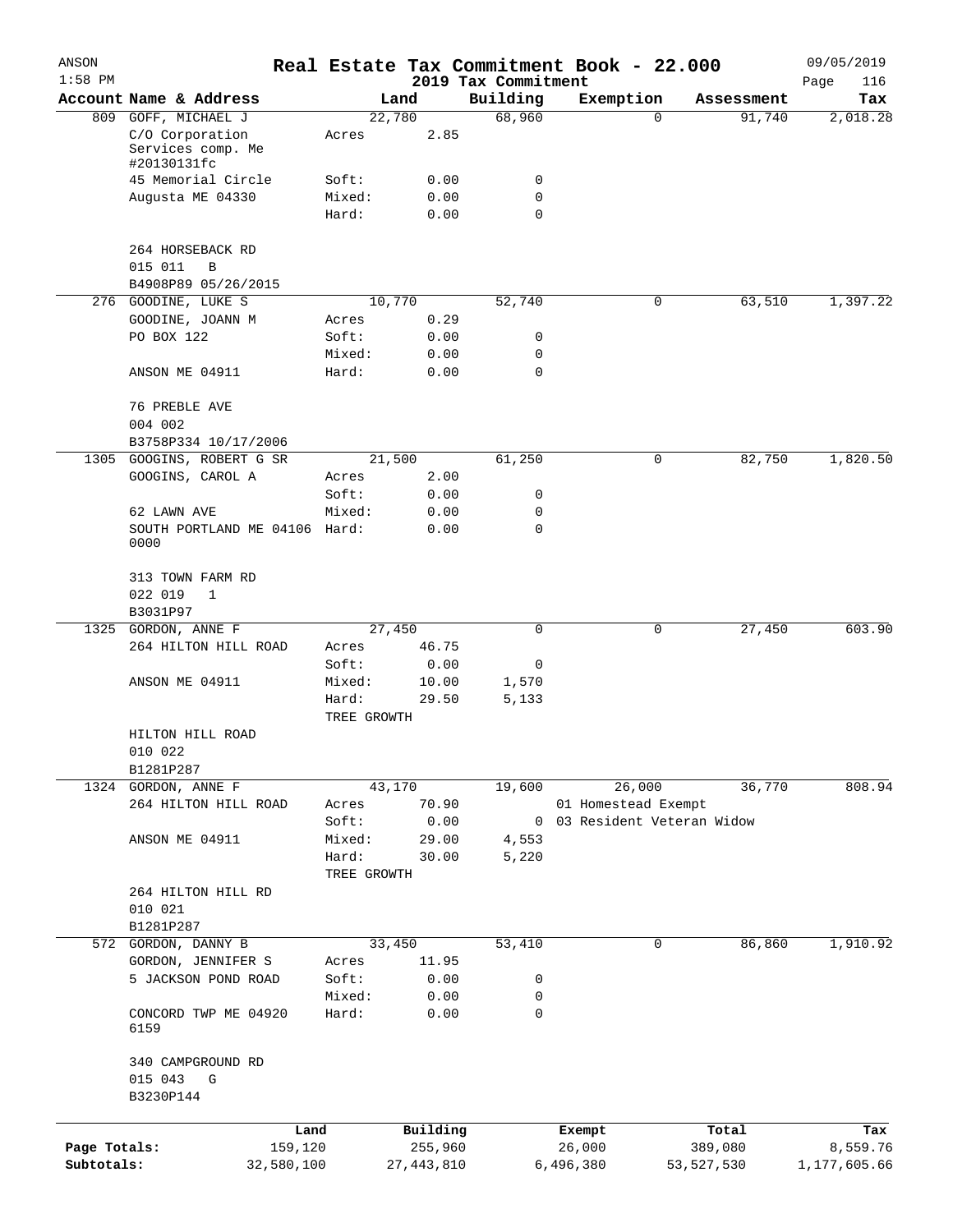ANSON | Real Estate Tax Commitment Book - 22.000 | 09/05/2019
1:58 PM | 2019 Tax Commitment | Page 116

| Account Name & Address | Land | | Building | Exemption | Assessment | Tax |
|---|---|---|---|---|---|---|
| 809 GOFF, MICHAEL J | 22,780 | | 68,960 | 0 | 91,740 | 2,018.28 |
| C/O Corporation Services comp. Me #20130131fc | Acres | 2.85 | | | | |
| 45 Memorial Circle | Soft: | 0.00 | 0 | | | |
| Augusta ME 04330 | Mixed: | 0.00 | 0 | | | |
| | Hard: | 0.00 | 0 | | | |
| 264 HORSEBACK RD | | | | | | |
| 015 011 B | | | | | | |
| B4908P89 05/26/2015 | | | | | | |
| 276 GOODINE, LUKE S | 10,770 | | 52,740 | 0 | 63,510 | 1,397.22 |
| GOODINE, JOANN M | Acres | 0.29 | | | | |
| PO BOX 122 | Soft: | 0.00 | 0 | | | |
| | Mixed: | 0.00 | 0 | | | |
| ANSON ME 04911 | Hard: | 0.00 | 0 | | | |
| 76 PREBLE AVE | | | | | | |
| 004 002 | | | | | | |
| B3758P334 10/17/2006 | | | | | | |
| 1305 GOOGINS, ROBERT G SR | 21,500 | | 61,250 | 0 | 82,750 | 1,820.50 |
| GOOGINS, CAROL A | Acres | 2.00 | | | | |
| | Soft: | 0.00 | 0 | | | |
| 62 LAWN AVE | Mixed: | 0.00 | 0 | | | |
| SOUTH PORTLAND ME 04106 0000 | Hard: | 0.00 | 0 | | | |
| 313 TOWN FARM RD | | | | | | |
| 022 019 1 | | | | | | |
| B3031P97 | | | | | | |
| 1325 GORDON, ANNE F | 27,450 | | 0 | 0 | 27,450 | 603.90 |
| 264 HILTON HILL ROAD | Acres | 46.75 | | | | |
| | Soft: | 0.00 | 0 | | | |
| ANSON ME 04911 | Mixed: | 10.00 | 1,570 | | | |
| | Hard: | 29.50 | 5,133 | | | |
| | TREE GROWTH | | | | | |
| HILTON HILL ROAD | | | | | | |
| 010 022 | | | | | | |
| B1281P287 | | | | | | |
| 1324 GORDON, ANNE F | 43,170 | | 19,600 | 26,000 | 36,770 | 808.94 |
| 264 HILTON HILL ROAD | Acres | 70.90 | | 01 Homestead Exempt | | |
| | Soft: | 0.00 | 0 | 03 Resident Veteran Widow | | |
| ANSON ME 04911 | Mixed: | 29.00 | 4,553 | | | |
| | Hard: | 30.00 | 5,220 | | | |
| | TREE GROWTH | | | | | |
| 264 HILTON HILL RD | | | | | | |
| 010 021 | | | | | | |
| B1281P287 | | | | | | |
| 572 GORDON, DANNY B | 33,450 | | 53,410 | 0 | 86,860 | 1,910.92 |
| GORDON, JENNIFER S | Acres | 11.95 | | | | |
| 5 JACKSON POND ROAD | Soft: | 0.00 | 0 | | | |
| | Mixed: | 0.00 | 0 | | | |
| CONCORD TWP ME 04920 6159 | Hard: | 0.00 | 0 | | | |
| 340 CAMPGROUND RD | | | | | | |
| 015 043 G | | | | | | |
| B3230P144 | | | | | | |

| | Land | Building | Exempt | Total | Tax |
|---|---|---|---|---|---|
| Page Totals: | 159,120 | 255,960 | 26,000 | 389,080 | 8,559.76 |
| Subtotals: | 32,580,100 | 27,443,810 | 6,496,380 | 53,527,530 | 1,177,605.66 |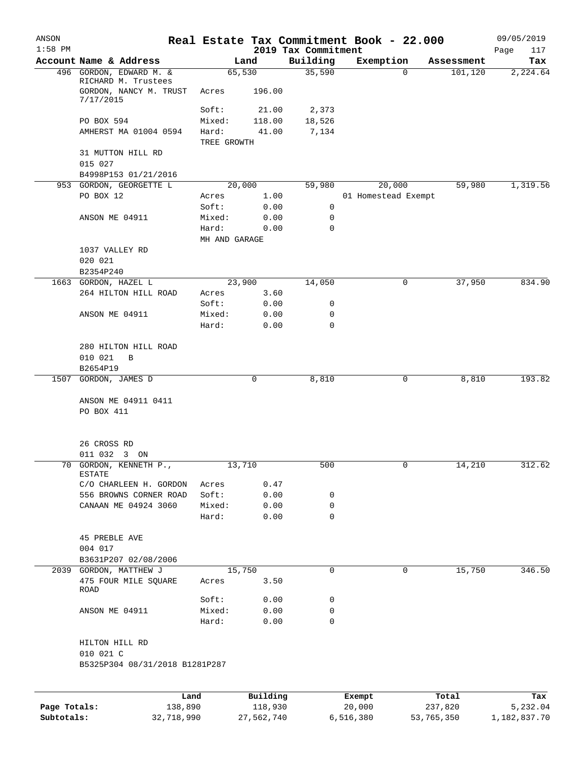ANSON 1:58 PM

# Real Estate Tax Commitment Book - 22.000

2019 Tax Commitment

09/05/2019

| Account Name & Address | | Land | Building | Exemption | Assessment | Tax |
|---|---|---|---|---|---|---|
| 496 GORDON, EDWARD M. & RICHARD M. Trustees | | 65,530 | 35,590 | 0 | 101,120 | 2,224.64 |
| GORDON, NANCY M. TRUST 7/17/2015 | Acres | 196.00 | | | | |
| | Soft: | 21.00 | 2,373 | | | |
| PO BOX 594 | Mixed: | 118.00 | 18,526 | | | |
| AMHERST MA 01004 0594 | Hard: | 41.00 | 7,134 | | | |
| | TREE GROWTH | | | | | |
| 31 MUTTON HILL RD | | | | | | |
| 015 027 | | | | | | |
| B4998P153 01/21/2016 | | | | | | |
| 953 GORDON, GEORGETTE L | | 20,000 | 59,980 | 20,000 | 59,980 | 1,319.56 |
| PO BOX 12 | Acres | 1.00 | | 01 Homestead Exempt | | |
| | Soft: | 0.00 | 0 | | | |
| ANSON ME 04911 | Mixed: | 0.00 | 0 | | | |
| | Hard: | 0.00 | 0 | | | |
| | MH AND GARAGE | | | | | |
| 1037 VALLEY RD | | | | | | |
| 020 021 | | | | | | |
| B2354P240 | | | | | | |
| 1663 GORDON, HAZEL L | | 23,900 | 14,050 | 0 | 37,950 | 834.90 |
| 264 HILTON HILL ROAD | Acres | 3.60 | | | | |
| | Soft: | 0.00 | 0 | | | |
| ANSON ME 04911 | Mixed: | 0.00 | 0 | | | |
| | Hard: | 0.00 | 0 | | | |
| 280 HILTON HILL ROAD | | | | | | |
| 010 021 B | | | | | | |
| B2654P19 | | | | | | |
| 1507 GORDON, JAMES D | | 0 | 8,810 | 0 | 8,810 | 193.82 |
| ANSON ME 04911 0411 | | | | | | |
| PO BOX 411 | | | | | | |
| 26 CROSS RD | | | | | | |
| 011 032 3 ON | | | | | | |
| 70 GORDON, KENNETH P., ESTATE | | 13,710 | 500 | 0 | 14,210 | 312.62 |
| C/O CHARLEEN H. GORDON | Acres | 0.47 | | | | |
| 556 BROWNS CORNER ROAD | Soft: | 0.00 | 0 | | | |
| CANAAN ME 04924 3060 | Mixed: | 0.00 | 0 | | | |
| | Hard: | 0.00 | 0 | | | |
| 45 PREBLE AVE | | | | | | |
| 004 017 | | | | | | |
| B3631P207 02/08/2006 | | | | | | |
| 2039 GORDON, MATTHEW J | | 15,750 | 0 | 0 | 15,750 | 346.50 |
| 475 FOUR MILE SQUARE ROAD | Acres | 3.50 | | | | |
| | Soft: | 0.00 | 0 | | | |
| ANSON ME 04911 | Mixed: | 0.00 | 0 | | | |
| | Hard: | 0.00 | 0 | | | |
| HILTON HILL RD | | | | | | |
| 010 021 C | | | | | | |
| B5325P304 08/31/2018 B1281P287 | | | | | | |

| | Land | Building | Exempt | Total | Tax |
|---|---|---|---|---|---|
| Page Totals: | 138,890 | 118,930 | 20,000 | 237,820 | 5,232.04 |
| Subtotals: | 32,718,990 | 27,562,740 | 6,516,380 | 53,765,350 | 1,182,837.70 |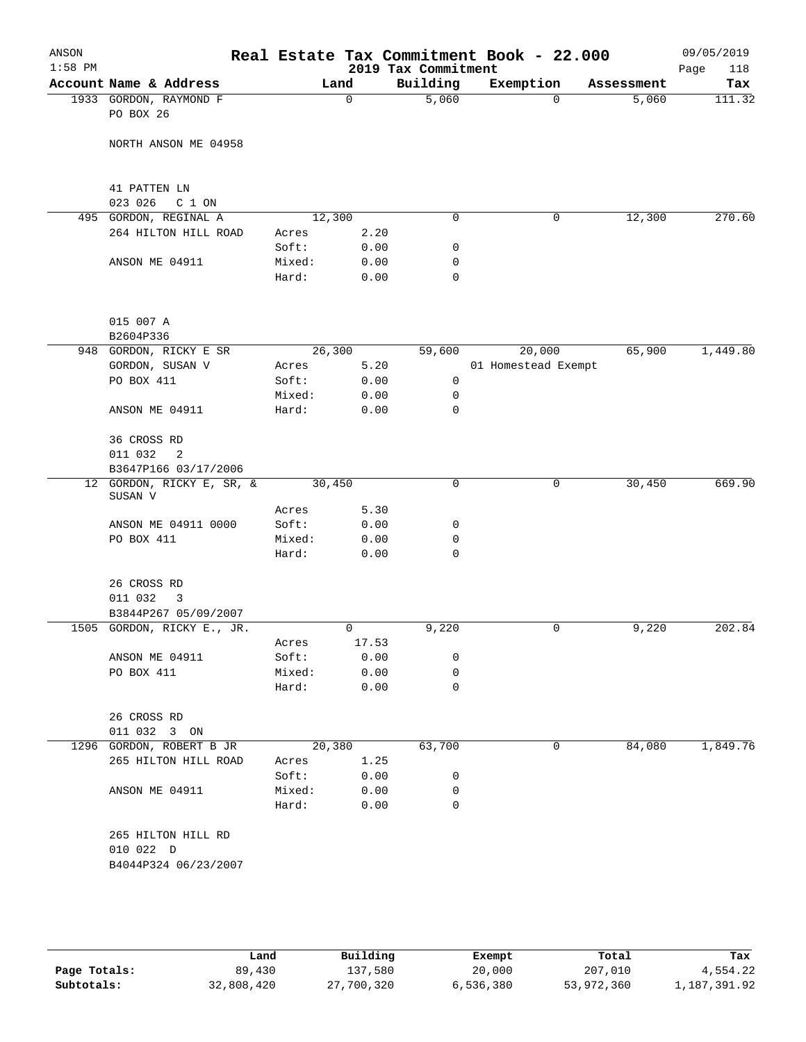# Real Estate Tax Commitment Book - 22.000

ANSON
1:58 PM

2019 Tax Commitment

09/05/2019

| Account Name & Address | Land | | Building | Exemption | Assessment | Tax |
|---|---|---|---|---|---|---|
| 1933 GORDON, RAYMOND F | | 0 | 5,060 | 0 | 5,060 | 111.32 |
| PO BOX 26 | | | | | | |
| NORTH ANSON ME 04958 | | | | | | |
| 41 PATTEN LN | | | | | | |
| 023 026 C 1 ON | | | | | | |
| 495 GORDON, REGINAL A | | 12,300 | 0 | 0 | 12,300 | 270.60 |
| 264 HILTON HILL ROAD | Acres | 2.20 | | | | |
| | Soft: | 0.00 | 0 | | | |
| ANSON ME 04911 | Mixed: | 0.00 | 0 | | | |
| | Hard: | 0.00 | 0 | | | |
| 015 007 A | | | | | | |
| B2604P336 | | | | | | |
| 948 GORDON, RICKY E SR | | 26,300 | 59,600 | 20,000 | 65,900 | 1,449.80 |
| GORDON, SUSAN V | Acres | 5.20 | | 01 Homestead Exempt | | |
| PO BOX 411 | Soft: | 0.00 | 0 | | | |
| | Mixed: | 0.00 | 0 | | | |
| ANSON ME 04911 | Hard: | 0.00 | 0 | | | |
| 36 CROSS RD | | | | | | |
| 011 032 2 | | | | | | |
| B3647P166 03/17/2006 | | | | | | |
| 12 GORDON, RICKY E, SR, & SUSAN V | | 30,450 | 0 | 0 | 30,450 | 669.90 |
| | Acres | 5.30 | | | | |
| ANSON ME 04911 0000 | Soft: | 0.00 | 0 | | | |
| PO BOX 411 | Mixed: | 0.00 | 0 | | | |
| | Hard: | 0.00 | 0 | | | |
| 26 CROSS RD | | | | | | |
| 011 032 3 | | | | | | |
| B3844P267 05/09/2007 | | | | | | |
| 1505 GORDON, RICKY E., JR. | | 0 | 9,220 | 0 | 9,220 | 202.84 |
| | Acres | 17.53 | | | | |
| ANSON ME 04911 | Soft: | 0.00 | 0 | | | |
| PO BOX 411 | Mixed: | 0.00 | 0 | | | |
| | Hard: | 0.00 | 0 | | | |
| 26 CROSS RD | | | | | | |
| 011 032 3 ON | | | | | | |
| 1296 GORDON, ROBERT B JR | | 20,380 | 63,700 | 0 | 84,080 | 1,849.76 |
| 265 HILTON HILL ROAD | Acres | 1.25 | | | | |
| | Soft: | 0.00 | 0 | | | |
| ANSON ME 04911 | Mixed: | 0.00 | 0 | | | |
| | Hard: | 0.00 | 0 | | | |
| 265 HILTON HILL RD | | | | | | |
| 010 022 D | | | | | | |
| B4044P324 06/23/2007 | | | | | | |

| | Land | Building | Exempt | Total | Tax |
|---|---|---|---|---|---|
| Page Totals: | 89,430 | 137,580 | 20,000 | 207,010 | 4,554.22 |
| Subtotals: | 32,808,420 | 27,700,320 | 6,536,380 | 53,972,360 | 1,187,391.92 |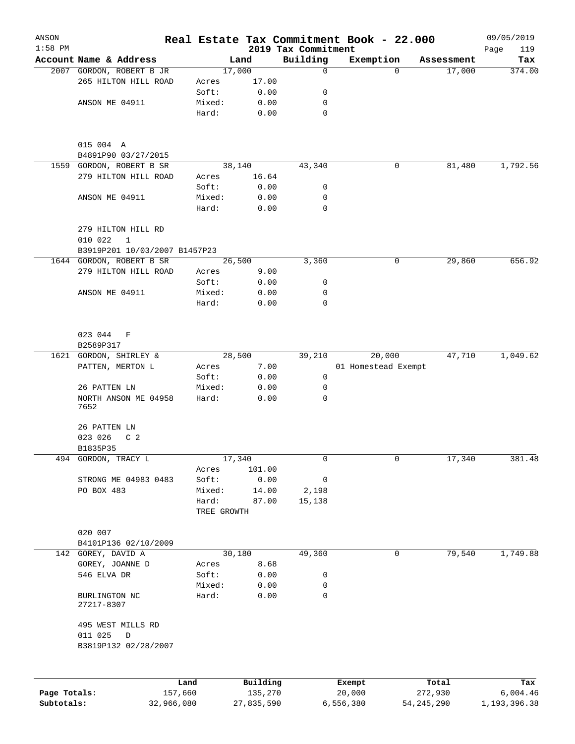ANSON 1:58 PM

# Real Estate Tax Commitment Book - 22.000

## 2019 Tax Commitment

09/05/2019 Page 119

| Account Name & Address | | Land | Building | Exemption | Assessment | Tax |
|---|---|---|---|---|---|---|
| 2007 GORDON, ROBERT B JR | | 17,000 | 0 | 0 | 17,000 | 374.00 |
| 265 HILTON HILL ROAD | Acres | 17.00 | | | | |
| | Soft: | 0.00 | 0 | | | |
| ANSON ME 04911 | Mixed: | 0.00 | 0 | | | |
| | Hard: | 0.00 | 0 | | | |
| 015 004 A | | | | | | |
| B4891P90 03/27/2015 | | | | | | |
| 1559 GORDON, ROBERT B SR | | 38,140 | 43,340 | 0 | 81,480 | 1,792.56 |
| 279 HILTON HILL ROAD | Acres | 16.64 | | | | |
| | Soft: | 0.00 | 0 | | | |
| ANSON ME 04911 | Mixed: | 0.00 | 0 | | | |
| | Hard: | 0.00 | 0 | | | |
| 279 HILTON HILL RD | | | | | | |
| 010 022 1 | | | | | | |
| B3919P201 10/03/2007 B1457P23 | | | | | | |
| 1644 GORDON, ROBERT B SR | | 26,500 | 3,360 | 0 | 29,860 | 656.92 |
| 279 HILTON HILL ROAD | Acres | 9.00 | | | | |
| | Soft: | 0.00 | 0 | | | |
| ANSON ME 04911 | Mixed: | 0.00 | 0 | | | |
| | Hard: | 0.00 | 0 | | | |
| 023 044 F | | | | | | |
| B2589P317 | | | | | | |
| 1621 GORDON, SHIRLEY & | | 28,500 | 39,210 | 20,000 | 47,710 | 1,049.62 |
| PATTEN, MERTON L | Acres | 7.00 | | 01 Homestead Exempt | | |
| | Soft: | 0.00 | 0 | | | |
| 26 PATTEN LN | Mixed: | 0.00 | 0 | | | |
| NORTH ANSON ME 04958 7652 | Hard: | 0.00 | 0 | | | |
| 26 PATTEN LN | | | | | | |
| 023 026 C 2 | | | | | | |
| B1835P35 | | | | | | |
| 494 GORDON, TRACY L | | 17,340 | 0 | 0 | 17,340 | 381.48 |
| | Acres | 101.00 | | | | |
| STRONG ME 04983 0483 | Soft: | 0.00 | 0 | | | |
| PO BOX 483 | Mixed: | 14.00 | 2,198 | | | |
| | Hard: | 87.00 | 15,138 | | | |
| | TREE GROWTH | | | | | |
| 020 007 | | | | | | |
| B4101P136 02/10/2009 | | | | | | |
| 142 GOREY, DAVID A | | 30,180 | 49,360 | 0 | 79,540 | 1,749.88 |
| GOREY, JOANNE D | Acres | 8.68 | | | | |
| 546 ELVA DR | Soft: | 0.00 | 0 | | | |
| | Mixed: | 0.00 | 0 | | | |
| BURLINGTON NC 27217-8307 | Hard: | 0.00 | 0 | | | |
| 495 WEST MILLS RD | | | | | | |
| 011 025 D | | | | | | |
| B3819P132 02/28/2007 | | | | | | |

| | Land | Building | Exempt | Total | Tax |
|---|---|---|---|---|---|
| Page Totals: | 157,660 | 135,270 | 20,000 | 272,930 | 6,004.46 |
| Subtotals: | 32,966,080 | 27,835,590 | 6,556,380 | 54,245,290 | 1,193,396.38 |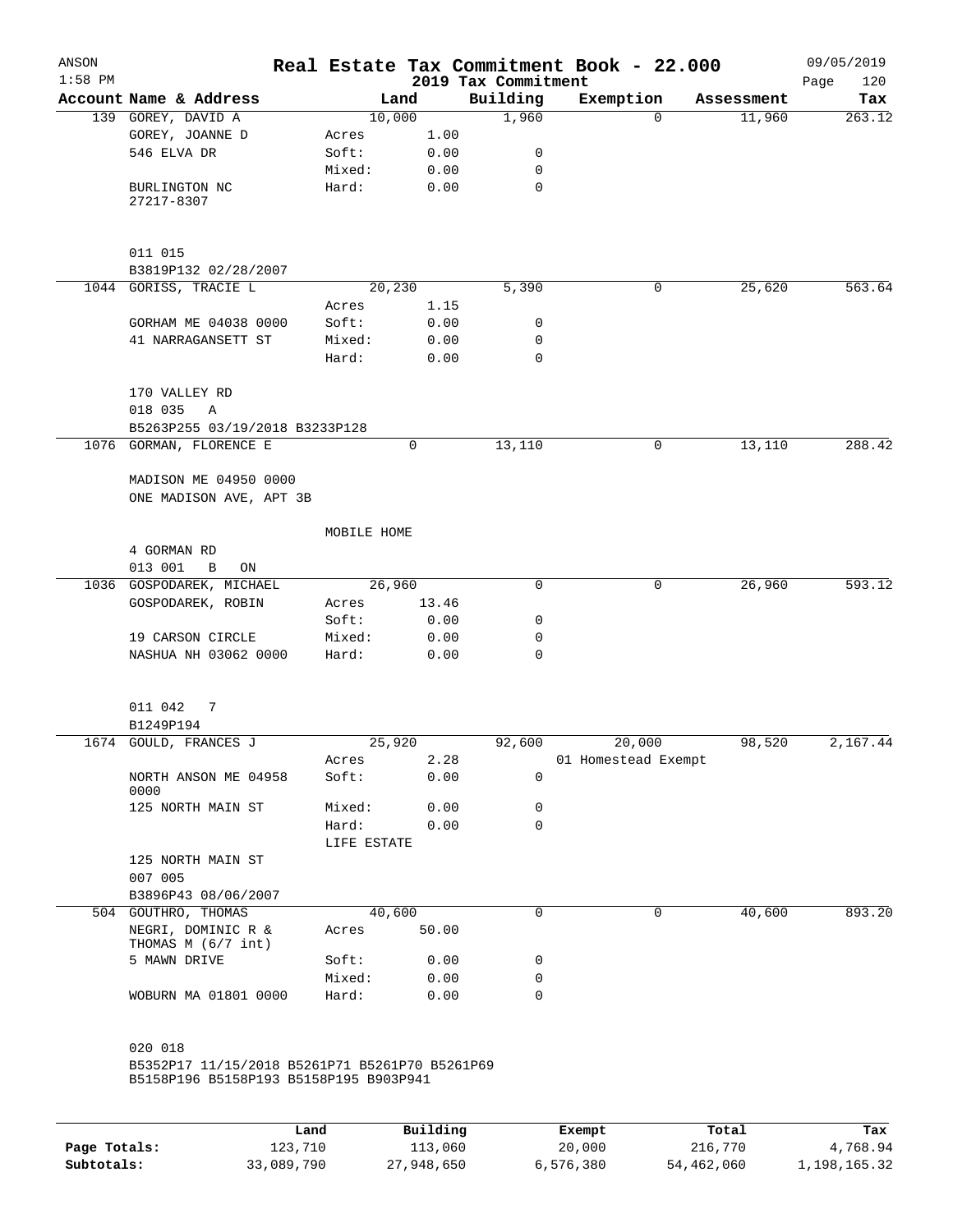# Real Estate Tax Commitment Book - 22.000

ANSON
1:58 PM

2019 Tax Commitment

09/05/2019

| Account Name & Address | Land | | Building | Exemption | Assessment | Tax |
|---|---|---|---|---|---|---|
| 139 GOREY, DAVID A | 10,000 | | 1,960 | 0 | 11,960 | 263.12 |
| GOREY, JOANNE D | Acres | 1.00 | | | | |
| 546 ELVA DR | Soft: | 0.00 | 0 | | | |
| | Mixed: | 0.00 | 0 | | | |
| BURLINGTON NC 27217-8307 | Hard: | 0.00 | 0 | | | |
| 011 015 | | | | | | |
| B3819P132 02/28/2007 | | | | | | |
| 1044 GORISS, TRACIE L | 20,230 | | 5,390 | 0 | 25,620 | 563.64 |
| | Acres | 1.15 | | | | |
| GORHAM ME 04038 0000 | Soft: | 0.00 | 0 | | | |
| 41 NARRAGANSETT ST | Mixed: | 0.00 | 0 | | | |
| | Hard: | 0.00 | 0 | | | |
| 170 VALLEY RD | | | | | | |
| 018 035 A | | | | | | |
| B5263P255 03/19/2018 B3233P128 | | | | | | |
| 1076 GORMAN, FLORENCE E | 0 | | 13,110 | 0 | 13,110 | 288.42 |
| MADISON ME 04950 0000 | | | | | | |
| ONE MADISON AVE, APT 3B | | | | | | |
| | MOBILE HOME | | | | | |
| 4 GORMAN RD | | | | | | |
| 013 001 B ON | | | | | | |
| 1036 GOSPODAREK, MICHAEL | 26,960 | | 0 | 0 | 26,960 | 593.12 |
| GOSPODAREK, ROBIN | Acres | 13.46 | | | | |
| | Soft: | 0.00 | 0 | | | |
| 19 CARSON CIRCLE | Mixed: | 0.00 | 0 | | | |
| NASHUA NH 03062 0000 | Hard: | 0.00 | 0 | | | |
| 011 042 7 | | | | | | |
| B1249P194 | | | | | | |
| 1674 GOULD, FRANCES J | 25,920 | | 92,600 | 20,000 | 98,520 | 2,167.44 |
| | Acres | 2.28 | | 01 Homestead Exempt | | |
| NORTH ANSON ME 04958 0000 | Soft: | 0.00 | 0 | | | |
| 125 NORTH MAIN ST | Mixed: | 0.00 | 0 | | | |
| | Hard: | 0.00 | 0 | | | |
| | LIFE ESTATE | | | | | |
| 125 NORTH MAIN ST | | | | | | |
| 007 005 | | | | | | |
| B3896P43 08/06/2007 | | | | | | |
| 504 GOUTHRO, THOMAS | 40,600 | | 0 | 0 | 40,600 | 893.20 |
| NEGRI, DOMINIC R & THOMAS M (6/7 int) | Acres | 50.00 | | | | |
| 5 MAWN DRIVE | Soft: | 0.00 | 0 | | | |
| | Mixed: | 0.00 | 0 | | | |
| WOBURN MA 01801 0000 | Hard: | 0.00 | 0 | | | |
| 020 018 | | | | | | |
| B5352P17 11/15/2018 B5261P71 B5261P70 B5261P69 B5158P196 B5158P193 B5158P195 B903P941 | | | | | | |

| | Land | Building | Exempt | Total | Tax |
|---|---|---|---|---|---|
| Page Totals: | 123,710 | 113,060 | 20,000 | 216,770 | 4,768.94 |
| Subtotals: | 33,089,790 | 27,948,650 | 6,576,380 | 54,462,060 | 1,198,165.32 |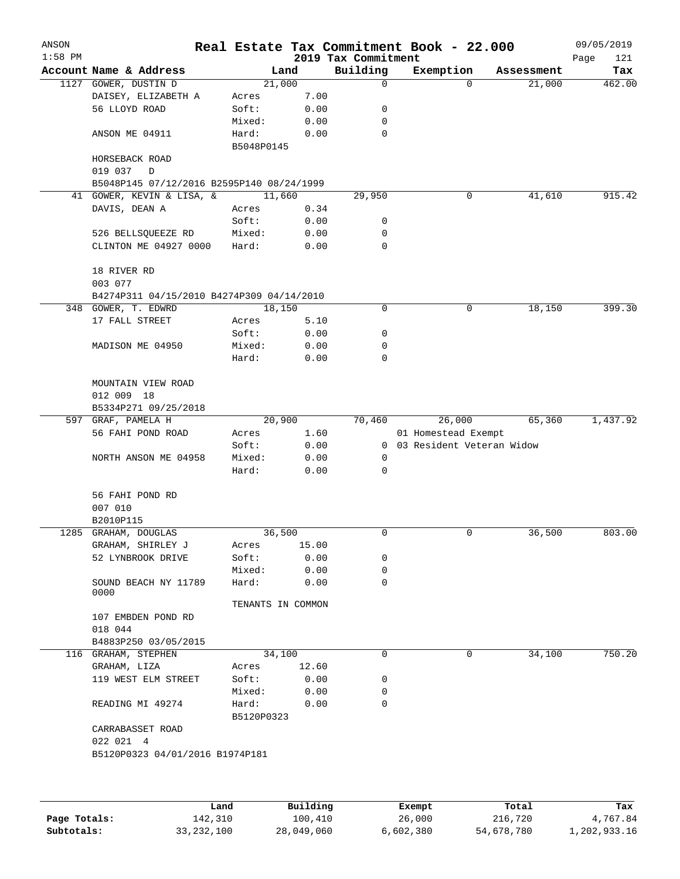ANSON | Real Estate Tax Commitment Book - 22.000 | 09/05/2019

1:58 PM | 2019 Tax Commitment

| Account Name & Address | Land | | Building | Exemption | Assessment | Tax |
|---|---|---|---|---|---|---|
| 1127 GOWER, DUSTIN D | 21,000 | | 0 | 0 | 21,000 | 462.00 |
| DAISEY, ELIZABETH A | Acres | 7.00 | | | | |
| 56 LLOYD ROAD | Soft: | 0.00 | 0 | | | |
| | Mixed: | 0.00 | 0 | | | |
| ANSON ME 04911 | Hard: | 0.00 | 0 | | | |
| | B5048P0145 | | | | | |
| HORSEBACK ROAD | | | | | | |
| 019 037 D | | | | | | |
| B5048P145 07/12/2016 B2595P140 08/24/1999 | | | | | | |
| 41 GOWER, KEVIN & LISA, & | 11,660 | | 29,950 | 0 | 41,610 | 915.42 |
| DAVIS, DEAN A | Acres | 0.34 | | | | |
| | Soft: | 0.00 | 0 | | | |
| 526 BELLSQUEEZE RD | Mixed: | 0.00 | 0 | | | |
| CLINTON ME 04927 0000 | Hard: | 0.00 | 0 | | | |
| 18 RIVER RD | | | | | | |
| 003 077 | | | | | | |
| B4274P311 04/15/2010 B4274P309 04/14/2010 | | | | | | |
| 348 GOWER, T. EDWRD | 18,150 | | 0 | 0 | 18,150 | 399.30 |
| 17 FALL STREET | Acres | 5.10 | | | | |
| | Soft: | 0.00 | 0 | | | |
| MADISON ME 04950 | Mixed: | 0.00 | 0 | | | |
| | Hard: | 0.00 | 0 | | | |
| MOUNTAIN VIEW ROAD | | | | | | |
| 012 009 18 | | | | | | |
| B5334P271 09/25/2018 | | | | | | |
| 597 GRAF, PAMELA H | 20,900 | | 70,460 | 26,000 | 65,360 | 1,437.92 |
| 56 FAHI POND ROAD | Acres | 1.60 | | 01 Homestead Exempt | | |
| | Soft: | 0.00 | 0 | 03 Resident Veteran Widow | | |
| NORTH ANSON ME 04958 | Mixed: | 0.00 | 0 | | | |
| | Hard: | 0.00 | 0 | | | |
| 56 FAHI POND RD | | | | | | |
| 007 010 | | | | | | |
| B2010P115 | | | | | | |
| 1285 GRAHAM, DOUGLAS | 36,500 | | 0 | 0 | 36,500 | 803.00 |
| GRAHAM, SHIRLEY J | Acres | 15.00 | | | | |
| 52 LYNBROOK DRIVE | Soft: | 0.00 | 0 | | | |
| | Mixed: | 0.00 | 0 | | | |
| SOUND BEACH NY 11789 0000 | Hard: | 0.00 | 0 | | | |
| | TENANTS IN COMMON | | | | | |
| 107 EMBDEN POND RD | | | | | | |
| 018 044 | | | | | | |
| B4883P250 03/05/2015 | | | | | | |
| 116 GRAHAM, STEPHEN | 34,100 | | 0 | 0 | 34,100 | 750.20 |
| GRAHAM, LIZA | Acres | 12.60 | | | | |
| 119 WEST ELM STREET | Soft: | 0.00 | 0 | | | |
| | Mixed: | 0.00 | 0 | | | |
| READING MI 49274 | Hard: | 0.00 | 0 | | | |
| | B5120P0323 | | | | | |
| CARRABASSET ROAD | | | | | | |
| 022 021 4 | | | | | | |
| B5120P0323 04/01/2016 B1974P181 | | | | | | |

| | Land | Building | Exempt | Total | Tax |
|---|---|---|---|---|---|
| Page Totals: | 142,310 | 100,410 | 26,000 | 216,720 | 4,767.84 |
| Subtotals: | 33,232,100 | 28,049,060 | 6,602,380 | 54,678,780 | 1,202,933.16 |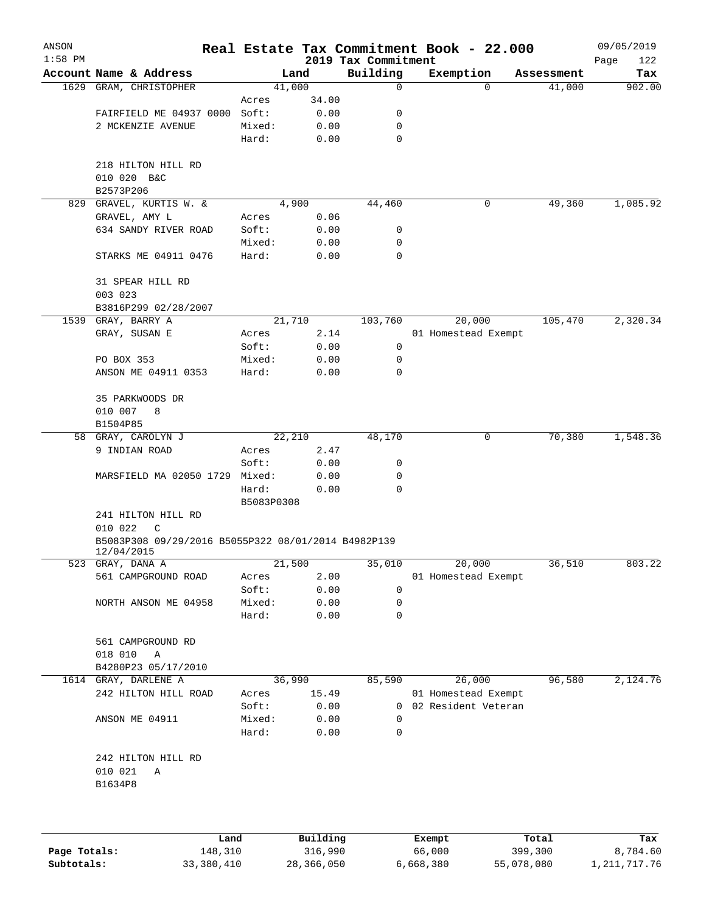ANSON 1:58 PM

# Real Estate Tax Commitment Book - 22.000

2019 Tax Commitment

09/05/2019

| Account Name & Address | | Land | Building | Exemption | Assessment | Tax |
|---|---|---|---|---|---|---|
| 1629 GRAM, CHRISTOPHER | | 41,000 | 0 | 0 | 41,000 | 902.00 |
| | Acres | 34.00 | | | | |
| FAIRFIELD ME 04937 0000 | Soft: | 0.00 | 0 | | | |
| 2 MCKENZIE AVENUE | Mixed: | 0.00 | 0 | | | |
| | Hard: | 0.00 | 0 | | | |
| 218 HILTON HILL RD | | | | | | |
| 010 020 B&C | | | | | | |
| B2573P206 | | | | | | |
| 829 GRAVEL, KURTIS W. & | | 4,900 | 44,460 | 0 | 49,360 | 1,085.92 |
| GRAVEL, AMY L | Acres | 0.06 | | | | |
| 634 SANDY RIVER ROAD | Soft: | 0.00 | 0 | | | |
| | Mixed: | 0.00 | 0 | | | |
| STARKS ME 04911 0476 | Hard: | 0.00 | 0 | | | |
| 31 SPEAR HILL RD | | | | | | |
| 003 023 | | | | | | |
| B3816P299 02/28/2007 | | | | | | |
| 1539 GRAY, BARRY A | | 21,710 | 103,760 | 20,000 | 105,470 | 2,320.34 |
| GRAY, SUSAN E | Acres | 2.14 | | 01 Homestead Exempt | | |
| | Soft: | 0.00 | 0 | | | |
| PO BOX 353 | Mixed: | 0.00 | 0 | | | |
| ANSON ME 04911 0353 | Hard: | 0.00 | 0 | | | |
| 35 PARKWOODS DR | | | | | | |
| 010 007 8 | | | | | | |
| B1504P85 | | | | | | |
| 58 GRAY, CAROLYN J | | 22,210 | 48,170 | 0 | 70,380 | 1,548.36 |
| 9 INDIAN ROAD | Acres | 2.47 | | | | |
| | Soft: | 0.00 | 0 | | | |
| MARSFIELD MA 02050 1729 | Mixed: | 0.00 | 0 | | | |
| | Hard: | 0.00 | 0 | | | |
| | B5083P0308 | | | | | |
| 241 HILTON HILL RD | | | | | | |
| 010 022 C | | | | | | |
| B5083P308 09/29/2016 B5055P322 08/01/2014 B4982P139 12/04/2015 | | | | | | |
| 523 GRAY, DANA A | | 21,500 | 35,010 | 20,000 | 36,510 | 803.22 |
| 561 CAMPGROUND ROAD | Acres | 2.00 | | 01 Homestead Exempt | | |
| | Soft: | 0.00 | 0 | | | |
| NORTH ANSON ME 04958 | Mixed: | 0.00 | 0 | | | |
| | Hard: | 0.00 | 0 | | | |
| 561 CAMPGROUND RD | | | | | | |
| 018 010 A | | | | | | |
| B4280P23 05/17/2010 | | | | | | |
| 1614 GRAY, DARLENE A | | 36,990 | 85,590 | 26,000 | 96,580 | 2,124.76 |
| 242 HILTON HILL ROAD | Acres | 15.49 | | 01 Homestead Exempt | | |
| | Soft: | 0.00 | 0 | 02 Resident Veteran | | |
| ANSON ME 04911 | Mixed: | 0.00 | 0 | | | |
| | Hard: | 0.00 | 0 | | | |
| 242 HILTON HILL RD | | | | | | |
| 010 021 A | | | | | | |
| B1634P8 | | | | | | |

| | Land | Building | Exempt | Total | Tax |
|---|---|---|---|---|---|
| Page Totals: | 148,310 | 316,990 | 66,000 | 399,300 | 8,784.60 |
| Subtotals: | 33,380,410 | 28,366,050 | 6,668,380 | 55,078,080 | 1,211,717.76 |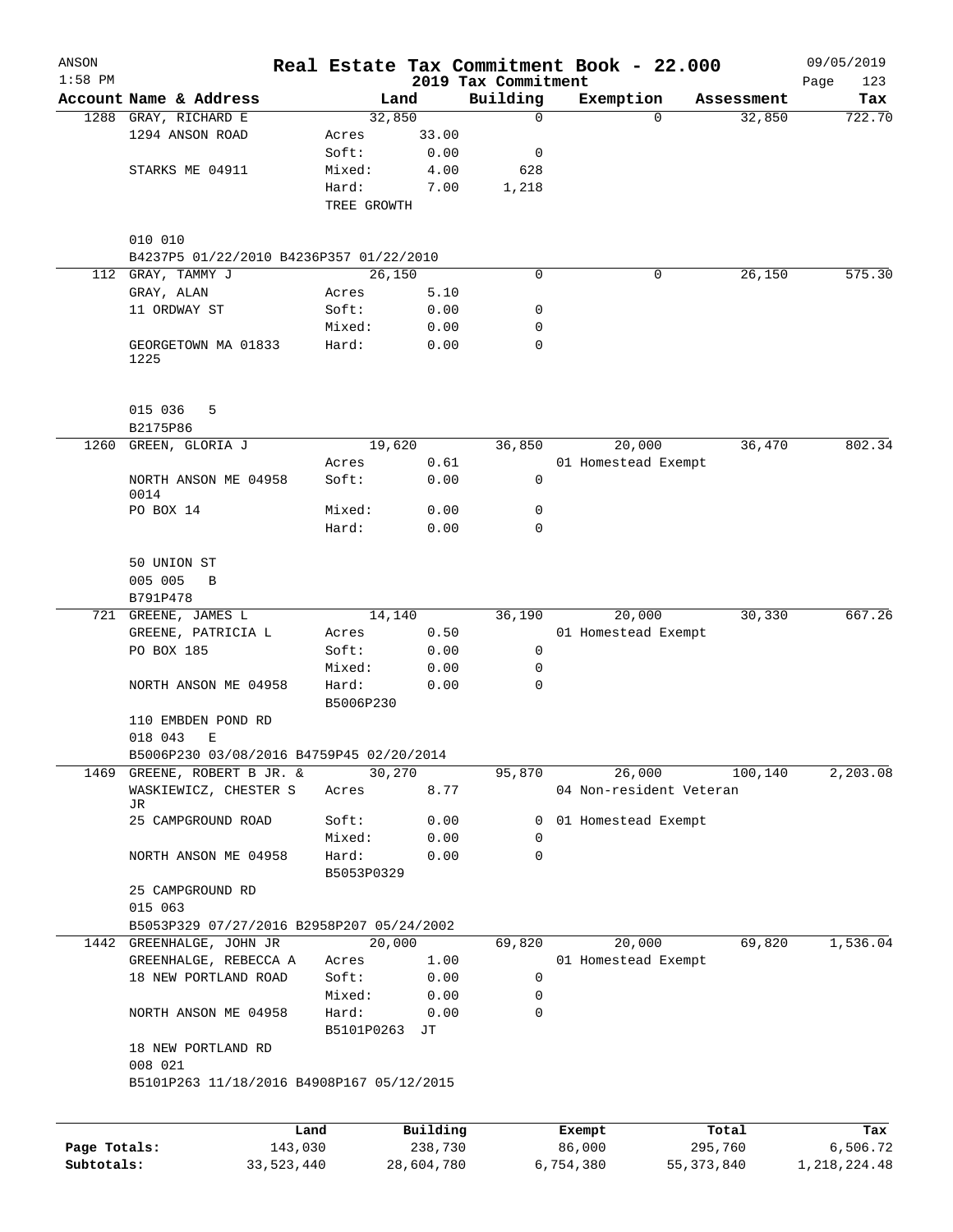# Real Estate Tax Commitment Book - 22.000

## 2019 Tax Commitment

ANSON 1:58 PM — 09/05/2019

| Account Name & Address | Land | | Building | Exemption | Assessment | Tax |
|---|---|---|---|---|---|---|
| 1288 GRAY, RICHARD E | 32,850 | | 0 | 0 | 32,850 | 722.70 |
| 1294 ANSON ROAD | Acres | 33.00 | | | | |
| | Soft: | 0.00 | 0 | | | |
| STARKS ME 04911 | Mixed: | 4.00 | 628 | | | |
| | Hard: | 7.00 | 1,218 | | | |
| | TREE GROWTH | | | | | |
| 010 010 | | | | | | |
| B4237P5 01/22/2010 B4236P357 01/22/2010 | | | | | | |
| 112 GRAY, TAMMY J | 26,150 | | 0 | 0 | 26,150 | 575.30 |
| GRAY, ALAN | Acres | 5.10 | | | | |
| 11 ORDWAY ST | Soft: | 0.00 | 0 | | | |
| | Mixed: | 0.00 | 0 | | | |
| GEORGETOWN MA 01833 1225 | Hard: | 0.00 | 0 | | | |
| 015 036 5 | | | | | | |
| B2175P86 | | | | | | |
| 1260 GREEN, GLORIA J | 19,620 | | 36,850 | 20,000 | 36,470 | 802.34 |
| | Acres | 0.61 | | 01 Homestead Exempt | | |
| NORTH ANSON ME 04958 0014 | Soft: | 0.00 | 0 | | | |
| PO BOX 14 | Mixed: | 0.00 | 0 | | | |
| | Hard: | 0.00 | 0 | | | |
| 50 UNION ST | | | | | | |
| 005 005 B | | | | | | |
| B791P478 | | | | | | |
| 721 GREENE, JAMES L | 14,140 | | 36,190 | 20,000 | 30,330 | 667.26 |
| GREENE, PATRICIA L | Acres | 0.50 | | 01 Homestead Exempt | | |
| PO BOX 185 | Soft: | 0.00 | 0 | | | |
| | Mixed: | 0.00 | 0 | | | |
| NORTH ANSON ME 04958 | Hard: | 0.00 | 0 | | | |
| | B5006P230 | | | | | |
| 110 EMBDEN POND RD | | | | | | |
| 018 043 E | | | | | | |
| B5006P230 03/08/2016 B4759P45 02/20/2014 | | | | | | |
| 1469 GREENE, ROBERT B JR. & | 30,270 | | 95,870 | 26,000 | 100,140 | 2,203.08 |
| WASKIEWICZ, CHESTER S JR | Acres | 8.77 | | 04 Non-resident Veteran | | |
| 25 CAMPGROUND ROAD | Soft: | 0.00 | 0 | 01 Homestead Exempt | | |
| | Mixed: | 0.00 | 0 | | | |
| NORTH ANSON ME 04958 | Hard: | 0.00 | 0 | | | |
| | B5053P0329 | | | | | |
| 25 CAMPGROUND RD | | | | | | |
| 015 063 | | | | | | |
| B5053P329 07/27/2016 B2958P207 05/24/2002 | | | | | | |
| 1442 GREENHALGE, JOHN JR | 20,000 | | 69,820 | 20,000 | 69,820 | 1,536.04 |
| GREENHALGE, REBECCA A | Acres | 1.00 | | 01 Homestead Exempt | | |
| 18 NEW PORTLAND ROAD | Soft: | 0.00 | 0 | | | |
| | Mixed: | 0.00 | 0 | | | |
| NORTH ANSON ME 04958 | Hard: | 0.00 | 0 | | | |
| | B5101P0263 JT | | | | | |
| 18 NEW PORTLAND RD | | | | | | |
| 008 021 | | | | | | |
| B5101P263 11/18/2016 B4908P167 05/12/2015 | | | | | | |

| | Land | Building | Exempt | Total | Tax |
|---|---|---|---|---|---|
| Page Totals: | 143,030 | 238,730 | 86,000 | 295,760 | 6,506.72 |
| Subtotals: | 33,523,440 | 28,604,780 | 6,754,380 | 55,373,840 | 1,218,224.48 |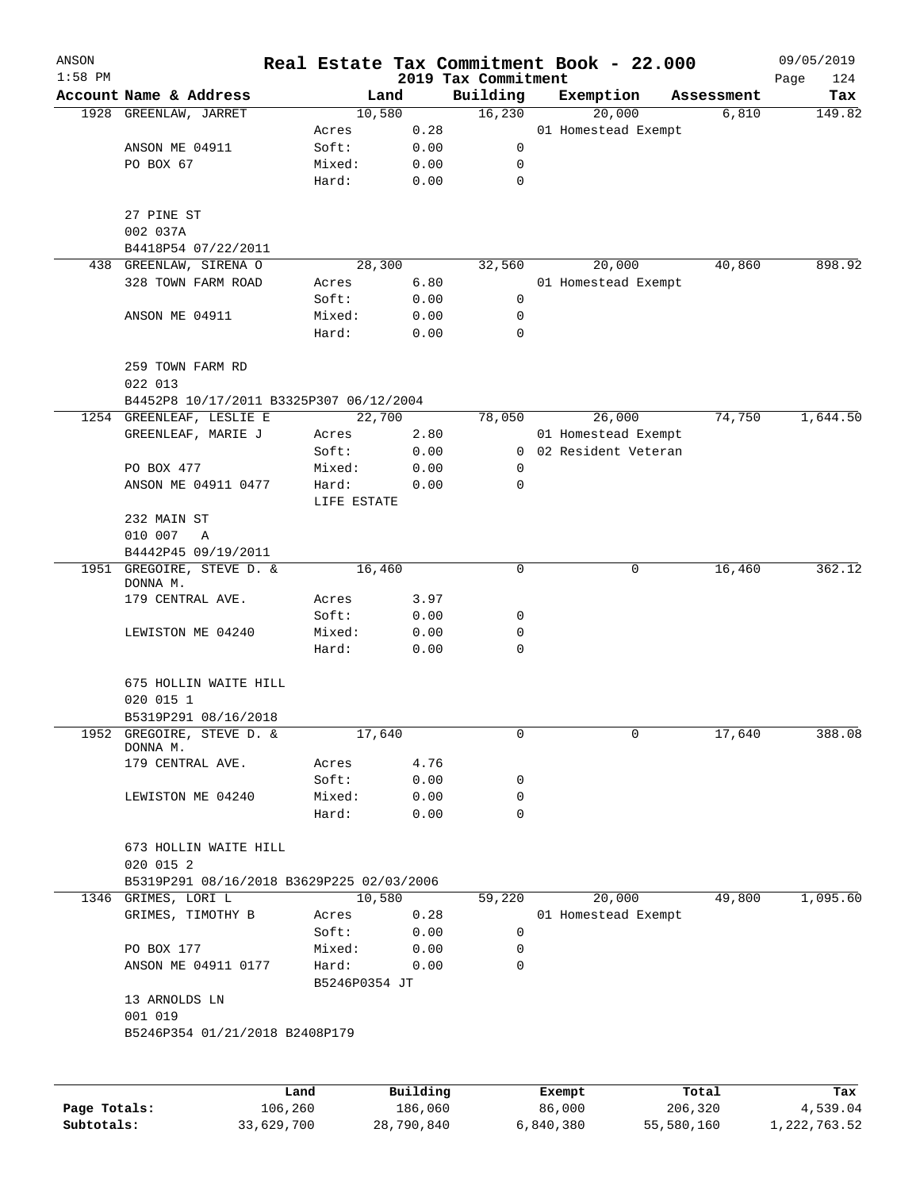ANSON 1:58 PM

# Real Estate Tax Commitment Book - 22.000

2019 Tax Commitment

09/05/2019 Page 124

| Account Name & Address | | Land | Building | Exemption | Assessment | Tax |
|---|---|---|---|---|---|---|
| 1928 GREENLAW, JARRET | | 10,580 | 16,230 | 20,000 | 6,810 | 149.82 |
| | Acres | 0.28 | | 01 Homestead Exempt | | |
| ANSON ME 04911 | Soft: | 0.00 | 0 | | | |
| PO BOX 67 | Mixed: | 0.00 | 0 | | | |
| | Hard: | 0.00 | 0 | | | |
| 27 PINE ST | | | | | | |
| 002 037A | | | | | | |
| B4418P54 07/22/2011 | | | | | | |
| 438 GREENLAW, SIRENA O | | 28,300 | 32,560 | 20,000 | 40,860 | 898.92 |
| 328 TOWN FARM ROAD | Acres | 6.80 | | 01 Homestead Exempt | | |
| | Soft: | 0.00 | 0 | | | |
| ANSON ME 04911 | Mixed: | 0.00 | 0 | | | |
| | Hard: | 0.00 | 0 | | | |
| 259 TOWN FARM RD | | | | | | |
| 022 013 | | | | | | |
| B4452P8 10/17/2011 B3325P307 06/12/2004 | | | | | | |
| 1254 GREENLEAF, LESLIE E | | 22,700 | 78,050 | 26,000 | 74,750 | 1,644.50 |
| GREENLEAF, MARIE J | Acres | 2.80 | | 01 Homestead Exempt | | |
| | Soft: | 0.00 | 0 | 02 Resident Veteran | | |
| PO BOX 477 | Mixed: | 0.00 | 0 | | | |
| ANSON ME 04911 0477 | Hard: | 0.00 | 0 | | | |
| | LIFE ESTATE | | | | | |
| 232 MAIN ST | | | | | | |
| 010 007 A | | | | | | |
| B4442P45 09/19/2011 | | | | | | |
| 1951 GREGOIRE, STEVE D. & DONNA M. | | 16,460 | 0 | 0 | 16,460 | 362.12 |
| 179 CENTRAL AVE. | Acres | 3.97 | | | | |
| | Soft: | 0.00 | 0 | | | |
| LEWISTON ME 04240 | Mixed: | 0.00 | 0 | | | |
| | Hard: | 0.00 | 0 | | | |
| 675 HOLLIN WAITE HILL | | | | | | |
| 020 015 1 | | | | | | |
| B5319P291 08/16/2018 | | | | | | |
| 1952 GREGOIRE, STEVE D. & DONNA M. | | 17,640 | 0 | 0 | 17,640 | 388.08 |
| 179 CENTRAL AVE. | Acres | 4.76 | | | | |
| | Soft: | 0.00 | 0 | | | |
| LEWISTON ME 04240 | Mixed: | 0.00 | 0 | | | |
| | Hard: | 0.00 | 0 | | | |
| 673 HOLLIN WAITE HILL | | | | | | |
| 020 015 2 | | | | | | |
| B5319P291 08/16/2018 B3629P225 02/03/2006 | | | | | | |
| 1346 GRIMES, LORI L | | 10,580 | 59,220 | 20,000 | 49,800 | 1,095.60 |
| GRIMES, TIMOTHY B | Acres | 0.28 | | 01 Homestead Exempt | | |
| | Soft: | 0.00 | 0 | | | |
| PO BOX 177 | Mixed: | 0.00 | 0 | | | |
| ANSON ME 04911 0177 | Hard: | 0.00 | 0 | | | |
| | B5246P0354 JT | | | | | |
| 13 ARNOLDS LN | | | | | | |
| 001 019 | | | | | | |
| B5246P354 01/21/2018 B2408P179 | | | | | | |

| | Land | Building | Exempt | Total | Tax |
|---|---|---|---|---|---|
| Page Totals: | 106,260 | 186,060 | 86,000 | 206,320 | 4,539.04 |
| Subtotals: | 33,629,700 | 28,790,840 | 6,840,380 | 55,580,160 | 1,222,763.52 |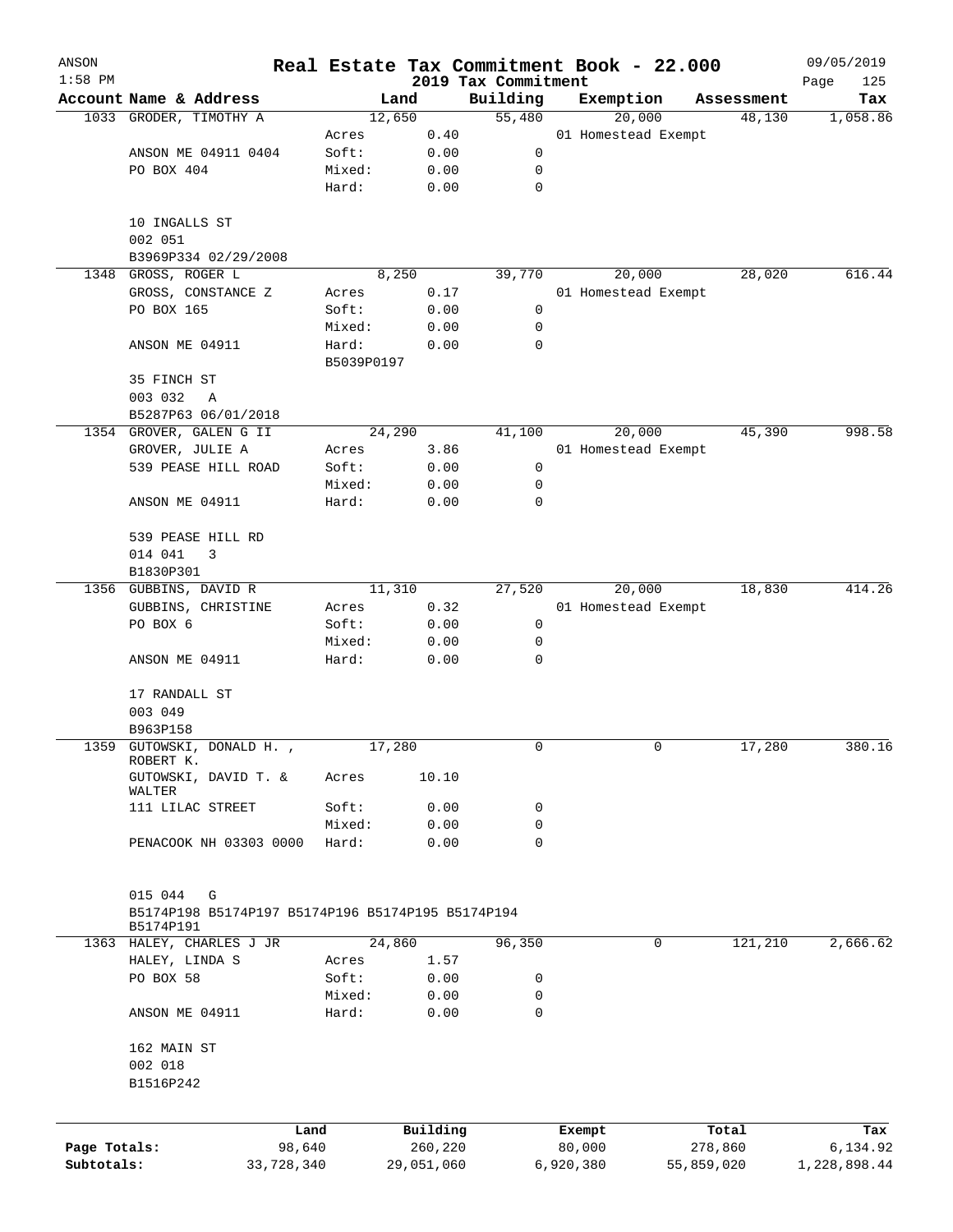# Real Estate Tax Commitment Book - 22.000

ANSON
2019 Tax Commitment

| Account Name & Address | Land | | Building | Exemption | Assessment | Tax |
|---|---|---|---|---|---|---|
| 1033 GRODER, TIMOTHY A | 12,650 | | 55,480 | 20,000 | 48,130 | 1,058.86 |
| | Acres | 0.40 | | 01 Homestead Exempt | | |
| ANSON ME 04911 0404 | Soft: | 0.00 | 0 | | | |
| PO BOX 404 | Mixed: | 0.00 | 0 | | | |
| | Hard: | 0.00 | 0 | | | |
| 10 INGALLS ST | | | | | | |
| 002 051 | | | | | | |
| B3969P334 02/29/2008 | | | | | | |
| 1348 GROSS, ROGER L | 8,250 | | 39,770 | 20,000 | 28,020 | 616.44 |
| GROSS, CONSTANCE Z | Acres | 0.17 | | 01 Homestead Exempt | | |
| PO BOX 165 | Soft: | 0.00 | 0 | | | |
| | Mixed: | 0.00 | 0 | | | |
| ANSON ME 04911 | Hard: | 0.00 | 0 | | | |
| | B5039P0197 | | | | | |
| 35 FINCH ST | | | | | | |
| 003 032 A | | | | | | |
| B5287P63 06/01/2018 | | | | | | |
| 1354 GROVER, GALEN G II | 24,290 | | 41,100 | 20,000 | 45,390 | 998.58 |
| GROVER, JULIE A | Acres | 3.86 | | 01 Homestead Exempt | | |
| 539 PEASE HILL ROAD | Soft: | 0.00 | 0 | | | |
| | Mixed: | 0.00 | 0 | | | |
| ANSON ME 04911 | Hard: | 0.00 | 0 | | | |
| 539 PEASE HILL RD | | | | | | |
| 014 041 3 | | | | | | |
| B1830P301 | | | | | | |
| 1356 GUBBINS, DAVID R | 11,310 | | 27,520 | 20,000 | 18,830 | 414.26 |
| GUBBINS, CHRISTINE | Acres | 0.32 | | 01 Homestead Exempt | | |
| PO BOX 6 | Soft: | 0.00 | 0 | | | |
| | Mixed: | 0.00 | 0 | | | |
| ANSON ME 04911 | Hard: | 0.00 | 0 | | | |
| 17 RANDALL ST | | | | | | |
| 003 049 | | | | | | |
| B963P158 | | | | | | |
| 1359 GUTOWSKI, DONALD H. , ROBERT K. | 17,280 | | 0 | 0 | 17,280 | 380.16 |
| GUTOWSKI, DAVID T. & WALTER | Acres | 10.10 | | | | |
| 111 LILAC STREET | Soft: | 0.00 | 0 | | | |
| | Mixed: | 0.00 | 0 | | | |
| PENACOOK NH 03303 0000 | Hard: | 0.00 | 0 | | | |
| 015 044 G | | | | | | |
| B5174P198 B5174P197 B5174P196 B5174P195 B5174P194 B5174P191 | | | | | | |
| 1363 HALEY, CHARLES J JR | 24,860 | | 96,350 | 0 | 121,210 | 2,666.62 |
| HALEY, LINDA S | Acres | 1.57 | | | | |
| PO BOX 58 | Soft: | 0.00 | 0 | | | |
| | Mixed: | 0.00 | 0 | | | |
| ANSON ME 04911 | Hard: | 0.00 | 0 | | | |
| 162 MAIN ST | | | | | | |
| 002 018 | | | | | | |
| B1516P242 | | | | | | |

| | Land | Building | Exempt | Total | Tax |
|---|---|---|---|---|---|
| Page Totals: | 98,640 | 260,220 | 80,000 | 278,860 | 6,134.92 |
| Subtotals: | 33,728,340 | 29,051,060 | 6,920,380 | 55,859,020 | 1,228,898.44 |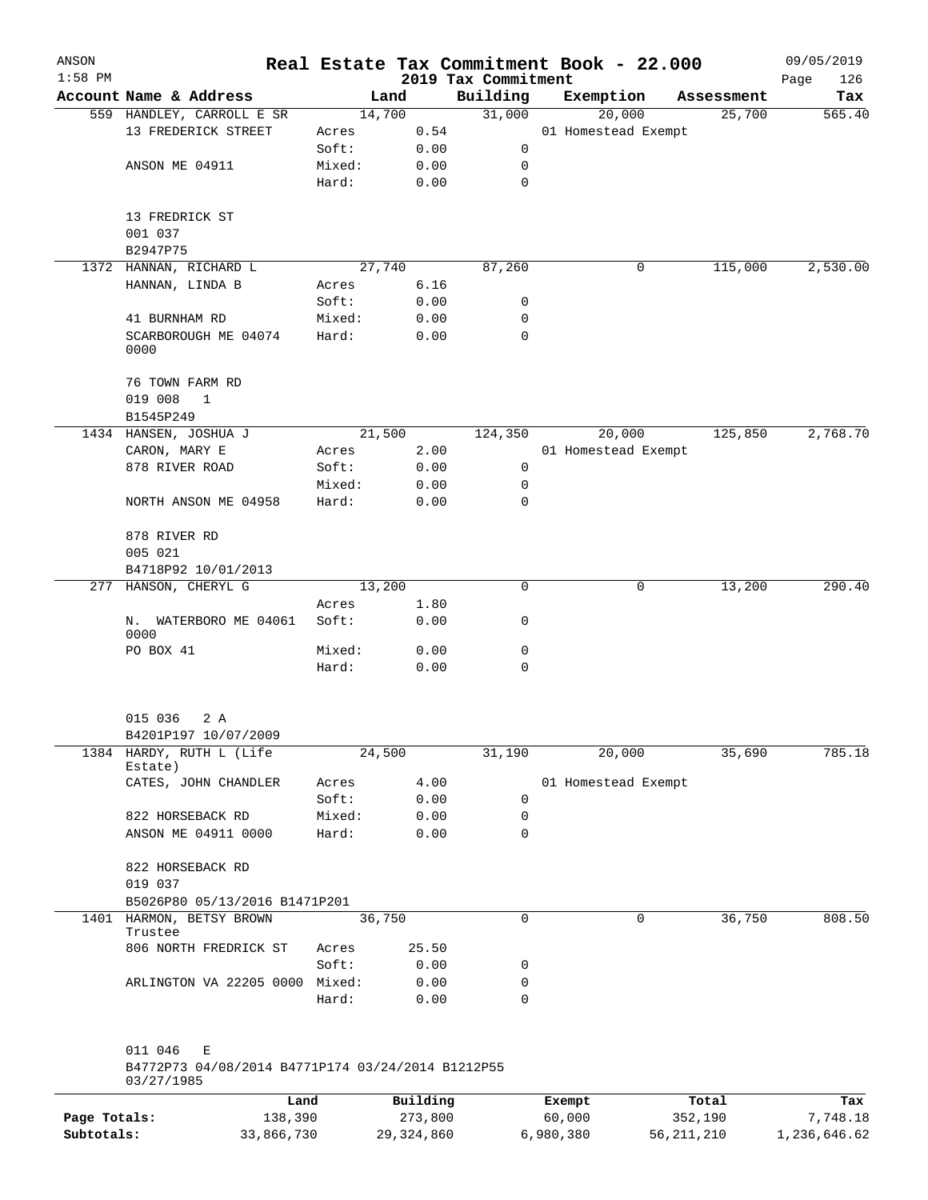# Real Estate Tax Commitment Book - 22.000

ANSON
1:58 PM

2019 Tax Commitment

09/05/2019

| Account Name & Address | Land | | Building | Exemption | Assessment | Tax |
|---|---|---|---|---|---|---|
| 559 HANDLEY, CARROLL E SR | 14,700 | | 31,000 | 20,000 | 25,700 | 565.40 |
| 13 FREDERICK STREET | Acres | 0.54 | | 01 Homestead Exempt | | |
| | Soft: | 0.00 | 0 | | | |
| ANSON ME 04911 | Mixed: | 0.00 | 0 | | | |
| | Hard: | 0.00 | 0 | | | |
| 13 FREDRICK ST | | | | | | |
| 001 037 | | | | | | |
| B2947P75 | | | | | | |
| 1372 HANNAN, RICHARD L | 27,740 | | 87,260 | 0 | 115,000 | 2,530.00 |
| HANNAN, LINDA B | Acres | 6.16 | | | | |
| | Soft: | 0.00 | 0 | | | |
| 41 BURNHAM RD | Mixed: | 0.00 | 0 | | | |
| SCARBOROUGH ME 04074 0000 | Hard: | 0.00 | 0 | | | |
| 76 TOWN FARM RD | | | | | | |
| 019 008 1 | | | | | | |
| B1545P249 | | | | | | |
| 1434 HANSEN, JOSHUA J | 21,500 | | 124,350 | 20,000 | 125,850 | 2,768.70 |
| CARON, MARY E | Acres | 2.00 | | 01 Homestead Exempt | | |
| 878 RIVER ROAD | Soft: | 0.00 | 0 | | | |
| | Mixed: | 0.00 | 0 | | | |
| NORTH ANSON ME 04958 | Hard: | 0.00 | 0 | | | |
| 878 RIVER RD | | | | | | |
| 005 021 | | | | | | |
| B4718P92 10/01/2013 | | | | | | |
| 277 HANSON, CHERYL G | 13,200 | | 0 | 0 | 13,200 | 290.40 |
| | Acres | 1.80 | | | | |
| N. WATERBORO ME 04061 0000 | Soft: | 0.00 | 0 | | | |
| PO BOX 41 | Mixed: | 0.00 | 0 | | | |
| | Hard: | 0.00 | 0 | | | |
| 015 036 2 A | | | | | | |
| B4201P197 10/07/2009 | | | | | | |
| 1384 HARDY, RUTH L (Life Estate) | 24,500 | | 31,190 | 20,000 | 35,690 | 785.18 |
| CATES, JOHN CHANDLER | Acres | 4.00 | | 01 Homestead Exempt | | |
| | Soft: | 0.00 | 0 | | | |
| 822 HORSEBACK RD | Mixed: | 0.00 | 0 | | | |
| ANSON ME 04911 0000 | Hard: | 0.00 | 0 | | | |
| 822 HORSEBACK RD | | | | | | |
| 019 037 | | | | | | |
| B5026P80 05/13/2016 B1471P201 | | | | | | |
| 1401 HARMON, BETSY BROWN Trustee | 36,750 | | 0 | 0 | 36,750 | 808.50 |
| 806 NORTH FREDRICK ST | Acres | 25.50 | | | | |
| | Soft: | 0.00 | 0 | | | |
| ARLINGTON VA 22205 0000 | Mixed: | 0.00 | 0 | | | |
| | Hard: | 0.00 | 0 | | | |
| 011 046 E | | | | | | |
| B4772P73 04/08/2014 B4771P174 03/24/2014 B1212P55 03/27/1985 | | | | | | |

| | Land | Building | Exempt | Total | Tax |
|---|---|---|---|---|---|
| Page Totals: | 138,390 | 273,800 | 60,000 | 352,190 | 7,748.18 |
| Subtotals: | 33,866,730 | 29,324,860 | 6,980,380 | 56,211,210 | 1,236,646.62 |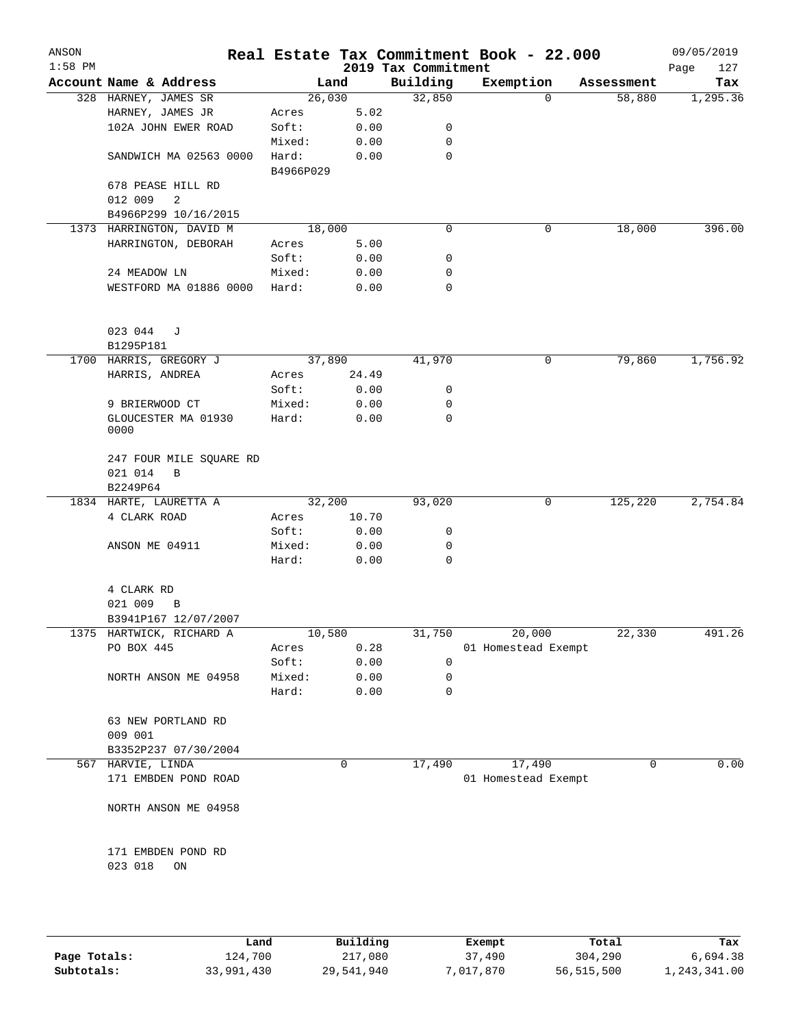ANSON 1:58 PM

# Real Estate Tax Commitment Book - 22.000

2019 Tax Commitment

09/05/2019

| Account Name & Address | Land | | Building | Exemption | Assessment | Tax |
|---|---|---|---|---|---|---|
| 328 HARNEY, JAMES SR | 26,030 | | 32,850 | 0 | 58,880 | 1,295.36 |
| HARNEY, JAMES JR | Acres | 5.02 | | | | |
| 102A JOHN EWER ROAD | Soft: | 0.00 | 0 | | | |
| | Mixed: | 0.00 | 0 | | | |
| SANDWICH MA 02563 0000 | Hard: | 0.00 | 0 | | | |
| | B4966P029 | | | | | |
| 678 PEASE HILL RD | | | | | | |
| 012 009 2 | | | | | | |
| B4966P299 10/16/2015 | | | | | | |
| 1373 HARRINGTON, DAVID M | 18,000 | | 0 | 0 | 18,000 | 396.00 |
| HARRINGTON, DEBORAH | Acres | 5.00 | | | | |
| | Soft: | 0.00 | 0 | | | |
| 24 MEADOW LN | Mixed: | 0.00 | 0 | | | |
| WESTFORD MA 01886 0000 | Hard: | 0.00 | 0 | | | |
| 023 044 J | | | | | | |
| B1295P181 | | | | | | |
| 1700 HARRIS, GREGORY J | 37,890 | | 41,970 | 0 | 79,860 | 1,756.92 |
| HARRIS, ANDREA | Acres | 24.49 | | | | |
| | Soft: | 0.00 | 0 | | | |
| 9 BRIERWOOD CT | Mixed: | 0.00 | 0 | | | |
| GLOUCESTER MA 01930 0000 | Hard: | 0.00 | 0 | | | |
| 247 FOUR MILE SQUARE RD | | | | | | |
| 021 014 B | | | | | | |
| B2249P64 | | | | | | |
| 1834 HARTE, LAURETTA A | 32,200 | | 93,020 | 0 | 125,220 | 2,754.84 |
| 4 CLARK ROAD | Acres | 10.70 | | | | |
| | Soft: | 0.00 | 0 | | | |
| ANSON ME 04911 | Mixed: | 0.00 | 0 | | | |
| | Hard: | 0.00 | 0 | | | |
| 4 CLARK RD | | | | | | |
| 021 009 B | | | | | | |
| B3941P167 12/07/2007 | | | | | | |
| 1375 HARTWICK, RICHARD A | 10,580 | | 31,750 | 20,000 | 22,330 | 491.26 |
| PO BOX 445 | Acres | 0.28 | | 01 Homestead Exempt | | |
| | Soft: | 0.00 | 0 | | | |
| NORTH ANSON ME 04958 | Mixed: | 0.00 | 0 | | | |
| | Hard: | 0.00 | 0 | | | |
| 63 NEW PORTLAND RD | | | | | | |
| 009 001 | | | | | | |
| B3352P237 07/30/2004 | | | | | | |
| 567 HARVIE, LINDA | 0 | | 17,490 | 17,490 | 0 | 0.00 |
| 171 EMBDEN POND ROAD | | | | 01 Homestead Exempt | | |
| NORTH ANSON ME 04958 | | | | | | |
| 171 EMBDEN POND RD | | | | | | |
| 023 018 ON | | | | | | |

| | Land | Building | Exempt | Total | Tax |
|---|---|---|---|---|---|
| Page Totals: | 124,700 | 217,080 | 37,490 | 304,290 | 6,694.38 |
| Subtotals: | 33,991,430 | 29,541,940 | 7,017,870 | 56,515,500 | 1,243,341.00 |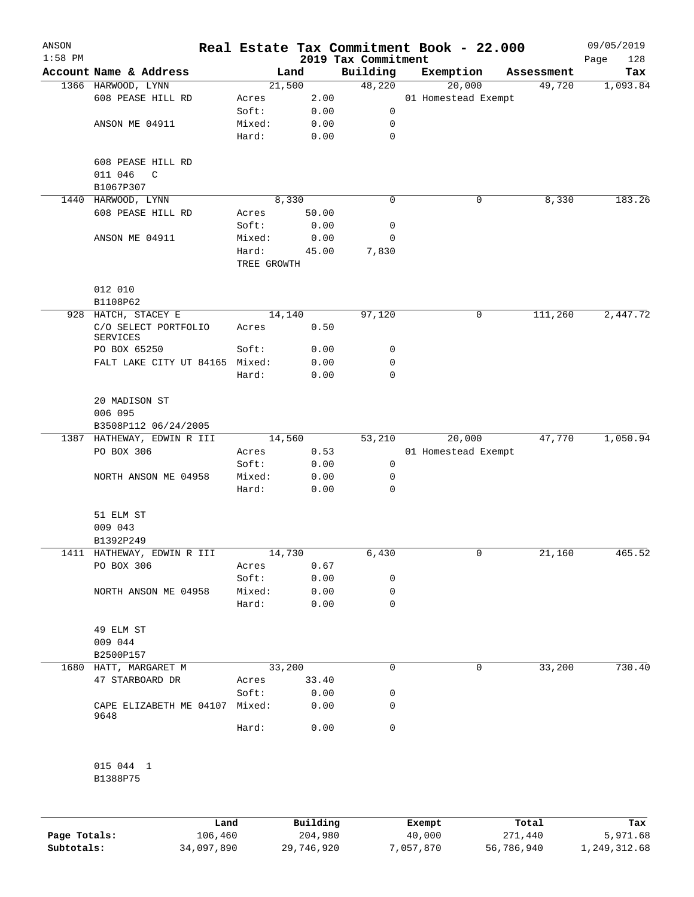# Real Estate Tax Commitment Book - 22.000

ANSON
1:58 PM
2019 Tax Commitment
09/05/2019

| Account Name & Address | Land | | Building | Exemption | Assessment | Tax |
|---|---|---|---|---|---|---|
| 1366 HARWOOD, LYNN | 21,500 | | 48,220 | 20,000 | 49,720 | 1,093.84 |
| 608 PEASE HILL RD | Acres | 2.00 | | 01 Homestead Exempt | | |
| | Soft: | 0.00 | 0 | | | |
| ANSON ME 04911 | Mixed: | 0.00 | 0 | | | |
| | Hard: | 0.00 | 0 | | | |
| 608 PEASE HILL RD | | | | | | |
| 011 046 C | | | | | | |
| B1067P307 | | | | | | |
| 1440 HARWOOD, LYNN | 8,330 | | 0 | 0 | 8,330 | 183.26 |
| 608 PEASE HILL RD | Acres | 50.00 | | | | |
| | Soft: | 0.00 | 0 | | | |
| ANSON ME 04911 | Mixed: | 0.00 | 0 | | | |
| | Hard: | 45.00 | 7,830 | | | |
| | TREE GROWTH | | | | | |
| 012 010 | | | | | | |
| B1108P62 | | | | | | |
| 928 HATCH, STACEY E | 14,140 | | 97,120 | 0 | 111,260 | 2,447.72 |
| C/O SELECT PORTFOLIO SERVICES | Acres | 0.50 | | | | |
| PO BOX 65250 | Soft: | 0.00 | 0 | | | |
| FALT LAKE CITY UT 84165 | Mixed: | 0.00 | 0 | | | |
| | Hard: | 0.00 | 0 | | | |
| 20 MADISON ST | | | | | | |
| 006 095 | | | | | | |
| B3508P112 06/24/2005 | | | | | | |
| 1387 HATHEWAY, EDWIN R III | 14,560 | | 53,210 | 20,000 | 47,770 | 1,050.94 |
| PO BOX 306 | Acres | 0.53 | | 01 Homestead Exempt | | |
| | Soft: | 0.00 | 0 | | | |
| NORTH ANSON ME 04958 | Mixed: | 0.00 | 0 | | | |
| | Hard: | 0.00 | 0 | | | |
| 51 ELM ST | | | | | | |
| 009 043 | | | | | | |
| B1392P249 | | | | | | |
| 1411 HATHEWAY, EDWIN R III | 14,730 | | 6,430 | 0 | 21,160 | 465.52 |
| PO BOX 306 | Acres | 0.67 | | | | |
| | Soft: | 0.00 | 0 | | | |
| NORTH ANSON ME 04958 | Mixed: | 0.00 | 0 | | | |
| | Hard: | 0.00 | 0 | | | |
| 49 ELM ST | | | | | | |
| 009 044 | | | | | | |
| B2500P157 | | | | | | |
| 1680 HATT, MARGARET M | 33,200 | | 0 | 0 | 33,200 | 730.40 |
| 47 STARBOARD DR | Acres | 33.40 | | | | |
| | Soft: | 0.00 | 0 | | | |
| CAPE ELIZABETH ME 04107 9648 | Mixed: | 0.00 | 0 | | | |
| | Hard: | 0.00 | 0 | | | |
| 015 044 1 | | | | | | |
| B1388P75 | | | | | | |

| | Land | Building | Exempt | Total | Tax |
|---|---|---|---|---|---|
| Page Totals: | 106,460 | 204,980 | 40,000 | 271,440 | 5,971.68 |
| Subtotals: | 34,097,890 | 29,746,920 | 7,057,870 | 56,786,940 | 1,249,312.68 |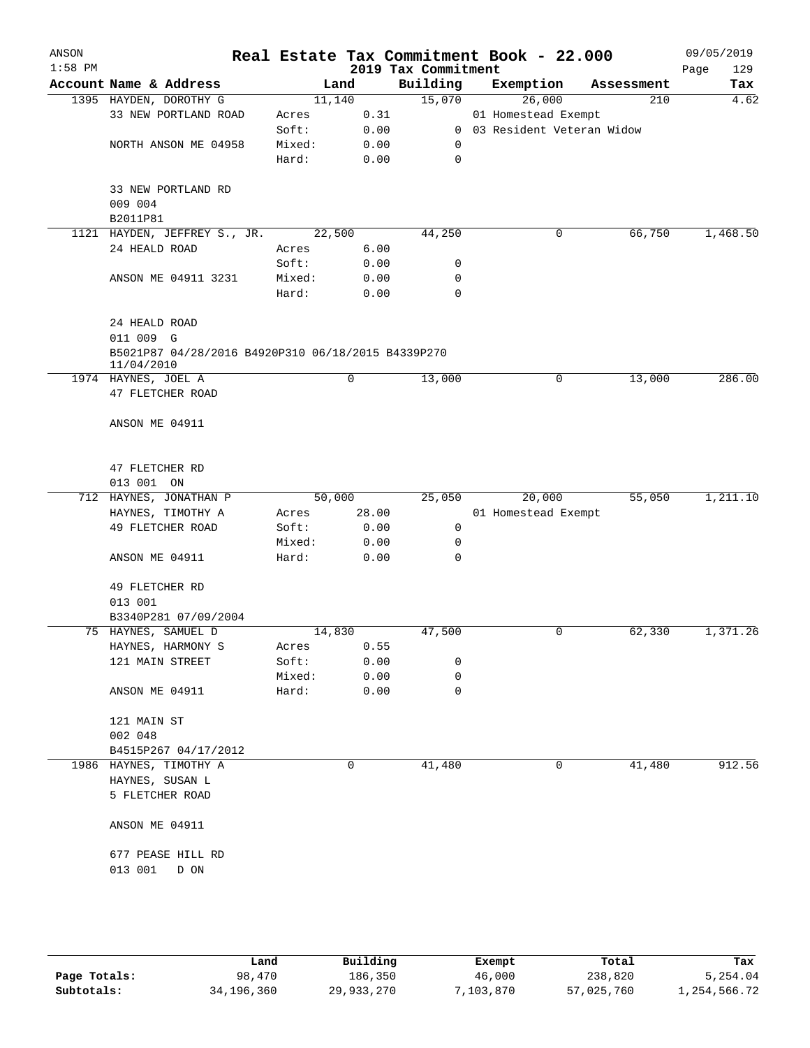# Real Estate Tax Commitment Book - 22.000

ANSON
1:58 PM

2019 Tax Commitment

09/05/2019

| Account Name & Address | Land | | Building | Exemption | Assessment | Tax |
|---|---|---|---|---|---|---|
| 1395 HAYDEN, DOROTHY G | 11,140 | | 15,070 | 26,000 | 210 | 4.62 |
| 33 NEW PORTLAND ROAD | Acres | 0.31 | | 01 Homestead Exempt | | |
| | Soft: | 0.00 | 0 | 03 Resident Veteran Widow | | |
| NORTH ANSON ME 04958 | Mixed: | 0.00 | 0 | | | |
| | Hard: | 0.00 | 0 | | | |
| 33 NEW PORTLAND RD | | | | | | |
| 009 004 | | | | | | |
| B2011P81 | | | | | | |
| 1121 HAYDEN, JEFFREY S., JR. | 22,500 | | 44,250 | 0 | 66,750 | 1,468.50 |
| 24 HEALD ROAD | Acres | 6.00 | | | | |
| | Soft: | 0.00 | 0 | | | |
| ANSON ME 04911 3231 | Mixed: | 0.00 | 0 | | | |
| | Hard: | 0.00 | 0 | | | |
| 24 HEALD ROAD | | | | | | |
| 011 009 G | | | | | | |
| B5021P87 04/28/2016 B4920P310 06/18/2015 B4339P270 11/04/2010 | | | | | | |
| 1974 HAYNES, JOEL A | 0 | | 13,000 | 0 | 13,000 | 286.00 |
| 47 FLETCHER ROAD | | | | | | |
| ANSON ME 04911 | | | | | | |
| 47 FLETCHER RD | | | | | | |
| 013 001 ON | | | | | | |
| 712 HAYNES, JONATHAN P | 50,000 | | 25,050 | 20,000 | 55,050 | 1,211.10 |
| HAYNES, TIMOTHY A | Acres | 28.00 | | 01 Homestead Exempt | | |
| 49 FLETCHER ROAD | Soft: | 0.00 | 0 | | | |
| | Mixed: | 0.00 | 0 | | | |
| ANSON ME 04911 | Hard: | 0.00 | 0 | | | |
| 49 FLETCHER RD | | | | | | |
| 013 001 | | | | | | |
| B3340P281 07/09/2004 | | | | | | |
| 75 HAYNES, SAMUEL D | 14,830 | | 47,500 | 0 | 62,330 | 1,371.26 |
| HAYNES, HARMONY S | Acres | 0.55 | | | | |
| 121 MAIN STREET | Soft: | 0.00 | 0 | | | |
| | Mixed: | 0.00 | 0 | | | |
| ANSON ME 04911 | Hard: | 0.00 | 0 | | | |
| 121 MAIN ST | | | | | | |
| 002 048 | | | | | | |
| B4515P267 04/17/2012 | | | | | | |
| 1986 HAYNES, TIMOTHY A | 0 | | 41,480 | 0 | 41,480 | 912.56 |
| HAYNES, SUSAN L | | | | | | |
| 5 FLETCHER ROAD | | | | | | |
| ANSON ME 04911 | | | | | | |
| 677 PEASE HILL RD | | | | | | |
| 013 001 D ON | | | | | | |

| | Land | Building | Exempt | Total | Tax |
|---|---|---|---|---|---|
| Page Totals: | 98,470 | 186,350 | 46,000 | 238,820 | 5,254.04 |
| Subtotals: | 34,196,360 | 29,933,270 | 7,103,870 | 57,025,760 | 1,254,566.72 |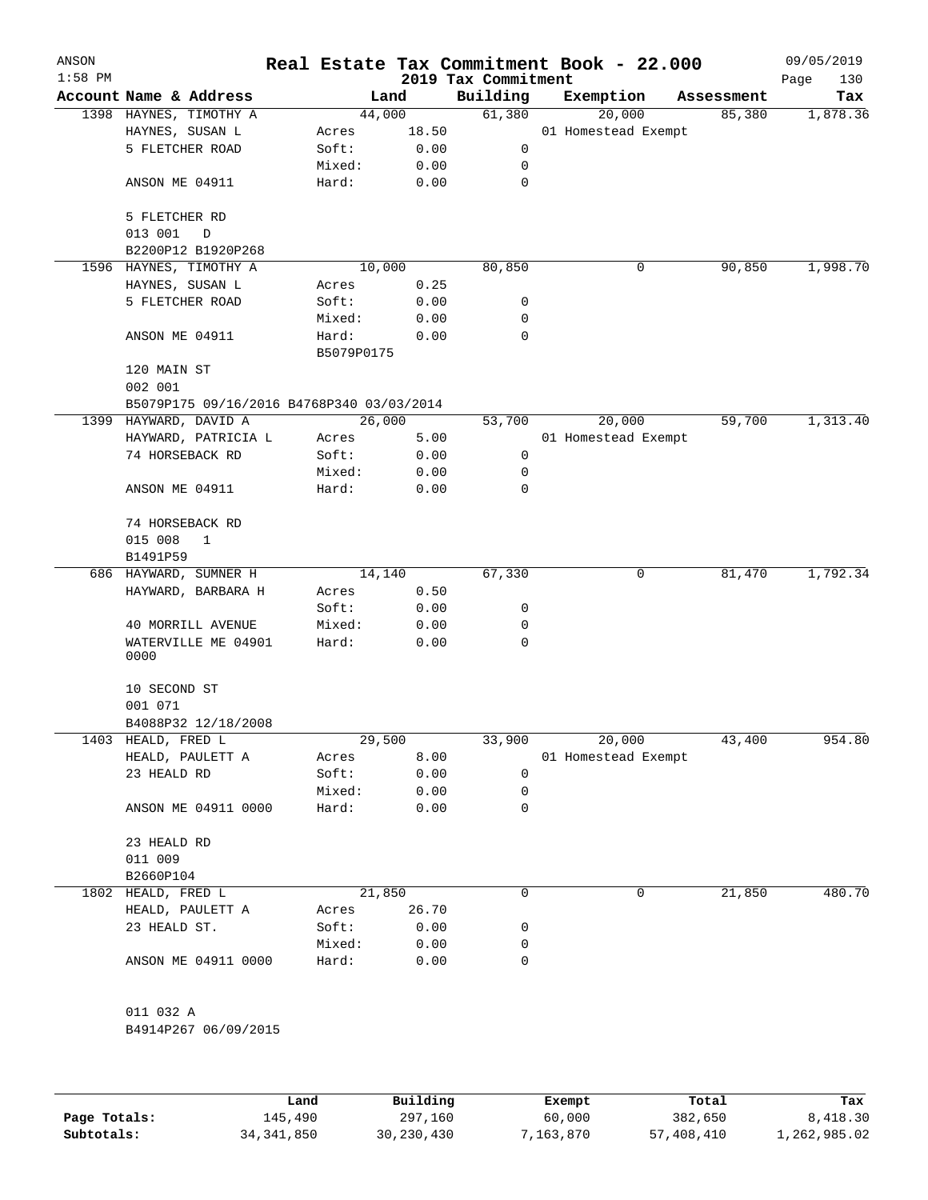# Real Estate Tax Commitment Book - 22.000

ANSON 1:58 PM — 2019 Tax Commitment — 09/05/2019

| Account Name & Address | | Land | Building | Exemption | Assessment | Tax |
|---|---|---|---|---|---|---|
| 1398 HAYNES, TIMOTHY A | | 44,000 | 61,380 | 20,000 | 85,380 | 1,878.36 |
| HAYNES, SUSAN L | Acres | 18.50 | | 01 Homestead Exempt | | |
| 5 FLETCHER ROAD | Soft: | 0.00 | 0 | | | |
| | Mixed: | 0.00 | 0 | | | |
| ANSON ME 04911 | Hard: | 0.00 | 0 | | | |
| 5 FLETCHER RD | | | | | | |
| 013 001 D | | | | | | |
| B2200P12 B1920P268 | | | | | | |
| 1596 HAYNES, TIMOTHY A | | 10,000 | 80,850 | 0 | 90,850 | 1,998.70 |
| HAYNES, SUSAN L | Acres | 0.25 | | | | |
| 5 FLETCHER ROAD | Soft: | 0.00 | 0 | | | |
| | Mixed: | 0.00 | 0 | | | |
| ANSON ME 04911 | Hard: | 0.00 | 0 | | | |
| | B5079P0175 | | | | | |
| 120 MAIN ST | | | | | | |
| 002 001 | | | | | | |
| B5079P175 09/16/2016 B4768P340 03/03/2014 | | | | | | |
| 1399 HAYWARD, DAVID A | | 26,000 | 53,700 | 20,000 | 59,700 | 1,313.40 |
| HAYWARD, PATRICIA L | Acres | 5.00 | | 01 Homestead Exempt | | |
| 74 HORSEBACK RD | Soft: | 0.00 | 0 | | | |
| | Mixed: | 0.00 | 0 | | | |
| ANSON ME 04911 | Hard: | 0.00 | 0 | | | |
| 74 HORSEBACK RD | | | | | | |
| 015 008 1 | | | | | | |
| B1491P59 | | | | | | |
| 686 HAYWARD, SUMNER H | | 14,140 | 67,330 | 0 | 81,470 | 1,792.34 |
| HAYWARD, BARBARA H | Acres | 0.50 | | | | |
| | Soft: | 0.00 | 0 | | | |
| 40 MORRILL AVENUE | Mixed: | 0.00 | 0 | | | |
| WATERVILLE ME 04901 0000 | Hard: | 0.00 | 0 | | | |
| 10 SECOND ST | | | | | | |
| 001 071 | | | | | | |
| B4088P32 12/18/2008 | | | | | | |
| 1403 HEALD, FRED L | | 29,500 | 33,900 | 20,000 | 43,400 | 954.80 |
| HEALD, PAULETT A | Acres | 8.00 | | 01 Homestead Exempt | | |
| 23 HEALD RD | Soft: | 0.00 | 0 | | | |
| | Mixed: | 0.00 | 0 | | | |
| ANSON ME 04911 0000 | Hard: | 0.00 | 0 | | | |
| 23 HEALD RD | | | | | | |
| 011 009 | | | | | | |
| B2660P104 | | | | | | |
| 1802 HEALD, FRED L | | 21,850 | 0 | 0 | 21,850 | 480.70 |
| HEALD, PAULETT A | Acres | 26.70 | | | | |
| 23 HEALD ST. | Soft: | 0.00 | 0 | | | |
| | Mixed: | 0.00 | 0 | | | |
| ANSON ME 04911 0000 | Hard: | 0.00 | 0 | | | |
| 011 032 A | | | | | | |
| B4914P267 06/09/2015 | | | | | | |

| | Land | Building | Exempt | Total | Tax |
|---|---|---|---|---|---|
| Page Totals: | 145,490 | 297,160 | 60,000 | 382,650 | 8,418.30 |
| Subtotals: | 34,341,850 | 30,230,430 | 7,163,870 | 57,408,410 | 1,262,985.02 |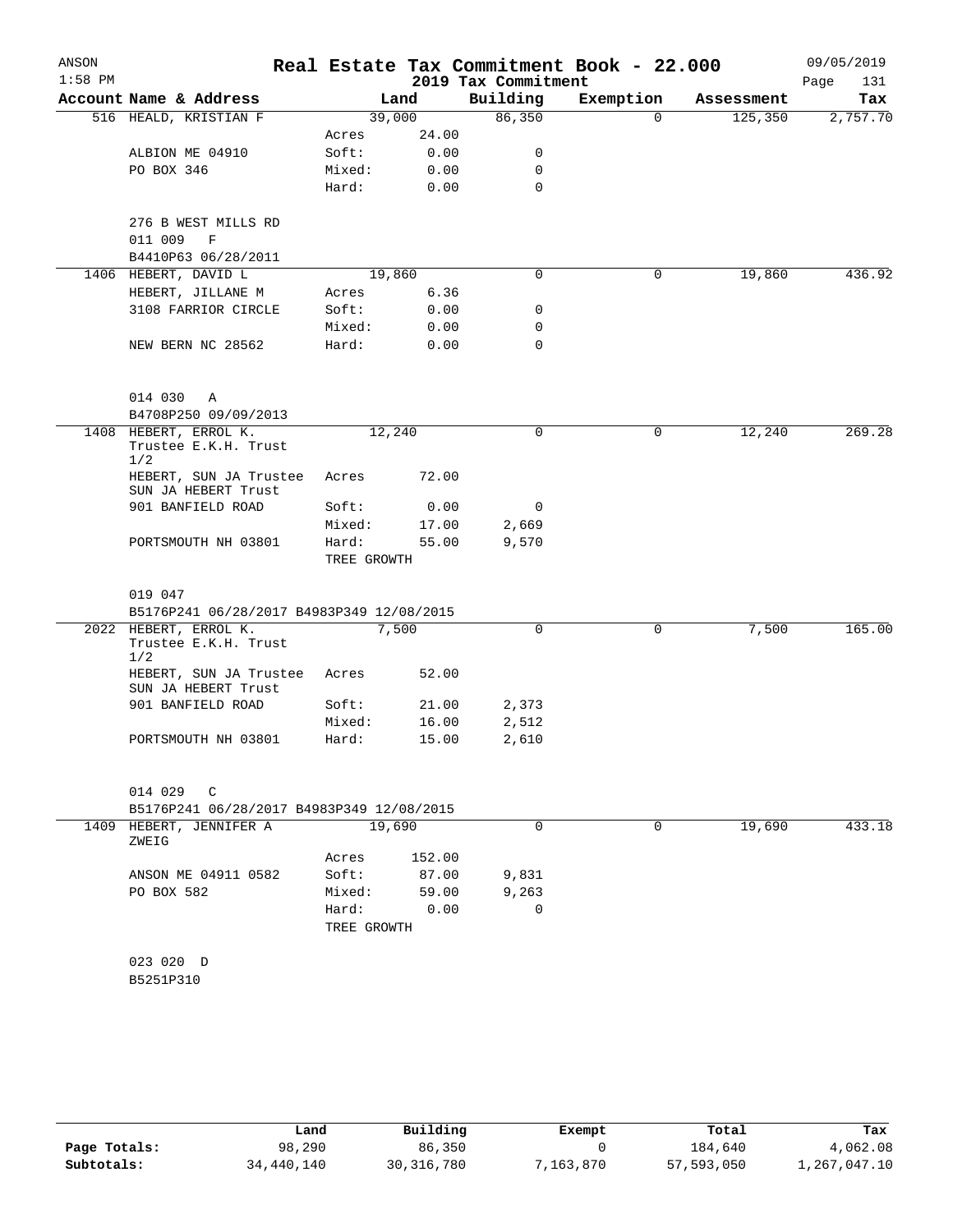# Real Estate Tax Commitment Book - 22.000

ANSON 1:58 PM — 2019 Tax Commitment — 09/05/2019

| Account Name & Address | Land | | Building | Exemption | Assessment | Tax |
|---|---|---|---|---|---|---|
| 516 HEALD, KRISTIAN F | 39,000 | | 86,350 | 0 | 125,350 | 2,757.70 |
| | Acres | 24.00 | | | | |
| ALBION ME 04910 | Soft: | 0.00 | 0 | | | |
| PO BOX 346 | Mixed: | 0.00 | 0 | | | |
| | Hard: | 0.00 | 0 | | | |
| 276 B WEST MILLS RD | | | | | | |
| 011 009 F | | | | | | |
| B4410P63 06/28/2011 | | | | | | |
| 1406 HEBERT, DAVID L | 19,860 | | 0 | 0 | 19,860 | 436.92 |
| HEBERT, JILLANE M | Acres | 6.36 | | | | |
| 3108 FARRIOR CIRCLE | Soft: | 0.00 | 0 | | | |
| | Mixed: | 0.00 | 0 | | | |
| NEW BERN NC 28562 | Hard: | 0.00 | 0 | | | |
| 014 030 A | | | | | | |
| B4708P250 09/09/2013 | | | | | | |
| 1408 HEBERT, ERROL K. Trustee E.K.H. Trust 1/2 | 12,240 | | 0 | 0 | 12,240 | 269.28 |
| HEBERT, SUN JA Trustee SUN JA HEBERT Trust | Acres | 72.00 | | | | |
| 901 BANFIELD ROAD | Soft: | 0.00 | 0 | | | |
| | Mixed: | 17.00 | 2,669 | | | |
| PORTSMOUTH NH 03801 | Hard: | 55.00 | 9,570 | | | |
| | TREE GROWTH | | | | | |
| 019 047 | | | | | | |
| B5176P241 06/28/2017 B4983P349 12/08/2015 | | | | | | |
| 2022 HEBERT, ERROL K. Trustee E.K.H. Trust 1/2 | 7,500 | | 0 | 0 | 7,500 | 165.00 |
| HEBERT, SUN JA Trustee SUN JA HEBERT Trust | Acres | 52.00 | | | | |
| 901 BANFIELD ROAD | Soft: | 21.00 | 2,373 | | | |
| | Mixed: | 16.00 | 2,512 | | | |
| PORTSMOUTH NH 03801 | Hard: | 15.00 | 2,610 | | | |
| 014 029 C | | | | | | |
| B5176P241 06/28/2017 B4983P349 12/08/2015 | | | | | | |
| 1409 HEBERT, JENNIFER A ZWEIG | 19,690 | | 0 | 0 | 19,690 | 433.18 |
| | Acres | 152.00 | | | | |
| ANSON ME 04911 0582 | Soft: | 87.00 | 9,831 | | | |
| PO BOX 582 | Mixed: | 59.00 | 9,263 | | | |
| | Hard: | 0.00 | 0 | | | |
| | TREE GROWTH | | | | | |
| 023 020 D | | | | | | |
| B5251P310 | | | | | | |

| | Land | Building | Exempt | Total | Tax |
|---|---|---|---|---|---|
| Page Totals: | 98,290 | 86,350 | 0 | 184,640 | 4,062.08 |
| Subtotals: | 34,440,140 | 30,316,780 | 7,163,870 | 57,593,050 | 1,267,047.10 |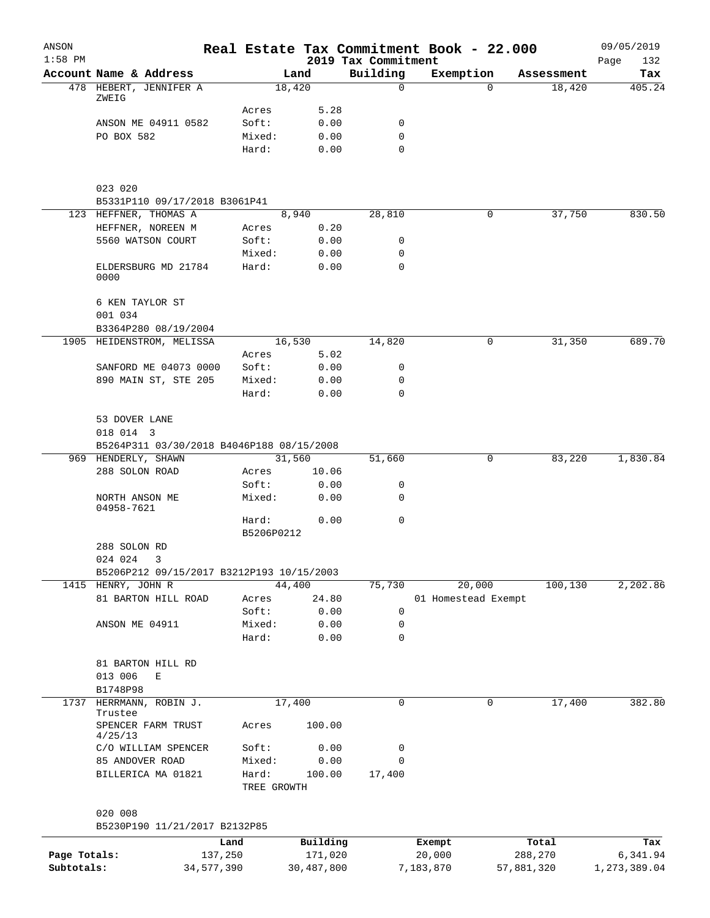ANSON
1:58 PM

# Real Estate Tax Commitment Book - 22.000

2019 Tax Commitment

09/05/2019

| Account Name & Address | Land | | Building | Exemption | Assessment | Tax |
|---|---|---|---|---|---|---|
| 478 HEBERT, JENNIFER A ZWEIG | 18,420 | | 0 | 0 | 18,420 | 405.24 |
| | Acres | 5.28 | | | | |
| ANSON ME 04911 0582 | Soft: | 0.00 | 0 | | | |
| PO BOX 582 | Mixed: | 0.00 | 0 | | | |
| | Hard: | 0.00 | 0 | | | |
| 023 020 | | | | | | |
| B5331P110 09/17/2018 B3061P41 | | | | | | |
| 123 HEFFNER, THOMAS A | 8,940 | | 28,810 | 0 | 37,750 | 830.50 |
| HEFFNER, NOREEN M | Acres | 0.20 | | | | |
| 5560 WATSON COURT | Soft: | 0.00 | 0 | | | |
| | Mixed: | 0.00 | 0 | | | |
| ELDERSBURG MD 21784 0000 | Hard: | 0.00 | 0 | | | |
| 6 KEN TAYLOR ST | | | | | | |
| 001 034 | | | | | | |
| B3364P280 08/19/2004 | | | | | | |
| 1905 HEIDENSTROM, MELISSA | 16,530 | | 14,820 | 0 | 31,350 | 689.70 |
| | Acres | 5.02 | | | | |
| SANFORD ME 04073 0000 | Soft: | 0.00 | 0 | | | |
| 890 MAIN ST, STE 205 | Mixed: | 0.00 | 0 | | | |
| | Hard: | 0.00 | 0 | | | |
| 53 DOVER LANE | | | | | | |
| 018 014 3 | | | | | | |
| B5264P311 03/30/2018 B4046P188 08/15/2008 | | | | | | |
| 969 HENDERLY, SHAWN | 31,560 | | 51,660 | 0 | 83,220 | 1,830.84 |
| 288 SOLON ROAD | Acres | 10.06 | | | | |
| | Soft: | 0.00 | 0 | | | |
| NORTH ANSON ME 04958-7621 | Mixed: | 0.00 | 0 | | | |
| | Hard: | 0.00 | 0 | | | |
| | B5206P0212 | | | | | |
| 288 SOLON RD | | | | | | |
| 024 024 3 | | | | | | |
| B5206P212 09/15/2017 B3212P193 10/15/2003 | | | | | | |
| 1415 HENRY, JOHN R | 44,400 | | 75,730 | 20,000 | 100,130 | 2,202.86 |
| 81 BARTON HILL ROAD | Acres | 24.80 | | 01 Homestead Exempt | | |
| | Soft: | 0.00 | 0 | | | |
| ANSON ME 04911 | Mixed: | 0.00 | 0 | | | |
| | Hard: | 0.00 | 0 | | | |
| 81 BARTON HILL RD | | | | | | |
| 013 006 E | | | | | | |
| B1748P98 | | | | | | |
| 1737 HERRMANN, ROBIN J. Trustee | 17,400 | | 0 | 0 | 17,400 | 382.80 |
| SPENCER FARM TRUST 4/25/13 | Acres | 100.00 | | | | |
| C/O WILLIAM SPENCER | Soft: | 0.00 | 0 | | | |
| 85 ANDOVER ROAD | Mixed: | 0.00 | 0 | | | |
| BILLERICA MA 01821 | Hard: | 100.00 | 17,400 | | | |
| | TREE GROWTH | | | | | |
| 020 008 | | | | | | |
| B5230P190 11/21/2017 B2132P85 | | | | | | |

| | Land | Building | Exempt | Total | Tax |
|---|---|---|---|---|---|
| Page Totals: | 137,250 | 171,020 | 20,000 | 288,270 | 6,341.94 |
| Subtotals: | 34,577,390 | 30,487,800 | 7,183,870 | 57,881,320 | 1,273,389.04 |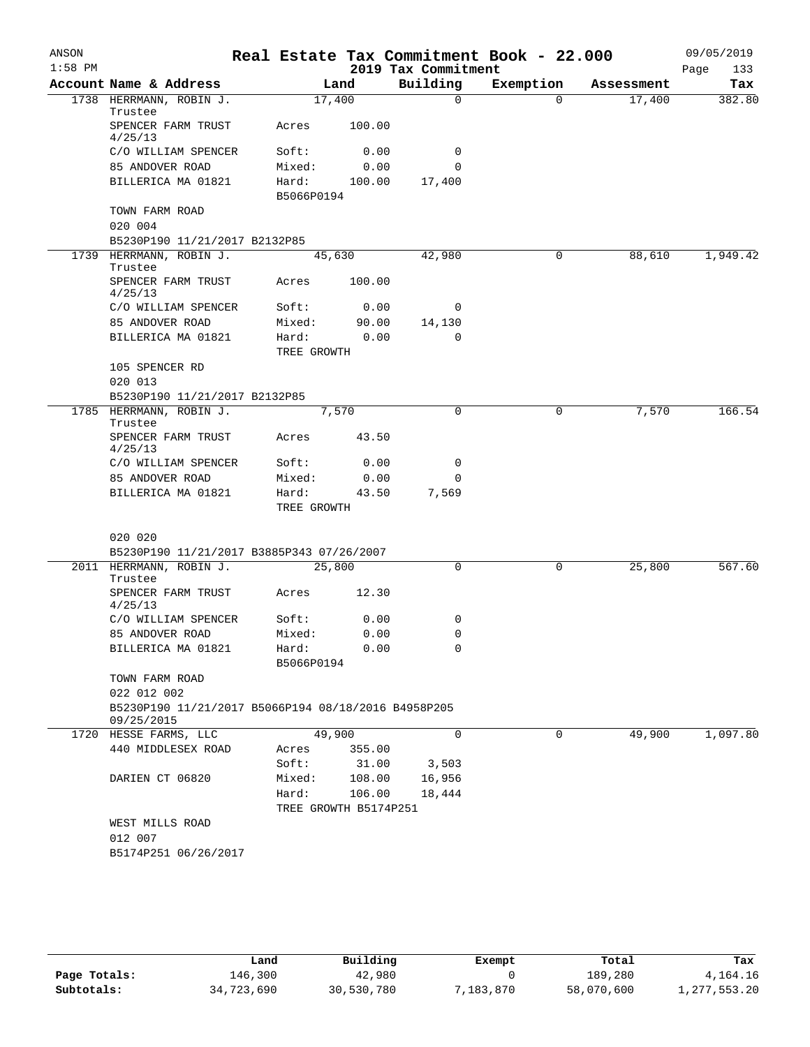ANSON | Real Estate Tax Commitment Book - 22.000 | 09/05/2019
1:58 PM | 2019 Tax Commitment | Page 133

| Account Name & Address | Land | | Building | Exemption | Assessment | Tax |
|---|---|---|---|---|---|---|
| 1738 HERRMANN, ROBIN J. Trustee | 17,400 | | 0 | 0 | 17,400 | 382.80 |
| SPENCER FARM TRUST 4/25/13 | Acres | 100.00 | | | | |
| C/O WILLIAM SPENCER | Soft: | 0.00 | 0 | | | |
| 85 ANDOVER ROAD | Mixed: | 0.00 | 0 | | | |
| BILLERICA MA 01821 | Hard: | 100.00 | 17,400 | | | |
| | B5066P0194 | | | | | |
| TOWN FARM ROAD | | | | | | |
| 020 004 | | | | | | |
| B5230P190 11/21/2017 B2132P85 | | | | | | |
| 1739 HERRMANN, ROBIN J. Trustee | 45,630 | | 42,980 | 0 | 88,610 | 1,949.42 |
| SPENCER FARM TRUST 4/25/13 | Acres | 100.00 | | | | |
| C/O WILLIAM SPENCER | Soft: | 0.00 | 0 | | | |
| 85 ANDOVER ROAD | Mixed: | 90.00 | 14,130 | | | |
| BILLERICA MA 01821 | Hard: | 0.00 | 0 | | | |
| | TREE GROWTH | | | | | |
| 105 SPENCER RD | | | | | | |
| 020 013 | | | | | | |
| B5230P190 11/21/2017 B2132P85 | | | | | | |
| 1785 HERRMANN, ROBIN J. Trustee | 7,570 | | 0 | 0 | 7,570 | 166.54 |
| SPENCER FARM TRUST 4/25/13 | Acres | 43.50 | | | | |
| C/O WILLIAM SPENCER | Soft: | 0.00 | 0 | | | |
| 85 ANDOVER ROAD | Mixed: | 0.00 | 0 | | | |
| BILLERICA MA 01821 | Hard: | 43.50 | 7,569 | | | |
| | TREE GROWTH | | | | | |
| 020 020 | | | | | | |
| B5230P190 11/21/2017 B3885P343 07/26/2007 | | | | | | |
| 2011 HERRMANN, ROBIN J. Trustee | 25,800 | | 0 | 0 | 25,800 | 567.60 |
| SPENCER FARM TRUST 4/25/13 | Acres | 12.30 | | | | |
| C/O WILLIAM SPENCER | Soft: | 0.00 | 0 | | | |
| 85 ANDOVER ROAD | Mixed: | 0.00 | 0 | | | |
| BILLERICA MA 01821 | Hard: | 0.00 | 0 | | | |
| | B5066P0194 | | | | | |
| TOWN FARM ROAD | | | | | | |
| 022 012 002 | | | | | | |
| B5230P190 11/21/2017 B5066P194 08/18/2016 B4958P205 09/25/2015 | | | | | | |
| 1720 HESSE FARMS, LLC | 49,900 | | 0 | 0 | 49,900 | 1,097.80 |
| 440 MIDDLESEX ROAD | Acres | 355.00 | | | | |
| | Soft: | 31.00 | 3,503 | | | |
| DARIEN CT 06820 | Mixed: | 108.00 | 16,956 | | | |
| | Hard: | 106.00 | 18,444 | | | |
| | TREE GROWTH B5174P251 | | | | | |
| WEST MILLS ROAD | | | | | | |
| 012 007 | | | | | | |
| B5174P251 06/26/2017 | | | | | | |

| | Land | Building | Exempt | Total | Tax |
|---|---|---|---|---|---|
| Page Totals: | 146,300 | 42,980 | 0 | 189,280 | 4,164.16 |
| Subtotals: | 34,723,690 | 30,530,780 | 7,183,870 | 58,070,600 | 1,277,553.20 |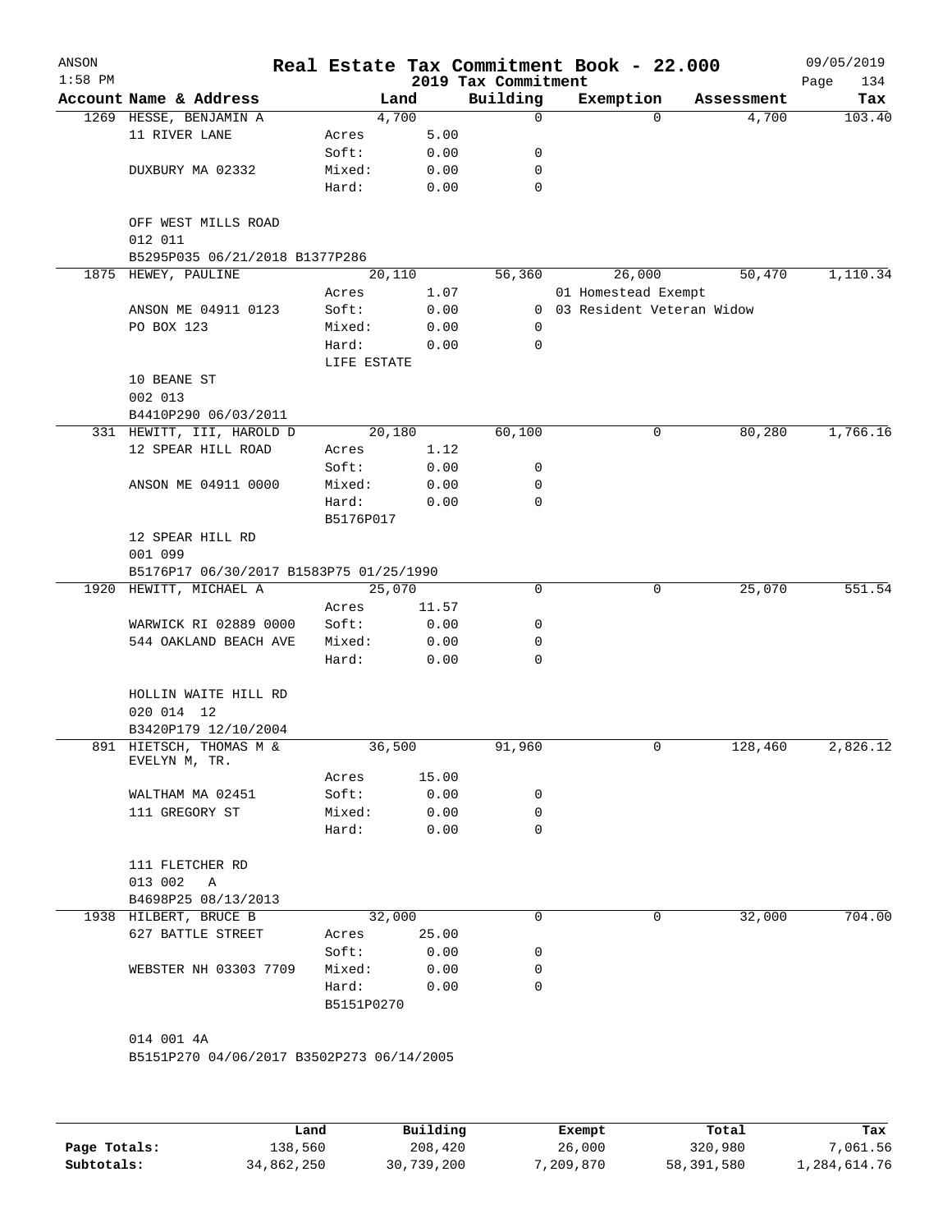ANSON
1:58 PM

# Real Estate Tax Commitment Book - 22.000

2019 Tax Commitment

09/05/2019

| Account Name & Address | | Land | Building | Exemption | Assessment | Tax |
|---|---|---|---|---|---|---|
| 1269 HESSE, BENJAMIN A | | 4,700 | 0 | 0 | 4,700 | 103.40 |
| 11 RIVER LANE | Acres | 5.00 | | | | |
| | Soft: | 0.00 | 0 | | | |
| DUXBURY MA 02332 | Mixed: | 0.00 | 0 | | | |
| | Hard: | 0.00 | 0 | | | |
| OFF WEST MILLS ROAD | | | | | | |
| 012 011 | | | | | | |
| B5295P035 06/21/2018 B1377P286 | | | | | | |
| 1875 HEWEY, PAULINE | | 20,110 | 56,360 | 26,000 | 50,470 | 1,110.34 |
| | Acres | 1.07 | | 01 Homestead Exempt | | |
| ANSON ME 04911 0123 | Soft: | 0.00 | 0 | 03 Resident Veteran Widow | | |
| PO BOX 123 | Mixed: | 0.00 | 0 | | | |
| | Hard: | 0.00 | 0 | | | |
| | LIFE ESTATE | | | | | |
| 10 BEANE ST | | | | | | |
| 002 013 | | | | | | |
| B4410P290 06/03/2011 | | | | | | |
| 331 HEWITT, III, HAROLD D | | 20,180 | 60,100 | 0 | 80,280 | 1,766.16 |
| 12 SPEAR HILL ROAD | Acres | 1.12 | | | | |
| | Soft: | 0.00 | 0 | | | |
| ANSON ME 04911 0000 | Mixed: | 0.00 | 0 | | | |
| | Hard: | 0.00 | 0 | | | |
| | B5176P017 | | | | | |
| 12 SPEAR HILL RD | | | | | | |
| 001 099 | | | | | | |
| B5176P17 06/30/2017 B1583P75 01/25/1990 | | | | | | |
| 1920 HEWITT, MICHAEL A | | 25,070 | 0 | 0 | 25,070 | 551.54 |
| | Acres | 11.57 | | | | |
| WARWICK RI 02889 0000 | Soft: | 0.00 | 0 | | | |
| 544 OAKLAND BEACH AVE | Mixed: | 0.00 | 0 | | | |
| | Hard: | 0.00 | 0 | | | |
| HOLLIN WAITE HILL RD | | | | | | |
| 020 014 12 | | | | | | |
| B3420P179 12/10/2004 | | | | | | |
| 891 HIETSCH, THOMAS M & EVELYN M, TR. | | 36,500 | 91,960 | 0 | 128,460 | 2,826.12 |
| | Acres | 15.00 | | | | |
| WALTHAM MA 02451 | Soft: | 0.00 | 0 | | | |
| 111 GREGORY ST | Mixed: | 0.00 | 0 | | | |
| | Hard: | 0.00 | 0 | | | |
| 111 FLETCHER RD | | | | | | |
| 013 002 A | | | | | | |
| B4698P25 08/13/2013 | | | | | | |
| 1938 HILBERT, BRUCE B | | 32,000 | 0 | 0 | 32,000 | 704.00 |
| 627 BATTLE STREET | Acres | 25.00 | | | | |
| | Soft: | 0.00 | 0 | | | |
| WEBSTER NH 03303 7709 | Mixed: | 0.00 | 0 | | | |
| | Hard: | 0.00 | 0 | | | |
| | B5151P0270 | | | | | |
| 014 001 4A | | | | | | |
| B5151P270 04/06/2017 B3502P273 06/14/2005 | | | | | | |

| | Land | Building | Exempt | Total | Tax |
|---|---|---|---|---|---|
| Page Totals: | 138,560 | 208,420 | 26,000 | 320,980 | 7,061.56 |
| Subtotals: | 34,862,250 | 30,739,200 | 7,209,870 | 58,391,580 | 1,284,614.76 |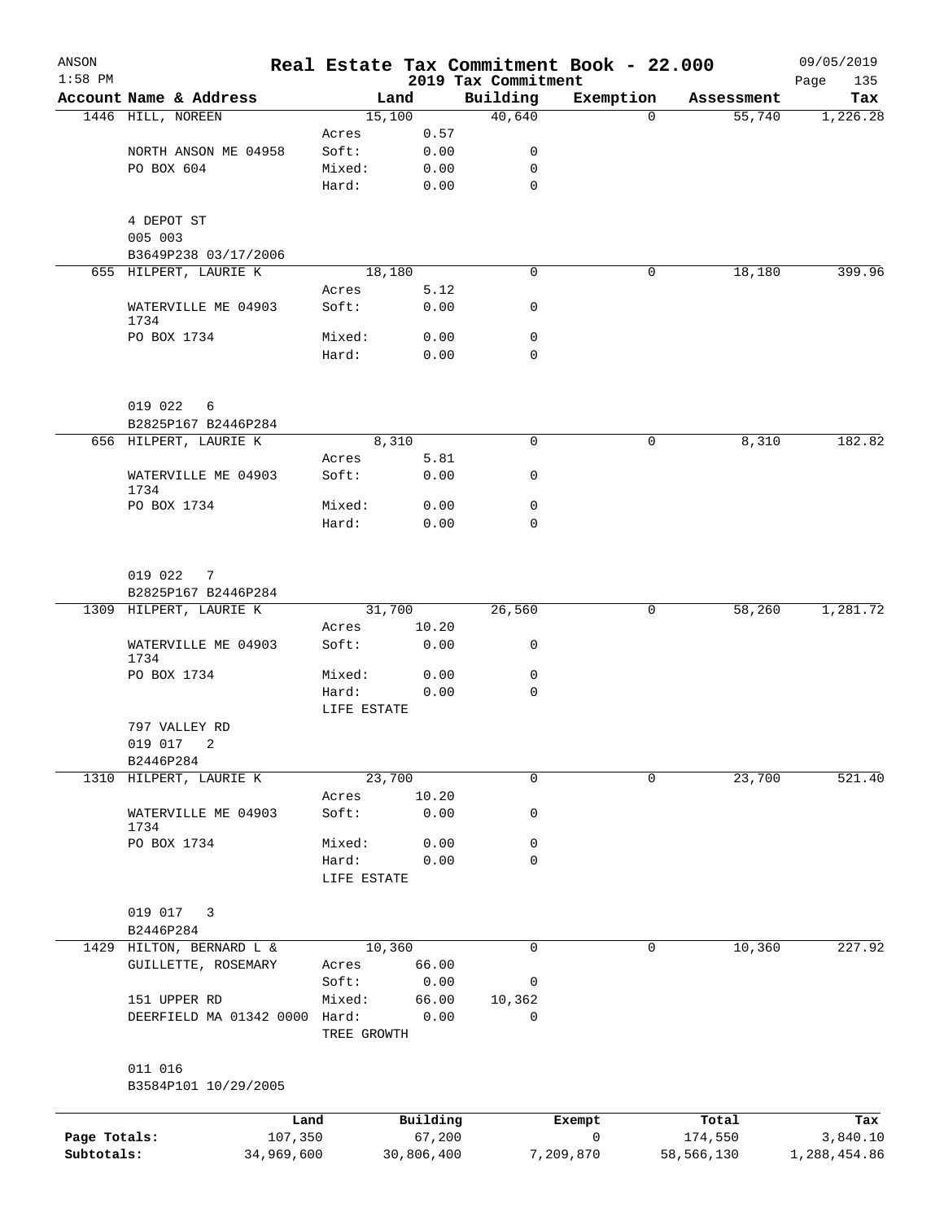# Real Estate Tax Commitment Book - 22.000

ANSON 09/05/2019
1:58 PM 2019 Tax Commitment

| Account Name & Address | Land | | Building | Exemption | Assessment | Tax |
|---|---|---|---|---|---|---|
| 1446 HILL, NOREEN | 15,100 | | 40,640 | 0 | 55,740 | 1,226.28 |
| | Acres | 0.57 | | | | |
| NORTH ANSON ME 04958 | Soft: | 0.00 | 0 | | | |
| PO BOX 604 | Mixed: | 0.00 | 0 | | | |
| | Hard: | 0.00 | 0 | | | |
| 4 DEPOT ST | | | | | | |
| 005 003 | | | | | | |
| B3649P238 03/17/2006 | | | | | | |
| 655 HILPERT, LAURIE K | 18,180 | | 0 | 0 | 18,180 | 399.96 |
| | Acres | 5.12 | | | | |
| WATERVILLE ME 04903 1734 | Soft: | 0.00 | 0 | | | |
| PO BOX 1734 | Mixed: | 0.00 | 0 | | | |
| | Hard: | 0.00 | 0 | | | |
| 019 022 6 | | | | | | |
| B2825P167 B2446P284 | | | | | | |
| 656 HILPERT, LAURIE K | 8,310 | | 0 | 0 | 8,310 | 182.82 |
| | Acres | 5.81 | | | | |
| WATERVILLE ME 04903 1734 | Soft: | 0.00 | 0 | | | |
| PO BOX 1734 | Mixed: | 0.00 | 0 | | | |
| | Hard: | 0.00 | 0 | | | |
| 019 022 7 | | | | | | |
| B2825P167 B2446P284 | | | | | | |
| 1309 HILPERT, LAURIE K | 31,700 | | 26,560 | 0 | 58,260 | 1,281.72 |
| | Acres | 10.20 | | | | |
| WATERVILLE ME 04903 1734 | Soft: | 0.00 | 0 | | | |
| PO BOX 1734 | Mixed: | 0.00 | 0 | | | |
| | Hard: | 0.00 | 0 | | | |
| | LIFE ESTATE | | | | | |
| 797 VALLEY RD | | | | | | |
| 019 017 2 | | | | | | |
| B2446P284 | | | | | | |
| 1310 HILPERT, LAURIE K | 23,700 | | 0 | 0 | 23,700 | 521.40 |
| | Acres | 10.20 | | | | |
| WATERVILLE ME 04903 1734 | Soft: | 0.00 | 0 | | | |
| PO BOX 1734 | Mixed: | 0.00 | 0 | | | |
| | Hard: | 0.00 | 0 | | | |
| | LIFE ESTATE | | | | | |
| 019 017 3 | | | | | | |
| B2446P284 | | | | | | |
| 1429 HILTON, BERNARD L & | 10,360 | | 0 | 0 | 10,360 | 227.92 |
| GUILLETTE, ROSEMARY | Acres | 66.00 | | | | |
| | Soft: | 0.00 | 0 | | | |
| 151 UPPER RD | Mixed: | 66.00 | 10,362 | | | |
| DEERFIELD MA 01342 0000 | Hard: | 0.00 | 0 | | | |
| | TREE GROWTH | | | | | |
| 011 016 | | | | | | |
| B3584P101 10/29/2005 | | | | | | |

| | Land | Building | Exempt | Total | Tax |
|---|---|---|---|---|---|
| Page Totals: | 107,350 | 67,200 | 0 | 174,550 | 3,840.10 |
| Subtotals: | 34,969,600 | 30,806,400 | 7,209,870 | 58,566,130 | 1,288,454.86 |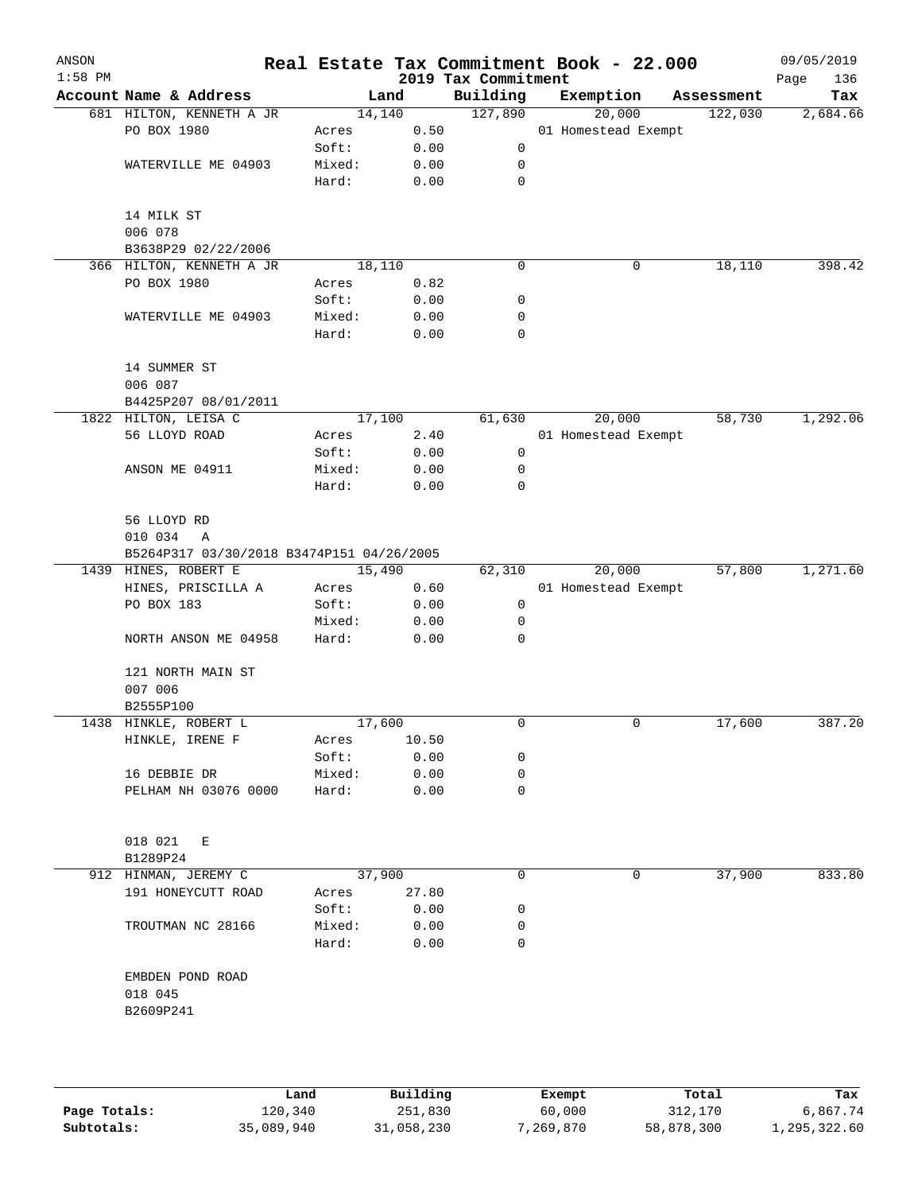# Real Estate Tax Commitment Book - 22.000

ANSON 09/05/2019
1:58 PM 2019 Tax Commitment

| Account Name & Address | Land | | Building | Exemption | Assessment | Tax |
|---|---|---|---|---|---|---|
| 681 HILTON, KENNETH A JR | 14,140 | | 127,890 | 20,000 | 122,030 | 2,684.66 |
| PO BOX 1980 | Acres | 0.50 | | 01 Homestead Exempt | | |
| | Soft: | 0.00 | 0 | | | |
| WATERVILLE ME 04903 | Mixed: | 0.00 | 0 | | | |
| | Hard: | 0.00 | 0 | | | |
| 14 MILK ST | | | | | | |
| 006 078 | | | | | | |
| B3638P29 02/22/2006 | | | | | | |
| 366 HILTON, KENNETH A JR | 18,110 | | 0 | 0 | 18,110 | 398.42 |
| PO BOX 1980 | Acres | 0.82 | | | | |
| | Soft: | 0.00 | 0 | | | |
| WATERVILLE ME 04903 | Mixed: | 0.00 | 0 | | | |
| | Hard: | 0.00 | 0 | | | |
| 14 SUMMER ST | | | | | | |
| 006 087 | | | | | | |
| B4425P207 08/01/2011 | | | | | | |
| 1822 HILTON, LEISA C | 17,100 | | 61,630 | 20,000 | 58,730 | 1,292.06 |
| 56 LLOYD ROAD | Acres | 2.40 | | 01 Homestead Exempt | | |
| | Soft: | 0.00 | 0 | | | |
| ANSON ME 04911 | Mixed: | 0.00 | 0 | | | |
| | Hard: | 0.00 | 0 | | | |
| 56 LLOYD RD | | | | | | |
| 010 034 A | | | | | | |
| B5264P317 03/30/2018 B3474P151 04/26/2005 | | | | | | |
| 1439 HINES, ROBERT E | 15,490 | | 62,310 | 20,000 | 57,800 | 1,271.60 |
| HINES, PRISCILLA A | Acres | 0.60 | | 01 Homestead Exempt | | |
| PO BOX 183 | Soft: | 0.00 | 0 | | | |
| | Mixed: | 0.00 | 0 | | | |
| NORTH ANSON ME 04958 | Hard: | 0.00 | 0 | | | |
| 121 NORTH MAIN ST | | | | | | |
| 007 006 | | | | | | |
| B2555P100 | | | | | | |
| 1438 HINKLE, ROBERT L | 17,600 | | 0 | 0 | 17,600 | 387.20 |
| HINKLE, IRENE F | Acres | 10.50 | | | | |
| | Soft: | 0.00 | 0 | | | |
| 16 DEBBIE DR | Mixed: | 0.00 | 0 | | | |
| PELHAM NH 03076 0000 | Hard: | 0.00 | 0 | | | |
| 018 021 E | | | | | | |
| B1289P24 | | | | | | |
| 912 HINMAN, JEREMY C | 37,900 | | 0 | 0 | 37,900 | 833.80 |
| 191 HONEYCUTT ROAD | Acres | 27.80 | | | | |
| | Soft: | 0.00 | 0 | | | |
| TROUTMAN NC 28166 | Mixed: | 0.00 | 0 | | | |
| | Hard: | 0.00 | 0 | | | |
| EMBDEN POND ROAD | | | | | | |
| 018 045 | | | | | | |
| B2609P241 | | | | | | |

| | Land | Building | Exempt | Total | Tax |
|---|---|---|---|---|---|
| Page Totals: | 120,340 | 251,830 | 60,000 | 312,170 | 6,867.74 |
| Subtotals: | 35,089,940 | 31,058,230 | 7,269,870 | 58,878,300 | 1,295,322.60 |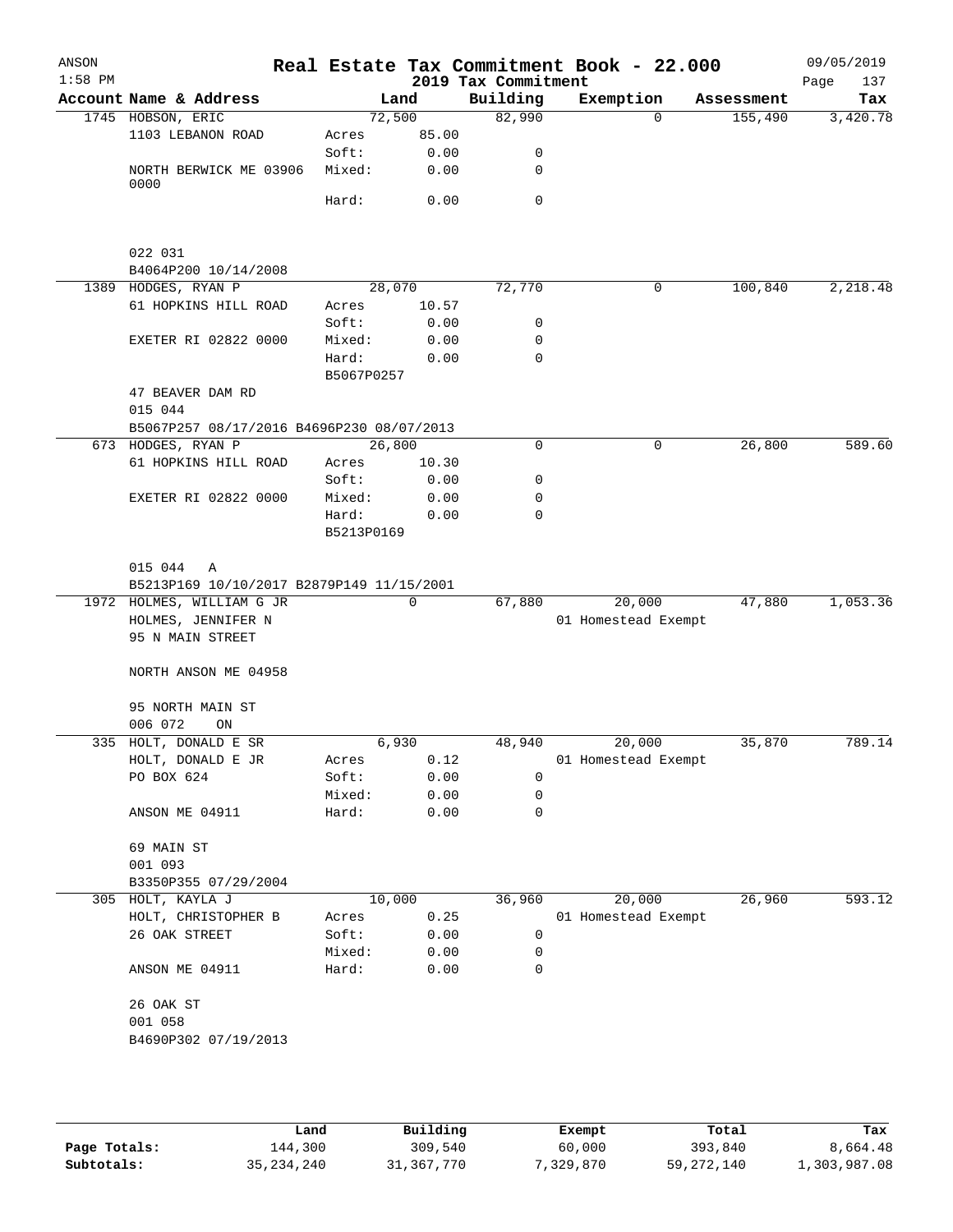ANSON
1:58 PM

# Real Estate Tax Commitment Book - 22.000

2019 Tax Commitment

09/05/2019

| Account Name & Address | Land | | Building | Exemption | Assessment | Tax |
|---|---|---|---|---|---|---|
| 1745 HOBSON, ERIC | | 72,500 | 82,990 | 0 | 155,490 | 3,420.78 |
| 1103 LEBANON ROAD | Acres | 85.00 | | | | |
| | Soft: | 0.00 | 0 | | | |
| NORTH BERWICK ME 03906 0000 | Mixed: | 0.00 | 0 | | | |
| | Hard: | 0.00 | 0 | | | |
| 022 031 | | | | | | |
| B4064P200 10/14/2008 | | | | | | |
| 1389 HODGES, RYAN P | | 28,070 | 72,770 | 0 | 100,840 | 2,218.48 |
| 61 HOPKINS HILL ROAD | Acres | 10.57 | | | | |
| | Soft: | 0.00 | 0 | | | |
| EXETER RI 02822 0000 | Mixed: | 0.00 | 0 | | | |
| | Hard: | 0.00 | 0 | | | |
| | B5067P0257 | | | | | |
| 47 BEAVER DAM RD | | | | | | |
| 015 044 | | | | | | |
| B5067P257 08/17/2016 B4696P230 08/07/2013 | | | | | | |
| 673 HODGES, RYAN P | | 26,800 | 0 | 0 | 26,800 | 589.60 |
| 61 HOPKINS HILL ROAD | Acres | 10.30 | | | | |
| | Soft: | 0.00 | 0 | | | |
| EXETER RI 02822 0000 | Mixed: | 0.00 | 0 | | | |
| | Hard: | 0.00 | 0 | | | |
| | B5213P0169 | | | | | |
| 015 044 A | | | | | | |
| B5213P169 10/10/2017 B2879P149 11/15/2001 | | | | | | |
| 1972 HOLMES, WILLIAM G JR | | 0 | 67,880 | 20,000 | 47,880 | 1,053.36 |
| HOLMES, JENNIFER N | | | | 01 Homestead Exempt | | |
| 95 N MAIN STREET | | | | | | |
| NORTH ANSON ME 04958 | | | | | | |
| 95 NORTH MAIN ST | | | | | | |
| 006 072 ON | | | | | | |
| 335 HOLT, DONALD E SR | | 6,930 | 48,940 | 20,000 | 35,870 | 789.14 |
| HOLT, DONALD E JR | Acres | 0.12 | | 01 Homestead Exempt | | |
| PO BOX 624 | Soft: | 0.00 | 0 | | | |
| | Mixed: | 0.00 | 0 | | | |
| ANSON ME 04911 | Hard: | 0.00 | 0 | | | |
| 69 MAIN ST | | | | | | |
| 001 093 | | | | | | |
| B3350P355 07/29/2004 | | | | | | |
| 305 HOLT, KAYLA J | | 10,000 | 36,960 | 20,000 | 26,960 | 593.12 |
| HOLT, CHRISTOPHER B | Acres | 0.25 | | 01 Homestead Exempt | | |
| 26 OAK STREET | Soft: | 0.00 | 0 | | | |
| | Mixed: | 0.00 | 0 | | | |
| ANSON ME 04911 | Hard: | 0.00 | 0 | | | |
| 26 OAK ST | | | | | | |
| 001 058 | | | | | | |
| B4690P302 07/19/2013 | | | | | | |

| | Land | Building | Exempt | Total | Tax |
|---|---|---|---|---|---|
| Page Totals: | 144,300 | 309,540 | 60,000 | 393,840 | 8,664.48 |
| Subtotals: | 35,234,240 | 31,367,770 | 7,329,870 | 59,272,140 | 1,303,987.08 |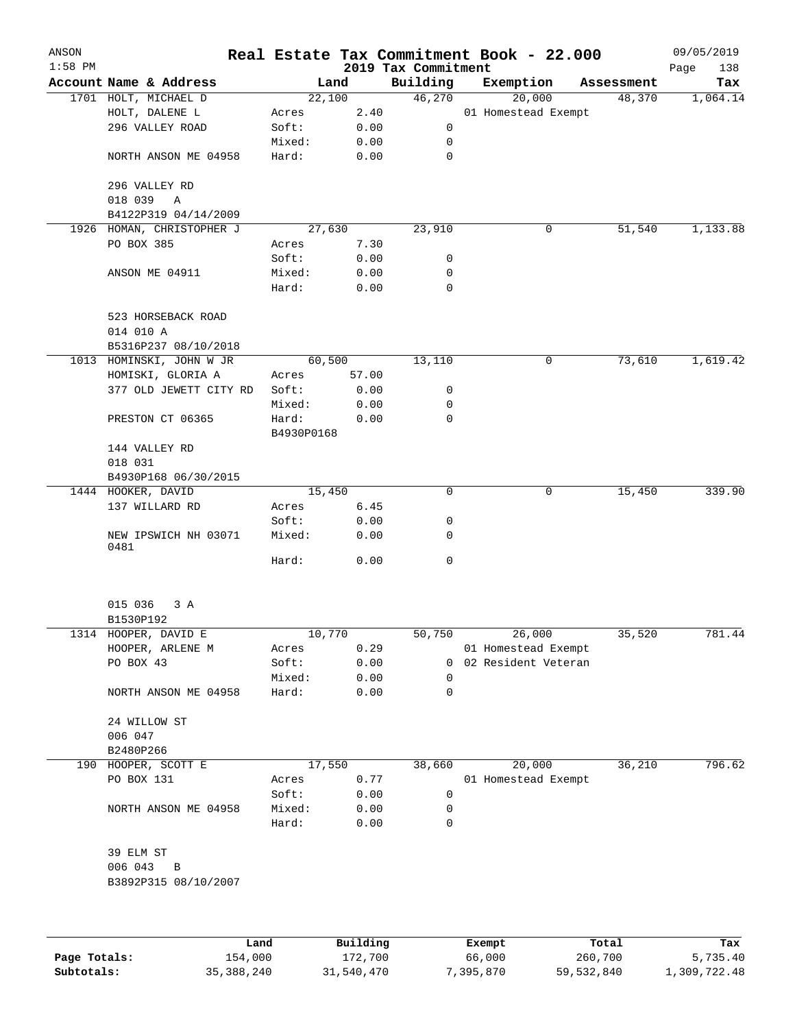# Real Estate Tax Commitment Book - 22.000

ANSON 1:58 PM — 2019 Tax Commitment — 09/05/2019

| Account Name & Address | | Land | Building | Exemption | Assessment | Tax |
|---|---|---|---|---|---|---|
| 1701 HOLT, MICHAEL D | | 22,100 | 46,270 | 20,000 | 48,370 | 1,064.14 |
| HOLT, DALENE L | Acres | 2.40 | | 01 Homestead Exempt | | |
| 296 VALLEY ROAD | Soft: | 0.00 | 0 | | | |
| | Mixed: | 0.00 | 0 | | | |
| NORTH ANSON ME 04958 | Hard: | 0.00 | 0 | | | |
| 296 VALLEY RD | | | | | | |
| 018 039 A | | | | | | |
| B4122P319 04/14/2009 | | | | | | |
| 1926 HOMAN, CHRISTOPHER J | | 27,630 | 23,910 | 0 | 51,540 | 1,133.88 |
| PO BOX 385 | Acres | 7.30 | | | | |
| | Soft: | 0.00 | 0 | | | |
| ANSON ME 04911 | Mixed: | 0.00 | 0 | | | |
| | Hard: | 0.00 | 0 | | | |
| 523 HORSEBACK ROAD | | | | | | |
| 014 010 A | | | | | | |
| B5316P237 08/10/2018 | | | | | | |
| 1013 HOMINSKI, JOHN W JR | | 60,500 | 13,110 | 0 | 73,610 | 1,619.42 |
| HOMISKI, GLORIA A | Acres | 57.00 | | | | |
| 377 OLD JEWETT CITY RD | Soft: | 0.00 | 0 | | | |
| | Mixed: | 0.00 | 0 | | | |
| PRESTON CT 06365 | Hard: | 0.00 | 0 | | | |
| | B4930P0168 | | | | | |
| 144 VALLEY RD | | | | | | |
| 018 031 | | | | | | |
| B4930P168 06/30/2015 | | | | | | |
| 1444 HOOKER, DAVID | | 15,450 | 0 | 0 | 15,450 | 339.90 |
| 137 WILLARD RD | Acres | 6.45 | | | | |
| | Soft: | 0.00 | 0 | | | |
| NEW IPSWICH NH 03071 0481 | Mixed: | 0.00 | 0 | | | |
| | Hard: | 0.00 | 0 | | | |
| 015 036 3 A | | | | | | |
| B1530P192 | | | | | | |
| 1314 HOOPER, DAVID E | | 10,770 | 50,750 | 26,000 | 35,520 | 781.44 |
| HOOPER, ARLENE M | Acres | 0.29 | | 01 Homestead Exempt | | |
| PO BOX 43 | Soft: | 0.00 | 0 | 02 Resident Veteran | | |
| | Mixed: | 0.00 | 0 | | | |
| NORTH ANSON ME 04958 | Hard: | 0.00 | 0 | | | |
| 24 WILLOW ST | | | | | | |
| 006 047 | | | | | | |
| B2480P266 | | | | | | |
| 190 HOOPER, SCOTT E | | 17,550 | 38,660 | 20,000 | 36,210 | 796.62 |
| PO BOX 131 | Acres | 0.77 | | 01 Homestead Exempt | | |
| | Soft: | 0.00 | 0 | | | |
| NORTH ANSON ME 04958 | Mixed: | 0.00 | 0 | | | |
| | Hard: | 0.00 | 0 | | | |
| 39 ELM ST | | | | | | |
| 006 043 B | | | | | | |
| B3892P315 08/10/2007 | | | | | | |

| | Land | Building | Exempt | Total | Tax |
|---|---|---|---|---|---|
| Page Totals: | 154,000 | 172,700 | 66,000 | 260,700 | 5,735.40 |
| Subtotals: | 35,388,240 | 31,540,470 | 7,395,870 | 59,532,840 | 1,309,722.48 |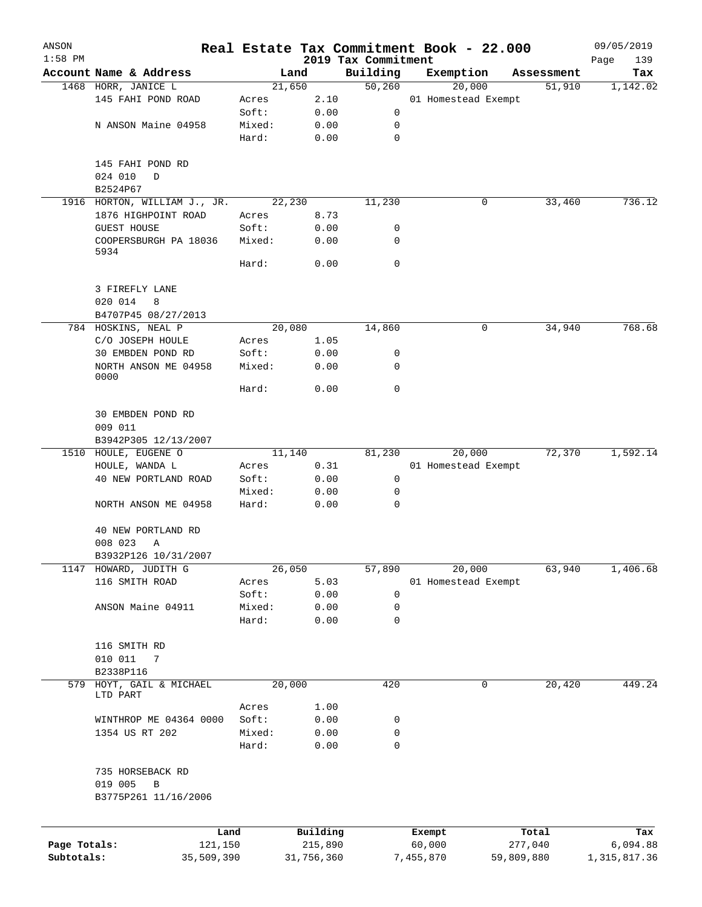# Real Estate Tax Commitment Book - 22.000

ANSON 1:58 PM — 2019 Tax Commitment — 09/05/2019

| Account Name & Address | Land | | Building | Exemption | Assessment | Tax |
|---|---|---|---|---|---|---|
| 1468 HORR, JANICE L | 21,650 | | 50,260 | 20,000 | 51,910 | 1,142.02 |
| 145 FAHI POND ROAD | Acres | 2.10 | | 01 Homestead Exempt | | |
| | Soft: | 0.00 | 0 | | | |
| N ANSON Maine 04958 | Mixed: | 0.00 | 0 | | | |
| | Hard: | 0.00 | 0 | | | |
| 145 FAHI POND RD | | | | | | |
| 024 010 D | | | | | | |
| B2524P67 | | | | | | |
| 1916 HORTON, WILLIAM J., JR. | 22,230 | | 11,230 | 0 | 33,460 | 736.12 |
| 1876 HIGHPOINT ROAD | Acres | 8.73 | | | | |
| GUEST HOUSE | Soft: | 0.00 | 0 | | | |
| COOPERSBURGH PA 18036 5934 | Mixed: | 0.00 | 0 | | | |
| | Hard: | 0.00 | 0 | | | |
| 3 FIREFLY LANE | | | | | | |
| 020 014 8 | | | | | | |
| B4707P45 08/27/2013 | | | | | | |
| 784 HOSKINS, NEAL P | 20,080 | | 14,860 | 0 | 34,940 | 768.68 |
| C/O JOSEPH HOULE | Acres | 1.05 | | | | |
| 30 EMBDEN POND RD | Soft: | 0.00 | 0 | | | |
| NORTH ANSON ME 04958 0000 | Mixed: | 0.00 | 0 | | | |
| | Hard: | 0.00 | 0 | | | |
| 30 EMBDEN POND RD | | | | | | |
| 009 011 | | | | | | |
| B3942P305 12/13/2007 | | | | | | |
| 1510 HOULE, EUGENE O | 11,140 | | 81,230 | 20,000 | 72,370 | 1,592.14 |
| HOULE, WANDA L | Acres | 0.31 | | 01 Homestead Exempt | | |
| 40 NEW PORTLAND ROAD | Soft: | 0.00 | 0 | | | |
| | Mixed: | 0.00 | 0 | | | |
| NORTH ANSON ME 04958 | Hard: | 0.00 | 0 | | | |
| 40 NEW PORTLAND RD | | | | | | |
| 008 023 A | | | | | | |
| B3932P126 10/31/2007 | | | | | | |
| 1147 HOWARD, JUDITH G | 26,050 | | 57,890 | 20,000 | 63,940 | 1,406.68 |
| 116 SMITH ROAD | Acres | 5.03 | | 01 Homestead Exempt | | |
| | Soft: | 0.00 | 0 | | | |
| ANSON Maine 04911 | Mixed: | 0.00 | 0 | | | |
| | Hard: | 0.00 | 0 | | | |
| 116 SMITH RD | | | | | | |
| 010 011 7 | | | | | | |
| B2338P116 | | | | | | |
| 579 HOYT, GAIL & MICHAEL LTD PART | 20,000 | | 420 | 0 | 20,420 | 449.24 |
| | Acres | 1.00 | | | | |
| WINTHROP ME 04364 0000 | Soft: | 0.00 | 0 | | | |
| 1354 US RT 202 | Mixed: | 0.00 | 0 | | | |
| | Hard: | 0.00 | 0 | | | |
| 735 HORSEBACK RD | | | | | | |
| 019 005 B | | | | | | |
| B3775P261 11/16/2006 | | | | | | |

| | Land | Building | Exempt | Total | Tax |
|---|---|---|---|---|---|
| Page Totals: | 121,150 | 215,890 | 60,000 | 277,040 | 6,094.88 |
| Subtotals: | 35,509,390 | 31,756,360 | 7,455,870 | 59,809,880 | 1,315,817.36 |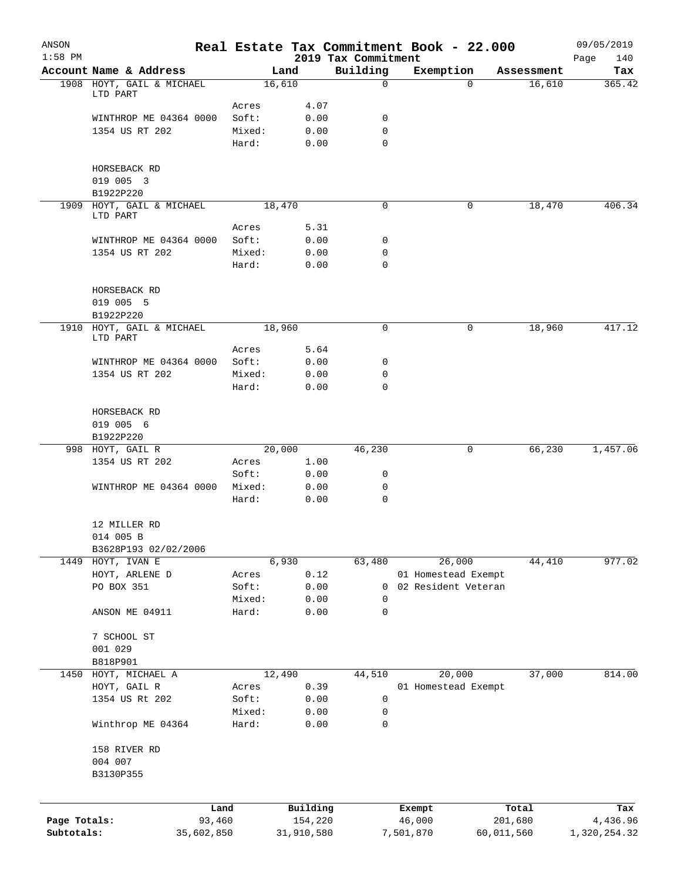# Real Estate Tax Commitment Book - 22.000

ANSON 1:58 PM — 2019 Tax Commitment — 09/05/2019 Page 140

| Account | Name & Address | | Land | Building | Exemption | Assessment | Tax |
|---|---|---|---|---|---|---|---|
| 1908 | HOYT, GAIL & MICHAEL LTD PART | | 16,610 | 0 | 0 | 16,610 | 365.42 |
| | | Acres | 4.07 | | | | |
| | WINTHROP ME 04364 0000 | Soft: | 0.00 | 0 | | | |
| | 1354 US RT 202 | Mixed: | 0.00 | 0 | | | |
| | | Hard: | 0.00 | 0 | | | |
| | HORSEBACK RD | | | | | | |
| | 019 005 3 | | | | | | |
| | B1922P220 | | | | | | |
| 1909 | HOYT, GAIL & MICHAEL LTD PART | | 18,470 | 0 | 0 | 18,470 | 406.34 |
| | | Acres | 5.31 | | | | |
| | WINTHROP ME 04364 0000 | Soft: | 0.00 | 0 | | | |
| | 1354 US RT 202 | Mixed: | 0.00 | 0 | | | |
| | | Hard: | 0.00 | 0 | | | |
| | HORSEBACK RD | | | | | | |
| | 019 005 5 | | | | | | |
| | B1922P220 | | | | | | |
| 1910 | HOYT, GAIL & MICHAEL LTD PART | | 18,960 | 0 | 0 | 18,960 | 417.12 |
| | | Acres | 5.64 | | | | |
| | WINTHROP ME 04364 0000 | Soft: | 0.00 | 0 | | | |
| | 1354 US RT 202 | Mixed: | 0.00 | 0 | | | |
| | | Hard: | 0.00 | 0 | | | |
| | HORSEBACK RD | | | | | | |
| | 019 005 6 | | | | | | |
| | B1922P220 | | | | | | |
| 998 | HOYT, GAIL R | | 20,000 | 46,230 | 0 | 66,230 | 1,457.06 |
| | 1354 US RT 202 | Acres | 1.00 | | | | |
| | | Soft: | 0.00 | 0 | | | |
| | WINTHROP ME 04364 0000 | Mixed: | 0.00 | 0 | | | |
| | | Hard: | 0.00 | 0 | | | |
| | 12 MILLER RD | | | | | | |
| | 014 005 B | | | | | | |
| | B3628P193 02/02/2006 | | | | | | |
| 1449 | HOYT, IVAN E | | 6,930 | 63,480 | 26,000 | 44,410 | 977.02 |
| | HOYT, ARLENE D | Acres | 0.12 | | 01 Homestead Exempt | | |
| | PO BOX 351 | Soft: | 0.00 | 0 | 02 Resident Veteran | | |
| | | Mixed: | 0.00 | 0 | | | |
| | ANSON ME 04911 | Hard: | 0.00 | 0 | | | |
| | 7 SCHOOL ST | | | | | | |
| | 001 029 | | | | | | |
| | B818P901 | | | | | | |
| 1450 | HOYT, MICHAEL A | | 12,490 | 44,510 | 20,000 | 37,000 | 814.00 |
| | HOYT, GAIL R | Acres | 0.39 | | 01 Homestead Exempt | | |
| | 1354 US Rt 202 | Soft: | 0.00 | 0 | | | |
| | | Mixed: | 0.00 | 0 | | | |
| | Winthrop ME 04364 | Hard: | 0.00 | 0 | | | |
| | 158 RIVER RD | | | | | | |
| | 004 007 | | | | | | |
| | B3130P355 | | | | | | |

| | Land | Building | Exempt | Total | Tax |
|---|---|---|---|---|---|
| Page Totals: | 93,460 | 154,220 | 46,000 | 201,680 | 4,436.96 |
| Subtotals: | 35,602,850 | 31,910,580 | 7,501,870 | 60,011,560 | 1,320,254.32 |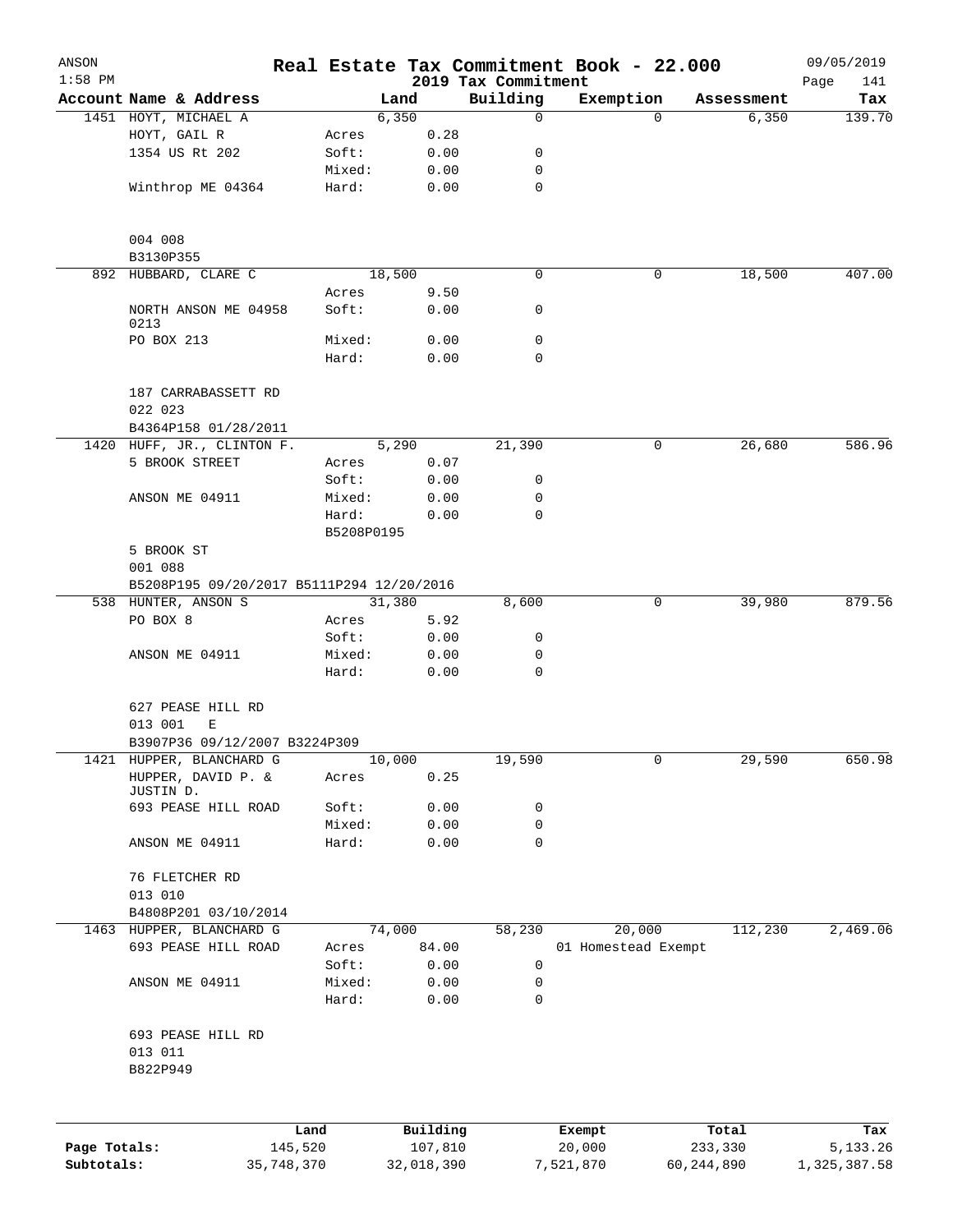ANSON

# Real Estate Tax Commitment Book - 22.000

2019 Tax Commitment

09/05/2019
1:58 PM

| Account Name & Address | | Land | Building | Exemption | Assessment | Tax |
|---|---|---|---|---|---|---|
| 1451 HOYT, MICHAEL A | | 6,350 | 0 | 0 | 6,350 | 139.70 |
| HOYT, GAIL R | Acres | 0.28 | | | | |
| 1354 US Rt 202 | Soft: | 0.00 | 0 | | | |
| | Mixed: | 0.00 | 0 | | | |
| Winthrop ME 04364 | Hard: | 0.00 | 0 | | | |
| 004 008 | | | | | | |
| B3130P355 | | | | | | |
| 892 HUBBARD, CLARE C | | 18,500 | 0 | 0 | 18,500 | 407.00 |
| | Acres | 9.50 | | | | |
| NORTH ANSON ME 04958 0213 | Soft: | 0.00 | 0 | | | |
| PO BOX 213 | Mixed: | 0.00 | 0 | | | |
| | Hard: | 0.00 | 0 | | | |
| 187 CARRABASSETT RD | | | | | | |
| 022 023 | | | | | | |
| B4364P158 01/28/2011 | | | | | | |
| 1420 HUFF, JR., CLINTON F. | | 5,290 | 21,390 | 0 | 26,680 | 586.96 |
| 5 BROOK STREET | Acres | 0.07 | | | | |
| | Soft: | 0.00 | 0 | | | |
| ANSON ME 04911 | Mixed: | 0.00 | 0 | | | |
| | Hard: | 0.00 | 0 | | | |
| | B5208P0195 | | | | | |
| 5 BROOK ST | | | | | | |
| 001 088 | | | | | | |
| B5208P195 09/20/2017 B5111P294 12/20/2016 | | | | | | |
| 538 HUNTER, ANSON S | | 31,380 | 8,600 | 0 | 39,980 | 879.56 |
| PO BOX 8 | Acres | 5.92 | | | | |
| | Soft: | 0.00 | 0 | | | |
| ANSON ME 04911 | Mixed: | 0.00 | 0 | | | |
| | Hard: | 0.00 | 0 | | | |
| 627 PEASE HILL RD | | | | | | |
| 013 001 E | | | | | | |
| B3907P36 09/12/2007 B3224P309 | | | | | | |
| 1421 HUPPER, BLANCHARD G | | 10,000 | 19,590 | 0 | 29,590 | 650.98 |
| HUPPER, DAVID P. & JUSTIN D. | Acres | 0.25 | | | | |
| 693 PEASE HILL ROAD | Soft: | 0.00 | 0 | | | |
| | Mixed: | 0.00 | 0 | | | |
| ANSON ME 04911 | Hard: | 0.00 | 0 | | | |
| 76 FLETCHER RD | | | | | | |
| 013 010 | | | | | | |
| B4808P201 03/10/2014 | | | | | | |
| 1463 HUPPER, BLANCHARD G | | 74,000 | 58,230 | 20,000 | 112,230 | 2,469.06 |
| 693 PEASE HILL ROAD | Acres | 84.00 | | 01 Homestead Exempt | | |
| | Soft: | 0.00 | 0 | | | |
| ANSON ME 04911 | Mixed: | 0.00 | 0 | | | |
| | Hard: | 0.00 | 0 | | | |
| 693 PEASE HILL RD | | | | | | |
| 013 011 | | | | | | |
| B822P949 | | | | | | |

| | Land | Building | Exempt | Total | Tax |
|---|---|---|---|---|---|
| Page Totals: | 145,520 | 107,810 | 20,000 | 233,330 | 5,133.26 |
| Subtotals: | 35,748,370 | 32,018,390 | 7,521,870 | 60,244,890 | 1,325,387.58 |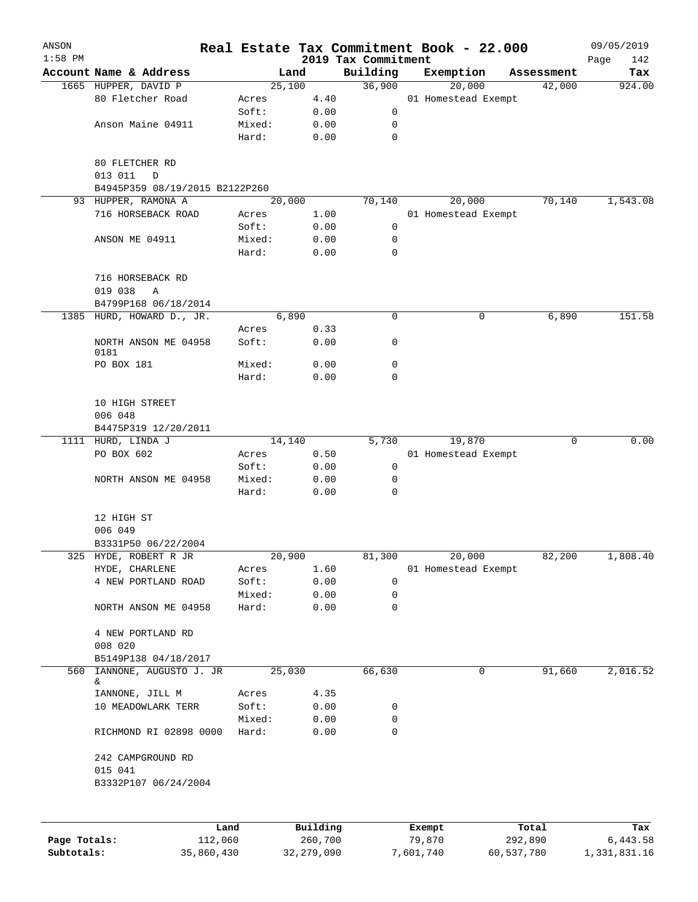ANSON — Real Estate Tax Commitment Book - 22.000 — 09/05/2019
1:58 PM — 2019 Tax Commitment — Page 142

| Account Name & Address | | Land | Building | Exemption | Assessment | Tax |
|---|---|---|---|---|---|---|
| 1665 HUPPER, DAVID P | | 25,100 | 36,900 | 20,000 | 42,000 | 924.00 |
| 80 Fletcher Road | Acres | 4.40 | | 01 Homestead Exempt | | |
| | Soft: | 0.00 | 0 | | | |
| Anson Maine 04911 | Mixed: | 0.00 | 0 | | | |
| | Hard: | 0.00 | 0 | | | |
| 80 FLETCHER RD | | | | | | |
| 013 011 D | | | | | | |
| B4945P359 08/19/2015 B2122P260 | | | | | | |
| 93 HUPPER, RAMONA A | | 20,000 | 70,140 | 20,000 | 70,140 | 1,543.08 |
| 716 HORSEBACK ROAD | Acres | 1.00 | | 01 Homestead Exempt | | |
| | Soft: | 0.00 | 0 | | | |
| ANSON ME 04911 | Mixed: | 0.00 | 0 | | | |
| | Hard: | 0.00 | 0 | | | |
| 716 HORSEBACK RD | | | | | | |
| 019 038 A | | | | | | |
| B4799P168 06/18/2014 | | | | | | |
| 1385 HURD, HOWARD D., JR. | | 6,890 | 0 | 0 | 6,890 | 151.58 |
| | Acres | 0.33 | | | | |
| NORTH ANSON ME 04958 0181 | Soft: | 0.00 | 0 | | | |
| PO BOX 181 | Mixed: | 0.00 | 0 | | | |
| | Hard: | 0.00 | 0 | | | |
| 10 HIGH STREET | | | | | | |
| 006 048 | | | | | | |
| B4475P319 12/20/2011 | | | | | | |
| 1111 HURD, LINDA J | | 14,140 | 5,730 | 19,870 | 0 | 0.00 |
| PO BOX 602 | Acres | 0.50 | | 01 Homestead Exempt | | |
| | Soft: | 0.00 | 0 | | | |
| NORTH ANSON ME 04958 | Mixed: | 0.00 | 0 | | | |
| | Hard: | 0.00 | 0 | | | |
| 12 HIGH ST | | | | | | |
| 006 049 | | | | | | |
| B3331P50 06/22/2004 | | | | | | |
| 325 HYDE, ROBERT R JR | | 20,900 | 81,300 | 20,000 | 82,200 | 1,808.40 |
| HYDE, CHARLENE | Acres | 1.60 | | 01 Homestead Exempt | | |
| 4 NEW PORTLAND ROAD | Soft: | 0.00 | 0 | | | |
| | Mixed: | 0.00 | 0 | | | |
| NORTH ANSON ME 04958 | Hard: | 0.00 | 0 | | | |
| 4 NEW PORTLAND RD | | | | | | |
| 008 020 | | | | | | |
| B5149P138 04/18/2017 | | | | | | |
| 560 IANNONE, AUGUSTO J. JR & | | 25,030 | 66,630 | 0 | 91,660 | 2,016.52 |
| IANNONE, JILL M | Acres | 4.35 | | | | |
| 10 MEADOWLARK TERR | Soft: | 0.00 | 0 | | | |
| | Mixed: | 0.00 | 0 | | | |
| RICHMOND RI 02898 0000 | Hard: | 0.00 | 0 | | | |
| 242 CAMPGROUND RD | | | | | | |
| 015 041 | | | | | | |
| B3332P107 06/24/2004 | | | | | | |

| | Land | Building | Exempt | Total | Tax |
|---|---|---|---|---|---|
| Page Totals: | 112,060 | 260,700 | 79,870 | 292,890 | 6,443.58 |
| Subtotals: | 35,860,430 | 32,279,090 | 7,601,740 | 60,537,780 | 1,331,831.16 |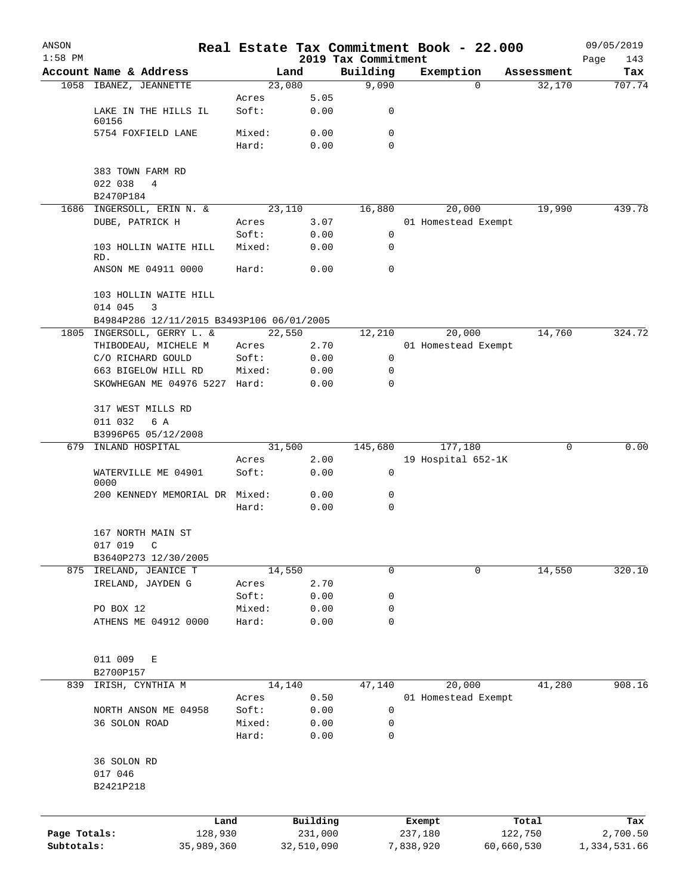# Real Estate Tax Commitment Book - 22.000

ANSON 1:58 PM — 2019 Tax Commitment — 09/05/2019

| Account Name & Address | | Land | Building | Exemption | Assessment | Tax |
|---|---|---|---|---|---|---|
| 1058 IBANEZ, JEANNETTE | | 23,080 | 9,090 | 0 | 32,170 | 707.74 |
| | Acres | 5.05 | | | | |
| LAKE IN THE HILLS IL 60156 | Soft: | 0.00 | 0 | | | |
| 5754 FOXFIELD LANE | Mixed: | 0.00 | 0 | | | |
| | Hard: | 0.00 | 0 | | | |
| 383 TOWN FARM RD | | | | | | |
| 022 038 4 | | | | | | |
| B2470P184 | | | | | | |
| 1686 INGERSOLL, ERIN N. & | | 23,110 | 16,880 | 20,000 | 19,990 | 439.78 |
| DUBE, PATRICK H | Acres | 3.07 | | 01 Homestead Exempt | | |
| | Soft: | 0.00 | 0 | | | |
| 103 HOLLIN WAITE HILL RD. | Mixed: | 0.00 | 0 | | | |
| ANSON ME 04911 0000 | Hard: | 0.00 | 0 | | | |
| 103 HOLLIN WAITE HILL | | | | | | |
| 014 045 3 | | | | | | |
| B4984P286 12/11/2015 B3493P106 06/01/2005 | | | | | | |
| 1805 INGERSOLL, GERRY L. & | | 22,550 | 12,210 | 20,000 | 14,760 | 324.72 |
| THIBODEAU, MICHELE M | Acres | 2.70 | | 01 Homestead Exempt | | |
| C/O RICHARD GOULD | Soft: | 0.00 | 0 | | | |
| 663 BIGELOW HILL RD | Mixed: | 0.00 | 0 | | | |
| SKOWHEGAN ME 04976 5227 | Hard: | 0.00 | 0 | | | |
| 317 WEST MILLS RD | | | | | | |
| 011 032 6 A | | | | | | |
| B3996P65 05/12/2008 | | | | | | |
| 679 INLAND HOSPITAL | | 31,500 | 145,680 | 177,180 | 0 | 0.00 |
| | Acres | 2.00 | | 19 Hospital 652-1K | | |
| WATERVILLE ME 04901 0000 | Soft: | 0.00 | 0 | | | |
| 200 KENNEDY MEMORIAL DR | Mixed: | 0.00 | 0 | | | |
| | Hard: | 0.00 | 0 | | | |
| 167 NORTH MAIN ST | | | | | | |
| 017 019 C | | | | | | |
| B3640P273 12/30/2005 | | | | | | |
| 875 IRELAND, JEANICE T | | 14,550 | 0 | 0 | 14,550 | 320.10 |
| IRELAND, JAYDEN G | Acres | 2.70 | | | | |
| | Soft: | 0.00 | 0 | | | |
| PO BOX 12 | Mixed: | 0.00 | 0 | | | |
| ATHENS ME 04912 0000 | Hard: | 0.00 | 0 | | | |
| 011 009 E | | | | | | |
| B2700P157 | | | | | | |
| 839 IRISH, CYNTHIA M | | 14,140 | 47,140 | 20,000 | 41,280 | 908.16 |
| | Acres | 0.50 | | 01 Homestead Exempt | | |
| NORTH ANSON ME 04958 | Soft: | 0.00 | 0 | | | |
| 36 SOLON ROAD | Mixed: | 0.00 | 0 | | | |
| | Hard: | 0.00 | 0 | | | |
| 36 SOLON RD | | | | | | |
| 017 046 | | | | | | |
| B2421P218 | | | | | | |

| | Land | Building | Exempt | Total | Tax |
|---|---|---|---|---|---|
| Page Totals: | 128,930 | 231,000 | 237,180 | 122,750 | 2,700.50 |
| Subtotals: | 35,989,360 | 32,510,090 | 7,838,920 | 60,660,530 | 1,334,531.66 |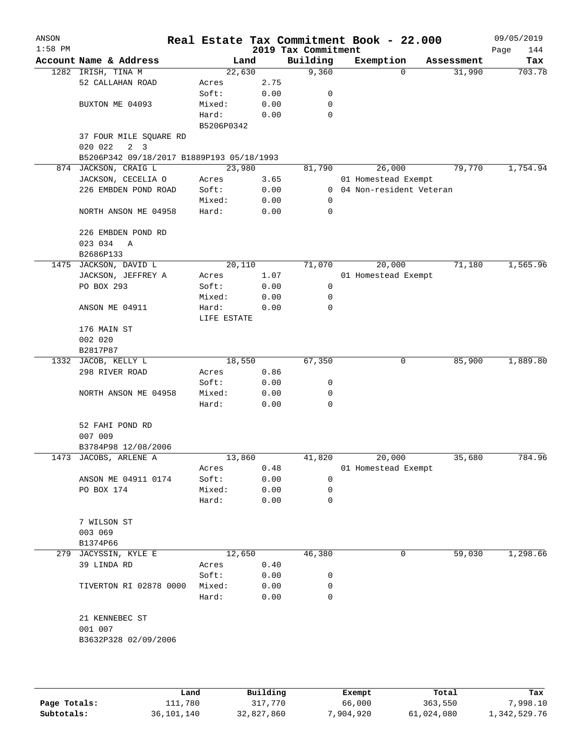# Real Estate Tax Commitment Book - 22.000

ANSON 1:58 PM — 2019 Tax Commitment — 09/05/2019

| Account Name & Address | Land | | Building | Exemption | Assessment | Tax |
|---|---|---|---|---|---|---|
| 1282 IRISH, TINA M | 22,630 | | 9,360 | 0 | 31,990 | 703.78 |
| 52 CALLAHAN ROAD | Acres | 2.75 | | | | |
| | Soft: | 0.00 | 0 | | | |
| BUXTON ME 04093 | Mixed: | 0.00 | 0 | | | |
| | Hard: | 0.00 | 0 | | | |
| | B5206P0342 | | | | | |
| 37 FOUR MILE SQUARE RD | | | | | | |
| 020 022 2 3 | | | | | | |
| B5206P342 09/18/2017 B1889P193 05/18/1993 | | | | | | |
| 874 JACKSON, CRAIG L | 23,980 | | 81,790 | 26,000 | 79,770 | 1,754.94 |
| JACKSON, CECELIA O | Acres | 3.65 | | 01 Homestead Exempt | | |
| 226 EMBDEN POND ROAD | Soft: | 0.00 | 0 | 04 Non-resident Veteran | | |
| | Mixed: | 0.00 | 0 | | | |
| NORTH ANSON ME 04958 | Hard: | 0.00 | 0 | | | |
| 226 EMBDEN POND RD | | | | | | |
| 023 034 A | | | | | | |
| B2686P133 | | | | | | |
| 1475 JACKSON, DAVID L | 20,110 | | 71,070 | 20,000 | 71,180 | 1,565.96 |
| JACKSON, JEFFREY A | Acres | 1.07 | | 01 Homestead Exempt | | |
| PO BOX 293 | Soft: | 0.00 | 0 | | | |
| | Mixed: | 0.00 | 0 | | | |
| ANSON ME 04911 | Hard: | 0.00 | 0 | | | |
| | LIFE ESTATE | | | | | |
| 176 MAIN ST | | | | | | |
| 002 020 | | | | | | |
| B2817P87 | | | | | | |
| 1332 JACOB, KELLY L | 18,550 | | 67,350 | 0 | 85,900 | 1,889.80 |
| 298 RIVER ROAD | Acres | 0.86 | | | | |
| | Soft: | 0.00 | 0 | | | |
| NORTH ANSON ME 04958 | Mixed: | 0.00 | 0 | | | |
| | Hard: | 0.00 | 0 | | | |
| 52 FAHI POND RD | | | | | | |
| 007 009 | | | | | | |
| B3784P98 12/08/2006 | | | | | | |
| 1473 JACOBS, ARLENE A | 13,860 | | 41,820 | 20,000 | 35,680 | 784.96 |
| | Acres | 0.48 | | 01 Homestead Exempt | | |
| ANSON ME 04911 0174 | Soft: | 0.00 | 0 | | | |
| PO BOX 174 | Mixed: | 0.00 | 0 | | | |
| | Hard: | 0.00 | 0 | | | |
| 7 WILSON ST | | | | | | |
| 003 069 | | | | | | |
| B1374P66 | | | | | | |
| 279 JACYSSIN, KYLE E | 12,650 | | 46,380 | 0 | 59,030 | 1,298.66 |
| 39 LINDA RD | Acres | 0.40 | | | | |
| | Soft: | 0.00 | 0 | | | |
| TIVERTON RI 02878 0000 | Mixed: | 0.00 | 0 | | | |
| | Hard: | 0.00 | 0 | | | |
| 21 KENNEBEC ST | | | | | | |
| 001 007 | | | | | | |
| B3632P328 02/09/2006 | | | | | | |

| | Land | Building | Exempt | Total | Tax |
|---|---|---|---|---|---|
| Page Totals: | 111,780 | 317,770 | 66,000 | 363,550 | 7,998.10 |
| Subtotals: | 36,101,140 | 32,827,860 | 7,904,920 | 61,024,080 | 1,342,529.76 |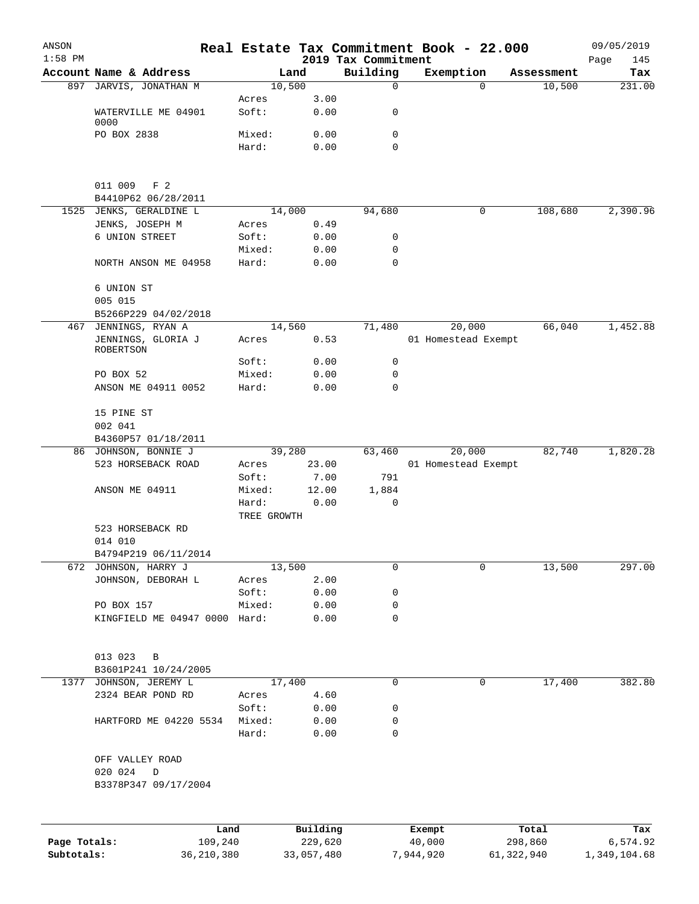ANSON
1:58 PM

# Real Estate Tax Commitment Book - 22.000

2019 Tax Commitment

09/05/2019

| Account Name & Address | Land | | Building | Exemption | Assessment | Tax |
|---|---|---|---|---|---|---|
| 897 JARVIS, JONATHAN M | 10,500 | | 0 | 0 | 10,500 | 231.00 |
| | Acres | 3.00 | | | | |
| WATERVILLE ME 04901 0000 | Soft: | 0.00 | 0 | | | |
| PO BOX 2838 | Mixed: | 0.00 | 0 | | | |
| | Hard: | 0.00 | 0 | | | |
| 011 009 F 2 | | | | | | |
| B4410P62 06/28/2011 | | | | | | |
| 1525 JENKS, GERALDINE L | 14,000 | | 94,680 | 0 | 108,680 | 2,390.96 |
| JENKS, JOSEPH M | Acres | 0.49 | | | | |
| 6 UNION STREET | Soft: | 0.00 | 0 | | | |
| | Mixed: | 0.00 | 0 | | | |
| NORTH ANSON ME 04958 | Hard: | 0.00 | 0 | | | |
| 6 UNION ST | | | | | | |
| 005 015 | | | | | | |
| B5266P229 04/02/2018 | | | | | | |
| 467 JENNINGS, RYAN A | 14,560 | | 71,480 | 20,000 | 66,040 | 1,452.88 |
| JENNINGS, GLORIA J ROBERTSON | Acres | 0.53 | | 01 Homestead Exempt | | |
| | Soft: | 0.00 | 0 | | | |
| PO BOX 52 | Mixed: | 0.00 | 0 | | | |
| ANSON ME 04911 0052 | Hard: | 0.00 | 0 | | | |
| 15 PINE ST | | | | | | |
| 002 041 | | | | | | |
| B4360P57 01/18/2011 | | | | | | |
| 86 JOHNSON, BONNIE J | 39,280 | | 63,460 | 20,000 | 82,740 | 1,820.28 |
| 523 HORSEBACK ROAD | Acres | 23.00 | | 01 Homestead Exempt | | |
| | Soft: | 7.00 | 791 | | | |
| ANSON ME 04911 | Mixed: | 12.00 | 1,884 | | | |
| | Hard: | 0.00 | 0 | | | |
| | TREE GROWTH | | | | | |
| 523 HORSEBACK RD | | | | | | |
| 014 010 | | | | | | |
| B4794P219 06/11/2014 | | | | | | |
| 672 JOHNSON, HARRY J | 13,500 | | 0 | 0 | 13,500 | 297.00 |
| JOHNSON, DEBORAH L | Acres | 2.00 | | | | |
| | Soft: | 0.00 | 0 | | | |
| PO BOX 157 | Mixed: | 0.00 | 0 | | | |
| KINGFIELD ME 04947 0000 | Hard: | 0.00 | 0 | | | |
| 013 023 B | | | | | | |
| B3601P241 10/24/2005 | | | | | | |
| 1377 JOHNSON, JEREMY L | 17,400 | | 0 | 0 | 17,400 | 382.80 |
| 2324 BEAR POND RD | Acres | 4.60 | | | | |
| | Soft: | 0.00 | 0 | | | |
| HARTFORD ME 04220 5534 | Mixed: | 0.00 | 0 | | | |
| | Hard: | 0.00 | 0 | | | |
| OFF VALLEY ROAD | | | | | | |
| 020 024 D | | | | | | |
| B3378P347 09/17/2004 | | | | | | |

| | Land | Building | Exempt | Total | Tax |
|---|---|---|---|---|---|
| Page Totals: | 109,240 | 229,620 | 40,000 | 298,860 | 6,574.92 |
| Subtotals: | 36,210,380 | 33,057,480 | 7,944,920 | 61,322,940 | 1,349,104.68 |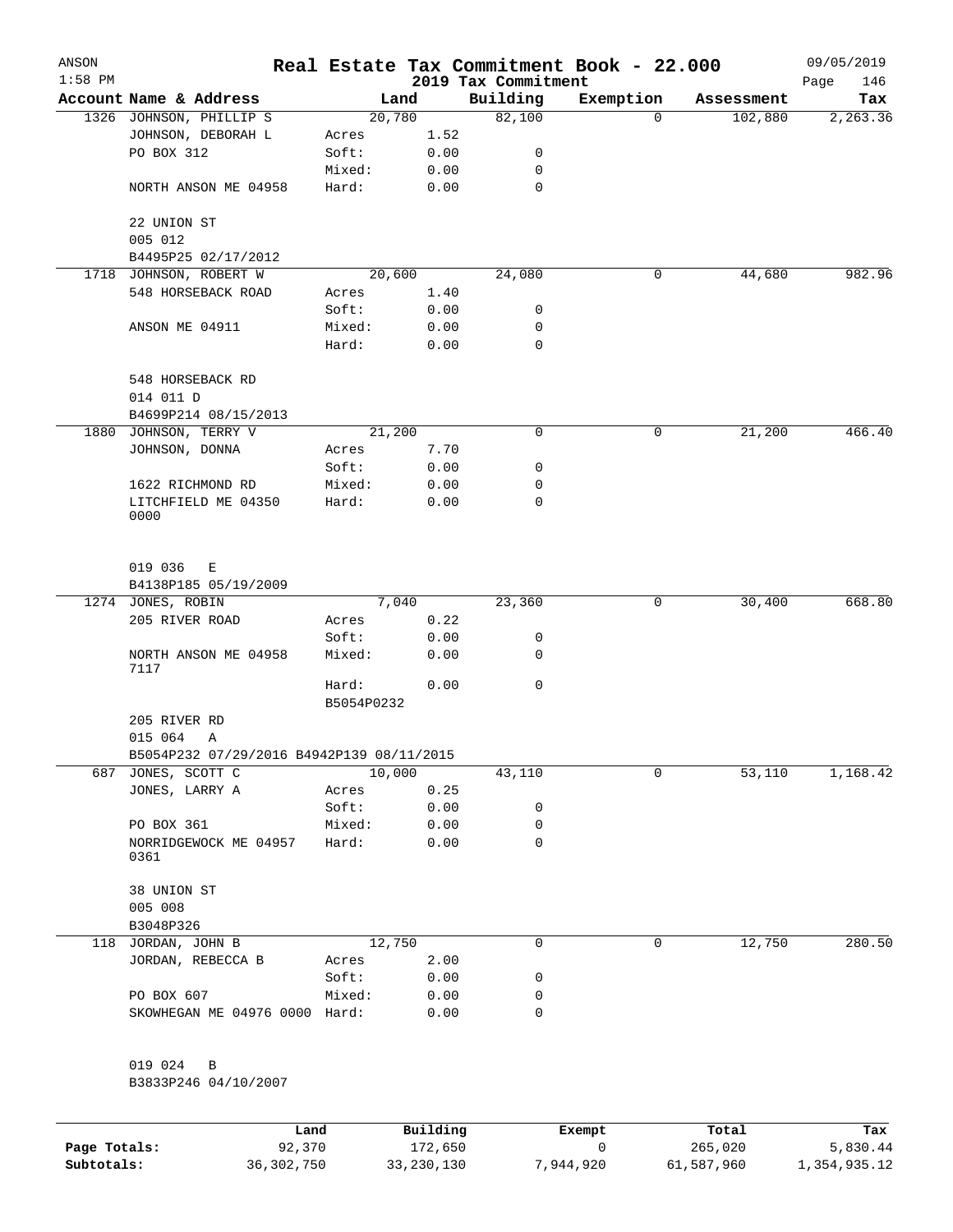# Real Estate Tax Commitment Book - 22.000

ANSON
1:58 PM
2019 Tax Commitment
09/05/2019

| Account | Name & Address | | Land | | Building | Exemption | Assessment | Tax |
|---|---|---|---|---|---|---|---|---|
| 1326 | JOHNSON, PHILLIP S | | 20,780 | | 82,100 | 0 | 102,880 | 2,263.36 |
| | JOHNSON, DEBORAH L | Acres | | 1.52 | | | | |
| | PO BOX 312 | Soft: | | 0.00 | 0 | | | |
| | | Mixed: | | 0.00 | 0 | | | |
| | NORTH ANSON ME 04958 | Hard: | | 0.00 | 0 | | | |
| | 22 UNION ST | | | | | | | |
| | 005 012 | | | | | | | |
| | B4495P25 02/17/2012 | | | | | | | |
| 1718 | JOHNSON, ROBERT W | | 20,600 | | 24,080 | 0 | 44,680 | 982.96 |
| | 548 HORSEBACK ROAD | Acres | | 1.40 | | | | |
| | | Soft: | | 0.00 | 0 | | | |
| | ANSON ME 04911 | Mixed: | | 0.00 | 0 | | | |
| | | Hard: | | 0.00 | 0 | | | |
| | 548 HORSEBACK RD | | | | | | | |
| | 014 011 D | | | | | | | |
| | B4699P214 08/15/2013 | | | | | | | |
| 1880 | JOHNSON, TERRY V | | 21,200 | | 0 | 0 | 21,200 | 466.40 |
| | JOHNSON, DONNA | Acres | | 7.70 | | | | |
| | | Soft: | | 0.00 | 0 | | | |
| | 1622 RICHMOND RD | Mixed: | | 0.00 | 0 | | | |
| | LITCHFIELD ME 04350 0000 | Hard: | | 0.00 | 0 | | | |
| | 019 036 E | | | | | | | |
| | B4138P185 05/19/2009 | | | | | | | |
| 1274 | JONES, ROBIN | | 7,040 | | 23,360 | 0 | 30,400 | 668.80 |
| | 205 RIVER ROAD | Acres | | 0.22 | | | | |
| | | Soft: | | 0.00 | 0 | | | |
| | NORTH ANSON ME 04958 7117 | Mixed: | | 0.00 | 0 | | | |
| | | Hard: | | 0.00 | 0 | | | |
| | | B5054P0232 | | | | | | |
| | 205 RIVER RD | | | | | | | |
| | 015 064 A | | | | | | | |
| | B5054P232 07/29/2016 B4942P139 08/11/2015 | | | | | | | |
| 687 | JONES, SCOTT C | | 10,000 | | 43,110 | 0 | 53,110 | 1,168.42 |
| | JONES, LARRY A | Acres | | 0.25 | | | | |
| | | Soft: | | 0.00 | 0 | | | |
| | PO BOX 361 | Mixed: | | 0.00 | 0 | | | |
| | NORRIDGEWOCK ME 04957 0361 | Hard: | | 0.00 | 0 | | | |
| | 38 UNION ST | | | | | | | |
| | 005 008 | | | | | | | |
| | B3048P326 | | | | | | | |
| 118 | JORDAN, JOHN B | | 12,750 | | 0 | 0 | 12,750 | 280.50 |
| | JORDAN, REBECCA B | Acres | | 2.00 | | | | |
| | | Soft: | | 0.00 | 0 | | | |
| | PO BOX 607 | Mixed: | | 0.00 | 0 | | | |
| | SKOWHEGAN ME 04976 0000 | Hard: | | 0.00 | 0 | | | |
| | 019 024 B | | | | | | | |
| | B3833P246 04/10/2007 | | | | | | | |

| | Land | Building | Exempt | Total | Tax |
|---|---|---|---|---|---|
| Page Totals: | 92,370 | 172,650 | 0 | 265,020 | 5,830.44 |
| Subtotals: | 36,302,750 | 33,230,130 | 7,944,920 | 61,587,960 | 1,354,935.12 |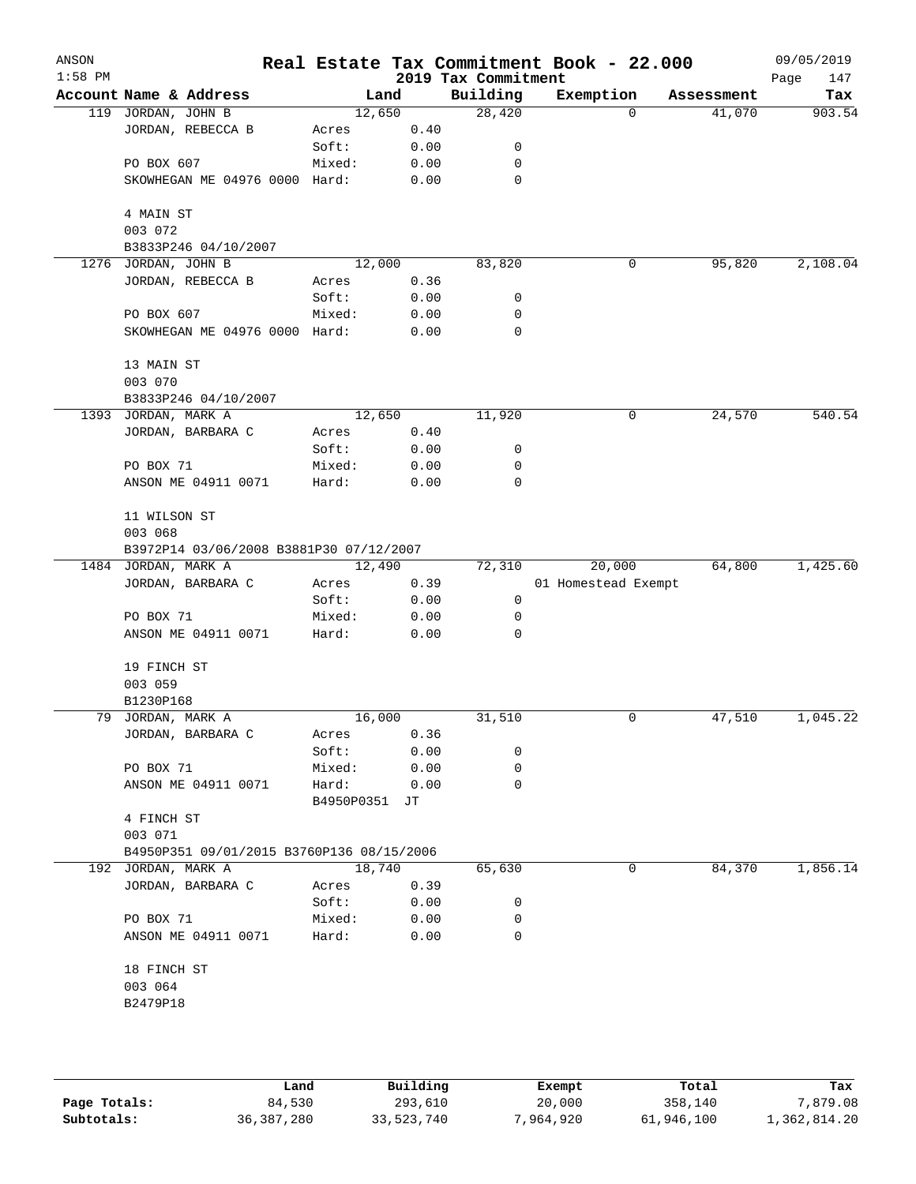# Real Estate Tax Commitment Book - 22.000

ANSON 1:58 PM — 2019 Tax Commitment — 09/05/2019

| Account | Name & Address | Land | | Building | Exemption | Assessment | Tax |
|---|---|---|---|---|---|---|---|
| 119 | JORDAN, JOHN B | | 12,650 | 28,420 | 0 | 41,070 | 903.54 |
| | JORDAN, REBECCA B | Acres | 0.40 | | | | |
| | | Soft: | 0.00 | 0 | | | |
| | PO BOX 607 | Mixed: | 0.00 | 0 | | | |
| | SKOWHEGAN ME 04976 0000 | Hard: | 0.00 | 0 | | | |
| | 4 MAIN ST | | | | | | |
| | 003 072 | | | | | | |
| | B3833P246 04/10/2007 | | | | | | |
| 1276 | JORDAN, JOHN B | | 12,000 | 83,820 | 0 | 95,820 | 2,108.04 |
| | JORDAN, REBECCA B | Acres | 0.36 | | | | |
| | | Soft: | 0.00 | 0 | | | |
| | PO BOX 607 | Mixed: | 0.00 | 0 | | | |
| | SKOWHEGAN ME 04976 0000 | Hard: | 0.00 | 0 | | | |
| | 13 MAIN ST | | | | | | |
| | 003 070 | | | | | | |
| | B3833P246 04/10/2007 | | | | | | |
| 1393 | JORDAN, MARK A | | 12,650 | 11,920 | 0 | 24,570 | 540.54 |
| | JORDAN, BARBARA C | Acres | 0.40 | | | | |
| | | Soft: | 0.00 | 0 | | | |
| | PO BOX 71 | Mixed: | 0.00 | 0 | | | |
| | ANSON ME 04911 0071 | Hard: | 0.00 | 0 | | | |
| | 11 WILSON ST | | | | | | |
| | 003 068 | | | | | | |
| | B3972P14 03/06/2008 B3881P30 07/12/2007 | | | | | | |
| 1484 | JORDAN, MARK A | | 12,490 | 72,310 | 20,000 | 64,800 | 1,425.60 |
| | JORDAN, BARBARA C | Acres | 0.39 | | 01 Homestead Exempt | | |
| | | Soft: | 0.00 | 0 | | | |
| | PO BOX 71 | Mixed: | 0.00 | 0 | | | |
| | ANSON ME 04911 0071 | Hard: | 0.00 | 0 | | | |
| | 19 FINCH ST | | | | | | |
| | 003 059 | | | | | | |
| | B1230P168 | | | | | | |
| 79 | JORDAN, MARK A | | 16,000 | 31,510 | 0 | 47,510 | 1,045.22 |
| | JORDAN, BARBARA C | Acres | 0.36 | | | | |
| | | Soft: | 0.00 | 0 | | | |
| | PO BOX 71 | Mixed: | 0.00 | 0 | | | |
| | ANSON ME 04911 0071 | Hard: | 0.00 | 0 | | | |
| | | B4950P0351 | JT | | | | |
| | 4 FINCH ST | | | | | | |
| | 003 071 | | | | | | |
| | B4950P351 09/01/2015 B3760P136 08/15/2006 | | | | | | |
| 192 | JORDAN, MARK A | | 18,740 | 65,630 | 0 | 84,370 | 1,856.14 |
| | JORDAN, BARBARA C | Acres | 0.39 | | | | |
| | | Soft: | 0.00 | 0 | | | |
| | PO BOX 71 | Mixed: | 0.00 | 0 | | | |
| | ANSON ME 04911 0071 | Hard: | 0.00 | 0 | | | |
| | 18 FINCH ST | | | | | | |
| | 003 064 | | | | | | |
| | B2479P18 | | | | | | |

| | Land | Building | Exempt | Total | Tax |
|---|---|---|---|---|---|
| Page Totals: | 84,530 | 293,610 | 20,000 | 358,140 | 7,879.08 |
| Subtotals: | 36,387,280 | 33,523,740 | 7,964,920 | 61,946,100 | 1,362,814.20 |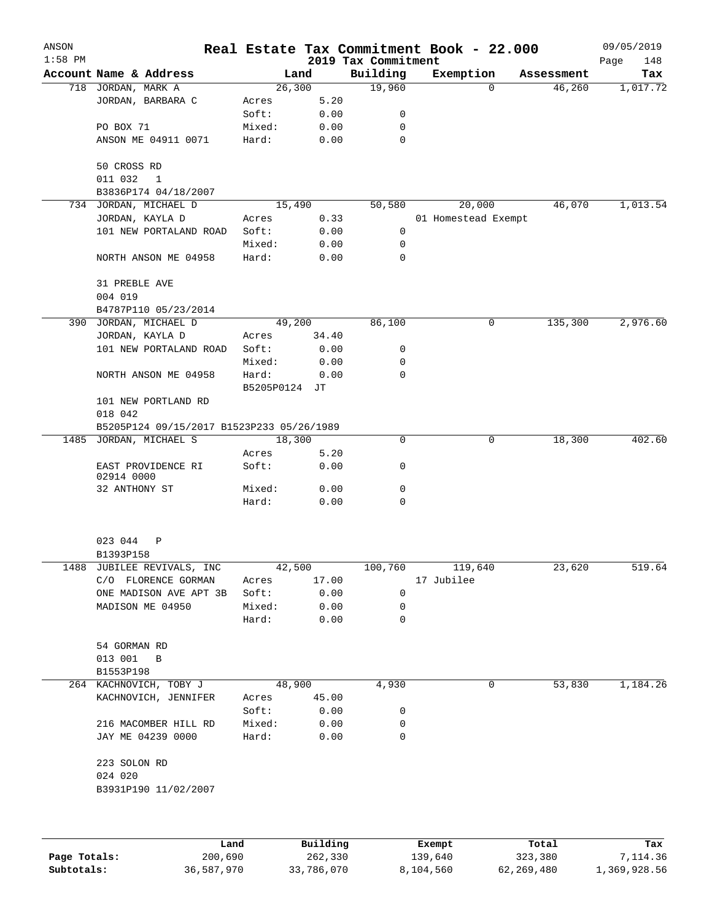# Real Estate Tax Commitment Book - 22.000

ANSON
1:58 PM

2019 Tax Commitment

09/05/2019

| Account Name & Address | Land | | Building | Exemption | Assessment | Tax |
|---|---|---|---|---|---|---|
| 718 JORDAN, MARK A | 26,300 | | 19,960 | 0 | 46,260 | 1,017.72 |
| JORDAN, BARBARA C | Acres | 5.20 | | | | |
| | Soft: | 0.00 | 0 | | | |
| PO BOX 71 | Mixed: | 0.00 | 0 | | | |
| ANSON ME 04911 0071 | Hard: | 0.00 | 0 | | | |
| 50 CROSS RD | | | | | | |
| 011 032 1 | | | | | | |
| B3836P174 04/18/2007 | | | | | | |
| 734 JORDAN, MICHAEL D | 15,490 | | 50,580 | 20,000 | 46,070 | 1,013.54 |
| JORDAN, KAYLA D | Acres | 0.33 | | 01 Homestead Exempt | | |
| 101 NEW PORTALAND ROAD | Soft: | 0.00 | 0 | | | |
| | Mixed: | 0.00 | 0 | | | |
| NORTH ANSON ME 04958 | Hard: | 0.00 | 0 | | | |
| 31 PREBLE AVE | | | | | | |
| 004 019 | | | | | | |
| B4787P110 05/23/2014 | | | | | | |
| 390 JORDAN, MICHAEL D | 49,200 | | 86,100 | 0 | 135,300 | 2,976.60 |
| JORDAN, KAYLA D | Acres | 34.40 | | | | |
| 101 NEW PORTALAND ROAD | Soft: | 0.00 | 0 | | | |
| | Mixed: | 0.00 | 0 | | | |
| NORTH ANSON ME 04958 | Hard: | 0.00 | 0 | | | |
| | B5205P0124 JT | | | | | |
| 101 NEW PORTLAND RD | | | | | | |
| 018 042 | | | | | | |
| B5205P124 09/15/2017 B1523P233 05/26/1989 | | | | | | |
| 1485 JORDAN, MICHAEL S | 18,300 | | 0 | 0 | 18,300 | 402.60 |
| | Acres | 5.20 | | | | |
| EAST PROVIDENCE RI 02914 0000 | Soft: | 0.00 | 0 | | | |
| 32 ANTHONY ST | Mixed: | 0.00 | 0 | | | |
| | Hard: | 0.00 | 0 | | | |
| 023 044 P | | | | | | |
| B1393P158 | | | | | | |
| 1488 JUBILEE REVIVALS, INC | 42,500 | | 100,760 | 119,640 | 23,620 | 519.64 |
| C/O FLORENCE GORMAN | Acres | 17.00 | | 17 Jubilee | | |
| ONE MADISON AVE APT 3B | Soft: | 0.00 | 0 | | | |
| MADISON ME 04950 | Mixed: | 0.00 | 0 | | | |
| | Hard: | 0.00 | 0 | | | |
| 54 GORMAN RD | | | | | | |
| 013 001 B | | | | | | |
| B1553P198 | | | | | | |
| 264 KACHNOVICH, TOBY J | 48,900 | | 4,930 | 0 | 53,830 | 1,184.26 |
| KACHNOVICH, JENNIFER | Acres | 45.00 | | | | |
| | Soft: | 0.00 | 0 | | | |
| 216 MACOMBER HILL RD | Mixed: | 0.00 | 0 | | | |
| JAY ME 04239 0000 | Hard: | 0.00 | 0 | | | |
| 223 SOLON RD | | | | | | |
| 024 020 | | | | | | |
| B3931P190 11/02/2007 | | | | | | |

| | Land | Building | Exempt | Total | Tax |
|---|---|---|---|---|---|
| Page Totals: | 200,690 | 262,330 | 139,640 | 323,380 | 7,114.36 |
| Subtotals: | 36,587,970 | 33,786,070 | 8,104,560 | 62,269,480 | 1,369,928.56 |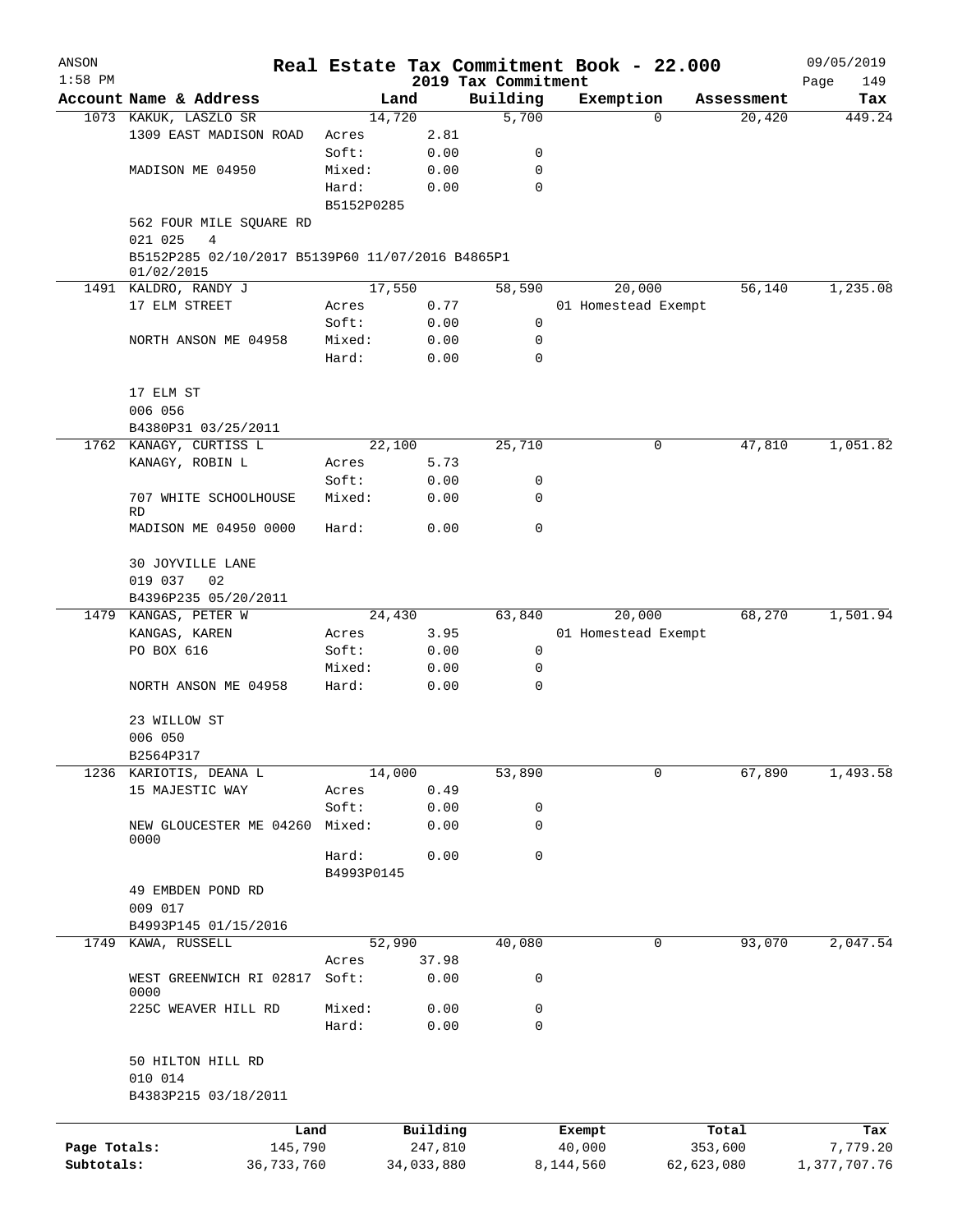ANSON
1:58 PM

# Real Estate Tax Commitment Book - 22.000

2019 Tax Commitment

09/05/2019

| Account Name & Address | Land | | Building | Exemption | Assessment | Tax |
|---|---|---|---|---|---|---|
| 1073 KAKUK, LASZLO SR | 14,720 | | 5,700 | 0 | 20,420 | 449.24 |
| 1309 EAST MADISON ROAD | Acres | 2.81 | | | | |
| | Soft: | 0.00 | 0 | | | |
| MADISON ME 04950 | Mixed: | 0.00 | 0 | | | |
| | Hard: | 0.00 | 0 | | | |
| | B5152P0285 | | | | | |
| 562 FOUR MILE SQUARE RD | | | | | | |
| 021 025 4 | | | | | | |
| B5152P285 02/10/2017 B5139P60 11/07/2016 B4865P1 01/02/2015 | | | | | | |
| 1491 KALDRO, RANDY J | 17,550 | | 58,590 | 20,000 | 56,140 | 1,235.08 |
| 17 ELM STREET | Acres | 0.77 | | 01 Homestead Exempt | | |
| | Soft: | 0.00 | 0 | | | |
| NORTH ANSON ME 04958 | Mixed: | 0.00 | 0 | | | |
| | Hard: | 0.00 | 0 | | | |
| 17 ELM ST | | | | | | |
| 006 056 | | | | | | |
| B4380P31 03/25/2011 | | | | | | |
| 1762 KANAGY, CURTISS L | 22,100 | | 25,710 | 0 | 47,810 | 1,051.82 |
| KANAGY, ROBIN L | Acres | 5.73 | | | | |
| | Soft: | 0.00 | 0 | | | |
| 707 WHITE SCHOOLHOUSE RD | Mixed: | 0.00 | 0 | | | |
| MADISON ME 04950 0000 | Hard: | 0.00 | 0 | | | |
| 30 JOYVILLE LANE | | | | | | |
| 019 037 02 | | | | | | |
| B4396P235 05/20/2011 | | | | | | |
| 1479 KANGAS, PETER W | 24,430 | | 63,840 | 20,000 | 68,270 | 1,501.94 |
| KANGAS, KAREN | Acres | 3.95 | | 01 Homestead Exempt | | |
| PO BOX 616 | Soft: | 0.00 | 0 | | | |
| | Mixed: | 0.00 | 0 | | | |
| NORTH ANSON ME 04958 | Hard: | 0.00 | 0 | | | |
| 23 WILLOW ST | | | | | | |
| 006 050 | | | | | | |
| B2564P317 | | | | | | |
| 1236 KARIOTIS, DEANA L | 14,000 | | 53,890 | 0 | 67,890 | 1,493.58 |
| 15 MAJESTIC WAY | Acres | 0.49 | | | | |
| | Soft: | 0.00 | 0 | | | |
| NEW GLOUCESTER ME 04260 0000 | Mixed: | 0.00 | 0 | | | |
| | Hard: | 0.00 | 0 | | | |
| | B4993P0145 | | | | | |
| 49 EMBDEN POND RD | | | | | | |
| 009 017 | | | | | | |
| B4993P145 01/15/2016 | | | | | | |
| 1749 KAWA, RUSSELL | 52,990 | | 40,080 | 0 | 93,070 | 2,047.54 |
| | Acres | 37.98 | | | | |
| WEST GREENWICH RI 02817 0000 | Soft: | 0.00 | 0 | | | |
| 225C WEAVER HILL RD | Mixed: | 0.00 | 0 | | | |
| | Hard: | 0.00 | 0 | | | |
| 50 HILTON HILL RD | | | | | | |
| 010 014 | | | | | | |
| B4383P215 03/18/2011 | | | | | | |

| | Land | Building | Exempt | Total | Tax |
|---|---|---|---|---|---|
| Page Totals: | 145,790 | 247,810 | 40,000 | 353,600 | 7,779.20 |
| Subtotals: | 36,733,760 | 34,033,880 | 8,144,560 | 62,623,080 | 1,377,707.76 |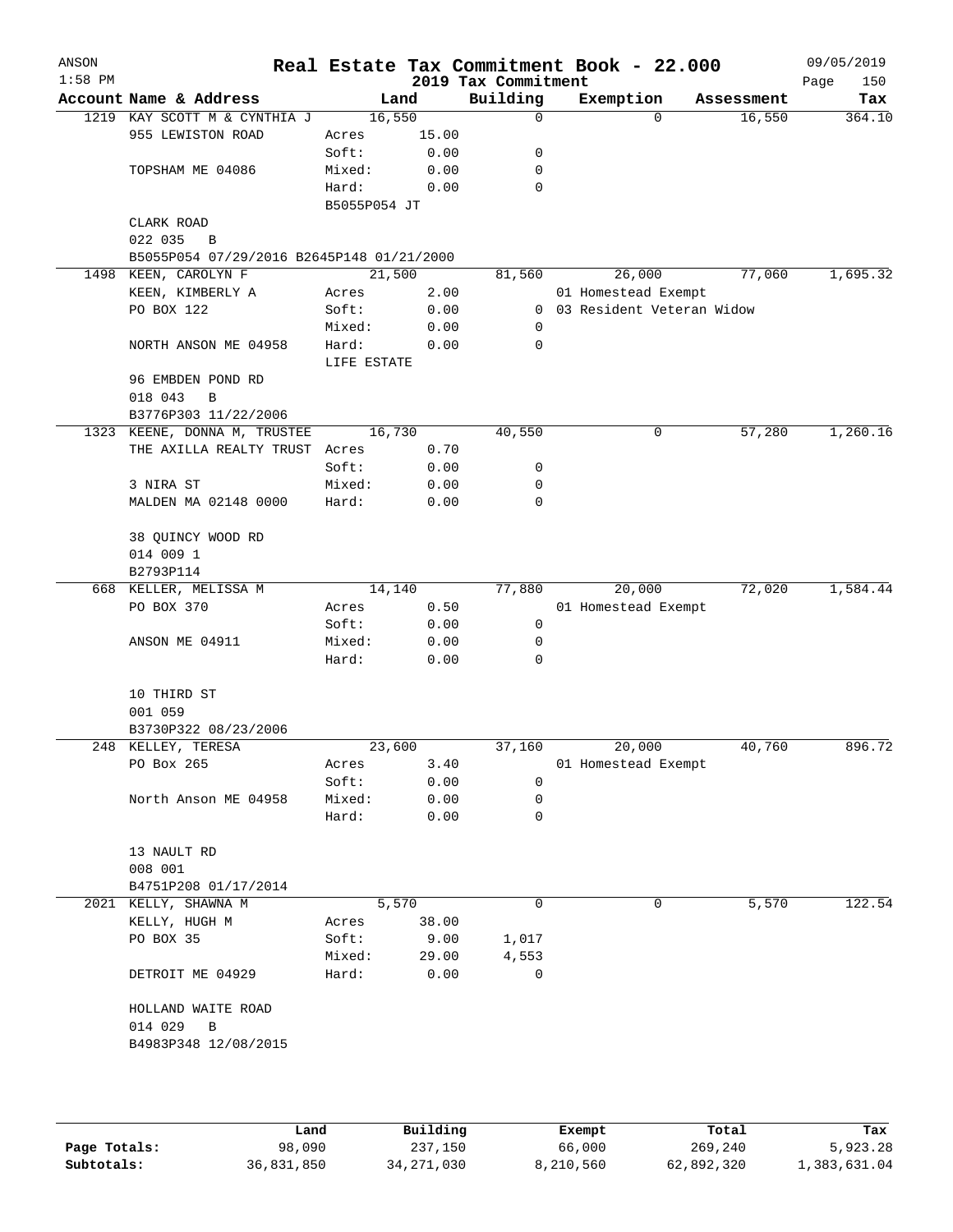# Real Estate Tax Commitment Book - 22.000

ANSON
1:58 PM

2019 Tax Commitment

09/05/2019

| Account Name & Address | Land | | Building | Exemption | Assessment | Tax |
|---|---|---|---|---|---|---|
| 1219 KAY SCOTT M & CYNTHIA J | 16,550 | | 0 | 0 | 16,550 | 364.10 |
| 955 LEWISTON ROAD | Acres | 15.00 | | | | |
| | Soft: | 0.00 | 0 | | | |
| TOPSHAM ME 04086 | Mixed: | 0.00 | 0 | | | |
| | Hard: | 0.00 | 0 | | | |
| | B5055P054 JT | | | | | |
| CLARK ROAD | | | | | | |
| 022 035 B | | | | | | |
| B5055P054 07/29/2016 B2645P148 01/21/2000 | | | | | | |
| 1498 KEEN, CAROLYN F | 21,500 | | 81,560 | 26,000 | 77,060 | 1,695.32 |
| KEEN, KIMBERLY A | Acres | 2.00 | | 01 Homestead Exempt | | |
| PO BOX 122 | Soft: | 0.00 | 0 | 03 Resident Veteran Widow | | |
| | Mixed: | 0.00 | 0 | | | |
| NORTH ANSON ME 04958 | Hard: | 0.00 | 0 | | | |
| | LIFE ESTATE | | | | | |
| 96 EMBDEN POND RD | | | | | | |
| 018 043 B | | | | | | |
| B3776P303 11/22/2006 | | | | | | |
| 1323 KEENE, DONNA M, TRUSTEE | 16,730 | | 40,550 | 0 | 57,280 | 1,260.16 |
| THE AXILLA REALTY TRUST | Acres | 0.70 | | | | |
| | Soft: | 0.00 | 0 | | | |
| 3 NIRA ST | Mixed: | 0.00 | 0 | | | |
| MALDEN MA 02148 0000 | Hard: | 0.00 | 0 | | | |
| 38 QUINCY WOOD RD | | | | | | |
| 014 009 1 | | | | | | |
| B2793P114 | | | | | | |
| 668 KELLER, MELISSA M | 14,140 | | 77,880 | 20,000 | 72,020 | 1,584.44 |
| PO BOX 370 | Acres | 0.50 | | 01 Homestead Exempt | | |
| | Soft: | 0.00 | 0 | | | |
| ANSON ME 04911 | Mixed: | 0.00 | 0 | | | |
| | Hard: | 0.00 | 0 | | | |
| 10 THIRD ST | | | | | | |
| 001 059 | | | | | | |
| B3730P322 08/23/2006 | | | | | | |
| 248 KELLEY, TERESA | 23,600 | | 37,160 | 20,000 | 40,760 | 896.72 |
| PO Box 265 | Acres | 3.40 | | 01 Homestead Exempt | | |
| | Soft: | 0.00 | 0 | | | |
| North Anson ME 04958 | Mixed: | 0.00 | 0 | | | |
| | Hard: | 0.00 | 0 | | | |
| 13 NAULT RD | | | | | | |
| 008 001 | | | | | | |
| B4751P208 01/17/2014 | | | | | | |
| 2021 KELLY, SHAWNA M | 5,570 | | 0 | 0 | 5,570 | 122.54 |
| KELLY, HUGH M | Acres | 38.00 | | | | |
| PO BOX 35 | Soft: | 9.00 | 1,017 | | | |
| | Mixed: | 29.00 | 4,553 | | | |
| DETROIT ME 04929 | Hard: | 0.00 | 0 | | | |
| HOLLAND WAITE ROAD | | | | | | |
| 014 029 B | | | | | | |
| B4983P348 12/08/2015 | | | | | | |

| | Land | Building | Exempt | Total | Tax |
|---|---|---|---|---|---|
| Page Totals: | 98,090 | 237,150 | 66,000 | 269,240 | 5,923.28 |
| Subtotals: | 36,831,850 | 34,271,030 | 8,210,560 | 62,892,320 | 1,383,631.04 |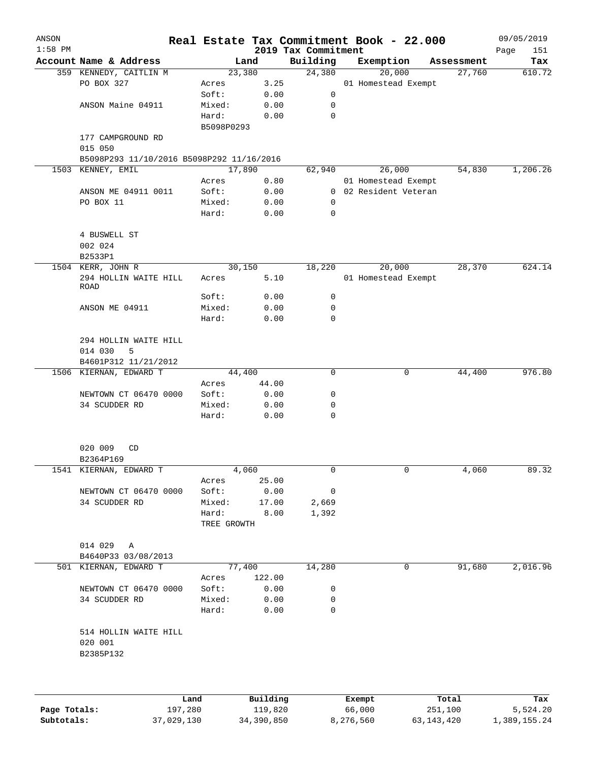# Real Estate Tax Commitment Book - 22.000

ANSON
1:58 PM

2019 Tax Commitment

09/05/2019

| Account Name & Address | Land | | Building | Exemption | Assessment | Tax |
|---|---|---|---|---|---|---|
| 359 KENNEDY, CAITLIN M | 23,380 | | 24,380 | 20,000 | 27,760 | 610.72 |
| PO BOX 327 | Acres | 3.25 | | 01 Homestead Exempt | | |
| | Soft: | 0.00 | 0 | | | |
| ANSON Maine 04911 | Mixed: | 0.00 | 0 | | | |
| | Hard: | 0.00 | 0 | | | |
| | B5098P0293 | | | | | |
| 177 CAMPGROUND RD | | | | | | |
| 015 050 | | | | | | |
| B5098P293 11/10/2016 B5098P292 11/16/2016 | | | | | | |
| 1503 KENNEY, EMIL | 17,890 | | 62,940 | 26,000 | 54,830 | 1,206.26 |
| | Acres | 0.80 | | 01 Homestead Exempt | | |
| ANSON ME 04911 0011 | Soft: | 0.00 | 0 | 02 Resident Veteran | | |
| PO BOX 11 | Mixed: | 0.00 | 0 | | | |
| | Hard: | 0.00 | 0 | | | |
| 4 BUSWELL ST | | | | | | |
| 002 024 | | | | | | |
| B2533P1 | | | | | | |
| 1504 KERR, JOHN R | 30,150 | | 18,220 | 20,000 | 28,370 | 624.14 |
| 294 HOLLIN WAITE HILL ROAD | Acres | 5.10 | | 01 Homestead Exempt | | |
| | Soft: | 0.00 | 0 | | | |
| ANSON ME 04911 | Mixed: | 0.00 | 0 | | | |
| | Hard: | 0.00 | 0 | | | |
| 294 HOLLIN WAITE HILL | | | | | | |
| 014 030 5 | | | | | | |
| B4601P312 11/21/2012 | | | | | | |
| 1506 KIERNAN, EDWARD T | 44,400 | | 0 | 0 | 44,400 | 976.80 |
| | Acres | 44.00 | | | | |
| NEWTOWN CT 06470 0000 | Soft: | 0.00 | 0 | | | |
| 34 SCUDDER RD | Mixed: | 0.00 | 0 | | | |
| | Hard: | 0.00 | 0 | | | |
| 020 009 CD | | | | | | |
| B2364P169 | | | | | | |
| 1541 KIERNAN, EDWARD T | 4,060 | | 0 | 0 | 4,060 | 89.32 |
| | Acres | 25.00 | | | | |
| NEWTOWN CT 06470 0000 | Soft: | 0.00 | 0 | | | |
| 34 SCUDDER RD | Mixed: | 17.00 | 2,669 | | | |
| | Hard: | 8.00 | 1,392 | | | |
| | TREE GROWTH | | | | | |
| 014 029 A | | | | | | |
| B4640P33 03/08/2013 | | | | | | |
| 501 KIERNAN, EDWARD T | 77,400 | | 14,280 | 0 | 91,680 | 2,016.96 |
| | Acres | 122.00 | | | | |
| NEWTOWN CT 06470 0000 | Soft: | 0.00 | 0 | | | |
| 34 SCUDDER RD | Mixed: | 0.00 | 0 | | | |
| | Hard: | 0.00 | 0 | | | |
| 514 HOLLIN WAITE HILL | | | | | | |
| 020 001 | | | | | | |
| B2385P132 | | | | | | |

| | Land | Building | Exempt | Total | Tax |
|---|---|---|---|---|---|
| Page Totals: | 197,280 | 119,820 | 66,000 | 251,100 | 5,524.20 |
| Subtotals: | 37,029,130 | 34,390,850 | 8,276,560 | 63,143,420 | 1,389,155.24 |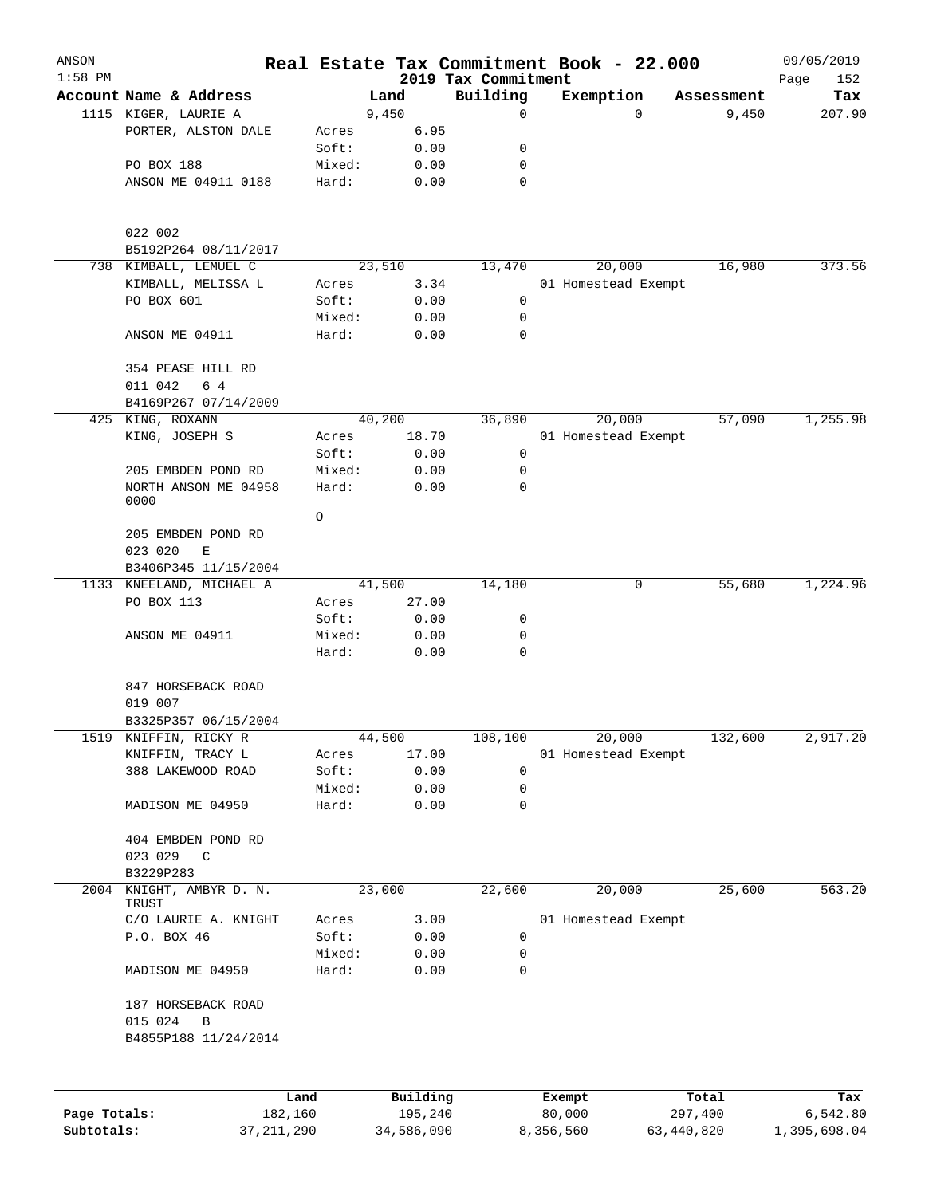# Real Estate Tax Commitment Book - 22.000

ANSON
1:58 PM

2019 Tax Commitment

09/05/2019

| Account Name & Address | | Land | Building | Exemption | Assessment | Tax |
|---|---|---|---|---|---|---|
| 1115 KIGER, LAURIE A | | 9,450 | 0 | 0 | 9,450 | 207.90 |
| PORTER, ALSTON DALE | Acres | 6.95 | | | | |
| | Soft: | 0.00 | 0 | | | |
| PO BOX 188 | Mixed: | 0.00 | 0 | | | |
| ANSON ME 04911 0188 | Hard: | 0.00 | 0 | | | |
| 022 002 | | | | | | |
| B5192P264 08/11/2017 | | | | | | |
| 738 KIMBALL, LEMUEL C | | 23,510 | 13,470 | 20,000 | 16,980 | 373.56 |
| KIMBALL, MELISSA L | Acres | 3.34 | | 01 Homestead Exempt | | |
| PO BOX 601 | Soft: | 0.00 | 0 | | | |
| | Mixed: | 0.00 | 0 | | | |
| ANSON ME 04911 | Hard: | 0.00 | 0 | | | |
| 354 PEASE HILL RD | | | | | | |
| 011 042 6 4 | | | | | | |
| B4169P267 07/14/2009 | | | | | | |
| 425 KING, ROXANN | | 40,200 | 36,890 | 20,000 | 57,090 | 1,255.98 |
| KING, JOSEPH S | Acres | 18.70 | | 01 Homestead Exempt | | |
| | Soft: | 0.00 | 0 | | | |
| 205 EMBDEN POND RD | Mixed: | 0.00 | 0 | | | |
| NORTH ANSON ME 04958 0000 | Hard: | 0.00 | 0 | | | |
| | O | | | | | |
| 205 EMBDEN POND RD | | | | | | |
| 023 020 E | | | | | | |
| B3406P345 11/15/2004 | | | | | | |
| 1133 KNEELAND, MICHAEL A | | 41,500 | 14,180 | 0 | 55,680 | 1,224.96 |
| PO BOX 113 | Acres | 27.00 | | | | |
| | Soft: | 0.00 | 0 | | | |
| ANSON ME 04911 | Mixed: | 0.00 | 0 | | | |
| | Hard: | 0.00 | 0 | | | |
| 847 HORSEBACK ROAD | | | | | | |
| 019 007 | | | | | | |
| B3325P357 06/15/2004 | | | | | | |
| 1519 KNIFFIN, RICKY R | | 44,500 | 108,100 | 20,000 | 132,600 | 2,917.20 |
| KNIFFIN, TRACY L | Acres | 17.00 | | 01 Homestead Exempt | | |
| 388 LAKEWOOD ROAD | Soft: | 0.00 | 0 | | | |
| | Mixed: | 0.00 | 0 | | | |
| MADISON ME 04950 | Hard: | 0.00 | 0 | | | |
| 404 EMBDEN POND RD | | | | | | |
| 023 029 C | | | | | | |
| B3229P283 | | | | | | |
| 2004 KNIGHT, AMBYR D. N. TRUST | | 23,000 | 22,600 | 20,000 | 25,600 | 563.20 |
| C/O LAURIE A. KNIGHT | Acres | 3.00 | | 01 Homestead Exempt | | |
| P.O. BOX 46 | Soft: | 0.00 | 0 | | | |
| | Mixed: | 0.00 | 0 | | | |
| MADISON ME 04950 | Hard: | 0.00 | 0 | | | |
| 187 HORSEBACK ROAD | | | | | | |
| 015 024 B | | | | | | |
| B4855P188 11/24/2014 | | | | | | |

| | Land | Building | Exempt | Total | Tax |
|---|---|---|---|---|---|
| Page Totals: | 182,160 | 195,240 | 80,000 | 297,400 | 6,542.80 |
| Subtotals: | 37,211,290 | 34,586,090 | 8,356,560 | 63,440,820 | 1,395,698.04 |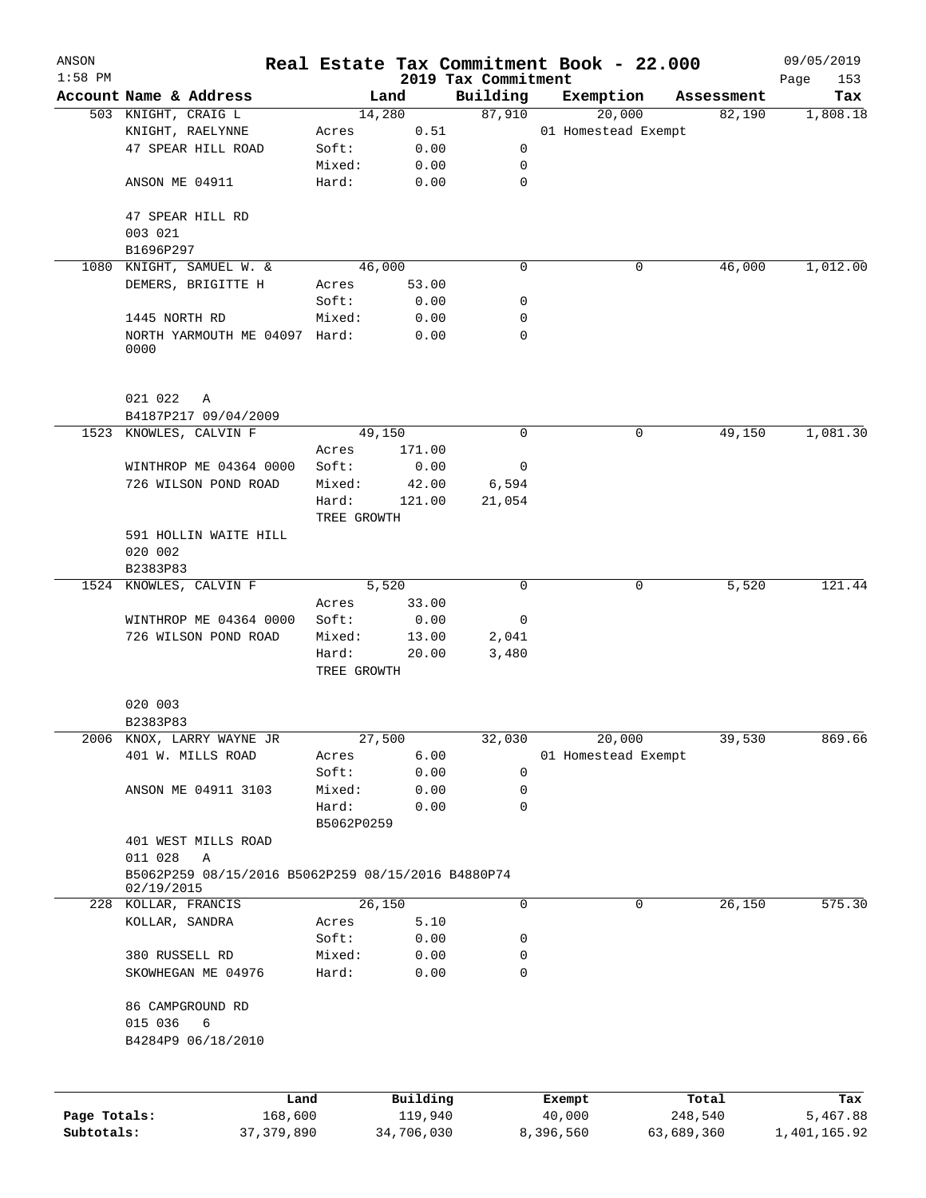ANSON
1:58 PM

# Real Estate Tax Commitment Book - 22.000

## 2019 Tax Commitment

09/05/2019

| Account Name & Address | | Land | Building | Exemption | Assessment | Tax |
|---|---|---|---|---|---|---|
| 503 KNIGHT, CRAIG L | | 14,280 | 87,910 | 20,000 | 82,190 | 1,808.18 |
| KNIGHT, RAELYNNE | Acres | 0.51 | | 01 Homestead Exempt | | |
| 47 SPEAR HILL ROAD | Soft: | 0.00 | 0 | | | |
| | Mixed: | 0.00 | 0 | | | |
| ANSON ME 04911 | Hard: | 0.00 | 0 | | | |
| 47 SPEAR HILL RD | | | | | | |
| 003 021 | | | | | | |
| B1696P297 | | | | | | |
| 1080 KNIGHT, SAMUEL W. & | | 46,000 | 0 | 0 | 46,000 | 1,012.00 |
| DEMERS, BRIGITTE H | Acres | 53.00 | | | | |
| | Soft: | 0.00 | 0 | | | |
| 1445 NORTH RD | Mixed: | 0.00 | 0 | | | |
| NORTH YARMOUTH ME 04097 0000 | Hard: | 0.00 | 0 | | | |
| 021 022 A | | | | | | |
| B4187P217 09/04/2009 | | | | | | |
| 1523 KNOWLES, CALVIN F | | 49,150 | 0 | 0 | 49,150 | 1,081.30 |
| | Acres | 171.00 | | | | |
| WINTHROP ME 04364 0000 | Soft: | 0.00 | 0 | | | |
| 726 WILSON POND ROAD | Mixed: | 42.00 | 6,594 | | | |
| | Hard: | 121.00 | 21,054 | | | |
| | TREE GROWTH | | | | | |
| 591 HOLLIN WAITE HILL | | | | | | |
| 020 002 | | | | | | |
| B2383P83 | | | | | | |
| 1524 KNOWLES, CALVIN F | | 5,520 | 0 | 0 | 5,520 | 121.44 |
| | Acres | 33.00 | | | | |
| WINTHROP ME 04364 0000 | Soft: | 0.00 | 0 | | | |
| 726 WILSON POND ROAD | Mixed: | 13.00 | 2,041 | | | |
| | Hard: | 20.00 | 3,480 | | | |
| | TREE GROWTH | | | | | |
| 020 003 | | | | | | |
| B2383P83 | | | | | | |
| 2006 KNOX, LARRY WAYNE JR | | 27,500 | 32,030 | 20,000 | 39,530 | 869.66 |
| 401 W. MILLS ROAD | Acres | 6.00 | | 01 Homestead Exempt | | |
| | Soft: | 0.00 | 0 | | | |
| ANSON ME 04911 3103 | Mixed: | 0.00 | 0 | | | |
| | Hard: | 0.00 | 0 | | | |
| | B5062P0259 | | | | | |
| 401 WEST MILLS ROAD | | | | | | |
| 011 028 A | | | | | | |
| B5062P259 08/15/2016 B5062P259 08/15/2016 B4880P74 02/19/2015 | | | | | | |
| 228 KOLLAR, FRANCIS | | 26,150 | 0 | 0 | 26,150 | 575.30 |
| KOLLAR, SANDRA | Acres | 5.10 | | | | |
| | Soft: | 0.00 | 0 | | | |
| 380 RUSSELL RD | Mixed: | 0.00 | 0 | | | |
| SKOWHEGAN ME 04976 | Hard: | 0.00 | 0 | | | |
| 86 CAMPGROUND RD | | | | | | |
| 015 036 6 | | | | | | |
| B4284P9 06/18/2010 | | | | | | |

| | Land | Building | Exempt | Total | Tax |
|---|---|---|---|---|---|
| Page Totals: | 168,600 | 119,940 | 40,000 | 248,540 | 5,467.88 |
| Subtotals: | 37,379,890 | 34,706,030 | 8,396,560 | 63,689,360 | 1,401,165.92 |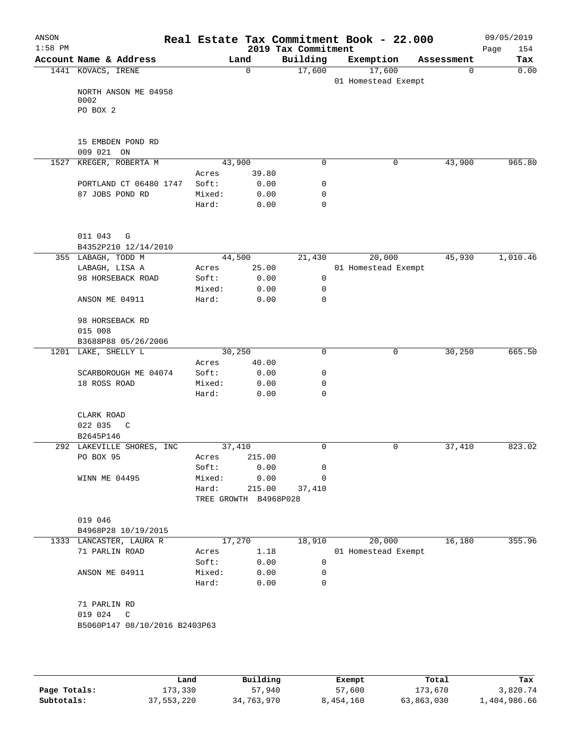# Real Estate Tax Commitment Book - 22.000

ANSON
1:58 PM
2019 Tax Commitment
09/05/2019

| Account Name & Address | Land | | Building | Exemption | Assessment | Tax |
|---|---|---|---|---|---|---|
| 1441 KOVACS, IRENE | | 0 | 17,600 | 17,600 | 0 | 0.00 |
| | | | | 01 Homestead Exempt | | |
| NORTH ANSON ME 04958 0002 | | | | | | |
| PO BOX 2 | | | | | | |
| 15 EMBDEN POND RD | | | | | | |
| 009 021 ON | | | | | | |
| 1527 KREGER, ROBERTA M | | 43,900 | 0 | 0 | 43,900 | 965.80 |
| | Acres | 39.80 | | | | |
| PORTLAND CT 06480 1747 | Soft: | 0.00 | 0 | | | |
| 87 JOBS POND RD | Mixed: | 0.00 | 0 | | | |
| | Hard: | 0.00 | 0 | | | |
| 011 043 G | | | | | | |
| B4352P210 12/14/2010 | | | | | | |
| 355 LABAGH, TODD M | | 44,500 | 21,430 | 20,000 | 45,930 | 1,010.46 |
| LABAGH, LISA A | Acres | 25.00 | | 01 Homestead Exempt | | |
| 98 HORSEBACK ROAD | Soft: | 0.00 | 0 | | | |
| | Mixed: | 0.00 | 0 | | | |
| ANSON ME 04911 | Hard: | 0.00 | 0 | | | |
| 98 HORSEBACK RD | | | | | | |
| 015 008 | | | | | | |
| B3688P88 05/26/2006 | | | | | | |
| 1201 LAKE, SHELLY L | | 30,250 | 0 | 0 | 30,250 | 665.50 |
| | Acres | 40.00 | | | | |
| SCARBOROUGH ME 04074 | Soft: | 0.00 | 0 | | | |
| 18 ROSS ROAD | Mixed: | 0.00 | 0 | | | |
| | Hard: | 0.00 | 0 | | | |
| CLARK ROAD | | | | | | |
| 022 035 C | | | | | | |
| B2645P146 | | | | | | |
| 292 LAKEVILLE SHORES, INC | | 37,410 | 0 | 0 | 37,410 | 823.02 |
| PO BOX 95 | Acres | 215.00 | | | | |
| | Soft: | 0.00 | 0 | | | |
| WINN ME 04495 | Mixed: | 0.00 | 0 | | | |
| | Hard: | 215.00 | 37,410 | | | |
| | TREE GROWTH B4968P028 | | | | | |
| 019 046 | | | | | | |
| B4968P28 10/19/2015 | | | | | | |
| 1333 LANCASTER, LAURA R | | 17,270 | 18,910 | 20,000 | 16,180 | 355.96 |
| 71 PARLIN ROAD | Acres | 1.18 | | 01 Homestead Exempt | | |
| | Soft: | 0.00 | 0 | | | |
| ANSON ME 04911 | Mixed: | 0.00 | 0 | | | |
| | Hard: | 0.00 | 0 | | | |
| 71 PARLIN RD | | | | | | |
| 019 024 C | | | | | | |
| B5060P147 08/10/2016 B2403P63 | | | | | | |

| | Land | Building | Exempt | Total | Tax |
|---|---|---|---|---|---|
| Page Totals: | 173,330 | 57,940 | 57,600 | 173,670 | 3,820.74 |
| Subtotals: | 37,553,220 | 34,763,970 | 8,454,160 | 63,863,030 | 1,404,986.66 |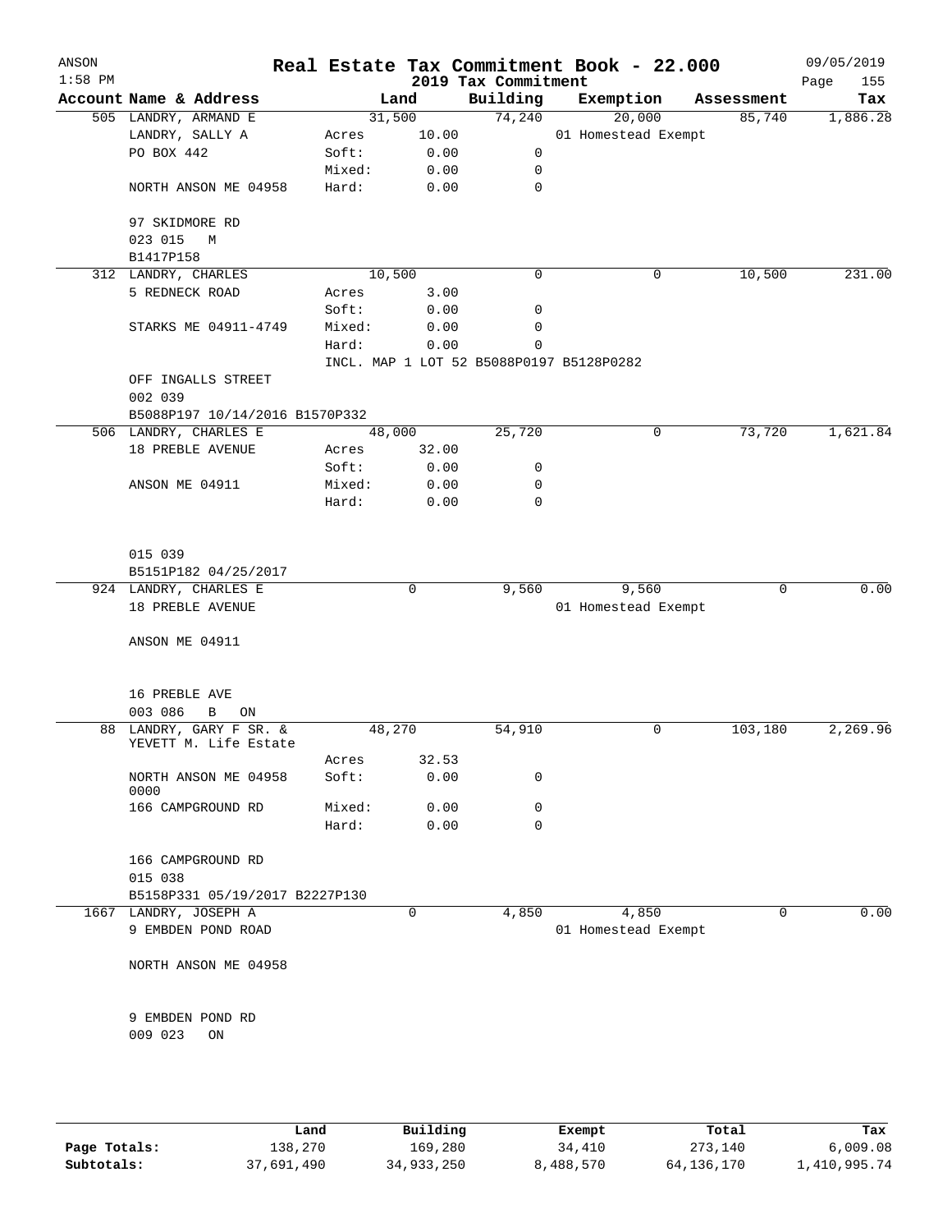ANSON
1:58 PM

# Real Estate Tax Commitment Book - 22.000

2019 Tax Commitment

09/05/2019

| Account | Name & Address | | Land | Building | Exemption | Assessment | Tax |
|---|---|---|---|---|---|---|---|
| 505 | LANDRY, ARMAND E | | 31,500 | 74,240 | 20,000 | 85,740 | 1,886.28 |
| | LANDRY, SALLY A | Acres | 10.00 | | 01 Homestead Exempt | | |
| | PO BOX 442 | Soft: | 0.00 | 0 | | | |
| | | Mixed: | 0.00 | 0 | | | |
| | NORTH ANSON ME 04958 | Hard: | 0.00 | 0 | | | |
| | 97 SKIDMORE RD | | | | | | |
| | 023 015 M | | | | | | |
| | B1417P158 | | | | | | |
| 312 | LANDRY, CHARLES | | 10,500 | 0 | 0 | 10,500 | 231.00 |
| | 5 REDNECK ROAD | Acres | 3.00 | | | | |
| | | Soft: | 0.00 | 0 | | | |
| | STARKS ME 04911-4749 | Mixed: | 0.00 | 0 | | | |
| | | Hard: | 0.00 | 0 | | | |
| | | INCL. MAP 1 LOT 52 B5088P0197 B5128P0282 | | | | | |
| | OFF INGALLS STREET | | | | | | |
| | 002 039 | | | | | | |
| | B5088P197 10/14/2016 B1570P332 | | | | | | |
| 506 | LANDRY, CHARLES E | | 48,000 | 25,720 | 0 | 73,720 | 1,621.84 |
| | 18 PREBLE AVENUE | Acres | 32.00 | | | | |
| | | Soft: | 0.00 | 0 | | | |
| | ANSON ME 04911 | Mixed: | 0.00 | 0 | | | |
| | | Hard: | 0.00 | 0 | | | |
| | 015 039 | | | | | | |
| | B5151P182 04/25/2017 | | | | | | |
| 924 | LANDRY, CHARLES E | | 0 | 9,560 | 9,560 | 0 | 0.00 |
| | 18 PREBLE AVENUE | | | | 01 Homestead Exempt | | |
| | ANSON ME 04911 | | | | | | |
| | 16 PREBLE AVE | | | | | | |
| | 003 086 B ON | | | | | | |
| 88 | LANDRY, GARY F SR. & YEVETT M. Life Estate | | 48,270 | 54,910 | 0 | 103,180 | 2,269.96 |
| | | Acres | 32.53 | | | | |
| | NORTH ANSON ME 04958 0000 | Soft: | 0.00 | 0 | | | |
| | 166 CAMPGROUND RD | Mixed: | 0.00 | 0 | | | |
| | | Hard: | 0.00 | 0 | | | |
| | 166 CAMPGROUND RD | | | | | | |
| | 015 038 | | | | | | |
| | B5158P331 05/19/2017 B2227P130 | | | | | | |
| 1667 | LANDRY, JOSEPH A | | 0 | 4,850 | 4,850 | 0 | 0.00 |
| | 9 EMBDEN POND ROAD | | | | 01 Homestead Exempt | | |
| | NORTH ANSON ME 04958 | | | | | | |
| | 9 EMBDEN POND RD | | | | | | |
| | 009 023 ON | | | | | | |

| | Land | Building | Exempt | Total | Tax |
|---|---|---|---|---|---|
| Page Totals: | 138,270 | 169,280 | 34,410 | 273,140 | 6,009.08 |
| Subtotals: | 37,691,490 | 34,933,250 | 8,488,570 | 64,136,170 | 1,410,995.74 |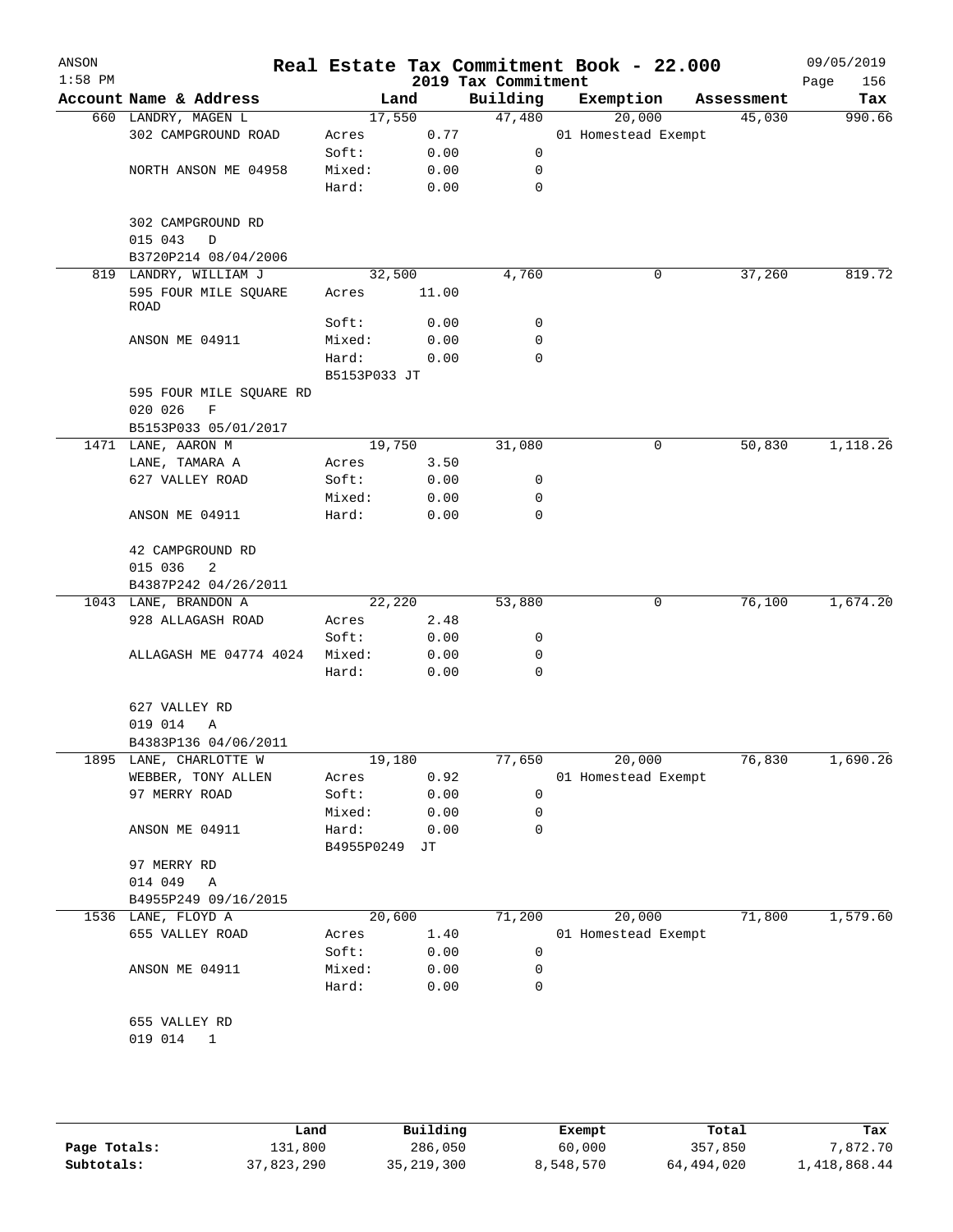# Real Estate Tax Commitment Book - 22.000

ANSON 1:58 PM — 2019 Tax Commitment — 09/05/2019

| Account Name & Address | | Land | Building | Exemption | Assessment | Tax |
|---|---|---|---|---|---|---|
| 660 LANDRY, MAGEN L | | 17,550 | 47,480 | 20,000 | 45,030 | 990.66 |
| 302 CAMPGROUND ROAD | Acres | 0.77 | | 01 Homestead Exempt | | |
| | Soft: | 0.00 | 0 | | | |
| NORTH ANSON ME 04958 | Mixed: | 0.00 | 0 | | | |
| | Hard: | 0.00 | 0 | | | |
| 302 CAMPGROUND RD | | | | | | |
| 015 043 D | | | | | | |
| B3720P214 08/04/2006 | | | | | | |
| 819 LANDRY, WILLIAM J | | 32,500 | 4,760 | 0 | 37,260 | 819.72 |
| 595 FOUR MILE SQUARE ROAD | Acres | 11.00 | | | | |
| | Soft: | 0.00 | 0 | | | |
| ANSON ME 04911 | Mixed: | 0.00 | 0 | | | |
| | Hard: | 0.00 | 0 | | | |
| | B5153P033 JT | | | | | |
| 595 FOUR MILE SQUARE RD | | | | | | |
| 020 026 F | | | | | | |
| B5153P033 05/01/2017 | | | | | | |
| 1471 LANE, AARON M | | 19,750 | 31,080 | 0 | 50,830 | 1,118.26 |
| LANE, TAMARA A | Acres | 3.50 | | | | |
| 627 VALLEY ROAD | Soft: | 0.00 | 0 | | | |
| | Mixed: | 0.00 | 0 | | | |
| ANSON ME 04911 | Hard: | 0.00 | 0 | | | |
| 42 CAMPGROUND RD | | | | | | |
| 015 036 2 | | | | | | |
| B4387P242 04/26/2011 | | | | | | |
| 1043 LANE, BRANDON A | | 22,220 | 53,880 | 0 | 76,100 | 1,674.20 |
| 928 ALLAGASH ROAD | Acres | 2.48 | | | | |
| | Soft: | 0.00 | 0 | | | |
| ALLAGASH ME 04774 4024 | Mixed: | 0.00 | 0 | | | |
| | Hard: | 0.00 | 0 | | | |
| 627 VALLEY RD | | | | | | |
| 019 014 A | | | | | | |
| B4383P136 04/06/2011 | | | | | | |
| 1895 LANE, CHARLOTTE W | | 19,180 | 77,650 | 20,000 | 76,830 | 1,690.26 |
| WEBBER, TONY ALLEN | Acres | 0.92 | | 01 Homestead Exempt | | |
| 97 MERRY ROAD | Soft: | 0.00 | 0 | | | |
| | Mixed: | 0.00 | 0 | | | |
| ANSON ME 04911 | Hard: | 0.00 | 0 | | | |
| | B4955P0249 JT | | | | | |
| 97 MERRY RD | | | | | | |
| 014 049 A | | | | | | |
| B4955P249 09/16/2015 | | | | | | |
| 1536 LANE, FLOYD A | | 20,600 | 71,200 | 20,000 | 71,800 | 1,579.60 |
| 655 VALLEY ROAD | Acres | 1.40 | | 01 Homestead Exempt | | |
| | Soft: | 0.00 | 0 | | | |
| ANSON ME 04911 | Mixed: | 0.00 | 0 | | | |
| | Hard: | 0.00 | 0 | | | |
| 655 VALLEY RD | | | | | | |
| 019 014 1 | | | | | | |

| | Land | Building | Exempt | Total | Tax |
|---|---|---|---|---|---|
| Page Totals: | 131,800 | 286,050 | 60,000 | 357,850 | 7,872.70 |
| Subtotals: | 37,823,290 | 35,219,300 | 8,548,570 | 64,494,020 | 1,418,868.44 |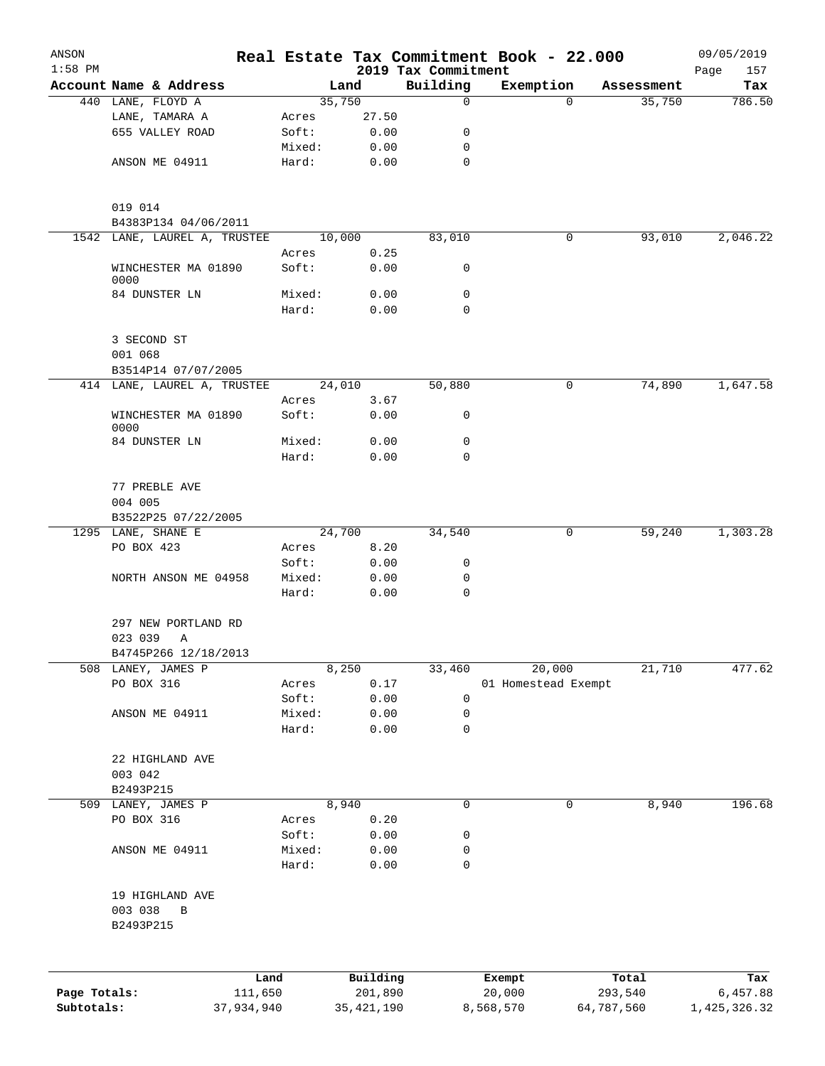# Real Estate Tax Commitment Book - 22.000

ANSON
1:58 PM

2019 Tax Commitment

09/05/2019

| Account | Name & Address | | Land | Building | Exemption | Assessment | Tax |
|---|---|---|---|---|---|---|---|
| 440 | LANE, FLOYD A | | 35,750 | 0 | 0 | 35,750 | 786.50 |
| | LANE, TAMARA A | Acres | 27.50 | | | | |
| | 655 VALLEY ROAD | Soft: | 0.00 | 0 | | | |
| | | Mixed: | 0.00 | 0 | | | |
| | ANSON ME 04911 | Hard: | 0.00 | 0 | | | |
| | 019 014 | | | | | | |
| | B4383P134 04/06/2011 | | | | | | |
| 1542 | LANE, LAUREL A, TRUSTEE | | 10,000 | 83,010 | 0 | 93,010 | 2,046.22 |
| | | Acres | 0.25 | | | | |
| | WINCHESTER MA 01890 0000 | Soft: | 0.00 | 0 | | | |
| | 84 DUNSTER LN | Mixed: | 0.00 | 0 | | | |
| | | Hard: | 0.00 | 0 | | | |
| | 3 SECOND ST | | | | | | |
| | 001 068 | | | | | | |
| | B3514P14 07/07/2005 | | | | | | |
| 414 | LANE, LAUREL A, TRUSTEE | | 24,010 | 50,880 | 0 | 74,890 | 1,647.58 |
| | | Acres | 3.67 | | | | |
| | WINCHESTER MA 01890 0000 | Soft: | 0.00 | 0 | | | |
| | 84 DUNSTER LN | Mixed: | 0.00 | 0 | | | |
| | | Hard: | 0.00 | 0 | | | |
| | 77 PREBLE AVE | | | | | | |
| | 004 005 | | | | | | |
| | B3522P25 07/22/2005 | | | | | | |
| 1295 | LANE, SHANE E | | 24,700 | 34,540 | 0 | 59,240 | 1,303.28 |
| | PO BOX 423 | Acres | 8.20 | | | | |
| | | Soft: | 0.00 | 0 | | | |
| | NORTH ANSON ME 04958 | Mixed: | 0.00 | 0 | | | |
| | | Hard: | 0.00 | 0 | | | |
| | 297 NEW PORTLAND RD | | | | | | |
| | 023 039 A | | | | | | |
| | B4745P266 12/18/2013 | | | | | | |
| 508 | LANEY, JAMES P | | 8,250 | 33,460 | 20,000 | 21,710 | 477.62 |
| | PO BOX 316 | Acres | 0.17 | | 01 Homestead Exempt | | |
| | | Soft: | 0.00 | 0 | | | |
| | ANSON ME 04911 | Mixed: | 0.00 | 0 | | | |
| | | Hard: | 0.00 | 0 | | | |
| | 22 HIGHLAND AVE | | | | | | |
| | 003 042 | | | | | | |
| | B2493P215 | | | | | | |
| 509 | LANEY, JAMES P | | 8,940 | 0 | 0 | 8,940 | 196.68 |
| | PO BOX 316 | Acres | 0.20 | | | | |
| | | Soft: | 0.00 | 0 | | | |
| | ANSON ME 04911 | Mixed: | 0.00 | 0 | | | |
| | | Hard: | 0.00 | 0 | | | |
| | 19 HIGHLAND AVE | | | | | | |
| | 003 038 B | | | | | | |
| | B2493P215 | | | | | | |

| | Land | Building | Exempt | Total | Tax |
|---|---|---|---|---|---|
| Page Totals: | 111,650 | 201,890 | 20,000 | 293,540 | 6,457.88 |
| Subtotals: | 37,934,940 | 35,421,190 | 8,568,570 | 64,787,560 | 1,425,326.32 |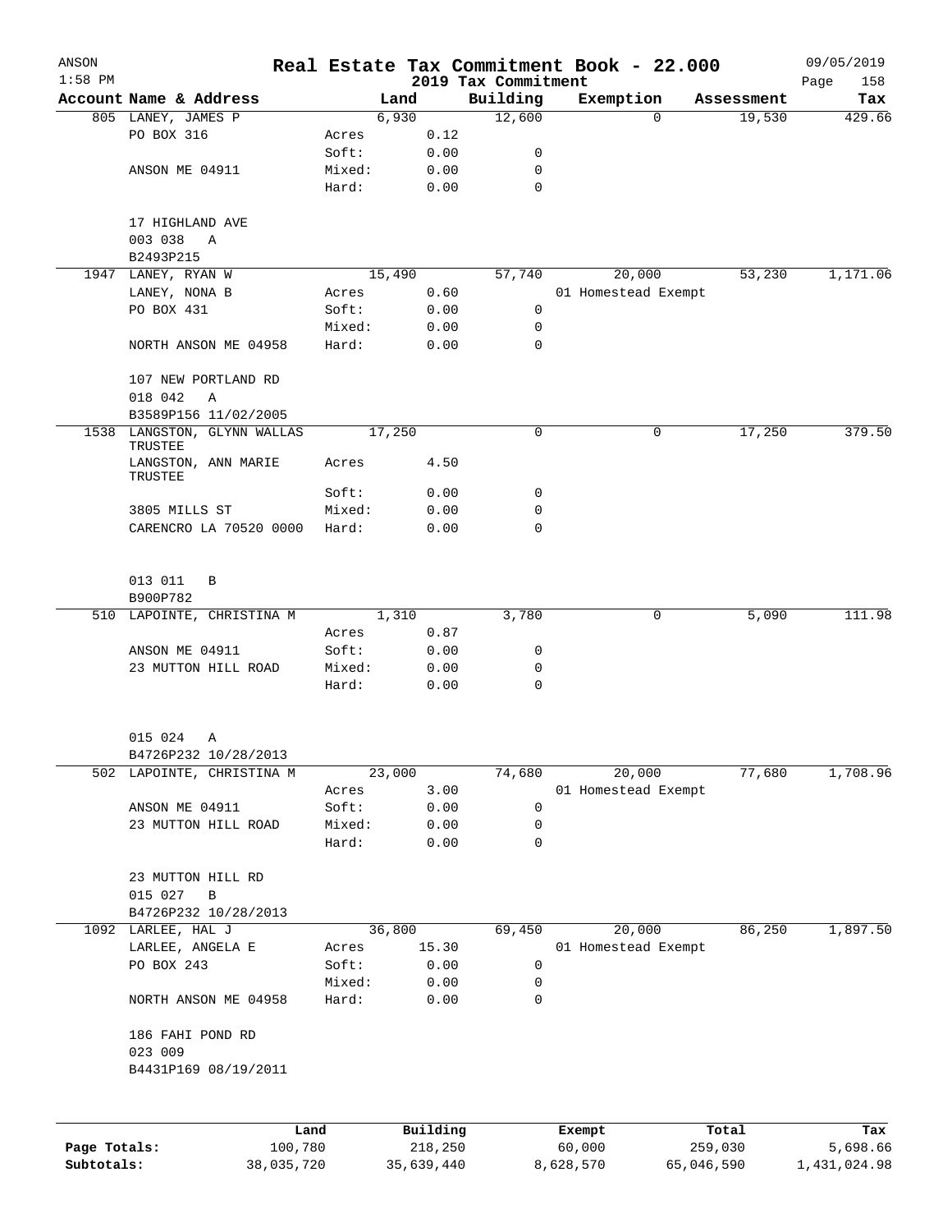# Real Estate Tax Commitment Book - 22.000

ANSON
1:58 PM

2019 Tax Commitment

09/05/2019

| Account Name & Address | | Land | Building | Exemption | Assessment | Tax |
|---|---|---|---|---|---|---|
| 805 LANEY, JAMES P | | 6,930 | 12,600 | 0 | 19,530 | 429.66 |
| PO BOX 316 | Acres | 0.12 | | | | |
| | Soft: | 0.00 | 0 | | | |
| ANSON ME 04911 | Mixed: | 0.00 | 0 | | | |
| | Hard: | 0.00 | 0 | | | |
| 17 HIGHLAND AVE | | | | | | |
| 003 038 A | | | | | | |
| B2493P215 | | | | | | |
| 1947 LANEY, RYAN W | | 15,490 | 57,740 | 20,000 | 53,230 | 1,171.06 |
| LANEY, NONA B | Acres | 0.60 | | 01 Homestead Exempt | | |
| PO BOX 431 | Soft: | 0.00 | 0 | | | |
| | Mixed: | 0.00 | 0 | | | |
| NORTH ANSON ME 04958 | Hard: | 0.00 | 0 | | | |
| 107 NEW PORTLAND RD | | | | | | |
| 018 042 A | | | | | | |
| B3589P156 11/02/2005 | | | | | | |
| 1538 LANGSTON, GLYNN WALLAS TRUSTEE | | 17,250 | 0 | 0 | 17,250 | 379.50 |
| LANGSTON, ANN MARIE TRUSTEE | Acres | 4.50 | | | | |
| | Soft: | 0.00 | 0 | | | |
| 3805 MILLS ST | Mixed: | 0.00 | 0 | | | |
| CARENCRO LA 70520 0000 | Hard: | 0.00 | 0 | | | |
| 013 011 B | | | | | | |
| B900P782 | | | | | | |
| 510 LAPOINTE, CHRISTINA M | | 1,310 | 3,780 | 0 | 5,090 | 111.98 |
| | Acres | 0.87 | | | | |
| ANSON ME 04911 | Soft: | 0.00 | 0 | | | |
| 23 MUTTON HILL ROAD | Mixed: | 0.00 | 0 | | | |
| | Hard: | 0.00 | 0 | | | |
| 015 024 A | | | | | | |
| B4726P232 10/28/2013 | | | | | | |
| 502 LAPOINTE, CHRISTINA M | | 23,000 | 74,680 | 20,000 | 77,680 | 1,708.96 |
| | Acres | 3.00 | | 01 Homestead Exempt | | |
| ANSON ME 04911 | Soft: | 0.00 | 0 | | | |
| 23 MUTTON HILL ROAD | Mixed: | 0.00 | 0 | | | |
| | Hard: | 0.00 | 0 | | | |
| 23 MUTTON HILL RD | | | | | | |
| 015 027 B | | | | | | |
| B4726P232 10/28/2013 | | | | | | |
| 1092 LARLEE, HAL J | | 36,800 | 69,450 | 20,000 | 86,250 | 1,897.50 |
| LARLEE, ANGELA E | Acres | 15.30 | | 01 Homestead Exempt | | |
| PO BOX 243 | Soft: | 0.00 | 0 | | | |
| | Mixed: | 0.00 | 0 | | | |
| NORTH ANSON ME 04958 | Hard: | 0.00 | 0 | | | |
| 186 FAHI POND RD | | | | | | |
| 023 009 | | | | | | |
| B4431P169 08/19/2011 | | | | | | |

| | Land | Building | Exempt | Total | Tax |
|---|---|---|---|---|---|
| Page Totals: | 100,780 | 218,250 | 60,000 | 259,030 | 5,698.66 |
| Subtotals: | 38,035,720 | 35,639,440 | 8,628,570 | 65,046,590 | 1,431,024.98 |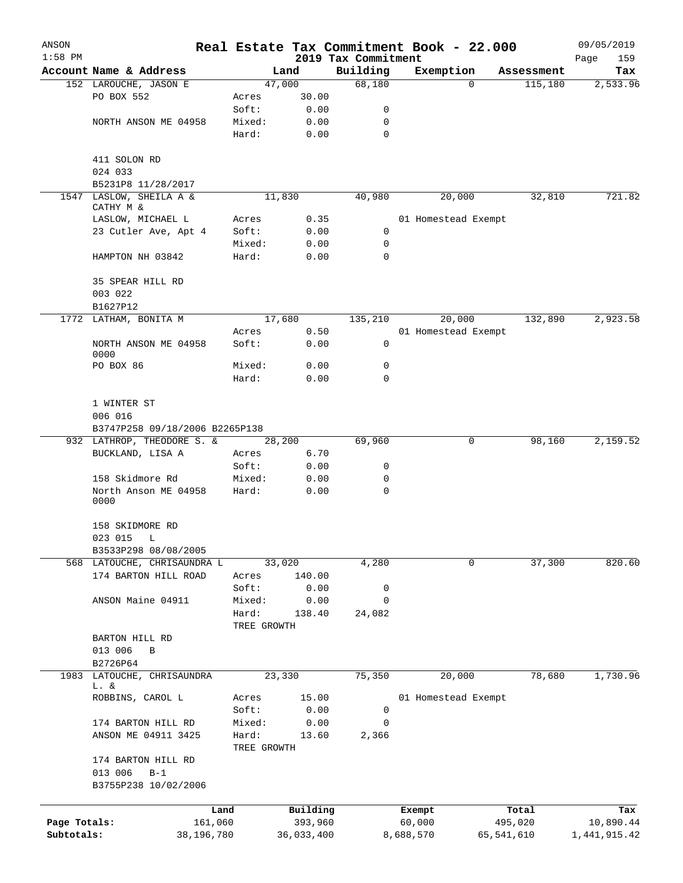# Real Estate Tax Commitment Book - 22.000

ANSON 1:58 PM — 2019 Tax Commitment — 09/05/2019

| Account Name & Address | | Land | | Building | Exemption | Assessment | Tax |
|---|---|---|---|---|---|---|---|
| 152 LAROUCHE, JASON E | | 47,000 | | 68,180 | 0 | 115,180 | 2,533.96 |
| PO BOX 552 | Acres | 30.00 | | | | | |
| | Soft: | 0.00 | | 0 | | | |
| NORTH ANSON ME 04958 | Mixed: | 0.00 | | 0 | | | |
| | Hard: | 0.00 | | 0 | | | |
| 411 SOLON RD | | | | | | | |
| 024 033 | | | | | | | |
| B5231P8 11/28/2017 | | | | | | | |
| 1547 LASLOW, SHEILA A & CATHY M & | | 11,830 | | 40,980 | 20,000 | 32,810 | 721.82 |
| LASLOW, MICHAEL L | Acres | 0.35 | | | 01 Homestead Exempt | | |
| 23 Cutler Ave, Apt 4 | Soft: | 0.00 | | 0 | | | |
| | Mixed: | 0.00 | | 0 | | | |
| HAMPTON NH 03842 | Hard: | 0.00 | | 0 | | | |
| 35 SPEAR HILL RD | | | | | | | |
| 003 022 | | | | | | | |
| B1627P12 | | | | | | | |
| 1772 LATHAM, BONITA M | | 17,680 | | 135,210 | 20,000 | 132,890 | 2,923.58 |
| | Acres | 0.50 | | | 01 Homestead Exempt | | |
| NORTH ANSON ME 04958 0000 | Soft: | 0.00 | | 0 | | | |
| PO BOX 86 | Mixed: | 0.00 | | 0 | | | |
| | Hard: | 0.00 | | 0 | | | |
| 1 WINTER ST | | | | | | | |
| 006 016 | | | | | | | |
| B3747P258 09/18/2006 B2265P138 | | | | | | | |
| 932 LATHROP, THEODORE S. & | | 28,200 | | 69,960 | 0 | 98,160 | 2,159.52 |
| BUCKLAND, LISA A | Acres | 6.70 | | | | | |
| | Soft: | 0.00 | | 0 | | | |
| 158 Skidmore Rd | Mixed: | 0.00 | | 0 | | | |
| North Anson ME 04958 0000 | Hard: | 0.00 | | 0 | | | |
| 158 SKIDMORE RD | | | | | | | |
| 023 015 L | | | | | | | |
| B3533P298 08/08/2005 | | | | | | | |
| 568 LATOUCHE, CHRISAUNDRA L | | 33,020 | | 4,280 | 0 | 37,300 | 820.60 |
| 174 BARTON HILL ROAD | Acres | 140.00 | | | | | |
| | Soft: | 0.00 | | 0 | | | |
| ANSON Maine 04911 | Mixed: | 0.00 | | 0 | | | |
| | Hard: | 138.40 | | 24,082 | | | |
| | TREE GROWTH | | | | | | |
| BARTON HILL RD | | | | | | | |
| 013 006 B | | | | | | | |
| B2726P64 | | | | | | | |
| 1983 LATOUCHE, CHRISAUNDRA L. & | | 23,330 | | 75,350 | 20,000 | 78,680 | 1,730.96 |
| ROBBINS, CAROL L | Acres | 15.00 | | | 01 Homestead Exempt | | |
| | Soft: | 0.00 | | 0 | | | |
| 174 BARTON HILL RD | Mixed: | 0.00 | | 0 | | | |
| ANSON ME 04911 3425 | Hard: | 13.60 | | 2,366 | | | |
| | TREE GROWTH | | | | | | |
| 174 BARTON HILL RD | | | | | | | |
| 013 006 B-1 | | | | | | | |
| B3755P238 10/02/2006 | | | | | | | |

| | Land | Building | Exempt | Total | Tax |
|---|---|---|---|---|---|
| Page Totals: | 161,060 | 393,960 | 60,000 | 495,020 | 10,890.44 |
| Subtotals: | 38,196,780 | 36,033,400 | 8,688,570 | 65,541,610 | 1,441,915.42 |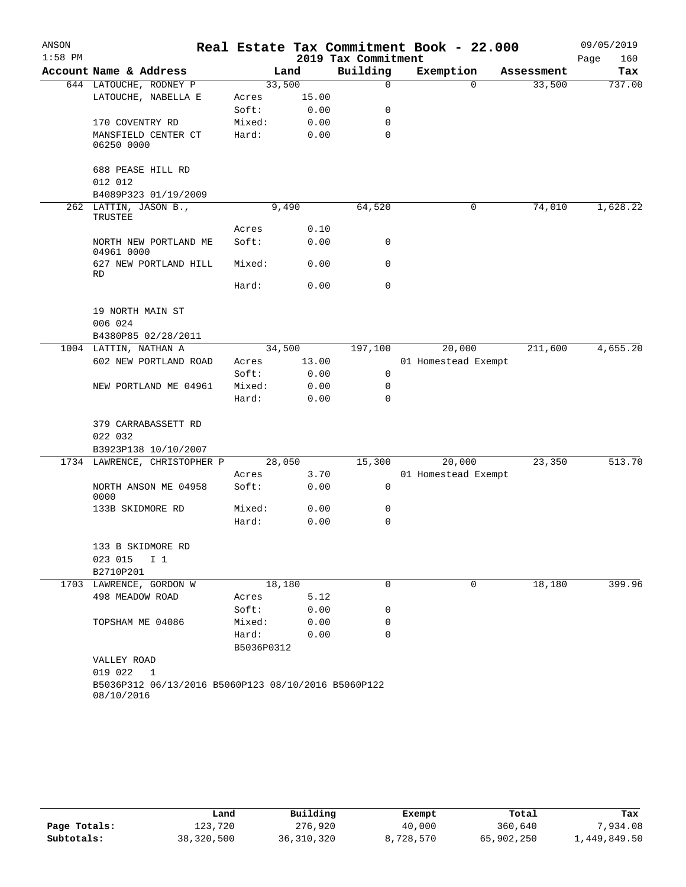# Real Estate Tax Commitment Book - 22.000

ANSON 1:58 PM — 2019 Tax Commitment — 09/05/2019

| Account Name & Address | | Land | Building | Exemption | Assessment | Tax |
|---|---|---|---|---|---|---|
| 644 LATOUCHE, RODNEY P | | 33,500 | 0 | 0 | 33,500 | 737.00 |
| LATOUCHE, NABELLA E | Acres | 15.00 | | | | |
| | Soft: | 0.00 | 0 | | | |
| 170 COVENTRY RD | Mixed: | 0.00 | 0 | | | |
| MANSFIELD CENTER CT 06250 0000 | Hard: | 0.00 | 0 | | | |
| 688 PEASE HILL RD | | | | | | |
| 012 012 | | | | | | |
| B4089P323 01/19/2009 | | | | | | |
| 262 LATTIN, JASON B., TRUSTEE | | 9,490 | 64,520 | 0 | 74,010 | 1,628.22 |
| | Acres | 0.10 | | | | |
| NORTH NEW PORTLAND ME 04961 0000 | Soft: | 0.00 | 0 | | | |
| 627 NEW PORTLAND HILL RD | Mixed: | 0.00 | 0 | | | |
| | Hard: | 0.00 | 0 | | | |
| 19 NORTH MAIN ST | | | | | | |
| 006 024 | | | | | | |
| B4380P85 02/28/2011 | | | | | | |
| 1004 LATTIN, NATHAN A | | 34,500 | 197,100 | 20,000 | 211,600 | 4,655.20 |
| 602 NEW PORTLAND ROAD | Acres | 13.00 | | 01 Homestead Exempt | | |
| | Soft: | 0.00 | 0 | | | |
| NEW PORTLAND ME 04961 | Mixed: | 0.00 | 0 | | | |
| | Hard: | 0.00 | 0 | | | |
| 379 CARRABASSETT RD | | | | | | |
| 022 032 | | | | | | |
| B3923P138 10/10/2007 | | | | | | |
| 1734 LAWRENCE, CHRISTOPHER P | | 28,050 | 15,300 | 20,000 | 23,350 | 513.70 |
| | Acres | 3.70 | | 01 Homestead Exempt | | |
| NORTH ANSON ME 04958 0000 | Soft: | 0.00 | 0 | | | |
| 133B SKIDMORE RD | Mixed: | 0.00 | 0 | | | |
| | Hard: | 0.00 | 0 | | | |
| 133 B SKIDMORE RD | | | | | | |
| 023 015 I 1 | | | | | | |
| B2710P201 | | | | | | |
| 1703 LAWRENCE, GORDON W | | 18,180 | 0 | 0 | 18,180 | 399.96 |
| 498 MEADOW ROAD | Acres | 5.12 | | | | |
| | Soft: | 0.00 | 0 | | | |
| TOPSHAM ME 04086 | Mixed: | 0.00 | 0 | | | |
| | Hard: | 0.00 | 0 | | | |
| | B5036P0312 | | | | | |
| VALLEY ROAD | | | | | | |
| 019 022 1 | | | | | | |
| B5036P312 06/13/2016 B5060P123 08/10/2016 B5060P122 08/10/2016 | | | | | | |

| | Land | Building | Exempt | Total | Tax |
|---|---|---|---|---|---|
| Page Totals: | 123,720 | 276,920 | 40,000 | 360,640 | 7,934.08 |
| Subtotals: | 38,320,500 | 36,310,320 | 8,728,570 | 65,902,250 | 1,449,849.50 |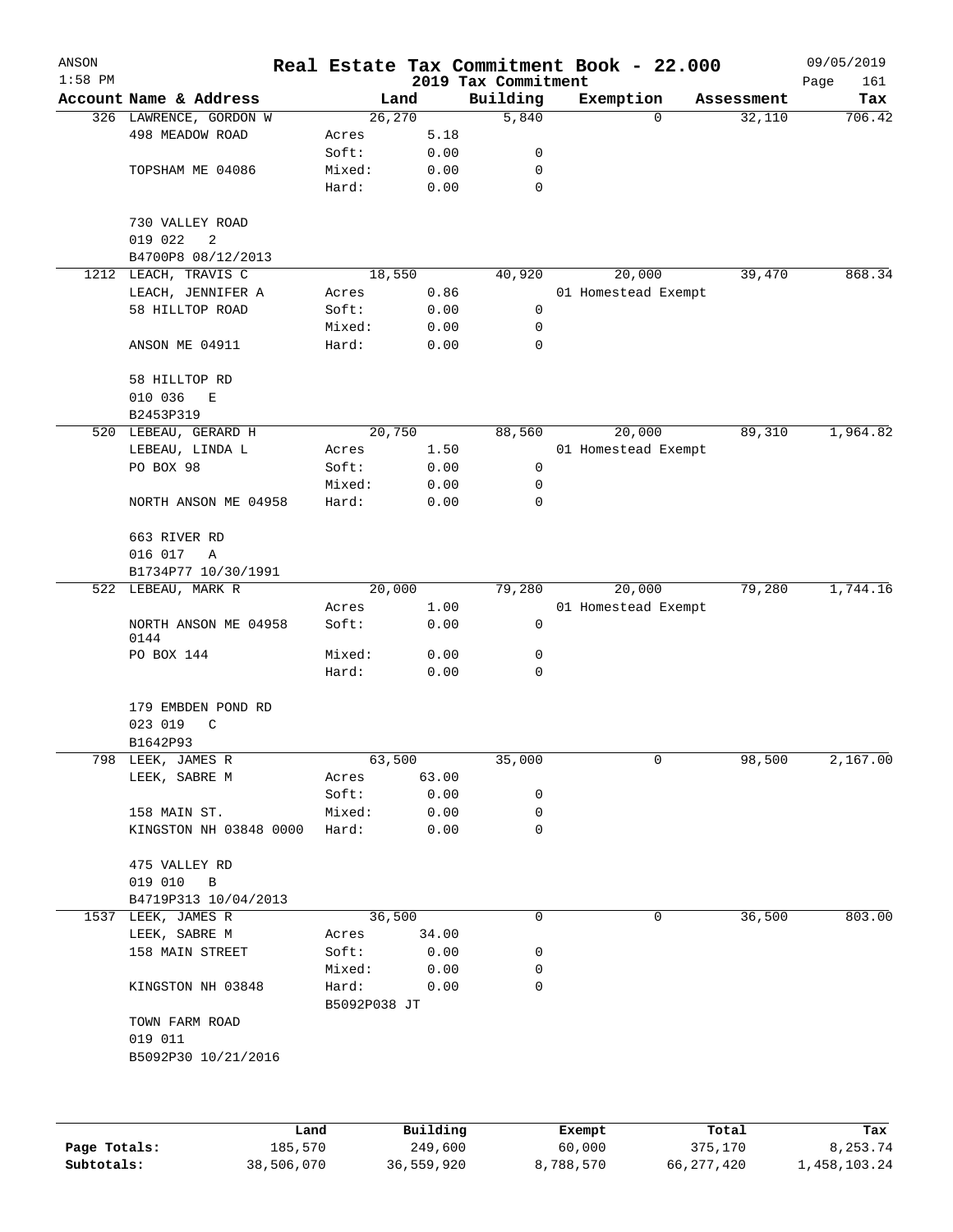ANSON
1:58 PM

# Real Estate Tax Commitment Book - 22.000

2019 Tax Commitment

09/05/2019

| Account | Name & Address | Land | | Building | Exemption | Assessment | Tax |
|---|---|---|---|---|---|---|---|
| 326 | LAWRENCE, GORDON W | 26,270 | | 5,840 | 0 | 32,110 | 706.42 |
| | 498 MEADOW ROAD | Acres | 5.18 | | | | |
| | | Soft: | 0.00 | 0 | | | |
| | TOPSHAM ME 04086 | Mixed: | 0.00 | 0 | | | |
| | | Hard: | 0.00 | 0 | | | |
| | 730 VALLEY ROAD | | | | | | |
| | 019 022 2 | | | | | | |
| | B4700P8 08/12/2013 | | | | | | |
| 1212 | LEACH, TRAVIS C | 18,550 | | 40,920 | 20,000 | 39,470 | 868.34 |
| | LEACH, JENNIFER A | Acres | 0.86 | | 01 Homestead Exempt | | |
| | 58 HILLTOP ROAD | Soft: | 0.00 | 0 | | | |
| | | Mixed: | 0.00 | 0 | | | |
| | ANSON ME 04911 | Hard: | 0.00 | 0 | | | |
| | 58 HILLTOP RD | | | | | | |
| | 010 036 E | | | | | | |
| | B2453P319 | | | | | | |
| 520 | LEBEAU, GERARD H | 20,750 | | 88,560 | 20,000 | 89,310 | 1,964.82 |
| | LEBEAU, LINDA L | Acres | 1.50 | | 01 Homestead Exempt | | |
| | PO BOX 98 | Soft: | 0.00 | 0 | | | |
| | | Mixed: | 0.00 | 0 | | | |
| | NORTH ANSON ME 04958 | Hard: | 0.00 | 0 | | | |
| | 663 RIVER RD | | | | | | |
| | 016 017 A | | | | | | |
| | B1734P77 10/30/1991 | | | | | | |
| 522 | LEBEAU, MARK R | 20,000 | | 79,280 | 20,000 | 79,280 | 1,744.16 |
| | | Acres | 1.00 | | 01 Homestead Exempt | | |
| | NORTH ANSON ME 04958 0144 | Soft: | 0.00 | 0 | | | |
| | PO BOX 144 | Mixed: | 0.00 | 0 | | | |
| | | Hard: | 0.00 | 0 | | | |
| | 179 EMBDEN POND RD | | | | | | |
| | 023 019 C | | | | | | |
| | B1642P93 | | | | | | |
| 798 | LEEK, JAMES R | 63,500 | | 35,000 | 0 | 98,500 | 2,167.00 |
| | LEEK, SABRE M | Acres | 63.00 | | | | |
| | | Soft: | 0.00 | 0 | | | |
| | 158 MAIN ST. | Mixed: | 0.00 | 0 | | | |
| | KINGSTON NH 03848 0000 | Hard: | 0.00 | 0 | | | |
| | 475 VALLEY RD | | | | | | |
| | 019 010 B | | | | | | |
| | B4719P313 10/04/2013 | | | | | | |
| 1537 | LEEK, JAMES R | 36,500 | | 0 | 0 | 36,500 | 803.00 |
| | LEEK, SABRE M | Acres | 34.00 | | | | |
| | 158 MAIN STREET | Soft: | 0.00 | 0 | | | |
| | | Mixed: | 0.00 | 0 | | | |
| | KINGSTON NH 03848 | Hard: | 0.00 | 0 | | | |
| | | B5092P038 JT | | | | | |
| | TOWN FARM ROAD | | | | | | |
| | 019 011 | | | | | | |
| | B5092P30 10/21/2016 | | | | | | |

| | Land | Building | Exempt | Total | Tax |
|---|---|---|---|---|---|
| Page Totals: | 185,570 | 249,600 | 60,000 | 375,170 | 8,253.74 |
| Subtotals: | 38,506,070 | 36,559,920 | 8,788,570 | 66,277,420 | 1,458,103.24 |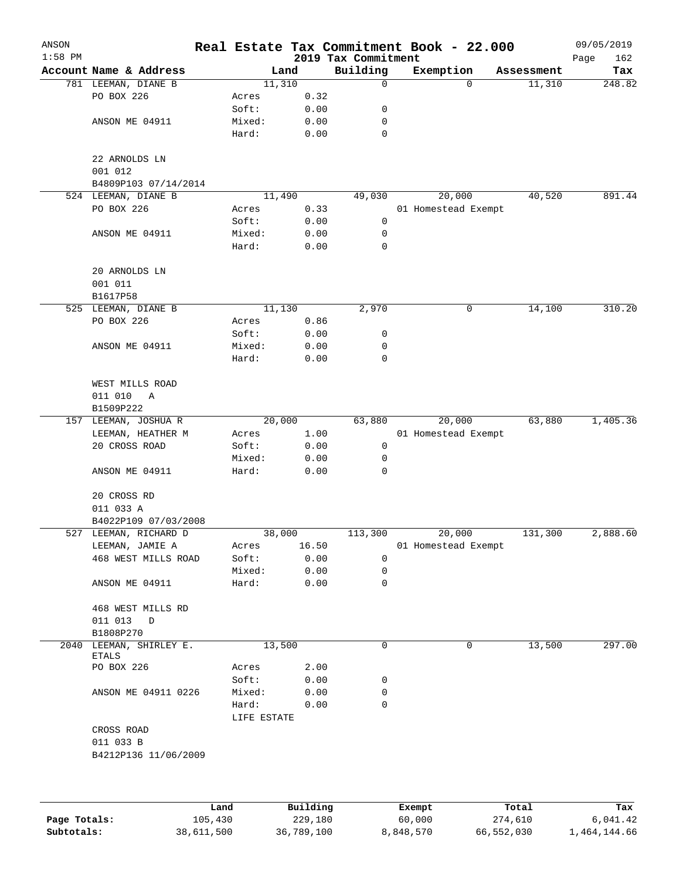# Real Estate Tax Commitment Book - 22.000

ANSON 1:58 PM — 2019 Tax Commitment — 09/05/2019

| Account Name & Address | Land | | Building | Exemption | Assessment | Tax |
|---|---|---|---|---|---|---|
| 781 LEEMAN, DIANE B | 11,310 | | 0 | 0 | 11,310 | 248.82 |
| PO BOX 226 | Acres | 0.32 | | | | |
| | Soft: | 0.00 | 0 | | | |
| ANSON ME 04911 | Mixed: | 0.00 | 0 | | | |
| | Hard: | 0.00 | 0 | | | |
| 22 ARNOLDS LN | | | | | | |
| 001 012 | | | | | | |
| B4809P103 07/14/2014 | | | | | | |
| 524 LEEMAN, DIANE B | 11,490 | | 49,030 | 20,000 | 40,520 | 891.44 |
| PO BOX 226 | Acres | 0.33 | | 01 Homestead Exempt | | |
| | Soft: | 0.00 | 0 | | | |
| ANSON ME 04911 | Mixed: | 0.00 | 0 | | | |
| | Hard: | 0.00 | 0 | | | |
| 20 ARNOLDS LN | | | | | | |
| 001 011 | | | | | | |
| B1617P58 | | | | | | |
| 525 LEEMAN, DIANE B | 11,130 | | 2,970 | 0 | 14,100 | 310.20 |
| PO BOX 226 | Acres | 0.86 | | | | |
| | Soft: | 0.00 | 0 | | | |
| ANSON ME 04911 | Mixed: | 0.00 | 0 | | | |
| | Hard: | 0.00 | 0 | | | |
| WEST MILLS ROAD | | | | | | |
| 011 010 A | | | | | | |
| B1509P222 | | | | | | |
| 157 LEEMAN, JOSHUA R | 20,000 | | 63,880 | 20,000 | 63,880 | 1,405.36 |
| LEEMAN, HEATHER M | Acres | 1.00 | | 01 Homestead Exempt | | |
| 20 CROSS ROAD | Soft: | 0.00 | 0 | | | |
| | Mixed: | 0.00 | 0 | | | |
| ANSON ME 04911 | Hard: | 0.00 | 0 | | | |
| 20 CROSS RD | | | | | | |
| 011 033 A | | | | | | |
| B4022P109 07/03/2008 | | | | | | |
| 527 LEEMAN, RICHARD D | 38,000 | | 113,300 | 20,000 | 131,300 | 2,888.60 |
| LEEMAN, JAMIE A | Acres | 16.50 | | 01 Homestead Exempt | | |
| 468 WEST MILLS ROAD | Soft: | 0.00 | 0 | | | |
| | Mixed: | 0.00 | 0 | | | |
| ANSON ME 04911 | Hard: | 0.00 | 0 | | | |
| 468 WEST MILLS RD | | | | | | |
| 011 013 D | | | | | | |
| B1808P270 | | | | | | |
| 2040 LEEMAN, SHIRLEY E. ETALS | 13,500 | | 0 | 0 | 13,500 | 297.00 |
| PO BOX 226 | Acres | 2.00 | | | | |
| | Soft: | 0.00 | 0 | | | |
| ANSON ME 04911 0226 | Mixed: | 0.00 | 0 | | | |
| | Hard: | 0.00 | 0 | | | |
| | LIFE ESTATE | | | | | |
| CROSS ROAD | | | | | | |
| 011 033 B | | | | | | |
| B4212P136 11/06/2009 | | | | | | |

| | Land | Building | Exempt | Total | Tax |
|---|---|---|---|---|---|
| Page Totals: | 105,430 | 229,180 | 60,000 | 274,610 | 6,041.42 |
| Subtotals: | 38,611,500 | 36,789,100 | 8,848,570 | 66,552,030 | 1,464,144.66 |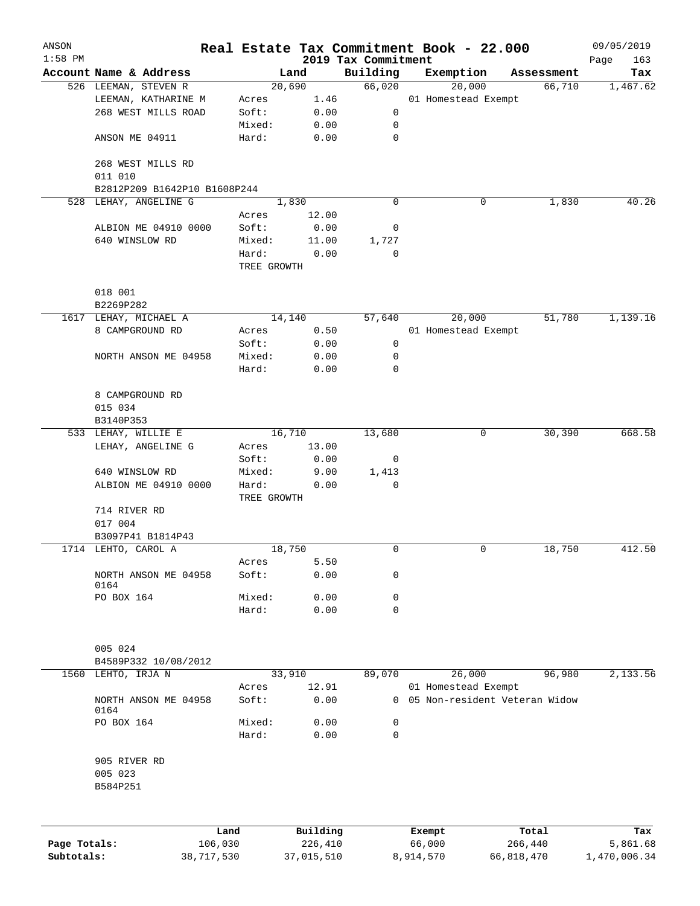ANSON 1:58 PM

# Real Estate Tax Commitment Book - 22.000

## 2019 Tax Commitment

09/05/2019 Page 163

| Account Name & Address | Land | | Building | Exemption | Assessment | Tax |
|---|---|---|---|---|---|---|
| 526 LEEMAN, STEVEN R | 20,690 | | 66,020 | 20,000 | 66,710 | 1,467.62 |
| LEEMAN, KATHARINE M | Acres | 1.46 | | 01 Homestead Exempt | | |
| 268 WEST MILLS ROAD | Soft: | 0.00 | 0 | | | |
| | Mixed: | 0.00 | 0 | | | |
| ANSON ME 04911 | Hard: | 0.00 | 0 | | | |
| 268 WEST MILLS RD | | | | | | |
| 011 010 | | | | | | |
| B2812P209 B1642P10 B1608P244 | | | | | | |
| 528 LEHAY, ANGELINE G | 1,830 | | 0 | 0 | 1,830 | 40.26 |
| | Acres | 12.00 | | | | |
| ALBION ME 04910 0000 | Soft: | 0.00 | 0 | | | |
| 640 WINSLOW RD | Mixed: | 11.00 | 1,727 | | | |
| | Hard: | 0.00 | 0 | | | |
| | TREE GROWTH | | | | | |
| 018 001 | | | | | | |
| B2269P282 | | | | | | |
| 1617 LEHAY, MICHAEL A | 14,140 | | 57,640 | 20,000 | 51,780 | 1,139.16 |
| 8 CAMPGROUND RD | Acres | 0.50 | | 01 Homestead Exempt | | |
| | Soft: | 0.00 | 0 | | | |
| NORTH ANSON ME 04958 | Mixed: | 0.00 | 0 | | | |
| | Hard: | 0.00 | 0 | | | |
| 8 CAMPGROUND RD | | | | | | |
| 015 034 | | | | | | |
| B3140P353 | | | | | | |
| 533 LEHAY, WILLIE E | 16,710 | | 13,680 | 0 | 30,390 | 668.58 |
| LEHAY, ANGELINE G | Acres | 13.00 | | | | |
| | Soft: | 0.00 | 0 | | | |
| 640 WINSLOW RD | Mixed: | 9.00 | 1,413 | | | |
| ALBION ME 04910 0000 | Hard: | 0.00 | 0 | | | |
| | TREE GROWTH | | | | | |
| 714 RIVER RD | | | | | | |
| 017 004 | | | | | | |
| B3097P41 B1814P43 | | | | | | |
| 1714 LEHTO, CAROL A | 18,750 | | 0 | 0 | 18,750 | 412.50 |
| | Acres | 5.50 | | | | |
| NORTH ANSON ME 04958 0164 | Soft: | 0.00 | 0 | | | |
| PO BOX 164 | Mixed: | 0.00 | 0 | | | |
| | Hard: | 0.00 | 0 | | | |
| 005 024 | | | | | | |
| B4589P332 10/08/2012 | | | | | | |
| 1560 LEHTO, IRJA N | 33,910 | | 89,070 | 26,000 | 96,980 | 2,133.56 |
| | Acres | 12.91 | | 01 Homestead Exempt | | |
| NORTH ANSON ME 04958 0164 | Soft: | 0.00 | 0 | 05 Non-resident Veteran Widow | | |
| PO BOX 164 | Mixed: | 0.00 | 0 | | | |
| | Hard: | 0.00 | 0 | | | |
| 905 RIVER RD | | | | | | |
| 005 023 | | | | | | |
| B584P251 | | | | | | |

| | Land | Building | Exempt | Total | Tax |
|---|---|---|---|---|---|
| Page Totals: | 106,030 | 226,410 | 66,000 | 266,440 | 5,861.68 |
| Subtotals: | 38,717,530 | 37,015,510 | 8,914,570 | 66,818,470 | 1,470,006.34 |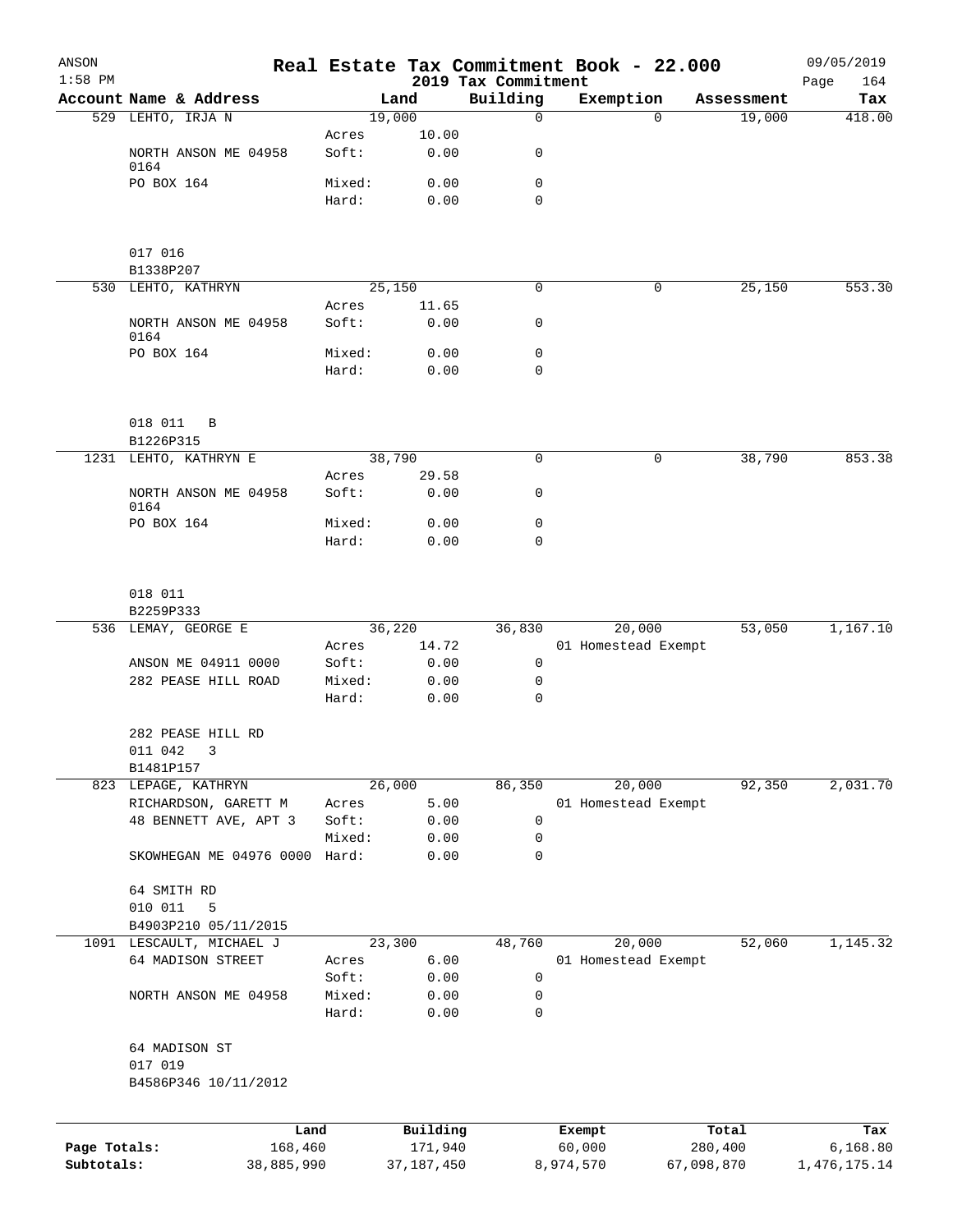# Real Estate Tax Commitment Book - 22.000

ANSON 1:58 PM — 2019 Tax Commitment — 09/05/2019

| Account Name & Address | | Land | Building | Exemption | Assessment | Tax |
|---|---|---|---|---|---|---|
| 529 LEHTO, IRJA N | | 19,000 | 0 | 0 | 19,000 | 418.00 |
| | Acres | 10.00 | | | | |
| NORTH ANSON ME 04958 0164 | Soft: | 0.00 | 0 | | | |
| PO BOX 164 | Mixed: | 0.00 | 0 | | | |
| | Hard: | 0.00 | 0 | | | |
| 017 016 | | | | | | |
| B1338P207 | | | | | | |
| 530 LEHTO, KATHRYN | | 25,150 | 0 | 0 | 25,150 | 553.30 |
| | Acres | 11.65 | | | | |
| NORTH ANSON ME 04958 0164 | Soft: | 0.00 | 0 | | | |
| PO BOX 164 | Mixed: | 0.00 | 0 | | | |
| | Hard: | 0.00 | 0 | | | |
| 018 011 B | | | | | | |
| B1226P315 | | | | | | |
| 1231 LEHTO, KATHRYN E | | 38,790 | 0 | 0 | 38,790 | 853.38 |
| | Acres | 29.58 | | | | |
| NORTH ANSON ME 04958 0164 | Soft: | 0.00 | 0 | | | |
| PO BOX 164 | Mixed: | 0.00 | 0 | | | |
| | Hard: | 0.00 | 0 | | | |
| 018 011 | | | | | | |
| B2259P333 | | | | | | |
| 536 LEMAY, GEORGE E | | 36,220 | 36,830 | 20,000 | 53,050 | 1,167.10 |
| | Acres | 14.72 | | 01 Homestead Exempt | | |
| ANSON ME 04911 0000 | Soft: | 0.00 | 0 | | | |
| 282 PEASE HILL ROAD | Mixed: | 0.00 | 0 | | | |
| | Hard: | 0.00 | 0 | | | |
| 282 PEASE HILL RD | | | | | | |
| 011 042 3 | | | | | | |
| B1481P157 | | | | | | |
| 823 LEPAGE, KATHRYN | | 26,000 | 86,350 | 20,000 | 92,350 | 2,031.70 |
| RICHARDSON, GARETT M | Acres | 5.00 | | 01 Homestead Exempt | | |
| 48 BENNETT AVE, APT 3 | Soft: | 0.00 | 0 | | | |
| | Mixed: | 0.00 | 0 | | | |
| SKOWHEGAN ME 04976 0000 | Hard: | 0.00 | 0 | | | |
| 64 SMITH RD | | | | | | |
| 010 011 5 | | | | | | |
| B4903P210 05/11/2015 | | | | | | |
| 1091 LESCAULT, MICHAEL J | | 23,300 | 48,760 | 20,000 | 52,060 | 1,145.32 |
| 64 MADISON STREET | Acres | 6.00 | | 01 Homestead Exempt | | |
| | Soft: | 0.00 | 0 | | | |
| NORTH ANSON ME 04958 | Mixed: | 0.00 | 0 | | | |
| | Hard: | 0.00 | 0 | | | |
| 64 MADISON ST | | | | | | |
| 017 019 | | | | | | |
| B4586P346 10/11/2012 | | | | | | |

| | Land | Building | Exempt | Total | Tax |
|---|---|---|---|---|---|
| Page Totals: | 168,460 | 171,940 | 60,000 | 280,400 | 6,168.80 |
| Subtotals: | 38,885,990 | 37,187,450 | 8,974,570 | 67,098,870 | 1,476,175.14 |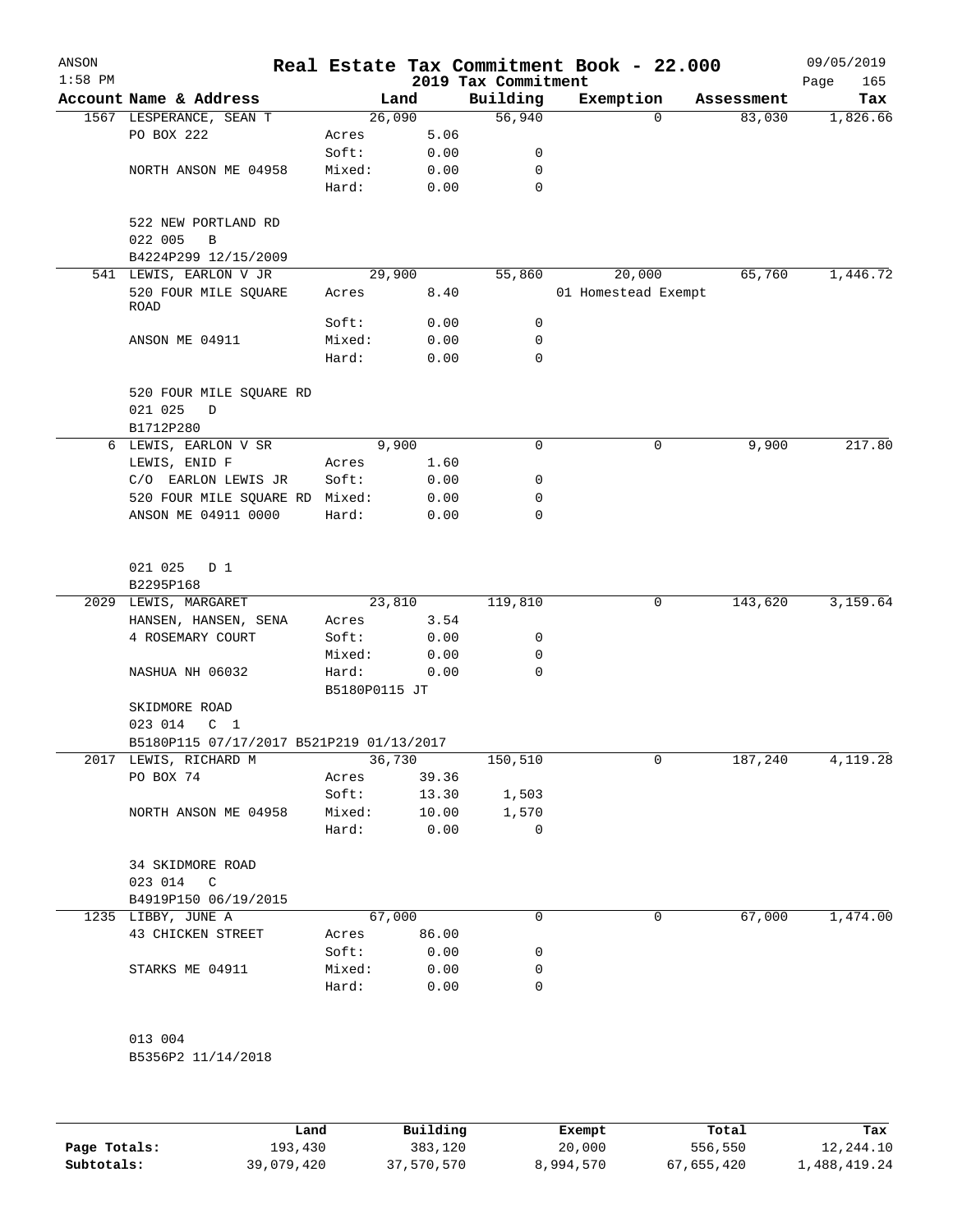# Real Estate Tax Commitment Book - 22.000

ANSON
2019 Tax Commitment

| Account | Name & Address | | Land | Building | Exemption | Assessment | Tax |
|---|---|---|---|---|---|---|---|
| 1567 | LESPERANCE, SEAN T | | 26,090 | 56,940 | 0 | 83,030 | 1,826.66 |
| | PO BOX 222 | Acres | 5.06 | | | | |
| | | Soft: | 0.00 | 0 | | | |
| | NORTH ANSON ME 04958 | Mixed: | 0.00 | 0 | | | |
| | | Hard: | 0.00 | 0 | | | |
| | 522 NEW PORTLAND RD | | | | | | |
| | 022 005 B | | | | | | |
| | B4224P299 12/15/2009 | | | | | | |
| 541 | LEWIS, EARLON V JR | | 29,900 | 55,860 | 20,000 | 65,760 | 1,446.72 |
| | 520 FOUR MILE SQUARE ROAD | Acres | 8.40 | | 01 Homestead Exempt | | |
| | | Soft: | 0.00 | 0 | | | |
| | ANSON ME 04911 | Mixed: | 0.00 | 0 | | | |
| | | Hard: | 0.00 | 0 | | | |
| | 520 FOUR MILE SQUARE RD | | | | | | |
| | 021 025 D | | | | | | |
| | B1712P280 | | | | | | |
| 6 | LEWIS, EARLON V SR | | 9,900 | 0 | 0 | 9,900 | 217.80 |
| | LEWIS, ENID F | Acres | 1.60 | | | | |
| | C/O EARLON LEWIS JR | Soft: | 0.00 | 0 | | | |
| | 520 FOUR MILE SQUARE RD | Mixed: | 0.00 | 0 | | | |
| | ANSON ME 04911 0000 | Hard: | 0.00 | 0 | | | |
| | 021 025 D 1 | | | | | | |
| | B2295P168 | | | | | | |
| 2029 | LEWIS, MARGARET | | 23,810 | 119,810 | 0 | 143,620 | 3,159.64 |
| | HANSEN, HANSEN, SENA | Acres | 3.54 | | | | |
| | 4 ROSEMARY COURT | Soft: | 0.00 | 0 | | | |
| | | Mixed: | 0.00 | 0 | | | |
| | NASHUA NH 06032 | Hard: | 0.00 | 0 | | | |
| | | B5180P0115 JT | | | | | |
| | SKIDMORE ROAD | | | | | | |
| | 023 014 C 1 | | | | | | |
| | B5180P115 07/17/2017 B521P219 01/13/2017 | | | | | | |
| 2017 | LEWIS, RICHARD M | | 36,730 | 150,510 | 0 | 187,240 | 4,119.28 |
| | PO BOX 74 | Acres | 39.36 | | | | |
| | | Soft: | 13.30 | 1,503 | | | |
| | NORTH ANSON ME 04958 | Mixed: | 10.00 | 1,570 | | | |
| | | Hard: | 0.00 | 0 | | | |
| | 34 SKIDMORE ROAD | | | | | | |
| | 023 014 C | | | | | | |
| | B4919P150 06/19/2015 | | | | | | |
| 1235 | LIBBY, JUNE A | | 67,000 | 0 | 0 | 67,000 | 1,474.00 |
| | 43 CHICKEN STREET | Acres | 86.00 | | | | |
| | | Soft: | 0.00 | 0 | | | |
| | STARKS ME 04911 | Mixed: | 0.00 | 0 | | | |
| | | Hard: | 0.00 | 0 | | | |
| | 013 004 | | | | | | |
| | B5356P2 11/14/2018 | | | | | | |

| | Land | Building | Exempt | Total | Tax |
|---|---|---|---|---|---|
| Page Totals: | 193,430 | 383,120 | 20,000 | 556,550 | 12,244.10 |
| Subtotals: | 39,079,420 | 37,570,570 | 8,994,570 | 67,655,420 | 1,488,419.24 |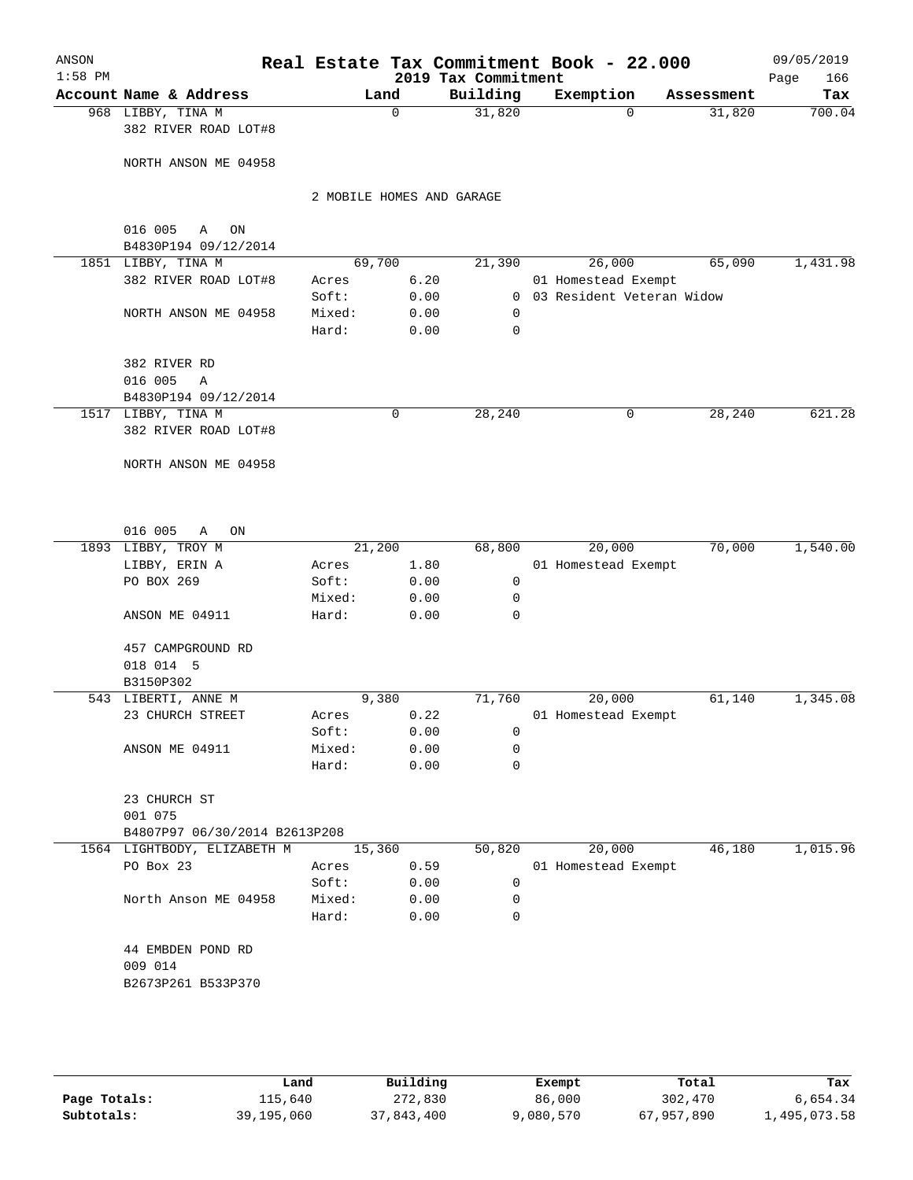# Real Estate Tax Commitment Book - 22.000

ANSON 1:58 PM — 2019 Tax Commitment — 09/05/2019 Page 166

| Account Name & Address | Land | | Building | Exemption | Assessment | Tax |
|---|---|---|---|---|---|---|
| 968 LIBBY, TINA M | 0 | | 31,820 | 0 | 31,820 | 700.04 |
| 382 RIVER ROAD LOT#8 | | | | | | |
| NORTH ANSON ME 04958 | | | | | | |
| | 2 MOBILE HOMES AND GARAGE | | | | | |
| 016 005 A ON | | | | | | |
| B4830P194 09/12/2014 | | | | | | |
| 1851 LIBBY, TINA M | 69,700 | | 21,390 | 26,000 | 65,090 | 1,431.98 |
| 382 RIVER ROAD LOT#8 | Acres | 6.20 | | 01 Homestead Exempt | | |
| | Soft: | 0.00 | 0 | 03 Resident Veteran Widow | | |
| NORTH ANSON ME 04958 | Mixed: | 0.00 | 0 | | | |
| | Hard: | 0.00 | 0 | | | |
| 382 RIVER RD | | | | | | |
| 016 005 A | | | | | | |
| B4830P194 09/12/2014 | | | | | | |
| 1517 LIBBY, TINA M | 0 | | 28,240 | 0 | 28,240 | 621.28 |
| 382 RIVER ROAD LOT#8 | | | | | | |
| NORTH ANSON ME 04958 | | | | | | |
| 016 005 A ON | | | | | | |
| 1893 LIBBY, TROY M | 21,200 | | 68,800 | 20,000 | 70,000 | 1,540.00 |
| LIBBY, ERIN A | Acres | 1.80 | | 01 Homestead Exempt | | |
| PO BOX 269 | Soft: | 0.00 | 0 | | | |
| | Mixed: | 0.00 | 0 | | | |
| ANSON ME 04911 | Hard: | 0.00 | 0 | | | |
| 457 CAMPGROUND RD | | | | | | |
| 018 014 5 | | | | | | |
| B3150P302 | | | | | | |
| 543 LIBERTI, ANNE M | 9,380 | | 71,760 | 20,000 | 61,140 | 1,345.08 |
| 23 CHURCH STREET | Acres | 0.22 | | 01 Homestead Exempt | | |
| | Soft: | 0.00 | 0 | | | |
| ANSON ME 04911 | Mixed: | 0.00 | 0 | | | |
| | Hard: | 0.00 | 0 | | | |
| 23 CHURCH ST | | | | | | |
| 001 075 | | | | | | |
| B4807P97 06/30/2014 B2613P208 | | | | | | |
| 1564 LIGHTBODY, ELIZABETH M | 15,360 | | 50,820 | 20,000 | 46,180 | 1,015.96 |
| PO Box 23 | Acres | 0.59 | | 01 Homestead Exempt | | |
| | Soft: | 0.00 | 0 | | | |
| North Anson ME 04958 | Mixed: | 0.00 | 0 | | | |
| | Hard: | 0.00 | 0 | | | |
| 44 EMBDEN POND RD | | | | | | |
| 009 014 | | | | | | |
| B2673P261 B533P370 | | | | | | |

| | Land | Building | Exempt | Total | Tax |
|---|---|---|---|---|---|
| Page Totals: | 115,640 | 272,830 | 86,000 | 302,470 | 6,654.34 |
| Subtotals: | 39,195,060 | 37,843,400 | 9,080,570 | 67,957,890 | 1,495,073.58 |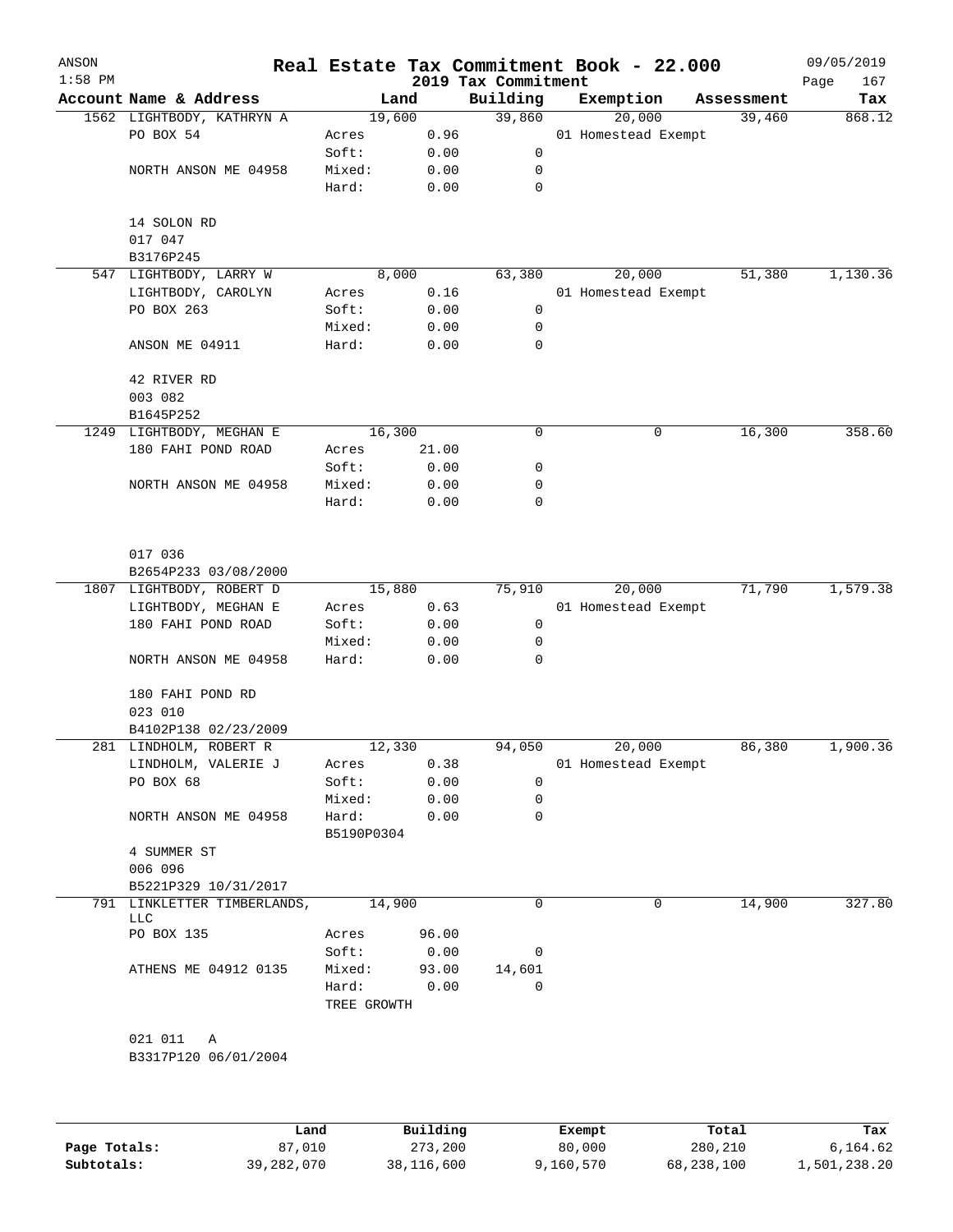ANSON
1:58 PM

# Real Estate Tax Commitment Book - 22.000

## 2019 Tax Commitment

09/05/2019

| Account Name & Address | Land | | Building | Exemption | Assessment | Tax |
|---|---|---|---|---|---|---|
| 1562 LIGHTBODY, KATHRYN A | 19,600 | | 39,860 | 20,000 | 39,460 | 868.12 |
| PO BOX 54 | Acres | 0.96 | | 01 Homestead Exempt | | |
| | Soft: | 0.00 | 0 | | | |
| NORTH ANSON ME 04958 | Mixed: | 0.00 | 0 | | | |
| | Hard: | 0.00 | 0 | | | |
| 14 SOLON RD | | | | | | |
| 017 047 | | | | | | |
| B3176P245 | | | | | | |
| 547 LIGHTBODY, LARRY W | 8,000 | | 63,380 | 20,000 | 51,380 | 1,130.36 |
| LIGHTBODY, CAROLYN | Acres | 0.16 | | 01 Homestead Exempt | | |
| PO BOX 263 | Soft: | 0.00 | 0 | | | |
| | Mixed: | 0.00 | 0 | | | |
| ANSON ME 04911 | Hard: | 0.00 | 0 | | | |
| 42 RIVER RD | | | | | | |
| 003 082 | | | | | | |
| B1645P252 | | | | | | |
| 1249 LIGHTBODY, MEGHAN E | 16,300 | | 0 | 0 | 16,300 | 358.60 |
| 180 FAHI POND ROAD | Acres | 21.00 | | | | |
| | Soft: | 0.00 | 0 | | | |
| NORTH ANSON ME 04958 | Mixed: | 0.00 | 0 | | | |
| | Hard: | 0.00 | 0 | | | |
| 017 036 | | | | | | |
| B2654P233 03/08/2000 | | | | | | |
| 1807 LIGHTBODY, ROBERT D | 15,880 | | 75,910 | 20,000 | 71,790 | 1,579.38 |
| LIGHTBODY, MEGHAN E | Acres | 0.63 | | 01 Homestead Exempt | | |
| 180 FAHI POND ROAD | Soft: | 0.00 | 0 | | | |
| | Mixed: | 0.00 | 0 | | | |
| NORTH ANSON ME 04958 | Hard: | 0.00 | 0 | | | |
| 180 FAHI POND RD | | | | | | |
| 023 010 | | | | | | |
| B4102P138 02/23/2009 | | | | | | |
| 281 LINDHOLM, ROBERT R | 12,330 | | 94,050 | 20,000 | 86,380 | 1,900.36 |
| LINDHOLM, VALERIE J | Acres | 0.38 | | 01 Homestead Exempt | | |
| PO BOX 68 | Soft: | 0.00 | 0 | | | |
| | Mixed: | 0.00 | 0 | | | |
| NORTH ANSON ME 04958 | Hard: | 0.00 | 0 | | | |
| | B5190P0304 | | | | | |
| 4 SUMMER ST | | | | | | |
| 006 096 | | | | | | |
| B5221P329 10/31/2017 | | | | | | |
| 791 LINKLETTER TIMBERLANDS, LLC | 14,900 | | 0 | 0 | 14,900 | 327.80 |
| PO BOX 135 | Acres | 96.00 | | | | |
| | Soft: | 0.00 | 0 | | | |
| ATHENS ME 04912 0135 | Mixed: | 93.00 | 14,601 | | | |
| | Hard: | 0.00 | 0 | | | |
| | TREE GROWTH | | | | | |
| 021 011 A | | | | | | |
| B3317P120 06/01/2004 | | | | | | |

| | Land | Building | Exempt | Total | Tax |
|---|---|---|---|---|---|
| Page Totals: | 87,010 | 273,200 | 80,000 | 280,210 | 6,164.62 |
| Subtotals: | 39,282,070 | 38,116,600 | 9,160,570 | 68,238,100 | 1,501,238.20 |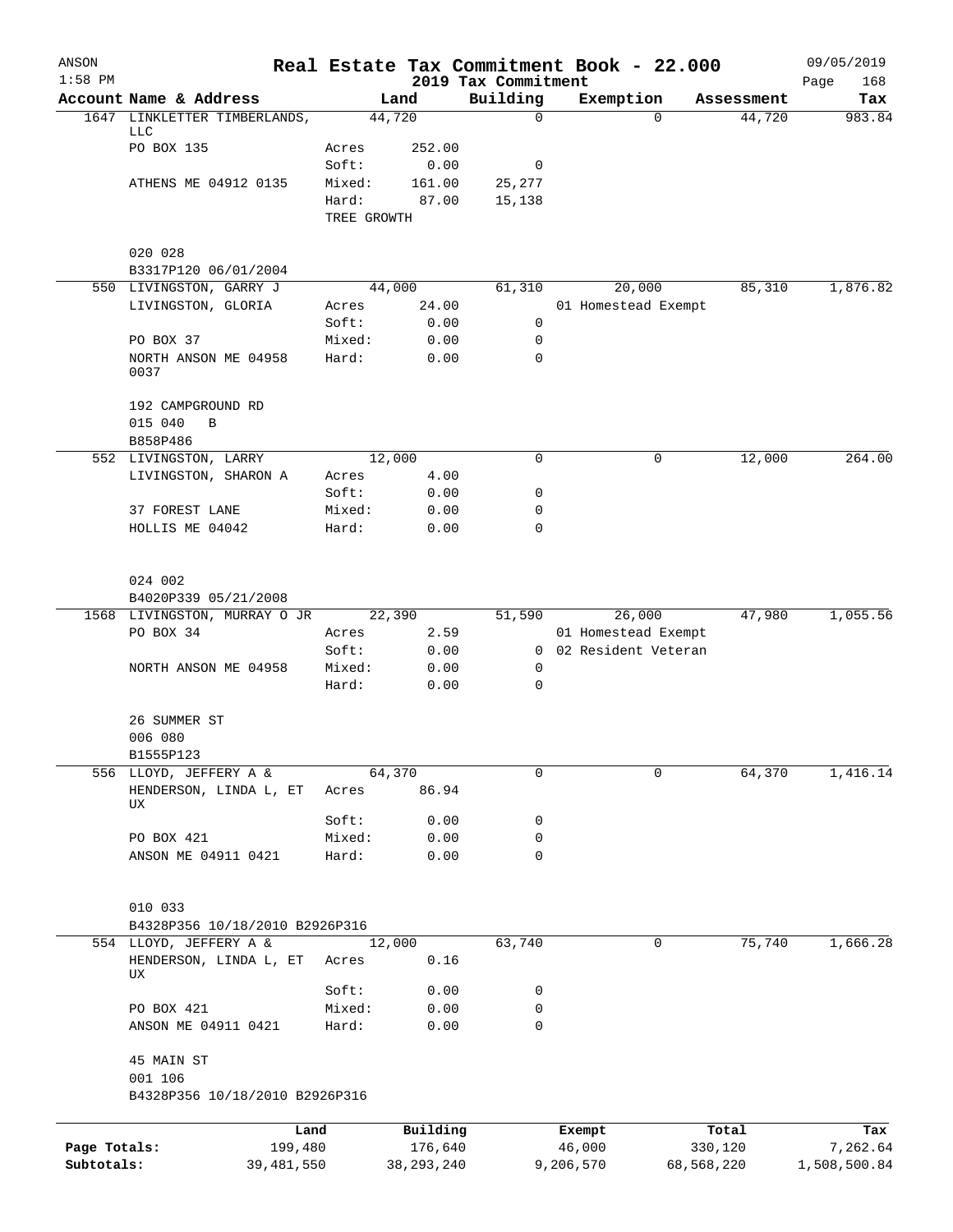ANSON

1:58 PM

# Real Estate Tax Commitment Book - 22.000

## 2019 Tax Commitment

09/05/2019

| Account Name & Address | Land | | Building | Exemption | Assessment | Tax |
|---|---|---|---|---|---|---|
| 1647 LINKLETTER TIMBERLANDS, LLC | 44,720 | | 0 | 0 | 44,720 | 983.84 |
| PO BOX 135 | Acres | 252.00 | | | | |
| | Soft: | 0.00 | 0 | | | |
| ATHENS ME 04912 0135 | Mixed: | 161.00 | 25,277 | | | |
| | Hard: | 87.00 | 15,138 | | | |
| | TREE GROWTH | | | | | |
| 020 028 | | | | | | |
| B3317P120 06/01/2004 | | | | | | |
| 550 LIVINGSTON, GARRY J | 44,000 | | 61,310 | 20,000 | 85,310 | 1,876.82 |
| LIVINGSTON, GLORIA | Acres | 24.00 | | 01 Homestead Exempt | | |
| | Soft: | 0.00 | 0 | | | |
| PO BOX 37 | Mixed: | 0.00 | 0 | | | |
| NORTH ANSON ME 04958 0037 | Hard: | 0.00 | 0 | | | |
| 192 CAMPGROUND RD | | | | | | |
| 015 040 B | | | | | | |
| B858P486 | | | | | | |
| 552 LIVINGSTON, LARRY | 12,000 | | 0 | 0 | 12,000 | 264.00 |
| LIVINGSTON, SHARON A | Acres | 4.00 | | | | |
| | Soft: | 0.00 | 0 | | | |
| 37 FOREST LANE | Mixed: | 0.00 | 0 | | | |
| HOLLIS ME 04042 | Hard: | 0.00 | 0 | | | |
| 024 002 | | | | | | |
| B4020P339 05/21/2008 | | | | | | |
| 1568 LIVINGSTON, MURRAY O JR | 22,390 | | 51,590 | 26,000 | 47,980 | 1,055.56 |
| PO BOX 34 | Acres | 2.59 | | 01 Homestead Exempt | | |
| | Soft: | 0.00 | 0 | 02 Resident Veteran | | |
| NORTH ANSON ME 04958 | Mixed: | 0.00 | 0 | | | |
| | Hard: | 0.00 | 0 | | | |
| 26 SUMMER ST | | | | | | |
| 006 080 | | | | | | |
| B1555P123 | | | | | | |
| 556 LLOYD, JEFFERY A & | 64,370 | | 0 | 0 | 64,370 | 1,416.14 |
| HENDERSON, LINDA L, ET UX | Acres | 86.94 | | | | |
| | Soft: | 0.00 | 0 | | | |
| PO BOX 421 | Mixed: | 0.00 | 0 | | | |
| ANSON ME 04911 0421 | Hard: | 0.00 | 0 | | | |
| 010 033 | | | | | | |
| B4328P356 10/18/2010 B2926P316 | | | | | | |
| 554 LLOYD, JEFFERY A & | 12,000 | | 63,740 | 0 | 75,740 | 1,666.28 |
| HENDERSON, LINDA L, ET UX | Acres | 0.16 | | | | |
| | Soft: | 0.00 | 0 | | | |
| PO BOX 421 | Mixed: | 0.00 | 0 | | | |
| ANSON ME 04911 0421 | Hard: | 0.00 | 0 | | | |
| 45 MAIN ST | | | | | | |
| 001 106 | | | | | | |
| B4328P356 10/18/2010 B2926P316 | | | | | | |

| | Land | Building | Exempt | Total | Tax |
|---|---|---|---|---|---|
| Page Totals: | 199,480 | 176,640 | 46,000 | 330,120 | 7,262.64 |
| Subtotals: | 39,481,550 | 38,293,240 | 9,206,570 | 68,568,220 | 1,508,500.84 |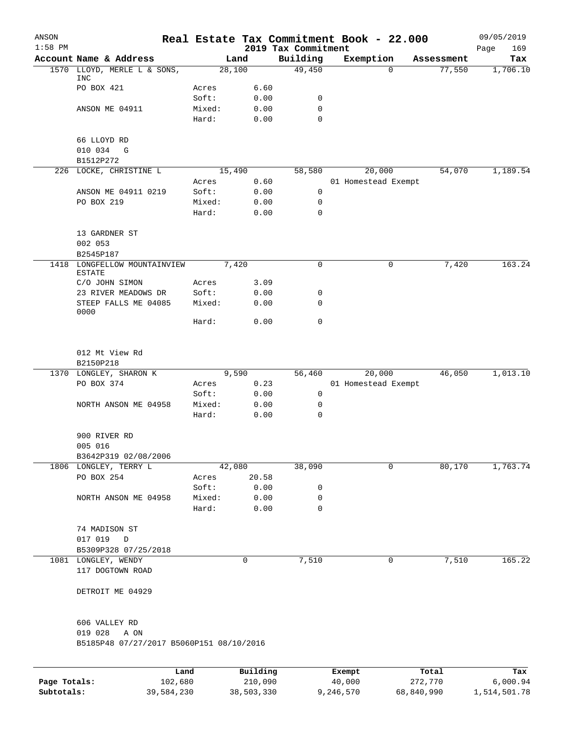# Real Estate Tax Commitment Book - 22.000

ANSON
1:58 PM

2019 Tax Commitment

09/05/2019

| Account Name & Address | | Land | Building | Exemption | Assessment | Tax |
|---|---|---|---|---|---|---|
| 1570 LLOYD, MERLE L & SONS, INC | | 28,100 | 49,450 | 0 | 77,550 | 1,706.10 |
| PO BOX 421 | Acres | 6.60 | | | | |
| | Soft: | 0.00 | 0 | | | |
| ANSON ME 04911 | Mixed: | 0.00 | 0 | | | |
| | Hard: | 0.00 | 0 | | | |
| 66 LLOYD RD | | | | | | |
| 010 034 G | | | | | | |
| B1512P272 | | | | | | |
| 226 LOCKE, CHRISTINE L | | 15,490 | 58,580 | 20,000 | 54,070 | 1,189.54 |
| | Acres | 0.60 | | 01 Homestead Exempt | | |
| ANSON ME 04911 0219 | Soft: | 0.00 | 0 | | | |
| PO BOX 219 | Mixed: | 0.00 | 0 | | | |
| | Hard: | 0.00 | 0 | | | |
| 13 GARDNER ST | | | | | | |
| 002 053 | | | | | | |
| B2545P187 | | | | | | |
| 1418 LONGFELLOW MOUNTAINVIEW ESTATE | | 7,420 | 0 | 0 | 7,420 | 163.24 |
| C/O JOHN SIMON | Acres | 3.09 | | | | |
| 23 RIVER MEADOWS DR | Soft: | 0.00 | 0 | | | |
| STEEP FALLS ME 04085 0000 | Mixed: | 0.00 | 0 | | | |
| | Hard: | 0.00 | 0 | | | |
| 012 Mt View Rd | | | | | | |
| B2150P218 | | | | | | |
| 1370 LONGLEY, SHARON K | | 9,590 | 56,460 | 20,000 | 46,050 | 1,013.10 |
| PO BOX 374 | Acres | 0.23 | | 01 Homestead Exempt | | |
| | Soft: | 0.00 | 0 | | | |
| NORTH ANSON ME 04958 | Mixed: | 0.00 | 0 | | | |
| | Hard: | 0.00 | 0 | | | |
| 900 RIVER RD | | | | | | |
| 005 016 | | | | | | |
| B3642P319 02/08/2006 | | | | | | |
| 1806 LONGLEY, TERRY L | | 42,080 | 38,090 | 0 | 80,170 | 1,763.74 |
| PO BOX 254 | Acres | 20.58 | | | | |
| | Soft: | 0.00 | 0 | | | |
| NORTH ANSON ME 04958 | Mixed: | 0.00 | 0 | | | |
| | Hard: | 0.00 | 0 | | | |
| 74 MADISON ST | | | | | | |
| 017 019 D | | | | | | |
| B5309P328 07/25/2018 | | | | | | |
| 1081 LONGLEY, WENDY | | 0 | 7,510 | 0 | 7,510 | 165.22 |
| 117 DOGTOWN ROAD | | | | | | |
| DETROIT ME 04929 | | | | | | |
| 606 VALLEY RD | | | | | | |
| 019 028 A ON | | | | | | |
| B5185P48 07/27/2017 B5060P151 08/10/2016 | | | | | | |

| | Land | Building | Exempt | Total | Tax |
|---|---|---|---|---|---|
| Page Totals: | 102,680 | 210,090 | 40,000 | 272,770 | 6,000.94 |
| Subtotals: | 39,584,230 | 38,503,330 | 9,246,570 | 68,840,990 | 1,514,501.78 |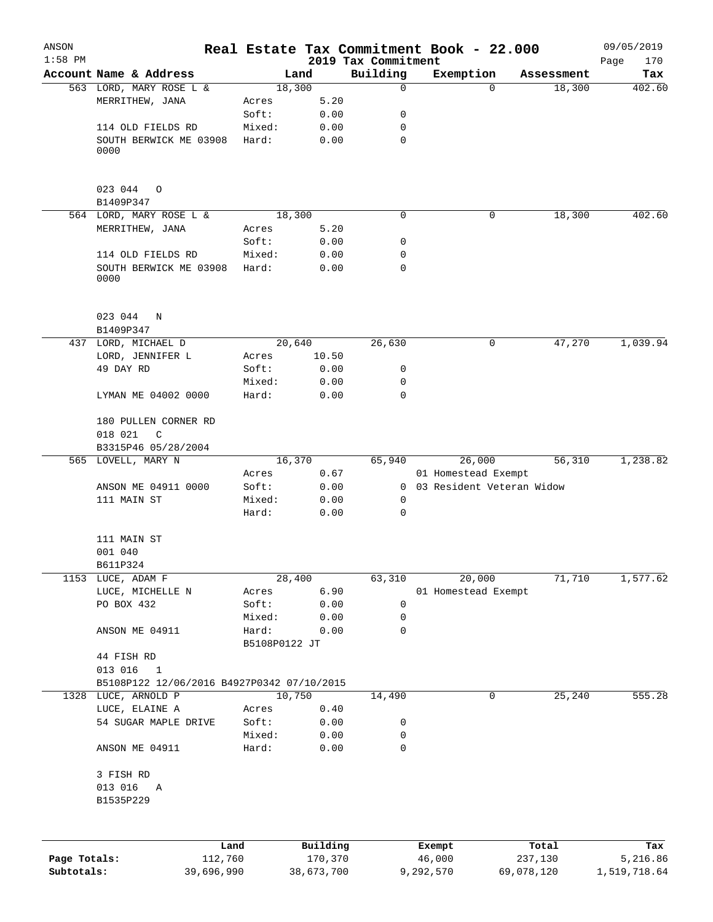# Real Estate Tax Commitment Book - 22.000

ANSON
1:58 PM

2019 Tax Commitment

09/05/2019

| Account Name & Address | Land | | Building | Exemption | Assessment | Tax |
|---|---|---|---|---|---|---|
| 563 LORD, MARY ROSE L & | 18,300 | | 0 | 0 | 18,300 | 402.60 |
| MERRITHEW, JANA | Acres | 5.20 | | | | |
| | Soft: | 0.00 | 0 | | | |
| 114 OLD FIELDS RD | Mixed: | 0.00 | 0 | | | |
| SOUTH BERWICK ME 03908 0000 | Hard: | 0.00 | 0 | | | |
| 023 044 O | | | | | | |
| B1409P347 | | | | | | |
| 564 LORD, MARY ROSE L & | 18,300 | | 0 | 0 | 18,300 | 402.60 |
| MERRITHEW, JANA | Acres | 5.20 | | | | |
| | Soft: | 0.00 | 0 | | | |
| 114 OLD FIELDS RD | Mixed: | 0.00 | 0 | | | |
| SOUTH BERWICK ME 03908 0000 | Hard: | 0.00 | 0 | | | |
| 023 044 N | | | | | | |
| B1409P347 | | | | | | |
| 437 LORD, MICHAEL D | 20,640 | | 26,630 | 0 | 47,270 | 1,039.94 |
| LORD, JENNIFER L | Acres | 10.50 | | | | |
| 49 DAY RD | Soft: | 0.00 | 0 | | | |
| | Mixed: | 0.00 | 0 | | | |
| LYMAN ME 04002 0000 | Hard: | 0.00 | 0 | | | |
| 180 PULLEN CORNER RD | | | | | | |
| 018 021 C | | | | | | |
| B3315P46 05/28/2004 | | | | | | |
| 565 LOVELL, MARY N | 16,370 | | 65,940 | 26,000 | 56,310 | 1,238.82 |
| | Acres | 0.67 | | 01 Homestead Exempt | | |
| ANSON ME 04911 0000 | Soft: | 0.00 | 0 | 03 Resident Veteran Widow | | |
| 111 MAIN ST | Mixed: | 0.00 | 0 | | | |
| | Hard: | 0.00 | 0 | | | |
| 111 MAIN ST | | | | | | |
| 001 040 | | | | | | |
| B611P324 | | | | | | |
| 1153 LUCE, ADAM F | 28,400 | | 63,310 | 20,000 | 71,710 | 1,577.62 |
| LUCE, MICHELLE N | Acres | 6.90 | | 01 Homestead Exempt | | |
| PO BOX 432 | Soft: | 0.00 | 0 | | | |
| | Mixed: | 0.00 | 0 | | | |
| ANSON ME 04911 | Hard: | 0.00 | 0 | | | |
| | B5108P0122 JT | | | | | |
| 44 FISH RD | | | | | | |
| 013 016 1 | | | | | | |
| B5108P122 12/06/2016 B4927P0342 07/10/2015 | | | | | | |
| 1328 LUCE, ARNOLD P | 10,750 | | 14,490 | 0 | 25,240 | 555.28 |
| LUCE, ELAINE A | Acres | 0.40 | | | | |
| 54 SUGAR MAPLE DRIVE | Soft: | 0.00 | 0 | | | |
| | Mixed: | 0.00 | 0 | | | |
| ANSON ME 04911 | Hard: | 0.00 | 0 | | | |
| 3 FISH RD | | | | | | |
| 013 016 A | | | | | | |
| B1535P229 | | | | | | |

| | Land | Building | Exempt | Total | Tax |
|---|---|---|---|---|---|
| Page Totals: | 112,760 | 170,370 | 46,000 | 237,130 | 5,216.86 |
| Subtotals: | 39,696,990 | 38,673,700 | 9,292,570 | 69,078,120 | 1,519,718.64 |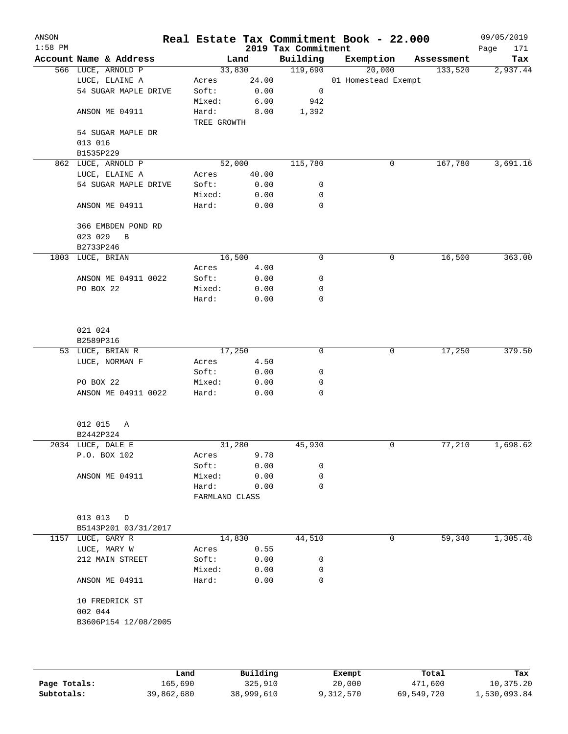# Real Estate Tax Commitment Book - 22.000

ANSON 1:58 PM — 2019 Tax Commitment — 09/05/2019

| Account Name & Address | Land | | Building | Exemption | Assessment | Tax |
|---|---|---|---|---|---|---|
| 566 LUCE, ARNOLD P | 33,830 | | 119,690 | 20,000 | 133,520 | 2,937.44 |
| LUCE, ELAINE A | Acres | 24.00 | | 01 Homestead Exempt | | |
| 54 SUGAR MAPLE DRIVE | Soft: | 0.00 | 0 | | | |
| | Mixed: | 6.00 | 942 | | | |
| ANSON ME 04911 | Hard: | 8.00 | 1,392 | | | |
| | TREE GROWTH | | | | | |
| 54 SUGAR MAPLE DR | | | | | | |
| 013 016 | | | | | | |
| B1535P229 | | | | | | |
| 862 LUCE, ARNOLD P | 52,000 | | 115,780 | 0 | 167,780 | 3,691.16 |
| LUCE, ELAINE A | Acres | 40.00 | | | | |
| 54 SUGAR MAPLE DRIVE | Soft: | 0.00 | 0 | | | |
| | Mixed: | 0.00 | 0 | | | |
| ANSON ME 04911 | Hard: | 0.00 | 0 | | | |
| 366 EMBDEN POND RD | | | | | | |
| 023 029 B | | | | | | |
| B2733P246 | | | | | | |
| 1803 LUCE, BRIAN | 16,500 | | 0 | 0 | 16,500 | 363.00 |
| | Acres | 4.00 | | | | |
| ANSON ME 04911 0022 | Soft: | 0.00 | 0 | | | |
| PO BOX 22 | Mixed: | 0.00 | 0 | | | |
| | Hard: | 0.00 | 0 | | | |
| 021 024 | | | | | | |
| B2589P316 | | | | | | |
| 53 LUCE, BRIAN R | 17,250 | | 0 | 0 | 17,250 | 379.50 |
| LUCE, NORMAN F | Acres | 4.50 | | | | |
| | Soft: | 0.00 | 0 | | | |
| PO BOX 22 | Mixed: | 0.00 | 0 | | | |
| ANSON ME 04911 0022 | Hard: | 0.00 | 0 | | | |
| 012 015 A | | | | | | |
| B2442P324 | | | | | | |
| 2034 LUCE, DALE E | 31,280 | | 45,930 | 0 | 77,210 | 1,698.62 |
| P.O. BOX 102 | Acres | 9.78 | | | | |
| | Soft: | 0.00 | 0 | | | |
| ANSON ME 04911 | Mixed: | 0.00 | 0 | | | |
| | Hard: | 0.00 | 0 | | | |
| | FARMLAND CLASS | | | | | |
| 013 013 D | | | | | | |
| B5143P201 03/31/2017 | | | | | | |
| 1157 LUCE, GARY R | 14,830 | | 44,510 | 0 | 59,340 | 1,305.48 |
| LUCE, MARY W | Acres | 0.55 | | | | |
| 212 MAIN STREET | Soft: | 0.00 | 0 | | | |
| | Mixed: | 0.00 | 0 | | | |
| ANSON ME 04911 | Hard: | 0.00 | 0 | | | |
| 10 FREDRICK ST | | | | | | |
| 002 044 | | | | | | |
| B3606P154 12/08/2005 | | | | | | |

| | Land | Building | Exempt | Total | Tax |
|---|---|---|---|---|---|
| Page Totals: | 165,690 | 325,910 | 20,000 | 471,600 | 10,375.20 |
| Subtotals: | 39,862,680 | 38,999,610 | 9,312,570 | 69,549,720 | 1,530,093.84 |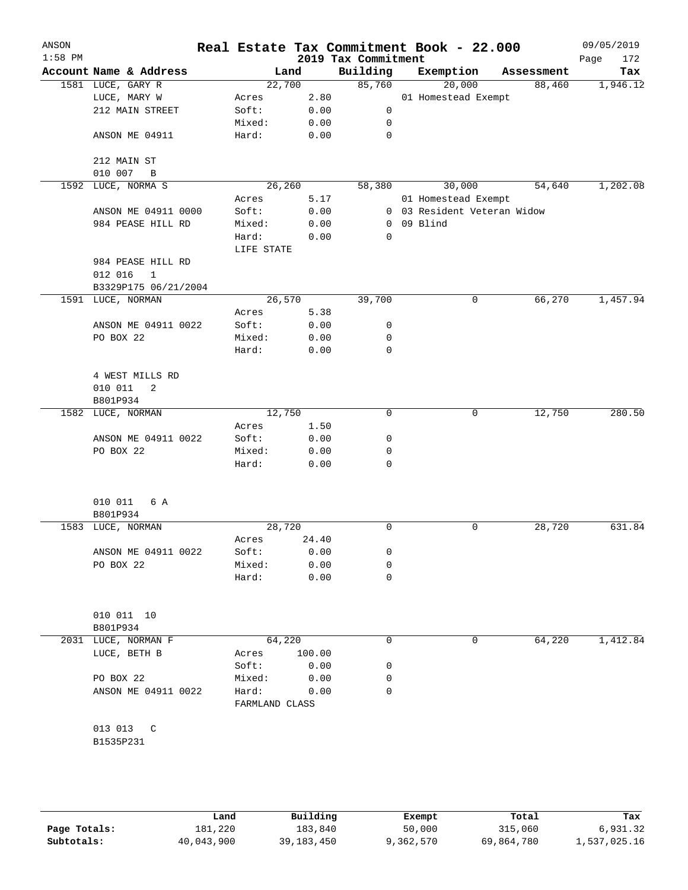# Real Estate Tax Commitment Book - 22.000

ANSON 1:58 PM — 2019 Tax Commitment — 09/05/2019

| Account Name & Address | Land | | Building | Exemption | Assessment | Tax |
|---|---|---|---|---|---|---|
| 1581 LUCE, GARY R | 22,700 | | 85,760 | 20,000 | 88,460 | 1,946.12 |
| LUCE, MARY W | Acres | 2.80 | | 01 Homestead Exempt | | |
| 212 MAIN STREET | Soft: | 0.00 | 0 | | | |
| | Mixed: | 0.00 | 0 | | | |
| ANSON ME 04911 | Hard: | 0.00 | 0 | | | |
| 212 MAIN ST | | | | | | |
| 010 007 B | | | | | | |
| 1592 LUCE, NORMA S | 26,260 | | 58,380 | 30,000 | 54,640 | 1,202.08 |
| | Acres | 5.17 | | 01 Homestead Exempt | | |
| ANSON ME 04911 0000 | Soft: | 0.00 | 0 | 03 Resident Veteran Widow | | |
| 984 PEASE HILL RD | Mixed: | 0.00 | 0 | 09 Blind | | |
| | Hard: | 0.00 | 0 | | | |
| | LIFE STATE | | | | | |
| 984 PEASE HILL RD | | | | | | |
| 012 016 1 | | | | | | |
| B3329P175 06/21/2004 | | | | | | |
| 1591 LUCE, NORMAN | 26,570 | | 39,700 | 0 | 66,270 | 1,457.94 |
| | Acres | 5.38 | | | | |
| ANSON ME 04911 0022 | Soft: | 0.00 | 0 | | | |
| PO BOX 22 | Mixed: | 0.00 | 0 | | | |
| | Hard: | 0.00 | 0 | | | |
| 4 WEST MILLS RD | | | | | | |
| 010 011 2 | | | | | | |
| B801P934 | | | | | | |
| 1582 LUCE, NORMAN | 12,750 | | 0 | 0 | 12,750 | 280.50 |
| | Acres | 1.50 | | | | |
| ANSON ME 04911 0022 | Soft: | 0.00 | 0 | | | |
| PO BOX 22 | Mixed: | 0.00 | 0 | | | |
| | Hard: | 0.00 | 0 | | | |
| 010 011 6 A | | | | | | |
| B801P934 | | | | | | |
| 1583 LUCE, NORMAN | 28,720 | | 0 | 0 | 28,720 | 631.84 |
| | Acres | 24.40 | | | | |
| ANSON ME 04911 0022 | Soft: | 0.00 | 0 | | | |
| PO BOX 22 | Mixed: | 0.00 | 0 | | | |
| | Hard: | 0.00 | 0 | | | |
| 010 011 10 | | | | | | |
| B801P934 | | | | | | |
| 2031 LUCE, NORMAN F | 64,220 | | 0 | 0 | 64,220 | 1,412.84 |
| LUCE, BETH B | Acres | 100.00 | | | | |
| | Soft: | 0.00 | 0 | | | |
| PO BOX 22 | Mixed: | 0.00 | 0 | | | |
| ANSON ME 04911 0022 | Hard: | 0.00 | 0 | | | |
| | FARMLAND CLASS | | | | | |
| 013 013 C | | | | | | |
| B1535P231 | | | | | | |

| | Land | Building | Exempt | Total | Tax |
|---|---|---|---|---|---|
| Page Totals: | 181,220 | 183,840 | 50,000 | 315,060 | 6,931.32 |
| Subtotals: | 40,043,900 | 39,183,450 | 9,362,570 | 69,864,780 | 1,537,025.16 |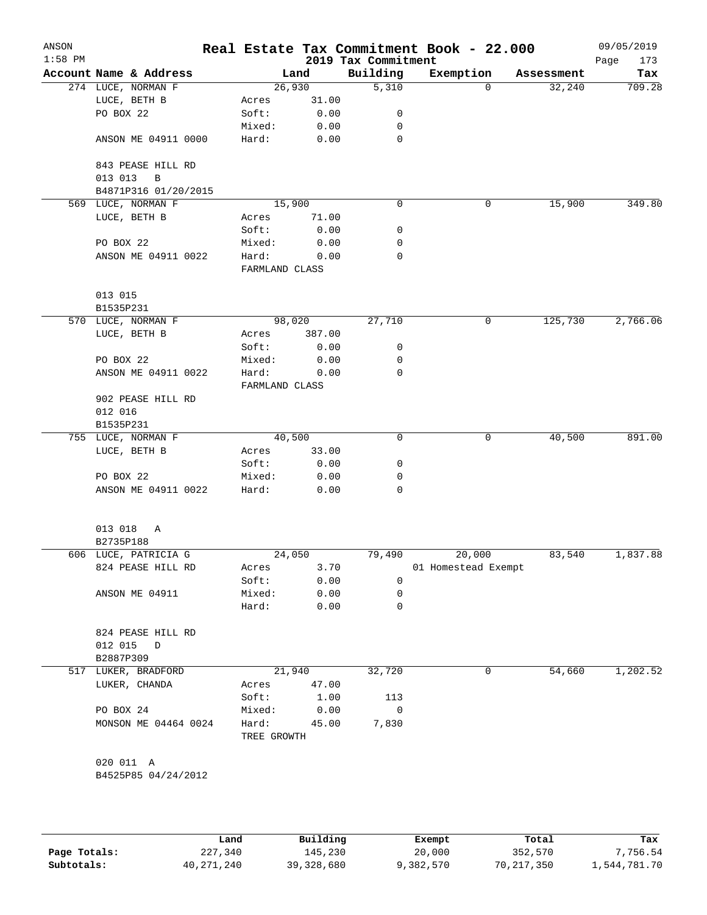ANSON  
1:58 PM

# Real Estate Tax Commitment Book - 22.000
## 2019 Tax Commitment

09/05/2019

| Account Name & Address | Land | | Building | Exemption | Assessment | Tax |
|---|---|---|---|---|---|---|
| 274 LUCE, NORMAN F | 26,930 | | 5,310 | 0 | 32,240 | 709.28 |
| LUCE, BETH B | Acres | 31.00 | | | | |
| PO BOX 22 | Soft: | 0.00 | 0 | | | |
| | Mixed: | 0.00 | 0 | | | |
| ANSON ME 04911 0000 | Hard: | 0.00 | 0 | | | |
| 843 PEASE HILL RD | | | | | | |
| 013 013 B | | | | | | |
| B4871P316 01/20/2015 | | | | | | |
| 569 LUCE, NORMAN F | 15,900 | | 0 | 0 | 15,900 | 349.80 |
| LUCE, BETH B | Acres | 71.00 | | | | |
| | Soft: | 0.00 | 0 | | | |
| PO BOX 22 | Mixed: | 0.00 | 0 | | | |
| ANSON ME 04911 0022 | Hard: | 0.00 | 0 | | | |
| | FARMLAND CLASS | | | | | |
| 013 015 | | | | | | |
| B1535P231 | | | | | | |
| 570 LUCE, NORMAN F | 98,020 | | 27,710 | 0 | 125,730 | 2,766.06 |
| LUCE, BETH B | Acres | 387.00 | | | | |
| | Soft: | 0.00 | 0 | | | |
| PO BOX 22 | Mixed: | 0.00 | 0 | | | |
| ANSON ME 04911 0022 | Hard: | 0.00 | 0 | | | |
| | FARMLAND CLASS | | | | | |
| 902 PEASE HILL RD | | | | | | |
| 012 016 | | | | | | |
| B1535P231 | | | | | | |
| 755 LUCE, NORMAN F | 40,500 | | 0 | 0 | 40,500 | 891.00 |
| LUCE, BETH B | Acres | 33.00 | | | | |
| | Soft: | 0.00 | 0 | | | |
| PO BOX 22 | Mixed: | 0.00 | 0 | | | |
| ANSON ME 04911 0022 | Hard: | 0.00 | 0 | | | |
| 013 018 A | | | | | | |
| B2735P188 | | | | | | |
| 606 LUCE, PATRICIA G | 24,050 | | 79,490 | 20,000 | 83,540 | 1,837.88 |
| 824 PEASE HILL RD | Acres | 3.70 | | 01 Homestead Exempt | | |
| | Soft: | 0.00 | 0 | | | |
| ANSON ME 04911 | Mixed: | 0.00 | 0 | | | |
| | Hard: | 0.00 | 0 | | | |
| 824 PEASE HILL RD | | | | | | |
| 012 015 D | | | | | | |
| B2887P309 | | | | | | |
| 517 LUKER, BRADFORD | 21,940 | | 32,720 | 0 | 54,660 | 1,202.52 |
| LUKER, CHANDA | Acres | 47.00 | | | | |
| | Soft: | 1.00 | 113 | | | |
| PO BOX 24 | Mixed: | 0.00 | 0 | | | |
| MONSON ME 04464 0024 | Hard: | 45.00 | 7,830 | | | |
| | TREE GROWTH | | | | | |
| 020 011 A | | | | | | |
| B4525P85 04/24/2012 | | | | | | |

| | Land | Building | Exempt | Total | Tax |
|---|---|---|---|---|---|
| Page Totals: | 227,340 | 145,230 | 20,000 | 352,570 | 7,756.54 |
| Subtotals: | 40,271,240 | 39,328,680 | 9,382,570 | 70,217,350 | 1,544,781.70 |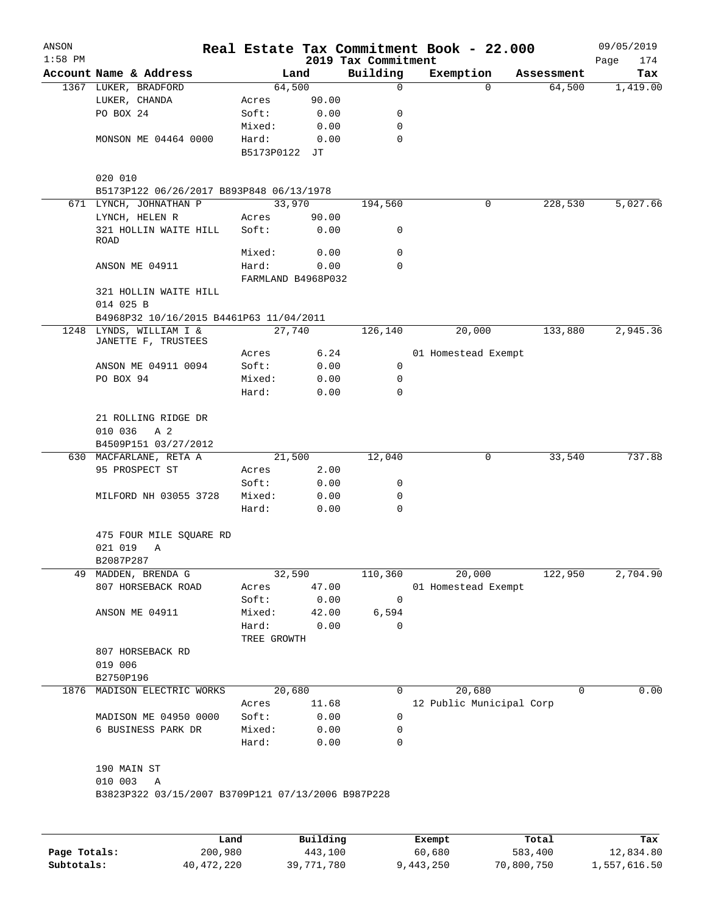ANSON 1:58 PM

# Real Estate Tax Commitment Book - 22.000

2019 Tax Commitment

09/05/2019

| Account Name & Address | Land | | Building | Exemption | Assessment | Tax |
|---|---|---|---|---|---|---|
| 1367 LUKER, BRADFORD | 64,500 | | 0 | 0 | 64,500 | 1,419.00 |
| LUKER, CHANDA | Acres | 90.00 | | | | |
| PO BOX 24 | Soft: | 0.00 | 0 | | | |
| | Mixed: | 0.00 | 0 | | | |
| MONSON ME 04464 0000 | Hard: | 0.00 | 0 | | | |
| | B5173P0122 JT | | | | | |
| 020 010 | | | | | | |
| B5173P122 06/26/2017 B893P848 06/13/1978 | | | | | | |
| 671 LYNCH, JOHNATHAN P | 33,970 | | 194,560 | 0 | 228,530 | 5,027.66 |
| LYNCH, HELEN R | Acres | 90.00 | | | | |
| 321 HOLLIN WAITE HILL ROAD | Soft: | 0.00 | 0 | | | |
| | Mixed: | 0.00 | 0 | | | |
| ANSON ME 04911 | Hard: | 0.00 | 0 | | | |
| | FARMLAND B4968P032 | | | | | |
| 321 HOLLIN WAITE HILL | | | | | | |
| 014 025 B | | | | | | |
| B4968P32 10/16/2015 B4461P63 11/04/2011 | | | | | | |
| 1248 LYNDS, WILLIAM I & JANETTE F, TRUSTEES | 27,740 | | 126,140 | 20,000 | 133,880 | 2,945.36 |
| | Acres | 6.24 | | 01 Homestead Exempt | | |
| ANSON ME 04911 0094 | Soft: | 0.00 | 0 | | | |
| PO BOX 94 | Mixed: | 0.00 | 0 | | | |
| | Hard: | 0.00 | 0 | | | |
| 21 ROLLING RIDGE DR | | | | | | |
| 010 036 A 2 | | | | | | |
| B4509P151 03/27/2012 | | | | | | |
| 630 MACFARLANE, RETA A | 21,500 | | 12,040 | 0 | 33,540 | 737.88 |
| 95 PROSPECT ST | Acres | 2.00 | | | | |
| | Soft: | 0.00 | 0 | | | |
| MILFORD NH 03055 3728 | Mixed: | 0.00 | 0 | | | |
| | Hard: | 0.00 | 0 | | | |
| 475 FOUR MILE SQUARE RD | | | | | | |
| 021 019 A | | | | | | |
| B2087P287 | | | | | | |
| 49 MADDEN, BRENDA G | 32,590 | | 110,360 | 20,000 | 122,950 | 2,704.90 |
| 807 HORSEBACK ROAD | Acres | 47.00 | | 01 Homestead Exempt | | |
| | Soft: | 0.00 | 0 | | | |
| ANSON ME 04911 | Mixed: | 42.00 | 6,594 | | | |
| | Hard: | 0.00 | 0 | | | |
| | TREE GROWTH | | | | | |
| 807 HORSEBACK RD | | | | | | |
| 019 006 | | | | | | |
| B2750P196 | | | | | | |
| 1876 MADISON ELECTRIC WORKS | 20,680 | | 0 | 20,680 | 0 | 0.00 |
| | Acres | 11.68 | | 12 Public Municipal Corp | | |
| MADISON ME 04950 0000 | Soft: | 0.00 | 0 | | | |
| 6 BUSINESS PARK DR | Mixed: | 0.00 | 0 | | | |
| | Hard: | 0.00 | 0 | | | |
| 190 MAIN ST | | | | | | |
| 010 003 A | | | | | | |
| B3823P322 03/15/2007 B3709P121 07/13/2006 B987P228 | | | | | | |

| | Land | Building | Exempt | Total | Tax |
|---|---|---|---|---|---|
| Page Totals: | 200,980 | 443,100 | 60,680 | 583,400 | 12,834.80 |
| Subtotals: | 40,472,220 | 39,771,780 | 9,443,250 | 70,800,750 | 1,557,616.50 |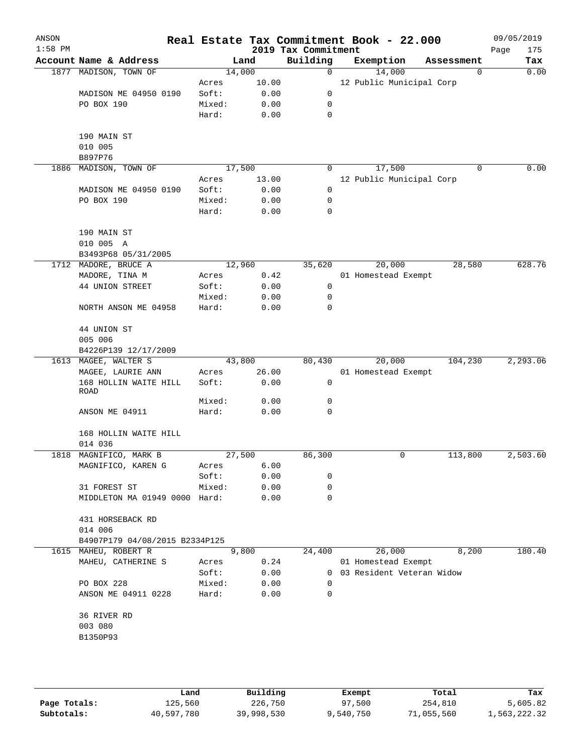# Real Estate Tax Commitment Book - 22.000

ANSON
1:58 PM

2019 Tax Commitment

09/05/2019
Page 175

| Account Name & Address | | Land | Building | Exemption | Assessment | Tax |
|---|---|---|---|---|---|---|
| 1877 MADISON, TOWN OF | | 14,000 | 0 | 14,000 | 0 | 0.00 |
| | Acres | 10.00 | | 12 Public Municipal Corp | | |
| MADISON ME 04950 0190 | Soft: | 0.00 | 0 | | | |
| PO BOX 190 | Mixed: | 0.00 | 0 | | | |
| | Hard: | 0.00 | 0 | | | |
| 190 MAIN ST | | | | | | |
| 010 005 | | | | | | |
| B897P76 | | | | | | |
| 1886 MADISON, TOWN OF | | 17,500 | 0 | 17,500 | 0 | 0.00 |
| | Acres | 13.00 | | 12 Public Municipal Corp | | |
| MADISON ME 04950 0190 | Soft: | 0.00 | 0 | | | |
| PO BOX 190 | Mixed: | 0.00 | 0 | | | |
| | Hard: | 0.00 | 0 | | | |
| 190 MAIN ST | | | | | | |
| 010 005 A | | | | | | |
| B3493P68 05/31/2005 | | | | | | |
| 1712 MADORE, BRUCE A | | 12,960 | 35,620 | 20,000 | 28,580 | 628.76 |
| MADORE, TINA M | Acres | 0.42 | | 01 Homestead Exempt | | |
| 44 UNION STREET | Soft: | 0.00 | 0 | | | |
| | Mixed: | 0.00 | 0 | | | |
| NORTH ANSON ME 04958 | Hard: | 0.00 | 0 | | | |
| 44 UNION ST | | | | | | |
| 005 006 | | | | | | |
| B4226P139 12/17/2009 | | | | | | |
| 1613 MAGEE, WALTER S | | 43,800 | 80,430 | 20,000 | 104,230 | 2,293.06 |
| MAGEE, LAURIE ANN | Acres | 26.00 | | 01 Homestead Exempt | | |
| 168 HOLLIN WAITE HILL ROAD | Soft: | 0.00 | 0 | | | |
| | Mixed: | 0.00 | 0 | | | |
| ANSON ME 04911 | Hard: | 0.00 | 0 | | | |
| 168 HOLLIN WAITE HILL | | | | | | |
| 014 036 | | | | | | |
| 1818 MAGNIFICO, MARK B | | 27,500 | 86,300 | 0 | 113,800 | 2,503.60 |
| MAGNIFICO, KAREN G | Acres | 6.00 | | | | |
| | Soft: | 0.00 | 0 | | | |
| 31 FOREST ST | Mixed: | 0.00 | 0 | | | |
| MIDDLETON MA 01949 0000 | Hard: | 0.00 | 0 | | | |
| 431 HORSEBACK RD | | | | | | |
| 014 006 | | | | | | |
| B4907P179 04/08/2015 B2334P125 | | | | | | |
| 1615 MAHEU, ROBERT R | | 9,800 | 24,400 | 26,000 | 8,200 | 180.40 |
| MAHEU, CATHERINE S | Acres | 0.24 | | 01 Homestead Exempt | | |
| | Soft: | 0.00 | 0 | 03 Resident Veteran Widow | | |
| PO BOX 228 | Mixed: | 0.00 | 0 | | | |
| ANSON ME 04911 0228 | Hard: | 0.00 | 0 | | | |
| 36 RIVER RD | | | | | | |
| 003 080 | | | | | | |
| B1350P93 | | | | | | |

| | Land | Building | Exempt | Total | Tax |
|---|---|---|---|---|---|
| Page Totals: | 125,560 | 226,750 | 97,500 | 254,810 | 5,605.82 |
| Subtotals: | 40,597,780 | 39,998,530 | 9,540,750 | 71,055,560 | 1,563,222.32 |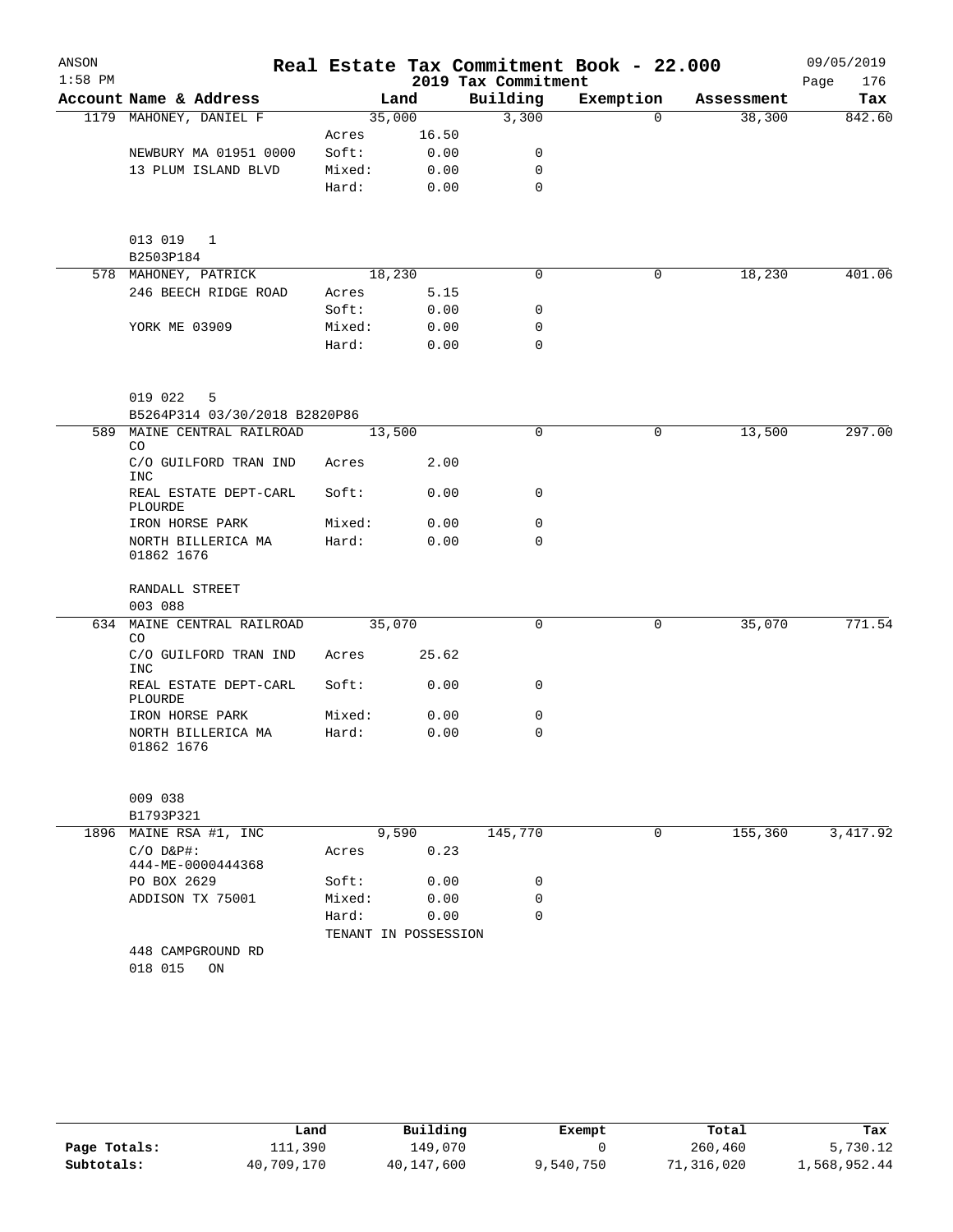# Real Estate Tax Commitment Book - 22.000

ANSON 1:58 PM — 2019 Tax Commitment — 09/05/2019

| Account Name & Address | Land | | Building | Exemption | Assessment | Tax |
|---|---|---|---|---|---|---|
| 1179 MAHONEY, DANIEL F | | 35,000 | 3,300 | 0 | 38,300 | 842.60 |
| | Acres | 16.50 | | | | |
| NEWBURY MA 01951 0000 | Soft: | 0.00 | 0 | | | |
| 13 PLUM ISLAND BLVD | Mixed: | 0.00 | 0 | | | |
| | Hard: | 0.00 | 0 | | | |
| 013 019 1 | | | | | | |
| B2503P184 | | | | | | |
| 578 MAHONEY, PATRICK | | 18,230 | 0 | 0 | 18,230 | 401.06 |
| 246 BEECH RIDGE ROAD | Acres | 5.15 | | | | |
| | Soft: | 0.00 | 0 | | | |
| YORK ME 03909 | Mixed: | 0.00 | 0 | | | |
| | Hard: | 0.00 | 0 | | | |
| 019 022 5 | | | | | | |
| B5264P314 03/30/2018 B2820P86 | | | | | | |
| 589 MAINE CENTRAL RAILROAD CO | | 13,500 | 0 | 0 | 13,500 | 297.00 |
| C/O GUILFORD TRAN IND INC | Acres | 2.00 | | | | |
| REAL ESTATE DEPT-CARL PLOURDE | Soft: | 0.00 | 0 | | | |
| IRON HORSE PARK | Mixed: | 0.00 | 0 | | | |
| NORTH BILLERICA MA 01862 1676 | Hard: | 0.00 | 0 | | | |
| RANDALL STREET | | | | | | |
| 003 088 | | | | | | |
| 634 MAINE CENTRAL RAILROAD CO | | 35,070 | 0 | 0 | 35,070 | 771.54 |
| C/O GUILFORD TRAN IND INC | Acres | 25.62 | | | | |
| REAL ESTATE DEPT-CARL PLOURDE | Soft: | 0.00 | 0 | | | |
| IRON HORSE PARK | Mixed: | 0.00 | 0 | | | |
| NORTH BILLERICA MA 01862 1676 | Hard: | 0.00 | 0 | | | |
| 009 038 | | | | | | |
| B1793P321 | | | | | | |
| 1896 MAINE RSA #1, INC | | 9,590 | 145,770 | 0 | 155,360 | 3,417.92 |
| C/O D&P#: 444-ME-0000444368 | Acres | 0.23 | | | | |
| PO BOX 2629 | Soft: | 0.00 | 0 | | | |
| ADDISON TX 75001 | Mixed: | 0.00 | 0 | | | |
| | Hard: | 0.00 | 0 | | | |
| | TENANT IN POSSESSION | | | | | |
| 448 CAMPGROUND RD | | | | | | |
| 018 015 ON | | | | | | |

| | Land | Building | Exempt | Total | Tax |
|---|---|---|---|---|---|
| Page Totals: | 111,390 | 149,070 | 0 | 260,460 | 5,730.12 |
| Subtotals: | 40,709,170 | 40,147,600 | 9,540,750 | 71,316,020 | 1,568,952.44 |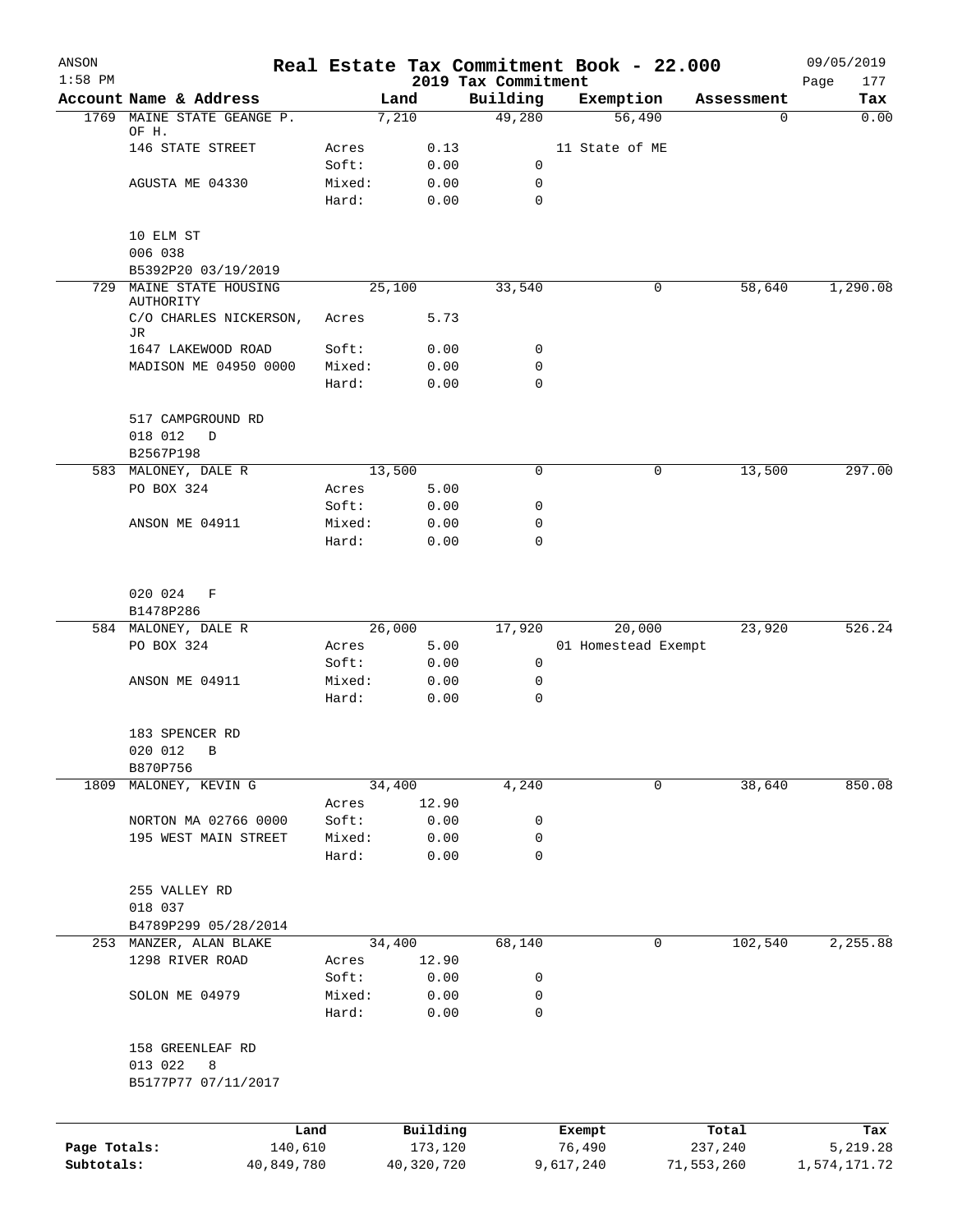# Real Estate Tax Commitment Book - 22.000

ANSON
1:58 PM
2019 Tax Commitment
09/05/2019

| Account | Name & Address | | Land | Building | Exemption | Assessment | Tax |
|---|---|---|---|---|---|---|---|
| 1769 | MAINE STATE GEANGE P. OF H. | | 7,210 | 49,280 | 56,490 | 0 | 0.00 |
| | 146 STATE STREET | Acres | 0.13 | | 11 State of ME | | |
| | | Soft: | 0.00 | 0 | | | |
| | AGUSTA ME 04330 | Mixed: | 0.00 | 0 | | | |
| | | Hard: | 0.00 | 0 | | | |
| | 10 ELM ST | | | | | | |
| | 006 038 | | | | | | |
| | B5392P20 03/19/2019 | | | | | | |
| 729 | MAINE STATE HOUSING AUTHORITY | | 25,100 | 33,540 | 0 | 58,640 | 1,290.08 |
| | C/O CHARLES NICKERSON, JR | Acres | 5.73 | | | | |
| | 1647 LAKEWOOD ROAD | Soft: | 0.00 | 0 | | | |
| | MADISON ME 04950 0000 | Mixed: | 0.00 | 0 | | | |
| | | Hard: | 0.00 | 0 | | | |
| | 517 CAMPGROUND RD | | | | | | |
| | 018 012 D | | | | | | |
| | B2567P198 | | | | | | |
| 583 | MALONEY, DALE R | | 13,500 | 0 | 0 | 13,500 | 297.00 |
| | PO BOX 324 | Acres | 5.00 | | | | |
| | | Soft: | 0.00 | 0 | | | |
| | ANSON ME 04911 | Mixed: | 0.00 | 0 | | | |
| | | Hard: | 0.00 | 0 | | | |
| | 020 024 F | | | | | | |
| | B1478P286 | | | | | | |
| 584 | MALONEY, DALE R | | 26,000 | 17,920 | 20,000 | 23,920 | 526.24 |
| | PO BOX 324 | Acres | 5.00 | | 01 Homestead Exempt | | |
| | | Soft: | 0.00 | 0 | | | |
| | ANSON ME 04911 | Mixed: | 0.00 | 0 | | | |
| | | Hard: | 0.00 | 0 | | | |
| | 183 SPENCER RD | | | | | | |
| | 020 012 B | | | | | | |
| | B870P756 | | | | | | |
| 1809 | MALONEY, KEVIN G | | 34,400 | 4,240 | 0 | 38,640 | 850.08 |
| | | Acres | 12.90 | | | | |
| | NORTON MA 02766 0000 | Soft: | 0.00 | 0 | | | |
| | 195 WEST MAIN STREET | Mixed: | 0.00 | 0 | | | |
| | | Hard: | 0.00 | 0 | | | |
| | 255 VALLEY RD | | | | | | |
| | 018 037 | | | | | | |
| | B4789P299 05/28/2014 | | | | | | |
| 253 | MANZER, ALAN BLAKE | | 34,400 | 68,140 | 0 | 102,540 | 2,255.88 |
| | 1298 RIVER ROAD | Acres | 12.90 | | | | |
| | | Soft: | 0.00 | 0 | | | |
| | SOLON ME 04979 | Mixed: | 0.00 | 0 | | | |
| | | Hard: | 0.00 | 0 | | | |
| | 158 GREENLEAF RD | | | | | | |
| | 013 022 8 | | | | | | |
| | B5177P77 07/11/2017 | | | | | | |

| | Land | Building | Exempt | Total | Tax |
|---|---|---|---|---|---|
| Page Totals: | 140,610 | 173,120 | 76,490 | 237,240 | 5,219.28 |
| Subtotals: | 40,849,780 | 40,320,720 | 9,617,240 | 71,553,260 | 1,574,171.72 |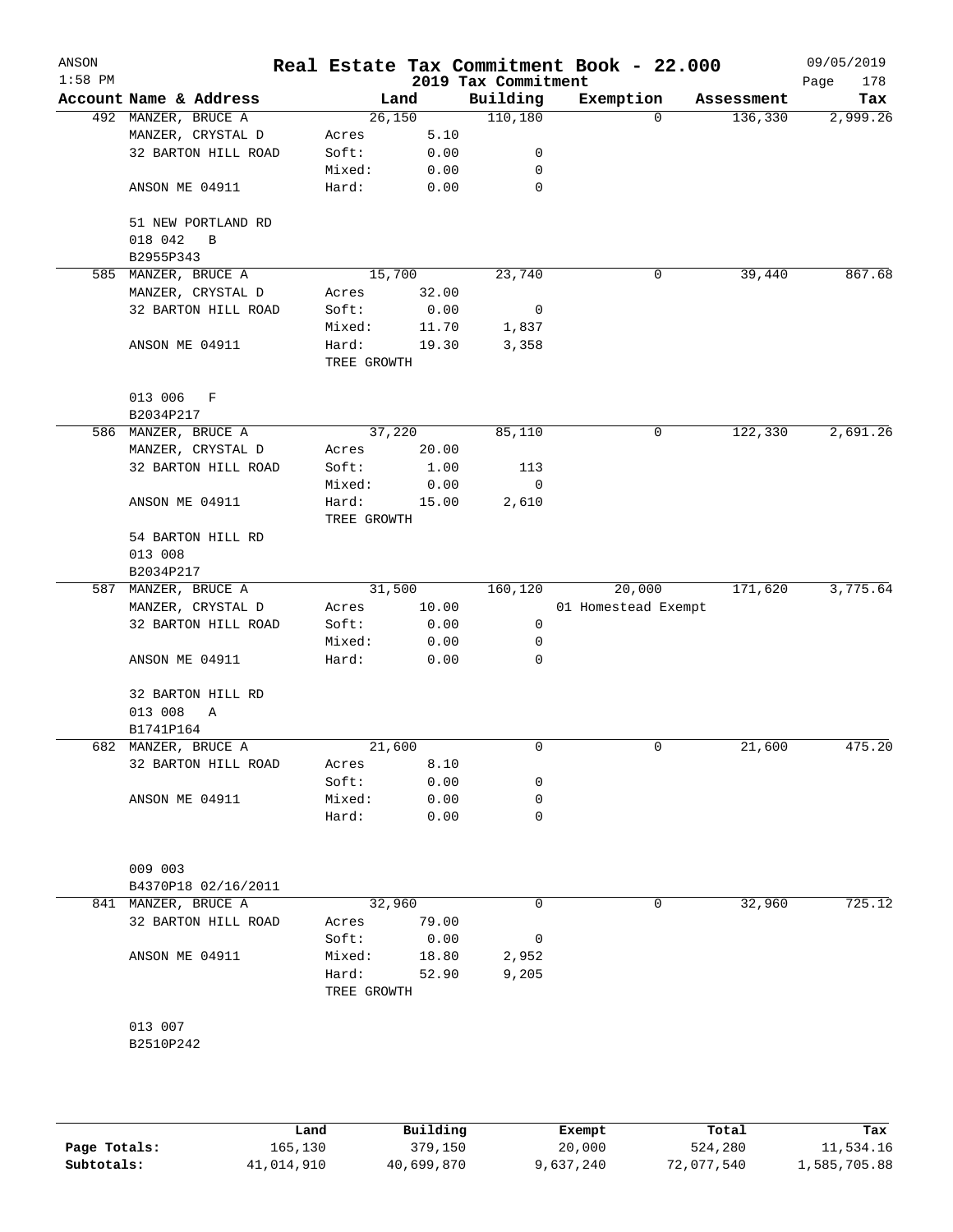# Real Estate Tax Commitment Book - 22.000

## 2019 Tax Commitment

| Account Name & Address | Land | | Building | Exemption | Assessment | Tax |
|---|---|---|---|---|---|---|
| 492 MANZER, BRUCE A | 26,150 | | 110,180 | 0 | 136,330 | 2,999.26 |
| MANZER, CRYSTAL D | Acres | 5.10 | | | | |
| 32 BARTON HILL ROAD | Soft: | 0.00 | 0 | | | |
| | Mixed: | 0.00 | 0 | | | |
| ANSON ME 04911 | Hard: | 0.00 | 0 | | | |
| 51 NEW PORTLAND RD | | | | | | |
| 018 042 B | | | | | | |
| B2955P343 | | | | | | |
| 585 MANZER, BRUCE A | 15,700 | | 23,740 | 0 | 39,440 | 867.68 |
| MANZER, CRYSTAL D | Acres | 32.00 | | | | |
| 32 BARTON HILL ROAD | Soft: | 0.00 | 0 | | | |
| | Mixed: | 11.70 | 1,837 | | | |
| ANSON ME 04911 | Hard: | 19.30 | 3,358 | | | |
| | TREE GROWTH | | | | | |
| 013 006 F | | | | | | |
| B2034P217 | | | | | | |
| 586 MANZER, BRUCE A | 37,220 | | 85,110 | 0 | 122,330 | 2,691.26 |
| MANZER, CRYSTAL D | Acres | 20.00 | | | | |
| 32 BARTON HILL ROAD | Soft: | 1.00 | 113 | | | |
| | Mixed: | 0.00 | 0 | | | |
| ANSON ME 04911 | Hard: | 15.00 | 2,610 | | | |
| | TREE GROWTH | | | | | |
| 54 BARTON HILL RD | | | | | | |
| 013 008 | | | | | | |
| B2034P217 | | | | | | |
| 587 MANZER, BRUCE A | 31,500 | | 160,120 | 20,000 | 171,620 | 3,775.64 |
| MANZER, CRYSTAL D | Acres | 10.00 | | 01 Homestead Exempt | | |
| 32 BARTON HILL ROAD | Soft: | 0.00 | 0 | | | |
| | Mixed: | 0.00 | 0 | | | |
| ANSON ME 04911 | Hard: | 0.00 | 0 | | | |
| 32 BARTON HILL RD | | | | | | |
| 013 008 A | | | | | | |
| B1741P164 | | | | | | |
| 682 MANZER, BRUCE A | 21,600 | | 0 | 0 | 21,600 | 475.20 |
| 32 BARTON HILL ROAD | Acres | 8.10 | | | | |
| | Soft: | 0.00 | 0 | | | |
| ANSON ME 04911 | Mixed: | 0.00 | 0 | | | |
| | Hard: | 0.00 | 0 | | | |
| 009 003 | | | | | | |
| B4370P18 02/16/2011 | | | | | | |
| 841 MANZER, BRUCE A | 32,960 | | 0 | 0 | 32,960 | 725.12 |
| 32 BARTON HILL ROAD | Acres | 79.00 | | | | |
| | Soft: | 0.00 | 0 | | | |
| ANSON ME 04911 | Mixed: | 18.80 | 2,952 | | | |
| | Hard: | 52.90 | 9,205 | | | |
| | TREE GROWTH | | | | | |
| 013 007 | | | | | | |
| B2510P242 | | | | | | |

| | Land | Building | Exempt | Total | Tax |
|---|---|---|---|---|---|
| Page Totals: | 165,130 | 379,150 | 20,000 | 524,280 | 11,534.16 |
| Subtotals: | 41,014,910 | 40,699,870 | 9,637,240 | 72,077,540 | 1,585,705.88 |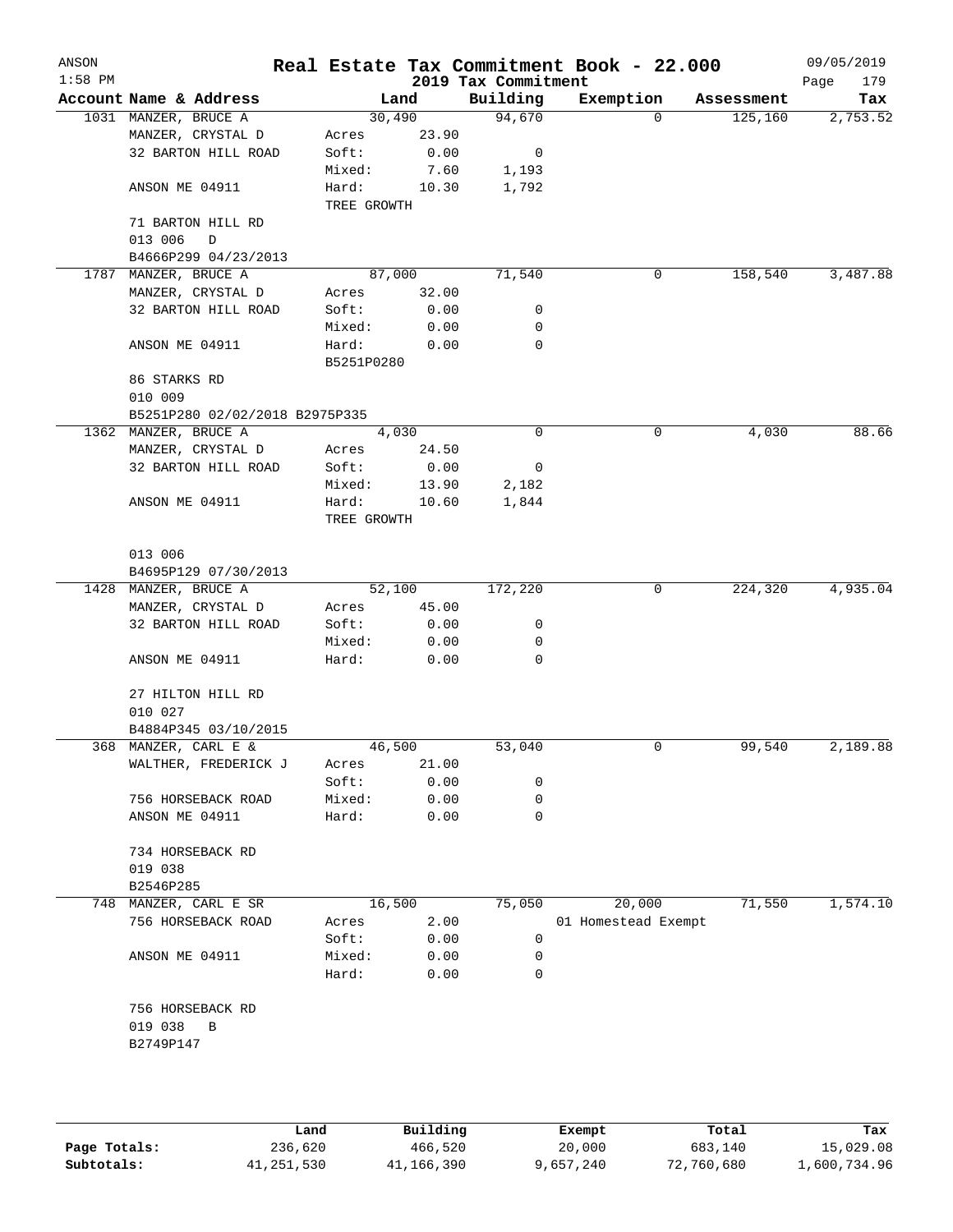# Real Estate Tax Commitment Book - 22.000

ANSON
1:58 PM

2019 Tax Commitment

09/05/2019

| Account | Name & Address | Land | | Building | Exemption | Assessment | Tax |
|---|---|---|---|---|---|---|---|
| 1031 | MANZER, BRUCE A | | 30,490 | 94,670 | 0 | 125,160 | 2,753.52 |
| | MANZER, CRYSTAL D | Acres | 23.90 | | | | |
| | 32 BARTON HILL ROAD | Soft: | 0.00 | 0 | | | |
| | | Mixed: | 7.60 | 1,193 | | | |
| | ANSON ME 04911 | Hard: | 10.30 | 1,792 | | | |
| | | TREE GROWTH | | | | | |
| | 71 BARTON HILL RD | | | | | | |
| | 013 006 D | | | | | | |
| | B4666P299 04/23/2013 | | | | | | |
| 1787 | MANZER, BRUCE A | | 87,000 | 71,540 | 0 | 158,540 | 3,487.88 |
| | MANZER, CRYSTAL D | Acres | 32.00 | | | | |
| | 32 BARTON HILL ROAD | Soft: | 0.00 | 0 | | | |
| | | Mixed: | 0.00 | 0 | | | |
| | ANSON ME 04911 | Hard: | 0.00 | 0 | | | |
| | | B5251P0280 | | | | | |
| | 86 STARKS RD | | | | | | |
| | 010 009 | | | | | | |
| | B5251P280 02/02/2018 B2975P335 | | | | | | |
| 1362 | MANZER, BRUCE A | | 4,030 | 0 | 0 | 4,030 | 88.66 |
| | MANZER, CRYSTAL D | Acres | 24.50 | | | | |
| | 32 BARTON HILL ROAD | Soft: | 0.00 | 0 | | | |
| | | Mixed: | 13.90 | 2,182 | | | |
| | ANSON ME 04911 | Hard: | 10.60 | 1,844 | | | |
| | | TREE GROWTH | | | | | |
| | 013 006 | | | | | | |
| | B4695P129 07/30/2013 | | | | | | |
| 1428 | MANZER, BRUCE A | | 52,100 | 172,220 | 0 | 224,320 | 4,935.04 |
| | MANZER, CRYSTAL D | Acres | 45.00 | | | | |
| | 32 BARTON HILL ROAD | Soft: | 0.00 | 0 | | | |
| | | Mixed: | 0.00 | 0 | | | |
| | ANSON ME 04911 | Hard: | 0.00 | 0 | | | |
| | 27 HILTON HILL RD | | | | | | |
| | 010 027 | | | | | | |
| | B4884P345 03/10/2015 | | | | | | |
| 368 | MANZER, CARL E & | | 46,500 | 53,040 | 0 | 99,540 | 2,189.88 |
| | WALTHER, FREDERICK J | Acres | 21.00 | | | | |
| | | Soft: | 0.00 | 0 | | | |
| | 756 HORSEBACK ROAD | Mixed: | 0.00 | 0 | | | |
| | ANSON ME 04911 | Hard: | 0.00 | 0 | | | |
| | 734 HORSEBACK RD | | | | | | |
| | 019 038 | | | | | | |
| | B2546P285 | | | | | | |
| 748 | MANZER, CARL E SR | | 16,500 | 75,050 | 20,000 | 71,550 | 1,574.10 |
| | 756 HORSEBACK ROAD | Acres | 2.00 | | 01 Homestead Exempt | | |
| | | Soft: | 0.00 | 0 | | | |
| | ANSON ME 04911 | Mixed: | 0.00 | 0 | | | |
| | | Hard: | 0.00 | 0 | | | |
| | 756 HORSEBACK RD | | | | | | |
| | 019 038 B | | | | | | |
| | B2749P147 | | | | | | |

| | Land | Building | Exempt | Total | Tax |
|---|---|---|---|---|---|
| Page Totals: | 236,620 | 466,520 | 20,000 | 683,140 | 15,029.08 |
| Subtotals: | 41,251,530 | 41,166,390 | 9,657,240 | 72,760,680 | 1,600,734.96 |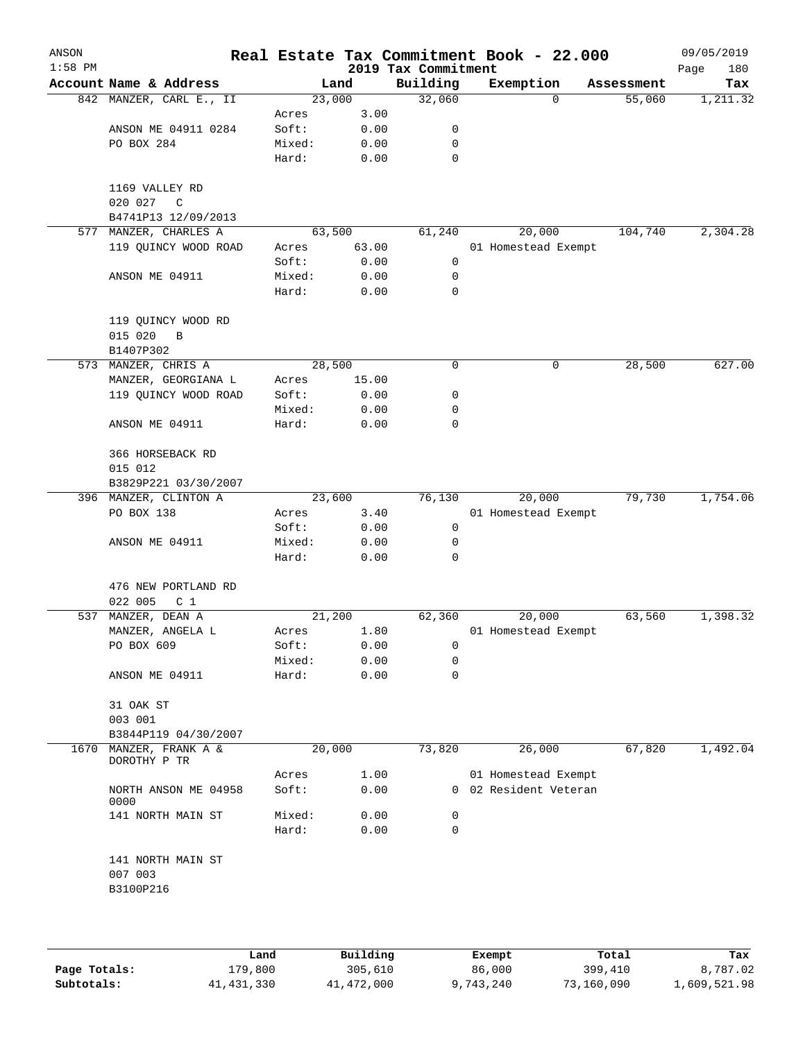# Real Estate Tax Commitment Book - 22.000

ANSON
1:58 PM

2019 Tax Commitment

09/05/2019

| Account Name & Address | | Land | Building | Exemption | Assessment | Tax |
|---|---|---|---|---|---|---|
| 842 MANZER, CARL E., II | | 23,000 | 32,060 | 0 | 55,060 | 1,211.32 |
| | Acres | 3.00 | | | | |
| ANSON ME 04911 0284 | Soft: | 0.00 | 0 | | | |
| PO BOX 284 | Mixed: | 0.00 | 0 | | | |
| | Hard: | 0.00 | 0 | | | |
| 1169 VALLEY RD | | | | | | |
| 020 027 C | | | | | | |
| B4741P13 12/09/2013 | | | | | | |
| 577 MANZER, CHARLES A | | 63,500 | 61,240 | 20,000 | 104,740 | 2,304.28 |
| 119 QUINCY WOOD ROAD | Acres | 63.00 | | 01 Homestead Exempt | | |
| | Soft: | 0.00 | 0 | | | |
| ANSON ME 04911 | Mixed: | 0.00 | 0 | | | |
| | Hard: | 0.00 | 0 | | | |
| 119 QUINCY WOOD RD | | | | | | |
| 015 020 B | | | | | | |
| B1407P302 | | | | | | |
| 573 MANZER, CHRIS A | | 28,500 | 0 | 0 | 28,500 | 627.00 |
| MANZER, GEORGIANA L | Acres | 15.00 | | | | |
| 119 QUINCY WOOD ROAD | Soft: | 0.00 | 0 | | | |
| | Mixed: | 0.00 | 0 | | | |
| ANSON ME 04911 | Hard: | 0.00 | 0 | | | |
| 366 HORSEBACK RD | | | | | | |
| 015 012 | | | | | | |
| B3829P221 03/30/2007 | | | | | | |
| 396 MANZER, CLINTON A | | 23,600 | 76,130 | 20,000 | 79,730 | 1,754.06 |
| PO BOX 138 | Acres | 3.40 | | 01 Homestead Exempt | | |
| | Soft: | 0.00 | 0 | | | |
| ANSON ME 04911 | Mixed: | 0.00 | 0 | | | |
| | Hard: | 0.00 | 0 | | | |
| 476 NEW PORTLAND RD | | | | | | |
| 022 005 C 1 | | | | | | |
| 537 MANZER, DEAN A | | 21,200 | 62,360 | 20,000 | 63,560 | 1,398.32 |
| MANZER, ANGELA L | Acres | 1.80 | | 01 Homestead Exempt | | |
| PO BOX 609 | Soft: | 0.00 | 0 | | | |
| | Mixed: | 0.00 | 0 | | | |
| ANSON ME 04911 | Hard: | 0.00 | 0 | | | |
| 31 OAK ST | | | | | | |
| 003 001 | | | | | | |
| B3844P119 04/30/2007 | | | | | | |
| 1670 MANZER, FRANK A & DOROTHY P TR | | 20,000 | 73,820 | 26,000 | 67,820 | 1,492.04 |
| | Acres | 1.00 | | 01 Homestead Exempt | | |
| NORTH ANSON ME 04958 0000 | Soft: | 0.00 | 0 | 02 Resident Veteran | | |
| 141 NORTH MAIN ST | Mixed: | 0.00 | 0 | | | |
| | Hard: | 0.00 | 0 | | | |
| 141 NORTH MAIN ST | | | | | | |
| 007 003 | | | | | | |
| B3100P216 | | | | | | |

| | Land | Building | Exempt | Total | Tax |
|---|---|---|---|---|---|
| Page Totals: | 179,800 | 305,610 | 86,000 | 399,410 | 8,787.02 |
| Subtotals: | 41,431,330 | 41,472,000 | 9,743,240 | 73,160,090 | 1,609,521.98 |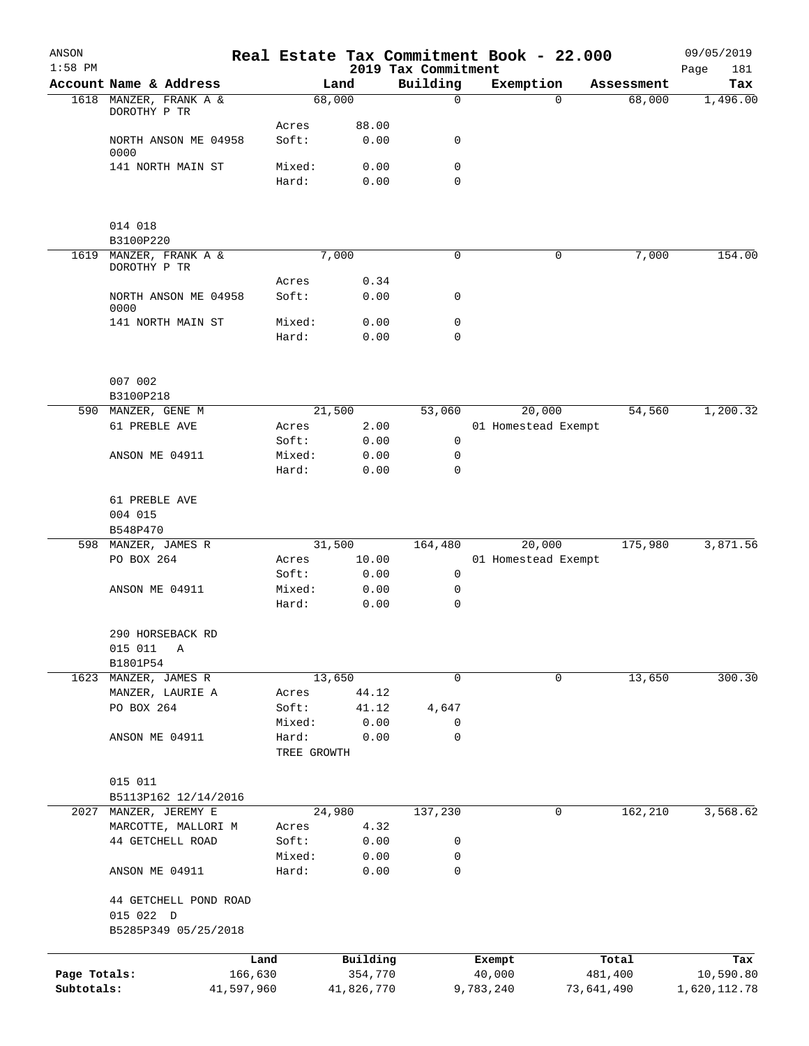# Real Estate Tax Commitment Book - 22.000

## 2019 Tax Commitment

ANSON 1:58 PM — 09/05/2019

| Account Name & Address | | Land | Building | Exemption | Assessment | Tax |
|---|---|---|---|---|---|---|
| 1618 MANZER, FRANK A & DOROTHY P TR | | 68,000 | 0 | 0 | 68,000 | 1,496.00 |
| | Acres | 88.00 | | | | |
| NORTH ANSON ME 04958 0000 | Soft: | 0.00 | 0 | | | |
| 141 NORTH MAIN ST | Mixed: | 0.00 | 0 | | | |
| | Hard: | 0.00 | 0 | | | |
| 014 018 | | | | | | |
| B3100P220 | | | | | | |
| 1619 MANZER, FRANK A & DOROTHY P TR | | 7,000 | 0 | 0 | 7,000 | 154.00 |
| | Acres | 0.34 | | | | |
| NORTH ANSON ME 04958 0000 | Soft: | 0.00 | 0 | | | |
| 141 NORTH MAIN ST | Mixed: | 0.00 | 0 | | | |
| | Hard: | 0.00 | 0 | | | |
| 007 002 | | | | | | |
| B3100P218 | | | | | | |
| 590 MANZER, GENE M | | 21,500 | 53,060 | 20,000 | 54,560 | 1,200.32 |
| 61 PREBLE AVE | Acres | 2.00 | | 01 Homestead Exempt | | |
| | Soft: | 0.00 | 0 | | | |
| ANSON ME 04911 | Mixed: | 0.00 | 0 | | | |
| | Hard: | 0.00 | 0 | | | |
| 61 PREBLE AVE | | | | | | |
| 004 015 | | | | | | |
| B548P470 | | | | | | |
| 598 MANZER, JAMES R | | 31,500 | 164,480 | 20,000 | 175,980 | 3,871.56 |
| PO BOX 264 | Acres | 10.00 | | 01 Homestead Exempt | | |
| | Soft: | 0.00 | 0 | | | |
| ANSON ME 04911 | Mixed: | 0.00 | 0 | | | |
| | Hard: | 0.00 | 0 | | | |
| 290 HORSEBACK RD | | | | | | |
| 015 011 A | | | | | | |
| B1801P54 | | | | | | |
| 1623 MANZER, JAMES R | | 13,650 | 0 | 0 | 13,650 | 300.30 |
| MANZER, LAURIE A | Acres | 44.12 | | | | |
| PO BOX 264 | Soft: | 41.12 | 4,647 | | | |
| | Mixed: | 0.00 | 0 | | | |
| ANSON ME 04911 | Hard: | 0.00 | 0 | | | |
| | TREE GROWTH | | | | | |
| 015 011 | | | | | | |
| B5113P162 12/14/2016 | | | | | | |
| 2027 MANZER, JEREMY E | | 24,980 | 137,230 | 0 | 162,210 | 3,568.62 |
| MARCOTTE, MALLORI M | Acres | 4.32 | | | | |
| 44 GETCHELL ROAD | Soft: | 0.00 | 0 | | | |
| | Mixed: | 0.00 | 0 | | | |
| ANSON ME 04911 | Hard: | 0.00 | 0 | | | |
| 44 GETCHELL POND ROAD | | | | | | |
| 015 022 D | | | | | | |
| B5285P349 05/25/2018 | | | | | | |

| | Land | Building | Exempt | Total | Tax |
|---|---|---|---|---|---|
| Page Totals: | 166,630 | 354,770 | 40,000 | 481,400 | 10,590.80 |
| Subtotals: | 41,597,960 | 41,826,770 | 9,783,240 | 73,641,490 | 1,620,112.78 |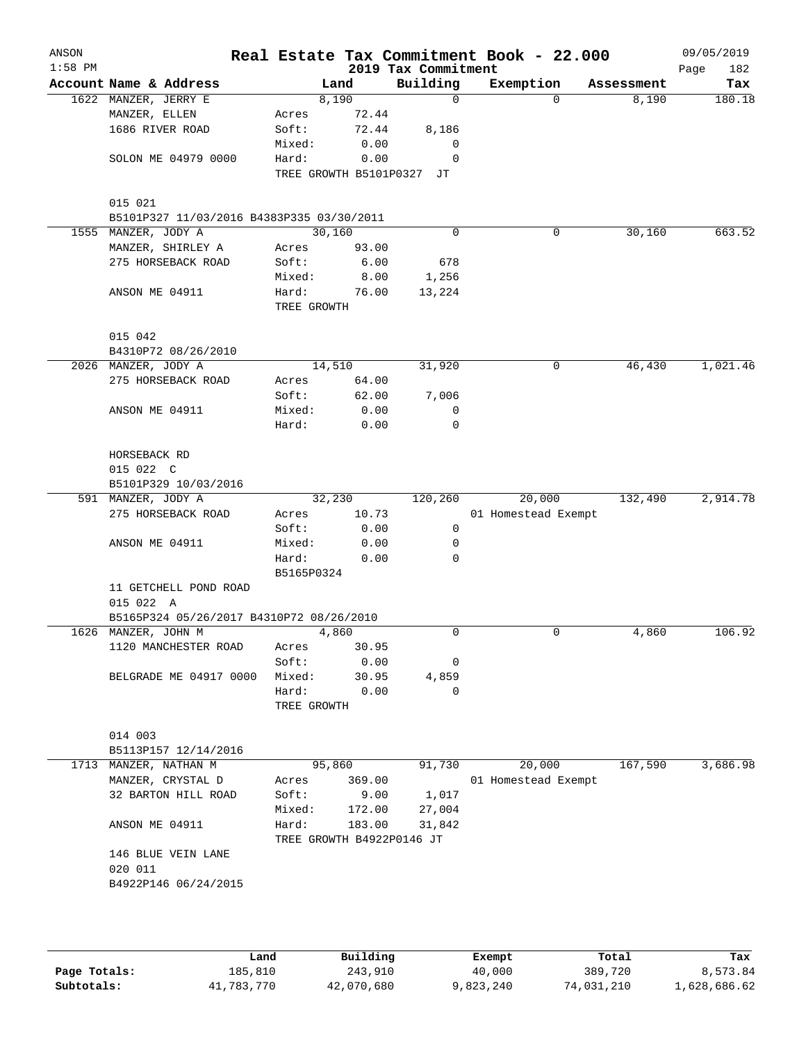# Real Estate Tax Commitment Book - 22.000

ANSON 09/05/2019
1:58 PM 2019 Tax Commitment

| Account Name & Address | Land | | Building | Exemption | Assessment | Tax |
|---|---|---|---|---|---|---|
| 1622 MANZER, JERRY E | 8,190 | | 0 | 0 | 8,190 | 180.18 |
| MANZER, ELLEN | Acres | 72.44 | | | | |
| 1686 RIVER ROAD | Soft: | 72.44 | 8,186 | | | |
| | Mixed: | 0.00 | 0 | | | |
| SOLON ME 04979 0000 | Hard: | 0.00 | 0 | | | |
| | TREE GROWTH B5101P0327 JT | | | | | |
| 015 021 | | | | | | |
| B5101P327 11/03/2016 B4383P335 03/30/2011 | | | | | | |
| 1555 MANZER, JODY A | 30,160 | | 0 | 0 | 30,160 | 663.52 |
| MANZER, SHIRLEY A | Acres | 93.00 | | | | |
| 275 HORSEBACK ROAD | Soft: | 6.00 | 678 | | | |
| | Mixed: | 8.00 | 1,256 | | | |
| ANSON ME 04911 | Hard: | 76.00 | 13,224 | | | |
| | TREE GROWTH | | | | | |
| 015 042 | | | | | | |
| B4310P72 08/26/2010 | | | | | | |
| 2026 MANZER, JODY A | 14,510 | | 31,920 | 0 | 46,430 | 1,021.46 |
| 275 HORSEBACK ROAD | Acres | 64.00 | | | | |
| | Soft: | 62.00 | 7,006 | | | |
| ANSON ME 04911 | Mixed: | 0.00 | 0 | | | |
| | Hard: | 0.00 | 0 | | | |
| HORSEBACK RD | | | | | | |
| 015 022 C | | | | | | |
| B5101P329 10/03/2016 | | | | | | |
| 591 MANZER, JODY A | 32,230 | | 120,260 | 20,000 | 132,490 | 2,914.78 |
| 275 HORSEBACK ROAD | Acres | 10.73 | | 01 Homestead Exempt | | |
| | Soft: | 0.00 | 0 | | | |
| ANSON ME 04911 | Mixed: | 0.00 | 0 | | | |
| | Hard: | 0.00 | 0 | | | |
| | B5165P0324 | | | | | |
| 11 GETCHELL POND ROAD | | | | | | |
| 015 022 A | | | | | | |
| B5165P324 05/26/2017 B4310P72 08/26/2010 | | | | | | |
| 1626 MANZER, JOHN M | 4,860 | | 0 | 0 | 4,860 | 106.92 |
| 1120 MANCHESTER ROAD | Acres | 30.95 | | | | |
| | Soft: | 0.00 | 0 | | | |
| BELGRADE ME 04917 0000 | Mixed: | 30.95 | 4,859 | | | |
| | Hard: | 0.00 | 0 | | | |
| | TREE GROWTH | | | | | |
| 014 003 | | | | | | |
| B5113P157 12/14/2016 | | | | | | |
| 1713 MANZER, NATHAN M | 95,860 | | 91,730 | 20,000 | 167,590 | 3,686.98 |
| MANZER, CRYSTAL D | Acres | 369.00 | | 01 Homestead Exempt | | |
| 32 BARTON HILL ROAD | Soft: | 9.00 | 1,017 | | | |
| | Mixed: | 172.00 | 27,004 | | | |
| ANSON ME 04911 | Hard: | 183.00 | 31,842 | | | |
| | TREE GROWTH B4922P0146 JT | | | | | |
| 146 BLUE VEIN LANE | | | | | | |
| 020 011 | | | | | | |
| B4922P146 06/24/2015 | | | | | | |

| | Land | Building | Exempt | Total | Tax |
|---|---|---|---|---|---|
| Page Totals: | 185,810 | 243,910 | 40,000 | 389,720 | 8,573.84 |
| Subtotals: | 41,783,770 | 42,070,680 | 9,823,240 | 74,031,210 | 1,628,686.62 |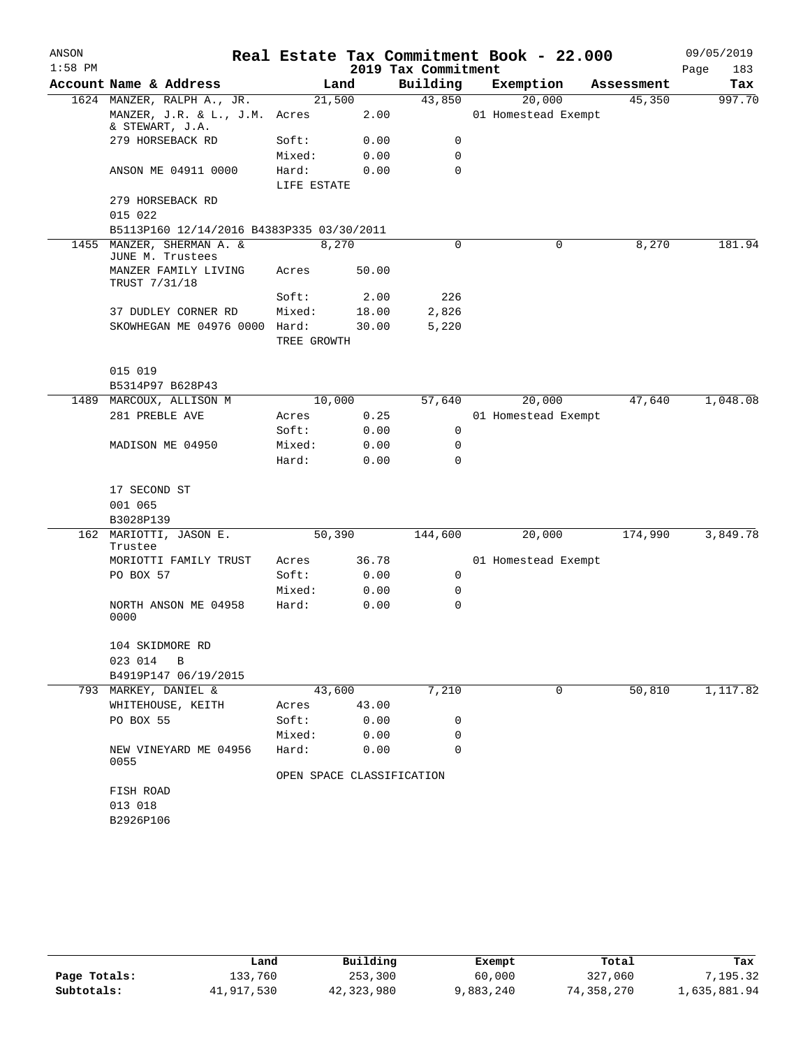# Real Estate Tax Commitment Book - 22.000

ANSON 1:58 PM — 2019 Tax Commitment — 09/05/2019

| Account Name & Address | Land | | Building | Exemption | Assessment | Tax |
|---|---|---|---|---|---|---|
| 1624 MANZER, RALPH A., JR. | 21,500 | | 43,850 | 20,000 | 45,350 | 997.70 |
| MANZER, J.R. & L., J.M. & STEWART, J.A. | Acres | 2.00 | | 01 Homestead Exempt | | |
| 279 HORSEBACK RD | Soft: | 0.00 | 0 | | | |
| | Mixed: | 0.00 | 0 | | | |
| ANSON ME 04911 0000 | Hard: | 0.00 | 0 | | | |
| | LIFE ESTATE | | | | | |
| 279 HORSEBACK RD | | | | | | |
| 015 022 | | | | | | |
| B5113P160 12/14/2016 B4383P335 03/30/2011 | | | | | | |
| 1455 MANZER, SHERMAN A. & JUNE M. Trustees | 8,270 | | 0 | 0 | 8,270 | 181.94 |
| MANZER FAMILY LIVING TRUST 7/31/18 | Acres | 50.00 | | | | |
| | Soft: | 2.00 | 226 | | | |
| 37 DUDLEY CORNER RD | Mixed: | 18.00 | 2,826 | | | |
| SKOWHEGAN ME 04976 0000 | Hard: | 30.00 | 5,220 | | | |
| | TREE GROWTH | | | | | |
| 015 019 | | | | | | |
| B5314P97 B628P43 | | | | | | |
| 1489 MARCOUX, ALLISON M | 10,000 | | 57,640 | 20,000 | 47,640 | 1,048.08 |
| 281 PREBLE AVE | Acres | 0.25 | | 01 Homestead Exempt | | |
| | Soft: | 0.00 | 0 | | | |
| MADISON ME 04950 | Mixed: | 0.00 | 0 | | | |
| | Hard: | 0.00 | 0 | | | |
| 17 SECOND ST | | | | | | |
| 001 065 | | | | | | |
| B3028P139 | | | | | | |
| 162 MARIOTTI, JASON E. Trustee | 50,390 | | 144,600 | 20,000 | 174,990 | 3,849.78 |
| MORIOTTI FAMILY TRUST | Acres | 36.78 | | 01 Homestead Exempt | | |
| PO BOX 57 | Soft: | 0.00 | 0 | | | |
| | Mixed: | 0.00 | 0 | | | |
| NORTH ANSON ME 04958 0000 | Hard: | 0.00 | 0 | | | |
| 104 SKIDMORE RD | | | | | | |
| 023 014 B | | | | | | |
| B4919P147 06/19/2015 | | | | | | |
| 793 MARKEY, DANIEL & | 43,600 | | 7,210 | 0 | 50,810 | 1,117.82 |
| WHITEHOUSE, KEITH | Acres | 43.00 | | | | |
| PO BOX 55 | Soft: | 0.00 | 0 | | | |
| | Mixed: | 0.00 | 0 | | | |
| NEW VINEYARD ME 04956 0055 | Hard: | 0.00 | 0 | | | |
| | OPEN SPACE CLASSIFICATION | | | | | |
| FISH ROAD | | | | | | |
| 013 018 | | | | | | |
| B2926P106 | | | | | | |

| | Land | Building | Exempt | Total | Tax |
|---|---|---|---|---|---|
| Page Totals: | 133,760 | 253,300 | 60,000 | 327,060 | 7,195.32 |
| Subtotals: | 41,917,530 | 42,323,980 | 9,883,240 | 74,358,270 | 1,635,881.94 |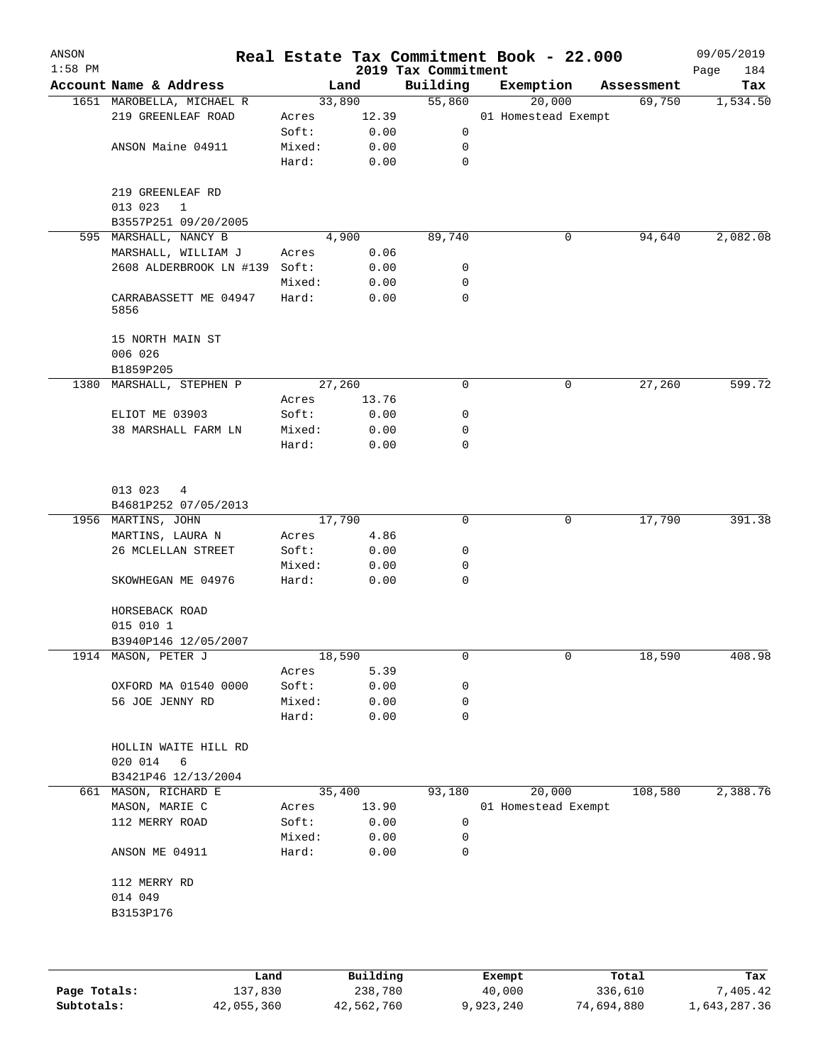# Real Estate Tax Commitment Book - 22.000

ANSON
1:58 PM

2019 Tax Commitment

09/05/2019

| Account Name & Address | | Land | Building | Exemption | Assessment | Tax |
|---|---|---|---|---|---|---|
| 1651 MAROBELLA, MICHAEL R | | 33,890 | 55,860 | 20,000 | 69,750 | 1,534.50 |
| 219 GREENLEAF ROAD | Acres | 12.39 | | 01 Homestead Exempt | | |
| | Soft: | 0.00 | 0 | | | |
| ANSON Maine 04911 | Mixed: | 0.00 | 0 | | | |
| | Hard: | 0.00 | 0 | | | |
| 219 GREENLEAF RD | | | | | | |
| 013 023 1 | | | | | | |
| B3557P251 09/20/2005 | | | | | | |
| 595 MARSHALL, NANCY B | | 4,900 | 89,740 | 0 | 94,640 | 2,082.08 |
| MARSHALL, WILLIAM J | Acres | 0.06 | | | | |
| 2608 ALDERBROOK LN #139 | Soft: | 0.00 | 0 | | | |
| | Mixed: | 0.00 | 0 | | | |
| CARRABASSETT ME 04947 5856 | Hard: | 0.00 | 0 | | | |
| 15 NORTH MAIN ST | | | | | | |
| 006 026 | | | | | | |
| B1859P205 | | | | | | |
| 1380 MARSHALL, STEPHEN P | | 27,260 | 0 | 0 | 27,260 | 599.72 |
| | Acres | 13.76 | | | | |
| ELIOT ME 03903 | Soft: | 0.00 | 0 | | | |
| 38 MARSHALL FARM LN | Mixed: | 0.00 | 0 | | | |
| | Hard: | 0.00 | 0 | | | |
| 013 023 4 | | | | | | |
| B4681P252 07/05/2013 | | | | | | |
| 1956 MARTINS, JOHN | | 17,790 | 0 | 0 | 17,790 | 391.38 |
| MARTINS, LAURA N | Acres | 4.86 | | | | |
| 26 MCLELLAN STREET | Soft: | 0.00 | 0 | | | |
| | Mixed: | 0.00 | 0 | | | |
| SKOWHEGAN ME 04976 | Hard: | 0.00 | 0 | | | |
| HORSEBACK ROAD | | | | | | |
| 015 010 1 | | | | | | |
| B3940P146 12/05/2007 | | | | | | |
| 1914 MASON, PETER J | | 18,590 | 0 | 0 | 18,590 | 408.98 |
| | Acres | 5.39 | | | | |
| OXFORD MA 01540 0000 | Soft: | 0.00 | 0 | | | |
| 56 JOE JENNY RD | Mixed: | 0.00 | 0 | | | |
| | Hard: | 0.00 | 0 | | | |
| HOLLIN WAITE HILL RD | | | | | | |
| 020 014 6 | | | | | | |
| B3421P46 12/13/2004 | | | | | | |
| 661 MASON, RICHARD E | | 35,400 | 93,180 | 20,000 | 108,580 | 2,388.76 |
| MASON, MARIE C | Acres | 13.90 | | 01 Homestead Exempt | | |
| 112 MERRY ROAD | Soft: | 0.00 | 0 | | | |
| | Mixed: | 0.00 | 0 | | | |
| ANSON ME 04911 | Hard: | 0.00 | 0 | | | |
| 112 MERRY RD | | | | | | |
| 014 049 | | | | | | |
| B3153P176 | | | | | | |

| | Land | Building | Exempt | Total | Tax |
|---|---|---|---|---|---|
| Page Totals: | 137,830 | 238,780 | 40,000 | 336,610 | 7,405.42 |
| Subtotals: | 42,055,360 | 42,562,760 | 9,923,240 | 74,694,880 | 1,643,287.36 |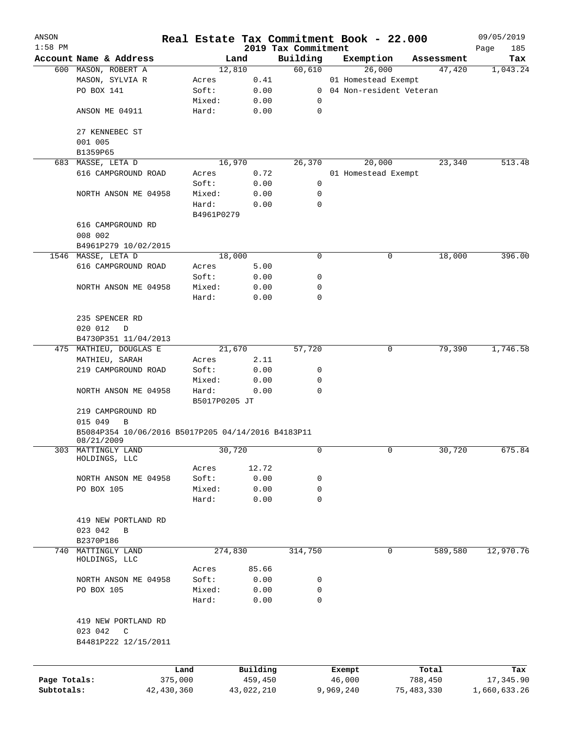ANSON
1:58 PM

# Real Estate Tax Commitment Book - 22.000

2019 Tax Commitment

09/05/2019

| Account Name & Address | Land | | Building | Exemption | Assessment | Tax |
|---|---|---|---|---|---|---|
| 600 MASON, ROBERT A | 12,810 | | 60,610 | 26,000 | 47,420 | 1,043.24 |
| MASON, SYLVIA R | Acres | 0.41 | | 01 Homestead Exempt | | |
| PO BOX 141 | Soft: | 0.00 | 0 | 04 Non-resident Veteran | | |
| | Mixed: | 0.00 | 0 | | | |
| ANSON ME 04911 | Hard: | 0.00 | 0 | | | |
| 27 KENNEBEC ST | | | | | | |
| 001 005 | | | | | | |
| B1359P65 | | | | | | |
| 683 MASSE, LETA D | 16,970 | | 26,370 | 20,000 | 23,340 | 513.48 |
| 616 CAMPGROUND ROAD | Acres | 0.72 | | 01 Homestead Exempt | | |
| | Soft: | 0.00 | 0 | | | |
| NORTH ANSON ME 04958 | Mixed: | 0.00 | 0 | | | |
| | Hard: | 0.00 | 0 | | | |
| | B4961P0279 | | | | | |
| 616 CAMPGROUND RD | | | | | | |
| 008 002 | | | | | | |
| B4961P279 10/02/2015 | | | | | | |
| 1546 MASSE, LETA D | 18,000 | | 0 | 0 | 18,000 | 396.00 |
| 616 CAMPGROUND ROAD | Acres | 5.00 | | | | |
| | Soft: | 0.00 | 0 | | | |
| NORTH ANSON ME 04958 | Mixed: | 0.00 | 0 | | | |
| | Hard: | 0.00 | 0 | | | |
| 235 SPENCER RD | | | | | | |
| 020 012 D | | | | | | |
| B4730P351 11/04/2013 | | | | | | |
| 475 MATHIEU, DOUGLAS E | 21,670 | | 57,720 | 0 | 79,390 | 1,746.58 |
| MATHIEU, SARAH | Acres | 2.11 | | | | |
| 219 CAMPGROUND ROAD | Soft: | 0.00 | 0 | | | |
| | Mixed: | 0.00 | 0 | | | |
| NORTH ANSON ME 04958 | Hard: | 0.00 | 0 | | | |
| | B5017P0205 JT | | | | | |
| 219 CAMPGROUND RD | | | | | | |
| 015 049 B | | | | | | |
| B5084P354 10/06/2016 B5017P205 04/14/2016 B4183P11 08/21/2009 | | | | | | |
| 303 MATTINGLY LAND HOLDINGS, LLC | 30,720 | | 0 | 0 | 30,720 | 675.84 |
| | Acres | 12.72 | | | | |
| NORTH ANSON ME 04958 | Soft: | 0.00 | 0 | | | |
| PO BOX 105 | Mixed: | 0.00 | 0 | | | |
| | Hard: | 0.00 | 0 | | | |
| 419 NEW PORTLAND RD | | | | | | |
| 023 042 B | | | | | | |
| B2370P186 | | | | | | |
| 740 MATTINGLY LAND HOLDINGS, LLC | 274,830 | | 314,750 | 0 | 589,580 | 12,970.76 |
| | Acres | 85.66 | | | | |
| NORTH ANSON ME 04958 | Soft: | 0.00 | 0 | | | |
| PO BOX 105 | Mixed: | 0.00 | 0 | | | |
| | Hard: | 0.00 | 0 | | | |
| 419 NEW PORTLAND RD | | | | | | |
| 023 042 C | | | | | | |
| B4481P222 12/15/2011 | | | | | | |

| | Land | Building | Exempt | Total | Tax |
|---|---|---|---|---|---|
| Page Totals: | 375,000 | 459,450 | 46,000 | 788,450 | 17,345.90 |
| Subtotals: | 42,430,360 | 43,022,210 | 9,969,240 | 75,483,330 | 1,660,633.26 |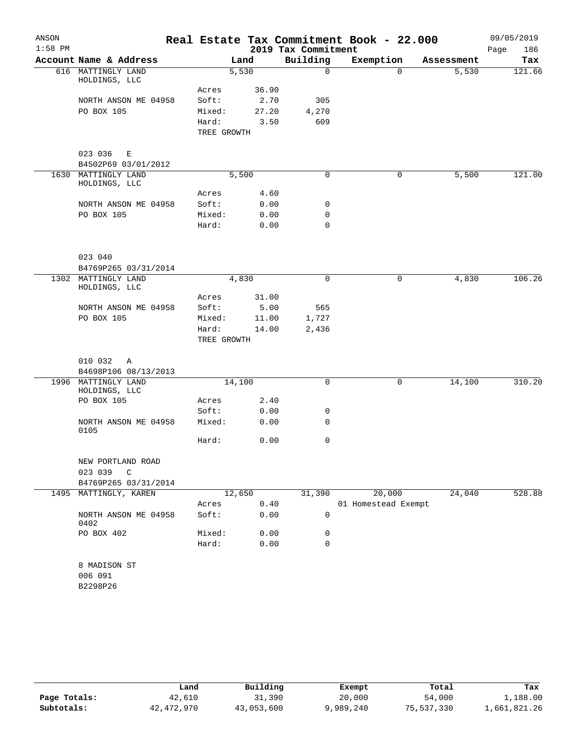ANSON 1:58 PM

# Real Estate Tax Commitment Book - 22.000

2019 Tax Commitment

09/05/2019 Page 186

| Account Name & Address | Land | | Building | Exemption | Assessment | Tax |
|---|---|---|---|---|---|---|
| 616 MATTINGLY LAND HOLDINGS, LLC | 5,530 | | 0 | 0 | 5,530 | 121.66 |
| | Acres | 36.90 | | | | |
| NORTH ANSON ME 04958 | Soft: | 2.70 | 305 | | | |
| PO BOX 105 | Mixed: | 27.20 | 4,270 | | | |
| | Hard: | 3.50 | 609 | | | |
| | TREE GROWTH | | | | | |
| 023 036 E | | | | | | |
| B4502P69 03/01/2012 | | | | | | |
| 1630 MATTINGLY LAND HOLDINGS, LLC | 5,500 | | 0 | 0 | 5,500 | 121.00 |
| | Acres | 4.60 | | | | |
| NORTH ANSON ME 04958 | Soft: | 0.00 | 0 | | | |
| PO BOX 105 | Mixed: | 0.00 | 0 | | | |
| | Hard: | 0.00 | 0 | | | |
| 023 040 | | | | | | |
| B4769P265 03/31/2014 | | | | | | |
| 1302 MATTINGLY LAND HOLDINGS, LLC | 4,830 | | 0 | 0 | 4,830 | 106.26 |
| | Acres | 31.00 | | | | |
| NORTH ANSON ME 04958 | Soft: | 5.00 | 565 | | | |
| PO BOX 105 | Mixed: | 11.00 | 1,727 | | | |
| | Hard: | 14.00 | 2,436 | | | |
| | TREE GROWTH | | | | | |
| 010 032 A | | | | | | |
| B4698P106 08/13/2013 | | | | | | |
| 1996 MATTINGLY LAND HOLDINGS, LLC | 14,100 | | 0 | 0 | 14,100 | 310.20 |
| PO BOX 105 | Acres | 2.40 | | | | |
| | Soft: | 0.00 | 0 | | | |
| NORTH ANSON ME 04958 0105 | Mixed: | 0.00 | 0 | | | |
| | Hard: | 0.00 | 0 | | | |
| NEW PORTLAND ROAD | | | | | | |
| 023 039 C | | | | | | |
| B4769P265 03/31/2014 | | | | | | |
| 1495 MATTINGLY, KAREN | 12,650 | | 31,390 | 20,000 | 24,040 | 528.88 |
| | Acres | 0.40 | | 01 Homestead Exempt | | |
| NORTH ANSON ME 04958 0402 | Soft: | 0.00 | 0 | | | |
| PO BOX 402 | Mixed: | 0.00 | 0 | | | |
| | Hard: | 0.00 | 0 | | | |
| 8 MADISON ST | | | | | | |
| 006 091 | | | | | | |
| B2298P26 | | | | | | |

| | Land | Building | Exempt | Total | Tax |
|---|---|---|---|---|---|
| Page Totals: | 42,610 | 31,390 | 20,000 | 54,000 | 1,188.00 |
| Subtotals: | 42,472,970 | 43,053,600 | 9,989,240 | 75,537,330 | 1,661,821.26 |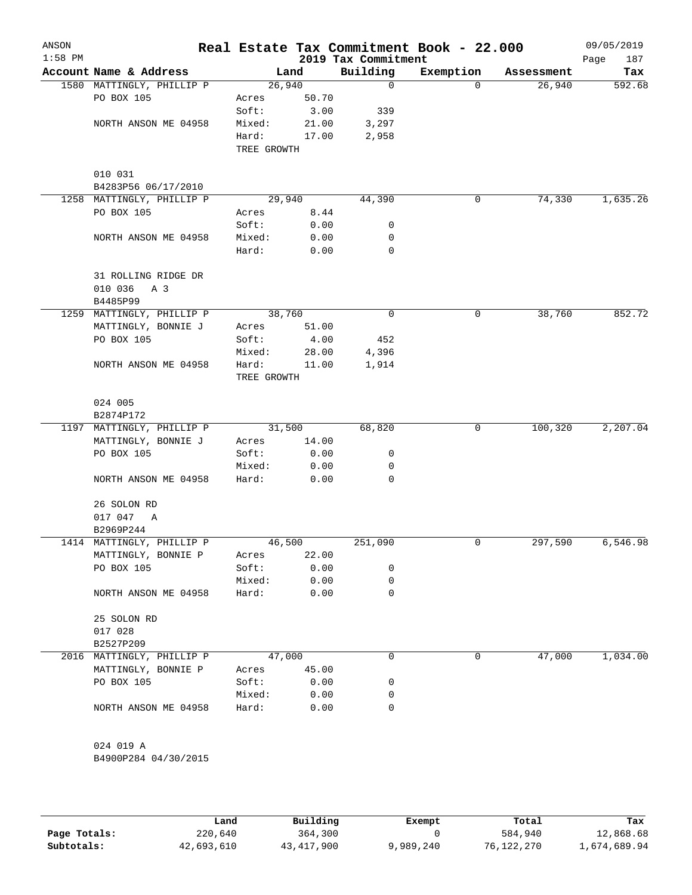# Real Estate Tax Commitment Book - 22.000

ANSON
1:58 PM

2019 Tax Commitment

09/05/2019

| Account Name & Address | Land | | Building | Exemption | Assessment | Tax |
|---|---|---|---|---|---|---|
| 1580 MATTINGLY, PHILLIP P | 26,940 | | 0 | 0 | 26,940 | 592.68 |
| PO BOX 105 | Acres | 50.70 | | | | |
| | Soft: | 3.00 | 339 | | | |
| NORTH ANSON ME 04958 | Mixed: | 21.00 | 3,297 | | | |
| | Hard: | 17.00 | 2,958 | | | |
| | TREE GROWTH | | | | | |
| 010 031 | | | | | | |
| B4283P56 06/17/2010 | | | | | | |
| 1258 MATTINGLY, PHILLIP P | 29,940 | | 44,390 | 0 | 74,330 | 1,635.26 |
| PO BOX 105 | Acres | 8.44 | | | | |
| | Soft: | 0.00 | 0 | | | |
| NORTH ANSON ME 04958 | Mixed: | 0.00 | 0 | | | |
| | Hard: | 0.00 | 0 | | | |
| 31 ROLLING RIDGE DR | | | | | | |
| 010 036 A 3 | | | | | | |
| B4485P99 | | | | | | |
| 1259 MATTINGLY, PHILLIP P | 38,760 | | 0 | 0 | 38,760 | 852.72 |
| MATTINGLY, BONNIE J | Acres | 51.00 | | | | |
| PO BOX 105 | Soft: | 4.00 | 452 | | | |
| | Mixed: | 28.00 | 4,396 | | | |
| NORTH ANSON ME 04958 | Hard: | 11.00 | 1,914 | | | |
| | TREE GROWTH | | | | | |
| 024 005 | | | | | | |
| B2874P172 | | | | | | |
| 1197 MATTINGLY, PHILLIP P | 31,500 | | 68,820 | 0 | 100,320 | 2,207.04 |
| MATTINGLY, BONNIE J | Acres | 14.00 | | | | |
| PO BOX 105 | Soft: | 0.00 | 0 | | | |
| | Mixed: | 0.00 | 0 | | | |
| NORTH ANSON ME 04958 | Hard: | 0.00 | 0 | | | |
| 26 SOLON RD | | | | | | |
| 017 047 A | | | | | | |
| B2969P244 | | | | | | |
| 1414 MATTINGLY, PHILLIP P | 46,500 | | 251,090 | 0 | 297,590 | 6,546.98 |
| MATTINGLY, BONNIE P | Acres | 22.00 | | | | |
| PO BOX 105 | Soft: | 0.00 | 0 | | | |
| | Mixed: | 0.00 | 0 | | | |
| NORTH ANSON ME 04958 | Hard: | 0.00 | 0 | | | |
| 25 SOLON RD | | | | | | |
| 017 028 | | | | | | |
| B2527P209 | | | | | | |
| 2016 MATTINGLY, PHILLIP P | 47,000 | | 0 | 0 | 47,000 | 1,034.00 |
| MATTINGLY, BONNIE P | Acres | 45.00 | | | | |
| PO BOX 105 | Soft: | 0.00 | 0 | | | |
| | Mixed: | 0.00 | 0 | | | |
| NORTH ANSON ME 04958 | Hard: | 0.00 | 0 | | | |
| 024 019 A | | | | | | |
| B4900P284 04/30/2015 | | | | | | |

| | Land | Building | Exempt | Total | Tax |
|---|---|---|---|---|---|
| Page Totals: | 220,640 | 364,300 | 0 | 584,940 | 12,868.68 |
| Subtotals: | 42,693,610 | 43,417,900 | 9,989,240 | 76,122,270 | 1,674,689.94 |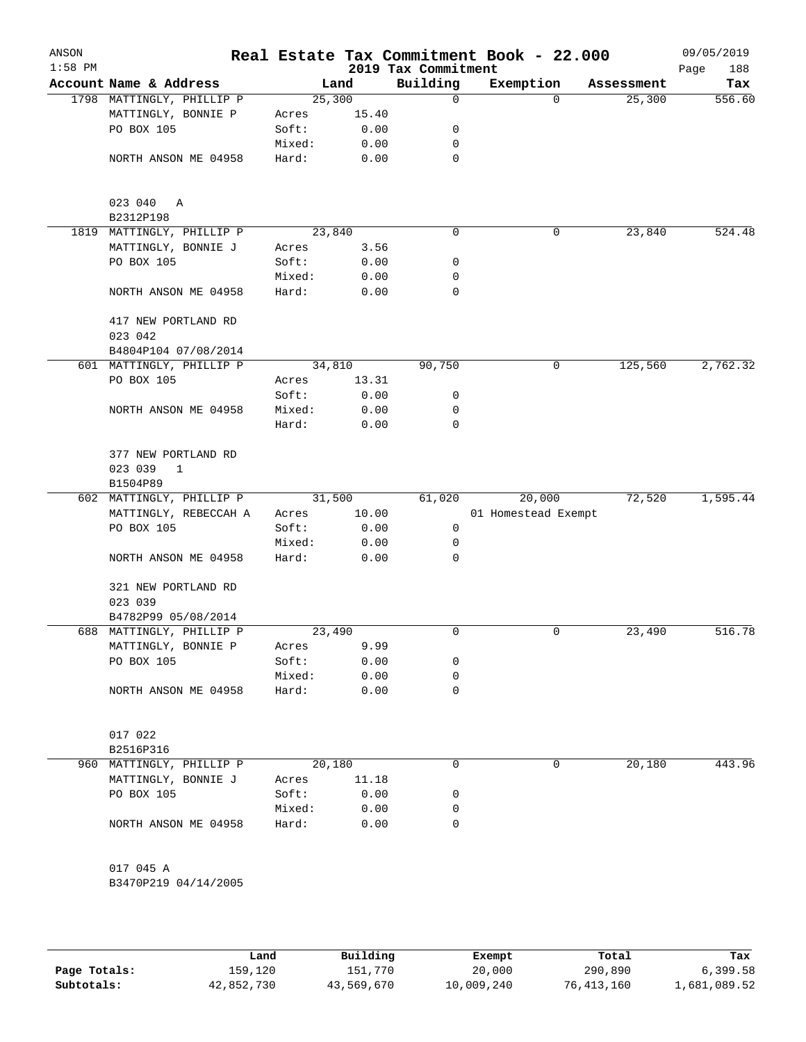# Real Estate Tax Commitment Book - 22.000

ANSON 09/05/2019
1:58 PM 2019 Tax Commitment

| Account Name & Address | Land | | Building | Exemption | Assessment | Tax |
|---|---|---|---|---|---|---|
| 1798 MATTINGLY, PHILLIP P | | 25,300 | 0 | 0 | 25,300 | 556.60 |
| MATTINGLY, BONNIE P | Acres | 15.40 | | | | |
| PO BOX 105 | Soft: | 0.00 | 0 | | | |
| | Mixed: | 0.00 | 0 | | | |
| NORTH ANSON ME 04958 | Hard: | 0.00 | 0 | | | |
| 023 040 A | | | | | | |
| B2312P198 | | | | | | |
| 1819 MATTINGLY, PHILLIP P | | 23,840 | 0 | 0 | 23,840 | 524.48 |
| MATTINGLY, BONNIE J | Acres | 3.56 | | | | |
| PO BOX 105 | Soft: | 0.00 | 0 | | | |
| | Mixed: | 0.00 | 0 | | | |
| NORTH ANSON ME 04958 | Hard: | 0.00 | 0 | | | |
| 417 NEW PORTLAND RD | | | | | | |
| 023 042 | | | | | | |
| B4804P104 07/08/2014 | | | | | | |
| 601 MATTINGLY, PHILLIP P | | 34,810 | 90,750 | 0 | 125,560 | 2,762.32 |
| PO BOX 105 | Acres | 13.31 | | | | |
| | Soft: | 0.00 | 0 | | | |
| NORTH ANSON ME 04958 | Mixed: | 0.00 | 0 | | | |
| | Hard: | 0.00 | 0 | | | |
| 377 NEW PORTLAND RD | | | | | | |
| 023 039 1 | | | | | | |
| B1504P89 | | | | | | |
| 602 MATTINGLY, PHILLIP P | | 31,500 | 61,020 | 20,000 | 72,520 | 1,595.44 |
| MATTINGLY, REBECCAH A | Acres | 10.00 | | 01 Homestead Exempt | | |
| PO BOX 105 | Soft: | 0.00 | 0 | | | |
| | Mixed: | 0.00 | 0 | | | |
| NORTH ANSON ME 04958 | Hard: | 0.00 | 0 | | | |
| 321 NEW PORTLAND RD | | | | | | |
| 023 039 | | | | | | |
| B4782P99 05/08/2014 | | | | | | |
| 688 MATTINGLY, PHILLIP P | | 23,490 | 0 | 0 | 23,490 | 516.78 |
| MATTINGLY, BONNIE P | Acres | 9.99 | | | | |
| PO BOX 105 | Soft: | 0.00 | 0 | | | |
| | Mixed: | 0.00 | 0 | | | |
| NORTH ANSON ME 04958 | Hard: | 0.00 | 0 | | | |
| 017 022 | | | | | | |
| B2516P316 | | | | | | |
| 960 MATTINGLY, PHILLIP P | | 20,180 | 0 | 0 | 20,180 | 443.96 |
| MATTINGLY, BONNIE J | Acres | 11.18 | | | | |
| PO BOX 105 | Soft: | 0.00 | 0 | | | |
| | Mixed: | 0.00 | 0 | | | |
| NORTH ANSON ME 04958 | Hard: | 0.00 | 0 | | | |
| 017 045 A | | | | | | |
| B3470P219 04/14/2005 | | | | | | |

| | Land | Building | Exempt | Total | Tax |
|---|---|---|---|---|---|
| Page Totals: | 159,120 | 151,770 | 20,000 | 290,890 | 6,399.58 |
| Subtotals: | 42,852,730 | 43,569,670 | 10,009,240 | 76,413,160 | 1,681,089.52 |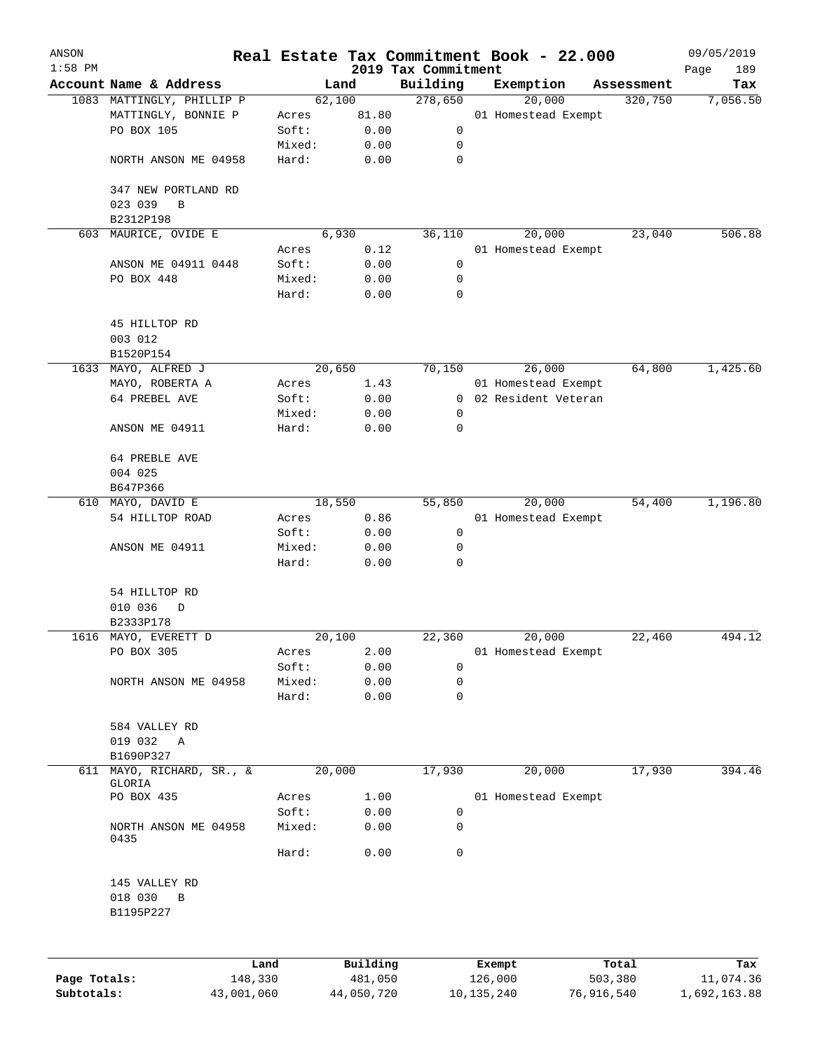# Real Estate Tax Commitment Book - 22.000

ANSON
1:58 PM

2019 Tax Commitment

09/05/2019

| Account Name & Address | Land | | Building | Exemption | Assessment | Tax |
|---|---|---|---|---|---|---|
| 1083 MATTINGLY, PHILLIP P | 62,100 | | 278,650 | 20,000 | 320,750 | 7,056.50 |
| MATTINGLY, BONNIE P | Acres | 81.80 | | 01 Homestead Exempt | | |
| PO BOX 105 | Soft: | 0.00 | 0 | | | |
| | Mixed: | 0.00 | 0 | | | |
| NORTH ANSON ME 04958 | Hard: | 0.00 | 0 | | | |
| 347 NEW PORTLAND RD | | | | | | |
| 023 039 B | | | | | | |
| B2312P198 | | | | | | |
| 603 MAURICE, OVIDE E | 6,930 | | 36,110 | 20,000 | 23,040 | 506.88 |
| | Acres | 0.12 | | 01 Homestead Exempt | | |
| ANSON ME 04911 0448 | Soft: | 0.00 | 0 | | | |
| PO BOX 448 | Mixed: | 0.00 | 0 | | | |
| | Hard: | 0.00 | 0 | | | |
| 45 HILLTOP RD | | | | | | |
| 003 012 | | | | | | |
| B1520P154 | | | | | | |
| 1633 MAYO, ALFRED J | 20,650 | | 70,150 | 26,000 | 64,800 | 1,425.60 |
| MAYO, ROBERTA A | Acres | 1.43 | | 01 Homestead Exempt | | |
| 64 PREBEL AVE | Soft: | 0.00 | 0 | 02 Resident Veteran | | |
| | Mixed: | 0.00 | 0 | | | |
| ANSON ME 04911 | Hard: | 0.00 | 0 | | | |
| 64 PREBLE AVE | | | | | | |
| 004 025 | | | | | | |
| B647P366 | | | | | | |
| 610 MAYO, DAVID E | 18,550 | | 55,850 | 20,000 | 54,400 | 1,196.80 |
| 54 HILLTOP ROAD | Acres | 0.86 | | 01 Homestead Exempt | | |
| | Soft: | 0.00 | 0 | | | |
| ANSON ME 04911 | Mixed: | 0.00 | 0 | | | |
| | Hard: | 0.00 | 0 | | | |
| 54 HILLTOP RD | | | | | | |
| 010 036 D | | | | | | |
| B2333P178 | | | | | | |
| 1616 MAYO, EVERETT D | 20,100 | | 22,360 | 20,000 | 22,460 | 494.12 |
| PO BOX 305 | Acres | 2.00 | | 01 Homestead Exempt | | |
| | Soft: | 0.00 | 0 | | | |
| NORTH ANSON ME 04958 | Mixed: | 0.00 | 0 | | | |
| | Hard: | 0.00 | 0 | | | |
| 584 VALLEY RD | | | | | | |
| 019 032 A | | | | | | |
| B1690P327 | | | | | | |
| 611 MAYO, RICHARD, SR., & GLORIA | 20,000 | | 17,930 | 20,000 | 17,930 | 394.46 |
| PO BOX 435 | Acres | 1.00 | | 01 Homestead Exempt | | |
| | Soft: | 0.00 | 0 | | | |
| NORTH ANSON ME 04958 0435 | Mixed: | 0.00 | 0 | | | |
| | Hard: | 0.00 | 0 | | | |
| 145 VALLEY RD | | | | | | |
| 018 030 B | | | | | | |
| B1195P227 | | | | | | |

| | Land | Building | Exempt | Total | Tax |
|---|---|---|---|---|---|
| Page Totals: | 148,330 | 481,050 | 126,000 | 503,380 | 11,074.36 |
| Subtotals: | 43,001,060 | 44,050,720 | 10,135,240 | 76,916,540 | 1,692,163.88 |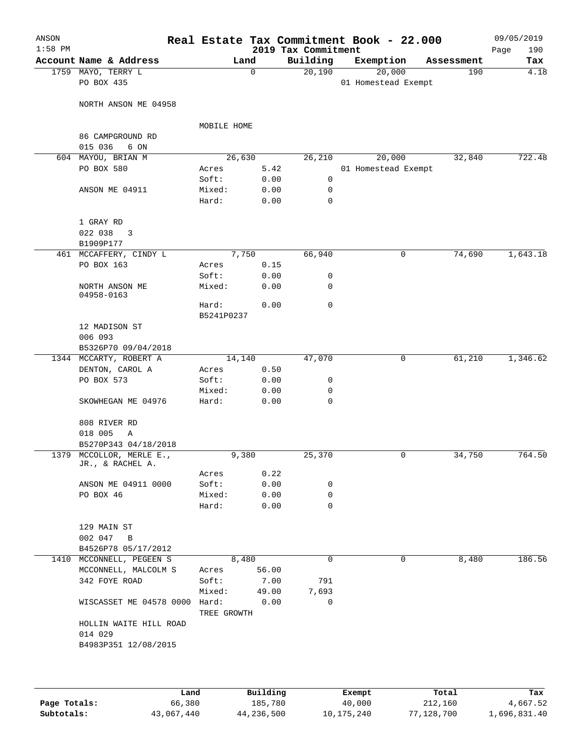ANSON 1:58 PM

# Real Estate Tax Commitment Book - 22.000

2019 Tax Commitment

09/05/2019

| Account Name & Address | Land | | Building | Exemption | Assessment | Tax |
|---|---|---|---|---|---|---|
| 1759 MAYO, TERRY L | | 0 | 20,190 | 20,000 | 190 | 4.18 |
| PO BOX 435 | | | | 01 Homestead Exempt | | |
| NORTH ANSON ME 04958 | | | | | | |
| | MOBILE HOME | | | | | |
| 86 CAMPGROUND RD | | | | | | |
| 015 036 6 ON | | | | | | |
| 604 MAYOU, BRIAN M | | 26,630 | 26,210 | 20,000 | 32,840 | 722.48 |
| PO BOX 580 | Acres | 5.42 | | 01 Homestead Exempt | | |
| | Soft: | 0.00 | 0 | | | |
| ANSON ME 04911 | Mixed: | 0.00 | 0 | | | |
| | Hard: | 0.00 | 0 | | | |
| 1 GRAY RD | | | | | | |
| 022 038 3 | | | | | | |
| B1909P177 | | | | | | |
| 461 MCCAFFERY, CINDY L | | 7,750 | 66,940 | 0 | 74,690 | 1,643.18 |
| PO BOX 163 | Acres | 0.15 | | | | |
| | Soft: | 0.00 | 0 | | | |
| NORTH ANSON ME 04958-0163 | Mixed: | 0.00 | 0 | | | |
| | Hard: | 0.00 | 0 | | | |
| | B5241P0237 | | | | | |
| 12 MADISON ST | | | | | | |
| 006 093 | | | | | | |
| B5326P70 09/04/2018 | | | | | | |
| 1344 MCCARTY, ROBERT A | | 14,140 | 47,070 | 0 | 61,210 | 1,346.62 |
| DENTON, CAROL A | Acres | 0.50 | | | | |
| PO BOX 573 | Soft: | 0.00 | 0 | | | |
| | Mixed: | 0.00 | 0 | | | |
| SKOWHEGAN ME 04976 | Hard: | 0.00 | 0 | | | |
| 808 RIVER RD | | | | | | |
| 018 005 A | | | | | | |
| B5270P343 04/18/2018 | | | | | | |
| 1379 MCCOLLOR, MERLE E., JR., & RACHEL A. | | 9,380 | 25,370 | 0 | 34,750 | 764.50 |
| | Acres | 0.22 | | | | |
| ANSON ME 04911 0000 | Soft: | 0.00 | 0 | | | |
| PO BOX 46 | Mixed: | 0.00 | 0 | | | |
| | Hard: | 0.00 | 0 | | | |
| 129 MAIN ST | | | | | | |
| 002 047 B | | | | | | |
| B4526P78 05/17/2012 | | | | | | |
| 1410 MCCONNELL, PEGEEN S | | 8,480 | 0 | 0 | 8,480 | 186.56 |
| MCCONNELL, MALCOLM S | Acres | 56.00 | | | | |
| 342 FOYE ROAD | Soft: | 7.00 | 791 | | | |
| | Mixed: | 49.00 | 7,693 | | | |
| WISCASSET ME 04578 0000 | Hard: | 0.00 | 0 | | | |
| | TREE GROWTH | | | | | |
| HOLLIN WAITE HILL ROAD | | | | | | |
| 014 029 | | | | | | |
| B4983P351 12/08/2015 | | | | | | |

| | Land | Building | Exempt | Total | Tax |
|---|---|---|---|---|---|
| Page Totals: | 66,380 | 185,780 | 40,000 | 212,160 | 4,667.52 |
| Subtotals: | 43,067,440 | 44,236,500 | 10,175,240 | 77,128,700 | 1,696,831.40 |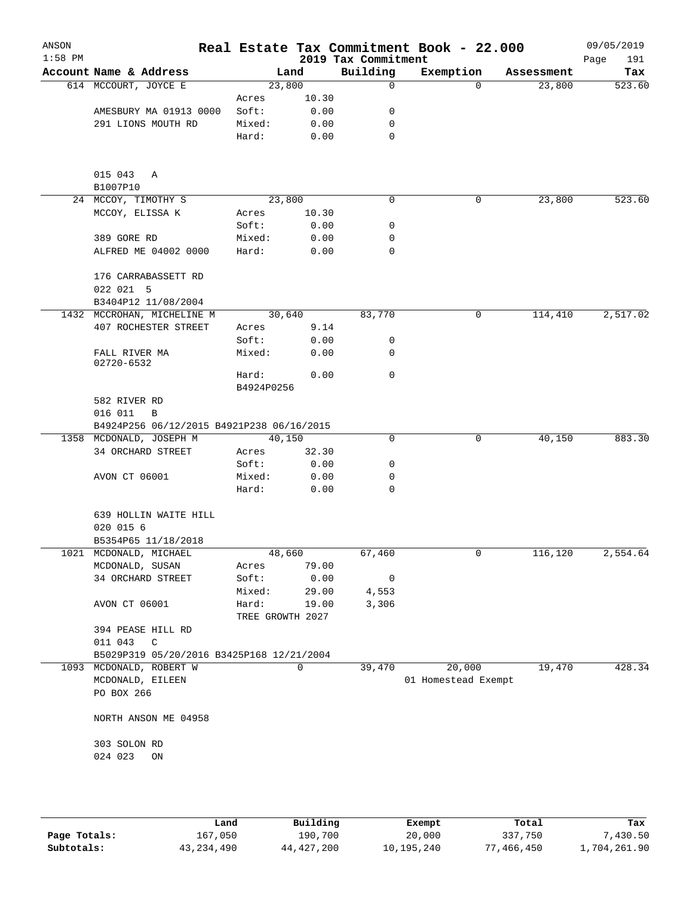# Real Estate Tax Commitment Book - 22.000

ANSON 1:58 PM — 2019 Tax Commitment — 09/05/2019

| Account Name & Address | Land | | Building | Exemption | Assessment | Tax |
|---|---|---|---|---|---|---|
| 614 MCCOURT, JOYCE E | 23,800 | | 0 | 0 | 23,800 | 523.60 |
| | Acres | 10.30 | | | | |
| AMESBURY MA 01913 0000 | Soft: | 0.00 | 0 | | | |
| 291 LIONS MOUTH RD | Mixed: | 0.00 | 0 | | | |
| | Hard: | 0.00 | 0 | | | |
| 015 043 A | | | | | | |
| B1007P10 | | | | | | |
| 24 MCCOY, TIMOTHY S | 23,800 | | 0 | 0 | 23,800 | 523.60 |
| MCCOY, ELISSA K | Acres | 10.30 | | | | |
| | Soft: | 0.00 | 0 | | | |
| 389 GORE RD | Mixed: | 0.00 | 0 | | | |
| ALFRED ME 04002 0000 | Hard: | 0.00 | 0 | | | |
| 176 CARRABASSETT RD | | | | | | |
| 022 021 5 | | | | | | |
| B3404P12 11/08/2004 | | | | | | |
| 1432 MCCROHAN, MICHELINE M | 30,640 | | 83,770 | 0 | 114,410 | 2,517.02 |
| 407 ROCHESTER STREET | Acres | 9.14 | | | | |
| | Soft: | 0.00 | 0 | | | |
| FALL RIVER MA 02720-6532 | Mixed: | 0.00 | 0 | | | |
| | Hard: | 0.00 | 0 | | | |
| | B4924P0256 | | | | | |
| 582 RIVER RD | | | | | | |
| 016 011 B | | | | | | |
| B4924P256 06/12/2015 B4921P238 06/16/2015 | | | | | | |
| 1358 MCDONALD, JOSEPH M | 40,150 | | 0 | 0 | 40,150 | 883.30 |
| 34 ORCHARD STREET | Acres | 32.30 | | | | |
| | Soft: | 0.00 | 0 | | | |
| AVON CT 06001 | Mixed: | 0.00 | 0 | | | |
| | Hard: | 0.00 | 0 | | | |
| 639 HOLLIN WAITE HILL | | | | | | |
| 020 015 6 | | | | | | |
| B5354P65 11/18/2018 | | | | | | |
| 1021 MCDONALD, MICHAEL | 48,660 | | 67,460 | 0 | 116,120 | 2,554.64 |
| MCDONALD, SUSAN | Acres | 79.00 | | | | |
| 34 ORCHARD STREET | Soft: | 0.00 | 0 | | | |
| | Mixed: | 29.00 | 4,553 | | | |
| AVON CT 06001 | Hard: | 19.00 | 3,306 | | | |
| | TREE GROWTH 2027 | | | | | |
| 394 PEASE HILL RD | | | | | | |
| 011 043 C | | | | | | |
| B5029P319 05/20/2016 B3425P168 12/21/2004 | | | | | | |
| 1093 MCDONALD, ROBERT W | 0 | | 39,470 | 20,000 | 19,470 | 428.34 |
| MCDONALD, EILEEN | | | | 01 Homestead Exempt | | |
| PO BOX 266 | | | | | | |
| NORTH ANSON ME 04958 | | | | | | |
| 303 SOLON RD | | | | | | |
| 024 023 ON | | | | | | |

| | Land | Building | Exempt | Total | Tax |
|---|---|---|---|---|---|
| Page Totals: | 167,050 | 190,700 | 20,000 | 337,750 | 7,430.50 |
| Subtotals: | 43,234,490 | 44,427,200 | 10,195,240 | 77,466,450 | 1,704,261.90 |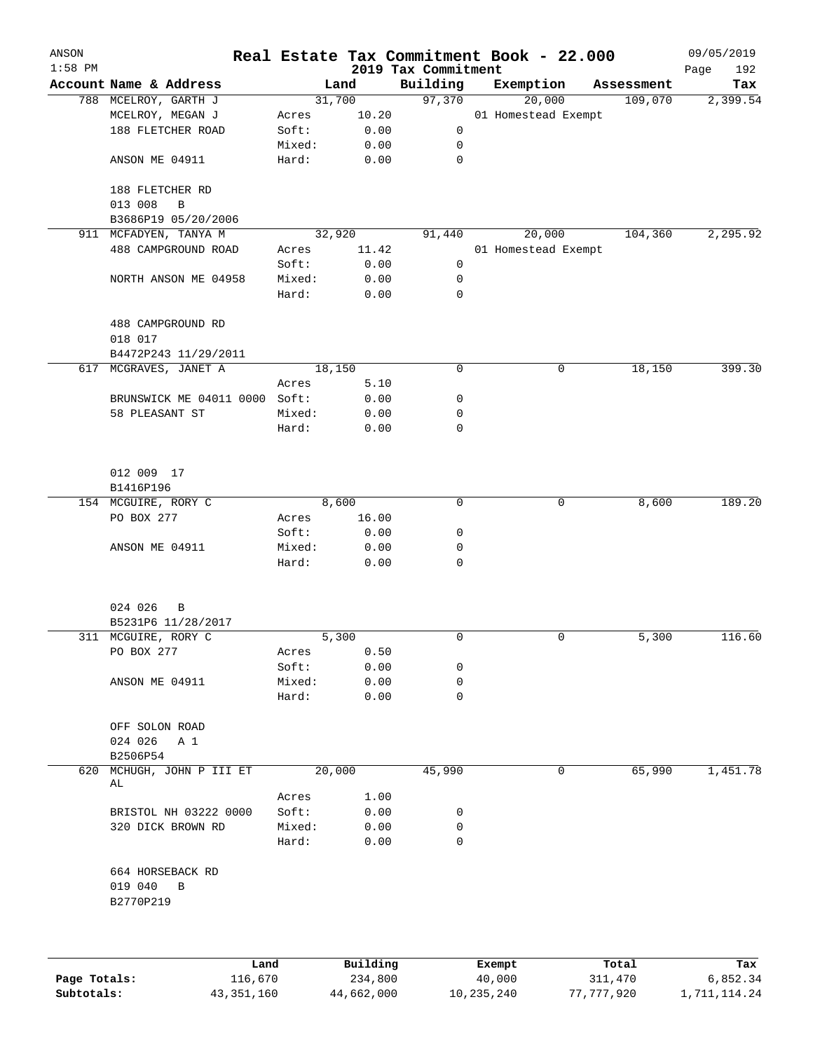# Real Estate Tax Commitment Book - 22.000

ANSON 09/05/2019
1:58 PM 2019 Tax Commitment

| Account Name & Address | | Land | Building | Exemption | Assessment | Tax |
|---|---|---|---|---|---|---|
| 788 MCELROY, GARTH J | | 31,700 | 97,370 | 20,000 | 109,070 | 2,399.54 |
| MCELROY, MEGAN J | Acres | 10.20 | | 01 Homestead Exempt | | |
| 188 FLETCHER ROAD | Soft: | 0.00 | 0 | | | |
| | Mixed: | 0.00 | 0 | | | |
| ANSON ME 04911 | Hard: | 0.00 | 0 | | | |
| 188 FLETCHER RD | | | | | | |
| 013 008 B | | | | | | |
| B3686P19 05/20/2006 | | | | | | |
| 911 MCFADYEN, TANYA M | | 32,920 | 91,440 | 20,000 | 104,360 | 2,295.92 |
| 488 CAMPGROUND ROAD | Acres | 11.42 | | 01 Homestead Exempt | | |
| | Soft: | 0.00 | 0 | | | |
| NORTH ANSON ME 04958 | Mixed: | 0.00 | 0 | | | |
| | Hard: | 0.00 | 0 | | | |
| 488 CAMPGROUND RD | | | | | | |
| 018 017 | | | | | | |
| B4472P243 11/29/2011 | | | | | | |
| 617 MCGRAVES, JANET A | | 18,150 | 0 | 0 | 18,150 | 399.30 |
| | Acres | 5.10 | | | | |
| BRUNSWICK ME 04011 0000 | Soft: | 0.00 | 0 | | | |
| 58 PLEASANT ST | Mixed: | 0.00 | 0 | | | |
| | Hard: | 0.00 | 0 | | | |
| 012 009 17 | | | | | | |
| B1416P196 | | | | | | |
| 154 MCGUIRE, RORY C | | 8,600 | 0 | 0 | 8,600 | 189.20 |
| PO BOX 277 | Acres | 16.00 | | | | |
| | Soft: | 0.00 | 0 | | | |
| ANSON ME 04911 | Mixed: | 0.00 | 0 | | | |
| | Hard: | 0.00 | 0 | | | |
| 024 026 B | | | | | | |
| B5231P6 11/28/2017 | | | | | | |
| 311 MCGUIRE, RORY C | | 5,300 | 0 | 0 | 5,300 | 116.60 |
| PO BOX 277 | Acres | 0.50 | | | | |
| | Soft: | 0.00 | 0 | | | |
| ANSON ME 04911 | Mixed: | 0.00 | 0 | | | |
| | Hard: | 0.00 | 0 | | | |
| OFF SOLON ROAD | | | | | | |
| 024 026 A 1 | | | | | | |
| B2506P54 | | | | | | |
| 620 MCHUGH, JOHN P III ET AL | | 20,000 | 45,990 | 0 | 65,990 | 1,451.78 |
| | Acres | 1.00 | | | | |
| BRISTOL NH 03222 0000 | Soft: | 0.00 | 0 | | | |
| 320 DICK BROWN RD | Mixed: | 0.00 | 0 | | | |
| | Hard: | 0.00 | 0 | | | |
| 664 HORSEBACK RD | | | | | | |
| 019 040 B | | | | | | |
| B2770P219 | | | | | | |

| | Land | Building | Exempt | Total | Tax |
|---|---|---|---|---|---|
| Page Totals: | 116,670 | 234,800 | 40,000 | 311,470 | 6,852.34 |
| Subtotals: | 43,351,160 | 44,662,000 | 10,235,240 | 77,777,920 | 1,711,114.24 |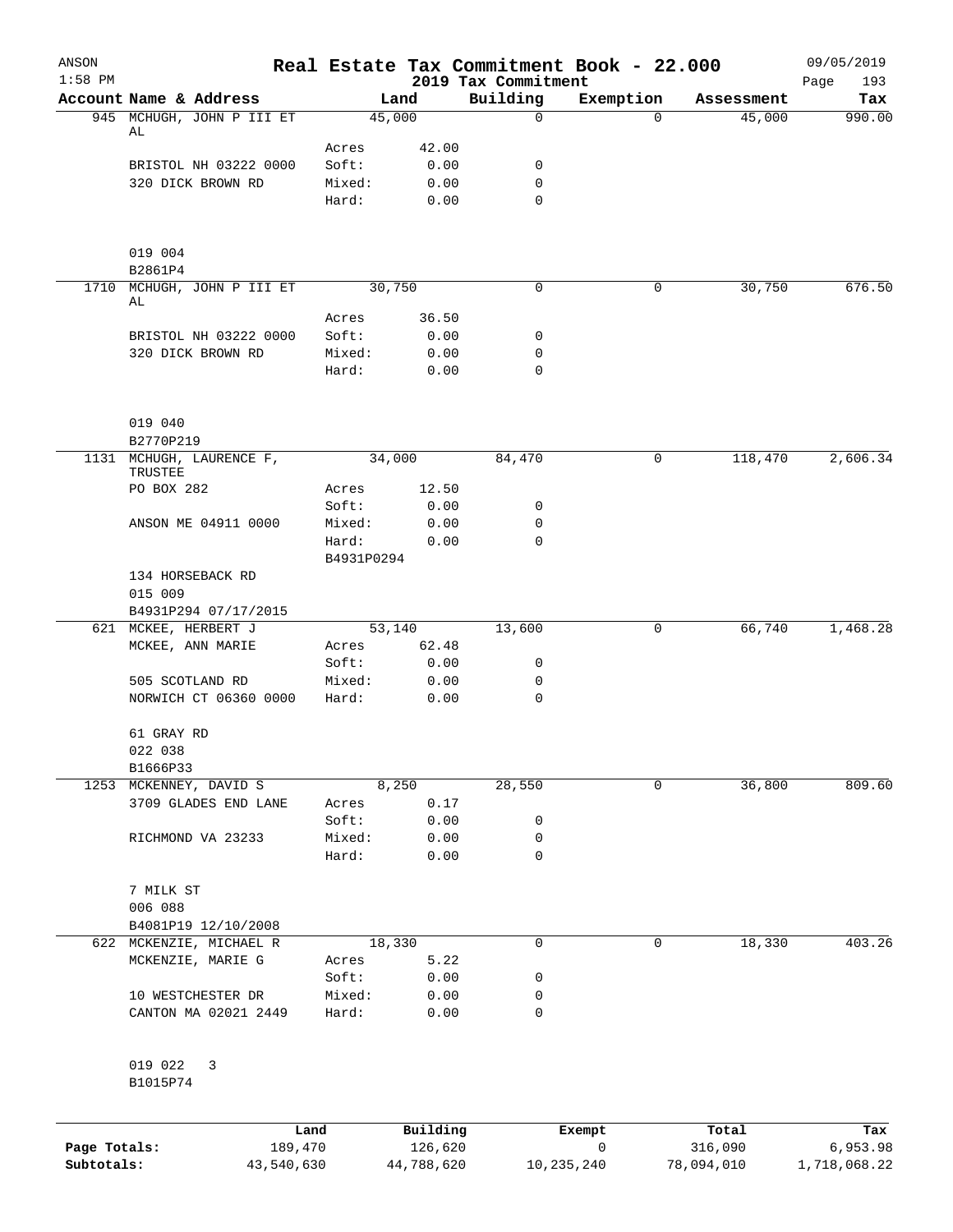# Real Estate Tax Commitment Book - 22.000

ANSON
1:58 PM

2019 Tax Commitment

09/05/2019

| Account Name & Address | Land | | Building | Exemption | Assessment | Tax |
|---|---|---|---|---|---|---|
| 945 MCHUGH, JOHN P III ET AL | 45,000 | | 0 | 0 | 45,000 | 990.00 |
| | Acres | 42.00 | | | | |
| BRISTOL NH 03222 0000 | Soft: | 0.00 | 0 | | | |
| 320 DICK BROWN RD | Mixed: | 0.00 | 0 | | | |
| | Hard: | 0.00 | 0 | | | |
| 019 004 | | | | | | |
| B2861P4 | | | | | | |
| 1710 MCHUGH, JOHN P III ET AL | 30,750 | | 0 | 0 | 30,750 | 676.50 |
| | Acres | 36.50 | | | | |
| BRISTOL NH 03222 0000 | Soft: | 0.00 | 0 | | | |
| 320 DICK BROWN RD | Mixed: | 0.00 | 0 | | | |
| | Hard: | 0.00 | 0 | | | |
| 019 040 | | | | | | |
| B2770P219 | | | | | | |
| 1131 MCHUGH, LAURENCE F, TRUSTEE | 34,000 | | 84,470 | 0 | 118,470 | 2,606.34 |
| PO BOX 282 | Acres | 12.50 | | | | |
| | Soft: | 0.00 | 0 | | | |
| ANSON ME 04911 0000 | Mixed: | 0.00 | 0 | | | |
| | Hard: | 0.00 | 0 | | | |
| | B4931P0294 | | | | | |
| 134 HORSEBACK RD | | | | | | |
| 015 009 | | | | | | |
| B4931P294 07/17/2015 | | | | | | |
| 621 MCKEE, HERBERT J | 53,140 | | 13,600 | 0 | 66,740 | 1,468.28 |
| MCKEE, ANN MARIE | Acres | 62.48 | | | | |
| | Soft: | 0.00 | 0 | | | |
| 505 SCOTLAND RD | Mixed: | 0.00 | 0 | | | |
| NORWICH CT 06360 0000 | Hard: | 0.00 | 0 | | | |
| 61 GRAY RD | | | | | | |
| 022 038 | | | | | | |
| B1666P33 | | | | | | |
| 1253 MCKENNEY, DAVID S | 8,250 | | 28,550 | 0 | 36,800 | 809.60 |
| 3709 GLADES END LANE | Acres | 0.17 | | | | |
| | Soft: | 0.00 | 0 | | | |
| RICHMOND VA 23233 | Mixed: | 0.00 | 0 | | | |
| | Hard: | 0.00 | 0 | | | |
| 7 MILK ST | | | | | | |
| 006 088 | | | | | | |
| B4081P19 12/10/2008 | | | | | | |
| 622 MCKENZIE, MICHAEL R | 18,330 | | 0 | 0 | 18,330 | 403.26 |
| MCKENZIE, MARIE G | Acres | 5.22 | | | | |
| | Soft: | 0.00 | 0 | | | |
| 10 WESTCHESTER DR | Mixed: | 0.00 | 0 | | | |
| CANTON MA 02021 2449 | Hard: | 0.00 | 0 | | | |
| 019 022 3 | | | | | | |
| B1015P74 | | | | | | |

| | Land | Building | Exempt | Total | Tax |
|---|---|---|---|---|---|
| Page Totals: | 189,470 | 126,620 | 0 | 316,090 | 6,953.98 |
| Subtotals: | 43,540,630 | 44,788,620 | 10,235,240 | 78,094,010 | 1,718,068.22 |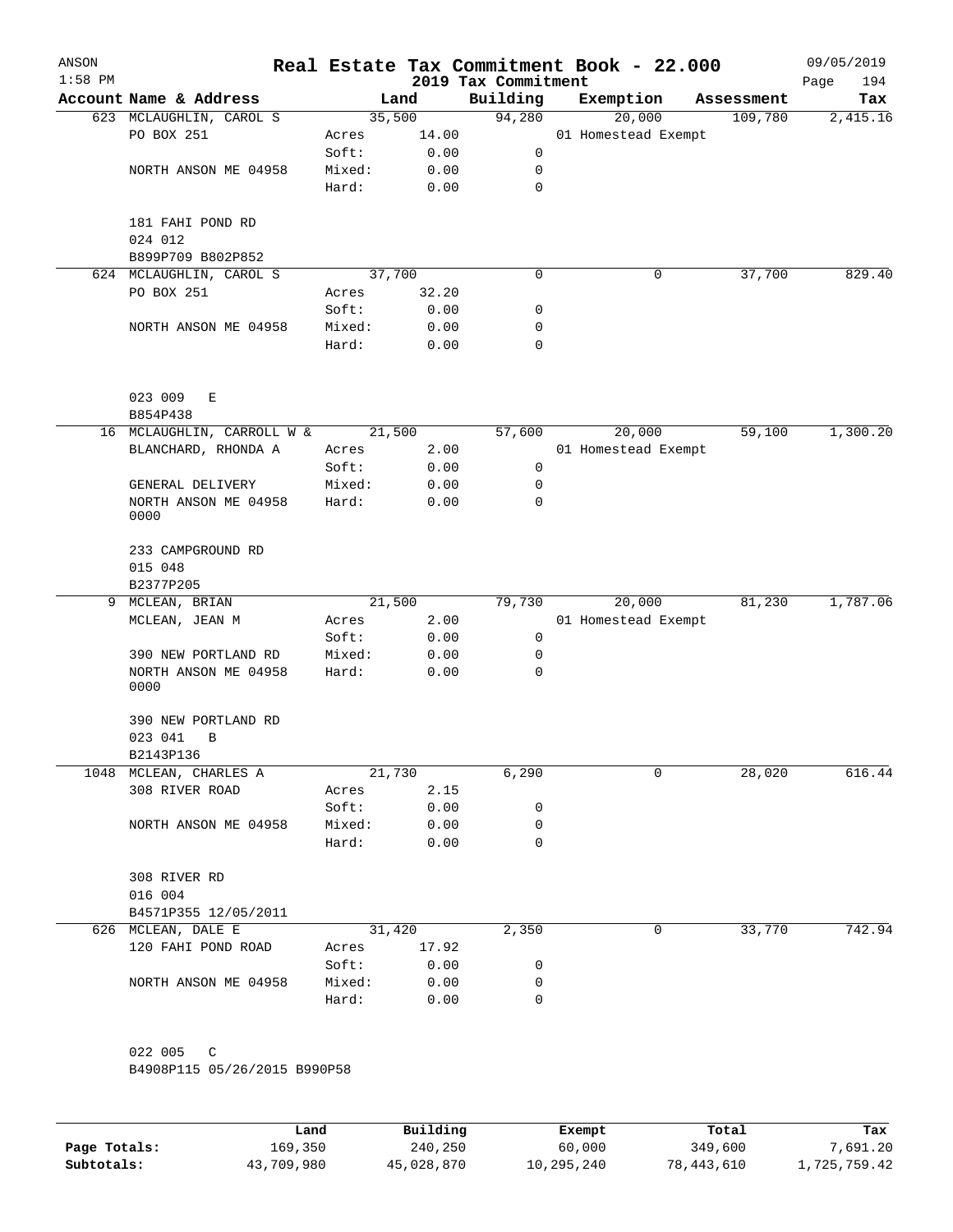ANSON

Real Estate Tax Commitment Book - 22.000

2019 Tax Commitment

09/05/2019

1:58 PM

| Account Name & Address | Land | | Building | Exemption | Assessment | Tax |
|---|---|---|---|---|---|---|
| 623 MCLAUGHLIN, CAROL S | 35,500 | | 94,280 | 20,000 | 109,780 | 2,415.16 |
| PO BOX 251 | Acres | 14.00 | | 01 Homestead Exempt | | |
| | Soft: | 0.00 | 0 | | | |
| NORTH ANSON ME 04958 | Mixed: | 0.00 | 0 | | | |
| | Hard: | 0.00 | 0 | | | |
| 181 FAHI POND RD | | | | | | |
| 024 012 | | | | | | |
| B899P709 B802P852 | | | | | | |
| 624 MCLAUGHLIN, CAROL S | 37,700 | | 0 | 0 | 37,700 | 829.40 |
| PO BOX 251 | Acres | 32.20 | | | | |
| | Soft: | 0.00 | 0 | | | |
| NORTH ANSON ME 04958 | Mixed: | 0.00 | 0 | | | |
| | Hard: | 0.00 | 0 | | | |
| 023 009 E | | | | | | |
| B854P438 | | | | | | |
| 16 MCLAUGHLIN, CARROLL W & | 21,500 | | 57,600 | 20,000 | 59,100 | 1,300.20 |
| BLANCHARD, RHONDA A | Acres | 2.00 | | 01 Homestead Exempt | | |
| | Soft: | 0.00 | 0 | | | |
| GENERAL DELIVERY | Mixed: | 0.00 | 0 | | | |
| NORTH ANSON ME 04958 0000 | Hard: | 0.00 | 0 | | | |
| 233 CAMPGROUND RD | | | | | | |
| 015 048 | | | | | | |
| B2377P205 | | | | | | |
| 9 MCLEAN, BRIAN | 21,500 | | 79,730 | 20,000 | 81,230 | 1,787.06 |
| MCLEAN, JEAN M | Acres | 2.00 | | 01 Homestead Exempt | | |
| | Soft: | 0.00 | 0 | | | |
| 390 NEW PORTLAND RD | Mixed: | 0.00 | 0 | | | |
| NORTH ANSON ME 04958 0000 | Hard: | 0.00 | 0 | | | |
| 390 NEW PORTLAND RD | | | | | | |
| 023 041 B | | | | | | |
| B2143P136 | | | | | | |
| 1048 MCLEAN, CHARLES A | 21,730 | | 6,290 | 0 | 28,020 | 616.44 |
| 308 RIVER ROAD | Acres | 2.15 | | | | |
| | Soft: | 0.00 | 0 | | | |
| NORTH ANSON ME 04958 | Mixed: | 0.00 | 0 | | | |
| | Hard: | 0.00 | 0 | | | |
| 308 RIVER RD | | | | | | |
| 016 004 | | | | | | |
| B4571P355 12/05/2011 | | | | | | |
| 626 MCLEAN, DALE E | 31,420 | | 2,350 | 0 | 33,770 | 742.94 |
| 120 FAHI POND ROAD | Acres | 17.92 | | | | |
| | Soft: | 0.00 | 0 | | | |
| NORTH ANSON ME 04958 | Mixed: | 0.00 | 0 | | | |
| | Hard: | 0.00 | 0 | | | |
| 022 005 C | | | | | | |
| B4908P115 05/26/2015 B990P58 | | | | | | |

| | Land | Building | Exempt | Total | Tax |
|---|---|---|---|---|---|
| Page Totals: | 169,350 | 240,250 | 60,000 | 349,600 | 7,691.20 |
| Subtotals: | 43,709,980 | 45,028,870 | 10,295,240 | 78,443,610 | 1,725,759.42 |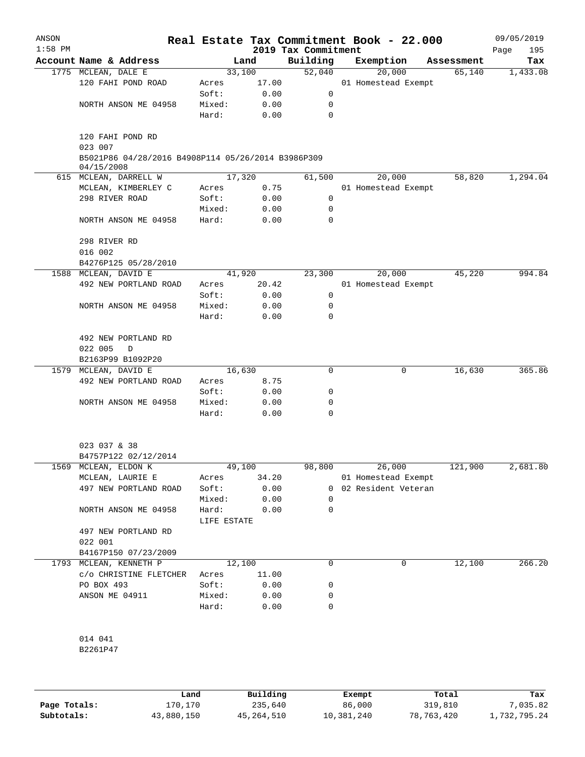# Real Estate Tax Commitment Book - 22.000

ANSON
1:58 PM

2019 Tax Commitment

09/05/2019
Page 195

| Account Name & Address | Land | | Building | Exemption | Assessment | Tax |
|---|---|---|---|---|---|---|
| 1775 MCLEAN, DALE E | 33,100 | | 52,040 | 20,000 | 65,140 | 1,433.08 |
| 120 FAHI POND ROAD | Acres | 17.00 | | 01 Homestead Exempt | | |
| | Soft: | 0.00 | 0 | | | |
| NORTH ANSON ME 04958 | Mixed: | 0.00 | 0 | | | |
| | Hard: | 0.00 | 0 | | | |
| 120 FAHI POND RD | | | | | | |
| 023 007 | | | | | | |
| B5021P86 04/28/2016 B4908P114 05/26/2014 B3986P309 04/15/2008 | | | | | | |
| 615 MCLEAN, DARRELL W | 17,320 | | 61,500 | 20,000 | 58,820 | 1,294.04 |
| MCLEAN, KIMBERLEY C | Acres | 0.75 | | 01 Homestead Exempt | | |
| 298 RIVER ROAD | Soft: | 0.00 | 0 | | | |
| | Mixed: | 0.00 | 0 | | | |
| NORTH ANSON ME 04958 | Hard: | 0.00 | 0 | | | |
| 298 RIVER RD | | | | | | |
| 016 002 | | | | | | |
| B4276P125 05/28/2010 | | | | | | |
| 1588 MCLEAN, DAVID E | 41,920 | | 23,300 | 20,000 | 45,220 | 994.84 |
| 492 NEW PORTLAND ROAD | Acres | 20.42 | | 01 Homestead Exempt | | |
| | Soft: | 0.00 | 0 | | | |
| NORTH ANSON ME 04958 | Mixed: | 0.00 | 0 | | | |
| | Hard: | 0.00 | 0 | | | |
| 492 NEW PORTLAND RD | | | | | | |
| 022 005 D | | | | | | |
| B2163P99 B1092P20 | | | | | | |
| 1579 MCLEAN, DAVID E | 16,630 | | 0 | 0 | 16,630 | 365.86 |
| 492 NEW PORTLAND ROAD | Acres | 8.75 | | | | |
| | Soft: | 0.00 | 0 | | | |
| NORTH ANSON ME 04958 | Mixed: | 0.00 | 0 | | | |
| | Hard: | 0.00 | 0 | | | |
| 023 037 & 38 | | | | | | |
| B4757P122 02/12/2014 | | | | | | |
| 1569 MCLEAN, ELDON K | 49,100 | | 98,800 | 26,000 | 121,900 | 2,681.80 |
| MCLEAN, LAURIE E | Acres | 34.20 | | 01 Homestead Exempt | | |
| 497 NEW PORTLAND ROAD | Soft: | 0.00 | 0 | 02 Resident Veteran | | |
| | Mixed: | 0.00 | 0 | | | |
| NORTH ANSON ME 04958 | Hard: | 0.00 | 0 | | | |
| | LIFE ESTATE | | | | | |
| 497 NEW PORTLAND RD | | | | | | |
| 022 001 | | | | | | |
| B4167P150 07/23/2009 | | | | | | |
| 1793 MCLEAN, KENNETH P | 12,100 | | 0 | 0 | 12,100 | 266.20 |
| c/o CHRISTINE FLETCHER | Acres | 11.00 | | | | |
| PO BOX 493 | Soft: | 0.00 | 0 | | | |
| ANSON ME 04911 | Mixed: | 0.00 | 0 | | | |
| | Hard: | 0.00 | 0 | | | |
| 014 041 | | | | | | |
| B2261P47 | | | | | | |

| | Land | Building | Exempt | Total | Tax |
|---|---|---|---|---|---|
| Page Totals: | 170,170 | 235,640 | 86,000 | 319,810 | 7,035.82 |
| Subtotals: | 43,880,150 | 45,264,510 | 10,381,240 | 78,763,420 | 1,732,795.24 |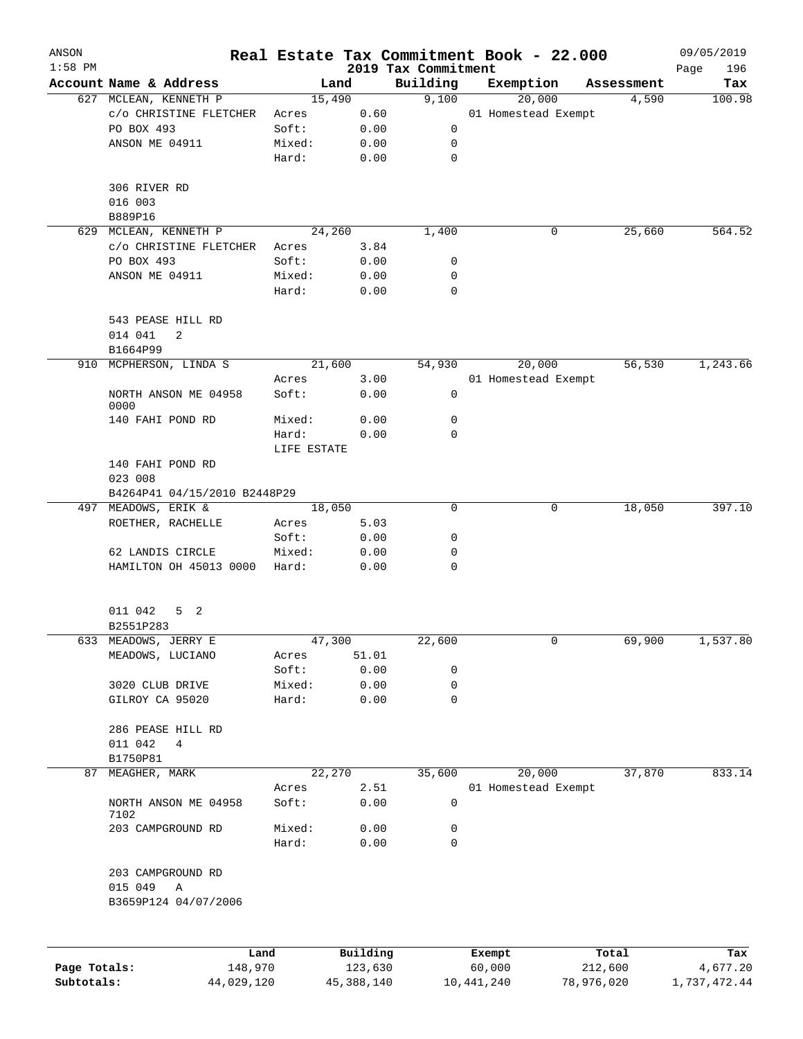# Real Estate Tax Commitment Book - 22.000

## 2019 Tax Commitment

ANSON 1:58 PM — 09/05/2019

| Account Name & Address | Land | | Building | Exemption | Assessment | Tax |
|---|---|---|---|---|---|---|
| 627 MCLEAN, KENNETH P | 15,490 | | 9,100 | 20,000 | 4,590 | 100.98 |
| c/o CHRISTINE FLETCHER | Acres | 0.60 | | 01 Homestead Exempt | | |
| PO BOX 493 | Soft: | 0.00 | 0 | | | |
| ANSON ME 04911 | Mixed: | 0.00 | 0 | | | |
| | Hard: | 0.00 | 0 | | | |
| 306 RIVER RD | | | | | | |
| 016 003 | | | | | | |
| B889P16 | | | | | | |
| 629 MCLEAN, KENNETH P | 24,260 | | 1,400 | 0 | 25,660 | 564.52 |
| c/o CHRISTINE FLETCHER | Acres | 3.84 | | | | |
| PO BOX 493 | Soft: | 0.00 | 0 | | | |
| ANSON ME 04911 | Mixed: | 0.00 | 0 | | | |
| | Hard: | 0.00 | 0 | | | |
| 543 PEASE HILL RD | | | | | | |
| 014 041 2 | | | | | | |
| B1664P99 | | | | | | |
| 910 MCPHERSON, LINDA S | 21,600 | | 54,930 | 20,000 | 56,530 | 1,243.66 |
| | Acres | 3.00 | | 01 Homestead Exempt | | |
| NORTH ANSON ME 04958 0000 | Soft: | 0.00 | 0 | | | |
| 140 FAHI POND RD | Mixed: | 0.00 | 0 | | | |
| | Hard: | 0.00 | 0 | | | |
| | LIFE ESTATE | | | | | |
| 140 FAHI POND RD | | | | | | |
| 023 008 | | | | | | |
| B4264P41 04/15/2010 B2448P29 | | | | | | |
| 497 MEADOWS, ERIK & | 18,050 | | 0 | 0 | 18,050 | 397.10 |
| ROETHER, RACHELLE | Acres | 5.03 | | | | |
| | Soft: | 0.00 | 0 | | | |
| 62 LANDIS CIRCLE | Mixed: | 0.00 | 0 | | | |
| HAMILTON OH 45013 0000 | Hard: | 0.00 | 0 | | | |
| 011 042 5 2 | | | | | | |
| B2551P283 | | | | | | |
| 633 MEADOWS, JERRY E | 47,300 | | 22,600 | 0 | 69,900 | 1,537.80 |
| MEADOWS, LUCIANO | Acres | 51.01 | | | | |
| | Soft: | 0.00 | 0 | | | |
| 3020 CLUB DRIVE | Mixed: | 0.00 | 0 | | | |
| GILROY CA 95020 | Hard: | 0.00 | 0 | | | |
| 286 PEASE HILL RD | | | | | | |
| 011 042 4 | | | | | | |
| B1750P81 | | | | | | |
| 87 MEAGHER, MARK | 22,270 | | 35,600 | 20,000 | 37,870 | 833.14 |
| | Acres | 2.51 | | 01 Homestead Exempt | | |
| NORTH ANSON ME 04958 7102 | Soft: | 0.00 | 0 | | | |
| 203 CAMPGROUND RD | Mixed: | 0.00 | 0 | | | |
| | Hard: | 0.00 | 0 | | | |
| 203 CAMPGROUND RD | | | | | | |
| 015 049 A | | | | | | |
| B3659P124 04/07/2006 | | | | | | |

| | Land | Building | Exempt | Total | Tax |
|---|---|---|---|---|---|
| Page Totals: | 148,970 | 123,630 | 60,000 | 212,600 | 4,677.20 |
| Subtotals: | 44,029,120 | 45,388,140 | 10,441,240 | 78,976,020 | 1,737,472.44 |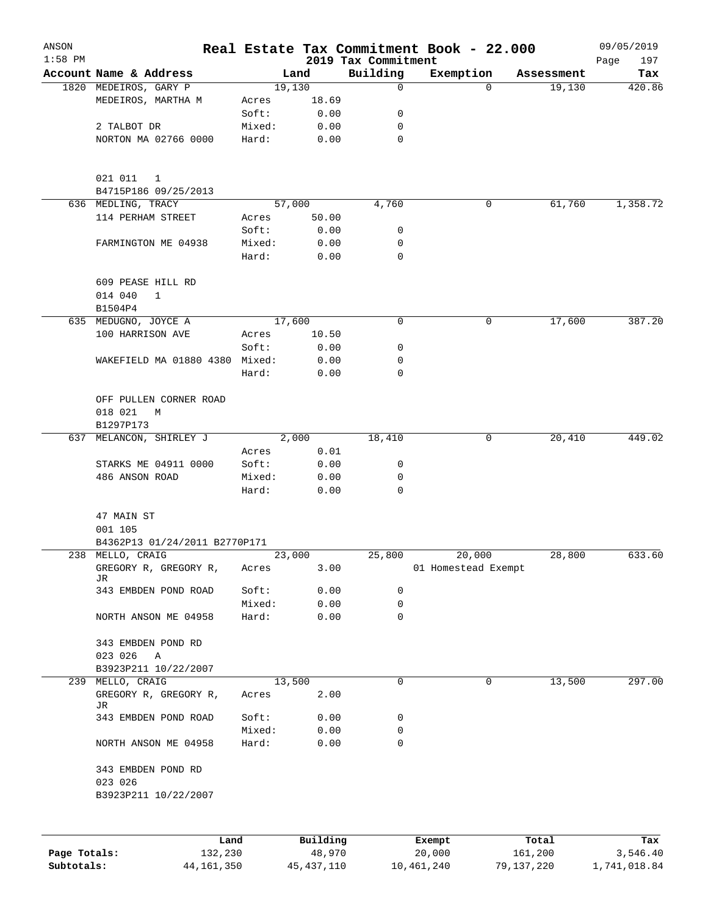# Real Estate Tax Commitment Book - 22.000

ANSON 1:58 PM — 2019 Tax Commitment — 09/05/2019

| Account Name & Address | | Land | Building | Exemption | Assessment | Tax |
|---|---|---|---|---|---|---|
| 1820 MEDEIROS, GARY P | | 19,130 | 0 | 0 | 19,130 | 420.86 |
| MEDEIROS, MARTHA M | Acres | 18.69 | | | | |
| | Soft: | 0.00 | 0 | | | |
| 2 TALBOT DR | Mixed: | 0.00 | 0 | | | |
| NORTON MA 02766 0000 | Hard: | 0.00 | 0 | | | |
| 021 011 1 | | | | | | |
| B4715P186 09/25/2013 | | | | | | |
| 636 MEDLING, TRACY | | 57,000 | 4,760 | 0 | 61,760 | 1,358.72 |
| 114 PERHAM STREET | Acres | 50.00 | | | | |
| | Soft: | 0.00 | 0 | | | |
| FARMINGTON ME 04938 | Mixed: | 0.00 | 0 | | | |
| | Hard: | 0.00 | 0 | | | |
| 609 PEASE HILL RD | | | | | | |
| 014 040 1 | | | | | | |
| B1504P4 | | | | | | |
| 635 MEDUGNO, JOYCE A | | 17,600 | 0 | 0 | 17,600 | 387.20 |
| 100 HARRISON AVE | Acres | 10.50 | | | | |
| | Soft: | 0.00 | 0 | | | |
| WAKEFIELD MA 01880 4380 | Mixed: | 0.00 | 0 | | | |
| | Hard: | 0.00 | 0 | | | |
| OFF PULLEN CORNER ROAD | | | | | | |
| 018 021 M | | | | | | |
| B1297P173 | | | | | | |
| 637 MELANCON, SHIRLEY J | | 2,000 | 18,410 | 0 | 20,410 | 449.02 |
| | Acres | 0.01 | | | | |
| STARKS ME 04911 0000 | Soft: | 0.00 | 0 | | | |
| 486 ANSON ROAD | Mixed: | 0.00 | 0 | | | |
| | Hard: | 0.00 | 0 | | | |
| 47 MAIN ST | | | | | | |
| 001 105 | | | | | | |
| B4362P13 01/24/2011 B2770P171 | | | | | | |
| 238 MELLO, CRAIG | | 23,000 | 25,800 | 20,000 | 28,800 | 633.60 |
| GREGORY R, GREGORY R, JR | Acres | 3.00 | | 01 Homestead Exempt | | |
| 343 EMBDEN POND ROAD | Soft: | 0.00 | 0 | | | |
| | Mixed: | 0.00 | 0 | | | |
| NORTH ANSON ME 04958 | Hard: | 0.00 | 0 | | | |
| 343 EMBDEN POND RD | | | | | | |
| 023 026 A | | | | | | |
| B3923P211 10/22/2007 | | | | | | |
| 239 MELLO, CRAIG | | 13,500 | 0 | 0 | 13,500 | 297.00 |
| GREGORY R, GREGORY R, JR | Acres | 2.00 | | | | |
| 343 EMBDEN POND ROAD | Soft: | 0.00 | 0 | | | |
| | Mixed: | 0.00 | 0 | | | |
| NORTH ANSON ME 04958 | Hard: | 0.00 | 0 | | | |
| 343 EMBDEN POND RD | | | | | | |
| 023 026 | | | | | | |
| B3923P211 10/22/2007 | | | | | | |

| | Land | Building | Exempt | Total | Tax |
|---|---|---|---|---|---|
| Page Totals: | 132,230 | 48,970 | 20,000 | 161,200 | 3,546.40 |
| Subtotals: | 44,161,350 | 45,437,110 | 10,461,240 | 79,137,220 | 1,741,018.84 |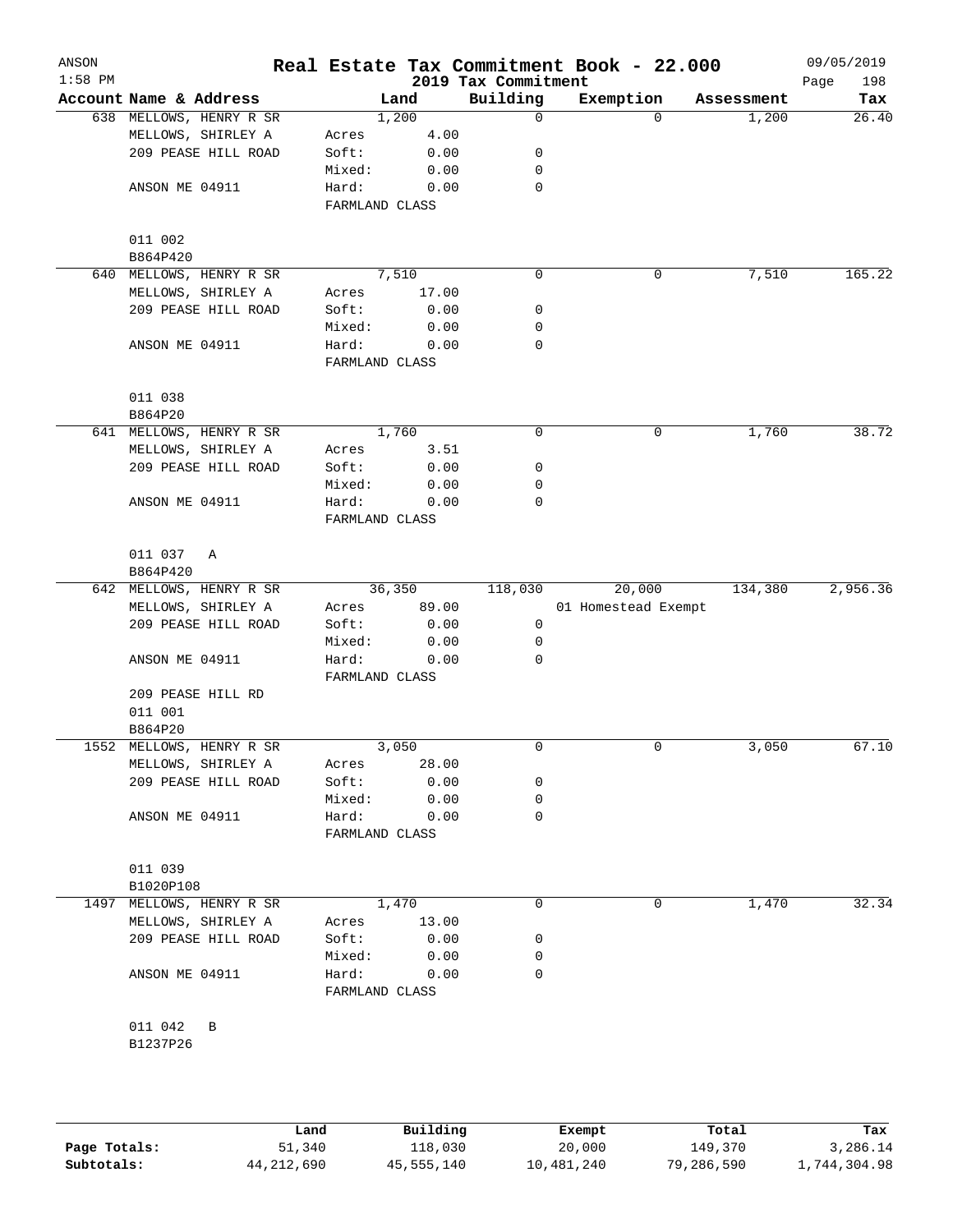# Real Estate Tax Commitment Book - 22.000

ANSON
1:58 PM

2019 Tax Commitment

09/05/2019

| Account Name & Address | Land | | Building | Exemption | Assessment | Tax |
|---|---|---|---|---|---|---|
| 638 MELLOWS, HENRY R SR | 1,200 | | 0 | 0 | 1,200 | 26.40 |
| MELLOWS, SHIRLEY A | Acres | 4.00 | | | | |
| 209 PEASE HILL ROAD | Soft: | 0.00 | 0 | | | |
| | Mixed: | 0.00 | 0 | | | |
| ANSON ME 04911 | Hard: | 0.00 | 0 | | | |
| | FARMLAND CLASS | | | | | |
| 011 002 | | | | | | |
| B864P420 | | | | | | |
| 640 MELLOWS, HENRY R SR | 7,510 | | 0 | 0 | 7,510 | 165.22 |
| MELLOWS, SHIRLEY A | Acres | 17.00 | | | | |
| 209 PEASE HILL ROAD | Soft: | 0.00 | 0 | | | |
| | Mixed: | 0.00 | 0 | | | |
| ANSON ME 04911 | Hard: | 0.00 | 0 | | | |
| | FARMLAND CLASS | | | | | |
| 011 038 | | | | | | |
| B864P20 | | | | | | |
| 641 MELLOWS, HENRY R SR | 1,760 | | 0 | 0 | 1,760 | 38.72 |
| MELLOWS, SHIRLEY A | Acres | 3.51 | | | | |
| 209 PEASE HILL ROAD | Soft: | 0.00 | 0 | | | |
| | Mixed: | 0.00 | 0 | | | |
| ANSON ME 04911 | Hard: | 0.00 | 0 | | | |
| | FARMLAND CLASS | | | | | |
| 011 037 A | | | | | | |
| B864P420 | | | | | | |
| 642 MELLOWS, HENRY R SR | 36,350 | | 118,030 | 20,000 | 134,380 | 2,956.36 |
| MELLOWS, SHIRLEY A | Acres | 89.00 | | 01 Homestead Exempt | | |
| 209 PEASE HILL ROAD | Soft: | 0.00 | 0 | | | |
| | Mixed: | 0.00 | 0 | | | |
| ANSON ME 04911 | Hard: | 0.00 | 0 | | | |
| | FARMLAND CLASS | | | | | |
| 209 PEASE HILL RD | | | | | | |
| 011 001 | | | | | | |
| B864P20 | | | | | | |
| 1552 MELLOWS, HENRY R SR | 3,050 | | 0 | 0 | 3,050 | 67.10 |
| MELLOWS, SHIRLEY A | Acres | 28.00 | | | | |
| 209 PEASE HILL ROAD | Soft: | 0.00 | 0 | | | |
| | Mixed: | 0.00 | 0 | | | |
| ANSON ME 04911 | Hard: | 0.00 | 0 | | | |
| | FARMLAND CLASS | | | | | |
| 011 039 | | | | | | |
| B1020P108 | | | | | | |
| 1497 MELLOWS, HENRY R SR | 1,470 | | 0 | 0 | 1,470 | 32.34 |
| MELLOWS, SHIRLEY A | Acres | 13.00 | | | | |
| 209 PEASE HILL ROAD | Soft: | 0.00 | 0 | | | |
| | Mixed: | 0.00 | 0 | | | |
| ANSON ME 04911 | Hard: | 0.00 | 0 | | | |
| | FARMLAND CLASS | | | | | |
| 011 042 B | | | | | | |
| B1237P26 | | | | | | |

| | Land | Building | Exempt | Total | Tax |
|---|---|---|---|---|---|
| Page Totals: | 51,340 | 118,030 | 20,000 | 149,370 | 3,286.14 |
| Subtotals: | 44,212,690 | 45,555,140 | 10,481,240 | 79,286,590 | 1,744,304.98 |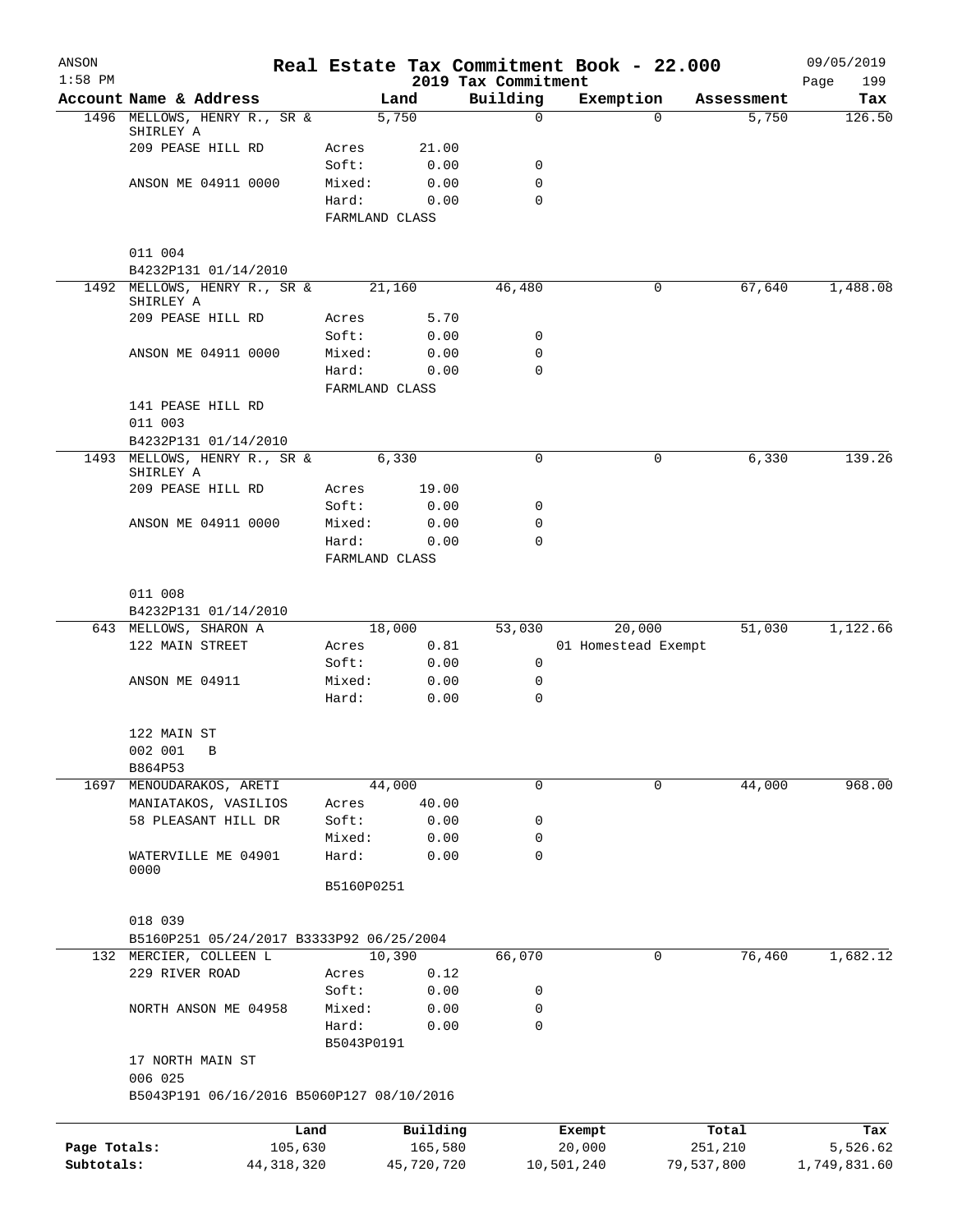ANSON 1:58 PM

# Real Estate Tax Commitment Book - 22.000

## 2019 Tax Commitment

09/05/2019 Page 199

| Account Name & Address | Land | | Building | Exemption | Assessment | Tax |
|---|---|---|---|---|---|---|
| 1496 MELLOWS, HENRY R., SR & SHIRLEY A | 5,750 | | 0 | 0 | 5,750 | 126.50 |
| 209 PEASE HILL RD | Acres | 21.00 | | | | |
| | Soft: | 0.00 | 0 | | | |
| ANSON ME 04911 0000 | Mixed: | 0.00 | 0 | | | |
| | Hard: | 0.00 | 0 | | | |
| | FARMLAND CLASS | | | | | |
| 011 004 | | | | | | |
| B4232P131 01/14/2010 | | | | | | |
| 1492 MELLOWS, HENRY R., SR & SHIRLEY A | 21,160 | | 46,480 | 0 | 67,640 | 1,488.08 |
| 209 PEASE HILL RD | Acres | 5.70 | | | | |
| | Soft: | 0.00 | 0 | | | |
| ANSON ME 04911 0000 | Mixed: | 0.00 | 0 | | | |
| | Hard: | 0.00 | 0 | | | |
| | FARMLAND CLASS | | | | | |
| 141 PEASE HILL RD | | | | | | |
| 011 003 | | | | | | |
| B4232P131 01/14/2010 | | | | | | |
| 1493 MELLOWS, HENRY R., SR & SHIRLEY A | 6,330 | | 0 | 0 | 6,330 | 139.26 |
| 209 PEASE HILL RD | Acres | 19.00 | | | | |
| | Soft: | 0.00 | 0 | | | |
| ANSON ME 04911 0000 | Mixed: | 0.00 | 0 | | | |
| | Hard: | 0.00 | 0 | | | |
| | FARMLAND CLASS | | | | | |
| 011 008 | | | | | | |
| B4232P131 01/14/2010 | | | | | | |
| 643 MELLOWS, SHARON A | 18,000 | | 53,030 | 20,000 | 51,030 | 1,122.66 |
| 122 MAIN STREET | Acres | 0.81 | | 01 Homestead Exempt | | |
| | Soft: | 0.00 | 0 | | | |
| ANSON ME 04911 | Mixed: | 0.00 | 0 | | | |
| | Hard: | 0.00 | 0 | | | |
| 122 MAIN ST | | | | | | |
| 002 001 B | | | | | | |
| B864P53 | | | | | | |
| 1697 MENOUDARAKOS, ARETI | 44,000 | | 0 | 0 | 44,000 | 968.00 |
| MANIATAKOS, VASILIOS | Acres | 40.00 | | | | |
| 58 PLEASANT HILL DR | Soft: | 0.00 | 0 | | | |
| | Mixed: | 0.00 | 0 | | | |
| WATERVILLE ME 04901 0000 | Hard: | 0.00 | 0 | | | |
| | B5160P0251 | | | | | |
| 018 039 | | | | | | |
| B5160P251 05/24/2017 B3333P92 06/25/2004 | | | | | | |
| 132 MERCIER, COLLEEN L | 10,390 | | 66,070 | 0 | 76,460 | 1,682.12 |
| 229 RIVER ROAD | Acres | 0.12 | | | | |
| | Soft: | 0.00 | 0 | | | |
| NORTH ANSON ME 04958 | Mixed: | 0.00 | 0 | | | |
| | Hard: | 0.00 | 0 | | | |
| | B5043P0191 | | | | | |
| 17 NORTH MAIN ST | | | | | | |
| 006 025 | | | | | | |
| B5043P191 06/16/2016 B5060P127 08/10/2016 | | | | | | |

| | Land | Building | Exempt | Total | Tax |
|---|---|---|---|---|---|
| Page Totals: | 105,630 | 165,580 | 20,000 | 251,210 | 5,526.62 |
| Subtotals: | 44,318,320 | 45,720,720 | 10,501,240 | 79,537,800 | 1,749,831.60 |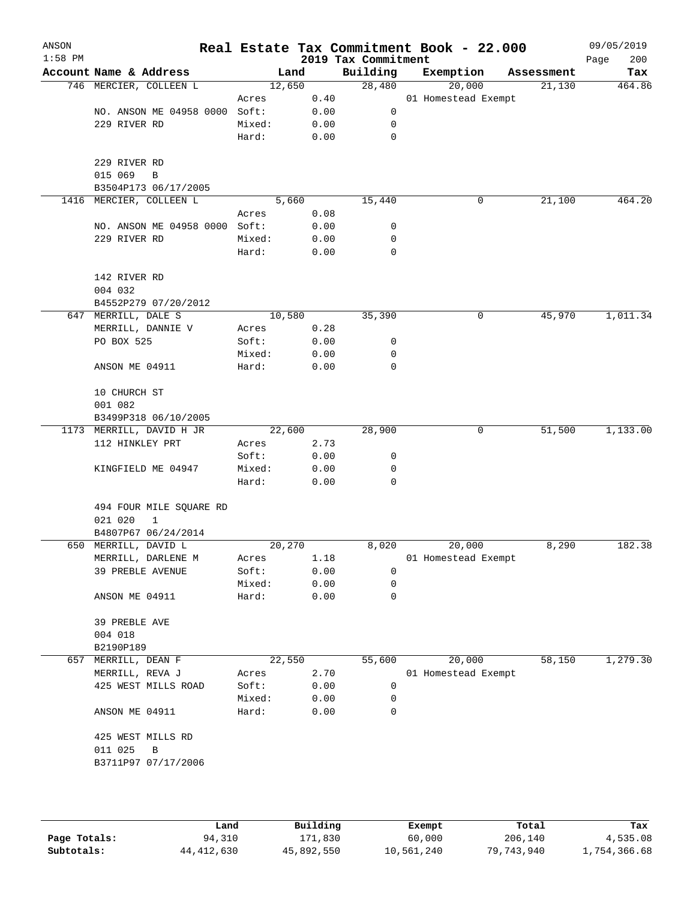# Real Estate Tax Commitment Book - 22.000

ANSON
1:58 PM

2019 Tax Commitment

09/05/2019
Page 200

| Account Name & Address | | Land | Building | Exemption | Assessment | Tax |
|---|---|---|---|---|---|---|
| 746 MERCIER, COLLEEN L | | 12,650 | 28,480 | 20,000 | 21,130 | 464.86 |
| | Acres | 0.40 | | 01 Homestead Exempt | | |
| NO. ANSON ME 04958 0000 | Soft: | 0.00 | 0 | | | |
| 229 RIVER RD | Mixed: | 0.00 | 0 | | | |
| | Hard: | 0.00 | 0 | | | |
| 229 RIVER RD | | | | | | |
| 015 069 B | | | | | | |
| B3504P173 06/17/2005 | | | | | | |
| 1416 MERCIER, COLLEEN L | | 5,660 | 15,440 | 0 | 21,100 | 464.20 |
| | Acres | 0.08 | | | | |
| NO. ANSON ME 04958 0000 | Soft: | 0.00 | 0 | | | |
| 229 RIVER RD | Mixed: | 0.00 | 0 | | | |
| | Hard: | 0.00 | 0 | | | |
| 142 RIVER RD | | | | | | |
| 004 032 | | | | | | |
| B4552P279 07/20/2012 | | | | | | |
| 647 MERRILL, DALE S | | 10,580 | 35,390 | 0 | 45,970 | 1,011.34 |
| MERRILL, DANNIE V | Acres | 0.28 | | | | |
| PO BOX 525 | Soft: | 0.00 | 0 | | | |
| | Mixed: | 0.00 | 0 | | | |
| ANSON ME 04911 | Hard: | 0.00 | 0 | | | |
| 10 CHURCH ST | | | | | | |
| 001 082 | | | | | | |
| B3499P318 06/10/2005 | | | | | | |
| 1173 MERRILL, DAVID H JR | | 22,600 | 28,900 | 0 | 51,500 | 1,133.00 |
| 112 HINKLEY PRT | Acres | 2.73 | | | | |
| | Soft: | 0.00 | 0 | | | |
| KINGFIELD ME 04947 | Mixed: | 0.00 | 0 | | | |
| | Hard: | 0.00 | 0 | | | |
| 494 FOUR MILE SQUARE RD | | | | | | |
| 021 020 1 | | | | | | |
| B4807P67 06/24/2014 | | | | | | |
| 650 MERRILL, DAVID L | | 20,270 | 8,020 | 20,000 | 8,290 | 182.38 |
| MERRILL, DARLENE M | Acres | 1.18 | | 01 Homestead Exempt | | |
| 39 PREBLE AVENUE | Soft: | 0.00 | 0 | | | |
| | Mixed: | 0.00 | 0 | | | |
| ANSON ME 04911 | Hard: | 0.00 | 0 | | | |
| 39 PREBLE AVE | | | | | | |
| 004 018 | | | | | | |
| B2190P189 | | | | | | |
| 657 MERRILL, DEAN F | | 22,550 | 55,600 | 20,000 | 58,150 | 1,279.30 |
| MERRILL, REVA J | Acres | 2.70 | | 01 Homestead Exempt | | |
| 425 WEST MILLS ROAD | Soft: | 0.00 | 0 | | | |
| | Mixed: | 0.00 | 0 | | | |
| ANSON ME 04911 | Hard: | 0.00 | 0 | | | |
| 425 WEST MILLS RD | | | | | | |
| 011 025 B | | | | | | |
| B3711P97 07/17/2006 | | | | | | |

| | Land | Building | Exempt | Total | Tax |
|---|---|---|---|---|---|
| Page Totals: | 94,310 | 171,830 | 60,000 | 206,140 | 4,535.08 |
| Subtotals: | 44,412,630 | 45,892,550 | 10,561,240 | 79,743,940 | 1,754,366.68 |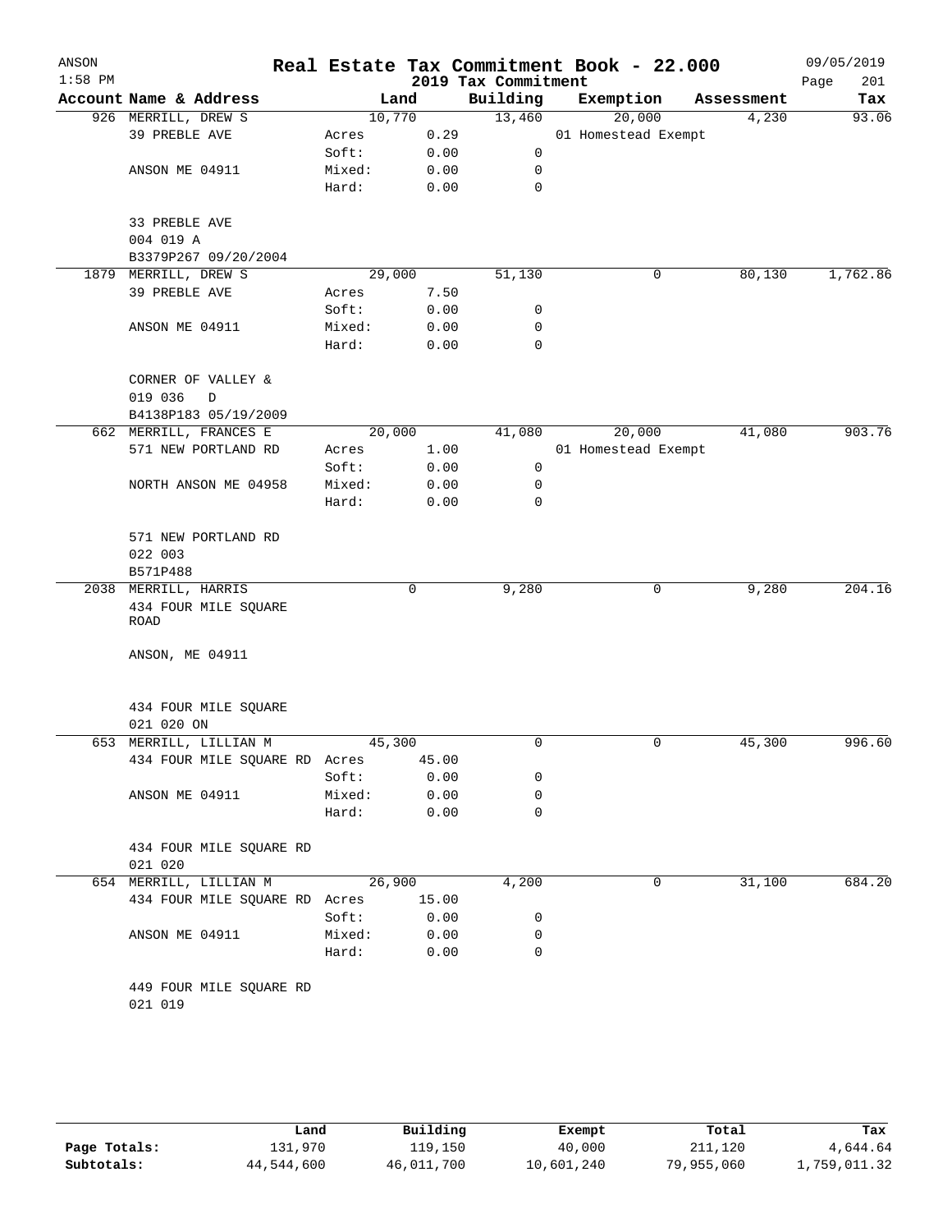# Real Estate Tax Commitment Book - 22.000

ANSON 1:58 PM — 2019 Tax Commitment — 09/05/2019

| Account Name & Address | Land | | Building | Exemption | Assessment | Tax |
|---|---|---|---|---|---|---|
| 926 MERRILL, DREW S | 10,770 | | 13,460 | 20,000 | 4,230 | 93.06 |
| 39 PREBLE AVE | Acres | 0.29 | | 01 Homestead Exempt | | |
| | Soft: | 0.00 | 0 | | | |
| ANSON ME 04911 | Mixed: | 0.00 | 0 | | | |
| | Hard: | 0.00 | 0 | | | |
| 33 PREBLE AVE | | | | | | |
| 004 019 A | | | | | | |
| B3379P267 09/20/2004 | | | | | | |
| 1879 MERRILL, DREW S | 29,000 | | 51,130 | 0 | 80,130 | 1,762.86 |
| 39 PREBLE AVE | Acres | 7.50 | | | | |
| | Soft: | 0.00 | 0 | | | |
| ANSON ME 04911 | Mixed: | 0.00 | 0 | | | |
| | Hard: | 0.00 | 0 | | | |
| CORNER OF VALLEY & | | | | | | |
| 019 036 D | | | | | | |
| B4138P183 05/19/2009 | | | | | | |
| 662 MERRILL, FRANCES E | 20,000 | | 41,080 | 20,000 | 41,080 | 903.76 |
| 571 NEW PORTLAND RD | Acres | 1.00 | | 01 Homestead Exempt | | |
| | Soft: | 0.00 | 0 | | | |
| NORTH ANSON ME 04958 | Mixed: | 0.00 | 0 | | | |
| | Hard: | 0.00 | 0 | | | |
| 571 NEW PORTLAND RD | | | | | | |
| 022 003 | | | | | | |
| B571P488 | | | | | | |
| 2038 MERRILL, HARRIS | 0 | | 9,280 | 0 | 9,280 | 204.16 |
| 434 FOUR MILE SQUARE ROAD | | | | | | |
| ANSON, ME 04911 | | | | | | |
| 434 FOUR MILE SQUARE | | | | | | |
| 021 020 ON | | | | | | |
| 653 MERRILL, LILLIAN M | 45,300 | | 0 | 0 | 45,300 | 996.60 |
| 434 FOUR MILE SQUARE RD | Acres | 45.00 | | | | |
| | Soft: | 0.00 | 0 | | | |
| ANSON ME 04911 | Mixed: | 0.00 | 0 | | | |
| | Hard: | 0.00 | 0 | | | |
| 434 FOUR MILE SQUARE RD | | | | | | |
| 021 020 | | | | | | |
| 654 MERRILL, LILLIAN M | 26,900 | | 4,200 | 0 | 31,100 | 684.20 |
| 434 FOUR MILE SQUARE RD | Acres | 15.00 | | | | |
| | Soft: | 0.00 | 0 | | | |
| ANSON ME 04911 | Mixed: | 0.00 | 0 | | | |
| | Hard: | 0.00 | 0 | | | |
| 449 FOUR MILE SQUARE RD | | | | | | |
| 021 019 | | | | | | |

| | Land | Building | Exempt | Total | Tax |
|---|---|---|---|---|---|
| Page Totals: | 131,970 | 119,150 | 40,000 | 211,120 | 4,644.64 |
| Subtotals: | 44,544,600 | 46,011,700 | 10,601,240 | 79,955,060 | 1,759,011.32 |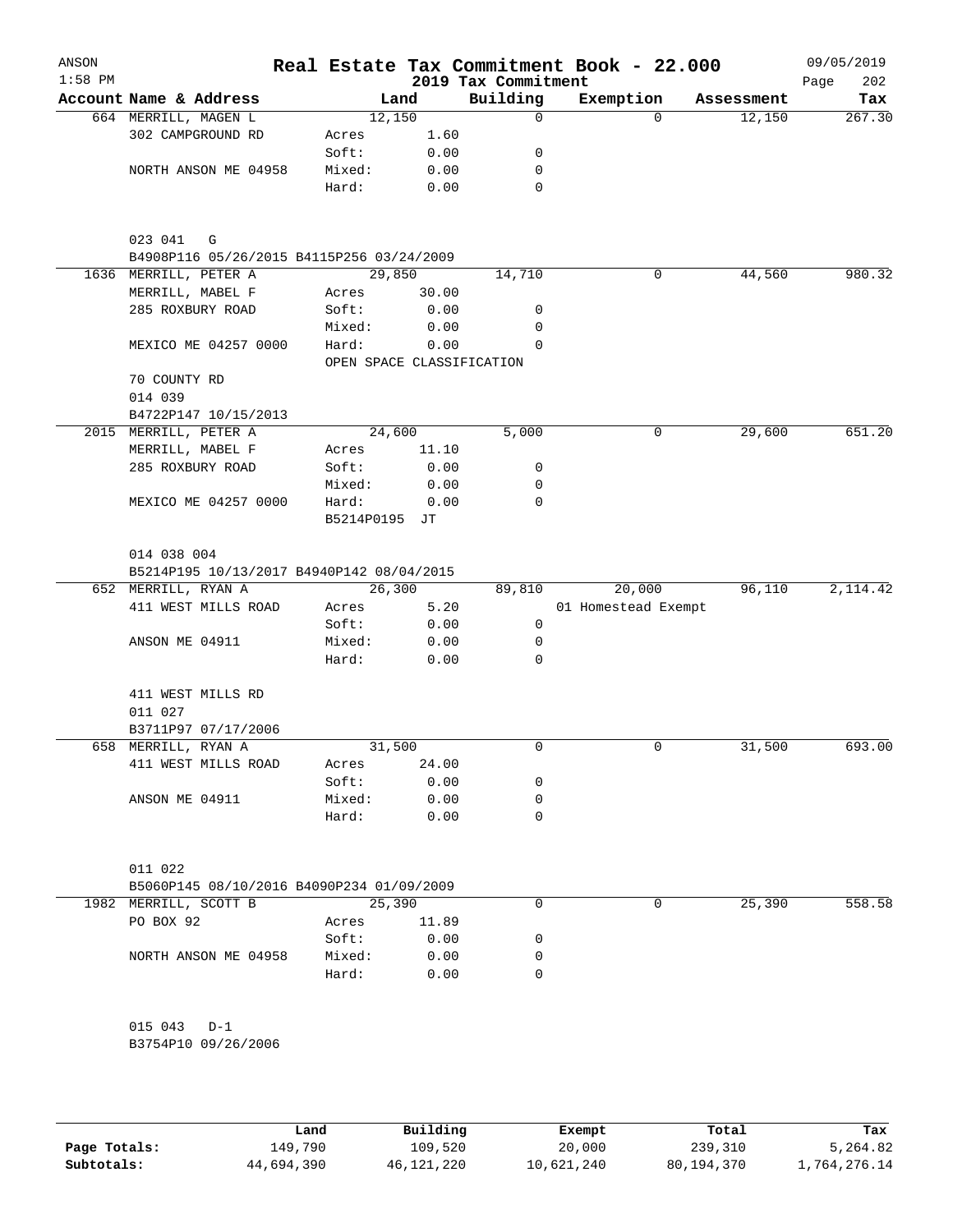# Real Estate Tax Commitment Book - 22.000

ANSON 1:58 PM — 2019 Tax Commitment — 09/05/2019 Page 202

| Account Name & Address | Land | | Building | Exemption | Assessment | Tax |
|---|---|---|---|---|---|---|
| 664 MERRILL, MAGEN L | 12,150 | | 0 | 0 | 12,150 | 267.30 |
| 302 CAMPGROUND RD | Acres | 1.60 | | | | |
| | Soft: | 0.00 | 0 | | | |
| NORTH ANSON ME 04958 | Mixed: | 0.00 | 0 | | | |
| | Hard: | 0.00 | 0 | | | |
| 023 041 G | | | | | | |
| B4908P116 05/26/2015 B4115P256 03/24/2009 | | | | | | |
| 1636 MERRILL, PETER A | 29,850 | | 14,710 | 0 | 44,560 | 980.32 |
| MERRILL, MABEL F | Acres | 30.00 | | | | |
| 285 ROXBURY ROAD | Soft: | 0.00 | 0 | | | |
| | Mixed: | 0.00 | 0 | | | |
| MEXICO ME 04257 0000 | Hard: | 0.00 | 0 | | | |
| | OPEN SPACE CLASSIFICATION | | | | | |
| 70 COUNTY RD | | | | | | |
| 014 039 | | | | | | |
| B4722P147 10/15/2013 | | | | | | |
| 2015 MERRILL, PETER A | 24,600 | | 5,000 | 0 | 29,600 | 651.20 |
| MERRILL, MABEL F | Acres | 11.10 | | | | |
| 285 ROXBURY ROAD | Soft: | 0.00 | 0 | | | |
| | Mixed: | 0.00 | 0 | | | |
| MEXICO ME 04257 0000 | Hard: | 0.00 | 0 | | | |
| | B5214P0195 JT | | | | | |
| 014 038 004 | | | | | | |
| B5214P195 10/13/2017 B4940P142 08/04/2015 | | | | | | |
| 652 MERRILL, RYAN A | 26,300 | | 89,810 | 20,000 | 96,110 | 2,114.42 |
| 411 WEST MILLS ROAD | Acres | 5.20 | | 01 Homestead Exempt | | |
| | Soft: | 0.00 | 0 | | | |
| ANSON ME 04911 | Mixed: | 0.00 | 0 | | | |
| | Hard: | 0.00 | 0 | | | |
| 411 WEST MILLS RD | | | | | | |
| 011 027 | | | | | | |
| B3711P97 07/17/2006 | | | | | | |
| 658 MERRILL, RYAN A | 31,500 | | 0 | 0 | 31,500 | 693.00 |
| 411 WEST MILLS ROAD | Acres | 24.00 | | | | |
| | Soft: | 0.00 | 0 | | | |
| ANSON ME 04911 | Mixed: | 0.00 | 0 | | | |
| | Hard: | 0.00 | 0 | | | |
| 011 022 | | | | | | |
| B5060P145 08/10/2016 B4090P234 01/09/2009 | | | | | | |
| 1982 MERRILL, SCOTT B | 25,390 | | 0 | 0 | 25,390 | 558.58 |
| PO BOX 92 | Acres | 11.89 | | | | |
| | Soft: | 0.00 | 0 | | | |
| NORTH ANSON ME 04958 | Mixed: | 0.00 | 0 | | | |
| | Hard: | 0.00 | 0 | | | |
| 015 043 D-1 | | | | | | |
| B3754P10 09/26/2006 | | | | | | |

| | Land | Building | Exempt | Total | Tax |
|---|---|---|---|---|---|
| Page Totals: | 149,790 | 109,520 | 20,000 | 239,310 | 5,264.82 |
| Subtotals: | 44,694,390 | 46,121,220 | 10,621,240 | 80,194,370 | 1,764,276.14 |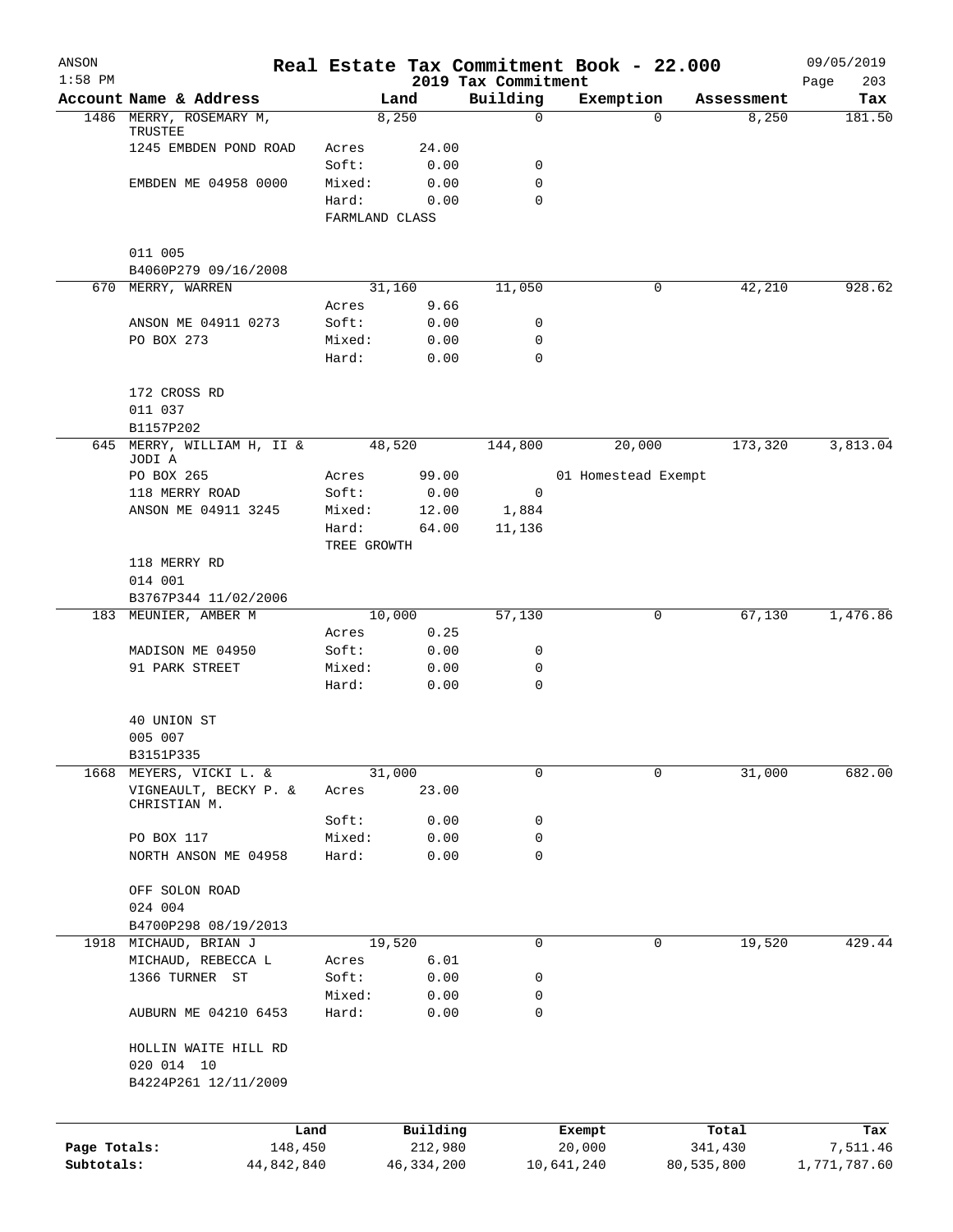# Real Estate Tax Commitment Book - 22.000

ANSON
1:58 PM

2019 Tax Commitment

09/05/2019
Page 203

| Account Name & Address | | Land | Building | Exemption | Assessment | Tax |
|---|---|---|---|---|---|---|
| 1486 MERRY, ROSEMARY M, TRUSTEE | | 8,250 | 0 | 0 | 8,250 | 181.50 |
| 1245 EMBDEN POND ROAD | Acres | 24.00 | | | | |
| | Soft: | 0.00 | 0 | | | |
| EMBDEN ME 04958 0000 | Mixed: | 0.00 | 0 | | | |
| | Hard: | 0.00 | 0 | | | |
| | FARMLAND CLASS | | | | | |
| 011 005 | | | | | | |
| B4060P279 09/16/2008 | | | | | | |
| 670 MERRY, WARREN | | 31,160 | 11,050 | 0 | 42,210 | 928.62 |
| | Acres | 9.66 | | | | |
| ANSON ME 04911 0273 | Soft: | 0.00 | 0 | | | |
| PO BOX 273 | Mixed: | 0.00 | 0 | | | |
| | Hard: | 0.00 | 0 | | | |
| 172 CROSS RD | | | | | | |
| 011 037 | | | | | | |
| B1157P202 | | | | | | |
| 645 MERRY, WILLIAM H, II & JODI A | | 48,520 | 144,800 | 20,000 | 173,320 | 3,813.04 |
| PO BOX 265 | Acres | 99.00 | | 01 Homestead Exempt | | |
| 118 MERRY ROAD | Soft: | 0.00 | 0 | | | |
| ANSON ME 04911 3245 | Mixed: | 12.00 | 1,884 | | | |
| | Hard: | 64.00 | 11,136 | | | |
| | TREE GROWTH | | | | | |
| 118 MERRY RD | | | | | | |
| 014 001 | | | | | | |
| B3767P344 11/02/2006 | | | | | | |
| 183 MEUNIER, AMBER M | | 10,000 | 57,130 | 0 | 67,130 | 1,476.86 |
| | Acres | 0.25 | | | | |
| MADISON ME 04950 | Soft: | 0.00 | 0 | | | |
| 91 PARK STREET | Mixed: | 0.00 | 0 | | | |
| | Hard: | 0.00 | 0 | | | |
| 40 UNION ST | | | | | | |
| 005 007 | | | | | | |
| B3151P335 | | | | | | |
| 1668 MEYERS, VICKI L. & | | 31,000 | 0 | 0 | 31,000 | 682.00 |
| VIGNEAULT, BECKY P. & CHRISTIAN M. | Acres | 23.00 | | | | |
| | Soft: | 0.00 | 0 | | | |
| PO BOX 117 | Mixed: | 0.00 | 0 | | | |
| NORTH ANSON ME 04958 | Hard: | 0.00 | 0 | | | |
| OFF SOLON ROAD | | | | | | |
| 024 004 | | | | | | |
| B4700P298 08/19/2013 | | | | | | |
| 1918 MICHAUD, BRIAN J | | 19,520 | 0 | 0 | 19,520 | 429.44 |
| MICHAUD, REBECCA L | Acres | 6.01 | | | | |
| 1366 TURNER ST | Soft: | 0.00 | 0 | | | |
| | Mixed: | 0.00 | 0 | | | |
| AUBURN ME 04210 6453 | Hard: | 0.00 | 0 | | | |
| HOLLIN WAITE HILL RD | | | | | | |
| 020 014 10 | | | | | | |
| B4224P261 12/11/2009 | | | | | | |

| | Land | Building | Exempt | Total | Tax |
|---|---|---|---|---|---|
| Page Totals: | 148,450 | 212,980 | 20,000 | 341,430 | 7,511.46 |
| Subtotals: | 44,842,840 | 46,334,200 | 10,641,240 | 80,535,800 | 1,771,787.60 |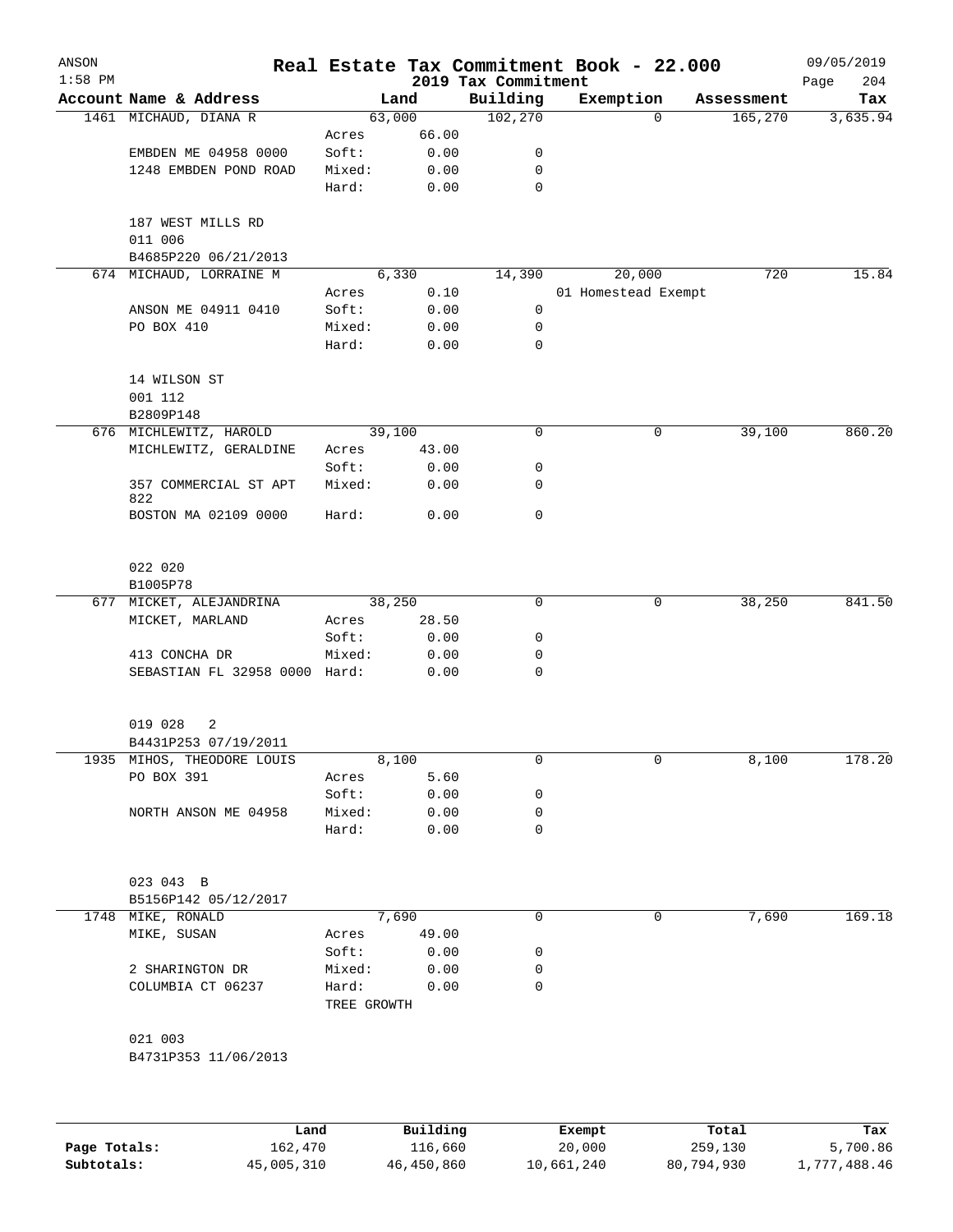# Real Estate Tax Commitment Book - 22.000

## 2019 Tax Commitment

| Account Name & Address | | Land | Building | Exemption | Assessment | Tax |
|---|---|---|---|---|---|---|
| 1461 MICHAUD, DIANA R | | 63,000 | 102,270 | 0 | 165,270 | 3,635.94 |
| | Acres | 66.00 | | | | |
| EMBDEN ME 04958 0000 | Soft: | 0.00 | 0 | | | |
| 1248 EMBDEN POND ROAD | Mixed: | 0.00 | 0 | | | |
| | Hard: | 0.00 | 0 | | | |
| 187 WEST MILLS RD | | | | | | |
| 011 006 | | | | | | |
| B4685P220 06/21/2013 | | | | | | |
| 674 MICHAUD, LORRAINE M | | 6,330 | 14,390 | 20,000 | 720 | 15.84 |
| | Acres | 0.10 | | 01 Homestead Exempt | | |
| ANSON ME 04911 0410 | Soft: | 0.00 | 0 | | | |
| PO BOX 410 | Mixed: | 0.00 | 0 | | | |
| | Hard: | 0.00 | 0 | | | |
| 14 WILSON ST | | | | | | |
| 001 112 | | | | | | |
| B2809P148 | | | | | | |
| 676 MICHLEWITZ, HAROLD | | 39,100 | 0 | 0 | 39,100 | 860.20 |
| MICHLEWITZ, GERALDINE | Acres | 43.00 | | | | |
| | Soft: | 0.00 | 0 | | | |
| 357 COMMERCIAL ST APT 822 | Mixed: | 0.00 | 0 | | | |
| BOSTON MA 02109 0000 | Hard: | 0.00 | 0 | | | |
| 022 020 | | | | | | |
| B1005P78 | | | | | | |
| 677 MICKET, ALEJANDRINA | | 38,250 | 0 | 0 | 38,250 | 841.50 |
| MICKET, MARLAND | Acres | 28.50 | | | | |
| | Soft: | 0.00 | 0 | | | |
| 413 CONCHA DR | Mixed: | 0.00 | 0 | | | |
| SEBASTIAN FL 32958 0000 | Hard: | 0.00 | 0 | | | |
| 019 028 2 | | | | | | |
| B4431P253 07/19/2011 | | | | | | |
| 1935 MIHOS, THEODORE LOUIS | | 8,100 | 0 | 0 | 8,100 | 178.20 |
| PO BOX 391 | Acres | 5.60 | | | | |
| | Soft: | 0.00 | 0 | | | |
| NORTH ANSON ME 04958 | Mixed: | 0.00 | 0 | | | |
| | Hard: | 0.00 | 0 | | | |
| 023 043 B | | | | | | |
| B5156P142 05/12/2017 | | | | | | |
| 1748 MIKE, RONALD | | 7,690 | 0 | 0 | 7,690 | 169.18 |
| MIKE, SUSAN | Acres | 49.00 | | | | |
| | Soft: | 0.00 | 0 | | | |
| 2 SHARINGTON DR | Mixed: | 0.00 | 0 | | | |
| COLUMBIA CT 06237 | Hard: | 0.00 | 0 | | | |
| | TREE GROWTH | | | | | |
| 021 003 | | | | | | |
| B4731P353 11/06/2013 | | | | | | |

| | Land | Building | Exempt | Total | Tax |
|---|---|---|---|---|---|
| Page Totals: | 162,470 | 116,660 | 20,000 | 259,130 | 5,700.86 |
| Subtotals: | 45,005,310 | 46,450,860 | 10,661,240 | 80,794,930 | 1,777,488.46 |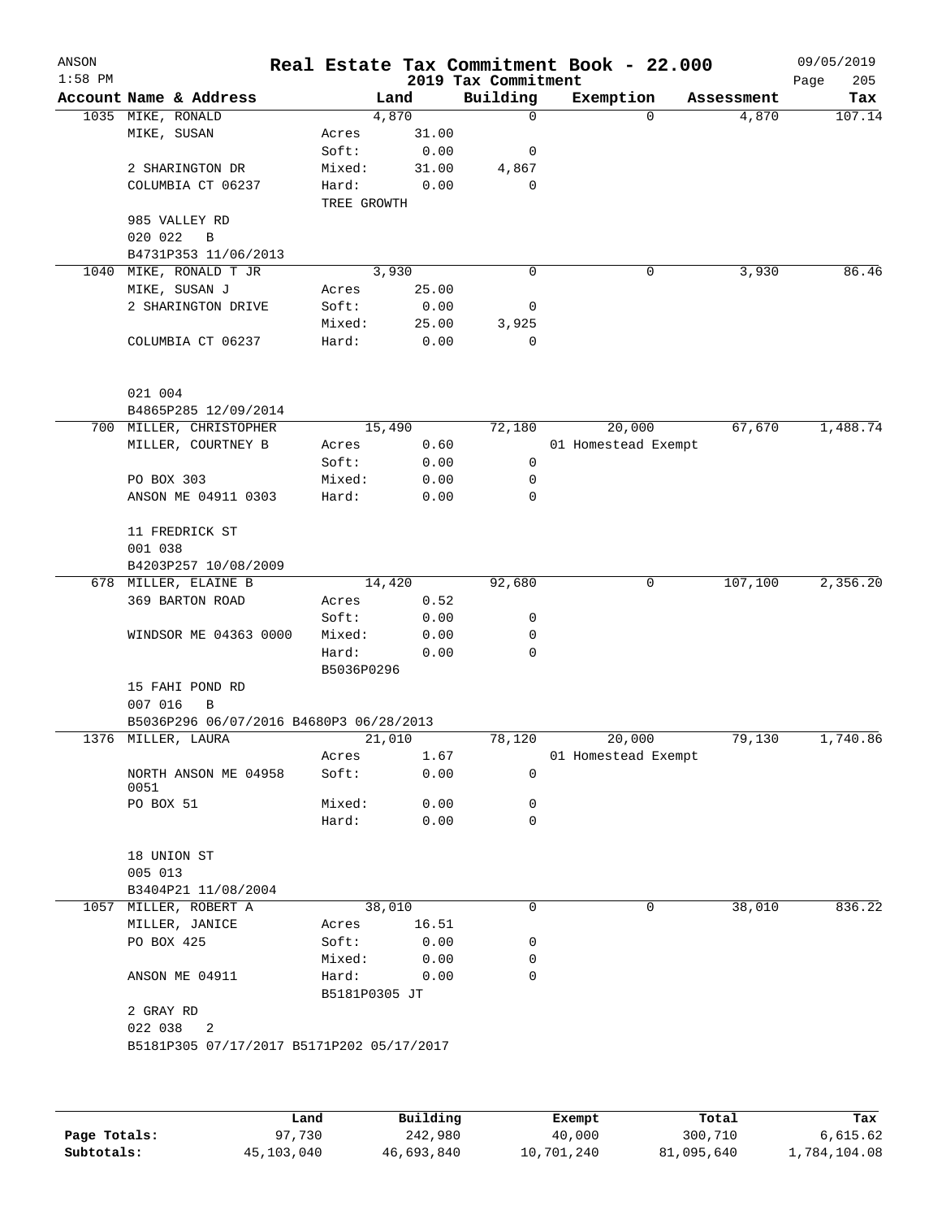ANSON
1:58 PM

# Real Estate Tax Commitment Book - 22.000

2019 Tax Commitment

09/05/2019

| Account | Name & Address | Land | | Building | Exemption | Assessment | Tax |
|---|---|---|---|---|---|---|---|
| 1035 | MIKE, RONALD | | 4,870 | 0 | 0 | 4,870 | 107.14 |
| | MIKE, SUSAN | Acres | 31.00 | | | | |
| | | Soft: | 0.00 | 0 | | | |
| | 2 SHARINGTON DR | Mixed: | 31.00 | 4,867 | | | |
| | COLUMBIA CT 06237 | Hard: | 0.00 | 0 | | | |
| | | TREE GROWTH | | | | | |
| | 985 VALLEY RD | | | | | | |
| | 020 022 B | | | | | | |
| | B4731P353 11/06/2013 | | | | | | |
| 1040 | MIKE, RONALD T JR | | 3,930 | 0 | 0 | 3,930 | 86.46 |
| | MIKE, SUSAN J | Acres | 25.00 | | | | |
| | 2 SHARINGTON DRIVE | Soft: | 0.00 | 0 | | | |
| | | Mixed: | 25.00 | 3,925 | | | |
| | COLUMBIA CT 06237 | Hard: | 0.00 | 0 | | | |
| | 021 004 | | | | | | |
| | B4865P285 12/09/2014 | | | | | | |
| 700 | MILLER, CHRISTOPHER | | 15,490 | 72,180 | 20,000 | 67,670 | 1,488.74 |
| | MILLER, COURTNEY B | Acres | 0.60 | | 01 Homestead Exempt | | |
| | | Soft: | 0.00 | 0 | | | |
| | PO BOX 303 | Mixed: | 0.00 | 0 | | | |
| | ANSON ME 04911 0303 | Hard: | 0.00 | 0 | | | |
| | 11 FREDRICK ST | | | | | | |
| | 001 038 | | | | | | |
| | B4203P257 10/08/2009 | | | | | | |
| 678 | MILLER, ELAINE B | | 14,420 | 92,680 | 0 | 107,100 | 2,356.20 |
| | 369 BARTON ROAD | Acres | 0.52 | | | | |
| | | Soft: | 0.00 | 0 | | | |
| | WINDSOR ME 04363 0000 | Mixed: | 0.00 | 0 | | | |
| | | Hard: | 0.00 | 0 | | | |
| | | B5036P0296 | | | | | |
| | 15 FAHI POND RD | | | | | | |
| | 007 016 B | | | | | | |
| | B5036P296 06/07/2016 B4680P3 06/28/2013 | | | | | | |
| 1376 | MILLER, LAURA | | 21,010 | 78,120 | 20,000 | 79,130 | 1,740.86 |
| | | Acres | 1.67 | | 01 Homestead Exempt | | |
| | NORTH ANSON ME 04958 0051 | Soft: | 0.00 | 0 | | | |
| | PO BOX 51 | Mixed: | 0.00 | 0 | | | |
| | | Hard: | 0.00 | 0 | | | |
| | 18 UNION ST | | | | | | |
| | 005 013 | | | | | | |
| | B3404P21 11/08/2004 | | | | | | |
| 1057 | MILLER, ROBERT A | | 38,010 | 0 | 0 | 38,010 | 836.22 |
| | MILLER, JANICE | Acres | 16.51 | | | | |
| | PO BOX 425 | Soft: | 0.00 | 0 | | | |
| | | Mixed: | 0.00 | 0 | | | |
| | ANSON ME 04911 | Hard: | 0.00 | 0 | | | |
| | | B5181P0305 JT | | | | | |
| | 2 GRAY RD | | | | | | |
| | 022 038 2 | | | | | | |
| | B5181P305 07/17/2017 B5171P202 05/17/2017 | | | | | | |

| | Land | Building | Exempt | Total | Tax |
|---|---|---|---|---|---|
| Page Totals: | 97,730 | 242,980 | 40,000 | 300,710 | 6,615.62 |
| Subtotals: | 45,103,040 | 46,693,840 | 10,701,240 | 81,095,640 | 1,784,104.08 |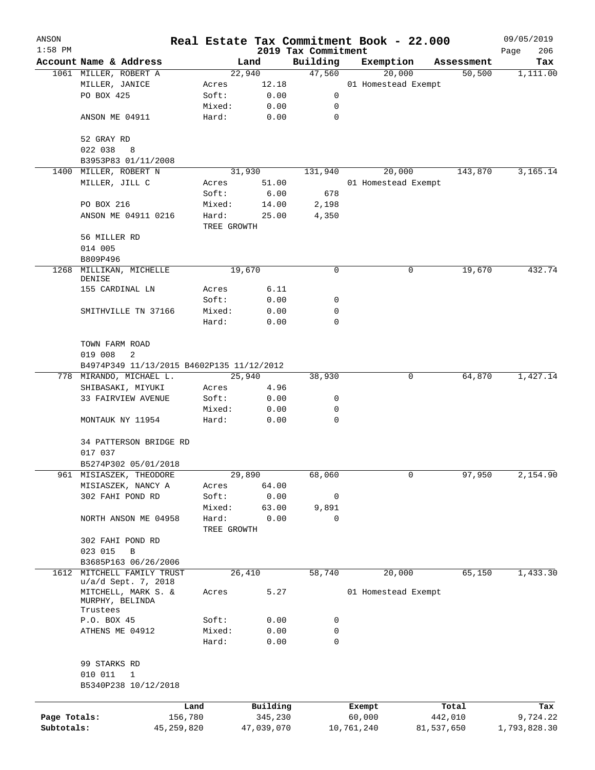ANSON 1:58 PM

# Real Estate Tax Commitment Book - 22.000

## 2019 Tax Commitment

09/05/2019

| Account Name & Address | Land | | Building | Exemption | Assessment | Tax |
|---|---|---|---|---|---|---|
| 1061 MILLER, ROBERT A | | 22,940 | 47,560 | 20,000 | 50,500 | 1,111.00 |
| MILLER, JANICE | Acres | 12.18 | | 01 Homestead Exempt | | |
| PO BOX 425 | Soft: | 0.00 | 0 | | | |
| | Mixed: | 0.00 | 0 | | | |
| ANSON ME 04911 | Hard: | 0.00 | 0 | | | |
| 52 GRAY RD | | | | | | |
| 022 038 8 | | | | | | |
| B3953P83 01/11/2008 | | | | | | |
| 1400 MILLER, ROBERT N | | 31,930 | 131,940 | 20,000 | 143,870 | 3,165.14 |
| MILLER, JILL C | Acres | 51.00 | | 01 Homestead Exempt | | |
| | Soft: | 6.00 | 678 | | | |
| PO BOX 216 | Mixed: | 14.00 | 2,198 | | | |
| ANSON ME 04911 0216 | Hard: | 25.00 | 4,350 | | | |
| | TREE GROWTH | | | | | |
| 56 MILLER RD | | | | | | |
| 014 005 | | | | | | |
| B809P496 | | | | | | |
| 1268 MILLIKAN, MICHELLE DENISE | | 19,670 | 0 | 0 | 19,670 | 432.74 |
| 155 CARDINAL LN | Acres | 6.11 | | | | |
| | Soft: | 0.00 | 0 | | | |
| SMITHVILLE TN 37166 | Mixed: | 0.00 | 0 | | | |
| | Hard: | 0.00 | 0 | | | |
| TOWN FARM ROAD | | | | | | |
| 019 008 2 | | | | | | |
| B4974P349 11/13/2015 B4602P135 11/12/2012 | | | | | | |
| 778 MIRANDO, MICHAEL L. | | 25,940 | 38,930 | 0 | 64,870 | 1,427.14 |
| SHIBASAKI, MIYUKI | Acres | 4.96 | | | | |
| 33 FAIRVIEW AVENUE | Soft: | 0.00 | 0 | | | |
| | Mixed: | 0.00 | 0 | | | |
| MONTAUK NY 11954 | Hard: | 0.00 | 0 | | | |
| 34 PATTERSON BRIDGE RD | | | | | | |
| 017 037 | | | | | | |
| B5274P302 05/01/2018 | | | | | | |
| 961 MISIASZEK, THEODORE | | 29,890 | 68,060 | 0 | 97,950 | 2,154.90 |
| MISIASZEK, NANCY A | Acres | 64.00 | | | | |
| 302 FAHI POND RD | Soft: | 0.00 | 0 | | | |
| | Mixed: | 63.00 | 9,891 | | | |
| NORTH ANSON ME 04958 | Hard: | 0.00 | 0 | | | |
| | TREE GROWTH | | | | | |
| 302 FAHI POND RD | | | | | | |
| 023 015 B | | | | | | |
| B3685P163 06/26/2006 | | | | | | |
| 1612 MITCHELL FAMILY TRUST u/a/d Sept. 7, 2018 | | 26,410 | 58,740 | 20,000 | 65,150 | 1,433.30 |
| MITCHELL, MARK S. & MURPHY, BELINDA Trustees | Acres | 5.27 | | 01 Homestead Exempt | | |
| P.O. BOX 45 | Soft: | 0.00 | 0 | | | |
| ATHENS ME 04912 | Mixed: | 0.00 | 0 | | | |
| | Hard: | 0.00 | 0 | | | |
| 99 STARKS RD | | | | | | |
| 010 011 1 | | | | | | |
| B5340P238 10/12/2018 | | | | | | |

| | Land | Building | Exempt | Total | Tax |
|---|---|---|---|---|---|
| Page Totals: | 156,780 | 345,230 | 60,000 | 442,010 | 9,724.22 |
| Subtotals: | 45,259,820 | 47,039,070 | 10,761,240 | 81,537,650 | 1,793,828.30 |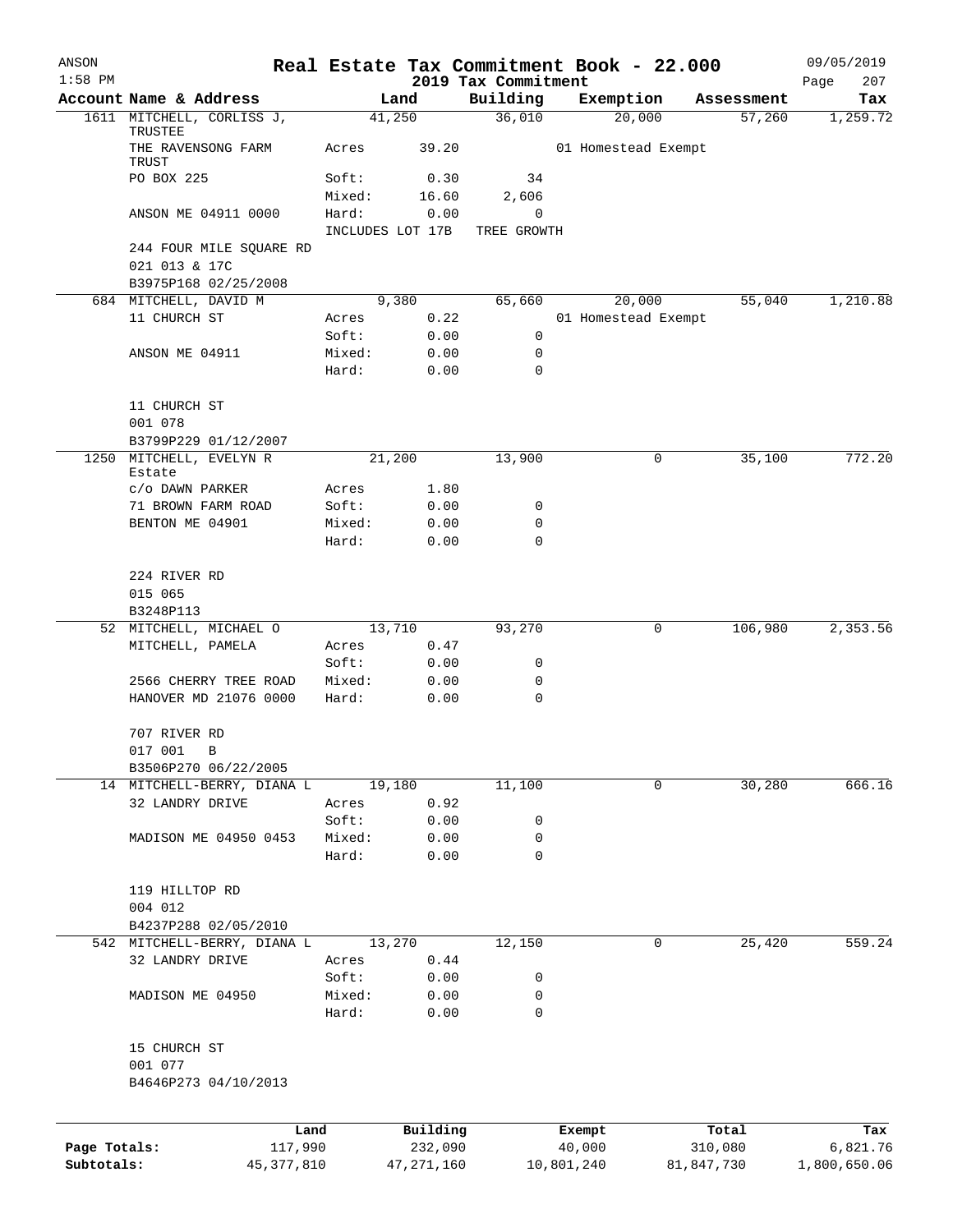# Real Estate Tax Commitment Book - 22.000

ANSON 09/05/2019
1:58 PM

2019 Tax Commitment

| Account Name & Address | Land | | Building | Exemption | Assessment | Tax |
|---|---|---|---|---|---|---|
| 1611 MITCHELL, CORLISS J, TRUSTEE | 41,250 | | 36,010 | 20,000 | 57,260 | 1,259.72 |
| THE RAVENSONG FARM TRUST | Acres | 39.20 | | 01 Homestead Exempt | | |
| PO BOX 225 | Soft: | 0.30 | 34 | | | |
| | Mixed: | 16.60 | 2,606 | | | |
| ANSON ME 04911 0000 | Hard: | 0.00 | 0 | | | |
| | INCLUDES LOT 17B | | TREE GROWTH | | | |
| 244 FOUR MILE SQUARE RD | | | | | | |
| 021 013 & 17C | | | | | | |
| B3975P168 02/25/2008 | | | | | | |
| 684 MITCHELL, DAVID M | 9,380 | | 65,660 | 20,000 | 55,040 | 1,210.88 |
| 11 CHURCH ST | Acres | 0.22 | | 01 Homestead Exempt | | |
| | Soft: | 0.00 | 0 | | | |
| ANSON ME 04911 | Mixed: | 0.00 | 0 | | | |
| | Hard: | 0.00 | 0 | | | |
| 11 CHURCH ST | | | | | | |
| 001 078 | | | | | | |
| B3799P229 01/12/2007 | | | | | | |
| 1250 MITCHELL, EVELYN R Estate | 21,200 | | 13,900 | 0 | 35,100 | 772.20 |
| c/o DAWN PARKER | Acres | 1.80 | | | | |
| 71 BROWN FARM ROAD | Soft: | 0.00 | 0 | | | |
| BENTON ME 04901 | Mixed: | 0.00 | 0 | | | |
| | Hard: | 0.00 | 0 | | | |
| 224 RIVER RD | | | | | | |
| 015 065 | | | | | | |
| B3248P113 | | | | | | |
| 52 MITCHELL, MICHAEL O | 13,710 | | 93,270 | 0 | 106,980 | 2,353.56 |
| MITCHELL, PAMELA | Acres | 0.47 | | | | |
| | Soft: | 0.00 | 0 | | | |
| 2566 CHERRY TREE ROAD | Mixed: | 0.00 | 0 | | | |
| HANOVER MD 21076 0000 | Hard: | 0.00 | 0 | | | |
| 707 RIVER RD | | | | | | |
| 017 001 B | | | | | | |
| B3506P270 06/22/2005 | | | | | | |
| 14 MITCHELL-BERRY, DIANA L | 19,180 | | 11,100 | 0 | 30,280 | 666.16 |
| 32 LANDRY DRIVE | Acres | 0.92 | | | | |
| | Soft: | 0.00 | 0 | | | |
| MADISON ME 04950 0453 | Mixed: | 0.00 | 0 | | | |
| | Hard: | 0.00 | 0 | | | |
| 119 HILLTOP RD | | | | | | |
| 004 012 | | | | | | |
| B4237P288 02/05/2010 | | | | | | |
| 542 MITCHELL-BERRY, DIANA L | 13,270 | | 12,150 | 0 | 25,420 | 559.24 |
| 32 LANDRY DRIVE | Acres | 0.44 | | | | |
| | Soft: | 0.00 | 0 | | | |
| MADISON ME 04950 | Mixed: | 0.00 | 0 | | | |
| | Hard: | 0.00 | 0 | | | |
| 15 CHURCH ST | | | | | | |
| 001 077 | | | | | | |
| B4646P273 04/10/2013 | | | | | | |

| | Land | Building | Exempt | Total | Tax |
|---|---|---|---|---|---|
| Page Totals: | 117,990 | 232,090 | 40,000 | 310,080 | 6,821.76 |
| Subtotals: | 45,377,810 | 47,271,160 | 10,801,240 | 81,847,730 | 1,800,650.06 |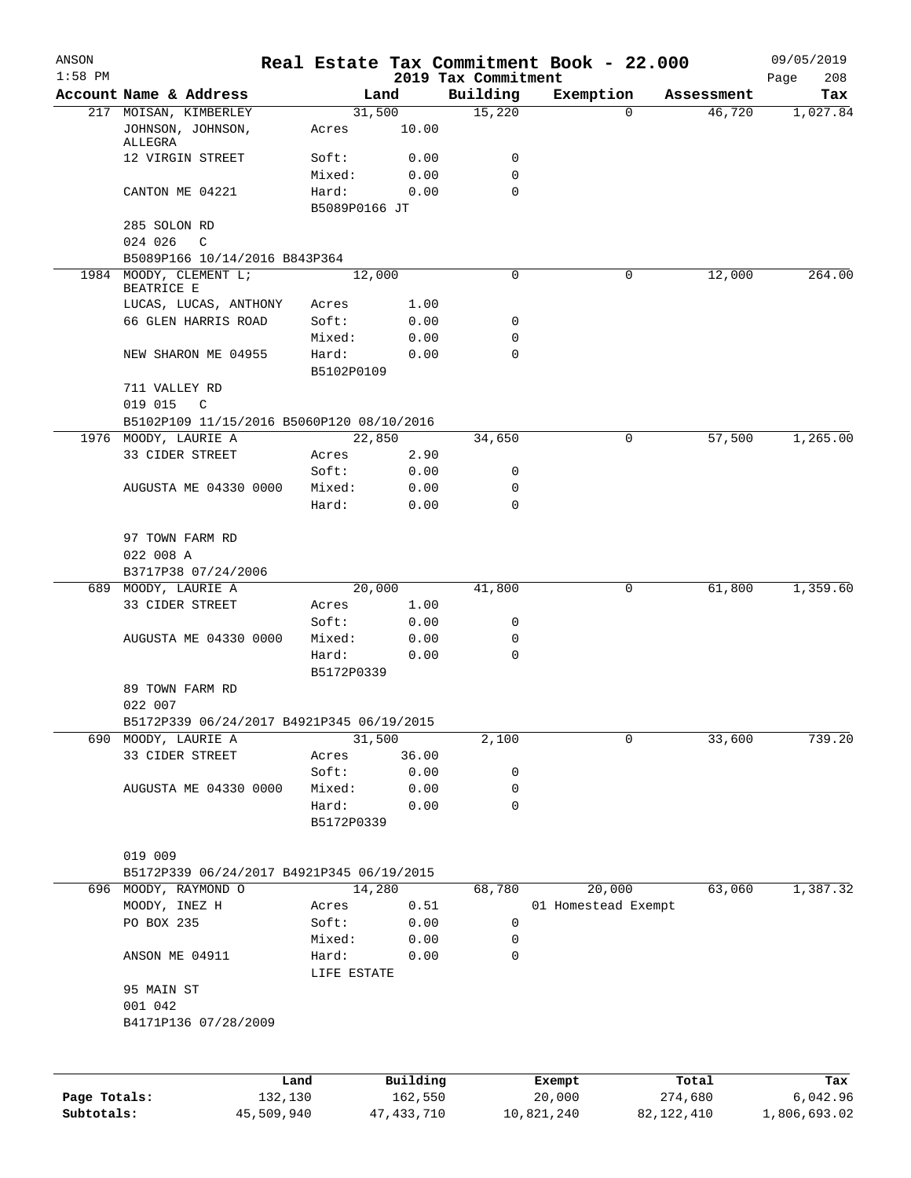# Real Estate Tax Commitment Book - 22.000

ANSON 1:58 PM — 2019 Tax Commitment — 09/05/2019 Page 208

| Account Name & Address | Land | | Building | Exemption | Assessment | Tax |
|---|---|---|---|---|---|---|
| 217 MOISAN, KIMBERLEY | 31,500 | | 15,220 | 0 | 46,720 | 1,027.84 |
| JOHNSON, JOHNSON, ALLEGRA | Acres | 10.00 | | | | |
| 12 VIRGIN STREET | Soft: | 0.00 | 0 | | | |
| | Mixed: | 0.00 | 0 | | | |
| CANTON ME 04221 | Hard: | 0.00 | 0 | | | |
| | B5089P0166 JT | | | | | |
| 285 SOLON RD | | | | | | |
| 024 026 C | | | | | | |
| B5089P166 10/14/2016 B843P364 | | | | | | |
| 1984 MOODY, CLEMENT L; BEATRICE E | 12,000 | | 0 | 0 | 12,000 | 264.00 |
| LUCAS, LUCAS, ANTHONY | Acres | 1.00 | | | | |
| 66 GLEN HARRIS ROAD | Soft: | 0.00 | 0 | | | |
| | Mixed: | 0.00 | 0 | | | |
| NEW SHARON ME 04955 | Hard: | 0.00 | 0 | | | |
| | B5102P0109 | | | | | |
| 711 VALLEY RD | | | | | | |
| 019 015 C | | | | | | |
| B5102P109 11/15/2016 B5060P120 08/10/2016 | | | | | | |
| 1976 MOODY, LAURIE A | 22,850 | | 34,650 | 0 | 57,500 | 1,265.00 |
| 33 CIDER STREET | Acres | 2.90 | | | | |
| | Soft: | 0.00 | 0 | | | |
| AUGUSTA ME 04330 0000 | Mixed: | 0.00 | 0 | | | |
| | Hard: | 0.00 | 0 | | | |
| 97 TOWN FARM RD | | | | | | |
| 022 008 A | | | | | | |
| B3717P38 07/24/2006 | | | | | | |
| 689 MOODY, LAURIE A | 20,000 | | 41,800 | 0 | 61,800 | 1,359.60 |
| 33 CIDER STREET | Acres | 1.00 | | | | |
| | Soft: | 0.00 | 0 | | | |
| AUGUSTA ME 04330 0000 | Mixed: | 0.00 | 0 | | | |
| | Hard: | 0.00 | 0 | | | |
| | B5172P0339 | | | | | |
| 89 TOWN FARM RD | | | | | | |
| 022 007 | | | | | | |
| B5172P339 06/24/2017 B4921P345 06/19/2015 | | | | | | |
| 690 MOODY, LAURIE A | 31,500 | | 2,100 | 0 | 33,600 | 739.20 |
| 33 CIDER STREET | Acres | 36.00 | | | | |
| | Soft: | 0.00 | 0 | | | |
| AUGUSTA ME 04330 0000 | Mixed: | 0.00 | 0 | | | |
| | Hard: | 0.00 | 0 | | | |
| | B5172P0339 | | | | | |
| 019 009 | | | | | | |
| B5172P339 06/24/2017 B4921P345 06/19/2015 | | | | | | |
| 696 MOODY, RAYMOND O | 14,280 | | 68,780 | 20,000 | 63,060 | 1,387.32 |
| MOODY, INEZ H | Acres | 0.51 | | 01 Homestead Exempt | | |
| PO BOX 235 | Soft: | 0.00 | 0 | | | |
| | Mixed: | 0.00 | 0 | | | |
| ANSON ME 04911 | Hard: | 0.00 | 0 | | | |
| | LIFE ESTATE | | | | | |
| 95 MAIN ST | | | | | | |
| 001 042 | | | | | | |
| B4171P136 07/28/2009 | | | | | | |

| | Land | Building | Exempt | Total | Tax |
|---|---|---|---|---|---|
| Page Totals: | 132,130 | 162,550 | 20,000 | 274,680 | 6,042.96 |
| Subtotals: | 45,509,940 | 47,433,710 | 10,821,240 | 82,122,410 | 1,806,693.02 |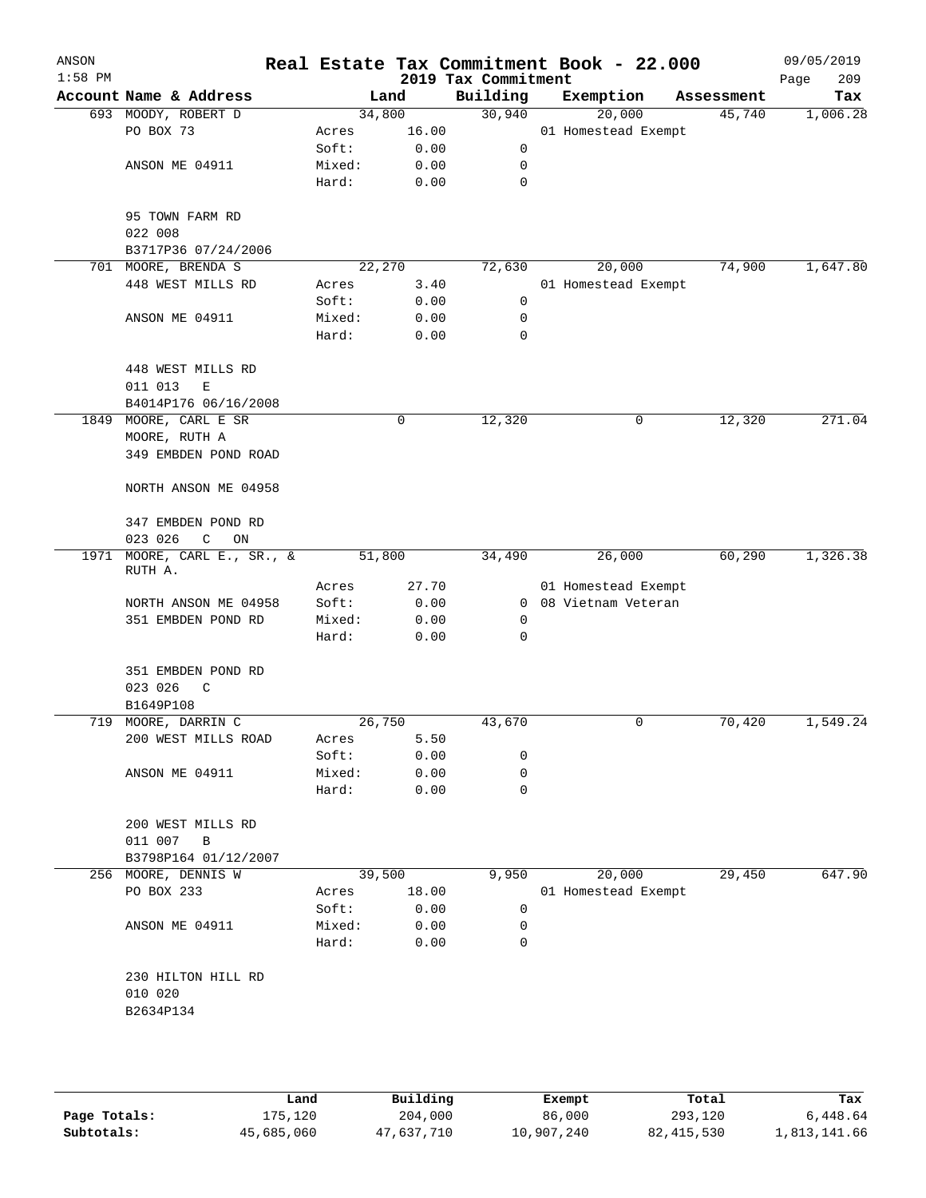# Real Estate Tax Commitment Book - 22.000

ANSON 1:58 PM — 2019 Tax Commitment — 09/05/2019

| Account Name & Address | | Land | Building | Exemption | Assessment | Tax |
|---|---|---|---|---|---|---|
| 693 MOODY, ROBERT D | | 34,800 | 30,940 | 20,000 | 45,740 | 1,006.28 |
| PO BOX 73 | Acres | 16.00 | | 01 Homestead Exempt | | |
| | Soft: | 0.00 | 0 | | | |
| ANSON ME 04911 | Mixed: | 0.00 | 0 | | | |
| | Hard: | 0.00 | 0 | | | |
| 95 TOWN FARM RD | | | | | | |
| 022 008 | | | | | | |
| B3717P36 07/24/2006 | | | | | | |
| 701 MOORE, BRENDA S | | 22,270 | 72,630 | 20,000 | 74,900 | 1,647.80 |
| 448 WEST MILLS RD | Acres | 3.40 | | 01 Homestead Exempt | | |
| | Soft: | 0.00 | 0 | | | |
| ANSON ME 04911 | Mixed: | 0.00 | 0 | | | |
| | Hard: | 0.00 | 0 | | | |
| 448 WEST MILLS RD | | | | | | |
| 011 013 E | | | | | | |
| B4014P176 06/16/2008 | | | | | | |
| 1849 MOORE, CARL E SR | | 0 | 12,320 | 0 | 12,320 | 271.04 |
| MOORE, RUTH A | | | | | | |
| 349 EMBDEN POND ROAD | | | | | | |
| NORTH ANSON ME 04958 | | | | | | |
| 347 EMBDEN POND RD | | | | | | |
| 023 026 C ON | | | | | | |
| 1971 MOORE, CARL E., SR., & RUTH A. | | 51,800 | 34,490 | 26,000 | 60,290 | 1,326.38 |
| | Acres | 27.70 | | 01 Homestead Exempt | | |
| NORTH ANSON ME 04958 | Soft: | 0.00 | 0 | 08 Vietnam Veteran | | |
| 351 EMBDEN POND RD | Mixed: | 0.00 | 0 | | | |
| | Hard: | 0.00 | 0 | | | |
| 351 EMBDEN POND RD | | | | | | |
| 023 026 C | | | | | | |
| B1649P108 | | | | | | |
| 719 MOORE, DARRIN C | | 26,750 | 43,670 | 0 | 70,420 | 1,549.24 |
| 200 WEST MILLS ROAD | Acres | 5.50 | | | | |
| | Soft: | 0.00 | 0 | | | |
| ANSON ME 04911 | Mixed: | 0.00 | 0 | | | |
| | Hard: | 0.00 | 0 | | | |
| 200 WEST MILLS RD | | | | | | |
| 011 007 B | | | | | | |
| B3798P164 01/12/2007 | | | | | | |
| 256 MOORE, DENNIS W | | 39,500 | 9,950 | 20,000 | 29,450 | 647.90 |
| PO BOX 233 | Acres | 18.00 | | 01 Homestead Exempt | | |
| | Soft: | 0.00 | 0 | | | |
| ANSON ME 04911 | Mixed: | 0.00 | 0 | | | |
| | Hard: | 0.00 | 0 | | | |
| 230 HILTON HILL RD | | | | | | |
| 010 020 | | | | | | |
| B2634P134 | | | | | | |

| | Land | Building | Exempt | Total | Tax |
|---|---|---|---|---|---|
| Page Totals: | 175,120 | 204,000 | 86,000 | 293,120 | 6,448.64 |
| Subtotals: | 45,685,060 | 47,637,710 | 10,907,240 | 82,415,530 | 1,813,141.66 |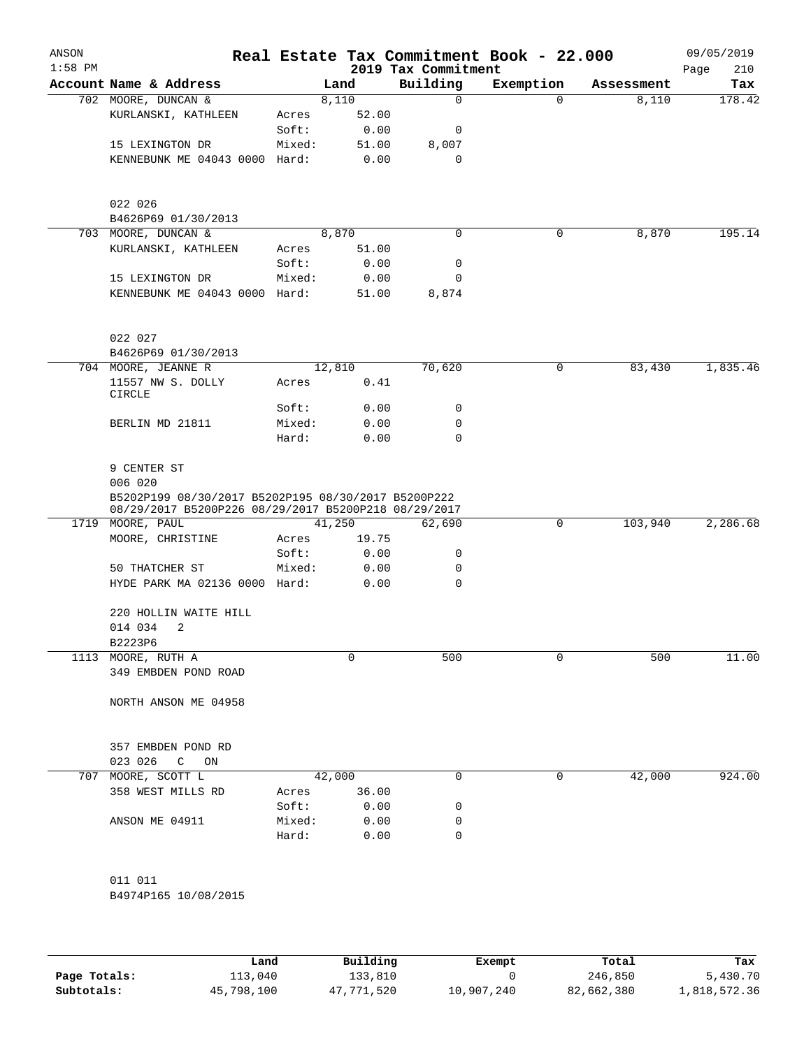ANSON 1:58 PM

# Real Estate Tax Commitment Book - 22.000

## 2019 Tax Commitment

09/05/2019 Page 210

| Account Name & Address | | Land | Building | Exemption | Assessment | Tax |
|---|---|---|---|---|---|---|
| 702 MOORE, DUNCAN & | | 8,110 | 0 | 0 | 8,110 | 178.42 |
| KURLANSKI, KATHLEEN | Acres | 52.00 | | | | |
| | Soft: | 0.00 | 0 | | | |
| 15 LEXINGTON DR | Mixed: | 51.00 | 8,007 | | | |
| KENNEBUNK ME 04043 0000 | Hard: | 0.00 | 0 | | | |
| 022 026 | | | | | | |
| B4626P69 01/30/2013 | | | | | | |
| 703 MOORE, DUNCAN & | | 8,870 | 0 | 0 | 8,870 | 195.14 |
| KURLANSKI, KATHLEEN | Acres | 51.00 | | | | |
| | Soft: | 0.00 | 0 | | | |
| 15 LEXINGTON DR | Mixed: | 0.00 | 0 | | | |
| KENNEBUNK ME 04043 0000 | Hard: | 51.00 | 8,874 | | | |
| 022 027 | | | | | | |
| B4626P69 01/30/2013 | | | | | | |
| 704 MOORE, JEANNE R | | 12,810 | 70,620 | 0 | 83,430 | 1,835.46 |
| 11557 NW S. DOLLY CIRCLE | Acres | 0.41 | | | | |
| | Soft: | 0.00 | 0 | | | |
| BERLIN MD 21811 | Mixed: | 0.00 | 0 | | | |
| | Hard: | 0.00 | 0 | | | |
| 9 CENTER ST | | | | | | |
| 006 020 | | | | | | |
| B5202P199 08/30/2017 B5202P195 08/30/2017 B5200P222 08/29/2017 B5200P226 08/29/2017 B5200P218 08/29/2017 | | | | | | |
| 1719 MOORE, PAUL | | 41,250 | 62,690 | 0 | 103,940 | 2,286.68 |
| MOORE, CHRISTINE | Acres | 19.75 | | | | |
| | Soft: | 0.00 | 0 | | | |
| 50 THATCHER ST | Mixed: | 0.00 | 0 | | | |
| HYDE PARK MA 02136 0000 | Hard: | 0.00 | 0 | | | |
| 220 HOLLIN WAITE HILL | | | | | | |
| 014 034 2 | | | | | | |
| B2223P6 | | | | | | |
| 1113 MOORE, RUTH A | | 0 | 500 | 0 | 500 | 11.00 |
| 349 EMBDEN POND ROAD | | | | | | |
| NORTH ANSON ME 04958 | | | | | | |
| 357 EMBDEN POND RD | | | | | | |
| 023 026 C ON | | | | | | |
| 707 MOORE, SCOTT L | | 42,000 | 0 | 0 | 42,000 | 924.00 |
| 358 WEST MILLS RD | Acres | 36.00 | | | | |
| | Soft: | 0.00 | 0 | | | |
| ANSON ME 04911 | Mixed: | 0.00 | 0 | | | |
| | Hard: | 0.00 | 0 | | | |
| 011 011 | | | | | | |
| B4974P165 10/08/2015 | | | | | | |

| | Land | Building | Exempt | Total | Tax |
|---|---|---|---|---|---|
| Page Totals: | 113,040 | 133,810 | 0 | 246,850 | 5,430.70 |
| Subtotals: | 45,798,100 | 47,771,520 | 10,907,240 | 82,662,380 | 1,818,572.36 |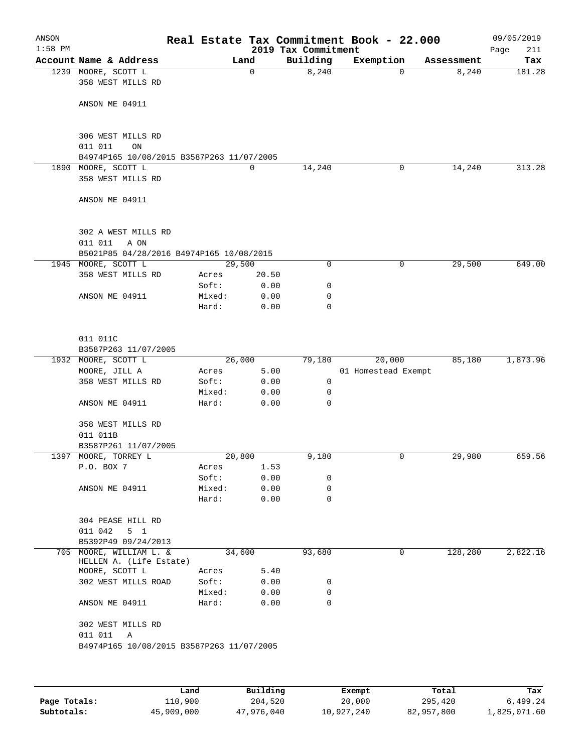ANSON — Real Estate Tax Commitment Book - 22.000 — 09/05/2019

1:58 PM — 2019 Tax Commitment

| Account Name & Address | | Land | Building | Exemption | Assessment | Tax |
|---|---|---|---|---|---|---|
| 1239 MOORE, SCOTT L | | 0 | 8,240 | 0 | 8,240 | 181.28 |
| 358 WEST MILLS RD | | | | | | |
| ANSON ME 04911 | | | | | | |
| 306 WEST MILLS RD | | | | | | |
| 011 011 ON | | | | | | |
| B4974P165 10/08/2015 B3587P263 11/07/2005 | | | | | | |
| 1890 MOORE, SCOTT L | | 0 | 14,240 | 0 | 14,240 | 313.28 |
| 358 WEST MILLS RD | | | | | | |
| ANSON ME 04911 | | | | | | |
| 302 A WEST MILLS RD | | | | | | |
| 011 011 A ON | | | | | | |
| B5021P85 04/28/2016 B4974P165 10/08/2015 | | | | | | |
| 1945 MOORE, SCOTT L | | 29,500 | 0 | 0 | 29,500 | 649.00 |
| 358 WEST MILLS RD | Acres | 20.50 | | | | |
| | Soft: | 0.00 | 0 | | | |
| ANSON ME 04911 | Mixed: | 0.00 | 0 | | | |
| | Hard: | 0.00 | 0 | | | |
| 011 011C | | | | | | |
| B3587P263 11/07/2005 | | | | | | |
| 1932 MOORE, SCOTT L | | 26,000 | 79,180 | 20,000 | 85,180 | 1,873.96 |
| MOORE, JILL A | Acres | 5.00 | | 01 Homestead Exempt | | |
| 358 WEST MILLS RD | Soft: | 0.00 | 0 | | | |
| | Mixed: | 0.00 | 0 | | | |
| ANSON ME 04911 | Hard: | 0.00 | 0 | | | |
| 358 WEST MILLS RD | | | | | | |
| 011 011B | | | | | | |
| B3587P261 11/07/2005 | | | | | | |
| 1397 MOORE, TORREY L | | 20,800 | 9,180 | 0 | 29,980 | 659.56 |
| P.O. BOX 7 | Acres | 1.53 | | | | |
| | Soft: | 0.00 | 0 | | | |
| ANSON ME 04911 | Mixed: | 0.00 | 0 | | | |
| | Hard: | 0.00 | 0 | | | |
| 304 PEASE HILL RD | | | | | | |
| 011 042 5 1 | | | | | | |
| B5392P49 09/24/2013 | | | | | | |
| 705 MOORE, WILLIAM L. & | | 34,600 | 93,680 | 0 | 128,280 | 2,822.16 |
| HELLEN A. (Life Estate) | | | | | | |
| MOORE, SCOTT L | Acres | 5.40 | | | | |
| 302 WEST MILLS ROAD | Soft: | 0.00 | 0 | | | |
| | Mixed: | 0.00 | 0 | | | |
| ANSON ME 04911 | Hard: | 0.00 | 0 | | | |
| 302 WEST MILLS RD | | | | | | |
| 011 011 A | | | | | | |
| B4974P165 10/08/2015 B3587P263 11/07/2005 | | | | | | |

| | Land | Building | Exempt | Total | Tax |
|---|---|---|---|---|---|
| Page Totals: | 110,900 | 204,520 | 20,000 | 295,420 | 6,499.24 |
| Subtotals: | 45,909,000 | 47,976,040 | 10,927,240 | 82,957,800 | 1,825,071.60 |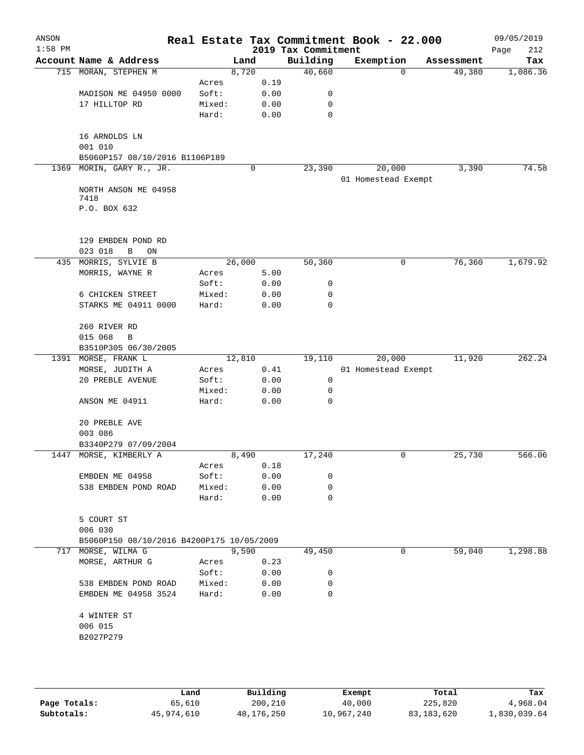ANSON 1:58 PM

# Real Estate Tax Commitment Book - 22.000

## 2019 Tax Commitment

09/05/2019

| Account | Name & Address | | Land | | Building | Exemption | Assessment | Tax |
|---|---|---|---|---|---|---|---|---|
| 715 | MORAN, STEPHEN M | | 8,720 | | 40,660 | 0 | 49,380 | 1,086.36 |
| | | Acres | | 0.19 | | | | |
| | MADISON ME 04950 0000 | Soft: | | 0.00 | 0 | | | |
| | 17 HILLTOP RD | Mixed: | | 0.00 | 0 | | | |
| | | Hard: | | 0.00 | 0 | | | |
| | 16 ARNOLDS LN | | | | | | | |
| | 001 010 | | | | | | | |
| | B5060P157 08/10/2016 B1106P189 | | | | | | | |
| 1369 | MORIN, GARY R., JR. | | 0 | | 23,390 | 20,000 | 3,390 | 74.58 |
| | | | | | | 01 Homestead Exempt | | |
| | NORTH ANSON ME 04958 7418 | | | | | | | |
| | P.O. BOX 632 | | | | | | | |
| | 129 EMBDEN POND RD | | | | | | | |
| | 023 018 B ON | | | | | | | |
| 435 | MORRIS, SYLVIE B | | 26,000 | | 50,360 | 0 | 76,360 | 1,679.92 |
| | MORRIS, WAYNE R | Acres | | 5.00 | | | | |
| | | Soft: | | 0.00 | 0 | | | |
| | 6 CHICKEN STREET | Mixed: | | 0.00 | 0 | | | |
| | STARKS ME 04911 0000 | Hard: | | 0.00 | 0 | | | |
| | 260 RIVER RD | | | | | | | |
| | 015 068 B | | | | | | | |
| | B3510P305 06/30/2005 | | | | | | | |
| 1391 | MORSE, FRANK L | | 12,810 | | 19,110 | 20,000 | 11,920 | 262.24 |
| | MORSE, JUDITH A | Acres | | 0.41 | | 01 Homestead Exempt | | |
| | 20 PREBLE AVENUE | Soft: | | 0.00 | 0 | | | |
| | | Mixed: | | 0.00 | 0 | | | |
| | ANSON ME 04911 | Hard: | | 0.00 | 0 | | | |
| | 20 PREBLE AVE | | | | | | | |
| | 003 086 | | | | | | | |
| | B3340P279 07/09/2004 | | | | | | | |
| 1447 | MORSE, KIMBERLY A | | 8,490 | | 17,240 | 0 | 25,730 | 566.06 |
| | | Acres | | 0.18 | | | | |
| | EMBDEN ME 04958 | Soft: | | 0.00 | 0 | | | |
| | 538 EMBDEN POND ROAD | Mixed: | | 0.00 | 0 | | | |
| | | Hard: | | 0.00 | 0 | | | |
| | 5 COURT ST | | | | | | | |
| | 006 030 | | | | | | | |
| | B5060P150 08/10/2016 B4200P175 10/05/2009 | | | | | | | |
| 717 | MORSE, WILMA G | | 9,590 | | 49,450 | 0 | 59,040 | 1,298.88 |
| | MORSE, ARTHUR G | Acres | | 0.23 | | | | |
| | | Soft: | | 0.00 | 0 | | | |
| | 538 EMBDEN POND ROAD | Mixed: | | 0.00 | 0 | | | |
| | EMBDEN ME 04958 3524 | Hard: | | 0.00 | 0 | | | |
| | 4 WINTER ST | | | | | | | |
| | 006 015 | | | | | | | |
| | B2027P279 | | | | | | | |

| | Land | Building | Exempt | Total | Tax |
|---|---|---|---|---|---|
| Page Totals: | 65,610 | 200,210 | 40,000 | 225,820 | 4,968.04 |
| Subtotals: | 45,974,610 | 48,176,250 | 10,967,240 | 83,183,620 | 1,830,039.64 |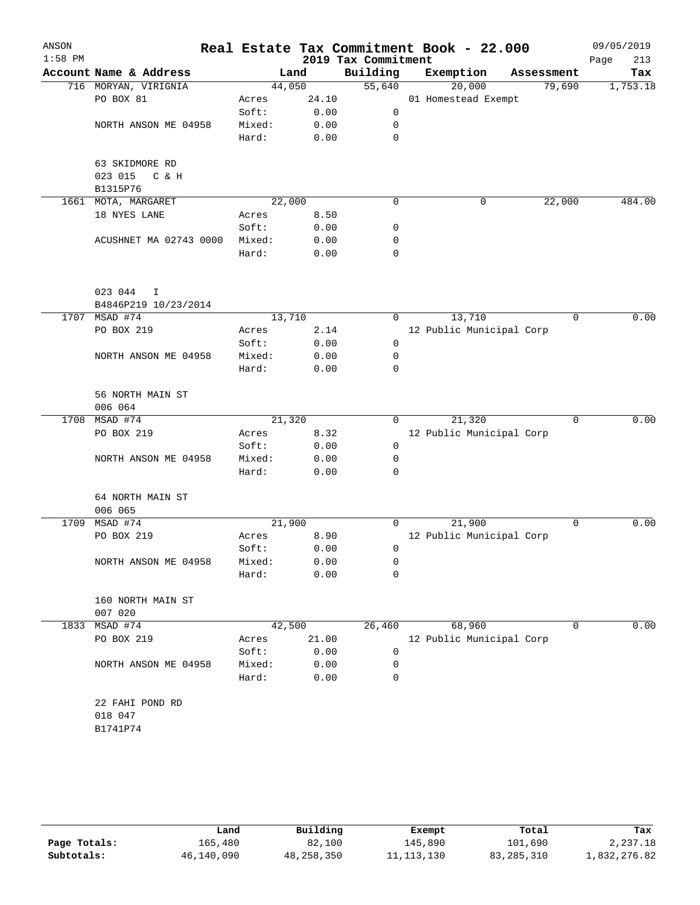# Real Estate Tax Commitment Book - 22.000

ANSON
1:58 PM

2019 Tax Commitment

09/05/2019

| Account Name & Address | | Land | Building | Exemption | Assessment | Tax |
|---|---|---|---|---|---|---|
| 716 MORYAN, VIRIGNIA | | 44,050 | 55,640 | 20,000 | 79,690 | 1,753.18 |
| PO BOX 81 | Acres | 24.10 | | 01 Homestead Exempt | | |
| | Soft: | 0.00 | 0 | | | |
| NORTH ANSON ME 04958 | Mixed: | 0.00 | 0 | | | |
| | Hard: | 0.00 | 0 | | | |
| 63 SKIDMORE RD | | | | | | |
| 023 015 C & H | | | | | | |
| B1315P76 | | | | | | |
| 1661 MOTA, MARGARET | | 22,000 | 0 | 0 | 22,000 | 484.00 |
| 18 NYES LANE | Acres | 8.50 | | | | |
| | Soft: | 0.00 | 0 | | | |
| ACUSHNET MA 02743 0000 | Mixed: | 0.00 | 0 | | | |
| | Hard: | 0.00 | 0 | | | |
| 023 044 I | | | | | | |
| B4846P219 10/23/2014 | | | | | | |
| 1707 MSAD #74 | | 13,710 | 0 | 13,710 | 0 | 0.00 |
| PO BOX 219 | Acres | 2.14 | | 12 Public Municipal Corp | | |
| | Soft: | 0.00 | 0 | | | |
| NORTH ANSON ME 04958 | Mixed: | 0.00 | 0 | | | |
| | Hard: | 0.00 | 0 | | | |
| 56 NORTH MAIN ST | | | | | | |
| 006 064 | | | | | | |
| 1708 MSAD #74 | | 21,320 | 0 | 21,320 | 0 | 0.00 |
| PO BOX 219 | Acres | 8.32 | | 12 Public Municipal Corp | | |
| | Soft: | 0.00 | 0 | | | |
| NORTH ANSON ME 04958 | Mixed: | 0.00 | 0 | | | |
| | Hard: | 0.00 | 0 | | | |
| 64 NORTH MAIN ST | | | | | | |
| 006 065 | | | | | | |
| 1709 MSAD #74 | | 21,900 | 0 | 21,900 | 0 | 0.00 |
| PO BOX 219 | Acres | 8.90 | | 12 Public Municipal Corp | | |
| | Soft: | 0.00 | 0 | | | |
| NORTH ANSON ME 04958 | Mixed: | 0.00 | 0 | | | |
| | Hard: | 0.00 | 0 | | | |
| 160 NORTH MAIN ST | | | | | | |
| 007 020 | | | | | | |
| 1833 MSAD #74 | | 42,500 | 26,460 | 68,960 | 0 | 0.00 |
| PO BOX 219 | Acres | 21.00 | | 12 Public Municipal Corp | | |
| | Soft: | 0.00 | 0 | | | |
| NORTH ANSON ME 04958 | Mixed: | 0.00 | 0 | | | |
| | Hard: | 0.00 | 0 | | | |
| 22 FAHI POND RD | | | | | | |
| 018 047 | | | | | | |
| B1741P74 | | | | | | |

| | Land | Building | Exempt | Total | Tax |
|---|---|---|---|---|---|
| Page Totals: | 165,480 | 82,100 | 145,890 | 101,690 | 2,237.18 |
| Subtotals: | 46,140,090 | 48,258,350 | 11,113,130 | 83,285,310 | 1,832,276.82 |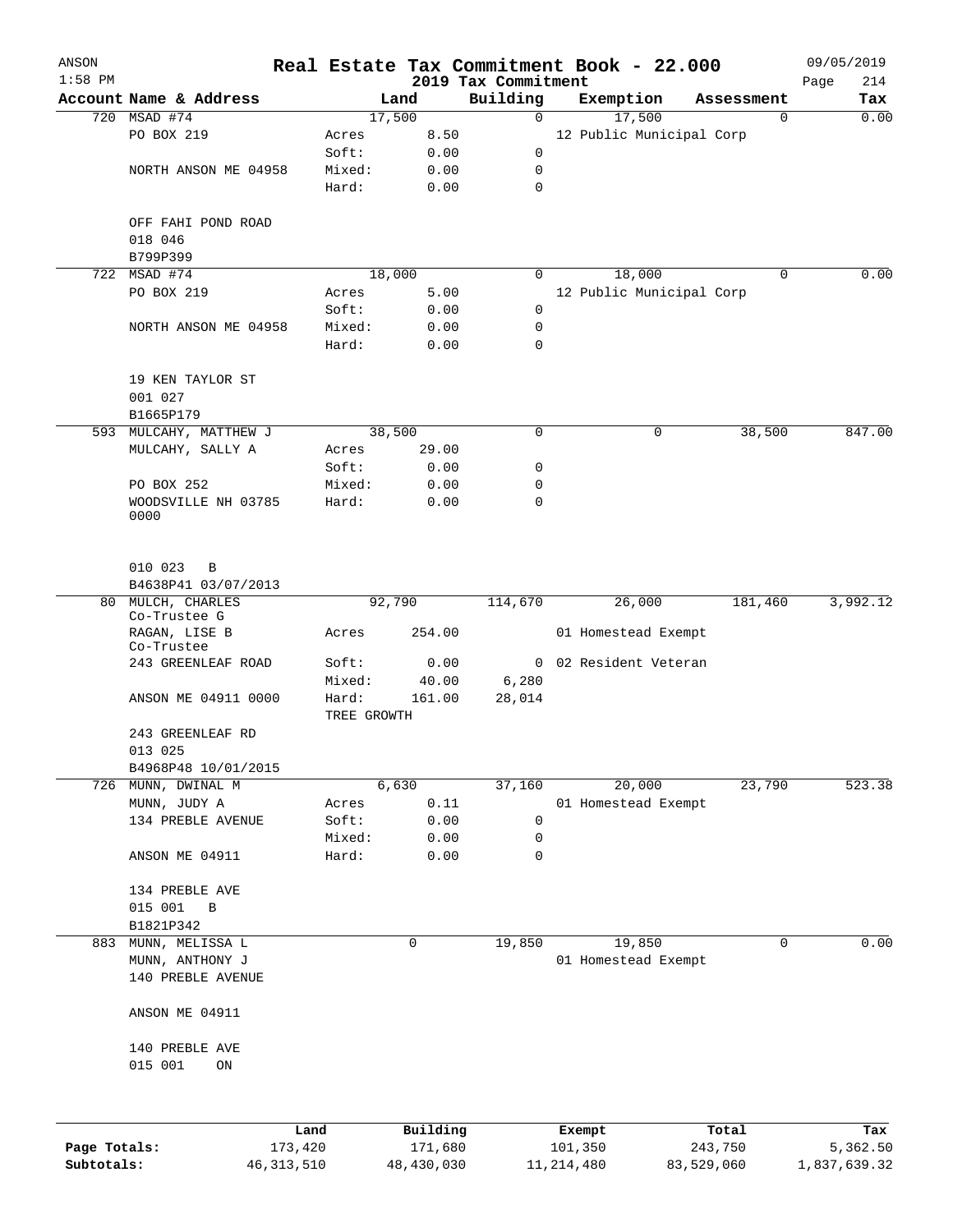# Real Estate Tax Commitment Book - 22.000

ANSON
1:58 PM
2019 Tax Commitment
09/05/2019

| Account Name & Address | Land | | Building | Exemption | Assessment | Tax |
|---|---|---|---|---|---|---|
| 720 MSAD #74 | 17,500 | | 0 | 17,500 | 0 | 0.00 |
| PO BOX 219 | Acres | 8.50 | | 12 Public Municipal Corp | | |
| | Soft: | 0.00 | 0 | | | |
| NORTH ANSON ME 04958 | Mixed: | 0.00 | 0 | | | |
| | Hard: | 0.00 | 0 | | | |
| OFF FAHI POND ROAD | | | | | | |
| 018 046 | | | | | | |
| B799P399 | | | | | | |
| 722 MSAD #74 | 18,000 | | 0 | 18,000 | 0 | 0.00 |
| PO BOX 219 | Acres | 5.00 | | 12 Public Municipal Corp | | |
| | Soft: | 0.00 | 0 | | | |
| NORTH ANSON ME 04958 | Mixed: | 0.00 | 0 | | | |
| | Hard: | 0.00 | 0 | | | |
| 19 KEN TAYLOR ST | | | | | | |
| 001 027 | | | | | | |
| B1665P179 | | | | | | |
| 593 MULCAHY, MATTHEW J | 38,500 | | 0 | 0 | 38,500 | 847.00 |
| MULCAHY, SALLY A | Acres | 29.00 | | | | |
| | Soft: | 0.00 | 0 | | | |
| PO BOX 252 | Mixed: | 0.00 | 0 | | | |
| WOODSVILLE NH 03785 0000 | Hard: | 0.00 | 0 | | | |
| 010 023 B | | | | | | |
| B4638P41 03/07/2013 | | | | | | |
| 80 MULCH, CHARLES Co-Trustee G | 92,790 | | 114,670 | 26,000 | 181,460 | 3,992.12 |
| RAGAN, LISE B Co-Trustee | Acres | 254.00 | | 01 Homestead Exempt | | |
| 243 GREENLEAF ROAD | Soft: | 0.00 | 0 | 02 Resident Veteran | | |
| | Mixed: | 40.00 | 6,280 | | | |
| ANSON ME 04911 0000 | Hard: | 161.00 | 28,014 | | | |
| | TREE GROWTH | | | | | |
| 243 GREENLEAF RD | | | | | | |
| 013 025 | | | | | | |
| B4968P48 10/01/2015 | | | | | | |
| 726 MUNN, DWINAL M | 6,630 | | 37,160 | 20,000 | 23,790 | 523.38 |
| MUNN, JUDY A | Acres | 0.11 | | 01 Homestead Exempt | | |
| 134 PREBLE AVENUE | Soft: | 0.00 | 0 | | | |
| | Mixed: | 0.00 | 0 | | | |
| ANSON ME 04911 | Hard: | 0.00 | 0 | | | |
| 134 PREBLE AVE | | | | | | |
| 015 001 B | | | | | | |
| B1821P342 | | | | | | |
| 883 MUNN, MELISSA L | 0 | | 19,850 | 19,850 | 0 | 0.00 |
| MUNN, ANTHONY J | | | | 01 Homestead Exempt | | |
| 140 PREBLE AVENUE | | | | | | |
| ANSON ME 04911 | | | | | | |
| 140 PREBLE AVE | | | | | | |
| 015 001 ON | | | | | | |

| | Land | Building | Exempt | Total | Tax |
|---|---|---|---|---|---|
| Page Totals: | 173,420 | 171,680 | 101,350 | 243,750 | 5,362.50 |
| Subtotals: | 46,313,510 | 48,430,030 | 11,214,480 | 83,529,060 | 1,837,639.32 |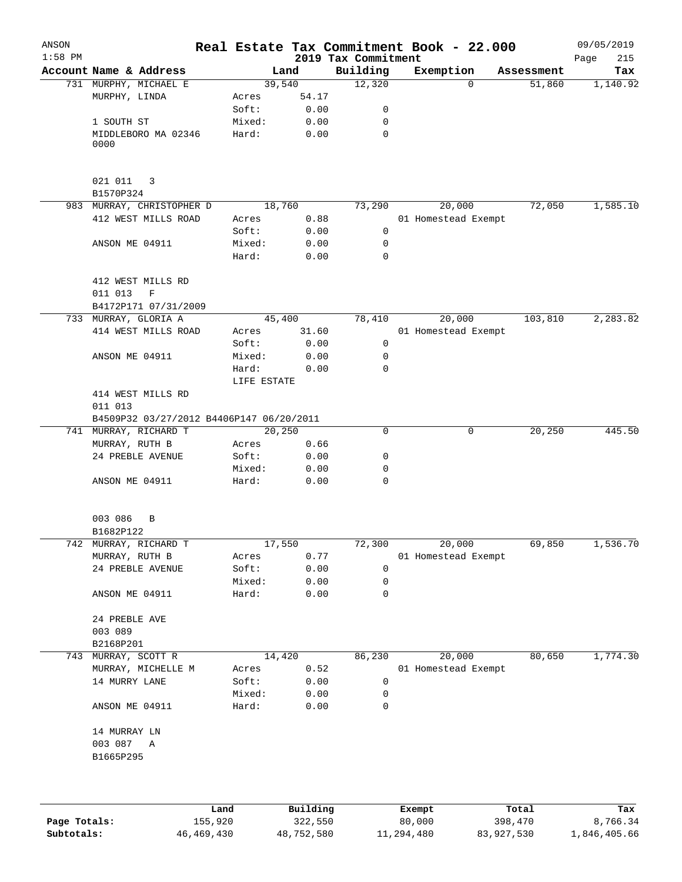# Real Estate Tax Commitment Book - 22.000

ANSON 1:58 PM — 2019 Tax Commitment — 09/05/2019 Page 215

| Account Name & Address | Land | | Building | Exemption | Assessment | Tax |
|---|---|---|---|---|---|---|
| 731 MURPHY, MICHAEL E | 39,540 | | 12,320 | 0 | 51,860 | 1,140.92 |
| MURPHY, LINDA | Acres | 54.17 | | | | |
| | Soft: | 0.00 | 0 | | | |
| 1 SOUTH ST | Mixed: | 0.00 | 0 | | | |
| MIDDLEBORO MA 02346 0000 | Hard: | 0.00 | 0 | | | |
| 021 011 3 | | | | | | |
| B1570P324 | | | | | | |
| 983 MURRAY, CHRISTOPHER D | 18,760 | | 73,290 | 20,000 | 72,050 | 1,585.10 |
| 412 WEST MILLS ROAD | Acres | 0.88 | | 01 Homestead Exempt | | |
| | Soft: | 0.00 | 0 | | | |
| ANSON ME 04911 | Mixed: | 0.00 | 0 | | | |
| | Hard: | 0.00 | 0 | | | |
| 412 WEST MILLS RD | | | | | | |
| 011 013 F | | | | | | |
| B4172P171 07/31/2009 | | | | | | |
| 733 MURRAY, GLORIA A | 45,400 | | 78,410 | 20,000 | 103,810 | 2,283.82 |
| 414 WEST MILLS ROAD | Acres | 31.60 | | 01 Homestead Exempt | | |
| | Soft: | 0.00 | 0 | | | |
| ANSON ME 04911 | Mixed: | 0.00 | 0 | | | |
| | Hard: | 0.00 | 0 | | | |
| | LIFE ESTATE | | | | | |
| 414 WEST MILLS RD | | | | | | |
| 011 013 | | | | | | |
| B4509P32 03/27/2012 B4406P147 06/20/2011 | | | | | | |
| 741 MURRAY, RICHARD T | 20,250 | | 0 | 0 | 20,250 | 445.50 |
| MURRAY, RUTH B | Acres | 0.66 | | | | |
| 24 PREBLE AVENUE | Soft: | 0.00 | 0 | | | |
| | Mixed: | 0.00 | 0 | | | |
| ANSON ME 04911 | Hard: | 0.00 | 0 | | | |
| 003 086 B | | | | | | |
| B1682P122 | | | | | | |
| 742 MURRAY, RICHARD T | 17,550 | | 72,300 | 20,000 | 69,850 | 1,536.70 |
| MURRAY, RUTH B | Acres | 0.77 | | 01 Homestead Exempt | | |
| 24 PREBLE AVENUE | Soft: | 0.00 | 0 | | | |
| | Mixed: | 0.00 | 0 | | | |
| ANSON ME 04911 | Hard: | 0.00 | 0 | | | |
| 24 PREBLE AVE | | | | | | |
| 003 089 | | | | | | |
| B2168P201 | | | | | | |
| 743 MURRAY, SCOTT R | 14,420 | | 86,230 | 20,000 | 80,650 | 1,774.30 |
| MURRAY, MICHELLE M | Acres | 0.52 | | 01 Homestead Exempt | | |
| 14 MURRY LANE | Soft: | 0.00 | 0 | | | |
| | Mixed: | 0.00 | 0 | | | |
| ANSON ME 04911 | Hard: | 0.00 | 0 | | | |
| 14 MURRAY LN | | | | | | |
| 003 087 A | | | | | | |
| B1665P295 | | | | | | |

| | Land | Building | Exempt | Total | Tax |
|---|---|---|---|---|---|
| Page Totals: | 155,920 | 322,550 | 80,000 | 398,470 | 8,766.34 |
| Subtotals: | 46,469,430 | 48,752,580 | 11,294,480 | 83,927,530 | 1,846,405.66 |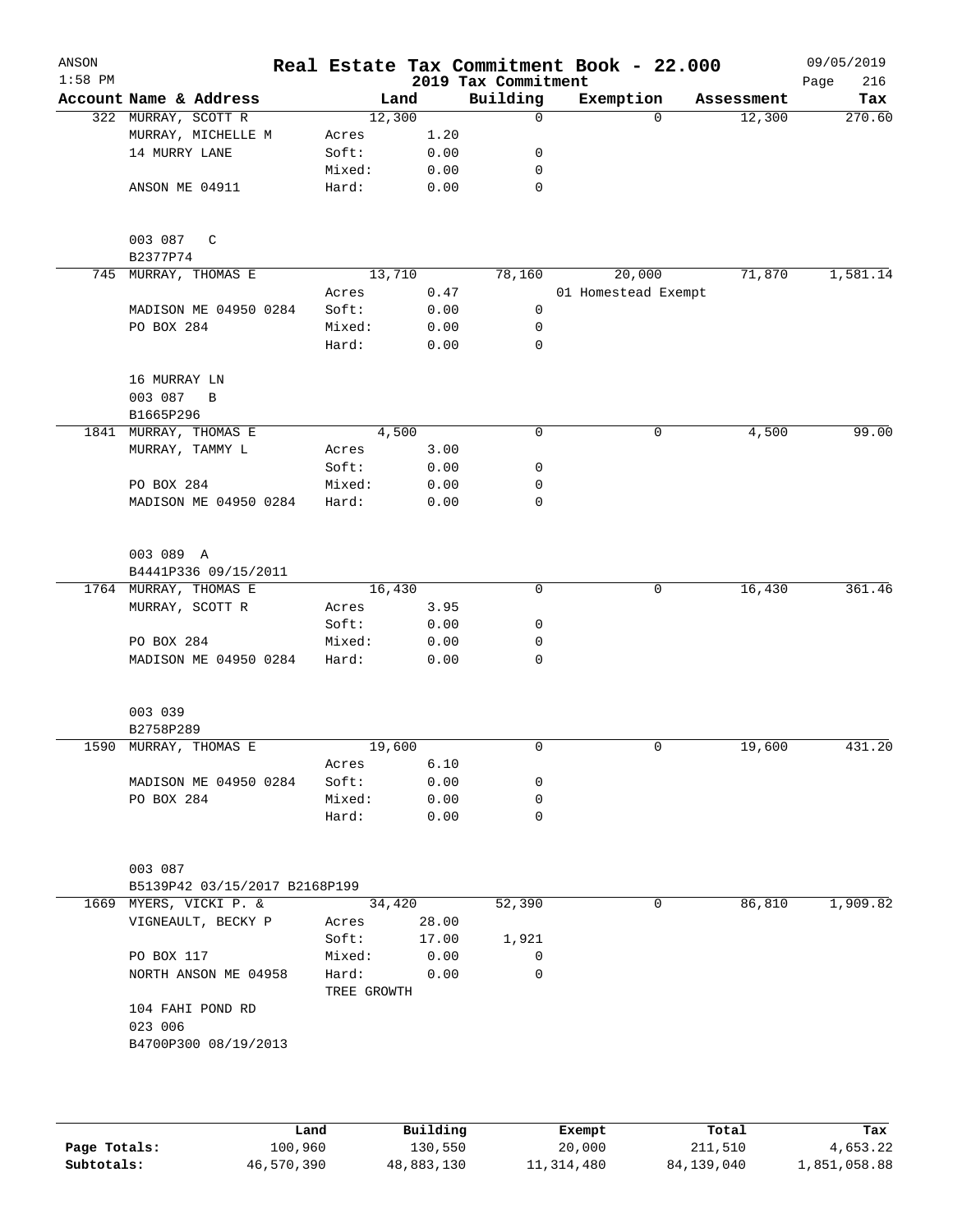# Real Estate Tax Commitment Book - 22.000

ANSON
1:58 PM

2019 Tax Commitment

09/05/2019
Page 216

| Account Name & Address | | Land | Building | Exemption | Assessment | Tax |
|---|---|---|---|---|---|---|
| 322 MURRAY, SCOTT R | | 12,300 | 0 | 0 | 12,300 | 270.60 |
| MURRAY, MICHELLE M | Acres | 1.20 | | | | |
| 14 MURRY LANE | Soft: | 0.00 | 0 | | | |
| | Mixed: | 0.00 | 0 | | | |
| ANSON ME 04911 | Hard: | 0.00 | 0 | | | |
| 003 087 C | | | | | | |
| B2377P74 | | | | | | |
| 745 MURRAY, THOMAS E | | 13,710 | 78,160 | 20,000 | 71,870 | 1,581.14 |
| | Acres | 0.47 | | 01 Homestead Exempt | | |
| MADISON ME 04950 0284 | Soft: | 0.00 | 0 | | | |
| PO BOX 284 | Mixed: | 0.00 | 0 | | | |
| | Hard: | 0.00 | 0 | | | |
| 16 MURRAY LN | | | | | | |
| 003 087 B | | | | | | |
| B1665P296 | | | | | | |
| 1841 MURRAY, THOMAS E | | 4,500 | 0 | 0 | 4,500 | 99.00 |
| MURRAY, TAMMY L | Acres | 3.00 | | | | |
| | Soft: | 0.00 | 0 | | | |
| PO BOX 284 | Mixed: | 0.00 | 0 | | | |
| MADISON ME 04950 0284 | Hard: | 0.00 | 0 | | | |
| 003 089 A | | | | | | |
| B4441P336 09/15/2011 | | | | | | |
| 1764 MURRAY, THOMAS E | | 16,430 | 0 | 0 | 16,430 | 361.46 |
| MURRAY, SCOTT R | Acres | 3.95 | | | | |
| | Soft: | 0.00 | 0 | | | |
| PO BOX 284 | Mixed: | 0.00 | 0 | | | |
| MADISON ME 04950 0284 | Hard: | 0.00 | 0 | | | |
| 003 039 | | | | | | |
| B2758P289 | | | | | | |
| 1590 MURRAY, THOMAS E | | 19,600 | 0 | 0 | 19,600 | 431.20 |
| | Acres | 6.10 | | | | |
| MADISON ME 04950 0284 | Soft: | 0.00 | 0 | | | |
| PO BOX 284 | Mixed: | 0.00 | 0 | | | |
| | Hard: | 0.00 | 0 | | | |
| 003 087 | | | | | | |
| B5139P42 03/15/2017 B2168P199 | | | | | | |
| 1669 MYERS, VICKI P. & | | 34,420 | 52,390 | 0 | 86,810 | 1,909.82 |
| VIGNEAULT, BECKY P | Acres | 28.00 | | | | |
| | Soft: | 17.00 | 1,921 | | | |
| PO BOX 117 | Mixed: | 0.00 | 0 | | | |
| NORTH ANSON ME 04958 | Hard: | 0.00 | 0 | | | |
| | TREE GROWTH | | | | | |
| 104 FAHI POND RD | | | | | | |
| 023 006 | | | | | | |
| B4700P300 08/19/2013 | | | | | | |

| | Land | Building | Exempt | Total | Tax |
|---|---|---|---|---|---|
| Page Totals: | 100,960 | 130,550 | 20,000 | 211,510 | 4,653.22 |
| Subtotals: | 46,570,390 | 48,883,130 | 11,314,480 | 84,139,040 | 1,851,058.88 |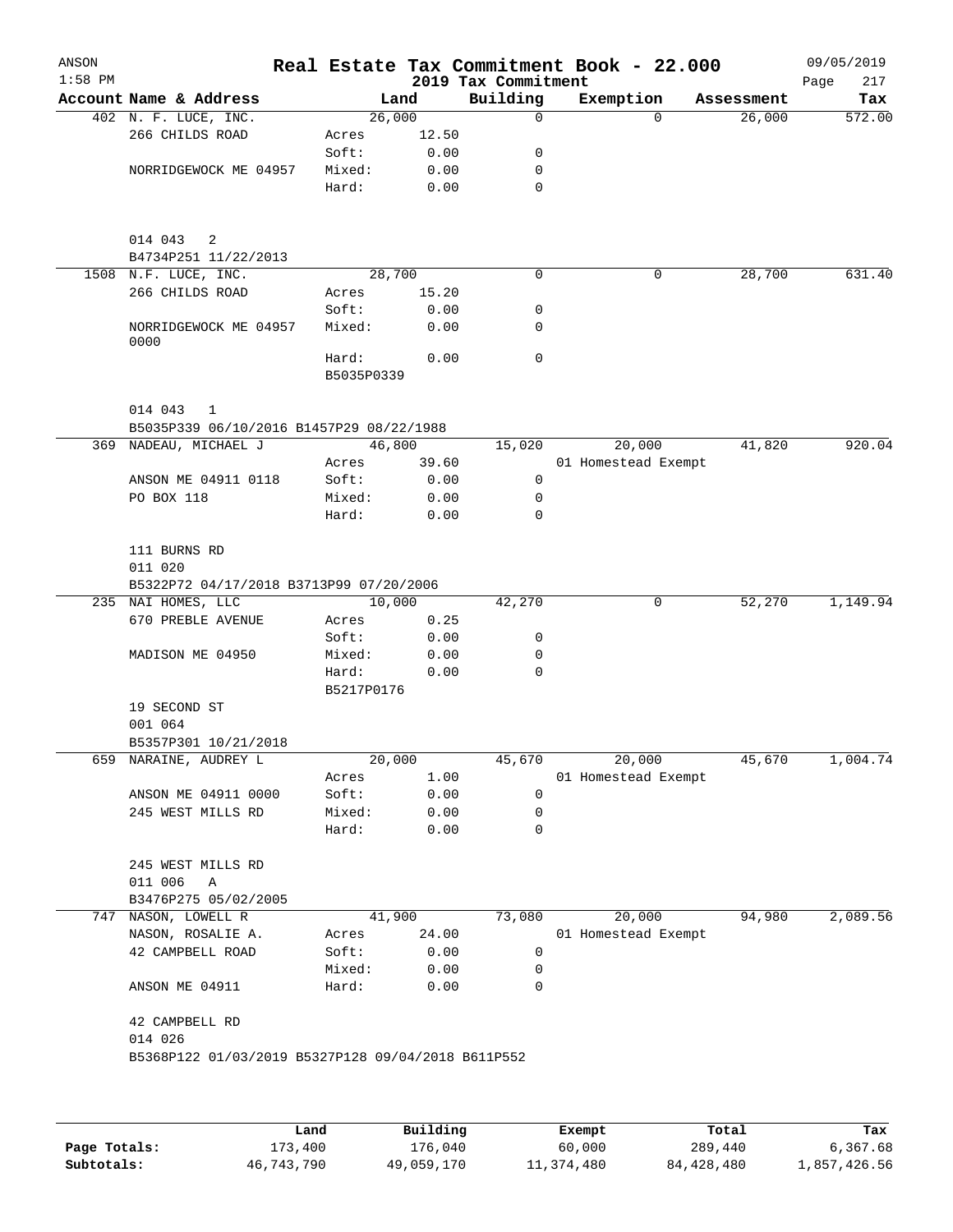ANSON
1:58 PM

# Real Estate Tax Commitment Book - 22.000

2019 Tax Commitment

09/05/2019

| Account | Name & Address | Land | | Building | Exemption | Assessment | Tax |
|---|---|---|---|---|---|---|---|
| 402 | N. F. LUCE, INC. | 26,000 | | 0 | 0 | 26,000 | 572.00 |
| | 266 CHILDS ROAD | Acres | 12.50 | | | | |
| | | Soft: | 0.00 | 0 | | | |
| | NORRIDGEWOCK ME 04957 | Mixed: | 0.00 | 0 | | | |
| | | Hard: | 0.00 | 0 | | | |
| | 014 043 2 | | | | | | |
| | B4734P251 11/22/2013 | | | | | | |
| 1508 | N.F. LUCE, INC. | 28,700 | | 0 | 0 | 28,700 | 631.40 |
| | 266 CHILDS ROAD | Acres | 15.20 | | | | |
| | | Soft: | 0.00 | 0 | | | |
| | NORRIDGEWOCK ME 04957 0000 | Mixed: | 0.00 | 0 | | | |
| | | Hard: | 0.00 | 0 | | | |
| | | B5035P0339 | | | | | |
| | 014 043 1 | | | | | | |
| | B5035P339 06/10/2016 B1457P29 08/22/1988 | | | | | | |
| 369 | NADEAU, MICHAEL J | 46,800 | | 15,020 | 20,000 | 41,820 | 920.04 |
| | | Acres | 39.60 | | 01 Homestead Exempt | | |
| | ANSON ME 04911 0118 | Soft: | 0.00 | 0 | | | |
| | PO BOX 118 | Mixed: | 0.00 | 0 | | | |
| | | Hard: | 0.00 | 0 | | | |
| | 111 BURNS RD | | | | | | |
| | 011 020 | | | | | | |
| | B5322P72 04/17/2018 B3713P99 07/20/2006 | | | | | | |
| 235 | NAI HOMES, LLC | 10,000 | | 42,270 | 0 | 52,270 | 1,149.94 |
| | 670 PREBLE AVENUE | Acres | 0.25 | | | | |
| | | Soft: | 0.00 | 0 | | | |
| | MADISON ME 04950 | Mixed: | 0.00 | 0 | | | |
| | | Hard: | 0.00 | 0 | | | |
| | | B5217P0176 | | | | | |
| | 19 SECOND ST | | | | | | |
| | 001 064 | | | | | | |
| | B5357P301 10/21/2018 | | | | | | |
| 659 | NARAINE, AUDREY L | 20,000 | | 45,670 | 20,000 | 45,670 | 1,004.74 |
| | | Acres | 1.00 | | 01 Homestead Exempt | | |
| | ANSON ME 04911 0000 | Soft: | 0.00 | 0 | | | |
| | 245 WEST MILLS RD | Mixed: | 0.00 | 0 | | | |
| | | Hard: | 0.00 | 0 | | | |
| | 245 WEST MILLS RD | | | | | | |
| | 011 006 A | | | | | | |
| | B3476P275 05/02/2005 | | | | | | |
| 747 | NASON, LOWELL R | 41,900 | | 73,080 | 20,000 | 94,980 | 2,089.56 |
| | NASON, ROSALIE A. | Acres | 24.00 | | 01 Homestead Exempt | | |
| | 42 CAMPBELL ROAD | Soft: | 0.00 | 0 | | | |
| | | Mixed: | 0.00 | 0 | | | |
| | ANSON ME 04911 | Hard: | 0.00 | 0 | | | |
| | 42 CAMPBELL RD | | | | | | |
| | 014 026 | | | | | | |
| | B5368P122 01/03/2019 B5327P128 09/04/2018 B611P552 | | | | | | |

| | Land | Building | Exempt | Total | Tax |
|---|---|---|---|---|---|
| Page Totals: | 173,400 | 176,040 | 60,000 | 289,440 | 6,367.68 |
| Subtotals: | 46,743,790 | 49,059,170 | 11,374,480 | 84,428,480 | 1,857,426.56 |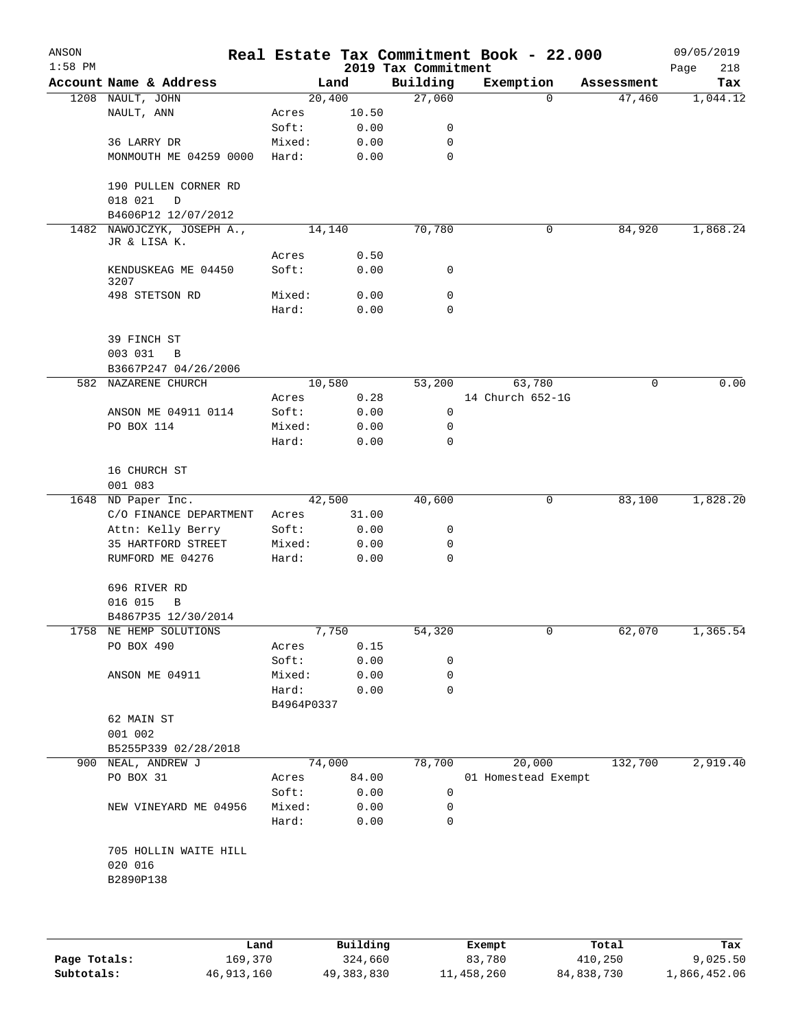ANSON
1:58 PM

# Real Estate Tax Commitment Book - 22.000
## 2019 Tax Commitment

09/05/2019

| Account Name & Address | | Land | Building | Exemption | Assessment | Tax |
|---|---|---|---|---|---|---|
| 1208 NAULT, JOHN | | 20,400 | 27,060 | 0 | 47,460 | 1,044.12 |
| NAULT, ANN | Acres | 10.50 | | | | |
| | Soft: | 0.00 | 0 | | | |
| 36 LARRY DR | Mixed: | 0.00 | 0 | | | |
| MONMOUTH ME 04259 0000 | Hard: | 0.00 | 0 | | | |
| 190 PULLEN CORNER RD | | | | | | |
| 018 021 D | | | | | | |
| B4606P12 12/07/2012 | | | | | | |
| 1482 NAWOJCZYK, JOSEPH A., JR & LISA K. | | 14,140 | 70,780 | 0 | 84,920 | 1,868.24 |
| | Acres | 0.50 | | | | |
| KENDUSKEAG ME 04450 3207 | Soft: | 0.00 | 0 | | | |
| 498 STETSON RD | Mixed: | 0.00 | 0 | | | |
| | Hard: | 0.00 | 0 | | | |
| 39 FINCH ST | | | | | | |
| 003 031 B | | | | | | |
| B3667P247 04/26/2006 | | | | | | |
| 582 NAZARENE CHURCH | | 10,580 | 53,200 | 63,780 | 0 | 0.00 |
| | Acres | 0.28 | | 14 Church 652-1G | | |
| ANSON ME 04911 0114 | Soft: | 0.00 | 0 | | | |
| PO BOX 114 | Mixed: | 0.00 | 0 | | | |
| | Hard: | 0.00 | 0 | | | |
| 16 CHURCH ST | | | | | | |
| 001 083 | | | | | | |
| 1648 ND Paper Inc. | | 42,500 | 40,600 | 0 | 83,100 | 1,828.20 |
| C/O FINANCE DEPARTMENT | Acres | 31.00 | | | | |
| Attn: Kelly Berry | Soft: | 0.00 | 0 | | | |
| 35 HARTFORD STREET | Mixed: | 0.00 | 0 | | | |
| RUMFORD ME 04276 | Hard: | 0.00 | 0 | | | |
| 696 RIVER RD | | | | | | |
| 016 015 B | | | | | | |
| B4867P35 12/30/2014 | | | | | | |
| 1758 NE HEMP SOLUTIONS | | 7,750 | 54,320 | 0 | 62,070 | 1,365.54 |
| PO BOX 490 | Acres | 0.15 | | | | |
| | Soft: | 0.00 | 0 | | | |
| ANSON ME 04911 | Mixed: | 0.00 | 0 | | | |
| | Hard: | 0.00 | 0 | | | |
| | B4964P0337 | | | | | |
| 62 MAIN ST | | | | | | |
| 001 002 | | | | | | |
| B5255P339 02/28/2018 | | | | | | |
| 900 NEAL, ANDREW J | | 74,000 | 78,700 | 20,000 | 132,700 | 2,919.40 |
| PO BOX 31 | Acres | 84.00 | | 01 Homestead Exempt | | |
| | Soft: | 0.00 | 0 | | | |
| NEW VINEYARD ME 04956 | Mixed: | 0.00 | 0 | | | |
| | Hard: | 0.00 | 0 | | | |
| 705 HOLLIN WAITE HILL | | | | | | |
| 020 016 | | | | | | |
| B2890P138 | | | | | | |

| | Land | Building | Exempt | Total | Tax |
|---|---|---|---|---|---|
| Page Totals: | 169,370 | 324,660 | 83,780 | 410,250 | 9,025.50 |
| Subtotals: | 46,913,160 | 49,383,830 | 11,458,260 | 84,838,730 | 1,866,452.06 |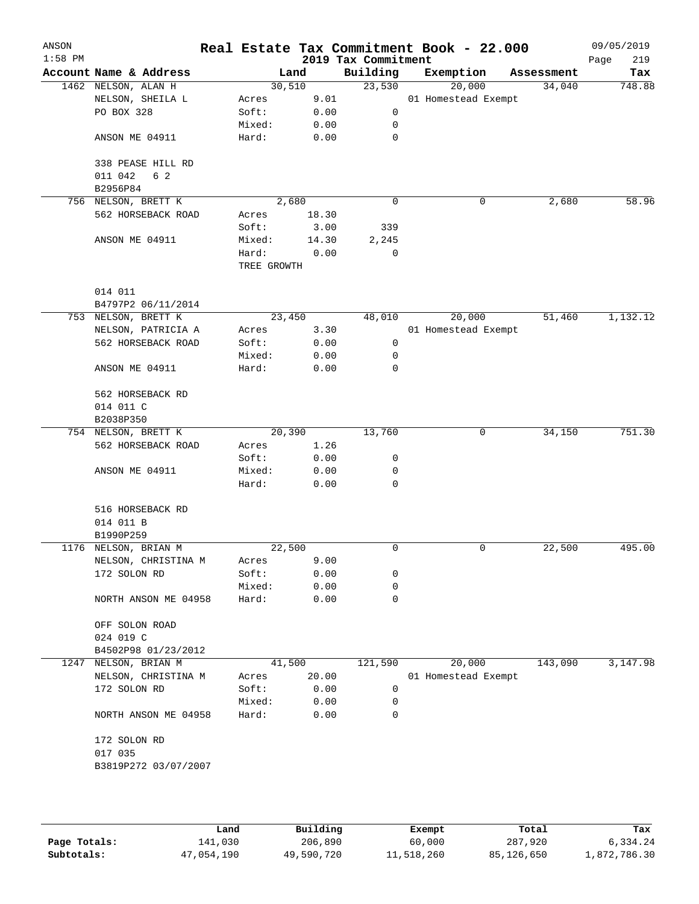# Real Estate Tax Commitment Book - 22.000

ANSON
1:58 PM

2019 Tax Commitment

09/05/2019

| Account Name & Address | Land | | Building | Exemption | Assessment | Tax |
|---|---|---|---|---|---|---|
| 1462 NELSON, ALAN H | 30,510 | | 23,530 | 20,000 | 34,040 | 748.88 |
| NELSON, SHEILA L | Acres | 9.01 | | 01 Homestead Exempt | | |
| PO BOX 328 | Soft: | 0.00 | 0 | | | |
| | Mixed: | 0.00 | 0 | | | |
| ANSON ME 04911 | Hard: | 0.00 | 0 | | | |
| 338 PEASE HILL RD | | | | | | |
| 011 042 6 2 | | | | | | |
| B2956P84 | | | | | | |
| 756 NELSON, BRETT K | 2,680 | | 0 | 0 | 2,680 | 58.96 |
| 562 HORSEBACK ROAD | Acres | 18.30 | | | | |
| | Soft: | 3.00 | 339 | | | |
| ANSON ME 04911 | Mixed: | 14.30 | 2,245 | | | |
| | Hard: | 0.00 | 0 | | | |
| | TREE GROWTH | | | | | |
| 014 011 | | | | | | |
| B4797P2 06/11/2014 | | | | | | |
| 753 NELSON, BRETT K | 23,450 | | 48,010 | 20,000 | 51,460 | 1,132.12 |
| NELSON, PATRICIA A | Acres | 3.30 | | 01 Homestead Exempt | | |
| 562 HORSEBACK ROAD | Soft: | 0.00 | 0 | | | |
| | Mixed: | 0.00 | 0 | | | |
| ANSON ME 04911 | Hard: | 0.00 | 0 | | | |
| 562 HORSEBACK RD | | | | | | |
| 014 011 C | | | | | | |
| B2038P350 | | | | | | |
| 754 NELSON, BRETT K | 20,390 | | 13,760 | 0 | 34,150 | 751.30 |
| 562 HORSEBACK ROAD | Acres | 1.26 | | | | |
| | Soft: | 0.00 | 0 | | | |
| ANSON ME 04911 | Mixed: | 0.00 | 0 | | | |
| | Hard: | 0.00 | 0 | | | |
| 516 HORSEBACK RD | | | | | | |
| 014 011 B | | | | | | |
| B1990P259 | | | | | | |
| 1176 NELSON, BRIAN M | 22,500 | | 0 | 0 | 22,500 | 495.00 |
| NELSON, CHRISTINA M | Acres | 9.00 | | | | |
| 172 SOLON RD | Soft: | 0.00 | 0 | | | |
| | Mixed: | 0.00 | 0 | | | |
| NORTH ANSON ME 04958 | Hard: | 0.00 | 0 | | | |
| OFF SOLON ROAD | | | | | | |
| 024 019 C | | | | | | |
| B4502P98 01/23/2012 | | | | | | |
| 1247 NELSON, BRIAN M | 41,500 | | 121,590 | 20,000 | 143,090 | 3,147.98 |
| NELSON, CHRISTINA M | Acres | 20.00 | | 01 Homestead Exempt | | |
| 172 SOLON RD | Soft: | 0.00 | 0 | | | |
| | Mixed: | 0.00 | 0 | | | |
| NORTH ANSON ME 04958 | Hard: | 0.00 | 0 | | | |
| 172 SOLON RD | | | | | | |
| 017 035 | | | | | | |
| B3819P272 03/07/2007 | | | | | | |

| | Land | Building | Exempt | Total | Tax |
|---|---|---|---|---|---|
| Page Totals: | 141,030 | 206,890 | 60,000 | 287,920 | 6,334.24 |
| Subtotals: | 47,054,190 | 49,590,720 | 11,518,260 | 85,126,650 | 1,872,786.30 |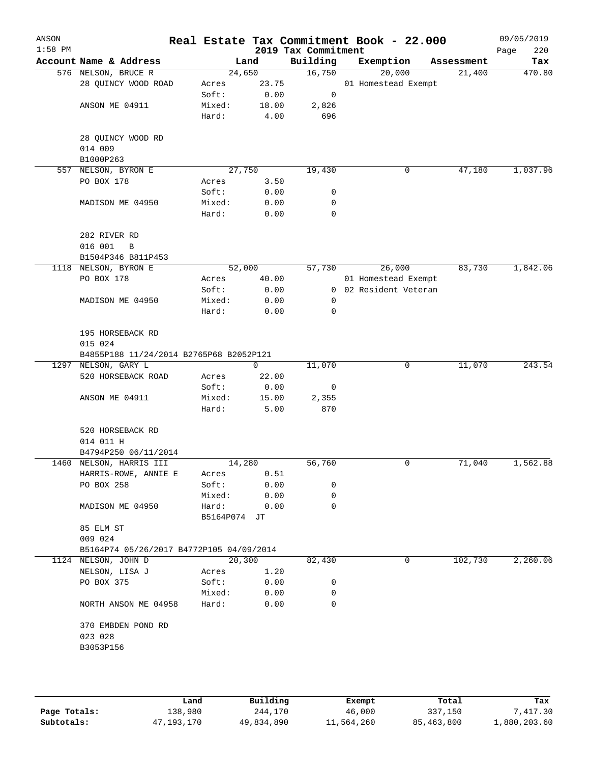# Real Estate Tax Commitment Book - 22.000

ANSON 1:58 PM — 2019 Tax Commitment — 09/05/2019

| Account Name & Address | Land | | Building | Exemption | Assessment | Tax |
|---|---|---|---|---|---|---|
| 576 NELSON, BRUCE R | | 24,650 | 16,750 | 20,000 | 21,400 | 470.80 |
| 28 QUINCY WOOD ROAD | Acres | 23.75 | | 01 Homestead Exempt | | |
| | Soft: | 0.00 | 0 | | | |
| ANSON ME 04911 | Mixed: | 18.00 | 2,826 | | | |
| | Hard: | 4.00 | 696 | | | |
| 28 QUINCY WOOD RD | | | | | | |
| 014 009 | | | | | | |
| B1000P263 | | | | | | |
| 557 NELSON, BYRON E | | 27,750 | 19,430 | 0 | 47,180 | 1,037.96 |
| PO BOX 178 | Acres | 3.50 | | | | |
| | Soft: | 0.00 | 0 | | | |
| MADISON ME 04950 | Mixed: | 0.00 | 0 | | | |
| | Hard: | 0.00 | 0 | | | |
| 282 RIVER RD | | | | | | |
| 016 001 B | | | | | | |
| B1504P346 B811P453 | | | | | | |
| 1118 NELSON, BYRON E | | 52,000 | 57,730 | 26,000 | 83,730 | 1,842.06 |
| PO BOX 178 | Acres | 40.00 | | 01 Homestead Exempt | | |
| | Soft: | 0.00 | 0 | 02 Resident Veteran | | |
| MADISON ME 04950 | Mixed: | 0.00 | 0 | | | |
| | Hard: | 0.00 | 0 | | | |
| 195 HORSEBACK RD | | | | | | |
| 015 024 | | | | | | |
| B4855P188 11/24/2014 B2765P68 B2052P121 | | | | | | |
| 1297 NELSON, GARY L | | 0 | 11,070 | 0 | 11,070 | 243.54 |
| 520 HORSEBACK ROAD | Acres | 22.00 | | | | |
| | Soft: | 0.00 | 0 | | | |
| ANSON ME 04911 | Mixed: | 15.00 | 2,355 | | | |
| | Hard: | 5.00 | 870 | | | |
| 520 HORSEBACK RD | | | | | | |
| 014 011 H | | | | | | |
| B4794P250 06/11/2014 | | | | | | |
| 1460 NELSON, HARRIS III | | 14,280 | 56,760 | 0 | 71,040 | 1,562.88 |
| HARRIS-ROWE, ANNIE E | Acres | 0.51 | | | | |
| PO BOX 258 | Soft: | 0.00 | 0 | | | |
| | Mixed: | 0.00 | 0 | | | |
| MADISON ME 04950 | Hard: | 0.00 | 0 | | | |
| | B5164P074 JT | | | | | |
| 85 ELM ST | | | | | | |
| 009 024 | | | | | | |
| B5164P74 05/26/2017 B4772P105 04/09/2014 | | | | | | |
| 1124 NELSON, JOHN D | | 20,300 | 82,430 | 0 | 102,730 | 2,260.06 |
| NELSON, LISA J | Acres | 1.20 | | | | |
| PO BOX 375 | Soft: | 0.00 | 0 | | | |
| | Mixed: | 0.00 | 0 | | | |
| NORTH ANSON ME 04958 | Hard: | 0.00 | 0 | | | |
| 370 EMBDEN POND RD | | | | | | |
| 023 028 | | | | | | |
| B3053P156 | | | | | | |

| | Land | Building | Exempt | Total | Tax |
|---|---|---|---|---|---|
| Page Totals: | 138,980 | 244,170 | 46,000 | 337,150 | 7,417.30 |
| Subtotals: | 47,193,170 | 49,834,890 | 11,564,260 | 85,463,800 | 1,880,203.60 |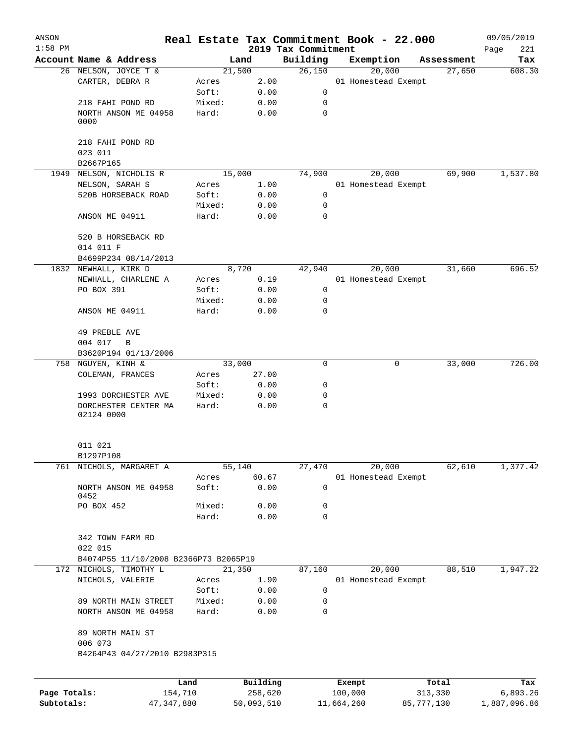# Real Estate Tax Commitment Book - 22.000

ANSON 09/05/2019
1:58 PM

## 2019 Tax Commitment

| Account Name & Address | | Land | Building | Exemption | Assessment | Tax |
|---|---|---|---|---|---|---|
| 26 NELSON, JOYCE T & | | 21,500 | 26,150 | 20,000 | 27,650 | 608.30 |
| CARTER, DEBRA R | Acres | 2.00 | | 01 Homestead Exempt | | |
| | Soft: | 0.00 | 0 | | | |
| 218 FAHI POND RD | Mixed: | 0.00 | 0 | | | |
| NORTH ANSON ME 04958 0000 | Hard: | 0.00 | 0 | | | |
| 218 FAHI POND RD | | | | | | |
| 023 011 | | | | | | |
| B2667P165 | | | | | | |
| 1949 NELSON, NICHOLIS R | | 15,000 | 74,900 | 20,000 | 69,900 | 1,537.80 |
| NELSON, SARAH S | Acres | 1.00 | | 01 Homestead Exempt | | |
| 520B HORSEBACK ROAD | Soft: | 0.00 | 0 | | | |
| | Mixed: | 0.00 | 0 | | | |
| ANSON ME 04911 | Hard: | 0.00 | 0 | | | |
| 520 B HORSEBACK RD | | | | | | |
| 014 011 F | | | | | | |
| B4699P234 08/14/2013 | | | | | | |
| 1832 NEWHALL, KIRK D | | 8,720 | 42,940 | 20,000 | 31,660 | 696.52 |
| NEWHALL, CHARLENE A | Acres | 0.19 | | 01 Homestead Exempt | | |
| PO BOX 391 | Soft: | 0.00 | 0 | | | |
| | Mixed: | 0.00 | 0 | | | |
| ANSON ME 04911 | Hard: | 0.00 | 0 | | | |
| 49 PREBLE AVE | | | | | | |
| 004 017 B | | | | | | |
| B3620P194 01/13/2006 | | | | | | |
| 758 NGUYEN, KINH & | | 33,000 | 0 | 0 | 33,000 | 726.00 |
| COLEMAN, FRANCES | Acres | 27.00 | | | | |
| | Soft: | 0.00 | 0 | | | |
| 1993 DORCHESTER AVE | Mixed: | 0.00 | 0 | | | |
| DORCHESTER CENTER MA 02124 0000 | Hard: | 0.00 | 0 | | | |
| 011 021 | | | | | | |
| B1297P108 | | | | | | |
| 761 NICHOLS, MARGARET A | | 55,140 | 27,470 | 20,000 | 62,610 | 1,377.42 |
| | Acres | 60.67 | | 01 Homestead Exempt | | |
| NORTH ANSON ME 04958 0452 | Soft: | 0.00 | 0 | | | |
| PO BOX 452 | Mixed: | 0.00 | 0 | | | |
| | Hard: | 0.00 | 0 | | | |
| 342 TOWN FARM RD | | | | | | |
| 022 015 | | | | | | |
| B4074P55 11/10/2008 B2366P73 B2065P19 | | | | | | |
| 172 NICHOLS, TIMOTHY L | | 21,350 | 87,160 | 20,000 | 88,510 | 1,947.22 |
| NICHOLS, VALERIE | Acres | 1.90 | | 01 Homestead Exempt | | |
| | Soft: | 0.00 | 0 | | | |
| 89 NORTH MAIN STREET | Mixed: | 0.00 | 0 | | | |
| NORTH ANSON ME 04958 | Hard: | 0.00 | 0 | | | |
| 89 NORTH MAIN ST | | | | | | |
| 006 073 | | | | | | |
| B4264P43 04/27/2010 B2983P315 | | | | | | |

| | Land | Building | Exempt | Total | Tax |
|---|---|---|---|---|---|
| Page Totals: | 154,710 | 258,620 | 100,000 | 313,330 | 6,893.26 |
| Subtotals: | 47,347,880 | 50,093,510 | 11,664,260 | 85,777,130 | 1,887,096.86 |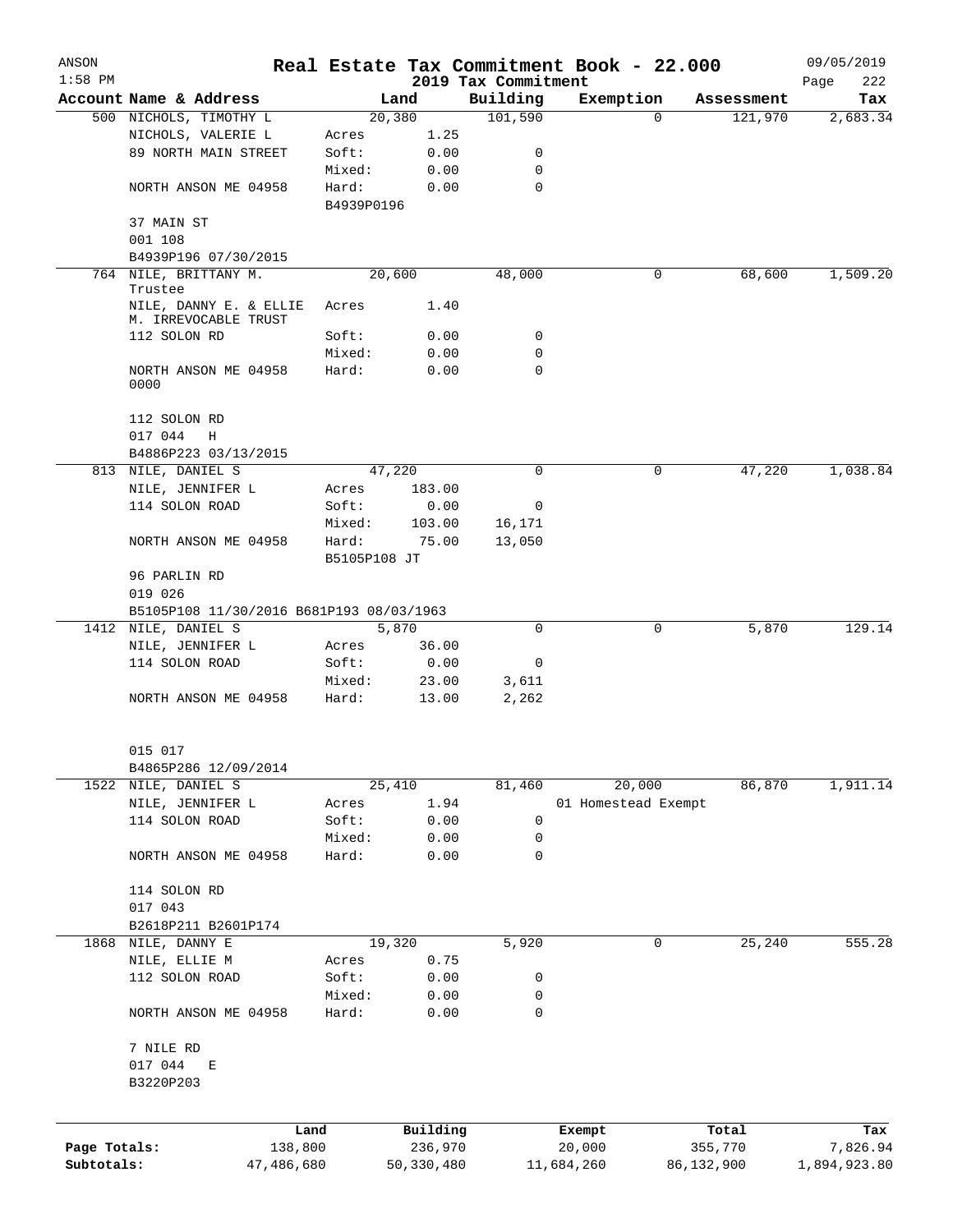ANSON 1:58 PM

# Real Estate Tax Commitment Book - 22.000

2019 Tax Commitment

09/05/2019

| Account Name & Address | Land | | Building | Exemption | Assessment | Tax |
|---|---|---|---|---|---|---|
| 500 NICHOLS, TIMOTHY L | 20,380 | | 101,590 | 0 | 121,970 | 2,683.34 |
| NICHOLS, VALERIE L | Acres | 1.25 | | | | |
| 89 NORTH MAIN STREET | Soft: | 0.00 | 0 | | | |
| | Mixed: | 0.00 | 0 | | | |
| NORTH ANSON ME 04958 | Hard: | 0.00 | 0 | | | |
| | B4939P0196 | | | | | |
| 37 MAIN ST | | | | | | |
| 001 108 | | | | | | |
| B4939P196 07/30/2015 | | | | | | |
| 764 NILE, BRITTANY M. Trustee | 20,600 | | 48,000 | 0 | 68,600 | 1,509.20 |
| NILE, DANNY E. & ELLIE M. IRREVOCABLE TRUST | Acres | 1.40 | | | | |
| 112 SOLON RD | Soft: | 0.00 | 0 | | | |
| | Mixed: | 0.00 | 0 | | | |
| NORTH ANSON ME 04958 0000 | Hard: | 0.00 | 0 | | | |
| 112 SOLON RD | | | | | | |
| 017 044 H | | | | | | |
| B4886P223 03/13/2015 | | | | | | |
| 813 NILE, DANIEL S | 47,220 | | 0 | 0 | 47,220 | 1,038.84 |
| NILE, JENNIFER L | Acres | 183.00 | | | | |
| 114 SOLON ROAD | Soft: | 0.00 | 0 | | | |
| | Mixed: | 103.00 | 16,171 | | | |
| NORTH ANSON ME 04958 | Hard: | 75.00 | 13,050 | | | |
| | B5105P108 JT | | | | | |
| 96 PARLIN RD | | | | | | |
| 019 026 | | | | | | |
| B5105P108 11/30/2016 B681P193 08/03/1963 | | | | | | |
| 1412 NILE, DANIEL S | 5,870 | | 0 | 0 | 5,870 | 129.14 |
| NILE, JENNIFER L | Acres | 36.00 | | | | |
| 114 SOLON ROAD | Soft: | 0.00 | 0 | | | |
| | Mixed: | 23.00 | 3,611 | | | |
| NORTH ANSON ME 04958 | Hard: | 13.00 | 2,262 | | | |
| 015 017 | | | | | | |
| B4865P286 12/09/2014 | | | | | | |
| 1522 NILE, DANIEL S | 25,410 | | 81,460 | 20,000 | 86,870 | 1,911.14 |
| NILE, JENNIFER L | Acres | 1.94 | | 01 Homestead Exempt | | |
| 114 SOLON ROAD | Soft: | 0.00 | 0 | | | |
| | Mixed: | 0.00 | 0 | | | |
| NORTH ANSON ME 04958 | Hard: | 0.00 | 0 | | | |
| 114 SOLON RD | | | | | | |
| 017 043 | | | | | | |
| B2618P211 B2601P174 | | | | | | |
| 1868 NILE, DANNY E | 19,320 | | 5,920 | 0 | 25,240 | 555.28 |
| NILE, ELLIE M | Acres | 0.75 | | | | |
| 112 SOLON ROAD | Soft: | 0.00 | 0 | | | |
| | Mixed: | 0.00 | 0 | | | |
| NORTH ANSON ME 04958 | Hard: | 0.00 | 0 | | | |
| 7 NILE RD | | | | | | |
| 017 044 E | | | | | | |
| B3220P203 | | | | | | |

| | Land | Building | Exempt | Total | Tax |
|---|---|---|---|---|---|
| Page Totals: | 138,800 | 236,970 | 20,000 | 355,770 | 7,826.94 |
| Subtotals: | 47,486,680 | 50,330,480 | 11,684,260 | 86,132,900 | 1,894,923.80 |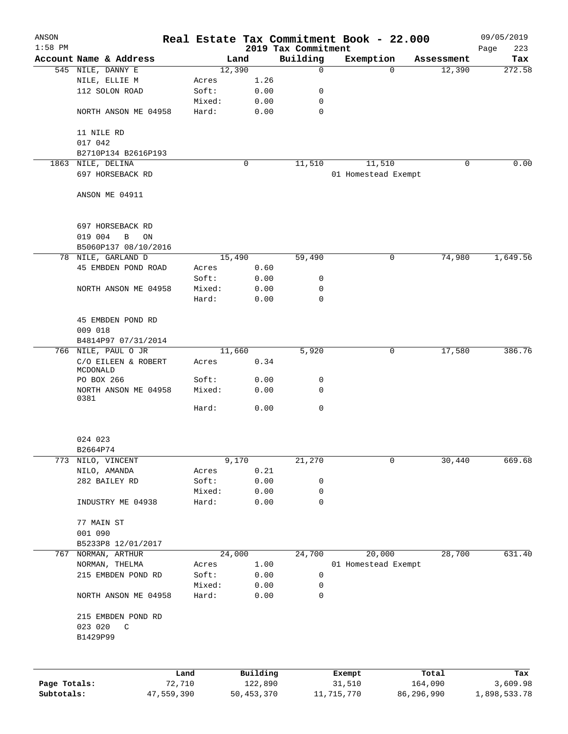# Real Estate Tax Commitment Book - 22.000

ANSON
1:58 PM
2019 Tax Commitment
09/05/2019

| Account | Name & Address | Land | | Building | Exemption | Assessment | Tax |
|---|---|---|---|---|---|---|---|
| 545 | NILE, DANNY E | 12,390 | | 0 | 0 | 12,390 | 272.58 |
| | NILE, ELLIE M | Acres | 1.26 | | | | |
| | 112 SOLON ROAD | Soft: | 0.00 | 0 | | | |
| | | Mixed: | 0.00 | 0 | | | |
| | NORTH ANSON ME 04958 | Hard: | 0.00 | 0 | | | |
| | 11 NILE RD | | | | | | |
| | 017 042 | | | | | | |
| | B2710P134 B2616P193 | | | | | | |
| 1863 | NILE, DELINA | 0 | | 11,510 | 11,510 | 0 | 0.00 |
| | 697 HORSEBACK RD | | | | 01 Homestead Exempt | | |
| | ANSON ME 04911 | | | | | | |
| | 697 HORSEBACK RD | | | | | | |
| | 019 004 B ON | | | | | | |
| | B5060P137 08/10/2016 | | | | | | |
| 78 | NILE, GARLAND D | 15,490 | | 59,490 | 0 | 74,980 | 1,649.56 |
| | 45 EMBDEN POND ROAD | Acres | 0.60 | | | | |
| | | Soft: | 0.00 | 0 | | | |
| | NORTH ANSON ME 04958 | Mixed: | 0.00 | 0 | | | |
| | | Hard: | 0.00 | 0 | | | |
| | 45 EMBDEN POND RD | | | | | | |
| | 009 018 | | | | | | |
| | B4814P97 07/31/2014 | | | | | | |
| 766 | NILE, PAUL O JR | 11,660 | | 5,920 | 0 | 17,580 | 386.76 |
| | C/O EILEEN & ROBERT MCDONALD | Acres | 0.34 | | | | |
| | PO BOX 266 | Soft: | 0.00 | 0 | | | |
| | NORTH ANSON ME 04958 0381 | Mixed: | 0.00 | 0 | | | |
| | | Hard: | 0.00 | 0 | | | |
| | 024 023 | | | | | | |
| | B2664P74 | | | | | | |
| 773 | NILO, VINCENT | 9,170 | | 21,270 | 0 | 30,440 | 669.68 |
| | NILO, AMANDA | Acres | 0.21 | | | | |
| | 282 BAILEY RD | Soft: | 0.00 | 0 | | | |
| | | Mixed: | 0.00 | 0 | | | |
| | INDUSTRY ME 04938 | Hard: | 0.00 | 0 | | | |
| | 77 MAIN ST | | | | | | |
| | 001 090 | | | | | | |
| | B5233P8 12/01/2017 | | | | | | |
| 767 | NORMAN, ARTHUR | 24,000 | | 24,700 | 20,000 | 28,700 | 631.40 |
| | NORMAN, THELMA | Acres | 1.00 | | 01 Homestead Exempt | | |
| | 215 EMBDEN POND RD | Soft: | 0.00 | 0 | | | |
| | | Mixed: | 0.00 | 0 | | | |
| | NORTH ANSON ME 04958 | Hard: | 0.00 | 0 | | | |
| | 215 EMBDEN POND RD | | | | | | |
| | 023 020 C | | | | | | |
| | B1429P99 | | | | | | |

| | Land | Building | Exempt | Total | Tax |
|---|---|---|---|---|---|
| Page Totals: | 72,710 | 122,890 | 31,510 | 164,090 | 3,609.98 |
| Subtotals: | 47,559,390 | 50,453,370 | 11,715,770 | 86,296,990 | 1,898,533.78 |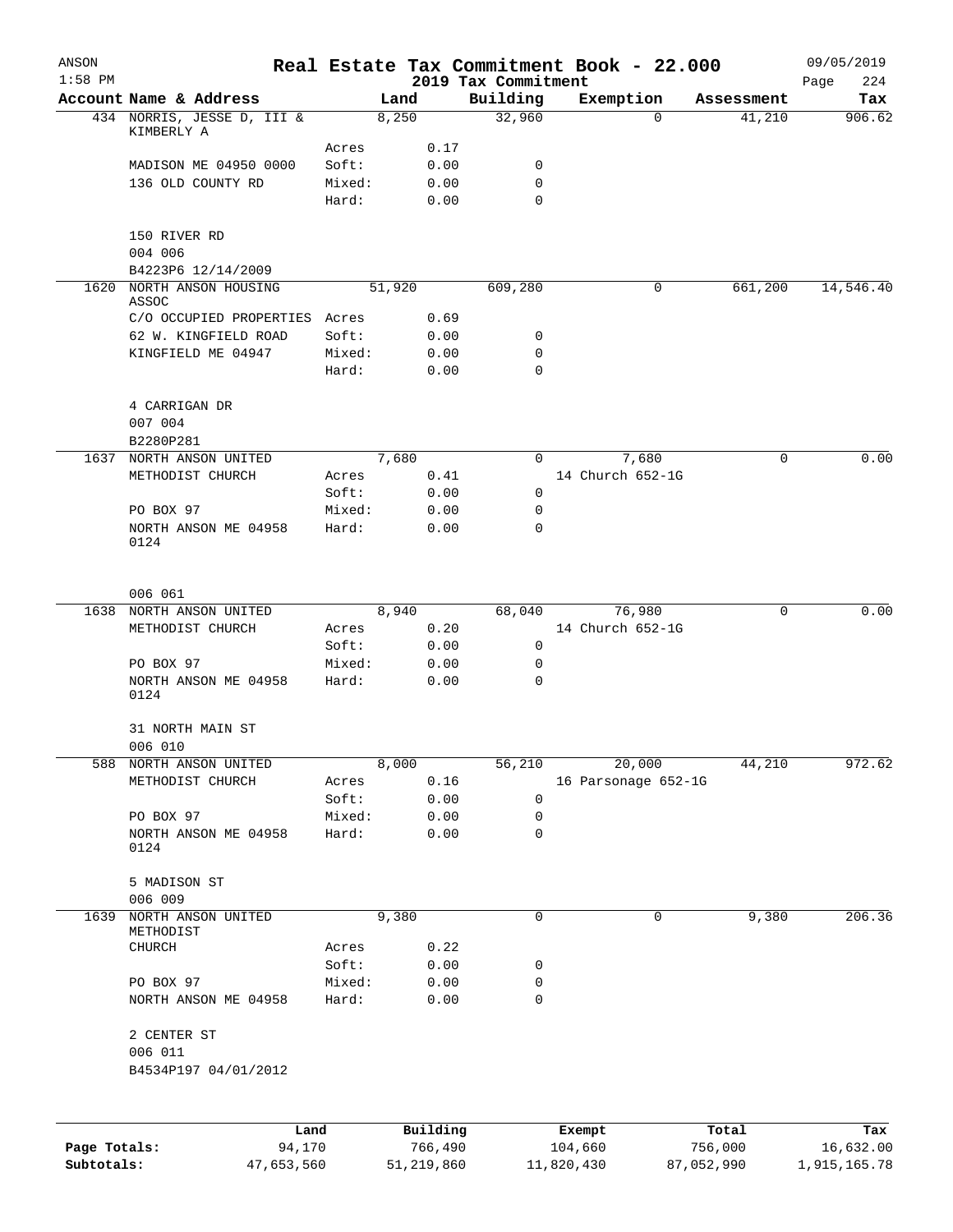# Real Estate Tax Commitment Book - 22.000

## 2019 Tax Commitment

ANSON 1:58 PM — 09/05/2019

| Account Name & Address | | Land | Building | Exemption | Assessment | Tax |
|---|---|---|---|---|---|---|
| 434 NORRIS, JESSE D, III & KIMBERLY A | | 8,250 | 32,960 | 0 | 41,210 | 906.62 |
| | Acres | 0.17 | | | | |
| MADISON ME 04950 0000 | Soft: | 0.00 | 0 | | | |
| 136 OLD COUNTY RD | Mixed: | 0.00 | 0 | | | |
| | Hard: | 0.00 | 0 | | | |
| 150 RIVER RD | | | | | | |
| 004 006 | | | | | | |
| B4223P6 12/14/2009 | | | | | | |
| 1620 NORTH ANSON HOUSING ASSOC | | 51,920 | 609,280 | 0 | 661,200 | 14,546.40 |
| C/O OCCUPIED PROPERTIES | Acres | 0.69 | | | | |
| 62 W. KINGFIELD ROAD | Soft: | 0.00 | 0 | | | |
| KINGFIELD ME 04947 | Mixed: | 0.00 | 0 | | | |
| | Hard: | 0.00 | 0 | | | |
| 4 CARRIGAN DR | | | | | | |
| 007 004 | | | | | | |
| B2280P281 | | | | | | |
| 1637 NORTH ANSON UNITED | | 7,680 | 0 | 7,680 | 0 | 0.00 |
| METHODIST CHURCH | Acres | 0.41 | | 14 Church 652-1G | | |
| | Soft: | 0.00 | 0 | | | |
| PO BOX 97 | Mixed: | 0.00 | 0 | | | |
| NORTH ANSON ME 04958 0124 | Hard: | 0.00 | 0 | | | |
| 006 061 | | | | | | |
| 1638 NORTH ANSON UNITED | | 8,940 | 68,040 | 76,980 | 0 | 0.00 |
| METHODIST CHURCH | Acres | 0.20 | | 14 Church 652-1G | | |
| | Soft: | 0.00 | 0 | | | |
| PO BOX 97 | Mixed: | 0.00 | 0 | | | |
| NORTH ANSON ME 04958 0124 | Hard: | 0.00 | 0 | | | |
| 31 NORTH MAIN ST | | | | | | |
| 006 010 | | | | | | |
| 588 NORTH ANSON UNITED | | 8,000 | 56,210 | 20,000 | 44,210 | 972.62 |
| METHODIST CHURCH | Acres | 0.16 | | 16 Parsonage 652-1G | | |
| | Soft: | 0.00 | 0 | | | |
| PO BOX 97 | Mixed: | 0.00 | 0 | | | |
| NORTH ANSON ME 04958 0124 | Hard: | 0.00 | 0 | | | |
| 5 MADISON ST | | | | | | |
| 006 009 | | | | | | |
| 1639 NORTH ANSON UNITED METHODIST | | 9,380 | 0 | 0 | 9,380 | 206.36 |
| CHURCH | Acres | 0.22 | | | | |
| | Soft: | 0.00 | 0 | | | |
| PO BOX 97 | Mixed: | 0.00 | 0 | | | |
| NORTH ANSON ME 04958 | Hard: | 0.00 | 0 | | | |
| 2 CENTER ST | | | | | | |
| 006 011 | | | | | | |
| B4534P197 04/01/2012 | | | | | | |

| | Land | Building | Exempt | Total | Tax |
|---|---|---|---|---|---|
| Page Totals: | 94,170 | 766,490 | 104,660 | 756,000 | 16,632.00 |
| Subtotals: | 47,653,560 | 51,219,860 | 11,820,430 | 87,052,990 | 1,915,165.78 |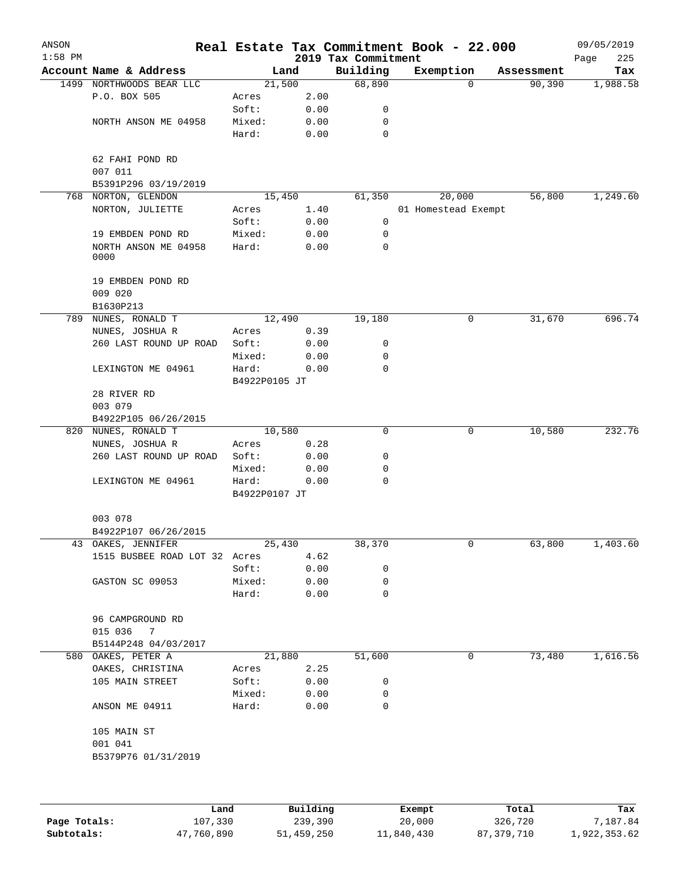# Real Estate Tax Commitment Book - 22.000

ANSON
1:58 PM

2019 Tax Commitment

09/05/2019

| Account Name & Address | | Land | Building | Exemption | Assessment | Tax |
|---|---|---|---|---|---|---|
| 1499 NORTHWOODS BEAR LLC | | 21,500 | 68,890 | 0 | 90,390 | 1,988.58 |
| P.O. BOX 505 | Acres | 2.00 | | | | |
| | Soft: | 0.00 | 0 | | | |
| NORTH ANSON ME 04958 | Mixed: | 0.00 | 0 | | | |
| | Hard: | 0.00 | 0 | | | |
| 62 FAHI POND RD | | | | | | |
| 007 011 | | | | | | |
| B5391P296 03/19/2019 | | | | | | |
| 768 NORTON, GLENDON | | 15,450 | 61,350 | 20,000 | 56,800 | 1,249.60 |
| NORTON, JULIETTE | Acres | 1.40 | | 01 Homestead Exempt | | |
| | Soft: | 0.00 | 0 | | | |
| 19 EMBDEN POND RD | Mixed: | 0.00 | 0 | | | |
| NORTH ANSON ME 04958 0000 | Hard: | 0.00 | 0 | | | |
| 19 EMBDEN POND RD | | | | | | |
| 009 020 | | | | | | |
| B1630P213 | | | | | | |
| 789 NUNES, RONALD T | | 12,490 | 19,180 | 0 | 31,670 | 696.74 |
| NUNES, JOSHUA R | Acres | 0.39 | | | | |
| 260 LAST ROUND UP ROAD | Soft: | 0.00 | 0 | | | |
| | Mixed: | 0.00 | 0 | | | |
| LEXINGTON ME 04961 | Hard: | 0.00 | 0 | | | |
| | B4922P0105 JT | | | | | |
| 28 RIVER RD | | | | | | |
| 003 079 | | | | | | |
| B4922P105 06/26/2015 | | | | | | |
| 820 NUNES, RONALD T | | 10,580 | 0 | 0 | 10,580 | 232.76 |
| NUNES, JOSHUA R | Acres | 0.28 | | | | |
| 260 LAST ROUND UP ROAD | Soft: | 0.00 | 0 | | | |
| | Mixed: | 0.00 | 0 | | | |
| LEXINGTON ME 04961 | Hard: | 0.00 | 0 | | | |
| | B4922P0107 JT | | | | | |
| 003 078 | | | | | | |
| B4922P107 06/26/2015 | | | | | | |
| 43 OAKES, JENNIFER | | 25,430 | 38,370 | 0 | 63,800 | 1,403.60 |
| 1515 BUSBEE ROAD LOT 32 | Acres | 4.62 | | | | |
| | Soft: | 0.00 | 0 | | | |
| GASTON SC 09053 | Mixed: | 0.00 | 0 | | | |
| | Hard: | 0.00 | 0 | | | |
| 96 CAMPGROUND RD | | | | | | |
| 015 036 7 | | | | | | |
| B5144P248 04/03/2017 | | | | | | |
| 580 OAKES, PETER A | | 21,880 | 51,600 | 0 | 73,480 | 1,616.56 |
| OAKES, CHRISTINA | Acres | 2.25 | | | | |
| 105 MAIN STREET | Soft: | 0.00 | 0 | | | |
| | Mixed: | 0.00 | 0 | | | |
| ANSON ME 04911 | Hard: | 0.00 | 0 | | | |
| 105 MAIN ST | | | | | | |
| 001 041 | | | | | | |
| B5379P76 01/31/2019 | | | | | | |

| | Land | Building | Exempt | Total | Tax |
|---|---|---|---|---|---|
| Page Totals: | 107,330 | 239,390 | 20,000 | 326,720 | 7,187.84 |
| Subtotals: | 47,760,890 | 51,459,250 | 11,840,430 | 87,379,710 | 1,922,353.62 |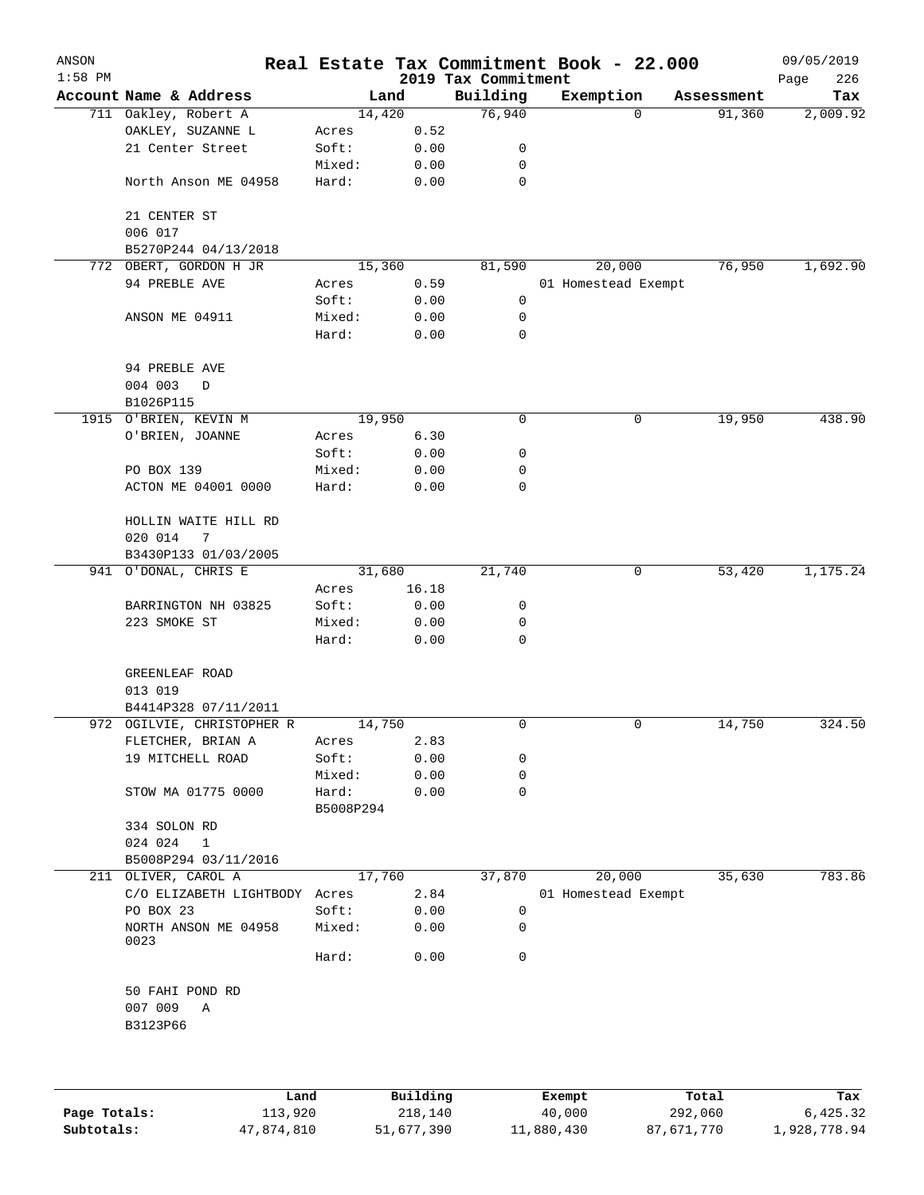# Real Estate Tax Commitment Book - 22.000

ANSON 1:58 PM — 2019 Tax Commitment — 09/05/2019

| Account Name & Address | Land | | Building | Exemption | Assessment | Tax |
|---|---|---|---|---|---|---|
| 711 Oakley, Robert A | 14,420 | | 76,940 | 0 | 91,360 | 2,009.92 |
| OAKLEY, SUZANNE L | Acres | 0.52 | | | | |
| 21 Center Street | Soft: | 0.00 | 0 | | | |
| | Mixed: | 0.00 | 0 | | | |
| North Anson ME 04958 | Hard: | 0.00 | 0 | | | |
| 21 CENTER ST | | | | | | |
| 006 017 | | | | | | |
| B5270P244 04/13/2018 | | | | | | |
| 772 OBERT, GORDON H JR | 15,360 | | 81,590 | 20,000 | 76,950 | 1,692.90 |
| 94 PREBLE AVE | Acres | 0.59 | | 01 Homestead Exempt | | |
| | Soft: | 0.00 | 0 | | | |
| ANSON ME 04911 | Mixed: | 0.00 | 0 | | | |
| | Hard: | 0.00 | 0 | | | |
| 94 PREBLE AVE | | | | | | |
| 004 003 D | | | | | | |
| B1026P115 | | | | | | |
| 1915 O'BRIEN, KEVIN M | 19,950 | | 0 | 0 | 19,950 | 438.90 |
| O'BRIEN, JOANNE | Acres | 6.30 | | | | |
| | Soft: | 0.00 | 0 | | | |
| PO BOX 139 | Mixed: | 0.00 | 0 | | | |
| ACTON ME 04001 0000 | Hard: | 0.00 | 0 | | | |
| HOLLIN WAITE HILL RD | | | | | | |
| 020 014 7 | | | | | | |
| B3430P133 01/03/2005 | | | | | | |
| 941 O'DONAL, CHRIS E | 31,680 | | 21,740 | 0 | 53,420 | 1,175.24 |
| | Acres | 16.18 | | | | |
| BARRINGTON NH 03825 | Soft: | 0.00 | 0 | | | |
| 223 SMOKE ST | Mixed: | 0.00 | 0 | | | |
| | Hard: | 0.00 | 0 | | | |
| GREENLEAF ROAD | | | | | | |
| 013 019 | | | | | | |
| B4414P328 07/11/2011 | | | | | | |
| 972 OGILVIE, CHRISTOPHER R | 14,750 | | 0 | 0 | 14,750 | 324.50 |
| FLETCHER, BRIAN A | Acres | 2.83 | | | | |
| 19 MITCHELL ROAD | Soft: | 0.00 | 0 | | | |
| | Mixed: | 0.00 | 0 | | | |
| STOW MA 01775 0000 | Hard: | 0.00 | 0 | | | |
| | B5008P294 | | | | | |
| 334 SOLON RD | | | | | | |
| 024 024 1 | | | | | | |
| B5008P294 03/11/2016 | | | | | | |
| 211 OLIVER, CAROL A | 17,760 | | 37,870 | 20,000 | 35,630 | 783.86 |
| C/O ELIZABETH LIGHTBODY | Acres | 2.84 | | 01 Homestead Exempt | | |
| PO BOX 23 | Soft: | 0.00 | 0 | | | |
| NORTH ANSON ME 04958 0023 | Mixed: | 0.00 | 0 | | | |
| | Hard: | 0.00 | 0 | | | |
| 50 FAHI POND RD | | | | | | |
| 007 009 A | | | | | | |
| B3123P66 | | | | | | |

| | Land | Building | Exempt | Total | Tax |
|---|---|---|---|---|---|
| Page Totals: | 113,920 | 218,140 | 40,000 | 292,060 | 6,425.32 |
| Subtotals: | 47,874,810 | 51,677,390 | 11,880,430 | 87,671,770 | 1,928,778.94 |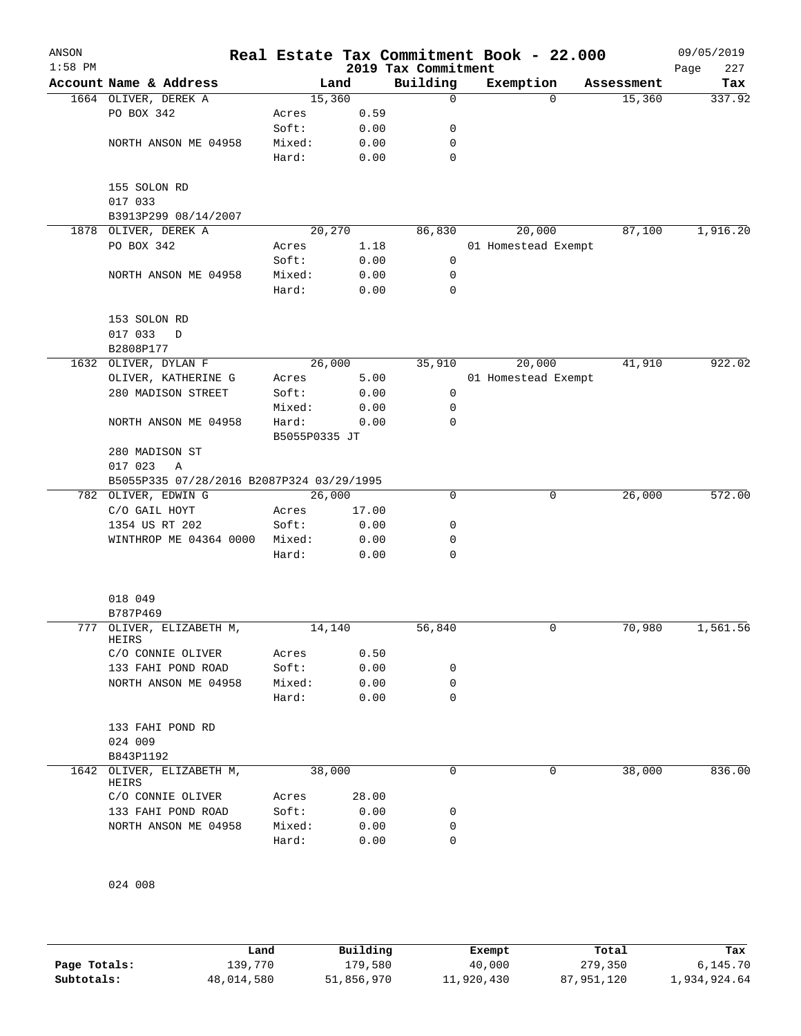# Real Estate Tax Commitment Book - 22.000

ANSON
1:58 PM

2019 Tax Commitment

09/05/2019

| Account | Name & Address | | Land | Building | Exemption | Assessment | Tax |
|---|---|---|---|---|---|---|---|
| 1664 | OLIVER, DEREK A | | 15,360 | 0 | 0 | 15,360 | 337.92 |
| | PO BOX 342 | Acres | 0.59 | | | | |
| | | Soft: | 0.00 | 0 | | | |
| | NORTH ANSON ME 04958 | Mixed: | 0.00 | 0 | | | |
| | | Hard: | 0.00 | 0 | | | |
| | 155 SOLON RD | | | | | | |
| | 017 033 | | | | | | |
| | B3913P299 08/14/2007 | | | | | | |
| 1878 | OLIVER, DEREK A | | 20,270 | 86,830 | 20,000 | 87,100 | 1,916.20 |
| | PO BOX 342 | Acres | 1.18 | | 01 Homestead Exempt | | |
| | | Soft: | 0.00 | 0 | | | |
| | NORTH ANSON ME 04958 | Mixed: | 0.00 | 0 | | | |
| | | Hard: | 0.00 | 0 | | | |
| | 153 SOLON RD | | | | | | |
| | 017 033 D | | | | | | |
| | B2808P177 | | | | | | |
| 1632 | OLIVER, DYLAN F | | 26,000 | 35,910 | 20,000 | 41,910 | 922.02 |
| | OLIVER, KATHERINE G | Acres | 5.00 | | 01 Homestead Exempt | | |
| | 280 MADISON STREET | Soft: | 0.00 | 0 | | | |
| | | Mixed: | 0.00 | 0 | | | |
| | NORTH ANSON ME 04958 | Hard: | 0.00 | 0 | | | |
| | | B5055P0335 JT | | | | | |
| | 280 MADISON ST | | | | | | |
| | 017 023 A | | | | | | |
| | B5055P335 07/28/2016 B2087P324 03/29/1995 | | | | | | |
| 782 | OLIVER, EDWIN G | | 26,000 | 0 | 0 | 26,000 | 572.00 |
| | C/O GAIL HOYT | Acres | 17.00 | | | | |
| | 1354 US RT 202 | Soft: | 0.00 | 0 | | | |
| | WINTHROP ME 04364 0000 | Mixed: | 0.00 | 0 | | | |
| | | Hard: | 0.00 | 0 | | | |
| | 018 049 | | | | | | |
| | B787P469 | | | | | | |
| 777 | OLIVER, ELIZABETH M, HEIRS | | 14,140 | 56,840 | 0 | 70,980 | 1,561.56 |
| | C/O CONNIE OLIVER | Acres | 0.50 | | | | |
| | 133 FAHI POND ROAD | Soft: | 0.00 | 0 | | | |
| | NORTH ANSON ME 04958 | Mixed: | 0.00 | 0 | | | |
| | | Hard: | 0.00 | 0 | | | |
| | 133 FAHI POND RD | | | | | | |
| | 024 009 | | | | | | |
| | B843P1192 | | | | | | |
| 1642 | OLIVER, ELIZABETH M, HEIRS | | 38,000 | 0 | 0 | 38,000 | 836.00 |
| | C/O CONNIE OLIVER | Acres | 28.00 | | | | |
| | 133 FAHI POND ROAD | Soft: | 0.00 | 0 | | | |
| | NORTH ANSON ME 04958 | Mixed: | 0.00 | 0 | | | |
| | | Hard: | 0.00 | 0 | | | |
| | 024 008 | | | | | | |

| | Land | Building | Exempt | Total | Tax |
|---|---|---|---|---|---|
| Page Totals: | 139,770 | 179,580 | 40,000 | 279,350 | 6,145.70 |
| Subtotals: | 48,014,580 | 51,856,970 | 11,920,430 | 87,951,120 | 1,934,924.64 |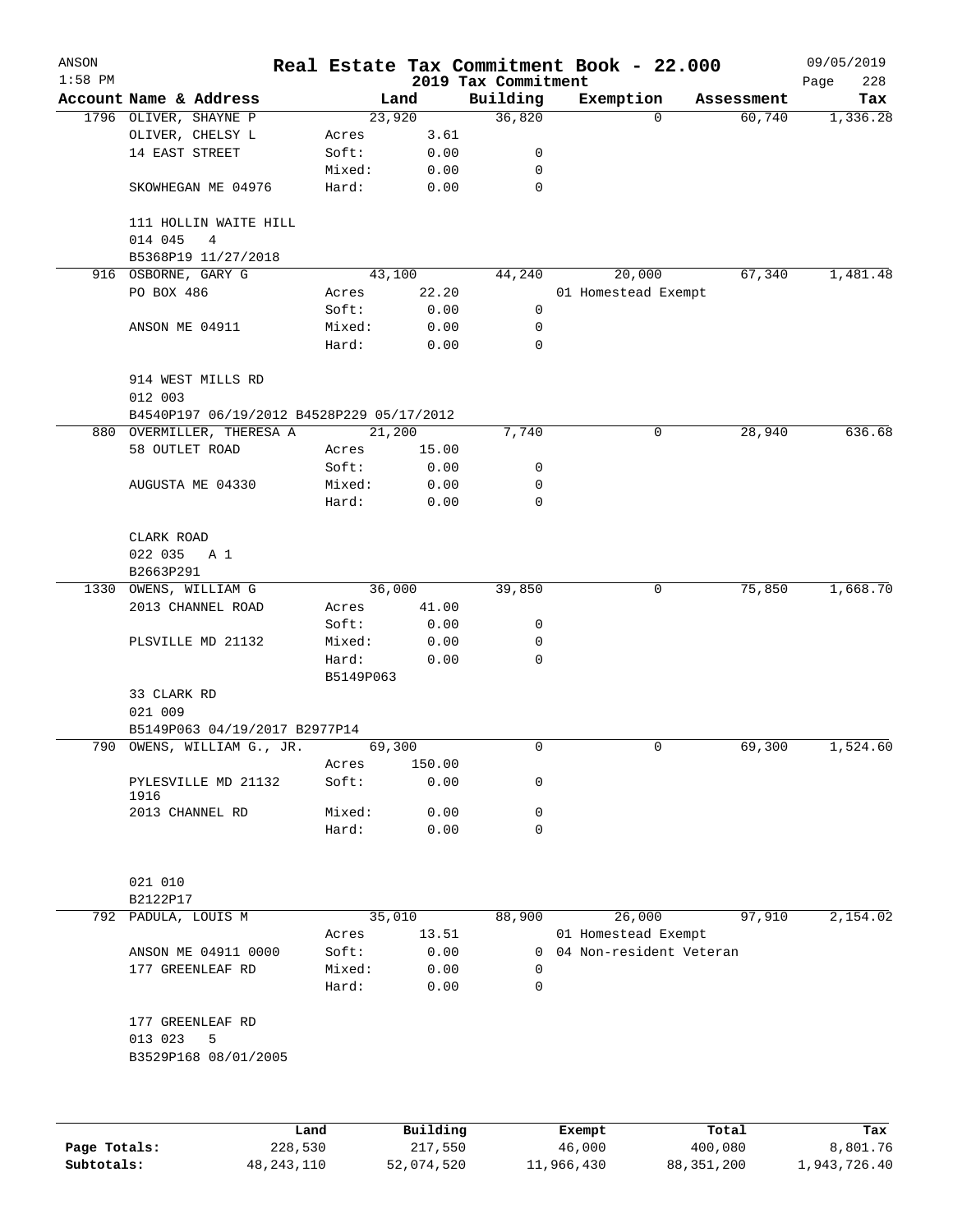ANSON 1:58 PM

# Real Estate Tax Commitment Book - 22.000

## 2019 Tax Commitment

09/05/2019

| Account Name & Address | | Land | Building | Exemption | Assessment | Tax |
|---|---|---|---|---|---|---|
| 1796 OLIVER, SHAYNE P | | 23,920 | 36,820 | 0 | 60,740 | 1,336.28 |
| OLIVER, CHELSY L | Acres | 3.61 | | | | |
| 14 EAST STREET | Soft: | 0.00 | 0 | | | |
| | Mixed: | 0.00 | 0 | | | |
| SKOWHEGAN ME 04976 | Hard: | 0.00 | 0 | | | |
| 111 HOLLIN WAITE HILL | | | | | | |
| 014 045 4 | | | | | | |
| B5368P19 11/27/2018 | | | | | | |
| 916 OSBORNE, GARY G | | 43,100 | 44,240 | 20,000 | 67,340 | 1,481.48 |
| PO BOX 486 | Acres | 22.20 | | 01 Homestead Exempt | | |
| | Soft: | 0.00 | 0 | | | |
| ANSON ME 04911 | Mixed: | 0.00 | 0 | | | |
| | Hard: | 0.00 | 0 | | | |
| 914 WEST MILLS RD | | | | | | |
| 012 003 | | | | | | |
| B4540P197 06/19/2012 B4528P229 05/17/2012 | | | | | | |
| 880 OVERMILLER, THERESA A | | 21,200 | 7,740 | 0 | 28,940 | 636.68 |
| 58 OUTLET ROAD | Acres | 15.00 | | | | |
| | Soft: | 0.00 | 0 | | | |
| AUGUSTA ME 04330 | Mixed: | 0.00 | 0 | | | |
| | Hard: | 0.00 | 0 | | | |
| CLARK ROAD | | | | | | |
| 022 035 A 1 | | | | | | |
| B2663P291 | | | | | | |
| 1330 OWENS, WILLIAM G | | 36,000 | 39,850 | 0 | 75,850 | 1,668.70 |
| 2013 CHANNEL ROAD | Acres | 41.00 | | | | |
| | Soft: | 0.00 | 0 | | | |
| PLSVILLE MD 21132 | Mixed: | 0.00 | 0 | | | |
| | Hard: | 0.00 | 0 | | | |
| | B5149P063 | | | | | |
| 33 CLARK RD | | | | | | |
| 021 009 | | | | | | |
| B5149P063 04/19/2017 B2977P14 | | | | | | |
| 790 OWENS, WILLIAM G., JR. | | 69,300 | 0 | 0 | 69,300 | 1,524.60 |
| | Acres | 150.00 | | | | |
| PYLESVILLE MD 21132 1916 | Soft: | 0.00 | 0 | | | |
| 2013 CHANNEL RD | Mixed: | 0.00 | 0 | | | |
| | Hard: | 0.00 | 0 | | | |
| 021 010 | | | | | | |
| B2122P17 | | | | | | |
| 792 PADULA, LOUIS M | | 35,010 | 88,900 | 26,000 | 97,910 | 2,154.02 |
| | Acres | 13.51 | | 01 Homestead Exempt | | |
| ANSON ME 04911 0000 | Soft: | 0.00 | 0 | 04 Non-resident Veteran | | |
| 177 GREENLEAF RD | Mixed: | 0.00 | 0 | | | |
| | Hard: | 0.00 | 0 | | | |
| 177 GREENLEAF RD | | | | | | |
| 013 023 5 | | | | | | |
| B3529P168 08/01/2005 | | | | | | |

| | Land | Building | Exempt | Total | Tax |
|---|---|---|---|---|---|
| Page Totals: | 228,530 | 217,550 | 46,000 | 400,080 | 8,801.76 |
| Subtotals: | 48,243,110 | 52,074,520 | 11,966,430 | 88,351,200 | 1,943,726.40 |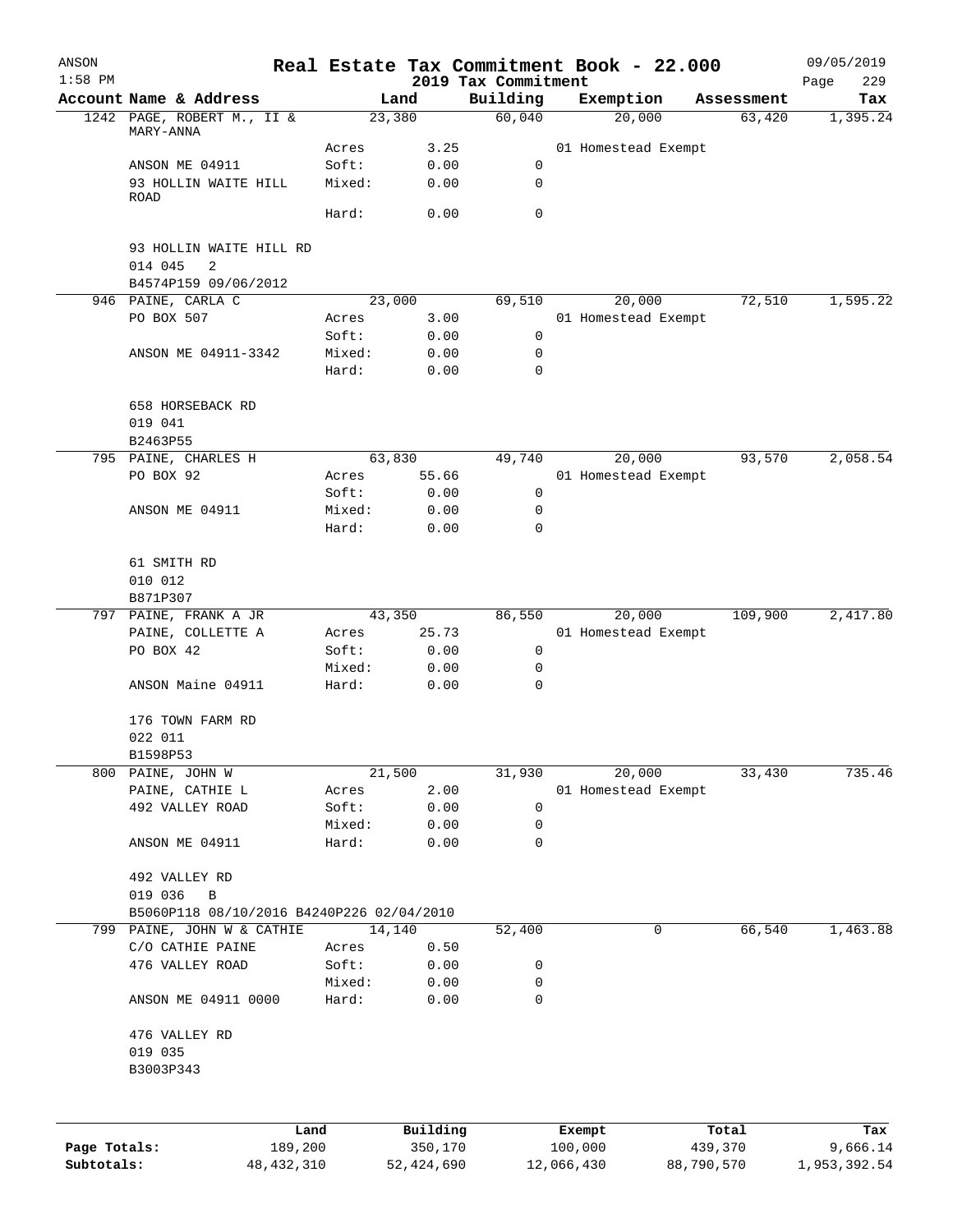# Real Estate Tax Commitment Book - 22.000

ANSON
1:58 PM

2019 Tax Commitment

09/05/2019

| Account Name & Address | | Land | Building | Exemption | Assessment | Tax |
|---|---|---|---|---|---|---|
| 1242 PAGE, ROBERT M., II & MARY-ANNA | | 23,380 | 60,040 | 20,000 | 63,420 | 1,395.24 |
| | Acres | 3.25 | | 01 Homestead Exempt | | |
| ANSON ME 04911 | Soft: | 0.00 | 0 | | | |
| 93 HOLLIN WAITE HILL ROAD | Mixed: | 0.00 | 0 | | | |
| | Hard: | 0.00 | 0 | | | |
| 93 HOLLIN WAITE HILL RD | | | | | | |
| 014 045 2 | | | | | | |
| B4574P159 09/06/2012 | | | | | | |
| 946 PAINE, CARLA C | | 23,000 | 69,510 | 20,000 | 72,510 | 1,595.22 |
| PO BOX 507 | Acres | 3.00 | | 01 Homestead Exempt | | |
| | Soft: | 0.00 | 0 | | | |
| ANSON ME 04911-3342 | Mixed: | 0.00 | 0 | | | |
| | Hard: | 0.00 | 0 | | | |
| 658 HORSEBACK RD | | | | | | |
| 019 041 | | | | | | |
| B2463P55 | | | | | | |
| 795 PAINE, CHARLES H | | 63,830 | 49,740 | 20,000 | 93,570 | 2,058.54 |
| PO BOX 92 | Acres | 55.66 | | 01 Homestead Exempt | | |
| | Soft: | 0.00 | 0 | | | |
| ANSON ME 04911 | Mixed: | 0.00 | 0 | | | |
| | Hard: | 0.00 | 0 | | | |
| 61 SMITH RD | | | | | | |
| 010 012 | | | | | | |
| B871P307 | | | | | | |
| 797 PAINE, FRANK A JR | | 43,350 | 86,550 | 20,000 | 109,900 | 2,417.80 |
| PAINE, COLLETTE A | Acres | 25.73 | | 01 Homestead Exempt | | |
| PO BOX 42 | Soft: | 0.00 | 0 | | | |
| | Mixed: | 0.00 | 0 | | | |
| ANSON Maine 04911 | Hard: | 0.00 | 0 | | | |
| 176 TOWN FARM RD | | | | | | |
| 022 011 | | | | | | |
| B1598P53 | | | | | | |
| 800 PAINE, JOHN W | | 21,500 | 31,930 | 20,000 | 33,430 | 735.46 |
| PAINE, CATHIE L | Acres | 2.00 | | 01 Homestead Exempt | | |
| 492 VALLEY ROAD | Soft: | 0.00 | 0 | | | |
| | Mixed: | 0.00 | 0 | | | |
| ANSON ME 04911 | Hard: | 0.00 | 0 | | | |
| 492 VALLEY RD | | | | | | |
| 019 036 B | | | | | | |
| B5060P118 08/10/2016 B4240P226 02/04/2010 | | | | | | |
| 799 PAINE, JOHN W & CATHIE | | 14,140 | 52,400 | 0 | 66,540 | 1,463.88 |
| C/O CATHIE PAINE | Acres | 0.50 | | | | |
| 476 VALLEY ROAD | Soft: | 0.00 | 0 | | | |
| | Mixed: | 0.00 | 0 | | | |
| ANSON ME 04911 0000 | Hard: | 0.00 | 0 | | | |
| 476 VALLEY RD | | | | | | |
| 019 035 | | | | | | |
| B3003P343 | | | | | | |

| | Land | Building | Exempt | Total | Tax |
|---|---|---|---|---|---|
| Page Totals: | 189,200 | 350,170 | 100,000 | 439,370 | 9,666.14 |
| Subtotals: | 48,432,310 | 52,424,690 | 12,066,430 | 88,790,570 | 1,953,392.54 |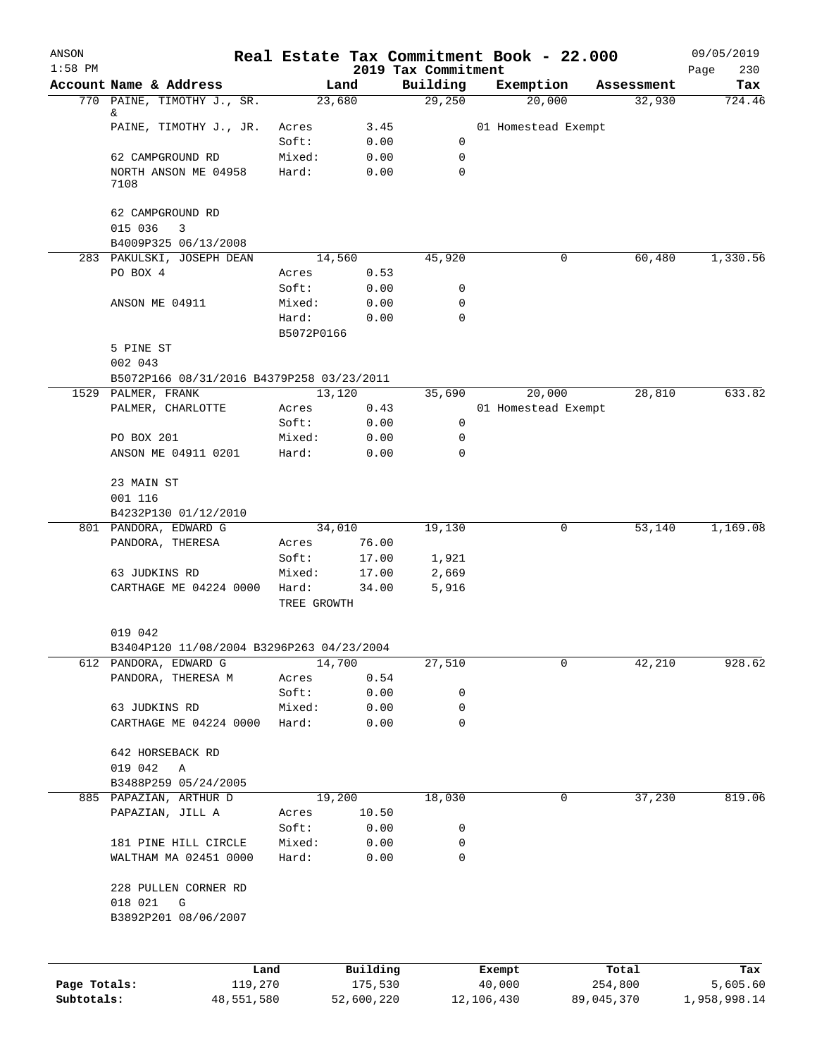# Real Estate Tax Commitment Book - 22.000

ANSON 1:58 PM — 2019 Tax Commitment — 09/05/2019 Page 230

| Account Name & Address | Land | | Building | Exemption | Assessment | Tax |
|---|---|---|---|---|---|---|
| 770 PAINE, TIMOTHY J., SR. & | 23,680 | | 29,250 | 20,000 | 32,930 | 724.46 |
| PAINE, TIMOTHY J., JR. | Acres | 3.45 | | 01 Homestead Exempt | | |
| | Soft: | 0.00 | 0 | | | |
| 62 CAMPGROUND RD | Mixed: | 0.00 | 0 | | | |
| NORTH ANSON ME 04958 7108 | Hard: | 0.00 | 0 | | | |
| 62 CAMPGROUND RD | | | | | | |
| 015 036 3 | | | | | | |
| B4009P325 06/13/2008 | | | | | | |
| 283 PAKULSKI, JOSEPH DEAN | 14,560 | | 45,920 | 0 | 60,480 | 1,330.56 |
| PO BOX 4 | Acres | 0.53 | | | | |
| | Soft: | 0.00 | 0 | | | |
| ANSON ME 04911 | Mixed: | 0.00 | 0 | | | |
| | Hard: | 0.00 | 0 | | | |
| | B5072P0166 | | | | | |
| 5 PINE ST | | | | | | |
| 002 043 | | | | | | |
| B5072P166 08/31/2016 B4379P258 03/23/2011 | | | | | | |
| 1529 PALMER, FRANK | 13,120 | | 35,690 | 20,000 | 28,810 | 633.82 |
| PALMER, CHARLOTTE | Acres | 0.43 | | 01 Homestead Exempt | | |
| | Soft: | 0.00 | 0 | | | |
| PO BOX 201 | Mixed: | 0.00 | 0 | | | |
| ANSON ME 04911 0201 | Hard: | 0.00 | 0 | | | |
| 23 MAIN ST | | | | | | |
| 001 116 | | | | | | |
| B4232P130 01/12/2010 | | | | | | |
| 801 PANDORA, EDWARD G | 34,010 | | 19,130 | 0 | 53,140 | 1,169.08 |
| PANDORA, THERESA | Acres | 76.00 | | | | |
| | Soft: | 17.00 | 1,921 | | | |
| 63 JUDKINS RD | Mixed: | 17.00 | 2,669 | | | |
| CARTHAGE ME 04224 0000 | Hard: | 34.00 | 5,916 | | | |
| | TREE GROWTH | | | | | |
| 019 042 | | | | | | |
| B3404P120 11/08/2004 B3296P263 04/23/2004 | | | | | | |
| 612 PANDORA, EDWARD G | 14,700 | | 27,510 | 0 | 42,210 | 928.62 |
| PANDORA, THERESA M | Acres | 0.54 | | | | |
| | Soft: | 0.00 | 0 | | | |
| 63 JUDKINS RD | Mixed: | 0.00 | 0 | | | |
| CARTHAGE ME 04224 0000 | Hard: | 0.00 | 0 | | | |
| 642 HORSEBACK RD | | | | | | |
| 019 042 A | | | | | | |
| B3488P259 05/24/2005 | | | | | | |
| 885 PAPAZIAN, ARTHUR D | 19,200 | | 18,030 | 0 | 37,230 | 819.06 |
| PAPAZIAN, JILL A | Acres | 10.50 | | | | |
| | Soft: | 0.00 | 0 | | | |
| 181 PINE HILL CIRCLE | Mixed: | 0.00 | 0 | | | |
| WALTHAM MA 02451 0000 | Hard: | 0.00 | 0 | | | |
| 228 PULLEN CORNER RD | | | | | | |
| 018 021 G | | | | | | |
| B3892P201 08/06/2007 | | | | | | |

| | Land | Building | Exempt | Total | Tax |
|---|---|---|---|---|---|
| Page Totals: | 119,270 | 175,530 | 40,000 | 254,800 | 5,605.60 |
| Subtotals: | 48,551,580 | 52,600,220 | 12,106,430 | 89,045,370 | 1,958,998.14 |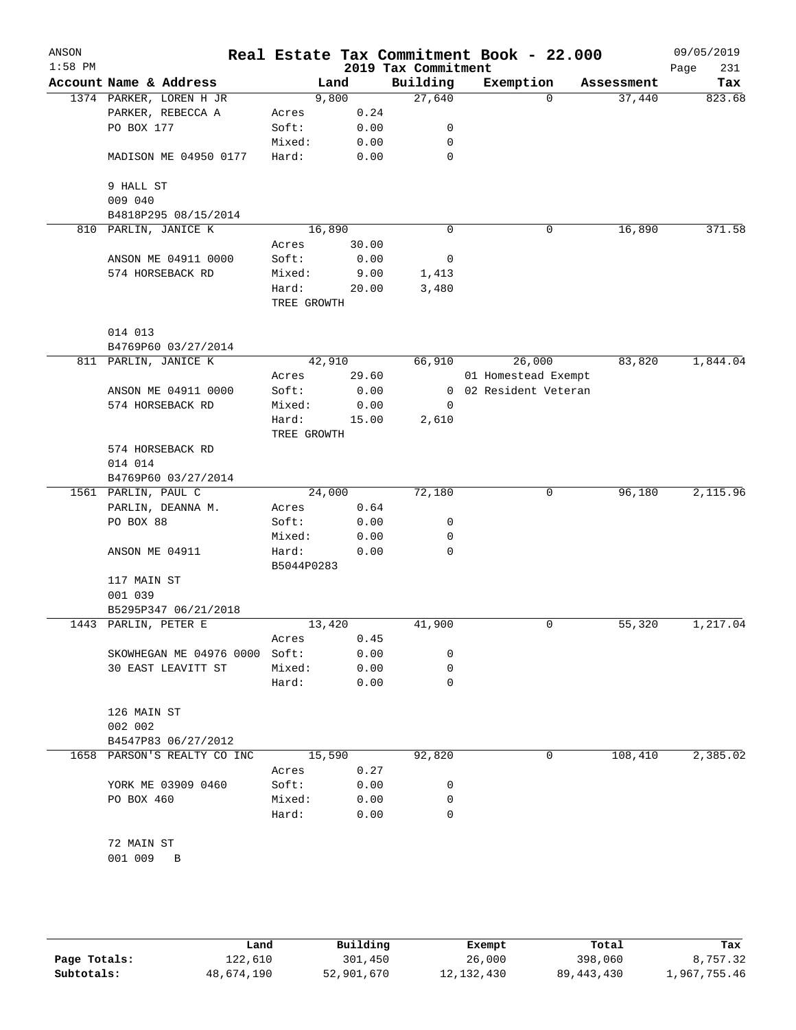# Real Estate Tax Commitment Book - 22.000

ANSON 1:58 PM — 2019 Tax Commitment — 09/05/2019

| Account Name & Address | Land | | Building | Exemption | Assessment | Tax |
|---|---|---|---|---|---|---|
| 1374 PARKER, LOREN H JR | 9,800 | | 27,640 | 0 | 37,440 | 823.68 |
| PARKER, REBECCA A | Acres | 0.24 | | | | |
| PO BOX 177 | Soft: | 0.00 | 0 | | | |
| | Mixed: | 0.00 | 0 | | | |
| MADISON ME 04950 0177 | Hard: | 0.00 | 0 | | | |
| 9 HALL ST | | | | | | |
| 009 040 | | | | | | |
| B4818P295 08/15/2014 | | | | | | |
| 810 PARLIN, JANICE K | 16,890 | | 0 | 0 | 16,890 | 371.58 |
| | Acres | 30.00 | | | | |
| ANSON ME 04911 0000 | Soft: | 0.00 | 0 | | | |
| 574 HORSEBACK RD | Mixed: | 9.00 | 1,413 | | | |
| | Hard: | 20.00 | 3,480 | | | |
| | TREE GROWTH | | | | | |
| 014 013 | | | | | | |
| B4769P60 03/27/2014 | | | | | | |
| 811 PARLIN, JANICE K | 42,910 | | 66,910 | 26,000 | 83,820 | 1,844.04 |
| | Acres | 29.60 | | 01 Homestead Exempt | | |
| ANSON ME 04911 0000 | Soft: | 0.00 | 0 | 02 Resident Veteran | | |
| 574 HORSEBACK RD | Mixed: | 0.00 | 0 | | | |
| | Hard: | 15.00 | 2,610 | | | |
| | TREE GROWTH | | | | | |
| 574 HORSEBACK RD | | | | | | |
| 014 014 | | | | | | |
| B4769P60 03/27/2014 | | | | | | |
| 1561 PARLIN, PAUL C | 24,000 | | 72,180 | 0 | 96,180 | 2,115.96 |
| PARLIN, DEANNA M. | Acres | 0.64 | | | | |
| PO BOX 88 | Soft: | 0.00 | 0 | | | |
| | Mixed: | 0.00 | 0 | | | |
| ANSON ME 04911 | Hard: | 0.00 | 0 | | | |
| | B5044P0283 | | | | | |
| 117 MAIN ST | | | | | | |
| 001 039 | | | | | | |
| B5295P347 06/21/2018 | | | | | | |
| 1443 PARLIN, PETER E | 13,420 | | 41,900 | 0 | 55,320 | 1,217.04 |
| | Acres | 0.45 | | | | |
| SKOWHEGAN ME 04976 0000 | Soft: | 0.00 | 0 | | | |
| 30 EAST LEAVITT ST | Mixed: | 0.00 | 0 | | | |
| | Hard: | 0.00 | 0 | | | |
| 126 MAIN ST | | | | | | |
| 002 002 | | | | | | |
| B4547P83 06/27/2012 | | | | | | |
| 1658 PARSON'S REALTY CO INC | 15,590 | | 92,820 | 0 | 108,410 | 2,385.02 |
| | Acres | 0.27 | | | | |
| YORK ME 03909 0460 | Soft: | 0.00 | 0 | | | |
| PO BOX 460 | Mixed: | 0.00 | 0 | | | |
| | Hard: | 0.00 | 0 | | | |
| 72 MAIN ST | | | | | | |
| 001 009 B | | | | | | |

| | Land | Building | Exempt | Total | Tax |
|---|---|---|---|---|---|
| Page Totals: | 122,610 | 301,450 | 26,000 | 398,060 | 8,757.32 |
| Subtotals: | 48,674,190 | 52,901,670 | 12,132,430 | 89,443,430 | 1,967,755.46 |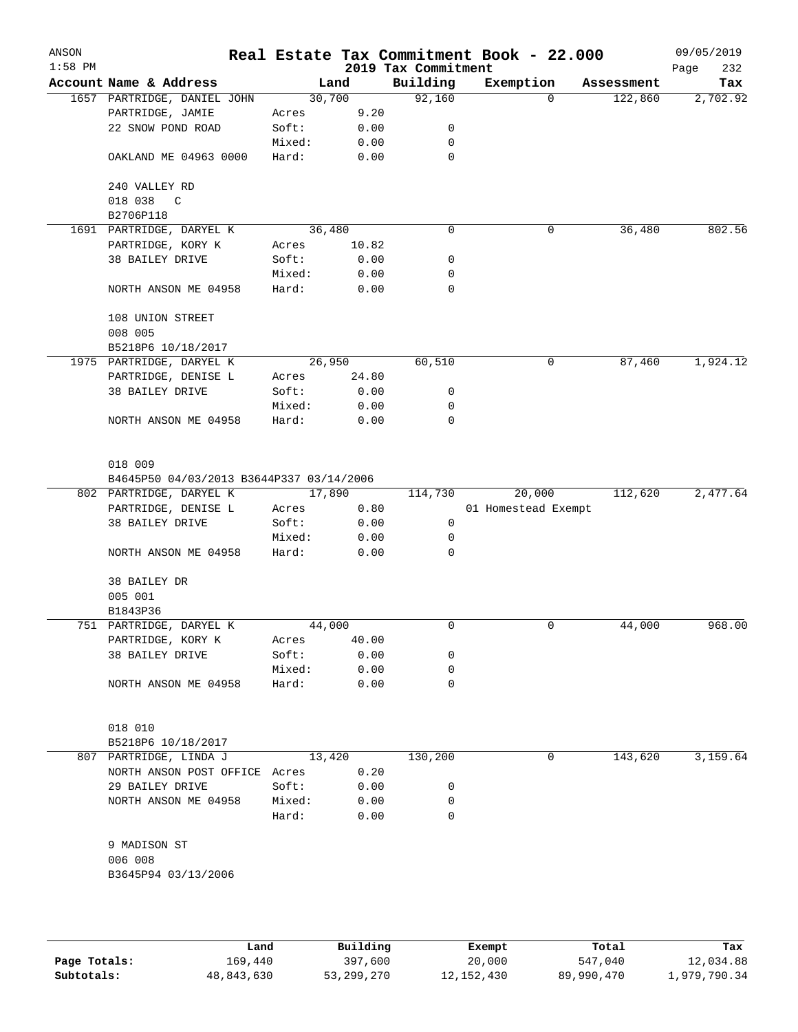# Real Estate Tax Commitment Book - 22.000

ANSON 1:58 PM — 2019 Tax Commitment — 09/05/2019 Page 232

| Account Name & Address | | Land | Building | Exemption | Assessment | Tax |
|---|---|---|---|---|---|---|
| 1657 PARTRIDGE, DANIEL JOHN | | 30,700 | 92,160 | 0 | 122,860 | 2,702.92 |
| PARTRIDGE, JAMIE | Acres | 9.20 | | | | |
| 22 SNOW POND ROAD | Soft: | 0.00 | 0 | | | |
| | Mixed: | 0.00 | 0 | | | |
| OAKLAND ME 04963 0000 | Hard: | 0.00 | 0 | | | |
| 240 VALLEY RD | | | | | | |
| 018 038 C | | | | | | |
| B2706P118 | | | | | | |
| 1691 PARTRIDGE, DARYEL K | | 36,480 | 0 | 0 | 36,480 | 802.56 |
| PARTRIDGE, KORY K | Acres | 10.82 | | | | |
| 38 BAILEY DRIVE | Soft: | 0.00 | 0 | | | |
| | Mixed: | 0.00 | 0 | | | |
| NORTH ANSON ME 04958 | Hard: | 0.00 | 0 | | | |
| 108 UNION STREET | | | | | | |
| 008 005 | | | | | | |
| B5218P6 10/18/2017 | | | | | | |
| 1975 PARTRIDGE, DARYEL K | | 26,950 | 60,510 | 0 | 87,460 | 1,924.12 |
| PARTRIDGE, DENISE L | Acres | 24.80 | | | | |
| 38 BAILEY DRIVE | Soft: | 0.00 | 0 | | | |
| | Mixed: | 0.00 | 0 | | | |
| NORTH ANSON ME 04958 | Hard: | 0.00 | 0 | | | |
| 018 009 | | | | | | |
| B4645P50 04/03/2013 B3644P337 03/14/2006 | | | | | | |
| 802 PARTRIDGE, DARYEL K | | 17,890 | 114,730 | 20,000 | 112,620 | 2,477.64 |
| PARTRIDGE, DENISE L | Acres | 0.80 | | 01 Homestead Exempt | | |
| 38 BAILEY DRIVE | Soft: | 0.00 | 0 | | | |
| | Mixed: | 0.00 | 0 | | | |
| NORTH ANSON ME 04958 | Hard: | 0.00 | 0 | | | |
| 38 BAILEY DR | | | | | | |
| 005 001 | | | | | | |
| B1843P36 | | | | | | |
| 751 PARTRIDGE, DARYEL K | | 44,000 | 0 | 0 | 44,000 | 968.00 |
| PARTRIDGE, KORY K | Acres | 40.00 | | | | |
| 38 BAILEY DRIVE | Soft: | 0.00 | 0 | | | |
| | Mixed: | 0.00 | 0 | | | |
| NORTH ANSON ME 04958 | Hard: | 0.00 | 0 | | | |
| 018 010 | | | | | | |
| B5218P6 10/18/2017 | | | | | | |
| 807 PARTRIDGE, LINDA J | | 13,420 | 130,200 | 0 | 143,620 | 3,159.64 |
| NORTH ANSON POST OFFICE | Acres | 0.20 | | | | |
| 29 BAILEY DRIVE | Soft: | 0.00 | 0 | | | |
| NORTH ANSON ME 04958 | Mixed: | 0.00 | 0 | | | |
| | Hard: | 0.00 | 0 | | | |
| 9 MADISON ST | | | | | | |
| 006 008 | | | | | | |
| B3645P94 03/13/2006 | | | | | | |

| | Land | Building | Exempt | Total | Tax |
|---|---|---|---|---|---|
| Page Totals: | 169,440 | 397,600 | 20,000 | 547,040 | 12,034.88 |
| Subtotals: | 48,843,630 | 53,299,270 | 12,152,430 | 89,990,470 | 1,979,790.34 |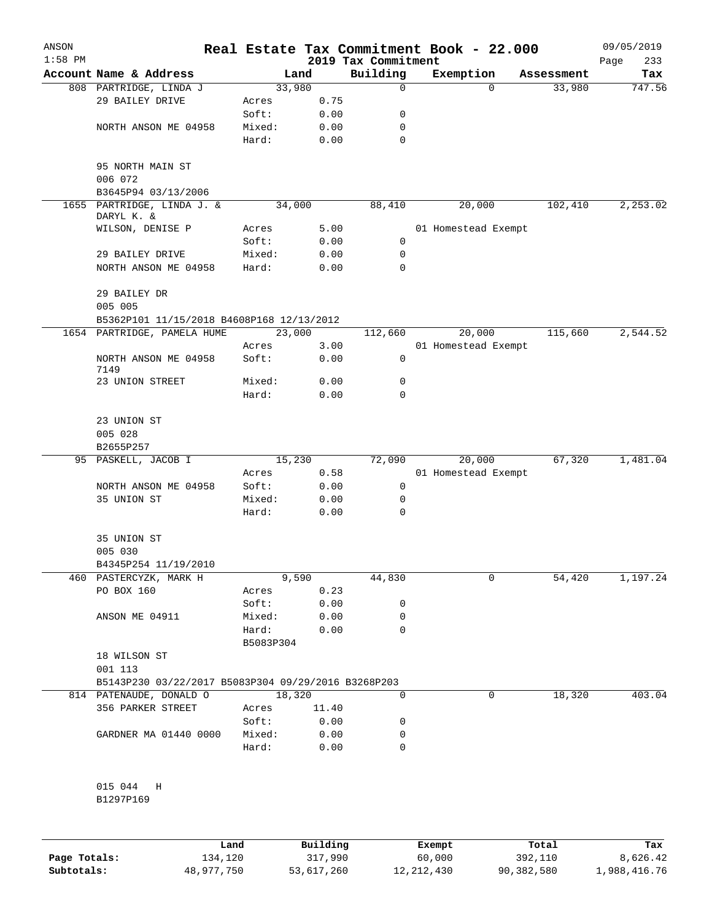# Real Estate Tax Commitment Book - 22.000

## 2019 Tax Commitment

ANSON 1:58 PM — 09/05/2019

| Account Name & Address | Land | | Building | Exemption | Assessment | Tax |
|---|---|---|---|---|---|---|
| 808 PARTRIDGE, LINDA J | 33,980 | | 0 | 0 | 33,980 | 747.56 |
| 29 BAILEY DRIVE | Acres | 0.75 | | | | |
| | Soft: | 0.00 | 0 | | | |
| NORTH ANSON ME 04958 | Mixed: | 0.00 | 0 | | | |
| | Hard: | 0.00 | 0 | | | |
| 95 NORTH MAIN ST | | | | | | |
| 006 072 | | | | | | |
| B3645P94 03/13/2006 | | | | | | |
| 1655 PARTRIDGE, LINDA J. & DARYL K. & | 34,000 | | 88,410 | 20,000 | 102,410 | 2,253.02 |
| WILSON, DENISE P | Acres | 5.00 | | 01 Homestead Exempt | | |
| | Soft: | 0.00 | 0 | | | |
| 29 BAILEY DRIVE | Mixed: | 0.00 | 0 | | | |
| NORTH ANSON ME 04958 | Hard: | 0.00 | 0 | | | |
| 29 BAILEY DR | | | | | | |
| 005 005 | | | | | | |
| B5362P101 11/15/2018 B4608P168 12/13/2012 | | | | | | |
| 1654 PARTRIDGE, PAMELA HUME | 23,000 | | 112,660 | 20,000 | 115,660 | 2,544.52 |
| | Acres | 3.00 | | 01 Homestead Exempt | | |
| NORTH ANSON ME 04958 7149 | Soft: | 0.00 | 0 | | | |
| 23 UNION STREET | Mixed: | 0.00 | 0 | | | |
| | Hard: | 0.00 | 0 | | | |
| 23 UNION ST | | | | | | |
| 005 028 | | | | | | |
| B2655P257 | | | | | | |
| 95 PASKELL, JACOB I | 15,230 | | 72,090 | 20,000 | 67,320 | 1,481.04 |
| | Acres | 0.58 | | 01 Homestead Exempt | | |
| NORTH ANSON ME 04958 | Soft: | 0.00 | 0 | | | |
| 35 UNION ST | Mixed: | 0.00 | 0 | | | |
| | Hard: | 0.00 | 0 | | | |
| 35 UNION ST | | | | | | |
| 005 030 | | | | | | |
| B4345P254 11/19/2010 | | | | | | |
| 460 PASTERCYZK, MARK H | 9,590 | | 44,830 | 0 | 54,420 | 1,197.24 |
| PO BOX 160 | Acres | 0.23 | | | | |
| | Soft: | 0.00 | 0 | | | |
| ANSON ME 04911 | Mixed: | 0.00 | 0 | | | |
| | Hard: | 0.00 | 0 | | | |
| | B5083P304 | | | | | |
| 18 WILSON ST | | | | | | |
| 001 113 | | | | | | |
| B5143P230 03/22/2017 B5083P304 09/29/2016 B3268P203 | | | | | | |
| 814 PATENAUDE, DONALD O | 18,320 | | 0 | 0 | 18,320 | 403.04 |
| 356 PARKER STREET | Acres | 11.40 | | | | |
| | Soft: | 0.00 | 0 | | | |
| GARDNER MA 01440 0000 | Mixed: | 0.00 | 0 | | | |
| | Hard: | 0.00 | 0 | | | |
| 015 044 H | | | | | | |
| B1297P169 | | | | | | |

| | Land | Building | Exempt | Total | Tax |
|---|---|---|---|---|---|
| Page Totals: | 134,120 | 317,990 | 60,000 | 392,110 | 8,626.42 |
| Subtotals: | 48,977,750 | 53,617,260 | 12,212,430 | 90,382,580 | 1,988,416.76 |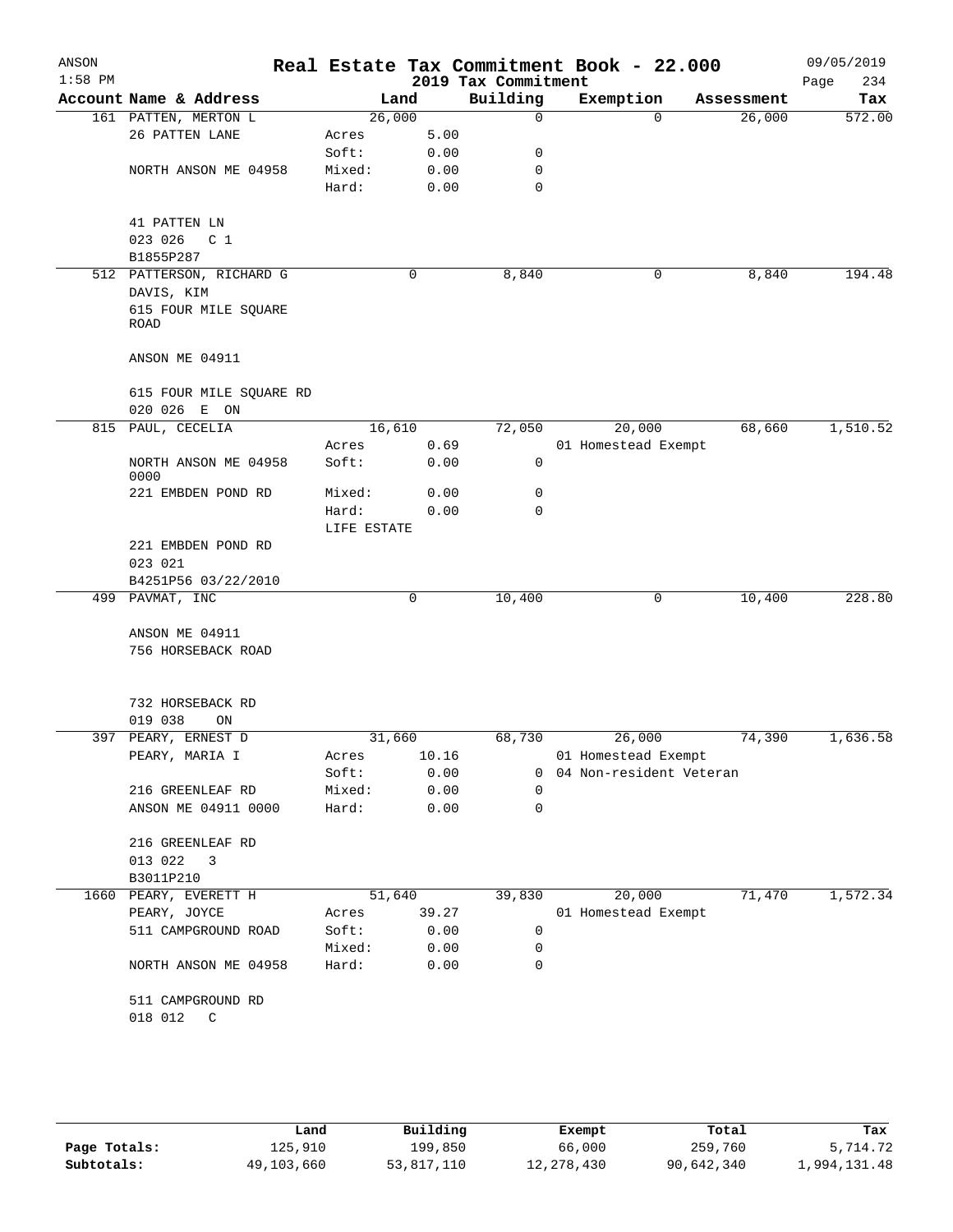# Real Estate Tax Commitment Book - 22.000

ANSON 1:58 PM — 2019 Tax Commitment — 09/05/2019

| Account Name & Address | Land | | Building | Exemption | Assessment | Tax |
|---|---|---|---|---|---|---|
| 161 PATTEN, MERTON L | 26,000 | | 0 | 0 | 26,000 | 572.00 |
| 26 PATTEN LANE | Acres | 5.00 | | | | |
| | Soft: | 0.00 | 0 | | | |
| NORTH ANSON ME 04958 | Mixed: | 0.00 | 0 | | | |
| | Hard: | 0.00 | 0 | | | |
| 41 PATTEN LN | | | | | | |
| 023 026 C 1 | | | | | | |
| B1855P287 | | | | | | |
| 512 PATTERSON, RICHARD G | 0 | | 8,840 | 0 | 8,840 | 194.48 |
| DAVIS, KIM | | | | | | |
| 615 FOUR MILE SQUARE ROAD | | | | | | |
| ANSON ME 04911 | | | | | | |
| 615 FOUR MILE SQUARE RD | | | | | | |
| 020 026 E ON | | | | | | |
| 815 PAUL, CECELIA | 16,610 | | 72,050 | 20,000 | 68,660 | 1,510.52 |
| | Acres | 0.69 | | 01 Homestead Exempt | | |
| NORTH ANSON ME 04958 0000 | Soft: | 0.00 | 0 | | | |
| 221 EMBDEN POND RD | Mixed: | 0.00 | 0 | | | |
| | Hard: | 0.00 | 0 | | | |
| | LIFE ESTATE | | | | | |
| 221 EMBDEN POND RD | | | | | | |
| 023 021 | | | | | | |
| B4251P56 03/22/2010 | | | | | | |
| 499 PAVMAT, INC | 0 | | 10,400 | 0 | 10,400 | 228.80 |
| ANSON ME 04911 | | | | | | |
| 756 HORSEBACK ROAD | | | | | | |
| 732 HORSEBACK RD | | | | | | |
| 019 038 ON | | | | | | |
| 397 PEARY, ERNEST D | 31,660 | | 68,730 | 26,000 | 74,390 | 1,636.58 |
| PEARY, MARIA I | Acres | 10.16 | | 01 Homestead Exempt | | |
| | Soft: | 0.00 | 0 | 04 Non-resident Veteran | | |
| 216 GREENLEAF RD | Mixed: | 0.00 | 0 | | | |
| ANSON ME 04911 0000 | Hard: | 0.00 | 0 | | | |
| 216 GREENLEAF RD | | | | | | |
| 013 022 3 | | | | | | |
| B3011P210 | | | | | | |
| 1660 PEARY, EVERETT H | 51,640 | | 39,830 | 20,000 | 71,470 | 1,572.34 |
| PEARY, JOYCE | Acres | 39.27 | | 01 Homestead Exempt | | |
| 511 CAMPGROUND ROAD | Soft: | 0.00 | 0 | | | |
| | Mixed: | 0.00 | 0 | | | |
| NORTH ANSON ME 04958 | Hard: | 0.00 | 0 | | | |
| 511 CAMPGROUND RD | | | | | | |
| 018 012 C | | | | | | |

| | Land | Building | Exempt | Total | Tax |
|---|---|---|---|---|---|
| Page Totals: | 125,910 | 199,850 | 66,000 | 259,760 | 5,714.72 |
| Subtotals: | 49,103,660 | 53,817,110 | 12,278,430 | 90,642,340 | 1,994,131.48 |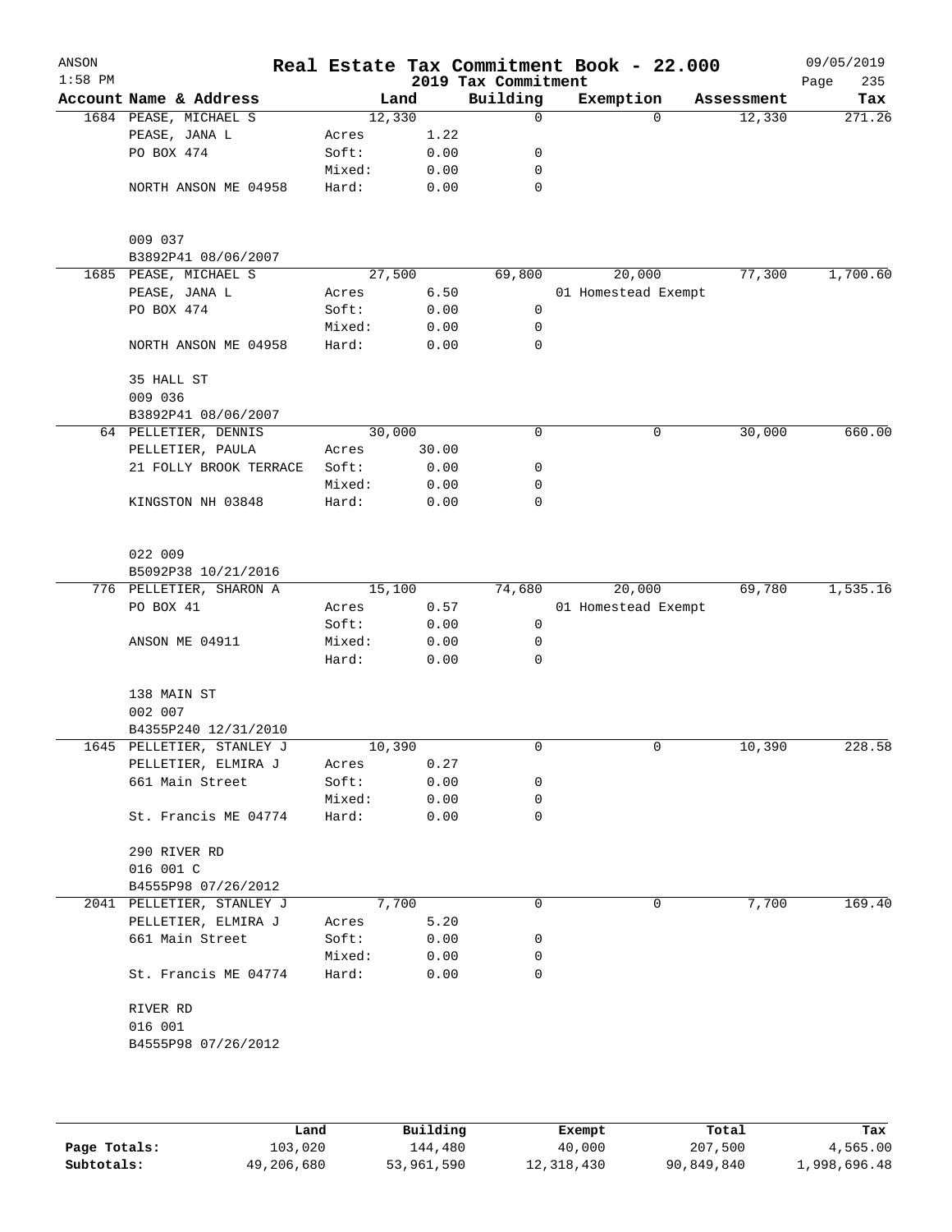ANSON  
Real Estate Tax Commitment Book - 22.000  
2019 Tax Commitment  
09/05/2019  
1:58 PM

| Account Name & Address | Land | | Building | Exemption | Assessment | Tax |
|---|---|---|---|---|---|---|
| 1684 PEASE, MICHAEL S | 12,330 | | 0 | 0 | 12,330 | 271.26 |
| PEASE, JANA L | Acres | 1.22 | | | | |
| PO BOX 474 | Soft: | 0.00 | 0 | | | |
| | Mixed: | 0.00 | 0 | | | |
| NORTH ANSON ME 04958 | Hard: | 0.00 | 0 | | | |
| 009 037 | | | | | | |
| B3892P41 08/06/2007 | | | | | | |
| 1685 PEASE, MICHAEL S | 27,500 | | 69,800 | 20,000 | 77,300 | 1,700.60 |
| PEASE, JANA L | Acres | 6.50 | | 01 Homestead Exempt | | |
| PO BOX 474 | Soft: | 0.00 | 0 | | | |
| | Mixed: | 0.00 | 0 | | | |
| NORTH ANSON ME 04958 | Hard: | 0.00 | 0 | | | |
| 35 HALL ST | | | | | | |
| 009 036 | | | | | | |
| B3892P41 08/06/2007 | | | | | | |
| 64 PELLETIER, DENNIS | 30,000 | | 0 | 0 | 30,000 | 660.00 |
| PELLETIER, PAULA | Acres | 30.00 | | | | |
| 21 FOLLY BROOK TERRACE | Soft: | 0.00 | 0 | | | |
| | Mixed: | 0.00 | 0 | | | |
| KINGSTON NH 03848 | Hard: | 0.00 | 0 | | | |
| 022 009 | | | | | | |
| B5092P38 10/21/2016 | | | | | | |
| 776 PELLETIER, SHARON A | 15,100 | | 74,680 | 20,000 | 69,780 | 1,535.16 |
| PO BOX 41 | Acres | 0.57 | | 01 Homestead Exempt | | |
| | Soft: | 0.00 | 0 | | | |
| ANSON ME 04911 | Mixed: | 0.00 | 0 | | | |
| | Hard: | 0.00 | 0 | | | |
| 138 MAIN ST | | | | | | |
| 002 007 | | | | | | |
| B4355P240 12/31/2010 | | | | | | |
| 1645 PELLETIER, STANLEY J | 10,390 | | 0 | 0 | 10,390 | 228.58 |
| PELLETIER, ELMIRA J | Acres | 0.27 | | | | |
| 661 Main Street | Soft: | 0.00 | 0 | | | |
| | Mixed: | 0.00 | 0 | | | |
| St. Francis ME 04774 | Hard: | 0.00 | 0 | | | |
| 290 RIVER RD | | | | | | |
| 016 001 C | | | | | | |
| B4555P98 07/26/2012 | | | | | | |
| 2041 PELLETIER, STANLEY J | 7,700 | | 0 | 0 | 7,700 | 169.40 |
| PELLETIER, ELMIRA J | Acres | 5.20 | | | | |
| 661 Main Street | Soft: | 0.00 | 0 | | | |
| | Mixed: | 0.00 | 0 | | | |
| St. Francis ME 04774 | Hard: | 0.00 | 0 | | | |
| RIVER RD | | | | | | |
| 016 001 | | | | | | |
| B4555P98 07/26/2012 | | | | | | |

| | Land | Building | Exempt | Total | Tax |
|---|---|---|---|---|---|
| Page Totals: | 103,020 | 144,480 | 40,000 | 207,500 | 4,565.00 |
| Subtotals: | 49,206,680 | 53,961,590 | 12,318,430 | 90,849,840 | 1,998,696.48 |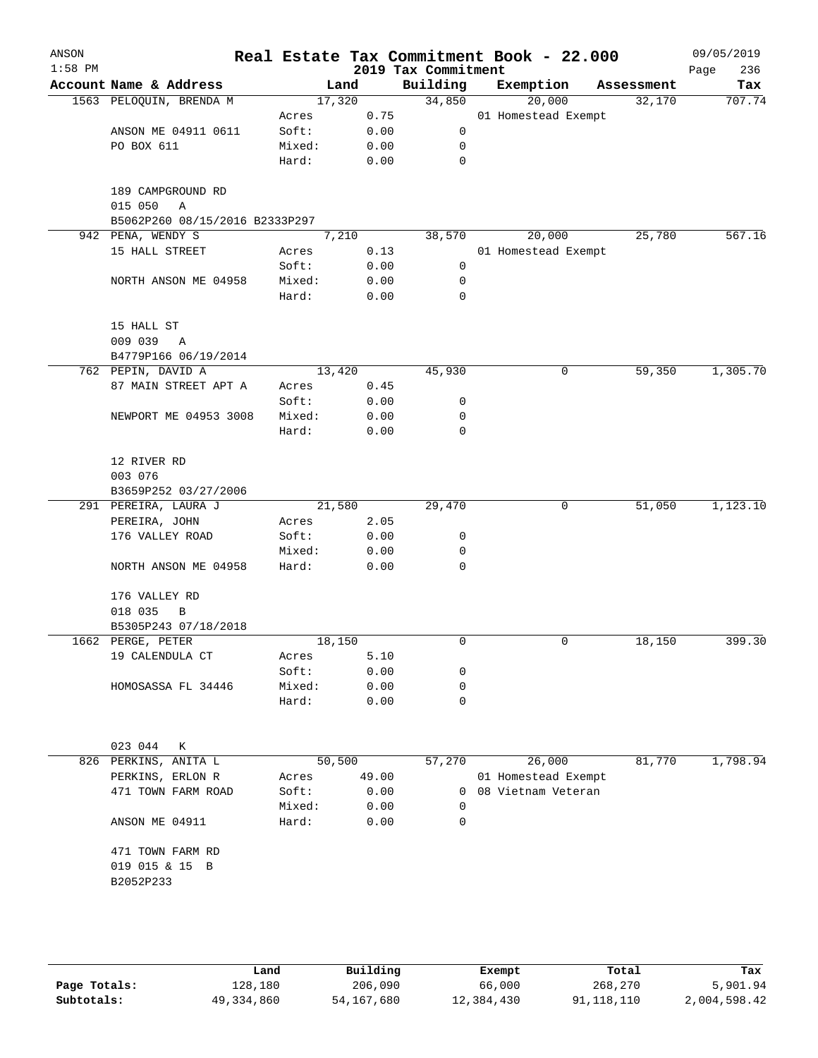# Real Estate Tax Commitment Book - 22.000

ANSON
1:58 PM

2019 Tax Commitment

09/05/2019

| Account Name & Address | | Land | Building | Exemption | Assessment | Tax |
|---|---|---|---|---|---|---|
| 1563 PELOQUIN, BRENDA M | | 17,320 | 34,850 | 20,000 | 32,170 | 707.74 |
| | Acres | 0.75 | | 01 Homestead Exempt | | |
| ANSON ME 04911 0611 | Soft: | 0.00 | 0 | | | |
| PO BOX 611 | Mixed: | 0.00 | 0 | | | |
| | Hard: | 0.00 | 0 | | | |
| 189 CAMPGROUND RD | | | | | | |
| 015 050 A | | | | | | |
| B5062P260 08/15/2016 B2333P297 | | | | | | |
| 942 PENA, WENDY S | | 7,210 | 38,570 | 20,000 | 25,780 | 567.16 |
| 15 HALL STREET | Acres | 0.13 | | 01 Homestead Exempt | | |
| | Soft: | 0.00 | 0 | | | |
| NORTH ANSON ME 04958 | Mixed: | 0.00 | 0 | | | |
| | Hard: | 0.00 | 0 | | | |
| 15 HALL ST | | | | | | |
| 009 039 A | | | | | | |
| B4779P166 06/19/2014 | | | | | | |
| 762 PEPIN, DAVID A | | 13,420 | 45,930 | 0 | 59,350 | 1,305.70 |
| 87 MAIN STREET APT A | Acres | 0.45 | | | | |
| | Soft: | 0.00 | 0 | | | |
| NEWPORT ME 04953 3008 | Mixed: | 0.00 | 0 | | | |
| | Hard: | 0.00 | 0 | | | |
| 12 RIVER RD | | | | | | |
| 003 076 | | | | | | |
| B3659P252 03/27/2006 | | | | | | |
| 291 PEREIRA, LAURA J | | 21,580 | 29,470 | 0 | 51,050 | 1,123.10 |
| PEREIRA, JOHN | Acres | 2.05 | | | | |
| 176 VALLEY ROAD | Soft: | 0.00 | 0 | | | |
| | Mixed: | 0.00 | 0 | | | |
| NORTH ANSON ME 04958 | Hard: | 0.00 | 0 | | | |
| 176 VALLEY RD | | | | | | |
| 018 035 B | | | | | | |
| B5305P243 07/18/2018 | | | | | | |
| 1662 PERGE, PETER | | 18,150 | 0 | 0 | 18,150 | 399.30 |
| 19 CALENDULA CT | Acres | 5.10 | | | | |
| | Soft: | 0.00 | 0 | | | |
| HOMOSASSA FL 34446 | Mixed: | 0.00 | 0 | | | |
| | Hard: | 0.00 | 0 | | | |
| 023 044 K | | | | | | |
| 826 PERKINS, ANITA L | | 50,500 | 57,270 | 26,000 | 81,770 | 1,798.94 |
| PERKINS, ERLON R | Acres | 49.00 | | 01 Homestead Exempt | | |
| 471 TOWN FARM ROAD | Soft: | 0.00 | 0 | 08 Vietnam Veteran | | |
| | Mixed: | 0.00 | 0 | | | |
| ANSON ME 04911 | Hard: | 0.00 | 0 | | | |
| 471 TOWN FARM RD | | | | | | |
| 019 015 & 15 B | | | | | | |
| B2052P233 | | | | | | |

| | Land | Building | Exempt | Total | Tax |
|---|---|---|---|---|---|
| Page Totals: | 128,180 | 206,090 | 66,000 | 268,270 | 5,901.94 |
| Subtotals: | 49,334,860 | 54,167,680 | 12,384,430 | 91,118,110 | 2,004,598.42 |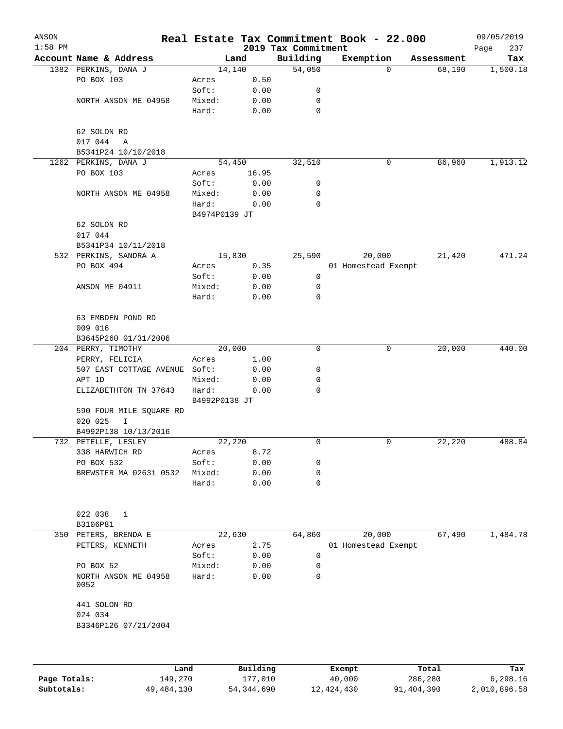# Real Estate Tax Commitment Book - 22.000

ANSON
1:58 PM

## 2019 Tax Commitment

09/05/2019

| Account Name & Address | | Land | Building | Exemption | Assessment | Tax |
|---|---|---|---|---|---|---|
| 1382 PERKINS, DANA J | | 14,140 | 54,050 | 0 | 68,190 | 1,500.18 |
| PO BOX 103 | Acres | 0.50 | | | | |
| | Soft: | 0.00 | 0 | | | |
| NORTH ANSON ME 04958 | Mixed: | 0.00 | 0 | | | |
| | Hard: | 0.00 | 0 | | | |
| 62 SOLON RD | | | | | | |
| 017 044 A | | | | | | |
| B5341P24 10/10/2018 | | | | | | |
| 1262 PERKINS, DANA J | | 54,450 | 32,510 | 0 | 86,960 | 1,913.12 |
| PO BOX 103 | Acres | 16.95 | | | | |
| | Soft: | 0.00 | 0 | | | |
| NORTH ANSON ME 04958 | Mixed: | 0.00 | 0 | | | |
| | Hard: | 0.00 | 0 | | | |
| | B4974P0139 JT | | | | | |
| 62 SOLON RD | | | | | | |
| 017 044 | | | | | | |
| B5341P34 10/11/2018 | | | | | | |
| 532 PERKINS, SANDRA A | | 15,830 | 25,590 | 20,000 | 21,420 | 471.24 |
| PO BOX 494 | Acres | 0.35 | | 01 Homestead Exempt | | |
| | Soft: | 0.00 | 0 | | | |
| ANSON ME 04911 | Mixed: | 0.00 | 0 | | | |
| | Hard: | 0.00 | 0 | | | |
| 63 EMBDEN POND RD | | | | | | |
| 009 016 | | | | | | |
| B3645P260 01/31/2006 | | | | | | |
| 204 PERRY, TIMOTHY | | 20,000 | 0 | 0 | 20,000 | 440.00 |
| PERRY, FELICIA | Acres | 1.00 | | | | |
| 507 EAST COTTAGE AVENUE | Soft: | 0.00 | 0 | | | |
| APT 1D | Mixed: | 0.00 | 0 | | | |
| ELIZABETHTON TN 37643 | Hard: | 0.00 | 0 | | | |
| | B4992P0138 JT | | | | | |
| 590 FOUR MILE SQUARE RD | | | | | | |
| 020 025 I | | | | | | |
| B4992P138 10/13/2016 | | | | | | |
| 732 PETELLE, LESLEY | | 22,220 | 0 | 0 | 22,220 | 488.84 |
| 338 HARWICH RD | Acres | 8.72 | | | | |
| PO BOX 532 | Soft: | 0.00 | 0 | | | |
| BREWSTER MA 02631 0532 | Mixed: | 0.00 | 0 | | | |
| | Hard: | 0.00 | 0 | | | |
| 022 038 1 | | | | | | |
| B3106P81 | | | | | | |
| 350 PETERS, BRENDA E | | 22,630 | 64,860 | 20,000 | 67,490 | 1,484.78 |
| PETERS, KENNETH | Acres | 2.75 | | 01 Homestead Exempt | | |
| | Soft: | 0.00 | 0 | | | |
| PO BOX 52 | Mixed: | 0.00 | 0 | | | |
| NORTH ANSON ME 04958 0052 | Hard: | 0.00 | 0 | | | |
| 441 SOLON RD | | | | | | |
| 024 034 | | | | | | |
| B3346P126 07/21/2004 | | | | | | |

| | Land | Building | Exempt | Total | Tax |
|---|---|---|---|---|---|
| Page Totals: | 149,270 | 177,010 | 40,000 | 286,280 | 6,298.16 |
| Subtotals: | 49,484,130 | 54,344,690 | 12,424,430 | 91,404,390 | 2,010,896.58 |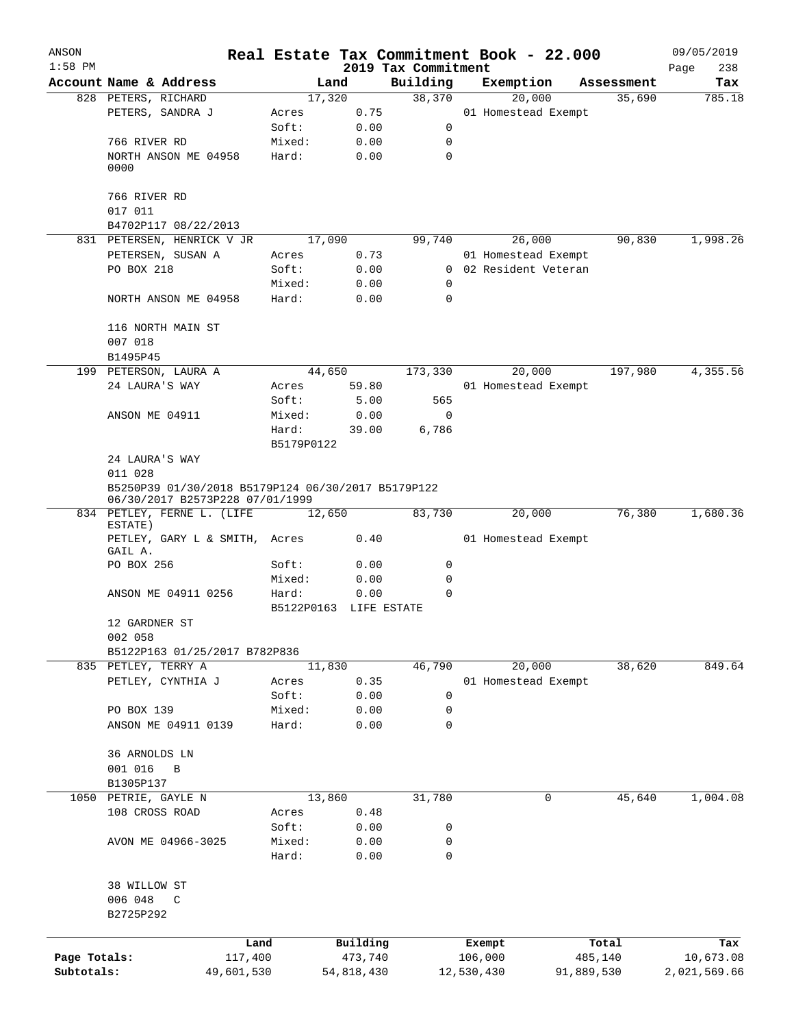# Real Estate Tax Commitment Book - 22.000

ANSON
1:58 PM

2019 Tax Commitment

09/05/2019

| Account Name & Address | Land | | Building | Exemption | Assessment | Tax |
|---|---|---|---|---|---|---|
| 828 PETERS, RICHARD | 17,320 | | 38,370 | 20,000 | 35,690 | 785.18 |
| PETERS, SANDRA J | Acres | 0.75 | | 01 Homestead Exempt | | |
| | Soft: | 0.00 | 0 | | | |
| 766 RIVER RD | Mixed: | 0.00 | 0 | | | |
| NORTH ANSON ME 04958 0000 | Hard: | 0.00 | 0 | | | |
| 766 RIVER RD | | | | | | |
| 017 011 | | | | | | |
| B4702P117 08/22/2013 | | | | | | |
| 831 PETERSEN, HENRICK V JR | 17,090 | | 99,740 | 26,000 | 90,830 | 1,998.26 |
| PETERSEN, SUSAN A | Acres | 0.73 | | 01 Homestead Exempt | | |
| PO BOX 218 | Soft: | 0.00 | 0 | 02 Resident Veteran | | |
| | Mixed: | 0.00 | 0 | | | |
| NORTH ANSON ME 04958 | Hard: | 0.00 | 0 | | | |
| 116 NORTH MAIN ST | | | | | | |
| 007 018 | | | | | | |
| B1495P45 | | | | | | |
| 199 PETERSON, LAURA A | 44,650 | | 173,330 | 20,000 | 197,980 | 4,355.56 |
| 24 LAURA'S WAY | Acres | 59.80 | | 01 Homestead Exempt | | |
| | Soft: | 5.00 | 565 | | | |
| ANSON ME 04911 | Mixed: | 0.00 | 0 | | | |
| | Hard: | 39.00 | 6,786 | | | |
| | B5179P0122 | | | | | |
| 24 LAURA'S WAY | | | | | | |
| 011 028 | | | | | | |
| B5250P39 01/30/2018 B5179P124 06/30/2017 B5179P122 06/30/2017 B2573P228 07/01/1999 | | | | | | |
| 834 PETLEY, FERNE L. (LIFE ESTATE) | 12,650 | | 83,730 | 20,000 | 76,380 | 1,680.36 |
| PETLEY, GARY L & SMITH, GAIL A. | Acres | 0.40 | | 01 Homestead Exempt | | |
| PO BOX 256 | Soft: | 0.00 | 0 | | | |
| | Mixed: | 0.00 | 0 | | | |
| ANSON ME 04911 0256 | Hard: | 0.00 | 0 | | | |
| | B5122P0163 | LIFE ESTATE | | | | |
| 12 GARDNER ST | | | | | | |
| 002 058 | | | | | | |
| B5122P163 01/25/2017 B782P836 | | | | | | |
| 835 PETLEY, TERRY A | 11,830 | | 46,790 | 20,000 | 38,620 | 849.64 |
| PETLEY, CYNTHIA J | Acres | 0.35 | | 01 Homestead Exempt | | |
| | Soft: | 0.00 | 0 | | | |
| PO BOX 139 | Mixed: | 0.00 | 0 | | | |
| ANSON ME 04911 0139 | Hard: | 0.00 | 0 | | | |
| 36 ARNOLDS LN | | | | | | |
| 001 016 B | | | | | | |
| B1305P137 | | | | | | |
| 1050 PETRIE, GAYLE N | 13,860 | | 31,780 | 0 | 45,640 | 1,004.08 |
| 108 CROSS ROAD | Acres | 0.48 | | | | |
| | Soft: | 0.00 | 0 | | | |
| AVON ME 04966-3025 | Mixed: | 0.00 | 0 | | | |
| | Hard: | 0.00 | 0 | | | |
| 38 WILLOW ST | | | | | | |
| 006 048 C | | | | | | |
| B2725P292 | | | | | | |

| | Land | Building | Exempt | Total | Tax |
|---|---|---|---|---|---|
| Page Totals: | 117,400 | 473,740 | 106,000 | 485,140 | 10,673.08 |
| Subtotals: | 49,601,530 | 54,818,430 | 12,530,430 | 91,889,530 | 2,021,569.66 |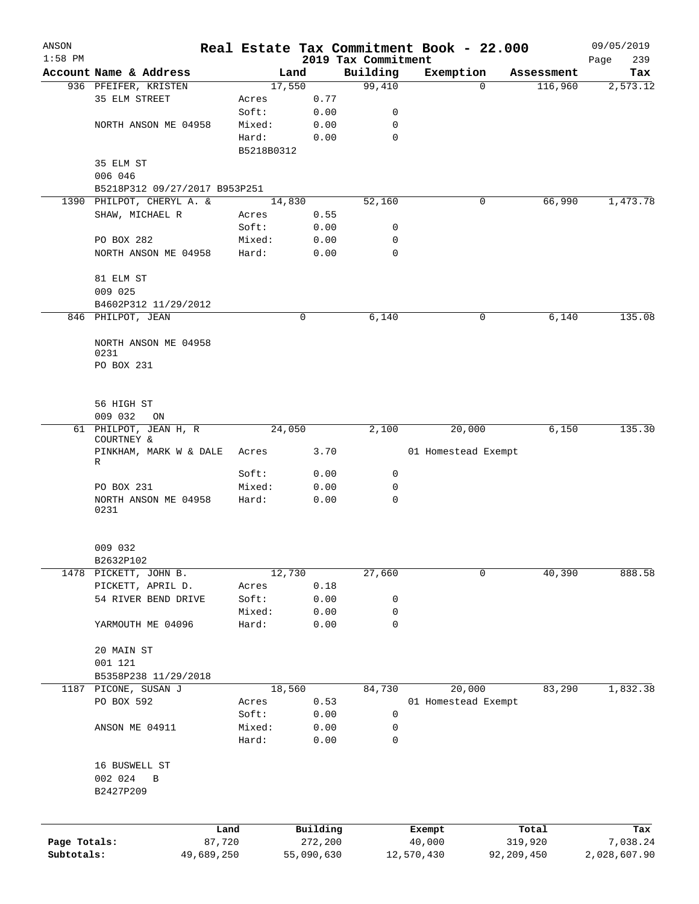ANSON 1:58 PM

# Real Estate Tax Commitment Book - 22.000

## 2019 Tax Commitment

09/05/2019

| Account Name & Address | | Land | Building | Exemption | Assessment | Tax |
|---|---|---|---|---|---|---|
| 936 PFEIFER, KRISTEN | | 17,550 | 99,410 | 0 | 116,960 | 2,573.12 |
| 35 ELM STREET | Acres | 0.77 | | | | |
| | Soft: | 0.00 | 0 | | | |
| NORTH ANSON ME 04958 | Mixed: | 0.00 | 0 | | | |
| | Hard: | 0.00 | 0 | | | |
| | B5218B0312 | | | | | |
| 35 ELM ST | | | | | | |
| 006 046 | | | | | | |
| B5218P312 09/27/2017 B953P251 | | | | | | |
| 1390 PHILPOT, CHERYL A. & | | 14,830 | 52,160 | 0 | 66,990 | 1,473.78 |
| SHAW, MICHAEL R | Acres | 0.55 | | | | |
| | Soft: | 0.00 | 0 | | | |
| PO BOX 282 | Mixed: | 0.00 | 0 | | | |
| NORTH ANSON ME 04958 | Hard: | 0.00 | 0 | | | |
| 81 ELM ST | | | | | | |
| 009 025 | | | | | | |
| B4602P312 11/29/2012 | | | | | | |
| 846 PHILPOT, JEAN | | 0 | 6,140 | 0 | 6,140 | 135.08 |
| NORTH ANSON ME 04958 0231 | | | | | | |
| PO BOX 231 | | | | | | |
| 56 HIGH ST | | | | | | |
| 009 032 ON | | | | | | |
| 61 PHILPOT, JEAN H, R COURTNEY & | | 24,050 | 2,100 | 20,000 | 6,150 | 135.30 |
| PINKHAM, MARK W & DALE R | Acres | 3.70 | | 01 Homestead Exempt | | |
| | Soft: | 0.00 | 0 | | | |
| PO BOX 231 | Mixed: | 0.00 | 0 | | | |
| NORTH ANSON ME 04958 0231 | Hard: | 0.00 | 0 | | | |
| 009 032 | | | | | | |
| B2632P102 | | | | | | |
| 1478 PICKETT, JOHN B. | | 12,730 | 27,660 | 0 | 40,390 | 888.58 |
| PICKETT, APRIL D. | Acres | 0.18 | | | | |
| 54 RIVER BEND DRIVE | Soft: | 0.00 | 0 | | | |
| | Mixed: | 0.00 | 0 | | | |
| YARMOUTH ME 04096 | Hard: | 0.00 | 0 | | | |
| 20 MAIN ST | | | | | | |
| 001 121 | | | | | | |
| B5358P238 11/29/2018 | | | | | | |
| 1187 PICONE, SUSAN J | | 18,560 | 84,730 | 20,000 | 83,290 | 1,832.38 |
| PO BOX 592 | Acres | 0.53 | | 01 Homestead Exempt | | |
| | Soft: | 0.00 | 0 | | | |
| ANSON ME 04911 | Mixed: | 0.00 | 0 | | | |
| | Hard: | 0.00 | 0 | | | |
| 16 BUSWELL ST | | | | | | |
| 002 024 B | | | | | | |
| B2427P209 | | | | | | |

| | Land | Building | Exempt | Total | Tax |
|---|---|---|---|---|---|
| Page Totals: | 87,720 | 272,200 | 40,000 | 319,920 | 7,038.24 |
| Subtotals: | 49,689,250 | 55,090,630 | 12,570,430 | 92,209,450 | 2,028,607.90 |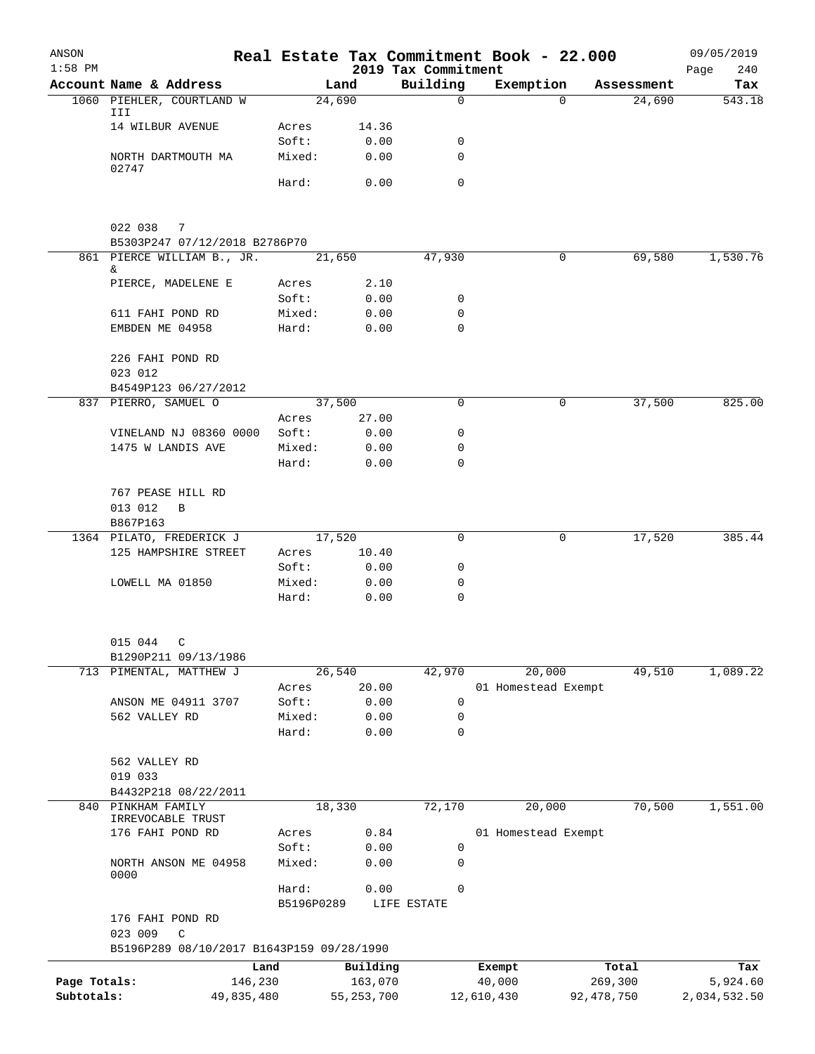ANSON 1:58 PM

# Real Estate Tax Commitment Book - 22.000

2019 Tax Commitment

09/05/2019 Page 240

| Account Name & Address | | Land | Building | Exemption | Assessment | Tax |
|---|---|---|---|---|---|---|
| 1060 PIEHLER, COURTLAND W III | | 24,690 | 0 | 0 | 24,690 | 543.18 |
| 14 WILBUR AVENUE | Acres | 14.36 | | | | |
| | Soft: | 0.00 | 0 | | | |
| NORTH DARTMOUTH MA 02747 | Mixed: | 0.00 | 0 | | | |
| | Hard: | 0.00 | 0 | | | |
| 022 038 7 | | | | | | |
| B5303P247 07/12/2018 B2786P70 | | | | | | |
| 861 PIERCE WILLIAM B., JR. & | | 21,650 | 47,930 | 0 | 69,580 | 1,530.76 |
| PIERCE, MADELENE E | Acres | 2.10 | | | | |
| | Soft: | 0.00 | 0 | | | |
| 611 FAHI POND RD | Mixed: | 0.00 | 0 | | | |
| EMBDEN ME 04958 | Hard: | 0.00 | 0 | | | |
| 226 FAHI POND RD | | | | | | |
| 023 012 | | | | | | |
| B4549P123 06/27/2012 | | | | | | |
| 837 PIERRO, SAMUEL O | | 37,500 | 0 | 0 | 37,500 | 825.00 |
| | Acres | 27.00 | | | | |
| VINELAND NJ 08360 0000 | Soft: | 0.00 | 0 | | | |
| 1475 W LANDIS AVE | Mixed: | 0.00 | 0 | | | |
| | Hard: | 0.00 | 0 | | | |
| 767 PEASE HILL RD | | | | | | |
| 013 012 B | | | | | | |
| B867P163 | | | | | | |
| 1364 PILATO, FREDERICK J | | 17,520 | 0 | 0 | 17,520 | 385.44 |
| 125 HAMPSHIRE STREET | Acres | 10.40 | | | | |
| | Soft: | 0.00 | 0 | | | |
| LOWELL MA 01850 | Mixed: | 0.00 | 0 | | | |
| | Hard: | 0.00 | 0 | | | |
| 015 044 C | | | | | | |
| B1290P211 09/13/1986 | | | | | | |
| 713 PIMENTAL, MATTHEW J | | 26,540 | 42,970 | 20,000 | 49,510 | 1,089.22 |
| | Acres | 20.00 | | 01 Homestead Exempt | | |
| ANSON ME 04911 3707 | Soft: | 0.00 | 0 | | | |
| 562 VALLEY RD | Mixed: | 0.00 | 0 | | | |
| | Hard: | 0.00 | 0 | | | |
| 562 VALLEY RD | | | | | | |
| 019 033 | | | | | | |
| B4432P218 08/22/2011 | | | | | | |
| 840 PINKHAM FAMILY IRREVOCABLE TRUST | | 18,330 | 72,170 | 20,000 | 70,500 | 1,551.00 |
| 176 FAHI POND RD | Acres | 0.84 | | 01 Homestead Exempt | | |
| | Soft: | 0.00 | 0 | | | |
| NORTH ANSON ME 04958 0000 | Mixed: | 0.00 | 0 | | | |
| | Hard: | 0.00 | 0 | | | |
| | B5196P0289 | LIFE ESTATE | | | | |
| 176 FAHI POND RD | | | | | | |
| 023 009 C | | | | | | |
| B5196P289 08/10/2017 B1643P159 09/28/1990 | | | | | | |

| | Land | Building | Exempt | Total | Tax |
|---|---|---|---|---|---|
| Page Totals: | 146,230 | 163,070 | 40,000 | 269,300 | 5,924.60 |
| Subtotals: | 49,835,480 | 55,253,700 | 12,610,430 | 92,478,750 | 2,034,532.50 |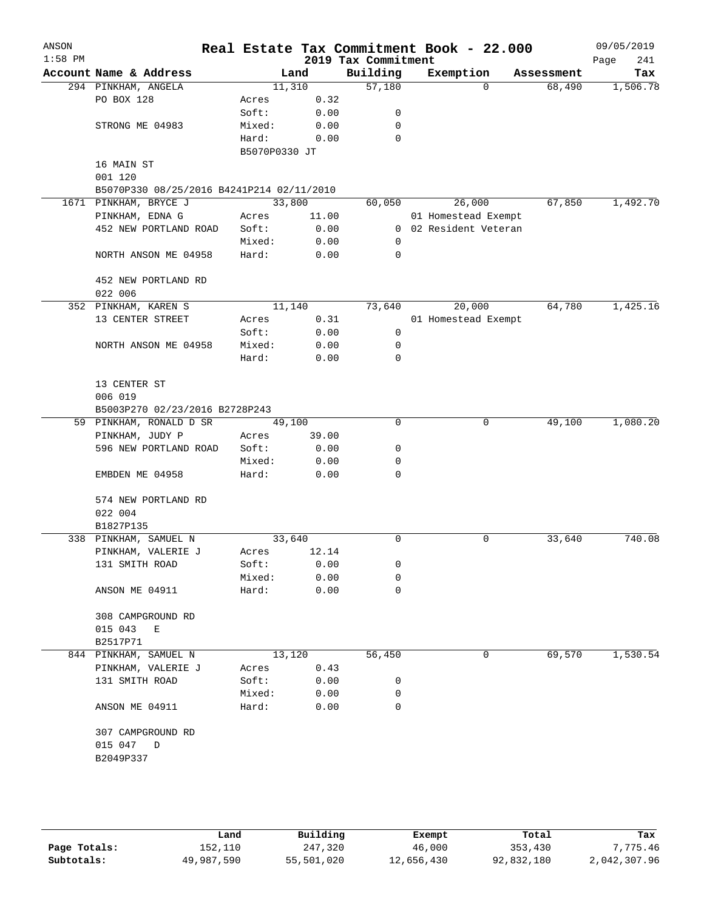ANSON

# Real Estate Tax Commitment Book - 22.000

## 2019 Tax Commitment

| Account Name & Address | | Land | Building | Exemption | Assessment | Tax |
|---|---|---|---|---|---|---|
| 294 PINKHAM, ANGELA | | 11,310 | 57,180 | 0 | 68,490 | 1,506.78 |
| PO BOX 128 | Acres | 0.32 | | | | |
| | Soft: | 0.00 | 0 | | | |
| STRONG ME 04983 | Mixed: | 0.00 | 0 | | | |
| | Hard: | 0.00 | 0 | | | |
| | B5070P0330 JT | | | | | |
| 16 MAIN ST | | | | | | |
| 001 120 | | | | | | |
| B5070P330 08/25/2016 B4241P214 02/11/2010 | | | | | | |
| 1671 PINKHAM, BRYCE J | | 33,800 | 60,050 | 26,000 | 67,850 | 1,492.70 |
| PINKHAM, EDNA G | Acres | 11.00 | | 01 Homestead Exempt | | |
| 452 NEW PORTLAND ROAD | Soft: | 0.00 | 0 | 02 Resident Veteran | | |
| | Mixed: | 0.00 | 0 | | | |
| NORTH ANSON ME 04958 | Hard: | 0.00 | 0 | | | |
| 452 NEW PORTLAND RD | | | | | | |
| 022 006 | | | | | | |
| 352 PINKHAM, KAREN S | | 11,140 | 73,640 | 20,000 | 64,780 | 1,425.16 |
| 13 CENTER STREET | Acres | 0.31 | | 01 Homestead Exempt | | |
| | Soft: | 0.00 | 0 | | | |
| NORTH ANSON ME 04958 | Mixed: | 0.00 | 0 | | | |
| | Hard: | 0.00 | 0 | | | |
| 13 CENTER ST | | | | | | |
| 006 019 | | | | | | |
| B5003P270 02/23/2016 B2728P243 | | | | | | |
| 59 PINKHAM, RONALD D SR | | 49,100 | 0 | 0 | 49,100 | 1,080.20 |
| PINKHAM, JUDY P | Acres | 39.00 | | | | |
| 596 NEW PORTLAND ROAD | Soft: | 0.00 | 0 | | | |
| | Mixed: | 0.00 | 0 | | | |
| EMBDEN ME 04958 | Hard: | 0.00 | 0 | | | |
| 574 NEW PORTLAND RD | | | | | | |
| 022 004 | | | | | | |
| B1827P135 | | | | | | |
| 338 PINKHAM, SAMUEL N | | 33,640 | 0 | 0 | 33,640 | 740.08 |
| PINKHAM, VALERIE J | Acres | 12.14 | | | | |
| 131 SMITH ROAD | Soft: | 0.00 | 0 | | | |
| | Mixed: | 0.00 | 0 | | | |
| ANSON ME 04911 | Hard: | 0.00 | 0 | | | |
| 308 CAMPGROUND RD | | | | | | |
| 015 043 E | | | | | | |
| B2517P71 | | | | | | |
| 844 PINKHAM, SAMUEL N | | 13,120 | 56,450 | 0 | 69,570 | 1,530.54 |
| PINKHAM, VALERIE J | Acres | 0.43 | | | | |
| 131 SMITH ROAD | Soft: | 0.00 | 0 | | | |
| | Mixed: | 0.00 | 0 | | | |
| ANSON ME 04911 | Hard: | 0.00 | 0 | | | |
| 307 CAMPGROUND RD | | | | | | |
| 015 047 D | | | | | | |
| B2049P337 | | | | | | |

| | Land | Building | Exempt | Total | Tax |
|---|---|---|---|---|---|
| Page Totals: | 152,110 | 247,320 | 46,000 | 353,430 | 7,775.46 |
| Subtotals: | 49,987,590 | 55,501,020 | 12,656,430 | 92,832,180 | 2,042,307.96 |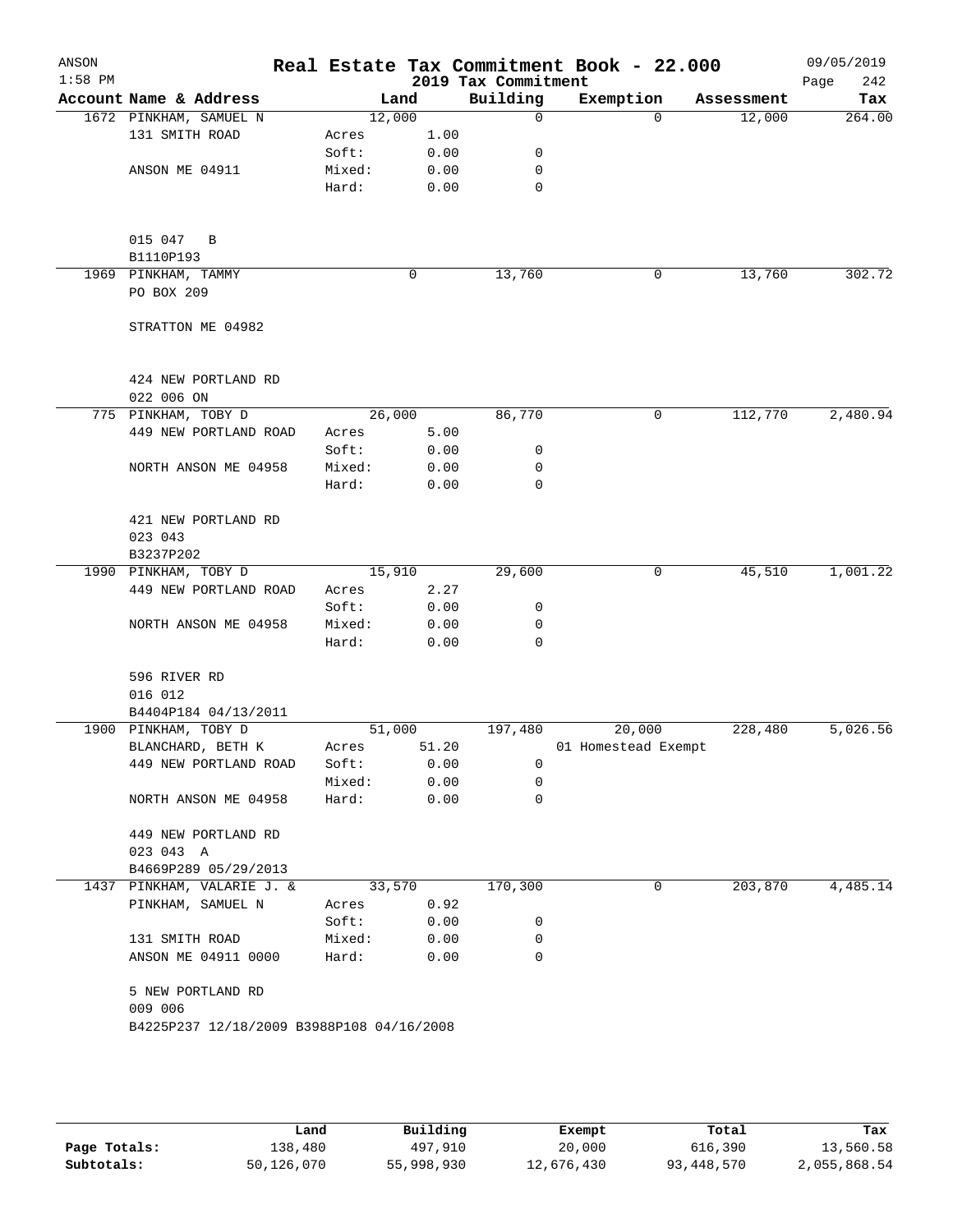# Real Estate Tax Commitment Book - 22.000

ANSON 1:58 PM — 2019 Tax Commitment — 09/05/2019

| Account Name & Address | | Land | Building | Exemption | Assessment | Tax |
|---|---|---|---|---|---|---|
| 1672 PINKHAM, SAMUEL N | | 12,000 | 0 | 0 | 12,000 | 264.00 |
| 131 SMITH ROAD | Acres | 1.00 | | | | |
| | Soft: | 0.00 | 0 | | | |
| ANSON ME 04911 | Mixed: | 0.00 | 0 | | | |
| | Hard: | 0.00 | 0 | | | |
| 015 047 B | | | | | | |
| B1110P193 | | | | | | |
| 1969 PINKHAM, TAMMY | | 0 | 13,760 | 0 | 13,760 | 302.72 |
| PO BOX 209 | | | | | | |
| STRATTON ME 04982 | | | | | | |
| 424 NEW PORTLAND RD | | | | | | |
| 022 006 ON | | | | | | |
| 775 PINKHAM, TOBY D | | 26,000 | 86,770 | 0 | 112,770 | 2,480.94 |
| 449 NEW PORTLAND ROAD | Acres | 5.00 | | | | |
| | Soft: | 0.00 | 0 | | | |
| NORTH ANSON ME 04958 | Mixed: | 0.00 | 0 | | | |
| | Hard: | 0.00 | 0 | | | |
| 421 NEW PORTLAND RD | | | | | | |
| 023 043 | | | | | | |
| B3237P202 | | | | | | |
| 1990 PINKHAM, TOBY D | | 15,910 | 29,600 | 0 | 45,510 | 1,001.22 |
| 449 NEW PORTLAND ROAD | Acres | 2.27 | | | | |
| | Soft: | 0.00 | 0 | | | |
| NORTH ANSON ME 04958 | Mixed: | 0.00 | 0 | | | |
| | Hard: | 0.00 | 0 | | | |
| 596 RIVER RD | | | | | | |
| 016 012 | | | | | | |
| B4404P184 04/13/2011 | | | | | | |
| 1900 PINKHAM, TOBY D | | 51,000 | 197,480 | 20,000 | 228,480 | 5,026.56 |
| BLANCHARD, BETH K | Acres | 51.20 | | 01 Homestead Exempt | | |
| 449 NEW PORTLAND ROAD | Soft: | 0.00 | 0 | | | |
| | Mixed: | 0.00 | 0 | | | |
| NORTH ANSON ME 04958 | Hard: | 0.00 | 0 | | | |
| 449 NEW PORTLAND RD | | | | | | |
| 023 043 A | | | | | | |
| B4669P289 05/29/2013 | | | | | | |
| 1437 PINKHAM, VALARIE J. & | | 33,570 | 170,300 | 0 | 203,870 | 4,485.14 |
| PINKHAM, SAMUEL N | Acres | 0.92 | | | | |
| | Soft: | 0.00 | 0 | | | |
| 131 SMITH ROAD | Mixed: | 0.00 | 0 | | | |
| ANSON ME 04911 0000 | Hard: | 0.00 | 0 | | | |
| 5 NEW PORTLAND RD | | | | | | |
| 009 006 | | | | | | |
| B4225P237 12/18/2009 B3988P108 04/16/2008 | | | | | | |

| | Land | Building | Exempt | Total | Tax |
|---|---|---|---|---|---|
| Page Totals: | 138,480 | 497,910 | 20,000 | 616,390 | 13,560.58 |
| Subtotals: | 50,126,070 | 55,998,930 | 12,676,430 | 93,448,570 | 2,055,868.54 |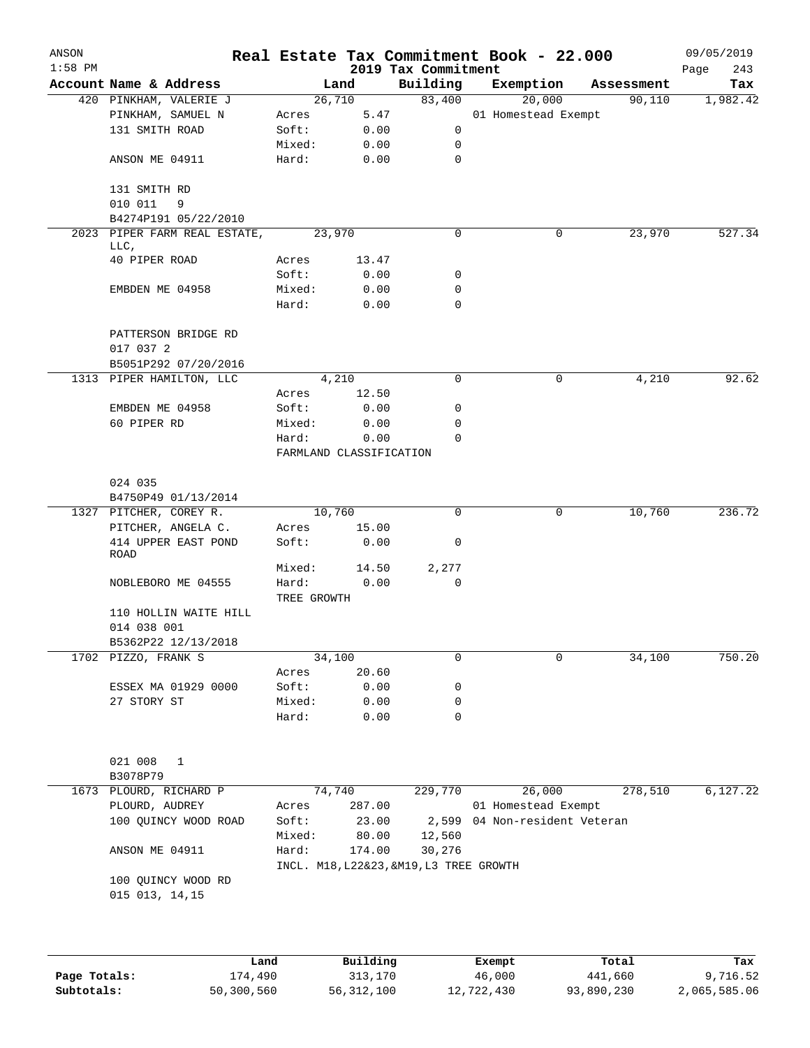# Real Estate Tax Commitment Book - 22.000

ANSON — 2019 Tax Commitment — 09/05/2019 — 1:58 PM

| Account Name & Address | | Land | | Building | Exemption | Assessment | Tax |
|---|---|---|---|---|---|---|---|
| 420 PINKHAM, VALERIE J | | 26,710 | | 83,400 | 20,000 | 90,110 | 1,982.42 |
| PINKHAM, SAMUEL N | Acres | | 5.47 | | 01 Homestead Exempt | | |
| 131 SMITH ROAD | Soft: | | 0.00 | 0 | | | |
| | Mixed: | | 0.00 | 0 | | | |
| ANSON ME 04911 | Hard: | | 0.00 | 0 | | | |
| 131 SMITH RD | | | | | | | |
| 010 011 9 | | | | | | | |
| B4274P191 05/22/2010 | | | | | | | |
| 2023 PIPER FARM REAL ESTATE, LLC, | | 23,970 | | 0 | 0 | 23,970 | 527.34 |
| 40 PIPER ROAD | Acres | | 13.47 | | | | |
| | Soft: | | 0.00 | 0 | | | |
| EMBDEN ME 04958 | Mixed: | | 0.00 | 0 | | | |
| | Hard: | | 0.00 | 0 | | | |
| PATTERSON BRIDGE RD | | | | | | | |
| 017 037 2 | | | | | | | |
| B5051P292 07/20/2016 | | | | | | | |
| 1313 PIPER HAMILTON, LLC | | 4,210 | | 0 | 0 | 4,210 | 92.62 |
| | Acres | | 12.50 | | | | |
| EMBDEN ME 04958 | Soft: | | 0.00 | 0 | | | |
| 60 PIPER RD | Mixed: | | 0.00 | 0 | | | |
| | Hard: | | 0.00 | 0 | | | |
| | FARMLAND CLASSIFICATION | | | | | | |
| 024 035 | | | | | | | |
| B4750P49 01/13/2014 | | | | | | | |
| 1327 PITCHER, COREY R. | | 10,760 | | 0 | 0 | 10,760 | 236.72 |
| PITCHER, ANGELA C. | Acres | | 15.00 | | | | |
| 414 UPPER EAST POND ROAD | Soft: | | 0.00 | 0 | | | |
| | Mixed: | | 14.50 | 2,277 | | | |
| NOBLEBORO ME 04555 | Hard: | | 0.00 | 0 | | | |
| | TREE GROWTH | | | | | | |
| 110 HOLLIN WAITE HILL | | | | | | | |
| 014 038 001 | | | | | | | |
| B5362P22 12/13/2018 | | | | | | | |
| 1702 PIZZO, FRANK S | | 34,100 | | 0 | 0 | 34,100 | 750.20 |
| | Acres | | 20.60 | | | | |
| ESSEX MA 01929 0000 | Soft: | | 0.00 | 0 | | | |
| 27 STORY ST | Mixed: | | 0.00 | 0 | | | |
| | Hard: | | 0.00 | 0 | | | |
| 021 008 1 | | | | | | | |
| B3078P79 | | | | | | | |
| 1673 PLOURD, RICHARD P | | 74,740 | | 229,770 | 26,000 | 278,510 | 6,127.22 |
| PLOURD, AUDREY | Acres | | 287.00 | | 01 Homestead Exempt | | |
| 100 QUINCY WOOD ROAD | Soft: | | 23.00 | 2,599 | 04 Non-resident Veteran | | |
| | Mixed: | | 80.00 | 12,560 | | | |
| ANSON ME 04911 | Hard: | | 174.00 | 30,276 | | | |
| | INCL. M18,L22&23,&M19,L3 TREE GROWTH | | | | | | |
| 100 QUINCY WOOD RD | | | | | | | |
| 015 013, 14,15 | | | | | | | |

| | Land | Building | Exempt | Total | Tax |
|---|---|---|---|---|---|
| Page Totals: | 174,490 | 313,170 | 46,000 | 441,660 | 9,716.52 |
| Subtotals: | 50,300,560 | 56,312,100 | 12,722,430 | 93,890,230 | 2,065,585.06 |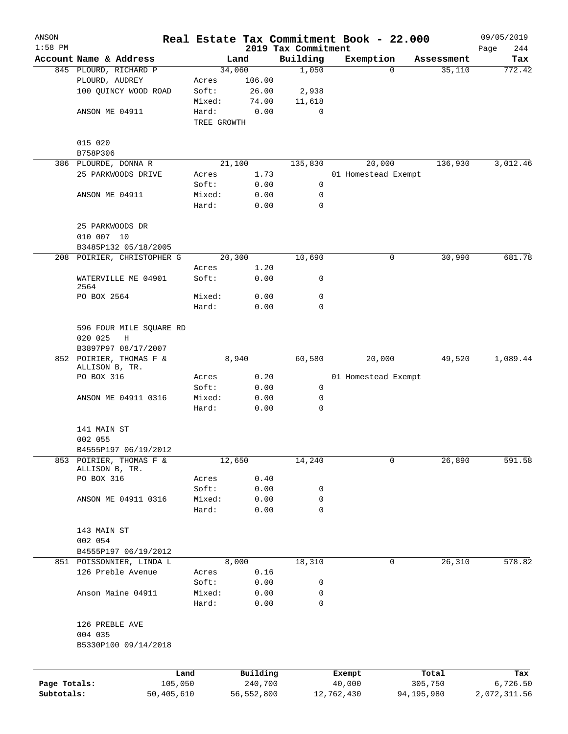ANSON

1:58 PM

# Real Estate Tax Commitment Book - 22.000

2019 Tax Commitment

09/05/2019

| Account Name & Address | Land | | Building | Exemption | Assessment | Tax |
|---|---|---|---|---|---|---|
| 845 PLOURD, RICHARD P | 34,060 | | 1,050 | 0 | 35,110 | 772.42 |
| PLOURD, AUDREY | Acres | 106.00 | | | | |
| 100 QUINCY WOOD ROAD | Soft: | 26.00 | 2,938 | | | |
| | Mixed: | 74.00 | 11,618 | | | |
| ANSON ME 04911 | Hard: | 0.00 | 0 | | | |
| | TREE GROWTH | | | | | |
| 015 020 | | | | | | |
| B758P306 | | | | | | |
| 386 PLOURDE, DONNA R | 21,100 | | 135,830 | 20,000 | 136,930 | 3,012.46 |
| 25 PARKWOODS DRIVE | Acres | 1.73 | | 01 Homestead Exempt | | |
| | Soft: | 0.00 | 0 | | | |
| ANSON ME 04911 | Mixed: | 0.00 | 0 | | | |
| | Hard: | 0.00 | 0 | | | |
| 25 PARKWOODS DR | | | | | | |
| 010 007 10 | | | | | | |
| B3485P132 05/18/2005 | | | | | | |
| 208 POIRIER, CHRISTOPHER G | 20,300 | | 10,690 | 0 | 30,990 | 681.78 |
| | Acres | 1.20 | | | | |
| WATERVILLE ME 04901 2564 | Soft: | 0.00 | 0 | | | |
| PO BOX 2564 | Mixed: | 0.00 | 0 | | | |
| | Hard: | 0.00 | 0 | | | |
| 596 FOUR MILE SQUARE RD | | | | | | |
| 020 025 H | | | | | | |
| B3897P97 08/17/2007 | | | | | | |
| 852 POIRIER, THOMAS F & ALLISON B, TR. | 8,940 | | 60,580 | 20,000 | 49,520 | 1,089.44 |
| PO BOX 316 | Acres | 0.20 | | 01 Homestead Exempt | | |
| | Soft: | 0.00 | 0 | | | |
| ANSON ME 04911 0316 | Mixed: | 0.00 | 0 | | | |
| | Hard: | 0.00 | 0 | | | |
| 141 MAIN ST | | | | | | |
| 002 055 | | | | | | |
| B4555P197 06/19/2012 | | | | | | |
| 853 POIRIER, THOMAS F & ALLISON B, TR. | 12,650 | | 14,240 | 0 | 26,890 | 591.58 |
| PO BOX 316 | Acres | 0.40 | | | | |
| | Soft: | 0.00 | 0 | | | |
| ANSON ME 04911 0316 | Mixed: | 0.00 | 0 | | | |
| | Hard: | 0.00 | 0 | | | |
| 143 MAIN ST | | | | | | |
| 002 054 | | | | | | |
| B4555P197 06/19/2012 | | | | | | |
| 851 POISSONNIER, LINDA L | 8,000 | | 18,310 | 0 | 26,310 | 578.82 |
| 126 Preble Avenue | Acres | 0.16 | | | | |
| | Soft: | 0.00 | 0 | | | |
| Anson Maine 04911 | Mixed: | 0.00 | 0 | | | |
| | Hard: | 0.00 | 0 | | | |
| 126 PREBLE AVE | | | | | | |
| 004 035 | | | | | | |
| B5330P100 09/14/2018 | | | | | | |

| | Land | Building | Exempt | Total | Tax |
|---|---|---|---|---|---|
| Page Totals: | 105,050 | 240,700 | 40,000 | 305,750 | 6,726.50 |
| Subtotals: | 50,405,610 | 56,552,800 | 12,762,430 | 94,195,980 | 2,072,311.56 |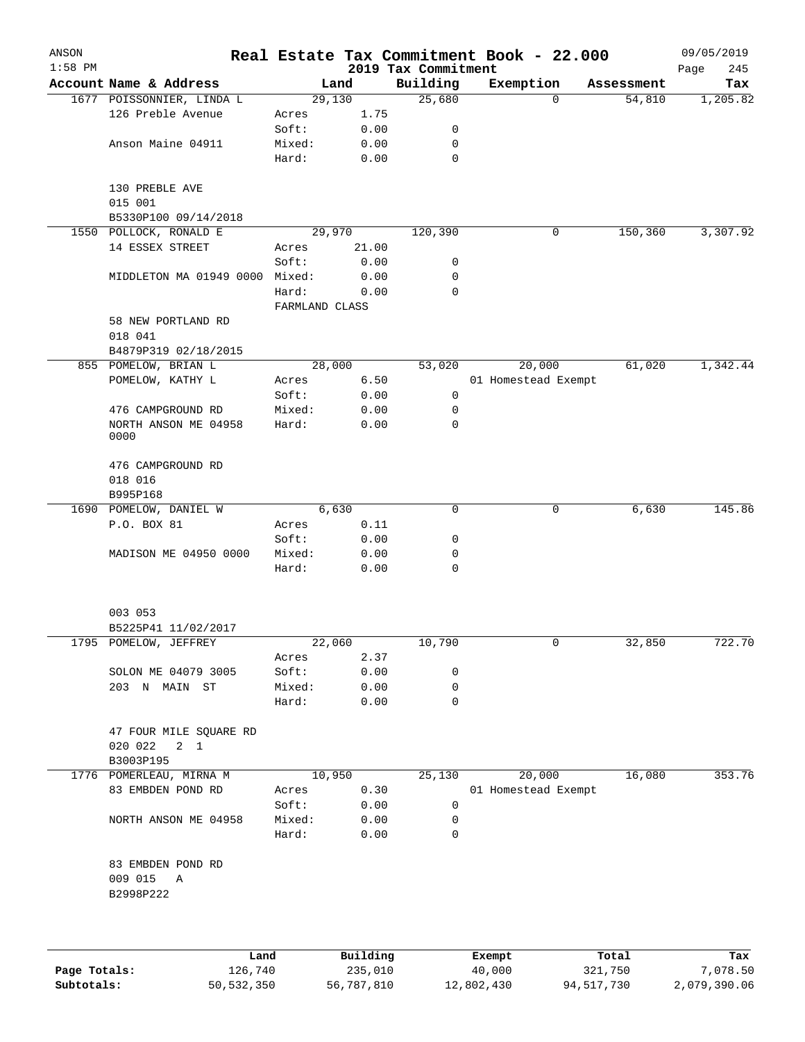# Real Estate Tax Commitment Book - 22.000

ANSON
1:58 PM

2019 Tax Commitment

09/05/2019

| Account | Name & Address | Land | | Building | Exemption | Assessment | Tax |
|---|---|---|---|---|---|---|---|
| 1677 | POISSONNIER, LINDA L | 29,130 | | 25,680 | 0 | 54,810 | 1,205.82 |
| | 126 Preble Avenue | Acres | 1.75 | | | | |
| | | Soft: | 0.00 | 0 | | | |
| | Anson Maine 04911 | Mixed: | 0.00 | 0 | | | |
| | | Hard: | 0.00 | 0 | | | |
| | 130 PREBLE AVE | | | | | | |
| | 015 001 | | | | | | |
| | B5330P100 09/14/2018 | | | | | | |
| 1550 | POLLOCK, RONALD E | 29,970 | | 120,390 | 0 | 150,360 | 3,307.92 |
| | 14 ESSEX STREET | Acres | 21.00 | | | | |
| | | Soft: | 0.00 | 0 | | | |
| | MIDDLETON MA 01949 0000 | Mixed: | 0.00 | 0 | | | |
| | | Hard: | 0.00 | 0 | | | |
| | | FARMLAND CLASS | | | | | |
| | 58 NEW PORTLAND RD | | | | | | |
| | 018 041 | | | | | | |
| | B4879P319 02/18/2015 | | | | | | |
| 855 | POMELOW, BRIAN L | 28,000 | | 53,020 | 20,000 | 61,020 | 1,342.44 |
| | POMELOW, KATHY L | Acres | 6.50 | | 01 Homestead Exempt | | |
| | | Soft: | 0.00 | 0 | | | |
| | 476 CAMPGROUND RD | Mixed: | 0.00 | 0 | | | |
| | NORTH ANSON ME 04958 0000 | Hard: | 0.00 | 0 | | | |
| | 476 CAMPGROUND RD | | | | | | |
| | 018 016 | | | | | | |
| | B995P168 | | | | | | |
| 1690 | POMELOW, DANIEL W | 6,630 | | 0 | 0 | 6,630 | 145.86 |
| | P.O. BOX 81 | Acres | 0.11 | | | | |
| | | Soft: | 0.00 | 0 | | | |
| | MADISON ME 04950 0000 | Mixed: | 0.00 | 0 | | | |
| | | Hard: | 0.00 | 0 | | | |
| | 003 053 | | | | | | |
| | B5225P41 11/02/2017 | | | | | | |
| 1795 | POMELOW, JEFFREY | 22,060 | | 10,790 | 0 | 32,850 | 722.70 |
| | | Acres | 2.37 | | | | |
| | SOLON ME 04079 3005 | Soft: | 0.00 | 0 | | | |
| | 203 N MAIN ST | Mixed: | 0.00 | 0 | | | |
| | | Hard: | 0.00 | 0 | | | |
| | 47 FOUR MILE SQUARE RD | | | | | | |
| | 020 022 2 1 | | | | | | |
| | B3003P195 | | | | | | |
| 1776 | POMERLEAU, MIRNA M | 10,950 | | 25,130 | 20,000 | 16,080 | 353.76 |
| | 83 EMBDEN POND RD | Acres | 0.30 | | 01 Homestead Exempt | | |
| | | Soft: | 0.00 | 0 | | | |
| | NORTH ANSON ME 04958 | Mixed: | 0.00 | 0 | | | |
| | | Hard: | 0.00 | 0 | | | |
| | 83 EMBDEN POND RD | | | | | | |
| | 009 015 A | | | | | | |
| | B2998P222 | | | | | | |

| | Land | Building | Exempt | Total | Tax |
|---|---|---|---|---|---|
| Page Totals: | 126,740 | 235,010 | 40,000 | 321,750 | 7,078.50 |
| Subtotals: | 50,532,350 | 56,787,810 | 12,802,430 | 94,517,730 | 2,079,390.06 |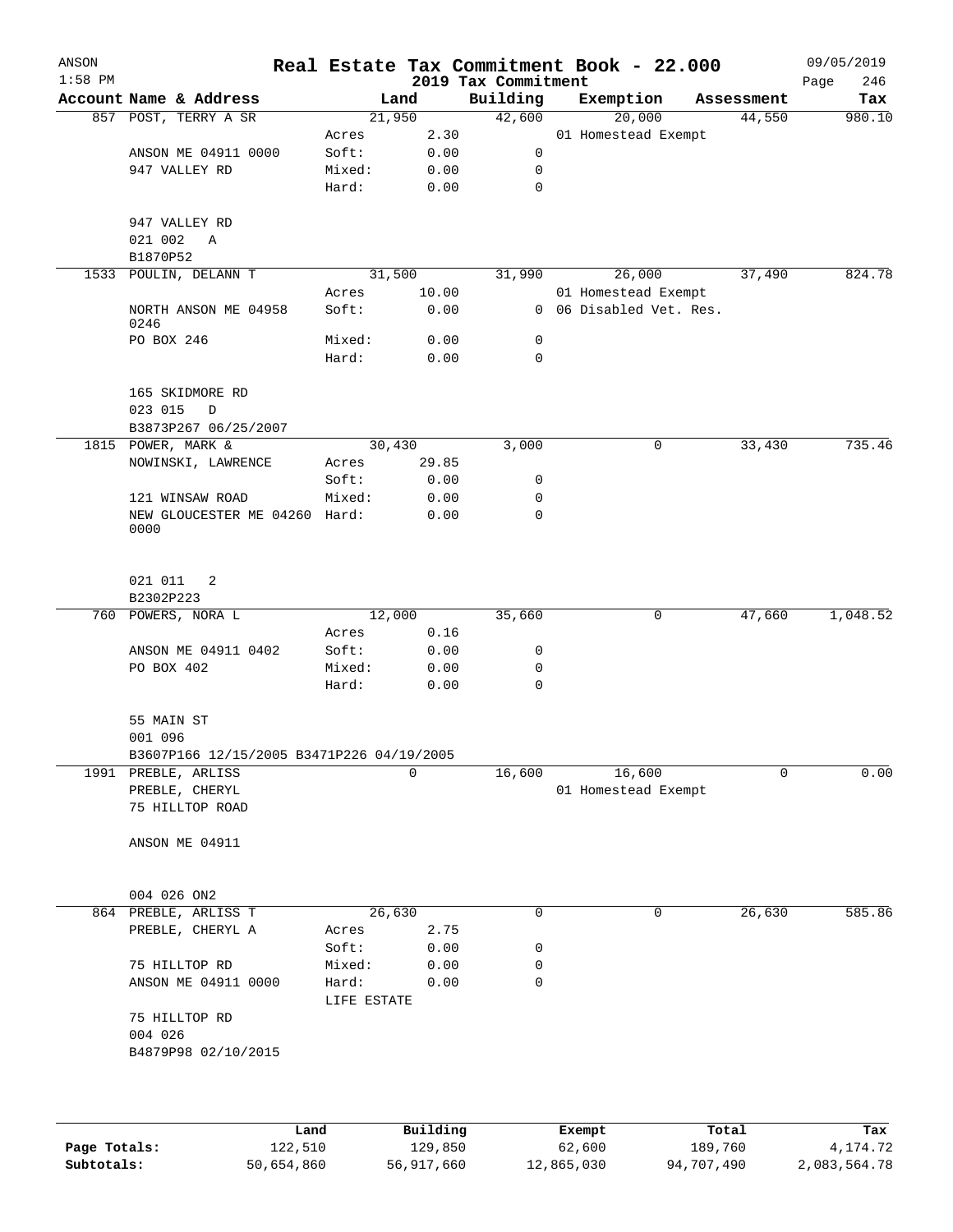# Real Estate Tax Commitment Book - 22.000

ANSON
1:58 PM

2019 Tax Commitment

09/05/2019

| Account Name & Address | Land | | Building | Exemption | Assessment | Tax |
|---|---|---|---|---|---|---|
| 857 POST, TERRY A SR | 21,950 | | 42,600 | 20,000 | 44,550 | 980.10 |
| | Acres | 2.30 | | 01 Homestead Exempt | | |
| ANSON ME 04911 0000 | Soft: | 0.00 | 0 | | | |
| 947 VALLEY RD | Mixed: | 0.00 | 0 | | | |
| | Hard: | 0.00 | 0 | | | |
| 947 VALLEY RD | | | | | | |
| 021 002 A | | | | | | |
| B1870P52 | | | | | | |
| 1533 POULIN, DELANN T | 31,500 | | 31,990 | 26,000 | 37,490 | 824.78 |
| | Acres | 10.00 | | 01 Homestead Exempt | | |
| NORTH ANSON ME 04958 0246 | Soft: | 0.00 | 0 | 06 Disabled Vet. Res. | | |
| PO BOX 246 | Mixed: | 0.00 | 0 | | | |
| | Hard: | 0.00 | 0 | | | |
| 165 SKIDMORE RD | | | | | | |
| 023 015 D | | | | | | |
| B3873P267 06/25/2007 | | | | | | |
| 1815 POWER, MARK & | 30,430 | | 3,000 | 0 | 33,430 | 735.46 |
| NOWINSKI, LAWRENCE | Acres | 29.85 | | | | |
| | Soft: | 0.00 | 0 | | | |
| 121 WINSAW ROAD | Mixed: | 0.00 | 0 | | | |
| NEW GLOUCESTER ME 04260 0000 | Hard: | 0.00 | 0 | | | |
| 021 011 2 | | | | | | |
| B2302P223 | | | | | | |
| 760 POWERS, NORA L | 12,000 | | 35,660 | 0 | 47,660 | 1,048.52 |
| | Acres | 0.16 | | | | |
| ANSON ME 04911 0402 | Soft: | 0.00 | 0 | | | |
| PO BOX 402 | Mixed: | 0.00 | 0 | | | |
| | Hard: | 0.00 | 0 | | | |
| 55 MAIN ST | | | | | | |
| 001 096 | | | | | | |
| B3607P166 12/15/2005 B3471P226 04/19/2005 | | | | | | |
| 1991 PREBLE, ARLISS | 0 | | 16,600 | 16,600 | 0 | 0.00 |
| PREBLE, CHERYL | | | | 01 Homestead Exempt | | |
| 75 HILLTOP ROAD | | | | | | |
| ANSON ME 04911 | | | | | | |
| 004 026 ON2 | | | | | | |
| 864 PREBLE, ARLISS T | 26,630 | | 0 | 0 | 26,630 | 585.86 |
| PREBLE, CHERYL A | Acres | 2.75 | | | | |
| | Soft: | 0.00 | 0 | | | |
| 75 HILLTOP RD | Mixed: | 0.00 | 0 | | | |
| ANSON ME 04911 0000 | Hard: | 0.00 | 0 | | | |
| | LIFE ESTATE | | | | | |
| 75 HILLTOP RD | | | | | | |
| 004 026 | | | | | | |
| B4879P98 02/10/2015 | | | | | | |

| | Land | Building | Exempt | Total | Tax |
|---|---|---|---|---|---|
| Page Totals: | 122,510 | 129,850 | 62,600 | 189,760 | 4,174.72 |
| Subtotals: | 50,654,860 | 56,917,660 | 12,865,030 | 94,707,490 | 2,083,564.78 |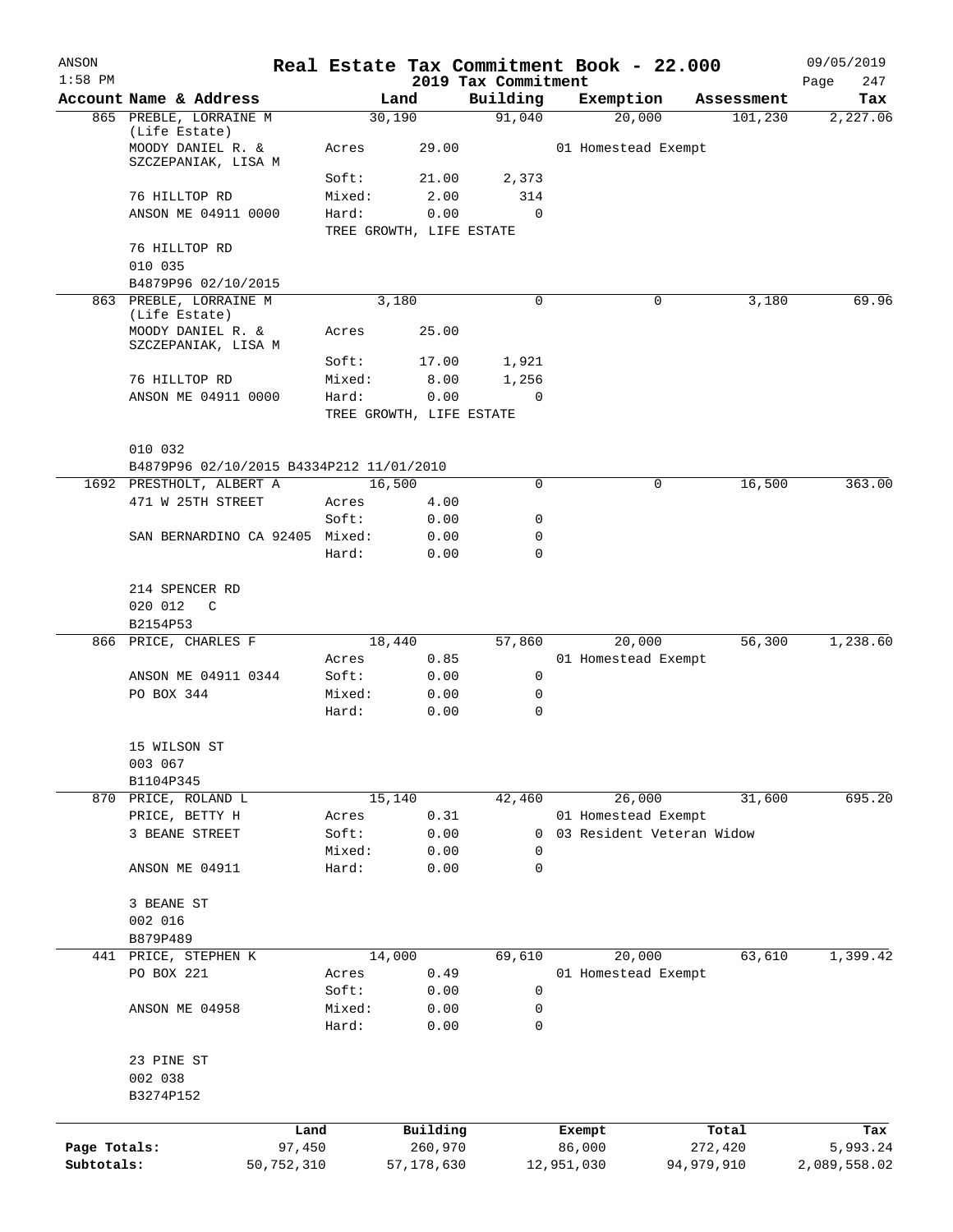# Real Estate Tax Commitment Book - 22.000

ANSON 1:58 PM — 2019 Tax Commitment — 09/05/2019 Page 247

| Account Name & Address | Land | | Building | Exemption | Assessment | Tax |
|---|---|---|---|---|---|---|
| 865 PREBLE, LORRAINE M (Life Estate) | 30,190 | | 91,040 | 20,000 | 101,230 | 2,227.06 |
| MOODY DANIEL R. & SZCZEPANIAK, LISA M | Acres | 29.00 | | 01 Homestead Exempt | | |
| | Soft: | 21.00 | 2,373 | | | |
| 76 HILLTOP RD | Mixed: | 2.00 | 314 | | | |
| ANSON ME 04911 0000 | Hard: | 0.00 | 0 | | | |
| | TREE GROWTH, LIFE ESTATE | | | | | |
| 76 HILLTOP RD | | | | | | |
| 010 035 | | | | | | |
| B4879P96 02/10/2015 | | | | | | |
| 863 PREBLE, LORRAINE M (Life Estate) | 3,180 | | 0 | 0 | 3,180 | 69.96 |
| MOODY DANIEL R. & SZCZEPANIAK, LISA M | Acres | 25.00 | | | | |
| | Soft: | 17.00 | 1,921 | | | |
| 76 HILLTOP RD | Mixed: | 8.00 | 1,256 | | | |
| ANSON ME 04911 0000 | Hard: | 0.00 | 0 | | | |
| | TREE GROWTH, LIFE ESTATE | | | | | |
| 010 032 | | | | | | |
| B4879P96 02/10/2015 B4334P212 11/01/2010 | | | | | | |
| 1692 PRESTHOLT, ALBERT A | 16,500 | | 0 | 0 | 16,500 | 363.00 |
| 471 W 25TH STREET | Acres | 4.00 | | | | |
| | Soft: | 0.00 | 0 | | | |
| SAN BERNARDINO CA 92405 | Mixed: | 0.00 | 0 | | | |
| | Hard: | 0.00 | 0 | | | |
| 214 SPENCER RD | | | | | | |
| 020 012 C | | | | | | |
| B2154P53 | | | | | | |
| 866 PRICE, CHARLES F | 18,440 | | 57,860 | 20,000 | 56,300 | 1,238.60 |
| | Acres | 0.85 | | 01 Homestead Exempt | | |
| ANSON ME 04911 0344 | Soft: | 0.00 | 0 | | | |
| PO BOX 344 | Mixed: | 0.00 | 0 | | | |
| | Hard: | 0.00 | 0 | | | |
| 15 WILSON ST | | | | | | |
| 003 067 | | | | | | |
| B1104P345 | | | | | | |
| 870 PRICE, ROLAND L | 15,140 | | 42,460 | 26,000 | 31,600 | 695.20 |
| PRICE, BETTY H | Acres | 0.31 | | 01 Homestead Exempt | | |
| 3 BEANE STREET | Soft: | 0.00 | 0 | 03 Resident Veteran Widow | | |
| | Mixed: | 0.00 | 0 | | | |
| ANSON ME 04911 | Hard: | 0.00 | 0 | | | |
| 3 BEANE ST | | | | | | |
| 002 016 | | | | | | |
| B879P489 | | | | | | |
| 441 PRICE, STEPHEN K | 14,000 | | 69,610 | 20,000 | 63,610 | 1,399.42 |
| PO BOX 221 | Acres | 0.49 | | 01 Homestead Exempt | | |
| | Soft: | 0.00 | 0 | | | |
| ANSON ME 04958 | Mixed: | 0.00 | 0 | | | |
| | Hard: | 0.00 | 0 | | | |
| 23 PINE ST | | | | | | |
| 002 038 | | | | | | |
| B3274P152 | | | | | | |

| | Land | Building | Exempt | Total | Tax |
|---|---|---|---|---|---|
| Page Totals: | 97,450 | 260,970 | 86,000 | 272,420 | 5,993.24 |
| Subtotals: | 50,752,310 | 57,178,630 | 12,951,030 | 94,979,910 | 2,089,558.02 |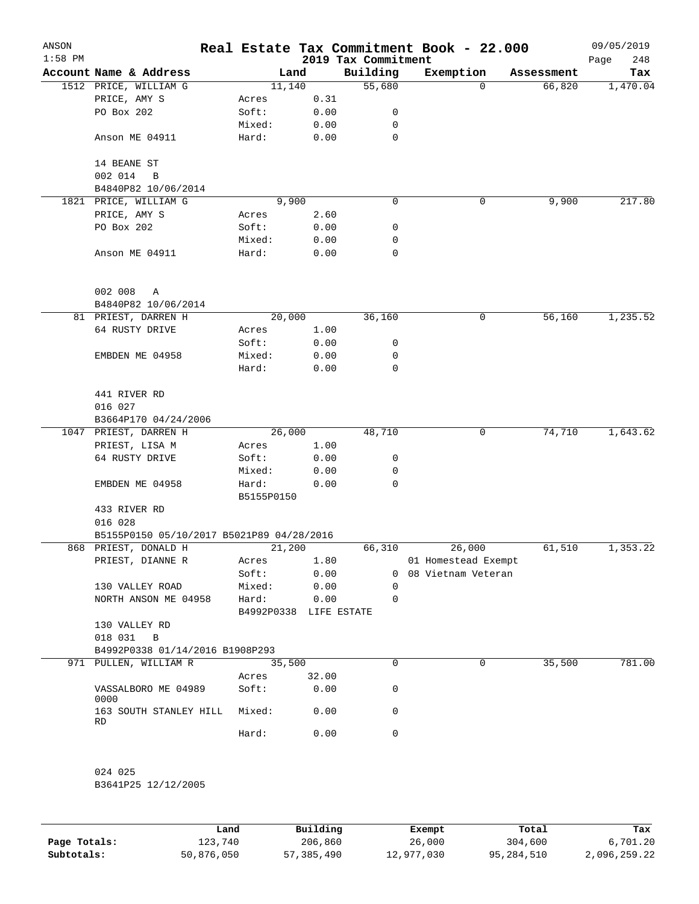# Real Estate Tax Commitment Book - 22.000

ANSON
1:58 PM

2019 Tax Commitment

09/05/2019

| Account Name & Address | Land | | Building | Exemption | Assessment | Tax |
|---|---|---|---|---|---|---|
| 1512 PRICE, WILLIAM G | 11,140 | | 55,680 | 0 | 66,820 | 1,470.04 |
| PRICE, AMY S | Acres | 0.31 | | | | |
| PO Box 202 | Soft: | 0.00 | 0 | | | |
| | Mixed: | 0.00 | 0 | | | |
| Anson ME 04911 | Hard: | 0.00 | 0 | | | |
| 14 BEANE ST | | | | | | |
| 002 014 B | | | | | | |
| B4840P82 10/06/2014 | | | | | | |
| 1821 PRICE, WILLIAM G | 9,900 | | 0 | 0 | 9,900 | 217.80 |
| PRICE, AMY S | Acres | 2.60 | | | | |
| PO Box 202 | Soft: | 0.00 | 0 | | | |
| | Mixed: | 0.00 | 0 | | | |
| Anson ME 04911 | Hard: | 0.00 | 0 | | | |
| 002 008 A | | | | | | |
| B4840P82 10/06/2014 | | | | | | |
| 81 PRIEST, DARREN H | 20,000 | | 36,160 | 0 | 56,160 | 1,235.52 |
| 64 RUSTY DRIVE | Acres | 1.00 | | | | |
| | Soft: | 0.00 | 0 | | | |
| EMBDEN ME 04958 | Mixed: | 0.00 | 0 | | | |
| | Hard: | 0.00 | 0 | | | |
| 441 RIVER RD | | | | | | |
| 016 027 | | | | | | |
| B3664P170 04/24/2006 | | | | | | |
| 1047 PRIEST, DARREN H | 26,000 | | 48,710 | 0 | 74,710 | 1,643.62 |
| PRIEST, LISA M | Acres | 1.00 | | | | |
| 64 RUSTY DRIVE | Soft: | 0.00 | 0 | | | |
| | Mixed: | 0.00 | 0 | | | |
| EMBDEN ME 04958 | Hard: | 0.00 | 0 | | | |
| | B5155P0150 | | | | | |
| 433 RIVER RD | | | | | | |
| 016 028 | | | | | | |
| B5155P0150 05/10/2017 B5021P89 04/28/2016 | | | | | | |
| 868 PRIEST, DONALD H | 21,200 | | 66,310 | 26,000 | 61,510 | 1,353.22 |
| PRIEST, DIANNE R | Acres | 1.80 | | 01 Homestead Exempt | | |
| | Soft: | 0.00 | 0 | 08 Vietnam Veteran | | |
| 130 VALLEY ROAD | Mixed: | 0.00 | 0 | | | |
| NORTH ANSON ME 04958 | Hard: | 0.00 | 0 | | | |
| | B4992P0338 | LIFE ESTATE | | | | |
| 130 VALLEY RD | | | | | | |
| 018 031 B | | | | | | |
| B4992P0338 01/14/2016 B1908P293 | | | | | | |
| 971 PULLEN, WILLIAM R | 35,500 | | 0 | 0 | 35,500 | 781.00 |
| | Acres | 32.00 | | | | |
| VASSALBORO ME 04989 0000 | Soft: | 0.00 | 0 | | | |
| 163 SOUTH STANLEY HILL RD | Mixed: | 0.00 | 0 | | | |
| | Hard: | 0.00 | 0 | | | |
| 024 025 | | | | | | |
| B3641P25 12/12/2005 | | | | | | |

| | Land | Building | Exempt | Total | Tax |
|---|---|---|---|---|---|
| Page Totals: | 123,740 | 206,860 | 26,000 | 304,600 | 6,701.20 |
| Subtotals: | 50,876,050 | 57,385,490 | 12,977,030 | 95,284,510 | 2,096,259.22 |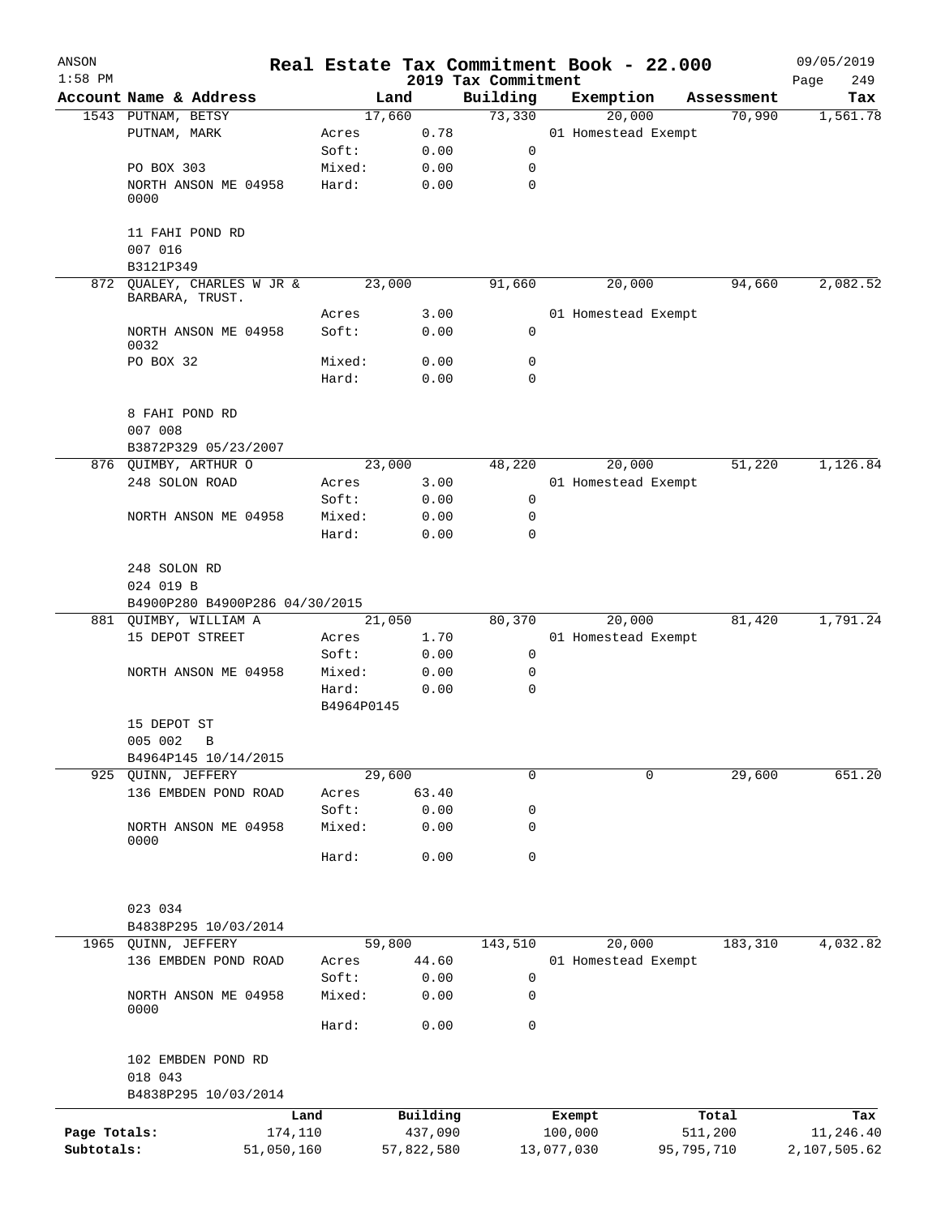ANSON — Real Estate Tax Commitment Book - 22.000 — 09/05/2019
1:58 PM — 2019 Tax Commitment

| Account Name & Address | | Land | Building | Exemption | Assessment | Tax |
|---|---|---|---|---|---|---|
| 1543 PUTNAM, BETSY | | 17,660 | 73,330 | 20,000 | 70,990 | 1,561.78 |
| PUTNAM, MARK | Acres | 0.78 | | 01 Homestead Exempt | | |
| | Soft: | 0.00 | 0 | | | |
| PO BOX 303 | Mixed: | 0.00 | 0 | | | |
| NORTH ANSON ME 04958 0000 | Hard: | 0.00 | 0 | | | |
| 11 FAHI POND RD | | | | | | |
| 007 016 | | | | | | |
| B3121P349 | | | | | | |
| 872 QUALEY, CHARLES W JR & BARBARA, TRUST. | | 23,000 | 91,660 | 20,000 | 94,660 | 2,082.52 |
| | Acres | 3.00 | | 01 Homestead Exempt | | |
| NORTH ANSON ME 04958 0032 | Soft: | 0.00 | 0 | | | |
| PO BOX 32 | Mixed: | 0.00 | 0 | | | |
| | Hard: | 0.00 | 0 | | | |
| 8 FAHI POND RD | | | | | | |
| 007 008 | | | | | | |
| B3872P329 05/23/2007 | | | | | | |
| 876 QUIMBY, ARTHUR O | | 23,000 | 48,220 | 20,000 | 51,220 | 1,126.84 |
| 248 SOLON ROAD | Acres | 3.00 | | 01 Homestead Exempt | | |
| | Soft: | 0.00 | 0 | | | |
| NORTH ANSON ME 04958 | Mixed: | 0.00 | 0 | | | |
| | Hard: | 0.00 | 0 | | | |
| 248 SOLON RD | | | | | | |
| 024 019 B | | | | | | |
| B4900P280 B4900P286 04/30/2015 | | | | | | |
| 881 QUIMBY, WILLIAM A | | 21,050 | 80,370 | 20,000 | 81,420 | 1,791.24 |
| 15 DEPOT STREET | Acres | 1.70 | | 01 Homestead Exempt | | |
| | Soft: | 0.00 | 0 | | | |
| NORTH ANSON ME 04958 | Mixed: | 0.00 | 0 | | | |
| | Hard: | 0.00 | 0 | | | |
| | B4964P0145 | | | | | |
| 15 DEPOT ST | | | | | | |
| 005 002 B | | | | | | |
| B4964P145 10/14/2015 | | | | | | |
| 925 QUINN, JEFFERY | | 29,600 | 0 | 0 | 29,600 | 651.20 |
| 136 EMBDEN POND ROAD | Acres | 63.40 | | | | |
| | Soft: | 0.00 | 0 | | | |
| NORTH ANSON ME 04958 0000 | Mixed: | 0.00 | 0 | | | |
| | Hard: | 0.00 | 0 | | | |
| 023 034 | | | | | | |
| B4838P295 10/03/2014 | | | | | | |
| 1965 QUINN, JEFFERY | | 59,800 | 143,510 | 20,000 | 183,310 | 4,032.82 |
| 136 EMBDEN POND ROAD | Acres | 44.60 | | 01 Homestead Exempt | | |
| | Soft: | 0.00 | 0 | | | |
| NORTH ANSON ME 04958 0000 | Mixed: | 0.00 | 0 | | | |
| | Hard: | 0.00 | 0 | | | |
| 102 EMBDEN POND RD | | | | | | |
| 018 043 | | | | | | |
| B4838P295 10/03/2014 | | | | | | |

| | Land | Building | Exempt | Total | Tax |
|---|---|---|---|---|---|
| Page Totals: | 174,110 | 437,090 | 100,000 | 511,200 | 11,246.40 |
| Subtotals: | 51,050,160 | 57,822,580 | 13,077,030 | 95,795,710 | 2,107,505.62 |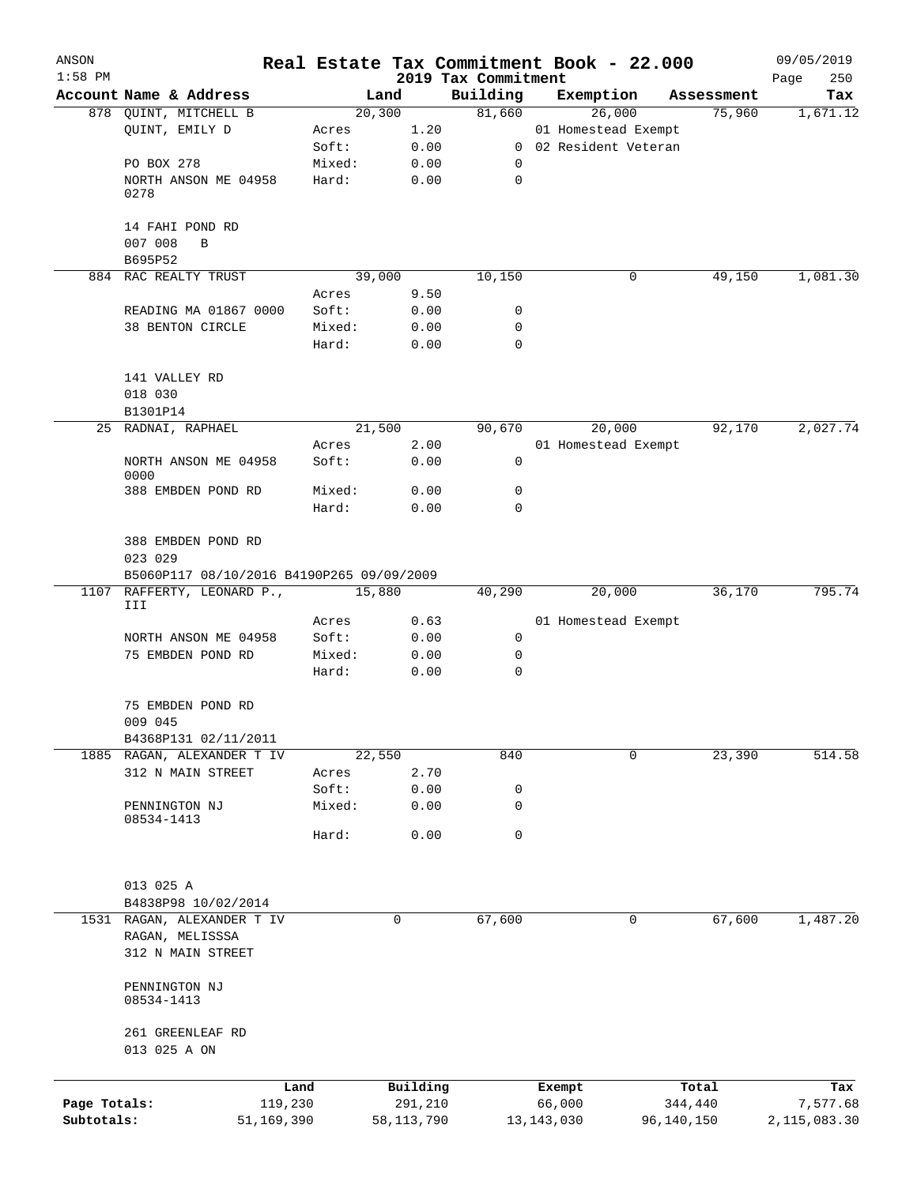ANSON
1:58 PM

# Real Estate Tax Commitment Book - 22.000

2019 Tax Commitment

09/05/2019
Page 250

| Account Name & Address | | Land | Building | Exemption | Assessment | Tax |
|---|---|---|---|---|---|---|
| 878 QUINT, MITCHELL B | | 20,300 | 81,660 | 26,000 | 75,960 | 1,671.12 |
| QUINT, EMILY D | Acres | 1.20 | | 01 Homestead Exempt | | |
| | Soft: | 0.00 | 0 | 02 Resident Veteran | | |
| PO BOX 278 | Mixed: | 0.00 | 0 | | | |
| NORTH ANSON ME 04958 0278 | Hard: | 0.00 | 0 | | | |
| 14 FAHI POND RD | | | | | | |
| 007 008 B | | | | | | |
| B695P52 | | | | | | |
| 884 RAC REALTY TRUST | | 39,000 | 10,150 | 0 | 49,150 | 1,081.30 |
| | Acres | 9.50 | | | | |
| READING MA 01867 0000 | Soft: | 0.00 | 0 | | | |
| 38 BENTON CIRCLE | Mixed: | 0.00 | 0 | | | |
| | Hard: | 0.00 | 0 | | | |
| 141 VALLEY RD | | | | | | |
| 018 030 | | | | | | |
| B1301P14 | | | | | | |
| 25 RADNAI, RAPHAEL | | 21,500 | 90,670 | 20,000 | 92,170 | 2,027.74 |
| | Acres | 2.00 | | 01 Homestead Exempt | | |
| NORTH ANSON ME 04958 0000 | Soft: | 0.00 | 0 | | | |
| 388 EMBDEN POND RD | Mixed: | 0.00 | 0 | | | |
| | Hard: | 0.00 | 0 | | | |
| 388 EMBDEN POND RD | | | | | | |
| 023 029 | | | | | | |
| B5060P117 08/10/2016 B4190P265 09/09/2009 | | | | | | |
| 1107 RAFFERTY, LEONARD P., III | | 15,880 | 40,290 | 20,000 | 36,170 | 795.74 |
| | Acres | 0.63 | | 01 Homestead Exempt | | |
| NORTH ANSON ME 04958 | Soft: | 0.00 | 0 | | | |
| 75 EMBDEN POND RD | Mixed: | 0.00 | 0 | | | |
| | Hard: | 0.00 | 0 | | | |
| 75 EMBDEN POND RD | | | | | | |
| 009 045 | | | | | | |
| B4368P131 02/11/2011 | | | | | | |
| 1885 RAGAN, ALEXANDER T IV | | 22,550 | 840 | 0 | 23,390 | 514.58 |
| 312 N MAIN STREET | Acres | 2.70 | | | | |
| | Soft: | 0.00 | 0 | | | |
| PENNINGTON NJ 08534-1413 | Mixed: | 0.00 | 0 | | | |
| | Hard: | 0.00 | 0 | | | |
| 013 025 A | | | | | | |
| B4838P98 10/02/2014 | | | | | | |
| 1531 RAGAN, ALEXANDER T IV | | 0 | 67,600 | 0 | 67,600 | 1,487.20 |
| RAGAN, MELISSSA | | | | | | |
| 312 N MAIN STREET | | | | | | |
| PENNINGTON NJ 08534-1413 | | | | | | |
| 261 GREENLEAF RD | | | | | | |
| 013 025 A ON | | | | | | |

| | Land | Building | Exempt | Total | Tax |
|---|---|---|---|---|---|
| Page Totals: | 119,230 | 291,210 | 66,000 | 344,440 | 7,577.68 |
| Subtotals: | 51,169,390 | 58,113,790 | 13,143,030 | 96,140,150 | 2,115,083.30 |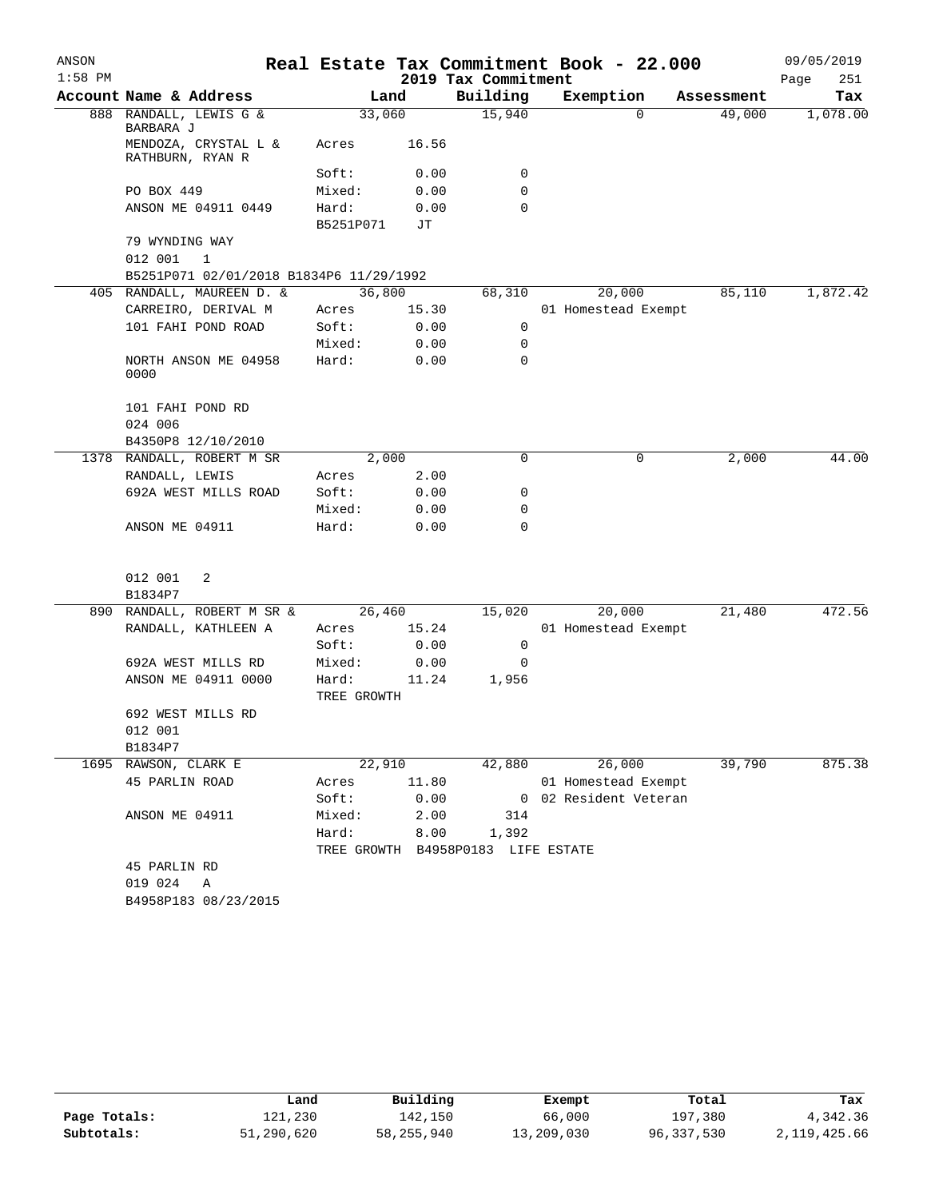# Real Estate Tax Commitment Book - 22.000

## 2019 Tax Commitment

| Account Name & Address | Land | | Building | Exemption | Assessment | Tax |
|---|---|---|---|---|---|---|
| 888 RANDALL, LEWIS G & BARBARA J | 33,060 | | 15,940 | 0 | 49,000 | 1,078.00 |
| MENDOZA, CRYSTAL L & RATHBURN, RYAN R | Acres | 16.56 | | | | |
| | Soft: | 0.00 | 0 | | | |
| PO BOX 449 | Mixed: | 0.00 | 0 | | | |
| ANSON ME 04911 0449 | Hard: | 0.00 | 0 | | | |
| | B5251P071 | JT | | | | |
| 79 WYNDING WAY | | | | | | |
| 012 001 1 | | | | | | |
| B5251P071 02/01/2018 B1834P6 11/29/1992 | | | | | | |
| 405 RANDALL, MAUREEN D. & | 36,800 | | 68,310 | 20,000 | 85,110 | 1,872.42 |
| CARREIRO, DERIVAL M | Acres | 15.30 | | 01 Homestead Exempt | | |
| 101 FAHI POND ROAD | Soft: | 0.00 | 0 | | | |
| | Mixed: | 0.00 | 0 | | | |
| NORTH ANSON ME 04958 0000 | Hard: | 0.00 | 0 | | | |
| 101 FAHI POND RD | | | | | | |
| 024 006 | | | | | | |
| B4350P8 12/10/2010 | | | | | | |
| 1378 RANDALL, ROBERT M SR | 2,000 | | 0 | 0 | 2,000 | 44.00 |
| RANDALL, LEWIS | Acres | 2.00 | | | | |
| 692A WEST MILLS ROAD | Soft: | 0.00 | 0 | | | |
| | Mixed: | 0.00 | 0 | | | |
| ANSON ME 04911 | Hard: | 0.00 | 0 | | | |
| 012 001 2 | | | | | | |
| B1834P7 | | | | | | |
| 890 RANDALL, ROBERT M SR & | 26,460 | | 15,020 | 20,000 | 21,480 | 472.56 |
| RANDALL, KATHLEEN A | Acres | 15.24 | | 01 Homestead Exempt | | |
| | Soft: | 0.00 | 0 | | | |
| 692A WEST MILLS RD | Mixed: | 0.00 | 0 | | | |
| ANSON ME 04911 0000 | Hard: | 11.24 | 1,956 | | | |
| | TREE GROWTH | | | | | |
| 692 WEST MILLS RD | | | | | | |
| 012 001 | | | | | | |
| B1834P7 | | | | | | |
| 1695 RAWSON, CLARK E | 22,910 | | 42,880 | 26,000 | 39,790 | 875.38 |
| 45 PARLIN ROAD | Acres | 11.80 | | 01 Homestead Exempt | | |
| | Soft: | 0.00 | 0 | 02 Resident Veteran | | |
| ANSON ME 04911 | Mixed: | 2.00 | 314 | | | |
| | Hard: | 8.00 | 1,392 | | | |
| | TREE GROWTH | B4958P0183 | LIFE ESTATE | | | |
| 45 PARLIN RD | | | | | | |
| 019 024 A | | | | | | |
| B4958P183 08/23/2015 | | | | | | |

| | Land | Building | Exempt | Total | Tax |
|---|---|---|---|---|---|
| Page Totals: | 121,230 | 142,150 | 66,000 | 197,380 | 4,342.36 |
| Subtotals: | 51,290,620 | 58,255,940 | 13,209,030 | 96,337,530 | 2,119,425.66 |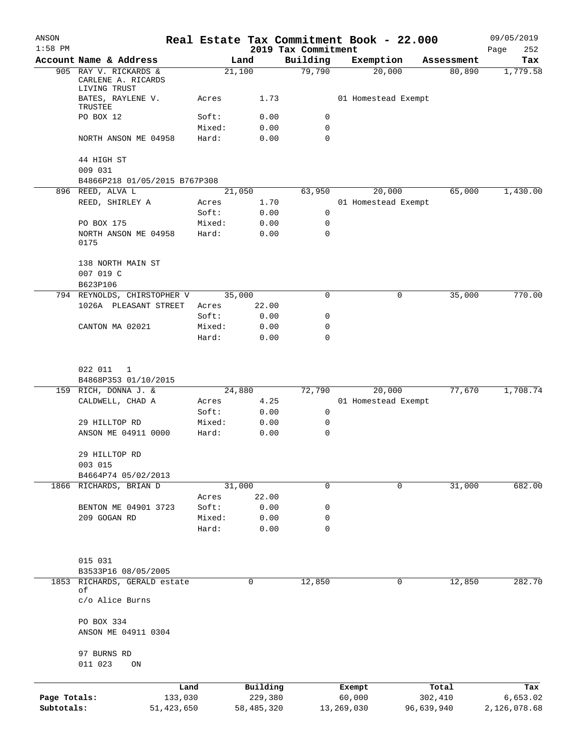ANSON 1:58 PM

# Real Estate Tax Commitment Book - 22.000

## 2019 Tax Commitment

09/05/2019

| Account Name & Address | | Land | Building | Exemption | Assessment | Tax |
|---|---|---|---|---|---|---|
| 905 RAY V. RICKARDS & CARLENE A. RICARDS LIVING TRUST | | 21,100 | 79,790 | 20,000 | 80,890 | 1,779.58 |
| BATES, RAYLENE V. TRUSTEE | Acres | 1.73 | | 01 Homestead Exempt | | |
| PO BOX 12 | Soft: | 0.00 | 0 | | | |
| | Mixed: | 0.00 | 0 | | | |
| NORTH ANSON ME 04958 | Hard: | 0.00 | 0 | | | |
| 44 HIGH ST | | | | | | |
| 009 031 | | | | | | |
| B4866P218 01/05/2015 B767P308 | | | | | | |
| 896 REED, ALVA L | | 21,050 | 63,950 | 20,000 | 65,000 | 1,430.00 |
| REED, SHIRLEY A | Acres | 1.70 | | 01 Homestead Exempt | | |
| | Soft: | 0.00 | 0 | | | |
| PO BOX 175 | Mixed: | 0.00 | 0 | | | |
| NORTH ANSON ME 04958 0175 | Hard: | 0.00 | 0 | | | |
| 138 NORTH MAIN ST | | | | | | |
| 007 019 C | | | | | | |
| B623P106 | | | | | | |
| 794 REYNOLDS, CHIRSTOPHER V | | 35,000 | 0 | 0 | 35,000 | 770.00 |
| 1026A PLEASANT STREET | Acres | 22.00 | | | | |
| | Soft: | 0.00 | 0 | | | |
| CANTON MA 02021 | Mixed: | 0.00 | 0 | | | |
| | Hard: | 0.00 | 0 | | | |
| 022 011 1 | | | | | | |
| B4868P353 01/10/2015 | | | | | | |
| 159 RICH, DONNA J. & | | 24,880 | 72,790 | 20,000 | 77,670 | 1,708.74 |
| CALDWELL, CHAD A | Acres | 4.25 | | 01 Homestead Exempt | | |
| | Soft: | 0.00 | 0 | | | |
| 29 HILLTOP RD | Mixed: | 0.00 | 0 | | | |
| ANSON ME 04911 0000 | Hard: | 0.00 | 0 | | | |
| 29 HILLTOP RD | | | | | | |
| 003 015 | | | | | | |
| B4664P74 05/02/2013 | | | | | | |
| 1866 RICHARDS, BRIAN D | | 31,000 | 0 | 0 | 31,000 | 682.00 |
| | Acres | 22.00 | | | | |
| BENTON ME 04901 3723 | Soft: | 0.00 | 0 | | | |
| 209 GOGAN RD | Mixed: | 0.00 | 0 | | | |
| | Hard: | 0.00 | 0 | | | |
| 015 031 | | | | | | |
| B3533P16 08/05/2005 | | | | | | |
| 1853 RICHARDS, GERALD estate of | | 0 | 12,850 | 0 | 12,850 | 282.70 |
| c/o Alice Burns | | | | | | |
| PO BOX 334 | | | | | | |
| ANSON ME 04911 0304 | | | | | | |
| 97 BURNS RD | | | | | | |
| 011 023 ON | | | | | | |

| | Land | Building | Exempt | Total | Tax |
|---|---|---|---|---|---|
| Page Totals: | 133,030 | 229,380 | 60,000 | 302,410 | 6,653.02 |
| Subtotals: | 51,423,650 | 58,485,320 | 13,269,030 | 96,639,940 | 2,126,078.68 |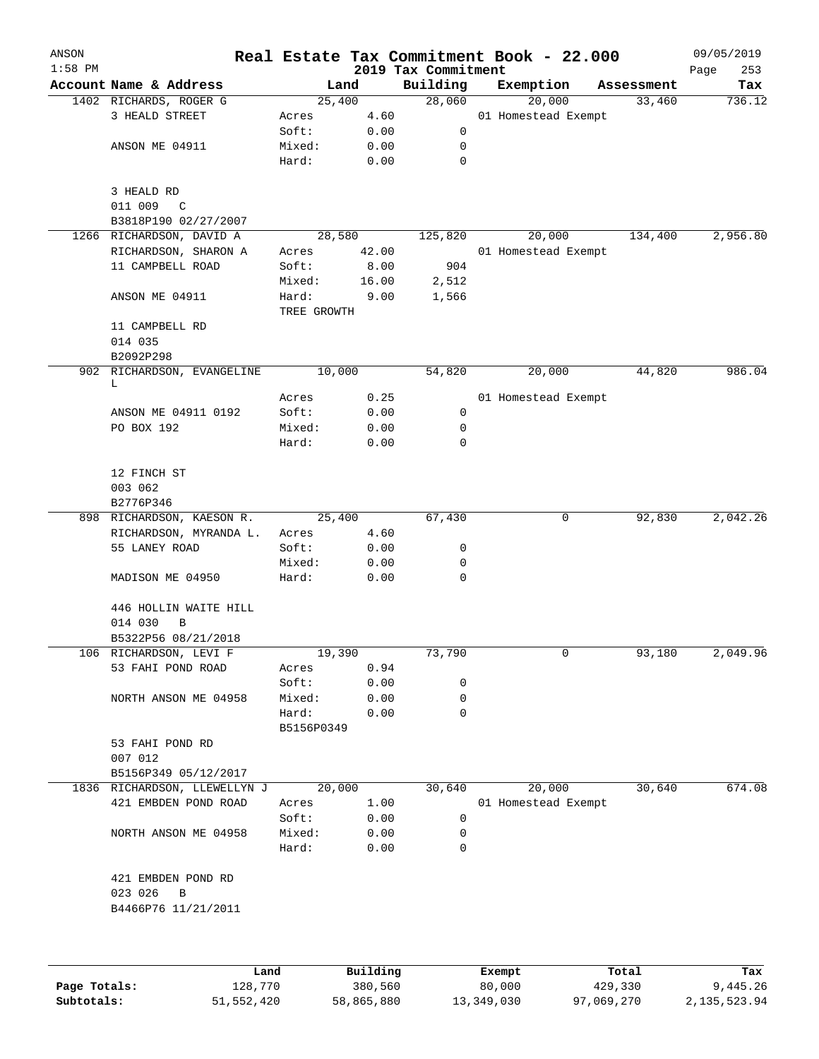# Real Estate Tax Commitment Book - 22.000

## 2019 Tax Commitment

| Account Name & Address | Land | | Building | Exemption | Assessment | Tax |
|---|---|---|---|---|---|---|
| 1402 RICHARDS, ROGER G | 25,400 | | 28,060 | 20,000 | 33,460 | 736.12 |
| 3 HEALD STREET | Acres | 4.60 | | 01 Homestead Exempt | | |
| | Soft: | 0.00 | 0 | | | |
| ANSON ME 04911 | Mixed: | 0.00 | 0 | | | |
| | Hard: | 0.00 | 0 | | | |
| 3 HEALD RD | | | | | | |
| 011 009 C | | | | | | |
| B3818P190 02/27/2007 | | | | | | |
| 1266 RICHARDSON, DAVID A | 28,580 | | 125,820 | 20,000 | 134,400 | 2,956.80 |
| RICHARDSON, SHARON A | Acres | 42.00 | | 01 Homestead Exempt | | |
| 11 CAMPBELL ROAD | Soft: | 8.00 | 904 | | | |
| | Mixed: | 16.00 | 2,512 | | | |
| ANSON ME 04911 | Hard: | 9.00 | 1,566 | | | |
| | TREE GROWTH | | | | | |
| 11 CAMPBELL RD | | | | | | |
| 014 035 | | | | | | |
| B2092P298 | | | | | | |
| 902 RICHARDSON, EVANGELINE L | 10,000 | | 54,820 | 20,000 | 44,820 | 986.04 |
| | Acres | 0.25 | | 01 Homestead Exempt | | |
| ANSON ME 04911 0192 | Soft: | 0.00 | 0 | | | |
| PO BOX 192 | Mixed: | 0.00 | 0 | | | |
| | Hard: | 0.00 | 0 | | | |
| 12 FINCH ST | | | | | | |
| 003 062 | | | | | | |
| B2776P346 | | | | | | |
| 898 RICHARDSON, KAESON R. | 25,400 | | 67,430 | 0 | 92,830 | 2,042.26 |
| RICHARDSON, MYRANDA L. | Acres | 4.60 | | | | |
| 55 LANEY ROAD | Soft: | 0.00 | 0 | | | |
| | Mixed: | 0.00 | 0 | | | |
| MADISON ME 04950 | Hard: | 0.00 | 0 | | | |
| 446 HOLLIN WAITE HILL | | | | | | |
| 014 030 B | | | | | | |
| B5322P56 08/21/2018 | | | | | | |
| 106 RICHARDSON, LEVI F | 19,390 | | 73,790 | 0 | 93,180 | 2,049.96 |
| 53 FAHI POND ROAD | Acres | 0.94 | | | | |
| | Soft: | 0.00 | 0 | | | |
| NORTH ANSON ME 04958 | Mixed: | 0.00 | 0 | | | |
| | Hard: | 0.00 | 0 | | | |
| | B5156P0349 | | | | | |
| 53 FAHI POND RD | | | | | | |
| 007 012 | | | | | | |
| B5156P349 05/12/2017 | | | | | | |
| 1836 RICHARDSON, LLEWELLYN J | 20,000 | | 30,640 | 20,000 | 30,640 | 674.08 |
| 421 EMBDEN POND ROAD | Acres | 1.00 | | 01 Homestead Exempt | | |
| | Soft: | 0.00 | 0 | | | |
| NORTH ANSON ME 04958 | Mixed: | 0.00 | 0 | | | |
| | Hard: | 0.00 | 0 | | | |
| 421 EMBDEN POND RD | | | | | | |
| 023 026 B | | | | | | |
| B4466P76 11/21/2011 | | | | | | |

| | Land | Building | Exempt | Total | Tax |
|---|---|---|---|---|---|
| Page Totals: | 128,770 | 380,560 | 80,000 | 429,330 | 9,445.26 |
| Subtotals: | 51,552,420 | 58,865,880 | 13,349,030 | 97,069,270 | 2,135,523.94 |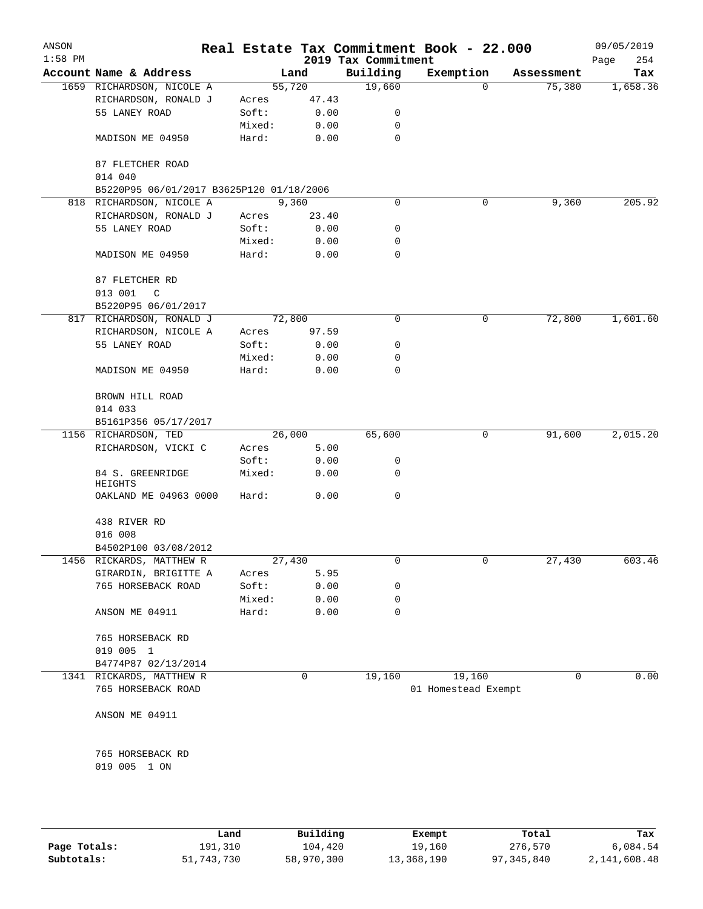# Real Estate Tax Commitment Book - 22.000

ANSON 1:58 PM — 2019 Tax Commitment — 09/05/2019

| Account Name & Address | Land | | Building | Exemption | Assessment | Tax |
|---|---|---|---|---|---|---|
| 1659 RICHARDSON, NICOLE A | | 55,720 | 19,660 | 0 | 75,380 | 1,658.36 |
| RICHARDSON, RONALD J | Acres | 47.43 | | | | |
| 55 LANEY ROAD | Soft: | 0.00 | 0 | | | |
| | Mixed: | 0.00 | 0 | | | |
| MADISON ME 04950 | Hard: | 0.00 | 0 | | | |
| 87 FLETCHER ROAD | | | | | | |
| 014 040 | | | | | | |
| B5220P95 06/01/2017 B3625P120 01/18/2006 | | | | | | |
| 818 RICHARDSON, NICOLE A | | 9,360 | 0 | 0 | 9,360 | 205.92 |
| RICHARDSON, RONALD J | Acres | 23.40 | | | | |
| 55 LANEY ROAD | Soft: | 0.00 | 0 | | | |
| | Mixed: | 0.00 | 0 | | | |
| MADISON ME 04950 | Hard: | 0.00 | 0 | | | |
| 87 FLETCHER RD | | | | | | |
| 013 001 C | | | | | | |
| B5220P95 06/01/2017 | | | | | | |
| 817 RICHARDSON, RONALD J | | 72,800 | 0 | 0 | 72,800 | 1,601.60 |
| RICHARDSON, NICOLE A | Acres | 97.59 | | | | |
| 55 LANEY ROAD | Soft: | 0.00 | 0 | | | |
| | Mixed: | 0.00 | 0 | | | |
| MADISON ME 04950 | Hard: | 0.00 | 0 | | | |
| BROWN HILL ROAD | | | | | | |
| 014 033 | | | | | | |
| B5161P356 05/17/2017 | | | | | | |
| 1156 RICHARDSON, TED | | 26,000 | 65,600 | 0 | 91,600 | 2,015.20 |
| RICHARDSON, VICKI C | Acres | 5.00 | | | | |
| | Soft: | 0.00 | 0 | | | |
| 84 S. GREENRIDGE HEIGHTS | Mixed: | 0.00 | 0 | | | |
| OAKLAND ME 04963 0000 | Hard: | 0.00 | 0 | | | |
| 438 RIVER RD | | | | | | |
| 016 008 | | | | | | |
| B4502P100 03/08/2012 | | | | | | |
| 1456 RICKARDS, MATTHEW R | | 27,430 | 0 | 0 | 27,430 | 603.46 |
| GIRARDIN, BRIGITTE A | Acres | 5.95 | | | | |
| 765 HORSEBACK ROAD | Soft: | 0.00 | 0 | | | |
| | Mixed: | 0.00 | 0 | | | |
| ANSON ME 04911 | Hard: | 0.00 | 0 | | | |
| 765 HORSEBACK RD | | | | | | |
| 019 005 1 | | | | | | |
| B4774P87 02/13/2014 | | | | | | |
| 1341 RICKARDS, MATTHEW R | | 0 | 19,160 | 19,160 | 0 | 0.00 |
| 765 HORSEBACK ROAD | | | | 01 Homestead Exempt | | |
| ANSON ME 04911 | | | | | | |
| 765 HORSEBACK RD | | | | | | |
| 019 005 1 ON | | | | | | |

| | Land | Building | Exempt | Total | Tax |
|---|---|---|---|---|---|
| Page Totals: | 191,310 | 104,420 | 19,160 | 276,570 | 6,084.54 |
| Subtotals: | 51,743,730 | 58,970,300 | 13,368,190 | 97,345,840 | 2,141,608.48 |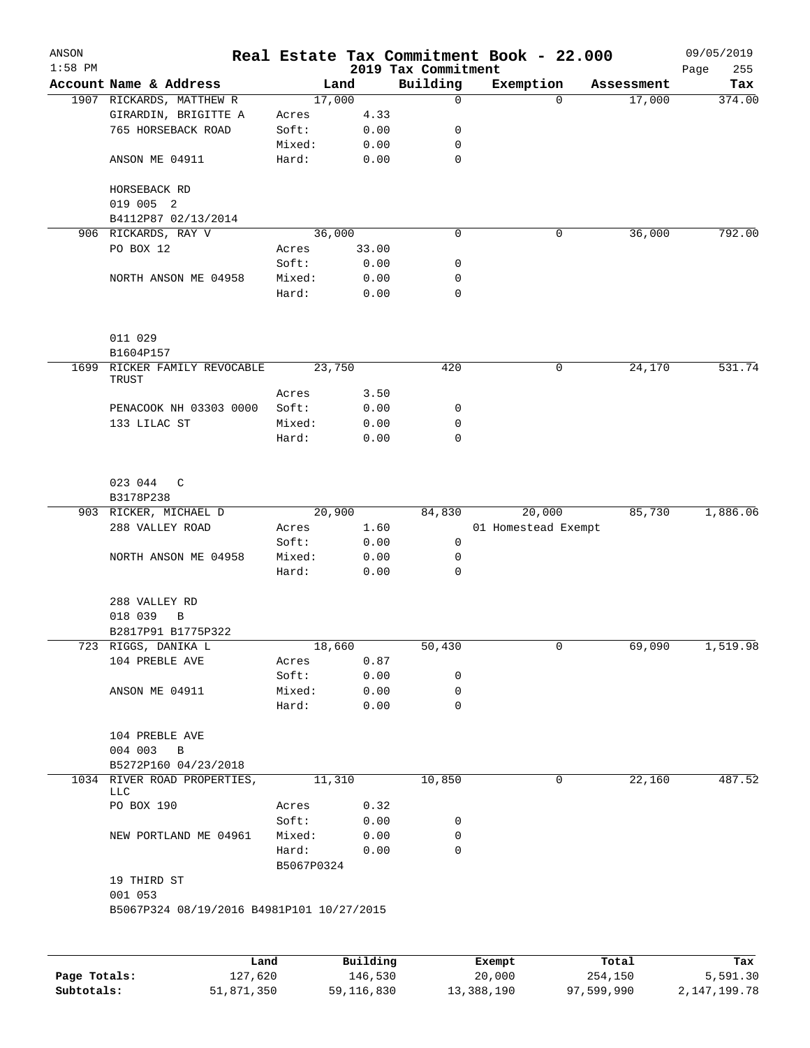ANSON $1:58 PM

# Real Estate Tax Commitment Book - 22.000

## 2019 Tax Commitment

09/05/2019

| Account Name & Address | | Land | Building | Exemption | Assessment | Tax |
|---|---|---|---|---|---|---|
| 1907 RICKARDS, MATTHEW R | | 17,000 | 0 | 0 | 17,000 | 374.00 |
| GIRARDIN, BRIGITTE A | Acres | 4.33 | | | | |
| 765 HORSEBACK ROAD | Soft: | 0.00 | 0 | | | |
| | Mixed: | 0.00 | 0 | | | |
| ANSON ME 04911 | Hard: | 0.00 | 0 | | | |
| HORSEBACK RD | | | | | | |
| 019 005 2 | | | | | | |
| B4112P87 02/13/2014 | | | | | | |
| 906 RICKARDS, RAY V | | 36,000 | 0 | 0 | 36,000 | 792.00 |
| PO BOX 12 | Acres | 33.00 | | | | |
| | Soft: | 0.00 | 0 | | | |
| NORTH ANSON ME 04958 | Mixed: | 0.00 | 0 | | | |
| | Hard: | 0.00 | 0 | | | |
| 011 029 | | | | | | |
| B1604P157 | | | | | | |
| 1699 RICKER FAMILY REVOCABLE TRUST | | 23,750 | 420 | 0 | 24,170 | 531.74 |
| | Acres | 3.50 | | | | |
| PENACOOK NH 03303 0000 | Soft: | 0.00 | 0 | | | |
| 133 LILAC ST | Mixed: | 0.00 | 0 | | | |
| | Hard: | 0.00 | 0 | | | |
| 023 044 C | | | | | | |
| B3178P238 | | | | | | |
| 903 RICKER, MICHAEL D | | 20,900 | 84,830 | 20,000 | 85,730 | 1,886.06 |
| 288 VALLEY ROAD | Acres | 1.60 | | 01 Homestead Exempt | | |
| | Soft: | 0.00 | 0 | | | |
| NORTH ANSON ME 04958 | Mixed: | 0.00 | 0 | | | |
| | Hard: | 0.00 | 0 | | | |
| 288 VALLEY RD | | | | | | |
| 018 039 B | | | | | | |
| B2817P91 B1775P322 | | | | | | |
| 723 RIGGS, DANIKA L | | 18,660 | 50,430 | 0 | 69,090 | 1,519.98 |
| 104 PREBLE AVE | Acres | 0.87 | | | | |
| | Soft: | 0.00 | 0 | | | |
| ANSON ME 04911 | Mixed: | 0.00 | 0 | | | |
| | Hard: | 0.00 | 0 | | | |
| 104 PREBLE AVE | | | | | | |
| 004 003 B | | | | | | |
| B5272P160 04/23/2018 | | | | | | |
| 1034 RIVER ROAD PROPERTIES, LLC | | 11,310 | 10,850 | 0 | 22,160 | 487.52 |
| PO BOX 190 | Acres | 0.32 | | | | |
| | Soft: | 0.00 | 0 | | | |
| NEW PORTLAND ME 04961 | Mixed: | 0.00 | 0 | | | |
| | Hard: | 0.00 | 0 | | | |
| | B5067P0324 | | | | | |
| 19 THIRD ST | | | | | | |
| 001 053 | | | | | | |
| B5067P324 08/19/2016 B4981P101 10/27/2015 | | | | | | |

| | Land | Building | Exempt | Total | Tax |
|---|---|---|---|---|---|
| Page Totals: | 127,620 | 146,530 | 20,000 | 254,150 | 5,591.30 |
| Subtotals: | 51,871,350 | 59,116,830 | 13,388,190 | 97,599,990 | 2,147,199.78 |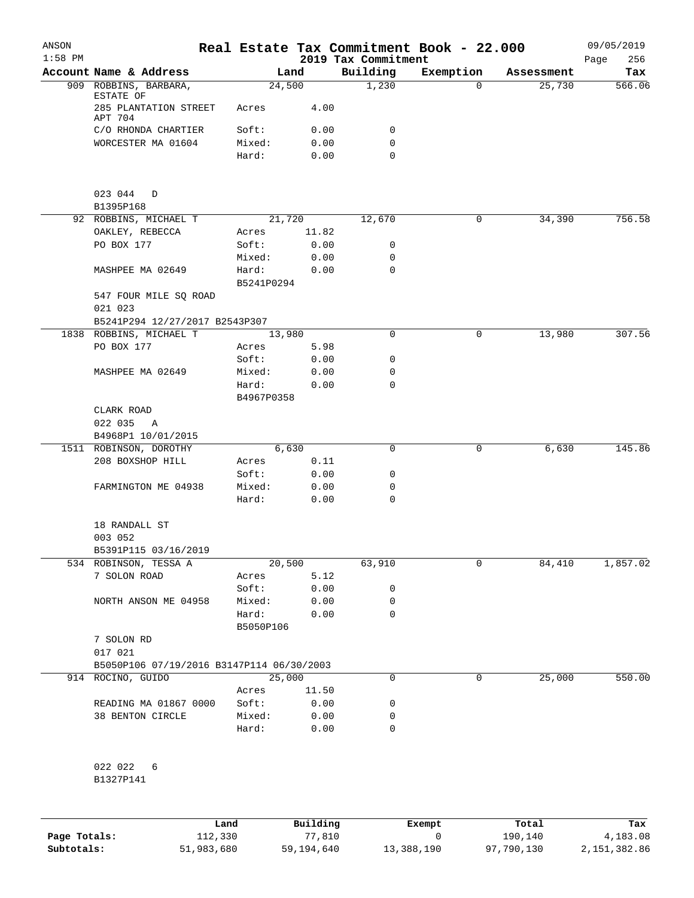# Real Estate Tax Commitment Book - 22.000

## 2019 Tax Commitment

ANSON 1:58 PM — 09/05/2019

| Account Name & Address | Land | | Building | Exemption | Assessment | Tax |
|---|---|---|---|---|---|---|
| 909 ROBBINS, BARBARA, ESTATE OF | 24,500 | | 1,230 | 0 | 25,730 | 566.06 |
| 285 PLANTATION STREET APT 704 | Acres | 4.00 | | | | |
| C/O RHONDA CHARTIER | Soft: | 0.00 | 0 | | | |
| WORCESTER MA 01604 | Mixed: | 0.00 | 0 | | | |
| | Hard: | 0.00 | 0 | | | |
| 023 044 D | | | | | | |
| B1395P168 | | | | | | |
| 92 ROBBINS, MICHAEL T | 21,720 | | 12,670 | 0 | 34,390 | 756.58 |
| OAKLEY, REBECCA | Acres | 11.82 | | | | |
| PO BOX 177 | Soft: | 0.00 | 0 | | | |
| | Mixed: | 0.00 | 0 | | | |
| MASHPEE MA 02649 | Hard: | 0.00 | 0 | | | |
| | B5241P0294 | | | | | |
| 547 FOUR MILE SQ ROAD | | | | | | |
| 021 023 | | | | | | |
| B5241P294 12/27/2017 B2543P307 | | | | | | |
| 1838 ROBBINS, MICHAEL T | 13,980 | | 0 | 0 | 13,980 | 307.56 |
| PO BOX 177 | Acres | 5.98 | | | | |
| | Soft: | 0.00 | 0 | | | |
| MASHPEE MA 02649 | Mixed: | 0.00 | 0 | | | |
| | Hard: | 0.00 | 0 | | | |
| | B4967P0358 | | | | | |
| CLARK ROAD | | | | | | |
| 022 035 A | | | | | | |
| B4968P1 10/01/2015 | | | | | | |
| 1511 ROBINSON, DOROTHY | 6,630 | | 0 | 0 | 6,630 | 145.86 |
| 208 BOXSHOP HILL | Acres | 0.11 | | | | |
| | Soft: | 0.00 | 0 | | | |
| FARMINGTON ME 04938 | Mixed: | 0.00 | 0 | | | |
| | Hard: | 0.00 | 0 | | | |
| 18 RANDALL ST | | | | | | |
| 003 052 | | | | | | |
| B5391P115 03/16/2019 | | | | | | |
| 534 ROBINSON, TESSA A | 20,500 | | 63,910 | 0 | 84,410 | 1,857.02 |
| 7 SOLON ROAD | Acres | 5.12 | | | | |
| | Soft: | 0.00 | 0 | | | |
| NORTH ANSON ME 04958 | Mixed: | 0.00 | 0 | | | |
| | Hard: | 0.00 | 0 | | | |
| | B5050P106 | | | | | |
| 7 SOLON RD | | | | | | |
| 017 021 | | | | | | |
| B5050P106 07/19/2016 B3147P114 06/30/2003 | | | | | | |
| 914 ROCINO, GUIDO | 25,000 | | 0 | 0 | 25,000 | 550.00 |
| | Acres | 11.50 | | | | |
| READING MA 01867 0000 | Soft: | 0.00 | 0 | | | |
| 38 BENTON CIRCLE | Mixed: | 0.00 | 0 | | | |
| | Hard: | 0.00 | 0 | | | |
| 022 022 6 | | | | | | |
| B1327P141 | | | | | | |

| | Land | Building | Exempt | Total | Tax |
|---|---|---|---|---|---|
| Page Totals: | 112,330 | 77,810 | 0 | 190,140 | 4,183.08 |
| Subtotals: | 51,983,680 | 59,194,640 | 13,388,190 | 97,790,130 | 2,151,382.86 |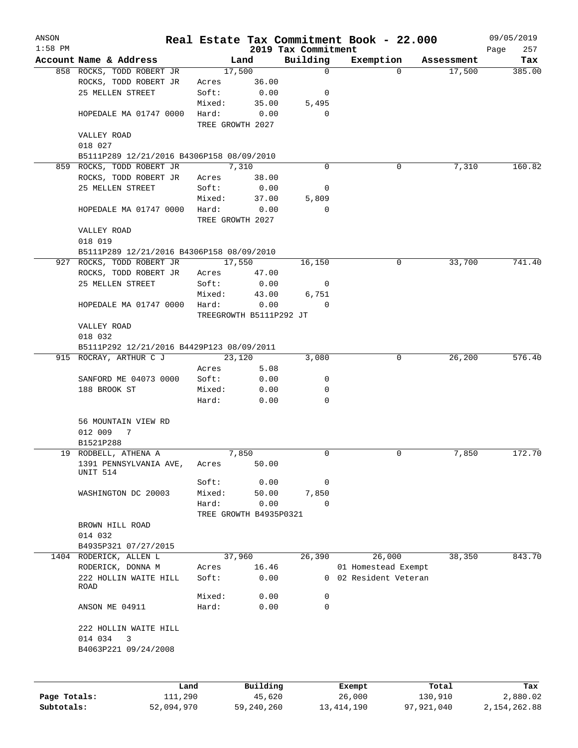# Real Estate Tax Commitment Book - 22.000

ANSON 1:58 PM — 2019 Tax Commitment — 09/05/2019 Page 257

| Account Name & Address | Land | | Building | Exemption | Assessment | Tax |
|---|---|---|---|---|---|---|
| 858 ROCKS, TODD ROBERT JR | 17,500 | | 0 | 0 | 17,500 | 385.00 |
| ROCKS, TODD ROBERT JR | Acres | 36.00 | | | | |
| 25 MELLEN STREET | Soft: | 0.00 | 0 | | | |
| | Mixed: | 35.00 | 5,495 | | | |
| HOPEDALE MA 01747 0000 | Hard: | 0.00 | 0 | | | |
| | TREE GROWTH 2027 | | | | | |
| VALLEY ROAD | | | | | | |
| 018 027 | | | | | | |
| B5111P289 12/21/2016 B4306P158 08/09/2010 | | | | | | |
| 859 ROCKS, TODD ROBERT JR | 7,310 | | 0 | 0 | 7,310 | 160.82 |
| ROCKS, TODD ROBERT JR | Acres | 38.00 | | | | |
| 25 MELLEN STREET | Soft: | 0.00 | 0 | | | |
| | Mixed: | 37.00 | 5,809 | | | |
| HOPEDALE MA 01747 0000 | Hard: | 0.00 | 0 | | | |
| | TREE GROWTH 2027 | | | | | |
| VALLEY ROAD | | | | | | |
| 018 019 | | | | | | |
| B5111P289 12/21/2016 B4306P158 08/09/2010 | | | | | | |
| 927 ROCKS, TODD ROBERT JR | 17,550 | | 16,150 | 0 | 33,700 | 741.40 |
| ROCKS, TODD ROBERT JR | Acres | 47.00 | | | | |
| 25 MELLEN STREET | Soft: | 0.00 | 0 | | | |
| | Mixed: | 43.00 | 6,751 | | | |
| HOPEDALE MA 01747 0000 | Hard: | 0.00 | 0 | | | |
| | TREEGROWTH B5111P292 JT | | | | | |
| VALLEY ROAD | | | | | | |
| 018 032 | | | | | | |
| B5111P292 12/21/2016 B4429P123 08/09/2011 | | | | | | |
| 915 ROCRAY, ARTHUR C J | 23,120 | | 3,080 | 0 | 26,200 | 576.40 |
| | Acres | 5.08 | | | | |
| SANFORD ME 04073 0000 | Soft: | 0.00 | 0 | | | |
| 188 BROOK ST | Mixed: | 0.00 | 0 | | | |
| | Hard: | 0.00 | 0 | | | |
| 56 MOUNTAIN VIEW RD | | | | | | |
| 012 009 7 | | | | | | |
| B1521P288 | | | | | | |
| 19 RODBELL, ATHENA A | 7,850 | | 0 | 0 | 7,850 | 172.70 |
| 1391 PENNSYLVANIA AVE, UNIT 514 | Acres | 50.00 | | | | |
| | Soft: | 0.00 | 0 | | | |
| WASHINGTON DC 20003 | Mixed: | 50.00 | 7,850 | | | |
| | Hard: | 0.00 | 0 | | | |
| | TREE GROWTH B4935P0321 | | | | | |
| BROWN HILL ROAD | | | | | | |
| 014 032 | | | | | | |
| B4935P321 07/27/2015 | | | | | | |
| 1404 RODERICK, ALLEN L | 37,960 | | 26,390 | 26,000 | 38,350 | 843.70 |
| RODERICK, DONNA M | Acres | 16.46 | | 01 Homestead Exempt | | |
| 222 HOLLIN WAITE HILL ROAD | Soft: | 0.00 | 0 | 02 Resident Veteran | | |
| | Mixed: | 0.00 | 0 | | | |
| ANSON ME 04911 | Hard: | 0.00 | 0 | | | |
| 222 HOLLIN WAITE HILL | | | | | | |
| 014 034 3 | | | | | | |
| B4063P221 09/24/2008 | | | | | | |

| | Land | Building | Exempt | Total | Tax |
|---|---|---|---|---|---|
| Page Totals: | 111,290 | 45,620 | 26,000 | 130,910 | 2,880.02 |
| Subtotals: | 52,094,970 | 59,240,260 | 13,414,190 | 97,921,040 | 2,154,262.88 |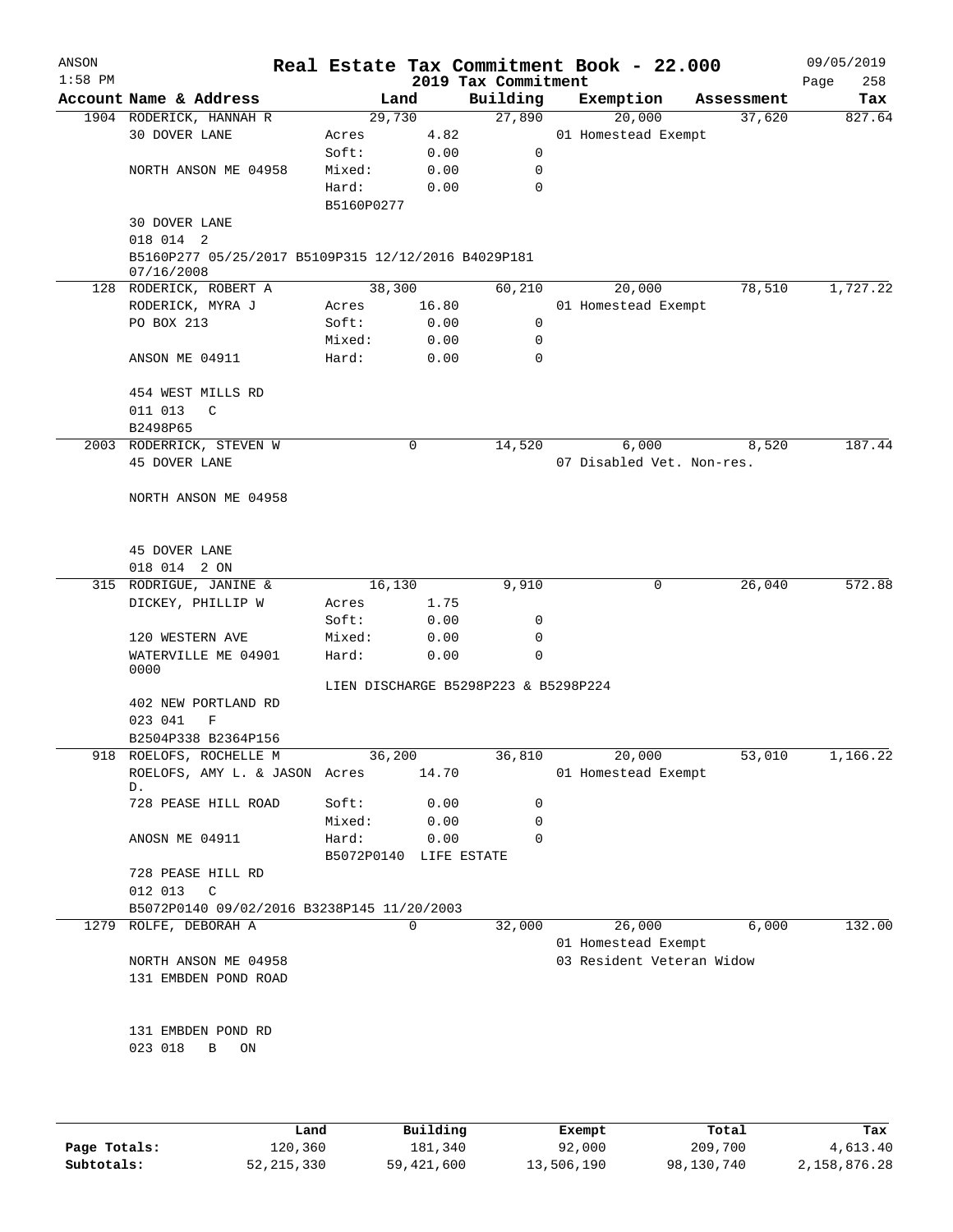# Real Estate Tax Commitment Book - 22.000

ANSON
1:58 PM

2019 Tax Commitment

09/05/2019

| Account Name & Address | Land | | Building | Exemption | Assessment | Tax |
|---|---|---|---|---|---|---|
| 1904 RODERICK, HANNAH R | 29,730 | | 27,890 | 20,000 | 37,620 | 827.64 |
| 30 DOVER LANE | Acres | 4.82 | | 01 Homestead Exempt | | |
| | Soft: | 0.00 | 0 | | | |
| NORTH ANSON ME 04958 | Mixed: | 0.00 | 0 | | | |
| | Hard: | 0.00 | 0 | | | |
| | B5160P0277 | | | | | |
| 30 DOVER LANE | | | | | | |
| 018 014 2 | | | | | | |
| B5160P277 05/25/2017 B5109P315 12/12/2016 B4029P181 07/16/2008 | | | | | | |
| 128 RODERICK, ROBERT A | 38,300 | | 60,210 | 20,000 | 78,510 | 1,727.22 |
| RODERICK, MYRA J | Acres | 16.80 | | 01 Homestead Exempt | | |
| PO BOX 213 | Soft: | 0.00 | 0 | | | |
| | Mixed: | 0.00 | 0 | | | |
| ANSON ME 04911 | Hard: | 0.00 | 0 | | | |
| 454 WEST MILLS RD | | | | | | |
| 011 013 C | | | | | | |
| B2498P65 | | | | | | |
| 2003 RODERRICK, STEVEN W | 0 | | 14,520 | 6,000 | 8,520 | 187.44 |
| 45 DOVER LANE | | | | 07 Disabled Vet. Non-res. | | |
| NORTH ANSON ME 04958 | | | | | | |
| 45 DOVER LANE | | | | | | |
| 018 014 2 ON | | | | | | |
| 315 RODRIGUE, JANINE & | 16,130 | | 9,910 | 0 | 26,040 | 572.88 |
| DICKEY, PHILLIP W | Acres | 1.75 | | | | |
| | Soft: | 0.00 | 0 | | | |
| 120 WESTERN AVE | Mixed: | 0.00 | 0 | | | |
| WATERVILLE ME 04901 0000 | Hard: | 0.00 | 0 | | | |
| | LIEN DISCHARGE B5298P223 & B5298P224 | | | | | |
| 402 NEW PORTLAND RD | | | | | | |
| 023 041 F | | | | | | |
| B2504P338 B2364P156 | | | | | | |
| 918 ROELOFS, ROCHELLE M | 36,200 | | 36,810 | 20,000 | 53,010 | 1,166.22 |
| ROELOFS, AMY L. & JASON D. | Acres | 14.70 | | 01 Homestead Exempt | | |
| 728 PEASE HILL ROAD | Soft: | 0.00 | 0 | | | |
| | Mixed: | 0.00 | 0 | | | |
| ANOSN ME 04911 | Hard: | 0.00 | 0 | | | |
| | B5072P0140 LIFE ESTATE | | | | | |
| 728 PEASE HILL RD | | | | | | |
| 012 013 C | | | | | | |
| B5072P0140 09/02/2016 B3238P145 11/20/2003 | | | | | | |
| 1279 ROLFE, DEBORAH A | 0 | | 32,000 | 26,000 | 6,000 | 132.00 |
| | | | | 01 Homestead Exempt | | |
| NORTH ANSON ME 04958 | | | | 03 Resident Veteran Widow | | |
| 131 EMBDEN POND ROAD | | | | | | |
| 131 EMBDEN POND RD | | | | | | |
| 023 018 B ON | | | | | | |

| | Land | Building | Exempt | Total | Tax |
|---|---|---|---|---|---|
| Page Totals: | 120,360 | 181,340 | 92,000 | 209,700 | 4,613.40 |
| Subtotals: | 52,215,330 | 59,421,600 | 13,506,190 | 98,130,740 | 2,158,876.28 |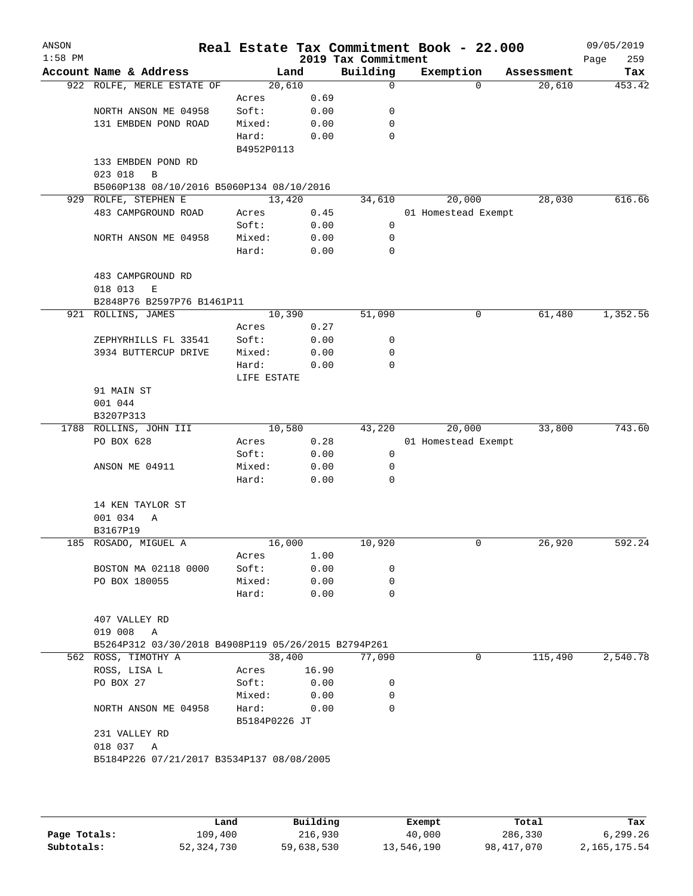ANSON

1:58 PM

# Real Estate Tax Commitment Book - 22.000

## 2019 Tax Commitment

09/05/2019

| Account | Name & Address | Land | | Building | Exemption | Assessment | Tax |
|---|---|---|---|---|---|---|---|
| 922 | ROLFE, MERLE ESTATE OF | 20,610 | | 0 | 0 | 20,610 | 453.42 |
| | | Acres | 0.69 | | | | |
| | NORTH ANSON ME 04958 | Soft: | 0.00 | 0 | | | |
| | 131 EMBDEN POND ROAD | Mixed: | 0.00 | 0 | | | |
| | | Hard: | 0.00 | 0 | | | |
| | | B4952P0113 | | | | | |
| | 133 EMBDEN POND RD | | | | | | |
| | 023 018 B | | | | | | |
| | B5060P138 08/10/2016 B5060P134 08/10/2016 | | | | | | |
| 929 | ROLFE, STEPHEN E | 13,420 | | 34,610 | 20,000 | 28,030 | 616.66 |
| | 483 CAMPGROUND ROAD | Acres | 0.45 | | 01 Homestead Exempt | | |
| | | Soft: | 0.00 | 0 | | | |
| | NORTH ANSON ME 04958 | Mixed: | 0.00 | 0 | | | |
| | | Hard: | 0.00 | 0 | | | |
| | 483 CAMPGROUND RD | | | | | | |
| | 018 013 E | | | | | | |
| | B2848P76 B2597P76 B1461P11 | | | | | | |
| 921 | ROLLINS, JAMES | 10,390 | | 51,090 | 0 | 61,480 | 1,352.56 |
| | | Acres | 0.27 | | | | |
| | ZEPHYRHILLS FL 33541 | Soft: | 0.00 | 0 | | | |
| | 3934 BUTTERCUP DRIVE | Mixed: | 0.00 | 0 | | | |
| | | Hard: | 0.00 | 0 | | | |
| | | LIFE ESTATE | | | | | |
| | 91 MAIN ST | | | | | | |
| | 001 044 | | | | | | |
| | B3207P313 | | | | | | |
| 1788 | ROLLINS, JOHN III | 10,580 | | 43,220 | 20,000 | 33,800 | 743.60 |
| | PO BOX 628 | Acres | 0.28 | | 01 Homestead Exempt | | |
| | | Soft: | 0.00 | 0 | | | |
| | ANSON ME 04911 | Mixed: | 0.00 | 0 | | | |
| | | Hard: | 0.00 | 0 | | | |
| | 14 KEN TAYLOR ST | | | | | | |
| | 001 034 A | | | | | | |
| | B3167P19 | | | | | | |
| 185 | ROSADO, MIGUEL A | 16,000 | | 10,920 | 0 | 26,920 | 592.24 |
| | | Acres | 1.00 | | | | |
| | BOSTON MA 02118 0000 | Soft: | 0.00 | 0 | | | |
| | PO BOX 180055 | Mixed: | 0.00 | 0 | | | |
| | | Hard: | 0.00 | 0 | | | |
| | 407 VALLEY RD | | | | | | |
| | 019 008 A | | | | | | |
| | B5264P312 03/30/2018 B4908P119 05/26/2015 B2794P261 | | | | | | |
| 562 | ROSS, TIMOTHY A | 38,400 | | 77,090 | 0 | 115,490 | 2,540.78 |
| | ROSS, LISA L | Acres | 16.90 | | | | |
| | PO BOX 27 | Soft: | 0.00 | 0 | | | |
| | | Mixed: | 0.00 | 0 | | | |
| | NORTH ANSON ME 04958 | Hard: | 0.00 | 0 | | | |
| | | B5184P0226 JT | | | | | |
| | 231 VALLEY RD | | | | | | |
| | 018 037 A | | | | | | |
| | B5184P226 07/21/2017 B3534P137 08/08/2005 | | | | | | |

| | Land | Building | Exempt | Total | Tax |
|---|---|---|---|---|---|
| Page Totals: | 109,400 | 216,930 | 40,000 | 286,330 | 6,299.26 |
| Subtotals: | 52,324,730 | 59,638,530 | 13,546,190 | 98,417,070 | 2,165,175.54 |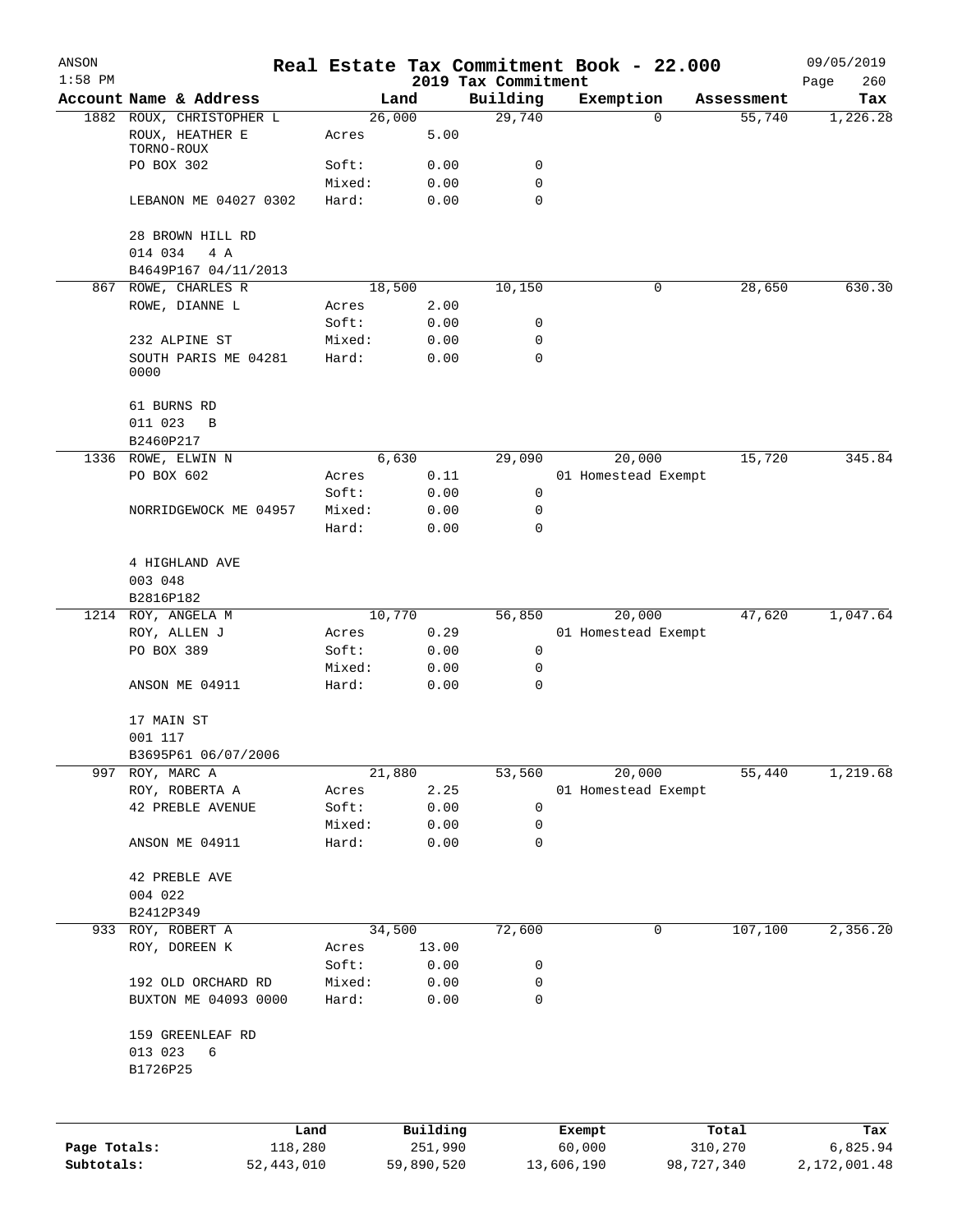ANSON

# Real Estate Tax Commitment Book - 22.000

2019 Tax Commitment

09/05/2019

1:58 PM

| Account | Name & Address | | Land | Building | Exemption | Assessment | Tax |
|---|---|---|---|---|---|---|---|
| 1882 | ROUX, CHRISTOPHER L | | 26,000 | 29,740 | 0 | 55,740 | 1,226.28 |
| | ROUX, HEATHER E TORNO-ROUX | Acres | 5.00 | | | | |
| | PO BOX 302 | Soft: | 0.00 | 0 | | | |
| | | Mixed: | 0.00 | 0 | | | |
| | LEBANON ME 04027 0302 | Hard: | 0.00 | 0 | | | |
| | 28 BROWN HILL RD | | | | | | |
| | 014 034 4 A | | | | | | |
| | B4649P167 04/11/2013 | | | | | | |
| 867 | ROWE, CHARLES R | | 18,500 | 10,150 | 0 | 28,650 | 630.30 |
| | ROWE, DIANNE L | Acres | 2.00 | | | | |
| | | Soft: | 0.00 | 0 | | | |
| | 232 ALPINE ST | Mixed: | 0.00 | 0 | | | |
| | SOUTH PARIS ME 04281 0000 | Hard: | 0.00 | 0 | | | |
| | 61 BURNS RD | | | | | | |
| | 011 023 B | | | | | | |
| | B2460P217 | | | | | | |
| 1336 | ROWE, ELWIN N | | 6,630 | 29,090 | 20,000 | 15,720 | 345.84 |
| | PO BOX 602 | Acres | 0.11 | | 01 Homestead Exempt | | |
| | | Soft: | 0.00 | 0 | | | |
| | NORRIDGEWOCK ME 04957 | Mixed: | 0.00 | 0 | | | |
| | | Hard: | 0.00 | 0 | | | |
| | 4 HIGHLAND AVE | | | | | | |
| | 003 048 | | | | | | |
| | B2816P182 | | | | | | |
| 1214 | ROY, ANGELA M | | 10,770 | 56,850 | 20,000 | 47,620 | 1,047.64 |
| | ROY, ALLEN J | Acres | 0.29 | | 01 Homestead Exempt | | |
| | PO BOX 389 | Soft: | 0.00 | 0 | | | |
| | | Mixed: | 0.00 | 0 | | | |
| | ANSON ME 04911 | Hard: | 0.00 | 0 | | | |
| | 17 MAIN ST | | | | | | |
| | 001 117 | | | | | | |
| | B3695P61 06/07/2006 | | | | | | |
| 997 | ROY, MARC A | | 21,880 | 53,560 | 20,000 | 55,440 | 1,219.68 |
| | ROY, ROBERTA A | Acres | 2.25 | | 01 Homestead Exempt | | |
| | 42 PREBLE AVENUE | Soft: | 0.00 | 0 | | | |
| | | Mixed: | 0.00 | 0 | | | |
| | ANSON ME 04911 | Hard: | 0.00 | 0 | | | |
| | 42 PREBLE AVE | | | | | | |
| | 004 022 | | | | | | |
| | B2412P349 | | | | | | |
| 933 | ROY, ROBERT A | | 34,500 | 72,600 | 0 | 107,100 | 2,356.20 |
| | ROY, DOREEN K | Acres | 13.00 | | | | |
| | | Soft: | 0.00 | 0 | | | |
| | 192 OLD ORCHARD RD | Mixed: | 0.00 | 0 | | | |
| | BUXTON ME 04093 0000 | Hard: | 0.00 | 0 | | | |
| | 159 GREENLEAF RD | | | | | | |
| | 013 023 6 | | | | | | |
| | B1726P25 | | | | | | |

| | Land | Building | Exempt | Total | Tax |
|---|---|---|---|---|---|
| Page Totals: | 118,280 | 251,990 | 60,000 | 310,270 | 6,825.94 |
| Subtotals: | 52,443,010 | 59,890,520 | 13,606,190 | 98,727,340 | 2,172,001.48 |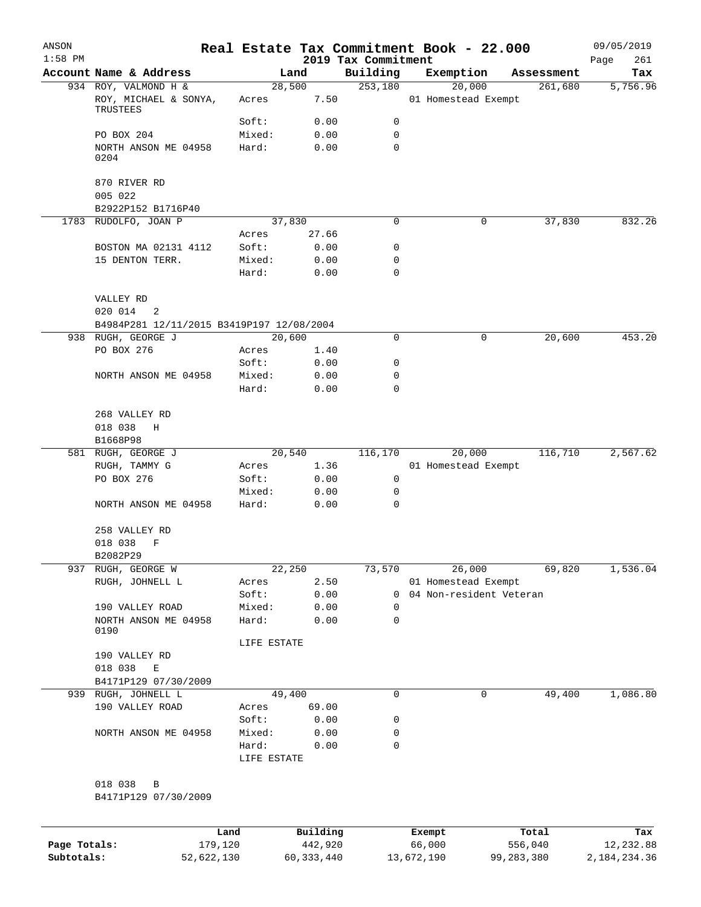ANSON
$1:58$ PM

# Real Estate Tax Commitment Book - 22.000

2019 Tax Commitment

09/05/2019

| Account | Name & Address | Land | | Building | Exemption | Assessment | Tax |
|---|---|---|---|---|---|---|---|
| 934 | ROY, VALMOND H & | | 28,500 | 253,180 | 20,000 | 261,680 | 5,756.96 |
| | ROY, MICHAEL & SONYA, TRUSTEES | Acres | 7.50 | | 01 Homestead Exempt | | |
| | | Soft: | 0.00 | 0 | | | |
| | PO BOX 204 | Mixed: | 0.00 | 0 | | | |
| | NORTH ANSON ME 04958 0204 | Hard: | 0.00 | 0 | | | |
| | 870 RIVER RD | | | | | | |
| | 005 022 | | | | | | |
| | B2922P152 B1716P40 | | | | | | |
| 1783 | RUDOLFO, JOAN P | | 37,830 | 0 | 0 | 37,830 | 832.26 |
| | | Acres | 27.66 | | | | |
| | BOSTON MA 02131 4112 | Soft: | 0.00 | 0 | | | |
| | 15 DENTON TERR. | Mixed: | 0.00 | 0 | | | |
| | | Hard: | 0.00 | 0 | | | |
| | VALLEY RD | | | | | | |
| | 020 014 2 | | | | | | |
| | B4984P281 12/11/2015 B3419P197 12/08/2004 | | | | | | |
| 938 | RUGH, GEORGE J | | 20,600 | 0 | 0 | 20,600 | 453.20 |
| | PO BOX 276 | Acres | 1.40 | | | | |
| | | Soft: | 0.00 | 0 | | | |
| | NORTH ANSON ME 04958 | Mixed: | 0.00 | 0 | | | |
| | | Hard: | 0.00 | 0 | | | |
| | 268 VALLEY RD | | | | | | |
| | 018 038 H | | | | | | |
| | B1668P98 | | | | | | |
| 581 | RUGH, GEORGE J | | 20,540 | 116,170 | 20,000 | 116,710 | 2,567.62 |
| | RUGH, TAMMY G | Acres | 1.36 | | 01 Homestead Exempt | | |
| | PO BOX 276 | Soft: | 0.00 | 0 | | | |
| | | Mixed: | 0.00 | 0 | | | |
| | NORTH ANSON ME 04958 | Hard: | 0.00 | 0 | | | |
| | 258 VALLEY RD | | | | | | |
| | 018 038 F | | | | | | |
| | B2082P29 | | | | | | |
| 937 | RUGH, GEORGE W | | 22,250 | 73,570 | 26,000 | 69,820 | 1,536.04 |
| | RUGH, JOHNELL L | Acres | 2.50 | | 01 Homestead Exempt | | |
| | | Soft: | 0.00 | 0 | 04 Non-resident Veteran | | |
| | 190 VALLEY ROAD | Mixed: | 0.00 | 0 | | | |
| | NORTH ANSON ME 04958 0190 | Hard: | 0.00 | 0 | | | |
| | | LIFE ESTATE | | | | | |
| | 190 VALLEY RD | | | | | | |
| | 018 038 E | | | | | | |
| | B4171P129 07/30/2009 | | | | | | |
| 939 | RUGH, JOHNELL L | | 49,400 | 0 | 0 | 49,400 | 1,086.80 |
| | 190 VALLEY ROAD | Acres | 69.00 | | | | |
| | | Soft: | 0.00 | 0 | | | |
| | NORTH ANSON ME 04958 | Mixed: | 0.00 | 0 | | | |
| | | Hard: | 0.00 | 0 | | | |
| | | LIFE ESTATE | | | | | |
| | 018 038 B | | | | | | |
| | B4171P129 07/30/2009 | | | | | | |

| | Land | Building | Exempt | Total | Tax |
|---|---|---|---|---|---|
| Page Totals: | 179,120 | 442,920 | 66,000 | 556,040 | 12,232.88 |
| Subtotals: | 52,622,130 | 60,333,440 | 13,672,190 | 99,283,380 | 2,184,234.36 |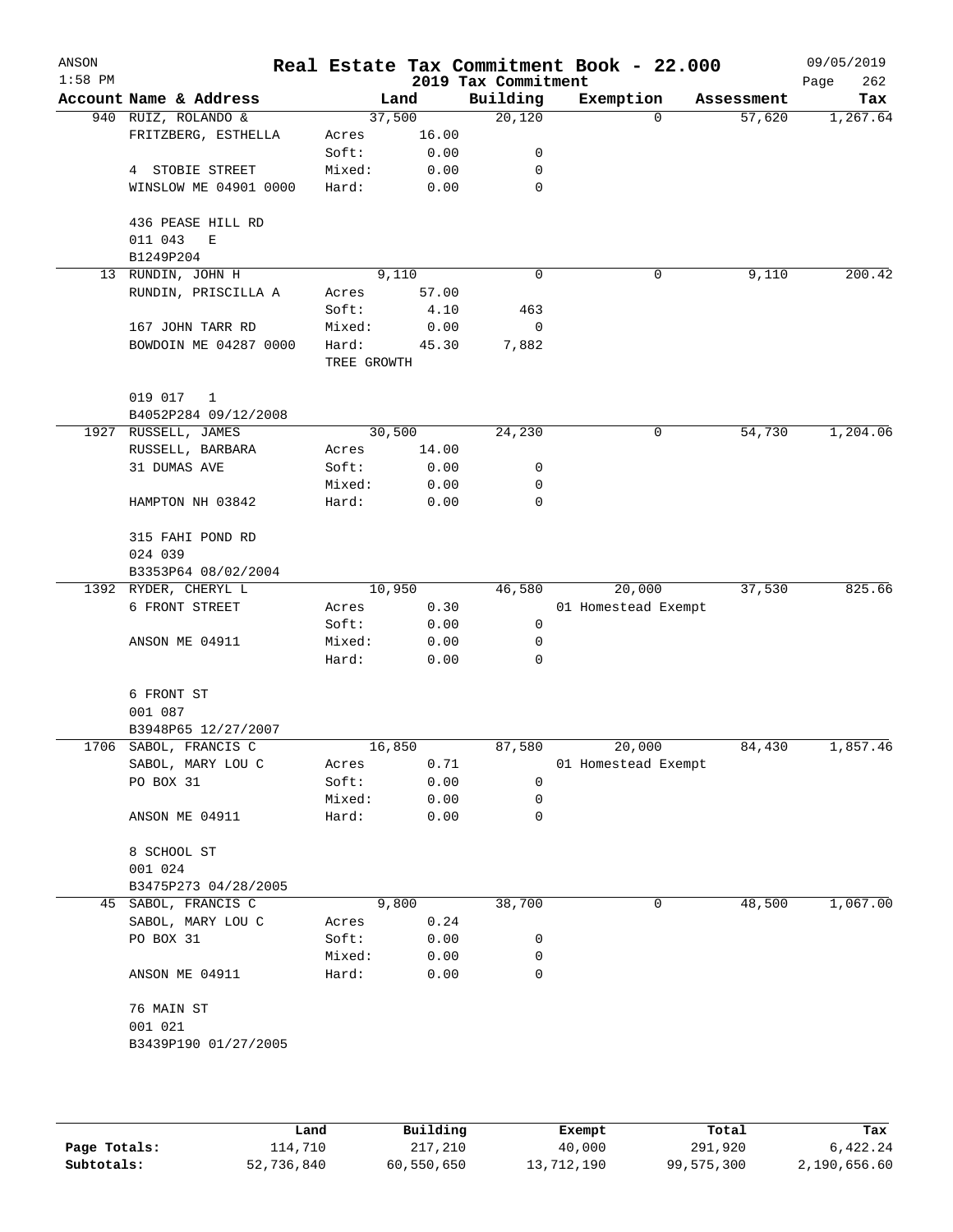ANSON · Real Estate Tax Commitment Book - 22.000 · 09/05/2019
1:58 PM · 2019 Tax Commitment

| Account Name & Address | | Land | Building | Exemption | Assessment | Tax |
|---|---|---|---|---|---|---|
| 940 RUIZ, ROLANDO & | | 37,500 | 20,120 | 0 | 57,620 | 1,267.64 |
| FRITZBERG, ESTHELLA | Acres | 16.00 | | | | |
| | Soft: | 0.00 | 0 | | | |
| 4 STOBIE STREET | Mixed: | 0.00 | 0 | | | |
| WINSLOW ME 04901 0000 | Hard: | 0.00 | 0 | | | |
| 436 PEASE HILL RD | | | | | | |
| 011 043 E | | | | | | |
| B1249P204 | | | | | | |
| 13 RUNDIN, JOHN H | | 9,110 | 0 | 0 | 9,110 | 200.42 |
| RUNDIN, PRISCILLA A | Acres | 57.00 | | | | |
| | Soft: | 4.10 | 463 | | | |
| 167 JOHN TARR RD | Mixed: | 0.00 | 0 | | | |
| BOWDOIN ME 04287 0000 | Hard: | 45.30 | 7,882 | | | |
| | TREE GROWTH | | | | | |
| 019 017 1 | | | | | | |
| B4052P284 09/12/2008 | | | | | | |
| 1927 RUSSELL, JAMES | | 30,500 | 24,230 | 0 | 54,730 | 1,204.06 |
| RUSSELL, BARBARA | Acres | 14.00 | | | | |
| 31 DUMAS AVE | Soft: | 0.00 | 0 | | | |
| | Mixed: | 0.00 | 0 | | | |
| HAMPTON NH 03842 | Hard: | 0.00 | 0 | | | |
| 315 FAHI POND RD | | | | | | |
| 024 039 | | | | | | |
| B3353P64 08/02/2004 | | | | | | |
| 1392 RYDER, CHERYL L | | 10,950 | 46,580 | 20,000 | 37,530 | 825.66 |
| 6 FRONT STREET | Acres | 0.30 | | 01 Homestead Exempt | | |
| | Soft: | 0.00 | 0 | | | |
| ANSON ME 04911 | Mixed: | 0.00 | 0 | | | |
| | Hard: | 0.00 | 0 | | | |
| 6 FRONT ST | | | | | | |
| 001 087 | | | | | | |
| B3948P65 12/27/2007 | | | | | | |
| 1706 SABOL, FRANCIS C | | 16,850 | 87,580 | 20,000 | 84,430 | 1,857.46 |
| SABOL, MARY LOU C | Acres | 0.71 | | 01 Homestead Exempt | | |
| PO BOX 31 | Soft: | 0.00 | 0 | | | |
| | Mixed: | 0.00 | 0 | | | |
| ANSON ME 04911 | Hard: | 0.00 | 0 | | | |
| 8 SCHOOL ST | | | | | | |
| 001 024 | | | | | | |
| B3475P273 04/28/2005 | | | | | | |
| 45 SABOL, FRANCIS C | | 9,800 | 38,700 | 0 | 48,500 | 1,067.00 |
| SABOL, MARY LOU C | Acres | 0.24 | | | | |
| PO BOX 31 | Soft: | 0.00 | 0 | | | |
| | Mixed: | 0.00 | 0 | | | |
| ANSON ME 04911 | Hard: | 0.00 | 0 | | | |
| 76 MAIN ST | | | | | | |
| 001 021 | | | | | | |
| B3439P190 01/27/2005 | | | | | | |

| | Land | Building | Exempt | Total | Tax |
|---|---|---|---|---|---|
| Page Totals: | 114,710 | 217,210 | 40,000 | 291,920 | 6,422.24 |
| Subtotals: | 52,736,840 | 60,550,650 | 13,712,190 | 99,575,300 | 2,190,656.60 |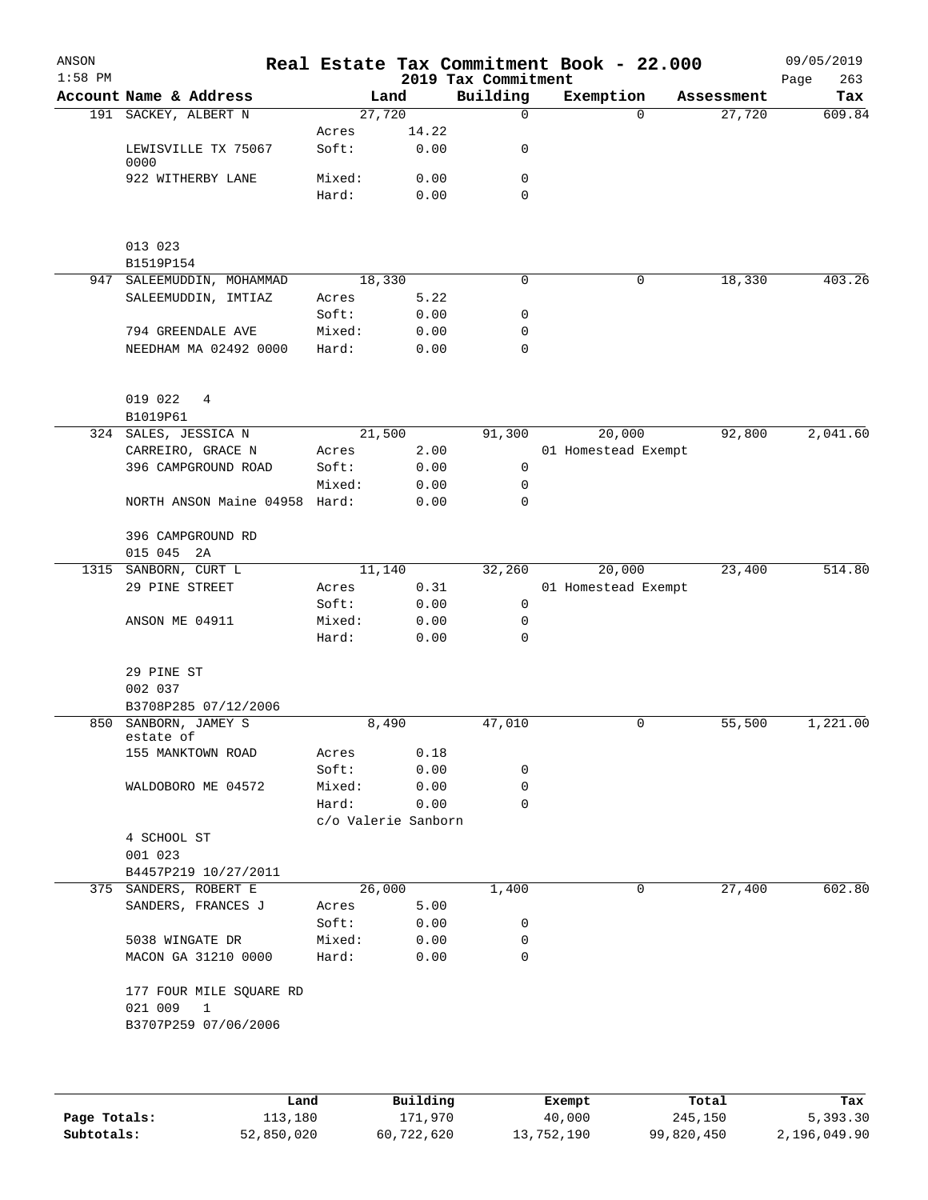# Real Estate Tax Commitment Book - 22.000

ANSON
1:58 PM

2019 Tax Commitment

09/05/2019

| Account | Name & Address | | Land | Building | Exemption | Assessment | Tax |
|---|---|---|---|---|---|---|---|
| 191 | SACKEY, ALBERT N | | 27,720 | 0 | 0 | 27,720 | 609.84 |
| | | Acres | 14.22 | | | | |
| | LEWISVILLE TX 75067 0000 | Soft: | 0.00 | 0 | | | |
| | 922 WITHERBY LANE | Mixed: | 0.00 | 0 | | | |
| | | Hard: | 0.00 | 0 | | | |
| | 013 023 | | | | | | |
| | B1519P154 | | | | | | |
| 947 | SALEEMUDDIN, MOHAMMAD | | 18,330 | 0 | 0 | 18,330 | 403.26 |
| | SALEEMUDDIN, IMTIAZ | Acres | 5.22 | | | | |
| | | Soft: | 0.00 | 0 | | | |
| | 794 GREENDALE AVE | Mixed: | 0.00 | 0 | | | |
| | NEEDHAM MA 02492 0000 | Hard: | 0.00 | 0 | | | |
| | 019 022 4 | | | | | | |
| | B1019P61 | | | | | | |
| 324 | SALES, JESSICA N | | 21,500 | 91,300 | 20,000 | 92,800 | 2,041.60 |
| | CARREIRO, GRACE N | Acres | 2.00 | | 01 Homestead Exempt | | |
| | 396 CAMPGROUND ROAD | Soft: | 0.00 | 0 | | | |
| | | Mixed: | 0.00 | 0 | | | |
| | NORTH ANSON Maine 04958 | Hard: | 0.00 | 0 | | | |
| | 396 CAMPGROUND RD | | | | | | |
| | 015 045 2A | | | | | | |
| 1315 | SANBORN, CURT L | | 11,140 | 32,260 | 20,000 | 23,400 | 514.80 |
| | 29 PINE STREET | Acres | 0.31 | | 01 Homestead Exempt | | |
| | | Soft: | 0.00 | 0 | | | |
| | ANSON ME 04911 | Mixed: | 0.00 | 0 | | | |
| | | Hard: | 0.00 | 0 | | | |
| | 29 PINE ST | | | | | | |
| | 002 037 | | | | | | |
| | B3708P285 07/12/2006 | | | | | | |
| 850 | SANBORN, JAMEY S estate of | | 8,490 | 47,010 | 0 | 55,500 | 1,221.00 |
| | 155 MANKTOWN ROAD | Acres | 0.18 | | | | |
| | | Soft: | 0.00 | 0 | | | |
| | WALDOBORO ME 04572 | Mixed: | 0.00 | 0 | | | |
| | | Hard: | 0.00 | 0 | | | |
| | | c/o Valerie Sanborn | | | | | |
| | 4 SCHOOL ST | | | | | | |
| | 001 023 | | | | | | |
| | B4457P219 10/27/2011 | | | | | | |
| 375 | SANDERS, ROBERT E | | 26,000 | 1,400 | 0 | 27,400 | 602.80 |
| | SANDERS, FRANCES J | Acres | 5.00 | | | | |
| | | Soft: | 0.00 | 0 | | | |
| | 5038 WINGATE DR | Mixed: | 0.00 | 0 | | | |
| | MACON GA 31210 0000 | Hard: | 0.00 | 0 | | | |
| | 177 FOUR MILE SQUARE RD | | | | | | |
| | 021 009 1 | | | | | | |
| | B3707P259 07/06/2006 | | | | | | |

| | Land | Building | Exempt | Total | Tax |
|---|---|---|---|---|---|
| Page Totals: | 113,180 | 171,970 | 40,000 | 245,150 | 5,393.30 |
| Subtotals: | 52,850,020 | 60,722,620 | 13,752,190 | 99,820,450 | 2,196,049.90 |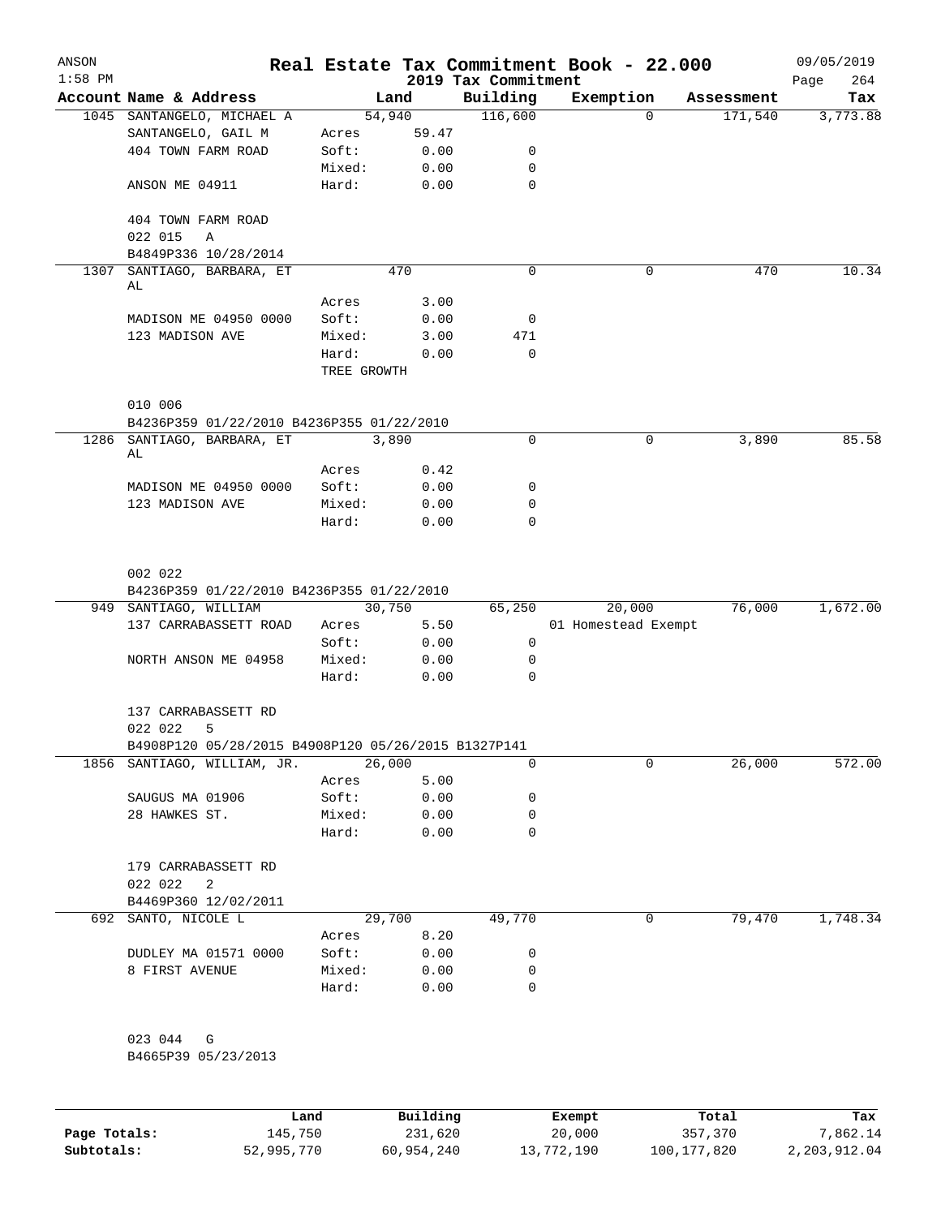ANSON
1:58 PM

# Real Estate Tax Commitment Book - 22.000

2019 Tax Commitment

09/05/2019

| Account Name & Address | | Land | Building | Exemption | Assessment | Tax |
|---|---|---|---|---|---|---|
| 1045 SANTANGELO, MICHAEL A | | 54,940 | 116,600 | 0 | 171,540 | 3,773.88 |
| SANTANGELO, GAIL M | Acres | 59.47 | | | | |
| 404 TOWN FARM ROAD | Soft: | 0.00 | 0 | | | |
| | Mixed: | 0.00 | 0 | | | |
| ANSON ME 04911 | Hard: | 0.00 | 0 | | | |
| 404 TOWN FARM ROAD | | | | | | |
| 022 015 A | | | | | | |
| B4849P336 10/28/2014 | | | | | | |
| 1307 SANTIAGO, BARBARA, ET AL | | 470 | 0 | 0 | 470 | 10.34 |
| | Acres | 3.00 | | | | |
| MADISON ME 04950 0000 | Soft: | 0.00 | 0 | | | |
| 123 MADISON AVE | Mixed: | 3.00 | 471 | | | |
| | Hard: | 0.00 | 0 | | | |
| | TREE GROWTH | | | | | |
| 010 006 | | | | | | |
| B4236P359 01/22/2010 B4236P355 01/22/2010 | | | | | | |
| 1286 SANTIAGO, BARBARA, ET AL | | 3,890 | 0 | 0 | 3,890 | 85.58 |
| | Acres | 0.42 | | | | |
| MADISON ME 04950 0000 | Soft: | 0.00 | 0 | | | |
| 123 MADISON AVE | Mixed: | 0.00 | 0 | | | |
| | Hard: | 0.00 | 0 | | | |
| 002 022 | | | | | | |
| B4236P359 01/22/2010 B4236P355 01/22/2010 | | | | | | |
| 949 SANTIAGO, WILLIAM | | 30,750 | 65,250 | 20,000 | 76,000 | 1,672.00 |
| 137 CARRABASSETT ROAD | Acres | 5.50 | | 01 Homestead Exempt | | |
| | Soft: | 0.00 | 0 | | | |
| NORTH ANSON ME 04958 | Mixed: | 0.00 | 0 | | | |
| | Hard: | 0.00 | 0 | | | |
| 137 CARRABASSETT RD | | | | | | |
| 022 022 5 | | | | | | |
| B4908P120 05/28/2015 B4908P120 05/26/2015 B1327P141 | | | | | | |
| 1856 SANTIAGO, WILLIAM, JR. | | 26,000 | 0 | 0 | 26,000 | 572.00 |
| | Acres | 5.00 | | | | |
| SAUGUS MA 01906 | Soft: | 0.00 | 0 | | | |
| 28 HAWKES ST. | Mixed: | 0.00 | 0 | | | |
| | Hard: | 0.00 | 0 | | | |
| 179 CARRABASSETT RD | | | | | | |
| 022 022 2 | | | | | | |
| B4469P360 12/02/2011 | | | | | | |
| 692 SANTO, NICOLE L | | 29,700 | 49,770 | 0 | 79,470 | 1,748.34 |
| | Acres | 8.20 | | | | |
| DUDLEY MA 01571 0000 | Soft: | 0.00 | 0 | | | |
| 8 FIRST AVENUE | Mixed: | 0.00 | 0 | | | |
| | Hard: | 0.00 | 0 | | | |
| 023 044 G | | | | | | |
| B4665P39 05/23/2013 | | | | | | |

| | Land | Building | Exempt | Total | Tax |
|---|---|---|---|---|---|
| Page Totals: | 145,750 | 231,620 | 20,000 | 357,370 | 7,862.14 |
| Subtotals: | 52,995,770 | 60,954,240 | 13,772,190 | 100,177,820 | 2,203,912.04 |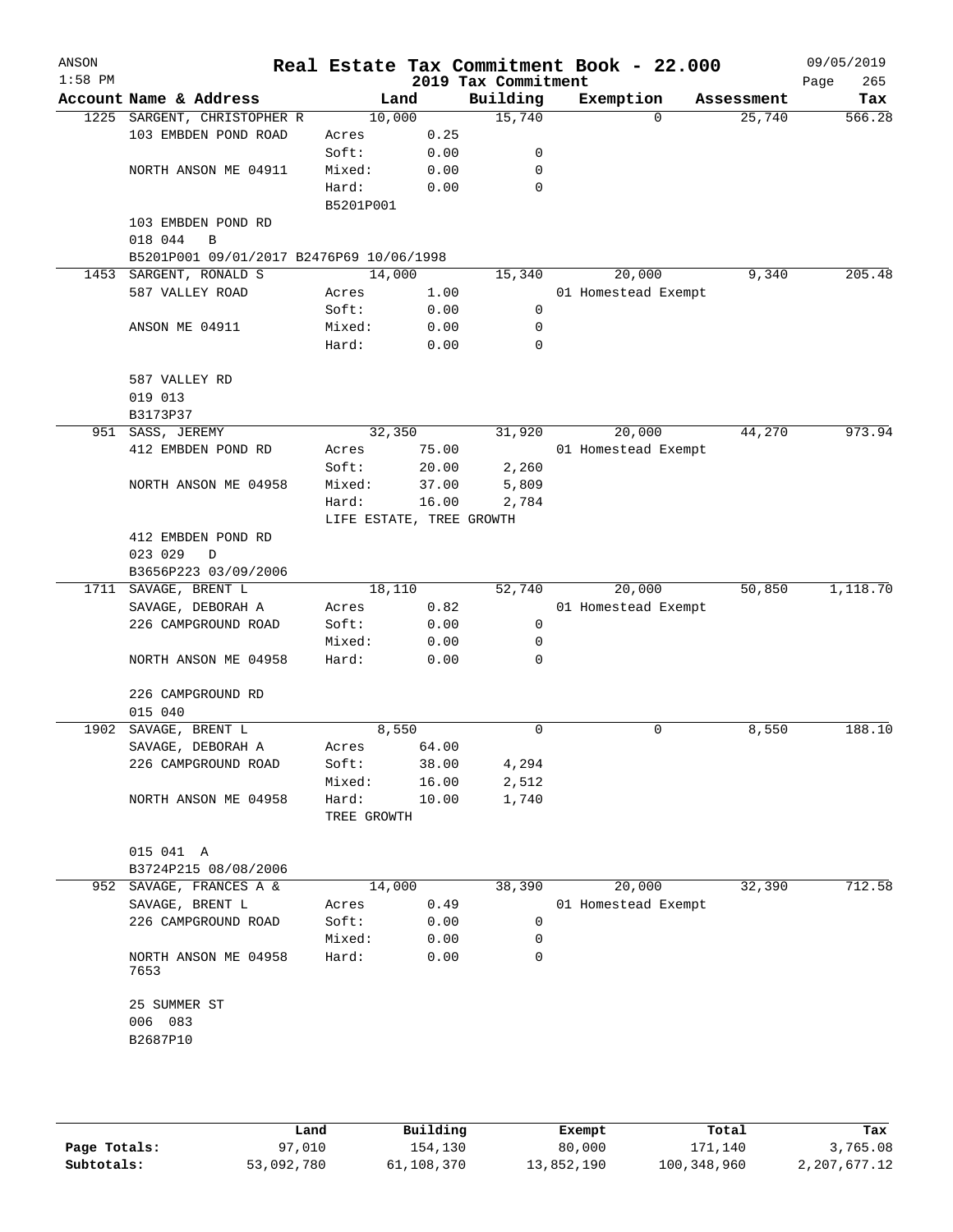# Real Estate Tax Commitment Book - 22.000

ANSON — 2019 Tax Commitment — 09/05/2019

| Account | Name & Address | Land | | Building | Exemption | Assessment | Tax |
|---|---|---|---|---|---|---|---|
| 1225 | SARGENT, CHRISTOPHER R | 10,000 | | 15,740 | 0 | 25,740 | 566.28 |
| | 103 EMBDEN POND ROAD | Acres | 0.25 | | | | |
| | | Soft: | 0.00 | 0 | | | |
| | NORTH ANSON ME 04911 | Mixed: | 0.00 | 0 | | | |
| | | Hard: | 0.00 | 0 | | | |
| | | B5201P001 | | | | | |
| | 103 EMBDEN POND RD | | | | | | |
| | 018 044 B | | | | | | |
| | B5201P001 09/01/2017 B2476P69 10/06/1998 | | | | | | |
| 1453 | SARGENT, RONALD S | 14,000 | | 15,340 | 20,000 | 9,340 | 205.48 |
| | 587 VALLEY ROAD | Acres | 1.00 | | 01 Homestead Exempt | | |
| | | Soft: | 0.00 | 0 | | | |
| | ANSON ME 04911 | Mixed: | 0.00 | 0 | | | |
| | | Hard: | 0.00 | 0 | | | |
| | 587 VALLEY RD | | | | | | |
| | 019 013 | | | | | | |
| | B3173P37 | | | | | | |
| 951 | SASS, JEREMY | 32,350 | | 31,920 | 20,000 | 44,270 | 973.94 |
| | 412 EMBDEN POND RD | Acres | 75.00 | | 01 Homestead Exempt | | |
| | | Soft: | 20.00 | 2,260 | | | |
| | NORTH ANSON ME 04958 | Mixed: | 37.00 | 5,809 | | | |
| | | Hard: | 16.00 | 2,784 | | | |
| | | LIFE ESTATE, TREE GROWTH | | | | | |
| | 412 EMBDEN POND RD | | | | | | |
| | 023 029 D | | | | | | |
| | B3656P223 03/09/2006 | | | | | | |
| 1711 | SAVAGE, BRENT L | 18,110 | | 52,740 | 20,000 | 50,850 | 1,118.70 |
| | SAVAGE, DEBORAH A | Acres | 0.82 | | 01 Homestead Exempt | | |
| | 226 CAMPGROUND ROAD | Soft: | 0.00 | 0 | | | |
| | | Mixed: | 0.00 | 0 | | | |
| | NORTH ANSON ME 04958 | Hard: | 0.00 | 0 | | | |
| | 226 CAMPGROUND RD | | | | | | |
| | 015 040 | | | | | | |
| 1902 | SAVAGE, BRENT L | 8,550 | | 0 | 0 | 8,550 | 188.10 |
| | SAVAGE, DEBORAH A | Acres | 64.00 | | | | |
| | 226 CAMPGROUND ROAD | Soft: | 38.00 | 4,294 | | | |
| | | Mixed: | 16.00 | 2,512 | | | |
| | NORTH ANSON ME 04958 | Hard: | 10.00 | 1,740 | | | |
| | | TREE GROWTH | | | | | |
| | 015 041 A | | | | | | |
| | B3724P215 08/08/2006 | | | | | | |
| 952 | SAVAGE, FRANCES A & | 14,000 | | 38,390 | 20,000 | 32,390 | 712.58 |
| | SAVAGE, BRENT L | Acres | 0.49 | | 01 Homestead Exempt | | |
| | 226 CAMPGROUND ROAD | Soft: | 0.00 | 0 | | | |
| | | Mixed: | 0.00 | 0 | | | |
| | NORTH ANSON ME 04958 7653 | Hard: | 0.00 | 0 | | | |
| | 25 SUMMER ST | | | | | | |
| | 006 083 | | | | | | |
| | B2687P10 | | | | | | |

| | Land | Building | Exempt | Total | Tax |
|---|---|---|---|---|---|
| Page Totals: | 97,010 | 154,130 | 80,000 | 171,140 | 3,765.08 |
| Subtotals: | 53,092,780 | 61,108,370 | 13,852,190 | 100,348,960 | 2,207,677.12 |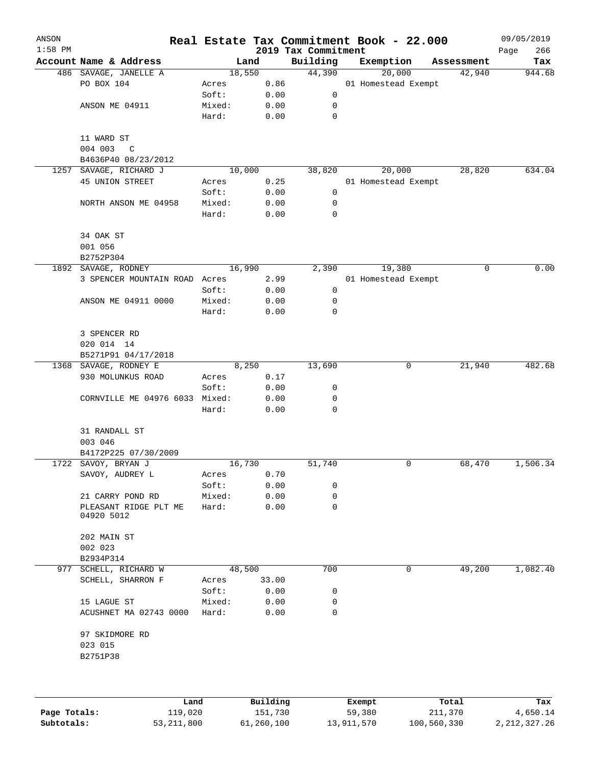ANSON 1:58 PM

# Real Estate Tax Commitment Book - 22.000

## 2019 Tax Commitment

09/05/2019 Page 266

| Account Name & Address | | Land | Building | Exemption | Assessment | Tax |
|---|---|---|---|---|---|---|
| 486 SAVAGE, JANELLE A | | 18,550 | 44,390 | 20,000 | 42,940 | 944.68 |
| PO BOX 104 | Acres | 0.86 | | 01 Homestead Exempt | | |
| | Soft: | 0.00 | 0 | | | |
| ANSON ME 04911 | Mixed: | 0.00 | 0 | | | |
| | Hard: | 0.00 | 0 | | | |
| 11 WARD ST | | | | | | |
| 004 003 C | | | | | | |
| B4636P40 08/23/2012 | | | | | | |
| 1257 SAVAGE, RICHARD J | | 10,000 | 38,820 | 20,000 | 28,820 | 634.04 |
| 45 UNION STREET | Acres | 0.25 | | 01 Homestead Exempt | | |
| | Soft: | 0.00 | 0 | | | |
| NORTH ANSON ME 04958 | Mixed: | 0.00 | 0 | | | |
| | Hard: | 0.00 | 0 | | | |
| 34 OAK ST | | | | | | |
| 001 056 | | | | | | |
| B2752P304 | | | | | | |
| 1892 SAVAGE, RODNEY | | 16,990 | 2,390 | 19,380 | 0 | 0.00 |
| 3 SPENCER MOUNTAIN ROAD | Acres | 2.99 | | 01 Homestead Exempt | | |
| | Soft: | 0.00 | 0 | | | |
| ANSON ME 04911 0000 | Mixed: | 0.00 | 0 | | | |
| | Hard: | 0.00 | 0 | | | |
| 3 SPENCER RD | | | | | | |
| 020 014 14 | | | | | | |
| B5271P91 04/17/2018 | | | | | | |
| 1368 SAVAGE, RODNEY E | | 8,250 | 13,690 | 0 | 21,940 | 482.68 |
| 930 MOLUNKUS ROAD | Acres | 0.17 | | | | |
| | Soft: | 0.00 | 0 | | | |
| CORNVILLE ME 04976 6033 | Mixed: | 0.00 | 0 | | | |
| | Hard: | 0.00 | 0 | | | |
| 31 RANDALL ST | | | | | | |
| 003 046 | | | | | | |
| B4172P225 07/30/2009 | | | | | | |
| 1722 SAVOY, BRYAN J | | 16,730 | 51,740 | 0 | 68,470 | 1,506.34 |
| SAVOY, AUDREY L | Acres | 0.70 | | | | |
| | Soft: | 0.00 | 0 | | | |
| 21 CARRY POND RD | Mixed: | 0.00 | 0 | | | |
| PLEASANT RIDGE PLT ME 04920 5012 | Hard: | 0.00 | 0 | | | |
| 202 MAIN ST | | | | | | |
| 002 023 | | | | | | |
| B2934P314 | | | | | | |
| 977 SCHELL, RICHARD W | | 48,500 | 700 | 0 | 49,200 | 1,082.40 |
| SCHELL, SHARRON F | Acres | 33.00 | | | | |
| | Soft: | 0.00 | 0 | | | |
| 15 LAGUE ST | Mixed: | 0.00 | 0 | | | |
| ACUSHNET MA 02743 0000 | Hard: | 0.00 | 0 | | | |
| 97 SKIDMORE RD | | | | | | |
| 023 015 | | | | | | |
| B2751P38 | | | | | | |

| | Land | Building | Exempt | Total | Tax |
|---|---|---|---|---|---|
| Page Totals: | 119,020 | 151,730 | 59,380 | 211,370 | 4,650.14 |
| Subtotals: | 53,211,800 | 61,260,100 | 13,911,570 | 100,560,330 | 2,212,327.26 |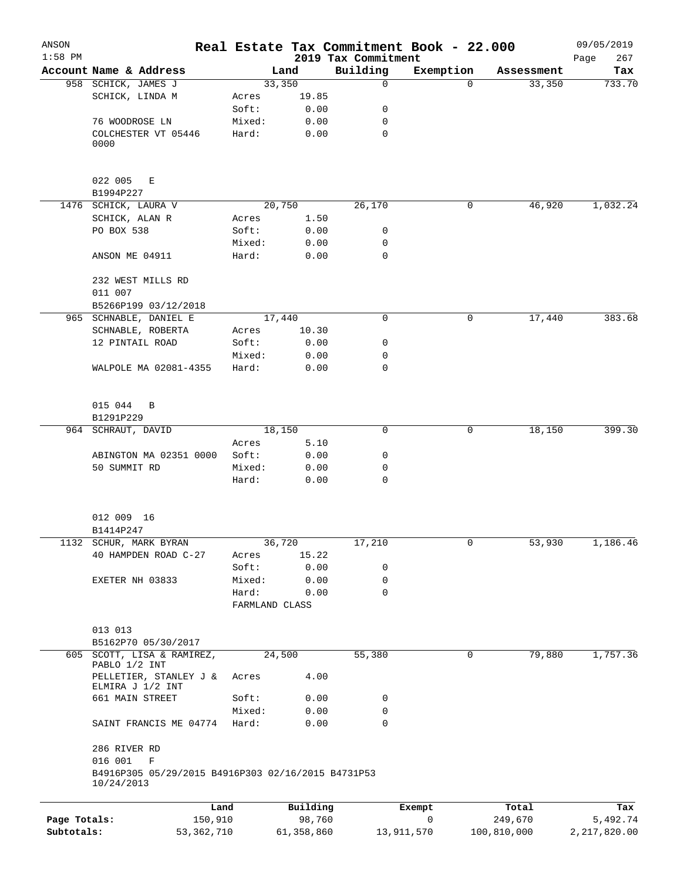ANSON 1:58 PM

# Real Estate Tax Commitment Book - 22.000

2019 Tax Commitment

09/05/2019 Page 267

| Account Name & Address | | Land | Building | Exemption | Assessment | Tax |
|---|---|---|---|---|---|---|
| 958 SCHICK, JAMES J | | 33,350 | 0 | 0 | 33,350 | 733.70 |
| SCHICK, LINDA M | Acres | 19.85 | | | | |
| | Soft: | 0.00 | 0 | | | |
| 76 WOODROSE LN | Mixed: | 0.00 | 0 | | | |
| COLCHESTER VT 05446 0000 | Hard: | 0.00 | 0 | | | |
| 022 005 E | | | | | | |
| B1994P227 | | | | | | |
| 1476 SCHICK, LAURA V | | 20,750 | 26,170 | 0 | 46,920 | 1,032.24 |
| SCHICK, ALAN R | Acres | 1.50 | | | | |
| PO BOX 538 | Soft: | 0.00 | 0 | | | |
| | Mixed: | 0.00 | 0 | | | |
| ANSON ME 04911 | Hard: | 0.00 | 0 | | | |
| 232 WEST MILLS RD | | | | | | |
| 011 007 | | | | | | |
| B5266P199 03/12/2018 | | | | | | |
| 965 SCHNABLE, DANIEL E | | 17,440 | 0 | 0 | 17,440 | 383.68 |
| SCHNABLE, ROBERTA | Acres | 10.30 | | | | |
| 12 PINTAIL ROAD | Soft: | 0.00 | 0 | | | |
| | Mixed: | 0.00 | 0 | | | |
| WALPOLE MA 02081-4355 | Hard: | 0.00 | 0 | | | |
| 015 044 B | | | | | | |
| B1291P229 | | | | | | |
| 964 SCHRAUT, DAVID | | 18,150 | 0 | 0 | 18,150 | 399.30 |
| | Acres | 5.10 | | | | |
| ABINGTON MA 02351 0000 | Soft: | 0.00 | 0 | | | |
| 50 SUMMIT RD | Mixed: | 0.00 | 0 | | | |
| | Hard: | 0.00 | 0 | | | |
| 012 009 16 | | | | | | |
| B1414P247 | | | | | | |
| 1132 SCHUR, MARK BYRAN | | 36,720 | 17,210 | 0 | 53,930 | 1,186.46 |
| 40 HAMPDEN ROAD C-27 | Acres | 15.22 | | | | |
| | Soft: | 0.00 | 0 | | | |
| EXETER NH 03833 | Mixed: | 0.00 | 0 | | | |
| | Hard: | 0.00 | 0 | | | |
| | FARMLAND CLASS | | | | | |
| 013 013 | | | | | | |
| B5162P70 05/30/2017 | | | | | | |
| 605 SCOTT, LISA & RAMIREZ, PABLO 1/2 INT | | 24,500 | 55,380 | 0 | 79,880 | 1,757.36 |
| PELLETIER, STANLEY J & ELMIRA J 1/2 INT | Acres | 4.00 | | | | |
| 661 MAIN STREET | Soft: | 0.00 | 0 | | | |
| | Mixed: | 0.00 | 0 | | | |
| SAINT FRANCIS ME 04774 | Hard: | 0.00 | 0 | | | |
| 286 RIVER RD | | | | | | |
| 016 001 F | | | | | | |
| B4916P305 05/29/2015 B4916P303 02/16/2015 B4731P53 10/24/2013 | | | | | | |

| | Land | Building | Exempt | Total | Tax |
|---|---|---|---|---|---|
| Page Totals: | 150,910 | 98,760 | 0 | 249,670 | 5,492.74 |
| Subtotals: | 53,362,710 | 61,358,860 | 13,911,570 | 100,810,000 | 2,217,820.00 |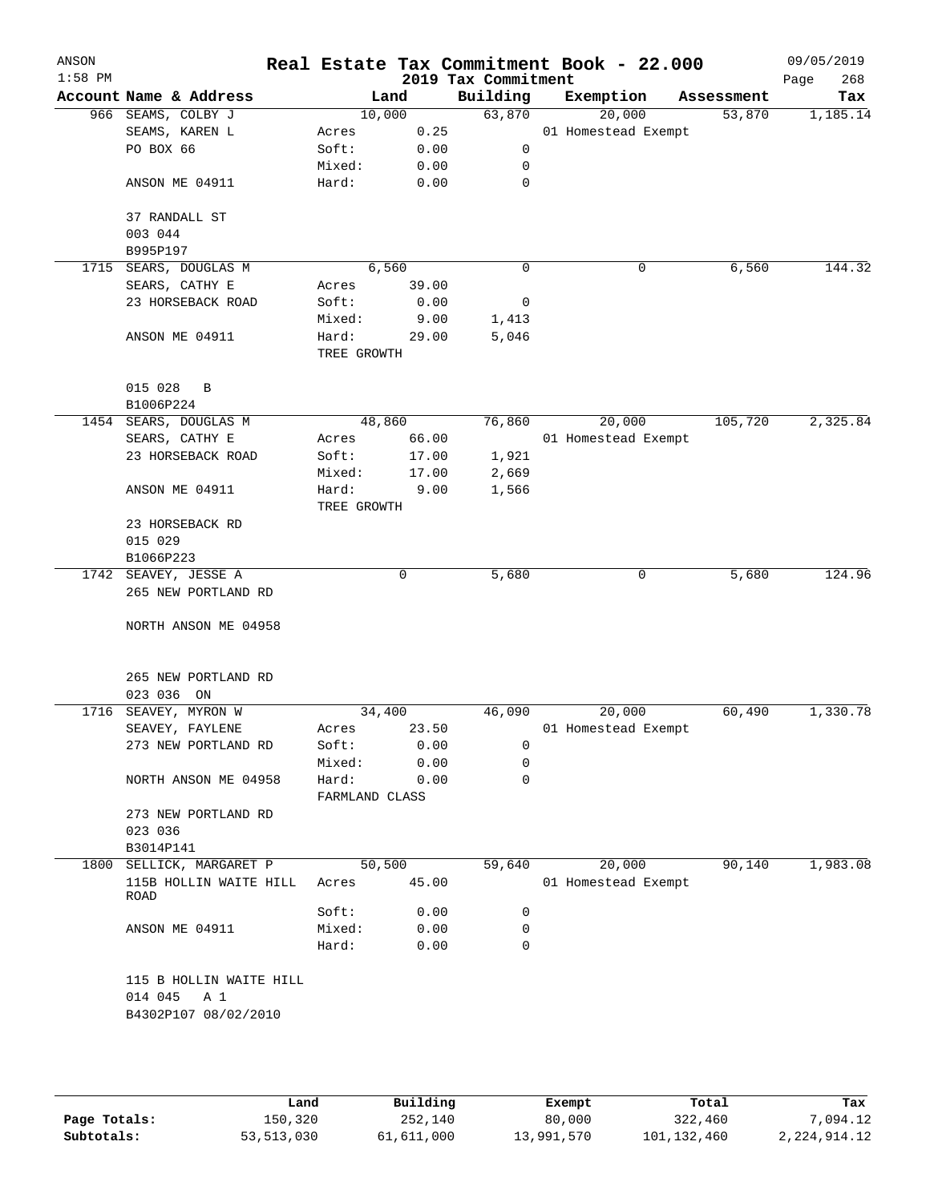ANSON 1:58 PM

# Real Estate Tax Commitment Book - 22.000

2019 Tax Commitment

09/05/2019

| Account Name & Address | Land | | Building | Exemption | Assessment | Tax |
|---|---|---|---|---|---|---|
| 966 SEAMS, COLBY J | 10,000 | | 63,870 | 20,000 | 53,870 | 1,185.14 |
| SEAMS, KAREN L | Acres | 0.25 | | 01 Homestead Exempt | | |
| PO BOX 66 | Soft: | 0.00 | 0 | | | |
| | Mixed: | 0.00 | 0 | | | |
| ANSON ME 04911 | Hard: | 0.00 | 0 | | | |
| 37 RANDALL ST | | | | | | |
| 003 044 | | | | | | |
| B995P197 | | | | | | |
| 1715 SEARS, DOUGLAS M | 6,560 | | 0 | 0 | 6,560 | 144.32 |
| SEARS, CATHY E | Acres | 39.00 | | | | |
| 23 HORSEBACK ROAD | Soft: | 0.00 | 0 | | | |
| | Mixed: | 9.00 | 1,413 | | | |
| ANSON ME 04911 | Hard: | 29.00 | 5,046 | | | |
| | TREE GROWTH | | | | | |
| 015 028 B | | | | | | |
| B1006P224 | | | | | | |
| 1454 SEARS, DOUGLAS M | 48,860 | | 76,860 | 20,000 | 105,720 | 2,325.84 |
| SEARS, CATHY E | Acres | 66.00 | | 01 Homestead Exempt | | |
| 23 HORSEBACK ROAD | Soft: | 17.00 | 1,921 | | | |
| | Mixed: | 17.00 | 2,669 | | | |
| ANSON ME 04911 | Hard: | 9.00 | 1,566 | | | |
| | TREE GROWTH | | | | | |
| 23 HORSEBACK RD | | | | | | |
| 015 029 | | | | | | |
| B1066P223 | | | | | | |
| 1742 SEAVEY, JESSE A | 0 | | 5,680 | 0 | 5,680 | 124.96 |
| 265 NEW PORTLAND RD | | | | | | |
| NORTH ANSON ME 04958 | | | | | | |
| 265 NEW PORTLAND RD | | | | | | |
| 023 036 ON | | | | | | |
| 1716 SEAVEY, MYRON W | 34,400 | | 46,090 | 20,000 | 60,490 | 1,330.78 |
| SEAVEY, FAYLENE | Acres | 23.50 | | 01 Homestead Exempt | | |
| 273 NEW PORTLAND RD | Soft: | 0.00 | 0 | | | |
| | Mixed: | 0.00 | 0 | | | |
| NORTH ANSON ME 04958 | Hard: | 0.00 | 0 | | | |
| | FARMLAND CLASS | | | | | |
| 273 NEW PORTLAND RD | | | | | | |
| 023 036 | | | | | | |
| B3014P141 | | | | | | |
| 1800 SELLICK, MARGARET P | 50,500 | | 59,640 | 20,000 | 90,140 | 1,983.08 |
| 115B HOLLIN WAITE HILL ROAD | Acres | 45.00 | | 01 Homestead Exempt | | |
| | Soft: | 0.00 | 0 | | | |
| ANSON ME 04911 | Mixed: | 0.00 | 0 | | | |
| | Hard: | 0.00 | 0 | | | |
| 115 B HOLLIN WAITE HILL | | | | | | |
| 014 045 A 1 | | | | | | |
| B4302P107 08/02/2010 | | | | | | |

| | Land | Building | Exempt | Total | Tax |
|---|---|---|---|---|---|
| Page Totals: | 150,320 | 252,140 | 80,000 | 322,460 | 7,094.12 |
| Subtotals: | 53,513,030 | 61,611,000 | 13,991,570 | 101,132,460 | 2,224,914.12 |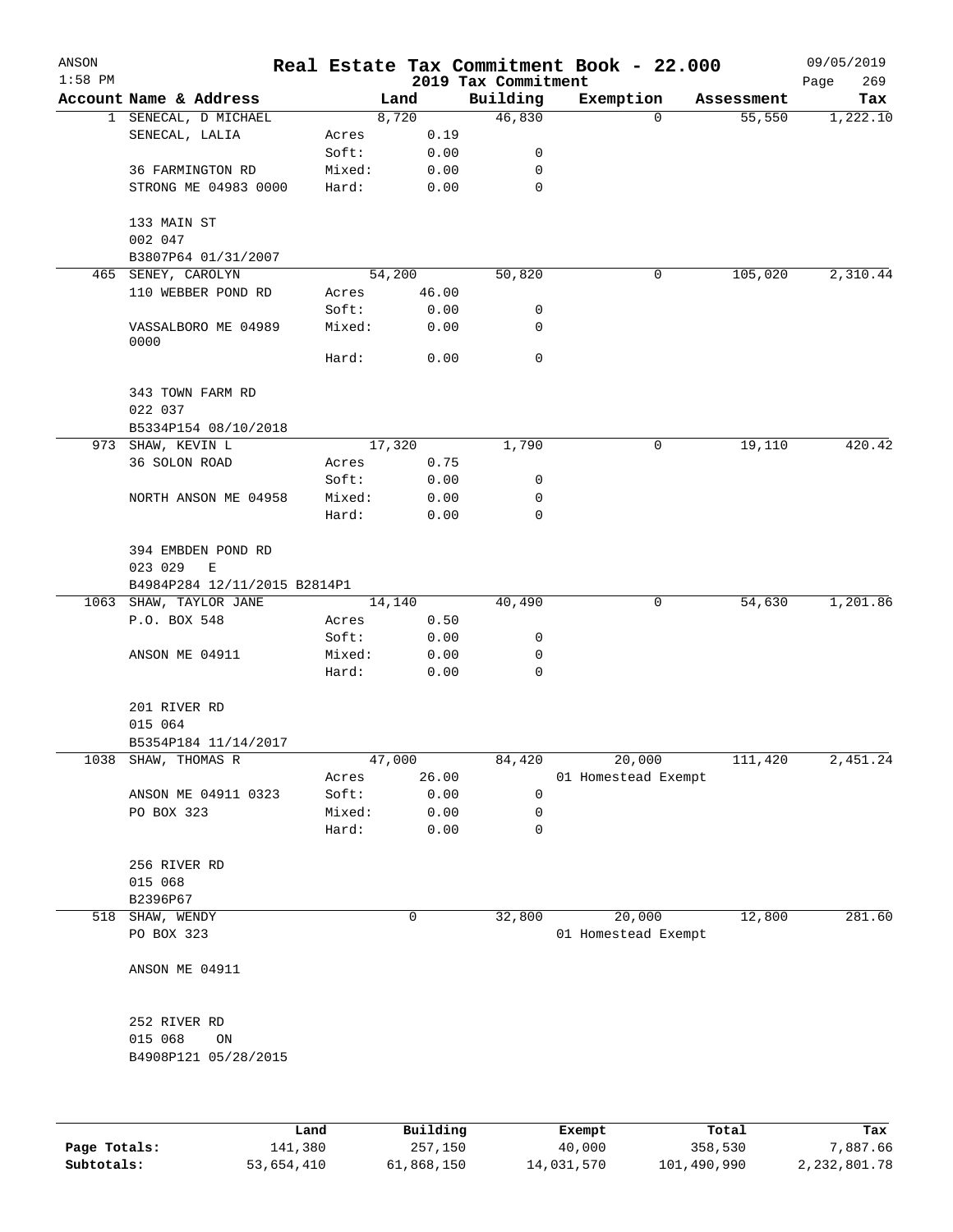# Real Estate Tax Commitment Book - 22.000

ANSON
1:58 PM

2019 Tax Commitment

09/05/2019

| Account Name & Address | | Land | Building | Exemption | Assessment | Tax |
|---|---|---|---|---|---|---|
| 1 SENECAL, D MICHAEL | | 8,720 | 46,830 | 0 | 55,550 | 1,222.10 |
| SENECAL, LALIA | Acres | 0.19 | | | | |
| | Soft: | 0.00 | 0 | | | |
| 36 FARMINGTON RD | Mixed: | 0.00 | 0 | | | |
| STRONG ME 04983 0000 | Hard: | 0.00 | 0 | | | |
| 133 MAIN ST | | | | | | |
| 002 047 | | | | | | |
| B3807P64 01/31/2007 | | | | | | |
| 465 SENEY, CAROLYN | | 54,200 | 50,820 | 0 | 105,020 | 2,310.44 |
| 110 WEBBER POND RD | Acres | 46.00 | | | | |
| | Soft: | 0.00 | 0 | | | |
| VASSALBORO ME 04989 0000 | Mixed: | 0.00 | 0 | | | |
| | Hard: | 0.00 | 0 | | | |
| 343 TOWN FARM RD | | | | | | |
| 022 037 | | | | | | |
| B5334P154 08/10/2018 | | | | | | |
| 973 SHAW, KEVIN L | | 17,320 | 1,790 | 0 | 19,110 | 420.42 |
| 36 SOLON ROAD | Acres | 0.75 | | | | |
| | Soft: | 0.00 | 0 | | | |
| NORTH ANSON ME 04958 | Mixed: | 0.00 | 0 | | | |
| | Hard: | 0.00 | 0 | | | |
| 394 EMBDEN POND RD | | | | | | |
| 023 029 E | | | | | | |
| B4984P284 12/11/2015 B2814P1 | | | | | | |
| 1063 SHAW, TAYLOR JANE | | 14,140 | 40,490 | 0 | 54,630 | 1,201.86 |
| P.O. BOX 548 | Acres | 0.50 | | | | |
| | Soft: | 0.00 | 0 | | | |
| ANSON ME 04911 | Mixed: | 0.00 | 0 | | | |
| | Hard: | 0.00 | 0 | | | |
| 201 RIVER RD | | | | | | |
| 015 064 | | | | | | |
| B5354P184 11/14/2017 | | | | | | |
| 1038 SHAW, THOMAS R | | 47,000 | 84,420 | 20,000 | 111,420 | 2,451.24 |
| | Acres | 26.00 | | 01 Homestead Exempt | | |
| ANSON ME 04911 0323 | Soft: | 0.00 | 0 | | | |
| PO BOX 323 | Mixed: | 0.00 | 0 | | | |
| | Hard: | 0.00 | 0 | | | |
| 256 RIVER RD | | | | | | |
| 015 068 | | | | | | |
| B2396P67 | | | | | | |
| 518 SHAW, WENDY | | 0 | 32,800 | 20,000 | 12,800 | 281.60 |
| PO BOX 323 | | | | 01 Homestead Exempt | | |
| ANSON ME 04911 | | | | | | |
| 252 RIVER RD | | | | | | |
| 015 068 ON | | | | | | |
| B4908P121 05/28/2015 | | | | | | |

| | Land | Building | Exempt | Total | Tax |
|---|---|---|---|---|---|
| Page Totals: | 141,380 | 257,150 | 40,000 | 358,530 | 7,887.66 |
| Subtotals: | 53,654,410 | 61,868,150 | 14,031,570 | 101,490,990 | 2,232,801.78 |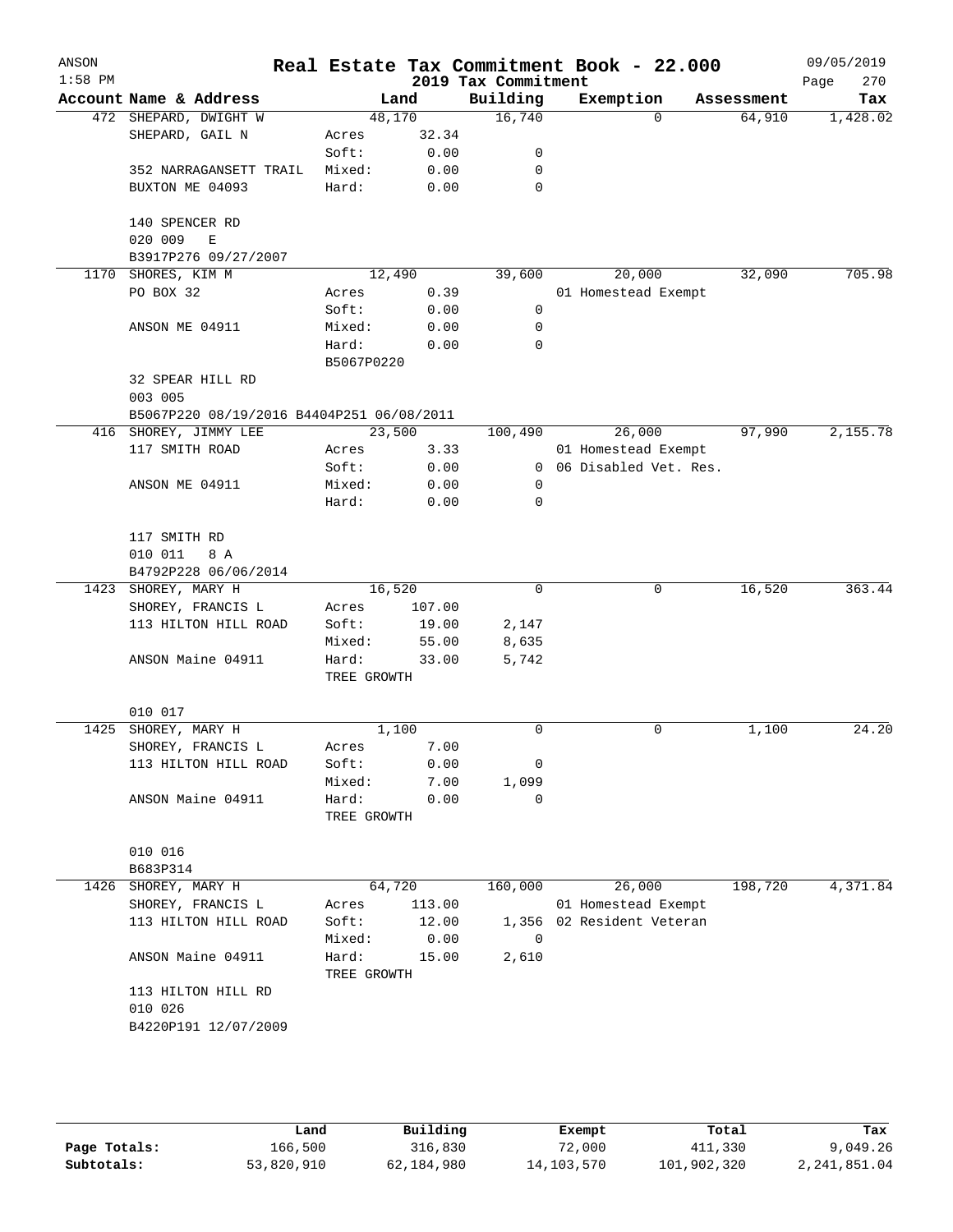ANSON
1:58 PM

# Real Estate Tax Commitment Book - 22.000

2019 Tax Commitment

09/05/2019

| Account | Name & Address | Land | | Building | Exemption | Assessment | Tax |
|---|---|---|---|---|---|---|---|
| 472 | SHEPARD, DWIGHT W | 48,170 | | 16,740 | 0 | 64,910 | 1,428.02 |
| | SHEPARD, GAIL N | Acres | 32.34 | | | | |
| | | Soft: | 0.00 | 0 | | | |
| | 352 NARRAGANSETT TRAIL | Mixed: | 0.00 | 0 | | | |
| | BUXTON ME 04093 | Hard: | 0.00 | 0 | | | |
| | 140 SPENCER RD | | | | | | |
| | 020 009 E | | | | | | |
| | B3917P276 09/27/2007 | | | | | | |
| 1170 | SHORES, KIM M | 12,490 | | 39,600 | 20,000 | 32,090 | 705.98 |
| | PO BOX 32 | Acres | 0.39 | | 01 Homestead Exempt | | |
| | | Soft: | 0.00 | 0 | | | |
| | ANSON ME 04911 | Mixed: | 0.00 | 0 | | | |
| | | Hard: | 0.00 | 0 | | | |
| | | B5067P0220 | | | | | |
| | 32 SPEAR HILL RD | | | | | | |
| | 003 005 | | | | | | |
| | B5067P220 08/19/2016 B4404P251 06/08/2011 | | | | | | |
| 416 | SHOREY, JIMMY LEE | 23,500 | | 100,490 | 26,000 | 97,990 | 2,155.78 |
| | 117 SMITH ROAD | Acres | 3.33 | | 01 Homestead Exempt | | |
| | | Soft: | 0.00 | 0 | 06 Disabled Vet. Res. | | |
| | ANSON ME 04911 | Mixed: | 0.00 | 0 | | | |
| | | Hard: | 0.00 | 0 | | | |
| | 117 SMITH RD | | | | | | |
| | 010 011 8 A | | | | | | |
| | B4792P228 06/06/2014 | | | | | | |
| 1423 | SHOREY, MARY H | 16,520 | | 0 | 0 | 16,520 | 363.44 |
| | SHOREY, FRANCIS L | Acres | 107.00 | | | | |
| | 113 HILTON HILL ROAD | Soft: | 19.00 | 2,147 | | | |
| | | Mixed: | 55.00 | 8,635 | | | |
| | ANSON Maine 04911 | Hard: | 33.00 | 5,742 | | | |
| | | TREE GROWTH | | | | | |
| | 010 017 | | | | | | |
| 1425 | SHOREY, MARY H | 1,100 | | 0 | 0 | 1,100 | 24.20 |
| | SHOREY, FRANCIS L | Acres | 7.00 | | | | |
| | 113 HILTON HILL ROAD | Soft: | 0.00 | 0 | | | |
| | | Mixed: | 7.00 | 1,099 | | | |
| | ANSON Maine 04911 | Hard: | 0.00 | 0 | | | |
| | | TREE GROWTH | | | | | |
| | 010 016 | | | | | | |
| | B683P314 | | | | | | |
| 1426 | SHOREY, MARY H | 64,720 | | 160,000 | 26,000 | 198,720 | 4,371.84 |
| | SHOREY, FRANCIS L | Acres | 113.00 | | 01 Homestead Exempt | | |
| | 113 HILTON HILL ROAD | Soft: | 12.00 | 1,356 | 02 Resident Veteran | | |
| | | Mixed: | 0.00 | 0 | | | |
| | ANSON Maine 04911 | Hard: | 15.00 | 2,610 | | | |
| | | TREE GROWTH | | | | | |
| | 113 HILTON HILL RD | | | | | | |
| | 010 026 | | | | | | |
| | B4220P191 12/07/2009 | | | | | | |

| | Land | Building | Exempt | Total | Tax |
|---|---|---|---|---|---|
| Page Totals: | 166,500 | 316,830 | 72,000 | 411,330 | 9,049.26 |
| Subtotals: | 53,820,910 | 62,184,980 | 14,103,570 | 101,902,320 | 2,241,851.04 |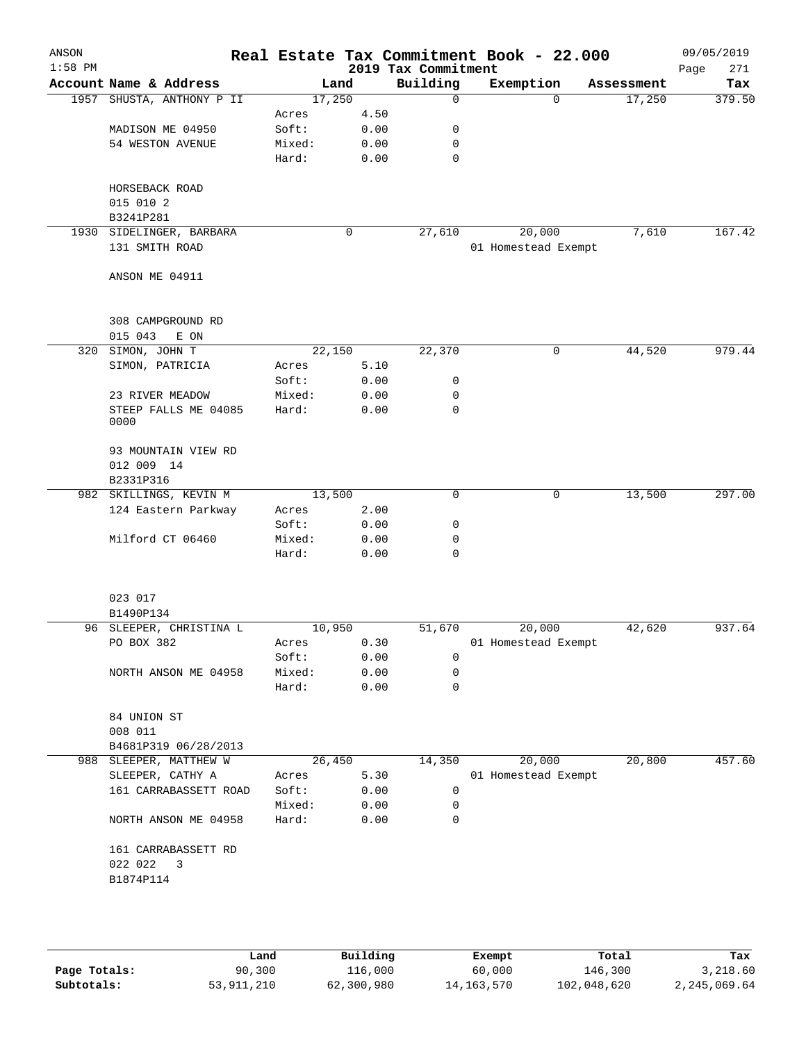# Real Estate Tax Commitment Book - 22.000

## 2019 Tax Commitment

| Account Name & Address | Land | | Building | Exemption | Assessment | Tax |
|---|---|---|---|---|---|---|
| 1957 SHUSTA, ANTHONY P II | 17,250 | | 0 | 0 | 17,250 | 379.50 |
| | Acres | 4.50 | | | | |
| MADISON ME 04950 | Soft: | 0.00 | 0 | | | |
| 54 WESTON AVENUE | Mixed: | 0.00 | 0 | | | |
| | Hard: | 0.00 | 0 | | | |
| HORSEBACK ROAD | | | | | | |
| 015 010 2 | | | | | | |
| B3241P281 | | | | | | |
| 1930 SIDELINGER, BARBARA | 0 | | 27,610 | 20,000 | 7,610 | 167.42 |
| 131 SMITH ROAD | | | | 01 Homestead Exempt | | |
| ANSON ME 04911 | | | | | | |
| 308 CAMPGROUND RD | | | | | | |
| 015 043 E ON | | | | | | |
| 320 SIMON, JOHN T | 22,150 | | 22,370 | 0 | 44,520 | 979.44 |
| SIMON, PATRICIA | Acres | 5.10 | | | | |
| | Soft: | 0.00 | 0 | | | |
| 23 RIVER MEADOW | Mixed: | 0.00 | 0 | | | |
| STEEP FALLS ME 04085 0000 | Hard: | 0.00 | 0 | | | |
| 93 MOUNTAIN VIEW RD | | | | | | |
| 012 009 14 | | | | | | |
| B2331P316 | | | | | | |
| 982 SKILLINGS, KEVIN M | 13,500 | | 0 | 0 | 13,500 | 297.00 |
| 124 Eastern Parkway | Acres | 2.00 | | | | |
| | Soft: | 0.00 | 0 | | | |
| Milford CT 06460 | Mixed: | 0.00 | 0 | | | |
| | Hard: | 0.00 | 0 | | | |
| 023 017 | | | | | | |
| B1490P134 | | | | | | |
| 96 SLEEPER, CHRISTINA L | 10,950 | | 51,670 | 20,000 | 42,620 | 937.64 |
| PO BOX 382 | Acres | 0.30 | | 01 Homestead Exempt | | |
| | Soft: | 0.00 | 0 | | | |
| NORTH ANSON ME 04958 | Mixed: | 0.00 | 0 | | | |
| | Hard: | 0.00 | 0 | | | |
| 84 UNION ST | | | | | | |
| 008 011 | | | | | | |
| B4681P319 06/28/2013 | | | | | | |
| 988 SLEEPER, MATTHEW W | 26,450 | | 14,350 | 20,000 | 20,800 | 457.60 |
| SLEEPER, CATHY A | Acres | 5.30 | | 01 Homestead Exempt | | |
| 161 CARRABASSETT ROAD | Soft: | 0.00 | 0 | | | |
| | Mixed: | 0.00 | 0 | | | |
| NORTH ANSON ME 04958 | Hard: | 0.00 | 0 | | | |
| 161 CARRABASSETT RD | | | | | | |
| 022 022 3 | | | | | | |
| B1874P114 | | | | | | |

| | Land | Building | Exempt | Total | Tax |
|---|---|---|---|---|---|
| Page Totals: | 90,300 | 116,000 | 60,000 | 146,300 | 3,218.60 |
| Subtotals: | 53,911,210 | 62,300,980 | 14,163,570 | 102,048,620 | 2,245,069.64 |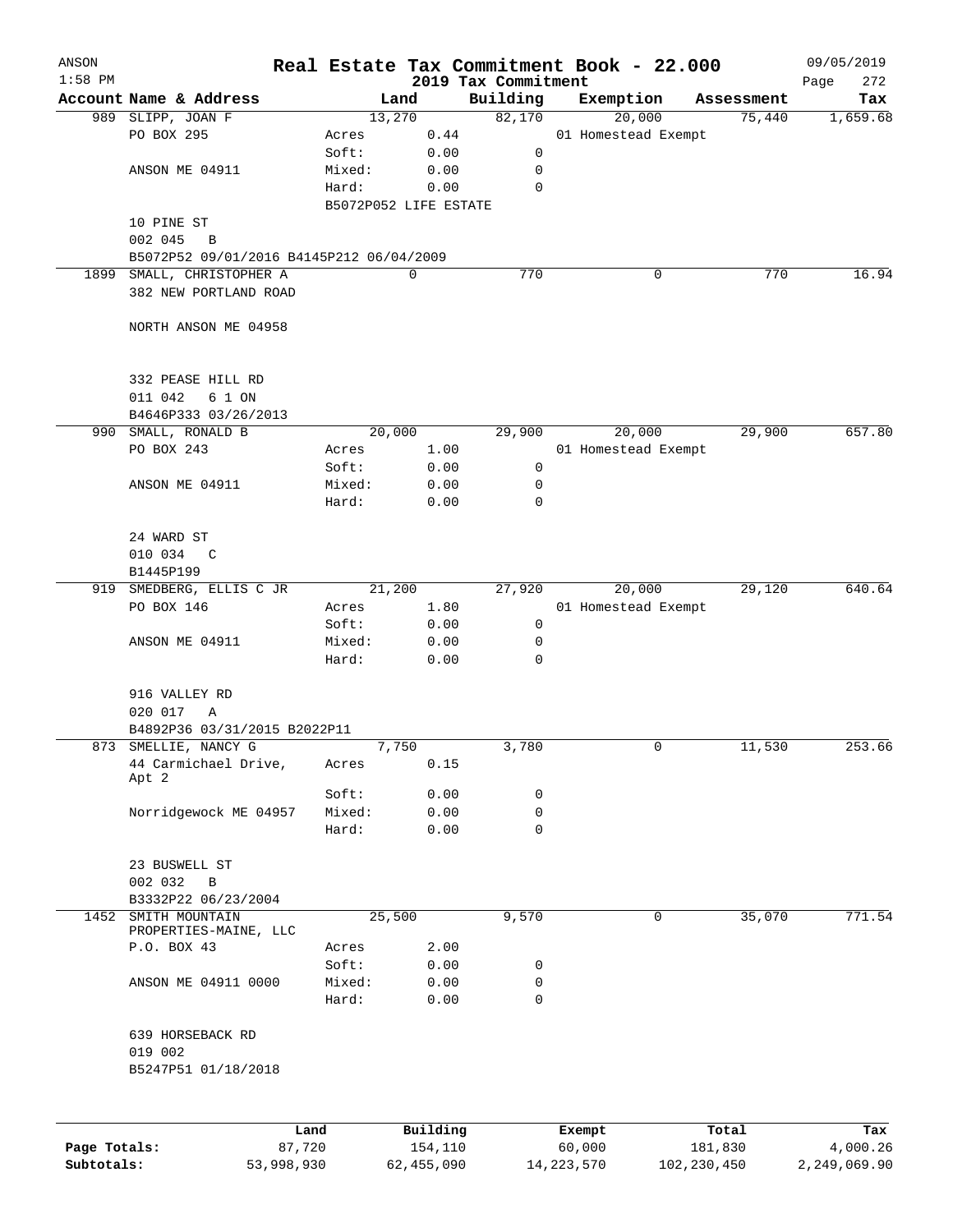# Real Estate Tax Commitment Book - 22.000

ANSON
1:58 PM

2019 Tax Commitment

09/05/2019
Page 272

| Account Name & Address | | Land | Building | Exemption | Assessment | Tax |
|---|---|---|---|---|---|---|
| 989 SLIPP, JOAN F | | 13,270 | 82,170 | 20,000 | 75,440 | 1,659.68 |
| PO BOX 295 | Acres | 0.44 | | 01 Homestead Exempt | | |
| | Soft: | 0.00 | 0 | | | |
| ANSON ME 04911 | Mixed: | 0.00 | 0 | | | |
| | Hard: | 0.00 | 0 | | | |
| | B5072P052 LIFE ESTATE | | | | | |
| 10 PINE ST | | | | | | |
| 002 045 B | | | | | | |
| B5072P52 09/01/2016 B4145P212 06/04/2009 | | | | | | |
| 1899 SMALL, CHRISTOPHER A | | 0 | 770 | 0 | 770 | 16.94 |
| 382 NEW PORTLAND ROAD | | | | | | |
| NORTH ANSON ME 04958 | | | | | | |
| 332 PEASE HILL RD | | | | | | |
| 011 042 6 1 ON | | | | | | |
| B4646P333 03/26/2013 | | | | | | |
| 990 SMALL, RONALD B | | 20,000 | 29,900 | 20,000 | 29,900 | 657.80 |
| PO BOX 243 | Acres | 1.00 | | 01 Homestead Exempt | | |
| | Soft: | 0.00 | 0 | | | |
| ANSON ME 04911 | Mixed: | 0.00 | 0 | | | |
| | Hard: | 0.00 | 0 | | | |
| 24 WARD ST | | | | | | |
| 010 034 C | | | | | | |
| B1445P199 | | | | | | |
| 919 SMEDBERG, ELLIS C JR | | 21,200 | 27,920 | 20,000 | 29,120 | 640.64 |
| PO BOX 146 | Acres | 1.80 | | 01 Homestead Exempt | | |
| | Soft: | 0.00 | 0 | | | |
| ANSON ME 04911 | Mixed: | 0.00 | 0 | | | |
| | Hard: | 0.00 | 0 | | | |
| 916 VALLEY RD | | | | | | |
| 020 017 A | | | | | | |
| B4892P36 03/31/2015 B2022P11 | | | | | | |
| 873 SMELLIE, NANCY G | | 7,750 | 3,780 | 0 | 11,530 | 253.66 |
| 44 Carmichael Drive, Apt 2 | Acres | 0.15 | | | | |
| | Soft: | 0.00 | 0 | | | |
| Norridgewock ME 04957 | Mixed: | 0.00 | 0 | | | |
| | Hard: | 0.00 | 0 | | | |
| 23 BUSWELL ST | | | | | | |
| 002 032 B | | | | | | |
| B3332P22 06/23/2004 | | | | | | |
| 1452 SMITH MOUNTAIN PROPERTIES-MAINE, LLC | | 25,500 | 9,570 | 0 | 35,070 | 771.54 |
| P.O. BOX 43 | Acres | 2.00 | | | | |
| | Soft: | 0.00 | 0 | | | |
| ANSON ME 04911 0000 | Mixed: | 0.00 | 0 | | | |
| | Hard: | 0.00 | 0 | | | |
| 639 HORSEBACK RD | | | | | | |
| 019 002 | | | | | | |
| B5247P51 01/18/2018 | | | | | | |

| | Land | Building | Exempt | Total | Tax |
|---|---|---|---|---|---|
| Page Totals: | 87,720 | 154,110 | 60,000 | 181,830 | 4,000.26 |
| Subtotals: | 53,998,930 | 62,455,090 | 14,223,570 | 102,230,450 | 2,249,069.90 |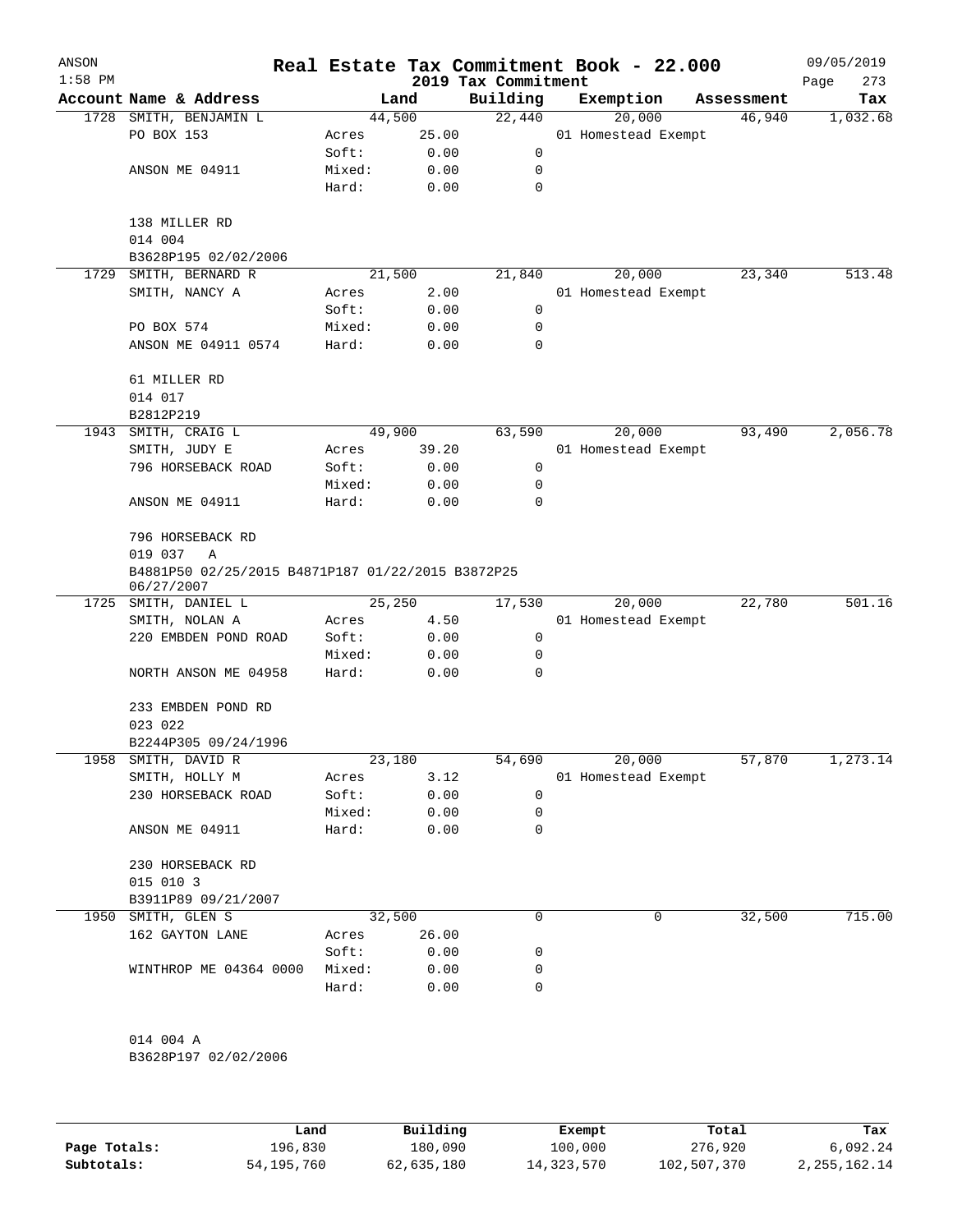# Real Estate Tax Commitment Book - 22.000

ANSON
1:58 PM

2019 Tax Commitment

09/05/2019

| Account | Name & Address | | Land | Building | Exemption | Assessment | Tax |
|---|---|---|---|---|---|---|---|
| 1728 | SMITH, BENJAMIN L | | 44,500 | 22,440 | 20,000 | 46,940 | 1,032.68 |
| | PO BOX 153 | Acres | 25.00 | | 01 Homestead Exempt | | |
| | | Soft: | 0.00 | 0 | | | |
| | ANSON ME 04911 | Mixed: | 0.00 | 0 | | | |
| | | Hard: | 0.00 | 0 | | | |
| | 138 MILLER RD | | | | | | |
| | 014 004 | | | | | | |
| | B3628P195 02/02/2006 | | | | | | |
| 1729 | SMITH, BERNARD R | | 21,500 | 21,840 | 20,000 | 23,340 | 513.48 |
| | SMITH, NANCY A | Acres | 2.00 | | 01 Homestead Exempt | | |
| | | Soft: | 0.00 | 0 | | | |
| | PO BOX 574 | Mixed: | 0.00 | 0 | | | |
| | ANSON ME 04911 0574 | Hard: | 0.00 | 0 | | | |
| | 61 MILLER RD | | | | | | |
| | 014 017 | | | | | | |
| | B2812P219 | | | | | | |
| 1943 | SMITH, CRAIG L | | 49,900 | 63,590 | 20,000 | 93,490 | 2,056.78 |
| | SMITH, JUDY E | Acres | 39.20 | | 01 Homestead Exempt | | |
| | 796 HORSEBACK ROAD | Soft: | 0.00 | 0 | | | |
| | | Mixed: | 0.00 | 0 | | | |
| | ANSON ME 04911 | Hard: | 0.00 | 0 | | | |
| | 796 HORSEBACK RD | | | | | | |
| | 019 037 A | | | | | | |
| | B4881P50 02/25/2015 B4871P187 01/22/2015 B3872P25 06/27/2007 | | | | | | |
| 1725 | SMITH, DANIEL L | | 25,250 | 17,530 | 20,000 | 22,780 | 501.16 |
| | SMITH, NOLAN A | Acres | 4.50 | | 01 Homestead Exempt | | |
| | 220 EMBDEN POND ROAD | Soft: | 0.00 | 0 | | | |
| | | Mixed: | 0.00 | 0 | | | |
| | NORTH ANSON ME 04958 | Hard: | 0.00 | 0 | | | |
| | 233 EMBDEN POND RD | | | | | | |
| | 023 022 | | | | | | |
| | B2244P305 09/24/1996 | | | | | | |
| 1958 | SMITH, DAVID R | | 23,180 | 54,690 | 20,000 | 57,870 | 1,273.14 |
| | SMITH, HOLLY M | Acres | 3.12 | | 01 Homestead Exempt | | |
| | 230 HORSEBACK ROAD | Soft: | 0.00 | 0 | | | |
| | | Mixed: | 0.00 | 0 | | | |
| | ANSON ME 04911 | Hard: | 0.00 | 0 | | | |
| | 230 HORSEBACK RD | | | | | | |
| | 015 010 3 | | | | | | |
| | B3911P89 09/21/2007 | | | | | | |
| 1950 | SMITH, GLEN S | | 32,500 | 0 | 0 | 32,500 | 715.00 |
| | 162 GAYTON LANE | Acres | 26.00 | | | | |
| | | Soft: | 0.00 | 0 | | | |
| | WINTHROP ME 04364 0000 | Mixed: | 0.00 | 0 | | | |
| | | Hard: | 0.00 | 0 | | | |
| | 014 004 A | | | | | | |
| | B3628P197 02/02/2006 | | | | | | |

| | Land | Building | Exempt | Total | Tax |
|---|---|---|---|---|---|
| Page Totals: | 196,830 | 180,090 | 100,000 | 276,920 | 6,092.24 |
| Subtotals: | 54,195,760 | 62,635,180 | 14,323,570 | 102,507,370 | 2,255,162.14 |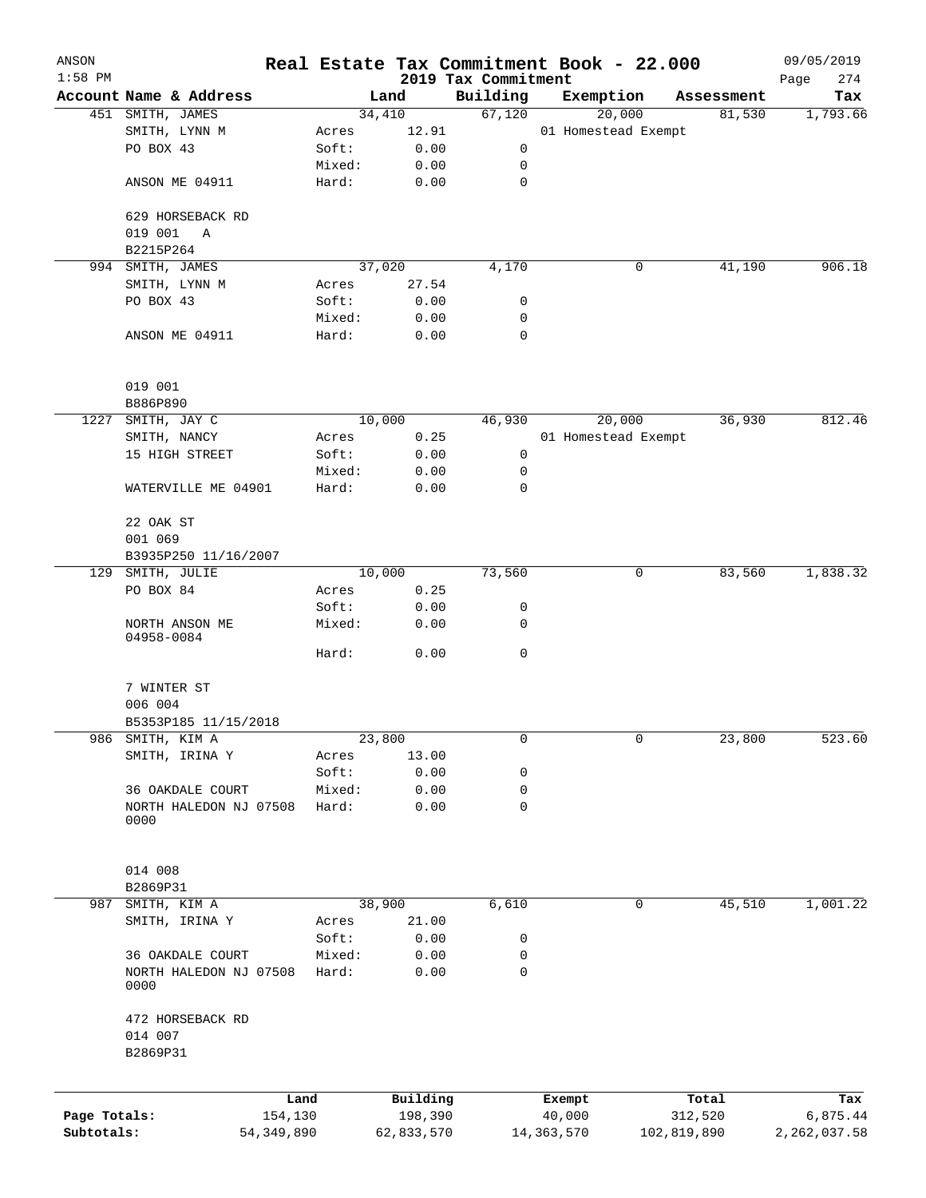ANSON
$1:58$ PM

# Real Estate Tax Commitment Book - 22.000

## 2019 Tax Commitment

09/05/2019

| Account Name & Address | | Land | Building | Exemption | Assessment | Tax |
|---|---|---|---|---|---|---|
| 451 SMITH, JAMES | | 34,410 | 67,120 | 20,000 | 81,530 | 1,793.66 |
| SMITH, LYNN M | Acres | 12.91 | | 01 Homestead Exempt | | |
| PO BOX 43 | Soft: | 0.00 | 0 | | | |
| | Mixed: | 0.00 | 0 | | | |
| ANSON ME 04911 | Hard: | 0.00 | 0 | | | |
| 629 HORSEBACK RD | | | | | | |
| 019 001 A | | | | | | |
| B2215P264 | | | | | | |
| 994 SMITH, JAMES | | 37,020 | 4,170 | 0 | 41,190 | 906.18 |
| SMITH, LYNN M | Acres | 27.54 | | | | |
| PO BOX 43 | Soft: | 0.00 | 0 | | | |
| | Mixed: | 0.00 | 0 | | | |
| ANSON ME 04911 | Hard: | 0.00 | 0 | | | |
| 019 001 | | | | | | |
| B886P890 | | | | | | |
| 1227 SMITH, JAY C | | 10,000 | 46,930 | 20,000 | 36,930 | 812.46 |
| SMITH, NANCY | Acres | 0.25 | | 01 Homestead Exempt | | |
| 15 HIGH STREET | Soft: | 0.00 | 0 | | | |
| | Mixed: | 0.00 | 0 | | | |
| WATERVILLE ME 04901 | Hard: | 0.00 | 0 | | | |
| 22 OAK ST | | | | | | |
| 001 069 | | | | | | |
| B3935P250 11/16/2007 | | | | | | |
| 129 SMITH, JULIE | | 10,000 | 73,560 | 0 | 83,560 | 1,838.32 |
| PO BOX 84 | Acres | 0.25 | | | | |
| | Soft: | 0.00 | 0 | | | |
| NORTH ANSON ME 04958-0084 | Mixed: | 0.00 | 0 | | | |
| | Hard: | 0.00 | 0 | | | |
| 7 WINTER ST | | | | | | |
| 006 004 | | | | | | |
| B5353P185 11/15/2018 | | | | | | |
| 986 SMITH, KIM A | | 23,800 | 0 | 0 | 23,800 | 523.60 |
| SMITH, IRINA Y | Acres | 13.00 | | | | |
| | Soft: | 0.00 | 0 | | | |
| 36 OAKDALE COURT | Mixed: | 0.00 | 0 | | | |
| NORTH HALEDON NJ 07508 0000 | Hard: | 0.00 | 0 | | | |
| 014 008 | | | | | | |
| B2869P31 | | | | | | |
| 987 SMITH, KIM A | | 38,900 | 6,610 | 0 | 45,510 | 1,001.22 |
| SMITH, IRINA Y | Acres | 21.00 | | | | |
| | Soft: | 0.00 | 0 | | | |
| 36 OAKDALE COURT | Mixed: | 0.00 | 0 | | | |
| NORTH HALEDON NJ 07508 0000 | Hard: | 0.00 | 0 | | | |
| 472 HORSEBACK RD | | | | | | |
| 014 007 | | | | | | |
| B2869P31 | | | | | | |

| | Land | Building | Exempt | Total | Tax |
|---|---|---|---|---|---|
| Page Totals: | 154,130 | 198,390 | 40,000 | 312,520 | 6,875.44 |
| Subtotals: | 54,349,890 | 62,833,570 | 14,363,570 | 102,819,890 | 2,262,037.58 |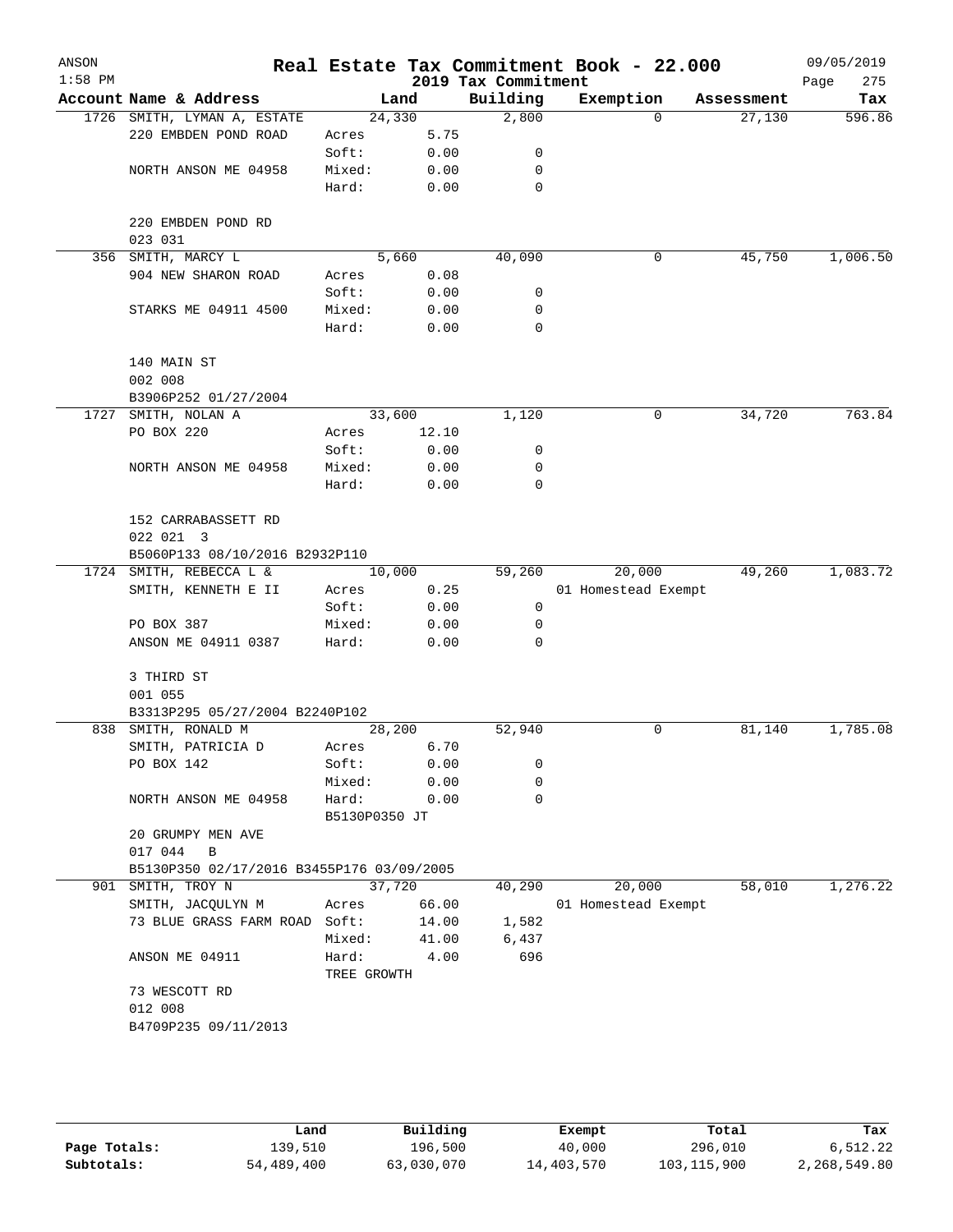# Real Estate Tax Commitment Book - 22.000

ANSON
1:58 PM

2019 Tax Commitment

09/05/2019

| Account | Name & Address | Land | | Building | Exemption | Assessment | Tax |
|---|---|---|---|---|---|---|---|
| 1726 | SMITH, LYMAN A, ESTATE | | 24,330 | 2,800 | 0 | 27,130 | 596.86 |
| | 220 EMBDEN POND ROAD | Acres | 5.75 | | | | |
| | | Soft: | 0.00 | 0 | | | |
| | NORTH ANSON ME 04958 | Mixed: | 0.00 | 0 | | | |
| | | Hard: | 0.00 | 0 | | | |
| | 220 EMBDEN POND RD | | | | | | |
| | 023 031 | | | | | | |
| 356 | SMITH, MARCY L | | 5,660 | 40,090 | 0 | 45,750 | 1,006.50 |
| | 904 NEW SHARON ROAD | Acres | 0.08 | | | | |
| | | Soft: | 0.00 | 0 | | | |
| | STARKS ME 04911 4500 | Mixed: | 0.00 | 0 | | | |
| | | Hard: | 0.00 | 0 | | | |
| | 140 MAIN ST | | | | | | |
| | 002 008 | | | | | | |
| | B3906P252 01/27/2004 | | | | | | |
| 1727 | SMITH, NOLAN A | | 33,600 | 1,120 | 0 | 34,720 | 763.84 |
| | PO BOX 220 | Acres | 12.10 | | | | |
| | | Soft: | 0.00 | 0 | | | |
| | NORTH ANSON ME 04958 | Mixed: | 0.00 | 0 | | | |
| | | Hard: | 0.00 | 0 | | | |
| | 152 CARRABASSETT RD | | | | | | |
| | 022 021 3 | | | | | | |
| | B5060P133 08/10/2016 B2932P110 | | | | | | |
| 1724 | SMITH, REBECCA L & | | 10,000 | 59,260 | 20,000 | 49,260 | 1,083.72 |
| | SMITH, KENNETH E II | Acres | 0.25 | | 01 Homestead Exempt | | |
| | | Soft: | 0.00 | 0 | | | |
| | PO BOX 387 | Mixed: | 0.00 | 0 | | | |
| | ANSON ME 04911 0387 | Hard: | 0.00 | 0 | | | |
| | 3 THIRD ST | | | | | | |
| | 001 055 | | | | | | |
| | B3313P295 05/27/2004 B2240P102 | | | | | | |
| 838 | SMITH, RONALD M | | 28,200 | 52,940 | 0 | 81,140 | 1,785.08 |
| | SMITH, PATRICIA D | Acres | 6.70 | | | | |
| | PO BOX 142 | Soft: | 0.00 | 0 | | | |
| | | Mixed: | 0.00 | 0 | | | |
| | NORTH ANSON ME 04958 | Hard: | 0.00 | 0 | | | |
| | | B5130P0350 JT | | | | | |
| | 20 GRUMPY MEN AVE | | | | | | |
| | 017 044 B | | | | | | |
| | B5130P350 02/17/2016 B3455P176 03/09/2005 | | | | | | |
| 901 | SMITH, TROY N | | 37,720 | 40,290 | 20,000 | 58,010 | 1,276.22 |
| | SMITH, JACQULYN M | Acres | 66.00 | | 01 Homestead Exempt | | |
| | 73 BLUE GRASS FARM ROAD | Soft: | 14.00 | 1,582 | | | |
| | | Mixed: | 41.00 | 6,437 | | | |
| | ANSON ME 04911 | Hard: | 4.00 | 696 | | | |
| | | TREE GROWTH | | | | | |
| | 73 WESCOTT RD | | | | | | |
| | 012 008 | | | | | | |
| | B4709P235 09/11/2013 | | | | | | |

| | Land | Building | Exempt | Total | Tax |
|---|---|---|---|---|---|
| Page Totals: | 139,510 | 196,500 | 40,000 | 296,010 | 6,512.22 |
| Subtotals: | 54,489,400 | 63,030,070 | 14,403,570 | 103,115,900 | 2,268,549.80 |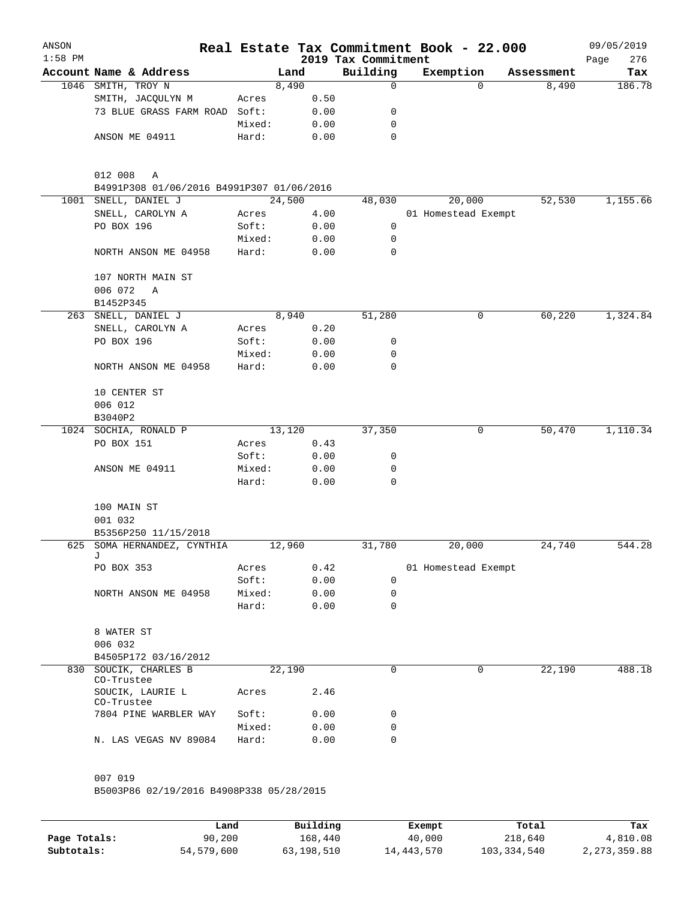# Real Estate Tax Commitment Book - 22.000

ANSON
1:58 PM

2019 Tax Commitment

09/05/2019

| Account Name & Address | | Land | Building | Exemption | Assessment | Tax |
|---|---|---|---|---|---|---|
| 1046 SMITH, TROY N | | 8,490 | 0 | 0 | 8,490 | 186.78 |
| SMITH, JACQULYN M | Acres | 0.50 | | | | |
| 73 BLUE GRASS FARM ROAD | Soft: | 0.00 | 0 | | | |
| | Mixed: | 0.00 | 0 | | | |
| ANSON ME 04911 | Hard: | 0.00 | 0 | | | |
| 012 008 A | | | | | | |
| B4991P308 01/06/2016 B4991P307 01/06/2016 | | | | | | |
| 1001 SNELL, DANIEL J | | 24,500 | 48,030 | 20,000 | 52,530 | 1,155.66 |
| SNELL, CAROLYN A | Acres | 4.00 | | 01 Homestead Exempt | | |
| PO BOX 196 | Soft: | 0.00 | 0 | | | |
| | Mixed: | 0.00 | 0 | | | |
| NORTH ANSON ME 04958 | Hard: | 0.00 | 0 | | | |
| 107 NORTH MAIN ST | | | | | | |
| 006 072 A | | | | | | |
| B1452P345 | | | | | | |
| 263 SNELL, DANIEL J | | 8,940 | 51,280 | 0 | 60,220 | 1,324.84 |
| SNELL, CAROLYN A | Acres | 0.20 | | | | |
| PO BOX 196 | Soft: | 0.00 | 0 | | | |
| | Mixed: | 0.00 | 0 | | | |
| NORTH ANSON ME 04958 | Hard: | 0.00 | 0 | | | |
| 10 CENTER ST | | | | | | |
| 006 012 | | | | | | |
| B3040P2 | | | | | | |
| 1024 SOCHIA, RONALD P | | 13,120 | 37,350 | 0 | 50,470 | 1,110.34 |
| PO BOX 151 | Acres | 0.43 | | | | |
| | Soft: | 0.00 | 0 | | | |
| ANSON ME 04911 | Mixed: | 0.00 | 0 | | | |
| | Hard: | 0.00 | 0 | | | |
| 100 MAIN ST | | | | | | |
| 001 032 | | | | | | |
| B5356P250 11/15/2018 | | | | | | |
| 625 SOMA HERNANDEZ, CYNTHIA J | | 12,960 | 31,780 | 20,000 | 24,740 | 544.28 |
| PO BOX 353 | Acres | 0.42 | | 01 Homestead Exempt | | |
| | Soft: | 0.00 | 0 | | | |
| NORTH ANSON ME 04958 | Mixed: | 0.00 | 0 | | | |
| | Hard: | 0.00 | 0 | | | |
| 8 WATER ST | | | | | | |
| 006 032 | | | | | | |
| B4505P172 03/16/2012 | | | | | | |
| 830 SOUCIK, CHARLES B CO-Trustee | | 22,190 | 0 | 0 | 22,190 | 488.18 |
| SOUCIK, LAURIE L CO-Trustee | Acres | 2.46 | | | | |
| 7804 PINE WARBLER WAY | Soft: | 0.00 | 0 | | | |
| | Mixed: | 0.00 | 0 | | | |
| N. LAS VEGAS NV 89084 | Hard: | 0.00 | 0 | | | |
| 007 019 | | | | | | |
| B5003P86 02/19/2016 B4908P338 05/28/2015 | | | | | | |

| | Land | Building | Exempt | Total | Tax |
|---|---|---|---|---|---|
| Page Totals: | 90,200 | 168,440 | 40,000 | 218,640 | 4,810.08 |
| Subtotals: | 54,579,600 | 63,198,510 | 14,443,570 | 103,334,540 | 2,273,359.88 |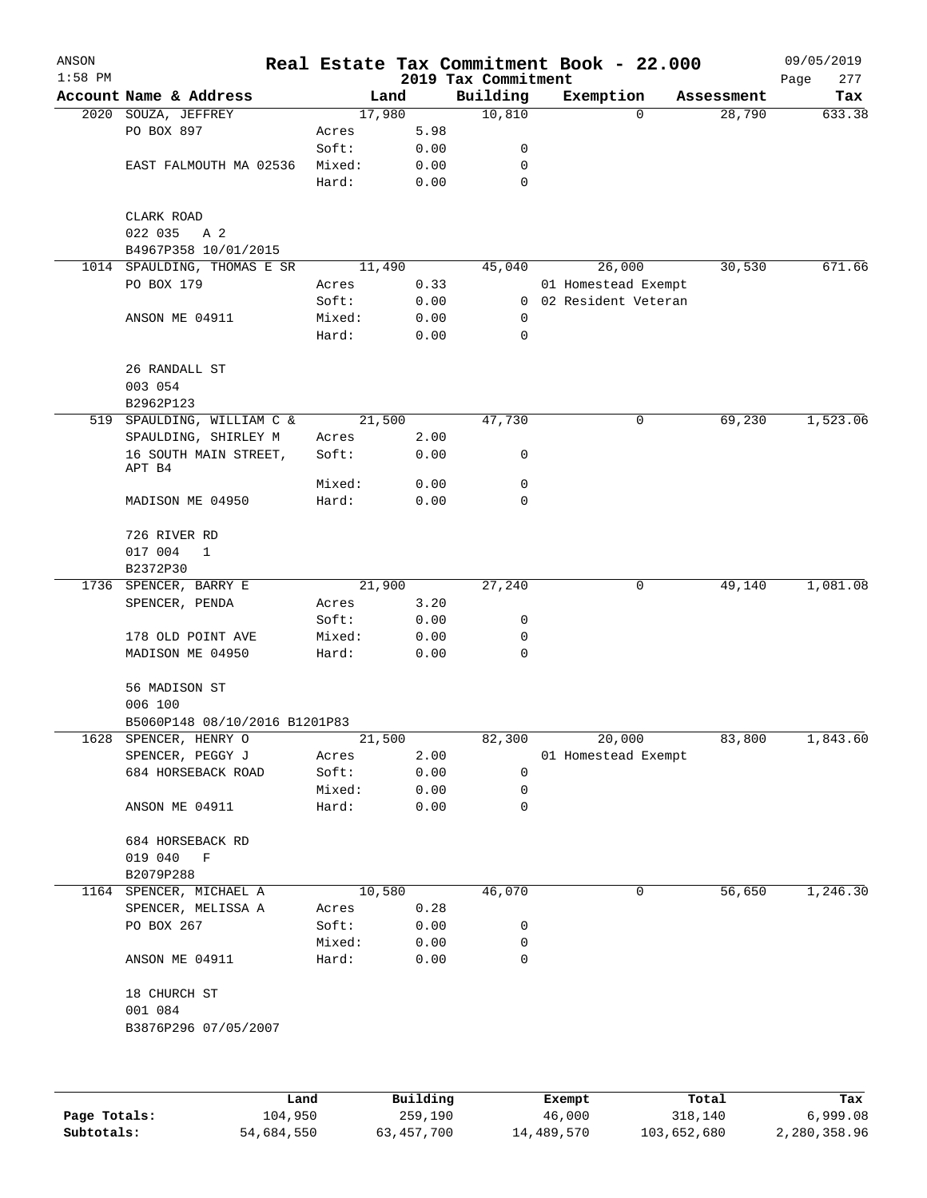# Real Estate Tax Commitment Book - 22.000

ANSON 1:58 PM — 2019 Tax Commitment — 09/05/2019

| Account Name & Address | | Land | | Building | Exemption | Assessment | Tax |
|---|---|---|---|---|---|---|---|
| 2020 SOUZA, JEFFREY | | 17,980 | | 10,810 | 0 | 28,790 | 633.38 |
| PO BOX 897 | Acres | | 5.98 | | | | |
| | Soft: | | 0.00 | 0 | | | |
| EAST FALMOUTH MA 02536 | Mixed: | | 0.00 | 0 | | | |
| | Hard: | | 0.00 | 0 | | | |
| CLARK ROAD | | | | | | | |
| 022 035 A 2 | | | | | | | |
| B4967P358 10/01/2015 | | | | | | | |
| 1014 SPAULDING, THOMAS E SR | | 11,490 | | 45,040 | 26,000 | 30,530 | 671.66 |
| PO BOX 179 | Acres | | 0.33 | | 01 Homestead Exempt | | |
| | Soft: | | 0.00 | 0 | 02 Resident Veteran | | |
| ANSON ME 04911 | Mixed: | | 0.00 | 0 | | | |
| | Hard: | | 0.00 | 0 | | | |
| 26 RANDALL ST | | | | | | | |
| 003 054 | | | | | | | |
| B2962P123 | | | | | | | |
| 519 SPAULDING, WILLIAM C & | | 21,500 | | 47,730 | 0 | 69,230 | 1,523.06 |
| SPAULDING, SHIRLEY M | Acres | | 2.00 | | | | |
| 16 SOUTH MAIN STREET, APT B4 | Soft: | | 0.00 | 0 | | | |
| | Mixed: | | 0.00 | 0 | | | |
| MADISON ME 04950 | Hard: | | 0.00 | 0 | | | |
| 726 RIVER RD | | | | | | | |
| 017 004 1 | | | | | | | |
| B2372P30 | | | | | | | |
| 1736 SPENCER, BARRY E | | 21,900 | | 27,240 | 0 | 49,140 | 1,081.08 |
| SPENCER, PENDA | Acres | | 3.20 | | | | |
| | Soft: | | 0.00 | 0 | | | |
| 178 OLD POINT AVE | Mixed: | | 0.00 | 0 | | | |
| MADISON ME 04950 | Hard: | | 0.00 | 0 | | | |
| 56 MADISON ST | | | | | | | |
| 006 100 | | | | | | | |
| B5060P148 08/10/2016 B1201P83 | | | | | | | |
| 1628 SPENCER, HENRY O | | 21,500 | | 82,300 | 20,000 | 83,800 | 1,843.60 |
| SPENCER, PEGGY J | Acres | | 2.00 | | 01 Homestead Exempt | | |
| 684 HORSEBACK ROAD | Soft: | | 0.00 | 0 | | | |
| | Mixed: | | 0.00 | 0 | | | |
| ANSON ME 04911 | Hard: | | 0.00 | 0 | | | |
| 684 HORSEBACK RD | | | | | | | |
| 019 040 F | | | | | | | |
| B2079P288 | | | | | | | |
| 1164 SPENCER, MICHAEL A | | 10,580 | | 46,070 | 0 | 56,650 | 1,246.30 |
| SPENCER, MELISSA A | Acres | | 0.28 | | | | |
| PO BOX 267 | Soft: | | 0.00 | 0 | | | |
| | Mixed: | | 0.00 | 0 | | | |
| ANSON ME 04911 | Hard: | | 0.00 | 0 | | | |
| 18 CHURCH ST | | | | | | | |
| 001 084 | | | | | | | |
| B3876P296 07/05/2007 | | | | | | | |

| | Land | Building | Exempt | Total | Tax |
|---|---|---|---|---|---|
| Page Totals: | 104,950 | 259,190 | 46,000 | 318,140 | 6,999.08 |
| Subtotals: | 54,684,550 | 63,457,700 | 14,489,570 | 103,652,680 | 2,280,358.96 |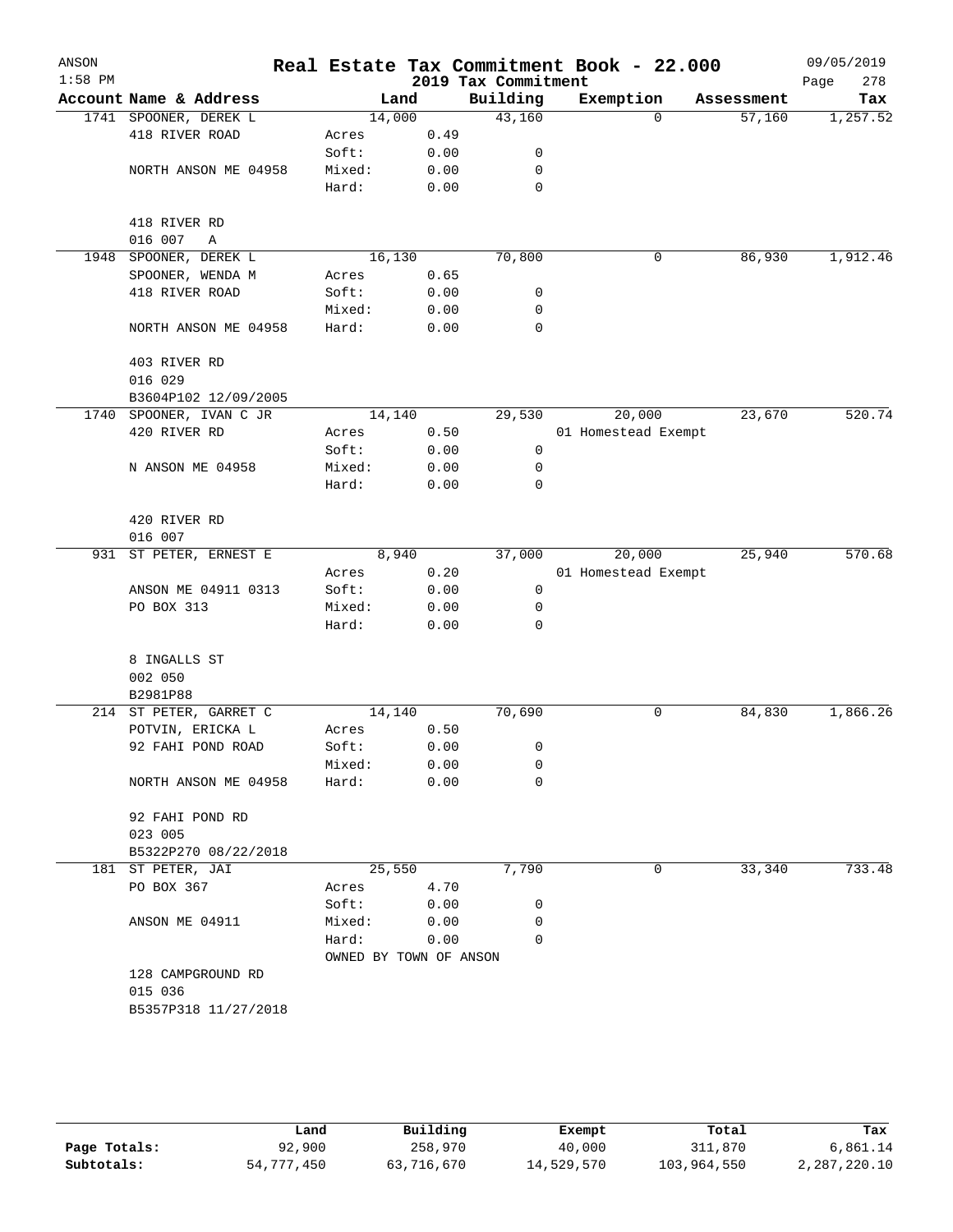ANSON
1:58 PM

# Real Estate Tax Commitment Book - 22.000

2019 Tax Commitment

09/05/2019

| Account Name & Address | Land | | Building | Exemption | Assessment | Tax |
|---|---|---|---|---|---|---|
| 1741 SPOONER, DEREK L | 14,000 | | 43,160 | 0 | 57,160 | 1,257.52 |
| 418 RIVER ROAD | Acres | 0.49 | | | | |
| | Soft: | 0.00 | 0 | | | |
| NORTH ANSON ME 04958 | Mixed: | 0.00 | 0 | | | |
| | Hard: | 0.00 | 0 | | | |
| 418 RIVER RD | | | | | | |
| 016 007 A | | | | | | |
| 1948 SPOONER, DEREK L | 16,130 | | 70,800 | 0 | 86,930 | 1,912.46 |
| SPOONER, WENDA M | Acres | 0.65 | | | | |
| 418 RIVER ROAD | Soft: | 0.00 | 0 | | | |
| | Mixed: | 0.00 | 0 | | | |
| NORTH ANSON ME 04958 | Hard: | 0.00 | 0 | | | |
| 403 RIVER RD | | | | | | |
| 016 029 | | | | | | |
| B3604P102 12/09/2005 | | | | | | |
| 1740 SPOONER, IVAN C JR | 14,140 | | 29,530 | 20,000 | 23,670 | 520.74 |
| 420 RIVER RD | Acres | 0.50 | | 01 Homestead Exempt | | |
| | Soft: | 0.00 | 0 | | | |
| N ANSON ME 04958 | Mixed: | 0.00 | 0 | | | |
| | Hard: | 0.00 | 0 | | | |
| 420 RIVER RD | | | | | | |
| 016 007 | | | | | | |
| 931 ST PETER, ERNEST E | 8,940 | | 37,000 | 20,000 | 25,940 | 570.68 |
| | Acres | 0.20 | | 01 Homestead Exempt | | |
| ANSON ME 04911 0313 | Soft: | 0.00 | 0 | | | |
| PO BOX 313 | Mixed: | 0.00 | 0 | | | |
| | Hard: | 0.00 | 0 | | | |
| 8 INGALLS ST | | | | | | |
| 002 050 | | | | | | |
| B2981P88 | | | | | | |
| 214 ST PETER, GARRET C | 14,140 | | 70,690 | 0 | 84,830 | 1,866.26 |
| POTVIN, ERICKA L | Acres | 0.50 | | | | |
| 92 FAHI POND ROAD | Soft: | 0.00 | 0 | | | |
| | Mixed: | 0.00 | 0 | | | |
| NORTH ANSON ME 04958 | Hard: | 0.00 | 0 | | | |
| 92 FAHI POND RD | | | | | | |
| 023 005 | | | | | | |
| B5322P270 08/22/2018 | | | | | | |
| 181 ST PETER, JAI | 25,550 | | 7,790 | 0 | 33,340 | 733.48 |
| PO BOX 367 | Acres | 4.70 | | | | |
| | Soft: | 0.00 | 0 | | | |
| ANSON ME 04911 | Mixed: | 0.00 | 0 | | | |
| | Hard: | 0.00 | 0 | | | |
| | OWNED BY TOWN OF ANSON | | | | | |
| 128 CAMPGROUND RD | | | | | | |
| 015 036 | | | | | | |
| B5357P318 11/27/2018 | | | | | | |

| | Land | Building | Exempt | Total | Tax |
|---|---|---|---|---|---|
| Page Totals: | 92,900 | 258,970 | 40,000 | 311,870 | 6,861.14 |
| Subtotals: | 54,777,450 | 63,716,670 | 14,529,570 | 103,964,550 | 2,287,220.10 |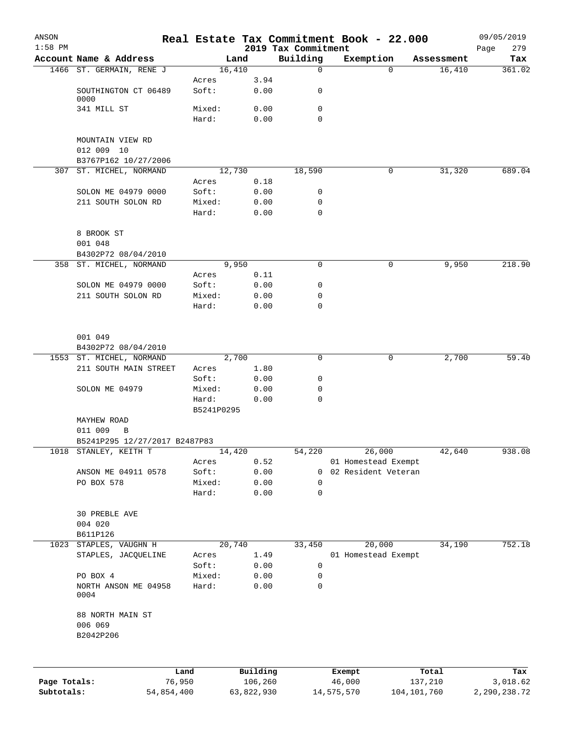ANSON
$1:58$ PM

# Real Estate Tax Commitment Book - 22.000

2019 Tax Commitment

09/05/2019
Page 279

| Account Name & Address | | Land | Building | Exemption | Assessment | Tax |
|---|---|---|---|---|---|---|
| 1466 ST. GERMAIN, RENE J | | 16,410 | 0 | 0 | 16,410 | 361.02 |
| | Acres | 3.94 | | | | |
| SOUTHINGTON CT 06489 0000 | Soft: | 0.00 | 0 | | | |
| 341 MILL ST | Mixed: | 0.00 | 0 | | | |
| | Hard: | 0.00 | 0 | | | |
| MOUNTAIN VIEW RD | | | | | | |
| 012 009 10 | | | | | | |
| B3767P162 10/27/2006 | | | | | | |
| 307 ST. MICHEL, NORMAND | | 12,730 | 18,590 | 0 | 31,320 | 689.04 |
| | Acres | 0.18 | | | | |
| SOLON ME 04979 0000 | Soft: | 0.00 | 0 | | | |
| 211 SOUTH SOLON RD | Mixed: | 0.00 | 0 | | | |
| | Hard: | 0.00 | 0 | | | |
| 8 BROOK ST | | | | | | |
| 001 048 | | | | | | |
| B4302P72 08/04/2010 | | | | | | |
| 358 ST. MICHEL, NORMAND | | 9,950 | 0 | 0 | 9,950 | 218.90 |
| | Acres | 0.11 | | | | |
| SOLON ME 04979 0000 | Soft: | 0.00 | 0 | | | |
| 211 SOUTH SOLON RD | Mixed: | 0.00 | 0 | | | |
| | Hard: | 0.00 | 0 | | | |
| 001 049 | | | | | | |
| B4302P72 08/04/2010 | | | | | | |
| 1553 ST. MICHEL, NORMAND | | 2,700 | 0 | 0 | 2,700 | 59.40 |
| 211 SOUTH MAIN STREET | Acres | 1.80 | | | | |
| | Soft: | 0.00 | 0 | | | |
| SOLON ME 04979 | Mixed: | 0.00 | 0 | | | |
| | Hard: | 0.00 | 0 | | | |
| | B5241P0295 | | | | | |
| MAYHEW ROAD | | | | | | |
| 011 009 B | | | | | | |
| B5241P295 12/27/2017 B2487P83 | | | | | | |
| 1018 STANLEY, KEITH T | | 14,420 | 54,220 | 26,000 | 42,640 | 938.08 |
| | Acres | 0.52 | | 01 Homestead Exempt | | |
| ANSON ME 04911 0578 | Soft: | 0.00 | 0 | 02 Resident Veteran | | |
| PO BOX 578 | Mixed: | 0.00 | 0 | | | |
| | Hard: | 0.00 | 0 | | | |
| 30 PREBLE AVE | | | | | | |
| 004 020 | | | | | | |
| B611P126 | | | | | | |
| 1023 STAPLES, VAUGHN H | | 20,740 | 33,450 | 20,000 | 34,190 | 752.18 |
| STAPLES, JACQUELINE | Acres | 1.49 | | 01 Homestead Exempt | | |
| | Soft: | 0.00 | 0 | | | |
| PO BOX 4 | Mixed: | 0.00 | 0 | | | |
| NORTH ANSON ME 04958 0004 | Hard: | 0.00 | 0 | | | |
| 88 NORTH MAIN ST | | | | | | |
| 006 069 | | | | | | |
| B2042P206 | | | | | | |

| | Land | Building | Exempt | Total | Tax |
|---|---|---|---|---|---|
| Page Totals: | 76,950 | 106,260 | 46,000 | 137,210 | 3,018.62 |
| Subtotals: | 54,854,400 | 63,822,930 | 14,575,570 | 104,101,760 | 2,290,238.72 |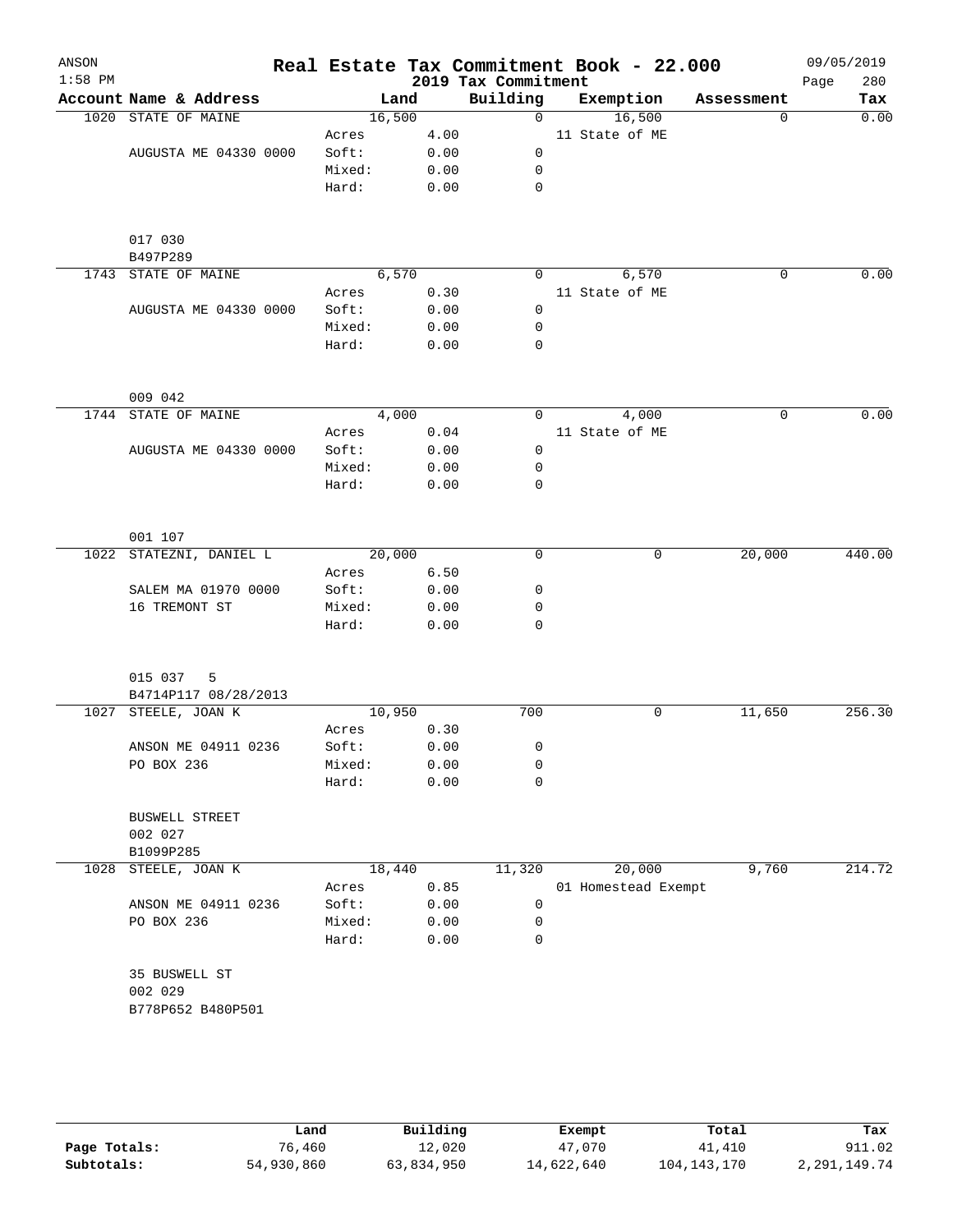# Real Estate Tax Commitment Book - 22.000

ANSON 09/05/2019
1:58 PM

2019 Tax Commitment

| Account | Name & Address | | Land | Building | Exemption | Assessment | Tax |
|---|---|---|---|---|---|---|---|
| 1020 | STATE OF MAINE | | 16,500 | 0 | 16,500 | 0 | 0.00 |
| | | Acres | 4.00 | | 11 State of ME | | |
| | AUGUSTA ME 04330 0000 | Soft: | 0.00 | 0 | | | |
| | | Mixed: | 0.00 | 0 | | | |
| | | Hard: | 0.00 | 0 | | | |
| | 017 030 | | | | | | |
| | B497P289 | | | | | | |
| 1743 | STATE OF MAINE | | 6,570 | 0 | 6,570 | 0 | 0.00 |
| | | Acres | 0.30 | | 11 State of ME | | |
| | AUGUSTA ME 04330 0000 | Soft: | 0.00 | 0 | | | |
| | | Mixed: | 0.00 | 0 | | | |
| | | Hard: | 0.00 | 0 | | | |
| | 009 042 | | | | | | |
| 1744 | STATE OF MAINE | | 4,000 | 0 | 4,000 | 0 | 0.00 |
| | | Acres | 0.04 | | 11 State of ME | | |
| | AUGUSTA ME 04330 0000 | Soft: | 0.00 | 0 | | | |
| | | Mixed: | 0.00 | 0 | | | |
| | | Hard: | 0.00 | 0 | | | |
| | 001 107 | | | | | | |
| 1022 | STATEZNI, DANIEL L | | 20,000 | 0 | 0 | 20,000 | 440.00 |
| | | Acres | 6.50 | | | | |
| | SALEM MA 01970 0000 | Soft: | 0.00 | 0 | | | |
| | 16 TREMONT ST | Mixed: | 0.00 | 0 | | | |
| | | Hard: | 0.00 | 0 | | | |
| | 015 037 5 | | | | | | |
| | B4714P117 08/28/2013 | | | | | | |
| 1027 | STEELE, JOAN K | | 10,950 | 700 | 0 | 11,650 | 256.30 |
| | | Acres | 0.30 | | | | |
| | ANSON ME 04911 0236 | Soft: | 0.00 | 0 | | | |
| | PO BOX 236 | Mixed: | 0.00 | 0 | | | |
| | | Hard: | 0.00 | 0 | | | |
| | BUSWELL STREET | | | | | | |
| | 002 027 | | | | | | |
| | B1099P285 | | | | | | |
| 1028 | STEELE, JOAN K | | 18,440 | 11,320 | 20,000 | 9,760 | 214.72 |
| | | Acres | 0.85 | | 01 Homestead Exempt | | |
| | ANSON ME 04911 0236 | Soft: | 0.00 | 0 | | | |
| | PO BOX 236 | Mixed: | 0.00 | 0 | | | |
| | | Hard: | 0.00 | 0 | | | |
| | 35 BUSWELL ST | | | | | | |
| | 002 029 | | | | | | |
| | B778P652 B480P501 | | | | | | |

| | Land | Building | Exempt | Total | Tax |
|---|---|---|---|---|---|
| Page Totals: | 76,460 | 12,020 | 47,070 | 41,410 | 911.02 |
| Subtotals: | 54,930,860 | 63,834,950 | 14,622,640 | 104,143,170 | 2,291,149.74 |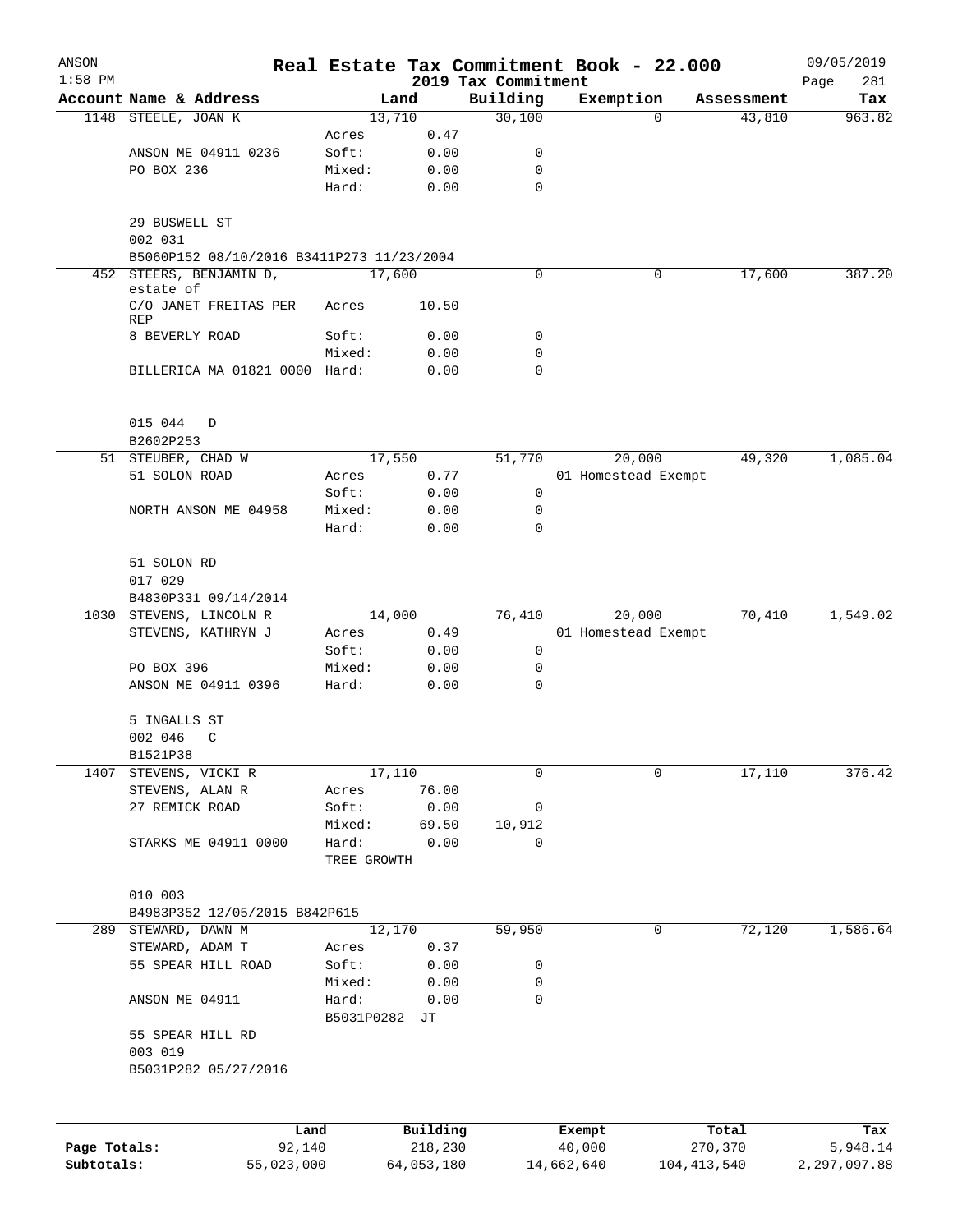# Real Estate Tax Commitment Book - 22.000

ANSON 1:58 PM — 2019 Tax Commitment — 09/05/2019

| Account Name & Address | | Land | | Building | Exemption | Assessment | Tax |
|---|---|---|---|---|---|---|---|
| 1148 STEELE, JOAN K | | 13,710 | | 30,100 | 0 | 43,810 | 963.82 |
| | Acres | | 0.47 | | | | |
| ANSON ME 04911 0236 | Soft: | | 0.00 | 0 | | | |
| PO BOX 236 | Mixed: | | 0.00 | 0 | | | |
| | Hard: | | 0.00 | 0 | | | |
| 29 BUSWELL ST | | | | | | | |
| 002 031 | | | | | | | |
| B5060P152 08/10/2016 B3411P273 11/23/2004 | | | | | | | |
| 452 STEERS, BENJAMIN D, estate of | | 17,600 | | 0 | 0 | 17,600 | 387.20 |
| C/O JANET FREITAS PER REP | Acres | | 10.50 | | | | |
| 8 BEVERLY ROAD | Soft: | | 0.00 | 0 | | | |
| | Mixed: | | 0.00 | 0 | | | |
| BILLERICA MA 01821 0000 | Hard: | | 0.00 | 0 | | | |
| 015 044 D | | | | | | | |
| B2602P253 | | | | | | | |
| 51 STEUBER, CHAD W | | 17,550 | | 51,770 | 20,000 | 49,320 | 1,085.04 |
| 51 SOLON ROAD | Acres | | 0.77 | | 01 Homestead Exempt | | |
| | Soft: | | 0.00 | 0 | | | |
| NORTH ANSON ME 04958 | Mixed: | | 0.00 | 0 | | | |
| | Hard: | | 0.00 | 0 | | | |
| 51 SOLON RD | | | | | | | |
| 017 029 | | | | | | | |
| B4830P331 09/14/2014 | | | | | | | |
| 1030 STEVENS, LINCOLN R | | 14,000 | | 76,410 | 20,000 | 70,410 | 1,549.02 |
| STEVENS, KATHRYN J | Acres | | 0.49 | | 01 Homestead Exempt | | |
| | Soft: | | 0.00 | 0 | | | |
| PO BOX 396 | Mixed: | | 0.00 | 0 | | | |
| ANSON ME 04911 0396 | Hard: | | 0.00 | 0 | | | |
| 5 INGALLS ST | | | | | | | |
| 002 046 C | | | | | | | |
| B1521P38 | | | | | | | |
| 1407 STEVENS, VICKI R | | 17,110 | | 0 | 0 | 17,110 | 376.42 |
| STEVENS, ALAN R | Acres | | 76.00 | | | | |
| 27 REMICK ROAD | Soft: | | 0.00 | 0 | | | |
| | Mixed: | | 69.50 | 10,912 | | | |
| STARKS ME 04911 0000 | Hard: | | 0.00 | 0 | | | |
| | TREE GROWTH | | | | | | |
| 010 003 | | | | | | | |
| B4983P352 12/05/2015 B842P615 | | | | | | | |
| 289 STEWARD, DAWN M | | 12,170 | | 59,950 | 0 | 72,120 | 1,586.64 |
| STEWARD, ADAM T | Acres | | 0.37 | | | | |
| 55 SPEAR HILL ROAD | Soft: | | 0.00 | 0 | | | |
| | Mixed: | | 0.00 | 0 | | | |
| ANSON ME 04911 | Hard: | | 0.00 | 0 | | | |
| | B5031P0282 JT | | | | | | |
| 55 SPEAR HILL RD | | | | | | | |
| 003 019 | | | | | | | |
| B5031P282 05/27/2016 | | | | | | | |

| | Land | Building | Exempt | Total | Tax |
|---|---|---|---|---|---|
| Page Totals: | 92,140 | 218,230 | 40,000 | 270,370 | 5,948.14 |
| Subtotals: | 55,023,000 | 64,053,180 | 14,662,640 | 104,413,540 | 2,297,097.88 |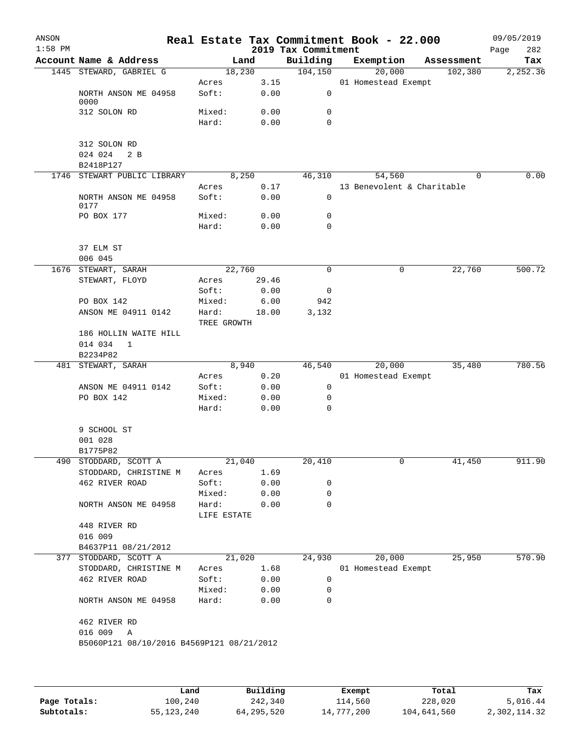ANSON
1:58 PM

# Real Estate Tax Commitment Book - 22.000

2019 Tax Commitment

09/05/2019

| Account Name & Address | | Land | Building | Exemption | Assessment | Tax |
|---|---|---|---|---|---|---|
| 1445 STEWARD, GABRIEL G | | 18,230 | 104,150 | 20,000 | 102,380 | 2,252.36 |
| | Acres | 3.15 | | 01 Homestead Exempt | | |
| NORTH ANSON ME 04958 0000 | Soft: | 0.00 | 0 | | | |
| 312 SOLON RD | Mixed: | 0.00 | 0 | | | |
| | Hard: | 0.00 | 0 | | | |
| 312 SOLON RD | | | | | | |
| 024 024 2 B | | | | | | |
| B2418P127 | | | | | | |
| 1746 STEWART PUBLIC LIBRARY | | 8,250 | 46,310 | 54,560 | 0 | 0.00 |
| | Acres | 0.17 | | 13 Benevolent & Charitable | | |
| NORTH ANSON ME 04958 0177 | Soft: | 0.00 | 0 | | | |
| PO BOX 177 | Mixed: | 0.00 | 0 | | | |
| | Hard: | 0.00 | 0 | | | |
| 37 ELM ST | | | | | | |
| 006 045 | | | | | | |
| 1676 STEWART, SARAH | | 22,760 | 0 | 0 | 22,760 | 500.72 |
| STEWART, FLOYD | Acres | 29.46 | | | | |
| | Soft: | 0.00 | 0 | | | |
| PO BOX 142 | Mixed: | 6.00 | 942 | | | |
| ANSON ME 04911 0142 | Hard: | 18.00 | 3,132 | | | |
| | TREE GROWTH | | | | | |
| 186 HOLLIN WAITE HILL | | | | | | |
| 014 034 1 | | | | | | |
| B2234P82 | | | | | | |
| 481 STEWART, SARAH | | 8,940 | 46,540 | 20,000 | 35,480 | 780.56 |
| | Acres | 0.20 | | 01 Homestead Exempt | | |
| ANSON ME 04911 0142 | Soft: | 0.00 | 0 | | | |
| PO BOX 142 | Mixed: | 0.00 | 0 | | | |
| | Hard: | 0.00 | 0 | | | |
| 9 SCHOOL ST | | | | | | |
| 001 028 | | | | | | |
| B1775P82 | | | | | | |
| 490 STODDARD, SCOTT A | | 21,040 | 20,410 | 0 | 41,450 | 911.90 |
| STODDARD, CHRISTINE M | Acres | 1.69 | | | | |
| 462 RIVER ROAD | Soft: | 0.00 | 0 | | | |
| | Mixed: | 0.00 | 0 | | | |
| NORTH ANSON ME 04958 | Hard: | 0.00 | 0 | | | |
| | LIFE ESTATE | | | | | |
| 448 RIVER RD | | | | | | |
| 016 009 | | | | | | |
| B4637P11 08/21/2012 | | | | | | |
| 377 STODDARD, SCOTT A | | 21,020 | 24,930 | 20,000 | 25,950 | 570.90 |
| STODDARD, CHRISTINE M | Acres | 1.68 | | 01 Homestead Exempt | | |
| 462 RIVER ROAD | Soft: | 0.00 | 0 | | | |
| | Mixed: | 0.00 | 0 | | | |
| NORTH ANSON ME 04958 | Hard: | 0.00 | 0 | | | |
| 462 RIVER RD | | | | | | |
| 016 009 A | | | | | | |
| B5060P121 08/10/2016 B4569P121 08/21/2012 | | | | | | |

| | Land | Building | Exempt | Total | Tax |
|---|---|---|---|---|---|
| Page Totals: | 100,240 | 242,340 | 114,560 | 228,020 | 5,016.44 |
| Subtotals: | 55,123,240 | 64,295,520 | 14,777,200 | 104,641,560 | 2,302,114.32 |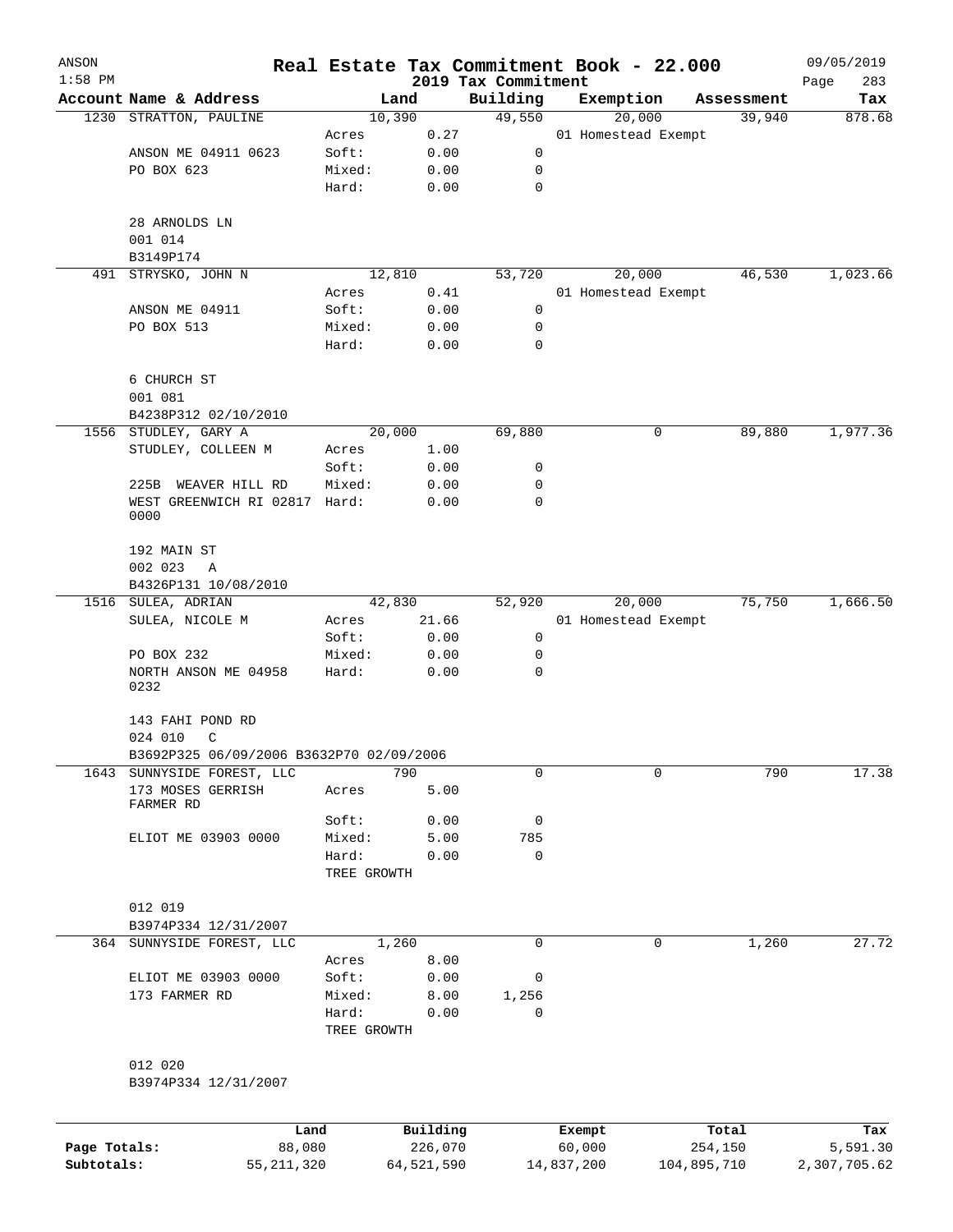ANSON
1:58 PM

# Real Estate Tax Commitment Book - 22.000

2019 Tax Commitment

09/05/2019

| Account Name & Address | Land | | Building | Exemption | Assessment | Tax |
|---|---|---|---|---|---|---|
| 1230 STRATTON, PAULINE | 10,390 | | 49,550 | 20,000 | 39,940 | 878.68 |
| | Acres | 0.27 | | 01 Homestead Exempt | | |
| ANSON ME 04911 0623 | Soft: | 0.00 | 0 | | | |
| PO BOX 623 | Mixed: | 0.00 | 0 | | | |
| | Hard: | 0.00 | 0 | | | |
| 28 ARNOLDS LN | | | | | | |
| 001 014 | | | | | | |
| B3149P174 | | | | | | |
| 491 STRYSKO, JOHN N | 12,810 | | 53,720 | 20,000 | 46,530 | 1,023.66 |
| | Acres | 0.41 | | 01 Homestead Exempt | | |
| ANSON ME 04911 | Soft: | 0.00 | 0 | | | |
| PO BOX 513 | Mixed: | 0.00 | 0 | | | |
| | Hard: | 0.00 | 0 | | | |
| 6 CHURCH ST | | | | | | |
| 001 081 | | | | | | |
| B4238P312 02/10/2010 | | | | | | |
| 1556 STUDLEY, GARY A | 20,000 | | 69,880 | 0 | 89,880 | 1,977.36 |
| STUDLEY, COLLEEN M | Acres | 1.00 | | | | |
| | Soft: | 0.00 | 0 | | | |
| 225B WEAVER HILL RD | Mixed: | 0.00 | 0 | | | |
| WEST GREENWICH RI 02817 0000 | Hard: | 0.00 | 0 | | | |
| 192 MAIN ST | | | | | | |
| 002 023 A | | | | | | |
| B4326P131 10/08/2010 | | | | | | |
| 1516 SULEA, ADRIAN | 42,830 | | 52,920 | 20,000 | 75,750 | 1,666.50 |
| SULEA, NICOLE M | Acres | 21.66 | | 01 Homestead Exempt | | |
| | Soft: | 0.00 | 0 | | | |
| PO BOX 232 | Mixed: | 0.00 | 0 | | | |
| NORTH ANSON ME 04958 0232 | Hard: | 0.00 | 0 | | | |
| 143 FAHI POND RD | | | | | | |
| 024 010 C | | | | | | |
| B3692P325 06/09/2006 B3632P70 02/09/2006 | | | | | | |
| 1643 SUNNYSIDE FOREST, LLC | 790 | | 0 | 0 | 790 | 17.38 |
| 173 MOSES GERRISH FARMER RD | Acres | 5.00 | | | | |
| | Soft: | 0.00 | 0 | | | |
| ELIOT ME 03903 0000 | Mixed: | 5.00 | 785 | | | |
| | Hard: | 0.00 | 0 | | | |
| | TREE GROWTH | | | | | |
| 012 019 | | | | | | |
| B3974P334 12/31/2007 | | | | | | |
| 364 SUNNYSIDE FOREST, LLC | 1,260 | | 0 | 0 | 1,260 | 27.72 |
| | Acres | 8.00 | | | | |
| ELIOT ME 03903 0000 | Soft: | 0.00 | 0 | | | |
| 173 FARMER RD | Mixed: | 8.00 | 1,256 | | | |
| | Hard: | 0.00 | 0 | | | |
| | TREE GROWTH | | | | | |
| 012 020 | | | | | | |
| B3974P334 12/31/2007 | | | | | | |

| | Land | Building | Exempt | Total | Tax |
|---|---|---|---|---|---|
| Page Totals: | 88,080 | 226,070 | 60,000 | 254,150 | 5,591.30 |
| Subtotals: | 55,211,320 | 64,521,590 | 14,837,200 | 104,895,710 | 2,307,705.62 |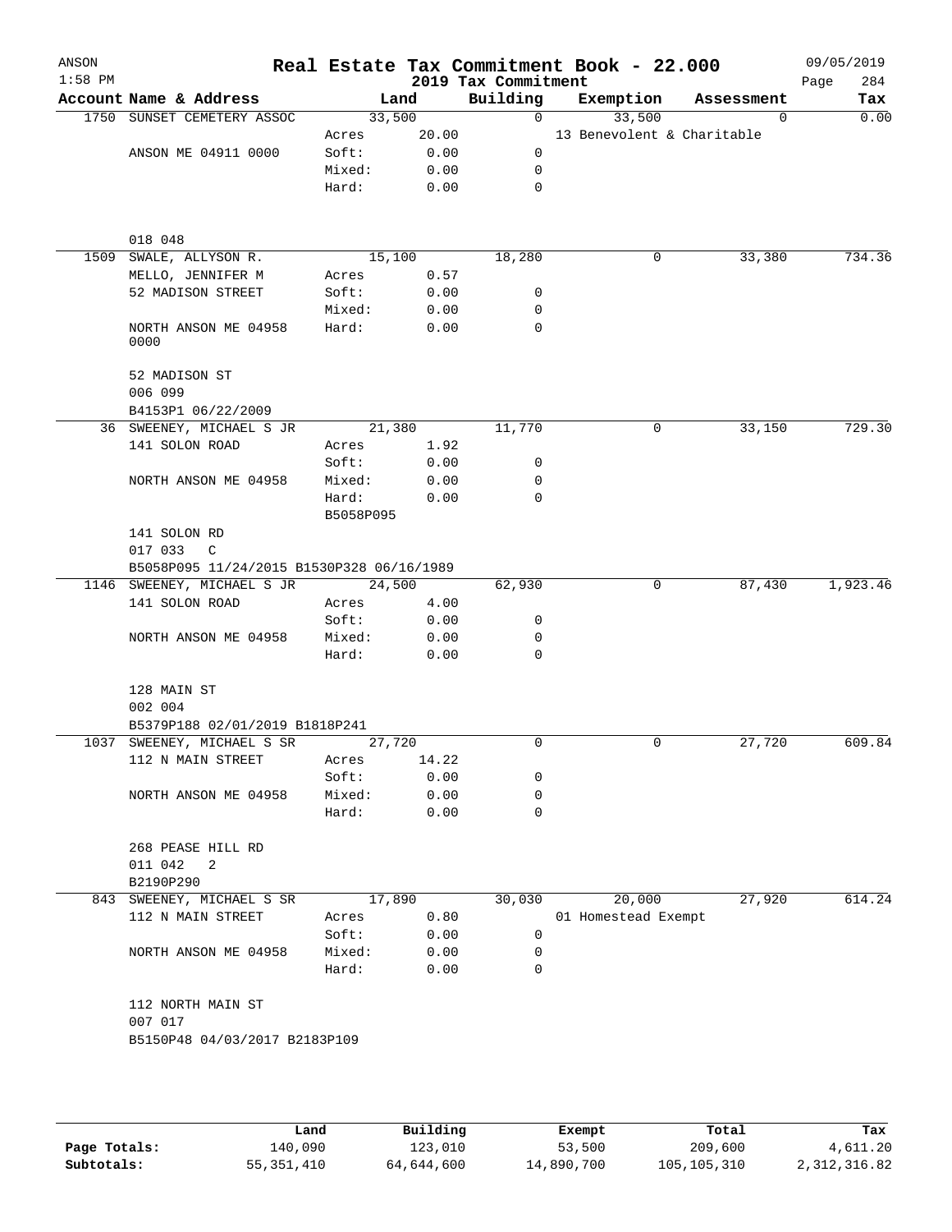# Real Estate Tax Commitment Book - 22.000

ANSON 1:58 PM — 2019 Tax Commitment — 09/05/2019

| Account Name & Address | Land | | Building | Exemption | Assessment | Tax |
|---|---|---|---|---|---|---|
| 1750 SUNSET CEMETERY ASSOC | 33,500 | | 0 | 33,500 | 0 | 0.00 |
| | Acres | 20.00 | | 13 Benevolent & Charitable | | |
| ANSON ME 04911 0000 | Soft: | 0.00 | 0 | | | |
| | Mixed: | 0.00 | 0 | | | |
| | Hard: | 0.00 | 0 | | | |
| 018 048 | | | | | | |
| 1509 SWALE, ALLYSON R. | 15,100 | | 18,280 | 0 | 33,380 | 734.36 |
| MELLO, JENNIFER M | Acres | 0.57 | | | | |
| 52 MADISON STREET | Soft: | 0.00 | 0 | | | |
| | Mixed: | 0.00 | 0 | | | |
| NORTH ANSON ME 04958 0000 | Hard: | 0.00 | 0 | | | |
| 52 MADISON ST | | | | | | |
| 006 099 | | | | | | |
| B4153P1 06/22/2009 | | | | | | |
| 36 SWEENEY, MICHAEL S JR | 21,380 | | 11,770 | 0 | 33,150 | 729.30 |
| 141 SOLON ROAD | Acres | 1.92 | | | | |
| | Soft: | 0.00 | 0 | | | |
| NORTH ANSON ME 04958 | Mixed: | 0.00 | 0 | | | |
| | Hard: | 0.00 | 0 | | | |
| | B5058P095 | | | | | |
| 141 SOLON RD | | | | | | |
| 017 033 C | | | | | | |
| B5058P095 11/24/2015 B1530P328 06/16/1989 | | | | | | |
| 1146 SWEENEY, MICHAEL S JR | 24,500 | | 62,930 | 0 | 87,430 | 1,923.46 |
| 141 SOLON ROAD | Acres | 4.00 | | | | |
| | Soft: | 0.00 | 0 | | | |
| NORTH ANSON ME 04958 | Mixed: | 0.00 | 0 | | | |
| | Hard: | 0.00 | 0 | | | |
| 128 MAIN ST | | | | | | |
| 002 004 | | | | | | |
| B5379P188 02/01/2019 B1818P241 | | | | | | |
| 1037 SWEENEY, MICHAEL S SR | 27,720 | | 0 | 0 | 27,720 | 609.84 |
| 112 N MAIN STREET | Acres | 14.22 | | | | |
| | Soft: | 0.00 | 0 | | | |
| NORTH ANSON ME 04958 | Mixed: | 0.00 | 0 | | | |
| | Hard: | 0.00 | 0 | | | |
| 268 PEASE HILL RD | | | | | | |
| 011 042 2 | | | | | | |
| B2190P290 | | | | | | |
| 843 SWEENEY, MICHAEL S SR | 17,890 | | 30,030 | 20,000 | 27,920 | 614.24 |
| 112 N MAIN STREET | Acres | 0.80 | | 01 Homestead Exempt | | |
| | Soft: | 0.00 | 0 | | | |
| NORTH ANSON ME 04958 | Mixed: | 0.00 | 0 | | | |
| | Hard: | 0.00 | 0 | | | |
| 112 NORTH MAIN ST | | | | | | |
| 007 017 | | | | | | |
| B5150P48 04/03/2017 B2183P109 | | | | | | |

| | Land | Building | Exempt | Total | Tax |
|---|---|---|---|---|---|
| Page Totals: | 140,090 | 123,010 | 53,500 | 209,600 | 4,611.20 |
| Subtotals: | 55,351,410 | 64,644,600 | 14,890,700 | 105,105,310 | 2,312,316.82 |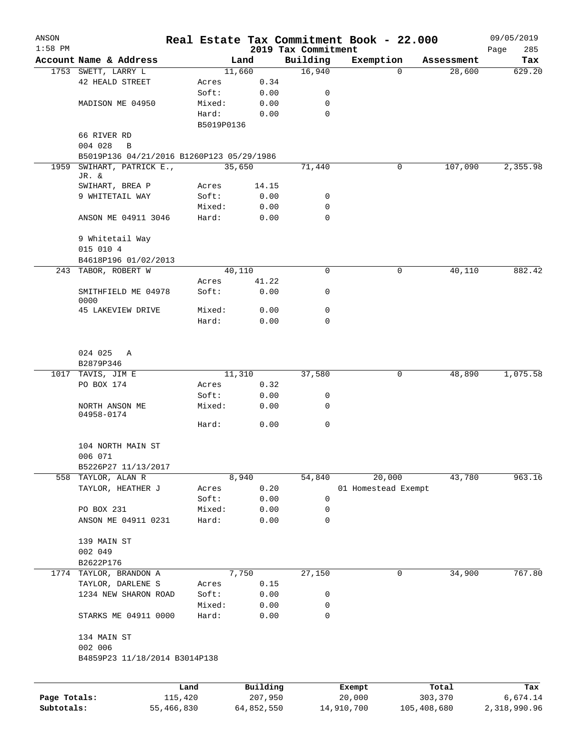ANSON
1:58 PM

# Real Estate Tax Commitment Book - 22.000
## 2019 Tax Commitment

09/05/2019

| Account Name & Address | | Land | Building | Exemption | Assessment | Tax |
|---|---|---|---|---|---|---|
| 1753 SWETT, LARRY L | | 11,660 | 16,940 | 0 | 28,600 | 629.20 |
| 42 HEALD STREET | Acres | 0.34 | | | | |
| | Soft: | 0.00 | 0 | | | |
| MADISON ME 04950 | Mixed: | 0.00 | 0 | | | |
| | Hard: | 0.00 | 0 | | | |
| | B5019P0136 | | | | | |
| 66 RIVER RD | | | | | | |
| 004 028 B | | | | | | |
| B5019P136 04/21/2016 B1260P123 05/29/1986 | | | | | | |
| 1959 SWIHART, PATRICK E., JR. & | | 35,650 | 71,440 | 0 | 107,090 | 2,355.98 |
| SWIHART, BREA P | Acres | 14.15 | | | | |
| 9 WHITETAIL WAY | Soft: | 0.00 | 0 | | | |
| | Mixed: | 0.00 | 0 | | | |
| ANSON ME 04911 3046 | Hard: | 0.00 | 0 | | | |
| 9 Whitetail Way | | | | | | |
| 015 010 4 | | | | | | |
| B4618P196 01/02/2013 | | | | | | |
| 243 TABOR, ROBERT W | | 40,110 | 0 | 0 | 40,110 | 882.42 |
| | Acres | 41.22 | | | | |
| SMITHFIELD ME 04978 0000 | Soft: | 0.00 | 0 | | | |
| 45 LAKEVIEW DRIVE | Mixed: | 0.00 | 0 | | | |
| | Hard: | 0.00 | 0 | | | |
| 024 025 A | | | | | | |
| B2879P346 | | | | | | |
| 1017 TAVIS, JIM E | | 11,310 | 37,580 | 0 | 48,890 | 1,075.58 |
| PO BOX 174 | Acres | 0.32 | | | | |
| | Soft: | 0.00 | 0 | | | |
| NORTH ANSON ME 04958-0174 | Mixed: | 0.00 | 0 | | | |
| | Hard: | 0.00 | 0 | | | |
| 104 NORTH MAIN ST | | | | | | |
| 006 071 | | | | | | |
| B5226P27 11/13/2017 | | | | | | |
| 558 TAYLOR, ALAN R | | 8,940 | 54,840 | 20,000 | 43,780 | 963.16 |
| TAYLOR, HEATHER J | Acres | 0.20 | | 01 Homestead Exempt | | |
| | Soft: | 0.00 | 0 | | | |
| PO BOX 231 | Mixed: | 0.00 | 0 | | | |
| ANSON ME 04911 0231 | Hard: | 0.00 | 0 | | | |
| 139 MAIN ST | | | | | | |
| 002 049 | | | | | | |
| B2622P176 | | | | | | |
| 1774 TAYLOR, BRANDON A | | 7,750 | 27,150 | 0 | 34,900 | 767.80 |
| TAYLOR, DARLENE S | Acres | 0.15 | | | | |
| 1234 NEW SHARON ROAD | Soft: | 0.00 | 0 | | | |
| | Mixed: | 0.00 | 0 | | | |
| STARKS ME 04911 0000 | Hard: | 0.00 | 0 | | | |
| 134 MAIN ST | | | | | | |
| 002 006 | | | | | | |
| B4859P23 11/18/2014 B3014P138 | | | | | | |

| | Land | Building | Exempt | Total | Tax |
|---|---|---|---|---|---|
| Page Totals: | 115,420 | 207,950 | 20,000 | 303,370 | 6,674.14 |
| Subtotals: | 55,466,830 | 64,852,550 | 14,910,700 | 105,408,680 | 2,318,990.96 |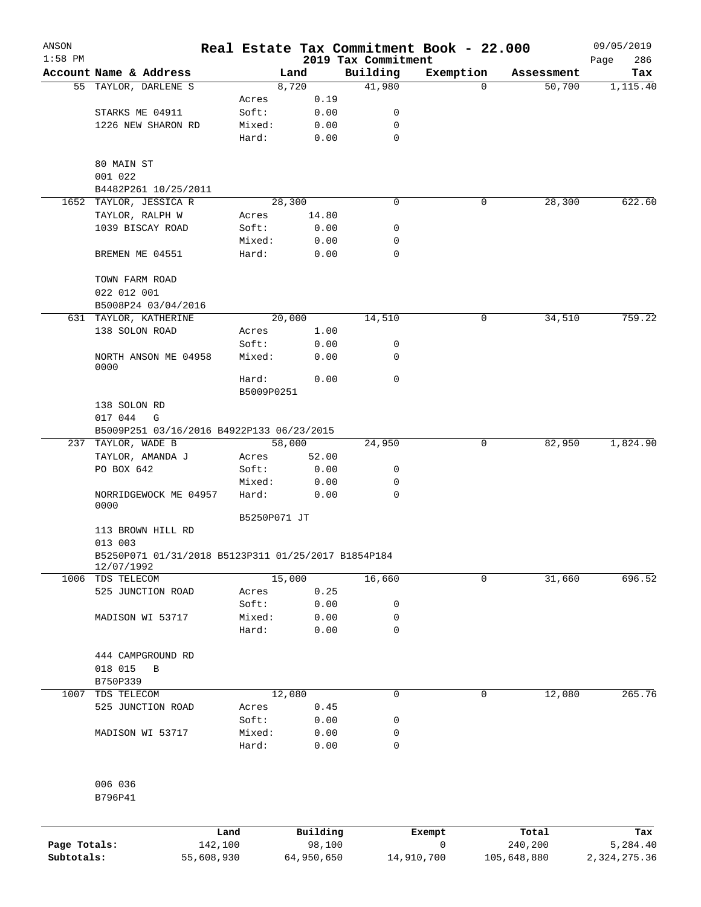# Real Estate Tax Commitment Book - 22.000

## 2019 Tax Commitment

ANSON
1:58 PM

09/05/2019

| Account Name & Address | | Land | Building | Exemption | Assessment | Tax |
|---|---|---|---|---|---|---|
| 55 TAYLOR, DARLENE S | | 8,720 | 41,980 | 0 | 50,700 | 1,115.40 |
| | Acres | 0.19 | | | | |
| STARKS ME 04911 | Soft: | 0.00 | 0 | | | |
| 1226 NEW SHARON RD | Mixed: | 0.00 | 0 | | | |
| | Hard: | 0.00 | 0 | | | |
| 80 MAIN ST | | | | | | |
| 001 022 | | | | | | |
| B4482P261 10/25/2011 | | | | | | |
| 1652 TAYLOR, JESSICA R | | 28,300 | 0 | 0 | 28,300 | 622.60 |
| TAYLOR, RALPH W | Acres | 14.80 | | | | |
| 1039 BISCAY ROAD | Soft: | 0.00 | 0 | | | |
| | Mixed: | 0.00 | 0 | | | |
| BREMEN ME 04551 | Hard: | 0.00 | 0 | | | |
| TOWN FARM ROAD | | | | | | |
| 022 012 001 | | | | | | |
| B5008P24 03/04/2016 | | | | | | |
| 631 TAYLOR, KATHERINE | | 20,000 | 14,510 | 0 | 34,510 | 759.22 |
| 138 SOLON ROAD | Acres | 1.00 | | | | |
| | Soft: | 0.00 | 0 | | | |
| NORTH ANSON ME 04958 0000 | Mixed: | 0.00 | 0 | | | |
| | Hard: | 0.00 | 0 | | | |
| | B5009P0251 | | | | | |
| 138 SOLON RD | | | | | | |
| 017 044 G | | | | | | |
| B5009P251 03/16/2016 B4922P133 06/23/2015 | | | | | | |
| 237 TAYLOR, WADE B | | 58,000 | 24,950 | 0 | 82,950 | 1,824.90 |
| TAYLOR, AMANDA J | Acres | 52.00 | | | | |
| PO BOX 642 | Soft: | 0.00 | 0 | | | |
| | Mixed: | 0.00 | 0 | | | |
| NORRIDGEWOCK ME 04957 0000 | Hard: | 0.00 | 0 | | | |
| | B5250P071 JT | | | | | |
| 113 BROWN HILL RD | | | | | | |
| 013 003 | | | | | | |
| B5250P071 01/31/2018 B5123P311 01/25/2017 B1854P184 12/07/1992 | | | | | | |
| 1006 TDS TELECOM | | 15,000 | 16,660 | 0 | 31,660 | 696.52 |
| 525 JUNCTION ROAD | Acres | 0.25 | | | | |
| | Soft: | 0.00 | 0 | | | |
| MADISON WI 53717 | Mixed: | 0.00 | 0 | | | |
| | Hard: | 0.00 | 0 | | | |
| 444 CAMPGROUND RD | | | | | | |
| 018 015 B | | | | | | |
| B750P339 | | | | | | |
| 1007 TDS TELECOM | | 12,080 | 0 | 0 | 12,080 | 265.76 |
| 525 JUNCTION ROAD | Acres | 0.45 | | | | |
| | Soft: | 0.00 | 0 | | | |
| MADISON WI 53717 | Mixed: | 0.00 | 0 | | | |
| | Hard: | 0.00 | 0 | | | |
| 006 036 | | | | | | |
| B796P41 | | | | | | |

| | Land | Building | Exempt | Total | Tax |
|---|---|---|---|---|---|
| Page Totals: | 142,100 | 98,100 | 0 | 240,200 | 5,284.40 |
| Subtotals: | 55,608,930 | 64,950,650 | 14,910,700 | 105,648,880 | 2,324,275.36 |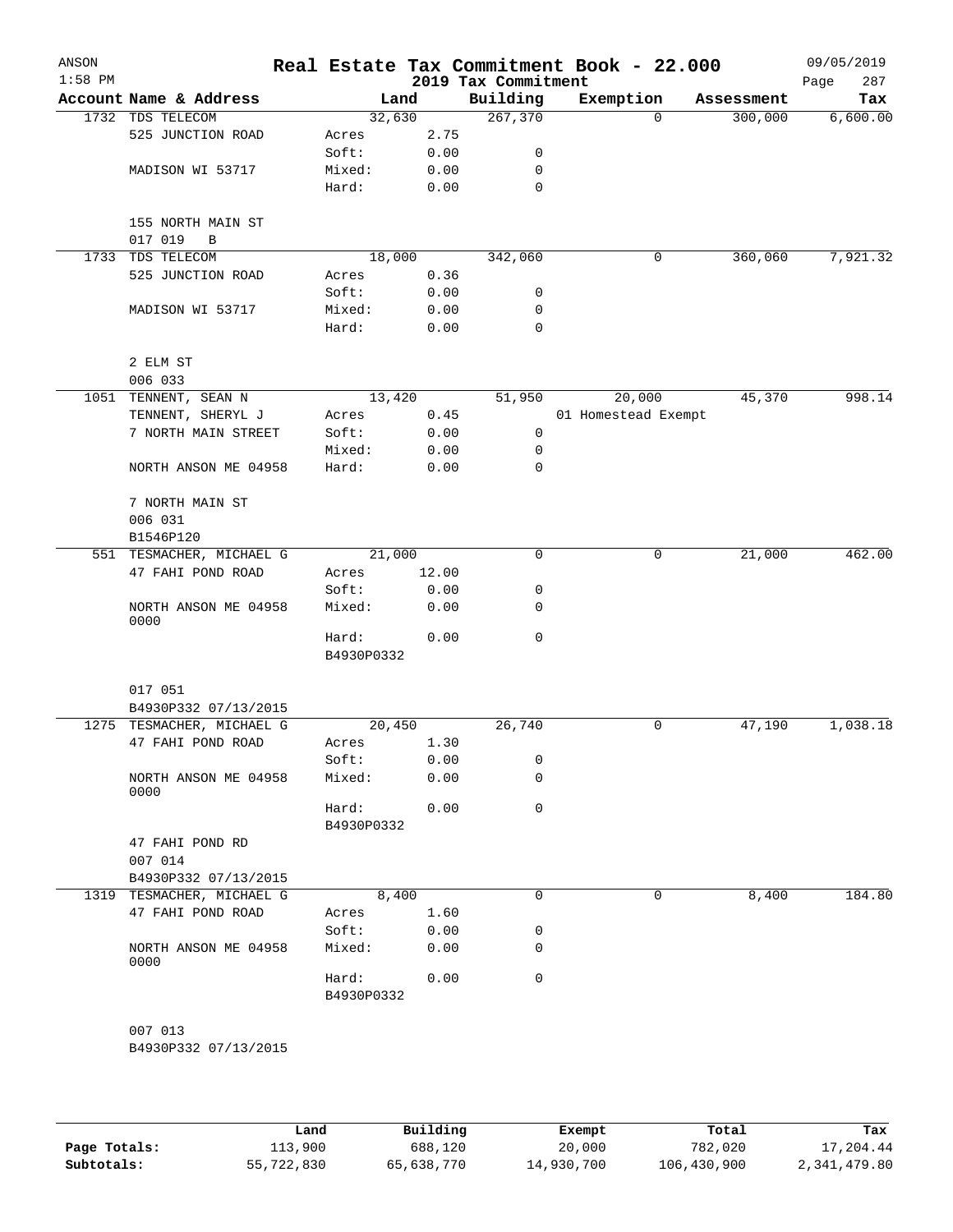# Real Estate Tax Commitment Book - 22.000

ANSON 1:58 PM — 2019 Tax Commitment — 09/05/2019

| Account Name & Address | | Land | Building | Exemption | Assessment | Tax |
|---|---|---|---|---|---|---|
| 1732 TDS TELECOM | | 32,630 | 267,370 | 0 | 300,000 | 6,600.00 |
| 525 JUNCTION ROAD | Acres | 2.75 | | | | |
| | Soft: | 0.00 | 0 | | | |
| MADISON WI 53717 | Mixed: | 0.00 | 0 | | | |
| | Hard: | 0.00 | 0 | | | |
| 155 NORTH MAIN ST | | | | | | |
| 017 019 B | | | | | | |
| 1733 TDS TELECOM | | 18,000 | 342,060 | 0 | 360,060 | 7,921.32 |
| 525 JUNCTION ROAD | Acres | 0.36 | | | | |
| | Soft: | 0.00 | 0 | | | |
| MADISON WI 53717 | Mixed: | 0.00 | 0 | | | |
| | Hard: | 0.00 | 0 | | | |
| 2 ELM ST | | | | | | |
| 006 033 | | | | | | |
| 1051 TENNENT, SEAN N | | 13,420 | 51,950 | 20,000 | 45,370 | 998.14 |
| TENNENT, SHERYL J | Acres | 0.45 | | 01 Homestead Exempt | | |
| 7 NORTH MAIN STREET | Soft: | 0.00 | 0 | | | |
| | Mixed: | 0.00 | 0 | | | |
| NORTH ANSON ME 04958 | Hard: | 0.00 | 0 | | | |
| 7 NORTH MAIN ST | | | | | | |
| 006 031 | | | | | | |
| B1546P120 | | | | | | |
| 551 TESMACHER, MICHAEL G | | 21,000 | 0 | 0 | 21,000 | 462.00 |
| 47 FAHI POND ROAD | Acres | 12.00 | | | | |
| | Soft: | 0.00 | 0 | | | |
| NORTH ANSON ME 04958 0000 | Mixed: | 0.00 | 0 | | | |
| | Hard: | 0.00 | 0 | | | |
| | B4930P0332 | | | | | |
| 017 051 | | | | | | |
| B4930P332 07/13/2015 | | | | | | |
| 1275 TESMACHER, MICHAEL G | | 20,450 | 26,740 | 0 | 47,190 | 1,038.18 |
| 47 FAHI POND ROAD | Acres | 1.30 | | | | |
| | Soft: | 0.00 | 0 | | | |
| NORTH ANSON ME 04958 0000 | Mixed: | 0.00 | 0 | | | |
| | Hard: | 0.00 | 0 | | | |
| | B4930P0332 | | | | | |
| 47 FAHI POND RD | | | | | | |
| 007 014 | | | | | | |
| B4930P332 07/13/2015 | | | | | | |
| 1319 TESMACHER, MICHAEL G | | 8,400 | 0 | 0 | 8,400 | 184.80 |
| 47 FAHI POND ROAD | Acres | 1.60 | | | | |
| | Soft: | 0.00 | 0 | | | |
| NORTH ANSON ME 04958 0000 | Mixed: | 0.00 | 0 | | | |
| | Hard: | 0.00 | 0 | | | |
| | B4930P0332 | | | | | |
| 007 013 | | | | | | |
| B4930P332 07/13/2015 | | | | | | |

| | Land | Building | Exempt | Total | Tax |
|---|---|---|---|---|---|
| Page Totals: | 113,900 | 688,120 | 20,000 | 782,020 | 17,204.44 |
| Subtotals: | 55,722,830 | 65,638,770 | 14,930,700 | 106,430,900 | 2,341,479.80 |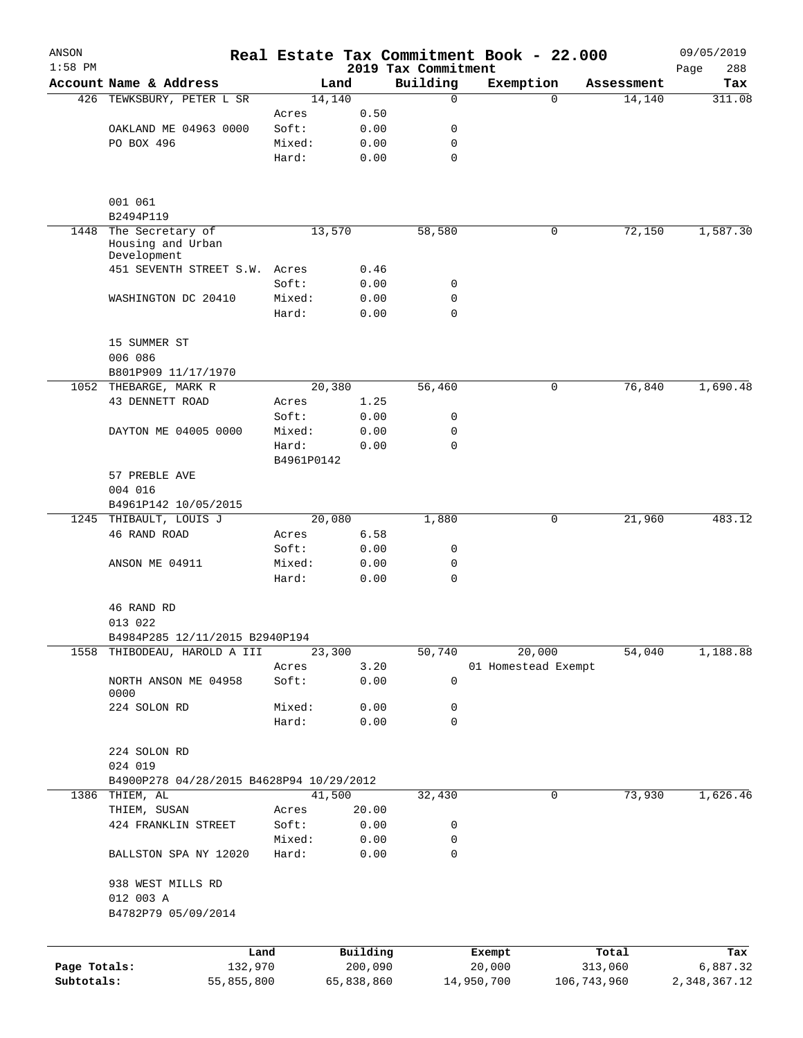# Real Estate Tax Commitment Book - 22.000

ANSON 1:58 PM — 2019 Tax Commitment — 09/05/2019 Page 288

| Account Name & Address | | Land | Building | Exemption | Assessment | Tax |
|---|---|---|---|---|---|---|
| 426 TEWKSBURY, PETER L SR | | 14,140 | 0 | 0 | 14,140 | 311.08 |
| | Acres | 0.50 | | | | |
| OAKLAND ME 04963 0000 | Soft: | 0.00 | 0 | | | |
| PO BOX 496 | Mixed: | 0.00 | 0 | | | |
| | Hard: | 0.00 | 0 | | | |
| 001 061 | | | | | | |
| B2494P119 | | | | | | |
| 1448 The Secretary of Housing and Urban Development | | 13,570 | 58,580 | 0 | 72,150 | 1,587.30 |
| 451 SEVENTH STREET S.W. | Acres | 0.46 | | | | |
| | Soft: | 0.00 | 0 | | | |
| WASHINGTON DC 20410 | Mixed: | 0.00 | 0 | | | |
| | Hard: | 0.00 | 0 | | | |
| 15 SUMMER ST | | | | | | |
| 006 086 | | | | | | |
| B801P909 11/17/1970 | | | | | | |
| 1052 THEBARGE, MARK R | | 20,380 | 56,460 | 0 | 76,840 | 1,690.48 |
| 43 DENNETT ROAD | Acres | 1.25 | | | | |
| | Soft: | 0.00 | 0 | | | |
| DAYTON ME 04005 0000 | Mixed: | 0.00 | 0 | | | |
| | Hard: | 0.00 | 0 | | | |
| | B4961P0142 | | | | | |
| 57 PREBLE AVE | | | | | | |
| 004 016 | | | | | | |
| B4961P142 10/05/2015 | | | | | | |
| 1245 THIBAULT, LOUIS J | | 20,080 | 1,880 | 0 | 21,960 | 483.12 |
| 46 RAND ROAD | Acres | 6.58 | | | | |
| | Soft: | 0.00 | 0 | | | |
| ANSON ME 04911 | Mixed: | 0.00 | 0 | | | |
| | Hard: | 0.00 | 0 | | | |
| 46 RAND RD | | | | | | |
| 013 022 | | | | | | |
| B4984P285 12/11/2015 B2940P194 | | | | | | |
| 1558 THIBODEAU, HAROLD A III | | 23,300 | 50,740 | 20,000 | 54,040 | 1,188.88 |
| | Acres | 3.20 | | 01 Homestead Exempt | | |
| NORTH ANSON ME 04958 0000 | Soft: | 0.00 | 0 | | | |
| 224 SOLON RD | Mixed: | 0.00 | 0 | | | |
| | Hard: | 0.00 | 0 | | | |
| 224 SOLON RD | | | | | | |
| 024 019 | | | | | | |
| B4900P278 04/28/2015 B4628P94 10/29/2012 | | | | | | |
| 1386 THIEM, AL | | 41,500 | 32,430 | 0 | 73,930 | 1,626.46 |
| THIEM, SUSAN | Acres | 20.00 | | | | |
| 424 FRANKLIN STREET | Soft: | 0.00 | 0 | | | |
| | Mixed: | 0.00 | 0 | | | |
| BALLSTON SPA NY 12020 | Hard: | 0.00 | 0 | | | |
| 938 WEST MILLS RD | | | | | | |
| 012 003 A | | | | | | |
| B4782P79 05/09/2014 | | | | | | |

| | Land | Building | Exempt | Total | Tax |
|---|---|---|---|---|---|
| Page Totals: | 132,970 | 200,090 | 20,000 | 313,060 | 6,887.32 |
| Subtotals: | 55,855,800 | 65,838,860 | 14,950,700 | 106,743,960 | 2,348,367.12 |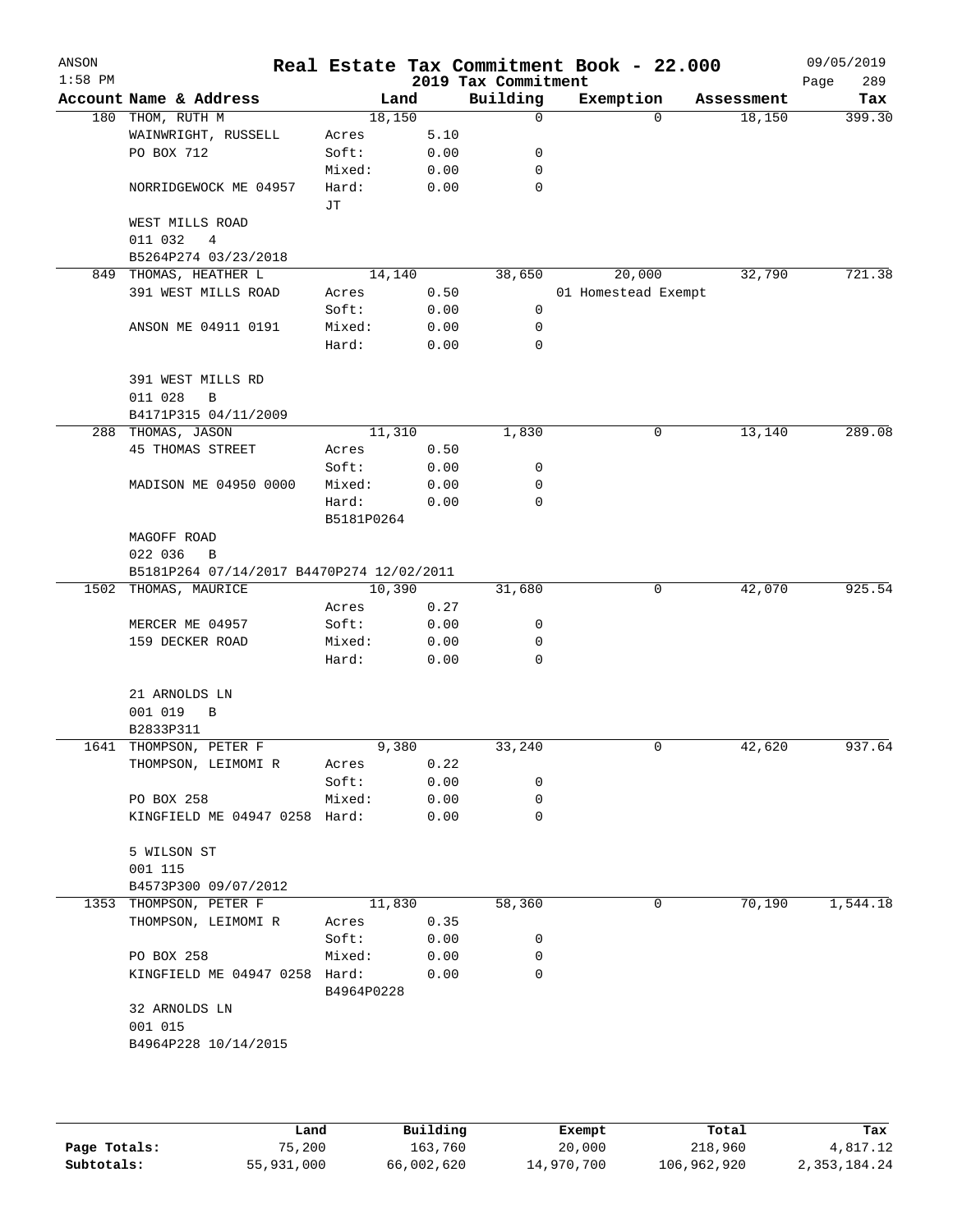ANSON 1:58 PM

# Real Estate Tax Commitment Book - 22.000

2019 Tax Commitment

09/05/2019

| Account | Name & Address | Land | | Building | Exemption | Assessment | Tax |
|---|---|---|---|---|---|---|---|
| 180 | THOM, RUTH M | 18,150 | | 0 | 0 | 18,150 | 399.30 |
| | WAINWRIGHT, RUSSELL | Acres | 5.10 | | | | |
| | PO BOX 712 | Soft: | 0.00 | 0 | | | |
| | | Mixed: | 0.00 | 0 | | | |
| | NORRIDGEWOCK ME 04957 | Hard: | 0.00 | 0 | | | |
| | | JT | | | | | |
| | WEST MILLS ROAD | | | | | | |
| | 011 032 4 | | | | | | |
| | B5264P274 03/23/2018 | | | | | | |
| 849 | THOMAS, HEATHER L | 14,140 | | 38,650 | 20,000 | 32,790 | 721.38 |
| | 391 WEST MILLS ROAD | Acres | 0.50 | | 01 Homestead Exempt | | |
| | | Soft: | 0.00 | 0 | | | |
| | ANSON ME 04911 0191 | Mixed: | 0.00 | 0 | | | |
| | | Hard: | 0.00 | 0 | | | |
| | 391 WEST MILLS RD | | | | | | |
| | 011 028 B | | | | | | |
| | B4171P315 04/11/2009 | | | | | | |
| 288 | THOMAS, JASON | 11,310 | | 1,830 | 0 | 13,140 | 289.08 |
| | 45 THOMAS STREET | Acres | 0.50 | | | | |
| | | Soft: | 0.00 | 0 | | | |
| | MADISON ME 04950 0000 | Mixed: | 0.00 | 0 | | | |
| | | Hard: | 0.00 | 0 | | | |
| | | B5181P0264 | | | | | |
| | MAGOFF ROAD | | | | | | |
| | 022 036 B | | | | | | |
| | B5181P264 07/14/2017 B4470P274 12/02/2011 | | | | | | |
| 1502 | THOMAS, MAURICE | 10,390 | | 31,680 | 0 | 42,070 | 925.54 |
| | | Acres | 0.27 | | | | |
| | MERCER ME 04957 | Soft: | 0.00 | 0 | | | |
| | 159 DECKER ROAD | Mixed: | 0.00 | 0 | | | |
| | | Hard: | 0.00 | 0 | | | |
| | 21 ARNOLDS LN | | | | | | |
| | 001 019 B | | | | | | |
| | B2833P311 | | | | | | |
| 1641 | THOMPSON, PETER F | 9,380 | | 33,240 | 0 | 42,620 | 937.64 |
| | THOMPSON, LEIMOMI R | Acres | 0.22 | | | | |
| | | Soft: | 0.00 | 0 | | | |
| | PO BOX 258 | Mixed: | 0.00 | 0 | | | |
| | KINGFIELD ME 04947 0258 | Hard: | 0.00 | 0 | | | |
| | 5 WILSON ST | | | | | | |
| | 001 115 | | | | | | |
| | B4573P300 09/07/2012 | | | | | | |
| 1353 | THOMPSON, PETER F | 11,830 | | 58,360 | 0 | 70,190 | 1,544.18 |
| | THOMPSON, LEIMOMI R | Acres | 0.35 | | | | |
| | | Soft: | 0.00 | 0 | | | |
| | PO BOX 258 | Mixed: | 0.00 | 0 | | | |
| | KINGFIELD ME 04947 0258 | Hard: | 0.00 | 0 | | | |
| | | B4964P0228 | | | | | |
| | 32 ARNOLDS LN | | | | | | |
| | 001 015 | | | | | | |
| | B4964P228 10/14/2015 | | | | | | |

| | Land | Building | Exempt | Total | Tax |
|---|---|---|---|---|---|
| Page Totals: | 75,200 | 163,760 | 20,000 | 218,960 | 4,817.12 |
| Subtotals: | 55,931,000 | 66,002,620 | 14,970,700 | 106,962,920 | 2,353,184.24 |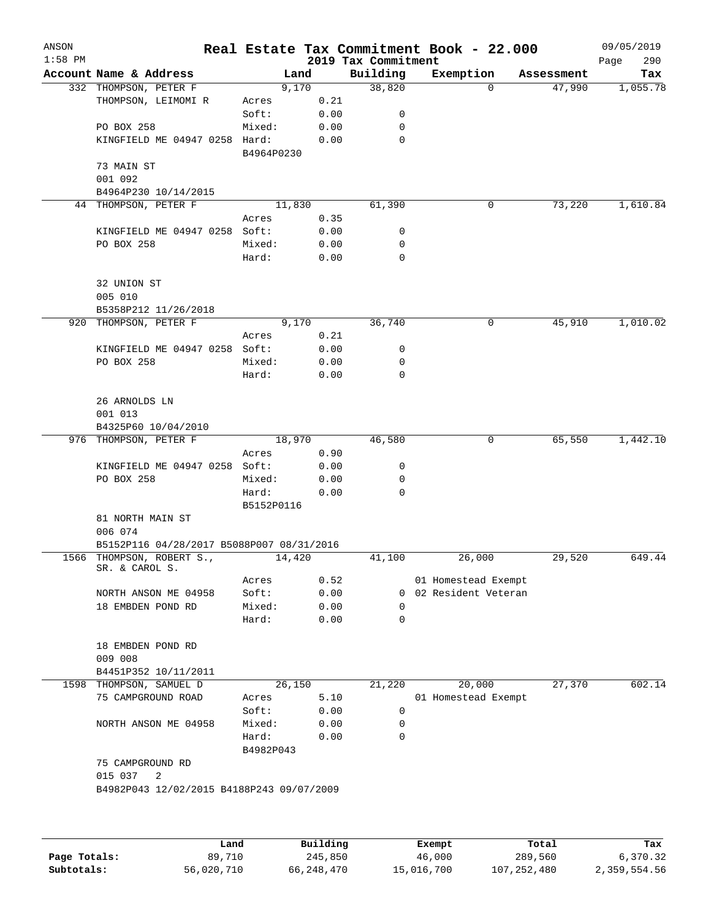ANSON
$1:58$ PM

# Real Estate Tax Commitment Book - 22.000

2019 Tax Commitment

09/05/2019

| Account | Name & Address | Land | | Building | Exemption | Assessment | Tax |
|---|---|---|---|---|---|---|---|
| 332 | THOMPSON, PETER F | 9,170 | | 38,820 | 0 | 47,990 | 1,055.78 |
| | THOMPSON, LEIMOMI R | Acres | 0.21 | | | | |
| | | Soft: | 0.00 | 0 | | | |
| | PO BOX 258 | Mixed: | 0.00 | 0 | | | |
| | KINGFIELD ME 04947 0258 | Hard: | 0.00 | 0 | | | |
| | | B4964P0230 | | | | | |
| | 73 MAIN ST | | | | | | |
| | 001 092 | | | | | | |
| | B4964P230 10/14/2015 | | | | | | |
| 44 | THOMPSON, PETER F | 11,830 | | 61,390 | 0 | 73,220 | 1,610.84 |
| | | Acres | 0.35 | | | | |
| | KINGFIELD ME 04947 0258 | Soft: | 0.00 | 0 | | | |
| | PO BOX 258 | Mixed: | 0.00 | 0 | | | |
| | | Hard: | 0.00 | 0 | | | |
| | 32 UNION ST | | | | | | |
| | 005 010 | | | | | | |
| | B5358P212 11/26/2018 | | | | | | |
| 920 | THOMPSON, PETER F | 9,170 | | 36,740 | 0 | 45,910 | 1,010.02 |
| | | Acres | 0.21 | | | | |
| | KINGFIELD ME 04947 0258 | Soft: | 0.00 | 0 | | | |
| | PO BOX 258 | Mixed: | 0.00 | 0 | | | |
| | | Hard: | 0.00 | 0 | | | |
| | 26 ARNOLDS LN | | | | | | |
| | 001 013 | | | | | | |
| | B4325P60 10/04/2010 | | | | | | |
| 976 | THOMPSON, PETER F | 18,970 | | 46,580 | 0 | 65,550 | 1,442.10 |
| | | Acres | 0.90 | | | | |
| | KINGFIELD ME 04947 0258 | Soft: | 0.00 | 0 | | | |
| | PO BOX 258 | Mixed: | 0.00 | 0 | | | |
| | | Hard: | 0.00 | 0 | | | |
| | | B5152P0116 | | | | | |
| | 81 NORTH MAIN ST | | | | | | |
| | 006 074 | | | | | | |
| | B5152P116 04/28/2017 B5088P007 08/31/2016 | | | | | | |
| 1566 | THOMPSON, ROBERT S., SR. & CAROL S. | 14,420 | | 41,100 | 26,000 | 29,520 | 649.44 |
| | | Acres | 0.52 | | 01 Homestead Exempt | | |
| | NORTH ANSON ME 04958 | Soft: | 0.00 | 0 | 02 Resident Veteran | | |
| | 18 EMBDEN POND RD | Mixed: | 0.00 | 0 | | | |
| | | Hard: | 0.00 | 0 | | | |
| | 18 EMBDEN POND RD | | | | | | |
| | 009 008 | | | | | | |
| | B4451P352 10/11/2011 | | | | | | |
| 1598 | THOMPSON, SAMUEL D | 26,150 | | 21,220 | 20,000 | 27,370 | 602.14 |
| | 75 CAMPGROUND ROAD | Acres | 5.10 | | 01 Homestead Exempt | | |
| | | Soft: | 0.00 | 0 | | | |
| | NORTH ANSON ME 04958 | Mixed: | 0.00 | 0 | | | |
| | | Hard: | 0.00 | 0 | | | |
| | | B4982P043 | | | | | |
| | 75 CAMPGROUND RD | | | | | | |
| | 015 037 2 | | | | | | |
| | B4982P043 12/02/2015 B4188P243 09/07/2009 | | | | | | |

| | Land | Building | Exempt | Total | Tax |
|---|---|---|---|---|---|
| Page Totals: | 89,710 | 245,850 | 46,000 | 289,560 | 6,370.32 |
| Subtotals: | 56,020,710 | 66,248,470 | 15,016,700 | 107,252,480 | 2,359,554.56 |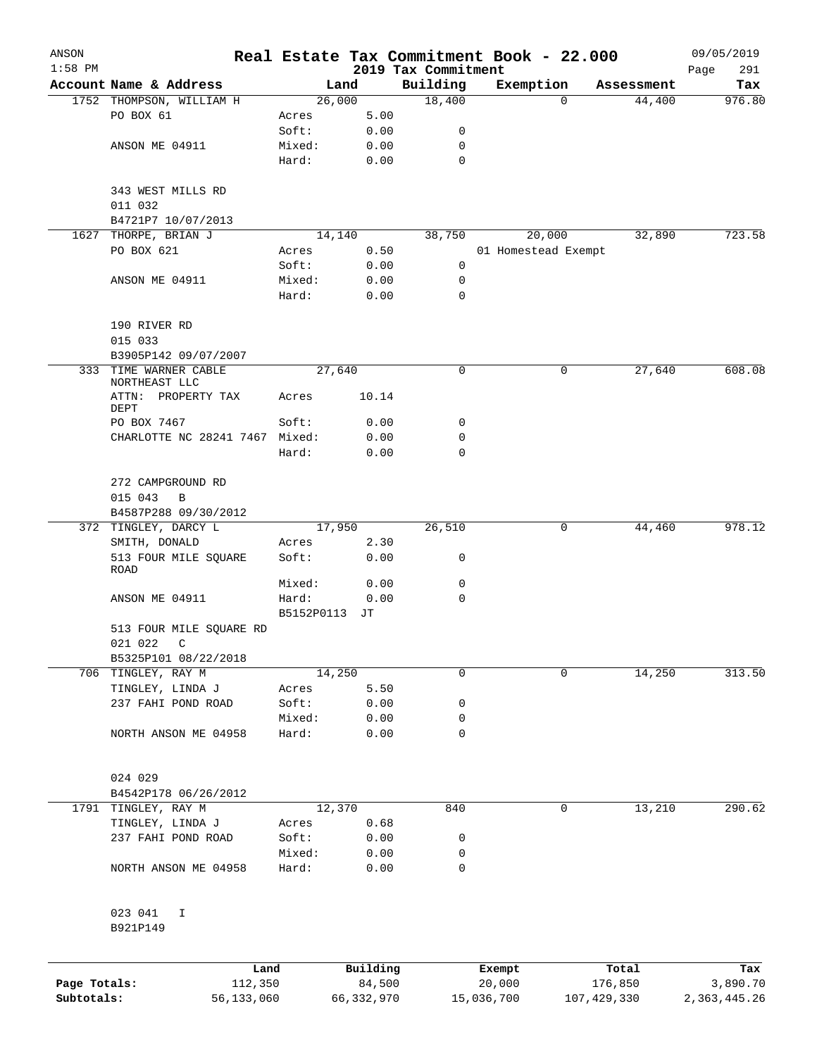# Real Estate Tax Commitment Book - 22.000

ANSON
1:58 PM

2019 Tax Commitment

09/05/2019

| Account | Name & Address | Land | | Building | Exemption | Assessment | Tax |
|---|---|---|---|---|---|---|---|
| 1752 | THOMPSON, WILLIAM H | 26,000 | | 18,400 | 0 | 44,400 | 976.80 |
| | PO BOX 61 | Acres | 5.00 | | | | |
| | | Soft: | 0.00 | 0 | | | |
| | ANSON ME 04911 | Mixed: | 0.00 | 0 | | | |
| | | Hard: | 0.00 | 0 | | | |
| | 343 WEST MILLS RD | | | | | | |
| | 011 032 | | | | | | |
| | B4721P7 10/07/2013 | | | | | | |
| 1627 | THORPE, BRIAN J | 14,140 | | 38,750 | 20,000 | 32,890 | 723.58 |
| | PO BOX 621 | Acres | 0.50 | | 01 Homestead Exempt | | |
| | | Soft: | 0.00 | 0 | | | |
| | ANSON ME 04911 | Mixed: | 0.00 | 0 | | | |
| | | Hard: | 0.00 | 0 | | | |
| | 190 RIVER RD | | | | | | |
| | 015 033 | | | | | | |
| | B3905P142 09/07/2007 | | | | | | |
| 333 | TIME WARNER CABLE NORTHEAST LLC | 27,640 | | 0 | 0 | 27,640 | 608.08 |
| | ATTN: PROPERTY TAX DEPT | Acres | 10.14 | | | | |
| | PO BOX 7467 | Soft: | 0.00 | 0 | | | |
| | CHARLOTTE NC 28241 7467 | Mixed: | 0.00 | 0 | | | |
| | | Hard: | 0.00 | 0 | | | |
| | 272 CAMPGROUND RD | | | | | | |
| | 015 043 B | | | | | | |
| | B4587P288 09/30/2012 | | | | | | |
| 372 | TINGLEY, DARCY L | 17,950 | | 26,510 | 0 | 44,460 | 978.12 |
| | SMITH, DONALD | Acres | 2.30 | | | | |
| | 513 FOUR MILE SQUARE ROAD | Soft: | 0.00 | 0 | | | |
| | | Mixed: | 0.00 | 0 | | | |
| | ANSON ME 04911 | Hard: | 0.00 | 0 | | | |
| | | B5152P0113 | JT | | | | |
| | 513 FOUR MILE SQUARE RD | | | | | | |
| | 021 022 C | | | | | | |
| | B5325P101 08/22/2018 | | | | | | |
| 706 | TINGLEY, RAY M | 14,250 | | 0 | 0 | 14,250 | 313.50 |
| | TINGLEY, LINDA J | Acres | 5.50 | | | | |
| | 237 FAHI POND ROAD | Soft: | 0.00 | 0 | | | |
| | | Mixed: | 0.00 | 0 | | | |
| | NORTH ANSON ME 04958 | Hard: | 0.00 | 0 | | | |
| | 024 029 | | | | | | |
| | B4542P178 06/26/2012 | | | | | | |
| 1791 | TINGLEY, RAY M | 12,370 | | 840 | 0 | 13,210 | 290.62 |
| | TINGLEY, LINDA J | Acres | 0.68 | | | | |
| | 237 FAHI POND ROAD | Soft: | 0.00 | 0 | | | |
| | | Mixed: | 0.00 | 0 | | | |
| | NORTH ANSON ME 04958 | Hard: | 0.00 | 0 | | | |
| | 023 041 I | | | | | | |
| | B921P149 | | | | | | |

| | Land | Building | Exempt | Total | Tax |
|---|---|---|---|---|---|
| Page Totals: | 112,350 | 84,500 | 20,000 | 176,850 | 3,890.70 |
| Subtotals: | 56,133,060 | 66,332,970 | 15,036,700 | 107,429,330 | 2,363,445.26 |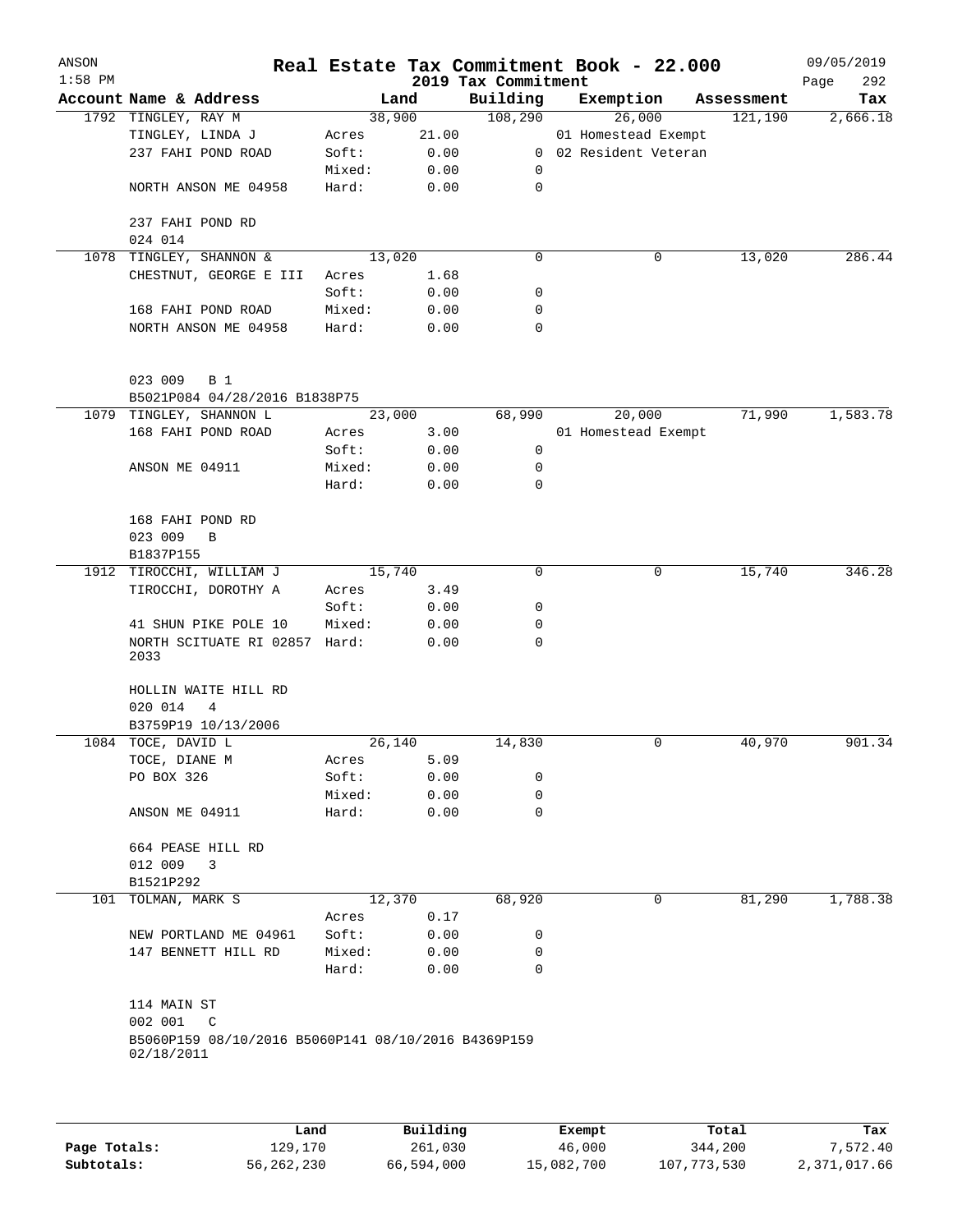ANSON 1:58 PM

# Real Estate Tax Commitment Book - 22.000

## 2019 Tax Commitment

09/05/2019

| Account Name & Address | Land | | Building | Exemption | Assessment | Tax |
|---|---|---|---|---|---|---|
| 1792 TINGLEY, RAY M | | 38,900 | 108,290 | 26,000 | 121,190 | 2,666.18 |
| TINGLEY, LINDA J | Acres | 21.00 | | 01 Homestead Exempt | | |
| 237 FAHI POND ROAD | Soft: | 0.00 | 0 | 02 Resident Veteran | | |
| | Mixed: | 0.00 | 0 | | | |
| NORTH ANSON ME 04958 | Hard: | 0.00 | 0 | | | |
| 237 FAHI POND RD | | | | | | |
| 024 014 | | | | | | |
| 1078 TINGLEY, SHANNON & | | 13,020 | 0 | 0 | 13,020 | 286.44 |
| CHESTNUT, GEORGE E III | Acres | 1.68 | | | | |
| | Soft: | 0.00 | 0 | | | |
| 168 FAHI POND ROAD | Mixed: | 0.00 | 0 | | | |
| NORTH ANSON ME 04958 | Hard: | 0.00 | 0 | | | |
| 023 009 B 1 | | | | | | |
| B5021P084 04/28/2016 B1838P75 | | | | | | |
| 1079 TINGLEY, SHANNON L | | 23,000 | 68,990 | 20,000 | 71,990 | 1,583.78 |
| 168 FAHI POND ROAD | Acres | 3.00 | | 01 Homestead Exempt | | |
| | Soft: | 0.00 | 0 | | | |
| ANSON ME 04911 | Mixed: | 0.00 | 0 | | | |
| | Hard: | 0.00 | 0 | | | |
| 168 FAHI POND RD | | | | | | |
| 023 009 B | | | | | | |
| B1837P155 | | | | | | |
| 1912 TIROCCHI, WILLIAM J | | 15,740 | 0 | 0 | 15,740 | 346.28 |
| TIROCCHI, DOROTHY A | Acres | 3.49 | | | | |
| | Soft: | 0.00 | 0 | | | |
| 41 SHUN PIKE POLE 10 | Mixed: | 0.00 | 0 | | | |
| NORTH SCITUATE RI 02857 2033 | Hard: | 0.00 | 0 | | | |
| HOLLIN WAITE HILL RD | | | | | | |
| 020 014 4 | | | | | | |
| B3759P19 10/13/2006 | | | | | | |
| 1084 TOCE, DAVID L | | 26,140 | 14,830 | 0 | 40,970 | 901.34 |
| TOCE, DIANE M | Acres | 5.09 | | | | |
| PO BOX 326 | Soft: | 0.00 | 0 | | | |
| | Mixed: | 0.00 | 0 | | | |
| ANSON ME 04911 | Hard: | 0.00 | 0 | | | |
| 664 PEASE HILL RD | | | | | | |
| 012 009 3 | | | | | | |
| B1521P292 | | | | | | |
| 101 TOLMAN, MARK S | | 12,370 | 68,920 | 0 | 81,290 | 1,788.38 |
| | Acres | 0.17 | | | | |
| NEW PORTLAND ME 04961 | Soft: | 0.00 | 0 | | | |
| 147 BENNETT HILL RD | Mixed: | 0.00 | 0 | | | |
| | Hard: | 0.00 | 0 | | | |
| 114 MAIN ST | | | | | | |
| 002 001 C | | | | | | |
| B5060P159 08/10/2016 B5060P141 08/10/2016 B4369P159 02/18/2011 | | | | | | |

| | Land | Building | Exempt | Total | Tax |
|---|---|---|---|---|---|
| Page Totals: | 129,170 | 261,030 | 46,000 | 344,200 | 7,572.40 |
| Subtotals: | 56,262,230 | 66,594,000 | 15,082,700 | 107,773,530 | 2,371,017.66 |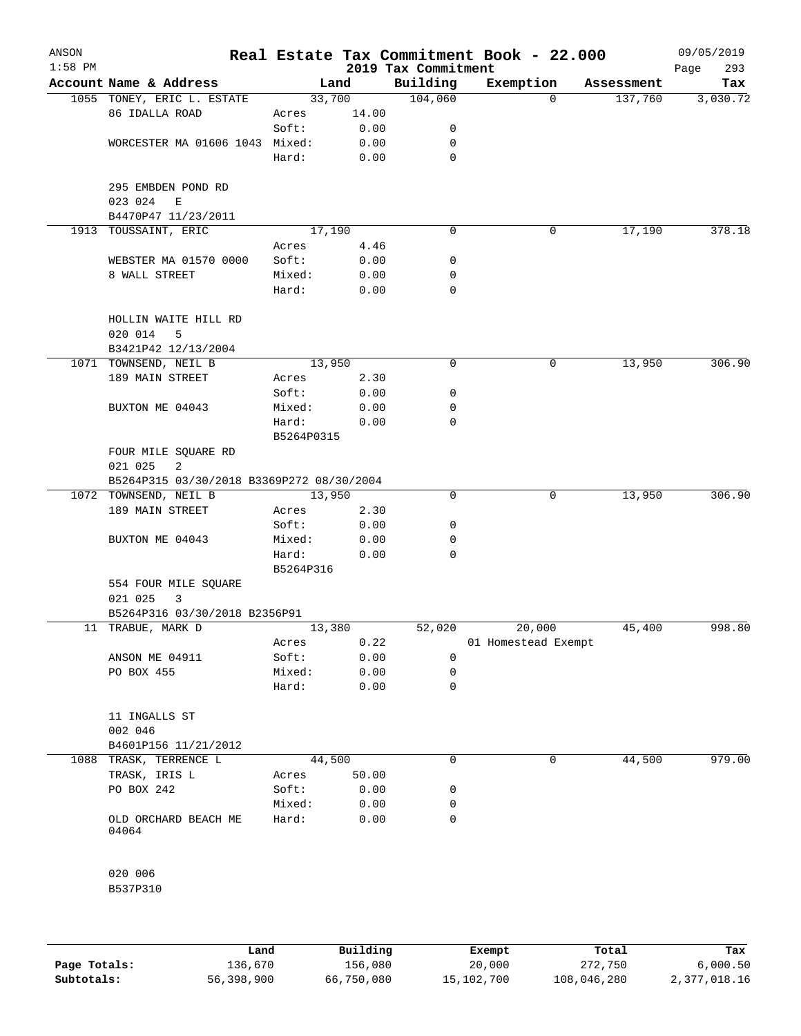# Real Estate Tax Commitment Book - 22.000

ANSON
1:58 PM

2019 Tax Commitment

09/05/2019

| Account | Name & Address | | Land | Building | Exemption | Assessment | Tax |
|---|---|---|---|---|---|---|---|
| 1055 | TONEY, ERIC L. ESTATE | | 33,700 | 104,060 | 0 | 137,760 | 3,030.72 |
| | 86 IDALLA ROAD | Acres | 14.00 | | | | |
| | | Soft: | 0.00 | 0 | | | |
| | WORCESTER MA 01606 1043 | Mixed: | 0.00 | 0 | | | |
| | | Hard: | 0.00 | 0 | | | |
| | 295 EMBDEN POND RD | | | | | | |
| | 023 024 E | | | | | | |
| | B4470P47 11/23/2011 | | | | | | |
| 1913 | TOUSSAINT, ERIC | | 17,190 | 0 | 0 | 17,190 | 378.18 |
| | | Acres | 4.46 | | | | |
| | WEBSTER MA 01570 0000 | Soft: | 0.00 | 0 | | | |
| | 8 WALL STREET | Mixed: | 0.00 | 0 | | | |
| | | Hard: | 0.00 | 0 | | | |
| | HOLLIN WAITE HILL RD | | | | | | |
| | 020 014 5 | | | | | | |
| | B3421P42 12/13/2004 | | | | | | |
| 1071 | TOWNSEND, NEIL B | | 13,950 | 0 | 0 | 13,950 | 306.90 |
| | 189 MAIN STREET | Acres | 2.30 | | | | |
| | | Soft: | 0.00 | 0 | | | |
| | BUXTON ME 04043 | Mixed: | 0.00 | 0 | | | |
| | | Hard: | 0.00 | 0 | | | |
| | | B5264P0315 | | | | | |
| | FOUR MILE SQUARE RD | | | | | | |
| | 021 025 2 | | | | | | |
| | B5264P315 03/30/2018 B3369P272 08/30/2004 | | | | | | |
| 1072 | TOWNSEND, NEIL B | | 13,950 | 0 | 0 | 13,950 | 306.90 |
| | 189 MAIN STREET | Acres | 2.30 | | | | |
| | | Soft: | 0.00 | 0 | | | |
| | BUXTON ME 04043 | Mixed: | 0.00 | 0 | | | |
| | | Hard: | 0.00 | 0 | | | |
| | | B5264P316 | | | | | |
| | 554 FOUR MILE SQUARE | | | | | | |
| | 021 025 3 | | | | | | |
| | B5264P316 03/30/2018 B2356P91 | | | | | | |
| 11 | TRABUE, MARK D | | 13,380 | 52,020 | 20,000 | 45,400 | 998.80 |
| | | Acres | 0.22 | | 01 Homestead Exempt | | |
| | ANSON ME 04911 | Soft: | 0.00 | 0 | | | |
| | PO BOX 455 | Mixed: | 0.00 | 0 | | | |
| | | Hard: | 0.00 | 0 | | | |
| | 11 INGALLS ST | | | | | | |
| | 002 046 | | | | | | |
| | B4601P156 11/21/2012 | | | | | | |
| 1088 | TRASK, TERRENCE L | | 44,500 | 0 | 0 | 44,500 | 979.00 |
| | TRASK, IRIS L | Acres | 50.00 | | | | |
| | PO BOX 242 | Soft: | 0.00 | 0 | | | |
| | | Mixed: | 0.00 | 0 | | | |
| | OLD ORCHARD BEACH ME 04064 | Hard: | 0.00 | 0 | | | |
| | 020 006 | | | | | | |
| | B537P310 | | | | | | |

| | Land | Building | Exempt | Total | Tax |
|---|---|---|---|---|---|
| Page Totals: | 136,670 | 156,080 | 20,000 | 272,750 | 6,000.50 |
| Subtotals: | 56,398,900 | 66,750,080 | 15,102,700 | 108,046,280 | 2,377,018.16 |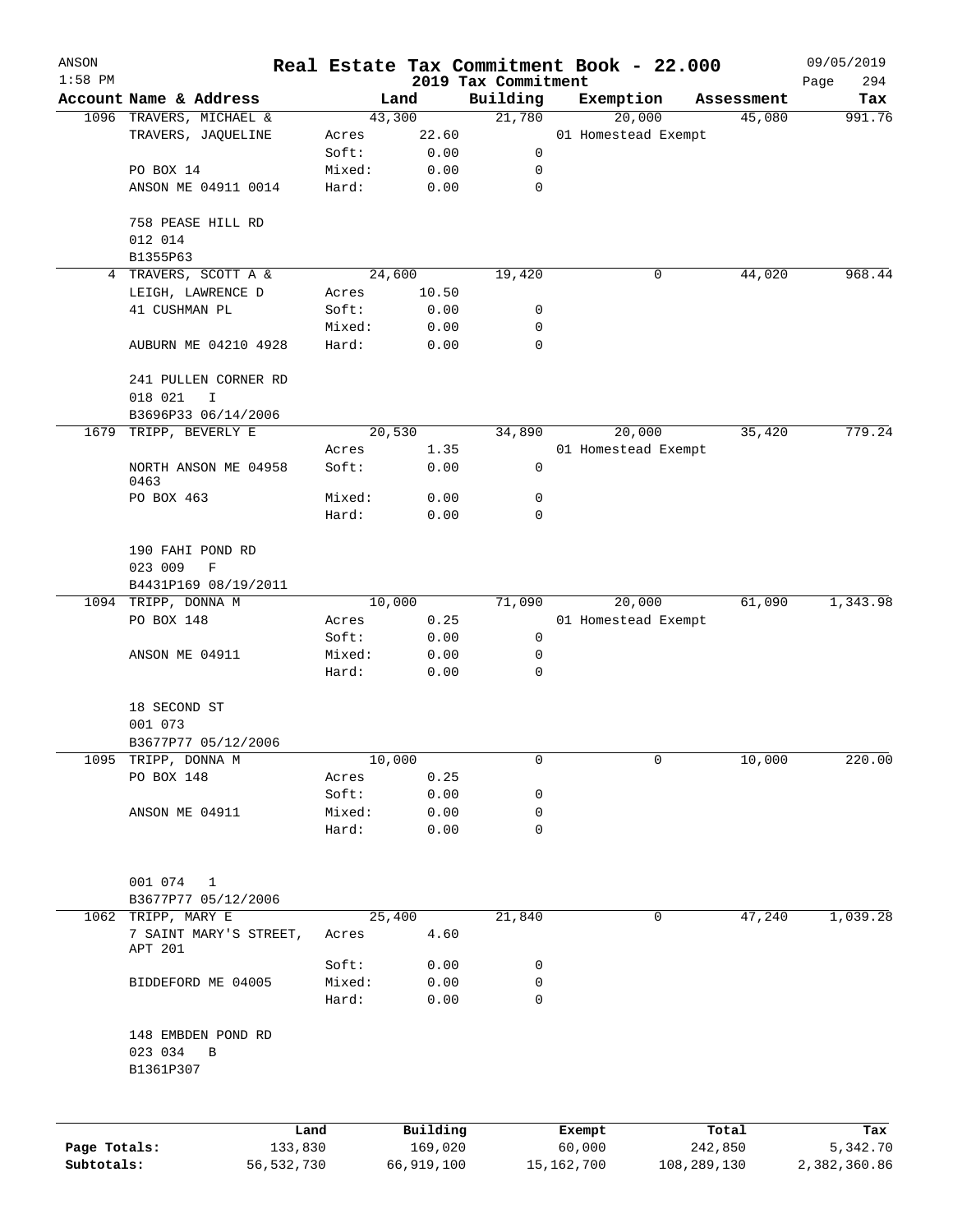# Real Estate Tax Commitment Book - 22.000

ANSON
1:58 PM

2019 Tax Commitment

09/05/2019

| Account Name & Address | | Land | Building | Exemption | Assessment | Tax |
|---|---|---|---|---|---|---|
| 1096 TRAVERS, MICHAEL & | | 43,300 | 21,780 | 20,000 | 45,080 | 991.76 |
| TRAVERS, JAQUELINE | Acres | 22.60 | | 01 Homestead Exempt | | |
| | Soft: | 0.00 | 0 | | | |
| PO BOX 14 | Mixed: | 0.00 | 0 | | | |
| ANSON ME 04911 0014 | Hard: | 0.00 | 0 | | | |
| 758 PEASE HILL RD | | | | | | |
| 012 014 | | | | | | |
| B1355P63 | | | | | | |
| 4 TRAVERS, SCOTT A & | | 24,600 | 19,420 | 0 | 44,020 | 968.44 |
| LEIGH, LAWRENCE D | Acres | 10.50 | | | | |
| 41 CUSHMAN PL | Soft: | 0.00 | 0 | | | |
| | Mixed: | 0.00 | 0 | | | |
| AUBURN ME 04210 4928 | Hard: | 0.00 | 0 | | | |
| 241 PULLEN CORNER RD | | | | | | |
| 018 021 I | | | | | | |
| B3696P33 06/14/2006 | | | | | | |
| 1679 TRIPP, BEVERLY E | | 20,530 | 34,890 | 20,000 | 35,420 | 779.24 |
| | Acres | 1.35 | | 01 Homestead Exempt | | |
| NORTH ANSON ME 04958 0463 | Soft: | 0.00 | 0 | | | |
| PO BOX 463 | Mixed: | 0.00 | 0 | | | |
| | Hard: | 0.00 | 0 | | | |
| 190 FAHI POND RD | | | | | | |
| 023 009 F | | | | | | |
| B4431P169 08/19/2011 | | | | | | |
| 1094 TRIPP, DONNA M | | 10,000 | 71,090 | 20,000 | 61,090 | 1,343.98 |
| PO BOX 148 | Acres | 0.25 | | 01 Homestead Exempt | | |
| | Soft: | 0.00 | 0 | | | |
| ANSON ME 04911 | Mixed: | 0.00 | 0 | | | |
| | Hard: | 0.00 | 0 | | | |
| 18 SECOND ST | | | | | | |
| 001 073 | | | | | | |
| B3677P77 05/12/2006 | | | | | | |
| 1095 TRIPP, DONNA M | | 10,000 | 0 | 0 | 10,000 | 220.00 |
| PO BOX 148 | Acres | 0.25 | | | | |
| | Soft: | 0.00 | 0 | | | |
| ANSON ME 04911 | Mixed: | 0.00 | 0 | | | |
| | Hard: | 0.00 | 0 | | | |
| 001 074 1 | | | | | | |
| B3677P77 05/12/2006 | | | | | | |
| 1062 TRIPP, MARY E | | 25,400 | 21,840 | 0 | 47,240 | 1,039.28 |
| 7 SAINT MARY'S STREET, APT 201 | Acres | 4.60 | | | | |
| | Soft: | 0.00 | 0 | | | |
| BIDDEFORD ME 04005 | Mixed: | 0.00 | 0 | | | |
| | Hard: | 0.00 | 0 | | | |
| 148 EMBDEN POND RD | | | | | | |
| 023 034 B | | | | | | |
| B1361P307 | | | | | | |

| | Land | Building | Exempt | Total | Tax |
|---|---|---|---|---|---|
| Page Totals: | 133,830 | 169,020 | 60,000 | 242,850 | 5,342.70 |
| Subtotals: | 56,532,730 | 66,919,100 | 15,162,700 | 108,289,130 | 2,382,360.86 |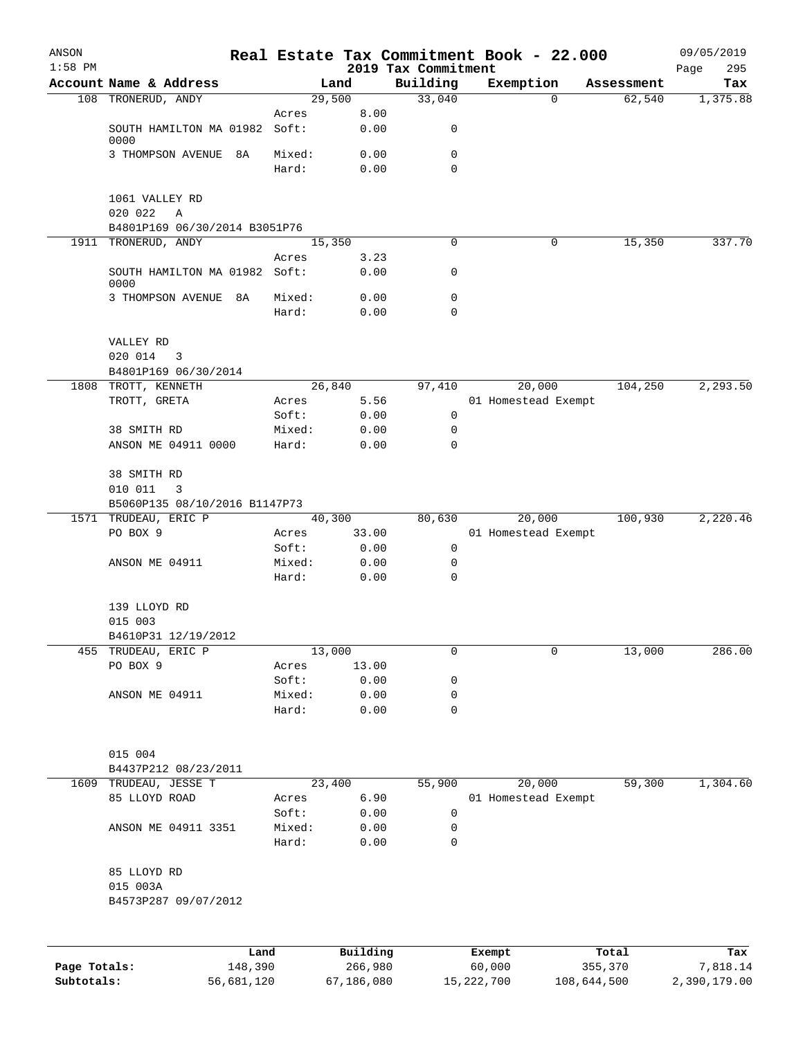# Real Estate Tax Commitment Book - 22.000

ANSON 1:58 PM — 2019 Tax Commitment — 09/05/2019 Page 295

| Account Name & Address | | Land | Building | Exemption | Assessment | Tax |
|---|---|---|---|---|---|---|
| 108 TRONERUD, ANDY | | 29,500 | 33,040 | 0 | 62,540 | 1,375.88 |
| | Acres | 8.00 | | | | |
| SOUTH HAMILTON MA 01982 0000 | Soft: | 0.00 | 0 | | | |
| 3 THOMPSON AVENUE 8A | Mixed: | 0.00 | 0 | | | |
| | Hard: | 0.00 | 0 | | | |
| 1061 VALLEY RD | | | | | | |
| 020 022 A | | | | | | |
| B4801P169 06/30/2014 B3051P76 | | | | | | |
| 1911 TRONERUD, ANDY | | 15,350 | 0 | 0 | 15,350 | 337.70 |
| | Acres | 3.23 | | | | |
| SOUTH HAMILTON MA 01982 0000 | Soft: | 0.00 | 0 | | | |
| 3 THOMPSON AVENUE 8A | Mixed: | 0.00 | 0 | | | |
| | Hard: | 0.00 | 0 | | | |
| VALLEY RD | | | | | | |
| 020 014 3 | | | | | | |
| B4801P169 06/30/2014 | | | | | | |
| 1808 TROTT, KENNETH | | 26,840 | 97,410 | 20,000 | 104,250 | 2,293.50 |
| TROTT, GRETA | Acres | 5.56 | | 01 Homestead Exempt | | |
| | Soft: | 0.00 | 0 | | | |
| 38 SMITH RD | Mixed: | 0.00 | 0 | | | |
| ANSON ME 04911 0000 | Hard: | 0.00 | 0 | | | |
| 38 SMITH RD | | | | | | |
| 010 011 3 | | | | | | |
| B5060P135 08/10/2016 B1147P73 | | | | | | |
| 1571 TRUDEAU, ERIC P | | 40,300 | 80,630 | 20,000 | 100,930 | 2,220.46 |
| PO BOX 9 | Acres | 33.00 | | 01 Homestead Exempt | | |
| | Soft: | 0.00 | 0 | | | |
| ANSON ME 04911 | Mixed: | 0.00 | 0 | | | |
| | Hard: | 0.00 | 0 | | | |
| 139 LLOYD RD | | | | | | |
| 015 003 | | | | | | |
| B4610P31 12/19/2012 | | | | | | |
| 455 TRUDEAU, ERIC P | | 13,000 | 0 | 0 | 13,000 | 286.00 |
| PO BOX 9 | Acres | 13.00 | | | | |
| | Soft: | 0.00 | 0 | | | |
| ANSON ME 04911 | Mixed: | 0.00 | 0 | | | |
| | Hard: | 0.00 | 0 | | | |
| 015 004 | | | | | | |
| B4437P212 08/23/2011 | | | | | | |
| 1609 TRUDEAU, JESSE T | | 23,400 | 55,900 | 20,000 | 59,300 | 1,304.60 |
| 85 LLOYD ROAD | Acres | 6.90 | | 01 Homestead Exempt | | |
| | Soft: | 0.00 | 0 | | | |
| ANSON ME 04911 3351 | Mixed: | 0.00 | 0 | | | |
| | Hard: | 0.00 | 0 | | | |
| 85 LLOYD RD | | | | | | |
| 015 003A | | | | | | |
| B4573P287 09/07/2012 | | | | | | |

| | Land | Building | Exempt | Total | Tax |
|---|---|---|---|---|---|
| Page Totals: | 148,390 | 266,980 | 60,000 | 355,370 | 7,818.14 |
| Subtotals: | 56,681,120 | 67,186,080 | 15,222,700 | 108,644,500 | 2,390,179.00 |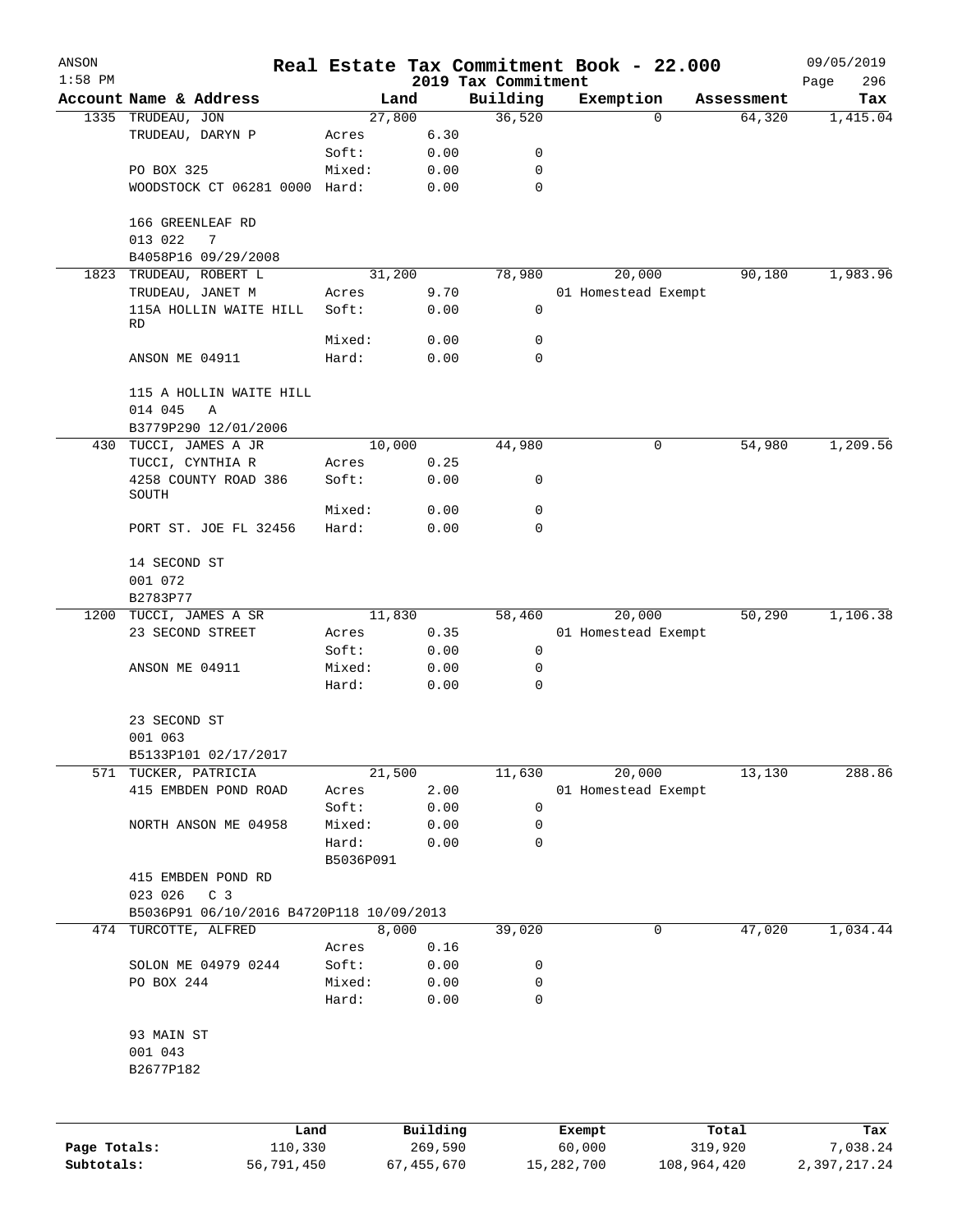ANSON | Real Estate Tax Commitment Book - 22.000 | 09/05/2019
1:58 PM | 2019 Tax Commitment | Page 296

| Account Name & Address | Land | | Building | Exemption | Assessment | Tax |
|---|---|---|---|---|---|---|
| 1335 TRUDEAU, JON | 27,800 | | 36,520 | 0 | 64,320 | 1,415.04 |
| TRUDEAU, DARYN P | Acres | 6.30 | | | | |
| | Soft: | 0.00 | 0 | | | |
| PO BOX 325 | Mixed: | 0.00 | 0 | | | |
| WOODSTOCK CT 06281 0000 | Hard: | 0.00 | 0 | | | |
| 166 GREENLEAF RD | | | | | | |
| 013 022 7 | | | | | | |
| B4058P16 09/29/2008 | | | | | | |
| 1823 TRUDEAU, ROBERT L | 31,200 | | 78,980 | 20,000 | 90,180 | 1,983.96 |
| TRUDEAU, JANET M | Acres | 9.70 | | 01 Homestead Exempt | | |
| 115A HOLLIN WAITE HILL RD | Soft: | 0.00 | 0 | | | |
| | Mixed: | 0.00 | 0 | | | |
| ANSON ME 04911 | Hard: | 0.00 | 0 | | | |
| 115 A HOLLIN WAITE HILL | | | | | | |
| 014 045 A | | | | | | |
| B3779P290 12/01/2006 | | | | | | |
| 430 TUCCI, JAMES A JR | 10,000 | | 44,980 | 0 | 54,980 | 1,209.56 |
| TUCCI, CYNTHIA R | Acres | 0.25 | | | | |
| 4258 COUNTY ROAD 386 SOUTH | Soft: | 0.00 | 0 | | | |
| | Mixed: | 0.00 | 0 | | | |
| PORT ST. JOE FL 32456 | Hard: | 0.00 | 0 | | | |
| 14 SECOND ST | | | | | | |
| 001 072 | | | | | | |
| B2783P77 | | | | | | |
| 1200 TUCCI, JAMES A SR | 11,830 | | 58,460 | 20,000 | 50,290 | 1,106.38 |
| 23 SECOND STREET | Acres | 0.35 | | 01 Homestead Exempt | | |
| | Soft: | 0.00 | 0 | | | |
| ANSON ME 04911 | Mixed: | 0.00 | 0 | | | |
| | Hard: | 0.00 | 0 | | | |
| 23 SECOND ST | | | | | | |
| 001 063 | | | | | | |
| B5133P101 02/17/2017 | | | | | | |
| 571 TUCKER, PATRICIA | 21,500 | | 11,630 | 20,000 | 13,130 | 288.86 |
| 415 EMBDEN POND ROAD | Acres | 2.00 | | 01 Homestead Exempt | | |
| | Soft: | 0.00 | 0 | | | |
| NORTH ANSON ME 04958 | Mixed: | 0.00 | 0 | | | |
| | Hard: | 0.00 | 0 | | | |
| | B5036P091 | | | | | |
| 415 EMBDEN POND RD | | | | | | |
| 023 026 C 3 | | | | | | |
| B5036P91 06/10/2016 B4720P118 10/09/2013 | | | | | | |
| 474 TURCOTTE, ALFRED | 8,000 | | 39,020 | 0 | 47,020 | 1,034.44 |
| | Acres | 0.16 | | | | |
| SOLON ME 04979 0244 | Soft: | 0.00 | 0 | | | |
| PO BOX 244 | Mixed: | 0.00 | 0 | | | |
| | Hard: | 0.00 | 0 | | | |
| 93 MAIN ST | | | | | | |
| 001 043 | | | | | | |
| B2677P182 | | | | | | |

| | Land | Building | Exempt | Total | Tax |
|---|---|---|---|---|---|
| Page Totals: | 110,330 | 269,590 | 60,000 | 319,920 | 7,038.24 |
| Subtotals: | 56,791,450 | 67,455,670 | 15,282,700 | 108,964,420 | 2,397,217.24 |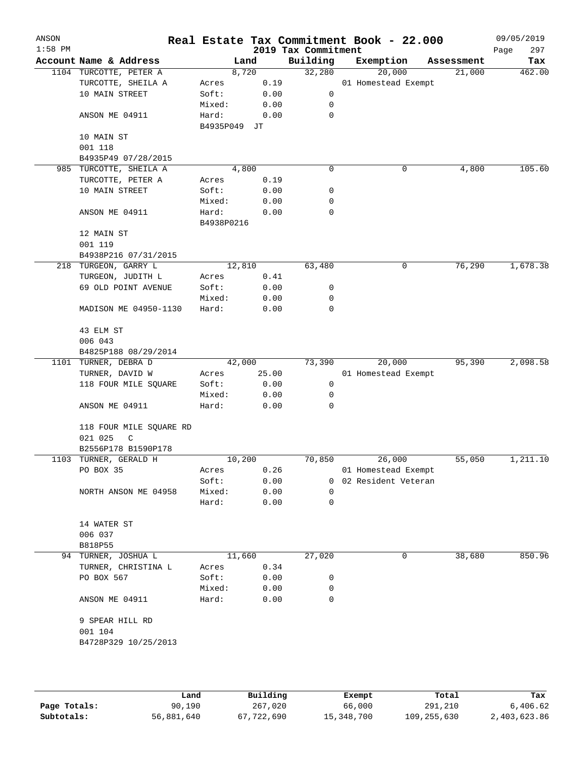# Real Estate Tax Commitment Book - 22.000

ANSON
1:58 PM

2019 Tax Commitment

09/05/2019

| Account Name & Address | Land | | Building | Exemption | Assessment | Tax |
|---|---|---|---|---|---|---|
| 1104 TURCOTTE, PETER A | 8,720 | | 32,280 | 20,000 | 21,000 | 462.00 |
| TURCOTTE, SHEILA A | Acres | 0.19 | | 01 Homestead Exempt | | |
| 10 MAIN STREET | Soft: | 0.00 | 0 | | | |
| | Mixed: | 0.00 | 0 | | | |
| ANSON ME 04911 | Hard: | 0.00 | 0 | | | |
| | B4935P049 JT | | | | | |
| 10 MAIN ST | | | | | | |
| 001 118 | | | | | | |
| B4935P49 07/28/2015 | | | | | | |
| 985 TURCOTTE, SHEILA A | 4,800 | | 0 | 0 | 4,800 | 105.60 |
| TURCOTTE, PETER A | Acres | 0.19 | | | | |
| 10 MAIN STREET | Soft: | 0.00 | 0 | | | |
| | Mixed: | 0.00 | 0 | | | |
| ANSON ME 04911 | Hard: | 0.00 | 0 | | | |
| | B4938P0216 | | | | | |
| 12 MAIN ST | | | | | | |
| 001 119 | | | | | | |
| B4938P216 07/31/2015 | | | | | | |
| 218 TURGEON, GARRY L | 12,810 | | 63,480 | 0 | 76,290 | 1,678.38 |
| TURGEON, JUDITH L | Acres | 0.41 | | | | |
| 69 OLD POINT AVENUE | Soft: | 0.00 | 0 | | | |
| | Mixed: | 0.00 | 0 | | | |
| MADISON ME 04950-1130 | Hard: | 0.00 | 0 | | | |
| 43 ELM ST | | | | | | |
| 006 043 | | | | | | |
| B4825P188 08/29/2014 | | | | | | |
| 1101 TURNER, DEBRA D | 42,000 | | 73,390 | 20,000 | 95,390 | 2,098.58 |
| TURNER, DAVID W | Acres | 25.00 | | 01 Homestead Exempt | | |
| 118 FOUR MILE SQUARE | Soft: | 0.00 | 0 | | | |
| | Mixed: | 0.00 | 0 | | | |
| ANSON ME 04911 | Hard: | 0.00 | 0 | | | |
| 118 FOUR MILE SQUARE RD | | | | | | |
| 021 025 C | | | | | | |
| B2556P178 B1590P178 | | | | | | |
| 1103 TURNER, GERALD H | 10,200 | | 70,850 | 26,000 | 55,050 | 1,211.10 |
| PO BOX 35 | Acres | 0.26 | | 01 Homestead Exempt | | |
| | Soft: | 0.00 | 0 | 02 Resident Veteran | | |
| NORTH ANSON ME 04958 | Mixed: | 0.00 | 0 | | | |
| | Hard: | 0.00 | 0 | | | |
| 14 WATER ST | | | | | | |
| 006 037 | | | | | | |
| B818P55 | | | | | | |
| 94 TURNER, JOSHUA L | 11,660 | | 27,020 | 0 | 38,680 | 850.96 |
| TURNER, CHRISTINA L | Acres | 0.34 | | | | |
| PO BOX 567 | Soft: | 0.00 | 0 | | | |
| | Mixed: | 0.00 | 0 | | | |
| ANSON ME 04911 | Hard: | 0.00 | 0 | | | |
| 9 SPEAR HILL RD | | | | | | |
| 001 104 | | | | | | |
| B4728P329 10/25/2013 | | | | | | |

| | Land | Building | Exempt | Total | Tax |
|---|---|---|---|---|---|
| Page Totals: | 90,190 | 267,020 | 66,000 | 291,210 | 6,406.62 |
| Subtotals: | 56,881,640 | 67,722,690 | 15,348,700 | 109,255,630 | 2,403,623.86 |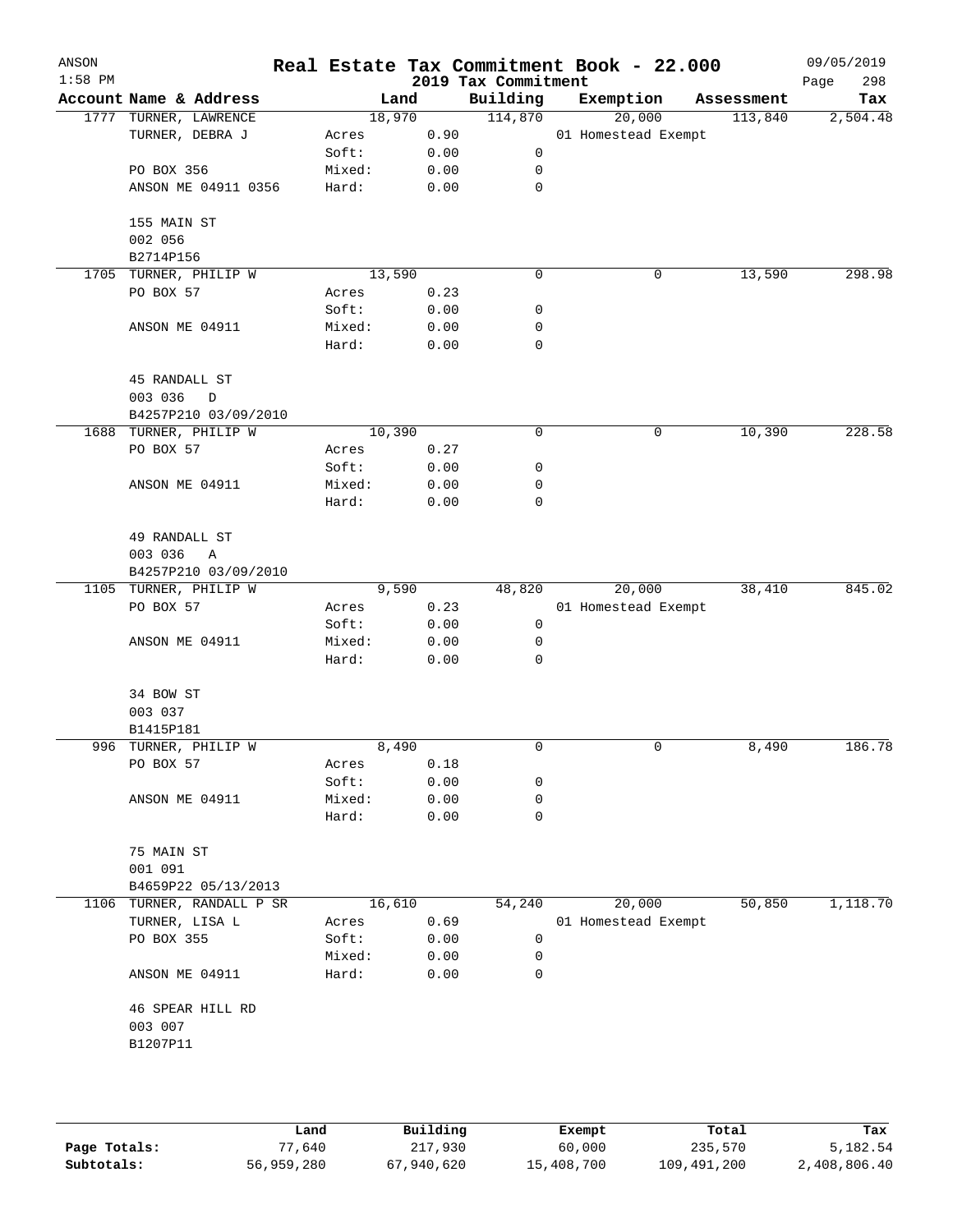ANSON
1:58 PM

# Real Estate Tax Commitment Book - 22.000

2019 Tax Commitment

09/05/2019

| Account | Name & Address | | Land | Building | Exemption | Assessment | Tax |
|---|---|---|---|---|---|---|---|
| 1777 | TURNER, LAWRENCE | | 18,970 | 114,870 | 20,000 | 113,840 | 2,504.48 |
| | TURNER, DEBRA J | Acres | 0.90 | | 01 Homestead Exempt | | |
| | | Soft: | 0.00 | 0 | | | |
| | PO BOX 356 | Mixed: | 0.00 | 0 | | | |
| | ANSON ME 04911 0356 | Hard: | 0.00 | 0 | | | |
| | 155 MAIN ST | | | | | | |
| | 002 056 | | | | | | |
| | B2714P156 | | | | | | |
| 1705 | TURNER, PHILIP W | | 13,590 | 0 | 0 | 13,590 | 298.98 |
| | PO BOX 57 | Acres | 0.23 | | | | |
| | | Soft: | 0.00 | 0 | | | |
| | ANSON ME 04911 | Mixed: | 0.00 | 0 | | | |
| | | Hard: | 0.00 | 0 | | | |
| | 45 RANDALL ST | | | | | | |
| | 003 036 D | | | | | | |
| | B4257P210 03/09/2010 | | | | | | |
| 1688 | TURNER, PHILIP W | | 10,390 | 0 | 0 | 10,390 | 228.58 |
| | PO BOX 57 | Acres | 0.27 | | | | |
| | | Soft: | 0.00 | 0 | | | |
| | ANSON ME 04911 | Mixed: | 0.00 | 0 | | | |
| | | Hard: | 0.00 | 0 | | | |
| | 49 RANDALL ST | | | | | | |
| | 003 036 A | | | | | | |
| | B4257P210 03/09/2010 | | | | | | |
| 1105 | TURNER, PHILIP W | | 9,590 | 48,820 | 20,000 | 38,410 | 845.02 |
| | PO BOX 57 | Acres | 0.23 | | 01 Homestead Exempt | | |
| | | Soft: | 0.00 | 0 | | | |
| | ANSON ME 04911 | Mixed: | 0.00 | 0 | | | |
| | | Hard: | 0.00 | 0 | | | |
| | 34 BOW ST | | | | | | |
| | 003 037 | | | | | | |
| | B1415P181 | | | | | | |
| 996 | TURNER, PHILIP W | | 8,490 | 0 | 0 | 8,490 | 186.78 |
| | PO BOX 57 | Acres | 0.18 | | | | |
| | | Soft: | 0.00 | 0 | | | |
| | ANSON ME 04911 | Mixed: | 0.00 | 0 | | | |
| | | Hard: | 0.00 | 0 | | | |
| | 75 MAIN ST | | | | | | |
| | 001 091 | | | | | | |
| | B4659P22 05/13/2013 | | | | | | |
| 1106 | TURNER, RANDALL P SR | | 16,610 | 54,240 | 20,000 | 50,850 | 1,118.70 |
| | TURNER, LISA L | Acres | 0.69 | | 01 Homestead Exempt | | |
| | PO BOX 355 | Soft: | 0.00 | 0 | | | |
| | | Mixed: | 0.00 | 0 | | | |
| | ANSON ME 04911 | Hard: | 0.00 | 0 | | | |
| | 46 SPEAR HILL RD | | | | | | |
| | 003 007 | | | | | | |
| | B1207P11 | | | | | | |

| | Land | Building | Exempt | Total | Tax |
|---|---|---|---|---|---|
| Page Totals: | 77,640 | 217,930 | 60,000 | 235,570 | 5,182.54 |
| Subtotals: | 56,959,280 | 67,940,620 | 15,408,700 | 109,491,200 | 2,408,806.40 |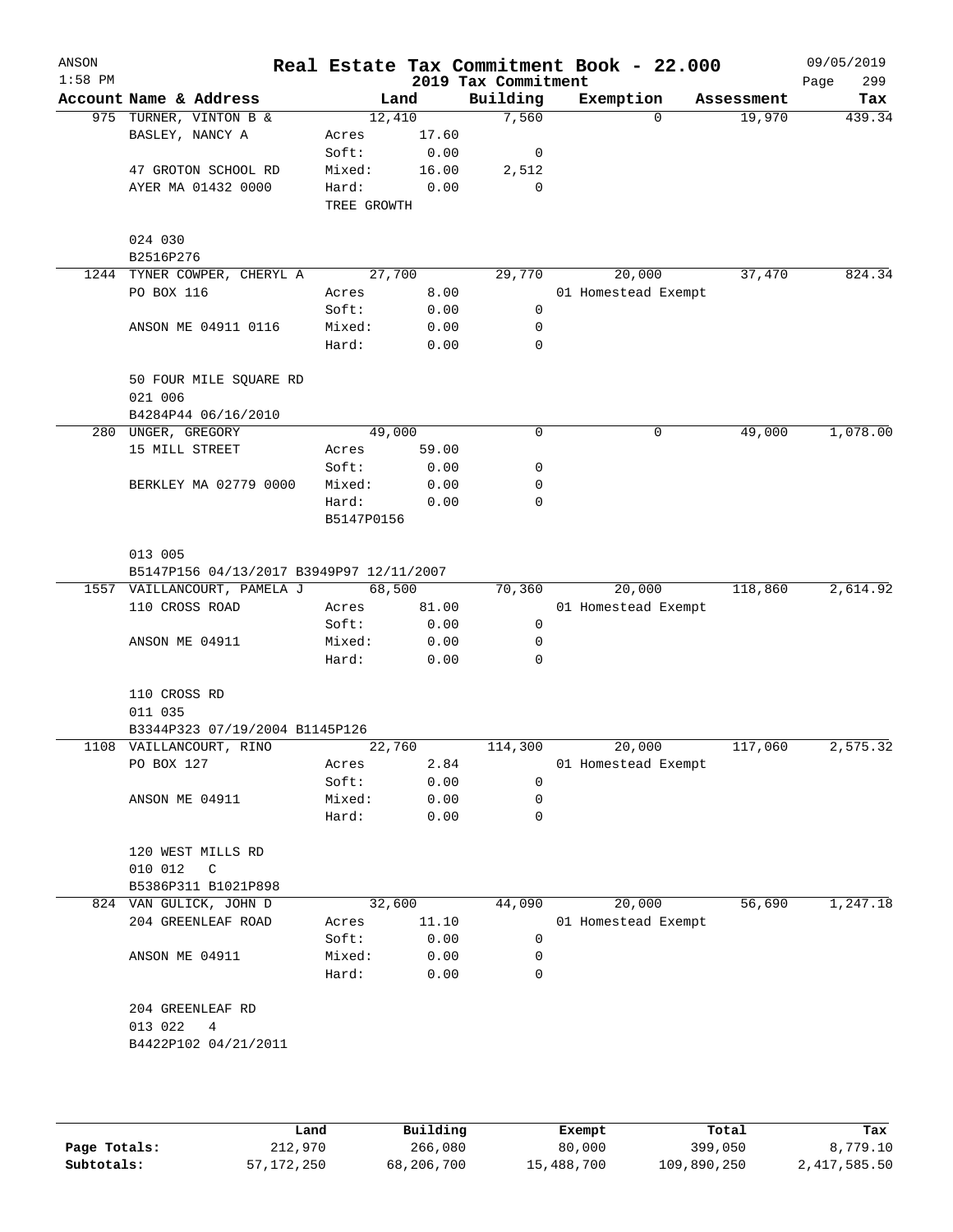# Real Estate Tax Commitment Book - 22.000

ANSON
1:58 PM

2019 Tax Commitment

09/05/2019

| Account Name & Address | Land | | Building | Exemption | Assessment | Tax |
|---|---|---|---|---|---|---|
| 975 TURNER, VINTON B & | 12,410 | | 7,560 | 0 | 19,970 | 439.34 |
| BASLEY, NANCY A | Acres | 17.60 | | | | |
| | Soft: | 0.00 | 0 | | | |
| 47 GROTON SCHOOL RD | Mixed: | 16.00 | 2,512 | | | |
| AYER MA 01432 0000 | Hard: | 0.00 | 0 | | | |
| | TREE GROWTH | | | | | |
| 024 030 | | | | | | |
| B2516P276 | | | | | | |
| 1244 TYNER COWPER, CHERYL A | 27,700 | | 29,770 | 20,000 | 37,470 | 824.34 |
| PO BOX 116 | Acres | 8.00 | | 01 Homestead Exempt | | |
| | Soft: | 0.00 | 0 | | | |
| ANSON ME 04911 0116 | Mixed: | 0.00 | 0 | | | |
| | Hard: | 0.00 | 0 | | | |
| 50 FOUR MILE SQUARE RD | | | | | | |
| 021 006 | | | | | | |
| B4284P44 06/16/2010 | | | | | | |
| 280 UNGER, GREGORY | 49,000 | | 0 | 0 | 49,000 | 1,078.00 |
| 15 MILL STREET | Acres | 59.00 | | | | |
| | Soft: | 0.00 | 0 | | | |
| BERKLEY MA 02779 0000 | Mixed: | 0.00 | 0 | | | |
| | Hard: | 0.00 | 0 | | | |
| | B5147P0156 | | | | | |
| 013 005 | | | | | | |
| B5147P156 04/13/2017 B3949P97 12/11/2007 | | | | | | |
| 1557 VAILLANCOURT, PAMELA J | 68,500 | | 70,360 | 20,000 | 118,860 | 2,614.92 |
| 110 CROSS ROAD | Acres | 81.00 | | 01 Homestead Exempt | | |
| | Soft: | 0.00 | 0 | | | |
| ANSON ME 04911 | Mixed: | 0.00 | 0 | | | |
| | Hard: | 0.00 | 0 | | | |
| 110 CROSS RD | | | | | | |
| 011 035 | | | | | | |
| B3344P323 07/19/2004 B1145P126 | | | | | | |
| 1108 VAILLANCOURT, RINO | 22,760 | | 114,300 | 20,000 | 117,060 | 2,575.32 |
| PO BOX 127 | Acres | 2.84 | | 01 Homestead Exempt | | |
| | Soft: | 0.00 | 0 | | | |
| ANSON ME 04911 | Mixed: | 0.00 | 0 | | | |
| | Hard: | 0.00 | 0 | | | |
| 120 WEST MILLS RD | | | | | | |
| 010 012 C | | | | | | |
| B5386P311 B1021P898 | | | | | | |
| 824 VAN GULICK, JOHN D | 32,600 | | 44,090 | 20,000 | 56,690 | 1,247.18 |
| 204 GREENLEAF ROAD | Acres | 11.10 | | 01 Homestead Exempt | | |
| | Soft: | 0.00 | 0 | | | |
| ANSON ME 04911 | Mixed: | 0.00 | 0 | | | |
| | Hard: | 0.00 | 0 | | | |
| 204 GREENLEAF RD | | | | | | |
| 013 022 4 | | | | | | |
| B4422P102 04/21/2011 | | | | | | |

| | Land | Building | Exempt | Total | Tax |
|---|---|---|---|---|---|
| Page Totals: | 212,970 | 266,080 | 80,000 | 399,050 | 8,779.10 |
| Subtotals: | 57,172,250 | 68,206,700 | 15,488,700 | 109,890,250 | 2,417,585.50 |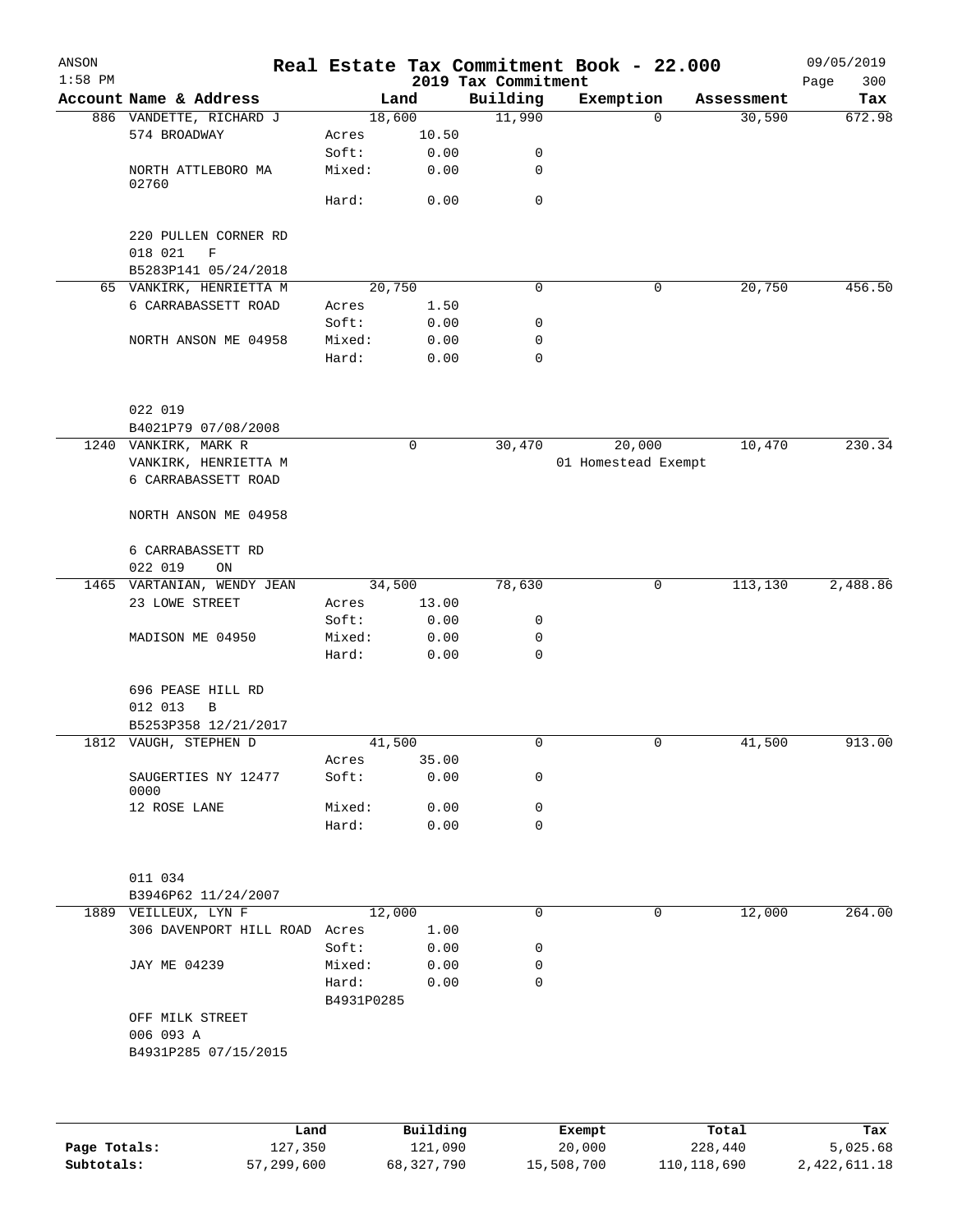ANSON 1:58 PM

# Real Estate Tax Commitment Book - 22.000

2019 Tax Commitment

09/05/2019 Page 300

| Account Name & Address | | Land | Building | Exemption | Assessment | Tax |
|---|---|---|---|---|---|---|
| 886 VANDETTE, RICHARD J | | 18,600 | 11,990 | 0 | 30,590 | 672.98 |
| 574 BROADWAY | Acres | 10.50 | | | | |
| | Soft: | 0.00 | 0 | | | |
| NORTH ATTLEBORO MA 02760 | Mixed: | 0.00 | 0 | | | |
| | Hard: | 0.00 | 0 | | | |
| 220 PULLEN CORNER RD | | | | | | |
| 018 021 F | | | | | | |
| B5283P141 05/24/2018 | | | | | | |
| 65 VANKIRK, HENRIETTA M | | 20,750 | 0 | 0 | 20,750 | 456.50 |
| 6 CARRABASSETT ROAD | Acres | 1.50 | | | | |
| | Soft: | 0.00 | 0 | | | |
| NORTH ANSON ME 04958 | Mixed: | 0.00 | 0 | | | |
| | Hard: | 0.00 | 0 | | | |
| 022 019 | | | | | | |
| B4021P79 07/08/2008 | | | | | | |
| 1240 VANKIRK, MARK R | | 0 | 30,470 | 20,000 | 10,470 | 230.34 |
| VANKIRK, HENRIETTA M | | | | 01 Homestead Exempt | | |
| 6 CARRABASSETT ROAD | | | | | | |
| NORTH ANSON ME 04958 | | | | | | |
| 6 CARRABASSETT RD | | | | | | |
| 022 019 ON | | | | | | |
| 1465 VARTANIAN, WENDY JEAN | | 34,500 | 78,630 | 0 | 113,130 | 2,488.86 |
| 23 LOWE STREET | Acres | 13.00 | | | | |
| | Soft: | 0.00 | 0 | | | |
| MADISON ME 04950 | Mixed: | 0.00 | 0 | | | |
| | Hard: | 0.00 | 0 | | | |
| 696 PEASE HILL RD | | | | | | |
| 012 013 B | | | | | | |
| B5253P358 12/21/2017 | | | | | | |
| 1812 VAUGH, STEPHEN D | | 41,500 | 0 | 0 | 41,500 | 913.00 |
| | Acres | 35.00 | | | | |
| SAUGERTIES NY 12477 0000 | Soft: | 0.00 | 0 | | | |
| 12 ROSE LANE | Mixed: | 0.00 | 0 | | | |
| | Hard: | 0.00 | 0 | | | |
| 011 034 | | | | | | |
| B3946P62 11/24/2007 | | | | | | |
| 1889 VEILLEUX, LYN F | | 12,000 | 0 | 0 | 12,000 | 264.00 |
| 306 DAVENPORT HILL ROAD | Acres | 1.00 | | | | |
| | Soft: | 0.00 | 0 | | | |
| JAY ME 04239 | Mixed: | 0.00 | 0 | | | |
| | Hard: | 0.00 | 0 | | | |
| | B4931P0285 | | | | | |
| OFF MILK STREET | | | | | | |
| 006 093 A | | | | | | |
| B4931P285 07/15/2015 | | | | | | |

| | Land | Building | Exempt | Total | Tax |
|---|---|---|---|---|---|
| Page Totals: | 127,350 | 121,090 | 20,000 | 228,440 | 5,025.68 |
| Subtotals: | 57,299,600 | 68,327,790 | 15,508,700 | 110,118,690 | 2,422,611.18 |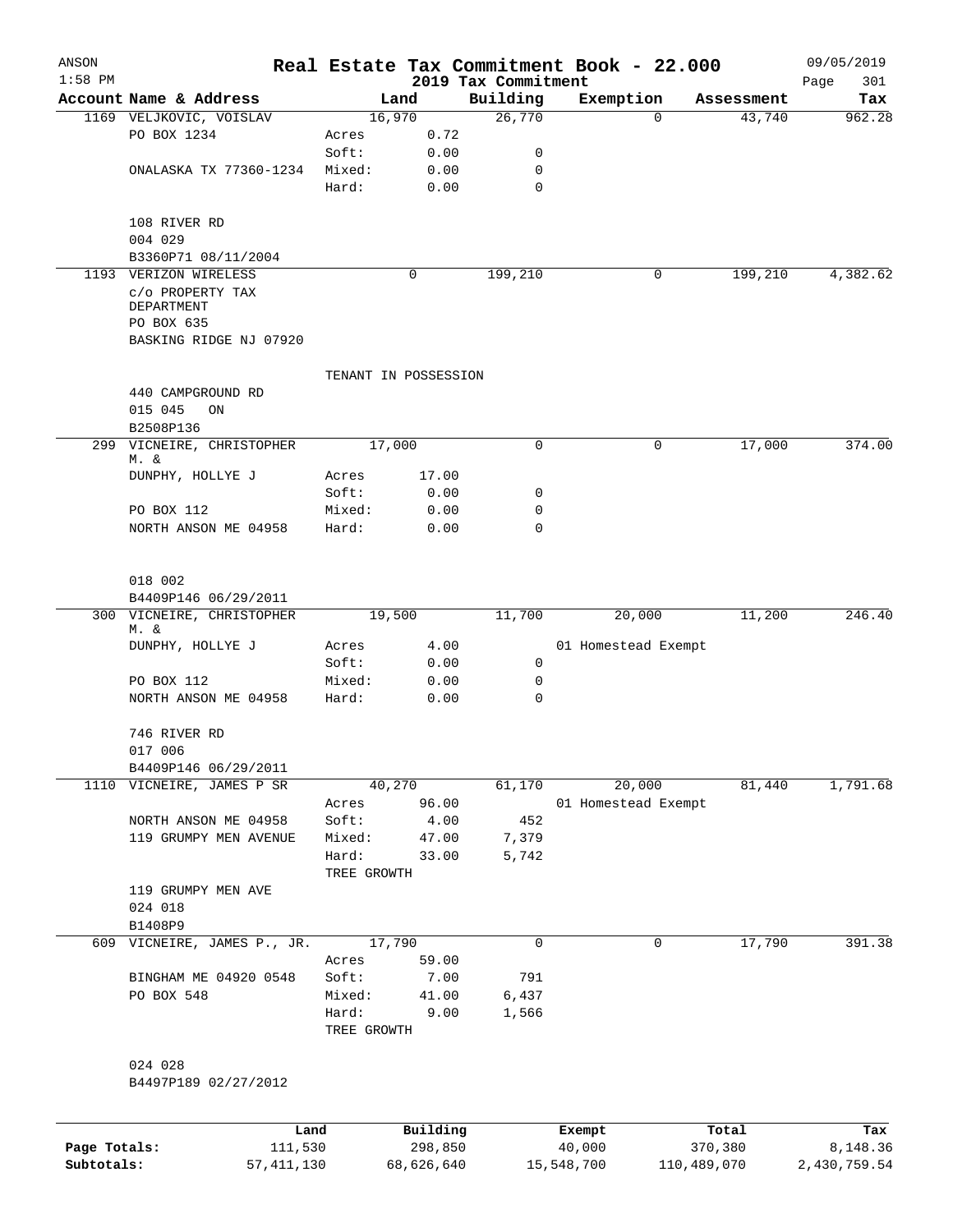ANSON
1:58 PM

# Real Estate Tax Commitment Book - 22.000

2019 Tax Commitment

09/05/2019

| Account Name & Address | Land | | Building | Exemption | Assessment | Tax |
|---|---|---|---|---|---|---|
| 1169 VELJKOVIC, VOISLAV | 16,970 | | 26,770 | 0 | 43,740 | 962.28 |
| PO BOX 1234 | Acres | 0.72 | | | | |
| | Soft: | 0.00 | 0 | | | |
| ONALASKA TX 77360-1234 | Mixed: | 0.00 | 0 | | | |
| | Hard: | 0.00 | 0 | | | |
| 108 RIVER RD | | | | | | |
| 004 029 | | | | | | |
| B3360P71 08/11/2004 | | | | | | |
| 1193 VERIZON WIRELESS | 0 | | 199,210 | 0 | 199,210 | 4,382.62 |
| c/o PROPERTY TAX DEPARTMENT | | | | | | |
| PO BOX 635 | | | | | | |
| BASKING RIDGE NJ 07920 | | | | | | |
| | TENANT IN POSSESSION | | | | | |
| 440 CAMPGROUND RD | | | | | | |
| 015 045 ON | | | | | | |
| B2508P136 | | | | | | |
| 299 VICNEIRE, CHRISTOPHER M. & | 17,000 | | 0 | 0 | 17,000 | 374.00 |
| DUNPHY, HOLLYE J | Acres | 17.00 | | | | |
| | Soft: | 0.00 | 0 | | | |
| PO BOX 112 | Mixed: | 0.00 | 0 | | | |
| NORTH ANSON ME 04958 | Hard: | 0.00 | 0 | | | |
| 018 002 | | | | | | |
| B4409P146 06/29/2011 | | | | | | |
| 300 VICNEIRE, CHRISTOPHER M. & | 19,500 | | 11,700 | 20,000 | 11,200 | 246.40 |
| DUNPHY, HOLLYE J | Acres | 4.00 | | 01 Homestead Exempt | | |
| | Soft: | 0.00 | 0 | | | |
| PO BOX 112 | Mixed: | 0.00 | 0 | | | |
| NORTH ANSON ME 04958 | Hard: | 0.00 | 0 | | | |
| 746 RIVER RD | | | | | | |
| 017 006 | | | | | | |
| B4409P146 06/29/2011 | | | | | | |
| 1110 VICNEIRE, JAMES P SR | 40,270 | | 61,170 | 20,000 | 81,440 | 1,791.68 |
| | Acres | 96.00 | | 01 Homestead Exempt | | |
| NORTH ANSON ME 04958 | Soft: | 4.00 | 452 | | | |
| 119 GRUMPY MEN AVENUE | Mixed: | 47.00 | 7,379 | | | |
| | Hard: | 33.00 | 5,742 | | | |
| | TREE GROWTH | | | | | |
| 119 GRUMPY MEN AVE | | | | | | |
| 024 018 | | | | | | |
| B1408P9 | | | | | | |
| 609 VICNEIRE, JAMES P., JR. | 17,790 | | 0 | 0 | 17,790 | 391.38 |
| | Acres | 59.00 | | | | |
| BINGHAM ME 04920 0548 | Soft: | 7.00 | 791 | | | |
| PO BOX 548 | Mixed: | 41.00 | 6,437 | | | |
| | Hard: | 9.00 | 1,566 | | | |
| | TREE GROWTH | | | | | |
| 024 028 | | | | | | |
| B4497P189 02/27/2012 | | | | | | |

| | Land | Building | Exempt | Total | Tax |
|---|---|---|---|---|---|
| Page Totals: | 111,530 | 298,850 | 40,000 | 370,380 | 8,148.36 |
| Subtotals: | 57,411,130 | 68,626,640 | 15,548,700 | 110,489,070 | 2,430,759.54 |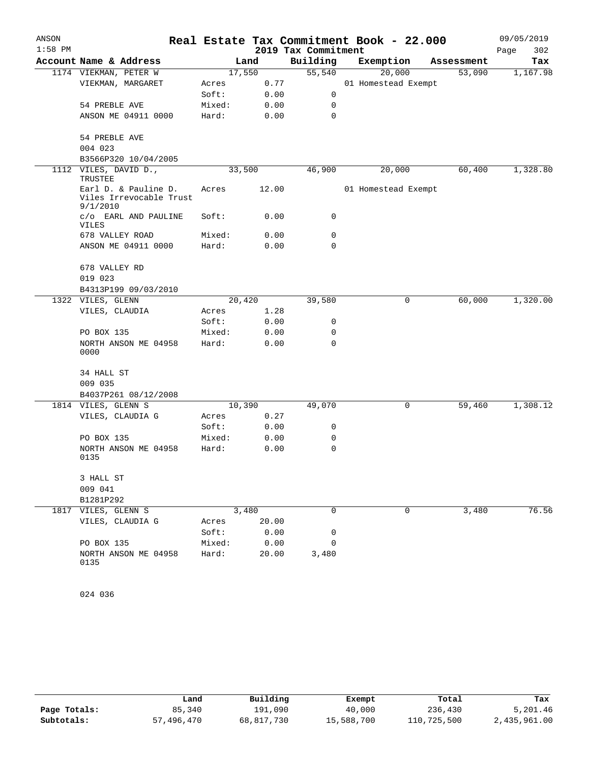ANSON

1:58 PM

# Real Estate Tax Commitment Book - 22.000

## 2019 Tax Commitment

09/05/2019

| Account Name & Address | Land | | Building | Exemption | Assessment | Tax |
|---|---|---|---|---|---|---|
| 1174 VIEKMAN, PETER W | 17,550 | | 55,540 | 20,000 | 53,090 | 1,167.98 |
| VIEKMAN, MARGARET | Acres | 0.77 | | 01 Homestead Exempt | | |
| | Soft: | 0.00 | 0 | | | |
| 54 PREBLE AVE | Mixed: | 0.00 | 0 | | | |
| ANSON ME 04911 0000 | Hard: | 0.00 | 0 | | | |
| 54 PREBLE AVE | | | | | | |
| 004 023 | | | | | | |
| B3566P320 10/04/2005 | | | | | | |
| 1112 VILES, DAVID D., TRUSTEE | 33,500 | | 46,900 | 20,000 | 60,400 | 1,328.80 |
| Earl D. & Pauline D. Viles Irrevocable Trust 9/1/2010 | Acres | 12.00 | | 01 Homestead Exempt | | |
| c/o EARL AND PAULINE VILES | Soft: | 0.00 | 0 | | | |
| 678 VALLEY ROAD | Mixed: | 0.00 | 0 | | | |
| ANSON ME 04911 0000 | Hard: | 0.00 | 0 | | | |
| 678 VALLEY RD | | | | | | |
| 019 023 | | | | | | |
| B4313P199 09/03/2010 | | | | | | |
| 1322 VILES, GLENN | 20,420 | | 39,580 | 0 | 60,000 | 1,320.00 |
| VILES, CLAUDIA | Acres | 1.28 | | | | |
| | Soft: | 0.00 | 0 | | | |
| PO BOX 135 | Mixed: | 0.00 | 0 | | | |
| NORTH ANSON ME 04958 0000 | Hard: | 0.00 | 0 | | | |
| 34 HALL ST | | | | | | |
| 009 035 | | | | | | |
| B4037P261 08/12/2008 | | | | | | |
| 1814 VILES, GLENN S | 10,390 | | 49,070 | 0 | 59,460 | 1,308.12 |
| VILES, CLAUDIA G | Acres | 0.27 | | | | |
| | Soft: | 0.00 | 0 | | | |
| PO BOX 135 | Mixed: | 0.00 | 0 | | | |
| NORTH ANSON ME 04958 0135 | Hard: | 0.00 | 0 | | | |
| 3 HALL ST | | | | | | |
| 009 041 | | | | | | |
| B1281P292 | | | | | | |
| 1817 VILES, GLENN S | 3,480 | | 0 | 0 | 3,480 | 76.56 |
| VILES, CLAUDIA G | Acres | 20.00 | | | | |
| | Soft: | 0.00 | 0 | | | |
| PO BOX 135 | Mixed: | 0.00 | 0 | | | |
| NORTH ANSON ME 04958 0135 | Hard: | 20.00 | 3,480 | | | |
| 024 036 | | | | | | |

| | Land | Building | Exempt | Total | Tax |
|---|---|---|---|---|---|
| Page Totals: | 85,340 | 191,090 | 40,000 | 236,430 | 5,201.46 |
| Subtotals: | 57,496,470 | 68,817,730 | 15,588,700 | 110,725,500 | 2,435,961.00 |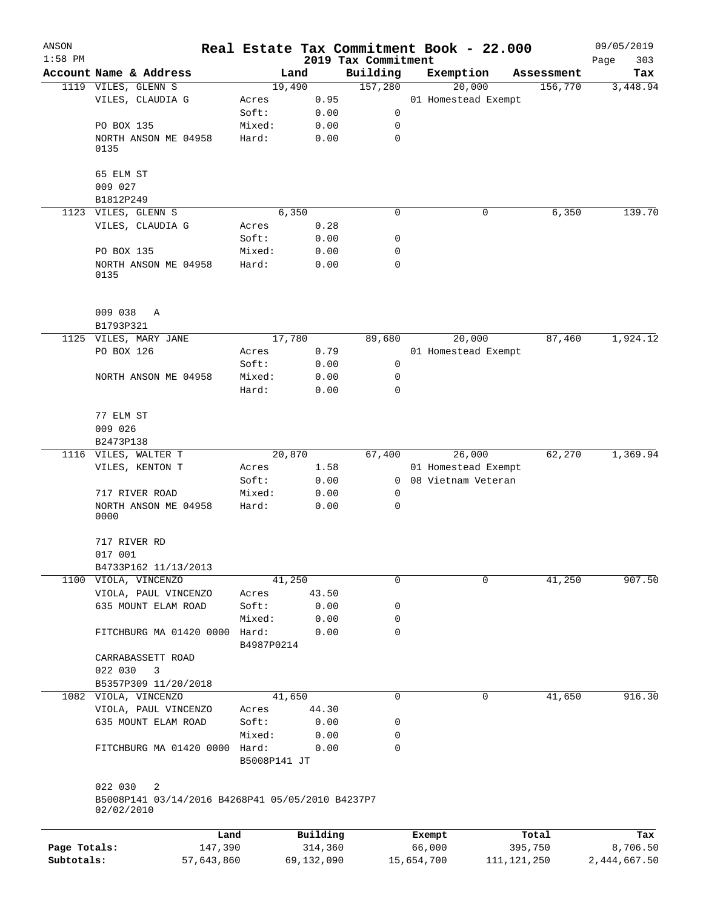ANSON 1:58 PM

# Real Estate Tax Commitment Book - 22.000

2019 Tax Commitment

09/05/2019

| Account Name & Address | | Land | Building | Exemption | Assessment | Tax |
|---|---|---|---|---|---|---|
| 1119 VILES, GLENN S | | 19,490 | 157,280 | 20,000 | 156,770 | 3,448.94 |
| VILES, CLAUDIA G | Acres | 0.95 | | 01 Homestead Exempt | | |
| | Soft: | 0.00 | 0 | | | |
| PO BOX 135 | Mixed: | 0.00 | 0 | | | |
| NORTH ANSON ME 04958 0135 | Hard: | 0.00 | 0 | | | |
| 65 ELM ST | | | | | | |
| 009 027 | | | | | | |
| B1812P249 | | | | | | |
| 1123 VILES, GLENN S | | 6,350 | 0 | 0 | 6,350 | 139.70 |
| VILES, CLAUDIA G | Acres | 0.28 | | | | |
| | Soft: | 0.00 | 0 | | | |
| PO BOX 135 | Mixed: | 0.00 | 0 | | | |
| NORTH ANSON ME 04958 0135 | Hard: | 0.00 | 0 | | | |
| 009 038 A | | | | | | |
| B1793P321 | | | | | | |
| 1125 VILES, MARY JANE | | 17,780 | 89,680 | 20,000 | 87,460 | 1,924.12 |
| PO BOX 126 | Acres | 0.79 | | 01 Homestead Exempt | | |
| | Soft: | 0.00 | 0 | | | |
| NORTH ANSON ME 04958 | Mixed: | 0.00 | 0 | | | |
| | Hard: | 0.00 | 0 | | | |
| 77 ELM ST | | | | | | |
| 009 026 | | | | | | |
| B2473P138 | | | | | | |
| 1116 VILES, WALTER T | | 20,870 | 67,400 | 26,000 | 62,270 | 1,369.94 |
| VILES, KENTON T | Acres | 1.58 | | 01 Homestead Exempt | | |
| | Soft: | 0.00 | 0 | 08 Vietnam Veteran | | |
| 717 RIVER ROAD | Mixed: | 0.00 | 0 | | | |
| NORTH ANSON ME 04958 0000 | Hard: | 0.00 | 0 | | | |
| 717 RIVER RD | | | | | | |
| 017 001 | | | | | | |
| B4733P162 11/13/2013 | | | | | | |
| 1100 VIOLA, VINCENZO | | 41,250 | 0 | 0 | 41,250 | 907.50 |
| VIOLA, PAUL VINCENZO | Acres | 43.50 | | | | |
| 635 MOUNT ELAM ROAD | Soft: | 0.00 | 0 | | | |
| | Mixed: | 0.00 | 0 | | | |
| FITCHBURG MA 01420 0000 | Hard: | 0.00 | 0 | | | |
| | B4987P0214 | | | | | |
| CARRABASSETT ROAD | | | | | | |
| 022 030 3 | | | | | | |
| B5357P309 11/20/2018 | | | | | | |
| 1082 VIOLA, VINCENZO | | 41,650 | 0 | 0 | 41,650 | 916.30 |
| VIOLA, PAUL VINCENZO | Acres | 44.30 | | | | |
| 635 MOUNT ELAM ROAD | Soft: | 0.00 | 0 | | | |
| | Mixed: | 0.00 | 0 | | | |
| FITCHBURG MA 01420 0000 | Hard: | 0.00 | 0 | | | |
| | B5008P141 JT | | | | | |
| 022 030 2 | | | | | | |
| B5008P141 03/14/2016 B4268P41 05/05/2010 B4237P7 02/02/2010 | | | | | | |

| | Land | Building | Exempt | Total | Tax |
|---|---|---|---|---|---|
| Page Totals: | 147,390 | 314,360 | 66,000 | 395,750 | 8,706.50 |
| Subtotals: | 57,643,860 | 69,132,090 | 15,654,700 | 111,121,250 | 2,444,667.50 |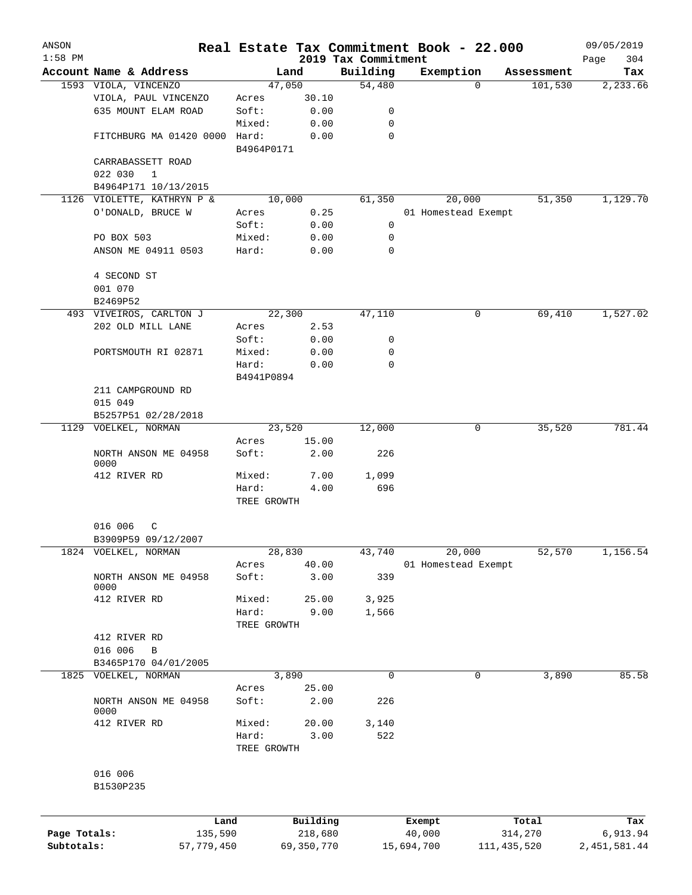# Real Estate Tax Commitment Book - 22.000

ANSON 1:58 PM — 2019 Tax Commitment — 09/05/2019

| Account Name & Address | Land | | Building | Exemption | Assessment | Tax |
|---|---|---|---|---|---|---|
| 1593 VIOLA, VINCENZO | 47,050 | | 54,480 | 0 | 101,530 | 2,233.66 |
| VIOLA, PAUL VINCENZO | Acres | 30.10 | | | | |
| 635 MOUNT ELAM ROAD | Soft: | 0.00 | 0 | | | |
| | Mixed: | 0.00 | 0 | | | |
| FITCHBURG MA 01420 0000 | Hard: | 0.00 | 0 | | | |
| | B4964P0171 | | | | | |
| CARRABASSETT ROAD | | | | | | |
| 022 030 1 | | | | | | |
| B4964P171 10/13/2015 | | | | | | |
| 1126 VIOLETTE, KATHRYN P & | 10,000 | | 61,350 | 20,000 | 51,350 | 1,129.70 |
| O'DONALD, BRUCE W | Acres | 0.25 | | 01 Homestead Exempt | | |
| | Soft: | 0.00 | 0 | | | |
| PO BOX 503 | Mixed: | 0.00 | 0 | | | |
| ANSON ME 04911 0503 | Hard: | 0.00 | 0 | | | |
| 4 SECOND ST | | | | | | |
| 001 070 | | | | | | |
| B2469P52 | | | | | | |
| 493 VIVEIROS, CARLTON J | 22,300 | | 47,110 | 0 | 69,410 | 1,527.02 |
| 202 OLD MILL LANE | Acres | 2.53 | | | | |
| | Soft: | 0.00 | 0 | | | |
| PORTSMOUTH RI 02871 | Mixed: | 0.00 | 0 | | | |
| | Hard: | 0.00 | 0 | | | |
| | B4941P0894 | | | | | |
| 211 CAMPGROUND RD | | | | | | |
| 015 049 | | | | | | |
| B5257P51 02/28/2018 | | | | | | |
| 1129 VOELKEL, NORMAN | 23,520 | | 12,000 | 0 | 35,520 | 781.44 |
| | Acres | 15.00 | | | | |
| NORTH ANSON ME 04958 0000 | Soft: | 2.00 | 226 | | | |
| 412 RIVER RD | Mixed: | 7.00 | 1,099 | | | |
| | Hard: | 4.00 | 696 | | | |
| | TREE GROWTH | | | | | |
| 016 006 C | | | | | | |
| B3909P59 09/12/2007 | | | | | | |
| 1824 VOELKEL, NORMAN | 28,830 | | 43,740 | 20,000 | 52,570 | 1,156.54 |
| | Acres | 40.00 | | 01 Homestead Exempt | | |
| NORTH ANSON ME 04958 0000 | Soft: | 3.00 | 339 | | | |
| 412 RIVER RD | Mixed: | 25.00 | 3,925 | | | |
| | Hard: | 9.00 | 1,566 | | | |
| | TREE GROWTH | | | | | |
| 412 RIVER RD | | | | | | |
| 016 006 B | | | | | | |
| B3465P170 04/01/2005 | | | | | | |
| 1825 VOELKEL, NORMAN | 3,890 | | 0 | 0 | 3,890 | 85.58 |
| | Acres | 25.00 | | | | |
| NORTH ANSON ME 04958 0000 | Soft: | 2.00 | 226 | | | |
| 412 RIVER RD | Mixed: | 20.00 | 3,140 | | | |
| | Hard: | 3.00 | 522 | | | |
| | TREE GROWTH | | | | | |
| 016 006 | | | | | | |
| B1530P235 | | | | | | |

| | Land | Building | Exempt | Total | Tax |
|---|---|---|---|---|---|
| Page Totals: | 135,590 | 218,680 | 40,000 | 314,270 | 6,913.94 |
| Subtotals: | 57,779,450 | 69,350,770 | 15,694,700 | 111,435,520 | 2,451,581.44 |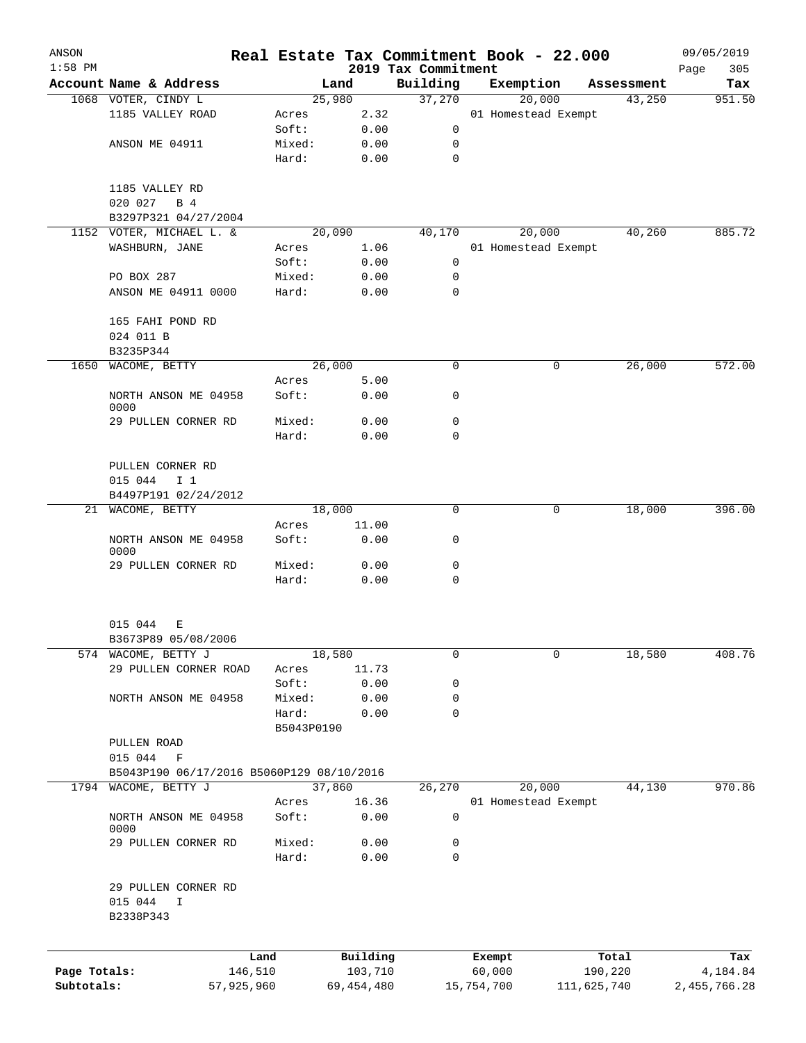# Real Estate Tax Commitment Book - 22.000

ANSON
1:58 PM
2019 Tax Commitment
09/05/2019

| Account Name & Address | | Land | Building | Exemption | Assessment | Tax |
|---|---|---|---|---|---|---|
| 1068 VOTER, CINDY L | | 25,980 | 37,270 | 20,000 | 43,250 | 951.50 |
| 1185 VALLEY ROAD | Acres | 2.32 | | 01 Homestead Exempt | | |
| | Soft: | 0.00 | 0 | | | |
| ANSON ME 04911 | Mixed: | 0.00 | 0 | | | |
| | Hard: | 0.00 | 0 | | | |
| 1185 VALLEY RD | | | | | | |
| 020 027 B 4 | | | | | | |
| B3297P321 04/27/2004 | | | | | | |
| 1152 VOTER, MICHAEL L. & | | 20,090 | 40,170 | 20,000 | 40,260 | 885.72 |
| WASHBURN, JANE | Acres | 1.06 | | 01 Homestead Exempt | | |
| | Soft: | 0.00 | 0 | | | |
| PO BOX 287 | Mixed: | 0.00 | 0 | | | |
| ANSON ME 04911 0000 | Hard: | 0.00 | 0 | | | |
| 165 FAHI POND RD | | | | | | |
| 024 011 B | | | | | | |
| B3235P344 | | | | | | |
| 1650 WACOME, BETTY | | 26,000 | 0 | 0 | 26,000 | 572.00 |
| | Acres | 5.00 | | | | |
| NORTH ANSON ME 04958 0000 | Soft: | 0.00 | 0 | | | |
| 29 PULLEN CORNER RD | Mixed: | 0.00 | 0 | | | |
| | Hard: | 0.00 | 0 | | | |
| PULLEN CORNER RD | | | | | | |
| 015 044 I 1 | | | | | | |
| B4497P191 02/24/2012 | | | | | | |
| 21 WACOME, BETTY | | 18,000 | 0 | 0 | 18,000 | 396.00 |
| | Acres | 11.00 | | | | |
| NORTH ANSON ME 04958 0000 | Soft: | 0.00 | 0 | | | |
| 29 PULLEN CORNER RD | Mixed: | 0.00 | 0 | | | |
| | Hard: | 0.00 | 0 | | | |
| 015 044 E | | | | | | |
| B3673P89 05/08/2006 | | | | | | |
| 574 WACOME, BETTY J | | 18,580 | 0 | 0 | 18,580 | 408.76 |
| 29 PULLEN CORNER ROAD | Acres | 11.73 | | | | |
| | Soft: | 0.00 | 0 | | | |
| NORTH ANSON ME 04958 | Mixed: | 0.00 | 0 | | | |
| | Hard: | 0.00 | 0 | | | |
| | B5043P0190 | | | | | |
| PULLEN ROAD | | | | | | |
| 015 044 F | | | | | | |
| B5043P190 06/17/2016 B5060P129 08/10/2016 | | | | | | |
| 1794 WACOME, BETTY J | | 37,860 | 26,270 | 20,000 | 44,130 | 970.86 |
| | Acres | 16.36 | | 01 Homestead Exempt | | |
| NORTH ANSON ME 04958 0000 | Soft: | 0.00 | 0 | | | |
| 29 PULLEN CORNER RD | Mixed: | 0.00 | 0 | | | |
| | Hard: | 0.00 | 0 | | | |
| 29 PULLEN CORNER RD | | | | | | |
| 015 044 I | | | | | | |
| B2338P343 | | | | | | |

| | Land | Building | Exempt | Total | Tax |
|---|---|---|---|---|---|
| Page Totals: | 146,510 | 103,710 | 60,000 | 190,220 | 4,184.84 |
| Subtotals: | 57,925,960 | 69,454,480 | 15,754,700 | 111,625,740 | 2,455,766.28 |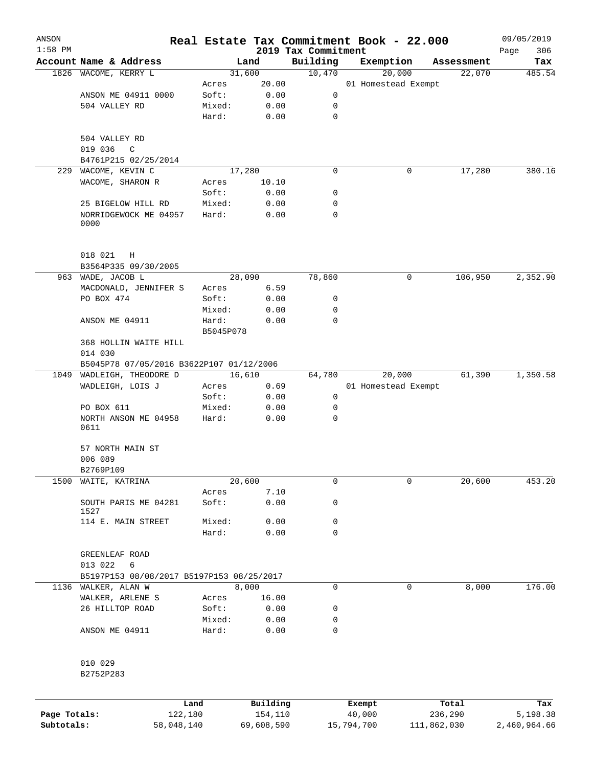# Real Estate Tax Commitment Book - 22.000

ANSON
1:58 PM

2019 Tax Commitment

09/05/2019

| Account | Name & Address | | Land | Building | Exemption | Assessment | Tax |
|---|---|---|---|---|---|---|---|
| 1826 | WACOME, KERRY L | | 31,600 | 10,470 | 20,000 | 22,070 | 485.54 |
| | | Acres | 20.00 | | 01 Homestead Exempt | | |
| | ANSON ME 04911 0000 | Soft: | 0.00 | 0 | | | |
| | 504 VALLEY RD | Mixed: | 0.00 | 0 | | | |
| | | Hard: | 0.00 | 0 | | | |
| | 504 VALLEY RD | | | | | | |
| | 019 036 C | | | | | | |
| | B4761P215 02/25/2014 | | | | | | |
| 229 | WACOME, KEVIN C | | 17,280 | 0 | 0 | 17,280 | 380.16 |
| | WACOME, SHARON R | Acres | 10.10 | | | | |
| | | Soft: | 0.00 | 0 | | | |
| | 25 BIGELOW HILL RD | Mixed: | 0.00 | 0 | | | |
| | NORRIDGEWOCK ME 04957 0000 | Hard: | 0.00 | 0 | | | |
| | 018 021 H | | | | | | |
| | B3564P335 09/30/2005 | | | | | | |
| 963 | WADE, JACOB L | | 28,090 | 78,860 | 0 | 106,950 | 2,352.90 |
| | MACDONALD, JENNIFER S | Acres | 6.59 | | | | |
| | PO BOX 474 | Soft: | 0.00 | 0 | | | |
| | | Mixed: | 0.00 | 0 | | | |
| | ANSON ME 04911 | Hard: | 0.00 | 0 | | | |
| | | B5045P078 | | | | | |
| | 368 HOLLIN WAITE HILL | | | | | | |
| | 014 030 | | | | | | |
| | B5045P78 07/05/2016 B3622P107 01/12/2006 | | | | | | |
| 1049 | WADLEIGH, THEODORE D | | 16,610 | 64,780 | 20,000 | 61,390 | 1,350.58 |
| | WADLEIGH, LOIS J | Acres | 0.69 | | 01 Homestead Exempt | | |
| | | Soft: | 0.00 | 0 | | | |
| | PO BOX 611 | Mixed: | 0.00 | 0 | | | |
| | NORTH ANSON ME 04958 0611 | Hard: | 0.00 | 0 | | | |
| | 57 NORTH MAIN ST | | | | | | |
| | 006 089 | | | | | | |
| | B2769P109 | | | | | | |
| 1500 | WAITE, KATRINA | | 20,600 | 0 | 0 | 20,600 | 453.20 |
| | | Acres | 7.10 | | | | |
| | SOUTH PARIS ME 04281 1527 | Soft: | 0.00 | 0 | | | |
| | 114 E. MAIN STREET | Mixed: | 0.00 | 0 | | | |
| | | Hard: | 0.00 | 0 | | | |
| | GREENLEAF ROAD | | | | | | |
| | 013 022 6 | | | | | | |
| | B5197P153 08/08/2017 B5197P153 08/25/2017 | | | | | | |
| 1136 | WALKER, ALAN W | | 8,000 | 0 | 0 | 8,000 | 176.00 |
| | WALKER, ARLENE S | Acres | 16.00 | | | | |
| | 26 HILLTOP ROAD | Soft: | 0.00 | 0 | | | |
| | | Mixed: | 0.00 | 0 | | | |
| | ANSON ME 04911 | Hard: | 0.00 | 0 | | | |
| | 010 029 | | | | | | |
| | B2752P283 | | | | | | |

| | Land | Building | Exempt | Total | Tax |
|---|---|---|---|---|---|
| Page Totals: | 122,180 | 154,110 | 40,000 | 236,290 | 5,198.38 |
| Subtotals: | 58,048,140 | 69,608,590 | 15,794,700 | 111,862,030 | 2,460,964.66 |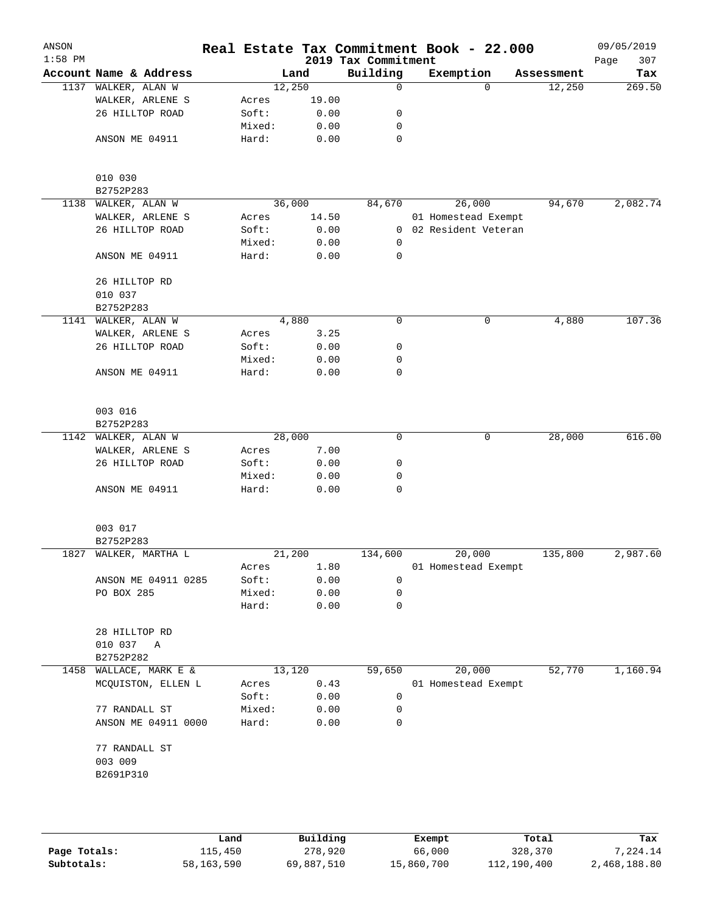ANSON
1:58 PM

# Real Estate Tax Commitment Book - 22.000

2019 Tax Commitment

09/05/2019

| Account | Name & Address | | Land | Building | Exemption | Assessment | Tax |
|---|---|---|---|---|---|---|---|
| 1137 | WALKER, ALAN W | | 12,250 | 0 | 0 | 12,250 | 269.50 |
| | WALKER, ARLENE S | Acres | 19.00 | | | | |
| | 26 HILLTOP ROAD | Soft: | 0.00 | 0 | | | |
| | | Mixed: | 0.00 | 0 | | | |
| | ANSON ME 04911 | Hard: | 0.00 | 0 | | | |
| | 010 030 | | | | | | |
| | B2752P283 | | | | | | |
| 1138 | WALKER, ALAN W | | 36,000 | 84,670 | 26,000 | 94,670 | 2,082.74 |
| | WALKER, ARLENE S | Acres | 14.50 | | 01 Homestead Exempt | | |
| | 26 HILLTOP ROAD | Soft: | 0.00 | 0 | 02 Resident Veteran | | |
| | | Mixed: | 0.00 | 0 | | | |
| | ANSON ME 04911 | Hard: | 0.00 | 0 | | | |
| | 26 HILLTOP RD | | | | | | |
| | 010 037 | | | | | | |
| | B2752P283 | | | | | | |
| 1141 | WALKER, ALAN W | | 4,880 | 0 | 0 | 4,880 | 107.36 |
| | WALKER, ARLENE S | Acres | 3.25 | | | | |
| | 26 HILLTOP ROAD | Soft: | 0.00 | 0 | | | |
| | | Mixed: | 0.00 | 0 | | | |
| | ANSON ME 04911 | Hard: | 0.00 | 0 | | | |
| | 003 016 | | | | | | |
| | B2752P283 | | | | | | |
| 1142 | WALKER, ALAN W | | 28,000 | 0 | 0 | 28,000 | 616.00 |
| | WALKER, ARLENE S | Acres | 7.00 | | | | |
| | 26 HILLTOP ROAD | Soft: | 0.00 | 0 | | | |
| | | Mixed: | 0.00 | 0 | | | |
| | ANSON ME 04911 | Hard: | 0.00 | 0 | | | |
| | 003 017 | | | | | | |
| | B2752P283 | | | | | | |
| 1827 | WALKER, MARTHA L | | 21,200 | 134,600 | 20,000 | 135,800 | 2,987.60 |
| | | Acres | 1.80 | | 01 Homestead Exempt | | |
| | ANSON ME 04911 0285 | Soft: | 0.00 | 0 | | | |
| | PO BOX 285 | Mixed: | 0.00 | 0 | | | |
| | | Hard: | 0.00 | 0 | | | |
| | 28 HILLTOP RD | | | | | | |
| | 010 037 A | | | | | | |
| | B2752P282 | | | | | | |
| 1458 | WALLACE, MARK E & | | 13,120 | 59,650 | 20,000 | 52,770 | 1,160.94 |
| | MCQUISTON, ELLEN L | Acres | 0.43 | | 01 Homestead Exempt | | |
| | | Soft: | 0.00 | 0 | | | |
| | 77 RANDALL ST | Mixed: | 0.00 | 0 | | | |
| | ANSON ME 04911 0000 | Hard: | 0.00 | 0 | | | |
| | 77 RANDALL ST | | | | | | |
| | 003 009 | | | | | | |
| | B2691P310 | | | | | | |

| | Land | Building | Exempt | Total | Tax |
|---|---|---|---|---|---|
| Page Totals: | 115,450 | 278,920 | 66,000 | 328,370 | 7,224.14 |
| Subtotals: | 58,163,590 | 69,887,510 | 15,860,700 | 112,190,400 | 2,468,188.80 |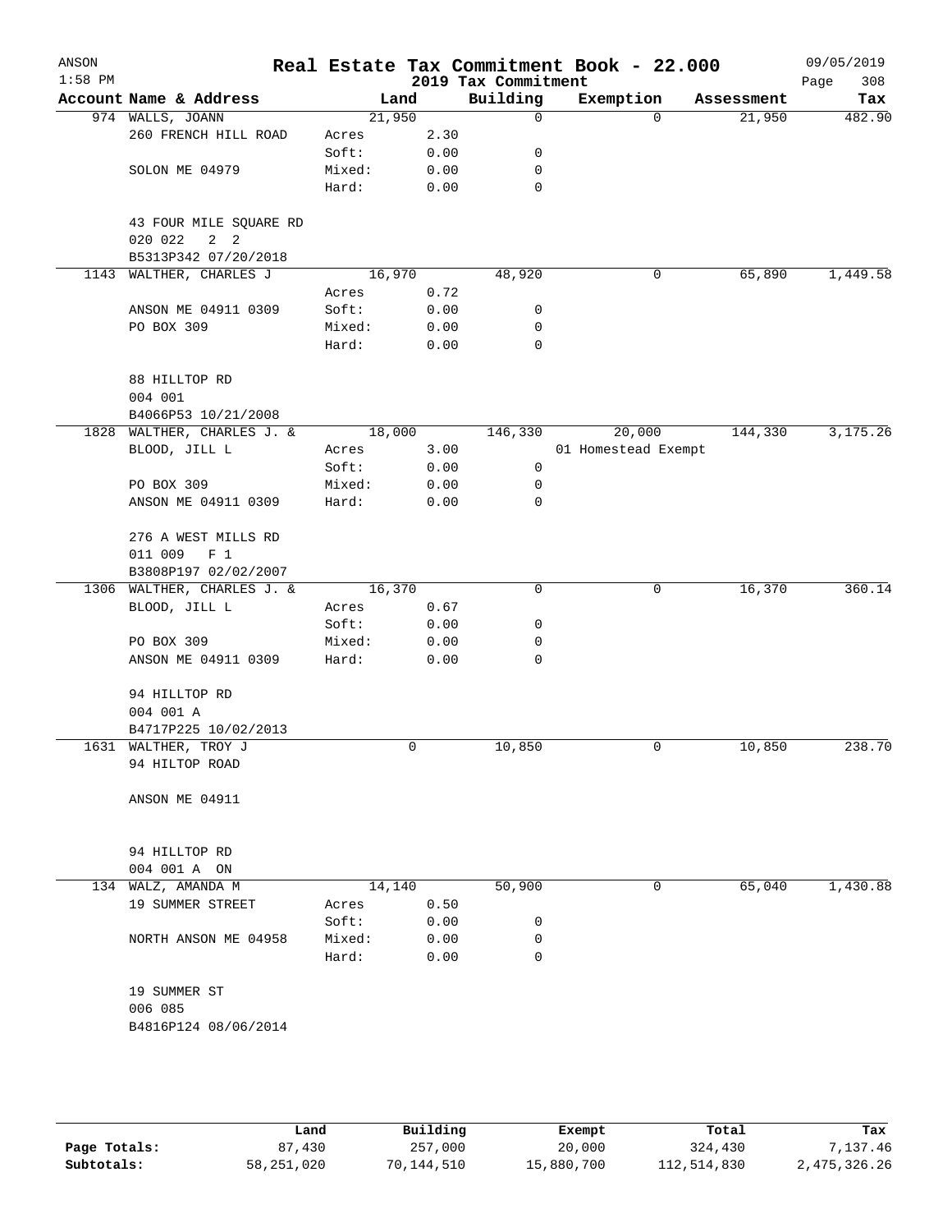ANSON
1:58 PM

# Real Estate Tax Commitment Book - 22.000

2019 Tax Commitment

09/05/2019

| Account Name & Address | Land | | Building | Exemption | Assessment | Tax |
|---|---|---|---|---|---|---|
| 974 WALLS, JOANN | 21,950 | | 0 | 0 | 21,950 | 482.90 |
| 260 FRENCH HILL ROAD | Acres | 2.30 | | | | |
| | Soft: | 0.00 | 0 | | | |
| SOLON ME 04979 | Mixed: | 0.00 | 0 | | | |
| | Hard: | 0.00 | 0 | | | |
| 43 FOUR MILE SQUARE RD | | | | | | |
| 020 022 2 2 | | | | | | |
| B5313P342 07/20/2018 | | | | | | |
| 1143 WALTHER, CHARLES J | 16,970 | | 48,920 | 0 | 65,890 | 1,449.58 |
| | Acres | 0.72 | | | | |
| ANSON ME 04911 0309 | Soft: | 0.00 | 0 | | | |
| PO BOX 309 | Mixed: | 0.00 | 0 | | | |
| | Hard: | 0.00 | 0 | | | |
| 88 HILLTOP RD | | | | | | |
| 004 001 | | | | | | |
| B4066P53 10/21/2008 | | | | | | |
| 1828 WALTHER, CHARLES J. & | 18,000 | | 146,330 | 20,000 | 144,330 | 3,175.26 |
| BLOOD, JILL L | Acres | 3.00 | | 01 Homestead Exempt | | |
| | Soft: | 0.00 | 0 | | | |
| PO BOX 309 | Mixed: | 0.00 | 0 | | | |
| ANSON ME 04911 0309 | Hard: | 0.00 | 0 | | | |
| 276 A WEST MILLS RD | | | | | | |
| 011 009 F 1 | | | | | | |
| B3808P197 02/02/2007 | | | | | | |
| 1306 WALTHER, CHARLES J. & | 16,370 | | 0 | 0 | 16,370 | 360.14 |
| BLOOD, JILL L | Acres | 0.67 | | | | |
| | Soft: | 0.00 | 0 | | | |
| PO BOX 309 | Mixed: | 0.00 | 0 | | | |
| ANSON ME 04911 0309 | Hard: | 0.00 | 0 | | | |
| 94 HILLTOP RD | | | | | | |
| 004 001 A | | | | | | |
| B4717P225 10/02/2013 | | | | | | |
| 1631 WALTHER, TROY J | 0 | | 10,850 | 0 | 10,850 | 238.70 |
| 94 HILTOP ROAD | | | | | | |
| ANSON ME 04911 | | | | | | |
| 94 HILLTOP RD | | | | | | |
| 004 001 A ON | | | | | | |
| 134 WALZ, AMANDA M | 14,140 | | 50,900 | 0 | 65,040 | 1,430.88 |
| 19 SUMMER STREET | Acres | 0.50 | | | | |
| | Soft: | 0.00 | 0 | | | |
| NORTH ANSON ME 04958 | Mixed: | 0.00 | 0 | | | |
| | Hard: | 0.00 | 0 | | | |
| 19 SUMMER ST | | | | | | |
| 006 085 | | | | | | |
| B4816P124 08/06/2014 | | | | | | |

| | Land | Building | Exempt | Total | Tax |
|---|---|---|---|---|---|
| Page Totals: | 87,430 | 257,000 | 20,000 | 324,430 | 7,137.46 |
| Subtotals: | 58,251,020 | 70,144,510 | 15,880,700 | 112,514,830 | 2,475,326.26 |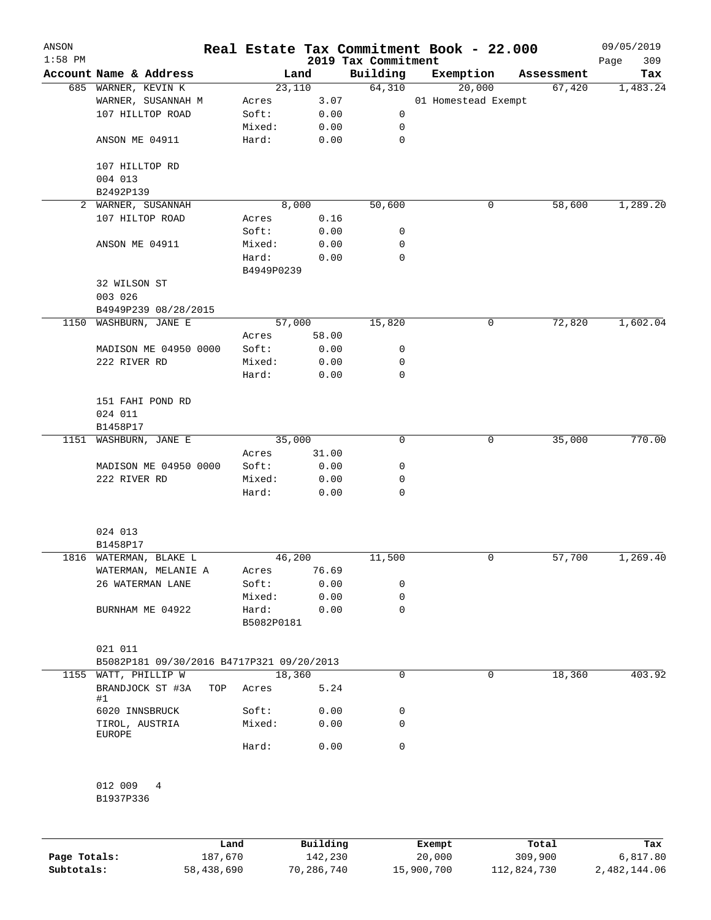ANSON
1:58 PM

# Real Estate Tax Commitment Book - 22.000

2019 Tax Commitment

09/05/2019

| Account Name & Address | | Land | Building | Exemption | Assessment | Tax |
|---|---|---|---|---|---|---|
| 685 WARNER, KEVIN K | | 23,110 | 64,310 | 20,000 | 67,420 | 1,483.24 |
| WARNER, SUSANNAH M | Acres | 3.07 | | 01 Homestead Exempt | | |
| 107 HILLTOP ROAD | Soft: | 0.00 | 0 | | | |
| | Mixed: | 0.00 | 0 | | | |
| ANSON ME 04911 | Hard: | 0.00 | 0 | | | |
| 107 HILLTOP RD | | | | | | |
| 004 013 | | | | | | |
| B2492P139 | | | | | | |
| 2 WARNER, SUSANNAH | | 8,000 | 50,600 | 0 | 58,600 | 1,289.20 |
| 107 HILTOP ROAD | Acres | 0.16 | | | | |
| | Soft: | 0.00 | 0 | | | |
| ANSON ME 04911 | Mixed: | 0.00 | 0 | | | |
| | Hard: | 0.00 | 0 | | | |
| | B4949P0239 | | | | | |
| 32 WILSON ST | | | | | | |
| 003 026 | | | | | | |
| B4949P239 08/28/2015 | | | | | | |
| 1150 WASHBURN, JANE E | | 57,000 | 15,820 | 0 | 72,820 | 1,602.04 |
| | Acres | 58.00 | | | | |
| MADISON ME 04950 0000 | Soft: | 0.00 | 0 | | | |
| 222 RIVER RD | Mixed: | 0.00 | 0 | | | |
| | Hard: | 0.00 | 0 | | | |
| 151 FAHI POND RD | | | | | | |
| 024 011 | | | | | | |
| B1458P17 | | | | | | |
| 1151 WASHBURN, JANE E | | 35,000 | 0 | 0 | 35,000 | 770.00 |
| | Acres | 31.00 | | | | |
| MADISON ME 04950 0000 | Soft: | 0.00 | 0 | | | |
| 222 RIVER RD | Mixed: | 0.00 | 0 | | | |
| | Hard: | 0.00 | 0 | | | |
| 024 013 | | | | | | |
| B1458P17 | | | | | | |
| 1816 WATERMAN, BLAKE L | | 46,200 | 11,500 | 0 | 57,700 | 1,269.40 |
| WATERMAN, MELANIE A | Acres | 76.69 | | | | |
| 26 WATERMAN LANE | Soft: | 0.00 | 0 | | | |
| | Mixed: | 0.00 | 0 | | | |
| BURNHAM ME 04922 | Hard: | 0.00 | 0 | | | |
| | B5082P0181 | | | | | |
| 021 011 | | | | | | |
| B5082P181 09/30/2016 B4717P321 09/20/2013 | | | | | | |
| 1155 WATT, PHILLIP W | | 18,360 | 0 | 0 | 18,360 | 403.92 |
| BRANDJOCK ST #3A TOP #1 | Acres | 5.24 | | | | |
| 6020 INNSBRUCK | Soft: | 0.00 | 0 | | | |
| TIROL, AUSTRIA EUROPE | Mixed: | 0.00 | 0 | | | |
| | Hard: | 0.00 | 0 | | | |
| 012 009 4 | | | | | | |
| B1937P336 | | | | | | |

| | Land | Building | Exempt | Total | Tax |
|---|---|---|---|---|---|
| Page Totals: | 187,670 | 142,230 | 20,000 | 309,900 | 6,817.80 |
| Subtotals: | 58,438,690 | 70,286,740 | 15,900,700 | 112,824,730 | 2,482,144.06 |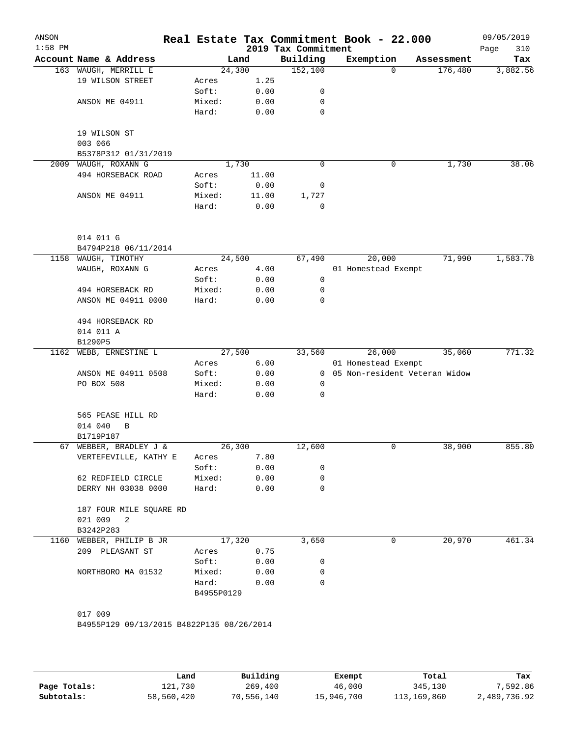# Real Estate Tax Commitment Book - 22.000

ANSON
1:58 PM

2019 Tax Commitment

09/05/2019

| Account Name & Address | | Land | Building | Exemption | Assessment | Tax |
|---|---|---|---|---|---|---|
| 163 WAUGH, MERRILL E | | 24,380 | 152,100 | 0 | 176,480 | 3,882.56 |
| 19 WILSON STREET | Acres | 1.25 | | | | |
| | Soft: | 0.00 | 0 | | | |
| ANSON ME 04911 | Mixed: | 0.00 | 0 | | | |
| | Hard: | 0.00 | 0 | | | |
| 19 WILSON ST | | | | | | |
| 003 066 | | | | | | |
| B5378P312 01/31/2019 | | | | | | |
| 2009 WAUGH, ROXANN G | | 1,730 | 0 | 0 | 1,730 | 38.06 |
| 494 HORSEBACK ROAD | Acres | 11.00 | | | | |
| | Soft: | 0.00 | 0 | | | |
| ANSON ME 04911 | Mixed: | 11.00 | 1,727 | | | |
| | Hard: | 0.00 | 0 | | | |
| 014 011 G | | | | | | |
| B4794P218 06/11/2014 | | | | | | |
| 1158 WAUGH, TIMOTHY | | 24,500 | 67,490 | 20,000 | 71,990 | 1,583.78 |
| WAUGH, ROXANN G | Acres | 4.00 | | 01 Homestead Exempt | | |
| | Soft: | 0.00 | 0 | | | |
| 494 HORSEBACK RD | Mixed: | 0.00 | 0 | | | |
| ANSON ME 04911 0000 | Hard: | 0.00 | 0 | | | |
| 494 HORSEBACK RD | | | | | | |
| 014 011 A | | | | | | |
| B1290P5 | | | | | | |
| 1162 WEBB, ERNESTINE L | | 27,500 | 33,560 | 26,000 | 35,060 | 771.32 |
| | Acres | 6.00 | | 01 Homestead Exempt | | |
| ANSON ME 04911 0508 | Soft: | 0.00 | 0 | 05 Non-resident Veteran Widow | | |
| PO BOX 508 | Mixed: | 0.00 | 0 | | | |
| | Hard: | 0.00 | 0 | | | |
| 565 PEASE HILL RD | | | | | | |
| 014 040 B | | | | | | |
| B1719P187 | | | | | | |
| 67 WEBBER, BRADLEY J & | | 26,300 | 12,600 | 0 | 38,900 | 855.80 |
| VERTEFEVILLE, KATHY E | Acres | 7.80 | | | | |
| | Soft: | 0.00 | 0 | | | |
| 62 REDFIELD CIRCLE | Mixed: | 0.00 | 0 | | | |
| DERRY NH 03038 0000 | Hard: | 0.00 | 0 | | | |
| 187 FOUR MILE SQUARE RD | | | | | | |
| 021 009 2 | | | | | | |
| B3242P283 | | | | | | |
| 1160 WEBBER, PHILIP B JR | | 17,320 | 3,650 | 0 | 20,970 | 461.34 |
| 209 PLEASANT ST | Acres | 0.75 | | | | |
| | Soft: | 0.00 | 0 | | | |
| NORTHBORO MA 01532 | Mixed: | 0.00 | 0 | | | |
| | Hard: | 0.00 | 0 | | | |
| | B4955P0129 | | | | | |
| 017 009 | | | | | | |
| B4955P129 09/13/2015 B4822P135 08/26/2014 | | | | | | |

| | Land | Building | Exempt | Total | Tax |
|---|---|---|---|---|---|
| Page Totals: | 121,730 | 269,400 | 46,000 | 345,130 | 7,592.86 |
| Subtotals: | 58,560,420 | 70,556,140 | 15,946,700 | 113,169,860 | 2,489,736.92 |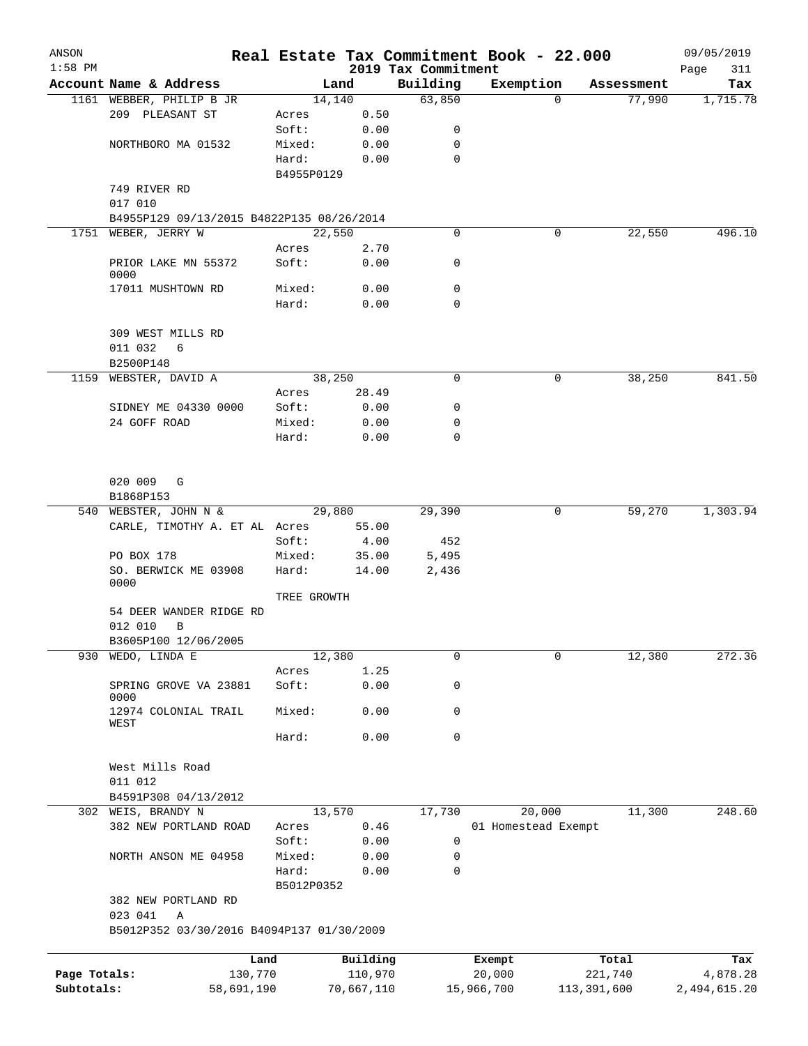ANSON

**Real Estate Tax Commitment Book - 22.000**

09/05/2019

1:58 PM

**2019 Tax Commitment**

| Account Name & Address | Land | | Building | Exemption | Assessment | Tax |
|---|---|---|---|---|---|---|
| 1161 WEBBER, PHILIP B JR | 14,140 | | 63,850 | 0 | 77,990 | 1,715.78 |
| 209 PLEASANT ST | Acres | 0.50 | | | | |
| | Soft: | 0.00 | 0 | | | |
| NORTHBORO MA 01532 | Mixed: | 0.00 | 0 | | | |
| | Hard: | 0.00 | 0 | | | |
| | B4955P0129 | | | | | |
| 749 RIVER RD | | | | | | |
| 017 010 | | | | | | |
| B4955P129 09/13/2015 B4822P135 08/26/2014 | | | | | | |
| 1751 WEBER, JERRY W | 22,550 | | 0 | 0 | 22,550 | 496.10 |
| | Acres | 2.70 | | | | |
| PRIOR LAKE MN 55372 0000 | Soft: | 0.00 | 0 | | | |
| 17011 MUSHTOWN RD | Mixed: | 0.00 | 0 | | | |
| | Hard: | 0.00 | 0 | | | |
| 309 WEST MILLS RD | | | | | | |
| 011 032 6 | | | | | | |
| B2500P148 | | | | | | |
| 1159 WEBSTER, DAVID A | 38,250 | | 0 | 0 | 38,250 | 841.50 |
| | Acres | 28.49 | | | | |
| SIDNEY ME 04330 0000 | Soft: | 0.00 | 0 | | | |
| 24 GOFF ROAD | Mixed: | 0.00 | 0 | | | |
| | Hard: | 0.00 | 0 | | | |
| 020 009 G | | | | | | |
| B1868P153 | | | | | | |
| 540 WEBSTER, JOHN N & | 29,880 | | 29,390 | 0 | 59,270 | 1,303.94 |
| CARLE, TIMOTHY A. ET AL | Acres | 55.00 | | | | |
| | Soft: | 4.00 | 452 | | | |
| PO BOX 178 | Mixed: | 35.00 | 5,495 | | | |
| SO. BERWICK ME 03908 0000 | Hard: | 14.00 | 2,436 | | | |
| | TREE GROWTH | | | | | |
| 54 DEER WANDER RIDGE RD | | | | | | |
| 012 010 B | | | | | | |
| B3605P100 12/06/2005 | | | | | | |
| 930 WEDO, LINDA E | 12,380 | | 0 | 0 | 12,380 | 272.36 |
| | Acres | 1.25 | | | | |
| SPRING GROVE VA 23881 0000 | Soft: | 0.00 | 0 | | | |
| 12974 COLONIAL TRAIL WEST | Mixed: | 0.00 | 0 | | | |
| | Hard: | 0.00 | 0 | | | |
| West Mills Road | | | | | | |
| 011 012 | | | | | | |
| B4591P308 04/13/2012 | | | | | | |
| 302 WEIS, BRANDY N | 13,570 | | 17,730 | 20,000 | 11,300 | 248.60 |
| 382 NEW PORTLAND ROAD | Acres | 0.46 | | 01 Homestead Exempt | | |
| | Soft: | 0.00 | 0 | | | |
| NORTH ANSON ME 04958 | Mixed: | 0.00 | 0 | | | |
| | Hard: | 0.00 | 0 | | | |
| | B5012P0352 | | | | | |
| 382 NEW PORTLAND RD | | | | | | |
| 023 041 A | | | | | | |
| B5012P352 03/30/2016 B4094P137 01/30/2009 | | | | | | |

| | Land | Building | Exempt | Total | Tax |
|---|---|---|---|---|---|
| Page Totals: | 130,770 | 110,970 | 20,000 | 221,740 | 4,878.28 |
| Subtotals: | 58,691,190 | 70,667,110 | 15,966,700 | 113,391,600 | 2,494,615.20 |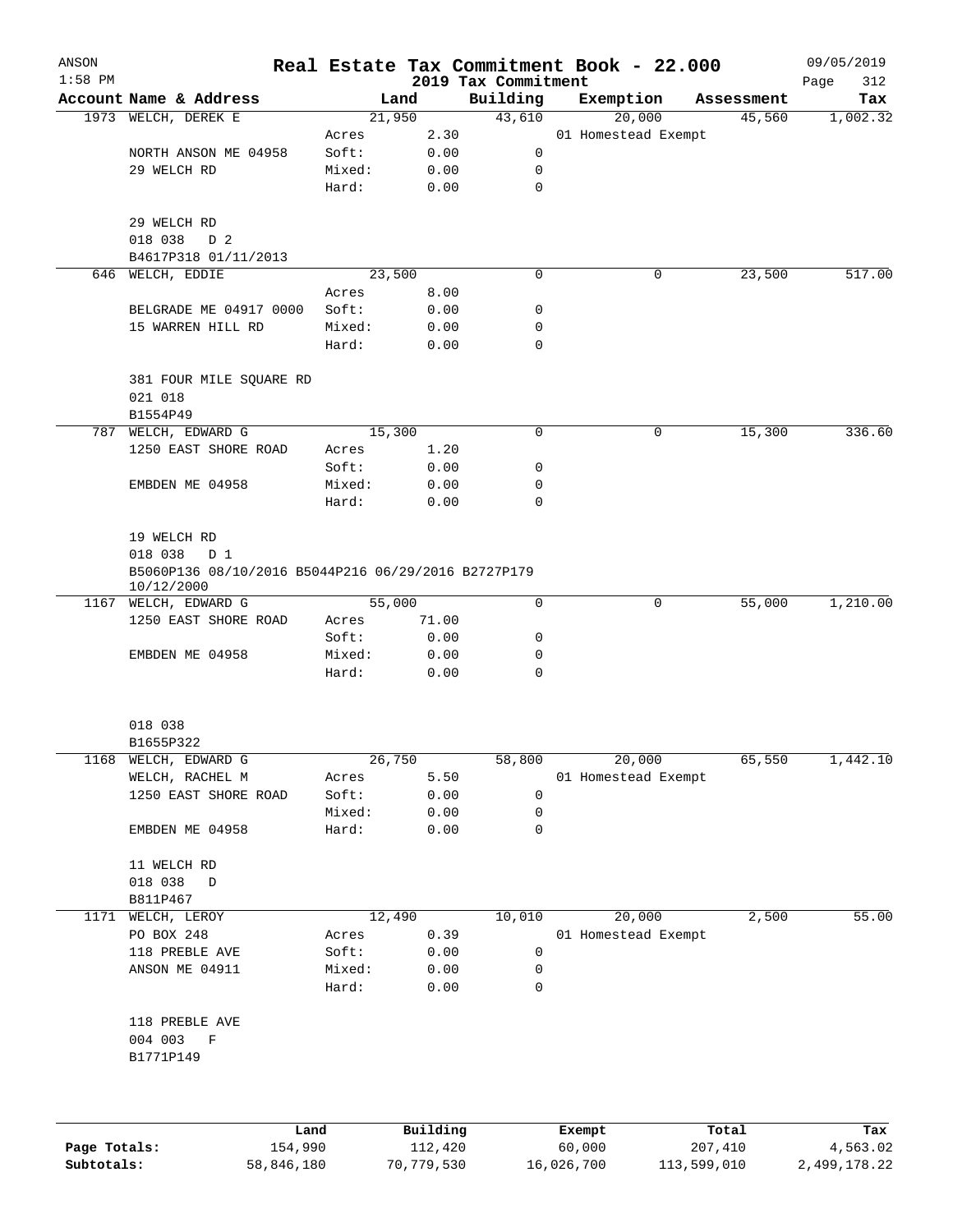# Real Estate Tax Commitment Book - 22.000

ANSON
1:58 PM

2019 Tax Commitment

09/05/2019

| Account Name & Address | | Land | Building | Exemption | Assessment | Tax |
|---|---|---|---|---|---|---|
| 1973 WELCH, DEREK E | | 21,950 | 43,610 | 20,000 | 45,560 | 1,002.32 |
| | Acres | 2.30 | | 01 Homestead Exempt | | |
| NORTH ANSON ME 04958 | Soft: | 0.00 | 0 | | | |
| 29 WELCH RD | Mixed: | 0.00 | 0 | | | |
| | Hard: | 0.00 | 0 | | | |
| 29 WELCH RD | | | | | | |
| 018 038 D 2 | | | | | | |
| B4617P318 01/11/2013 | | | | | | |
| 646 WELCH, EDDIE | | 23,500 | 0 | 0 | 23,500 | 517.00 |
| | Acres | 8.00 | | | | |
| BELGRADE ME 04917 0000 | Soft: | 0.00 | 0 | | | |
| 15 WARREN HILL RD | Mixed: | 0.00 | 0 | | | |
| | Hard: | 0.00 | 0 | | | |
| 381 FOUR MILE SQUARE RD | | | | | | |
| 021 018 | | | | | | |
| B1554P49 | | | | | | |
| 787 WELCH, EDWARD G | | 15,300 | 0 | 0 | 15,300 | 336.60 |
| 1250 EAST SHORE ROAD | Acres | 1.20 | | | | |
| | Soft: | 0.00 | 0 | | | |
| EMBDEN ME 04958 | Mixed: | 0.00 | 0 | | | |
| | Hard: | 0.00 | 0 | | | |
| 19 WELCH RD | | | | | | |
| 018 038 D 1 | | | | | | |
| B5060P136 08/10/2016 B5044P216 06/29/2016 B2727P179 10/12/2000 | | | | | | |
| 1167 WELCH, EDWARD G | | 55,000 | 0 | 0 | 55,000 | 1,210.00 |
| 1250 EAST SHORE ROAD | Acres | 71.00 | | | | |
| | Soft: | 0.00 | 0 | | | |
| EMBDEN ME 04958 | Mixed: | 0.00 | 0 | | | |
| | Hard: | 0.00 | 0 | | | |
| 018 038 | | | | | | |
| B1655P322 | | | | | | |
| 1168 WELCH, EDWARD G | | 26,750 | 58,800 | 20,000 | 65,550 | 1,442.10 |
| WELCH, RACHEL M | Acres | 5.50 | | 01 Homestead Exempt | | |
| 1250 EAST SHORE ROAD | Soft: | 0.00 | 0 | | | |
| | Mixed: | 0.00 | 0 | | | |
| EMBDEN ME 04958 | Hard: | 0.00 | 0 | | | |
| 11 WELCH RD | | | | | | |
| 018 038 D | | | | | | |
| B811P467 | | | | | | |
| 1171 WELCH, LEROY | | 12,490 | 10,010 | 20,000 | 2,500 | 55.00 |
| PO BOX 248 | Acres | 0.39 | | 01 Homestead Exempt | | |
| 118 PREBLE AVE | Soft: | 0.00 | 0 | | | |
| ANSON ME 04911 | Mixed: | 0.00 | 0 | | | |
| | Hard: | 0.00 | 0 | | | |
| 118 PREBLE AVE | | | | | | |
| 004 003 F | | | | | | |
| B1771P149 | | | | | | |

| | Land | Building | Exempt | Total | Tax |
|---|---|---|---|---|---|
| Page Totals: | 154,990 | 112,420 | 60,000 | 207,410 | 4,563.02 |
| Subtotals: | 58,846,180 | 70,779,530 | 16,026,700 | 113,599,010 | 2,499,178.22 |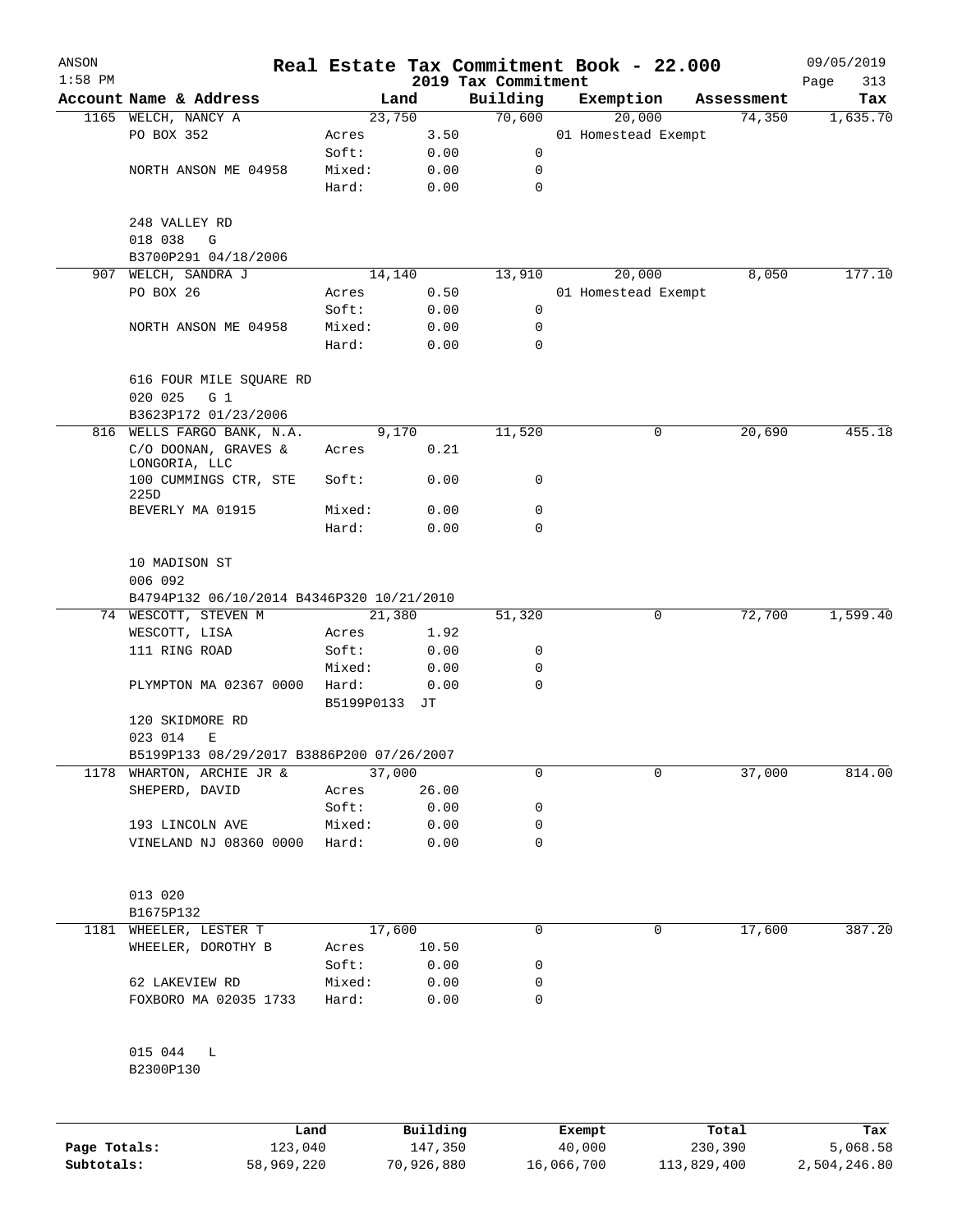# Real Estate Tax Commitment Book - 22.000

ANSON
1:58 PM

2019 Tax Commitment

09/05/2019

| Account Name & Address | | Land | Building | Exemption | Assessment | Tax |
|---|---|---|---|---|---|---|
| 1165 WELCH, NANCY A | | 23,750 | 70,600 | 20,000 | 74,350 | 1,635.70 |
| PO BOX 352 | Acres | 3.50 | | 01 Homestead Exempt | | |
| | Soft: | 0.00 | 0 | | | |
| NORTH ANSON ME 04958 | Mixed: | 0.00 | 0 | | | |
| | Hard: | 0.00 | 0 | | | |
| 248 VALLEY RD | | | | | | |
| 018 038 G | | | | | | |
| B3700P291 04/18/2006 | | | | | | |
| 907 WELCH, SANDRA J | | 14,140 | 13,910 | 20,000 | 8,050 | 177.10 |
| PO BOX 26 | Acres | 0.50 | | 01 Homestead Exempt | | |
| | Soft: | 0.00 | 0 | | | |
| NORTH ANSON ME 04958 | Mixed: | 0.00 | 0 | | | |
| | Hard: | 0.00 | 0 | | | |
| 616 FOUR MILE SQUARE RD | | | | | | |
| 020 025 G 1 | | | | | | |
| B3623P172 01/23/2006 | | | | | | |
| 816 WELLS FARGO BANK, N.A. | | 9,170 | 11,520 | 0 | 20,690 | 455.18 |
| C/O DOONAN, GRAVES & LONGORIA, LLC | Acres | 0.21 | | | | |
| 100 CUMMINGS CTR, STE 225D | Soft: | 0.00 | 0 | | | |
| BEVERLY MA 01915 | Mixed: | 0.00 | 0 | | | |
| | Hard: | 0.00 | 0 | | | |
| 10 MADISON ST | | | | | | |
| 006 092 | | | | | | |
| B4794P132 06/10/2014 B4346P320 10/21/2010 | | | | | | |
| 74 WESCOTT, STEVEN M | | 21,380 | 51,320 | 0 | 72,700 | 1,599.40 |
| WESCOTT, LISA | Acres | 1.92 | | | | |
| 111 RING ROAD | Soft: | 0.00 | 0 | | | |
| | Mixed: | 0.00 | 0 | | | |
| PLYMPTON MA 02367 0000 | Hard: | 0.00 | 0 | | | |
| | B5199P0133 JT | | | | | |
| 120 SKIDMORE RD | | | | | | |
| 023 014 E | | | | | | |
| B5199P133 08/29/2017 B3886P200 07/26/2007 | | | | | | |
| 1178 WHARTON, ARCHIE JR & | | 37,000 | 0 | 0 | 37,000 | 814.00 |
| SHEPERD, DAVID | Acres | 26.00 | | | | |
| | Soft: | 0.00 | 0 | | | |
| 193 LINCOLN AVE | Mixed: | 0.00 | 0 | | | |
| VINELAND NJ 08360 0000 | Hard: | 0.00 | 0 | | | |
| 013 020 | | | | | | |
| B1675P132 | | | | | | |
| 1181 WHEELER, LESTER T | | 17,600 | 0 | 0 | 17,600 | 387.20 |
| WHEELER, DOROTHY B | Acres | 10.50 | | | | |
| | Soft: | 0.00 | 0 | | | |
| 62 LAKEVIEW RD | Mixed: | 0.00 | 0 | | | |
| FOXBORO MA 02035 1733 | Hard: | 0.00 | 0 | | | |
| 015 044 L | | | | | | |
| B2300P130 | | | | | | |

| | Land | Building | Exempt | Total | Tax |
|---|---|---|---|---|---|
| Page Totals: | 123,040 | 147,350 | 40,000 | 230,390 | 5,068.58 |
| Subtotals: | 58,969,220 | 70,926,880 | 16,066,700 | 113,829,400 | 2,504,246.80 |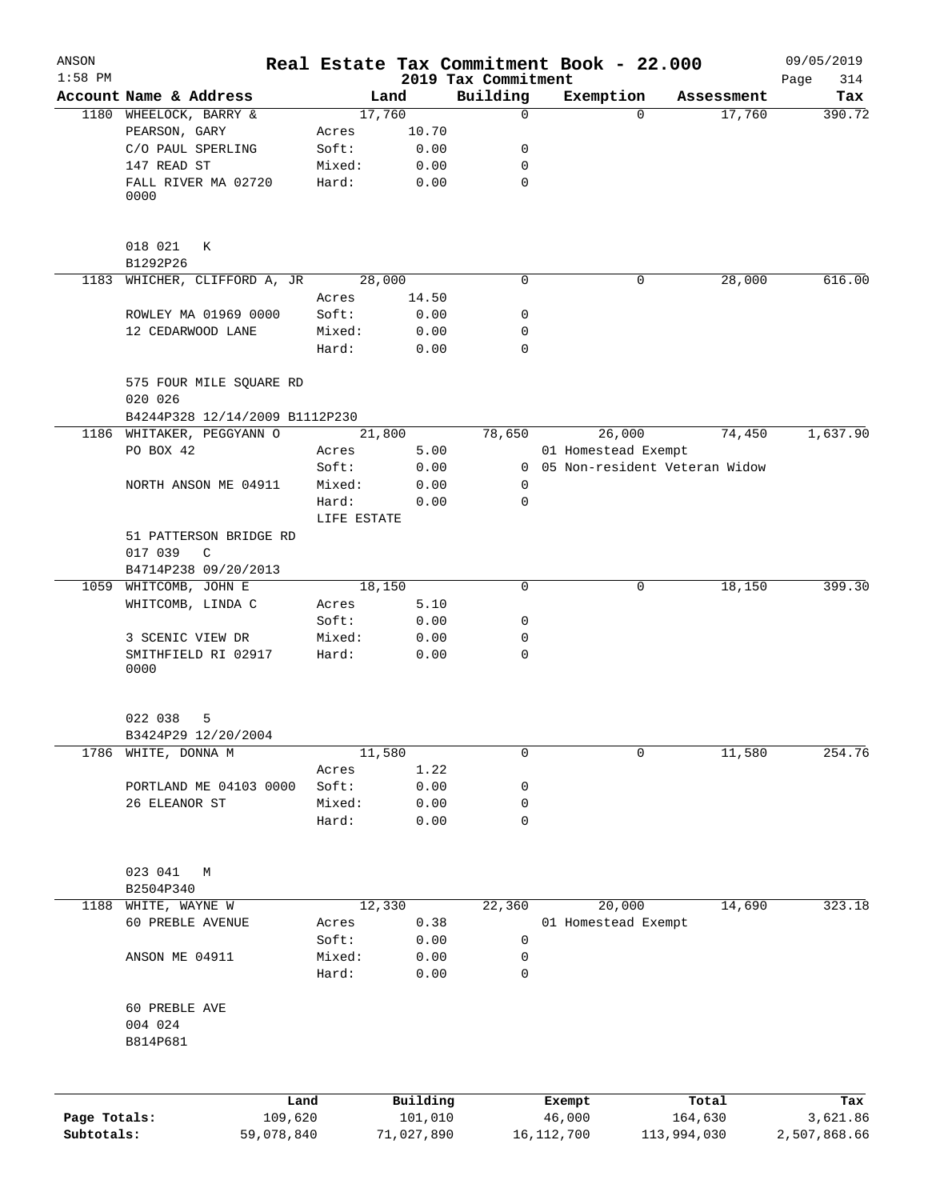# Real Estate Tax Commitment Book - 22.000

ANSON
1:58 PM

2019 Tax Commitment

09/05/2019

| Account | Name & Address | Land | | Building | Exemption | Assessment | Tax |
|---|---|---|---|---|---|---|---|
| 1180 | WHEELOCK, BARRY & | | 17,760 | 0 | 0 | 17,760 | 390.72 |
| | PEARSON, GARY | Acres | 10.70 | | | | |
| | C/O PAUL SPERLING | Soft: | 0.00 | 0 | | | |
| | 147 READ ST | Mixed: | 0.00 | 0 | | | |
| | FALL RIVER MA 02720 0000 | Hard: | 0.00 | 0 | | | |
| | 018 021 K | | | | | | |
| | B1292P26 | | | | | | |
| 1183 | WHICHER, CLIFFORD A, JR | | 28,000 | 0 | 0 | 28,000 | 616.00 |
| | | Acres | 14.50 | | | | |
| | ROWLEY MA 01969 0000 | Soft: | 0.00 | 0 | | | |
| | 12 CEDARWOOD LANE | Mixed: | 0.00 | 0 | | | |
| | | Hard: | 0.00 | 0 | | | |
| | 575 FOUR MILE SQUARE RD | | | | | | |
| | 020 026 | | | | | | |
| | B4244P328 12/14/2009 B1112P230 | | | | | | |
| 1186 | WHITAKER, PEGGYANN O | | 21,800 | 78,650 | 26,000 | 74,450 | 1,637.90 |
| | PO BOX 42 | Acres | 5.00 | | 01 Homestead Exempt | | |
| | | Soft: | 0.00 | 0 | 05 Non-resident Veteran Widow | | |
| | NORTH ANSON ME 04911 | Mixed: | 0.00 | 0 | | | |
| | | Hard: | 0.00 | 0 | | | |
| | | LIFE ESTATE | | | | | |
| | 51 PATTERSON BRIDGE RD | | | | | | |
| | 017 039 C | | | | | | |
| | B4714P238 09/20/2013 | | | | | | |
| 1059 | WHITCOMB, JOHN E | | 18,150 | 0 | 0 | 18,150 | 399.30 |
| | WHITCOMB, LINDA C | Acres | 5.10 | | | | |
| | | Soft: | 0.00 | 0 | | | |
| | 3 SCENIC VIEW DR | Mixed: | 0.00 | 0 | | | |
| | SMITHFIELD RI 02917 0000 | Hard: | 0.00 | 0 | | | |
| | 022 038 5 | | | | | | |
| | B3424P29 12/20/2004 | | | | | | |
| 1786 | WHITE, DONNA M | | 11,580 | 0 | 0 | 11,580 | 254.76 |
| | | Acres | 1.22 | | | | |
| | PORTLAND ME 04103 0000 | Soft: | 0.00 | 0 | | | |
| | 26 ELEANOR ST | Mixed: | 0.00 | 0 | | | |
| | | Hard: | 0.00 | 0 | | | |
| | 023 041 M | | | | | | |
| | B2504P340 | | | | | | |
| 1188 | WHITE, WAYNE W | | 12,330 | 22,360 | 20,000 | 14,690 | 323.18 |
| | 60 PREBLE AVENUE | Acres | 0.38 | | 01 Homestead Exempt | | |
| | | Soft: | 0.00 | 0 | | | |
| | ANSON ME 04911 | Mixed: | 0.00 | 0 | | | |
| | | Hard: | 0.00 | 0 | | | |
| | 60 PREBLE AVE | | | | | | |
| | 004 024 | | | | | | |
| | B814P681 | | | | | | |

| | Land | Building | Exempt | Total | Tax |
|---|---|---|---|---|---|
| Page Totals: | 109,620 | 101,010 | 46,000 | 164,630 | 3,621.86 |
| Subtotals: | 59,078,840 | 71,027,890 | 16,112,700 | 113,994,030 | 2,507,868.66 |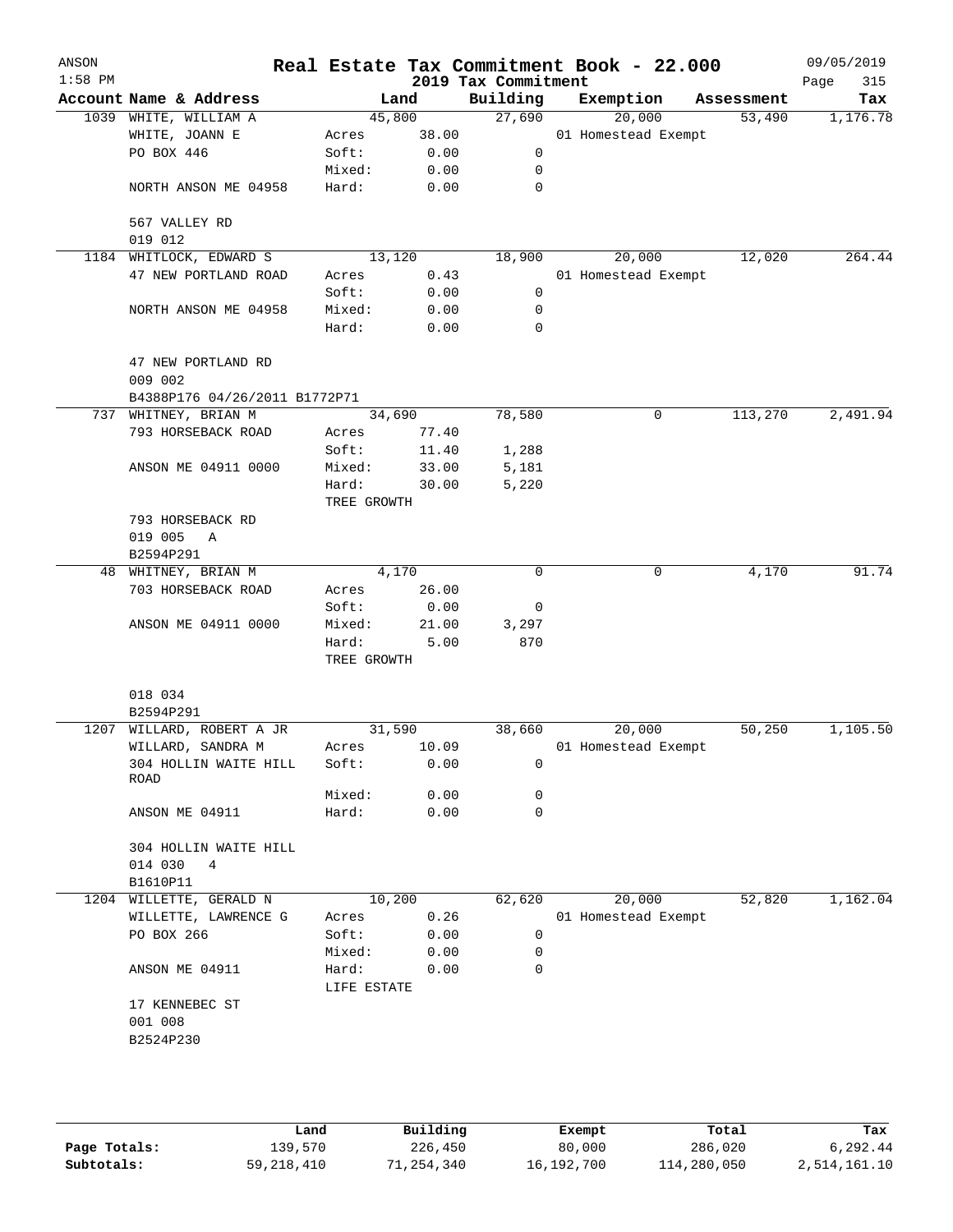ANSON 1:58 PM

# Real Estate Tax Commitment Book - 22.000

2019 Tax Commitment

09/05/2019 Page 315

| Account | Name & Address | Land | | Building | Exemption | Assessment | Tax |
|---|---|---|---|---|---|---|---|
| 1039 | WHITE, WILLIAM A | 45,800 | | 27,690 | 20,000 | 53,490 | 1,176.78 |
| | WHITE, JOANN E | Acres | 38.00 | | 01 Homestead Exempt | | |
| | PO BOX 446 | Soft: | 0.00 | 0 | | | |
| | | Mixed: | 0.00 | 0 | | | |
| | NORTH ANSON ME 04958 | Hard: | 0.00 | 0 | | | |
| | 567 VALLEY RD | | | | | | |
| | 019 012 | | | | | | |
| 1184 | WHITLOCK, EDWARD S | 13,120 | | 18,900 | 20,000 | 12,020 | 264.44 |
| | 47 NEW PORTLAND ROAD | Acres | 0.43 | | 01 Homestead Exempt | | |
| | | Soft: | 0.00 | 0 | | | |
| | NORTH ANSON ME 04958 | Mixed: | 0.00 | 0 | | | |
| | | Hard: | 0.00 | 0 | | | |
| | 47 NEW PORTLAND RD | | | | | | |
| | 009 002 | | | | | | |
| | B4388P176 04/26/2011 B1772P71 | | | | | | |
| 737 | WHITNEY, BRIAN M | 34,690 | | 78,580 | 0 | 113,270 | 2,491.94 |
| | 793 HORSEBACK ROAD | Acres | 77.40 | | | | |
| | | Soft: | 11.40 | 1,288 | | | |
| | ANSON ME 04911 0000 | Mixed: | 33.00 | 5,181 | | | |
| | | Hard: | 30.00 | 5,220 | | | |
| | | TREE GROWTH | | | | | |
| | 793 HORSEBACK RD | | | | | | |
| | 019 005 A | | | | | | |
| | B2594P291 | | | | | | |
| 48 | WHITNEY, BRIAN M | 4,170 | | 0 | 0 | 4,170 | 91.74 |
| | 703 HORSEBACK ROAD | Acres | 26.00 | | | | |
| | | Soft: | 0.00 | 0 | | | |
| | ANSON ME 04911 0000 | Mixed: | 21.00 | 3,297 | | | |
| | | Hard: | 5.00 | 870 | | | |
| | | TREE GROWTH | | | | | |
| | 018 034 | | | | | | |
| | B2594P291 | | | | | | |
| 1207 | WILLARD, ROBERT A JR | 31,590 | | 38,660 | 20,000 | 50,250 | 1,105.50 |
| | WILLARD, SANDRA M | Acres | 10.09 | | 01 Homestead Exempt | | |
| | 304 HOLLIN WAITE HILL ROAD | Soft: | 0.00 | 0 | | | |
| | | Mixed: | 0.00 | 0 | | | |
| | ANSON ME 04911 | Hard: | 0.00 | 0 | | | |
| | 304 HOLLIN WAITE HILL | | | | | | |
| | 014 030 4 | | | | | | |
| | B1610P11 | | | | | | |
| 1204 | WILLETTE, GERALD N | 10,200 | | 62,620 | 20,000 | 52,820 | 1,162.04 |
| | WILLETTE, LAWRENCE G | Acres | 0.26 | | 01 Homestead Exempt | | |
| | PO BOX 266 | Soft: | 0.00 | 0 | | | |
| | | Mixed: | 0.00 | 0 | | | |
| | ANSON ME 04911 | Hard: | 0.00 | 0 | | | |
| | | LIFE ESTATE | | | | | |
| | 17 KENNEBEC ST | | | | | | |
| | 001 008 | | | | | | |
| | B2524P230 | | | | | | |

| | Land | Building | Exempt | Total | Tax |
|---|---|---|---|---|---|
| Page Totals: | 139,570 | 226,450 | 80,000 | 286,020 | 6,292.44 |
| Subtotals: | 59,218,410 | 71,254,340 | 16,192,700 | 114,280,050 | 2,514,161.10 |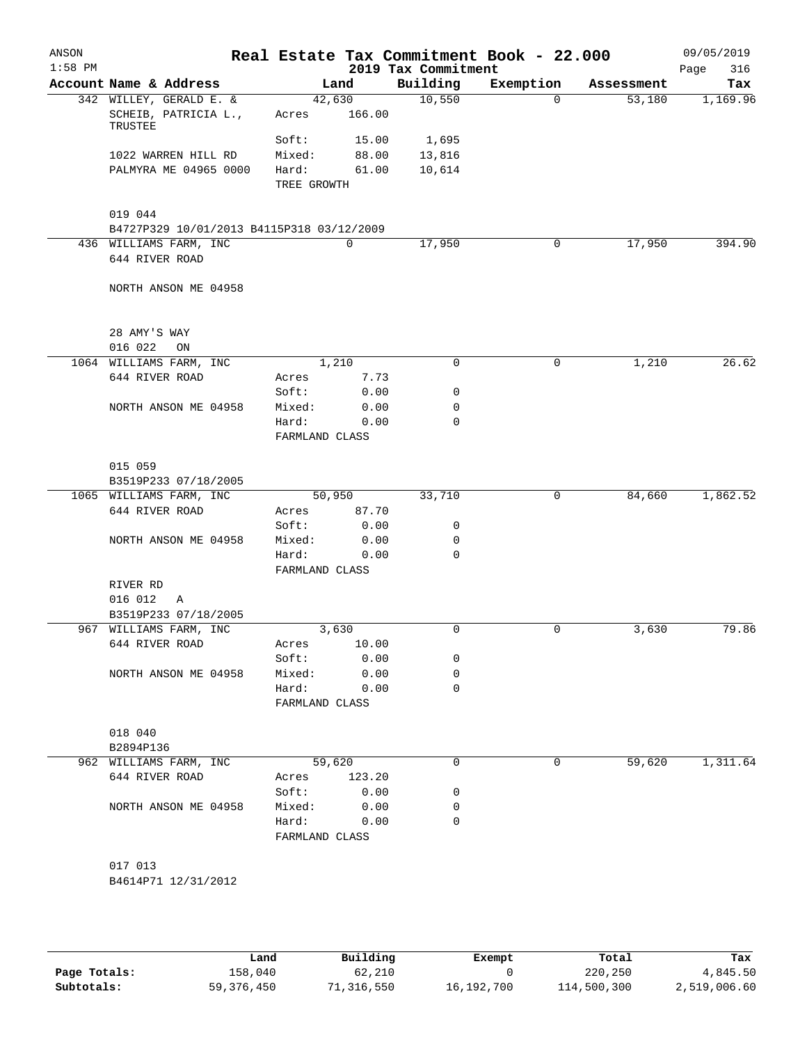ANSON — Real Estate Tax Commitment Book - 22.000 — 09/05/2019
1:58 PM — 2019 Tax Commitment

| Account Name & Address | Land | | Building | Exemption | Assessment | Tax |
|---|---|---|---|---|---|---|
| 342 WILLEY, GERALD E. & | 42,630 | | 10,550 | 0 | 53,180 | 1,169.96 |
| SCHEIB, PATRICIA L., TRUSTEE | Acres | 166.00 | | | | |
| | Soft: | 15.00 | 1,695 | | | |
| 1022 WARREN HILL RD | Mixed: | 88.00 | 13,816 | | | |
| PALMYRA ME 04965 0000 | Hard: | 61.00 | 10,614 | | | |
| | TREE GROWTH | | | | | |
| 019 044 | | | | | | |
| B4727P329 10/01/2013 B4115P318 03/12/2009 | | | | | | |
| 436 WILLIAMS FARM, INC | 0 | | 17,950 | 0 | 17,950 | 394.90 |
| 644 RIVER ROAD | | | | | | |
| NORTH ANSON ME 04958 | | | | | | |
| 28 AMY'S WAY | | | | | | |
| 016 022 ON | | | | | | |
| 1064 WILLIAMS FARM, INC | 1,210 | | 0 | 0 | 1,210 | 26.62 |
| 644 RIVER ROAD | Acres | 7.73 | | | | |
| | Soft: | 0.00 | 0 | | | |
| NORTH ANSON ME 04958 | Mixed: | 0.00 | 0 | | | |
| | Hard: | 0.00 | 0 | | | |
| | FARMLAND CLASS | | | | | |
| 015 059 | | | | | | |
| B3519P233 07/18/2005 | | | | | | |
| 1065 WILLIAMS FARM, INC | 50,950 | | 33,710 | 0 | 84,660 | 1,862.52 |
| 644 RIVER ROAD | Acres | 87.70 | | | | |
| | Soft: | 0.00 | 0 | | | |
| NORTH ANSON ME 04958 | Mixed: | 0.00 | 0 | | | |
| | Hard: | 0.00 | 0 | | | |
| | FARMLAND CLASS | | | | | |
| RIVER RD | | | | | | |
| 016 012 A | | | | | | |
| B3519P233 07/18/2005 | | | | | | |
| 967 WILLIAMS FARM, INC | 3,630 | | 0 | 0 | 3,630 | 79.86 |
| 644 RIVER ROAD | Acres | 10.00 | | | | |
| | Soft: | 0.00 | 0 | | | |
| NORTH ANSON ME 04958 | Mixed: | 0.00 | 0 | | | |
| | Hard: | 0.00 | 0 | | | |
| | FARMLAND CLASS | | | | | |
| 018 040 | | | | | | |
| B2894P136 | | | | | | |
| 962 WILLIAMS FARM, INC | 59,620 | | 0 | 0 | 59,620 | 1,311.64 |
| 644 RIVER ROAD | Acres | 123.20 | | | | |
| | Soft: | 0.00 | 0 | | | |
| NORTH ANSON ME 04958 | Mixed: | 0.00 | 0 | | | |
| | Hard: | 0.00 | 0 | | | |
| | FARMLAND CLASS | | | | | |
| 017 013 | | | | | | |
| B4614P71 12/31/2012 | | | | | | |

| | Land | Building | Exempt | Total | Tax |
|---|---|---|---|---|---|
| Page Totals: | 158,040 | 62,210 | 0 | 220,250 | 4,845.50 |
| Subtotals: | 59,376,450 | 71,316,550 | 16,192,700 | 114,500,300 | 2,519,006.60 |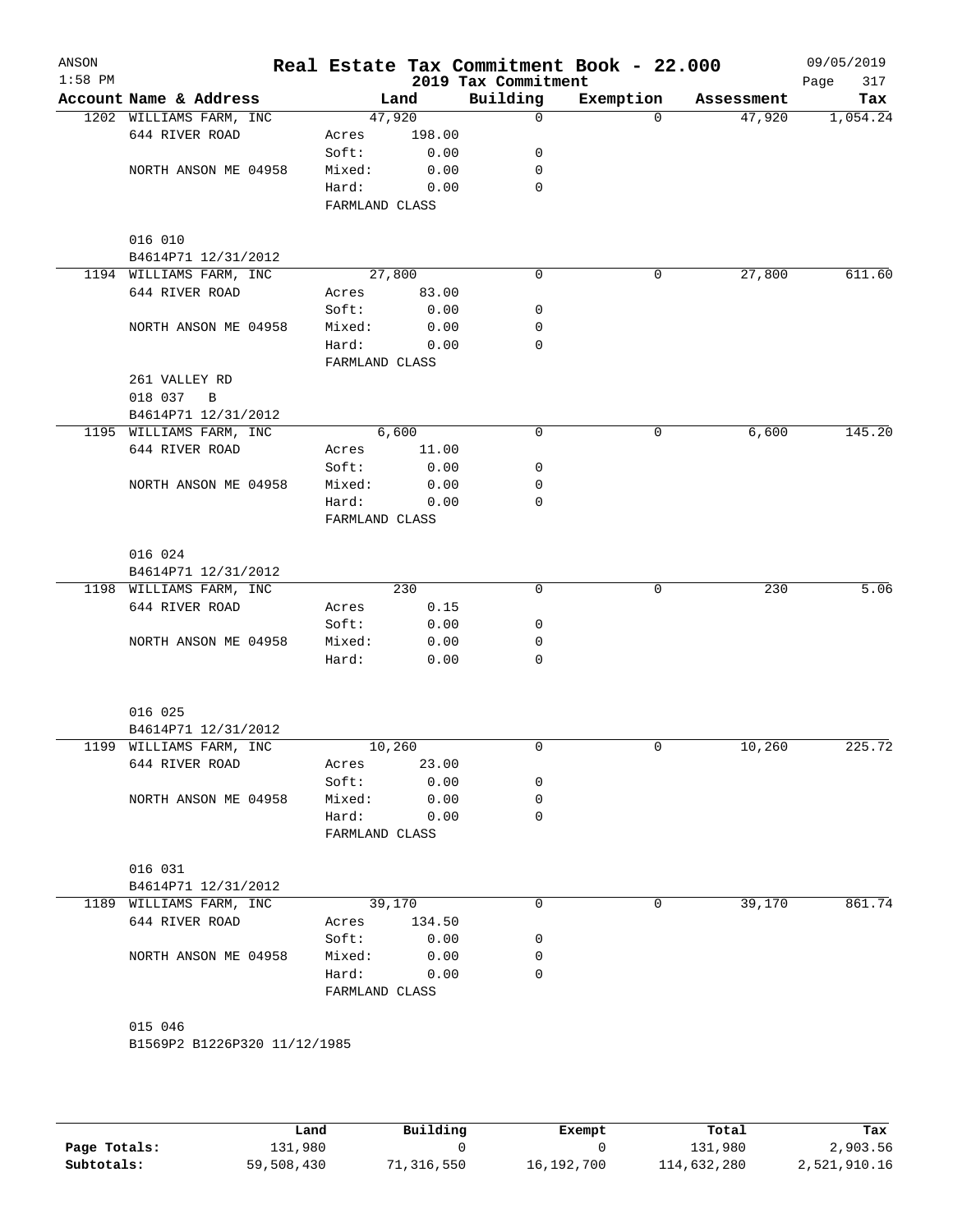ANSON 1:58 PM

# Real Estate Tax Commitment Book - 22.000

2019 Tax Commitment

09/05/2019 Page 317

| Account Name & Address | Land | | Building | Exemption | Assessment | Tax |
|---|---|---|---|---|---|---|
| 1202 WILLIAMS FARM, INC | 47,920 | | 0 | 0 | 47,920 | 1,054.24 |
| 644 RIVER ROAD | Acres | 198.00 | | | | |
| | Soft: | 0.00 | 0 | | | |
| NORTH ANSON ME 04958 | Mixed: | 0.00 | 0 | | | |
| | Hard: | 0.00 | 0 | | | |
| | FARMLAND CLASS | | | | | |
| 016 010 | | | | | | |
| B4614P71 12/31/2012 | | | | | | |
| 1194 WILLIAMS FARM, INC | 27,800 | | 0 | 0 | 27,800 | 611.60 |
| 644 RIVER ROAD | Acres | 83.00 | | | | |
| | Soft: | 0.00 | 0 | | | |
| NORTH ANSON ME 04958 | Mixed: | 0.00 | 0 | | | |
| | Hard: | 0.00 | 0 | | | |
| | FARMLAND CLASS | | | | | |
| 261 VALLEY RD | | | | | | |
| 018 037 B | | | | | | |
| B4614P71 12/31/2012 | | | | | | |
| 1195 WILLIAMS FARM, INC | 6,600 | | 0 | 0 | 6,600 | 145.20 |
| 644 RIVER ROAD | Acres | 11.00 | | | | |
| | Soft: | 0.00 | 0 | | | |
| NORTH ANSON ME 04958 | Mixed: | 0.00 | 0 | | | |
| | Hard: | 0.00 | 0 | | | |
| | FARMLAND CLASS | | | | | |
| 016 024 | | | | | | |
| B4614P71 12/31/2012 | | | | | | |
| 1198 WILLIAMS FARM, INC | 230 | | 0 | 0 | 230 | 5.06 |
| 644 RIVER ROAD | Acres | 0.15 | | | | |
| | Soft: | 0.00 | 0 | | | |
| NORTH ANSON ME 04958 | Mixed: | 0.00 | 0 | | | |
| | Hard: | 0.00 | 0 | | | |
| 016 025 | | | | | | |
| B4614P71 12/31/2012 | | | | | | |
| 1199 WILLIAMS FARM, INC | 10,260 | | 0 | 0 | 10,260 | 225.72 |
| 644 RIVER ROAD | Acres | 23.00 | | | | |
| | Soft: | 0.00 | 0 | | | |
| NORTH ANSON ME 04958 | Mixed: | 0.00 | 0 | | | |
| | Hard: | 0.00 | 0 | | | |
| | FARMLAND CLASS | | | | | |
| 016 031 | | | | | | |
| B4614P71 12/31/2012 | | | | | | |
| 1189 WILLIAMS FARM, INC | 39,170 | | 0 | 0 | 39,170 | 861.74 |
| 644 RIVER ROAD | Acres | 134.50 | | | | |
| | Soft: | 0.00 | 0 | | | |
| NORTH ANSON ME 04958 | Mixed: | 0.00 | 0 | | | |
| | Hard: | 0.00 | 0 | | | |
| | FARMLAND CLASS | | | | | |
| 015 046 | | | | | | |
| B1569P2 B1226P320 11/12/1985 | | | | | | |

| | Land | Building | Exempt | Total | Tax |
|---|---|---|---|---|---|
| Page Totals: | 131,980 | 0 | 0 | 131,980 | 2,903.56 |
| Subtotals: | 59,508,430 | 71,316,550 | 16,192,700 | 114,632,280 | 2,521,910.16 |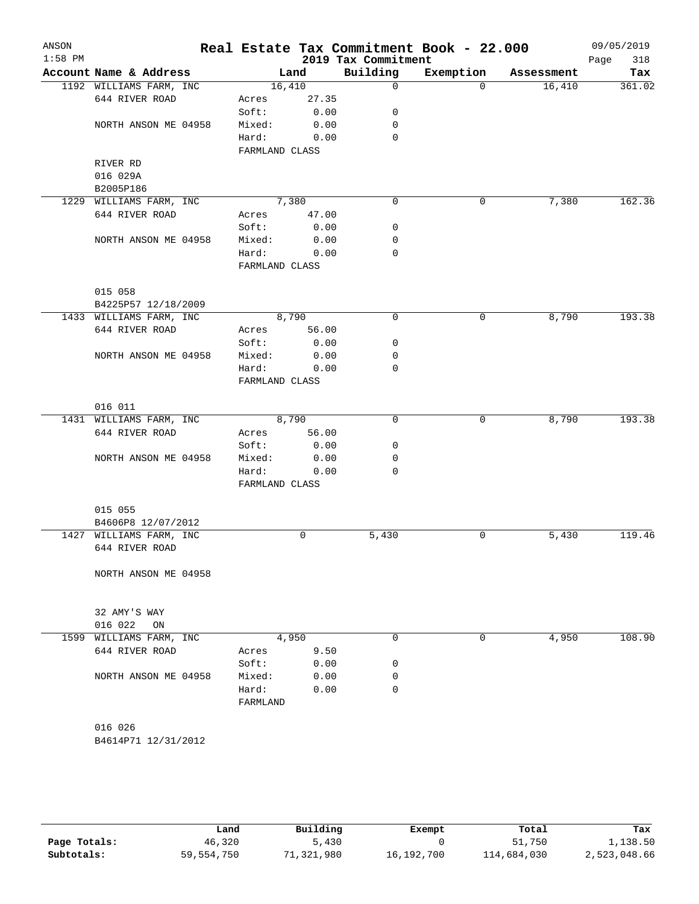# Real Estate Tax Commitment Book - 22.000

ANSON
1:58 PM

2019 Tax Commitment

09/05/2019

| Account Name & Address | Land | | Building | Exemption | Assessment | Tax |
|---|---|---|---|---|---|---|
| 1192 WILLIAMS FARM, INC | 16,410 | | 0 | 0 | 16,410 | 361.02 |
| 644 RIVER ROAD | Acres | 27.35 | | | | |
| | Soft: | 0.00 | 0 | | | |
| NORTH ANSON ME 04958 | Mixed: | 0.00 | 0 | | | |
| | Hard: | 0.00 | 0 | | | |
| | FARMLAND CLASS | | | | | |
| RIVER RD | | | | | | |
| 016 029A | | | | | | |
| B2005P186 | | | | | | |
| 1229 WILLIAMS FARM, INC | 7,380 | | 0 | 0 | 7,380 | 162.36 |
| 644 RIVER ROAD | Acres | 47.00 | | | | |
| | Soft: | 0.00 | 0 | | | |
| NORTH ANSON ME 04958 | Mixed: | 0.00 | 0 | | | |
| | Hard: | 0.00 | 0 | | | |
| | FARMLAND CLASS | | | | | |
| 015 058 | | | | | | |
| B4225P57 12/18/2009 | | | | | | |
| 1433 WILLIAMS FARM, INC | 8,790 | | 0 | 0 | 8,790 | 193.38 |
| 644 RIVER ROAD | Acres | 56.00 | | | | |
| | Soft: | 0.00 | 0 | | | |
| NORTH ANSON ME 04958 | Mixed: | 0.00 | 0 | | | |
| | Hard: | 0.00 | 0 | | | |
| | FARMLAND CLASS | | | | | |
| 016 011 | | | | | | |
| 1431 WILLIAMS FARM, INC | 8,790 | | 0 | 0 | 8,790 | 193.38 |
| 644 RIVER ROAD | Acres | 56.00 | | | | |
| | Soft: | 0.00 | 0 | | | |
| NORTH ANSON ME 04958 | Mixed: | 0.00 | 0 | | | |
| | Hard: | 0.00 | 0 | | | |
| | FARMLAND CLASS | | | | | |
| 015 055 | | | | | | |
| B4606P8 12/07/2012 | | | | | | |
| 1427 WILLIAMS FARM, INC | 0 | | 5,430 | 0 | 5,430 | 119.46 |
| 644 RIVER ROAD | | | | | | |
| NORTH ANSON ME 04958 | | | | | | |
| 32 AMY'S WAY | | | | | | |
| 016 022 ON | | | | | | |
| 1599 WILLIAMS FARM, INC | 4,950 | | 0 | 0 | 4,950 | 108.90 |
| 644 RIVER ROAD | Acres | 9.50 | | | | |
| | Soft: | 0.00 | 0 | | | |
| NORTH ANSON ME 04958 | Mixed: | 0.00 | 0 | | | |
| | Hard: | 0.00 | 0 | | | |
| | FARMLAND | | | | | |
| 016 026 | | | | | | |
| B4614P71 12/31/2012 | | | | | | |

| | Land | Building | Exempt | Total | Tax |
|---|---|---|---|---|---|
| Page Totals: | 46,320 | 5,430 | 0 | 51,750 | 1,138.50 |
| Subtotals: | 59,554,750 | 71,321,980 | 16,192,700 | 114,684,030 | 2,523,048.66 |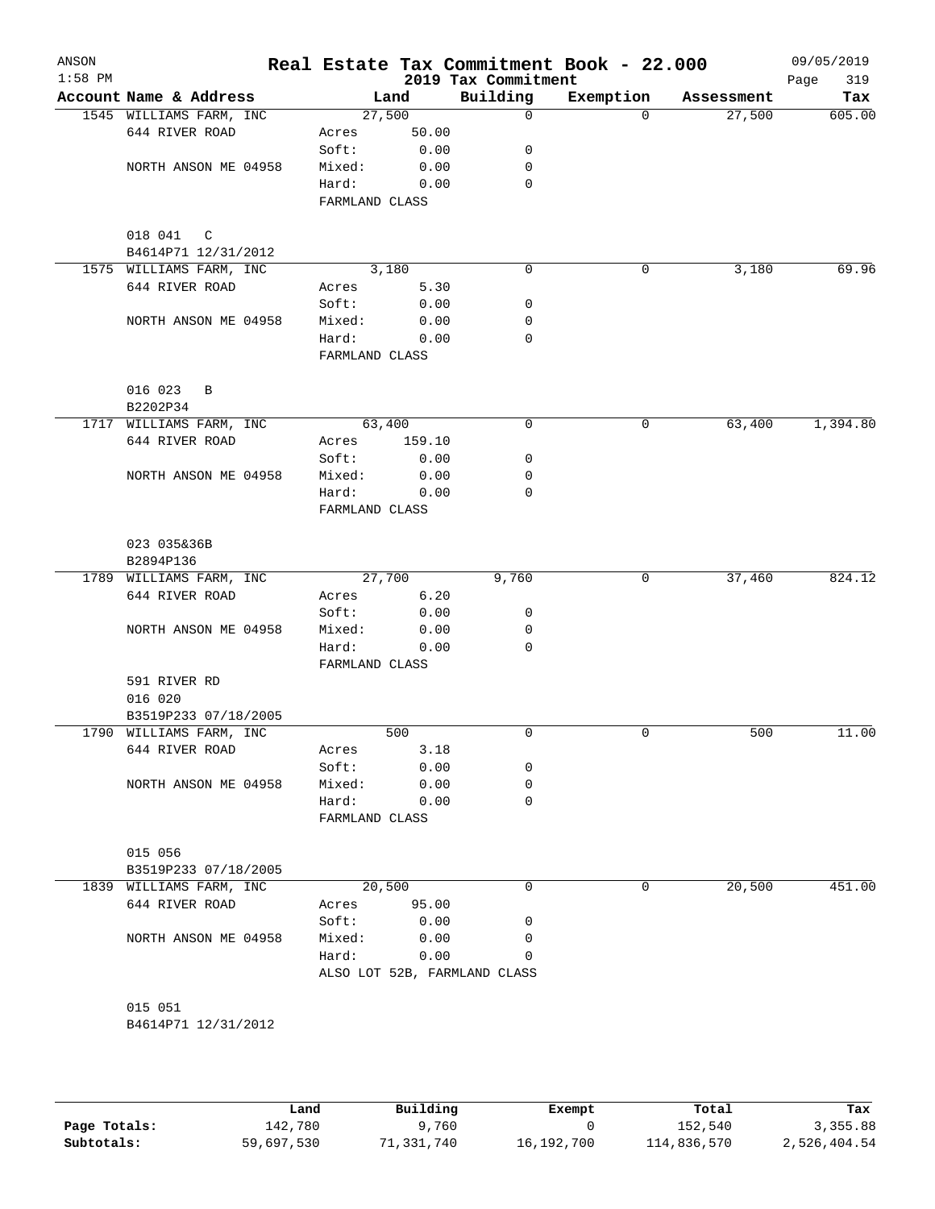ANSON
1:58 PM

# Real Estate Tax Commitment Book - 22.000
## 2019 Tax Commitment

09/05/2019

| Account Name & Address | Land | | Building | Exemption | Assessment | Tax |
|---|---|---|---|---|---|---|
| 1545 WILLIAMS FARM, INC | 27,500 | | 0 | 0 | 27,500 | 605.00 |
| 644 RIVER ROAD | Acres | 50.00 | | | | |
| | Soft: | 0.00 | 0 | | | |
| NORTH ANSON ME 04958 | Mixed: | 0.00 | 0 | | | |
| | Hard: | 0.00 | 0 | | | |
| | FARMLAND CLASS | | | | | |
| 018 041 C | | | | | | |
| B4614P71 12/31/2012 | | | | | | |
| 1575 WILLIAMS FARM, INC | 3,180 | | 0 | 0 | 3,180 | 69.96 |
| 644 RIVER ROAD | Acres | 5.30 | | | | |
| | Soft: | 0.00 | 0 | | | |
| NORTH ANSON ME 04958 | Mixed: | 0.00 | 0 | | | |
| | Hard: | 0.00 | 0 | | | |
| | FARMLAND CLASS | | | | | |
| 016 023 B | | | | | | |
| B2202P34 | | | | | | |
| 1717 WILLIAMS FARM, INC | 63,400 | | 0 | 0 | 63,400 | 1,394.80 |
| 644 RIVER ROAD | Acres | 159.10 | | | | |
| | Soft: | 0.00 | 0 | | | |
| NORTH ANSON ME 04958 | Mixed: | 0.00 | 0 | | | |
| | Hard: | 0.00 | 0 | | | |
| | FARMLAND CLASS | | | | | |
| 023 035&36B | | | | | | |
| B2894P136 | | | | | | |
| 1789 WILLIAMS FARM, INC | 27,700 | | 9,760 | 0 | 37,460 | 824.12 |
| 644 RIVER ROAD | Acres | 6.20 | | | | |
| | Soft: | 0.00 | 0 | | | |
| NORTH ANSON ME 04958 | Mixed: | 0.00 | 0 | | | |
| | Hard: | 0.00 | 0 | | | |
| | FARMLAND CLASS | | | | | |
| 591 RIVER RD | | | | | | |
| 016 020 | | | | | | |
| B3519P233 07/18/2005 | | | | | | |
| 1790 WILLIAMS FARM, INC | 500 | | 0 | 0 | 500 | 11.00 |
| 644 RIVER ROAD | Acres | 3.18 | | | | |
| | Soft: | 0.00 | 0 | | | |
| NORTH ANSON ME 04958 | Mixed: | 0.00 | 0 | | | |
| | Hard: | 0.00 | 0 | | | |
| | FARMLAND CLASS | | | | | |
| 015 056 | | | | | | |
| B3519P233 07/18/2005 | | | | | | |
| 1839 WILLIAMS FARM, INC | 20,500 | | 0 | 0 | 20,500 | 451.00 |
| 644 RIVER ROAD | Acres | 95.00 | | | | |
| | Soft: | 0.00 | 0 | | | |
| NORTH ANSON ME 04958 | Mixed: | 0.00 | 0 | | | |
| | Hard: | 0.00 | 0 | | | |
| | ALSO LOT 52B, FARMLAND CLASS | | | | | |
| 015 051 | | | | | | |
| B4614P71 12/31/2012 | | | | | | |

| | Land | Building | Exempt | Total | Tax |
|---|---|---|---|---|---|
| Page Totals: | 142,780 | 9,760 | 0 | 152,540 | 3,355.88 |
| Subtotals: | 59,697,530 | 71,331,740 | 16,192,700 | 114,836,570 | 2,526,404.54 |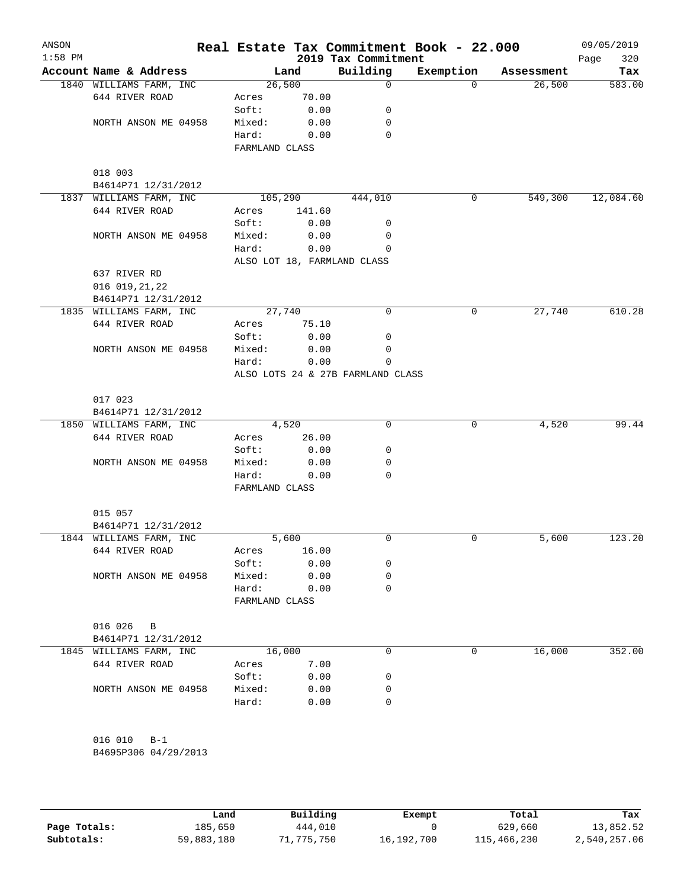ANSON
$1:58$ PM

# Real Estate Tax Commitment Book - 22.000

2019 Tax Commitment

09/05/2019

| Account Name & Address | Land | | Building | Exemption | Assessment | Tax |
|---|---|---|---|---|---|---|
| 1840 WILLIAMS FARM, INC | 26,500 | | 0 | 0 | 26,500 | 583.00 |
| 644 RIVER ROAD | Acres | 70.00 | | | | |
| | Soft: | 0.00 | 0 | | | |
| NORTH ANSON ME 04958 | Mixed: | 0.00 | 0 | | | |
| | Hard: | 0.00 | 0 | | | |
| | FARMLAND CLASS | | | | | |
| 018 003 | | | | | | |
| B4614P71 12/31/2012 | | | | | | |
| 1837 WILLIAMS FARM, INC | 105,290 | | 444,010 | 0 | 549,300 | 12,084.60 |
| 644 RIVER ROAD | Acres | 141.60 | | | | |
| | Soft: | 0.00 | 0 | | | |
| NORTH ANSON ME 04958 | Mixed: | 0.00 | 0 | | | |
| | Hard: | 0.00 | 0 | | | |
| | ALSO LOT 18, FARMLAND CLASS | | | | | |
| 637 RIVER RD | | | | | | |
| 016 019,21,22 | | | | | | |
| B4614P71 12/31/2012 | | | | | | |
| 1835 WILLIAMS FARM, INC | 27,740 | | 0 | 0 | 27,740 | 610.28 |
| 644 RIVER ROAD | Acres | 75.10 | | | | |
| | Soft: | 0.00 | 0 | | | |
| NORTH ANSON ME 04958 | Mixed: | 0.00 | 0 | | | |
| | Hard: | 0.00 | 0 | | | |
| | ALSO LOTS 24 & 27B FARMLAND CLASS | | | | | |
| 017 023 | | | | | | |
| B4614P71 12/31/2012 | | | | | | |
| 1850 WILLIAMS FARM, INC | 4,520 | | 0 | 0 | 4,520 | 99.44 |
| 644 RIVER ROAD | Acres | 26.00 | | | | |
| | Soft: | 0.00 | 0 | | | |
| NORTH ANSON ME 04958 | Mixed: | 0.00 | 0 | | | |
| | Hard: | 0.00 | 0 | | | |
| | FARMLAND CLASS | | | | | |
| 015 057 | | | | | | |
| B4614P71 12/31/2012 | | | | | | |
| 1844 WILLIAMS FARM, INC | 5,600 | | 0 | 0 | 5,600 | 123.20 |
| 644 RIVER ROAD | Acres | 16.00 | | | | |
| | Soft: | 0.00 | 0 | | | |
| NORTH ANSON ME 04958 | Mixed: | 0.00 | 0 | | | |
| | Hard: | 0.00 | 0 | | | |
| | FARMLAND CLASS | | | | | |
| 016 026 B | | | | | | |
| B4614P71 12/31/2012 | | | | | | |
| 1845 WILLIAMS FARM, INC | 16,000 | | 0 | 0 | 16,000 | 352.00 |
| 644 RIVER ROAD | Acres | 7.00 | | | | |
| | Soft: | 0.00 | 0 | | | |
| NORTH ANSON ME 04958 | Mixed: | 0.00 | 0 | | | |
| | Hard: | 0.00 | 0 | | | |
| 016 010 B-1 | | | | | | |
| B4695P306 04/29/2013 | | | | | | |

| | Land | Building | Exempt | Total | Tax |
|---|---|---|---|---|---|
| Page Totals: | 185,650 | 444,010 | 0 | 629,660 | 13,852.52 |
| Subtotals: | 59,883,180 | 71,775,750 | 16,192,700 | 115,466,230 | 2,540,257.06 |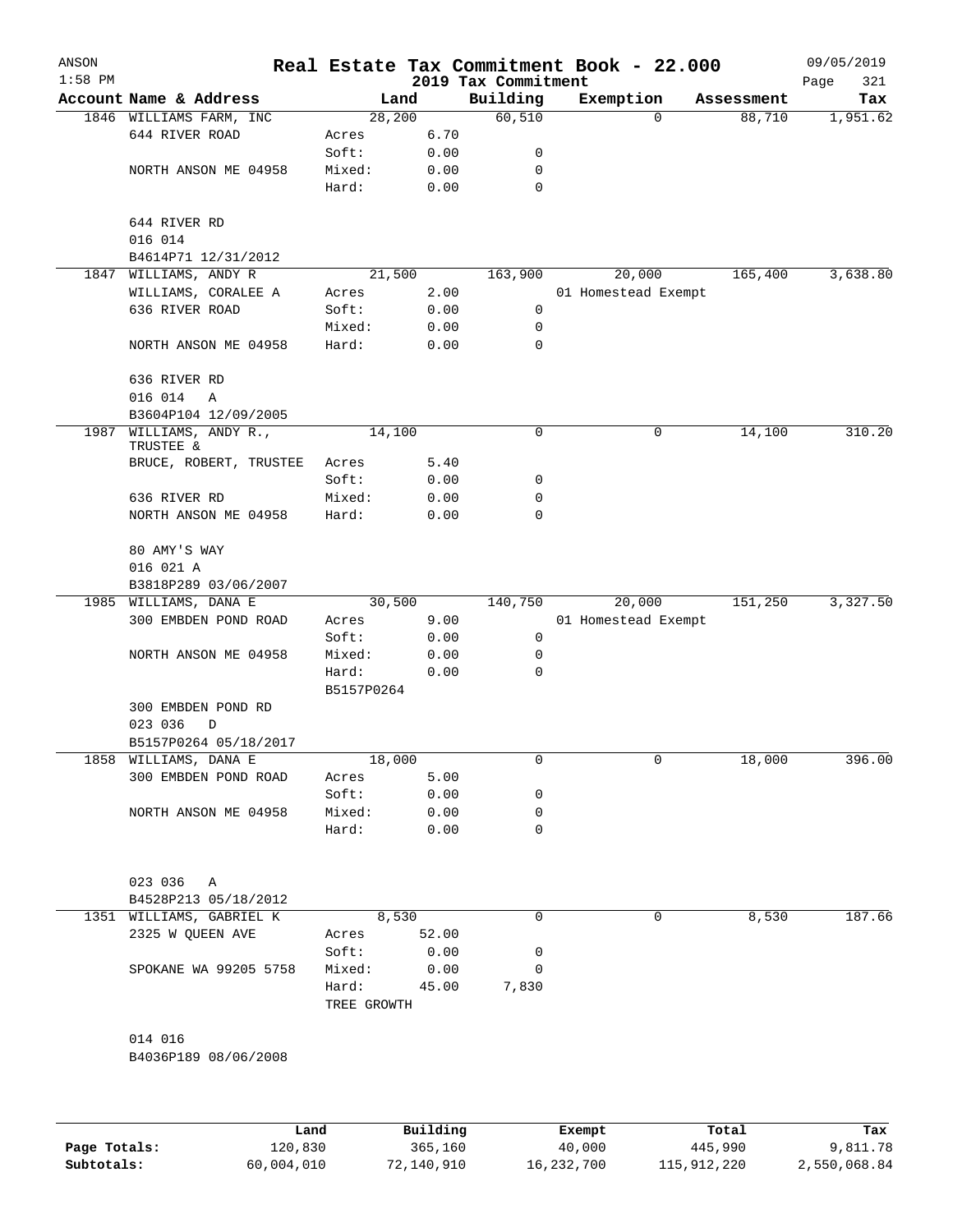ANSON 1:58 PM

# Real Estate Tax Commitment Book - 22.000

## 2019 Tax Commitment

09/05/2019 Page 321

| Account Name & Address | | Land | Building | Exemption | Assessment | Tax |
|---|---|---|---|---|---|---|
| 1846 WILLIAMS FARM, INC | | 28,200 | 60,510 | 0 | 88,710 | 1,951.62 |
| 644 RIVER ROAD | Acres | 6.70 | | | | |
| | Soft: | 0.00 | 0 | | | |
| NORTH ANSON ME 04958 | Mixed: | 0.00 | 0 | | | |
| | Hard: | 0.00 | 0 | | | |
| 644 RIVER RD | | | | | | |
| 016 014 | | | | | | |
| B4614P71 12/31/2012 | | | | | | |
| 1847 WILLIAMS, ANDY R | | 21,500 | 163,900 | 20,000 | 165,400 | 3,638.80 |
| WILLIAMS, CORALEE A | Acres | 2.00 | | 01 Homestead Exempt | | |
| 636 RIVER ROAD | Soft: | 0.00 | 0 | | | |
| | Mixed: | 0.00 | 0 | | | |
| NORTH ANSON ME 04958 | Hard: | 0.00 | 0 | | | |
| 636 RIVER RD | | | | | | |
| 016 014 A | | | | | | |
| B3604P104 12/09/2005 | | | | | | |
| 1987 WILLIAMS, ANDY R., TRUSTEE & | | 14,100 | 0 | 0 | 14,100 | 310.20 |
| BRUCE, ROBERT, TRUSTEE | Acres | 5.40 | | | | |
| | Soft: | 0.00 | 0 | | | |
| 636 RIVER RD | Mixed: | 0.00 | 0 | | | |
| NORTH ANSON ME 04958 | Hard: | 0.00 | 0 | | | |
| 80 AMY'S WAY | | | | | | |
| 016 021 A | | | | | | |
| B3818P289 03/06/2007 | | | | | | |
| 1985 WILLIAMS, DANA E | | 30,500 | 140,750 | 20,000 | 151,250 | 3,327.50 |
| 300 EMBDEN POND ROAD | Acres | 9.00 | | 01 Homestead Exempt | | |
| | Soft: | 0.00 | 0 | | | |
| NORTH ANSON ME 04958 | Mixed: | 0.00 | 0 | | | |
| | Hard: | 0.00 | 0 | | | |
| | B5157P0264 | | | | | |
| 300 EMBDEN POND RD | | | | | | |
| 023 036 D | | | | | | |
| B5157P0264 05/18/2017 | | | | | | |
| 1858 WILLIAMS, DANA E | | 18,000 | 0 | 0 | 18,000 | 396.00 |
| 300 EMBDEN POND ROAD | Acres | 5.00 | | | | |
| | Soft: | 0.00 | 0 | | | |
| NORTH ANSON ME 04958 | Mixed: | 0.00 | 0 | | | |
| | Hard: | 0.00 | 0 | | | |
| 023 036 A | | | | | | |
| B4528P213 05/18/2012 | | | | | | |
| 1351 WILLIAMS, GABRIEL K | | 8,530 | 0 | 0 | 8,530 | 187.66 |
| 2325 W QUEEN AVE | Acres | 52.00 | | | | |
| | Soft: | 0.00 | 0 | | | |
| SPOKANE WA 99205 5758 | Mixed: | 0.00 | 0 | | | |
| | Hard: | 45.00 | 7,830 | | | |
| | TREE GROWTH | | | | | |
| 014 016 | | | | | | |
| B4036P189 08/06/2008 | | | | | | |

| | Land | Building | Exempt | Total | Tax |
|---|---|---|---|---|---|
| Page Totals: | 120,830 | 365,160 | 40,000 | 445,990 | 9,811.78 |
| Subtotals: | 60,004,010 | 72,140,910 | 16,232,700 | 115,912,220 | 2,550,068.84 |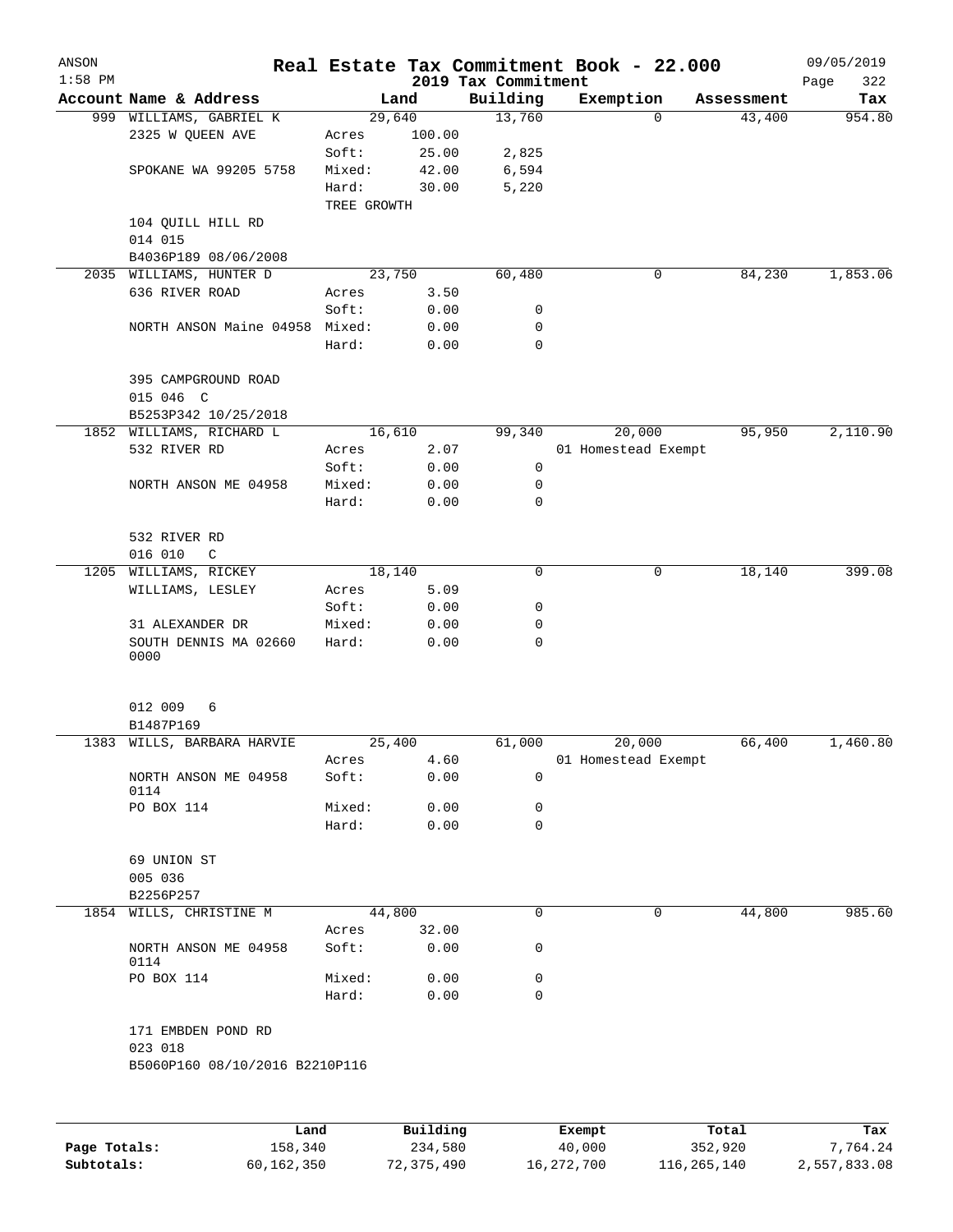ANSON

1:58 PM

# Real Estate Tax Commitment Book - 22.000

## 2019 Tax Commitment

09/05/2019

| Account | Name & Address | | Land | Building | Exemption | Assessment | Tax |
|---|---|---|---|---|---|---|---|
| 999 | WILLIAMS, GABRIEL K | | 29,640 | 13,760 | 0 | 43,400 | 954.80 |
| | 2325 W QUEEN AVE | Acres | 100.00 | | | | |
| | | Soft: | 25.00 | 2,825 | | | |
| | SPOKANE WA 99205 5758 | Mixed: | 42.00 | 6,594 | | | |
| | | Hard: | 30.00 | 5,220 | | | |
| | | TREE GROWTH | | | | | |
| | 104 QUILL HILL RD | | | | | | |
| | 014 015 | | | | | | |
| | B4036P189 08/06/2008 | | | | | | |
| 2035 | WILLIAMS, HUNTER D | | 23,750 | 60,480 | 0 | 84,230 | 1,853.06 |
| | 636 RIVER ROAD | Acres | 3.50 | | | | |
| | | Soft: | 0.00 | 0 | | | |
| | NORTH ANSON Maine 04958 | Mixed: | 0.00 | 0 | | | |
| | | Hard: | 0.00 | 0 | | | |
| | 395 CAMPGROUND ROAD | | | | | | |
| | 015 046 C | | | | | | |
| | B5253P342 10/25/2018 | | | | | | |
| 1852 | WILLIAMS, RICHARD L | | 16,610 | 99,340 | 20,000 | 95,950 | 2,110.90 |
| | 532 RIVER RD | Acres | 2.07 | | 01 Homestead Exempt | | |
| | | Soft: | 0.00 | 0 | | | |
| | NORTH ANSON ME 04958 | Mixed: | 0.00 | 0 | | | |
| | | Hard: | 0.00 | 0 | | | |
| | 532 RIVER RD | | | | | | |
| | 016 010 C | | | | | | |
| 1205 | WILLIAMS, RICKEY | | 18,140 | 0 | 0 | 18,140 | 399.08 |
| | WILLIAMS, LESLEY | Acres | 5.09 | | | | |
| | | Soft: | 0.00 | 0 | | | |
| | 31 ALEXANDER DR | Mixed: | 0.00 | 0 | | | |
| | SOUTH DENNIS MA 02660 0000 | Hard: | 0.00 | 0 | | | |
| | 012 009 6 | | | | | | |
| | B1487P169 | | | | | | |
| 1383 | WILLS, BARBARA HARVIE | | 25,400 | 61,000 | 20,000 | 66,400 | 1,460.80 |
| | | Acres | 4.60 | | 01 Homestead Exempt | | |
| | NORTH ANSON ME 04958 0114 | Soft: | 0.00 | 0 | | | |
| | PO BOX 114 | Mixed: | 0.00 | 0 | | | |
| | | Hard: | 0.00 | 0 | | | |
| | 69 UNION ST | | | | | | |
| | 005 036 | | | | | | |
| | B2256P257 | | | | | | |
| 1854 | WILLS, CHRISTINE M | | 44,800 | 0 | 0 | 44,800 | 985.60 |
| | | Acres | 32.00 | | | | |
| | NORTH ANSON ME 04958 0114 | Soft: | 0.00 | 0 | | | |
| | PO BOX 114 | Mixed: | 0.00 | 0 | | | |
| | | Hard: | 0.00 | 0 | | | |
| | 171 EMBDEN POND RD | | | | | | |
| | 023 018 | | | | | | |
| | B5060P160 08/10/2016 B2210P116 | | | | | | |

| | Land | Building | Exempt | Total | Tax |
|---|---|---|---|---|---|
| Page Totals: | 158,340 | 234,580 | 40,000 | 352,920 | 7,764.24 |
| Subtotals: | 60,162,350 | 72,375,490 | 16,272,700 | 116,265,140 | 2,557,833.08 |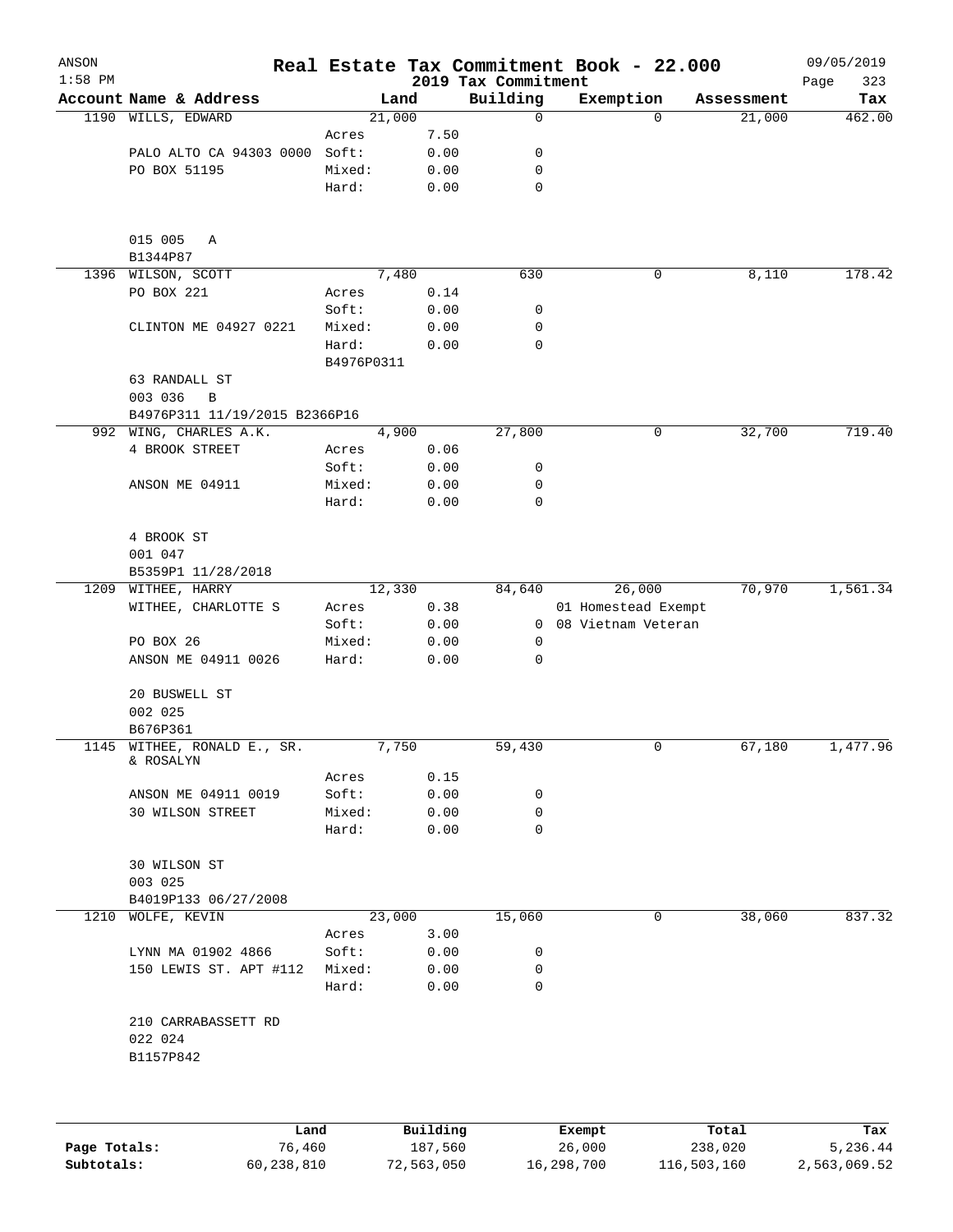# Real Estate Tax Commitment Book - 22.000

## 2019 Tax Commitment

| Account | Name & Address | | Land | Building | Exemption | Assessment | Tax |
|---|---|---|---|---|---|---|---|
| 1190 | WILLS, EDWARD | | 21,000 | 0 | 0 | 21,000 | 462.00 |
| | | Acres | 7.50 | | | | |
| | PALO ALTO CA 94303 0000 | Soft: | 0.00 | 0 | | | |
| | PO BOX 51195 | Mixed: | 0.00 | 0 | | | |
| | | Hard: | 0.00 | 0 | | | |
| | 015 005 A | | | | | | |
| | B1344P87 | | | | | | |
| 1396 | WILSON, SCOTT | | 7,480 | 630 | 0 | 8,110 | 178.42 |
| | PO BOX 221 | Acres | 0.14 | | | | |
| | | Soft: | 0.00 | 0 | | | |
| | CLINTON ME 04927 0221 | Mixed: | 0.00 | 0 | | | |
| | | Hard: | 0.00 | 0 | | | |
| | | B4976P0311 | | | | | |
| | 63 RANDALL ST | | | | | | |
| | 003 036 B | | | | | | |
| | B4976P311 11/19/2015 B2366P16 | | | | | | |
| 992 | WING, CHARLES A.K. | | 4,900 | 27,800 | 0 | 32,700 | 719.40 |
| | 4 BROOK STREET | Acres | 0.06 | | | | |
| | | Soft: | 0.00 | 0 | | | |
| | ANSON ME 04911 | Mixed: | 0.00 | 0 | | | |
| | | Hard: | 0.00 | 0 | | | |
| | 4 BROOK ST | | | | | | |
| | 001 047 | | | | | | |
| | B5359P1 11/28/2018 | | | | | | |
| 1209 | WITHEE, HARRY | | 12,330 | 84,640 | 26,000 | 70,970 | 1,561.34 |
| | WITHEE, CHARLOTTE S | Acres | 0.38 | | 01 Homestead Exempt | | |
| | | Soft: | 0.00 | 0 | 08 Vietnam Veteran | | |
| | PO BOX 26 | Mixed: | 0.00 | 0 | | | |
| | ANSON ME 04911 0026 | Hard: | 0.00 | 0 | | | |
| | 20 BUSWELL ST | | | | | | |
| | 002 025 | | | | | | |
| | B676P361 | | | | | | |
| 1145 | WITHEE, RONALD E., SR. & ROSALYN | | 7,750 | 59,430 | 0 | 67,180 | 1,477.96 |
| | | Acres | 0.15 | | | | |
| | ANSON ME 04911 0019 | Soft: | 0.00 | 0 | | | |
| | 30 WILSON STREET | Mixed: | 0.00 | 0 | | | |
| | | Hard: | 0.00 | 0 | | | |
| | 30 WILSON ST | | | | | | |
| | 003 025 | | | | | | |
| | B4019P133 06/27/2008 | | | | | | |
| 1210 | WOLFE, KEVIN | | 23,000 | 15,060 | 0 | 38,060 | 837.32 |
| | | Acres | 3.00 | | | | |
| | LYNN MA 01902 4866 | Soft: | 0.00 | 0 | | | |
| | 150 LEWIS ST. APT #112 | Mixed: | 0.00 | 0 | | | |
| | | Hard: | 0.00 | 0 | | | |
| | 210 CARRABASSETT RD | | | | | | |
| | 022 024 | | | | | | |
| | B1157P842 | | | | | | |

| | Land | Building | Exempt | Total | Tax |
|---|---|---|---|---|---|
| Page Totals: | 76,460 | 187,560 | 26,000 | 238,020 | 5,236.44 |
| Subtotals: | 60,238,810 | 72,563,050 | 16,298,700 | 116,503,160 | 2,563,069.52 |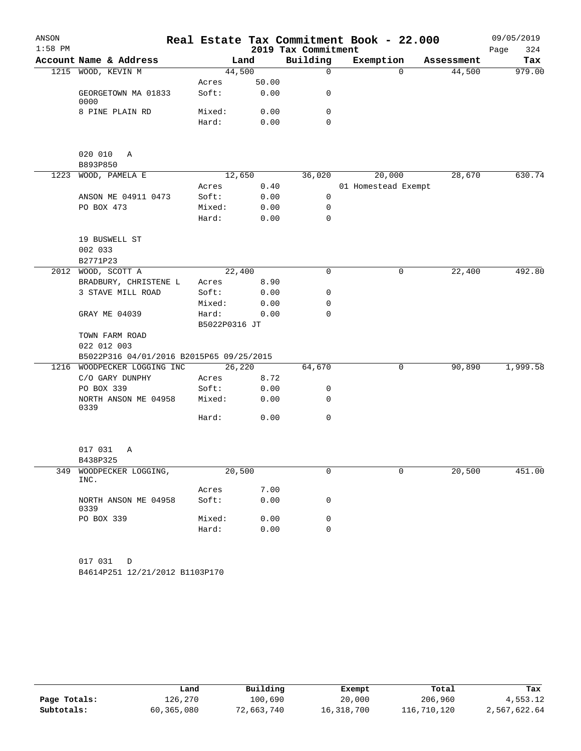# Real Estate Tax Commitment Book - 22.000

## 2019 Tax Commitment

ANSON 1:58 PM 09/05/2019

| Account Name & Address | | Land | Building | Exemption | Assessment | Tax |
|---|---|---|---|---|---|---|
| 1215 WOOD, KEVIN M | | 44,500 | 0 | 0 | 44,500 | 979.00 |
| | Acres | 50.00 | | | | |
| GEORGETOWN MA 01833 0000 | Soft: | 0.00 | 0 | | | |
| 8 PINE PLAIN RD | Mixed: | 0.00 | 0 | | | |
| | Hard: | 0.00 | 0 | | | |
| 020 010 A | | | | | | |
| B893P850 | | | | | | |
| 1223 WOOD, PAMELA E | | 12,650 | 36,020 | 20,000 | 28,670 | 630.74 |
| | Acres | 0.40 | | 01 Homestead Exempt | | |
| ANSON ME 04911 0473 | Soft: | 0.00 | 0 | | | |
| PO BOX 473 | Mixed: | 0.00 | 0 | | | |
| | Hard: | 0.00 | 0 | | | |
| 19 BUSWELL ST | | | | | | |
| 002 033 | | | | | | |
| B2771P23 | | | | | | |
| 2012 WOOD, SCOTT A | | 22,400 | 0 | 0 | 22,400 | 492.80 |
| BRADBURY, CHRISTENE L | Acres | 8.90 | | | | |
| 3 STAVE MILL ROAD | Soft: | 0.00 | 0 | | | |
| | Mixed: | 0.00 | 0 | | | |
| GRAY ME 04039 | Hard: | 0.00 | 0 | | | |
| | B5022P0316 JT | | | | | |
| TOWN FARM ROAD | | | | | | |
| 022 012 003 | | | | | | |
| B5022P316 04/01/2016 B2015P65 09/25/2015 | | | | | | |
| 1216 WOODPECKER LOGGING INC | | 26,220 | 64,670 | 0 | 90,890 | 1,999.58 |
| C/O GARY DUNPHY | Acres | 8.72 | | | | |
| PO BOX 339 | Soft: | 0.00 | 0 | | | |
| NORTH ANSON ME 04958 0339 | Mixed: | 0.00 | 0 | | | |
| | Hard: | 0.00 | 0 | | | |
| 017 031 A | | | | | | |
| B438P325 | | | | | | |
| 349 WOODPECKER LOGGING, INC. | | 20,500 | 0 | 0 | 20,500 | 451.00 |
| | Acres | 7.00 | | | | |
| NORTH ANSON ME 04958 0339 | Soft: | 0.00 | 0 | | | |
| PO BOX 339 | Mixed: | 0.00 | 0 | | | |
| | Hard: | 0.00 | 0 | | | |
| 017 031 D | | | | | | |
| B4614P251 12/21/2012 B1103P170 | | | | | | |

| | Land | Building | Exempt | Total | Tax |
|---|---|---|---|---|---|
| Page Totals: | 126,270 | 100,690 | 20,000 | 206,960 | 4,553.12 |
| Subtotals: | 60,365,080 | 72,663,740 | 16,318,700 | 116,710,120 | 2,567,622.64 |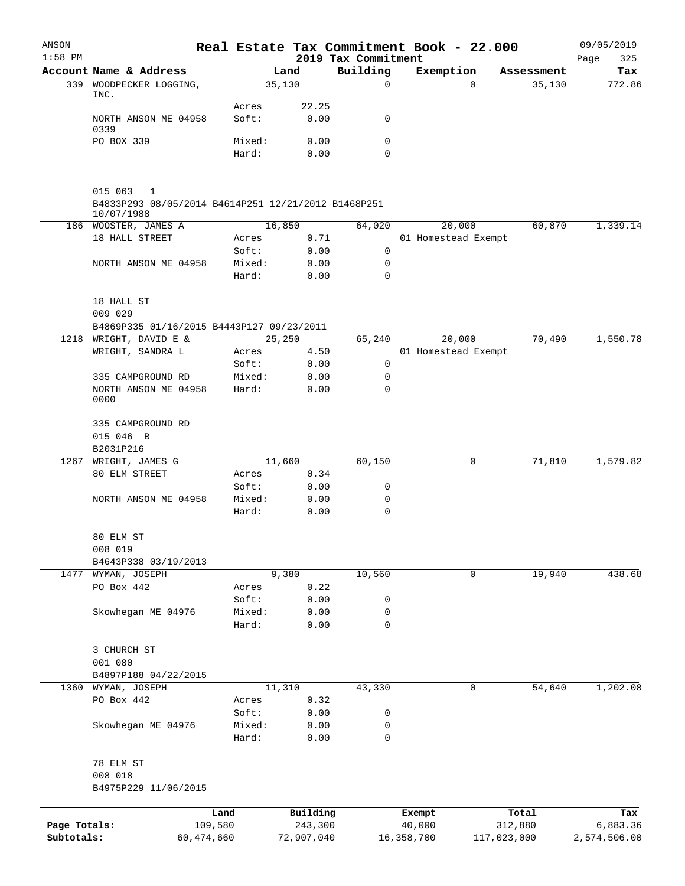ANSON
1:58 PM

# Real Estate Tax Commitment Book - 22.000

2019 Tax Commitment

09/05/2019

| Account Name & Address | | Land | Building | Exemption | Assessment | Tax |
|---|---|---|---|---|---|---|
| 339 WOODPECKER LOGGING, INC. | | 35,130 | 0 | 0 | 35,130 | 772.86 |
| | Acres | 22.25 | | | | |
| NORTH ANSON ME 04958 0339 | Soft: | 0.00 | 0 | | | |
| PO BOX 339 | Mixed: | 0.00 | 0 | | | |
| | Hard: | 0.00 | 0 | | | |
| 015 063 1 | | | | | | |
| B4833P293 08/05/2014 B4614P251 12/21/2012 B1468P251 10/07/1988 | | | | | | |
| 186 WOOSTER, JAMES A | | 16,850 | 64,020 | 20,000 | 60,870 | 1,339.14 |
| 18 HALL STREET | Acres | 0.71 | | 01 Homestead Exempt | | |
| | Soft: | 0.00 | 0 | | | |
| NORTH ANSON ME 04958 | Mixed: | 0.00 | 0 | | | |
| | Hard: | 0.00 | 0 | | | |
| 18 HALL ST | | | | | | |
| 009 029 | | | | | | |
| B4869P335 01/16/2015 B4443P127 09/23/2011 | | | | | | |
| 1218 WRIGHT, DAVID E & | | 25,250 | 65,240 | 20,000 | 70,490 | 1,550.78 |
| WRIGHT, SANDRA L | Acres | 4.50 | | 01 Homestead Exempt | | |
| | Soft: | 0.00 | 0 | | | |
| 335 CAMPGROUND RD | Mixed: | 0.00 | 0 | | | |
| NORTH ANSON ME 04958 0000 | Hard: | 0.00 | 0 | | | |
| 335 CAMPGROUND RD | | | | | | |
| 015 046 B | | | | | | |
| B2031P216 | | | | | | |
| 1267 WRIGHT, JAMES G | | 11,660 | 60,150 | 0 | 71,810 | 1,579.82 |
| 80 ELM STREET | Acres | 0.34 | | | | |
| | Soft: | 0.00 | 0 | | | |
| NORTH ANSON ME 04958 | Mixed: | 0.00 | 0 | | | |
| | Hard: | 0.00 | 0 | | | |
| 80 ELM ST | | | | | | |
| 008 019 | | | | | | |
| B4643P338 03/19/2013 | | | | | | |
| 1477 WYMAN, JOSEPH | | 9,380 | 10,560 | 0 | 19,940 | 438.68 |
| PO Box 442 | Acres | 0.22 | | | | |
| | Soft: | 0.00 | 0 | | | |
| Skowhegan ME 04976 | Mixed: | 0.00 | 0 | | | |
| | Hard: | 0.00 | 0 | | | |
| 3 CHURCH ST | | | | | | |
| 001 080 | | | | | | |
| B4897P188 04/22/2015 | | | | | | |
| 1360 WYMAN, JOSEPH | | 11,310 | 43,330 | 0 | 54,640 | 1,202.08 |
| PO Box 442 | Acres | 0.32 | | | | |
| | Soft: | 0.00 | 0 | | | |
| Skowhegan ME 04976 | Mixed: | 0.00 | 0 | | | |
| | Hard: | 0.00 | 0 | | | |
| 78 ELM ST | | | | | | |
| 008 018 | | | | | | |
| B4975P229 11/06/2015 | | | | | | |

| | Land | Building | Exempt | Total | Tax |
|---|---|---|---|---|---|
| Page Totals: | 109,580 | 243,300 | 40,000 | 312,880 | 6,883.36 |
| Subtotals: | 60,474,660 | 72,907,040 | 16,358,700 | 117,023,000 | 2,574,506.00 |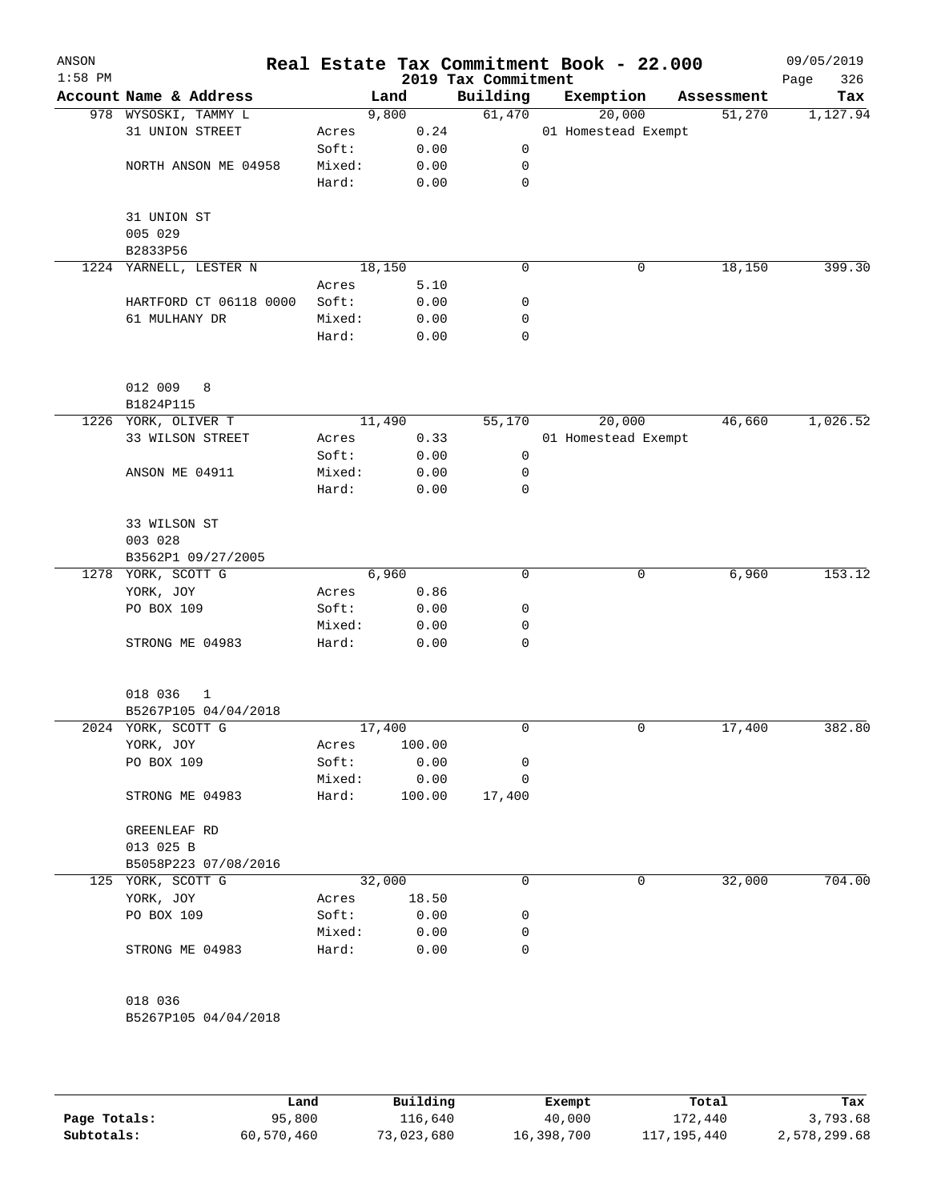# Real Estate Tax Commitment Book - 22.000

ANSON
1:58 PM
2019 Tax Commitment
09/05/2019

| Account Name & Address | | Land | Building | Exemption | Assessment | Tax |
|---|---|---|---|---|---|---|
| 978 WYSOSKI, TAMMY L | | 9,800 | 61,470 | 20,000 | 51,270 | 1,127.94 |
| 31 UNION STREET | Acres | 0.24 | | 01 Homestead Exempt | | |
| | Soft: | 0.00 | 0 | | | |
| NORTH ANSON ME 04958 | Mixed: | 0.00 | 0 | | | |
| | Hard: | 0.00 | 0 | | | |
| 31 UNION ST | | | | | | |
| 005 029 | | | | | | |
| B2833P56 | | | | | | |
| 1224 YARNELL, LESTER N | | 18,150 | 0 | 0 | 18,150 | 399.30 |
| | Acres | 5.10 | | | | |
| HARTFORD CT 06118 0000 | Soft: | 0.00 | 0 | | | |
| 61 MULHANY DR | Mixed: | 0.00 | 0 | | | |
| | Hard: | 0.00 | 0 | | | |
| 012 009 8 | | | | | | |
| B1824P115 | | | | | | |
| 1226 YORK, OLIVER T | | 11,490 | 55,170 | 20,000 | 46,660 | 1,026.52 |
| 33 WILSON STREET | Acres | 0.33 | | 01 Homestead Exempt | | |
| | Soft: | 0.00 | 0 | | | |
| ANSON ME 04911 | Mixed: | 0.00 | 0 | | | |
| | Hard: | 0.00 | 0 | | | |
| 33 WILSON ST | | | | | | |
| 003 028 | | | | | | |
| B3562P1 09/27/2005 | | | | | | |
| 1278 YORK, SCOTT G | | 6,960 | 0 | 0 | 6,960 | 153.12 |
| YORK, JOY | Acres | 0.86 | | | | |
| PO BOX 109 | Soft: | 0.00 | 0 | | | |
| | Mixed: | 0.00 | 0 | | | |
| STRONG ME 04983 | Hard: | 0.00 | 0 | | | |
| 018 036 1 | | | | | | |
| B5267P105 04/04/2018 | | | | | | |
| 2024 YORK, SCOTT G | | 17,400 | 0 | 0 | 17,400 | 382.80 |
| YORK, JOY | Acres | 100.00 | | | | |
| PO BOX 109 | Soft: | 0.00 | 0 | | | |
| | Mixed: | 0.00 | 0 | | | |
| STRONG ME 04983 | Hard: | 100.00 | 17,400 | | | |
| GREENLEAF RD | | | | | | |
| 013 025 B | | | | | | |
| B5058P223 07/08/2016 | | | | | | |
| 125 YORK, SCOTT G | | 32,000 | 0 | 0 | 32,000 | 704.00 |
| YORK, JOY | Acres | 18.50 | | | | |
| PO BOX 109 | Soft: | 0.00 | 0 | | | |
| | Mixed: | 0.00 | 0 | | | |
| STRONG ME 04983 | Hard: | 0.00 | 0 | | | |
| 018 036 | | | | | | |
| B5267P105 04/04/2018 | | | | | | |

| | Land | Building | Exempt | Total | Tax |
|---|---|---|---|---|---|
| Page Totals: | 95,800 | 116,640 | 40,000 | 172,440 | 3,793.68 |
| Subtotals: | 60,570,460 | 73,023,680 | 16,398,700 | 117,195,440 | 2,578,299.68 |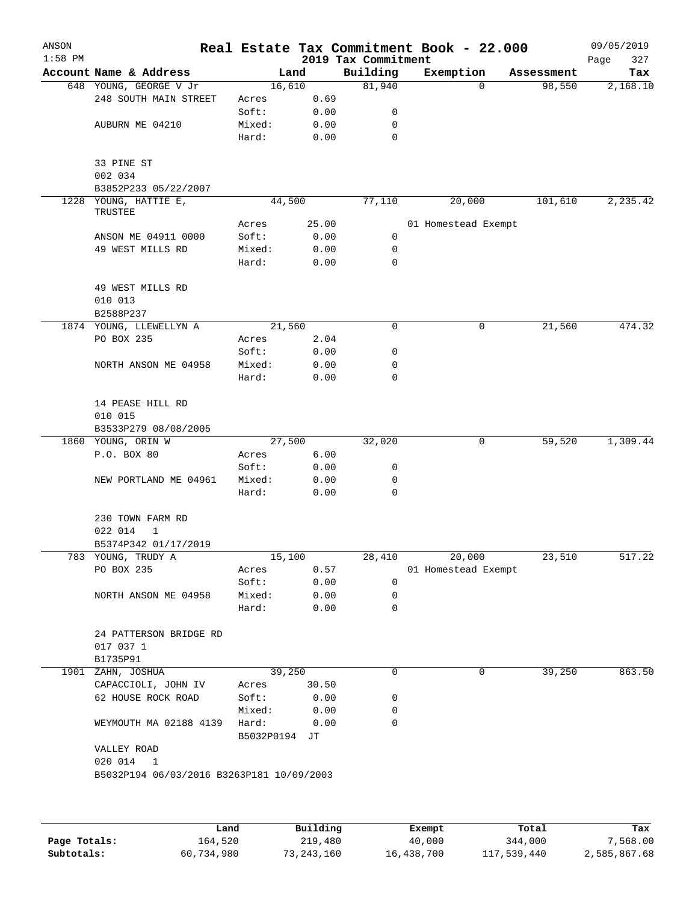# Real Estate Tax Commitment Book - 22.000

ANSON
1:58 PM

2019 Tax Commitment

09/05/2019

| Account Name & Address | Land | | Building | Exemption | Assessment | Tax |
|---|---|---|---|---|---|---|
| 648 YOUNG, GEORGE V Jr | 16,610 | | 81,940 | 0 | 98,550 | 2,168.10 |
| 248 SOUTH MAIN STREET | Acres | 0.69 | | | | |
| | Soft: | 0.00 | 0 | | | |
| AUBURN ME 04210 | Mixed: | 0.00 | 0 | | | |
| | Hard: | 0.00 | 0 | | | |
| 33 PINE ST | | | | | | |
| 002 034 | | | | | | |
| B3852P233 05/22/2007 | | | | | | |
| 1228 YOUNG, HATTIE E, TRUSTEE | 44,500 | | 77,110 | 20,000 | 101,610 | 2,235.42 |
| | Acres | 25.00 | | 01 Homestead Exempt | | |
| ANSON ME 04911 0000 | Soft: | 0.00 | 0 | | | |
| 49 WEST MILLS RD | Mixed: | 0.00 | 0 | | | |
| | Hard: | 0.00 | 0 | | | |
| 49 WEST MILLS RD | | | | | | |
| 010 013 | | | | | | |
| B2588P237 | | | | | | |
| 1874 YOUNG, LLEWELLYN A | 21,560 | | 0 | 0 | 21,560 | 474.32 |
| PO BOX 235 | Acres | 2.04 | | | | |
| | Soft: | 0.00 | 0 | | | |
| NORTH ANSON ME 04958 | Mixed: | 0.00 | 0 | | | |
| | Hard: | 0.00 | 0 | | | |
| 14 PEASE HILL RD | | | | | | |
| 010 015 | | | | | | |
| B3533P279 08/08/2005 | | | | | | |
| 1860 YOUNG, ORIN W | 27,500 | | 32,020 | 0 | 59,520 | 1,309.44 |
| P.O. BOX 80 | Acres | 6.00 | | | | |
| | Soft: | 0.00 | 0 | | | |
| NEW PORTLAND ME 04961 | Mixed: | 0.00 | 0 | | | |
| | Hard: | 0.00 | 0 | | | |
| 230 TOWN FARM RD | | | | | | |
| 022 014 1 | | | | | | |
| B5374P342 01/17/2019 | | | | | | |
| 783 YOUNG, TRUDY A | 15,100 | | 28,410 | 20,000 | 23,510 | 517.22 |
| PO BOX 235 | Acres | 0.57 | | 01 Homestead Exempt | | |
| | Soft: | 0.00 | 0 | | | |
| NORTH ANSON ME 04958 | Mixed: | 0.00 | 0 | | | |
| | Hard: | 0.00 | 0 | | | |
| 24 PATTERSON BRIDGE RD | | | | | | |
| 017 037 1 | | | | | | |
| B1735P91 | | | | | | |
| 1901 ZAHN, JOSHUA | 39,250 | | 0 | 0 | 39,250 | 863.50 |
| CAPACCIOLI, JOHN IV | Acres | 30.50 | | | | |
| 62 HOUSE ROCK ROAD | Soft: | 0.00 | 0 | | | |
| | Mixed: | 0.00 | 0 | | | |
| WEYMOUTH MA 02188 4139 | Hard: | 0.00 | 0 | | | |
| | B5032P0194 JT | | | | | |
| VALLEY ROAD | | | | | | |
| 020 014 1 | | | | | | |
| B5032P194 06/03/2016 B3263P181 10/09/2003 | | | | | | |

| | Land | Building | Exempt | Total | Tax |
|---|---|---|---|---|---|
| Page Totals: | 164,520 | 219,480 | 40,000 | 344,000 | 7,568.00 |
| Subtotals: | 60,734,980 | 73,243,160 | 16,438,700 | 117,539,440 | 2,585,867.68 |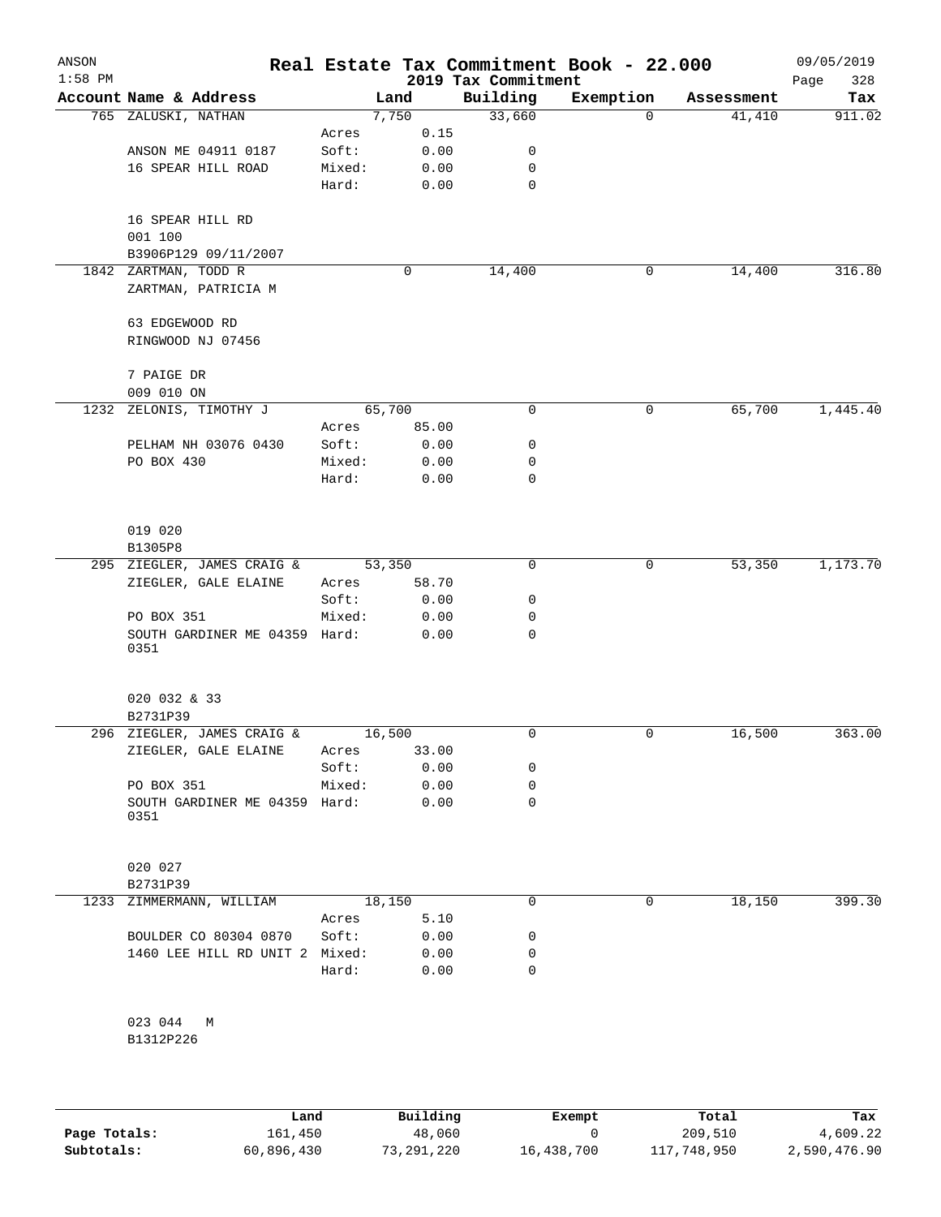ANSON
1:58 PM

# Real Estate Tax Commitment Book - 22.000

2019 Tax Commitment

09/05/2019

| Account Name & Address | | Land | Building | Exemption | Assessment | Tax |
|---|---|---|---|---|---|---|
| 765 ZALUSKI, NATHAN | | 7,750 | 33,660 | 0 | 41,410 | 911.02 |
| | Acres | 0.15 | | | | |
| ANSON ME 04911 0187 | Soft: | 0.00 | 0 | | | |
| 16 SPEAR HILL ROAD | Mixed: | 0.00 | 0 | | | |
| | Hard: | 0.00 | 0 | | | |
| 16 SPEAR HILL RD | | | | | | |
| 001 100 | | | | | | |
| B3906P129 09/11/2007 | | | | | | |
| 1842 ZARTMAN, TODD R | | 0 | 14,400 | 0 | 14,400 | 316.80 |
| ZARTMAN, PATRICIA M | | | | | | |
| 63 EDGEWOOD RD | | | | | | |
| RINGWOOD NJ 07456 | | | | | | |
| 7 PAIGE DR | | | | | | |
| 009 010 ON | | | | | | |
| 1232 ZELONIS, TIMOTHY J | | 65,700 | 0 | 0 | 65,700 | 1,445.40 |
| | Acres | 85.00 | | | | |
| PELHAM NH 03076 0430 | Soft: | 0.00 | 0 | | | |
| PO BOX 430 | Mixed: | 0.00 | 0 | | | |
| | Hard: | 0.00 | 0 | | | |
| 019 020 | | | | | | |
| B1305P8 | | | | | | |
| 295 ZIEGLER, JAMES CRAIG & | | 53,350 | 0 | 0 | 53,350 | 1,173.70 |
| ZIEGLER, GALE ELAINE | Acres | 58.70 | | | | |
| | Soft: | 0.00 | 0 | | | |
| PO BOX 351 | Mixed: | 0.00 | 0 | | | |
| SOUTH GARDINER ME 04359 0351 | Hard: | 0.00 | 0 | | | |
| 020 032 & 33 | | | | | | |
| B2731P39 | | | | | | |
| 296 ZIEGLER, JAMES CRAIG & | | 16,500 | 0 | 0 | 16,500 | 363.00 |
| ZIEGLER, GALE ELAINE | Acres | 33.00 | | | | |
| | Soft: | 0.00 | 0 | | | |
| PO BOX 351 | Mixed: | 0.00 | 0 | | | |
| SOUTH GARDINER ME 04359 0351 | Hard: | 0.00 | 0 | | | |
| 020 027 | | | | | | |
| B2731P39 | | | | | | |
| 1233 ZIMMERMANN, WILLIAM | | 18,150 | 0 | 0 | 18,150 | 399.30 |
| | Acres | 5.10 | | | | |
| BOULDER CO 80304 0870 | Soft: | 0.00 | 0 | | | |
| 1460 LEE HILL RD UNIT 2 | Mixed: | 0.00 | 0 | | | |
| | Hard: | 0.00 | 0 | | | |
| 023 044 M | | | | | | |
| B1312P226 | | | | | | |

| | Land | Building | Exempt | Total | Tax |
|---|---|---|---|---|---|
| Page Totals: | 161,450 | 48,060 | 0 | 209,510 | 4,609.22 |
| Subtotals: | 60,896,430 | 73,291,220 | 16,438,700 | 117,748,950 | 2,590,476.90 |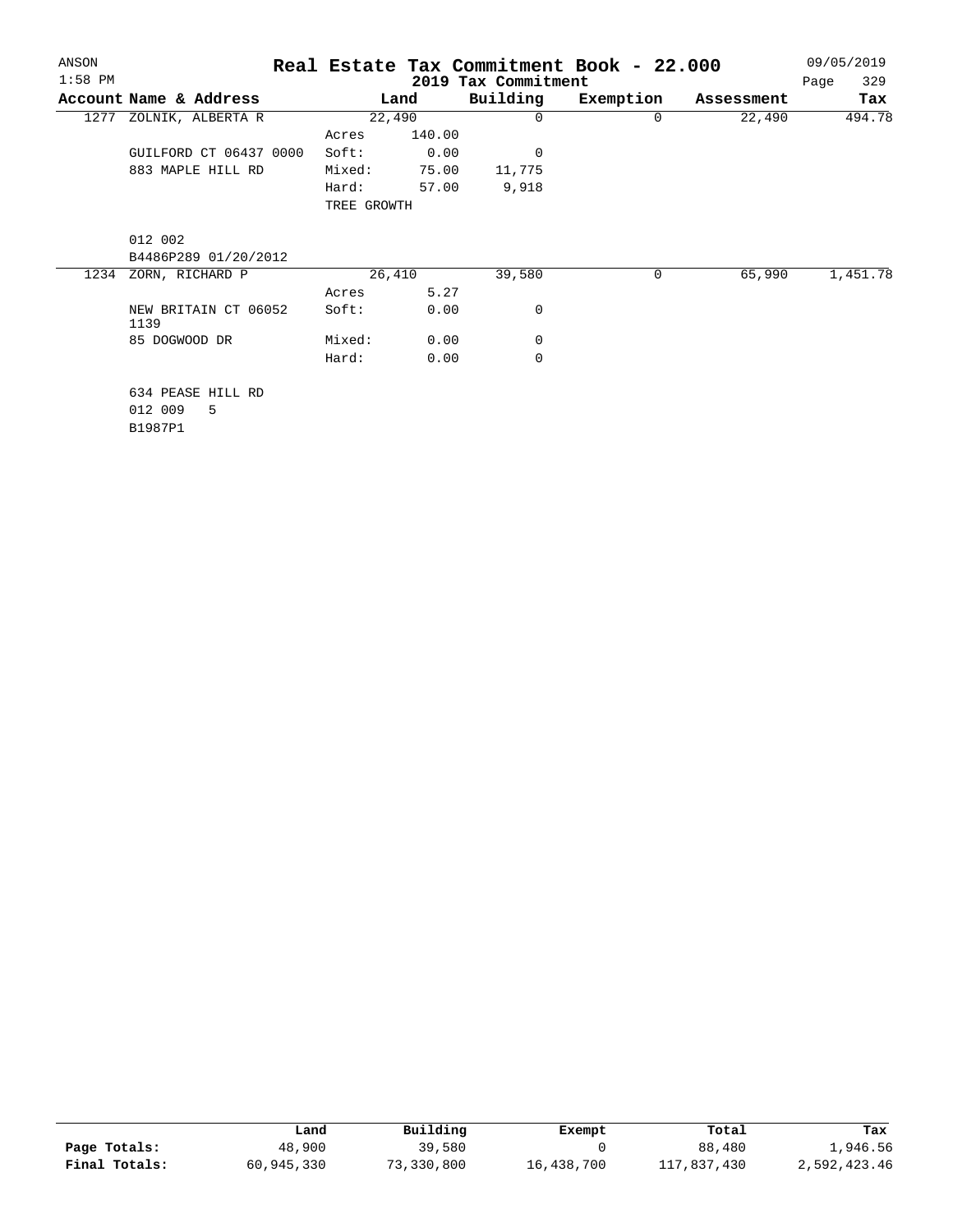ANSON
1:58 PM

# Real Estate Tax Commitment Book - 22.000

2019 Tax Commitment

09/05/2019

| Account | Name & Address | | Land | Building | Exemption | Assessment | Tax |
|---|---|---|---|---|---|---|---|
| 1277 | ZOLNIK, ALBERTA R | | 22,490 | 0 | 0 | 22,490 | 494.78 |
| | | Acres | 140.00 | | | | |
| | GUILFORD CT 06437 0000 | Soft: | 0.00 | 0 | | | |
| | 883 MAPLE HILL RD | Mixed: | 75.00 | 11,775 | | | |
| | | Hard: | 57.00 | 9,918 | | | |
| | | TREE GROWTH | | | | | |
| | 012 002 | | | | | | |
| | B4486P289 01/20/2012 | | | | | | |
| 1234 | ZORN, RICHARD P | | 26,410 | 39,580 | 0 | 65,990 | 1,451.78 |
| | | Acres | 5.27 | | | | |
| | NEW BRITAIN CT 06052 1139 | Soft: | 0.00 | 0 | | | |
| | 85 DOGWOOD DR | Mixed: | 0.00 | 0 | | | |
| | | Hard: | 0.00 | 0 | | | |
| | 634 PEASE HILL RD | | | | | | |
| | 012 009 5 | | | | | | |
| | B1987P1 | | | | | | |

| | Land | Building | Exempt | Total | Tax |
|---|---|---|---|---|---|
| Page Totals: | 48,900 | 39,580 | 0 | 88,480 | 1,946.56 |
| Final Totals: | 60,945,330 | 73,330,800 | 16,438,700 | 117,837,430 | 2,592,423.46 |